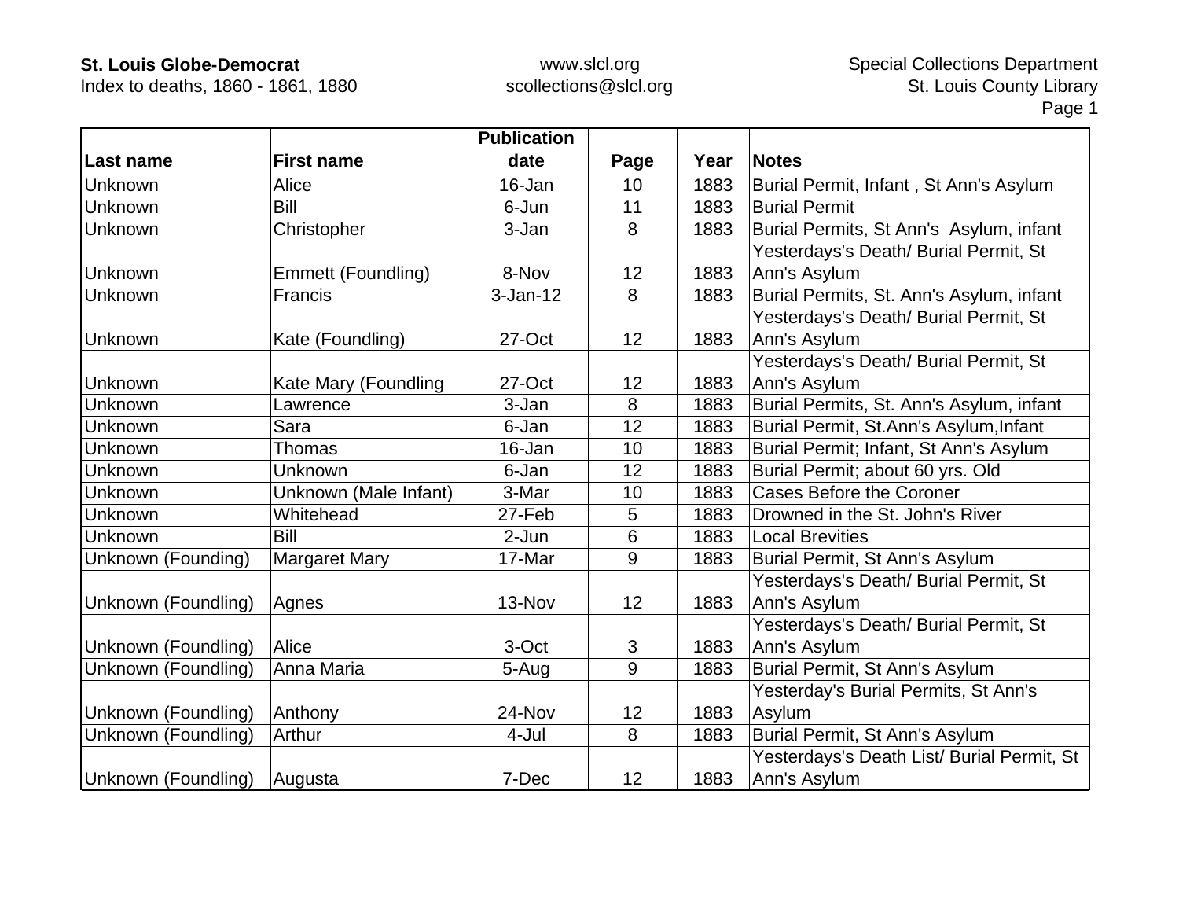**St. Louis Globe-Democrat**
Index to deaths, 1860 - 1861, 1880

www.slcl.org
scollections@slcl.org

Special Collections Department
St. Louis County Library

| Last name | First name | Publication date | Page | Year | Notes |
|---|---|---|---|---|---|
| Unknown | Alice | 16-Jan | 10 | 1883 | Burial Permit, Infant , St Ann's Asylum |
| Unknown | Bill | 6-Jun | 11 | 1883 | Burial Permit |
| Unknown | Christopher | 3-Jan | 8 | 1883 | Burial Permits, St Ann's Asylum, infant |
| Unknown | Emmett (Foundling) | 8-Nov | 12 | 1883 | Yesterdays's Death/ Burial Permit, St Ann's Asylum |
| Unknown | Francis | 3-Jan-12 | 8 | 1883 | Burial Permits, St. Ann's Asylum, infant |
| Unknown | Kate (Foundling) | 27-Oct | 12 | 1883 | Yesterdays's Death/ Burial Permit, St Ann's Asylum |
| Unknown | Kate Mary (Foundling | 27-Oct | 12 | 1883 | Yesterdays's Death/ Burial Permit, St Ann's Asylum |
| Unknown | Lawrence | 3-Jan | 8 | 1883 | Burial Permits, St. Ann's Asylum, infant |
| Unknown | Sara | 6-Jan | 12 | 1883 | Burial Permit, St.Ann's Asylum,Infant |
| Unknown | Thomas | 16-Jan | 10 | 1883 | Burial Permit; Infant, St Ann's Asylum |
| Unknown | Unknown | 6-Jan | 12 | 1883 | Burial Permit; about 60 yrs. Old |
| Unknown | Unknown (Male Infant) | 3-Mar | 10 | 1883 | Cases Before the Coroner |
| Unknown | Whitehead | 27-Feb | 5 | 1883 | Drowned in the St. John's River |
| Unknown | Bill | 2-Jun | 6 | 1883 | Local Brevities |
| Unknown (Founding) | Margaret Mary | 17-Mar | 9 | 1883 | Burial Permit, St Ann's Asylum |
| Unknown (Foundling) | Agnes | 13-Nov | 12 | 1883 | Yesterdays's Death/ Burial Permit, St Ann's Asylum |
| Unknown (Foundling) | Alice | 3-Oct | 3 | 1883 | Yesterdays's Death/ Burial Permit, St Ann's Asylum |
| Unknown (Foundling) | Anna Maria | 5-Aug | 9 | 1883 | Burial Permit, St Ann's Asylum |
| Unknown (Foundling) | Anthony | 24-Nov | 12 | 1883 | Yesterday's Burial Permits, St Ann's Asylum |
| Unknown (Foundling) | Arthur | 4-Jul | 8 | 1883 | Burial Permit, St Ann's Asylum |
| Unknown (Foundling) | Augusta | 7-Dec | 12 | 1883 | Yesterdays's Death List/ Burial Permit, St Ann's Asylum |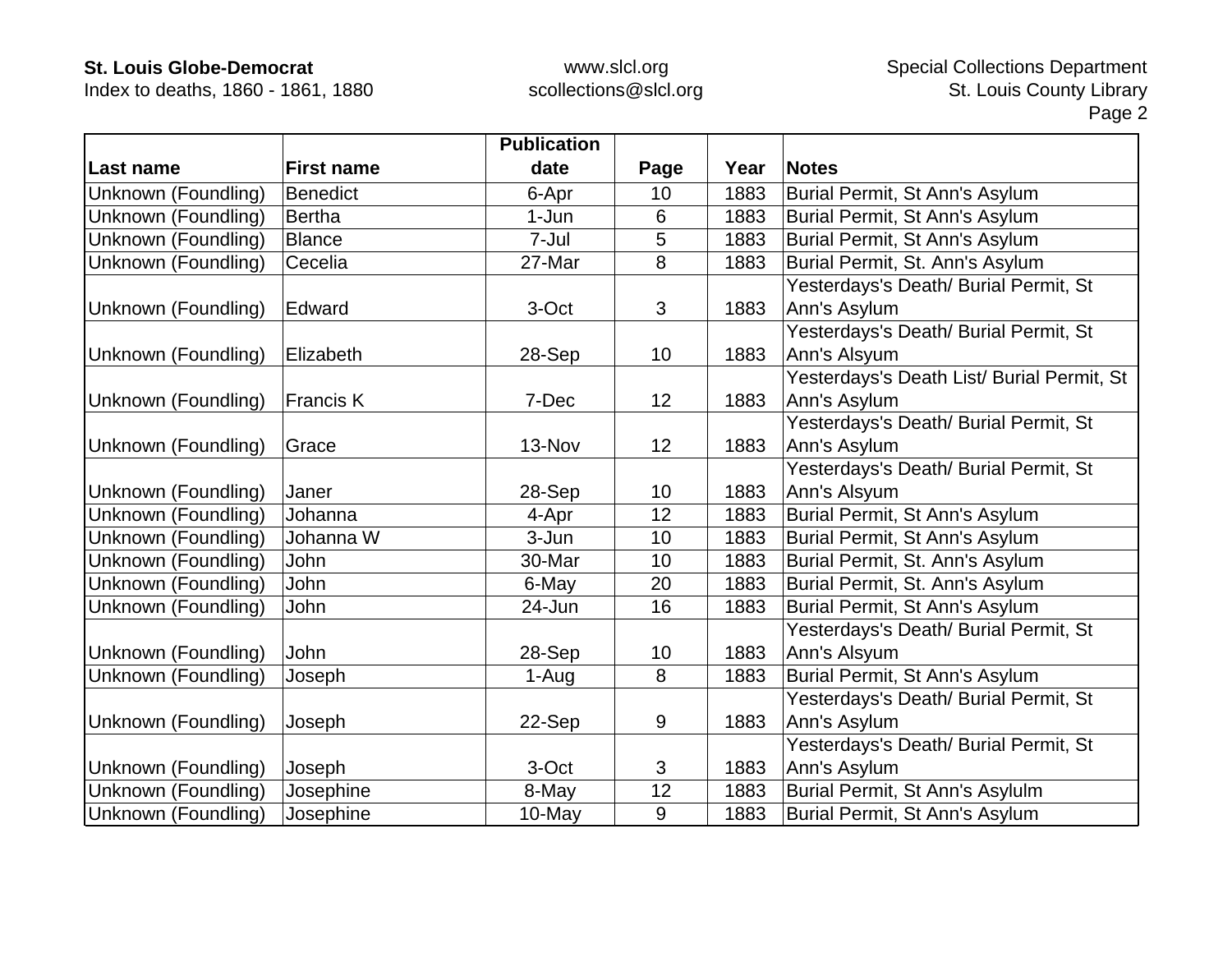| Last name | First name | Publication date | Page | Year | Notes |
|---|---|---|---|---|---|
| Unknown (Foundling) | Benedict | 6-Apr | 10 | 1883 | Burial Permit, St Ann's Asylum |
| Unknown (Foundling) | Bertha | 1-Jun | 6 | 1883 | Burial Permit, St Ann's Asylum |
| Unknown (Foundling) | Blance | 7-Jul | 5 | 1883 | Burial Permit, St Ann's Asylum |
| Unknown (Foundling) | Cecelia | 27-Mar | 8 | 1883 | Burial Permit, St. Ann's Asylum |
| Unknown (Foundling) | Edward | 3-Oct | 3 | 1883 | Yesterdays's Death/ Burial Permit, St Ann's Asylum |
| Unknown (Foundling) | Elizabeth | 28-Sep | 10 | 1883 | Yesterdays's Death/ Burial Permit, St Ann's Alsyum |
| Unknown (Foundling) | Francis K | 7-Dec | 12 | 1883 | Yesterdays's Death List/ Burial Permit, St Ann's Asylum |
| Unknown (Foundling) | Grace | 13-Nov | 12 | 1883 | Yesterdays's Death/ Burial Permit, St Ann's Asylum |
| Unknown (Foundling) | Janer | 28-Sep | 10 | 1883 | Yesterdays's Death/ Burial Permit, St Ann's Alsyum |
| Unknown (Foundling) | Johanna | 4-Apr | 12 | 1883 | Burial Permit, St Ann's Asylum |
| Unknown (Foundling) | Johanna W | 3-Jun | 10 | 1883 | Burial Permit, St Ann's Asylum |
| Unknown (Foundling) | John | 30-Mar | 10 | 1883 | Burial Permit, St. Ann's Asylum |
| Unknown (Foundling) | John | 6-May | 20 | 1883 | Burial Permit, St. Ann's Asylum |
| Unknown (Foundling) | John | 24-Jun | 16 | 1883 | Burial Permit, St Ann's Asylum |
| Unknown (Foundling) | John | 28-Sep | 10 | 1883 | Yesterdays's Death/ Burial Permit, St Ann's Alsyum |
| Unknown (Foundling) | Joseph | 1-Aug | 8 | 1883 | Burial Permit, St Ann's Asylum |
| Unknown (Foundling) | Joseph | 22-Sep | 9 | 1883 | Yesterdays's Death/ Burial Permit, St Ann's Asylum |
| Unknown (Foundling) | Joseph | 3-Oct | 3 | 1883 | Yesterdays's Death/ Burial Permit, St Ann's Asylum |
| Unknown (Foundling) | Josephine | 8-May | 12 | 1883 | Burial Permit, St Ann's Asylulm |
| Unknown (Foundling) | Josephine | 10-May | 9 | 1883 | Burial Permit, St Ann's Asylum |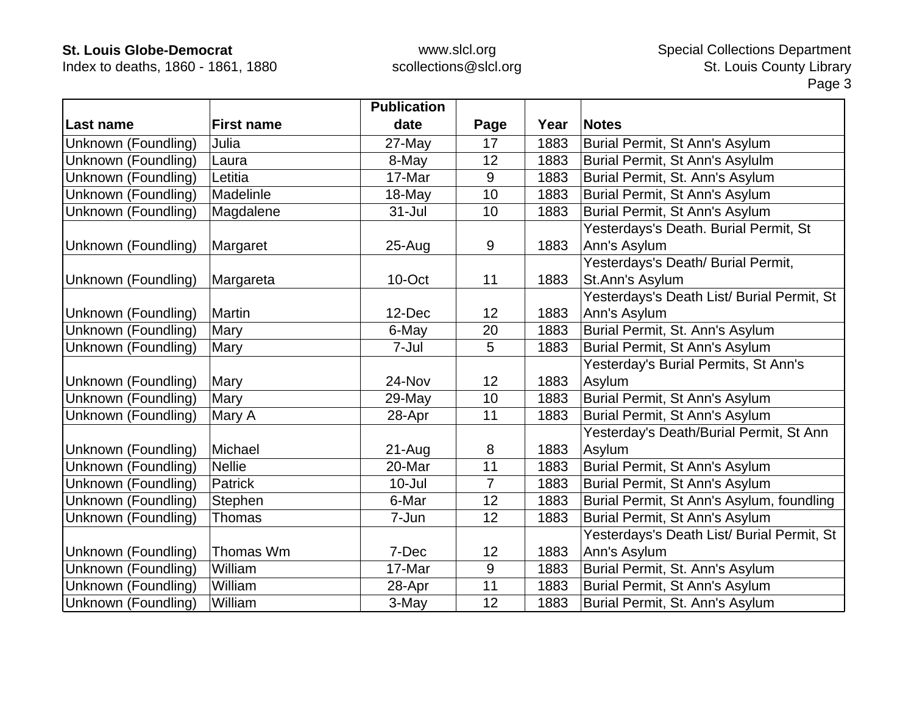| Last name | First name | Publication date | Page | Year | Notes |
|---|---|---|---|---|---|
| Unknown (Foundling) | Julia | 27-May | 17 | 1883 | Burial Permit, St Ann's Asylum |
| Unknown (Foundling) | Laura | 8-May | 12 | 1883 | Burial Permit, St Ann's Asylulm |
| Unknown (Foundling) | Letitia | 17-Mar | 9 | 1883 | Burial Permit, St. Ann's Asylum |
| Unknown (Foundling) | Madelinle | 18-May | 10 | 1883 | Burial Permit, St Ann's Asylum |
| Unknown (Foundling) | Magdalene | 31-Jul | 10 | 1883 | Burial Permit, St Ann's Asylum |
| Unknown (Foundling) | Margaret | 25-Aug | 9 | 1883 | Yesterdays's Death. Burial Permit, St Ann's Asylum |
| Unknown (Foundling) | Margareta | 10-Oct | 11 | 1883 | Yesterdays's Death/ Burial Permit, St.Ann's Asylum |
| Unknown (Foundling) | Martin | 12-Dec | 12 | 1883 | Yesterdays's Death List/ Burial Permit, St Ann's Asylum |
| Unknown (Foundling) | Mary | 6-May | 20 | 1883 | Burial Permit, St. Ann's Asylum |
| Unknown (Foundling) | Mary | 7-Jul | 5 | 1883 | Burial Permit, St Ann's Asylum |
| Unknown (Foundling) | Mary | 24-Nov | 12 | 1883 | Yesterday's Burial Permits, St Ann's Asylum |
| Unknown (Foundling) | Mary | 29-May | 10 | 1883 | Burial Permit, St Ann's Asylum |
| Unknown (Foundling) | Mary A | 28-Apr | 11 | 1883 | Burial Permit, St Ann's Asylum |
| Unknown (Foundling) | Michael | 21-Aug | 8 | 1883 | Yesterday's Death/Burial Permit, St Ann Asylum |
| Unknown (Foundling) | Nellie | 20-Mar | 11 | 1883 | Burial Permit, St Ann's Asylum |
| Unknown (Foundling) | Patrick | 10-Jul | 7 | 1883 | Burial Permit, St Ann's Asylum |
| Unknown (Foundling) | Stephen | 6-Mar | 12 | 1883 | Burial Permit, St Ann's Asylum, foundling |
| Unknown (Foundling) | Thomas | 7-Jun | 12 | 1883 | Burial Permit, St Ann's Asylum |
| Unknown (Foundling) | Thomas Wm | 7-Dec | 12 | 1883 | Yesterdays's Death List/ Burial Permit, St Ann's Asylum |
| Unknown (Foundling) | William | 17-Mar | 9 | 1883 | Burial Permit, St. Ann's Asylum |
| Unknown (Foundling) | William | 28-Apr | 11 | 1883 | Burial Permit, St Ann's Asylum |
| Unknown (Foundling) | William | 3-May | 12 | 1883 | Burial Permit, St. Ann's Asylum |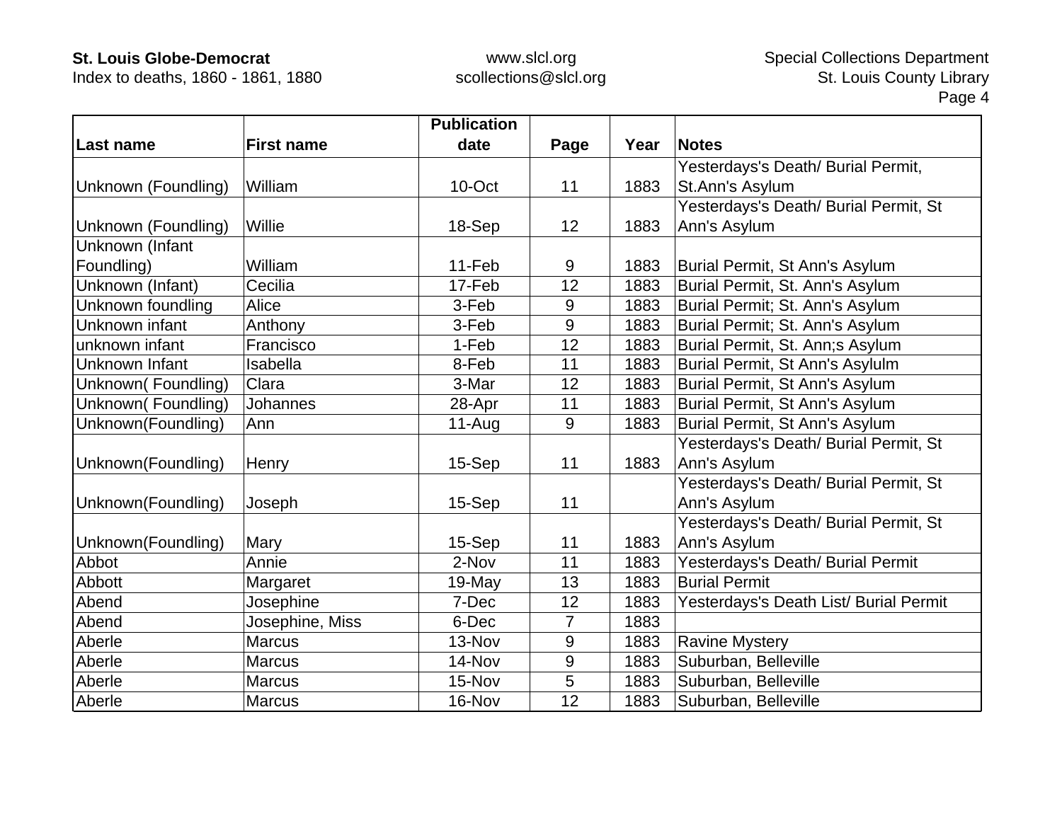| Last name | First name | Publication date | Page | Year | Notes |
|---|---|---|---|---|---|
| Unknown (Foundling) | William | 10-Oct | 11 | 1883 | Yesterdays's Death/ Burial Permit, St.Ann's Asylum |
| Unknown (Foundling) | Willie | 18-Sep | 12 | 1883 | Yesterdays's Death/ Burial Permit, St Ann's Asylum |
| Unknown (Infant Foundling) | William | 11-Feb | 9 | 1883 | Burial Permit, St Ann's Asylum |
| Unknown (Infant) | Cecilia | 17-Feb | 12 | 1883 | Burial Permit, St. Ann's Asylum |
| Unknown foundling | Alice | 3-Feb | 9 | 1883 | Burial Permit; St. Ann's Asylum |
| Unknown infant | Anthony | 3-Feb | 9 | 1883 | Burial Permit; St. Ann's Asylum |
| unknown infant | Francisco | 1-Feb | 12 | 1883 | Burial Permit, St. Ann;s Asylum |
| Unknown Infant | Isabella | 8-Feb | 11 | 1883 | Burial Permit, St Ann's Asylulm |
| Unknown( Foundling) | Clara | 3-Mar | 12 | 1883 | Burial Permit, St Ann's Asylum |
| Unknown( Foundling) | Johannes | 28-Apr | 11 | 1883 | Burial Permit, St Ann's Asylum |
| Unknown(Foundling) | Ann | 11-Aug | 9 | 1883 | Burial Permit, St Ann's Asylum |
| Unknown(Foundling) | Henry | 15-Sep | 11 | 1883 | Yesterdays's Death/ Burial Permit, St Ann's Asylum |
| Unknown(Foundling) | Joseph | 15-Sep | 11 | | Yesterdays's Death/ Burial Permit, St Ann's Asylum |
| Unknown(Foundling) | Mary | 15-Sep | 11 | 1883 | Yesterdays's Death/ Burial Permit, St Ann's Asylum |
| Abbot | Annie | 2-Nov | 11 | 1883 | Yesterdays's Death/ Burial Permit |
| Abbott | Margaret | 19-May | 13 | 1883 | Burial Permit |
| Abend | Josephine | 7-Dec | 12 | 1883 | Yesterdays's Death List/ Burial Permit |
| Abend | Josephine, Miss | 6-Dec | 7 | 1883 | |
| Aberle | Marcus | 13-Nov | 9 | 1883 | Ravine Mystery |
| Aberle | Marcus | 14-Nov | 9 | 1883 | Suburban, Belleville |
| Aberle | Marcus | 15-Nov | 5 | 1883 | Suburban, Belleville |
| Aberle | Marcus | 16-Nov | 12 | 1883 | Suburban, Belleville |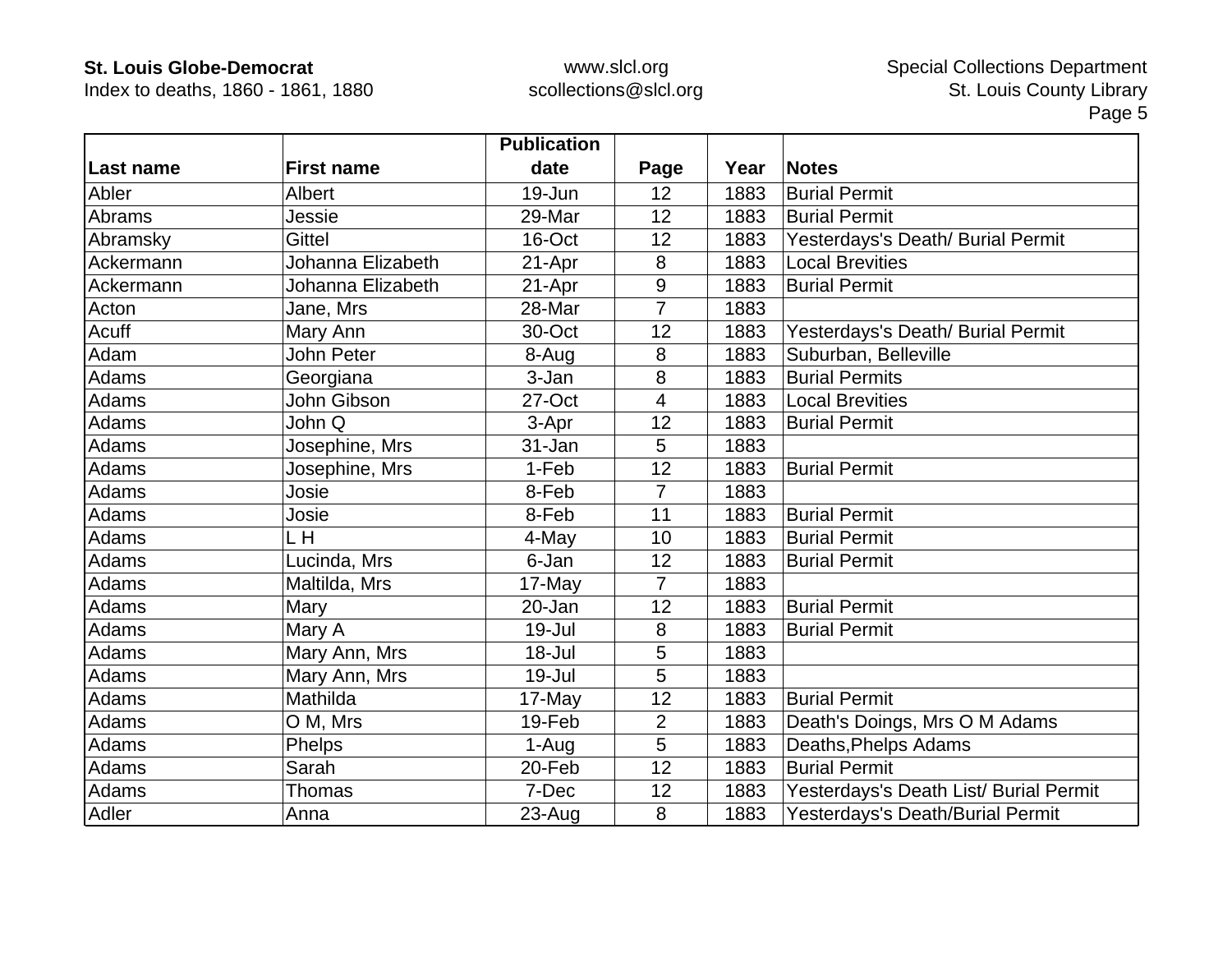| Last name | First name | Publication date | Page | Year | Notes |
|---|---|---|---|---|---|
| Abler | Albert | 19-Jun | 12 | 1883 | Burial Permit |
| Abrams | Jessie | 29-Mar | 12 | 1883 | Burial Permit |
| Abramsky | Gittel | 16-Oct | 12 | 1883 | Yesterdays's Death/ Burial Permit |
| Ackermann | Johanna Elizabeth | 21-Apr | 8 | 1883 | Local Brevities |
| Ackermann | Johanna Elizabeth | 21-Apr | 9 | 1883 | Burial Permit |
| Acton | Jane, Mrs | 28-Mar | 7 | 1883 | |
| Acuff | Mary Ann | 30-Oct | 12 | 1883 | Yesterdays's Death/ Burial Permit |
| Adam | John Peter | 8-Aug | 8 | 1883 | Suburban, Belleville |
| Adams | Georgiana | 3-Jan | 8 | 1883 | Burial Permits |
| Adams | John Gibson | 27-Oct | 4 | 1883 | Local Brevities |
| Adams | John Q | 3-Apr | 12 | 1883 | Burial Permit |
| Adams | Josephine, Mrs | 31-Jan | 5 | 1883 | |
| Adams | Josephine, Mrs | 1-Feb | 12 | 1883 | Burial Permit |
| Adams | Josie | 8-Feb | 7 | 1883 | |
| Adams | Josie | 8-Feb | 11 | 1883 | Burial Permit |
| Adams | L H | 4-May | 10 | 1883 | Burial Permit |
| Adams | Lucinda, Mrs | 6-Jan | 12 | 1883 | Burial Permit |
| Adams | Maltilda, Mrs | 17-May | 7 | 1883 | |
| Adams | Mary | 20-Jan | 12 | 1883 | Burial Permit |
| Adams | Mary A | 19-Jul | 8 | 1883 | Burial Permit |
| Adams | Mary Ann, Mrs | 18-Jul | 5 | 1883 | |
| Adams | Mary Ann, Mrs | 19-Jul | 5 | 1883 | |
| Adams | Mathilda | 17-May | 12 | 1883 | Burial Permit |
| Adams | O M, Mrs | 19-Feb | 2 | 1883 | Death's Doings, Mrs O M Adams |
| Adams | Phelps | 1-Aug | 5 | 1883 | Deaths,Phelps Adams |
| Adams | Sarah | 20-Feb | 12 | 1883 | Burial Permit |
| Adams | Thomas | 7-Dec | 12 | 1883 | Yesterdays's Death List/ Burial Permit |
| Adler | Anna | 23-Aug | 8 | 1883 | Yesterdays's Death/Burial Permit |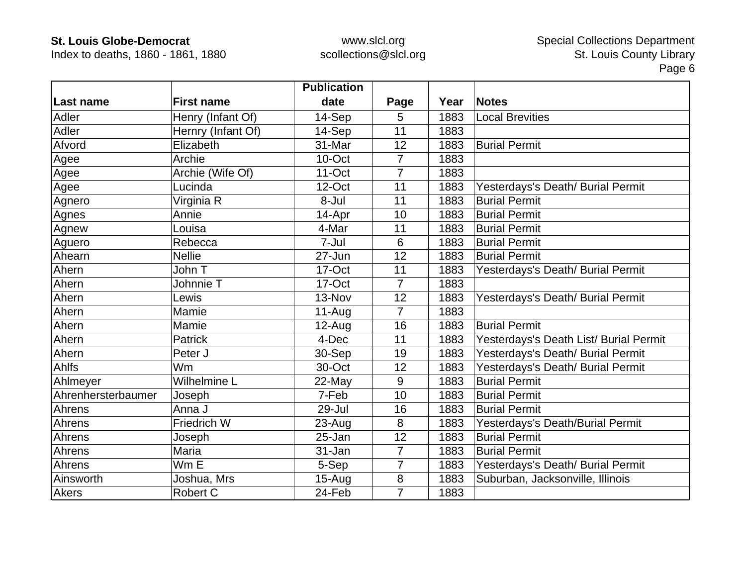| Last name | First name | Publication date | Page | Year | Notes |
|---|---|---|---|---|---|
| Adler | Henry (Infant Of) | 14-Sep | 5 | 1883 | Local Brevities |
| Adler | Hernry (Infant Of) | 14-Sep | 11 | 1883 | |
| Afvord | Elizabeth | 31-Mar | 12 | 1883 | Burial Permit |
| Agee | Archie | 10-Oct | 7 | 1883 | |
| Agee | Archie (Wife Of) | 11-Oct | 7 | 1883 | |
| Agee | Lucinda | 12-Oct | 11 | 1883 | Yesterdays's Death/ Burial Permit |
| Agnero | Virginia R | 8-Jul | 11 | 1883 | Burial Permit |
| Agnes | Annie | 14-Apr | 10 | 1883 | Burial Permit |
| Agnew | Louisa | 4-Mar | 11 | 1883 | Burial Permit |
| Aguero | Rebecca | 7-Jul | 6 | 1883 | Burial Permit |
| Ahearn | Nellie | 27-Jun | 12 | 1883 | Burial Permit |
| Ahern | John T | 17-Oct | 11 | 1883 | Yesterdays's Death/ Burial Permit |
| Ahern | Johnnie T | 17-Oct | 7 | 1883 | |
| Ahern | Lewis | 13-Nov | 12 | 1883 | Yesterdays's Death/ Burial Permit |
| Ahern | Mamie | 11-Aug | 7 | 1883 | |
| Ahern | Mamie | 12-Aug | 16 | 1883 | Burial Permit |
| Ahern | Patrick | 4-Dec | 11 | 1883 | Yesterdays's Death List/ Burial Permit |
| Ahern | Peter J | 30-Sep | 19 | 1883 | Yesterdays's Death/ Burial Permit |
| Ahlfs | Wm | 30-Oct | 12 | 1883 | Yesterdays's Death/ Burial Permit |
| Ahlmeyer | Wilhelmine L | 22-May | 9 | 1883 | Burial Permit |
| Ahrenhersterbaumer | Joseph | 7-Feb | 10 | 1883 | Burial Permit |
| Ahrens | Anna J | 29-Jul | 16 | 1883 | Burial Permit |
| Ahrens | Friedrich W | 23-Aug | 8 | 1883 | Yesterdays's Death/Burial Permit |
| Ahrens | Joseph | 25-Jan | 12 | 1883 | Burial Permit |
| Ahrens | Maria | 31-Jan | 7 | 1883 | Burial Permit |
| Ahrens | Wm E | 5-Sep | 7 | 1883 | Yesterdays's Death/ Burial Permit |
| Ainsworth | Joshua, Mrs | 15-Aug | 8 | 1883 | Suburban, Jacksonville, Illinois |
| Akers | Robert C | 24-Feb | 7 | 1883 | |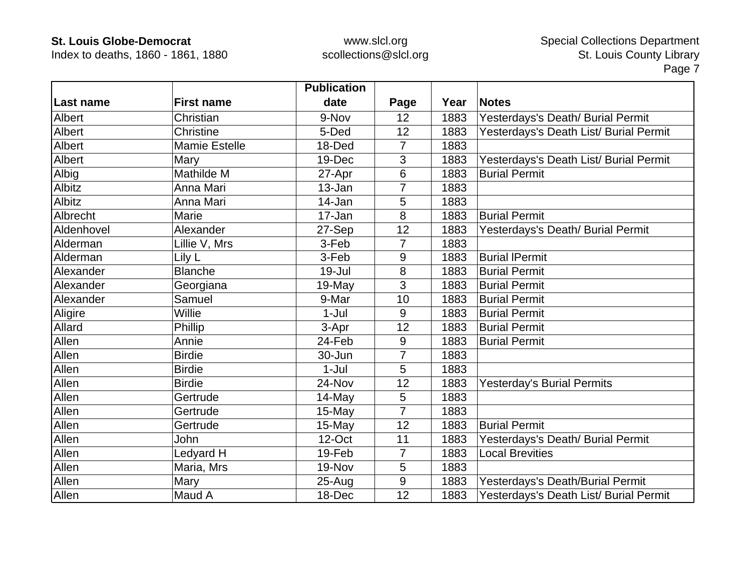| Last name | First name | Publication date | Page | Year | Notes |
|---|---|---|---|---|---|
| Albert | Christian | 9-Nov | 12 | 1883 | Yesterdays's Death/ Burial Permit |
| Albert | Christine | 5-Ded | 12 | 1883 | Yesterdays's Death List/ Burial Permit |
| Albert | Mamie Estelle | 18-Ded | 7 | 1883 | |
| Albert | Mary | 19-Dec | 3 | 1883 | Yesterdays's Death List/ Burial Permit |
| Albig | Mathilde M | 27-Apr | 6 | 1883 | Burial Permit |
| Albitz | Anna Mari | 13-Jan | 7 | 1883 | |
| Albitz | Anna Mari | 14-Jan | 5 | 1883 | |
| Albrecht | Marie | 17-Jan | 8 | 1883 | Burial Permit |
| Aldenhovel | Alexander | 27-Sep | 12 | 1883 | Yesterdays's Death/ Burial Permit |
| Alderman | Lillie V, Mrs | 3-Feb | 7 | 1883 | |
| Alderman | Lily L | 3-Feb | 9 | 1883 | Burial lPermit |
| Alexander | Blanche | 19-Jul | 8 | 1883 | Burial Permit |
| Alexander | Georgiana | 19-May | 3 | 1883 | Burial Permit |
| Alexander | Samuel | 9-Mar | 10 | 1883 | Burial Permit |
| Aligire | Willie | 1-Jul | 9 | 1883 | Burial Permit |
| Allard | Phillip | 3-Apr | 12 | 1883 | Burial Permit |
| Allen | Annie | 24-Feb | 9 | 1883 | Burial Permit |
| Allen | Birdie | 30-Jun | 7 | 1883 | |
| Allen | Birdie | 1-Jul | 5 | 1883 | |
| Allen | Birdie | 24-Nov | 12 | 1883 | Yesterday's Burial Permits |
| Allen | Gertrude | 14-May | 5 | 1883 | |
| Allen | Gertrude | 15-May | 7 | 1883 | |
| Allen | Gertrude | 15-May | 12 | 1883 | Burial Permit |
| Allen | John | 12-Oct | 11 | 1883 | Yesterdays's Death/ Burial Permit |
| Allen | Ledyard H | 19-Feb | 7 | 1883 | Local Brevities |
| Allen | Maria, Mrs | 19-Nov | 5 | 1883 | |
| Allen | Mary | 25-Aug | 9 | 1883 | Yesterdays's Death/Burial Permit |
| Allen | Maud A | 18-Dec | 12 | 1883 | Yesterdays's Death List/ Burial Permit |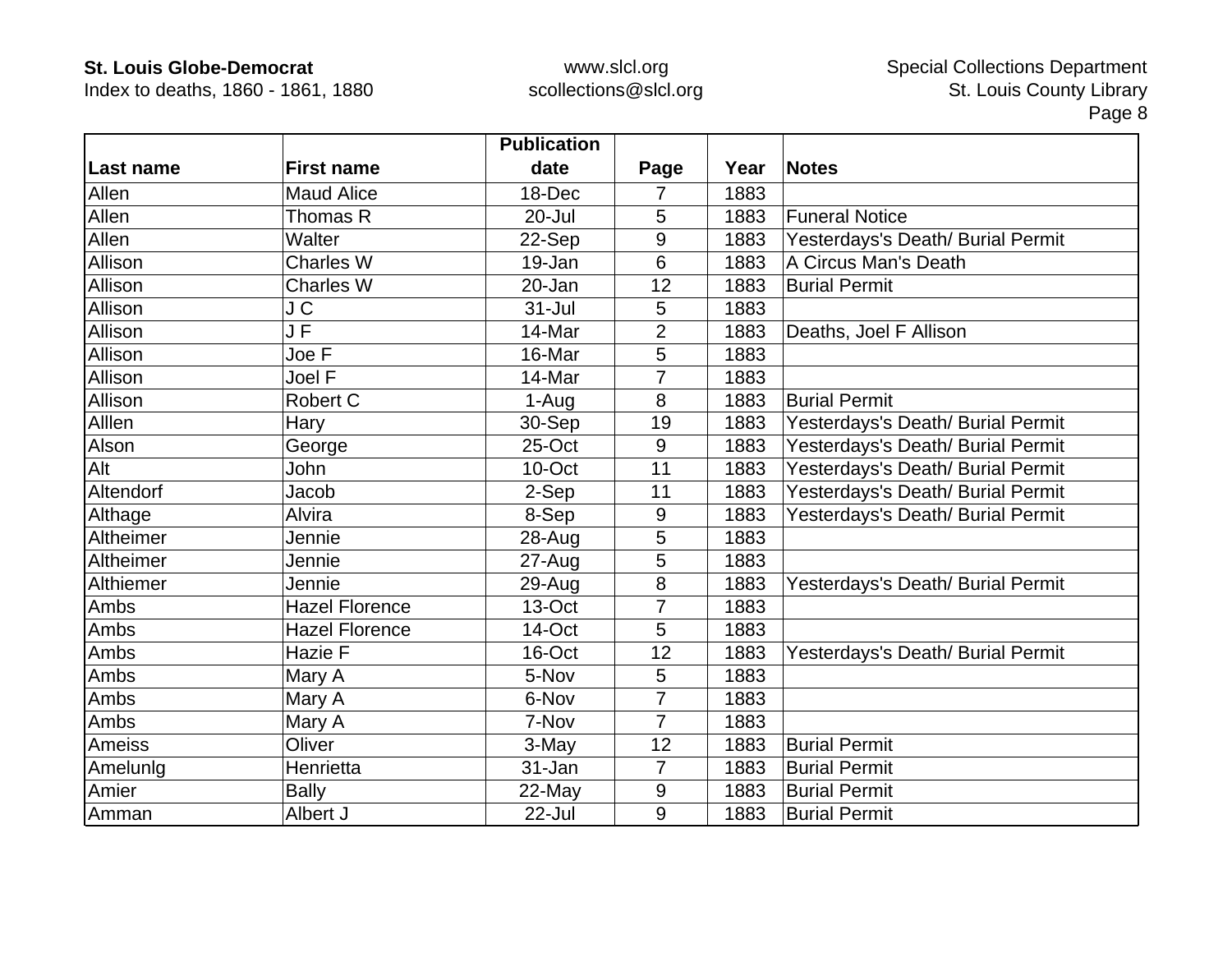| Last name | First name | Publication date | Page | Year | Notes |
|---|---|---|---|---|---|
| Allen | Maud Alice | 18-Dec | 7 | 1883 | |
| Allen | Thomas R | 20-Jul | 5 | 1883 | Funeral Notice |
| Allen | Walter | 22-Sep | 9 | 1883 | Yesterdays's Death/ Burial Permit |
| Allison | Charles W | 19-Jan | 6 | 1883 | A Circus Man's Death |
| Allison | Charles W | 20-Jan | 12 | 1883 | Burial Permit |
| Allison | J C | 31-Jul | 5 | 1883 | |
| Allison | J F | 14-Mar | 2 | 1883 | Deaths, Joel F Allison |
| Allison | Joe F | 16-Mar | 5 | 1883 | |
| Allison | Joel F | 14-Mar | 7 | 1883 | |
| Allison | Robert C | 1-Aug | 8 | 1883 | Burial Permit |
| Alllen | Hary | 30-Sep | 19 | 1883 | Yesterdays's Death/ Burial Permit |
| Alson | George | 25-Oct | 9 | 1883 | Yesterdays's Death/ Burial Permit |
| Alt | John | 10-Oct | 11 | 1883 | Yesterdays's Death/ Burial Permit |
| Altendorf | Jacob | 2-Sep | 11 | 1883 | Yesterdays's Death/ Burial Permit |
| Althage | Alvira | 8-Sep | 9 | 1883 | Yesterdays's Death/ Burial Permit |
| Altheimer | Jennie | 28-Aug | 5 | 1883 | |
| Altheimer | Jennie | 27-Aug | 5 | 1883 | |
| Althiemer | Jennie | 29-Aug | 8 | 1883 | Yesterdays's Death/ Burial Permit |
| Ambs | Hazel Florence | 13-Oct | 7 | 1883 | |
| Ambs | Hazel Florence | 14-Oct | 5 | 1883 | |
| Ambs | Hazie F | 16-Oct | 12 | 1883 | Yesterdays's Death/ Burial Permit |
| Ambs | Mary A | 5-Nov | 5 | 1883 | |
| Ambs | Mary A | 6-Nov | 7 | 1883 | |
| Ambs | Mary A | 7-Nov | 7 | 1883 | |
| Ameiss | Oliver | 3-May | 12 | 1883 | Burial Permit |
| Amelunlg | Henrietta | 31-Jan | 7 | 1883 | Burial Permit |
| Amier | Bally | 22-May | 9 | 1883 | Burial Permit |
| Amman | Albert J | 22-Jul | 9 | 1883 | Burial Permit |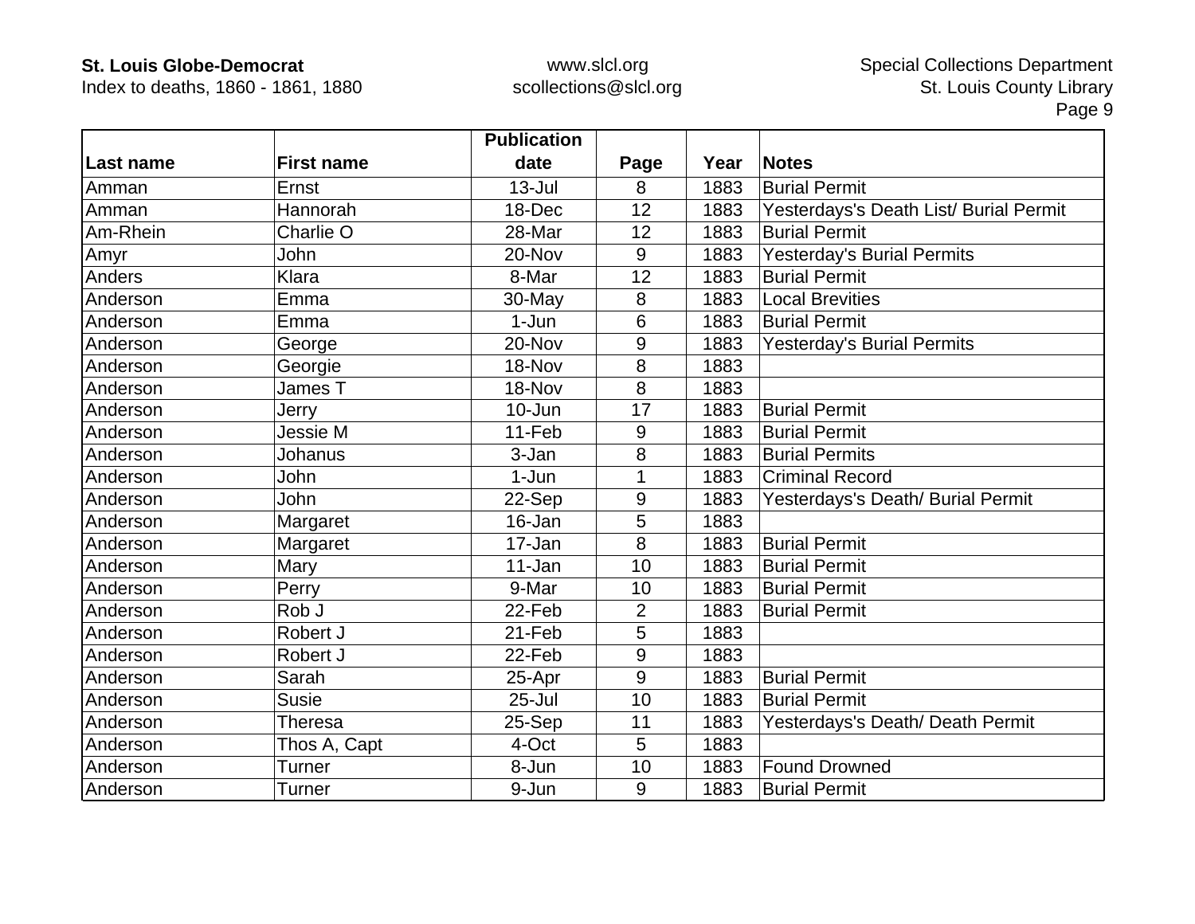| Last name | First name | Publication date | Page | Year | Notes |
|---|---|---|---|---|---|
| Amman | Ernst | 13-Jul | 8 | 1883 | Burial Permit |
| Amman | Hannorah | 18-Dec | 12 | 1883 | Yesterdays's Death List/ Burial Permit |
| Am-Rhein | Charlie O | 28-Mar | 12 | 1883 | Burial Permit |
| Amyr | John | 20-Nov | 9 | 1883 | Yesterday's Burial Permits |
| Anders | Klara | 8-Mar | 12 | 1883 | Burial Permit |
| Anderson | Emma | 30-May | 8 | 1883 | Local Brevities |
| Anderson | Emma | 1-Jun | 6 | 1883 | Burial Permit |
| Anderson | George | 20-Nov | 9 | 1883 | Yesterday's Burial Permits |
| Anderson | Georgie | 18-Nov | 8 | 1883 | |
| Anderson | James T | 18-Nov | 8 | 1883 | |
| Anderson | Jerry | 10-Jun | 17 | 1883 | Burial Permit |
| Anderson | Jessie M | 11-Feb | 9 | 1883 | Burial Permit |
| Anderson | Johanus | 3-Jan | 8 | 1883 | Burial Permits |
| Anderson | John | 1-Jun | 1 | 1883 | Criminal Record |
| Anderson | John | 22-Sep | 9 | 1883 | Yesterdays's Death/ Burial Permit |
| Anderson | Margaret | 16-Jan | 5 | 1883 | |
| Anderson | Margaret | 17-Jan | 8 | 1883 | Burial Permit |
| Anderson | Mary | 11-Jan | 10 | 1883 | Burial Permit |
| Anderson | Perry | 9-Mar | 10 | 1883 | Burial Permit |
| Anderson | Rob J | 22-Feb | 2 | 1883 | Burial Permit |
| Anderson | Robert J | 21-Feb | 5 | 1883 | |
| Anderson | Robert J | 22-Feb | 9 | 1883 | |
| Anderson | Sarah | 25-Apr | 9 | 1883 | Burial Permit |
| Anderson | Susie | 25-Jul | 10 | 1883 | Burial Permit |
| Anderson | Theresa | 25-Sep | 11 | 1883 | Yesterdays's Death/ Death Permit |
| Anderson | Thos A, Capt | 4-Oct | 5 | 1883 | |
| Anderson | Turner | 8-Jun | 10 | 1883 | Found Drowned |
| Anderson | Turner | 9-Jun | 9 | 1883 | Burial Permit |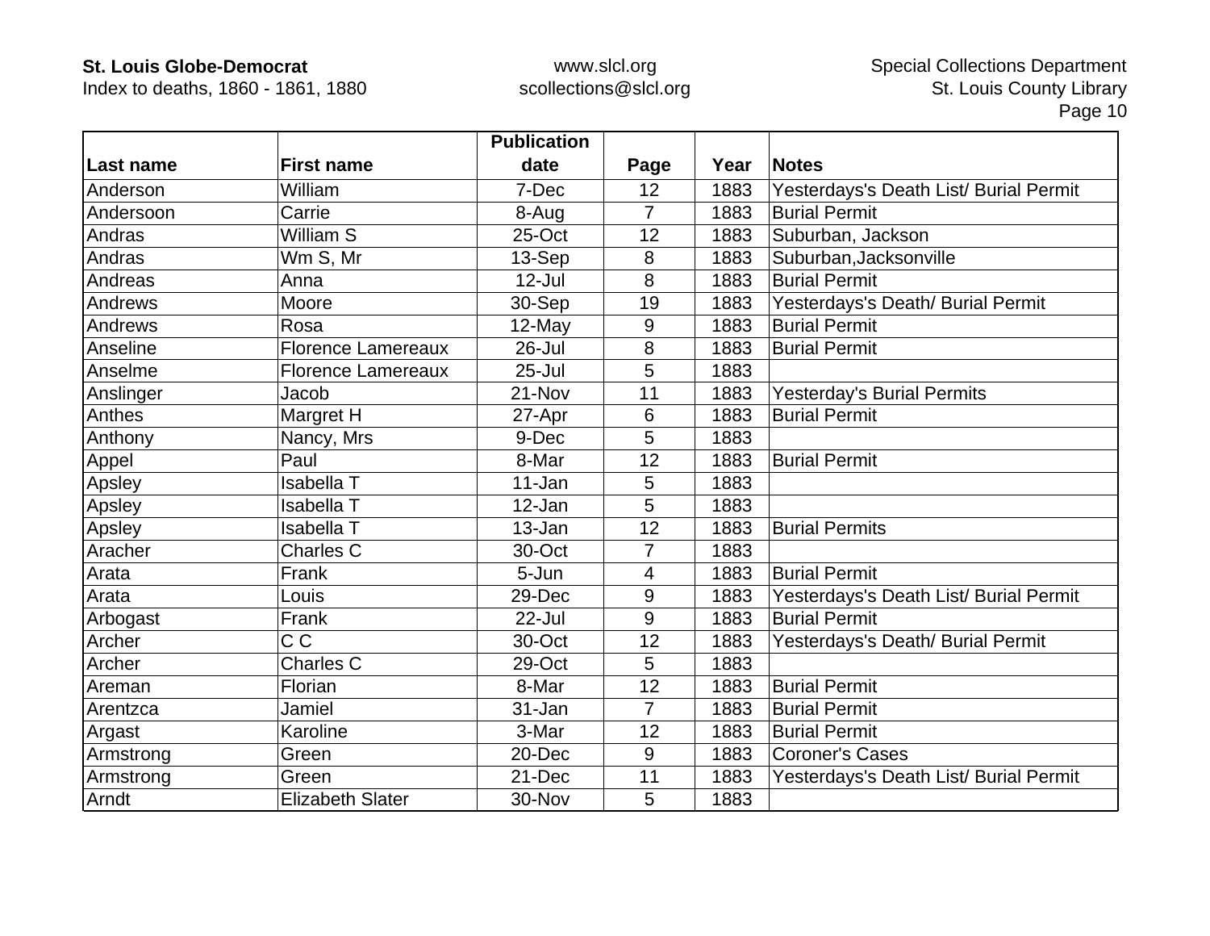| Last name | First name | Publication date | Page | Year | Notes |
|---|---|---|---|---|---|
| Anderson | William | 7-Dec | 12 | 1883 | Yesterdays's Death List/ Burial Permit |
| Andersoon | Carrie | 8-Aug | 7 | 1883 | Burial Permit |
| Andras | William S | 25-Oct | 12 | 1883 | Suburban, Jackson |
| Andras | Wm S, Mr | 13-Sep | 8 | 1883 | Suburban,Jacksonville |
| Andreas | Anna | 12-Jul | 8 | 1883 | Burial Permit |
| Andrews | Moore | 30-Sep | 19 | 1883 | Yesterdays's Death/ Burial Permit |
| Andrews | Rosa | 12-May | 9 | 1883 | Burial Permit |
| Anseline | Florence Lamereaux | 26-Jul | 8 | 1883 | Burial Permit |
| Anselme | Florence Lamereaux | 25-Jul | 5 | 1883 | |
| Anslinger | Jacob | 21-Nov | 11 | 1883 | Yesterday's Burial Permits |
| Anthes | Margret H | 27-Apr | 6 | 1883 | Burial Permit |
| Anthony | Nancy, Mrs | 9-Dec | 5 | 1883 | |
| Appel | Paul | 8-Mar | 12 | 1883 | Burial Permit |
| Apsley | Isabella T | 11-Jan | 5 | 1883 | |
| Apsley | Isabella T | 12-Jan | 5 | 1883 | |
| Apsley | Isabella T | 13-Jan | 12 | 1883 | Burial Permits |
| Aracher | Charles C | 30-Oct | 7 | 1883 | |
| Arata | Frank | 5-Jun | 4 | 1883 | Burial Permit |
| Arata | Louis | 29-Dec | 9 | 1883 | Yesterdays's Death List/ Burial Permit |
| Arbogast | Frank | 22-Jul | 9 | 1883 | Burial Permit |
| Archer | C C | 30-Oct | 12 | 1883 | Yesterdays's Death/ Burial Permit |
| Archer | Charles C | 29-Oct | 5 | 1883 | |
| Areman | Florian | 8-Mar | 12 | 1883 | Burial Permit |
| Arentzca | Jamiel | 31-Jan | 7 | 1883 | Burial Permit |
| Argast | Karoline | 3-Mar | 12 | 1883 | Burial Permit |
| Armstrong | Green | 20-Dec | 9 | 1883 | Coroner's Cases |
| Armstrong | Green | 21-Dec | 11 | 1883 | Yesterdays's Death List/ Burial Permit |
| Arndt | Elizabeth Slater | 30-Nov | 5 | 1883 | |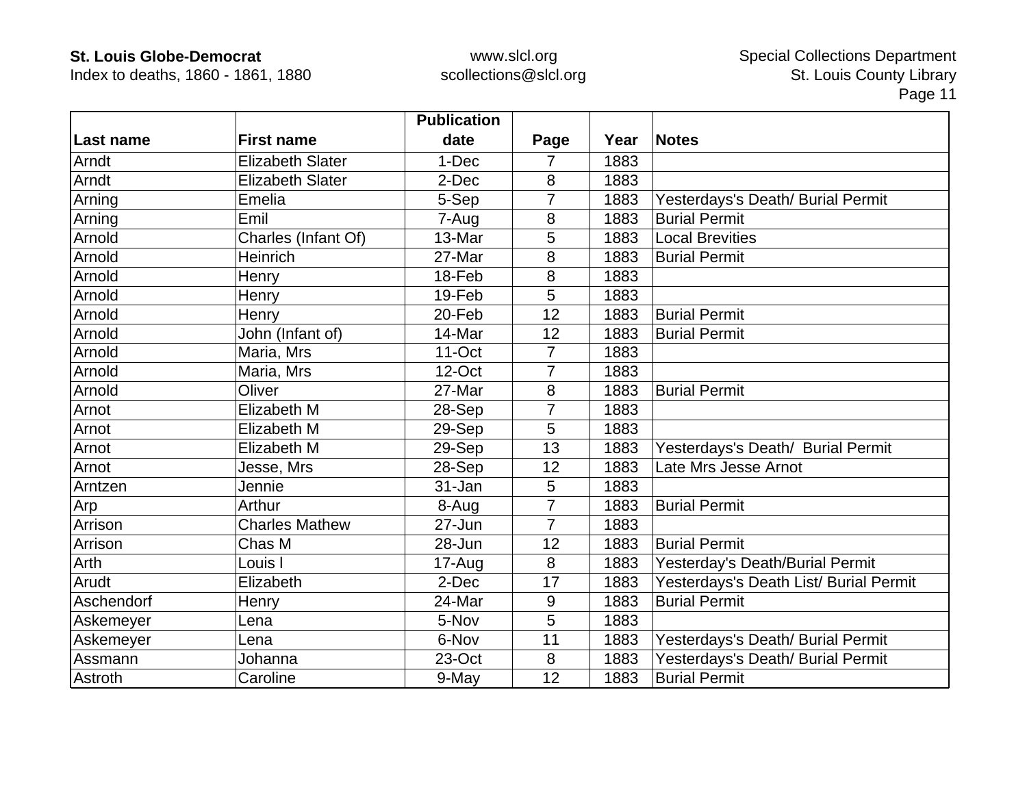| Last name | First name | Publication date | Page | Year | Notes |
|---|---|---|---|---|---|
| Arndt | Elizabeth Slater | 1-Dec | 7 | 1883 | |
| Arndt | Elizabeth Slater | 2-Dec | 8 | 1883 | |
| Arning | Emelia | 5-Sep | 7 | 1883 | Yesterdays's Death/ Burial Permit |
| Arning | Emil | 7-Aug | 8 | 1883 | Burial Permit |
| Arnold | Charles (Infant Of) | 13-Mar | 5 | 1883 | Local Brevities |
| Arnold | Heinrich | 27-Mar | 8 | 1883 | Burial Permit |
| Arnold | Henry | 18-Feb | 8 | 1883 | |
| Arnold | Henry | 19-Feb | 5 | 1883 | |
| Arnold | Henry | 20-Feb | 12 | 1883 | Burial Permit |
| Arnold | John (Infant of) | 14-Mar | 12 | 1883 | Burial Permit |
| Arnold | Maria, Mrs | 11-Oct | 7 | 1883 | |
| Arnold | Maria, Mrs | 12-Oct | 7 | 1883 | |
| Arnold | Oliver | 27-Mar | 8 | 1883 | Burial Permit |
| Arnot | Elizabeth M | 28-Sep | 7 | 1883 | |
| Arnot | Elizabeth M | 29-Sep | 5 | 1883 | |
| Arnot | Elizabeth M | 29-Sep | 13 | 1883 | Yesterdays's Death/ Burial Permit |
| Arnot | Jesse, Mrs | 28-Sep | 12 | 1883 | Late Mrs Jesse Arnot |
| Arntzen | Jennie | 31-Jan | 5 | 1883 | |
| Arp | Arthur | 8-Aug | 7 | 1883 | Burial Permit |
| Arrison | Charles Mathew | 27-Jun | 7 | 1883 | |
| Arrison | Chas M | 28-Jun | 12 | 1883 | Burial Permit |
| Arth | Louis l | 17-Aug | 8 | 1883 | Yesterday's Death/Burial Permit |
| Arudt | Elizabeth | 2-Dec | 17 | 1883 | Yesterdays's Death List/ Burial Permit |
| Aschendorf | Henry | 24-Mar | 9 | 1883 | Burial Permit |
| Askemeyer | Lena | 5-Nov | 5 | 1883 | |
| Askemeyer | Lena | 6-Nov | 11 | 1883 | Yesterdays's Death/ Burial Permit |
| Assmann | Johanna | 23-Oct | 8 | 1883 | Yesterdays's Death/ Burial Permit |
| Astroth | Caroline | 9-May | 12 | 1883 | Burial Permit |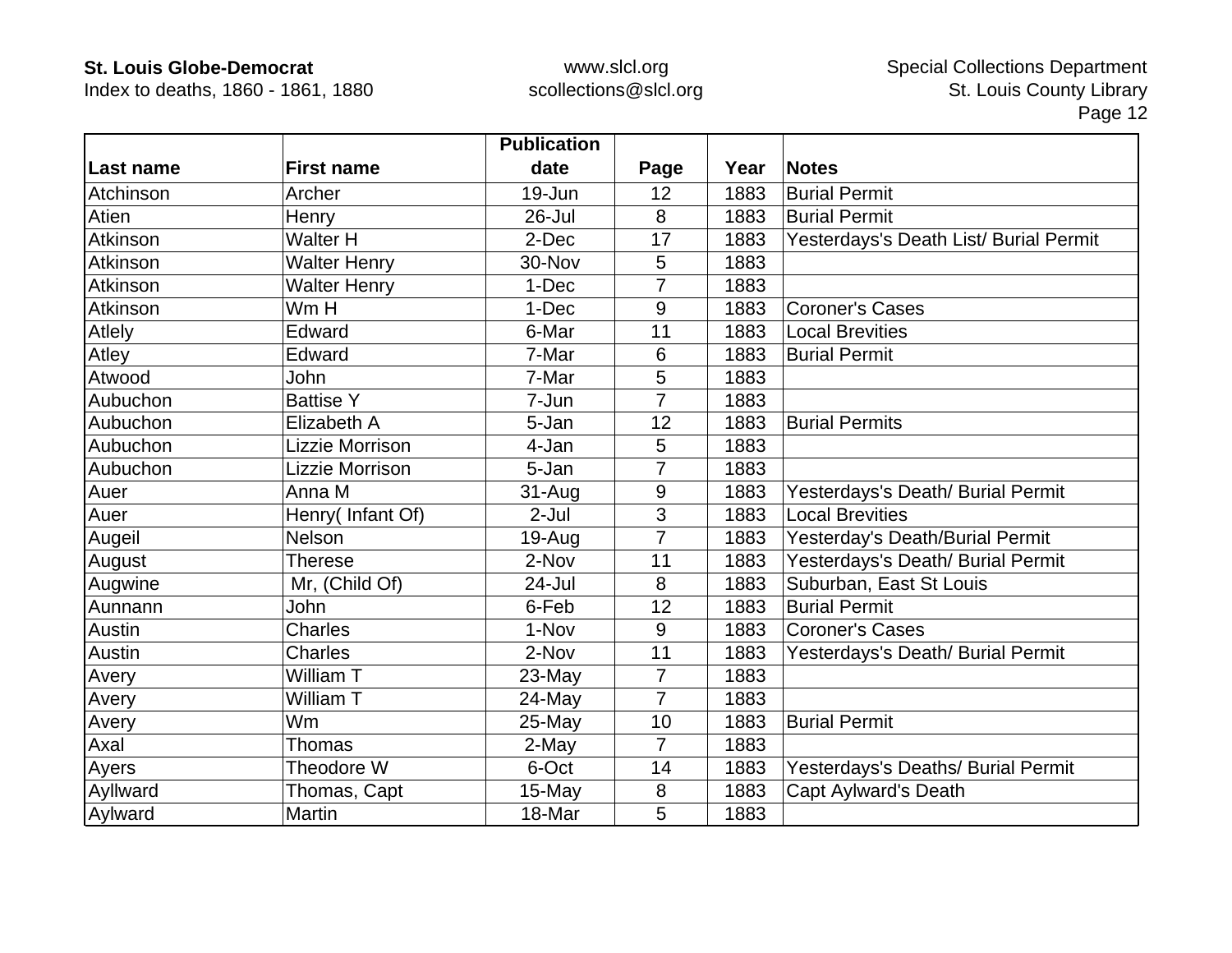| Last name | First name | Publication date | Page | Year | Notes |
|---|---|---|---|---|---|
| Atchinson | Archer | 19-Jun | 12 | 1883 | Burial Permit |
| Atien | Henry | 26-Jul | 8 | 1883 | Burial Permit |
| Atkinson | Walter H | 2-Dec | 17 | 1883 | Yesterdays's Death List/ Burial Permit |
| Atkinson | Walter Henry | 30-Nov | 5 | 1883 | |
| Atkinson | Walter Henry | 1-Dec | 7 | 1883 | |
| Atkinson | Wm H | 1-Dec | 9 | 1883 | Coroner's Cases |
| Atlely | Edward | 6-Mar | 11 | 1883 | Local Brevities |
| Atley | Edward | 7-Mar | 6 | 1883 | Burial Permit |
| Atwood | John | 7-Mar | 5 | 1883 | |
| Aubuchon | Battise Y | 7-Jun | 7 | 1883 | |
| Aubuchon | Elizabeth A | 5-Jan | 12 | 1883 | Burial Permits |
| Aubuchon | Lizzie Morrison | 4-Jan | 5 | 1883 | |
| Aubuchon | Lizzie Morrison | 5-Jan | 7 | 1883 | |
| Auer | Anna M | 31-Aug | 9 | 1883 | Yesterdays's Death/ Burial Permit |
| Auer | Henry( Infant Of) | 2-Jul | 3 | 1883 | Local Brevities |
| Augeil | Nelson | 19-Aug | 7 | 1883 | Yesterday's Death/Burial Permit |
| August | Therese | 2-Nov | 11 | 1883 | Yesterdays's Death/ Burial Permit |
| Augwine | Mr, (Child Of) | 24-Jul | 8 | 1883 | Suburban, East St Louis |
| Aunnann | John | 6-Feb | 12 | 1883 | Burial Permit |
| Austin | Charles | 1-Nov | 9 | 1883 | Coroner's Cases |
| Austin | Charles | 2-Nov | 11 | 1883 | Yesterdays's Death/ Burial Permit |
| Avery | William T | 23-May | 7 | 1883 | |
| Avery | William T | 24-May | 7 | 1883 | |
| Avery | Wm | 25-May | 10 | 1883 | Burial Permit |
| Axal | Thomas | 2-May | 7 | 1883 | |
| Ayers | Theodore W | 6-Oct | 14 | 1883 | Yesterdays's Deaths/ Burial Permit |
| Ayllward | Thomas, Capt | 15-May | 8 | 1883 | Capt Aylward's Death |
| Aylward | Martin | 18-Mar | 5 | 1883 | |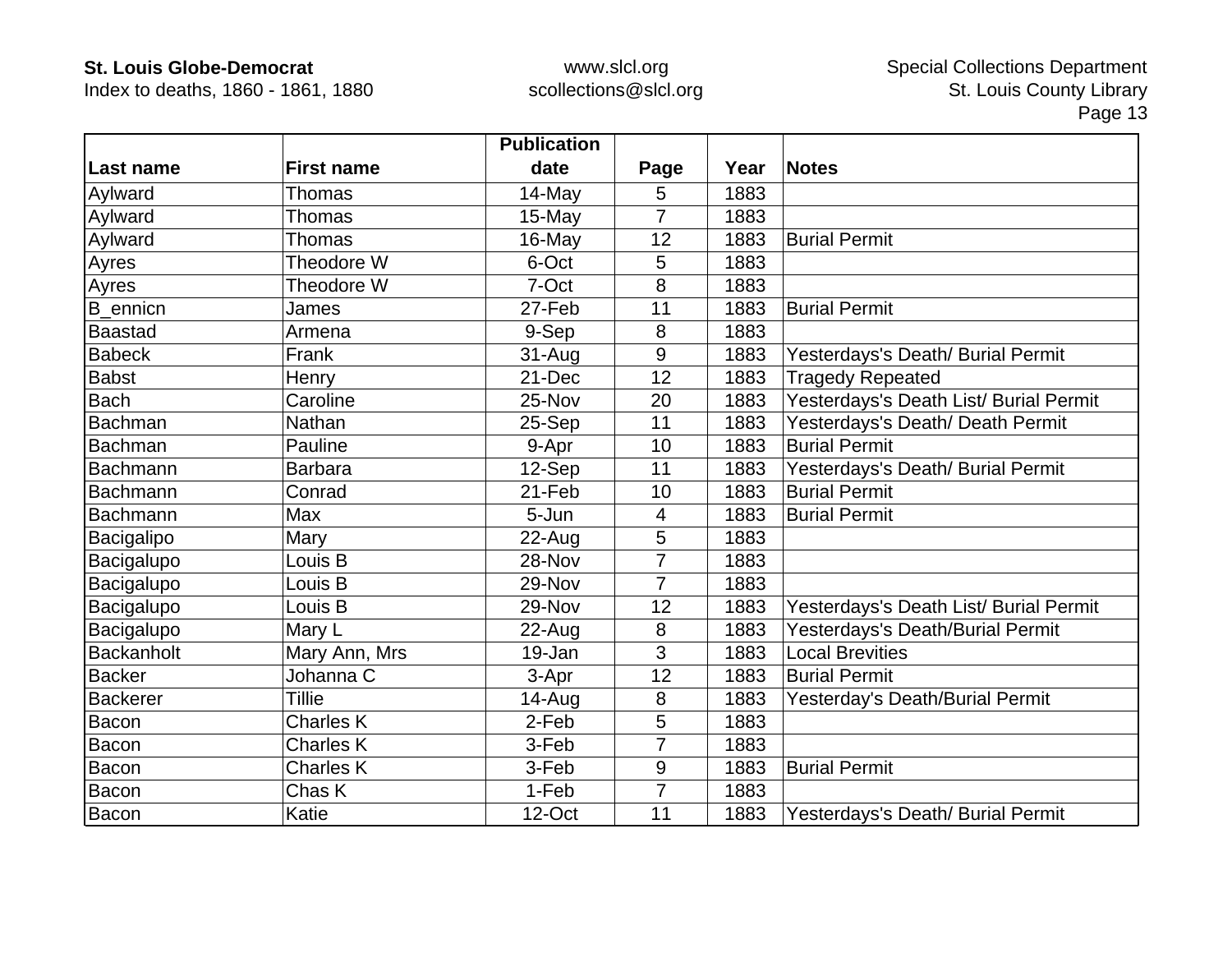| Last name | First name | Publication date | Page | Year | Notes |
|---|---|---|---|---|---|
| Aylward | Thomas | 14-May | 5 | 1883 | |
| Aylward | Thomas | 15-May | 7 | 1883 | |
| Aylward | Thomas | 16-May | 12 | 1883 | Burial Permit |
| Ayres | Theodore W | 6-Oct | 5 | 1883 | |
| Ayres | Theodore W | 7-Oct | 8 | 1883 | |
| B_ennicn | James | 27-Feb | 11 | 1883 | Burial Permit |
| Baastad | Armena | 9-Sep | 8 | 1883 | |
| Babeck | Frank | 31-Aug | 9 | 1883 | Yesterdays's Death/ Burial Permit |
| Babst | Henry | 21-Dec | 12 | 1883 | Tragedy Repeated |
| Bach | Caroline | 25-Nov | 20 | 1883 | Yesterdays's Death List/ Burial Permit |
| Bachman | Nathan | 25-Sep | 11 | 1883 | Yesterdays's Death/ Death Permit |
| Bachman | Pauline | 9-Apr | 10 | 1883 | Burial Permit |
| Bachmann | Barbara | 12-Sep | 11 | 1883 | Yesterdays's Death/ Burial Permit |
| Bachmann | Conrad | 21-Feb | 10 | 1883 | Burial Permit |
| Bachmann | Max | 5-Jun | 4 | 1883 | Burial Permit |
| Bacigalipo | Mary | 22-Aug | 5 | 1883 | |
| Bacigalupo | Louis B | 28-Nov | 7 | 1883 | |
| Bacigalupo | Louis B | 29-Nov | 7 | 1883 | |
| Bacigalupo | Louis B | 29-Nov | 12 | 1883 | Yesterdays's Death List/ Burial Permit |
| Bacigalupo | Mary L | 22-Aug | 8 | 1883 | Yesterdays's Death/Burial Permit |
| Backanholt | Mary Ann, Mrs | 19-Jan | 3 | 1883 | Local Brevities |
| Backer | Johanna C | 3-Apr | 12 | 1883 | Burial Permit |
| Backerer | Tillie | 14-Aug | 8 | 1883 | Yesterday's Death/Burial Permit |
| Bacon | Charles K | 2-Feb | 5 | 1883 | |
| Bacon | Charles K | 3-Feb | 7 | 1883 | |
| Bacon | Charles K | 3-Feb | 9 | 1883 | Burial Permit |
| Bacon | Chas K | 1-Feb | 7 | 1883 | |
| Bacon | Katie | 12-Oct | 11 | 1883 | Yesterdays's Death/ Burial Permit |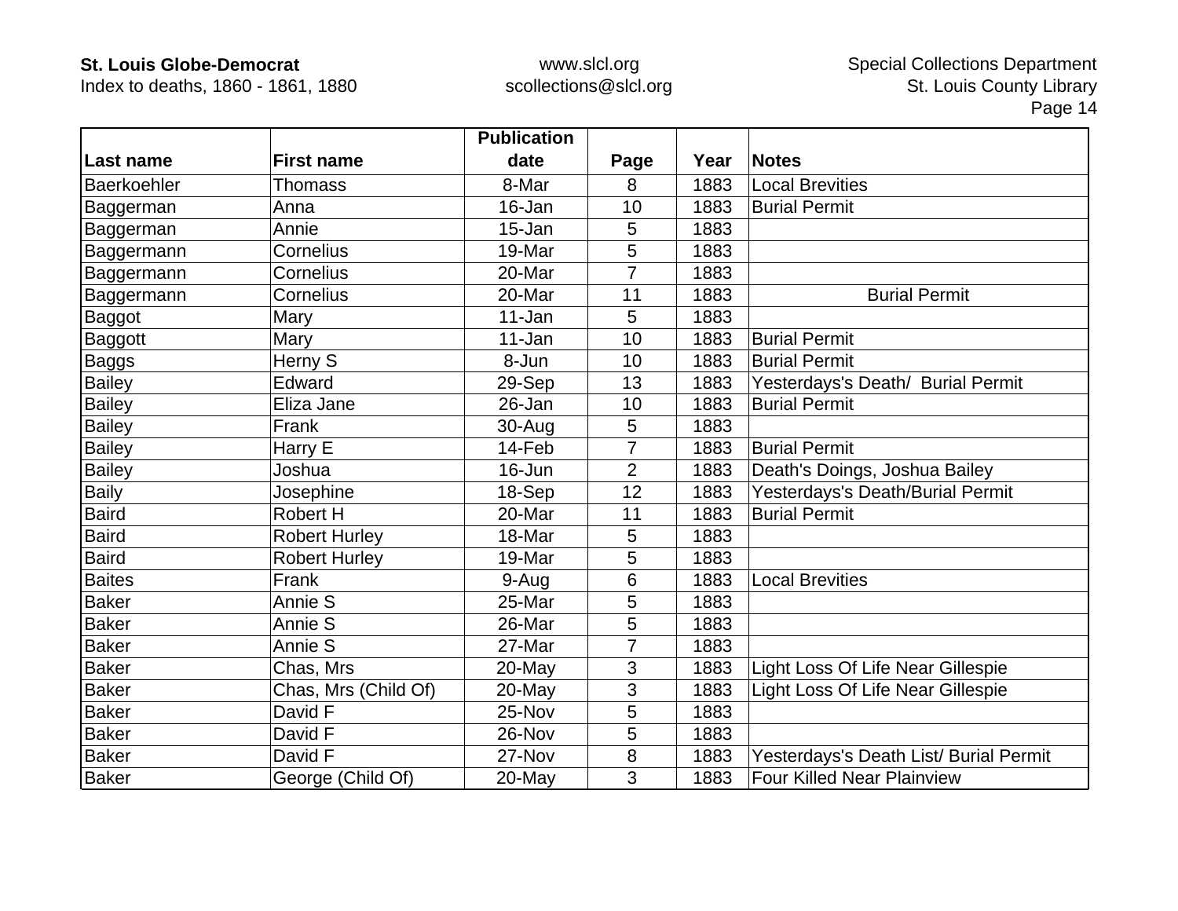| Last name | First name | Publication date | Page | Year | Notes |
|---|---|---|---|---|---|
| Baerkoehler | Thomass | 8-Mar | 8 | 1883 | Local Brevities |
| Baggerman | Anna | 16-Jan | 10 | 1883 | Burial Permit |
| Baggerman | Annie | 15-Jan | 5 | 1883 | |
| Baggermann | Cornelius | 19-Mar | 5 | 1883 | |
| Baggermann | Cornelius | 20-Mar | 7 | 1883 | |
| Baggermann | Cornelius | 20-Mar | 11 | 1883 | Burial Permit |
| Baggot | Mary | 11-Jan | 5 | 1883 | |
| Baggott | Mary | 11-Jan | 10 | 1883 | Burial Permit |
| Baggs | Herny S | 8-Jun | 10 | 1883 | Burial Permit |
| Bailey | Edward | 29-Sep | 13 | 1883 | Yesterdays's Death/ Burial Permit |
| Bailey | Eliza Jane | 26-Jan | 10 | 1883 | Burial Permit |
| Bailey | Frank | 30-Aug | 5 | 1883 | |
| Bailey | Harry E | 14-Feb | 7 | 1883 | Burial Permit |
| Bailey | Joshua | 16-Jun | 2 | 1883 | Death's Doings, Joshua Bailey |
| Baily | Josephine | 18-Sep | 12 | 1883 | Yesterdays's Death/Burial Permit |
| Baird | Robert H | 20-Mar | 11 | 1883 | Burial Permit |
| Baird | Robert Hurley | 18-Mar | 5 | 1883 | |
| Baird | Robert Hurley | 19-Mar | 5 | 1883 | |
| Baites | Frank | 9-Aug | 6 | 1883 | Local Brevities |
| Baker | Annie S | 25-Mar | 5 | 1883 | |
| Baker | Annie S | 26-Mar | 5 | 1883 | |
| Baker | Annie S | 27-Mar | 7 | 1883 | |
| Baker | Chas, Mrs | 20-May | 3 | 1883 | Light Loss Of Life Near Gillespie |
| Baker | Chas, Mrs (Child Of) | 20-May | 3 | 1883 | Light Loss Of Life Near Gillespie |
| Baker | David F | 25-Nov | 5 | 1883 | |
| Baker | David F | 26-Nov | 5 | 1883 | |
| Baker | David F | 27-Nov | 8 | 1883 | Yesterdays's Death List/ Burial Permit |
| Baker | George (Child Of) | 20-May | 3 | 1883 | Four Killed Near Plainview |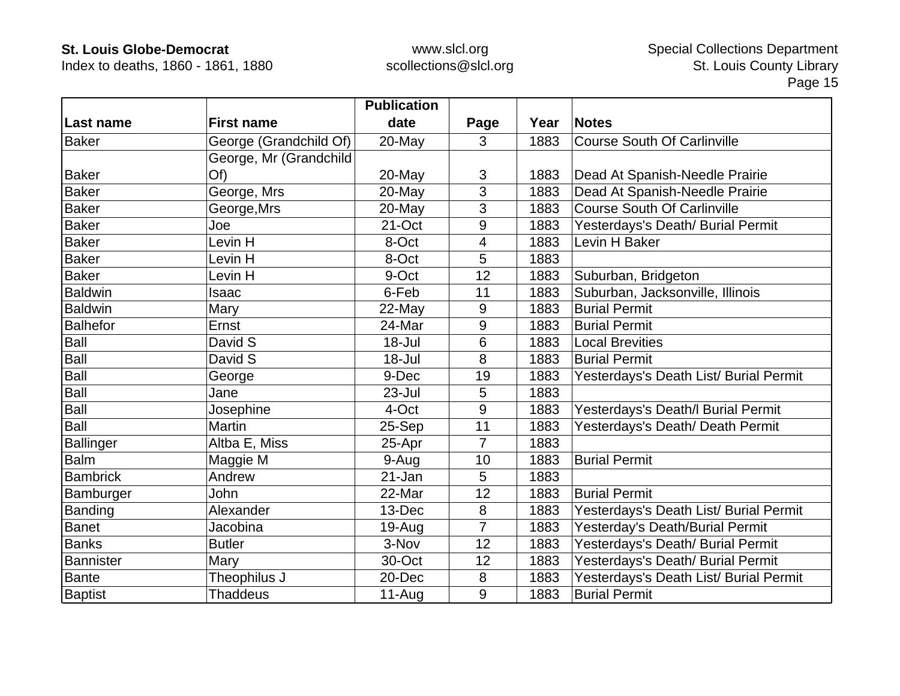| Last name | First name | Publication date | Page | Year | Notes |
|---|---|---|---|---|---|
| Baker | George (Grandchild Of) | 20-May | 3 | 1883 | Course South Of Carlinville |
| Baker | George, Mr (Grandchild Of) | 20-May | 3 | 1883 | Dead At Spanish-Needle Prairie |
| Baker | George, Mrs | 20-May | 3 | 1883 | Dead At Spanish-Needle Prairie |
| Baker | George,Mrs | 20-May | 3 | 1883 | Course South Of Carlinville |
| Baker | Joe | 21-Oct | 9 | 1883 | Yesterdays's Death/ Burial Permit |
| Baker | Levin H | 8-Oct | 4 | 1883 | Levin H Baker |
| Baker | Levin H | 8-Oct | 5 | 1883 | |
| Baker | Levin H | 9-Oct | 12 | 1883 | Suburban, Bridgeton |
| Baldwin | Isaac | 6-Feb | 11 | 1883 | Suburban, Jacksonville, Illinois |
| Baldwin | Mary | 22-May | 9 | 1883 | Burial Permit |
| Balhefor | Ernst | 24-Mar | 9 | 1883 | Burial Permit |
| Ball | David S | 18-Jul | 6 | 1883 | Local Brevities |
| Ball | David S | 18-Jul | 8 | 1883 | Burial Permit |
| Ball | George | 9-Dec | 19 | 1883 | Yesterdays's Death List/ Burial Permit |
| Ball | Jane | 23-Jul | 5 | 1883 | |
| Ball | Josephine | 4-Oct | 9 | 1883 | Yesterdays's Death/l Burial Permit |
| Ball | Martin | 25-Sep | 11 | 1883 | Yesterdays's Death/ Death Permit |
| Ballinger | Altba E, Miss | 25-Apr | 7 | 1883 | |
| Balm | Maggie M | 9-Aug | 10 | 1883 | Burial Permit |
| Bambrick | Andrew | 21-Jan | 5 | 1883 | |
| Bamburger | John | 22-Mar | 12 | 1883 | Burial Permit |
| Banding | Alexander | 13-Dec | 8 | 1883 | Yesterdays's Death List/ Burial Permit |
| Banet | Jacobina | 19-Aug | 7 | 1883 | Yesterday's Death/Burial Permit |
| Banks | Butler | 3-Nov | 12 | 1883 | Yesterdays's Death/ Burial Permit |
| Bannister | Mary | 30-Oct | 12 | 1883 | Yesterdays's Death/ Burial Permit |
| Bante | Theophilus J | 20-Dec | 8 | 1883 | Yesterdays's Death List/ Burial Permit |
| Baptist | Thaddeus | 11-Aug | 9 | 1883 | Burial Permit |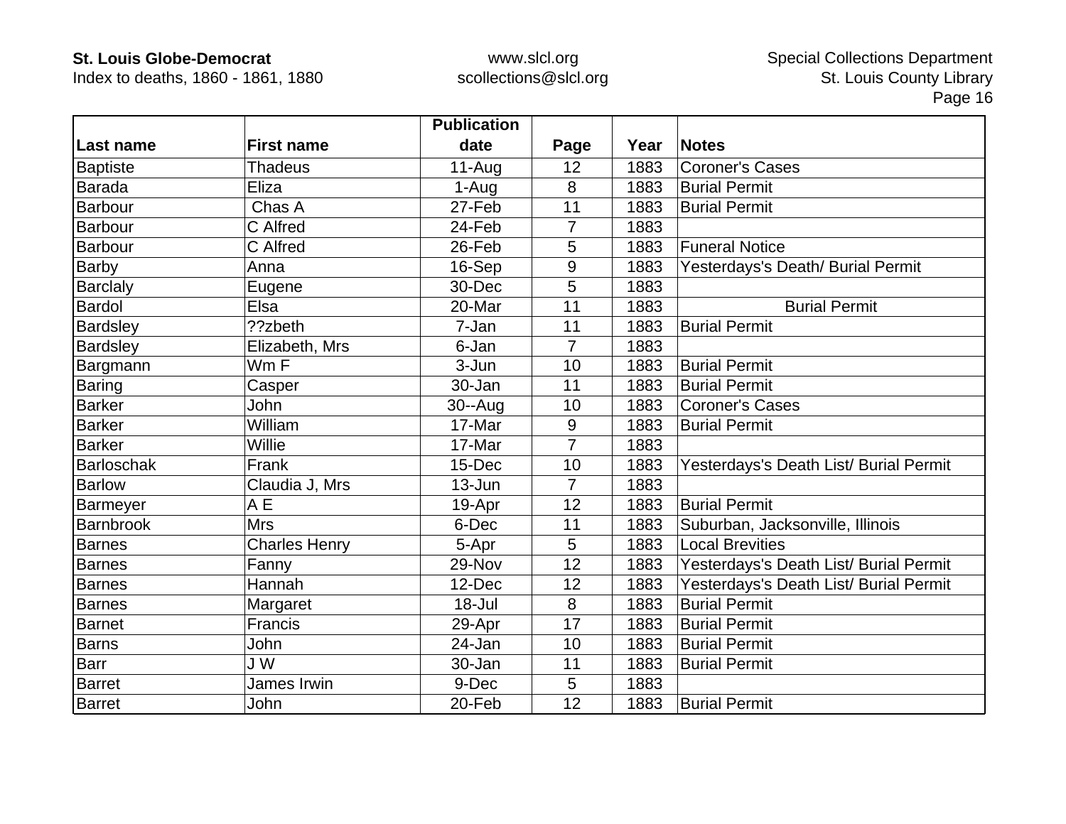| Last name | First name | Publication date | Page | Year | Notes |
|---|---|---|---|---|---|
| Baptiste | Thadeus | 11-Aug | 12 | 1883 | Coroner's Cases |
| Barada | Eliza | 1-Aug | 8 | 1883 | Burial Permit |
| Barbour | Chas A | 27-Feb | 11 | 1883 | Burial Permit |
| Barbour | C Alfred | 24-Feb | 7 | 1883 | |
| Barbour | C Alfred | 26-Feb | 5 | 1883 | Funeral Notice |
| Barby | Anna | 16-Sep | 9 | 1883 | Yesterdays's Death/ Burial Permit |
| Barclaly | Eugene | 30-Dec | 5 | 1883 | |
| Bardol | Elsa | 20-Mar | 11 | 1883 | Burial Permit |
| Bardsley | ??zbeth | 7-Jan | 11 | 1883 | Burial Permit |
| Bardsley | Elizabeth, Mrs | 6-Jan | 7 | 1883 | |
| Bargmann | Wm F | 3-Jun | 10 | 1883 | Burial Permit |
| Baring | Casper | 30-Jan | 11 | 1883 | Burial Permit |
| Barker | John | 30--Aug | 10 | 1883 | Coroner's Cases |
| Barker | William | 17-Mar | 9 | 1883 | Burial Permit |
| Barker | Willie | 17-Mar | 7 | 1883 | |
| Barloschak | Frank | 15-Dec | 10 | 1883 | Yesterdays's Death List/ Burial Permit |
| Barlow | Claudia J, Mrs | 13-Jun | 7 | 1883 | |
| Barmeyer | A E | 19-Apr | 12 | 1883 | Burial Permit |
| Barnbrook | Mrs | 6-Dec | 11 | 1883 | Suburban, Jacksonville, Illinois |
| Barnes | Charles Henry | 5-Apr | 5 | 1883 | Local Brevities |
| Barnes | Fanny | 29-Nov | 12 | 1883 | Yesterdays's Death List/ Burial Permit |
| Barnes | Hannah | 12-Dec | 12 | 1883 | Yesterdays's Death List/ Burial Permit |
| Barnes | Margaret | 18-Jul | 8 | 1883 | Burial Permit |
| Barnet | Francis | 29-Apr | 17 | 1883 | Burial Permit |
| Barns | John | 24-Jan | 10 | 1883 | Burial Permit |
| Barr | J W | 30-Jan | 11 | 1883 | Burial Permit |
| Barret | James Irwin | 9-Dec | 5 | 1883 | |
| Barret | John | 20-Feb | 12 | 1883 | Burial Permit |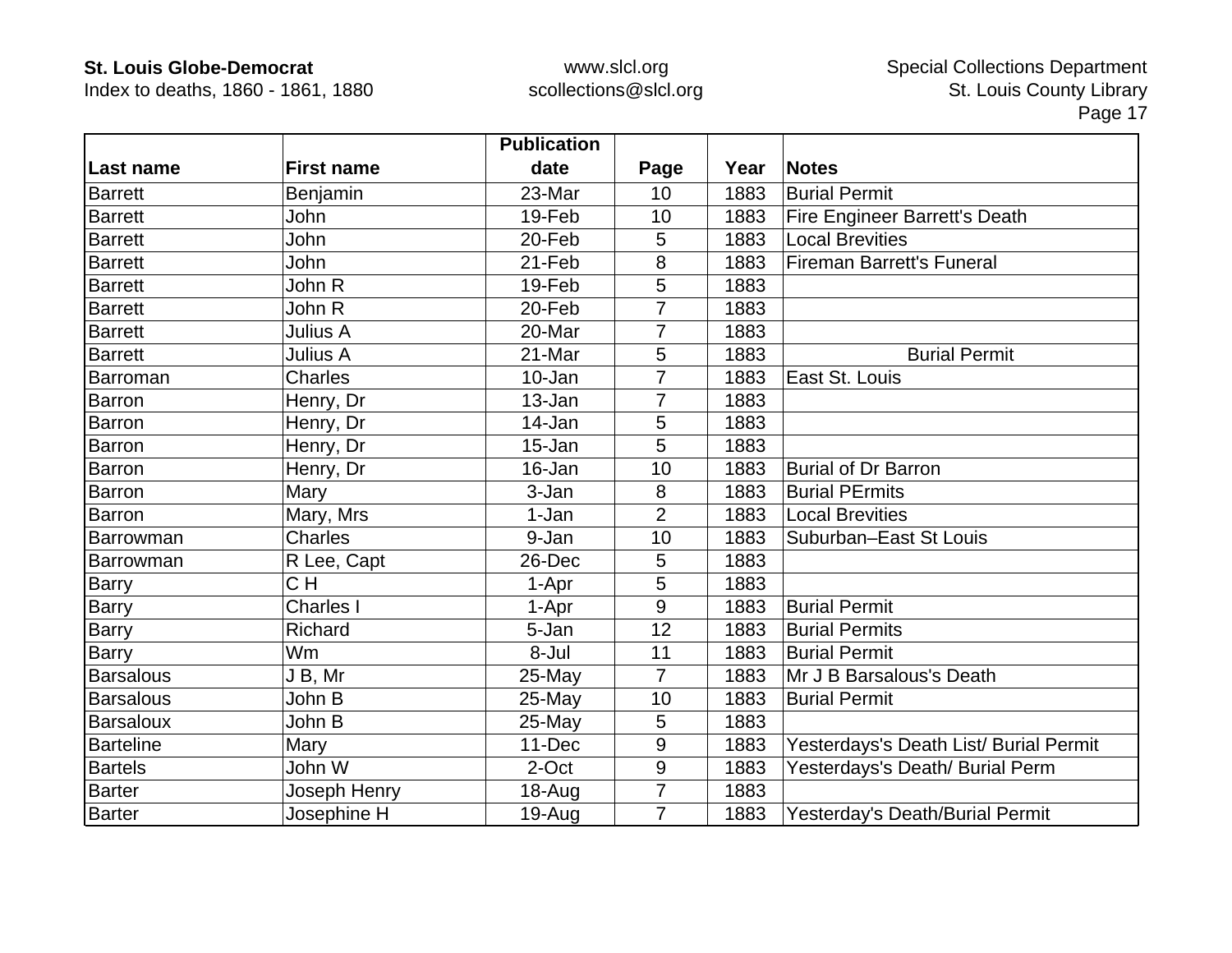| Last name | First name | Publication date | Page | Year | Notes |
|---|---|---|---|---|---|
| Barrett | Benjamin | 23-Mar | 10 | 1883 | Burial Permit |
| Barrett | John | 19-Feb | 10 | 1883 | Fire Engineer Barrett's Death |
| Barrett | John | 20-Feb | 5 | 1883 | Local Brevities |
| Barrett | John | 21-Feb | 8 | 1883 | Fireman Barrett's Funeral |
| Barrett | John R | 19-Feb | 5 | 1883 | |
| Barrett | John R | 20-Feb | 7 | 1883 | |
| Barrett | Julius A | 20-Mar | 7 | 1883 | |
| Barrett | Julius A | 21-Mar | 5 | 1883 | Burial Permit |
| Barroman | Charles | 10-Jan | 7 | 1883 | East St. Louis |
| Barron | Henry, Dr | 13-Jan | 7 | 1883 | |
| Barron | Henry, Dr | 14-Jan | 5 | 1883 | |
| Barron | Henry, Dr | 15-Jan | 5 | 1883 | |
| Barron | Henry, Dr | 16-Jan | 10 | 1883 | Burial of Dr Barron |
| Barron | Mary | 3-Jan | 8 | 1883 | Burial PErmits |
| Barron | Mary, Mrs | 1-Jan | 2 | 1883 | Local Brevities |
| Barrowman | Charles | 9-Jan | 10 | 1883 | Suburban–East St Louis |
| Barrowman | R Lee, Capt | 26-Dec | 5 | 1883 | |
| Barry | C H | 1-Apr | 5 | 1883 | |
| Barry | Charles I | 1-Apr | 9 | 1883 | Burial Permit |
| Barry | Richard | 5-Jan | 12 | 1883 | Burial Permits |
| Barry | Wm | 8-Jul | 11 | 1883 | Burial Permit |
| Barsalous | J B, Mr | 25-May | 7 | 1883 | Mr J B Barsalous's Death |
| Barsalous | John B | 25-May | 10 | 1883 | Burial Permit |
| Barsaloux | John B | 25-May | 5 | 1883 | |
| Barteline | Mary | 11-Dec | 9 | 1883 | Yesterdays's Death List/ Burial Permit |
| Bartels | John W | 2-Oct | 9 | 1883 | Yesterdays's Death/ Burial Perm |
| Barter | Joseph Henry | 18-Aug | 7 | 1883 | |
| Barter | Josephine H | 19-Aug | 7 | 1883 | Yesterday's Death/Burial Permit |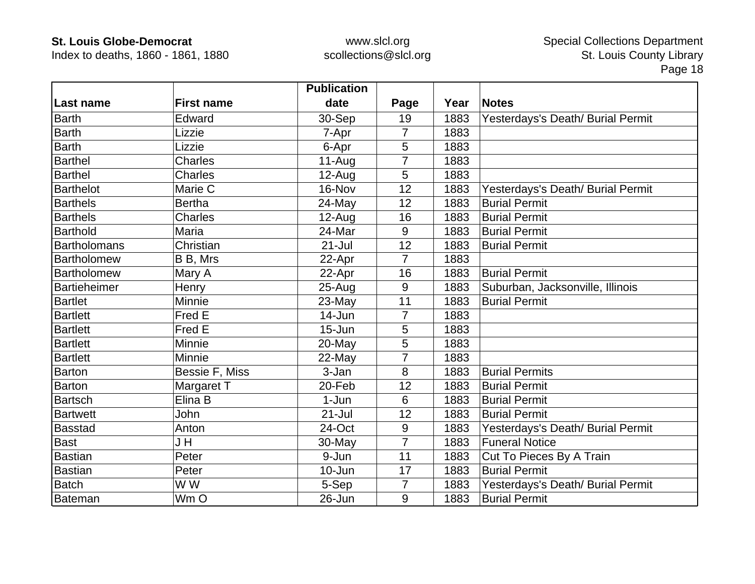| Last name | First name | Publication date | Page | Year | Notes |
|---|---|---|---|---|---|
| Barth | Edward | 30-Sep | 19 | 1883 | Yesterdays's Death/ Burial Permit |
| Barth | Lizzie | 7-Apr | 7 | 1883 | |
| Barth | Lizzie | 6-Apr | 5 | 1883 | |
| Barthel | Charles | 11-Aug | 7 | 1883 | |
| Barthel | Charles | 12-Aug | 5 | 1883 | |
| Barthelot | Marie C | 16-Nov | 12 | 1883 | Yesterdays's Death/ Burial Permit |
| Barthels | Bertha | 24-May | 12 | 1883 | Burial Permit |
| Barthels | Charles | 12-Aug | 16 | 1883 | Burial Permit |
| Barthold | Maria | 24-Mar | 9 | 1883 | Burial Permit |
| Bartholomans | Christian | 21-Jul | 12 | 1883 | Burial Permit |
| Bartholomew | B B, Mrs | 22-Apr | 7 | 1883 | |
| Bartholomew | Mary A | 22-Apr | 16 | 1883 | Burial Permit |
| Bartieheimer | Henry | 25-Aug | 9 | 1883 | Suburban, Jacksonville, Illinois |
| Bartlet | Minnie | 23-May | 11 | 1883 | Burial Permit |
| Bartlett | Fred E | 14-Jun | 7 | 1883 | |
| Bartlett | Fred E | 15-Jun | 5 | 1883 | |
| Bartlett | Minnie | 20-May | 5 | 1883 | |
| Bartlett | Minnie | 22-May | 7 | 1883 | |
| Barton | Bessie F, Miss | 3-Jan | 8 | 1883 | Burial Permits |
| Barton | Margaret T | 20-Feb | 12 | 1883 | Burial Permit |
| Bartsch | Elina B | 1-Jun | 6 | 1883 | Burial Permit |
| Bartwett | John | 21-Jul | 12 | 1883 | Burial Permit |
| Basstad | Anton | 24-Oct | 9 | 1883 | Yesterdays's Death/ Burial Permit |
| Bast | J H | 30-May | 7 | 1883 | Funeral Notice |
| Bastian | Peter | 9-Jun | 11 | 1883 | Cut To Pieces By A Train |
| Bastian | Peter | 10-Jun | 17 | 1883 | Burial Permit |
| Batch | W W | 5-Sep | 7 | 1883 | Yesterdays's Death/ Burial Permit |
| Bateman | Wm O | 26-Jun | 9 | 1883 | Burial Permit |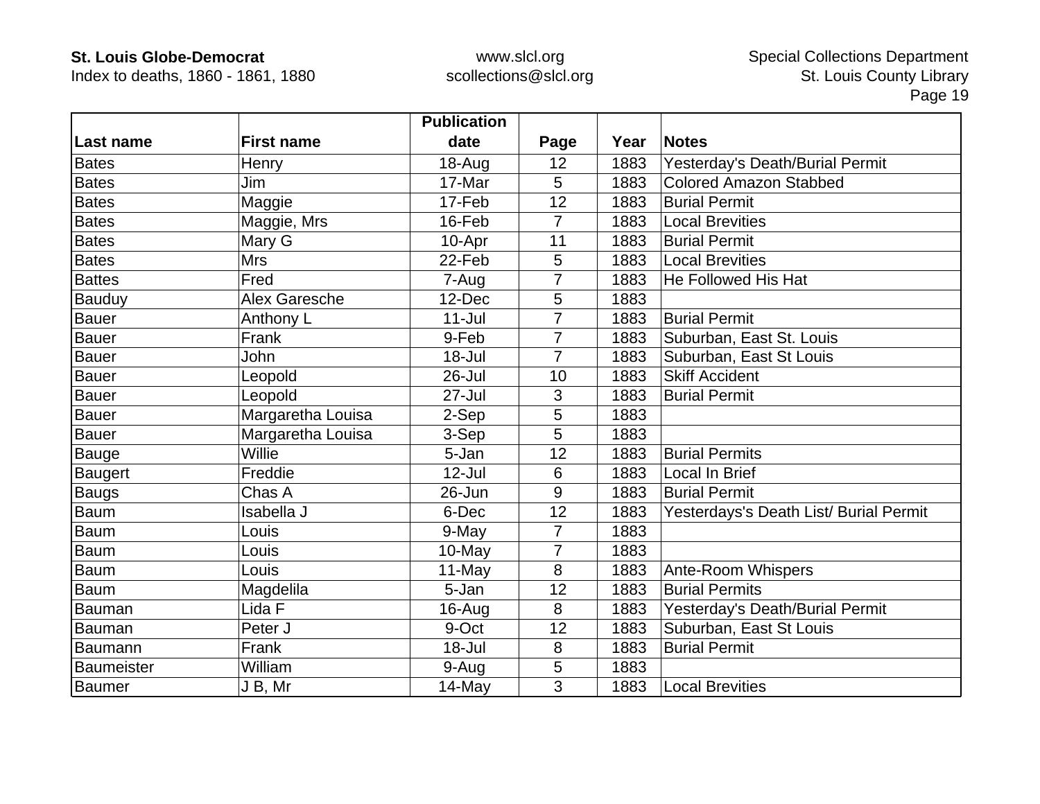| Last name | First name | Publication date | Page | Year | Notes |
|---|---|---|---|---|---|
| Bates | Henry | 18-Aug | 12 | 1883 | Yesterday's Death/Burial Permit |
| Bates | Jim | 17-Mar | 5 | 1883 | Colored Amazon Stabbed |
| Bates | Maggie | 17-Feb | 12 | 1883 | Burial Permit |
| Bates | Maggie, Mrs | 16-Feb | 7 | 1883 | Local Brevities |
| Bates | Mary G | 10-Apr | 11 | 1883 | Burial Permit |
| Bates | Mrs | 22-Feb | 5 | 1883 | Local Brevities |
| Battes | Fred | 7-Aug | 7 | 1883 | He Followed His Hat |
| Bauduy | Alex Garesche | 12-Dec | 5 | 1883 | |
| Bauer | Anthony L | 11-Jul | 7 | 1883 | Burial Permit |
| Bauer | Frank | 9-Feb | 7 | 1883 | Suburban, East St. Louis |
| Bauer | John | 18-Jul | 7 | 1883 | Suburban, East St Louis |
| Bauer | Leopold | 26-Jul | 10 | 1883 | Skiff Accident |
| Bauer | Leopold | 27-Jul | 3 | 1883 | Burial Permit |
| Bauer | Margaretha Louisa | 2-Sep | 5 | 1883 | |
| Bauer | Margaretha Louisa | 3-Sep | 5 | 1883 | |
| Bauge | Willie | 5-Jan | 12 | 1883 | Burial Permits |
| Baugert | Freddie | 12-Jul | 6 | 1883 | Local In Brief |
| Baugs | Chas A | 26-Jun | 9 | 1883 | Burial Permit |
| Baum | Isabella J | 6-Dec | 12 | 1883 | Yesterdays's Death List/ Burial Permit |
| Baum | Louis | 9-May | 7 | 1883 | |
| Baum | Louis | 10-May | 7 | 1883 | |
| Baum | Louis | 11-May | 8 | 1883 | Ante-Room Whispers |
| Baum | Magdelila | 5-Jan | 12 | 1883 | Burial Permits |
| Bauman | Lida F | 16-Aug | 8 | 1883 | Yesterday's Death/Burial Permit |
| Bauman | Peter J | 9-Oct | 12 | 1883 | Suburban, East St Louis |
| Baumann | Frank | 18-Jul | 8 | 1883 | Burial Permit |
| Baumeister | William | 9-Aug | 5 | 1883 | |
| Baumer | J B, Mr | 14-May | 3 | 1883 | Local Brevities |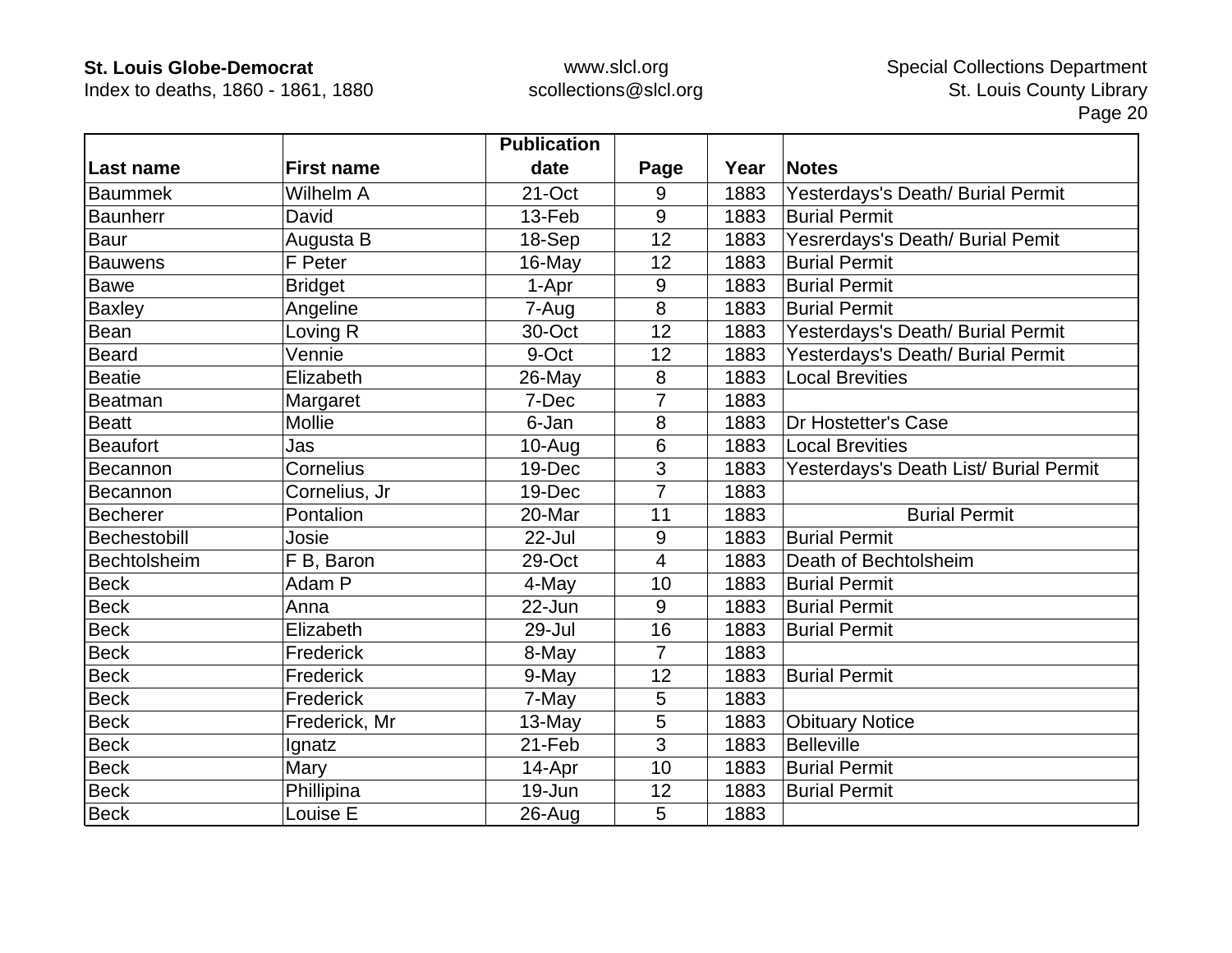| Last name | First name | Publication date | Page | Year | Notes |
|---|---|---|---|---|---|
| Baummek | Wilhelm A | 21-Oct | 9 | 1883 | Yesterdays's Death/ Burial Permit |
| Baunherr | David | 13-Feb | 9 | 1883 | Burial Permit |
| Baur | Augusta B | 18-Sep | 12 | 1883 | Yesrerdays's Death/ Burial Pemit |
| Bauwens | F Peter | 16-May | 12 | 1883 | Burial Permit |
| Bawe | Bridget | 1-Apr | 9 | 1883 | Burial Permit |
| Baxley | Angeline | 7-Aug | 8 | 1883 | Burial Permit |
| Bean | Loving R | 30-Oct | 12 | 1883 | Yesterdays's Death/ Burial Permit |
| Beard | Vennie | 9-Oct | 12 | 1883 | Yesterdays's Death/ Burial Permit |
| Beatie | Elizabeth | 26-May | 8 | 1883 | Local Brevities |
| Beatman | Margaret | 7-Dec | 7 | 1883 | |
| Beatt | Mollie | 6-Jan | 8 | 1883 | Dr Hostetter's Case |
| Beaufort | Jas | 10-Aug | 6 | 1883 | Local Brevities |
| Becannon | Cornelius | 19-Dec | 3 | 1883 | Yesterdays's Death List/ Burial Permit |
| Becannon | Cornelius, Jr | 19-Dec | 7 | 1883 | |
| Becherer | Pontalion | 20-Mar | 11 | 1883 | Burial Permit |
| Bechestobill | Josie | 22-Jul | 9 | 1883 | Burial Permit |
| Bechtolsheim | F B, Baron | 29-Oct | 4 | 1883 | Death of Bechtolsheim |
| Beck | Adam P | 4-May | 10 | 1883 | Burial Permit |
| Beck | Anna | 22-Jun | 9 | 1883 | Burial Permit |
| Beck | Elizabeth | 29-Jul | 16 | 1883 | Burial Permit |
| Beck | Frederick | 8-May | 7 | 1883 | |
| Beck | Frederick | 9-May | 12 | 1883 | Burial Permit |
| Beck | Frederick | 7-May | 5 | 1883 | |
| Beck | Frederick, Mr | 13-May | 5 | 1883 | Obituary Notice |
| Beck | Ignatz | 21-Feb | 3 | 1883 | Belleville |
| Beck | Mary | 14-Apr | 10 | 1883 | Burial Permit |
| Beck | Phillipina | 19-Jun | 12 | 1883 | Burial Permit |
| Beck | Louise E | 26-Aug | 5 | 1883 | |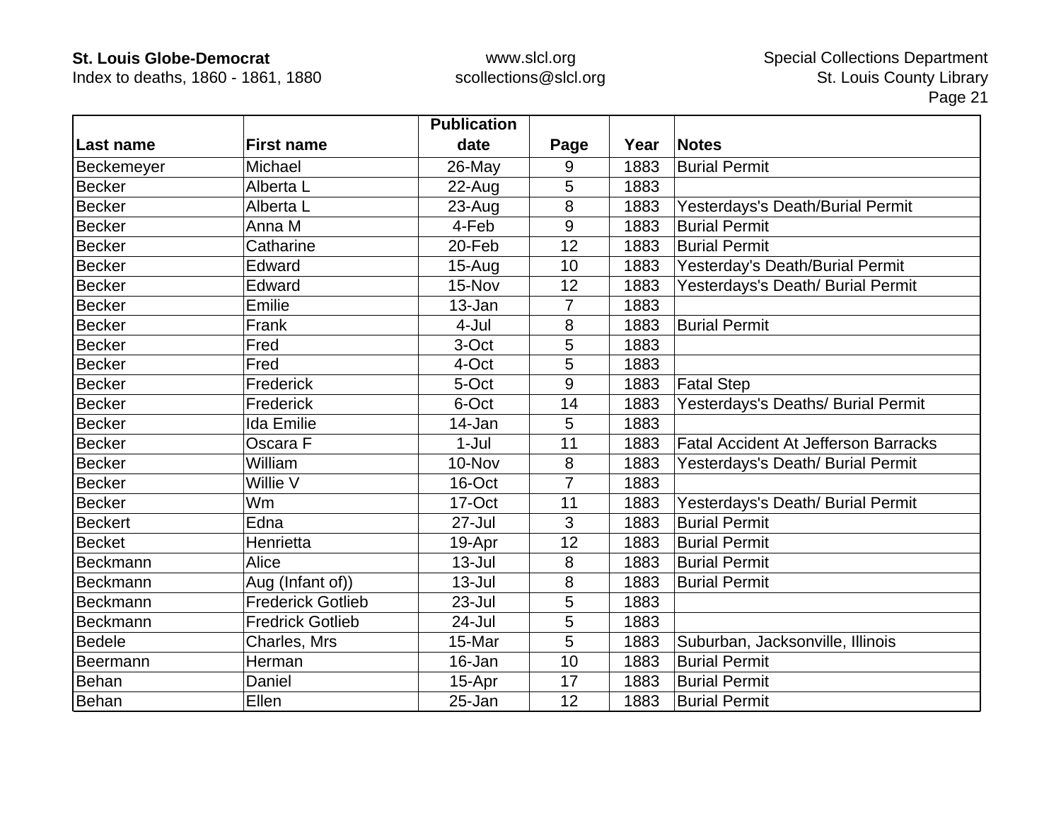| Last name | First name | Publication date | Page | Year | Notes |
|---|---|---|---|---|---|
| Beckemeyer | Michael | 26-May | 9 | 1883 | Burial Permit |
| Becker | Alberta L | 22-Aug | 5 | 1883 | |
| Becker | Alberta L | 23-Aug | 8 | 1883 | Yesterdays's Death/Burial Permit |
| Becker | Anna M | 4-Feb | 9 | 1883 | Burial Permit |
| Becker | Catharine | 20-Feb | 12 | 1883 | Burial Permit |
| Becker | Edward | 15-Aug | 10 | 1883 | Yesterday's Death/Burial Permit |
| Becker | Edward | 15-Nov | 12 | 1883 | Yesterdays's Death/ Burial Permit |
| Becker | Emilie | 13-Jan | 7 | 1883 | |
| Becker | Frank | 4-Jul | 8 | 1883 | Burial Permit |
| Becker | Fred | 3-Oct | 5 | 1883 | |
| Becker | Fred | 4-Oct | 5 | 1883 | |
| Becker | Frederick | 5-Oct | 9 | 1883 | Fatal Step |
| Becker | Frederick | 6-Oct | 14 | 1883 | Yesterdays's Deaths/ Burial Permit |
| Becker | Ida Emilie | 14-Jan | 5 | 1883 | |
| Becker | Oscara F | 1-Jul | 11 | 1883 | Fatal Accident At Jefferson Barracks |
| Becker | William | 10-Nov | 8 | 1883 | Yesterdays's Death/ Burial Permit |
| Becker | Willie V | 16-Oct | 7 | 1883 | |
| Becker | Wm | 17-Oct | 11 | 1883 | Yesterdays's Death/ Burial Permit |
| Beckert | Edna | 27-Jul | 3 | 1883 | Burial Permit |
| Becket | Henrietta | 19-Apr | 12 | 1883 | Burial Permit |
| Beckmann | Alice | 13-Jul | 8 | 1883 | Burial Permit |
| Beckmann | Aug (Infant of)) | 13-Jul | 8 | 1883 | Burial Permit |
| Beckmann | Frederick Gotlieb | 23-Jul | 5 | 1883 | |
| Beckmann | Fredrick Gotlieb | 24-Jul | 5 | 1883 | |
| Bedele | Charles, Mrs | 15-Mar | 5 | 1883 | Suburban, Jacksonville, Illinois |
| Beermann | Herman | 16-Jan | 10 | 1883 | Burial Permit |
| Behan | Daniel | 15-Apr | 17 | 1883 | Burial Permit |
| Behan | Ellen | 25-Jan | 12 | 1883 | Burial Permit |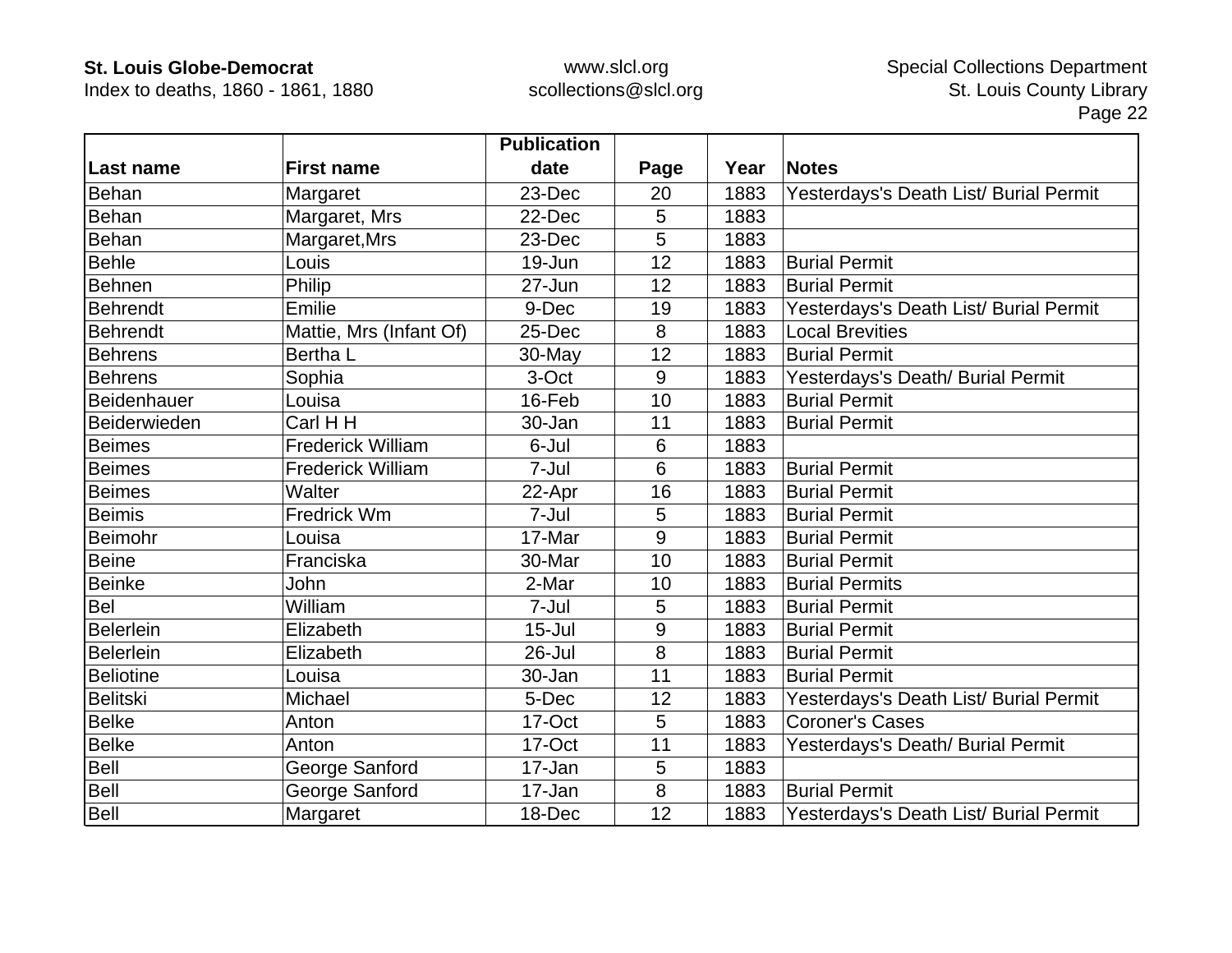| Last name | First name | Publication date | Page | Year | Notes |
|---|---|---|---|---|---|
| Behan | Margaret | 23-Dec | 20 | 1883 | Yesterdays's Death List/ Burial Permit |
| Behan | Margaret, Mrs | 22-Dec | 5 | 1883 | |
| Behan | Margaret,Mrs | 23-Dec | 5 | 1883 | |
| Behle | Louis | 19-Jun | 12 | 1883 | Burial Permit |
| Behnen | Philip | 27-Jun | 12 | 1883 | Burial Permit |
| Behrendt | Emilie | 9-Dec | 19 | 1883 | Yesterdays's Death List/ Burial Permit |
| Behrendt | Mattie, Mrs (Infant Of) | 25-Dec | 8 | 1883 | Local Brevities |
| Behrens | Bertha L | 30-May | 12 | 1883 | Burial Permit |
| Behrens | Sophia | 3-Oct | 9 | 1883 | Yesterdays's Death/ Burial Permit |
| Beidenhauer | Louisa | 16-Feb | 10 | 1883 | Burial Permit |
| Beiderwieden | Carl H H | 30-Jan | 11 | 1883 | Burial Permit |
| Beimes | Frederick William | 6-Jul | 6 | 1883 | |
| Beimes | Frederick William | 7-Jul | 6 | 1883 | Burial Permit |
| Beimes | Walter | 22-Apr | 16 | 1883 | Burial Permit |
| Beimis | Fredrick Wm | 7-Jul | 5 | 1883 | Burial Permit |
| Beimohr | Louisa | 17-Mar | 9 | 1883 | Burial Permit |
| Beine | Franciska | 30-Mar | 10 | 1883 | Burial Permit |
| Beinke | John | 2-Mar | 10 | 1883 | Burial Permits |
| Bel | William | 7-Jul | 5 | 1883 | Burial Permit |
| Belerlein | Elizabeth | 15-Jul | 9 | 1883 | Burial Permit |
| Belerlein | Elizabeth | 26-Jul | 8 | 1883 | Burial Permit |
| Beliotine | Louisa | 30-Jan | 11 | 1883 | Burial Permit |
| Belitski | Michael | 5-Dec | 12 | 1883 | Yesterdays's Death List/ Burial Permit |
| Belke | Anton | 17-Oct | 5 | 1883 | Coroner's Cases |
| Belke | Anton | 17-Oct | 11 | 1883 | Yesterdays's Death/ Burial Permit |
| Bell | George Sanford | 17-Jan | 5 | 1883 | |
| Bell | George Sanford | 17-Jan | 8 | 1883 | Burial Permit |
| Bell | Margaret | 18-Dec | 12 | 1883 | Yesterdays's Death List/ Burial Permit |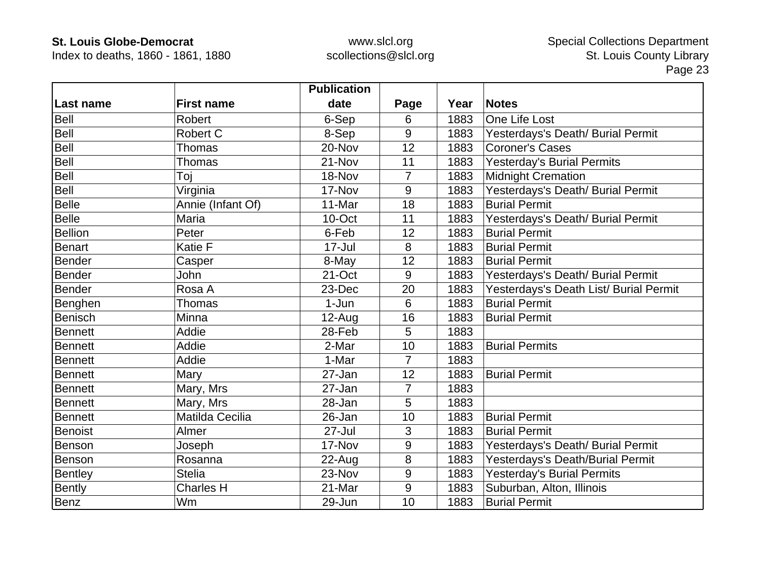| Last name | First name | Publication date | Page | Year | Notes |
|---|---|---|---|---|---|
| Bell | Robert | 6-Sep | 6 | 1883 | One Life Lost |
| Bell | Robert C | 8-Sep | 9 | 1883 | Yesterdays's Death/ Burial Permit |
| Bell | Thomas | 20-Nov | 12 | 1883 | Coroner's Cases |
| Bell | Thomas | 21-Nov | 11 | 1883 | Yesterday's Burial Permits |
| Bell | Toj | 18-Nov | 7 | 1883 | Midnight Cremation |
| Bell | Virginia | 17-Nov | 9 | 1883 | Yesterdays's Death/ Burial Permit |
| Belle | Annie (Infant Of) | 11-Mar | 18 | 1883 | Burial Permit |
| Belle | Maria | 10-Oct | 11 | 1883 | Yesterdays's Death/ Burial Permit |
| Bellion | Peter | 6-Feb | 12 | 1883 | Burial Permit |
| Benart | Katie F | 17-Jul | 8 | 1883 | Burial Permit |
| Bender | Casper | 8-May | 12 | 1883 | Burial Permit |
| Bender | John | 21-Oct | 9 | 1883 | Yesterdays's Death/ Burial Permit |
| Bender | Rosa A | 23-Dec | 20 | 1883 | Yesterdays's Death List/ Burial Permit |
| Benghen | Thomas | 1-Jun | 6 | 1883 | Burial Permit |
| Benisch | Minna | 12-Aug | 16 | 1883 | Burial Permit |
| Bennett | Addie | 28-Feb | 5 | 1883 | |
| Bennett | Addie | 2-Mar | 10 | 1883 | Burial Permits |
| Bennett | Addie | 1-Mar | 7 | 1883 | |
| Bennett | Mary | 27-Jan | 12 | 1883 | Burial Permit |
| Bennett | Mary, Mrs | 27-Jan | 7 | 1883 | |
| Bennett | Mary, Mrs | 28-Jan | 5 | 1883 | |
| Bennett | Matilda Cecilia | 26-Jan | 10 | 1883 | Burial Permit |
| Benoist | Almer | 27-Jul | 3 | 1883 | Burial Permit |
| Benson | Joseph | 17-Nov | 9 | 1883 | Yesterdays's Death/ Burial Permit |
| Benson | Rosanna | 22-Aug | 8 | 1883 | Yesterdays's Death/Burial Permit |
| Bentley | Stelia | 23-Nov | 9 | 1883 | Yesterday's Burial Permits |
| Bently | Charles H | 21-Mar | 9 | 1883 | Suburban, Alton, Illinois |
| Benz | Wm | 29-Jun | 10 | 1883 | Burial Permit |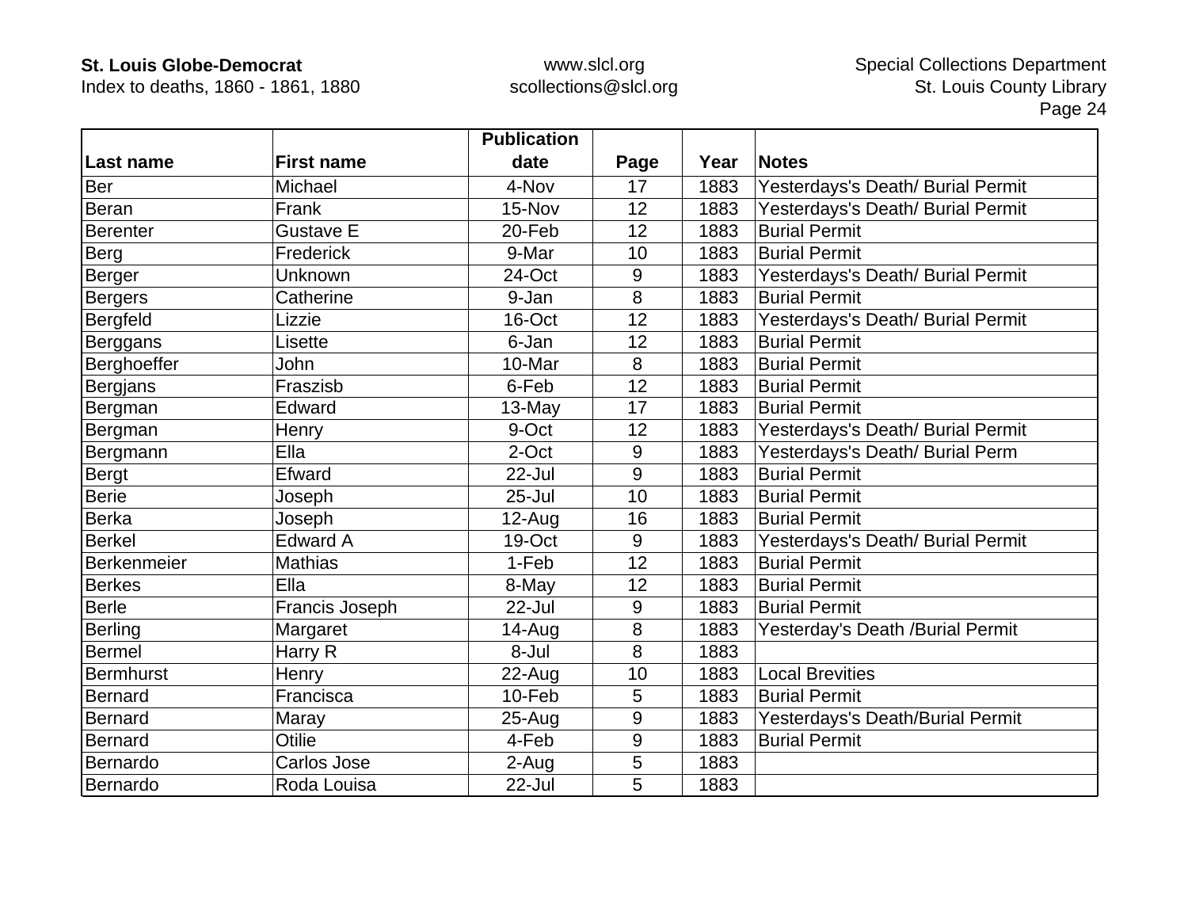| Last name | First name | Publication date | Page | Year | Notes |
|---|---|---|---|---|---|
| Ber | Michael | 4-Nov | 17 | 1883 | Yesterdays's Death/ Burial Permit |
| Beran | Frank | 15-Nov | 12 | 1883 | Yesterdays's Death/ Burial Permit |
| Berenter | Gustave E | 20-Feb | 12 | 1883 | Burial Permit |
| Berg | Frederick | 9-Mar | 10 | 1883 | Burial Permit |
| Berger | Unknown | 24-Oct | 9 | 1883 | Yesterdays's Death/ Burial Permit |
| Bergers | Catherine | 9-Jan | 8 | 1883 | Burial Permit |
| Bergfeld | Lizzie | 16-Oct | 12 | 1883 | Yesterdays's Death/ Burial Permit |
| Berggans | Lisette | 6-Jan | 12 | 1883 | Burial Permit |
| Berghoeffer | John | 10-Mar | 8 | 1883 | Burial Permit |
| Bergjans | Fraszisb | 6-Feb | 12 | 1883 | Burial Permit |
| Bergman | Edward | 13-May | 17 | 1883 | Burial Permit |
| Bergman | Henry | 9-Oct | 12 | 1883 | Yesterdays's Death/ Burial Permit |
| Bergmann | Ella | 2-Oct | 9 | 1883 | Yesterdays's Death/ Burial Perm |
| Bergt | Efward | 22-Jul | 9 | 1883 | Burial Permit |
| Berie | Joseph | 25-Jul | 10 | 1883 | Burial Permit |
| Berka | Joseph | 12-Aug | 16 | 1883 | Burial Permit |
| Berkel | Edward A | 19-Oct | 9 | 1883 | Yesterdays's Death/ Burial Permit |
| Berkenmeier | Mathias | 1-Feb | 12 | 1883 | Burial Permit |
| Berkes | Ella | 8-May | 12 | 1883 | Burial Permit |
| Berle | Francis Joseph | 22-Jul | 9 | 1883 | Burial Permit |
| Berling | Margaret | 14-Aug | 8 | 1883 | Yesterday's Death /Burial Permit |
| Bermel | Harry R | 8-Jul | 8 | 1883 | |
| Bermhurst | Henry | 22-Aug | 10 | 1883 | Local Brevities |
| Bernard | Francisca | 10-Feb | 5 | 1883 | Burial Permit |
| Bernard | Maray | 25-Aug | 9 | 1883 | Yesterdays's Death/Burial Permit |
| Bernard | Otilie | 4-Feb | 9 | 1883 | Burial Permit |
| Bernardo | Carlos Jose | 2-Aug | 5 | 1883 | |
| Bernardo | Roda Louisa | 22-Jul | 5 | 1883 | |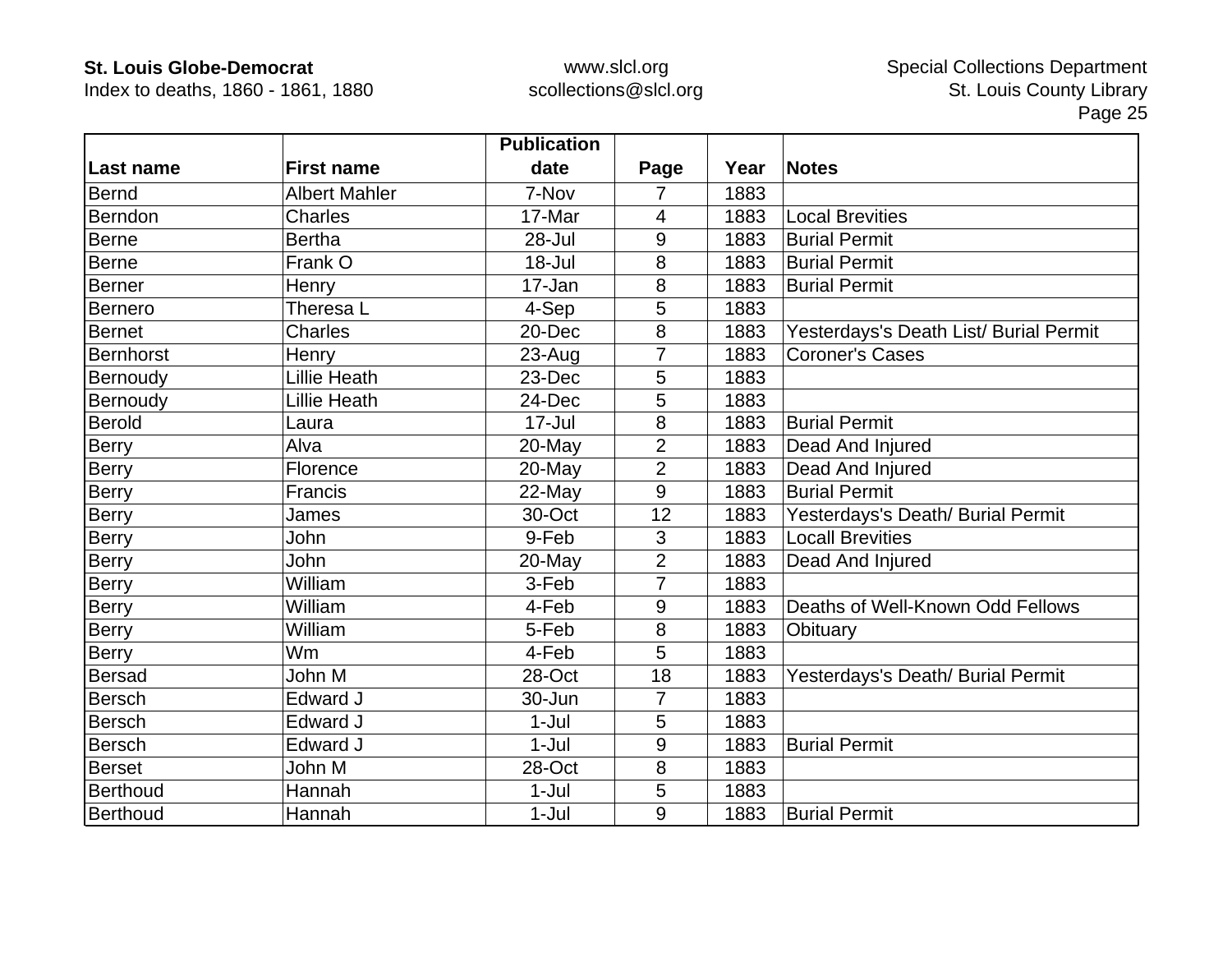| Last name | First name | Publication date | Page | Year | Notes |
|---|---|---|---|---|---|
| Bernd | Albert Mahler | 7-Nov | 7 | 1883 | |
| Berndon | Charles | 17-Mar | 4 | 1883 | Local Brevities |
| Berne | Bertha | 28-Jul | 9 | 1883 | Burial Permit |
| Berne | Frank O | 18-Jul | 8 | 1883 | Burial Permit |
| Berner | Henry | 17-Jan | 8 | 1883 | Burial Permit |
| Bernero | Theresa L | 4-Sep | 5 | 1883 | |
| Bernet | Charles | 20-Dec | 8 | 1883 | Yesterdays's Death List/ Burial Permit |
| Bernhorst | Henry | 23-Aug | 7 | 1883 | Coroner's Cases |
| Bernoudy | Lillie Heath | 23-Dec | 5 | 1883 | |
| Bernoudy | Lillie Heath | 24-Dec | 5 | 1883 | |
| Berold | Laura | 17-Jul | 8 | 1883 | Burial Permit |
| Berry | Alva | 20-May | 2 | 1883 | Dead And Injured |
| Berry | Florence | 20-May | 2 | 1883 | Dead And Injured |
| Berry | Francis | 22-May | 9 | 1883 | Burial Permit |
| Berry | James | 30-Oct | 12 | 1883 | Yesterdays's Death/ Burial Permit |
| Berry | John | 9-Feb | 3 | 1883 | Locall Brevities |
| Berry | John | 20-May | 2 | 1883 | Dead And Injured |
| Berry | William | 3-Feb | 7 | 1883 | |
| Berry | William | 4-Feb | 9 | 1883 | Deaths of Well-Known Odd Fellows |
| Berry | William | 5-Feb | 8 | 1883 | Obituary |
| Berry | Wm | 4-Feb | 5 | 1883 | |
| Bersad | John M | 28-Oct | 18 | 1883 | Yesterdays's Death/ Burial Permit |
| Bersch | Edward J | 30-Jun | 7 | 1883 | |
| Bersch | Edward J | 1-Jul | 5 | 1883 | |
| Bersch | Edward J | 1-Jul | 9 | 1883 | Burial Permit |
| Berset | John M | 28-Oct | 8 | 1883 | |
| Berthoud | Hannah | 1-Jul | 5 | 1883 | |
| Berthoud | Hannah | 1-Jul | 9 | 1883 | Burial Permit |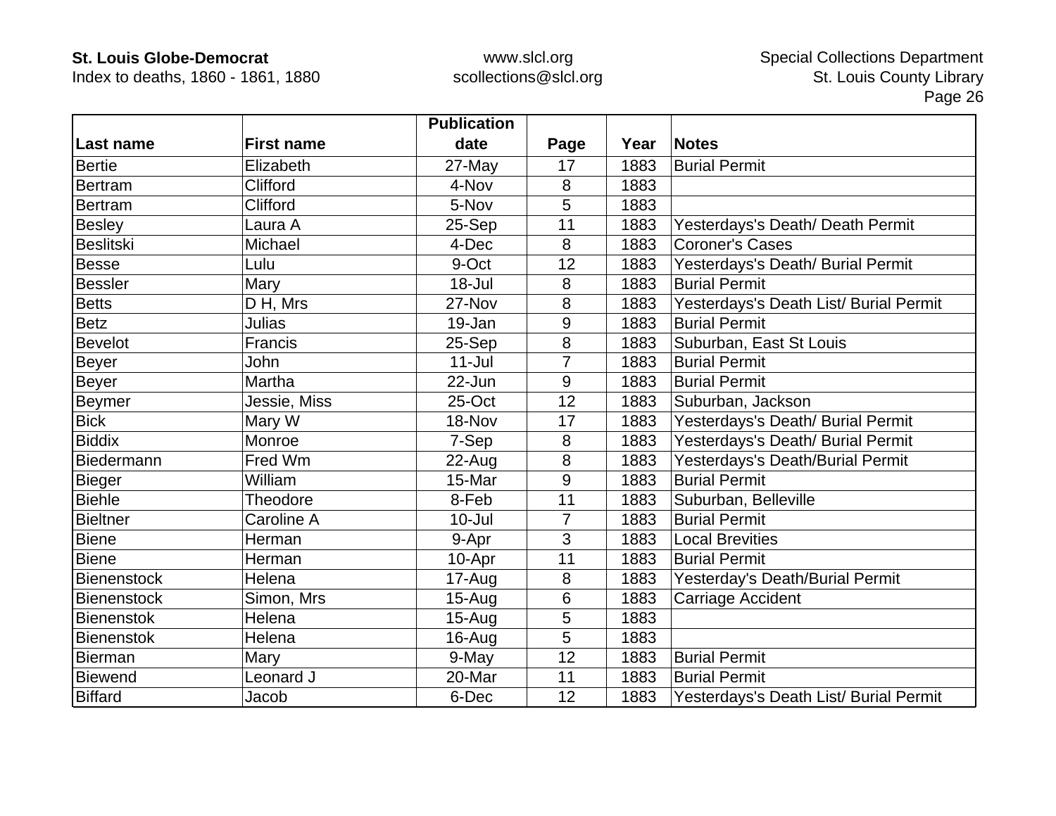| Last name | First name | Publication date | Page | Year | Notes |
|---|---|---|---|---|---|
| Bertie | Elizabeth | 27-May | 17 | 1883 | Burial Permit |
| Bertram | Clifford | 4-Nov | 8 | 1883 | |
| Bertram | Clifford | 5-Nov | 5 | 1883 | |
| Besley | Laura A | 25-Sep | 11 | 1883 | Yesterdays's Death/ Death Permit |
| Beslitski | Michael | 4-Dec | 8 | 1883 | Coroner's Cases |
| Besse | Lulu | 9-Oct | 12 | 1883 | Yesterdays's Death/ Burial Permit |
| Bessler | Mary | 18-Jul | 8 | 1883 | Burial Permit |
| Betts | D H, Mrs | 27-Nov | 8 | 1883 | Yesterdays's Death List/ Burial Permit |
| Betz | Julias | 19-Jan | 9 | 1883 | Burial Permit |
| Bevelot | Francis | 25-Sep | 8 | 1883 | Suburban, East St Louis |
| Beyer | John | 11-Jul | 7 | 1883 | Burial Permit |
| Beyer | Martha | 22-Jun | 9 | 1883 | Burial Permit |
| Beymer | Jessie, Miss | 25-Oct | 12 | 1883 | Suburban, Jackson |
| Bick | Mary W | 18-Nov | 17 | 1883 | Yesterdays's Death/ Burial Permit |
| Biddix | Monroe | 7-Sep | 8 | 1883 | Yesterdays's Death/ Burial Permit |
| Biedermann | Fred Wm | 22-Aug | 8 | 1883 | Yesterdays's Death/Burial Permit |
| Bieger | William | 15-Mar | 9 | 1883 | Burial Permit |
| Biehle | Theodore | 8-Feb | 11 | 1883 | Suburban, Belleville |
| Bieltner | Caroline A | 10-Jul | 7 | 1883 | Burial Permit |
| Biene | Herman | 9-Apr | 3 | 1883 | Local Brevities |
| Biene | Herman | 10-Apr | 11 | 1883 | Burial Permit |
| Bienenstock | Helena | 17-Aug | 8 | 1883 | Yesterday's Death/Burial Permit |
| Bienenstock | Simon, Mrs | 15-Aug | 6 | 1883 | Carriage Accident |
| Bienenstok | Helena | 15-Aug | 5 | 1883 | |
| Bienenstok | Helena | 16-Aug | 5 | 1883 | |
| Bierman | Mary | 9-May | 12 | 1883 | Burial Permit |
| Biewend | Leonard J | 20-Mar | 11 | 1883 | Burial Permit |
| Biffard | Jacob | 6-Dec | 12 | 1883 | Yesterdays's Death List/ Burial Permit |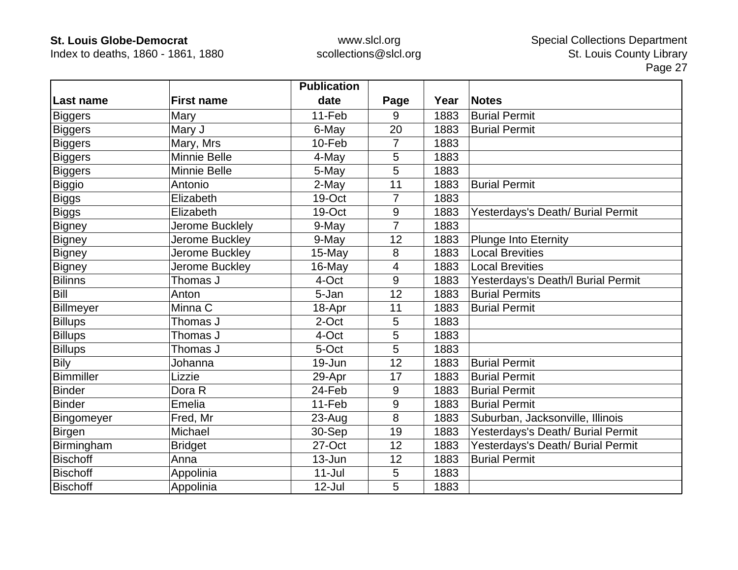| Last name | First name | Publication date | Page | Year | Notes |
|---|---|---|---|---|---|
| Biggers | Mary | 11-Feb | 9 | 1883 | Burial Permit |
| Biggers | Mary J | 6-May | 20 | 1883 | Burial Permit |
| Biggers | Mary, Mrs | 10-Feb | 7 | 1883 | |
| Biggers | Minnie Belle | 4-May | 5 | 1883 | |
| Biggers | Minnie Belle | 5-May | 5 | 1883 | |
| Biggio | Antonio | 2-May | 11 | 1883 | Burial Permit |
| Biggs | Elizabeth | 19-Oct | 7 | 1883 | |
| Biggs | Elizabeth | 19-Oct | 9 | 1883 | Yesterdays's Death/ Burial Permit |
| Bigney | Jerome Bucklely | 9-May | 7 | 1883 | |
| Bigney | Jerome Buckley | 9-May | 12 | 1883 | Plunge Into Eternity |
| Bigney | Jerome Buckley | 15-May | 8 | 1883 | Local Brevities |
| Bigney | Jerome Buckley | 16-May | 4 | 1883 | Local Brevities |
| Bilinns | Thomas J | 4-Oct | 9 | 1883 | Yesterdays's Death/l Burial Permit |
| Bill | Anton | 5-Jan | 12 | 1883 | Burial Permits |
| Billmeyer | Minna C | 18-Apr | 11 | 1883 | Burial Permit |
| Billups | Thomas J | 2-Oct | 5 | 1883 | |
| Billups | Thomas J | 4-Oct | 5 | 1883 | |
| Billups | Thomas J | 5-Oct | 5 | 1883 | |
| Bily | Johanna | 19-Jun | 12 | 1883 | Burial Permit |
| Bimmiller | Lizzie | 29-Apr | 17 | 1883 | Burial Permit |
| Binder | Dora R | 24-Feb | 9 | 1883 | Burial Permit |
| Binder | Emelia | 11-Feb | 9 | 1883 | Burial Permit |
| Bingomeyer | Fred, Mr | 23-Aug | 8 | 1883 | Suburban, Jacksonville, Illinois |
| Birgen | Michael | 30-Sep | 19 | 1883 | Yesterdays's Death/ Burial Permit |
| Birmingham | Bridget | 27-Oct | 12 | 1883 | Yesterdays's Death/ Burial Permit |
| Bischoff | Anna | 13-Jun | 12 | 1883 | Burial Permit |
| Bischoff | Appolinia | 11-Jul | 5 | 1883 | |
| Bischoff | Appolinia | 12-Jul | 5 | 1883 | |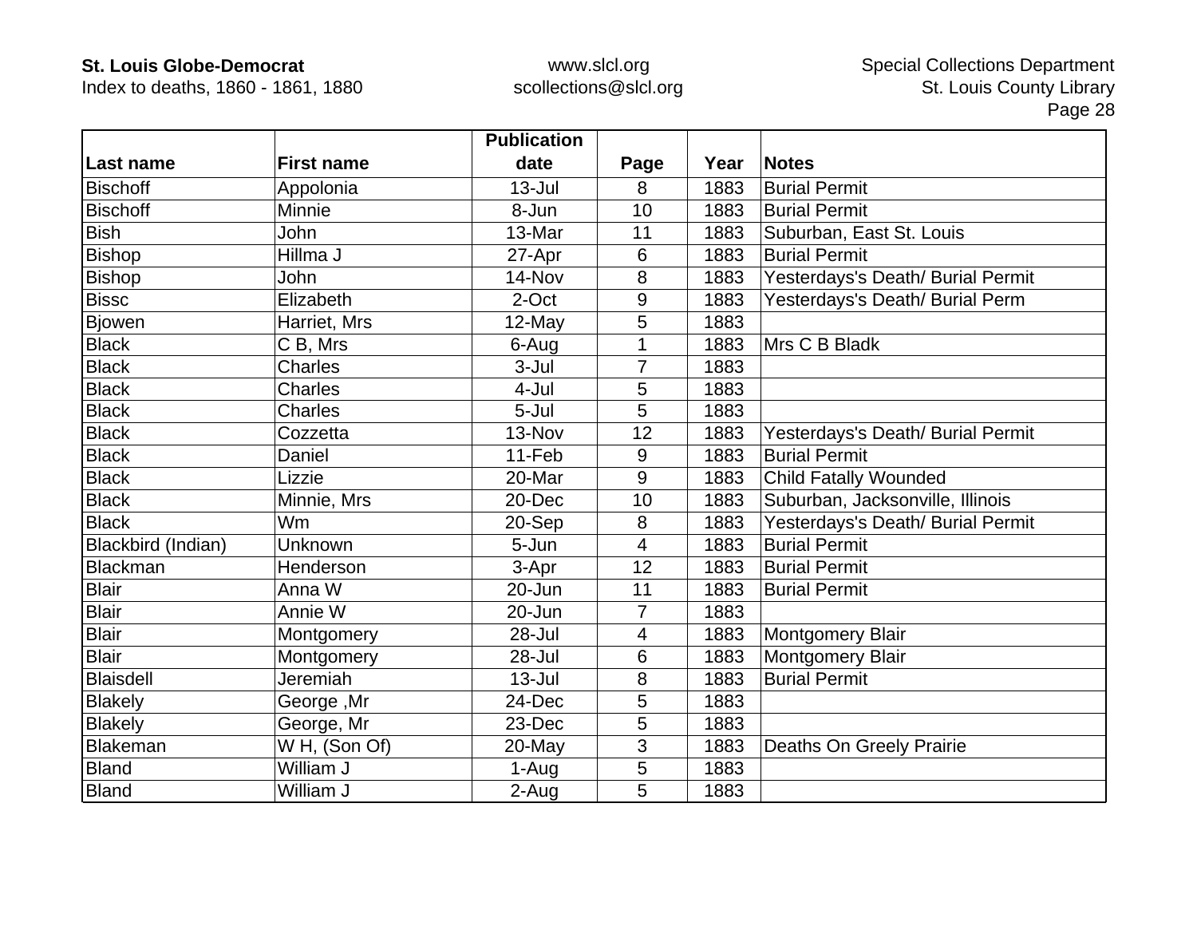| Last name | First name | Publication date | Page | Year | Notes |
|---|---|---|---|---|---|
| Bischoff | Appolonia | 13-Jul | 8 | 1883 | Burial Permit |
| Bischoff | Minnie | 8-Jun | 10 | 1883 | Burial Permit |
| Bish | John | 13-Mar | 11 | 1883 | Suburban, East St. Louis |
| Bishop | Hillma J | 27-Apr | 6 | 1883 | Burial Permit |
| Bishop | John | 14-Nov | 8 | 1883 | Yesterdays's Death/ Burial Permit |
| Bissc | Elizabeth | 2-Oct | 9 | 1883 | Yesterdays's Death/ Burial Perm |
| Bjowen | Harriet, Mrs | 12-May | 5 | 1883 | |
| Black | C B, Mrs | 6-Aug | 1 | 1883 | Mrs C B Bladk |
| Black | Charles | 3-Jul | 7 | 1883 | |
| Black | Charles | 4-Jul | 5 | 1883 | |
| Black | Charles | 5-Jul | 5 | 1883 | |
| Black | Cozzetta | 13-Nov | 12 | 1883 | Yesterdays's Death/ Burial Permit |
| Black | Daniel | 11-Feb | 9 | 1883 | Burial Permit |
| Black | Lizzie | 20-Mar | 9 | 1883 | Child Fatally Wounded |
| Black | Minnie, Mrs | 20-Dec | 10 | 1883 | Suburban, Jacksonville, Illinois |
| Black | Wm | 20-Sep | 8 | 1883 | Yesterdays's Death/ Burial Permit |
| Blackbird (Indian) | Unknown | 5-Jun | 4 | 1883 | Burial Permit |
| Blackman | Henderson | 3-Apr | 12 | 1883 | Burial Permit |
| Blair | Anna W | 20-Jun | 11 | 1883 | Burial Permit |
| Blair | Annie W | 20-Jun | 7 | 1883 | |
| Blair | Montgomery | 28-Jul | 4 | 1883 | Montgomery Blair |
| Blair | Montgomery | 28-Jul | 6 | 1883 | Montgomery Blair |
| Blaisdell | Jeremiah | 13-Jul | 8 | 1883 | Burial Permit |
| Blakely | George ,Mr | 24-Dec | 5 | 1883 | |
| Blakely | George, Mr | 23-Dec | 5 | 1883 | |
| Blakeman | W H, (Son Of) | 20-May | 3 | 1883 | Deaths On Greely Prairie |
| Bland | William J | 1-Aug | 5 | 1883 | |
| Bland | William J | 2-Aug | 5 | 1883 | |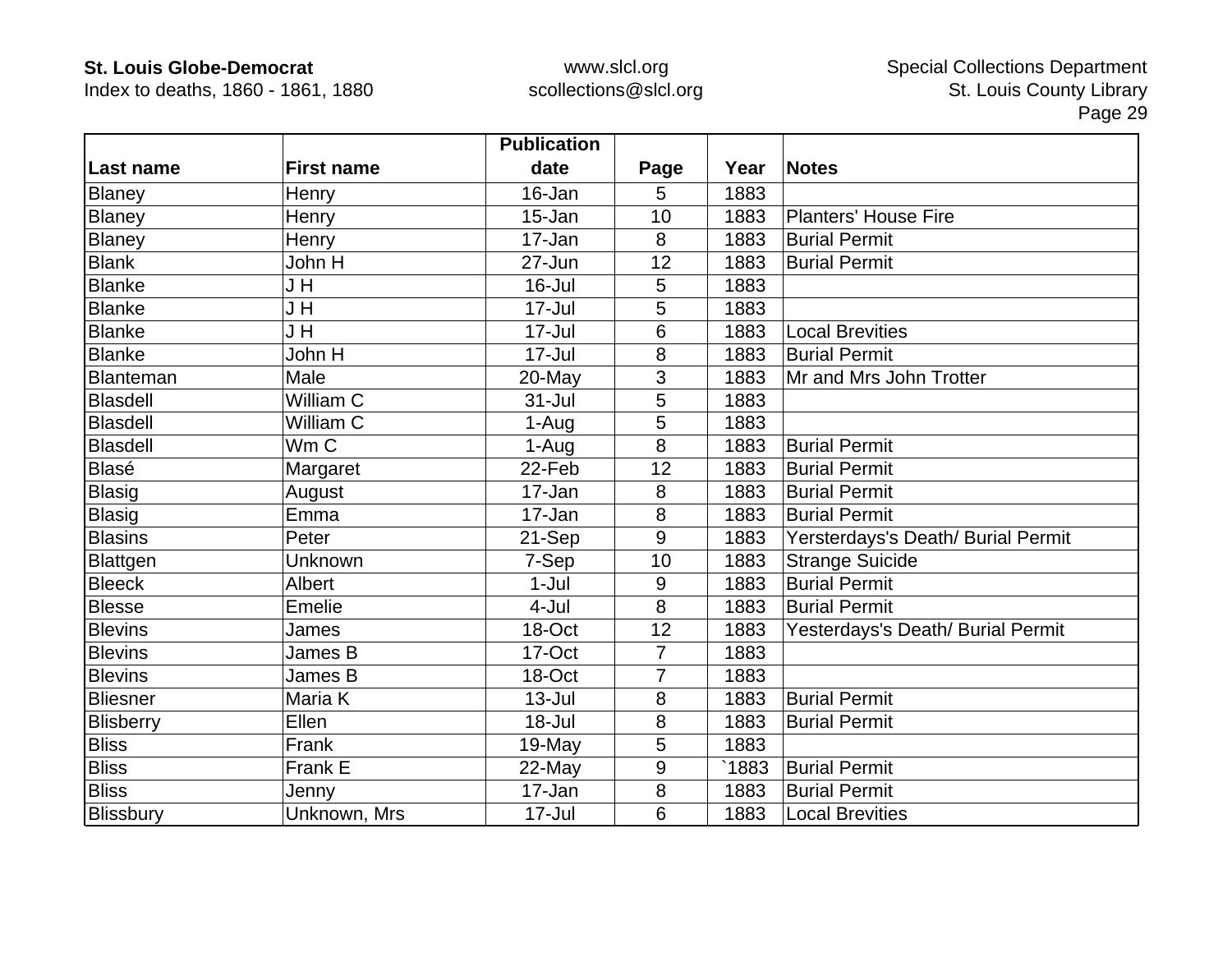| Last name | First name | Publication date | Page | Year | Notes |
|---|---|---|---|---|---|
| Blaney | Henry | 16-Jan | 5 | 1883 | |
| Blaney | Henry | 15-Jan | 10 | 1883 | Planters' House Fire |
| Blaney | Henry | 17-Jan | 8 | 1883 | Burial Permit |
| Blank | John H | 27-Jun | 12 | 1883 | Burial Permit |
| Blanke | J H | 16-Jul | 5 | 1883 | |
| Blanke | J H | 17-Jul | 5 | 1883 | |
| Blanke | J H | 17-Jul | 6 | 1883 | Local Brevities |
| Blanke | John H | 17-Jul | 8 | 1883 | Burial Permit |
| Blanteman | Male | 20-May | 3 | 1883 | Mr and Mrs John Trotter |
| Blasdell | William C | 31-Jul | 5 | 1883 | |
| Blasdell | William C | 1-Aug | 5 | 1883 | |
| Blasdell | Wm C | 1-Aug | 8 | 1883 | Burial Permit |
| Blasé | Margaret | 22-Feb | 12 | 1883 | Burial Permit |
| Blasig | August | 17-Jan | 8 | 1883 | Burial Permit |
| Blasig | Emma | 17-Jan | 8 | 1883 | Burial Permit |
| Blasins | Peter | 21-Sep | 9 | 1883 | Yersterdays's Death/ Burial Permit |
| Blattgen | Unknown | 7-Sep | 10 | 1883 | Strange Suicide |
| Bleeck | Albert | 1-Jul | 9 | 1883 | Burial Permit |
| Blesse | Emelie | 4-Jul | 8 | 1883 | Burial Permit |
| Blevins | James | 18-Oct | 12 | 1883 | Yesterdays's Death/ Burial Permit |
| Blevins | James B | 17-Oct | 7 | 1883 | |
| Blevins | James B | 18-Oct | 7 | 1883 | |
| Bliesner | Maria K | 13-Jul | 8 | 1883 | Burial Permit |
| Blisberry | Ellen | 18-Jul | 8 | 1883 | Burial Permit |
| Bliss | Frank | 19-May | 5 | 1883 | |
| Bliss | Frank E | 22-May | 9 | `1883 | Burial Permit |
| Bliss | Jenny | 17-Jan | 8 | 1883 | Burial Permit |
| Blissbury | Unknown, Mrs | 17-Jul | 6 | 1883 | Local Brevities |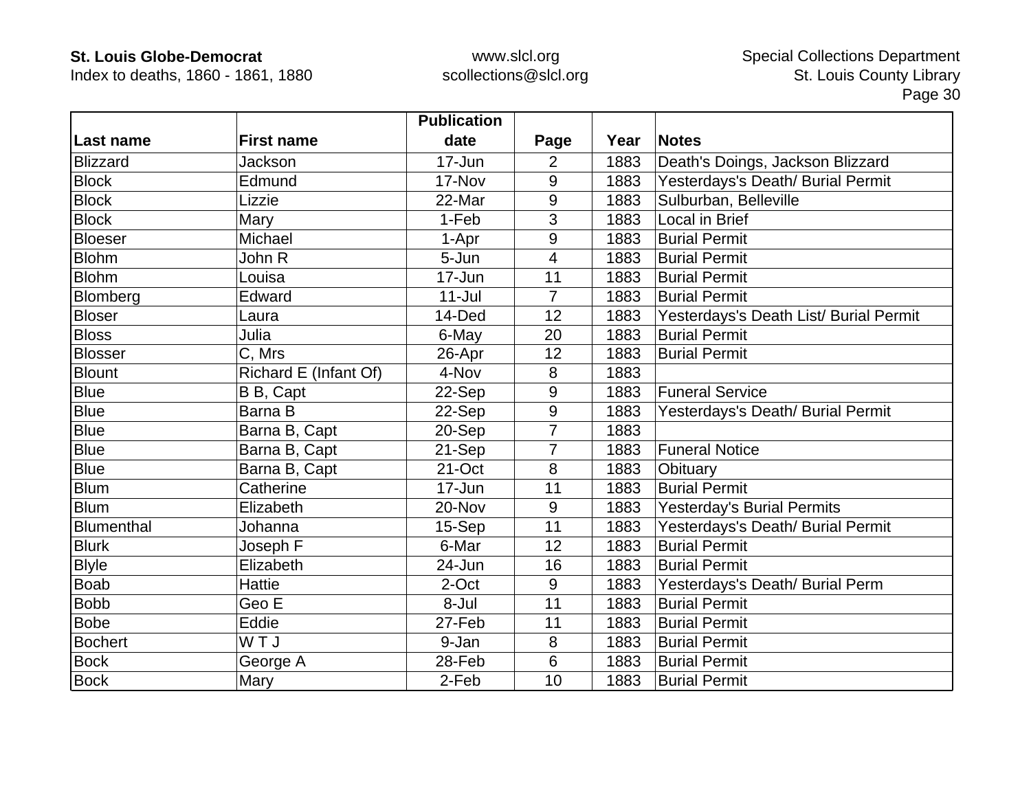| Last name | First name | Publication date | Page | Year | Notes |
|---|---|---|---|---|---|
| Blizzard | Jackson | 17-Jun | 2 | 1883 | Death's Doings, Jackson Blizzard |
| Block | Edmund | 17-Nov | 9 | 1883 | Yesterdays's Death/ Burial Permit |
| Block | Lizzie | 22-Mar | 9 | 1883 | Sulburban, Belleville |
| Block | Mary | 1-Feb | 3 | 1883 | Local in Brief |
| Bloeser | Michael | 1-Apr | 9 | 1883 | Burial Permit |
| Blohm | John R | 5-Jun | 4 | 1883 | Burial Permit |
| Blohm | Louisa | 17-Jun | 11 | 1883 | Burial Permit |
| Blomberg | Edward | 11-Jul | 7 | 1883 | Burial Permit |
| Bloser | Laura | 14-Ded | 12 | 1883 | Yesterdays's Death List/ Burial Permit |
| Bloss | Julia | 6-May | 20 | 1883 | Burial Permit |
| Blosser | C, Mrs | 26-Apr | 12 | 1883 | Burial Permit |
| Blount | Richard E (Infant Of) | 4-Nov | 8 | 1883 | |
| Blue | B B, Capt | 22-Sep | 9 | 1883 | Funeral Service |
| Blue | Barna B | 22-Sep | 9 | 1883 | Yesterdays's Death/ Burial Permit |
| Blue | Barna B, Capt | 20-Sep | 7 | 1883 | |
| Blue | Barna B, Capt | 21-Sep | 7 | 1883 | Funeral Notice |
| Blue | Barna B, Capt | 21-Oct | 8 | 1883 | Obituary |
| Blum | Catherine | 17-Jun | 11 | 1883 | Burial Permit |
| Blum | Elizabeth | 20-Nov | 9 | 1883 | Yesterday's Burial Permits |
| Blumenthal | Johanna | 15-Sep | 11 | 1883 | Yesterdays's Death/ Burial Permit |
| Blurk | Joseph F | 6-Mar | 12 | 1883 | Burial Permit |
| Blyle | Elizabeth | 24-Jun | 16 | 1883 | Burial Permit |
| Boab | Hattie | 2-Oct | 9 | 1883 | Yesterdays's Death/ Burial Perm |
| Bobb | Geo E | 8-Jul | 11 | 1883 | Burial Permit |
| Bobe | Eddie | 27-Feb | 11 | 1883 | Burial Permit |
| Bochert | W T J | 9-Jan | 8 | 1883 | Burial Permit |
| Bock | George A | 28-Feb | 6 | 1883 | Burial Permit |
| Bock | Mary | 2-Feb | 10 | 1883 | Burial Permit |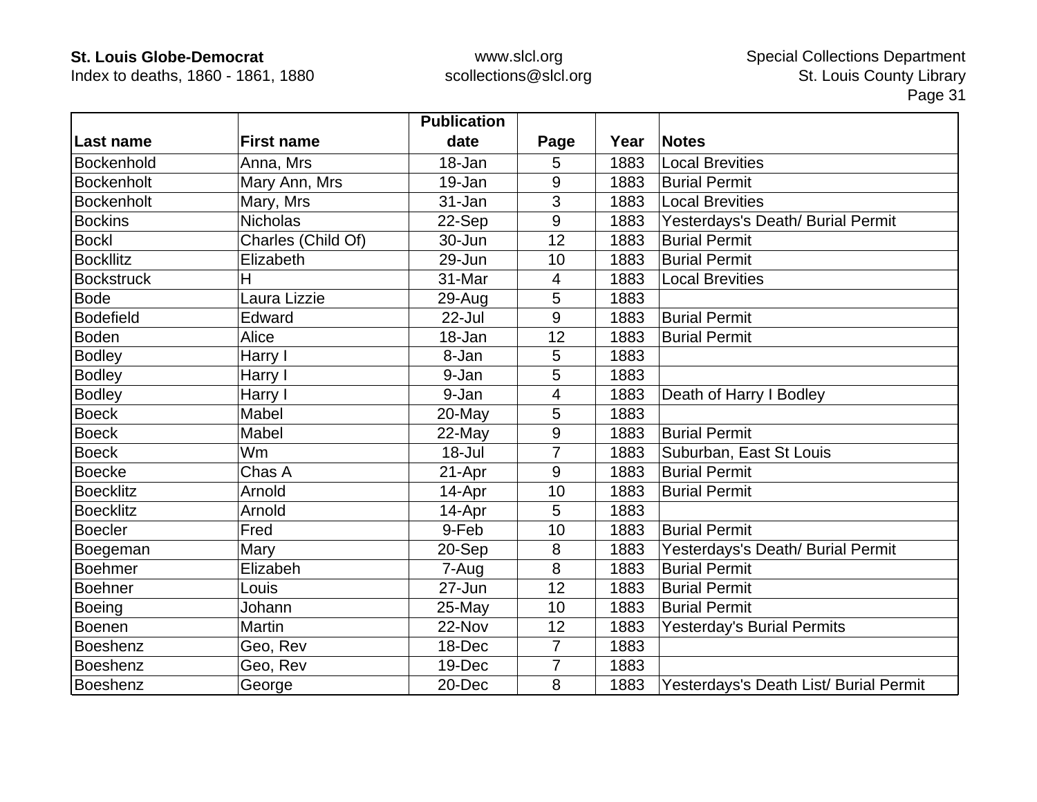| Last name | First name | Publication date | Page | Year | Notes |
|---|---|---|---|---|---|
| Bockenhold | Anna, Mrs | 18-Jan | 5 | 1883 | Local Brevities |
| Bockenholt | Mary Ann, Mrs | 19-Jan | 9 | 1883 | Burial Permit |
| Bockenholt | Mary, Mrs | 31-Jan | 3 | 1883 | Local Brevities |
| Bockins | Nicholas | 22-Sep | 9 | 1883 | Yesterdays's Death/ Burial Permit |
| Bockl | Charles (Child Of) | 30-Jun | 12 | 1883 | Burial Permit |
| Bockllitz | Elizabeth | 29-Jun | 10 | 1883 | Burial Permit |
| Bockstruck | H | 31-Mar | 4 | 1883 | Local Brevities |
| Bode | Laura Lizzie | 29-Aug | 5 | 1883 | |
| Bodefield | Edward | 22-Jul | 9 | 1883 | Burial Permit |
| Boden | Alice | 18-Jan | 12 | 1883 | Burial Permit |
| Bodley | Harry I | 8-Jan | 5 | 1883 | |
| Bodley | Harry I | 9-Jan | 5 | 1883 | |
| Bodley | Harry I | 9-Jan | 4 | 1883 | Death of Harry I Bodley |
| Boeck | Mabel | 20-May | 5 | 1883 | |
| Boeck | Mabel | 22-May | 9 | 1883 | Burial Permit |
| Boeck | Wm | 18-Jul | 7 | 1883 | Suburban, East St Louis |
| Boecke | Chas A | 21-Apr | 9 | 1883 | Burial Permit |
| Boecklitz | Arnold | 14-Apr | 10 | 1883 | Burial Permit |
| Boecklitz | Arnold | 14-Apr | 5 | 1883 | |
| Boecler | Fred | 9-Feb | 10 | 1883 | Burial Permit |
| Boegeman | Mary | 20-Sep | 8 | 1883 | Yesterdays's Death/ Burial Permit |
| Boehmer | Elizabeh | 7-Aug | 8 | 1883 | Burial Permit |
| Boehner | Louis | 27-Jun | 12 | 1883 | Burial Permit |
| Boeing | Johann | 25-May | 10 | 1883 | Burial Permit |
| Boenen | Martin | 22-Nov | 12 | 1883 | Yesterday's Burial Permits |
| Boeshenz | Geo, Rev | 18-Dec | 7 | 1883 | |
| Boeshenz | Geo, Rev | 19-Dec | 7 | 1883 | |
| Boeshenz | George | 20-Dec | 8 | 1883 | Yesterdays's Death List/ Burial Permit |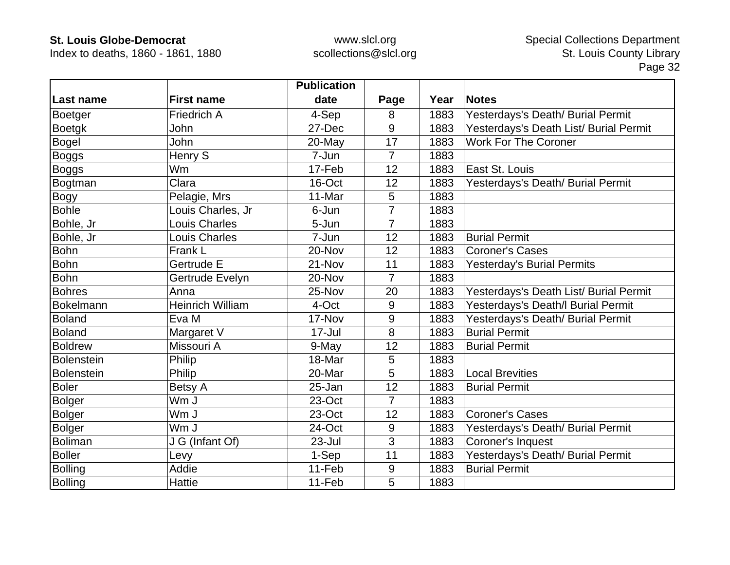| Last name | First name | Publication date | Page | Year | Notes |
|---|---|---|---|---|---|
| Boetger | Friedrich A | 4-Sep | 8 | 1883 | Yesterdays's Death/ Burial Permit |
| Boetgk | John | 27-Dec | 9 | 1883 | Yesterdays's Death List/ Burial Permit |
| Bogel | John | 20-May | 17 | 1883 | Work For The Coroner |
| Boggs | Henry S | 7-Jun | 7 | 1883 | |
| Boggs | Wm | 17-Feb | 12 | 1883 | East St. Louis |
| Bogtman | Clara | 16-Oct | 12 | 1883 | Yesterdays's Death/ Burial Permit |
| Bogy | Pelagie, Mrs | 11-Mar | 5 | 1883 | |
| Bohle | Louis Charles, Jr | 6-Jun | 7 | 1883 | |
| Bohle, Jr | Louis Charles | 5-Jun | 7 | 1883 | |
| Bohle, Jr | Louis Charles | 7-Jun | 12 | 1883 | Burial Permit |
| Bohn | Frank L | 20-Nov | 12 | 1883 | Coroner's Cases |
| Bohn | Gertrude E | 21-Nov | 11 | 1883 | Yesterday's Burial Permits |
| Bohn | Gertrude Evelyn | 20-Nov | 7 | 1883 | |
| Bohres | Anna | 25-Nov | 20 | 1883 | Yesterdays's Death List/ Burial Permit |
| Bokelmann | Heinrich William | 4-Oct | 9 | 1883 | Yesterdays's Death/l Burial Permit |
| Boland | Eva M | 17-Nov | 9 | 1883 | Yesterdays's Death/ Burial Permit |
| Boland | Margaret V | 17-Jul | 8 | 1883 | Burial Permit |
| Boldrew | Missouri A | 9-May | 12 | 1883 | Burial Permit |
| Bolenstein | Philip | 18-Mar | 5 | 1883 | |
| Bolenstein | Philip | 20-Mar | 5 | 1883 | Local Brevities |
| Boler | Betsy A | 25-Jan | 12 | 1883 | Burial Permit |
| Bolger | Wm J | 23-Oct | 7 | 1883 | |
| Bolger | Wm J | 23-Oct | 12 | 1883 | Coroner's Cases |
| Bolger | Wm J | 24-Oct | 9 | 1883 | Yesterdays's Death/ Burial Permit |
| Boliman | J G (Infant Of) | 23-Jul | 3 | 1883 | Coroner's Inquest |
| Boller | Levy | 1-Sep | 11 | 1883 | Yesterdays's Death/ Burial Permit |
| Bolling | Addie | 11-Feb | 9 | 1883 | Burial Permit |
| Bolling | Hattie | 11-Feb | 5 | 1883 | |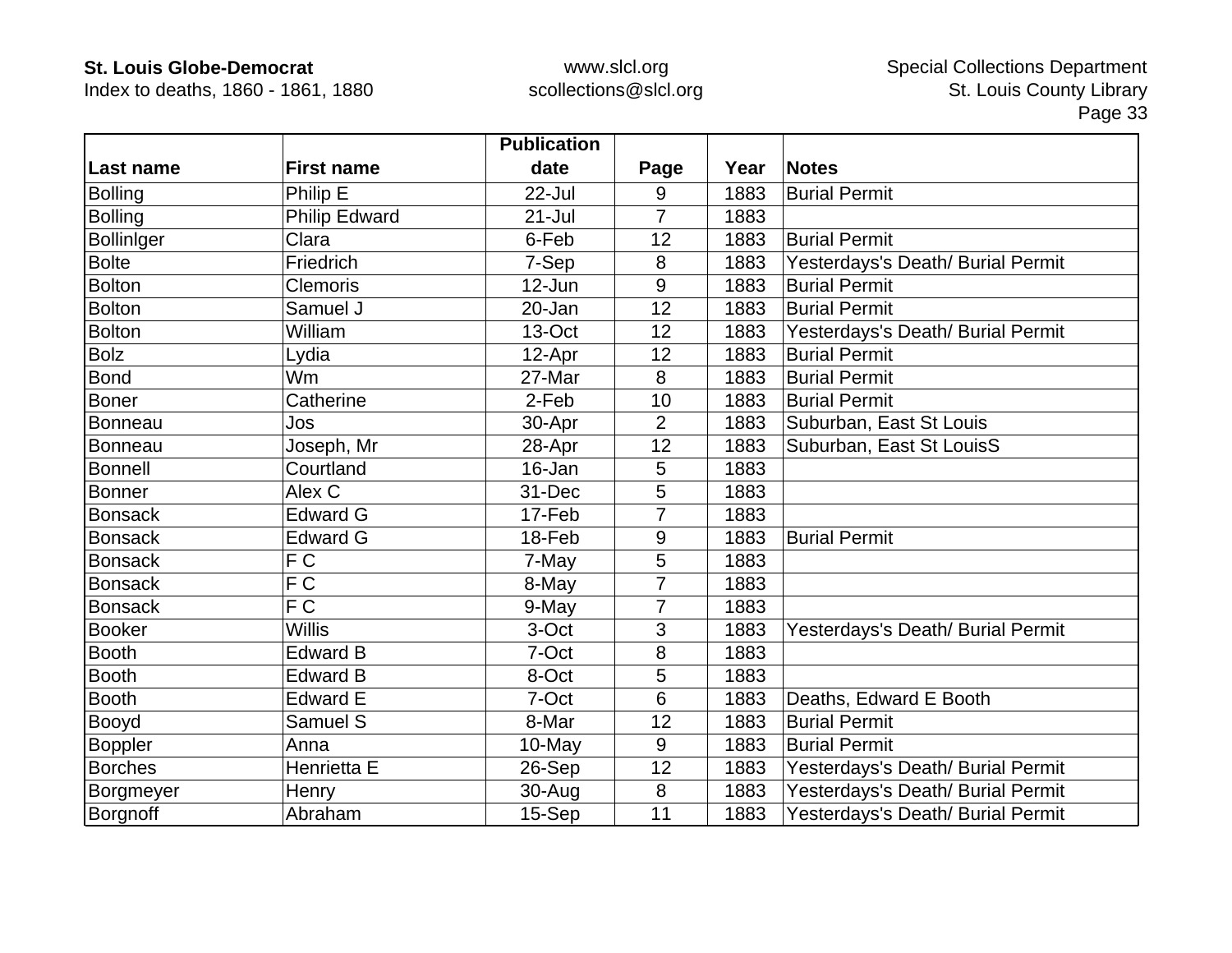| Last name | First name | Publication date | Page | Year | Notes |
| --- | --- | --- | --- | --- | --- |
| Bolling | Philip E | 22-Jul | 9 | 1883 | Burial Permit |
| Bolling | Philip Edward | 21-Jul | 7 | 1883 | |
| Bollinlger | Clara | 6-Feb | 12 | 1883 | Burial Permit |
| Bolte | Friedrich | 7-Sep | 8 | 1883 | Yesterdays's Death/ Burial Permit |
| Bolton | Clemoris | 12-Jun | 9 | 1883 | Burial Permit |
| Bolton | Samuel J | 20-Jan | 12 | 1883 | Burial Permit |
| Bolton | William | 13-Oct | 12 | 1883 | Yesterdays's Death/ Burial Permit |
| Bolz | Lydia | 12-Apr | 12 | 1883 | Burial Permit |
| Bond | Wm | 27-Mar | 8 | 1883 | Burial Permit |
| Boner | Catherine | 2-Feb | 10 | 1883 | Burial Permit |
| Bonneau | Jos | 30-Apr | 2 | 1883 | Suburban, East St Louis |
| Bonneau | Joseph, Mr | 28-Apr | 12 | 1883 | Suburban, East St LouisS |
| Bonnell | Courtland | 16-Jan | 5 | 1883 | |
| Bonner | Alex C | 31-Dec | 5 | 1883 | |
| Bonsack | Edward G | 17-Feb | 7 | 1883 | |
| Bonsack | Edward G | 18-Feb | 9 | 1883 | Burial Permit |
| Bonsack | F C | 7-May | 5 | 1883 | |
| Bonsack | F C | 8-May | 7 | 1883 | |
| Bonsack | F C | 9-May | 7 | 1883 | |
| Booker | Willis | 3-Oct | 3 | 1883 | Yesterdays's Death/ Burial Permit |
| Booth | Edward B | 7-Oct | 8 | 1883 | |
| Booth | Edward B | 8-Oct | 5 | 1883 | |
| Booth | Edward E | 7-Oct | 6 | 1883 | Deaths, Edward E Booth |
| Booyd | Samuel S | 8-Mar | 12 | 1883 | Burial Permit |
| Boppler | Anna | 10-May | 9 | 1883 | Burial Permit |
| Borches | Henrietta E | 26-Sep | 12 | 1883 | Yesterdays's Death/ Burial Permit |
| Borgmeyer | Henry | 30-Aug | 8 | 1883 | Yesterdays's Death/ Burial Permit |
| Borgnoff | Abraham | 15-Sep | 11 | 1883 | Yesterdays's Death/ Burial Permit |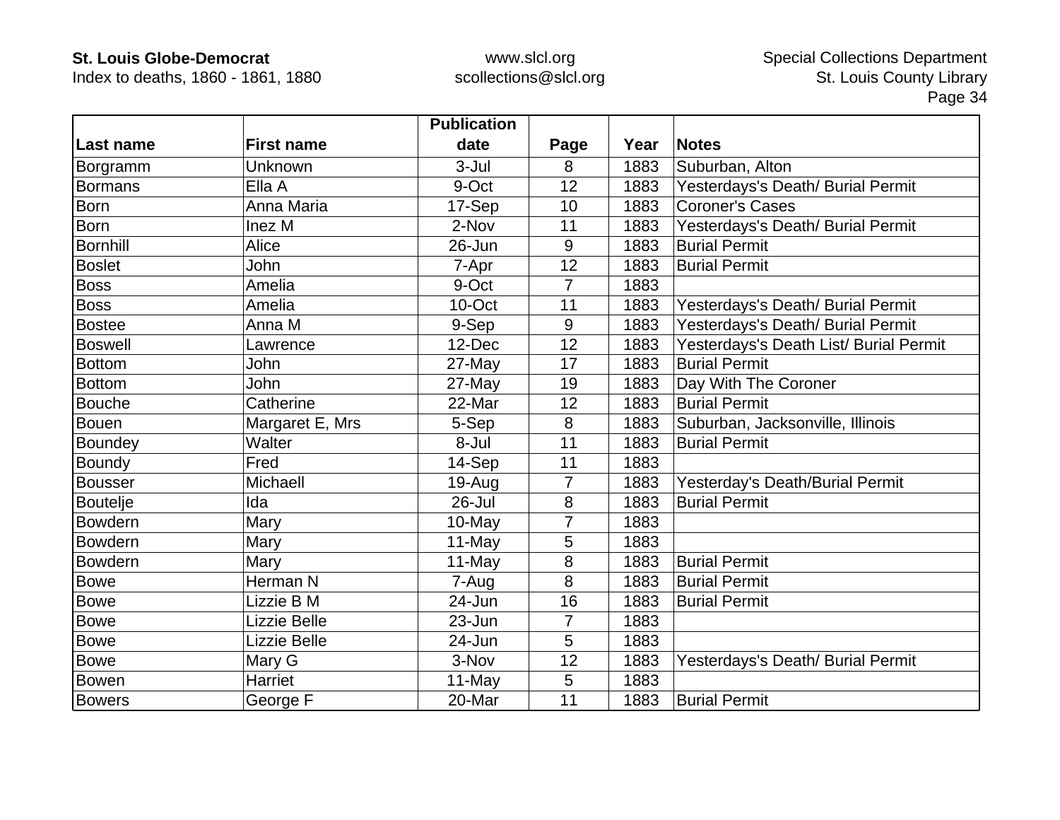| Last name | First name | Publication date | Page | Year | Notes |
|---|---|---|---|---|---|
| Borgramm | Unknown | 3-Jul | 8 | 1883 | Suburban, Alton |
| Bormans | Ella A | 9-Oct | 12 | 1883 | Yesterdays's Death/ Burial Permit |
| Born | Anna Maria | 17-Sep | 10 | 1883 | Coroner's Cases |
| Born | Inez M | 2-Nov | 11 | 1883 | Yesterdays's Death/ Burial Permit |
| Bornhill | Alice | 26-Jun | 9 | 1883 | Burial Permit |
| Boslet | John | 7-Apr | 12 | 1883 | Burial Permit |
| Boss | Amelia | 9-Oct | 7 | 1883 | |
| Boss | Amelia | 10-Oct | 11 | 1883 | Yesterdays's Death/ Burial Permit |
| Bostee | Anna M | 9-Sep | 9 | 1883 | Yesterdays's Death/ Burial Permit |
| Boswell | Lawrence | 12-Dec | 12 | 1883 | Yesterdays's Death List/ Burial Permit |
| Bottom | John | 27-May | 17 | 1883 | Burial Permit |
| Bottom | John | 27-May | 19 | 1883 | Day With The Coroner |
| Bouche | Catherine | 22-Mar | 12 | 1883 | Burial Permit |
| Bouen | Margaret E, Mrs | 5-Sep | 8 | 1883 | Suburban, Jacksonville, Illinois |
| Boundey | Walter | 8-Jul | 11 | 1883 | Burial Permit |
| Boundy | Fred | 14-Sep | 11 | 1883 | |
| Bousser | Michaell | 19-Aug | 7 | 1883 | Yesterday's Death/Burial Permit |
| Boutelje | Ida | 26-Jul | 8 | 1883 | Burial Permit |
| Bowdern | Mary | 10-May | 7 | 1883 | |
| Bowdern | Mary | 11-May | 5 | 1883 | |
| Bowdern | Mary | 11-May | 8 | 1883 | Burial Permit |
| Bowe | Herman N | 7-Aug | 8 | 1883 | Burial Permit |
| Bowe | Lizzie B M | 24-Jun | 16 | 1883 | Burial Permit |
| Bowe | Lizzie Belle | 23-Jun | 7 | 1883 | |
| Bowe | Lizzie Belle | 24-Jun | 5 | 1883 | |
| Bowe | Mary G | 3-Nov | 12 | 1883 | Yesterdays's Death/ Burial Permit |
| Bowen | Harriet | 11-May | 5 | 1883 | |
| Bowers | George F | 20-Mar | 11 | 1883 | Burial Permit |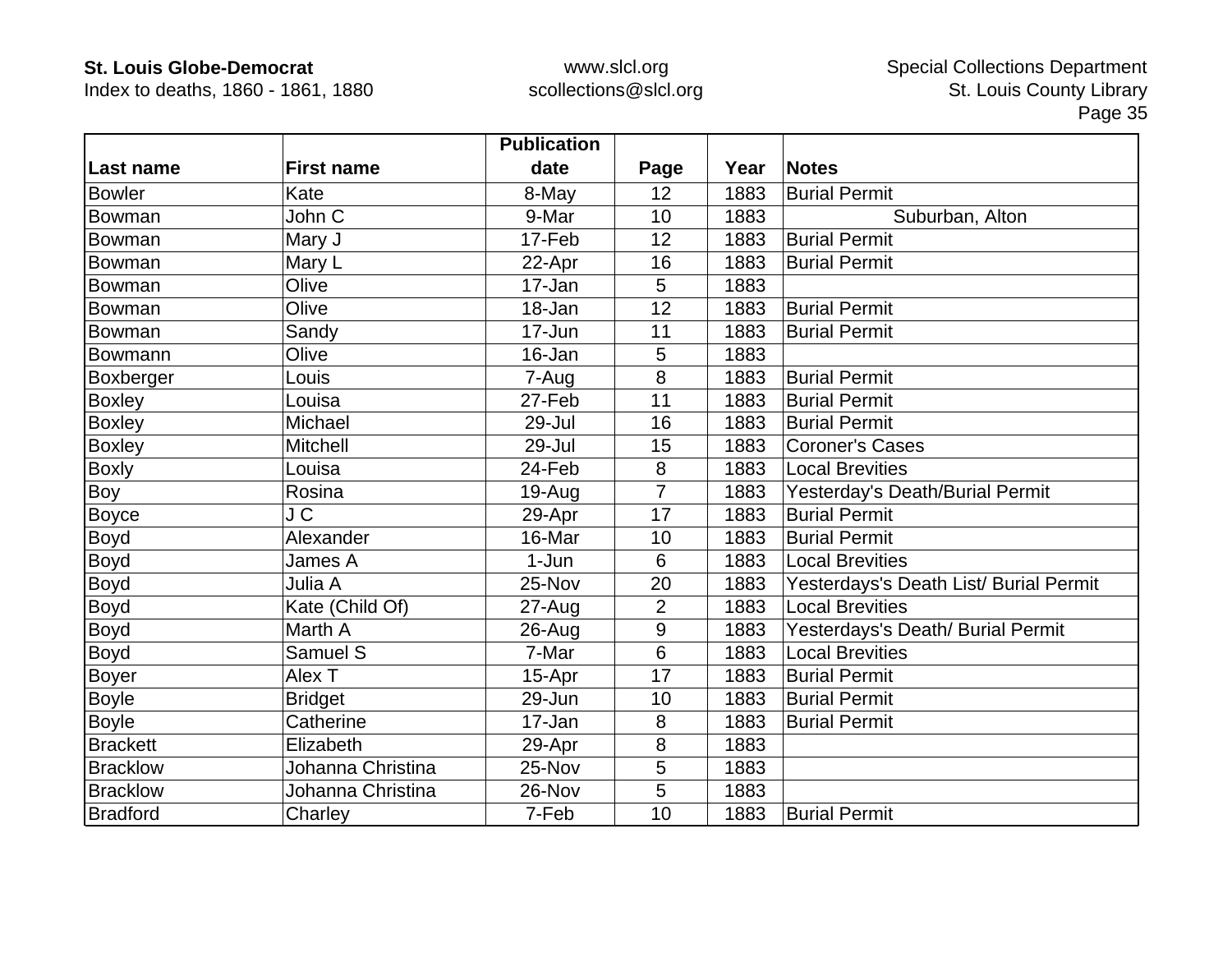| Last name | First name | Publication date | Page | Year | Notes |
|---|---|---|---|---|---|
| Bowler | Kate | 8-May | 12 | 1883 | Burial Permit |
| Bowman | John C | 9-Mar | 10 | 1883 | Suburban, Alton |
| Bowman | Mary J | 17-Feb | 12 | 1883 | Burial Permit |
| Bowman | Mary L | 22-Apr | 16 | 1883 | Burial Permit |
| Bowman | Olive | 17-Jan | 5 | 1883 | |
| Bowman | Olive | 18-Jan | 12 | 1883 | Burial Permit |
| Bowman | Sandy | 17-Jun | 11 | 1883 | Burial Permit |
| Bowmann | Olive | 16-Jan | 5 | 1883 | |
| Boxberger | Louis | 7-Aug | 8 | 1883 | Burial Permit |
| Boxley | Louisa | 27-Feb | 11 | 1883 | Burial Permit |
| Boxley | Michael | 29-Jul | 16 | 1883 | Burial Permit |
| Boxley | Mitchell | 29-Jul | 15 | 1883 | Coroner's Cases |
| Boxly | Louisa | 24-Feb | 8 | 1883 | Local Brevities |
| Boy | Rosina | 19-Aug | 7 | 1883 | Yesterday's Death/Burial Permit |
| Boyce | J C | 29-Apr | 17 | 1883 | Burial Permit |
| Boyd | Alexander | 16-Mar | 10 | 1883 | Burial Permit |
| Boyd | James A | 1-Jun | 6 | 1883 | Local Brevities |
| Boyd | Julia A | 25-Nov | 20 | 1883 | Yesterdays's Death List/ Burial Permit |
| Boyd | Kate (Child Of) | 27-Aug | 2 | 1883 | Local Brevities |
| Boyd | Marth A | 26-Aug | 9 | 1883 | Yesterdays's Death/ Burial Permit |
| Boyd | Samuel S | 7-Mar | 6 | 1883 | Local Brevities |
| Boyer | Alex T | 15-Apr | 17 | 1883 | Burial Permit |
| Boyle | Bridget | 29-Jun | 10 | 1883 | Burial Permit |
| Boyle | Catherine | 17-Jan | 8 | 1883 | Burial Permit |
| Brackett | Elizabeth | 29-Apr | 8 | 1883 | |
| Bracklow | Johanna Christina | 25-Nov | 5 | 1883 | |
| Bracklow | Johanna Christina | 26-Nov | 5 | 1883 | |
| Bradford | Charley | 7-Feb | 10 | 1883 | Burial Permit |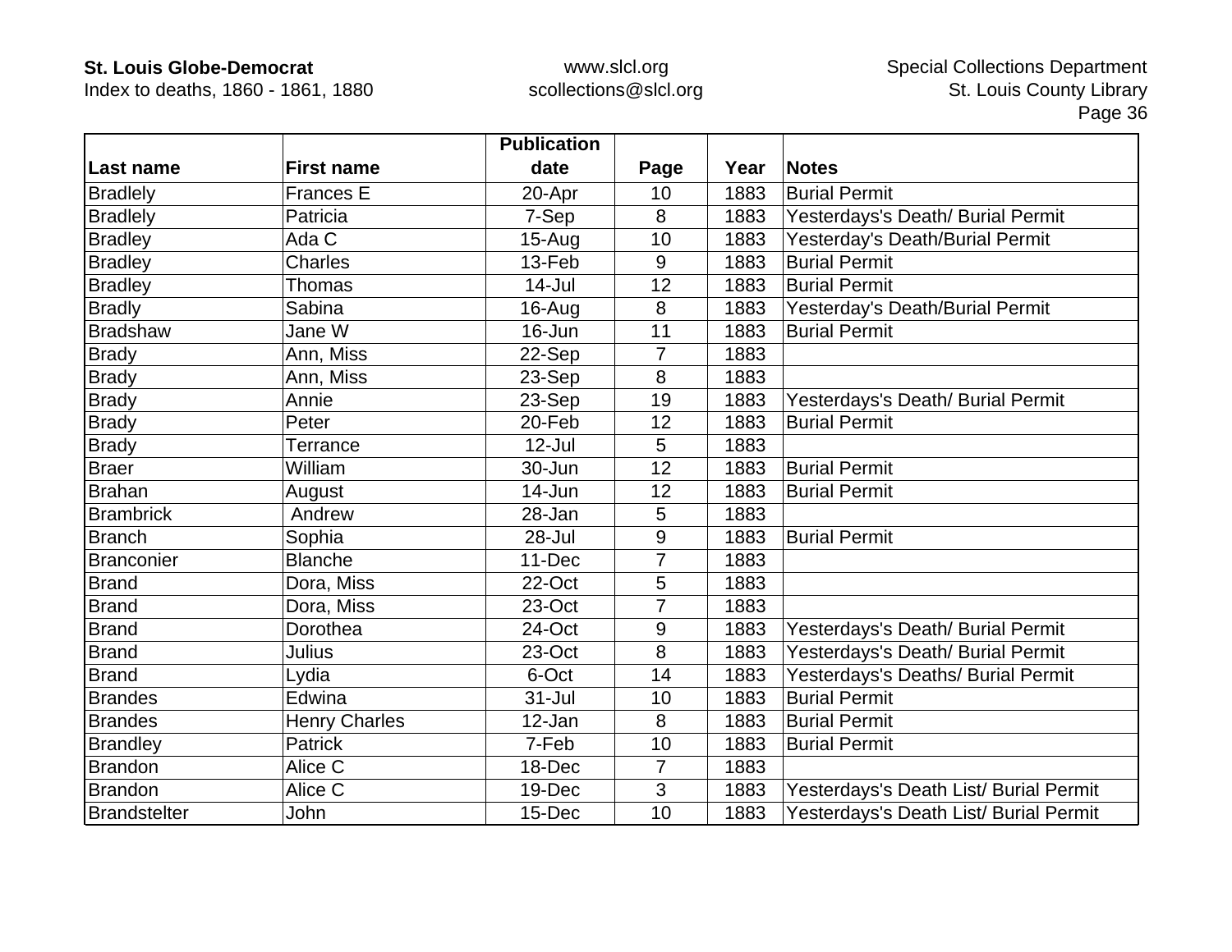| Last name | First name | Publication date | Page | Year | Notes |
|---|---|---|---|---|---|
| Bradlely | Frances E | 20-Apr | 10 | 1883 | Burial Permit |
| Bradlely | Patricia | 7-Sep | 8 | 1883 | Yesterdays's Death/ Burial Permit |
| Bradley | Ada C | 15-Aug | 10 | 1883 | Yesterday's Death/Burial Permit |
| Bradley | Charles | 13-Feb | 9 | 1883 | Burial Permit |
| Bradley | Thomas | 14-Jul | 12 | 1883 | Burial Permit |
| Bradly | Sabina | 16-Aug | 8 | 1883 | Yesterday's Death/Burial Permit |
| Bradshaw | Jane W | 16-Jun | 11 | 1883 | Burial Permit |
| Brady | Ann, Miss | 22-Sep | 7 | 1883 | |
| Brady | Ann, Miss | 23-Sep | 8 | 1883 | |
| Brady | Annie | 23-Sep | 19 | 1883 | Yesterdays's Death/ Burial Permit |
| Brady | Peter | 20-Feb | 12 | 1883 | Burial Permit |
| Brady | Terrance | 12-Jul | 5 | 1883 | |
| Braer | William | 30-Jun | 12 | 1883 | Burial Permit |
| Brahan | August | 14-Jun | 12 | 1883 | Burial Permit |
| Brambrick | Andrew | 28-Jan | 5 | 1883 | |
| Branch | Sophia | 28-Jul | 9 | 1883 | Burial Permit |
| Branconier | Blanche | 11-Dec | 7 | 1883 | |
| Brand | Dora, Miss | 22-Oct | 5 | 1883 | |
| Brand | Dora, Miss | 23-Oct | 7 | 1883 | |
| Brand | Dorothea | 24-Oct | 9 | 1883 | Yesterdays's Death/ Burial Permit |
| Brand | Julius | 23-Oct | 8 | 1883 | Yesterdays's Death/ Burial Permit |
| Brand | Lydia | 6-Oct | 14 | 1883 | Yesterdays's Deaths/ Burial Permit |
| Brandes | Edwina | 31-Jul | 10 | 1883 | Burial Permit |
| Brandes | Henry Charles | 12-Jan | 8 | 1883 | Burial Permit |
| Brandley | Patrick | 7-Feb | 10 | 1883 | Burial Permit |
| Brandon | Alice C | 18-Dec | 7 | 1883 | |
| Brandon | Alice C | 19-Dec | 3 | 1883 | Yesterdays's Death List/ Burial Permit |
| Brandstelter | John | 15-Dec | 10 | 1883 | Yesterdays's Death List/ Burial Permit |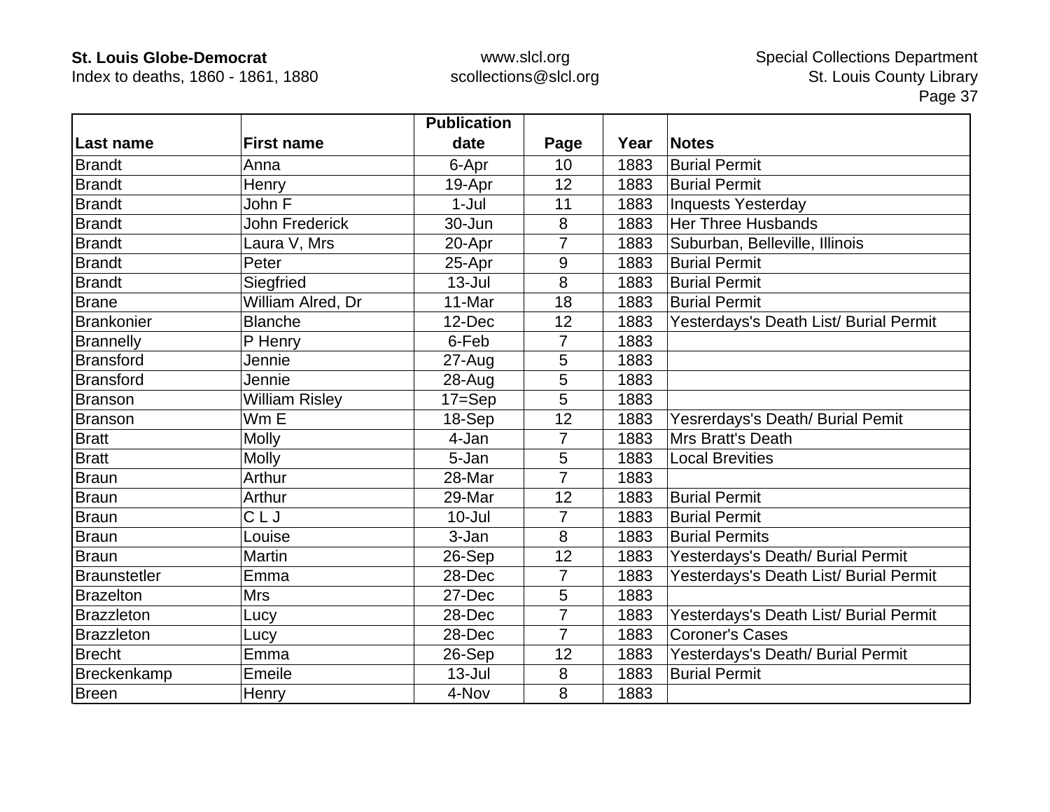| Last name | First name | Publication date | Page | Year | Notes |
|---|---|---|---|---|---|
| Brandt | Anna | 6-Apr | 10 | 1883 | Burial Permit |
| Brandt | Henry | 19-Apr | 12 | 1883 | Burial Permit |
| Brandt | John F | 1-Jul | 11 | 1883 | Inquests Yesterday |
| Brandt | John Frederick | 30-Jun | 8 | 1883 | Her Three Husbands |
| Brandt | Laura V, Mrs | 20-Apr | 7 | 1883 | Suburban, Belleville, Illinois |
| Brandt | Peter | 25-Apr | 9 | 1883 | Burial Permit |
| Brandt | Siegfried | 13-Jul | 8 | 1883 | Burial Permit |
| Brane | William Alred, Dr | 11-Mar | 18 | 1883 | Burial Permit |
| Brankonier | Blanche | 12-Dec | 12 | 1883 | Yesterdays's Death List/ Burial Permit |
| Brannelly | P Henry | 6-Feb | 7 | 1883 | |
| Bransford | Jennie | 27-Aug | 5 | 1883 | |
| Bransford | Jennie | 28-Aug | 5 | 1883 | |
| Branson | William Risley | 17=Sep | 5 | 1883 | |
| Branson | Wm E | 18-Sep | 12 | 1883 | Yesrerdays's Death/ Burial Pemit |
| Bratt | Molly | 4-Jan | 7 | 1883 | Mrs Bratt's Death |
| Bratt | Molly | 5-Jan | 5 | 1883 | Local Brevities |
| Braun | Arthur | 28-Mar | 7 | 1883 | |
| Braun | Arthur | 29-Mar | 12 | 1883 | Burial Permit |
| Braun | C L J | 10-Jul | 7 | 1883 | Burial Permit |
| Braun | Louise | 3-Jan | 8 | 1883 | Burial Permits |
| Braun | Martin | 26-Sep | 12 | 1883 | Yesterdays's Death/ Burial Permit |
| Braunstetler | Emma | 28-Dec | 7 | 1883 | Yesterdays's Death List/ Burial Permit |
| Brazelton | Mrs | 27-Dec | 5 | 1883 | |
| Brazzleton | Lucy | 28-Dec | 7 | 1883 | Yesterdays's Death List/ Burial Permit |
| Brazzleton | Lucy | 28-Dec | 7 | 1883 | Coroner's Cases |
| Brecht | Emma | 26-Sep | 12 | 1883 | Yesterdays's Death/ Burial Permit |
| Breckenkamp | Emeile | 13-Jul | 8 | 1883 | Burial Permit |
| Breen | Henry | 4-Nov | 8 | 1883 | |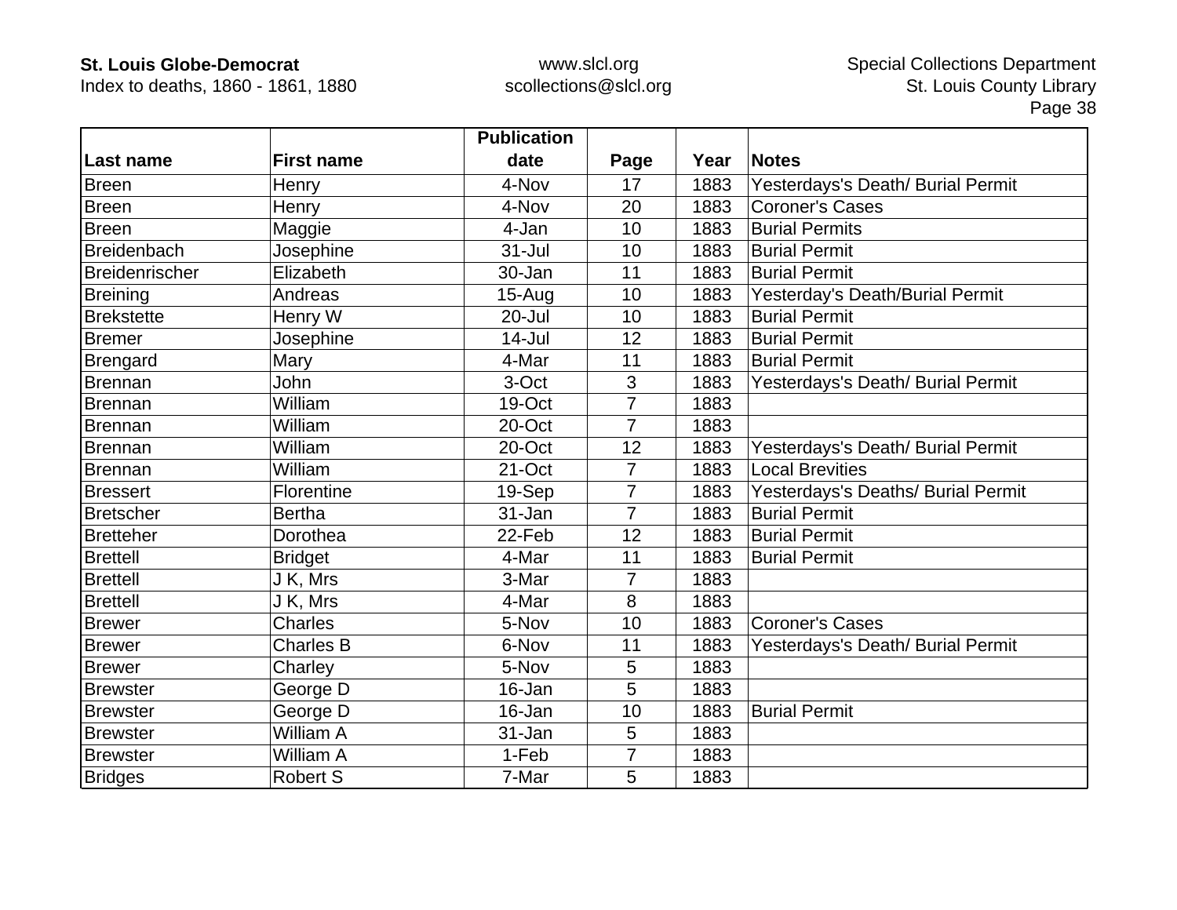| Last name | First name | Publication date | Page | Year | Notes |
|---|---|---|---|---|---|
| Breen | Henry | 4-Nov | 17 | 1883 | Yesterdays's Death/ Burial Permit |
| Breen | Henry | 4-Nov | 20 | 1883 | Coroner's Cases |
| Breen | Maggie | 4-Jan | 10 | 1883 | Burial Permits |
| Breidenbach | Josephine | 31-Jul | 10 | 1883 | Burial Permit |
| Breidenrischer | Elizabeth | 30-Jan | 11 | 1883 | Burial Permit |
| Breining | Andreas | 15-Aug | 10 | 1883 | Yesterday's Death/Burial Permit |
| Brekstette | Henry W | 20-Jul | 10 | 1883 | Burial Permit |
| Bremer | Josephine | 14-Jul | 12 | 1883 | Burial Permit |
| Brengard | Mary | 4-Mar | 11 | 1883 | Burial Permit |
| Brennan | John | 3-Oct | 3 | 1883 | Yesterdays's Death/ Burial Permit |
| Brennan | William | 19-Oct | 7 | 1883 | |
| Brennan | William | 20-Oct | 7 | 1883 | |
| Brennan | William | 20-Oct | 12 | 1883 | Yesterdays's Death/ Burial Permit |
| Brennan | William | 21-Oct | 7 | 1883 | Local Brevities |
| Bressert | Florentine | 19-Sep | 7 | 1883 | Yesterdays's Deaths/ Burial Permit |
| Bretscher | Bertha | 31-Jan | 7 | 1883 | Burial Permit |
| Bretteher | Dorothea | 22-Feb | 12 | 1883 | Burial Permit |
| Brettell | Bridget | 4-Mar | 11 | 1883 | Burial Permit |
| Brettell | J K, Mrs | 3-Mar | 7 | 1883 | |
| Brettell | J K, Mrs | 4-Mar | 8 | 1883 | |
| Brewer | Charles | 5-Nov | 10 | 1883 | Coroner's Cases |
| Brewer | Charles B | 6-Nov | 11 | 1883 | Yesterdays's Death/ Burial Permit |
| Brewer | Charley | 5-Nov | 5 | 1883 | |
| Brewster | George D | 16-Jan | 5 | 1883 | |
| Brewster | George D | 16-Jan | 10 | 1883 | Burial Permit |
| Brewster | William A | 31-Jan | 5 | 1883 | |
| Brewster | William A | 1-Feb | 7 | 1883 | |
| Bridges | Robert S | 7-Mar | 5 | 1883 | |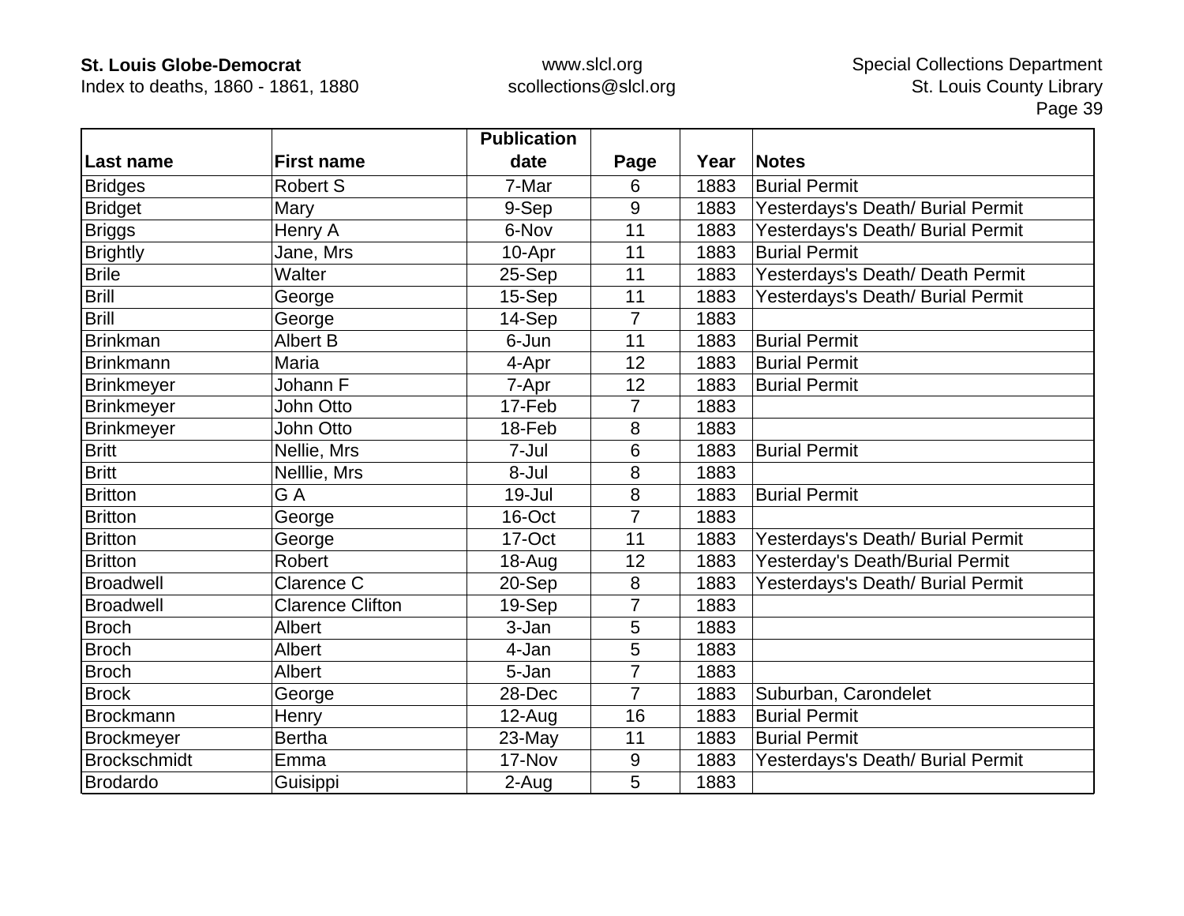| Last name | First name | Publication date | Page | Year | Notes |
|---|---|---|---|---|---|
| Bridges | Robert S | 7-Mar | 6 | 1883 | Burial Permit |
| Bridget | Mary | 9-Sep | 9 | 1883 | Yesterdays's Death/ Burial Permit |
| Briggs | Henry A | 6-Nov | 11 | 1883 | Yesterdays's Death/ Burial Permit |
| Brightly | Jane, Mrs | 10-Apr | 11 | 1883 | Burial Permit |
| Brile | Walter | 25-Sep | 11 | 1883 | Yesterdays's Death/ Death Permit |
| Brill | George | 15-Sep | 11 | 1883 | Yesterdays's Death/ Burial Permit |
| Brill | George | 14-Sep | 7 | 1883 | |
| Brinkman | Albert B | 6-Jun | 11 | 1883 | Burial Permit |
| Brinkmann | Maria | 4-Apr | 12 | 1883 | Burial Permit |
| Brinkmeyer | Johann F | 7-Apr | 12 | 1883 | Burial Permit |
| Brinkmeyer | John Otto | 17-Feb | 7 | 1883 | |
| Brinkmeyer | John Otto | 18-Feb | 8 | 1883 | |
| Britt | Nellie, Mrs | 7-Jul | 6 | 1883 | Burial Permit |
| Britt | Nelllie, Mrs | 8-Jul | 8 | 1883 | |
| Britton | G A | 19-Jul | 8 | 1883 | Burial Permit |
| Britton | George | 16-Oct | 7 | 1883 | |
| Britton | George | 17-Oct | 11 | 1883 | Yesterdays's Death/ Burial Permit |
| Britton | Robert | 18-Aug | 12 | 1883 | Yesterday's Death/Burial Permit |
| Broadwell | Clarence C | 20-Sep | 8 | 1883 | Yesterdays's Death/ Burial Permit |
| Broadwell | Clarence Clifton | 19-Sep | 7 | 1883 | |
| Broch | Albert | 3-Jan | 5 | 1883 | |
| Broch | Albert | 4-Jan | 5 | 1883 | |
| Broch | Albert | 5-Jan | 7 | 1883 | |
| Brock | George | 28-Dec | 7 | 1883 | Suburban, Carondelet |
| Brockmann | Henry | 12-Aug | 16 | 1883 | Burial Permit |
| Brockmeyer | Bertha | 23-May | 11 | 1883 | Burial Permit |
| Brockschmidt | Emma | 17-Nov | 9 | 1883 | Yesterdays's Death/ Burial Permit |
| Brodardo | Guisippi | 2-Aug | 5 | 1883 | |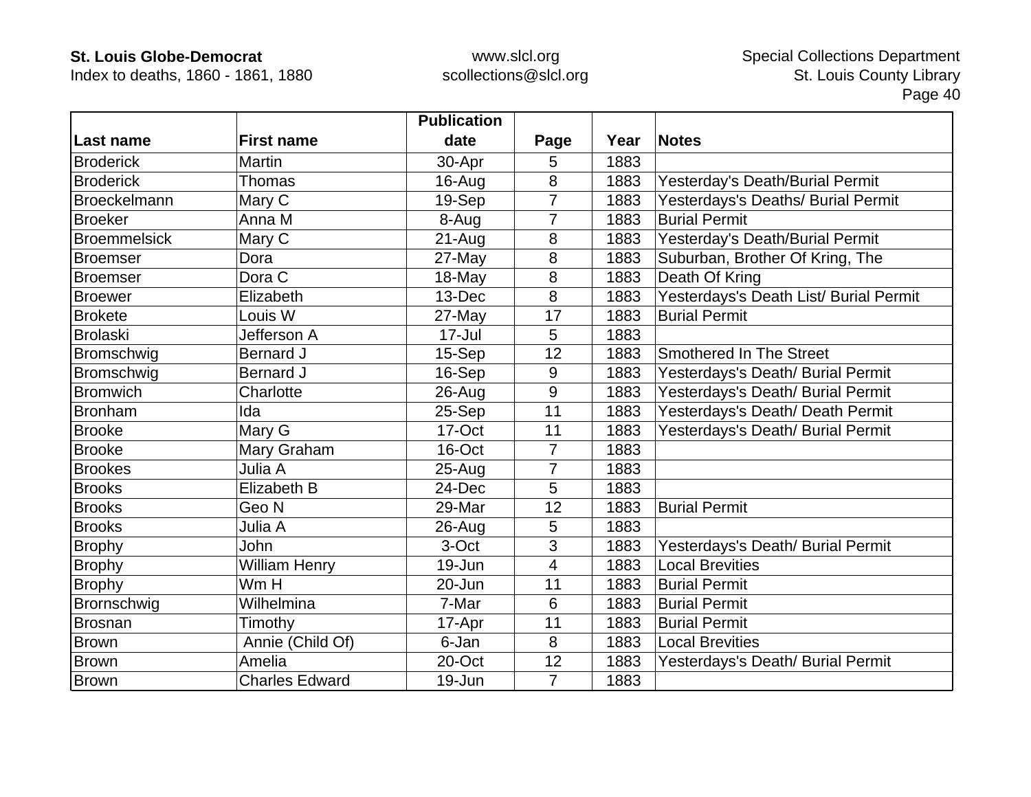| Last name | First name | Publication date | Page | Year | Notes |
|---|---|---|---|---|---|
| Broderick | Martin | 30-Apr | 5 | 1883 | |
| Broderick | Thomas | 16-Aug | 8 | 1883 | Yesterday's Death/Burial Permit |
| Broeckelmann | Mary C | 19-Sep | 7 | 1883 | Yesterdays's Deaths/ Burial Permit |
| Broeker | Anna M | 8-Aug | 7 | 1883 | Burial Permit |
| Broemmelsick | Mary C | 21-Aug | 8 | 1883 | Yesterday's Death/Burial Permit |
| Broemser | Dora | 27-May | 8 | 1883 | Suburban, Brother Of Kring, The |
| Broemser | Dora C | 18-May | 8 | 1883 | Death Of Kring |
| Broewer | Elizabeth | 13-Dec | 8 | 1883 | Yesterdays's Death List/ Burial Permit |
| Brokete | Louis W | 27-May | 17 | 1883 | Burial Permit |
| Brolaski | Jefferson A | 17-Jul | 5 | 1883 | |
| Bromschwig | Bernard J | 15-Sep | 12 | 1883 | Smothered In The Street |
| Bromschwig | Bernard J | 16-Sep | 9 | 1883 | Yesterdays's Death/ Burial Permit |
| Bromwich | Charlotte | 26-Aug | 9 | 1883 | Yesterdays's Death/ Burial Permit |
| Bronham | Ida | 25-Sep | 11 | 1883 | Yesterdays's Death/ Death Permit |
| Brooke | Mary G | 17-Oct | 11 | 1883 | Yesterdays's Death/ Burial Permit |
| Brooke | Mary Graham | 16-Oct | 7 | 1883 | |
| Brookes | Julia A | 25-Aug | 7 | 1883 | |
| Brooks | Elizabeth B | 24-Dec | 5 | 1883 | |
| Brooks | Geo N | 29-Mar | 12 | 1883 | Burial Permit |
| Brooks | Julia A | 26-Aug | 5 | 1883 | |
| Brophy | John | 3-Oct | 3 | 1883 | Yesterdays's Death/ Burial Permit |
| Brophy | William Henry | 19-Jun | 4 | 1883 | Local Brevities |
| Brophy | Wm H | 20-Jun | 11 | 1883 | Burial Permit |
| Brornschwig | Wilhelmina | 7-Mar | 6 | 1883 | Burial Permit |
| Brosnan | Timothy | 17-Apr | 11 | 1883 | Burial Permit |
| Brown | Annie (Child Of) | 6-Jan | 8 | 1883 | Local Brevities |
| Brown | Amelia | 20-Oct | 12 | 1883 | Yesterdays's Death/ Burial Permit |
| Brown | Charles Edward | 19-Jun | 7 | 1883 | |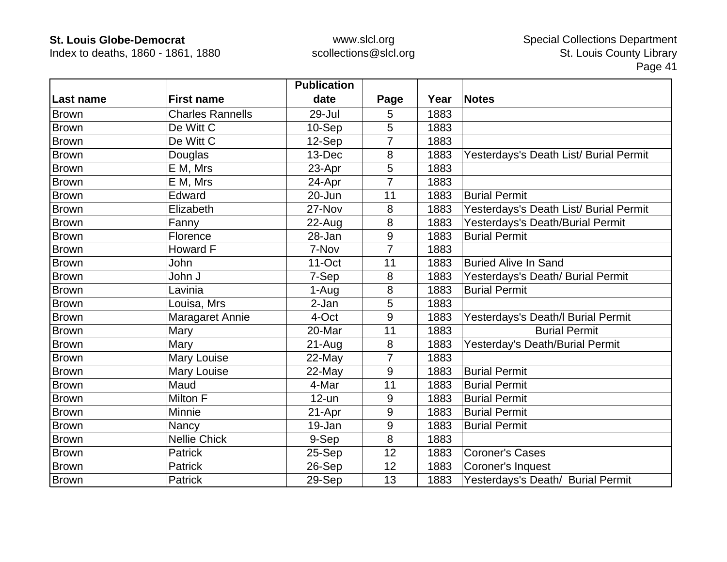| Last name | First name | Publication date | Page | Year | Notes |
|---|---|---|---|---|---|
| Brown | Charles Rannells | 29-Jul | 5 | 1883 | |
| Brown | De Witt C | 10-Sep | 5 | 1883 | |
| Brown | De Witt C | 12-Sep | 7 | 1883 | |
| Brown | Douglas | 13-Dec | 8 | 1883 | Yesterdays's Death List/ Burial Permit |
| Brown | E M, Mrs | 23-Apr | 5 | 1883 | |
| Brown | E M, Mrs | 24-Apr | 7 | 1883 | |
| Brown | Edward | 20-Jun | 11 | 1883 | Burial Permit |
| Brown | Elizabeth | 27-Nov | 8 | 1883 | Yesterdays's Death List/ Burial Permit |
| Brown | Fanny | 22-Aug | 8 | 1883 | Yesterdays's Death/Burial Permit |
| Brown | Florence | 28-Jan | 9 | 1883 | Burial Permit |
| Brown | Howard F | 7-Nov | 7 | 1883 | |
| Brown | John | 11-Oct | 11 | 1883 | Buried Alive In Sand |
| Brown | John J | 7-Sep | 8 | 1883 | Yesterdays's Death/ Burial Permit |
| Brown | Lavinia | 1-Aug | 8 | 1883 | Burial Permit |
| Brown | Louisa, Mrs | 2-Jan | 5 | 1883 | |
| Brown | Maragaret Annie | 4-Oct | 9 | 1883 | Yesterdays's Death/l Burial Permit |
| Brown | Mary | 20-Mar | 11 | 1883 | Burial Permit |
| Brown | Mary | 21-Aug | 8 | 1883 | Yesterday's Death/Burial Permit |
| Brown | Mary Louise | 22-May | 7 | 1883 | |
| Brown | Mary Louise | 22-May | 9 | 1883 | Burial Permit |
| Brown | Maud | 4-Mar | 11 | 1883 | Burial Permit |
| Brown | Milton F | 12-un | 9 | 1883 | Burial Permit |
| Brown | Minnie | 21-Apr | 9 | 1883 | Burial Permit |
| Brown | Nancy | 19-Jan | 9 | 1883 | Burial Permit |
| Brown | Nellie Chick | 9-Sep | 8 | 1883 | |
| Brown | Patrick | 25-Sep | 12 | 1883 | Coroner's Cases |
| Brown | Patrick | 26-Sep | 12 | 1883 | Coroner's Inquest |
| Brown | Patrick | 29-Sep | 13 | 1883 | Yesterdays's Death/  Burial Permit |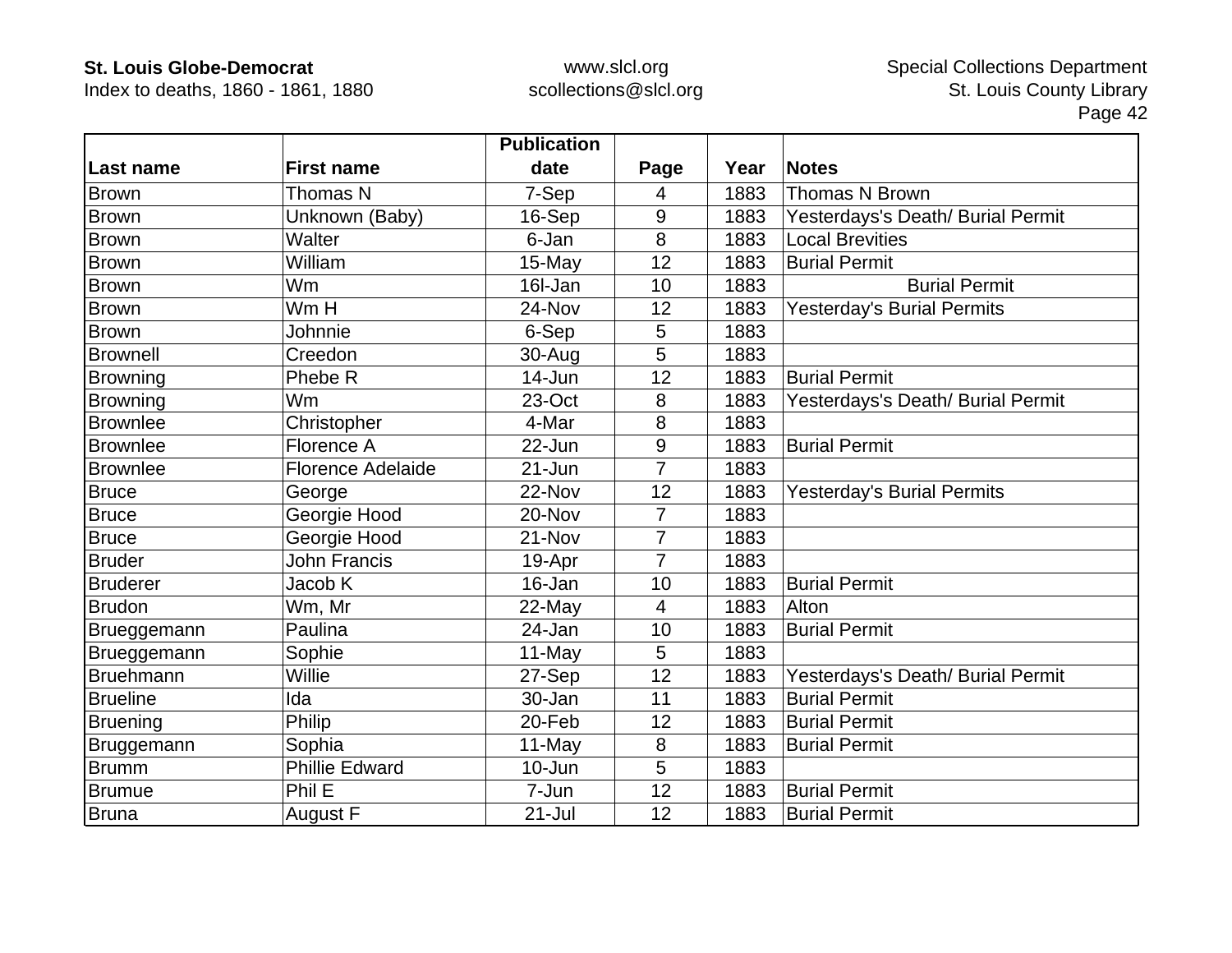| Last name | First name | Publication date | Page | Year | Notes |
|---|---|---|---|---|---|
| Brown | Thomas N | 7-Sep | 4 | 1883 | Thomas N Brown |
| Brown | Unknown (Baby) | 16-Sep | 9 | 1883 | Yesterdays's Death/ Burial Permit |
| Brown | Walter | 6-Jan | 8 | 1883 | Local Brevities |
| Brown | William | 15-May | 12 | 1883 | Burial Permit |
| Brown | Wm | 16l-Jan | 10 | 1883 | Burial Permit |
| Brown | Wm H | 24-Nov | 12 | 1883 | Yesterday's Burial Permits |
| Brown | Johnnie | 6-Sep | 5 | 1883 | |
| Brownell | Creedon | 30-Aug | 5 | 1883 | |
| Browning | Phebe R | 14-Jun | 12 | 1883 | Burial Permit |
| Browning | Wm | 23-Oct | 8 | 1883 | Yesterdays's Death/ Burial Permit |
| Brownlee | Christopher | 4-Mar | 8 | 1883 | |
| Brownlee | Florence A | 22-Jun | 9 | 1883 | Burial Permit |
| Brownlee | Florence Adelaide | 21-Jun | 7 | 1883 | |
| Bruce | George | 22-Nov | 12 | 1883 | Yesterday's Burial Permits |
| Bruce | Georgie Hood | 20-Nov | 7 | 1883 | |
| Bruce | Georgie Hood | 21-Nov | 7 | 1883 | |
| Bruder | John Francis | 19-Apr | 7 | 1883 | |
| Bruderer | Jacob K | 16-Jan | 10 | 1883 | Burial Permit |
| Brudon | Wm, Mr | 22-May | 4 | 1883 | Alton |
| Brueggemann | Paulina | 24-Jan | 10 | 1883 | Burial Permit |
| Brueggemann | Sophie | 11-May | 5 | 1883 | |
| Bruehmann | Willie | 27-Sep | 12 | 1883 | Yesterdays's Death/ Burial Permit |
| Brueline | Ida | 30-Jan | 11 | 1883 | Burial Permit |
| Bruening | Philip | 20-Feb | 12 | 1883 | Burial Permit |
| Bruggemann | Sophia | 11-May | 8 | 1883 | Burial Permit |
| Brumm | Phillie Edward | 10-Jun | 5 | 1883 | |
| Brumue | Phil E | 7-Jun | 12 | 1883 | Burial Permit |
| Bruna | August F | 21-Jul | 12 | 1883 | Burial Permit |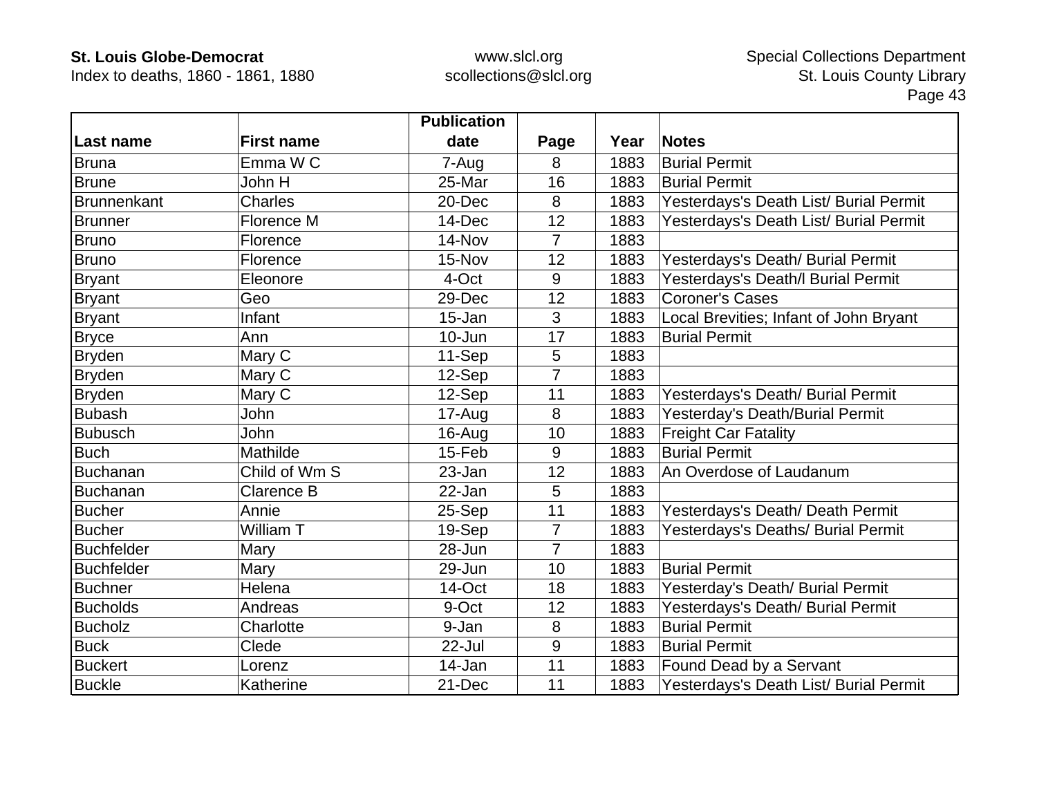| Last name | First name | Publication date | Page | Year | Notes |
|---|---|---|---|---|---|
| Bruna | Emma W C | 7-Aug | 8 | 1883 | Burial Permit |
| Brune | John H | 25-Mar | 16 | 1883 | Burial Permit |
| Brunnenkant | Charles | 20-Dec | 8 | 1883 | Yesterdays's Death List/ Burial Permit |
| Brunner | Florence M | 14-Dec | 12 | 1883 | Yesterdays's Death List/ Burial Permit |
| Bruno | Florence | 14-Nov | 7 | 1883 | |
| Bruno | Florence | 15-Nov | 12 | 1883 | Yesterdays's Death/ Burial Permit |
| Bryant | Eleonore | 4-Oct | 9 | 1883 | Yesterdays's Death/l Burial Permit |
| Bryant | Geo | 29-Dec | 12 | 1883 | Coroner's Cases |
| Bryant | Infant | 15-Jan | 3 | 1883 | Local Brevities; Infant of John Bryant |
| Bryce | Ann | 10-Jun | 17 | 1883 | Burial Permit |
| Bryden | Mary C | 11-Sep | 5 | 1883 | |
| Bryden | Mary C | 12-Sep | 7 | 1883 | |
| Bryden | Mary C | 12-Sep | 11 | 1883 | Yesterdays's Death/ Burial Permit |
| Bubash | John | 17-Aug | 8 | 1883 | Yesterday's Death/Burial Permit |
| Bubusch | John | 16-Aug | 10 | 1883 | Freight Car Fatality |
| Buch | Mathilde | 15-Feb | 9 | 1883 | Burial Permit |
| Buchanan | Child of Wm S | 23-Jan | 12 | 1883 | An Overdose of Laudanum |
| Buchanan | Clarence B | 22-Jan | 5 | 1883 | |
| Bucher | Annie | 25-Sep | 11 | 1883 | Yesterdays's Death/ Death Permit |
| Bucher | William T | 19-Sep | 7 | 1883 | Yesterdays's Deaths/ Burial Permit |
| Buchfelder | Mary | 28-Jun | 7 | 1883 | |
| Buchfelder | Mary | 29-Jun | 10 | 1883 | Burial Permit |
| Buchner | Helena | 14-Oct | 18 | 1883 | Yesterday's Death/ Burial Permit |
| Bucholds | Andreas | 9-Oct | 12 | 1883 | Yesterdays's Death/ Burial Permit |
| Bucholz | Charlotte | 9-Jan | 8 | 1883 | Burial Permit |
| Buck | Clede | 22-Jul | 9 | 1883 | Burial Permit |
| Buckert | Lorenz | 14-Jan | 11 | 1883 | Found Dead by a Servant |
| Buckle | Katherine | 21-Dec | 11 | 1883 | Yesterdays's Death List/ Burial Permit |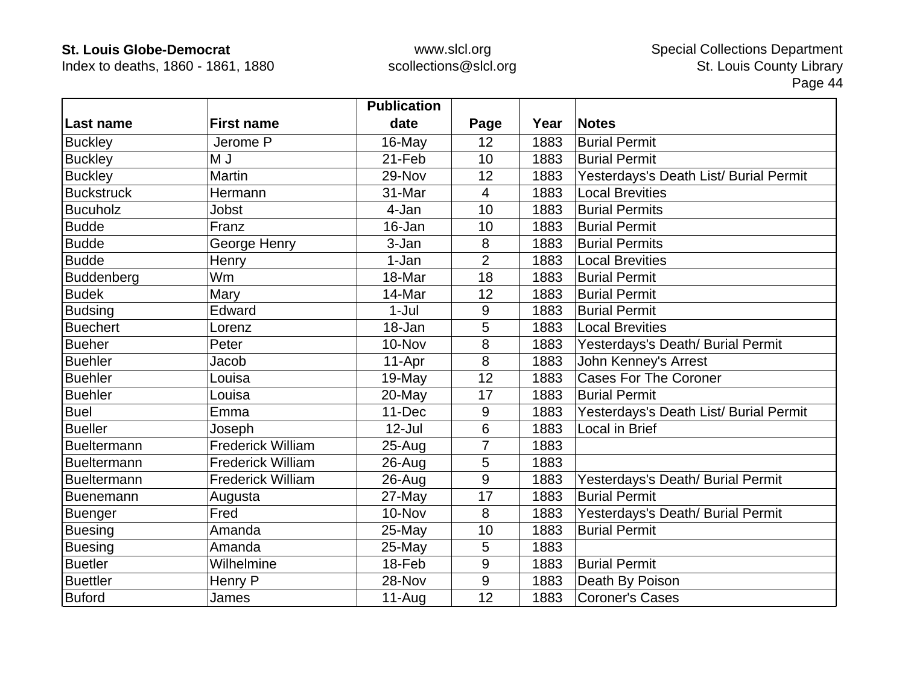| Last name | First name | Publication date | Page | Year | Notes |
|---|---|---|---|---|---|
| Buckley | Jerome P | 16-May | 12 | 1883 | Burial Permit |
| Buckley | M J | 21-Feb | 10 | 1883 | Burial Permit |
| Buckley | Martin | 29-Nov | 12 | 1883 | Yesterdays's Death List/ Burial Permit |
| Buckstruck | Hermann | 31-Mar | 4 | 1883 | Local Brevities |
| Bucuholz | Jobst | 4-Jan | 10 | 1883 | Burial Permits |
| Budde | Franz | 16-Jan | 10 | 1883 | Burial Permit |
| Budde | George Henry | 3-Jan | 8 | 1883 | Burial Permits |
| Budde | Henry | 1-Jan | 2 | 1883 | Local Brevities |
| Buddenberg | Wm | 18-Mar | 18 | 1883 | Burial Permit |
| Budek | Mary | 14-Mar | 12 | 1883 | Burial Permit |
| Budsing | Edward | 1-Jul | 9 | 1883 | Burial Permit |
| Buechert | Lorenz | 18-Jan | 5 | 1883 | Local Brevities |
| Bueher | Peter | 10-Nov | 8 | 1883 | Yesterdays's Death/ Burial Permit |
| Buehler | Jacob | 11-Apr | 8 | 1883 | John Kenney's Arrest |
| Buehler | Louisa | 19-May | 12 | 1883 | Cases For The Coroner |
| Buehler | Louisa | 20-May | 17 | 1883 | Burial Permit |
| Buel | Emma | 11-Dec | 9 | 1883 | Yesterdays's Death List/ Burial Permit |
| Bueller | Joseph | 12-Jul | 6 | 1883 | Local in Brief |
| Bueltermann | Frederick William | 25-Aug | 7 | 1883 | |
| Bueltermann | Frederick William | 26-Aug | 5 | 1883 | |
| Bueltermann | Frederick William | 26-Aug | 9 | 1883 | Yesterdays's Death/ Burial Permit |
| Buenemann | Augusta | 27-May | 17 | 1883 | Burial Permit |
| Buenger | Fred | 10-Nov | 8 | 1883 | Yesterdays's Death/ Burial Permit |
| Buesing | Amanda | 25-May | 10 | 1883 | Burial Permit |
| Buesing | Amanda | 25-May | 5 | 1883 | |
| Buetler | Wilhelmine | 18-Feb | 9 | 1883 | Burial Permit |
| Buettler | Henry P | 28-Nov | 9 | 1883 | Death By Poison |
| Buford | James | 11-Aug | 12 | 1883 | Coroner's Cases |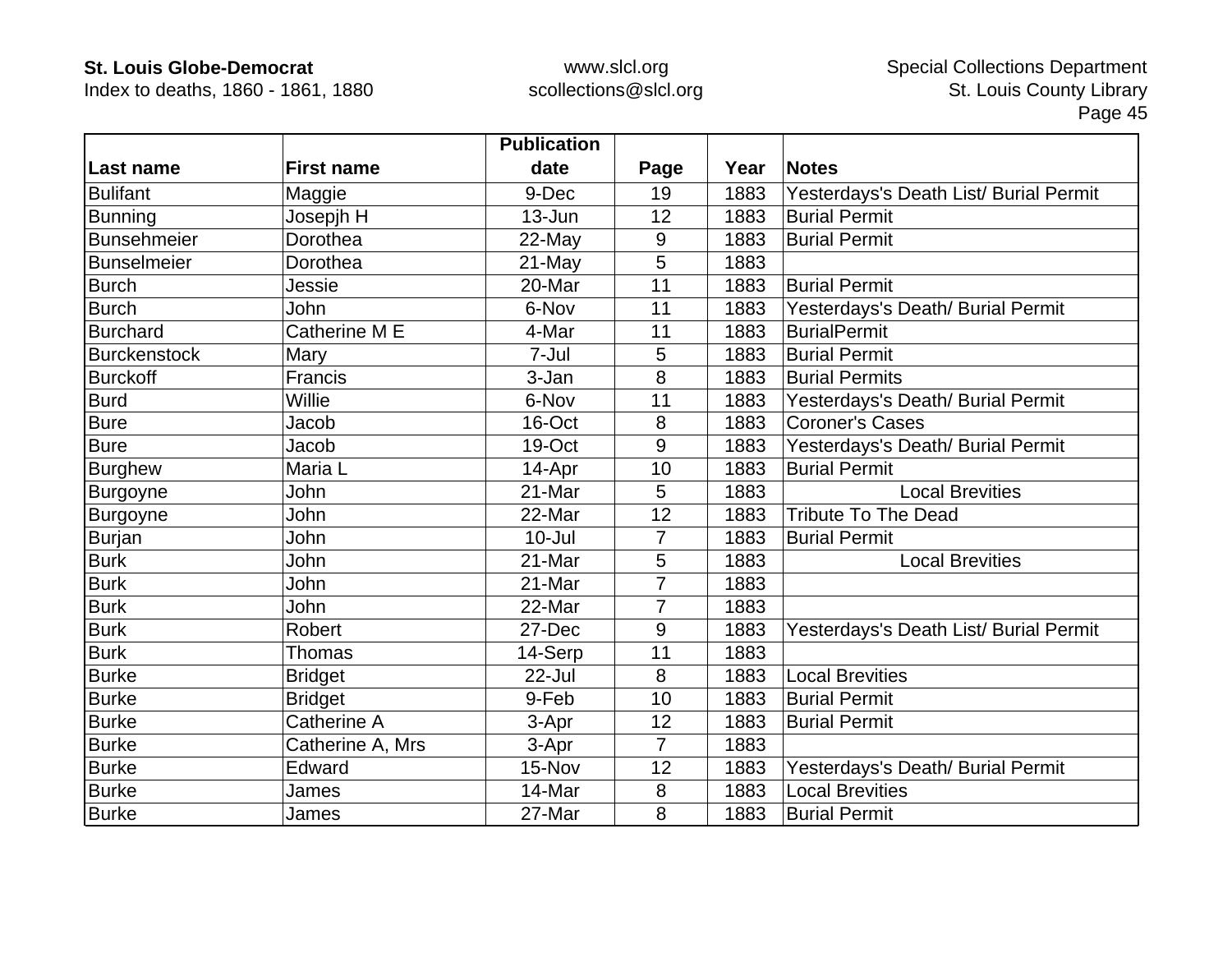| Last name | First name | Publication date | Page | Year | Notes |
|---|---|---|---|---|---|
| Bulifant | Maggie | 9-Dec | 19 | 1883 | Yesterdays's Death List/ Burial Permit |
| Bunning | Josepjh H | 13-Jun | 12 | 1883 | Burial Permit |
| Bunsehmeier | Dorothea | 22-May | 9 | 1883 | Burial Permit |
| Bunselmeier | Dorothea | 21-May | 5 | 1883 | |
| Burch | Jessie | 20-Mar | 11 | 1883 | Burial Permit |
| Burch | John | 6-Nov | 11 | 1883 | Yesterdays's Death/ Burial Permit |
| Burchard | Catherine M E | 4-Mar | 11 | 1883 | BurialPermit |
| Burckenstock | Mary | 7-Jul | 5 | 1883 | Burial Permit |
| Burckoff | Francis | 3-Jan | 8 | 1883 | Burial Permits |
| Burd | Willie | 6-Nov | 11 | 1883 | Yesterdays's Death/ Burial Permit |
| Bure | Jacob | 16-Oct | 8 | 1883 | Coroner's Cases |
| Bure | Jacob | 19-Oct | 9 | 1883 | Yesterdays's Death/ Burial Permit |
| Burghew | Maria L | 14-Apr | 10 | 1883 | Burial Permit |
| Burgoyne | John | 21-Mar | 5 | 1883 | Local Brevities |
| Burgoyne | John | 22-Mar | 12 | 1883 | Tribute To The Dead |
| Burjan | John | 10-Jul | 7 | 1883 | Burial Permit |
| Burk | John | 21-Mar | 5 | 1883 | Local Brevities |
| Burk | John | 21-Mar | 7 | 1883 | |
| Burk | John | 22-Mar | 7 | 1883 | |
| Burk | Robert | 27-Dec | 9 | 1883 | Yesterdays's Death List/ Burial Permit |
| Burk | Thomas | 14-Serp | 11 | 1883 | |
| Burke | Bridget | 22-Jul | 8 | 1883 | Local Brevities |
| Burke | Bridget | 9-Feb | 10 | 1883 | Burial Permit |
| Burke | Catherine A | 3-Apr | 12 | 1883 | Burial Permit |
| Burke | Catherine A, Mrs | 3-Apr | 7 | 1883 | |
| Burke | Edward | 15-Nov | 12 | 1883 | Yesterdays's Death/ Burial Permit |
| Burke | James | 14-Mar | 8 | 1883 | Local Brevities |
| Burke | James | 27-Mar | 8 | 1883 | Burial Permit |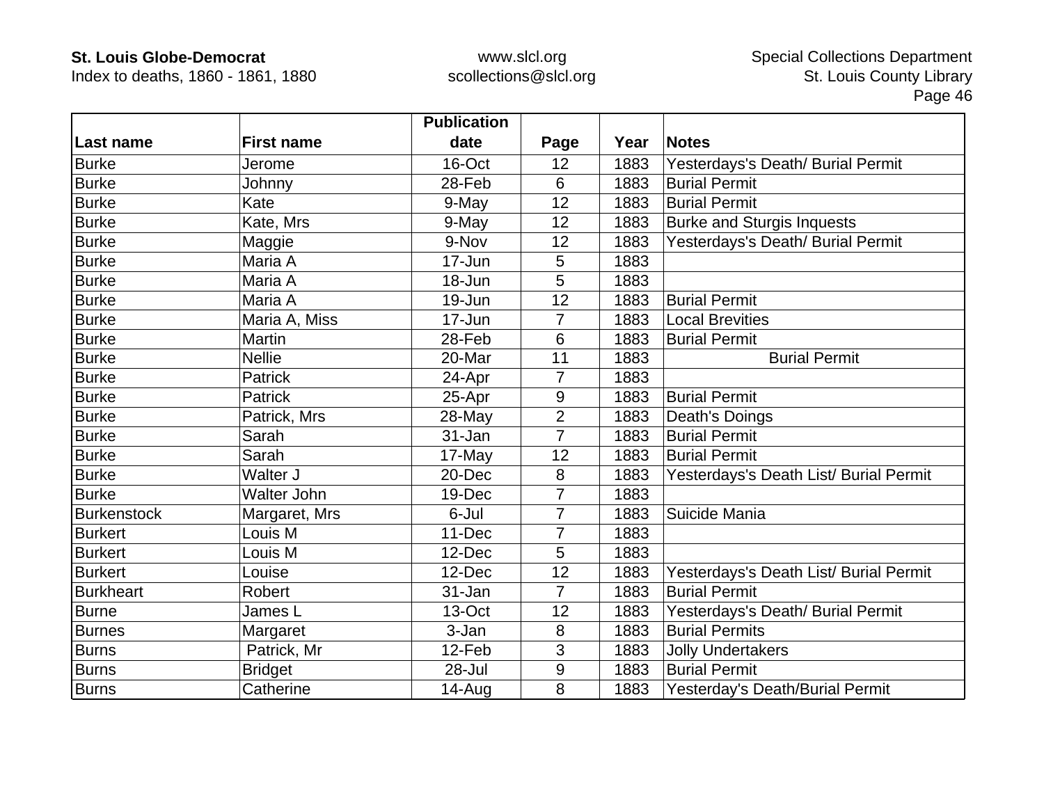| Last name | First name | Publication date | Page | Year | Notes |
|---|---|---|---|---|---|
| Burke | Jerome | 16-Oct | 12 | 1883 | Yesterdays's Death/ Burial Permit |
| Burke | Johnny | 28-Feb | 6 | 1883 | Burial Permit |
| Burke | Kate | 9-May | 12 | 1883 | Burial Permit |
| Burke | Kate, Mrs | 9-May | 12 | 1883 | Burke and Sturgis Inquests |
| Burke | Maggie | 9-Nov | 12 | 1883 | Yesterdays's Death/ Burial Permit |
| Burke | Maria A | 17-Jun | 5 | 1883 | |
| Burke | Maria A | 18-Jun | 5 | 1883 | |
| Burke | Maria A | 19-Jun | 12 | 1883 | Burial Permit |
| Burke | Maria A, Miss | 17-Jun | 7 | 1883 | Local Brevities |
| Burke | Martin | 28-Feb | 6 | 1883 | Burial Permit |
| Burke | Nellie | 20-Mar | 11 | 1883 | Burial Permit |
| Burke | Patrick | 24-Apr | 7 | 1883 | |
| Burke | Patrick | 25-Apr | 9 | 1883 | Burial Permit |
| Burke | Patrick, Mrs | 28-May | 2 | 1883 | Death's Doings |
| Burke | Sarah | 31-Jan | 7 | 1883 | Burial Permit |
| Burke | Sarah | 17-May | 12 | 1883 | Burial Permit |
| Burke | Walter J | 20-Dec | 8 | 1883 | Yesterdays's Death List/ Burial Permit |
| Burke | Walter John | 19-Dec | 7 | 1883 | |
| Burkenstock | Margaret, Mrs | 6-Jul | 7 | 1883 | Suicide Mania |
| Burkert | Louis M | 11-Dec | 7 | 1883 | |
| Burkert | Louis M | 12-Dec | 5 | 1883 | |
| Burkert | Louise | 12-Dec | 12 | 1883 | Yesterdays's Death List/ Burial Permit |
| Burkheart | Robert | 31-Jan | 7 | 1883 | Burial Permit |
| Burne | James L | 13-Oct | 12 | 1883 | Yesterdays's Death/ Burial Permit |
| Burnes | Margaret | 3-Jan | 8 | 1883 | Burial Permits |
| Burns | Patrick, Mr | 12-Feb | 3 | 1883 | Jolly Undertakers |
| Burns | Bridget | 28-Jul | 9 | 1883 | Burial Permit |
| Burns | Catherine | 14-Aug | 8 | 1883 | Yesterday's Death/Burial Permit |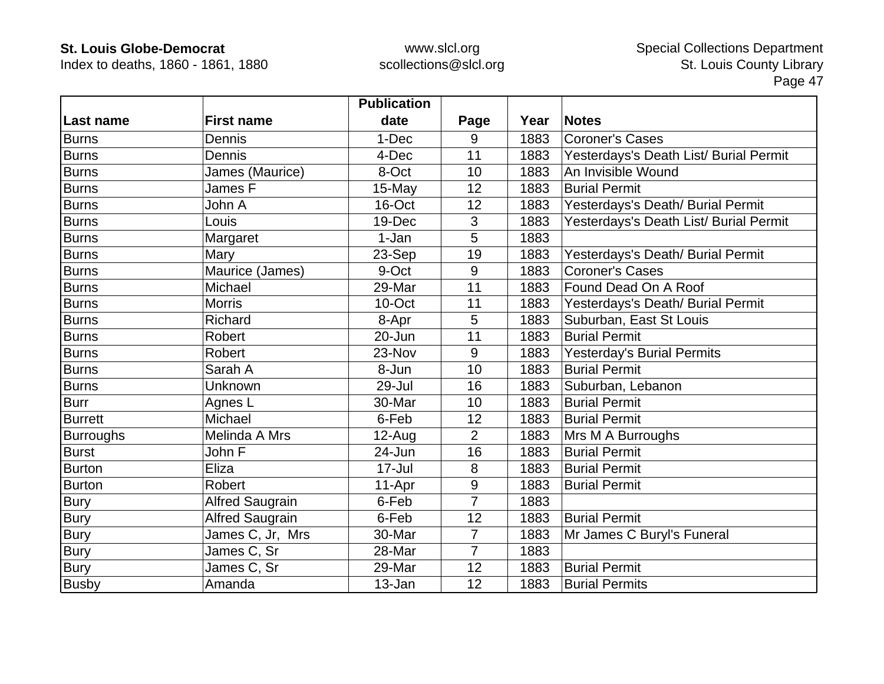| Last name | First name | Publication date | Page | Year | Notes |
|---|---|---|---|---|---|
| Burns | Dennis | 1-Dec | 9 | 1883 | Coroner's Cases |
| Burns | Dennis | 4-Dec | 11 | 1883 | Yesterdays's Death List/ Burial Permit |
| Burns | James (Maurice) | 8-Oct | 10 | 1883 | An Invisible Wound |
| Burns | James F | 15-May | 12 | 1883 | Burial Permit |
| Burns | John A | 16-Oct | 12 | 1883 | Yesterdays's Death/ Burial Permit |
| Burns | Louis | 19-Dec | 3 | 1883 | Yesterdays's Death List/ Burial Permit |
| Burns | Margaret | 1-Jan | 5 | 1883 | |
| Burns | Mary | 23-Sep | 19 | 1883 | Yesterdays's Death/ Burial Permit |
| Burns | Maurice (James) | 9-Oct | 9 | 1883 | Coroner's Cases |
| Burns | Michael | 29-Mar | 11 | 1883 | Found Dead On A Roof |
| Burns | Morris | 10-Oct | 11 | 1883 | Yesterdays's Death/ Burial Permit |
| Burns | Richard | 8-Apr | 5 | 1883 | Suburban, East St Louis |
| Burns | Robert | 20-Jun | 11 | 1883 | Burial Permit |
| Burns | Robert | 23-Nov | 9 | 1883 | Yesterday's Burial Permits |
| Burns | Sarah A | 8-Jun | 10 | 1883 | Burial Permit |
| Burns | Unknown | 29-Jul | 16 | 1883 | Suburban, Lebanon |
| Burr | Agnes L | 30-Mar | 10 | 1883 | Burial Permit |
| Burrett | Michael | 6-Feb | 12 | 1883 | Burial Permit |
| Burroughs | Melinda A Mrs | 12-Aug | 2 | 1883 | Mrs M A Burroughs |
| Burst | John F | 24-Jun | 16 | 1883 | Burial Permit |
| Burton | Eliza | 17-Jul | 8 | 1883 | Burial Permit |
| Burton | Robert | 11-Apr | 9 | 1883 | Burial Permit |
| Bury | Alfred Saugrain | 6-Feb | 7 | 1883 | |
| Bury | Alfred Saugrain | 6-Feb | 12 | 1883 | Burial Permit |
| Bury | James C, Jr, Mrs | 30-Mar | 7 | 1883 | Mr James C Buryl's Funeral |
| Bury | James C, Sr | 28-Mar | 7 | 1883 | |
| Bury | James C, Sr | 29-Mar | 12 | 1883 | Burial Permit |
| Busby | Amanda | 13-Jan | 12 | 1883 | Burial Permits |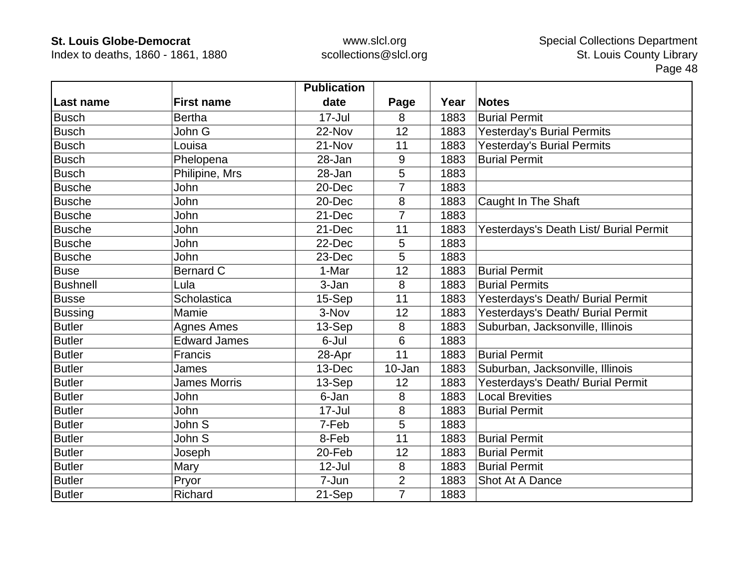| Last name | First name | Publication date | Page | Year | Notes |
|---|---|---|---|---|---|
| Busch | Bertha | 17-Jul | 8 | 1883 | Burial Permit |
| Busch | John G | 22-Nov | 12 | 1883 | Yesterday's Burial Permits |
| Busch | Louisa | 21-Nov | 11 | 1883 | Yesterday's Burial Permits |
| Busch | Phelopena | 28-Jan | 9 | 1883 | Burial Permit |
| Busch | Philipine, Mrs | 28-Jan | 5 | 1883 | |
| Busche | John | 20-Dec | 7 | 1883 | |
| Busche | John | 20-Dec | 8 | 1883 | Caught In The Shaft |
| Busche | John | 21-Dec | 7 | 1883 | |
| Busche | John | 21-Dec | 11 | 1883 | Yesterdays's Death List/ Burial Permit |
| Busche | John | 22-Dec | 5 | 1883 | |
| Busche | John | 23-Dec | 5 | 1883 | |
| Buse | Bernard C | 1-Mar | 12 | 1883 | Burial Permit |
| Bushnell | Lula | 3-Jan | 8 | 1883 | Burial Permits |
| Busse | Scholastica | 15-Sep | 11 | 1883 | Yesterdays's Death/ Burial Permit |
| Bussing | Mamie | 3-Nov | 12 | 1883 | Yesterdays's Death/ Burial Permit |
| Butler | Agnes Ames | 13-Sep | 8 | 1883 | Suburban, Jacksonville, Illinois |
| Butler | Edward James | 6-Jul | 6 | 1883 | |
| Butler | Francis | 28-Apr | 11 | 1883 | Burial Permit |
| Butler | James | 13-Dec | 10-Jan | 1883 | Suburban, Jacksonville, Illinois |
| Butler | James Morris | 13-Sep | 12 | 1883 | Yesterdays's Death/ Burial Permit |
| Butler | John | 6-Jan | 8 | 1883 | Local Brevities |
| Butler | John | 17-Jul | 8 | 1883 | Burial Permit |
| Butler | John S | 7-Feb | 5 | 1883 | |
| Butler | John S | 8-Feb | 11 | 1883 | Burial Permit |
| Butler | Joseph | 20-Feb | 12 | 1883 | Burial Permit |
| Butler | Mary | 12-Jul | 8 | 1883 | Burial Permit |
| Butler | Pryor | 7-Jun | 2 | 1883 | Shot At A Dance |
| Butler | Richard | 21-Sep | 7 | 1883 | |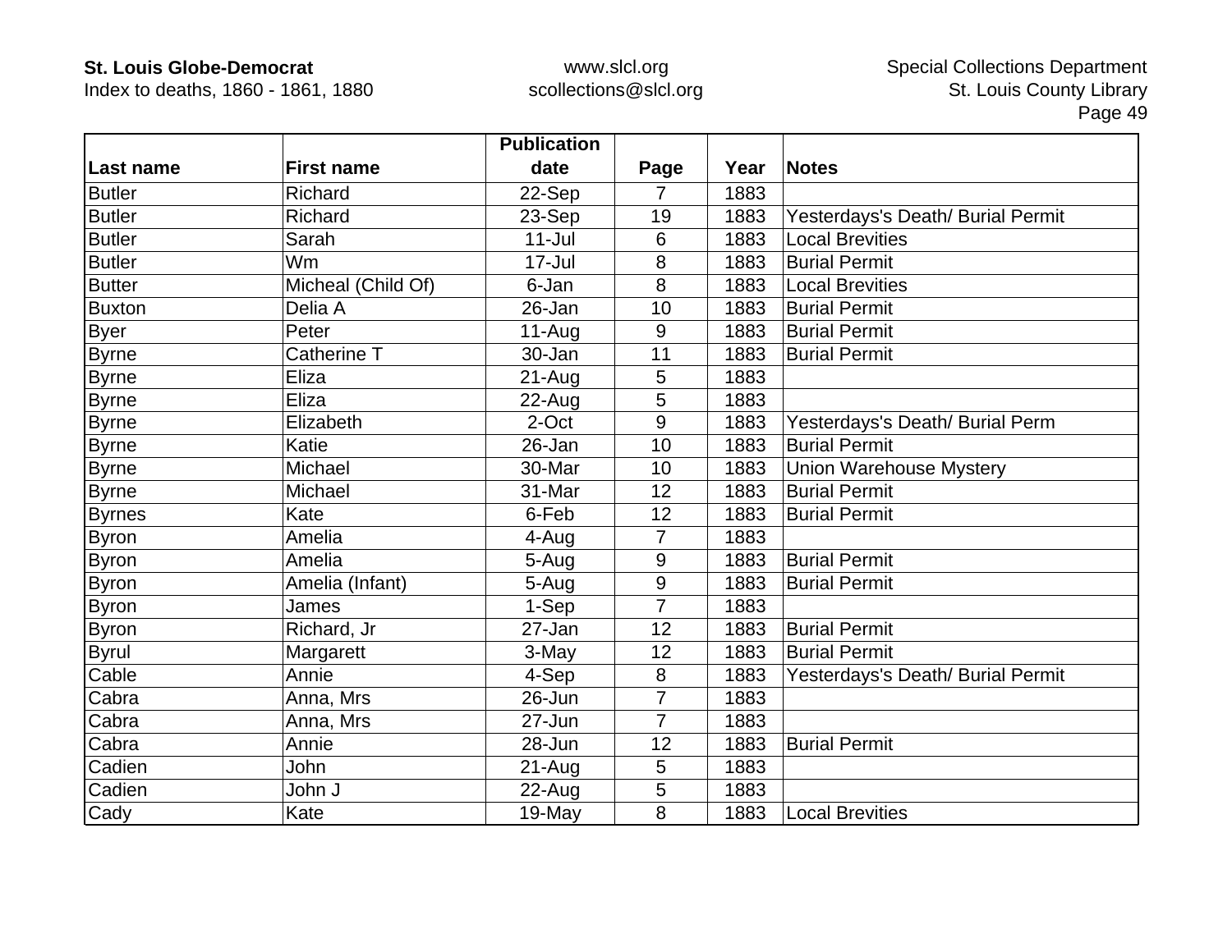| Last name | First name | Publication date | Page | Year | Notes |
|---|---|---|---|---|---|
| Butler | Richard | 22-Sep | 7 | 1883 | |
| Butler | Richard | 23-Sep | 19 | 1883 | Yesterdays's Death/ Burial Permit |
| Butler | Sarah | 11-Jul | 6 | 1883 | Local Brevities |
| Butler | Wm | 17-Jul | 8 | 1883 | Burial Permit |
| Butter | Micheal (Child Of) | 6-Jan | 8 | 1883 | Local Brevities |
| Buxton | Delia A | 26-Jan | 10 | 1883 | Burial Permit |
| Byer | Peter | 11-Aug | 9 | 1883 | Burial Permit |
| Byrne | Catherine T | 30-Jan | 11 | 1883 | Burial Permit |
| Byrne | Eliza | 21-Aug | 5 | 1883 | |
| Byrne | Eliza | 22-Aug | 5 | 1883 | |
| Byrne | Elizabeth | 2-Oct | 9 | 1883 | Yesterdays's Death/ Burial Perm |
| Byrne | Katie | 26-Jan | 10 | 1883 | Burial Permit |
| Byrne | Michael | 30-Mar | 10 | 1883 | Union Warehouse Mystery |
| Byrne | Michael | 31-Mar | 12 | 1883 | Burial Permit |
| Byrnes | Kate | 6-Feb | 12 | 1883 | Burial Permit |
| Byron | Amelia | 4-Aug | 7 | 1883 | |
| Byron | Amelia | 5-Aug | 9 | 1883 | Burial Permit |
| Byron | Amelia (Infant) | 5-Aug | 9 | 1883 | Burial Permit |
| Byron | James | 1-Sep | 7 | 1883 | |
| Byron | Richard, Jr | 27-Jan | 12 | 1883 | Burial Permit |
| Byrul | Margarett | 3-May | 12 | 1883 | Burial Permit |
| Cable | Annie | 4-Sep | 8 | 1883 | Yesterdays's Death/ Burial Permit |
| Cabra | Anna, Mrs | 26-Jun | 7 | 1883 | |
| Cabra | Anna, Mrs | 27-Jun | 7 | 1883 | |
| Cabra | Annie | 28-Jun | 12 | 1883 | Burial Permit |
| Cadien | John | 21-Aug | 5 | 1883 | |
| Cadien | John J | 22-Aug | 5 | 1883 | |
| Cady | Kate | 19-May | 8 | 1883 | Local Brevities |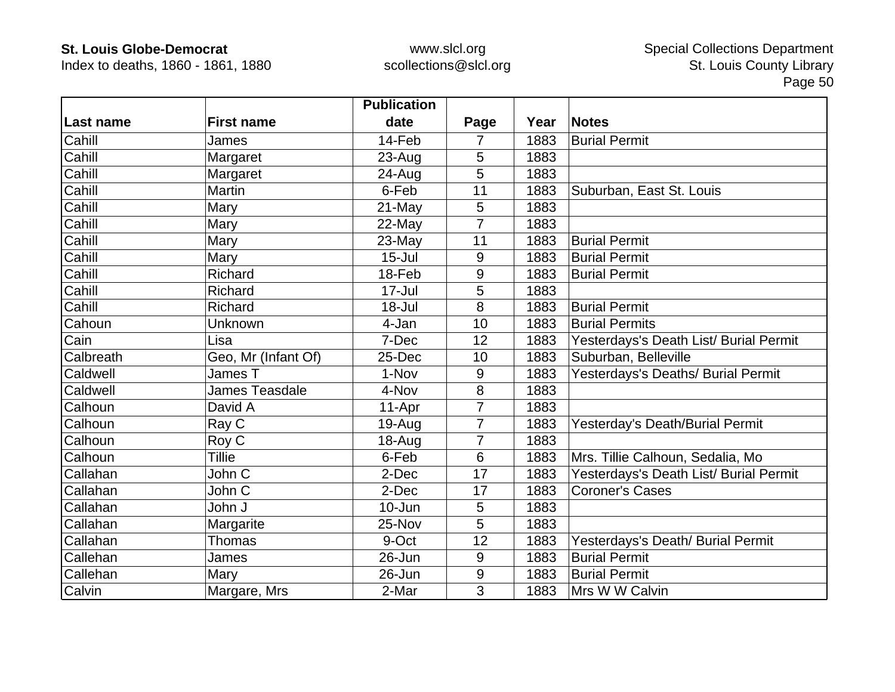| Last name | First name | Publication date | Page | Year | Notes |
|---|---|---|---|---|---|
| Cahill | James | 14-Feb | 7 | 1883 | Burial Permit |
| Cahill | Margaret | 23-Aug | 5 | 1883 | |
| Cahill | Margaret | 24-Aug | 5 | 1883 | |
| Cahill | Martin | 6-Feb | 11 | 1883 | Suburban, East St. Louis |
| Cahill | Mary | 21-May | 5 | 1883 | |
| Cahill | Mary | 22-May | 7 | 1883 | |
| Cahill | Mary | 23-May | 11 | 1883 | Burial Permit |
| Cahill | Mary | 15-Jul | 9 | 1883 | Burial Permit |
| Cahill | Richard | 18-Feb | 9 | 1883 | Burial Permit |
| Cahill | Richard | 17-Jul | 5 | 1883 | |
| Cahill | Richard | 18-Jul | 8 | 1883 | Burial Permit |
| Cahoun | Unknown | 4-Jan | 10 | 1883 | Burial Permits |
| Cain | Lisa | 7-Dec | 12 | 1883 | Yesterdays's Death List/ Burial Permit |
| Calbreath | Geo, Mr (Infant Of) | 25-Dec | 10 | 1883 | Suburban, Belleville |
| Caldwell | James T | 1-Nov | 9 | 1883 | Yesterdays's Deaths/ Burial Permit |
| Caldwell | James Teasdale | 4-Nov | 8 | 1883 | |
| Calhoun | David A | 11-Apr | 7 | 1883 | |
| Calhoun | Ray C | 19-Aug | 7 | 1883 | Yesterday's Death/Burial Permit |
| Calhoun | Roy C | 18-Aug | 7 | 1883 | |
| Calhoun | Tillie | 6-Feb | 6 | 1883 | Mrs. Tillie Calhoun, Sedalia, Mo |
| Callahan | John C | 2-Dec | 17 | 1883 | Yesterdays's Death List/ Burial Permit |
| Callahan | John C | 2-Dec | 17 | 1883 | Coroner's Cases |
| Callahan | John J | 10-Jun | 5 | 1883 | |
| Callahan | Margarite | 25-Nov | 5 | 1883 | |
| Callahan | Thomas | 9-Oct | 12 | 1883 | Yesterdays's Death/ Burial Permit |
| Callehan | James | 26-Jun | 9 | 1883 | Burial Permit |
| Callehan | Mary | 26-Jun | 9 | 1883 | Burial Permit |
| Calvin | Margare, Mrs | 2-Mar | 3 | 1883 | Mrs W W Calvin |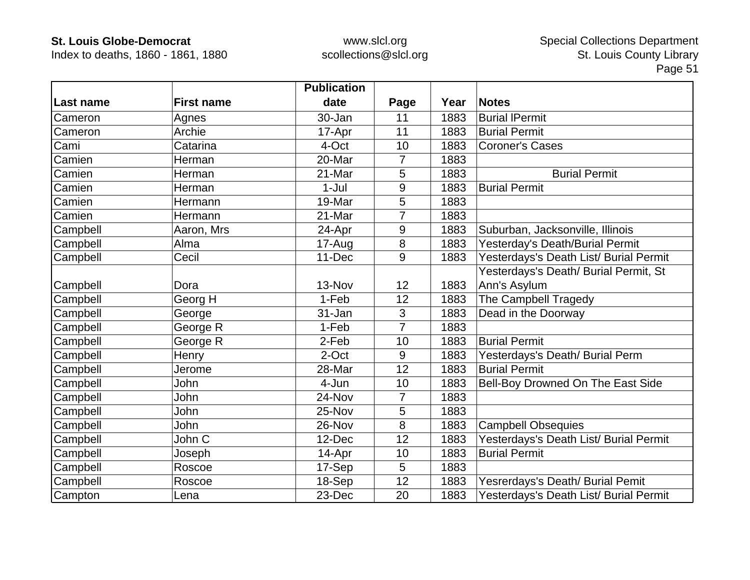| Last name | First name | Publication date | Page | Year | Notes |
|---|---|---|---|---|---|
| Cameron | Agnes | 30-Jan | 11 | 1883 | Burial lPermit |
| Cameron | Archie | 17-Apr | 11 | 1883 | Burial Permit |
| Cami | Catarina | 4-Oct | 10 | 1883 | Coroner's Cases |
| Camien | Herman | 20-Mar | 7 | 1883 | |
| Camien | Herman | 21-Mar | 5 | 1883 | Burial Permit |
| Camien | Herman | 1-Jul | 9 | 1883 | Burial Permit |
| Camien | Hermann | 19-Mar | 5 | 1883 | |
| Camien | Hermann | 21-Mar | 7 | 1883 | |
| Campbell | Aaron, Mrs | 24-Apr | 9 | 1883 | Suburban, Jacksonville, Illinois |
| Campbell | Alma | 17-Aug | 8 | 1883 | Yesterday's Death/Burial Permit |
| Campbell | Cecil | 11-Dec | 9 | 1883 | Yesterdays's Death List/ Burial Permit |
| Campbell | Dora | 13-Nov | 12 | 1883 | Yesterdays's Death/ Burial Permit, St Ann's Asylum |
| Campbell | Georg H | 1-Feb | 12 | 1883 | The Campbell Tragedy |
| Campbell | George | 31-Jan | 3 | 1883 | Dead in the Doorway |
| Campbell | George R | 1-Feb | 7 | 1883 | |
| Campbell | George R | 2-Feb | 10 | 1883 | Burial Permit |
| Campbell | Henry | 2-Oct | 9 | 1883 | Yesterdays's Death/ Burial Perm |
| Campbell | Jerome | 28-Mar | 12 | 1883 | Burial Permit |
| Campbell | John | 4-Jun | 10 | 1883 | Bell-Boy Drowned On The East Side |
| Campbell | John | 24-Nov | 7 | 1883 | |
| Campbell | John | 25-Nov | 5 | 1883 | |
| Campbell | John | 26-Nov | 8 | 1883 | Campbell Obsequies |
| Campbell | John C | 12-Dec | 12 | 1883 | Yesterdays's Death List/ Burial Permit |
| Campbell | Joseph | 14-Apr | 10 | 1883 | Burial Permit |
| Campbell | Roscoe | 17-Sep | 5 | 1883 | |
| Campbell | Roscoe | 18-Sep | 12 | 1883 | Yesrerdays's Death/ Burial Pemit |
| Campton | Lena | 23-Dec | 20 | 1883 | Yesterdays's Death List/ Burial Permit |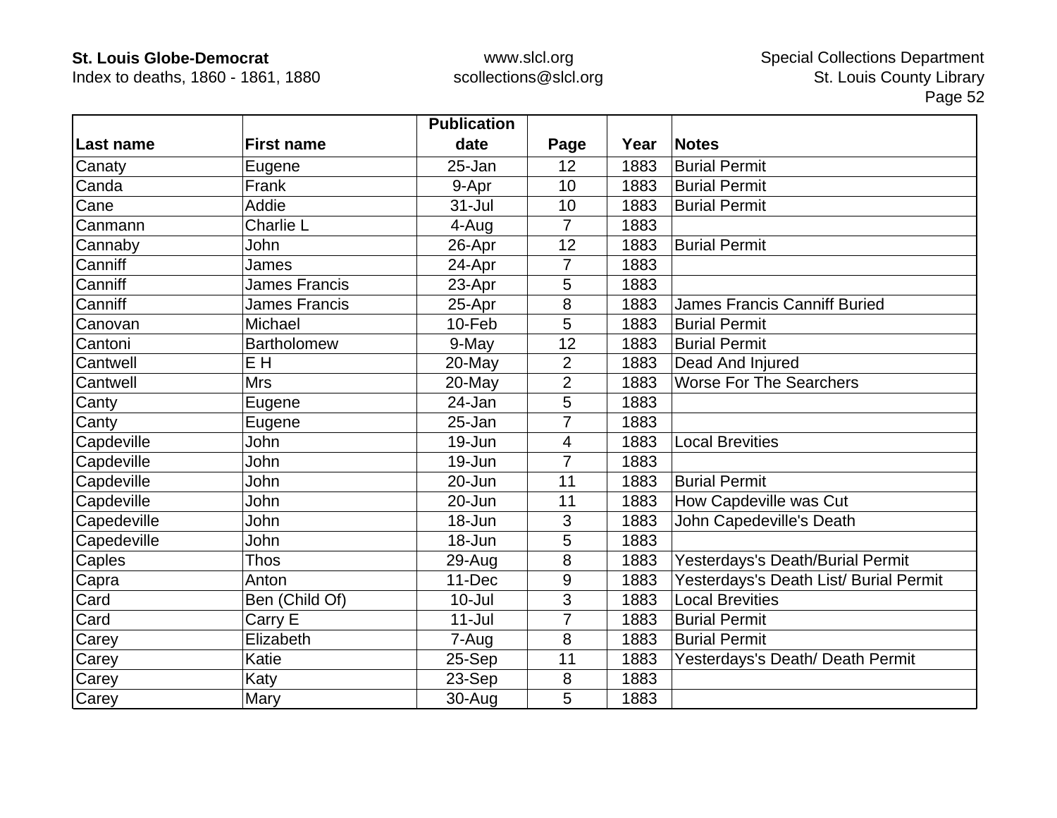| Last name | First name | Publication date | Page | Year | Notes |
|---|---|---|---|---|---|
| Canaty | Eugene | 25-Jan | 12 | 1883 | Burial Permit |
| Canda | Frank | 9-Apr | 10 | 1883 | Burial Permit |
| Cane | Addie | 31-Jul | 10 | 1883 | Burial Permit |
| Canmann | Charlie L | 4-Aug | 7 | 1883 | |
| Cannaby | John | 26-Apr | 12 | 1883 | Burial Permit |
| Canniff | James | 24-Apr | 7 | 1883 | |
| Canniff | James Francis | 23-Apr | 5 | 1883 | |
| Canniff | James Francis | 25-Apr | 8 | 1883 | James Francis Canniff Buried |
| Canovan | Michael | 10-Feb | 5 | 1883 | Burial Permit |
| Cantoni | Bartholomew | 9-May | 12 | 1883 | Burial Permit |
| Cantwell | E H | 20-May | 2 | 1883 | Dead And Injured |
| Cantwell | Mrs | 20-May | 2 | 1883 | Worse For The Searchers |
| Canty | Eugene | 24-Jan | 5 | 1883 | |
| Canty | Eugene | 25-Jan | 7 | 1883 | |
| Capdeville | John | 19-Jun | 4 | 1883 | Local Brevities |
| Capdeville | John | 19-Jun | 7 | 1883 | |
| Capdeville | John | 20-Jun | 11 | 1883 | Burial Permit |
| Capdeville | John | 20-Jun | 11 | 1883 | How Capdeville was Cut |
| Capedeville | John | 18-Jun | 3 | 1883 | John Capedeville's Death |
| Capedeville | John | 18-Jun | 5 | 1883 | |
| Caples | Thos | 29-Aug | 8 | 1883 | Yesterdays's Death/Burial Permit |
| Capra | Anton | 11-Dec | 9 | 1883 | Yesterdays's Death List/ Burial Permit |
| Card | Ben (Child Of) | 10-Jul | 3 | 1883 | Local Brevities |
| Card | Carry E | 11-Jul | 7 | 1883 | Burial Permit |
| Carey | Elizabeth | 7-Aug | 8 | 1883 | Burial Permit |
| Carey | Katie | 25-Sep | 11 | 1883 | Yesterdays's Death/ Death Permit |
| Carey | Katy | 23-Sep | 8 | 1883 | |
| Carey | Mary | 30-Aug | 5 | 1883 | |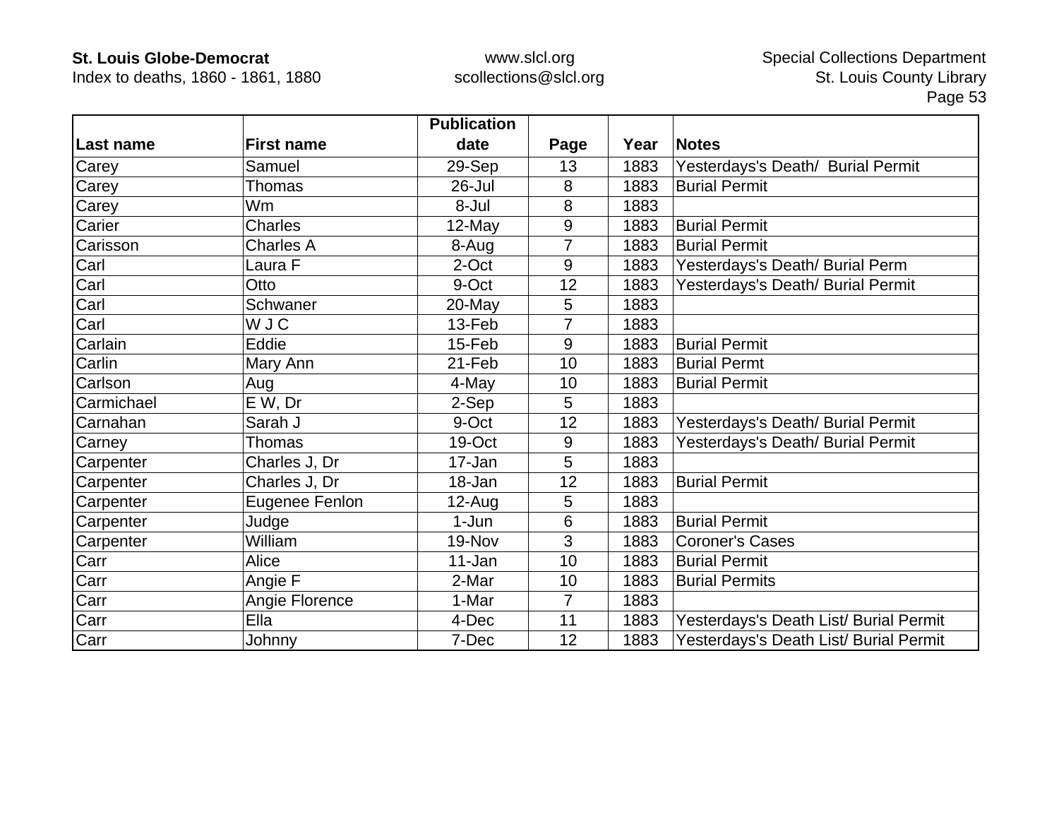| Last name | First name | Publication date | Page | Year | Notes |
|---|---|---|---|---|---|
| Carey | Samuel | 29-Sep | 13 | 1883 | Yesterdays's Death/ Burial Permit |
| Carey | Thomas | 26-Jul | 8 | 1883 | Burial Permit |
| Carey | Wm | 8-Jul | 8 | 1883 | |
| Carier | Charles | 12-May | 9 | 1883 | Burial Permit |
| Carisson | Charles A | 8-Aug | 7 | 1883 | Burial Permit |
| Carl | Laura F | 2-Oct | 9 | 1883 | Yesterdays's Death/ Burial Perm |
| Carl | Otto | 9-Oct | 12 | 1883 | Yesterdays's Death/ Burial Permit |
| Carl | Schwaner | 20-May | 5 | 1883 | |
| Carl | W J C | 13-Feb | 7 | 1883 | |
| Carlain | Eddie | 15-Feb | 9 | 1883 | Burial Permit |
| Carlin | Mary Ann | 21-Feb | 10 | 1883 | Burial Permt |
| Carlson | Aug | 4-May | 10 | 1883 | Burial Permit |
| Carmichael | E W, Dr | 2-Sep | 5 | 1883 | |
| Carnahan | Sarah J | 9-Oct | 12 | 1883 | Yesterdays's Death/ Burial Permit |
| Carney | Thomas | 19-Oct | 9 | 1883 | Yesterdays's Death/ Burial Permit |
| Carpenter | Charles J, Dr | 17-Jan | 5 | 1883 | |
| Carpenter | Charles J, Dr | 18-Jan | 12 | 1883 | Burial Permit |
| Carpenter | Eugenee Fenlon | 12-Aug | 5 | 1883 | |
| Carpenter | Judge | 1-Jun | 6 | 1883 | Burial Permit |
| Carpenter | William | 19-Nov | 3 | 1883 | Coroner's Cases |
| Carr | Alice | 11-Jan | 10 | 1883 | Burial Permit |
| Carr | Angie F | 2-Mar | 10 | 1883 | Burial Permits |
| Carr | Angie Florence | 1-Mar | 7 | 1883 | |
| Carr | Ella | 4-Dec | 11 | 1883 | Yesterdays's Death List/ Burial Permit |
| Carr | Johnny | 7-Dec | 12 | 1883 | Yesterdays's Death List/ Burial Permit |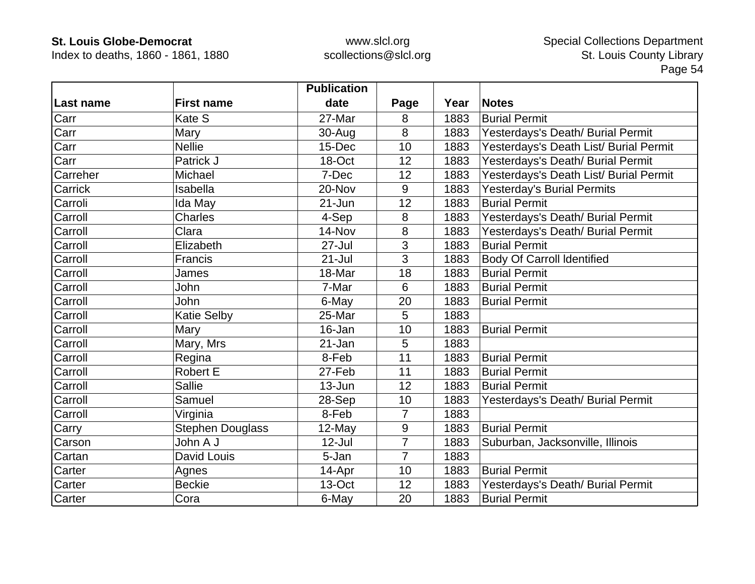| Last name | First name | Publication date | Page | Year | Notes |
|---|---|---|---|---|---|
| Carr | Kate S | 27-Mar | 8 | 1883 | Burial Permit |
| Carr | Mary | 30-Aug | 8 | 1883 | Yesterdays's Death/ Burial Permit |
| Carr | Nellie | 15-Dec | 10 | 1883 | Yesterdays's Death List/ Burial Permit |
| Carr | Patrick J | 18-Oct | 12 | 1883 | Yesterdays's Death/ Burial Permit |
| Carreher | Michael | 7-Dec | 12 | 1883 | Yesterdays's Death List/ Burial Permit |
| Carrick | Isabella | 20-Nov | 9 | 1883 | Yesterday's Burial Permits |
| Carroli | Ida May | 21-Jun | 12 | 1883 | Burial Permit |
| Carroll | Charles | 4-Sep | 8 | 1883 | Yesterdays's Death/ Burial Permit |
| Carroll | Clara | 14-Nov | 8 | 1883 | Yesterdays's Death/ Burial Permit |
| Carroll | Elizabeth | 27-Jul | 3 | 1883 | Burial Permit |
| Carroll | Francis | 21-Jul | 3 | 1883 | Body Of Carroll Identified |
| Carroll | James | 18-Mar | 18 | 1883 | Burial Permit |
| Carroll | John | 7-Mar | 6 | 1883 | Burial Permit |
| Carroll | John | 6-May | 20 | 1883 | Burial Permit |
| Carroll | Katie Selby | 25-Mar | 5 | 1883 | |
| Carroll | Mary | 16-Jan | 10 | 1883 | Burial Permit |
| Carroll | Mary, Mrs | 21-Jan | 5 | 1883 | |
| Carroll | Regina | 8-Feb | 11 | 1883 | Burial Permit |
| Carroll | Robert E | 27-Feb | 11 | 1883 | Burial Permit |
| Carroll | Sallie | 13-Jun | 12 | 1883 | Burial Permit |
| Carroll | Samuel | 28-Sep | 10 | 1883 | Yesterdays's Death/ Burial Permit |
| Carroll | Virginia | 8-Feb | 7 | 1883 | |
| Carry | Stephen Douglass | 12-May | 9 | 1883 | Burial Permit |
| Carson | John A J | 12-Jul | 7 | 1883 | Suburban, Jacksonville, Illinois |
| Cartan | David Louis | 5-Jan | 7 | 1883 | |
| Carter | Agnes | 14-Apr | 10 | 1883 | Burial Permit |
| Carter | Beckie | 13-Oct | 12 | 1883 | Yesterdays's Death/ Burial Permit |
| Carter | Cora | 6-May | 20 | 1883 | Burial Permit |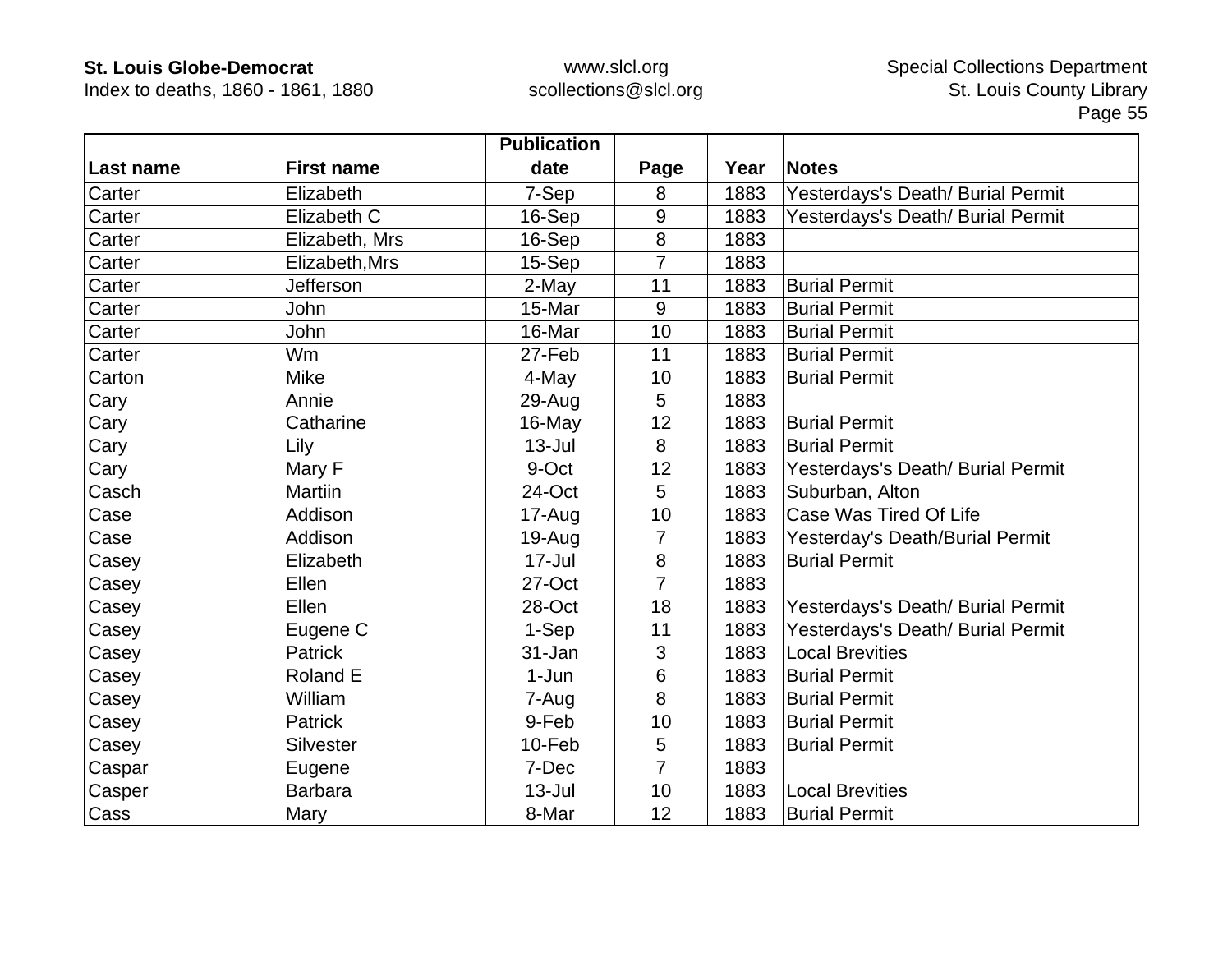| Last name | First name | Publication date | Page | Year | Notes |
|---|---|---|---|---|---|
| Carter | Elizabeth | 7-Sep | 8 | 1883 | Yesterdays's Death/ Burial Permit |
| Carter | Elizabeth C | 16-Sep | 9 | 1883 | Yesterdays's Death/ Burial Permit |
| Carter | Elizabeth, Mrs | 16-Sep | 8 | 1883 | |
| Carter | Elizabeth,Mrs | 15-Sep | 7 | 1883 | |
| Carter | Jefferson | 2-May | 11 | 1883 | Burial Permit |
| Carter | John | 15-Mar | 9 | 1883 | Burial Permit |
| Carter | John | 16-Mar | 10 | 1883 | Burial Permit |
| Carter | Wm | 27-Feb | 11 | 1883 | Burial Permit |
| Carton | Mike | 4-May | 10 | 1883 | Burial Permit |
| Cary | Annie | 29-Aug | 5 | 1883 | |
| Cary | Catharine | 16-May | 12 | 1883 | Burial Permit |
| Cary | Lily | 13-Jul | 8 | 1883 | Burial Permit |
| Cary | Mary F | 9-Oct | 12 | 1883 | Yesterdays's Death/ Burial Permit |
| Casch | Martiin | 24-Oct | 5 | 1883 | Suburban, Alton |
| Case | Addison | 17-Aug | 10 | 1883 | Case Was Tired Of Life |
| Case | Addison | 19-Aug | 7 | 1883 | Yesterday's Death/Burial Permit |
| Casey | Elizabeth | 17-Jul | 8 | 1883 | Burial Permit |
| Casey | Ellen | 27-Oct | 7 | 1883 | |
| Casey | Ellen | 28-Oct | 18 | 1883 | Yesterdays's Death/ Burial Permit |
| Casey | Eugene C | 1-Sep | 11 | 1883 | Yesterdays's Death/ Burial Permit |
| Casey | Patrick | 31-Jan | 3 | 1883 | Local Brevities |
| Casey | Roland E | 1-Jun | 6 | 1883 | Burial Permit |
| Casey | William | 7-Aug | 8 | 1883 | Burial Permit |
| Casey | Patrick | 9-Feb | 10 | 1883 | Burial Permit |
| Casey | Silvester | 10-Feb | 5 | 1883 | Burial Permit |
| Caspar | Eugene | 7-Dec | 7 | 1883 | |
| Casper | Barbara | 13-Jul | 10 | 1883 | Local Brevities |
| Cass | Mary | 8-Mar | 12 | 1883 | Burial Permit |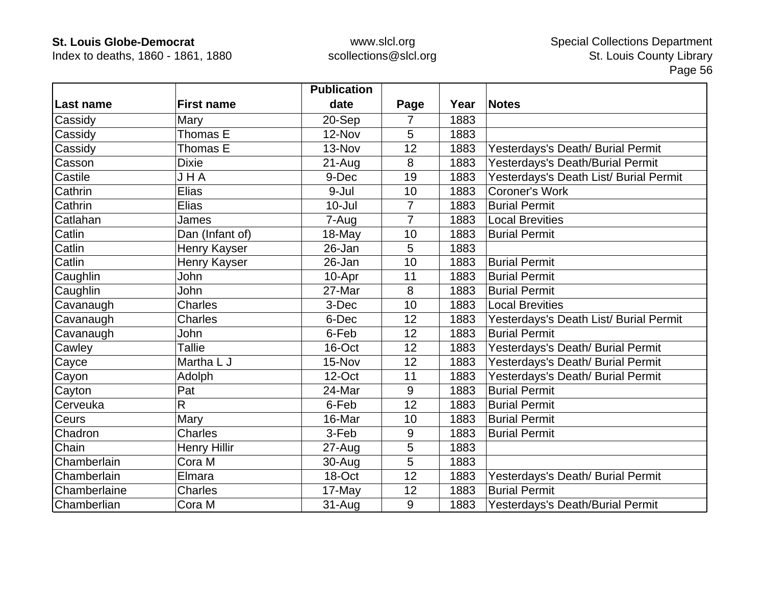| Last name | First name | Publication date | Page | Year | Notes |
|---|---|---|---|---|---|
| Cassidy | Mary | 20-Sep | 7 | 1883 | |
| Cassidy | Thomas E | 12-Nov | 5 | 1883 | |
| Cassidy | Thomas E | 13-Nov | 12 | 1883 | Yesterdays's Death/ Burial Permit |
| Casson | Dixie | 21-Aug | 8 | 1883 | Yesterdays's Death/Burial Permit |
| Castile | J H A | 9-Dec | 19 | 1883 | Yesterdays's Death List/ Burial Permit |
| Cathrin | Elias | 9-Jul | 10 | 1883 | Coroner's Work |
| Cathrin | Elias | 10-Jul | 7 | 1883 | Burial Permit |
| Catlahan | James | 7-Aug | 7 | 1883 | Local Brevities |
| Catlin | Dan (Infant of) | 18-May | 10 | 1883 | Burial Permit |
| Catlin | Henry Kayser | 26-Jan | 5 | 1883 | |
| Catlin | Henry Kayser | 26-Jan | 10 | 1883 | Burial Permit |
| Caughlin | John | 10-Apr | 11 | 1883 | Burial Permit |
| Caughlin | John | 27-Mar | 8 | 1883 | Burial Permit |
| Cavanaugh | Charles | 3-Dec | 10 | 1883 | Local Brevities |
| Cavanaugh | Charles | 6-Dec | 12 | 1883 | Yesterdays's Death List/ Burial Permit |
| Cavanaugh | John | 6-Feb | 12 | 1883 | Burial Permit |
| Cawley | Tallie | 16-Oct | 12 | 1883 | Yesterdays's Death/ Burial Permit |
| Cayce | Martha L J | 15-Nov | 12 | 1883 | Yesterdays's Death/ Burial Permit |
| Cayon | Adolph | 12-Oct | 11 | 1883 | Yesterdays's Death/ Burial Permit |
| Cayton | Pat | 24-Mar | 9 | 1883 | Burial Permit |
| Cerveuka | R | 6-Feb | 12 | 1883 | Burial Permit |
| Ceurs | Mary | 16-Mar | 10 | 1883 | Burial Permit |
| Chadron | Charles | 3-Feb | 9 | 1883 | Burial Permit |
| Chain | Henry Hillir | 27-Aug | 5 | 1883 | |
| Chamberlain | Cora M | 30-Aug | 5 | 1883 | |
| Chamberlain | Elmara | 18-Oct | 12 | 1883 | Yesterdays's Death/ Burial Permit |
| Chamberlaine | Charles | 17-May | 12 | 1883 | Burial Permit |
| Chamberlian | Cora M | 31-Aug | 9 | 1883 | Yesterdays's Death/Burial Permit |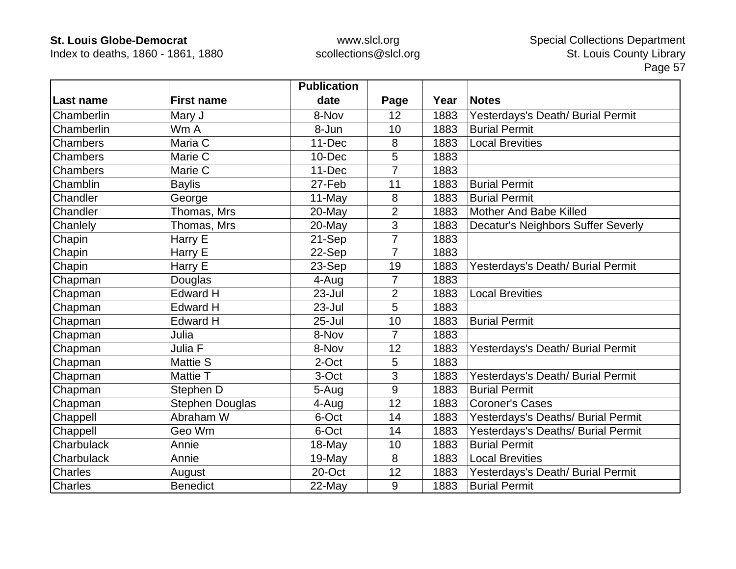| Last name | First name | Publication date | Page | Year | Notes |
|---|---|---|---|---|---|
| Chamberlin | Mary J | 8-Nov | 12 | 1883 | Yesterdays's Death/ Burial Permit |
| Chamberlin | Wm A | 8-Jun | 10 | 1883 | Burial Permit |
| Chambers | Maria C | 11-Dec | 8 | 1883 | Local Brevities |
| Chambers | Marie C | 10-Dec | 5 | 1883 | |
| Chambers | Marie C | 11-Dec | 7 | 1883 | |
| Chamblin | Baylis | 27-Feb | 11 | 1883 | Burial Permit |
| Chandler | George | 11-May | 8 | 1883 | Burial Permit |
| Chandler | Thomas, Mrs | 20-May | 2 | 1883 | Mother And Babe Killed |
| Chanlely | Thomas, Mrs | 20-May | 3 | 1883 | Decatur's Neighbors Suffer Severly |
| Chapin | Harry E | 21-Sep | 7 | 1883 | |
| Chapin | Harry E | 22-Sep | 7 | 1883 | |
| Chapin | Harry E | 23-Sep | 19 | 1883 | Yesterdays's Death/ Burial Permit |
| Chapman | Douglas | 4-Aug | 7 | 1883 | |
| Chapman | Edward H | 23-Jul | 2 | 1883 | Local Brevities |
| Chapman | Edward H | 23-Jul | 5 | 1883 | |
| Chapman | Edward H | 25-Jul | 10 | 1883 | Burial Permit |
| Chapman | Julia | 8-Nov | 7 | 1883 | |
| Chapman | Julia F | 8-Nov | 12 | 1883 | Yesterdays's Death/ Burial Permit |
| Chapman | Mattie S | 2-Oct | 5 | 1883 | |
| Chapman | Mattie T | 3-Oct | 3 | 1883 | Yesterdays's Death/ Burial Permit |
| Chapman | Stephen D | 5-Aug | 9 | 1883 | Burial Permit |
| Chapman | Stephen Douglas | 4-Aug | 12 | 1883 | Coroner's Cases |
| Chappell | Abraham W | 6-Oct | 14 | 1883 | Yesterdays's Deaths/ Burial Permit |
| Chappell | Geo Wm | 6-Oct | 14 | 1883 | Yesterdays's Deaths/ Burial Permit |
| Charbulack | Annie | 18-May | 10 | 1883 | Burial Permit |
| Charbulack | Annie | 19-May | 8 | 1883 | Local Brevities |
| Charles | August | 20-Oct | 12 | 1883 | Yesterdays's Death/ Burial Permit |
| Charles | Benedict | 22-May | 9 | 1883 | Burial Permit |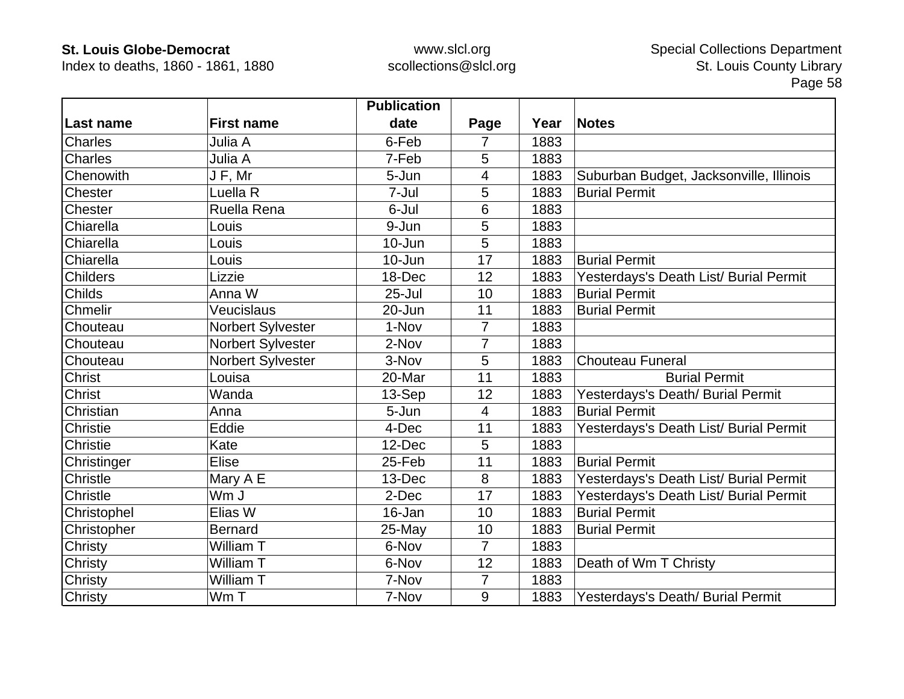| Last name | First name | Publication date | Page | Year | Notes |
|---|---|---|---|---|---|
| Charles | Julia A | 6-Feb | 7 | 1883 | |
| Charles | Julia A | 7-Feb | 5 | 1883 | |
| Chenowith | J F, Mr | 5-Jun | 4 | 1883 | Suburban Budget, Jacksonville, Illinois |
| Chester | Luella R | 7-Jul | 5 | 1883 | Burial Permit |
| Chester | Ruella Rena | 6-Jul | 6 | 1883 | |
| Chiarella | Louis | 9-Jun | 5 | 1883 | |
| Chiarella | Louis | 10-Jun | 5 | 1883 | |
| Chiarella | Louis | 10-Jun | 17 | 1883 | Burial Permit |
| Childers | Lizzie | 18-Dec | 12 | 1883 | Yesterdays's Death List/ Burial Permit |
| Childs | Anna W | 25-Jul | 10 | 1883 | Burial Permit |
| Chmelir | Veucislaus | 20-Jun | 11 | 1883 | Burial Permit |
| Chouteau | Norbert Sylvester | 1-Nov | 7 | 1883 | |
| Chouteau | Norbert Sylvester | 2-Nov | 7 | 1883 | |
| Chouteau | Norbert Sylvester | 3-Nov | 5 | 1883 | Chouteau Funeral |
| Christ | Louisa | 20-Mar | 11 | 1883 | Burial Permit |
| Christ | Wanda | 13-Sep | 12 | 1883 | Yesterdays's Death/ Burial Permit |
| Christian | Anna | 5-Jun | 4 | 1883 | Burial Permit |
| Christie | Eddie | 4-Dec | 11 | 1883 | Yesterdays's Death List/ Burial Permit |
| Christie | Kate | 12-Dec | 5 | 1883 | |
| Christinger | Elise | 25-Feb | 11 | 1883 | Burial Permit |
| Christle | Mary A E | 13-Dec | 8 | 1883 | Yesterdays's Death List/ Burial Permit |
| Christle | Wm J | 2-Dec | 17 | 1883 | Yesterdays's Death List/ Burial Permit |
| Christophel | Elias W | 16-Jan | 10 | 1883 | Burial Permit |
| Christopher | Bernard | 25-May | 10 | 1883 | Burial Permit |
| Christy | William T | 6-Nov | 7 | 1883 | |
| Christy | William T | 6-Nov | 12 | 1883 | Death of Wm T Christy |
| Christy | William T | 7-Nov | 7 | 1883 | |
| Christy | Wm T | 7-Nov | 9 | 1883 | Yesterdays's Death/ Burial Permit |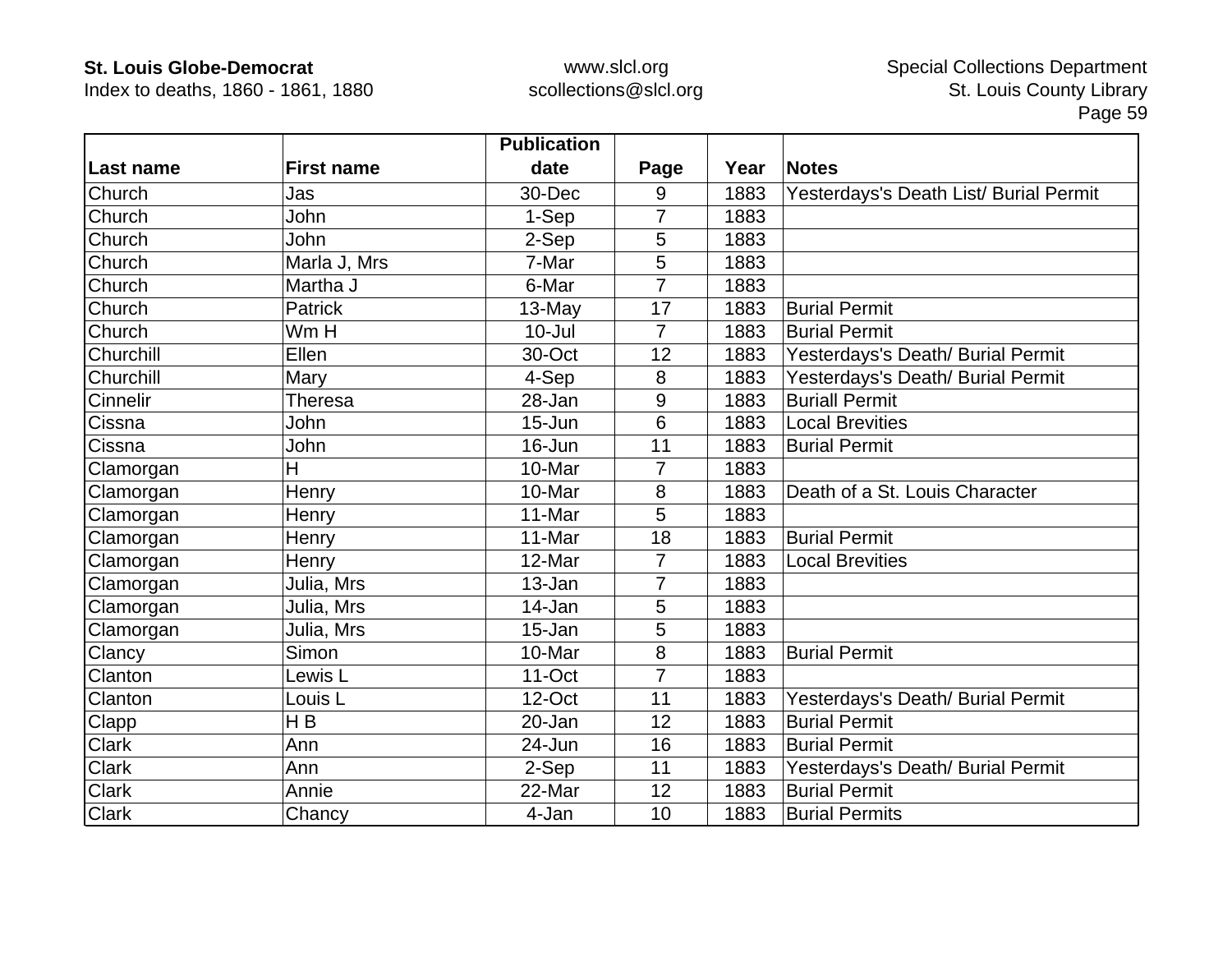| Last name | First name | Publication date | Page | Year | Notes |
|---|---|---|---|---|---|
| Church | Jas | 30-Dec | 9 | 1883 | Yesterdays's Death List/ Burial Permit |
| Church | John | 1-Sep | 7 | 1883 | |
| Church | John | 2-Sep | 5 | 1883 | |
| Church | Marla J, Mrs | 7-Mar | 5 | 1883 | |
| Church | Martha J | 6-Mar | 7 | 1883 | |
| Church | Patrick | 13-May | 17 | 1883 | Burial Permit |
| Church | Wm H | 10-Jul | 7 | 1883 | Burial Permit |
| Churchill | Ellen | 30-Oct | 12 | 1883 | Yesterdays's Death/ Burial Permit |
| Churchill | Mary | 4-Sep | 8 | 1883 | Yesterdays's Death/ Burial Permit |
| Cinnelir | Theresa | 28-Jan | 9 | 1883 | Buriall Permit |
| Cissna | John | 15-Jun | 6 | 1883 | Local Brevities |
| Cissna | John | 16-Jun | 11 | 1883 | Burial Permit |
| Clamorgan | H | 10-Mar | 7 | 1883 | |
| Clamorgan | Henry | 10-Mar | 8 | 1883 | Death of a St. Louis Character |
| Clamorgan | Henry | 11-Mar | 5 | 1883 | |
| Clamorgan | Henry | 11-Mar | 18 | 1883 | Burial Permit |
| Clamorgan | Henry | 12-Mar | 7 | 1883 | Local Brevities |
| Clamorgan | Julia, Mrs | 13-Jan | 7 | 1883 | |
| Clamorgan | Julia, Mrs | 14-Jan | 5 | 1883 | |
| Clamorgan | Julia, Mrs | 15-Jan | 5 | 1883 | |
| Clancy | Simon | 10-Mar | 8 | 1883 | Burial Permit |
| Clanton | Lewis L | 11-Oct | 7 | 1883 | |
| Clanton | Louis L | 12-Oct | 11 | 1883 | Yesterdays's Death/ Burial Permit |
| Clapp | H B | 20-Jan | 12 | 1883 | Burial Permit |
| Clark | Ann | 24-Jun | 16 | 1883 | Burial Permit |
| Clark | Ann | 2-Sep | 11 | 1883 | Yesterdays's Death/ Burial Permit |
| Clark | Annie | 22-Mar | 12 | 1883 | Burial Permit |
| Clark | Chancy | 4-Jan | 10 | 1883 | Burial Permits |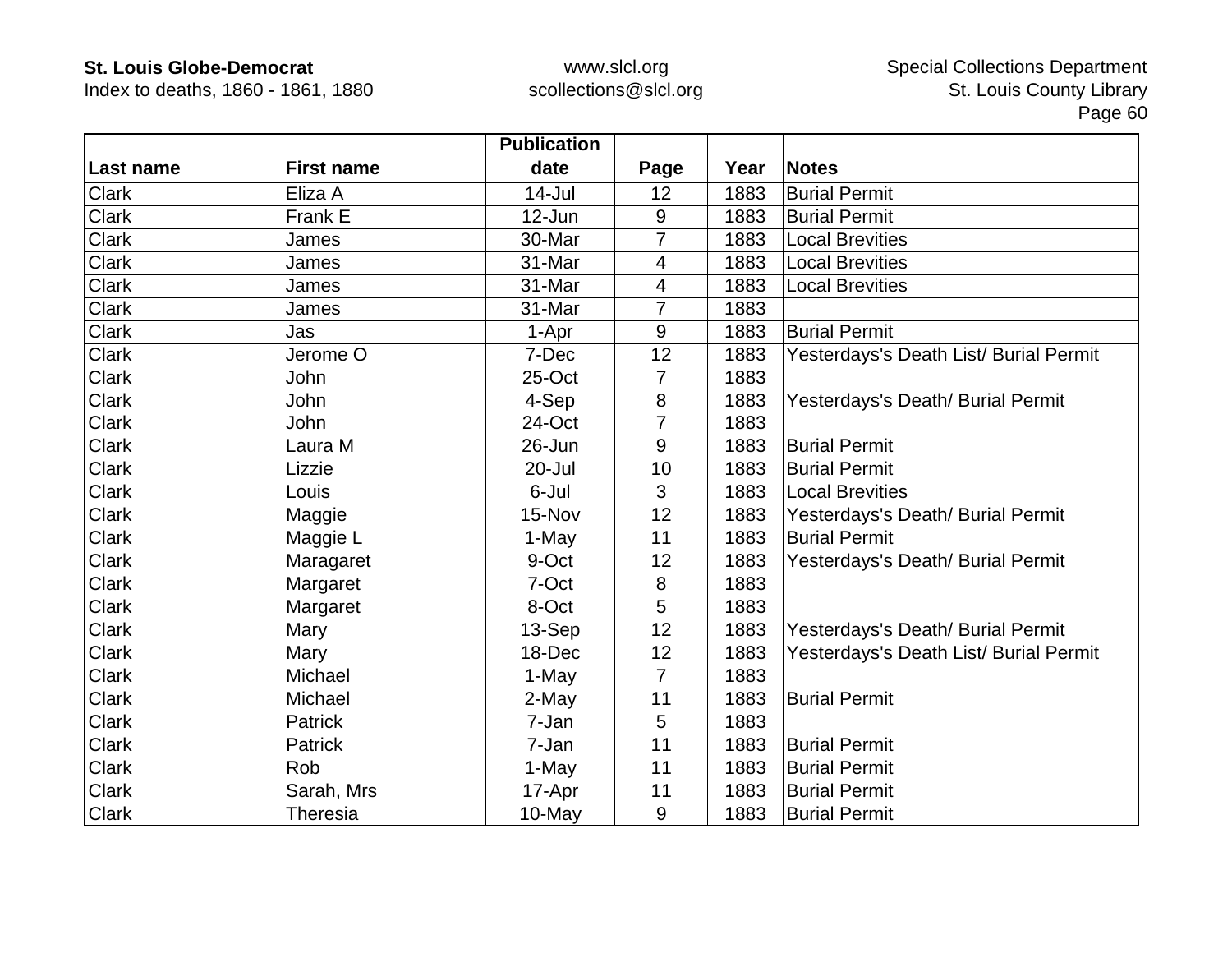| Last name | First name | Publication date | Page | Year | Notes |
|---|---|---|---|---|---|
| Clark | Eliza A | 14-Jul | 12 | 1883 | Burial Permit |
| Clark | Frank E | 12-Jun | 9 | 1883 | Burial Permit |
| Clark | James | 30-Mar | 7 | 1883 | Local Brevities |
| Clark | James | 31-Mar | 4 | 1883 | Local Brevities |
| Clark | James | 31-Mar | 4 | 1883 | Local Brevities |
| Clark | James | 31-Mar | 7 | 1883 | |
| Clark | Jas | 1-Apr | 9 | 1883 | Burial Permit |
| Clark | Jerome O | 7-Dec | 12 | 1883 | Yesterdays's Death List/ Burial Permit |
| Clark | John | 25-Oct | 7 | 1883 | |
| Clark | John | 4-Sep | 8 | 1883 | Yesterdays's Death/ Burial Permit |
| Clark | John | 24-Oct | 7 | 1883 | |
| Clark | Laura M | 26-Jun | 9 | 1883 | Burial Permit |
| Clark | Lizzie | 20-Jul | 10 | 1883 | Burial Permit |
| Clark | Louis | 6-Jul | 3 | 1883 | Local Brevities |
| Clark | Maggie | 15-Nov | 12 | 1883 | Yesterdays's Death/ Burial Permit |
| Clark | Maggie L | 1-May | 11 | 1883 | Burial Permit |
| Clark | Maragaret | 9-Oct | 12 | 1883 | Yesterdays's Death/ Burial Permit |
| Clark | Margaret | 7-Oct | 8 | 1883 | |
| Clark | Margaret | 8-Oct | 5 | 1883 | |
| Clark | Mary | 13-Sep | 12 | 1883 | Yesterdays's Death/ Burial Permit |
| Clark | Mary | 18-Dec | 12 | 1883 | Yesterdays's Death List/ Burial Permit |
| Clark | Michael | 1-May | 7 | 1883 | |
| Clark | Michael | 2-May | 11 | 1883 | Burial Permit |
| Clark | Patrick | 7-Jan | 5 | 1883 | |
| Clark | Patrick | 7-Jan | 11 | 1883 | Burial Permit |
| Clark | Rob | 1-May | 11 | 1883 | Burial Permit |
| Clark | Sarah, Mrs | 17-Apr | 11 | 1883 | Burial Permit |
| Clark | Theresia | 10-May | 9 | 1883 | Burial Permit |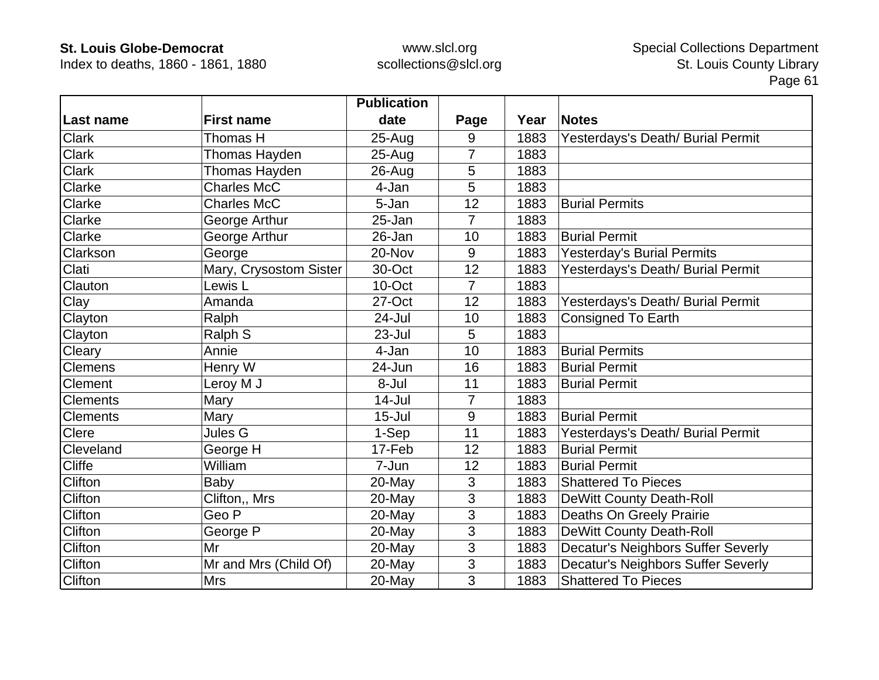| Last name | First name | Publication date | Page | Year | Notes |
|---|---|---|---|---|---|
| Clark | Thomas H | 25-Aug | 9 | 1883 | Yesterdays's Death/ Burial Permit |
| Clark | Thomas Hayden | 25-Aug | 7 | 1883 | |
| Clark | Thomas Hayden | 26-Aug | 5 | 1883 | |
| Clarke | Charles McC | 4-Jan | 5 | 1883 | |
| Clarke | Charles McC | 5-Jan | 12 | 1883 | Burial Permits |
| Clarke | George Arthur | 25-Jan | 7 | 1883 | |
| Clarke | George Arthur | 26-Jan | 10 | 1883 | Burial Permit |
| Clarkson | George | 20-Nov | 9 | 1883 | Yesterday's Burial Permits |
| Clati | Mary, Crysostom Sister | 30-Oct | 12 | 1883 | Yesterdays's Death/ Burial Permit |
| Clauton | Lewis L | 10-Oct | 7 | 1883 | |
| Clay | Amanda | 27-Oct | 12 | 1883 | Yesterdays's Death/ Burial Permit |
| Clayton | Ralph | 24-Jul | 10 | 1883 | Consigned To Earth |
| Clayton | Ralph S | 23-Jul | 5 | 1883 | |
| Cleary | Annie | 4-Jan | 10 | 1883 | Burial Permits |
| Clemens | Henry W | 24-Jun | 16 | 1883 | Burial Permit |
| Clement | Leroy M J | 8-Jul | 11 | 1883 | Burial Permit |
| Clements | Mary | 14-Jul | 7 | 1883 | |
| Clements | Mary | 15-Jul | 9 | 1883 | Burial Permit |
| Clere | Jules G | 1-Sep | 11 | 1883 | Yesterdays's Death/ Burial Permit |
| Cleveland | George H | 17-Feb | 12 | 1883 | Burial Permit |
| Cliffe | William | 7-Jun | 12 | 1883 | Burial Permit |
| Clifton | Baby | 20-May | 3 | 1883 | Shattered To Pieces |
| Clifton | Clifton,, Mrs | 20-May | 3 | 1883 | DeWitt County Death-Roll |
| Clifton | Geo P | 20-May | 3 | 1883 | Deaths On Greely Prairie |
| Clifton | George P | 20-May | 3 | 1883 | DeWitt County Death-Roll |
| Clifton | Mr | 20-May | 3 | 1883 | Decatur's Neighbors Suffer Severly |
| Clifton | Mr and Mrs (Child Of) | 20-May | 3 | 1883 | Decatur's Neighbors Suffer Severly |
| Clifton | Mrs | 20-May | 3 | 1883 | Shattered To Pieces |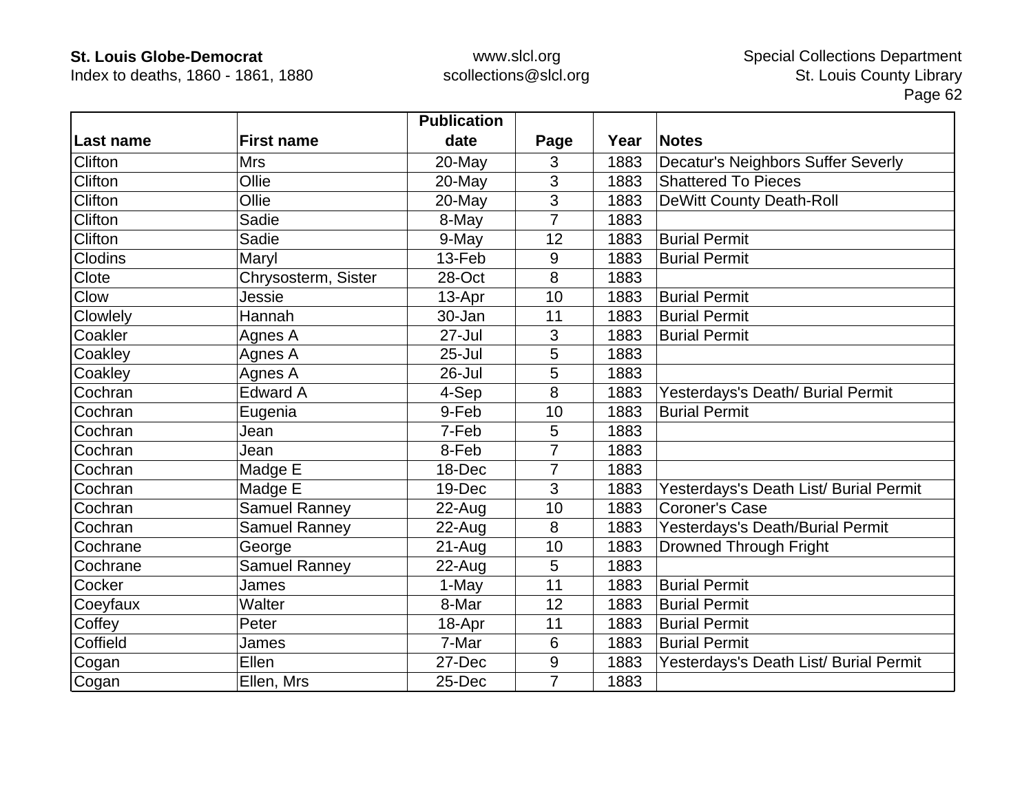| Last name | First name | Publication date | Page | Year | Notes |
|---|---|---|---|---|---|
| Clifton | Mrs | 20-May | 3 | 1883 | Decatur's Neighbors Suffer Severly |
| Clifton | Ollie | 20-May | 3 | 1883 | Shattered To Pieces |
| Clifton | Ollie | 20-May | 3 | 1883 | DeWitt County Death-Roll |
| Clifton | Sadie | 8-May | 7 | 1883 | |
| Clifton | Sadie | 9-May | 12 | 1883 | Burial Permit |
| Clodins | Maryl | 13-Feb | 9 | 1883 | Burial Permit |
| Clote | Chrysosterm, Sister | 28-Oct | 8 | 1883 | |
| Clow | Jessie | 13-Apr | 10 | 1883 | Burial Permit |
| Clowlely | Hannah | 30-Jan | 11 | 1883 | Burial Permit |
| Coakler | Agnes A | 27-Jul | 3 | 1883 | Burial Permit |
| Coakley | Agnes A | 25-Jul | 5 | 1883 | |
| Coakley | Agnes A | 26-Jul | 5 | 1883 | |
| Cochran | Edward A | 4-Sep | 8 | 1883 | Yesterdays's Death/ Burial Permit |
| Cochran | Eugenia | 9-Feb | 10 | 1883 | Burial Permit |
| Cochran | Jean | 7-Feb | 5 | 1883 | |
| Cochran | Jean | 8-Feb | 7 | 1883 | |
| Cochran | Madge E | 18-Dec | 7 | 1883 | |
| Cochran | Madge E | 19-Dec | 3 | 1883 | Yesterdays's Death List/ Burial Permit |
| Cochran | Samuel Ranney | 22-Aug | 10 | 1883 | Coroner's Case |
| Cochran | Samuel Ranney | 22-Aug | 8 | 1883 | Yesterdays's Death/Burial Permit |
| Cochrane | George | 21-Aug | 10 | 1883 | Drowned Through Fright |
| Cochrane | Samuel Ranney | 22-Aug | 5 | 1883 | |
| Cocker | James | 1-May | 11 | 1883 | Burial Permit |
| Coeyfaux | Walter | 8-Mar | 12 | 1883 | Burial Permit |
| Coffey | Peter | 18-Apr | 11 | 1883 | Burial Permit |
| Coffield | James | 7-Mar | 6 | 1883 | Burial Permit |
| Cogan | Ellen | 27-Dec | 9 | 1883 | Yesterdays's Death List/ Burial Permit |
| Cogan | Ellen, Mrs | 25-Dec | 7 | 1883 | |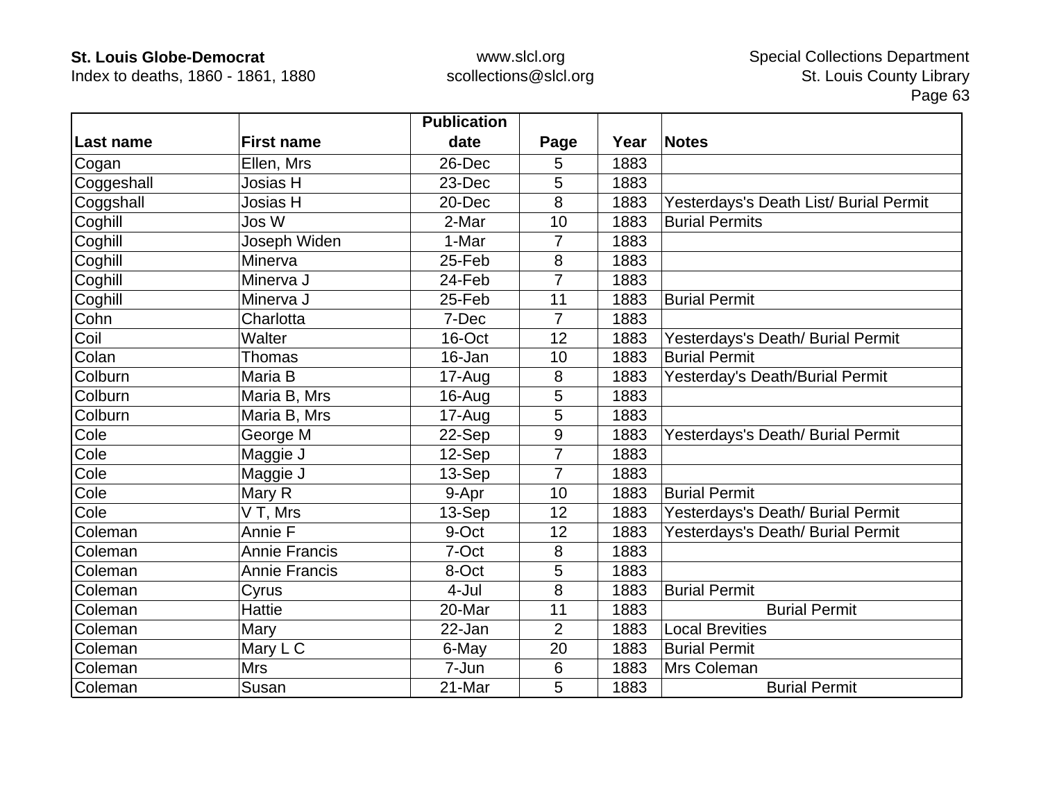| Last name | First name | Publication date | Page | Year | Notes |
|---|---|---|---|---|---|
| Cogan | Ellen, Mrs | 26-Dec | 5 | 1883 | |
| Coggeshall | Josias H | 23-Dec | 5 | 1883 | |
| Coggshall | Josias H | 20-Dec | 8 | 1883 | Yesterdays's Death List/ Burial Permit |
| Coghill | Jos W | 2-Mar | 10 | 1883 | Burial Permits |
| Coghill | Joseph Widen | 1-Mar | 7 | 1883 | |
| Coghill | Minerva | 25-Feb | 8 | 1883 | |
| Coghill | Minerva J | 24-Feb | 7 | 1883 | |
| Coghill | Minerva J | 25-Feb | 11 | 1883 | Burial Permit |
| Cohn | Charlotta | 7-Dec | 7 | 1883 | |
| Coil | Walter | 16-Oct | 12 | 1883 | Yesterdays's Death/ Burial Permit |
| Colan | Thomas | 16-Jan | 10 | 1883 | Burial Permit |
| Colburn | Maria B | 17-Aug | 8 | 1883 | Yesterday's Death/Burial Permit |
| Colburn | Maria B, Mrs | 16-Aug | 5 | 1883 | |
| Colburn | Maria B, Mrs | 17-Aug | 5 | 1883 | |
| Cole | George M | 22-Sep | 9 | 1883 | Yesterdays's Death/ Burial Permit |
| Cole | Maggie J | 12-Sep | 7 | 1883 | |
| Cole | Maggie J | 13-Sep | 7 | 1883 | |
| Cole | Mary R | 9-Apr | 10 | 1883 | Burial Permit |
| Cole | V T, Mrs | 13-Sep | 12 | 1883 | Yesterdays's Death/ Burial Permit |
| Coleman | Annie F | 9-Oct | 12 | 1883 | Yesterdays's Death/ Burial Permit |
| Coleman | Annie Francis | 7-Oct | 8 | 1883 | |
| Coleman | Annie Francis | 8-Oct | 5 | 1883 | |
| Coleman | Cyrus | 4-Jul | 8 | 1883 | Burial Permit |
| Coleman | Hattie | 20-Mar | 11 | 1883 | Burial Permit |
| Coleman | Mary | 22-Jan | 2 | 1883 | Local Brevities |
| Coleman | Mary L C | 6-May | 20 | 1883 | Burial Permit |
| Coleman | Mrs | 7-Jun | 6 | 1883 | Mrs Coleman |
| Coleman | Susan | 21-Mar | 5 | 1883 | Burial Permit |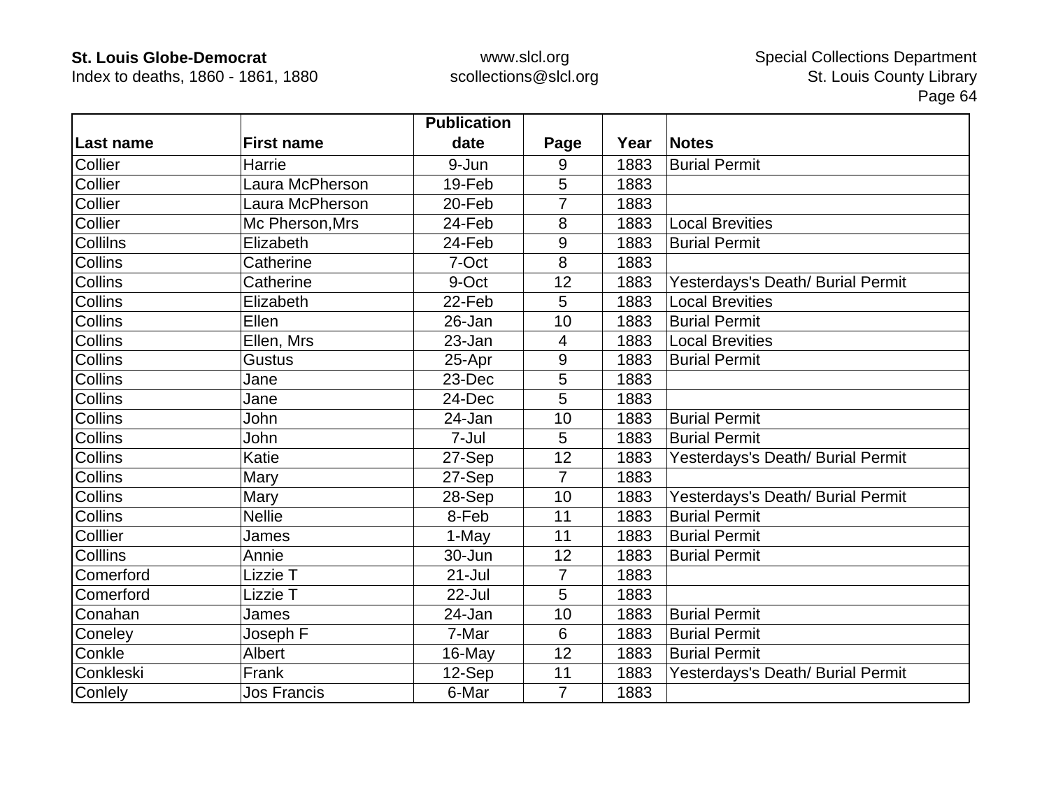| Last name | First name | Publication date | Page | Year | Notes |
|---|---|---|---|---|---|
| Collier | Harrie | 9-Jun | 9 | 1883 | Burial Permit |
| Collier | Laura McPherson | 19-Feb | 5 | 1883 | |
| Collier | Laura McPherson | 20-Feb | 7 | 1883 | |
| Collier | Mc Pherson,Mrs | 24-Feb | 8 | 1883 | Local Brevities |
| Collilns | Elizabeth | 24-Feb | 9 | 1883 | Burial Permit |
| Collins | Catherine | 7-Oct | 8 | 1883 | |
| Collins | Catherine | 9-Oct | 12 | 1883 | Yesterdays's Death/ Burial Permit |
| Collins | Elizabeth | 22-Feb | 5 | 1883 | Local Brevities |
| Collins | Ellen | 26-Jan | 10 | 1883 | Burial Permit |
| Collins | Ellen, Mrs | 23-Jan | 4 | 1883 | Local Brevities |
| Collins | Gustus | 25-Apr | 9 | 1883 | Burial Permit |
| Collins | Jane | 23-Dec | 5 | 1883 | |
| Collins | Jane | 24-Dec | 5 | 1883 | |
| Collins | John | 24-Jan | 10 | 1883 | Burial Permit |
| Collins | John | 7-Jul | 5 | 1883 | Burial Permit |
| Collins | Katie | 27-Sep | 12 | 1883 | Yesterdays's Death/ Burial Permit |
| Collins | Mary | 27-Sep | 7 | 1883 | |
| Collins | Mary | 28-Sep | 10 | 1883 | Yesterdays's Death/ Burial Permit |
| Collins | Nellie | 8-Feb | 11 | 1883 | Burial Permit |
| Colllier | James | 1-May | 11 | 1883 | Burial Permit |
| Colllins | Annie | 30-Jun | 12 | 1883 | Burial Permit |
| Comerford | Lizzie T | 21-Jul | 7 | 1883 | |
| Comerford | Lizzie T | 22-Jul | 5 | 1883 | |
| Conahan | James | 24-Jan | 10 | 1883 | Burial Permit |
| Coneley | Joseph F | 7-Mar | 6 | 1883 | Burial Permit |
| Conkle | Albert | 16-May | 12 | 1883 | Burial Permit |
| Conkleski | Frank | 12-Sep | 11 | 1883 | Yesterdays's Death/ Burial Permit |
| Conlely | Jos Francis | 6-Mar | 7 | 1883 | |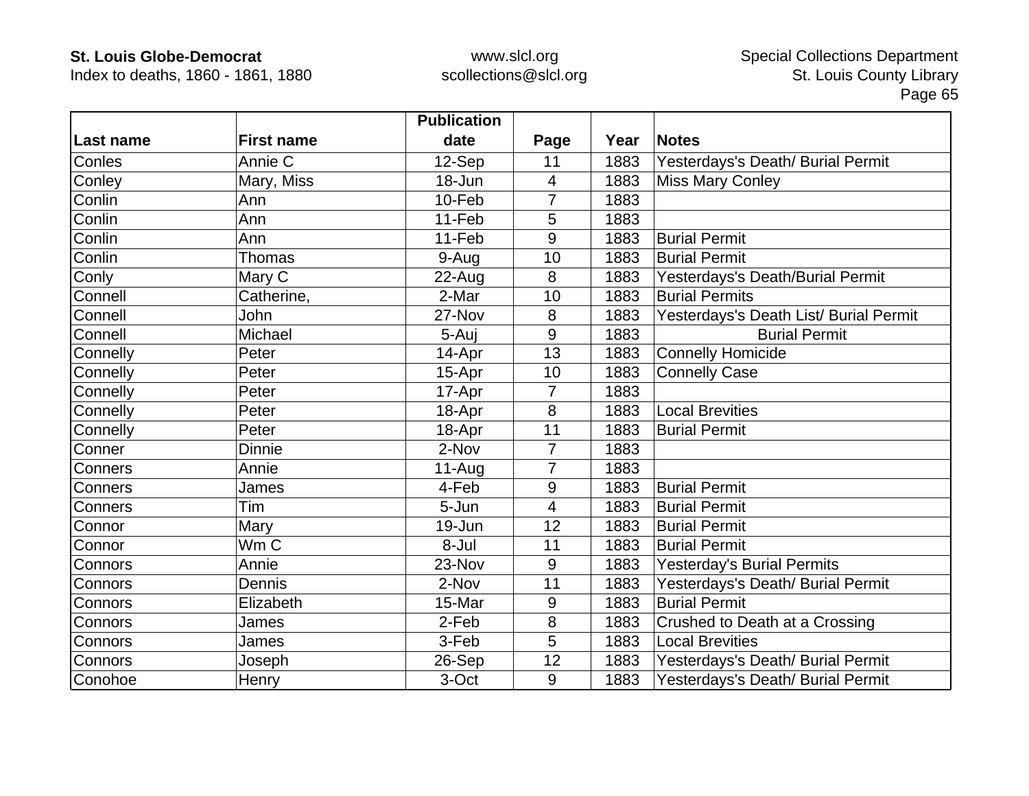| Last name | First name | Publication date | Page | Year | Notes |
|---|---|---|---|---|---|
| Conles | Annie C | 12-Sep | 11 | 1883 | Yesterdays's Death/ Burial Permit |
| Conley | Mary, Miss | 18-Jun | 4 | 1883 | Miss Mary Conley |
| Conlin | Ann | 10-Feb | 7 | 1883 | |
| Conlin | Ann | 11-Feb | 5 | 1883 | |
| Conlin | Ann | 11-Feb | 9 | 1883 | Burial Permit |
| Conlin | Thomas | 9-Aug | 10 | 1883 | Burial Permit |
| Conly | Mary C | 22-Aug | 8 | 1883 | Yesterdays's Death/Burial Permit |
| Connell | Catherine, | 2-Mar | 10 | 1883 | Burial Permits |
| Connell | John | 27-Nov | 8 | 1883 | Yesterdays's Death List/ Burial Permit |
| Connell | Michael | 5-Auj | 9 | 1883 | Burial Permit |
| Connelly | Peter | 14-Apr | 13 | 1883 | Connelly Homicide |
| Connelly | Peter | 15-Apr | 10 | 1883 | Connelly Case |
| Connelly | Peter | 17-Apr | 7 | 1883 | |
| Connelly | Peter | 18-Apr | 8 | 1883 | Local Brevities |
| Connelly | Peter | 18-Apr | 11 | 1883 | Burial Permit |
| Conner | Dinnie | 2-Nov | 7 | 1883 | |
| Conners | Annie | 11-Aug | 7 | 1883 | |
| Conners | James | 4-Feb | 9 | 1883 | Burial Permit |
| Conners | Tim | 5-Jun | 4 | 1883 | Burial Permit |
| Connor | Mary | 19-Jun | 12 | 1883 | Burial Permit |
| Connor | Wm C | 8-Jul | 11 | 1883 | Burial Permit |
| Connors | Annie | 23-Nov | 9 | 1883 | Yesterday's Burial Permits |
| Connors | Dennis | 2-Nov | 11 | 1883 | Yesterdays's Death/ Burial Permit |
| Connors | Elizabeth | 15-Mar | 9 | 1883 | Burial Permit |
| Connors | James | 2-Feb | 8 | 1883 | Crushed to Death at a Crossing |
| Connors | James | 3-Feb | 5 | 1883 | Local Brevities |
| Connors | Joseph | 26-Sep | 12 | 1883 | Yesterdays's Death/ Burial Permit |
| Conohoe | Henry | 3-Oct | 9 | 1883 | Yesterdays's Death/ Burial Permit |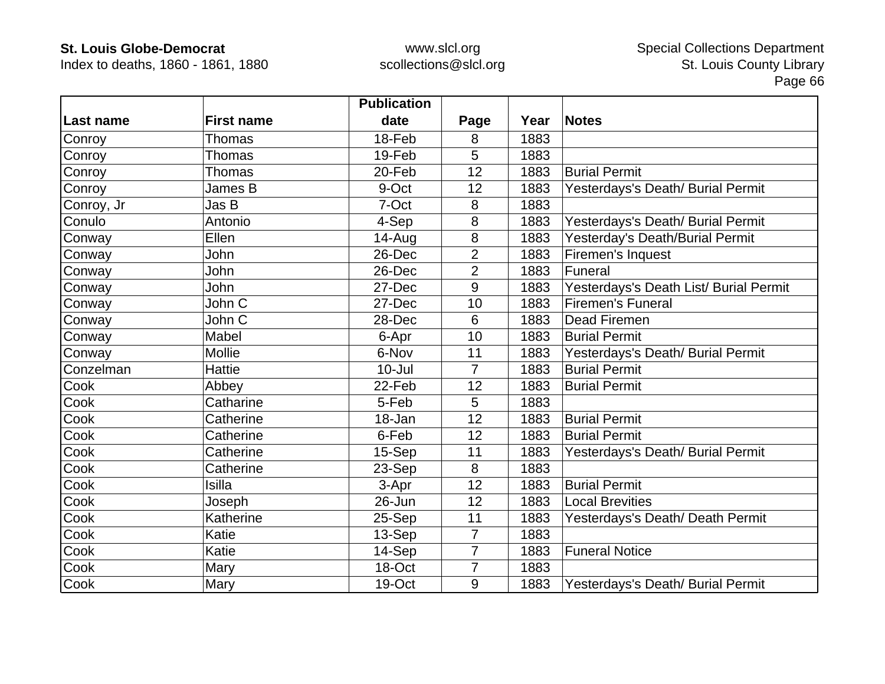| Last name | First name | Publication date | Page | Year | Notes |
|---|---|---|---|---|---|
| Conroy | Thomas | 18-Feb | 8 | 1883 | |
| Conroy | Thomas | 19-Feb | 5 | 1883 | |
| Conroy | Thomas | 20-Feb | 12 | 1883 | Burial Permit |
| Conroy | James B | 9-Oct | 12 | 1883 | Yesterdays's Death/ Burial Permit |
| Conroy, Jr | Jas B | 7-Oct | 8 | 1883 | |
| Conulo | Antonio | 4-Sep | 8 | 1883 | Yesterdays's Death/ Burial Permit |
| Conway | Ellen | 14-Aug | 8 | 1883 | Yesterday's Death/Burial Permit |
| Conway | John | 26-Dec | 2 | 1883 | Firemen's Inquest |
| Conway | John | 26-Dec | 2 | 1883 | Funeral |
| Conway | John | 27-Dec | 9 | 1883 | Yesterdays's Death List/ Burial Permit |
| Conway | John C | 27-Dec | 10 | 1883 | Firemen's Funeral |
| Conway | John C | 28-Dec | 6 | 1883 | Dead Firemen |
| Conway | Mabel | 6-Apr | 10 | 1883 | Burial Permit |
| Conway | Mollie | 6-Nov | 11 | 1883 | Yesterdays's Death/ Burial Permit |
| Conzelman | Hattie | 10-Jul | 7 | 1883 | Burial Permit |
| Cook | Abbey | 22-Feb | 12 | 1883 | Burial Permit |
| Cook | Catharine | 5-Feb | 5 | 1883 | |
| Cook | Catherine | 18-Jan | 12 | 1883 | Burial Permit |
| Cook | Catherine | 6-Feb | 12 | 1883 | Burial Permit |
| Cook | Catherine | 15-Sep | 11 | 1883 | Yesterdays's Death/ Burial Permit |
| Cook | Catherine | 23-Sep | 8 | 1883 | |
| Cook | Isilla | 3-Apr | 12 | 1883 | Burial Permit |
| Cook | Joseph | 26-Jun | 12 | 1883 | Local Brevities |
| Cook | Katherine | 25-Sep | 11 | 1883 | Yesterdays's Death/ Death Permit |
| Cook | Katie | 13-Sep | 7 | 1883 | |
| Cook | Katie | 14-Sep | 7 | 1883 | Funeral Notice |
| Cook | Mary | 18-Oct | 7 | 1883 | |
| Cook | Mary | 19-Oct | 9 | 1883 | Yesterdays's Death/ Burial Permit |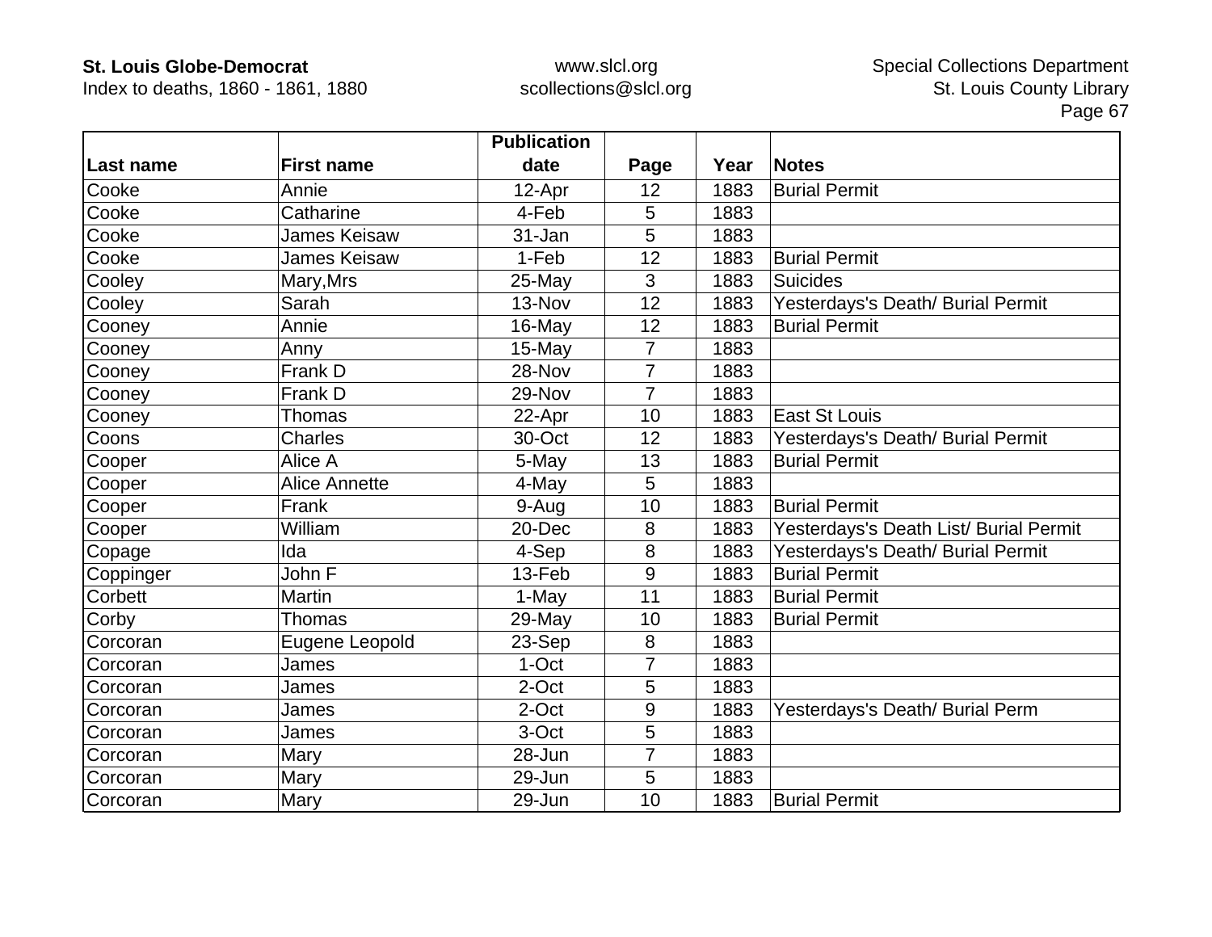| Last name | First name | Publication date | Page | Year | Notes |
|---|---|---|---|---|---|
| Cooke | Annie | 12-Apr | 12 | 1883 | Burial Permit |
| Cooke | Catharine | 4-Feb | 5 | 1883 | |
| Cooke | James Keisaw | 31-Jan | 5 | 1883 | |
| Cooke | James Keisaw | 1-Feb | 12 | 1883 | Burial Permit |
| Cooley | Mary,Mrs | 25-May | 3 | 1883 | Suicides |
| Cooley | Sarah | 13-Nov | 12 | 1883 | Yesterdays's Death/ Burial Permit |
| Cooney | Annie | 16-May | 12 | 1883 | Burial Permit |
| Cooney | Anny | 15-May | 7 | 1883 | |
| Cooney | Frank D | 28-Nov | 7 | 1883 | |
| Cooney | Frank D | 29-Nov | 7 | 1883 | |
| Cooney | Thomas | 22-Apr | 10 | 1883 | East St Louis |
| Coons | Charles | 30-Oct | 12 | 1883 | Yesterdays's Death/ Burial Permit |
| Cooper | Alice A | 5-May | 13 | 1883 | Burial Permit |
| Cooper | Alice Annette | 4-May | 5 | 1883 | |
| Cooper | Frank | 9-Aug | 10 | 1883 | Burial Permit |
| Cooper | William | 20-Dec | 8 | 1883 | Yesterdays's Death List/ Burial Permit |
| Copage | Ida | 4-Sep | 8 | 1883 | Yesterdays's Death/ Burial Permit |
| Coppinger | John F | 13-Feb | 9 | 1883 | Burial Permit |
| Corbett | Martin | 1-May | 11 | 1883 | Burial Permit |
| Corby | Thomas | 29-May | 10 | 1883 | Burial Permit |
| Corcoran | Eugene Leopold | 23-Sep | 8 | 1883 | |
| Corcoran | James | 1-Oct | 7 | 1883 | |
| Corcoran | James | 2-Oct | 5 | 1883 | |
| Corcoran | James | 2-Oct | 9 | 1883 | Yesterdays's Death/ Burial Perm |
| Corcoran | James | 3-Oct | 5 | 1883 | |
| Corcoran | Mary | 28-Jun | 7 | 1883 | |
| Corcoran | Mary | 29-Jun | 5 | 1883 | |
| Corcoran | Mary | 29-Jun | 10 | 1883 | Burial Permit |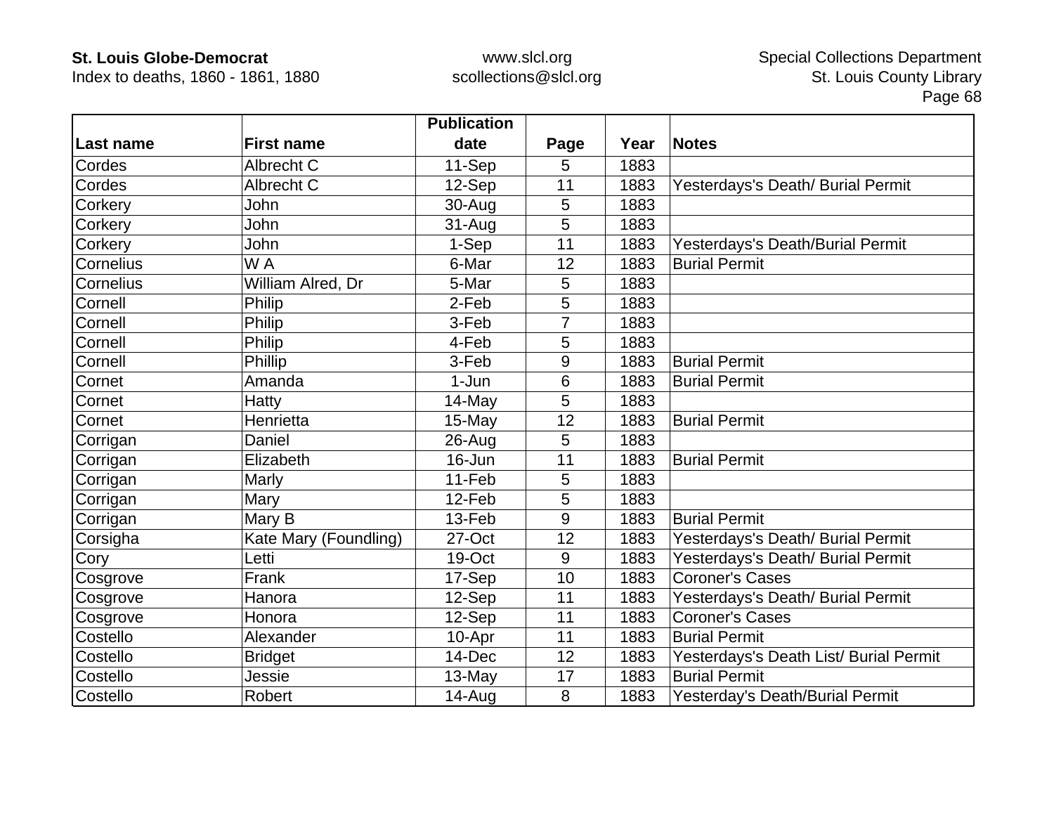| Last name | First name | Publication date | Page | Year | Notes |
|---|---|---|---|---|---|
| Cordes | Albrecht C | 11-Sep | 5 | 1883 | |
| Cordes | Albrecht C | 12-Sep | 11 | 1883 | Yesterdays's Death/ Burial Permit |
| Corkery | John | 30-Aug | 5 | 1883 | |
| Corkery | John | 31-Aug | 5 | 1883 | |
| Corkery | John | 1-Sep | 11 | 1883 | Yesterdays's Death/Burial Permit |
| Cornelius | W A | 6-Mar | 12 | 1883 | Burial Permit |
| Cornelius | William Alred, Dr | 5-Mar | 5 | 1883 | |
| Cornell | Philip | 2-Feb | 5 | 1883 | |
| Cornell | Philip | 3-Feb | 7 | 1883 | |
| Cornell | Philip | 4-Feb | 5 | 1883 | |
| Cornell | Phillip | 3-Feb | 9 | 1883 | Burial Permit |
| Cornet | Amanda | 1-Jun | 6 | 1883 | Burial Permit |
| Cornet | Hatty | 14-May | 5 | 1883 | |
| Cornet | Henrietta | 15-May | 12 | 1883 | Burial Permit |
| Corrigan | Daniel | 26-Aug | 5 | 1883 | |
| Corrigan | Elizabeth | 16-Jun | 11 | 1883 | Burial Permit |
| Corrigan | Marly | 11-Feb | 5 | 1883 | |
| Corrigan | Mary | 12-Feb | 5 | 1883 | |
| Corrigan | Mary B | 13-Feb | 9 | 1883 | Burial Permit |
| Corsigha | Kate Mary (Foundling) | 27-Oct | 12 | 1883 | Yesterdays's Death/ Burial Permit |
| Cory | Letti | 19-Oct | 9 | 1883 | Yesterdays's Death/ Burial Permit |
| Cosgrove | Frank | 17-Sep | 10 | 1883 | Coroner's Cases |
| Cosgrove | Hanora | 12-Sep | 11 | 1883 | Yesterdays's Death/ Burial Permit |
| Cosgrove | Honora | 12-Sep | 11 | 1883 | Coroner's Cases |
| Costello | Alexander | 10-Apr | 11 | 1883 | Burial Permit |
| Costello | Bridget | 14-Dec | 12 | 1883 | Yesterdays's Death List/ Burial Permit |
| Costello | Jessie | 13-May | 17 | 1883 | Burial Permit |
| Costello | Robert | 14-Aug | 8 | 1883 | Yesterday's Death/Burial Permit |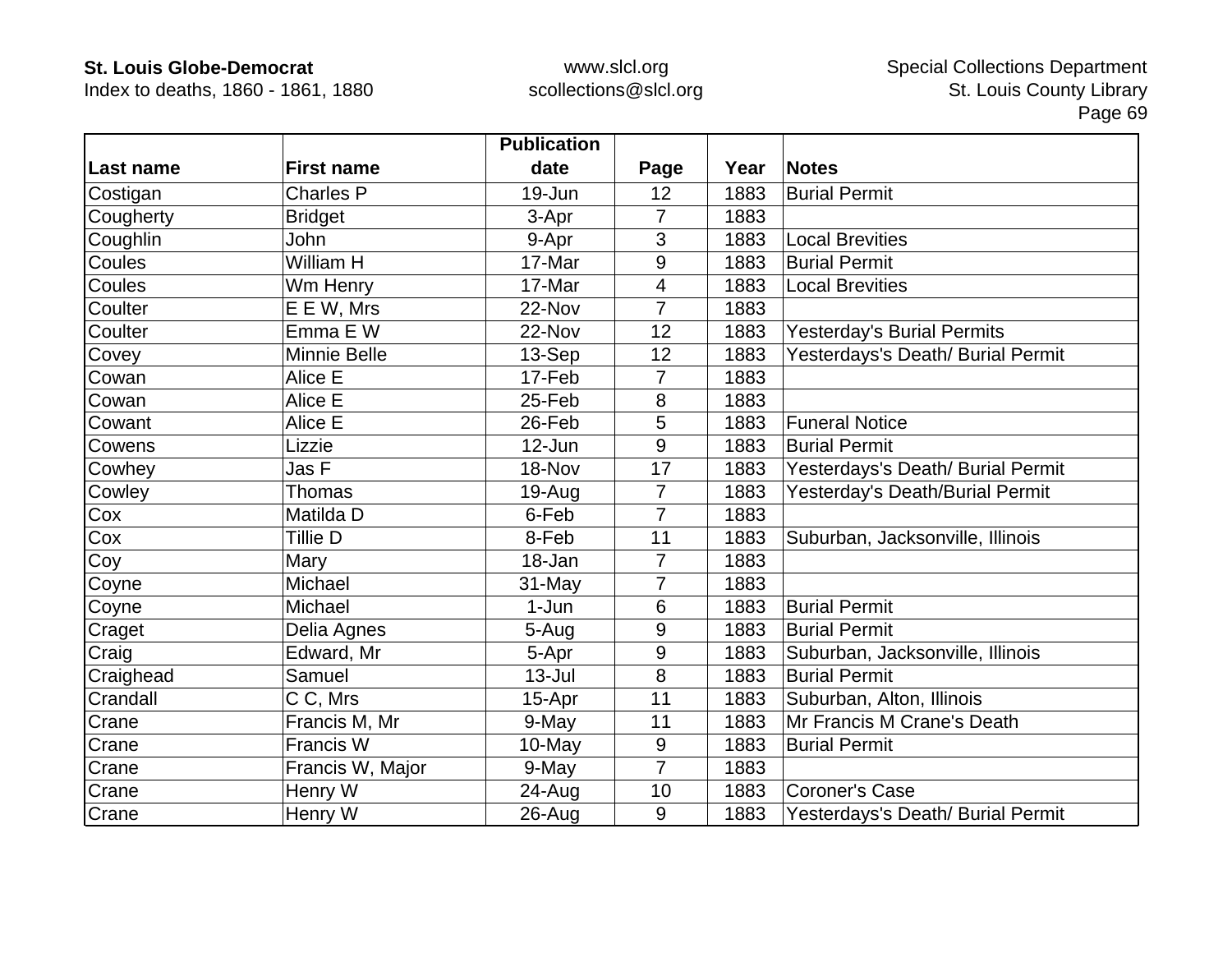| Last name | First name | Publication date | Page | Year | Notes |
|---|---|---|---|---|---|
| Costigan | Charles P | 19-Jun | 12 | 1883 | Burial Permit |
| Cougherty | Bridget | 3-Apr | 7 | 1883 | |
| Coughlin | John | 9-Apr | 3 | 1883 | Local Brevities |
| Coules | William H | 17-Mar | 9 | 1883 | Burial Permit |
| Coules | Wm Henry | 17-Mar | 4 | 1883 | Local Brevities |
| Coulter | E E W, Mrs | 22-Nov | 7 | 1883 | |
| Coulter | Emma E W | 22-Nov | 12 | 1883 | Yesterday's Burial Permits |
| Covey | Minnie Belle | 13-Sep | 12 | 1883 | Yesterdays's Death/ Burial Permit |
| Cowan | Alice E | 17-Feb | 7 | 1883 | |
| Cowan | Alice E | 25-Feb | 8 | 1883 | |
| Cowant | Alice E | 26-Feb | 5 | 1883 | Funeral Notice |
| Cowens | Lizzie | 12-Jun | 9 | 1883 | Burial Permit |
| Cowhey | Jas F | 18-Nov | 17 | 1883 | Yesterdays's Death/ Burial Permit |
| Cowley | Thomas | 19-Aug | 7 | 1883 | Yesterday's Death/Burial Permit |
| Cox | Matilda D | 6-Feb | 7 | 1883 | |
| Cox | Tillie D | 8-Feb | 11 | 1883 | Suburban, Jacksonville, Illinois |
| Coy | Mary | 18-Jan | 7 | 1883 | |
| Coyne | Michael | 31-May | 7 | 1883 | |
| Coyne | Michael | 1-Jun | 6 | 1883 | Burial Permit |
| Craget | Delia Agnes | 5-Aug | 9 | 1883 | Burial Permit |
| Craig | Edward, Mr | 5-Apr | 9 | 1883 | Suburban, Jacksonville, Illinois |
| Craighead | Samuel | 13-Jul | 8 | 1883 | Burial Permit |
| Crandall | C C, Mrs | 15-Apr | 11 | 1883 | Suburban, Alton, Illinois |
| Crane | Francis M, Mr | 9-May | 11 | 1883 | Mr Francis M Crane's Death |
| Crane | Francis W | 10-May | 9 | 1883 | Burial Permit |
| Crane | Francis W, Major | 9-May | 7 | 1883 | |
| Crane | Henry W | 24-Aug | 10 | 1883 | Coroner's Case |
| Crane | Henry W | 26-Aug | 9 | 1883 | Yesterdays's Death/ Burial Permit |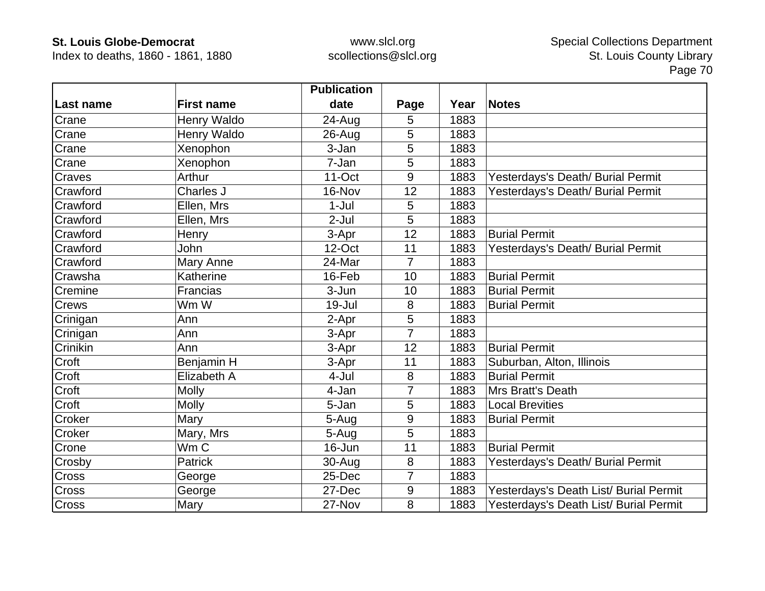| Last name | First name | Publication date | Page | Year | Notes |
|---|---|---|---|---|---|
| Crane | Henry Waldo | 24-Aug | 5 | 1883 | |
| Crane | Henry Waldo | 26-Aug | 5 | 1883 | |
| Crane | Xenophon | 3-Jan | 5 | 1883 | |
| Crane | Xenophon | 7-Jan | 5 | 1883 | |
| Craves | Arthur | 11-Oct | 9 | 1883 | Yesterdays's Death/ Burial Permit |
| Crawford | Charles J | 16-Nov | 12 | 1883 | Yesterdays's Death/ Burial Permit |
| Crawford | Ellen, Mrs | 1-Jul | 5 | 1883 | |
| Crawford | Ellen, Mrs | 2-Jul | 5 | 1883 | |
| Crawford | Henry | 3-Apr | 12 | 1883 | Burial Permit |
| Crawford | John | 12-Oct | 11 | 1883 | Yesterdays's Death/ Burial Permit |
| Crawford | Mary Anne | 24-Mar | 7 | 1883 | |
| Crawsha | Katherine | 16-Feb | 10 | 1883 | Burial Permit |
| Cremine | Francias | 3-Jun | 10 | 1883 | Burial Permit |
| Crews | Wm W | 19-Jul | 8 | 1883 | Burial Permit |
| Crinigan | Ann | 2-Apr | 5 | 1883 | |
| Crinigan | Ann | 3-Apr | 7 | 1883 | |
| Crinikin | Ann | 3-Apr | 12 | 1883 | Burial Permit |
| Croft | Benjamin H | 3-Apr | 11 | 1883 | Suburban, Alton, Illinois |
| Croft | Elizabeth A | 4-Jul | 8 | 1883 | Burial Permit |
| Croft | Molly | 4-Jan | 7 | 1883 | Mrs Bratt's Death |
| Croft | Molly | 5-Jan | 5 | 1883 | Local Brevities |
| Croker | Mary | 5-Aug | 9 | 1883 | Burial Permit |
| Croker | Mary, Mrs | 5-Aug | 5 | 1883 | |
| Crone | Wm C | 16-Jun | 11 | 1883 | Burial Permit |
| Crosby | Patrick | 30-Aug | 8 | 1883 | Yesterdays's Death/ Burial Permit |
| Cross | George | 25-Dec | 7 | 1883 | |
| Cross | George | 27-Dec | 9 | 1883 | Yesterdays's Death List/ Burial Permit |
| Cross | Mary | 27-Nov | 8 | 1883 | Yesterdays's Death List/ Burial Permit |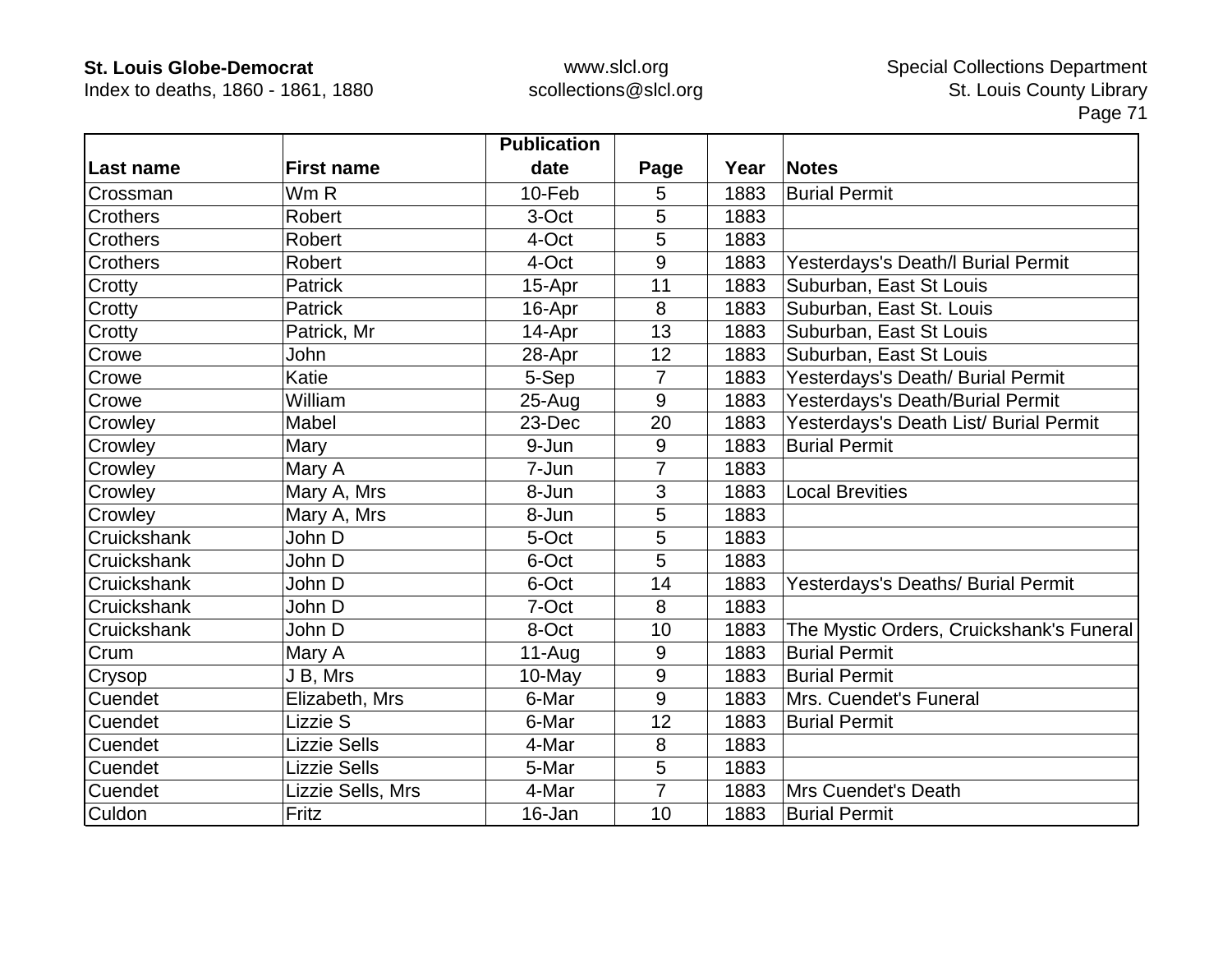| Last name | First name | Publication date | Page | Year | Notes |
|---|---|---|---|---|---|
| Crossman | Wm R | 10-Feb | 5 | 1883 | Burial Permit |
| Crothers | Robert | 3-Oct | 5 | 1883 | |
| Crothers | Robert | 4-Oct | 5 | 1883 | |
| Crothers | Robert | 4-Oct | 9 | 1883 | Yesterdays's Death/l Burial Permit |
| Crotty | Patrick | 15-Apr | 11 | 1883 | Suburban, East St Louis |
| Crotty | Patrick | 16-Apr | 8 | 1883 | Suburban, East St. Louis |
| Crotty | Patrick, Mr | 14-Apr | 13 | 1883 | Suburban, East St Louis |
| Crowe | John | 28-Apr | 12 | 1883 | Suburban, East St Louis |
| Crowe | Katie | 5-Sep | 7 | 1883 | Yesterdays's Death/ Burial Permit |
| Crowe | William | 25-Aug | 9 | 1883 | Yesterdays's Death/Burial Permit |
| Crowley | Mabel | 23-Dec | 20 | 1883 | Yesterdays's Death List/ Burial Permit |
| Crowley | Mary | 9-Jun | 9 | 1883 | Burial Permit |
| Crowley | Mary A | 7-Jun | 7 | 1883 | |
| Crowley | Mary A, Mrs | 8-Jun | 3 | 1883 | Local Brevities |
| Crowley | Mary A, Mrs | 8-Jun | 5 | 1883 | |
| Cruickshank | John D | 5-Oct | 5 | 1883 | |
| Cruickshank | John D | 6-Oct | 5 | 1883 | |
| Cruickshank | John D | 6-Oct | 14 | 1883 | Yesterdays's Deaths/ Burial Permit |
| Cruickshank | John D | 7-Oct | 8 | 1883 | |
| Cruickshank | John D | 8-Oct | 10 | 1883 | The Mystic Orders, Cruickshank's Funeral |
| Crum | Mary A | 11-Aug | 9 | 1883 | Burial Permit |
| Crysop | J B, Mrs | 10-May | 9 | 1883 | Burial Permit |
| Cuendet | Elizabeth, Mrs | 6-Mar | 9 | 1883 | Mrs. Cuendet's Funeral |
| Cuendet | Lizzie S | 6-Mar | 12 | 1883 | Burial Permit |
| Cuendet | Lizzie Sells | 4-Mar | 8 | 1883 | |
| Cuendet | Lizzie Sells | 5-Mar | 5 | 1883 | |
| Cuendet | Lizzie Sells, Mrs | 4-Mar | 7 | 1883 | Mrs Cuendet's Death |
| Culdon | Fritz | 16-Jan | 10 | 1883 | Burial Permit |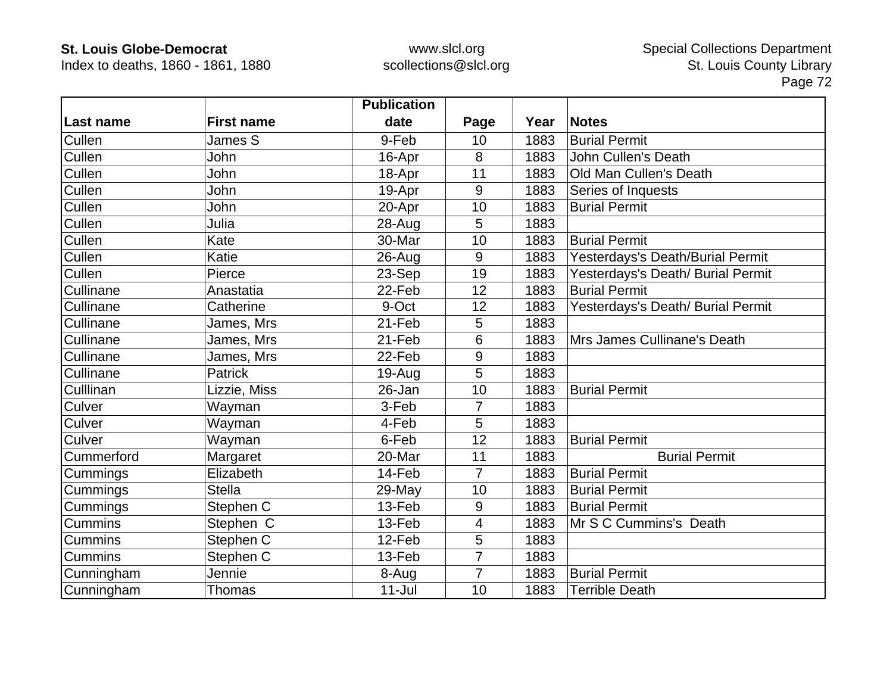| Last name | First name | Publication date | Page | Year | Notes |
|---|---|---|---|---|---|
| Cullen | James S | 9-Feb | 10 | 1883 | Burial Permit |
| Cullen | John | 16-Apr | 8 | 1883 | John Cullen's Death |
| Cullen | John | 18-Apr | 11 | 1883 | Old Man Cullen's Death |
| Cullen | John | 19-Apr | 9 | 1883 | Series of Inquests |
| Cullen | John | 20-Apr | 10 | 1883 | Burial Permit |
| Cullen | Julia | 28-Aug | 5 | 1883 | |
| Cullen | Kate | 30-Mar | 10 | 1883 | Burial Permit |
| Cullen | Katie | 26-Aug | 9 | 1883 | Yesterdays's Death/Burial Permit |
| Cullen | Pierce | 23-Sep | 19 | 1883 | Yesterdays's Death/ Burial Permit |
| Cullinane | Anastatia | 22-Feb | 12 | 1883 | Burial Permit |
| Cullinane | Catherine | 9-Oct | 12 | 1883 | Yesterdays's Death/ Burial Permit |
| Cullinane | James, Mrs | 21-Feb | 5 | 1883 | |
| Cullinane | James, Mrs | 21-Feb | 6 | 1883 | Mrs James Cullinane's Death |
| Cullinane | James, Mrs | 22-Feb | 9 | 1883 | |
| Cullinane | Patrick | 19-Aug | 5 | 1883 | |
| Culllinan | Lizzie, Miss | 26-Jan | 10 | 1883 | Burial Permit |
| Culver | Wayman | 3-Feb | 7 | 1883 | |
| Culver | Wayman | 4-Feb | 5 | 1883 | |
| Culver | Wayman | 6-Feb | 12 | 1883 | Burial Permit |
| Cummerford | Margaret | 20-Mar | 11 | 1883 | Burial Permit |
| Cummings | Elizabeth | 14-Feb | 7 | 1883 | Burial Permit |
| Cummings | Stella | 29-May | 10 | 1883 | Burial Permit |
| Cummings | Stephen C | 13-Feb | 9 | 1883 | Burial Permit |
| Cummins | Stephen C | 13-Feb | 4 | 1883 | Mr S C Cummins's Death |
| Cummins | Stephen C | 12-Feb | 5 | 1883 | |
| Cummins | Stephen C | 13-Feb | 7 | 1883 | |
| Cunningham | Jennie | 8-Aug | 7 | 1883 | Burial Permit |
| Cunningham | Thomas | 11-Jul | 10 | 1883 | Terrible Death |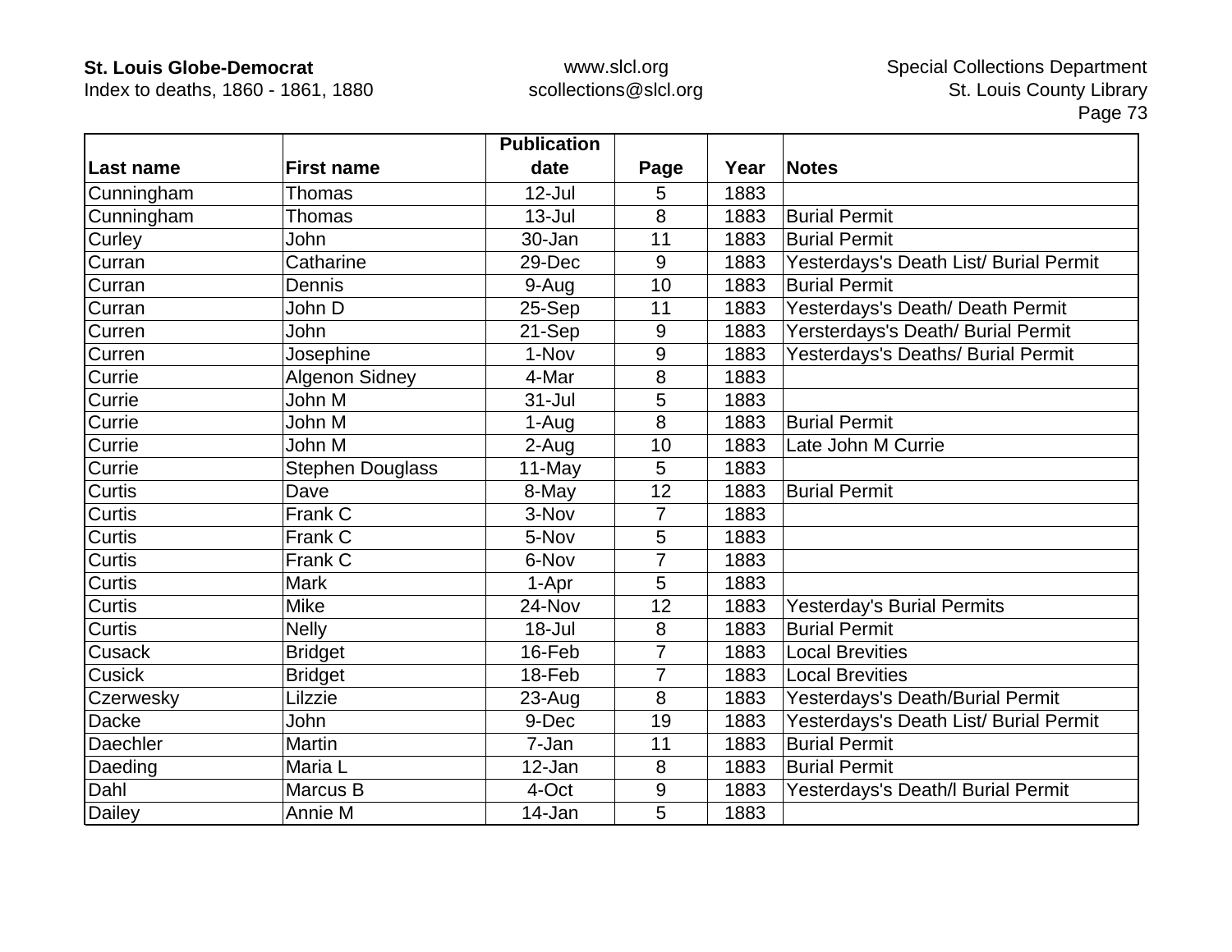| Last name | First name | Publication date | Page | Year | Notes |
|---|---|---|---|---|---|
| Cunningham | Thomas | 12-Jul | 5 | 1883 | |
| Cunningham | Thomas | 13-Jul | 8 | 1883 | Burial Permit |
| Curley | John | 30-Jan | 11 | 1883 | Burial Permit |
| Curran | Catharine | 29-Dec | 9 | 1883 | Yesterdays's Death List/ Burial Permit |
| Curran | Dennis | 9-Aug | 10 | 1883 | Burial Permit |
| Curran | John D | 25-Sep | 11 | 1883 | Yesterdays's Death/ Death Permit |
| Curren | John | 21-Sep | 9 | 1883 | Yersterdays's Death/ Burial Permit |
| Curren | Josephine | 1-Nov | 9 | 1883 | Yesterdays's Deaths/ Burial Permit |
| Currie | Algenon Sidney | 4-Mar | 8 | 1883 | |
| Currie | John M | 31-Jul | 5 | 1883 | |
| Currie | John M | 1-Aug | 8 | 1883 | Burial Permit |
| Currie | John M | 2-Aug | 10 | 1883 | Late John M Currie |
| Currie | Stephen Douglass | 11-May | 5 | 1883 | |
| Curtis | Dave | 8-May | 12 | 1883 | Burial Permit |
| Curtis | Frank C | 3-Nov | 7 | 1883 | |
| Curtis | Frank C | 5-Nov | 5 | 1883 | |
| Curtis | Frank C | 6-Nov | 7 | 1883 | |
| Curtis | Mark | 1-Apr | 5 | 1883 | |
| Curtis | Mike | 24-Nov | 12 | 1883 | Yesterday's Burial Permits |
| Curtis | Nelly | 18-Jul | 8 | 1883 | Burial Permit |
| Cusack | Bridget | 16-Feb | 7 | 1883 | Local Brevities |
| Cusick | Bridget | 18-Feb | 7 | 1883 | Local Brevities |
| Czerwesky | Lilzzie | 23-Aug | 8 | 1883 | Yesterdays's Death/Burial Permit |
| Dacke | John | 9-Dec | 19 | 1883 | Yesterdays's Death List/ Burial Permit |
| Daechler | Martin | 7-Jan | 11 | 1883 | Burial Permit |
| Daeding | Maria L | 12-Jan | 8 | 1883 | Burial Permit |
| Dahl | Marcus B | 4-Oct | 9 | 1883 | Yesterdays's Death/l Burial Permit |
| Dailey | Annie M | 14-Jan | 5 | 1883 | |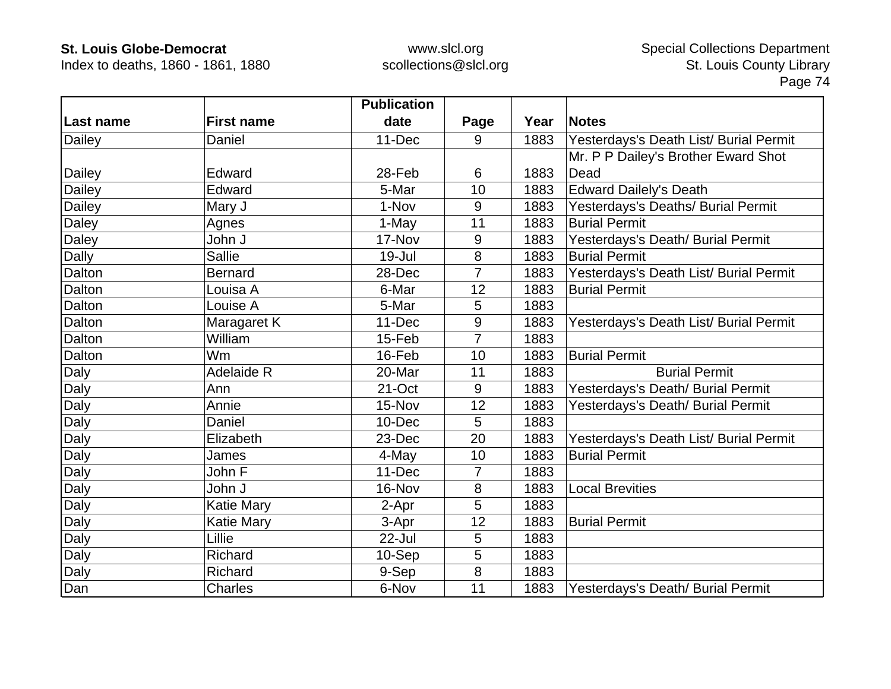| Last name | First name | Publication date | Page | Year | Notes |
|---|---|---|---|---|---|
| Dailey | Daniel | 11-Dec | 9 | 1883 | Yesterdays's Death List/ Burial Permit |
| Dailey | Edward | 28-Feb | 6 | 1883 | Mr. P P Dailey's Brother Eward Shot Dead |
| Dailey | Edward | 5-Mar | 10 | 1883 | Edward Dailely's Death |
| Dailey | Mary J | 1-Nov | 9 | 1883 | Yesterdays's Deaths/ Burial Permit |
| Daley | Agnes | 1-May | 11 | 1883 | Burial Permit |
| Daley | John J | 17-Nov | 9 | 1883 | Yesterdays's Death/ Burial Permit |
| Dally | Sallie | 19-Jul | 8 | 1883 | Burial Permit |
| Dalton | Bernard | 28-Dec | 7 | 1883 | Yesterdays's Death List/ Burial Permit |
| Dalton | Louisa A | 6-Mar | 12 | 1883 | Burial Permit |
| Dalton | Louise A | 5-Mar | 5 | 1883 | |
| Dalton | Maragaret K | 11-Dec | 9 | 1883 | Yesterdays's Death List/ Burial Permit |
| Dalton | William | 15-Feb | 7 | 1883 | |
| Dalton | Wm | 16-Feb | 10 | 1883 | Burial Permit |
| Daly | Adelaide R | 20-Mar | 11 | 1883 | Burial Permit |
| Daly | Ann | 21-Oct | 9 | 1883 | Yesterdays's Death/ Burial Permit |
| Daly | Annie | 15-Nov | 12 | 1883 | Yesterdays's Death/ Burial Permit |
| Daly | Daniel | 10-Dec | 5 | 1883 | |
| Daly | Elizabeth | 23-Dec | 20 | 1883 | Yesterdays's Death List/ Burial Permit |
| Daly | James | 4-May | 10 | 1883 | Burial Permit |
| Daly | John F | 11-Dec | 7 | 1883 | |
| Daly | John J | 16-Nov | 8 | 1883 | Local Brevities |
| Daly | Katie Mary | 2-Apr | 5 | 1883 | |
| Daly | Katie Mary | 3-Apr | 12 | 1883 | Burial Permit |
| Daly | Lillie | 22-Jul | 5 | 1883 | |
| Daly | Richard | 10-Sep | 5 | 1883 | |
| Daly | Richard | 9-Sep | 8 | 1883 | |
| Dan | Charles | 6-Nov | 11 | 1883 | Yesterdays's Death/ Burial Permit |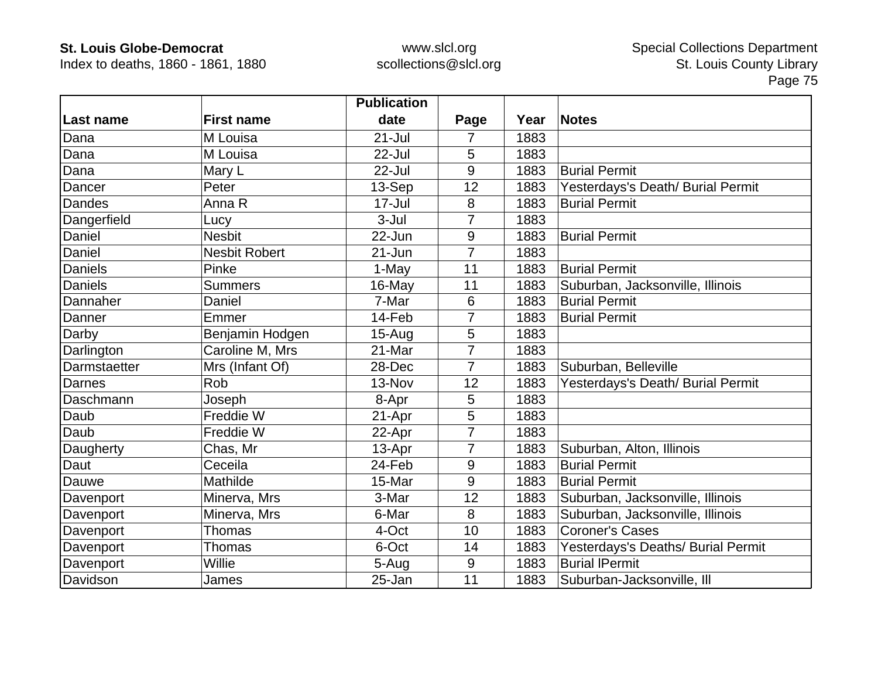| Last name | First name | Publication date | Page | Year | Notes |
|---|---|---|---|---|---|
| Dana | M Louisa | 21-Jul | 7 | 1883 | |
| Dana | M Louisa | 22-Jul | 5 | 1883 | |
| Dana | Mary L | 22-Jul | 9 | 1883 | Burial Permit |
| Dancer | Peter | 13-Sep | 12 | 1883 | Yesterdays's Death/ Burial Permit |
| Dandes | Anna R | 17-Jul | 8 | 1883 | Burial Permit |
| Dangerfield | Lucy | 3-Jul | 7 | 1883 | |
| Daniel | Nesbit | 22-Jun | 9 | 1883 | Burial Permit |
| Daniel | Nesbit Robert | 21-Jun | 7 | 1883 | |
| Daniels | Pinke | 1-May | 11 | 1883 | Burial Permit |
| Daniels | Summers | 16-May | 11 | 1883 | Suburban, Jacksonville, Illinois |
| Dannaher | Daniel | 7-Mar | 6 | 1883 | Burial Permit |
| Danner | Emmer | 14-Feb | 7 | 1883 | Burial Permit |
| Darby | Benjamin Hodgen | 15-Aug | 5 | 1883 | |
| Darlington | Caroline M, Mrs | 21-Mar | 7 | 1883 | |
| Darmstaetter | Mrs (Infant Of) | 28-Dec | 7 | 1883 | Suburban, Belleville |
| Darnes | Rob | 13-Nov | 12 | 1883 | Yesterdays's Death/ Burial Permit |
| Daschmann | Joseph | 8-Apr | 5 | 1883 | |
| Daub | Freddie W | 21-Apr | 5 | 1883 | |
| Daub | Freddie W | 22-Apr | 7 | 1883 | |
| Daugherty | Chas, Mr | 13-Apr | 7 | 1883 | Suburban, Alton, Illinois |
| Daut | Ceceila | 24-Feb | 9 | 1883 | Burial Permit |
| Dauwe | Mathilde | 15-Mar | 9 | 1883 | Burial Permit |
| Davenport | Minerva, Mrs | 3-Mar | 12 | 1883 | Suburban, Jacksonville, Illinois |
| Davenport | Minerva, Mrs | 6-Mar | 8 | 1883 | Suburban, Jacksonville, Illinois |
| Davenport | Thomas | 4-Oct | 10 | 1883 | Coroner's Cases |
| Davenport | Thomas | 6-Oct | 14 | 1883 | Yesterdays's Deaths/ Burial Permit |
| Davenport | Willie | 5-Aug | 9 | 1883 | Burial lPermit |
| Davidson | James | 25-Jan | 11 | 1883 | Suburban-Jacksonville, Ill |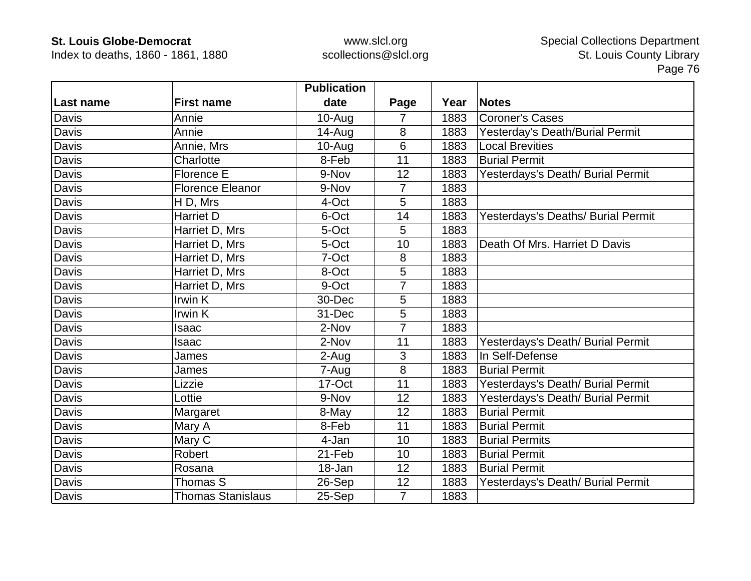| Last name | First name | Publication date | Page | Year | Notes |
|---|---|---|---|---|---|
| Davis | Annie | 10-Aug | 7 | 1883 | Coroner's Cases |
| Davis | Annie | 14-Aug | 8 | 1883 | Yesterday's Death/Burial Permit |
| Davis | Annie, Mrs | 10-Aug | 6 | 1883 | Local Brevities |
| Davis | Charlotte | 8-Feb | 11 | 1883 | Burial Permit |
| Davis | Florence E | 9-Nov | 12 | 1883 | Yesterdays's Death/ Burial Permit |
| Davis | Florence Eleanor | 9-Nov | 7 | 1883 | |
| Davis | H D, Mrs | 4-Oct | 5 | 1883 | |
| Davis | Harriet D | 6-Oct | 14 | 1883 | Yesterdays's Deaths/ Burial Permit |
| Davis | Harriet D, Mrs | 5-Oct | 5 | 1883 | |
| Davis | Harriet D, Mrs | 5-Oct | 10 | 1883 | Death Of Mrs. Harriet D Davis |
| Davis | Harriet D, Mrs | 7-Oct | 8 | 1883 | |
| Davis | Harriet D, Mrs | 8-Oct | 5 | 1883 | |
| Davis | Harriet D, Mrs | 9-Oct | 7 | 1883 | |
| Davis | Irwin K | 30-Dec | 5 | 1883 | |
| Davis | Irwin K | 31-Dec | 5 | 1883 | |
| Davis | Isaac | 2-Nov | 7 | 1883 | |
| Davis | Isaac | 2-Nov | 11 | 1883 | Yesterdays's Death/ Burial Permit |
| Davis | James | 2-Aug | 3 | 1883 | In Self-Defense |
| Davis | James | 7-Aug | 8 | 1883 | Burial Permit |
| Davis | Lizzie | 17-Oct | 11 | 1883 | Yesterdays's Death/ Burial Permit |
| Davis | Lottie | 9-Nov | 12 | 1883 | Yesterdays's Death/ Burial Permit |
| Davis | Margaret | 8-May | 12 | 1883 | Burial Permit |
| Davis | Mary A | 8-Feb | 11 | 1883 | Burial Permit |
| Davis | Mary C | 4-Jan | 10 | 1883 | Burial Permits |
| Davis | Robert | 21-Feb | 10 | 1883 | Burial Permit |
| Davis | Rosana | 18-Jan | 12 | 1883 | Burial Permit |
| Davis | Thomas S | 26-Sep | 12 | 1883 | Yesterdays's Death/ Burial Permit |
| Davis | Thomas Stanislaus | 25-Sep | 7 | 1883 | |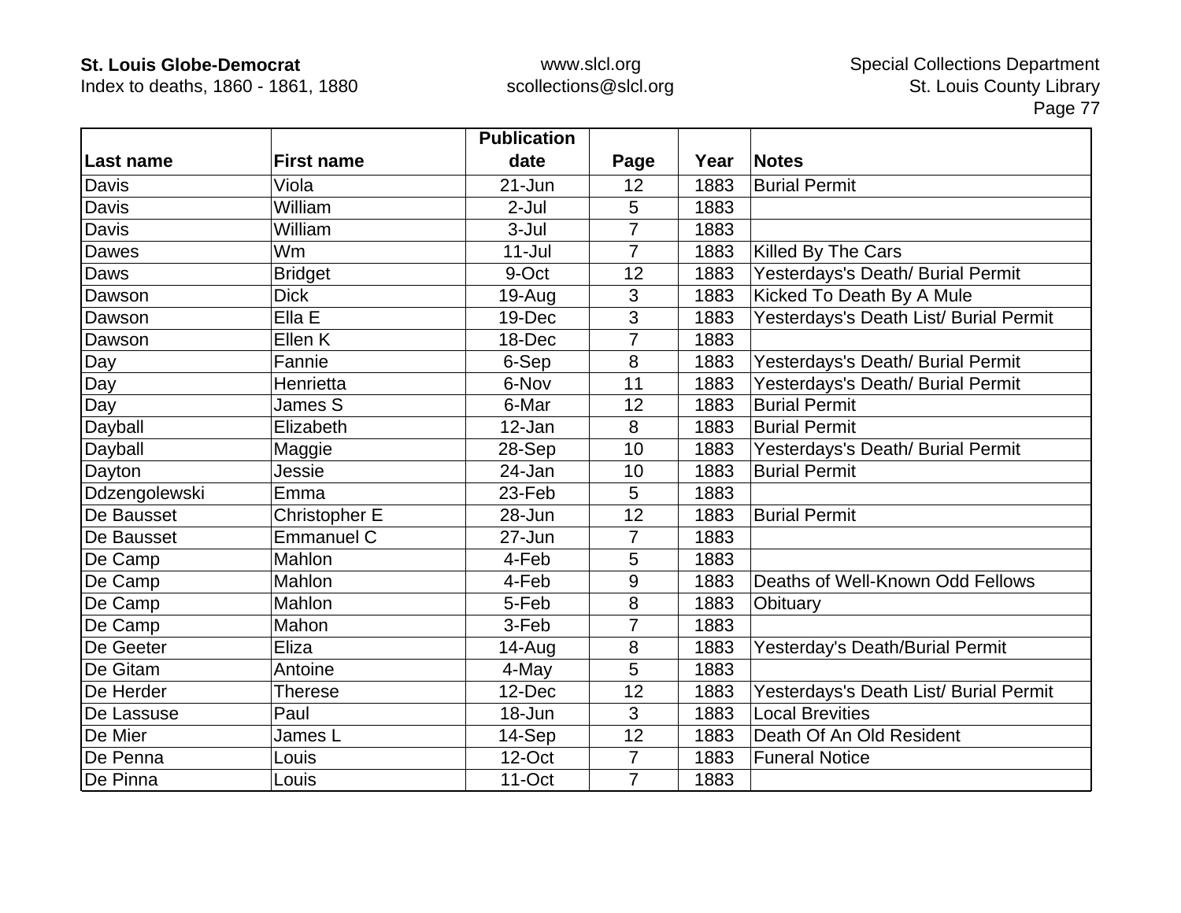| Last name | First name | Publication date | Page | Year | Notes |
|---|---|---|---|---|---|
| Davis | Viola | 21-Jun | 12 | 1883 | Burial Permit |
| Davis | William | 2-Jul | 5 | 1883 | |
| Davis | William | 3-Jul | 7 | 1883 | |
| Dawes | Wm | 11-Jul | 7 | 1883 | Killed By The Cars |
| Daws | Bridget | 9-Oct | 12 | 1883 | Yesterdays's Death/ Burial Permit |
| Dawson | Dick | 19-Aug | 3 | 1883 | Kicked To Death By A Mule |
| Dawson | Ella E | 19-Dec | 3 | 1883 | Yesterdays's Death List/ Burial Permit |
| Dawson | Ellen K | 18-Dec | 7 | 1883 | |
| Day | Fannie | 6-Sep | 8 | 1883 | Yesterdays's Death/ Burial Permit |
| Day | Henrietta | 6-Nov | 11 | 1883 | Yesterdays's Death/ Burial Permit |
| Day | James S | 6-Mar | 12 | 1883 | Burial Permit |
| Dayball | Elizabeth | 12-Jan | 8 | 1883 | Burial Permit |
| Dayball | Maggie | 28-Sep | 10 | 1883 | Yesterdays's Death/ Burial Permit |
| Dayton | Jessie | 24-Jan | 10 | 1883 | Burial Permit |
| Ddzengolewski | Emma | 23-Feb | 5 | 1883 | |
| De Bausset | Christopher E | 28-Jun | 12 | 1883 | Burial Permit |
| De Bausset | Emmanuel C | 27-Jun | 7 | 1883 | |
| De Camp | Mahlon | 4-Feb | 5 | 1883 | |
| De Camp | Mahlon | 4-Feb | 9 | 1883 | Deaths of Well-Known Odd Fellows |
| De Camp | Mahlon | 5-Feb | 8 | 1883 | Obituary |
| De Camp | Mahon | 3-Feb | 7 | 1883 | |
| De Geeter | Eliza | 14-Aug | 8 | 1883 | Yesterday's Death/Burial Permit |
| De Gitam | Antoine | 4-May | 5 | 1883 | |
| De Herder | Therese | 12-Dec | 12 | 1883 | Yesterdays's Death List/ Burial Permit |
| De Lassuse | Paul | 18-Jun | 3 | 1883 | Local Brevities |
| De Mier | James L | 14-Sep | 12 | 1883 | Death Of An Old Resident |
| De Penna | Louis | 12-Oct | 7 | 1883 | Funeral Notice |
| De Pinna | Louis | 11-Oct | 7 | 1883 | |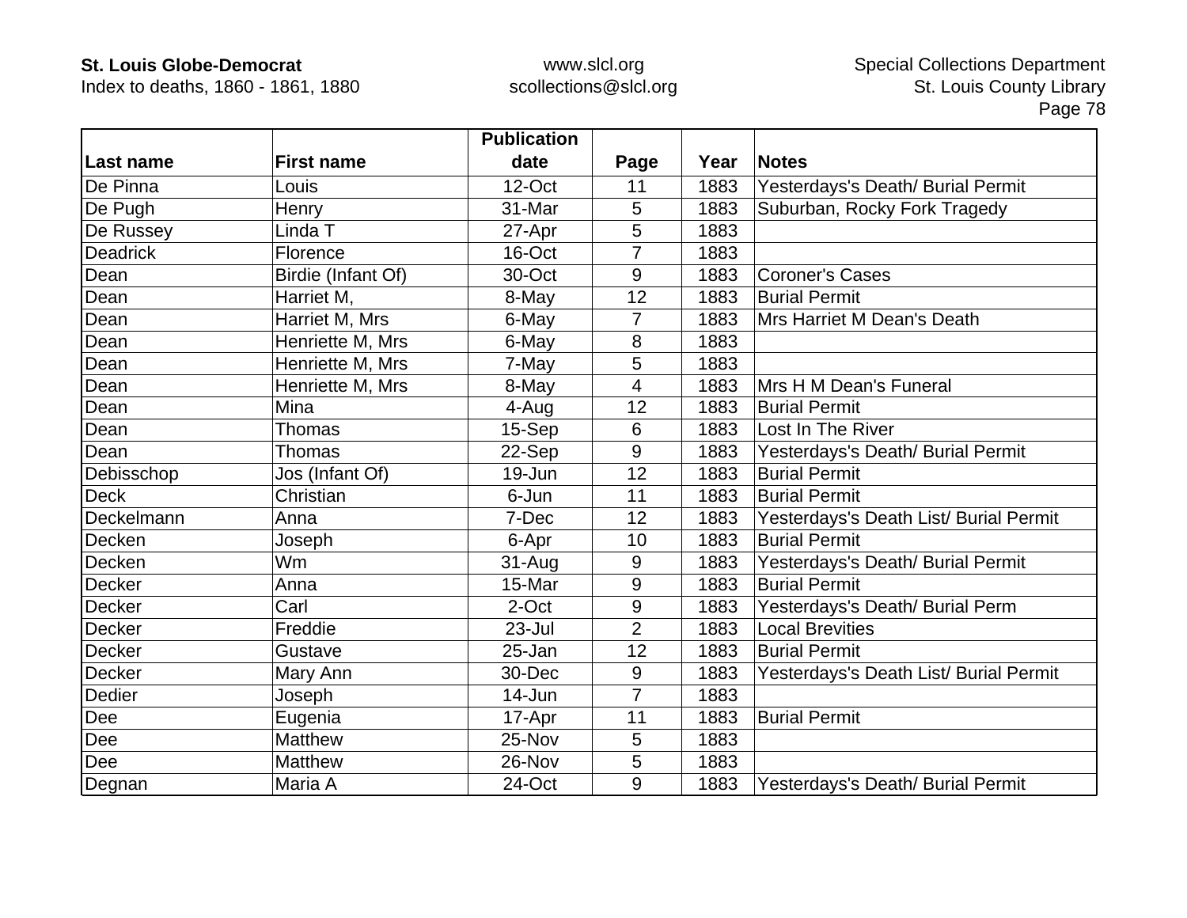| Last name | First name | Publication date | Page | Year | Notes |
|---|---|---|---|---|---|
| De Pinna | Louis | 12-Oct | 11 | 1883 | Yesterdays's Death/ Burial Permit |
| De Pugh | Henry | 31-Mar | 5 | 1883 | Suburban, Rocky Fork Tragedy |
| De Russey | Linda T | 27-Apr | 5 | 1883 | |
| Deadrick | Florence | 16-Oct | 7 | 1883 | |
| Dean | Birdie (Infant Of) | 30-Oct | 9 | 1883 | Coroner's Cases |
| Dean | Harriet M, | 8-May | 12 | 1883 | Burial Permit |
| Dean | Harriet M, Mrs | 6-May | 7 | 1883 | Mrs Harriet M Dean's Death |
| Dean | Henriette M, Mrs | 6-May | 8 | 1883 | |
| Dean | Henriette M, Mrs | 7-May | 5 | 1883 | |
| Dean | Henriette M, Mrs | 8-May | 4 | 1883 | Mrs H M Dean's Funeral |
| Dean | Mina | 4-Aug | 12 | 1883 | Burial Permit |
| Dean | Thomas | 15-Sep | 6 | 1883 | Lost In The River |
| Dean | Thomas | 22-Sep | 9 | 1883 | Yesterdays's Death/ Burial Permit |
| Debisschop | Jos (Infant Of) | 19-Jun | 12 | 1883 | Burial Permit |
| Deck | Christian | 6-Jun | 11 | 1883 | Burial Permit |
| Deckelmann | Anna | 7-Dec | 12 | 1883 | Yesterdays's Death List/ Burial Permit |
| Decken | Joseph | 6-Apr | 10 | 1883 | Burial Permit |
| Decken | Wm | 31-Aug | 9 | 1883 | Yesterdays's Death/ Burial Permit |
| Decker | Anna | 15-Mar | 9 | 1883 | Burial Permit |
| Decker | Carl | 2-Oct | 9 | 1883 | Yesterdays's Death/ Burial Perm |
| Decker | Freddie | 23-Jul | 2 | 1883 | Local Brevities |
| Decker | Gustave | 25-Jan | 12 | 1883 | Burial Permit |
| Decker | Mary Ann | 30-Dec | 9 | 1883 | Yesterdays's Death List/ Burial Permit |
| Dedier | Joseph | 14-Jun | 7 | 1883 | |
| Dee | Eugenia | 17-Apr | 11 | 1883 | Burial Permit |
| Dee | Matthew | 25-Nov | 5 | 1883 | |
| Dee | Matthew | 26-Nov | 5 | 1883 | |
| Degnan | Maria A | 24-Oct | 9 | 1883 | Yesterdays's Death/ Burial Permit |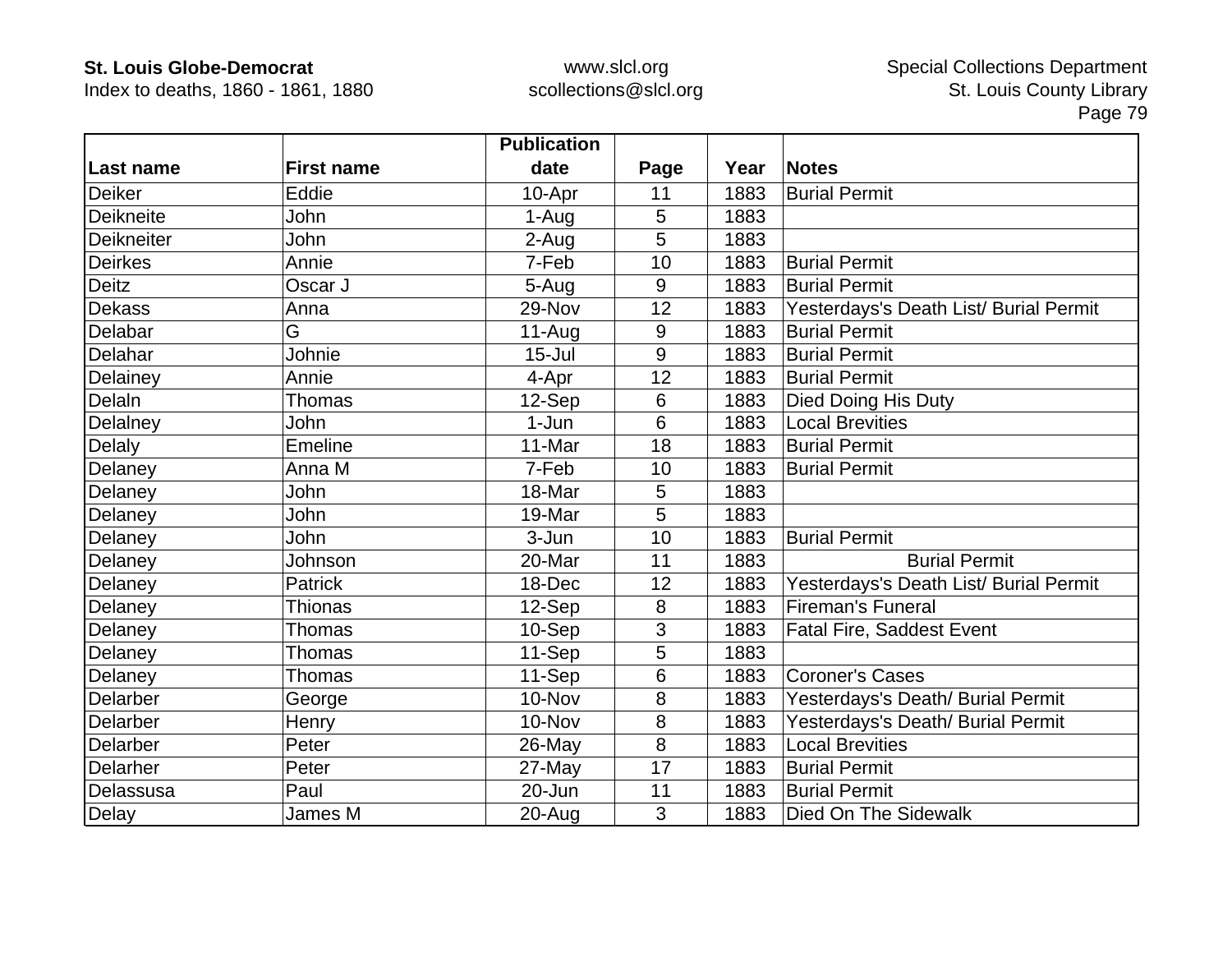| Last name | First name | Publication date | Page | Year | Notes |
|---|---|---|---|---|---|
| Deiker | Eddie | 10-Apr | 11 | 1883 | Burial Permit |
| Deikneite | John | 1-Aug | 5 | 1883 | |
| Deikneiter | John | 2-Aug | 5 | 1883 | |
| Deirkes | Annie | 7-Feb | 10 | 1883 | Burial Permit |
| Deitz | Oscar J | 5-Aug | 9 | 1883 | Burial Permit |
| Dekass | Anna | 29-Nov | 12 | 1883 | Yesterdays's Death List/ Burial Permit |
| Delabar | G | 11-Aug | 9 | 1883 | Burial Permit |
| Delahar | Johnie | 15-Jul | 9 | 1883 | Burial Permit |
| Delainey | Annie | 4-Apr | 12 | 1883 | Burial Permit |
| Delaln | Thomas | 12-Sep | 6 | 1883 | Died Doing His Duty |
| Delalney | John | 1-Jun | 6 | 1883 | Local Brevities |
| Delaly | Emeline | 11-Mar | 18 | 1883 | Burial Permit |
| Delaney | Anna M | 7-Feb | 10 | 1883 | Burial Permit |
| Delaney | John | 18-Mar | 5 | 1883 | |
| Delaney | John | 19-Mar | 5 | 1883 | |
| Delaney | John | 3-Jun | 10 | 1883 | Burial Permit |
| Delaney | Johnson | 20-Mar | 11 | 1883 | Burial Permit |
| Delaney | Patrick | 18-Dec | 12 | 1883 | Yesterdays's Death List/ Burial Permit |
| Delaney | Thionas | 12-Sep | 8 | 1883 | Fireman's Funeral |
| Delaney | Thomas | 10-Sep | 3 | 1883 | Fatal Fire, Saddest Event |
| Delaney | Thomas | 11-Sep | 5 | 1883 | |
| Delaney | Thomas | 11-Sep | 6 | 1883 | Coroner's Cases |
| Delarber | George | 10-Nov | 8 | 1883 | Yesterdays's Death/ Burial Permit |
| Delarber | Henry | 10-Nov | 8 | 1883 | Yesterdays's Death/ Burial Permit |
| Delarber | Peter | 26-May | 8 | 1883 | Local Brevities |
| Delarher | Peter | 27-May | 17 | 1883 | Burial Permit |
| Delassusa | Paul | 20-Jun | 11 | 1883 | Burial Permit |
| Delay | James M | 20-Aug | 3 | 1883 | Died On The Sidewalk |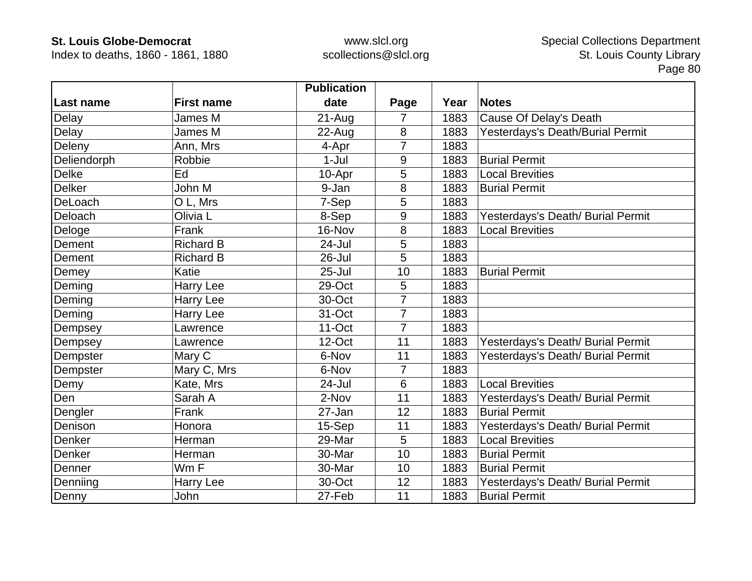| Last name | First name | Publication date | Page | Year | Notes |
|---|---|---|---|---|---|
| Delay | James M | 21-Aug | 7 | 1883 | Cause Of Delay's Death |
| Delay | James M | 22-Aug | 8 | 1883 | Yesterdays's Death/Burial Permit |
| Deleny | Ann, Mrs | 4-Apr | 7 | 1883 | |
| Deliendorph | Robbie | 1-Jul | 9 | 1883 | Burial Permit |
| Delke | Ed | 10-Apr | 5 | 1883 | Local Brevities |
| Delker | John M | 9-Jan | 8 | 1883 | Burial Permit |
| DeLoach | O L, Mrs | 7-Sep | 5 | 1883 | |
| Deloach | Olivia L | 8-Sep | 9 | 1883 | Yesterdays's Death/ Burial Permit |
| Deloge | Frank | 16-Nov | 8 | 1883 | Local Brevities |
| Dement | Richard B | 24-Jul | 5 | 1883 | |
| Dement | Richard B | 26-Jul | 5 | 1883 | |
| Demey | Katie | 25-Jul | 10 | 1883 | Burial Permit |
| Deming | Harry Lee | 29-Oct | 5 | 1883 | |
| Deming | Harry Lee | 30-Oct | 7 | 1883 | |
| Deming | Harry Lee | 31-Oct | 7 | 1883 | |
| Dempsey | Lawrence | 11-Oct | 7 | 1883 | |
| Dempsey | Lawrence | 12-Oct | 11 | 1883 | Yesterdays's Death/ Burial Permit |
| Dempster | Mary C | 6-Nov | 11 | 1883 | Yesterdays's Death/ Burial Permit |
| Dempster | Mary C, Mrs | 6-Nov | 7 | 1883 | |
| Demy | Kate, Mrs | 24-Jul | 6 | 1883 | Local Brevities |
| Den | Sarah A | 2-Nov | 11 | 1883 | Yesterdays's Death/ Burial Permit |
| Dengler | Frank | 27-Jan | 12 | 1883 | Burial Permit |
| Denison | Honora | 15-Sep | 11 | 1883 | Yesterdays's Death/ Burial Permit |
| Denker | Herman | 29-Mar | 5 | 1883 | Local Brevities |
| Denker | Herman | 30-Mar | 10 | 1883 | Burial Permit |
| Denner | Wm F | 30-Mar | 10 | 1883 | Burial Permit |
| Denniing | Harry Lee | 30-Oct | 12 | 1883 | Yesterdays's Death/ Burial Permit |
| Denny | John | 27-Feb | 11 | 1883 | Burial Permit |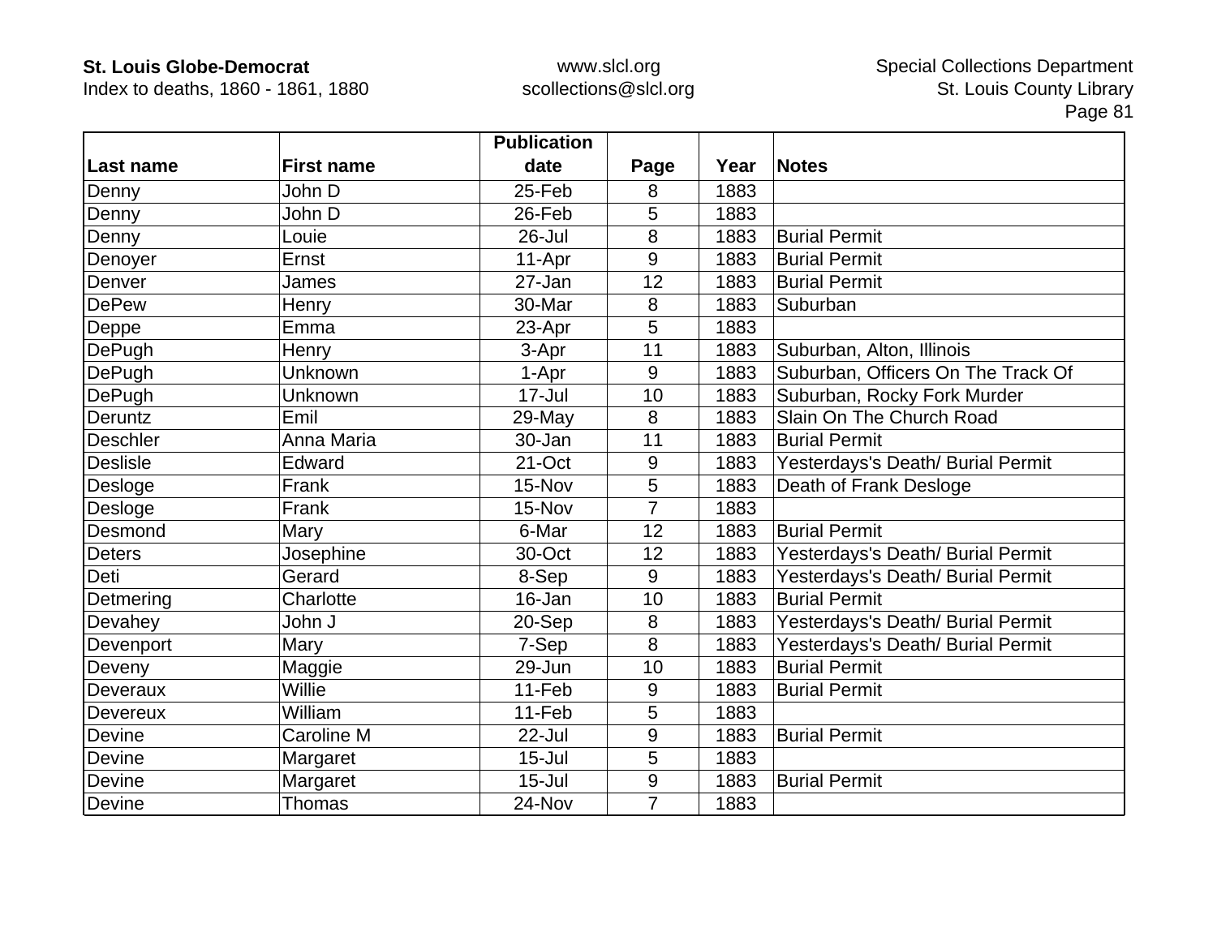| Last name | First name | Publication date | Page | Year | Notes |
|---|---|---|---|---|---|
| Denny | John D | 25-Feb | 8 | 1883 | |
| Denny | John D | 26-Feb | 5 | 1883 | |
| Denny | Louie | 26-Jul | 8 | 1883 | Burial Permit |
| Denoyer | Ernst | 11-Apr | 9 | 1883 | Burial Permit |
| Denver | James | 27-Jan | 12 | 1883 | Burial Permit |
| DePew | Henry | 30-Mar | 8 | 1883 | Suburban |
| Deppe | Emma | 23-Apr | 5 | 1883 | |
| DePugh | Henry | 3-Apr | 11 | 1883 | Suburban, Alton, Illinois |
| DePugh | Unknown | 1-Apr | 9 | 1883 | Suburban, Officers On The Track Of |
| DePugh | Unknown | 17-Jul | 10 | 1883 | Suburban, Rocky Fork Murder |
| Deruntz | Emil | 29-May | 8 | 1883 | Slain On The Church Road |
| Deschler | Anna Maria | 30-Jan | 11 | 1883 | Burial Permit |
| Deslisle | Edward | 21-Oct | 9 | 1883 | Yesterdays's Death/ Burial Permit |
| Desloge | Frank | 15-Nov | 5 | 1883 | Death of Frank Desloge |
| Desloge | Frank | 15-Nov | 7 | 1883 | |
| Desmond | Mary | 6-Mar | 12 | 1883 | Burial Permit |
| Deters | Josephine | 30-Oct | 12 | 1883 | Yesterdays's Death/ Burial Permit |
| Deti | Gerard | 8-Sep | 9 | 1883 | Yesterdays's Death/ Burial Permit |
| Detmering | Charlotte | 16-Jan | 10 | 1883 | Burial Permit |
| Devahey | John J | 20-Sep | 8 | 1883 | Yesterdays's Death/ Burial Permit |
| Devenport | Mary | 7-Sep | 8 | 1883 | Yesterdays's Death/ Burial Permit |
| Deveny | Maggie | 29-Jun | 10 | 1883 | Burial Permit |
| Deveraux | Willie | 11-Feb | 9 | 1883 | Burial Permit |
| Devereux | William | 11-Feb | 5 | 1883 | |
| Devine | Caroline M | 22-Jul | 9 | 1883 | Burial Permit |
| Devine | Margaret | 15-Jul | 5 | 1883 | |
| Devine | Margaret | 15-Jul | 9 | 1883 | Burial Permit |
| Devine | Thomas | 24-Nov | 7 | 1883 | |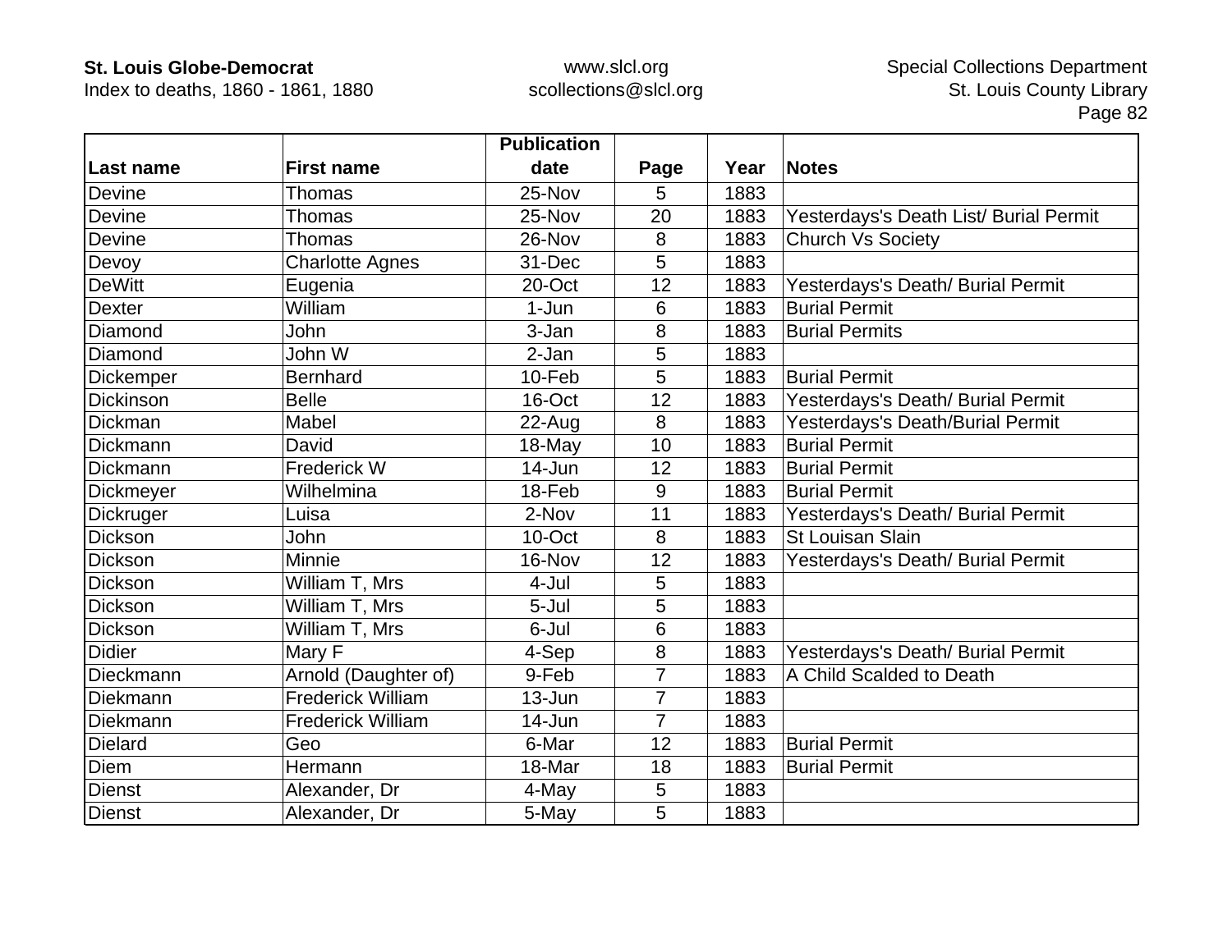| Last name | First name | Publication date | Page | Year | Notes |
|---|---|---|---|---|---|
| Devine | Thomas | 25-Nov | 5 | 1883 | |
| Devine | Thomas | 25-Nov | 20 | 1883 | Yesterdays's Death List/ Burial Permit |
| Devine | Thomas | 26-Nov | 8 | 1883 | Church Vs Society |
| Devoy | Charlotte Agnes | 31-Dec | 5 | 1883 | |
| DeWitt | Eugenia | 20-Oct | 12 | 1883 | Yesterdays's Death/ Burial Permit |
| Dexter | William | 1-Jun | 6 | 1883 | Burial Permit |
| Diamond | John | 3-Jan | 8 | 1883 | Burial Permits |
| Diamond | John W | 2-Jan | 5 | 1883 | |
| Dickemper | Bernhard | 10-Feb | 5 | 1883 | Burial Permit |
| Dickinson | Belle | 16-Oct | 12 | 1883 | Yesterdays's Death/ Burial Permit |
| Dickman | Mabel | 22-Aug | 8 | 1883 | Yesterdays's Death/Burial Permit |
| Dickmann | David | 18-May | 10 | 1883 | Burial Permit |
| Dickmann | Frederick W | 14-Jun | 12 | 1883 | Burial Permit |
| Dickmeyer | Wilhelmina | 18-Feb | 9 | 1883 | Burial Permit |
| Dickruger | Luisa | 2-Nov | 11 | 1883 | Yesterdays's Death/ Burial Permit |
| Dickson | John | 10-Oct | 8 | 1883 | St Louisan Slain |
| Dickson | Minnie | 16-Nov | 12 | 1883 | Yesterdays's Death/ Burial Permit |
| Dickson | William T, Mrs | 4-Jul | 5 | 1883 | |
| Dickson | William T, Mrs | 5-Jul | 5 | 1883 | |
| Dickson | William T, Mrs | 6-Jul | 6 | 1883 | |
| Didier | Mary F | 4-Sep | 8 | 1883 | Yesterdays's Death/ Burial Permit |
| Dieckmann | Arnold (Daughter of) | 9-Feb | 7 | 1883 | A Child Scalded to Death |
| Diekmann | Frederick William | 13-Jun | 7 | 1883 | |
| Diekmann | Frederick William | 14-Jun | 7 | 1883 | |
| Dielard | Geo | 6-Mar | 12 | 1883 | Burial Permit |
| Diem | Hermann | 18-Mar | 18 | 1883 | Burial Permit |
| Dienst | Alexander, Dr | 4-May | 5 | 1883 | |
| Dienst | Alexander, Dr | 5-May | 5 | 1883 | |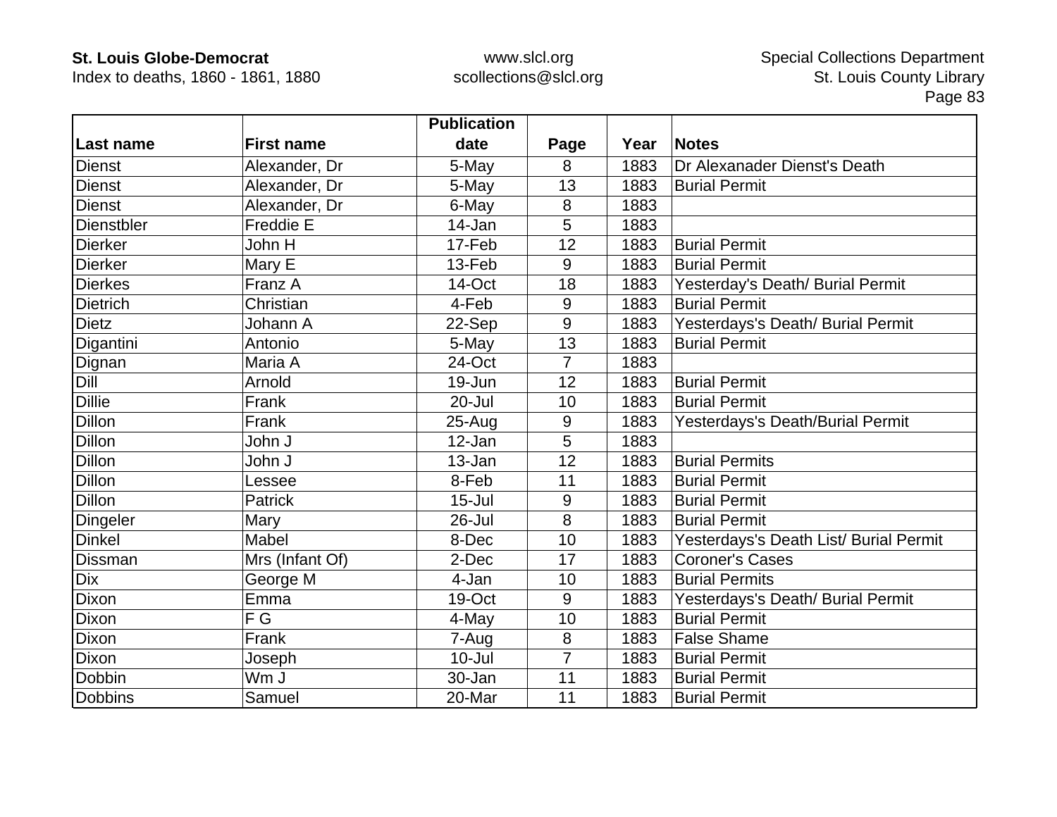| Last name | First name | Publication date | Page | Year | Notes |
|---|---|---|---|---|---|
| Dienst | Alexander, Dr | 5-May | 8 | 1883 | Dr Alexanader Dienst's Death |
| Dienst | Alexander, Dr | 5-May | 13 | 1883 | Burial Permit |
| Dienst | Alexander, Dr | 6-May | 8 | 1883 | |
| Dienstbler | Freddie E | 14-Jan | 5 | 1883 | |
| Dierker | John H | 17-Feb | 12 | 1883 | Burial Permit |
| Dierker | Mary E | 13-Feb | 9 | 1883 | Burial Permit |
| Dierkes | Franz A | 14-Oct | 18 | 1883 | Yesterday's Death/ Burial Permit |
| Dietrich | Christian | 4-Feb | 9 | 1883 | Burial Permit |
| Dietz | Johann A | 22-Sep | 9 | 1883 | Yesterdays's Death/ Burial Permit |
| Digantini | Antonio | 5-May | 13 | 1883 | Burial Permit |
| Dignan | Maria A | 24-Oct | 7 | 1883 | |
| Dill | Arnold | 19-Jun | 12 | 1883 | Burial Permit |
| Dillie | Frank | 20-Jul | 10 | 1883 | Burial Permit |
| Dillon | Frank | 25-Aug | 9 | 1883 | Yesterdays's Death/Burial Permit |
| Dillon | John J | 12-Jan | 5 | 1883 | |
| Dillon | John J | 13-Jan | 12 | 1883 | Burial Permits |
| Dillon | Lessee | 8-Feb | 11 | 1883 | Burial Permit |
| Dillon | Patrick | 15-Jul | 9 | 1883 | Burial Permit |
| Dingeler | Mary | 26-Jul | 8 | 1883 | Burial Permit |
| Dinkel | Mabel | 8-Dec | 10 | 1883 | Yesterdays's Death List/ Burial Permit |
| Dissman | Mrs (Infant Of) | 2-Dec | 17 | 1883 | Coroner's Cases |
| Dix | George M | 4-Jan | 10 | 1883 | Burial Permits |
| Dixon | Emma | 19-Oct | 9 | 1883 | Yesterdays's Death/ Burial Permit |
| Dixon | F G | 4-May | 10 | 1883 | Burial Permit |
| Dixon | Frank | 7-Aug | 8 | 1883 | False Shame |
| Dixon | Joseph | 10-Jul | 7 | 1883 | Burial Permit |
| Dobbin | Wm J | 30-Jan | 11 | 1883 | Burial Permit |
| Dobbins | Samuel | 20-Mar | 11 | 1883 | Burial Permit |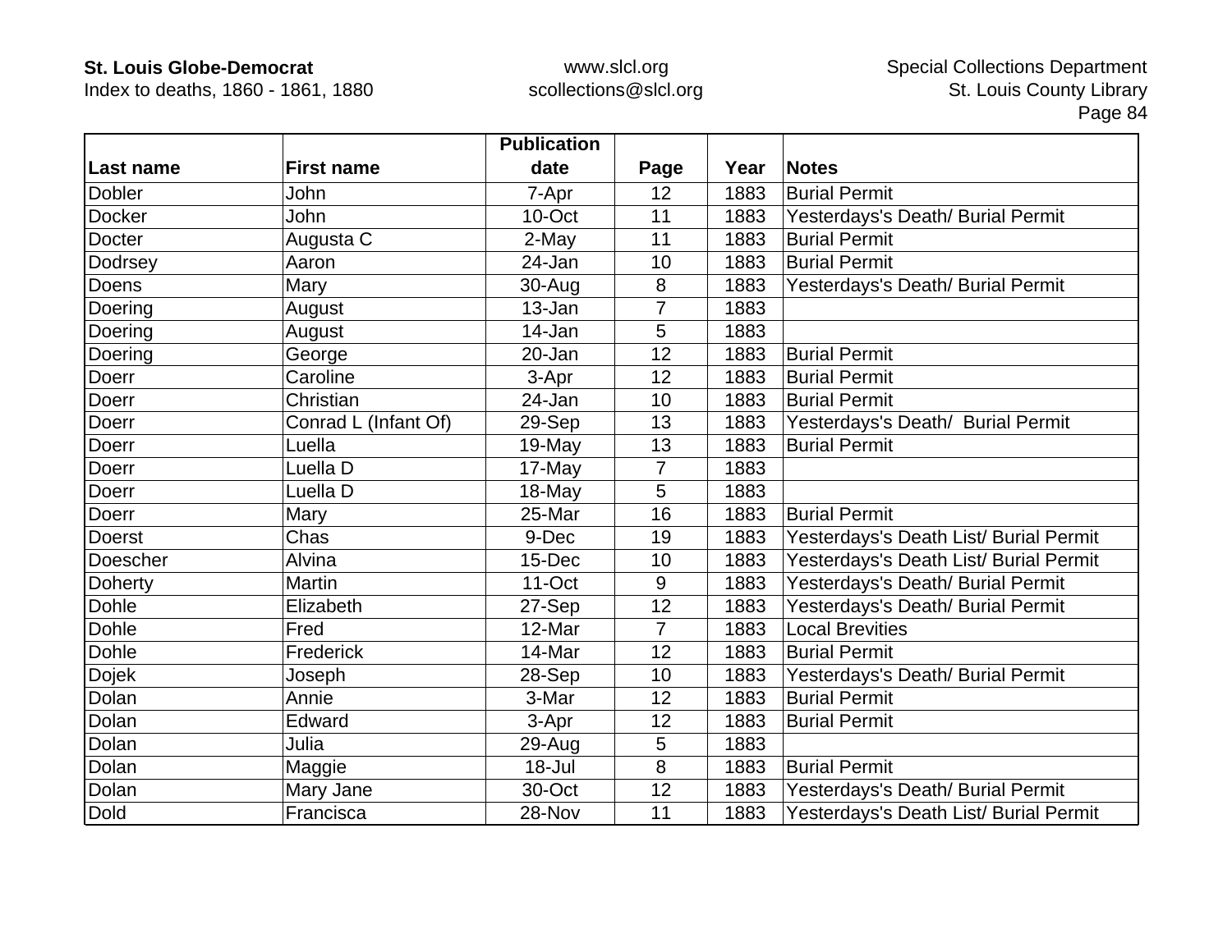| Last name | First name | Publication date | Page | Year | Notes |
|---|---|---|---|---|---|
| Dobler | John | 7-Apr | 12 | 1883 | Burial Permit |
| Docker | John | 10-Oct | 11 | 1883 | Yesterdays's Death/ Burial Permit |
| Docter | Augusta C | 2-May | 11 | 1883 | Burial Permit |
| Dodrsey | Aaron | 24-Jan | 10 | 1883 | Burial Permit |
| Doens | Mary | 30-Aug | 8 | 1883 | Yesterdays's Death/ Burial Permit |
| Doering | August | 13-Jan | 7 | 1883 | |
| Doering | August | 14-Jan | 5 | 1883 | |
| Doering | George | 20-Jan | 12 | 1883 | Burial Permit |
| Doerr | Caroline | 3-Apr | 12 | 1883 | Burial Permit |
| Doerr | Christian | 24-Jan | 10 | 1883 | Burial Permit |
| Doerr | Conrad L (Infant Of) | 29-Sep | 13 | 1883 | Yesterdays's Death/ Burial Permit |
| Doerr | Luella | 19-May | 13 | 1883 | Burial Permit |
| Doerr | Luella D | 17-May | 7 | 1883 | |
| Doerr | Luella D | 18-May | 5 | 1883 | |
| Doerr | Mary | 25-Mar | 16 | 1883 | Burial Permit |
| Doerst | Chas | 9-Dec | 19 | 1883 | Yesterdays's Death List/ Burial Permit |
| Doescher | Alvina | 15-Dec | 10 | 1883 | Yesterdays's Death List/ Burial Permit |
| Doherty | Martin | 11-Oct | 9 | 1883 | Yesterdays's Death/ Burial Permit |
| Dohle | Elizabeth | 27-Sep | 12 | 1883 | Yesterdays's Death/ Burial Permit |
| Dohle | Fred | 12-Mar | 7 | 1883 | Local Brevities |
| Dohle | Frederick | 14-Mar | 12 | 1883 | Burial Permit |
| Dojek | Joseph | 28-Sep | 10 | 1883 | Yesterdays's Death/ Burial Permit |
| Dolan | Annie | 3-Mar | 12 | 1883 | Burial Permit |
| Dolan | Edward | 3-Apr | 12 | 1883 | Burial Permit |
| Dolan | Julia | 29-Aug | 5 | 1883 | |
| Dolan | Maggie | 18-Jul | 8 | 1883 | Burial Permit |
| Dolan | Mary Jane | 30-Oct | 12 | 1883 | Yesterdays's Death/ Burial Permit |
| Dold | Francisca | 28-Nov | 11 | 1883 | Yesterdays's Death List/ Burial Permit |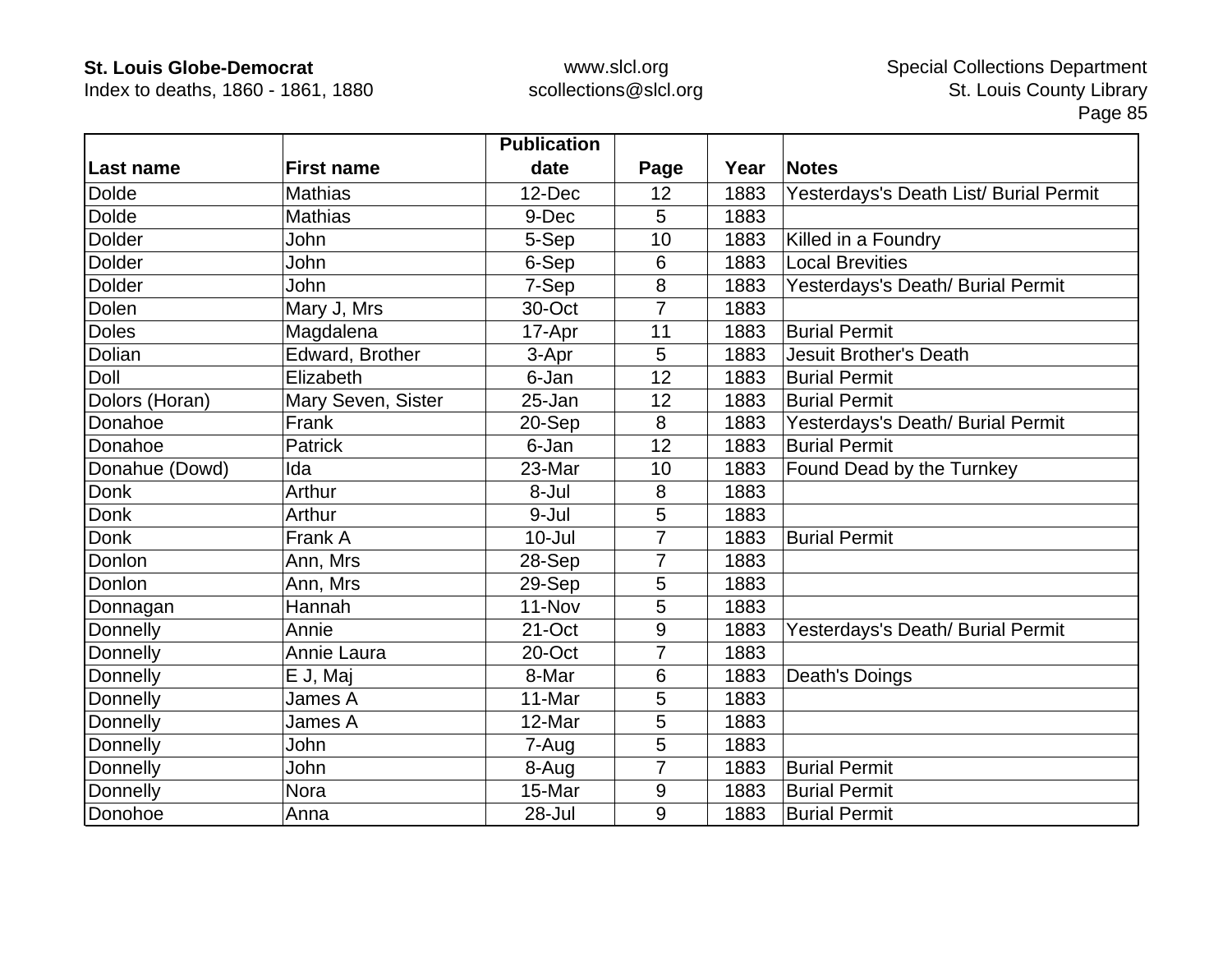| Last name | First name | Publication date | Page | Year | Notes |
|---|---|---|---|---|---|
| Dolde | Mathias | 12-Dec | 12 | 1883 | Yesterdays's Death List/ Burial Permit |
| Dolde | Mathias | 9-Dec | 5 | 1883 | |
| Dolder | John | 5-Sep | 10 | 1883 | Killed in a Foundry |
| Dolder | John | 6-Sep | 6 | 1883 | Local Brevities |
| Dolder | John | 7-Sep | 8 | 1883 | Yesterdays's Death/ Burial Permit |
| Dolen | Mary J, Mrs | 30-Oct | 7 | 1883 | |
| Doles | Magdalena | 17-Apr | 11 | 1883 | Burial Permit |
| Dolian | Edward, Brother | 3-Apr | 5 | 1883 | Jesuit Brother's Death |
| Doll | Elizabeth | 6-Jan | 12 | 1883 | Burial Permit |
| Dolors (Horan) | Mary Seven, Sister | 25-Jan | 12 | 1883 | Burial Permit |
| Donahoe | Frank | 20-Sep | 8 | 1883 | Yesterdays's Death/ Burial Permit |
| Donahoe | Patrick | 6-Jan | 12 | 1883 | Burial Permit |
| Donahue (Dowd) | Ida | 23-Mar | 10 | 1883 | Found Dead by the Turnkey |
| Donk | Arthur | 8-Jul | 8 | 1883 | |
| Donk | Arthur | 9-Jul | 5 | 1883 | |
| Donk | Frank A | 10-Jul | 7 | 1883 | Burial Permit |
| Donlon | Ann, Mrs | 28-Sep | 7 | 1883 | |
| Donlon | Ann, Mrs | 29-Sep | 5 | 1883 | |
| Donnagan | Hannah | 11-Nov | 5 | 1883 | |
| Donnelly | Annie | 21-Oct | 9 | 1883 | Yesterdays's Death/ Burial Permit |
| Donnelly | Annie Laura | 20-Oct | 7 | 1883 | |
| Donnelly | E J, Maj | 8-Mar | 6 | 1883 | Death's Doings |
| Donnelly | James A | 11-Mar | 5 | 1883 | |
| Donnelly | James A | 12-Mar | 5 | 1883 | |
| Donnelly | John | 7-Aug | 5 | 1883 | |
| Donnelly | John | 8-Aug | 7 | 1883 | Burial Permit |
| Donnelly | Nora | 15-Mar | 9 | 1883 | Burial Permit |
| Donohoe | Anna | 28-Jul | 9 | 1883 | Burial Permit |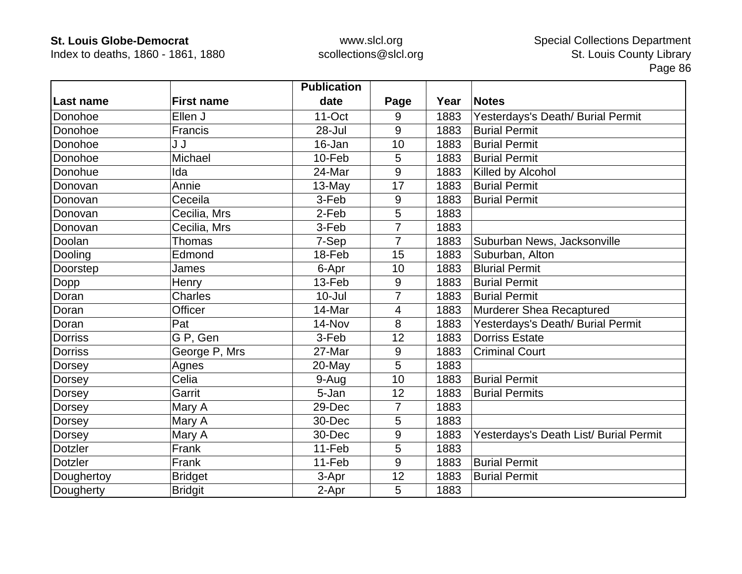| Last name | First name | Publication date | Page | Year | Notes |
|---|---|---|---|---|---|
| Donohoe | Ellen J | 11-Oct | 9 | 1883 | Yesterdays's Death/ Burial Permit |
| Donohoe | Francis | 28-Jul | 9 | 1883 | Burial Permit |
| Donohoe | J J | 16-Jan | 10 | 1883 | Burial Permit |
| Donohoe | Michael | 10-Feb | 5 | 1883 | Burial Permit |
| Donohue | Ida | 24-Mar | 9 | 1883 | Killed by Alcohol |
| Donovan | Annie | 13-May | 17 | 1883 | Burial Permit |
| Donovan | Ceceila | 3-Feb | 9 | 1883 | Burial Permit |
| Donovan | Cecilia, Mrs | 2-Feb | 5 | 1883 | |
| Donovan | Cecilia, Mrs | 3-Feb | 7 | 1883 | |
| Doolan | Thomas | 7-Sep | 7 | 1883 | Suburban News, Jacksonville |
| Dooling | Edmond | 18-Feb | 15 | 1883 | Suburban, Alton |
| Doorstep | James | 6-Apr | 10 | 1883 | Blurial Permit |
| Dopp | Henry | 13-Feb | 9 | 1883 | Burial Permit |
| Doran | Charles | 10-Jul | 7 | 1883 | Burial Permit |
| Doran | Officer | 14-Mar | 4 | 1883 | Murderer Shea Recaptured |
| Doran | Pat | 14-Nov | 8 | 1883 | Yesterdays's Death/ Burial Permit |
| Dorriss | G P, Gen | 3-Feb | 12 | 1883 | Dorriss Estate |
| Dorriss | George P, Mrs | 27-Mar | 9 | 1883 | Criminal Court |
| Dorsey | Agnes | 20-May | 5 | 1883 | |
| Dorsey | Celia | 9-Aug | 10 | 1883 | Burial Permit |
| Dorsey | Garrit | 5-Jan | 12 | 1883 | Burial Permits |
| Dorsey | Mary A | 29-Dec | 7 | 1883 | |
| Dorsey | Mary A | 30-Dec | 5 | 1883 | |
| Dorsey | Mary A | 30-Dec | 9 | 1883 | Yesterdays's Death List/ Burial Permit |
| Dotzler | Frank | 11-Feb | 5 | 1883 | |
| Dotzler | Frank | 11-Feb | 9 | 1883 | Burial Permit |
| Doughertoy | Bridget | 3-Apr | 12 | 1883 | Burial Permit |
| Dougherty | Bridgit | 2-Apr | 5 | 1883 | |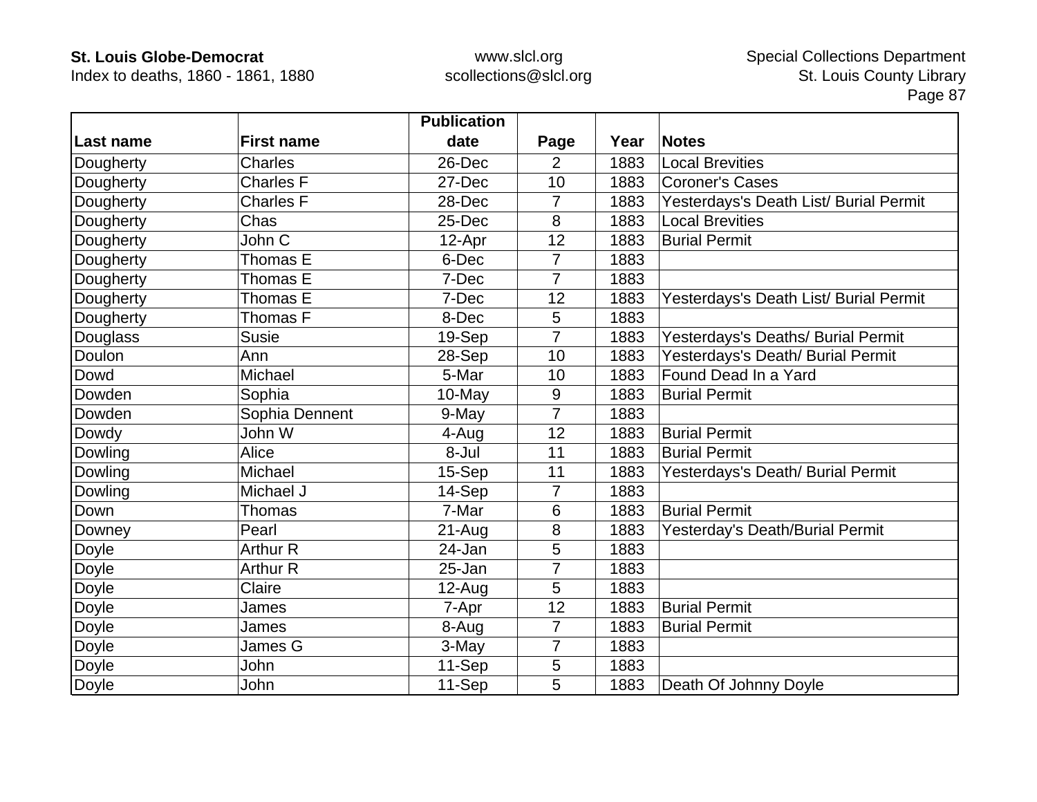| Last name | First name | Publication date | Page | Year | Notes |
|---|---|---|---|---|---|
| Dougherty | Charles | 26-Dec | 2 | 1883 | Local Brevities |
| Dougherty | Charles F | 27-Dec | 10 | 1883 | Coroner's Cases |
| Dougherty | Charles F | 28-Dec | 7 | 1883 | Yesterdays's Death List/ Burial Permit |
| Dougherty | Chas | 25-Dec | 8 | 1883 | Local Brevities |
| Dougherty | John C | 12-Apr | 12 | 1883 | Burial Permit |
| Dougherty | Thomas E | 6-Dec | 7 | 1883 | |
| Dougherty | Thomas E | 7-Dec | 7 | 1883 | |
| Dougherty | Thomas E | 7-Dec | 12 | 1883 | Yesterdays's Death List/ Burial Permit |
| Dougherty | Thomas F | 8-Dec | 5 | 1883 | |
| Douglass | Susie | 19-Sep | 7 | 1883 | Yesterdays's Deaths/ Burial Permit |
| Doulon | Ann | 28-Sep | 10 | 1883 | Yesterdays's Death/ Burial Permit |
| Dowd | Michael | 5-Mar | 10 | 1883 | Found Dead In a Yard |
| Dowden | Sophia | 10-May | 9 | 1883 | Burial Permit |
| Dowden | Sophia Dennent | 9-May | 7 | 1883 | |
| Dowdy | John W | 4-Aug | 12 | 1883 | Burial Permit |
| Dowling | Alice | 8-Jul | 11 | 1883 | Burial Permit |
| Dowling | Michael | 15-Sep | 11 | 1883 | Yesterdays's Death/ Burial Permit |
| Dowling | Michael J | 14-Sep | 7 | 1883 | |
| Down | Thomas | 7-Mar | 6 | 1883 | Burial Permit |
| Downey | Pearl | 21-Aug | 8 | 1883 | Yesterday's Death/Burial Permit |
| Doyle | Arthur R | 24-Jan | 5 | 1883 | |
| Doyle | Arthur R | 25-Jan | 7 | 1883 | |
| Doyle | Claire | 12-Aug | 5 | 1883 | |
| Doyle | James | 7-Apr | 12 | 1883 | Burial Permit |
| Doyle | James | 8-Aug | 7 | 1883 | Burial Permit |
| Doyle | James G | 3-May | 7 | 1883 | |
| Doyle | John | 11-Sep | 5 | 1883 | |
| Doyle | John | 11-Sep | 5 | 1883 | Death Of Johnny Doyle |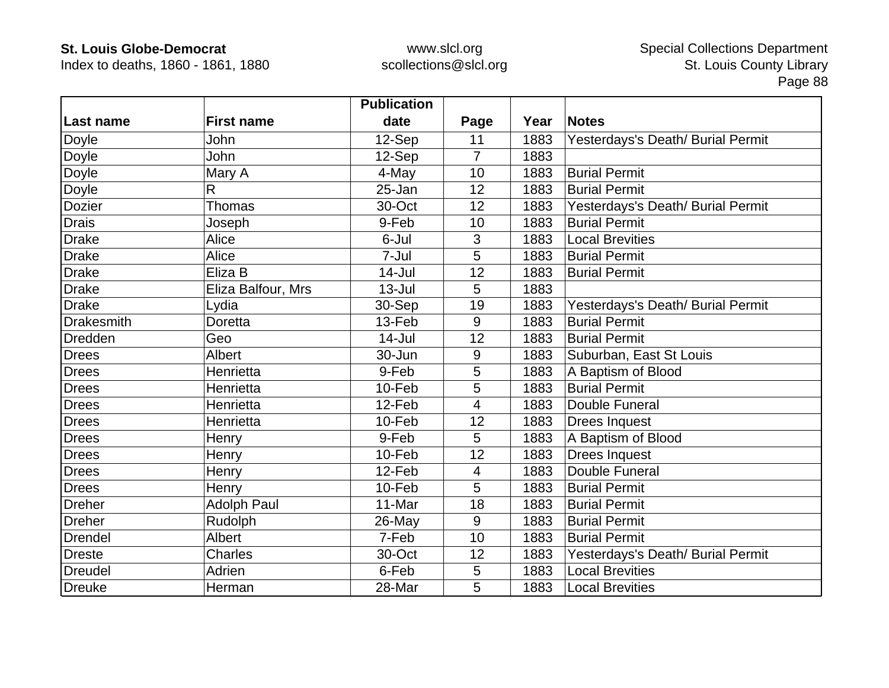| Last name | First name | Publication date | Page | Year | Notes |
|---|---|---|---|---|---|
| Doyle | John | 12-Sep | 11 | 1883 | Yesterdays's Death/ Burial Permit |
| Doyle | John | 12-Sep | 7 | 1883 | |
| Doyle | Mary A | 4-May | 10 | 1883 | Burial Permit |
| Doyle | R | 25-Jan | 12 | 1883 | Burial Permit |
| Dozier | Thomas | 30-Oct | 12 | 1883 | Yesterdays's Death/ Burial Permit |
| Drais | Joseph | 9-Feb | 10 | 1883 | Burial Permit |
| Drake | Alice | 6-Jul | 3 | 1883 | Local Brevities |
| Drake | Alice | 7-Jul | 5 | 1883 | Burial Permit |
| Drake | Eliza B | 14-Jul | 12 | 1883 | Burial Permit |
| Drake | Eliza Balfour, Mrs | 13-Jul | 5 | 1883 | |
| Drake | Lydia | 30-Sep | 19 | 1883 | Yesterdays's Death/ Burial Permit |
| Drakesmith | Doretta | 13-Feb | 9 | 1883 | Burial Permit |
| Dredden | Geo | 14-Jul | 12 | 1883 | Burial Permit |
| Drees | Albert | 30-Jun | 9 | 1883 | Suburban, East St Louis |
| Drees | Henrietta | 9-Feb | 5 | 1883 | A Baptism of Blood |
| Drees | Henrietta | 10-Feb | 5 | 1883 | Burial Permit |
| Drees | Henrietta | 12-Feb | 4 | 1883 | Double Funeral |
| Drees | Henrietta | 10-Feb | 12 | 1883 | Drees Inquest |
| Drees | Henry | 9-Feb | 5 | 1883 | A Baptism of Blood |
| Drees | Henry | 10-Feb | 12 | 1883 | Drees Inquest |
| Drees | Henry | 12-Feb | 4 | 1883 | Double Funeral |
| Drees | Henry | 10-Feb | 5 | 1883 | Burial Permit |
| Dreher | Adolph Paul | 11-Mar | 18 | 1883 | Burial Permit |
| Dreher | Rudolph | 26-May | 9 | 1883 | Burial Permit |
| Drendel | Albert | 7-Feb | 10 | 1883 | Burial Permit |
| Dreste | Charles | 30-Oct | 12 | 1883 | Yesterdays's Death/ Burial Permit |
| Dreudel | Adrien | 6-Feb | 5 | 1883 | Local Brevities |
| Dreuke | Herman | 28-Mar | 5 | 1883 | Local Brevities |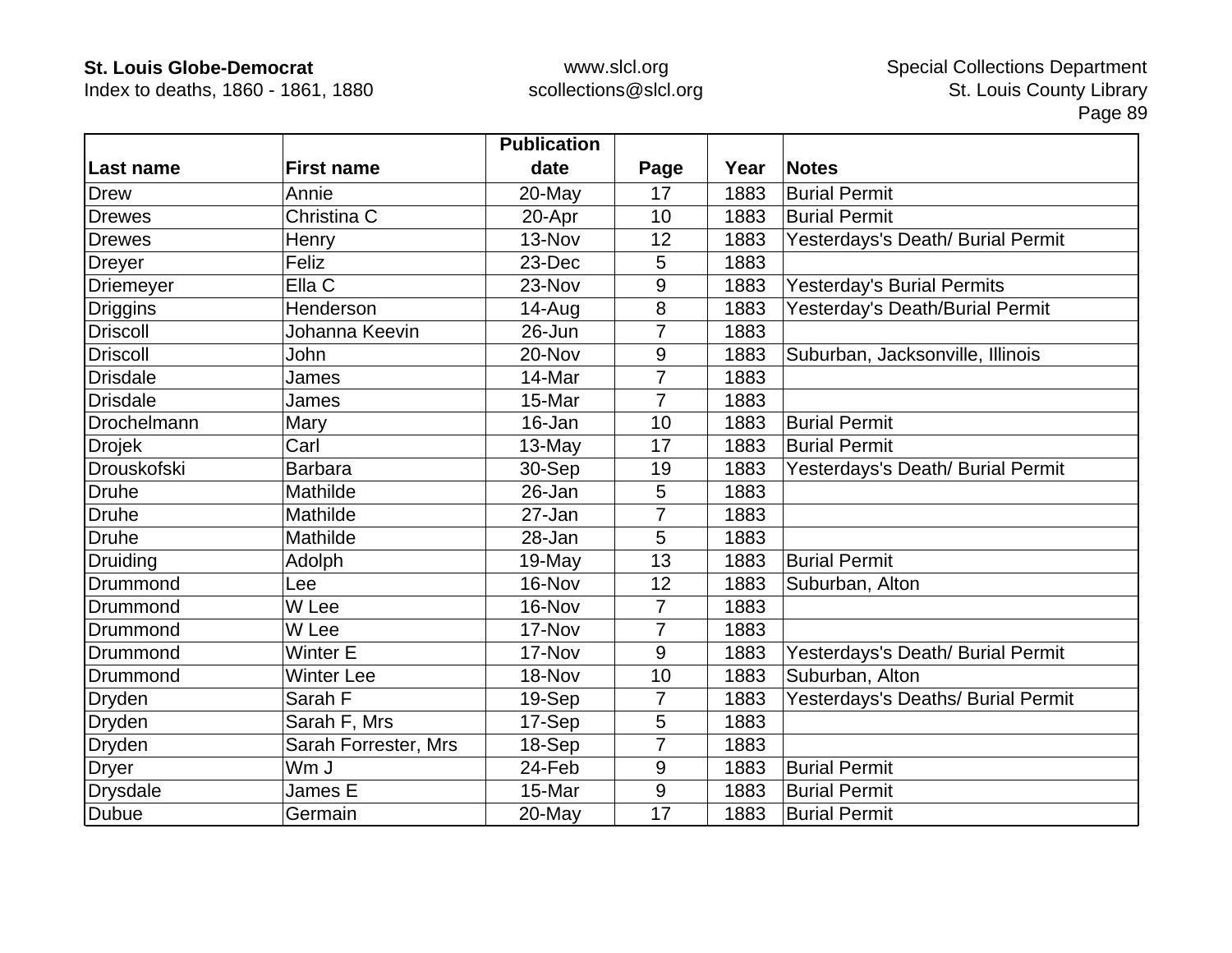| Last name | First name | Publication date | Page | Year | Notes |
|---|---|---|---|---|---|
| Drew | Annie | 20-May | 17 | 1883 | Burial Permit |
| Drewes | Christina C | 20-Apr | 10 | 1883 | Burial Permit |
| Drewes | Henry | 13-Nov | 12 | 1883 | Yesterdays's Death/ Burial Permit |
| Dreyer | Feliz | 23-Dec | 5 | 1883 | |
| Driemeyer | Ella C | 23-Nov | 9 | 1883 | Yesterday's Burial Permits |
| Driggins | Henderson | 14-Aug | 8 | 1883 | Yesterday's Death/Burial Permit |
| Driscoll | Johanna Keevin | 26-Jun | 7 | 1883 | |
| Driscoll | John | 20-Nov | 9 | 1883 | Suburban, Jacksonville, Illinois |
| Drisdale | James | 14-Mar | 7 | 1883 | |
| Drisdale | James | 15-Mar | 7 | 1883 | |
| Drochelmann | Mary | 16-Jan | 10 | 1883 | Burial Permit |
| Drojek | Carl | 13-May | 17 | 1883 | Burial Permit |
| Drouskofski | Barbara | 30-Sep | 19 | 1883 | Yesterdays's Death/ Burial Permit |
| Druhe | Mathilde | 26-Jan | 5 | 1883 | |
| Druhe | Mathilde | 27-Jan | 7 | 1883 | |
| Druhe | Mathilde | 28-Jan | 5 | 1883 | |
| Druiding | Adolph | 19-May | 13 | 1883 | Burial Permit |
| Drummond | Lee | 16-Nov | 12 | 1883 | Suburban, Alton |
| Drummond | W Lee | 16-Nov | 7 | 1883 | |
| Drummond | W Lee | 17-Nov | 7 | 1883 | |
| Drummond | Winter E | 17-Nov | 9 | 1883 | Yesterdays's Death/ Burial Permit |
| Drummond | Winter Lee | 18-Nov | 10 | 1883 | Suburban, Alton |
| Dryden | Sarah F | 19-Sep | 7 | 1883 | Yesterdays's Deaths/ Burial Permit |
| Dryden | Sarah F, Mrs | 17-Sep | 5 | 1883 | |
| Dryden | Sarah Forrester, Mrs | 18-Sep | 7 | 1883 | |
| Dryer | Wm J | 24-Feb | 9 | 1883 | Burial Permit |
| Drysdale | James E | 15-Mar | 9 | 1883 | Burial Permit |
| Dubue | Germain | 20-May | 17 | 1883 | Burial Permit |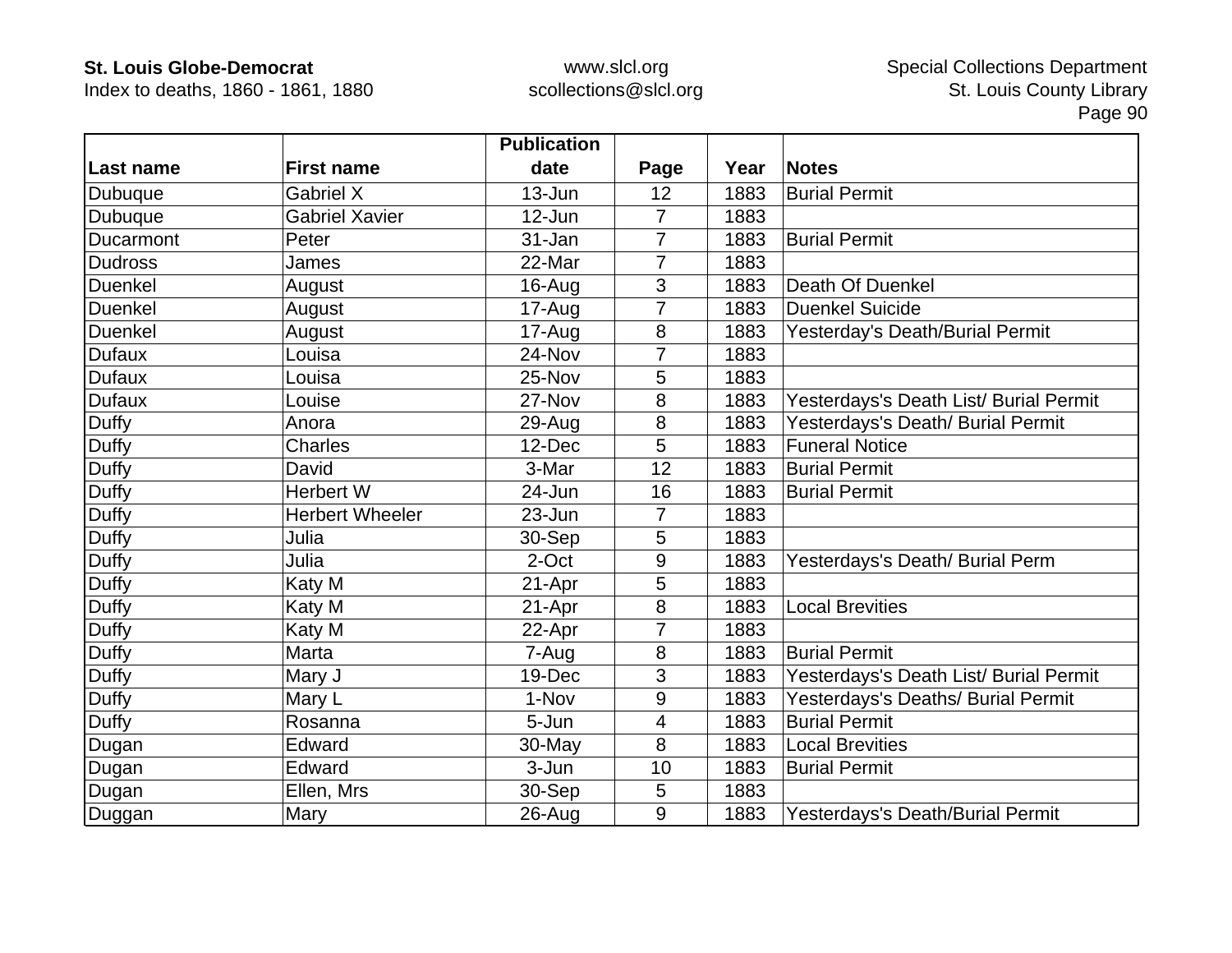| Last name | First name | Publication date | Page | Year | Notes |
|---|---|---|---|---|---|
| Dubuque | Gabriel X | 13-Jun | 12 | 1883 | Burial Permit |
| Dubuque | Gabriel Xavier | 12-Jun | 7 | 1883 | |
| Ducarmont | Peter | 31-Jan | 7 | 1883 | Burial Permit |
| Dudross | James | 22-Mar | 7 | 1883 | |
| Duenkel | August | 16-Aug | 3 | 1883 | Death Of Duenkel |
| Duenkel | August | 17-Aug | 7 | 1883 | Duenkel Suicide |
| Duenkel | August | 17-Aug | 8 | 1883 | Yesterday's Death/Burial Permit |
| Dufaux | Louisa | 24-Nov | 7 | 1883 | |
| Dufaux | Louisa | 25-Nov | 5 | 1883 | |
| Dufaux | Louise | 27-Nov | 8 | 1883 | Yesterdays's Death List/ Burial Permit |
| Duffy | Anora | 29-Aug | 8 | 1883 | Yesterdays's Death/ Burial Permit |
| Duffy | Charles | 12-Dec | 5 | 1883 | Funeral Notice |
| Duffy | David | 3-Mar | 12 | 1883 | Burial Permit |
| Duffy | Herbert W | 24-Jun | 16 | 1883 | Burial Permit |
| Duffy | Herbert Wheeler | 23-Jun | 7 | 1883 | |
| Duffy | Julia | 30-Sep | 5 | 1883 | |
| Duffy | Julia | 2-Oct | 9 | 1883 | Yesterdays's Death/ Burial Perm |
| Duffy | Katy M | 21-Apr | 5 | 1883 | |
| Duffy | Katy M | 21-Apr | 8 | 1883 | Local Brevities |
| Duffy | Katy M | 22-Apr | 7 | 1883 | |
| Duffy | Marta | 7-Aug | 8 | 1883 | Burial Permit |
| Duffy | Mary J | 19-Dec | 3 | 1883 | Yesterdays's Death List/ Burial Permit |
| Duffy | Mary L | 1-Nov | 9 | 1883 | Yesterdays's Deaths/ Burial Permit |
| Duffy | Rosanna | 5-Jun | 4 | 1883 | Burial Permit |
| Dugan | Edward | 30-May | 8 | 1883 | Local Brevities |
| Dugan | Edward | 3-Jun | 10 | 1883 | Burial Permit |
| Dugan | Ellen, Mrs | 30-Sep | 5 | 1883 | |
| Duggan | Mary | 26-Aug | 9 | 1883 | Yesterdays's Death/Burial Permit |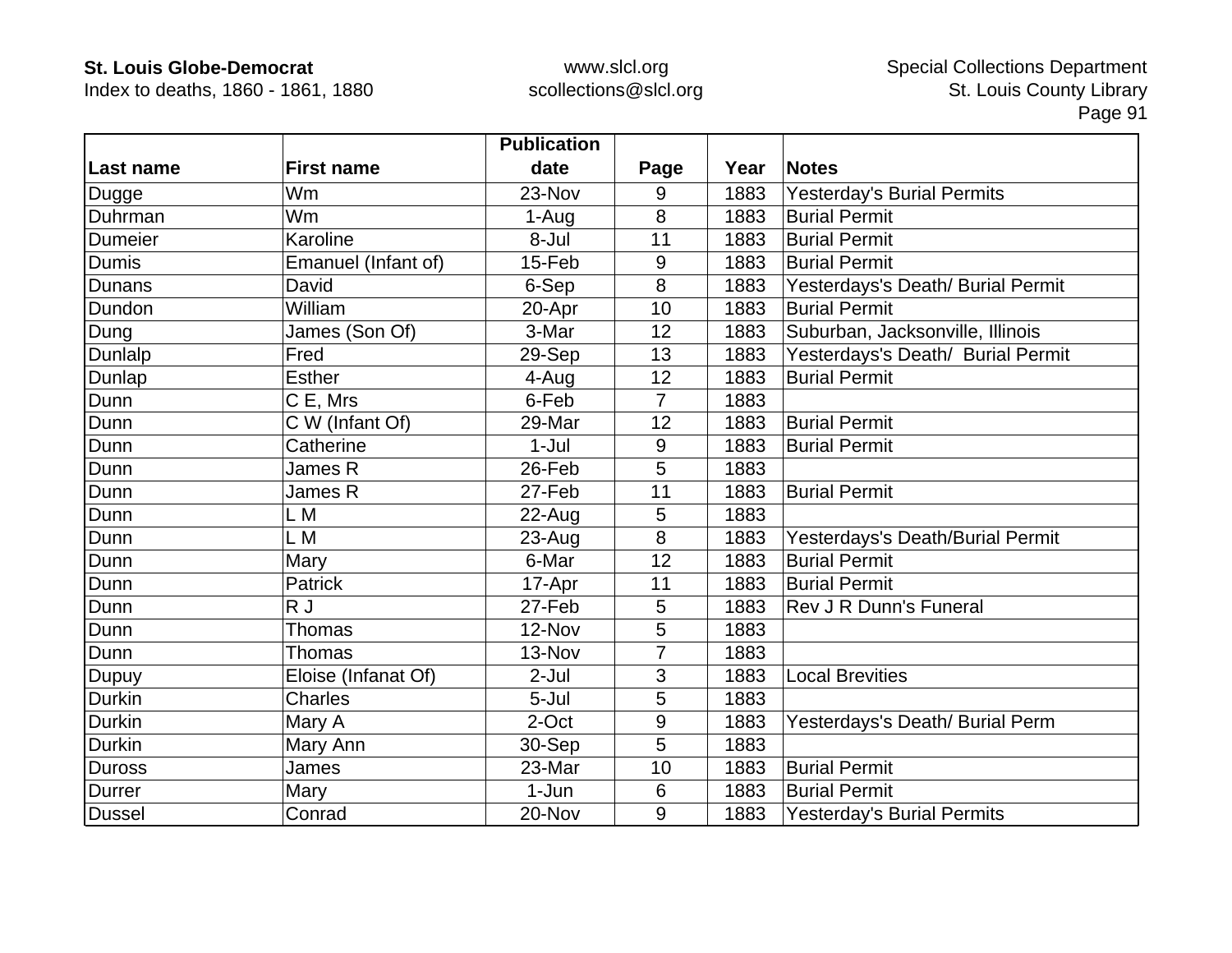| Last name | First name | Publication date | Page | Year | Notes |
|---|---|---|---|---|---|
| Dugge | Wm | 23-Nov | 9 | 1883 | Yesterday's Burial Permits |
| Duhrman | Wm | 1-Aug | 8 | 1883 | Burial Permit |
| Dumeier | Karoline | 8-Jul | 11 | 1883 | Burial Permit |
| Dumis | Emanuel (Infant of) | 15-Feb | 9 | 1883 | Burial Permit |
| Dunans | David | 6-Sep | 8 | 1883 | Yesterdays's Death/ Burial Permit |
| Dundon | William | 20-Apr | 10 | 1883 | Burial Permit |
| Dung | James (Son Of) | 3-Mar | 12 | 1883 | Suburban, Jacksonville, Illinois |
| Dunlalp | Fred | 29-Sep | 13 | 1883 | Yesterdays's Death/  Burial Permit |
| Dunlap | Esther | 4-Aug | 12 | 1883 | Burial Permit |
| Dunn | C E, Mrs | 6-Feb | 7 | 1883 | |
| Dunn | C W (Infant Of) | 29-Mar | 12 | 1883 | Burial Permit |
| Dunn | Catherine | 1-Jul | 9 | 1883 | Burial Permit |
| Dunn | James R | 26-Feb | 5 | 1883 | |
| Dunn | James R | 27-Feb | 11 | 1883 | Burial Permit |
| Dunn | L M | 22-Aug | 5 | 1883 | |
| Dunn | L M | 23-Aug | 8 | 1883 | Yesterdays's Death/Burial Permit |
| Dunn | Mary | 6-Mar | 12 | 1883 | Burial Permit |
| Dunn | Patrick | 17-Apr | 11 | 1883 | Burial Permit |
| Dunn | R J | 27-Feb | 5 | 1883 | Rev J R Dunn's Funeral |
| Dunn | Thomas | 12-Nov | 5 | 1883 | |
| Dunn | Thomas | 13-Nov | 7 | 1883 | |
| Dupuy | Eloise (Infanat Of) | 2-Jul | 3 | 1883 | Local Brevities |
| Durkin | Charles | 5-Jul | 5 | 1883 | |
| Durkin | Mary A | 2-Oct | 9 | 1883 | Yesterdays's Death/ Burial Perm |
| Durkin | Mary Ann | 30-Sep | 5 | 1883 | |
| Duross | James | 23-Mar | 10 | 1883 | Burial Permit |
| Durrer | Mary | 1-Jun | 6 | 1883 | Burial Permit |
| Dussel | Conrad | 20-Nov | 9 | 1883 | Yesterday's Burial Permits |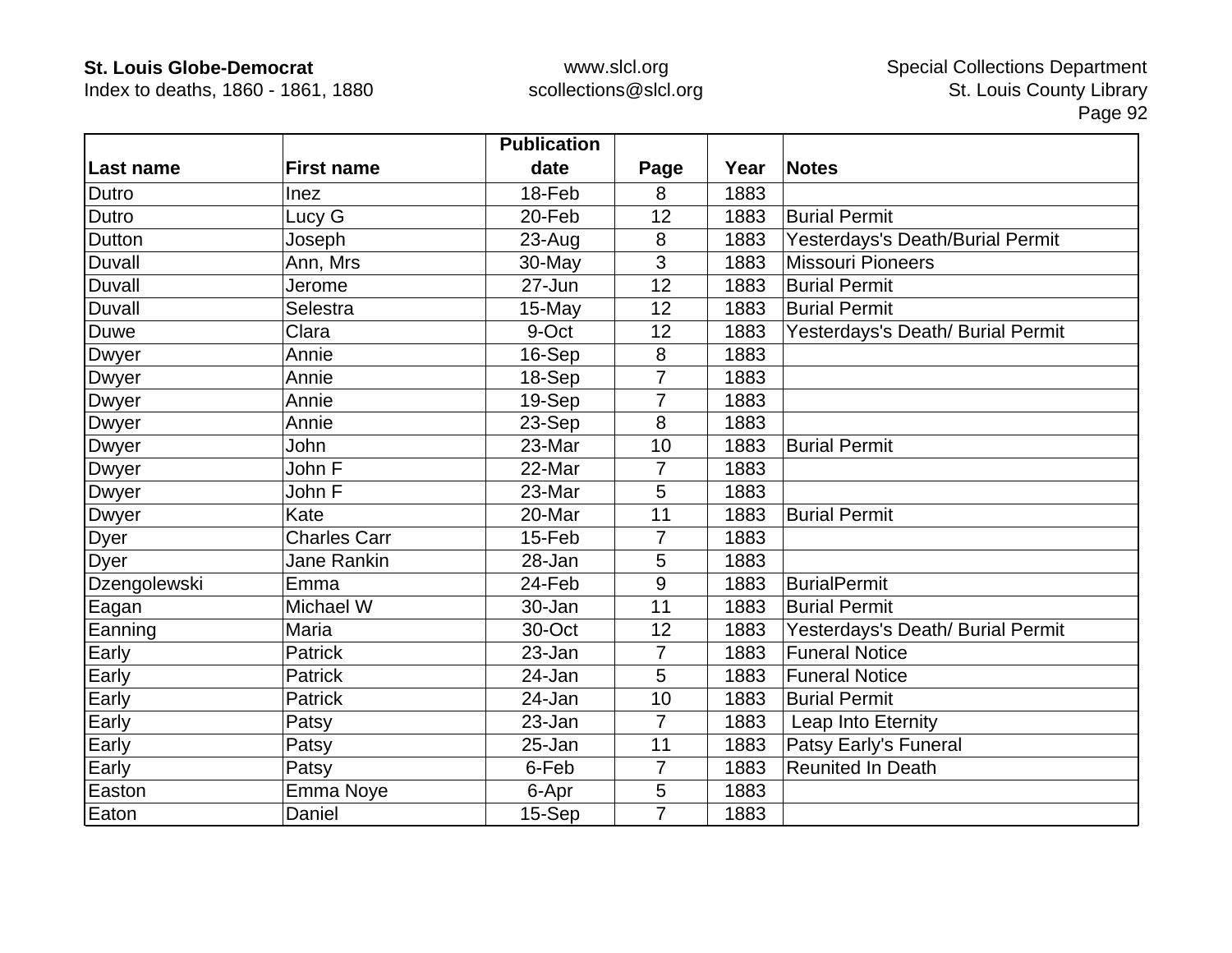| Last name | First name | Publication date | Page | Year | Notes |
|---|---|---|---|---|---|
| Dutro | Inez | 18-Feb | 8 | 1883 | |
| Dutro | Lucy G | 20-Feb | 12 | 1883 | Burial Permit |
| Dutton | Joseph | 23-Aug | 8 | 1883 | Yesterdays's Death/Burial Permit |
| Duvall | Ann, Mrs | 30-May | 3 | 1883 | Missouri Pioneers |
| Duvall | Jerome | 27-Jun | 12 | 1883 | Burial Permit |
| Duvall | Selestra | 15-May | 12 | 1883 | Burial Permit |
| Duwe | Clara | 9-Oct | 12 | 1883 | Yesterdays's Death/ Burial Permit |
| Dwyer | Annie | 16-Sep | 8 | 1883 | |
| Dwyer | Annie | 18-Sep | 7 | 1883 | |
| Dwyer | Annie | 19-Sep | 7 | 1883 | |
| Dwyer | Annie | 23-Sep | 8 | 1883 | |
| Dwyer | John | 23-Mar | 10 | 1883 | Burial Permit |
| Dwyer | John F | 22-Mar | 7 | 1883 | |
| Dwyer | John F | 23-Mar | 5 | 1883 | |
| Dwyer | Kate | 20-Mar | 11 | 1883 | Burial Permit |
| Dyer | Charles Carr | 15-Feb | 7 | 1883 | |
| Dyer | Jane Rankin | 28-Jan | 5 | 1883 | |
| Dzengolewski | Emma | 24-Feb | 9 | 1883 | BurialPermit |
| Eagan | Michael W | 30-Jan | 11 | 1883 | Burial Permit |
| Eanning | Maria | 30-Oct | 12 | 1883 | Yesterdays's Death/ Burial Permit |
| Early | Patrick | 23-Jan | 7 | 1883 | Funeral Notice |
| Early | Patrick | 24-Jan | 5 | 1883 | Funeral Notice |
| Early | Patrick | 24-Jan | 10 | 1883 | Burial Permit |
| Early | Patsy | 23-Jan | 7 | 1883 | Leap Into Eternity |
| Early | Patsy | 25-Jan | 11 | 1883 | Patsy Early's Funeral |
| Early | Patsy | 6-Feb | 7 | 1883 | Reunited In Death |
| Easton | Emma Noye | 6-Apr | 5 | 1883 | |
| Eaton | Daniel | 15-Sep | 7 | 1883 | |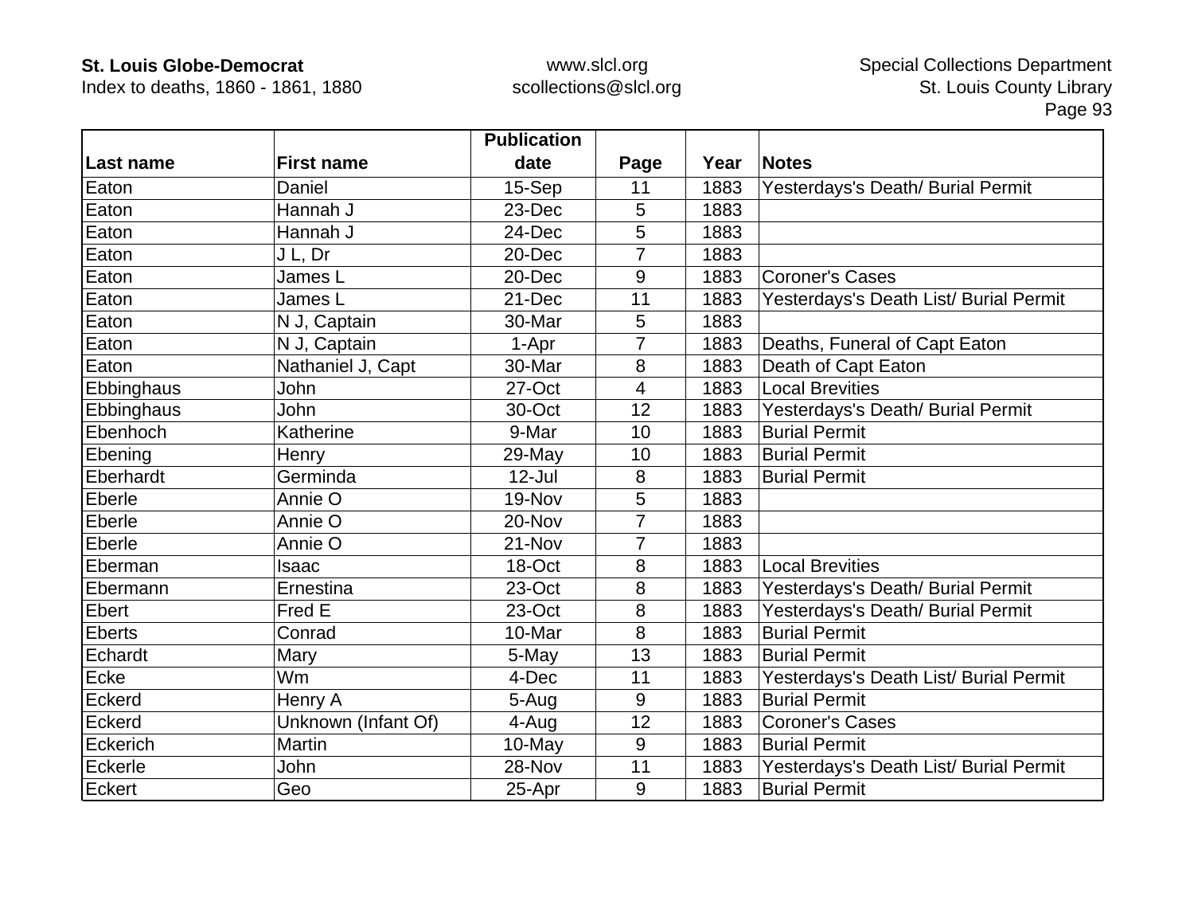| Last name | First name | Publication date | Page | Year | Notes |
|---|---|---|---|---|---|
| Eaton | Daniel | 15-Sep | 11 | 1883 | Yesterdays's Death/ Burial Permit |
| Eaton | Hannah J | 23-Dec | 5 | 1883 | |
| Eaton | Hannah J | 24-Dec | 5 | 1883 | |
| Eaton | J L, Dr | 20-Dec | 7 | 1883 | |
| Eaton | James L | 20-Dec | 9 | 1883 | Coroner's Cases |
| Eaton | James L | 21-Dec | 11 | 1883 | Yesterdays's Death List/ Burial Permit |
| Eaton | N J, Captain | 30-Mar | 5 | 1883 | |
| Eaton | N J, Captain | 1-Apr | 7 | 1883 | Deaths, Funeral of Capt Eaton |
| Eaton | Nathaniel J, Capt | 30-Mar | 8 | 1883 | Death of Capt Eaton |
| Ebbinghaus | John | 27-Oct | 4 | 1883 | Local Brevities |
| Ebbinghaus | John | 30-Oct | 12 | 1883 | Yesterdays's Death/ Burial Permit |
| Ebenhoch | Katherine | 9-Mar | 10 | 1883 | Burial Permit |
| Ebening | Henry | 29-May | 10 | 1883 | Burial Permit |
| Eberhardt | Germinda | 12-Jul | 8 | 1883 | Burial Permit |
| Eberle | Annie O | 19-Nov | 5 | 1883 | |
| Eberle | Annie O | 20-Nov | 7 | 1883 | |
| Eberle | Annie O | 21-Nov | 7 | 1883 | |
| Eberman | Isaac | 18-Oct | 8 | 1883 | Local Brevities |
| Ebermann | Ernestina | 23-Oct | 8 | 1883 | Yesterdays's Death/ Burial Permit |
| Ebert | Fred E | 23-Oct | 8 | 1883 | Yesterdays's Death/ Burial Permit |
| Eberts | Conrad | 10-Mar | 8 | 1883 | Burial Permit |
| Echardt | Mary | 5-May | 13 | 1883 | Burial Permit |
| Ecke | Wm | 4-Dec | 11 | 1883 | Yesterdays's Death List/ Burial Permit |
| Eckerd | Henry A | 5-Aug | 9 | 1883 | Burial Permit |
| Eckerd | Unknown (Infant Of) | 4-Aug | 12 | 1883 | Coroner's Cases |
| Eckerich | Martin | 10-May | 9 | 1883 | Burial Permit |
| Eckerle | John | 28-Nov | 11 | 1883 | Yesterdays's Death List/ Burial Permit |
| Eckert | Geo | 25-Apr | 9 | 1883 | Burial Permit |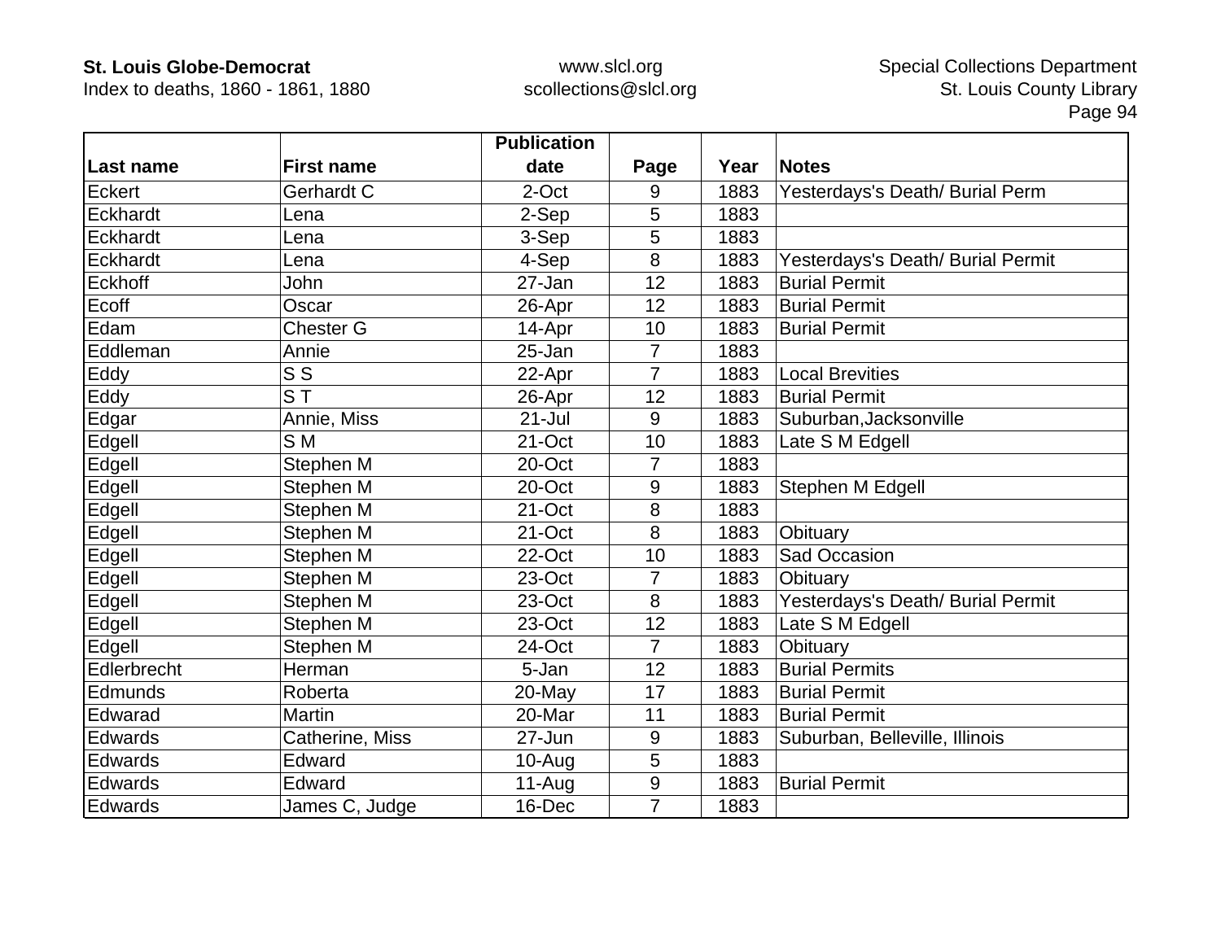| Last name | First name | Publication date | Page | Year | Notes |
|---|---|---|---|---|---|
| Eckert | Gerhardt C | 2-Oct | 9 | 1883 | Yesterdays's Death/ Burial Perm |
| Eckhardt | Lena | 2-Sep | 5 | 1883 | |
| Eckhardt | Lena | 3-Sep | 5 | 1883 | |
| Eckhardt | Lena | 4-Sep | 8 | 1883 | Yesterdays's Death/ Burial Permit |
| Eckhoff | John | 27-Jan | 12 | 1883 | Burial Permit |
| Ecoff | Oscar | 26-Apr | 12 | 1883 | Burial Permit |
| Edam | Chester G | 14-Apr | 10 | 1883 | Burial Permit |
| Eddleman | Annie | 25-Jan | 7 | 1883 | |
| Eddy | S S | 22-Apr | 7 | 1883 | Local Brevities |
| Eddy | S T | 26-Apr | 12 | 1883 | Burial Permit |
| Edgar | Annie, Miss | 21-Jul | 9 | 1883 | Suburban,Jacksonville |
| Edgell | S M | 21-Oct | 10 | 1883 | Late S M Edgell |
| Edgell | Stephen M | 20-Oct | 7 | 1883 | |
| Edgell | Stephen M | 20-Oct | 9 | 1883 | Stephen M Edgell |
| Edgell | Stephen M | 21-Oct | 8 | 1883 | |
| Edgell | Stephen M | 21-Oct | 8 | 1883 | Obituary |
| Edgell | Stephen M | 22-Oct | 10 | 1883 | Sad Occasion |
| Edgell | Stephen M | 23-Oct | 7 | 1883 | Obituary |
| Edgell | Stephen M | 23-Oct | 8 | 1883 | Yesterdays's Death/ Burial Permit |
| Edgell | Stephen M | 23-Oct | 12 | 1883 | Late S M Edgell |
| Edgell | Stephen M | 24-Oct | 7 | 1883 | Obituary |
| Edlerbrecht | Herman | 5-Jan | 12 | 1883 | Burial Permits |
| Edmunds | Roberta | 20-May | 17 | 1883 | Burial Permit |
| Edwarad | Martin | 20-Mar | 11 | 1883 | Burial Permit |
| Edwards | Catherine, Miss | 27-Jun | 9 | 1883 | Suburban, Belleville, Illinois |
| Edwards | Edward | 10-Aug | 5 | 1883 | |
| Edwards | Edward | 11-Aug | 9 | 1883 | Burial Permit |
| Edwards | James C, Judge | 16-Dec | 7 | 1883 | |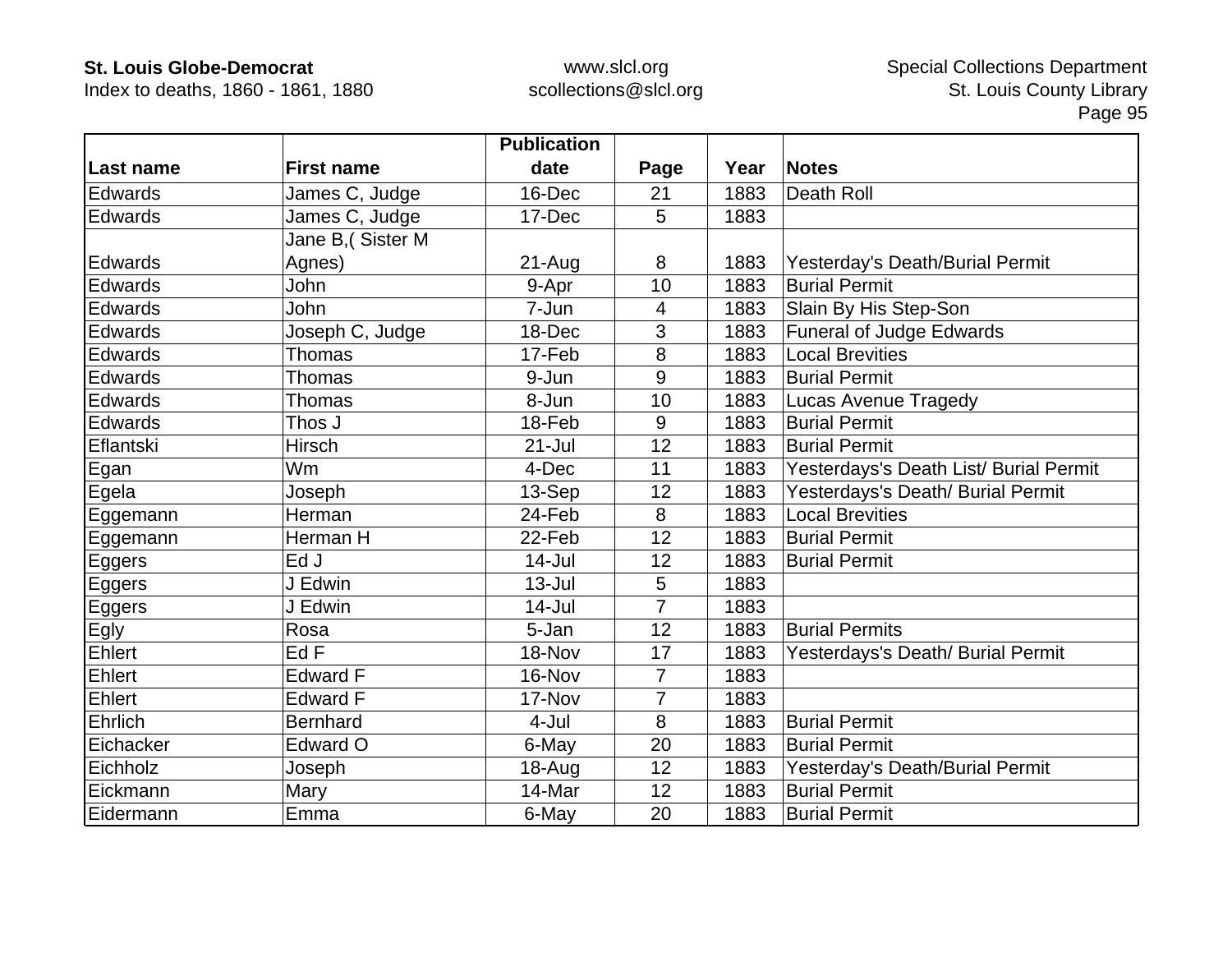| Last name | First name | Publication date | Page | Year | Notes |
|---|---|---|---|---|---|
| Edwards | James C, Judge | 16-Dec | 21 | 1883 | Death Roll |
| Edwards | James C, Judge | 17-Dec | 5 | 1883 | |
| Edwards | Jane B,( Sister M Agnes) | 21-Aug | 8 | 1883 | Yesterday's Death/Burial Permit |
| Edwards | John | 9-Apr | 10 | 1883 | Burial Permit |
| Edwards | John | 7-Jun | 4 | 1883 | Slain By His Step-Son |
| Edwards | Joseph C, Judge | 18-Dec | 3 | 1883 | Funeral of Judge Edwards |
| Edwards | Thomas | 17-Feb | 8 | 1883 | Local Brevities |
| Edwards | Thomas | 9-Jun | 9 | 1883 | Burial Permit |
| Edwards | Thomas | 8-Jun | 10 | 1883 | Lucas Avenue Tragedy |
| Edwards | Thos J | 18-Feb | 9 | 1883 | Burial Permit |
| Eflantski | Hirsch | 21-Jul | 12 | 1883 | Burial Permit |
| Egan | Wm | 4-Dec | 11 | 1883 | Yesterdays's Death List/ Burial Permit |
| Egela | Joseph | 13-Sep | 12 | 1883 | Yesterdays's Death/ Burial Permit |
| Eggemann | Herman | 24-Feb | 8 | 1883 | Local Brevities |
| Eggemann | Herman H | 22-Feb | 12 | 1883 | Burial Permit |
| Eggers | Ed J | 14-Jul | 12 | 1883 | Burial Permit |
| Eggers | J Edwin | 13-Jul | 5 | 1883 | |
| Eggers | J Edwin | 14-Jul | 7 | 1883 | |
| Egly | Rosa | 5-Jan | 12 | 1883 | Burial Permits |
| Ehlert | Ed F | 18-Nov | 17 | 1883 | Yesterdays's Death/ Burial Permit |
| Ehlert | Edward F | 16-Nov | 7 | 1883 | |
| Ehlert | Edward F | 17-Nov | 7 | 1883 | |
| Ehrlich | Bernhard | 4-Jul | 8 | 1883 | Burial Permit |
| Eichacker | Edward O | 6-May | 20 | 1883 | Burial Permit |
| Eichholz | Joseph | 18-Aug | 12 | 1883 | Yesterday's Death/Burial Permit |
| Eickmann | Mary | 14-Mar | 12 | 1883 | Burial Permit |
| Eidermann | Emma | 6-May | 20 | 1883 | Burial Permit |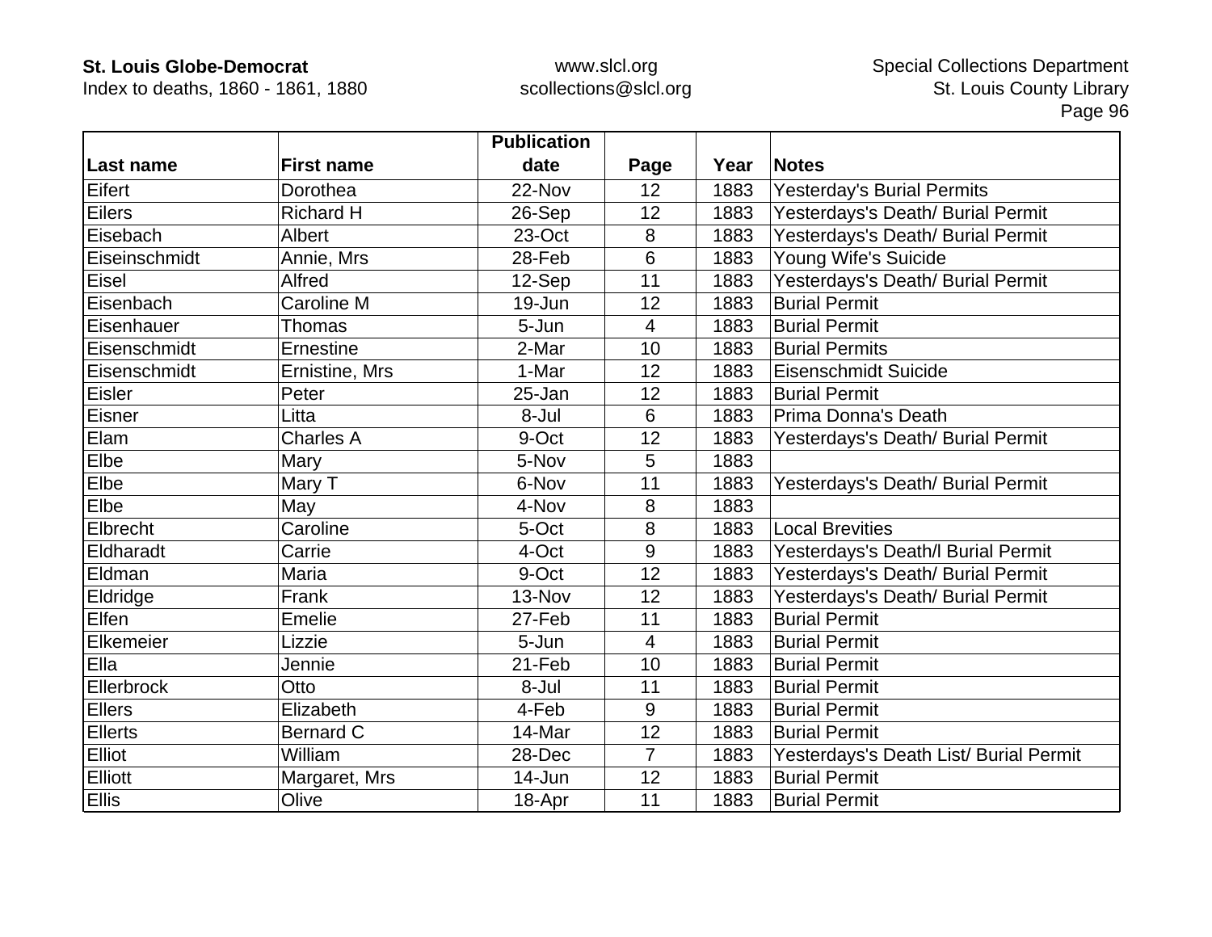| Last name | First name | Publication date | Page | Year | Notes |
|---|---|---|---|---|---|
| Eifert | Dorothea | 22-Nov | 12 | 1883 | Yesterday's Burial Permits |
| Eilers | Richard H | 26-Sep | 12 | 1883 | Yesterdays's Death/ Burial Permit |
| Eisebach | Albert | 23-Oct | 8 | 1883 | Yesterdays's Death/ Burial Permit |
| Eiseinschmidt | Annie, Mrs | 28-Feb | 6 | 1883 | Young Wife's Suicide |
| Eisel | Alfred | 12-Sep | 11 | 1883 | Yesterdays's Death/ Burial Permit |
| Eisenbach | Caroline M | 19-Jun | 12 | 1883 | Burial Permit |
| Eisenhauer | Thomas | 5-Jun | 4 | 1883 | Burial Permit |
| Eisenschmidt | Ernestine | 2-Mar | 10 | 1883 | Burial Permits |
| Eisenschmidt | Ernistine, Mrs | 1-Mar | 12 | 1883 | Eisenschmidt Suicide |
| Eisler | Peter | 25-Jan | 12 | 1883 | Burial Permit |
| Eisner | Litta | 8-Jul | 6 | 1883 | Prima Donna's Death |
| Elam | Charles A | 9-Oct | 12 | 1883 | Yesterdays's Death/ Burial Permit |
| Elbe | Mary | 5-Nov | 5 | 1883 | |
| Elbe | Mary T | 6-Nov | 11 | 1883 | Yesterdays's Death/ Burial Permit |
| Elbe | May | 4-Nov | 8 | 1883 | |
| Elbrecht | Caroline | 5-Oct | 8 | 1883 | Local Brevities |
| Eldharadt | Carrie | 4-Oct | 9 | 1883 | Yesterdays's Death/l Burial Permit |
| Eldman | Maria | 9-Oct | 12 | 1883 | Yesterdays's Death/ Burial Permit |
| Eldridge | Frank | 13-Nov | 12 | 1883 | Yesterdays's Death/ Burial Permit |
| Elfen | Emelie | 27-Feb | 11 | 1883 | Burial Permit |
| Elkemeier | Lizzie | 5-Jun | 4 | 1883 | Burial Permit |
| Ella | Jennie | 21-Feb | 10 | 1883 | Burial Permit |
| Ellerbrock | Otto | 8-Jul | 11 | 1883 | Burial Permit |
| Ellers | Elizabeth | 4-Feb | 9 | 1883 | Burial Permit |
| Ellerts | Bernard C | 14-Mar | 12 | 1883 | Burial Permit |
| Elliot | William | 28-Dec | 7 | 1883 | Yesterdays's Death List/ Burial Permit |
| Elliott | Margaret, Mrs | 14-Jun | 12 | 1883 | Burial Permit |
| Ellis | Olive | 18-Apr | 11 | 1883 | Burial Permit |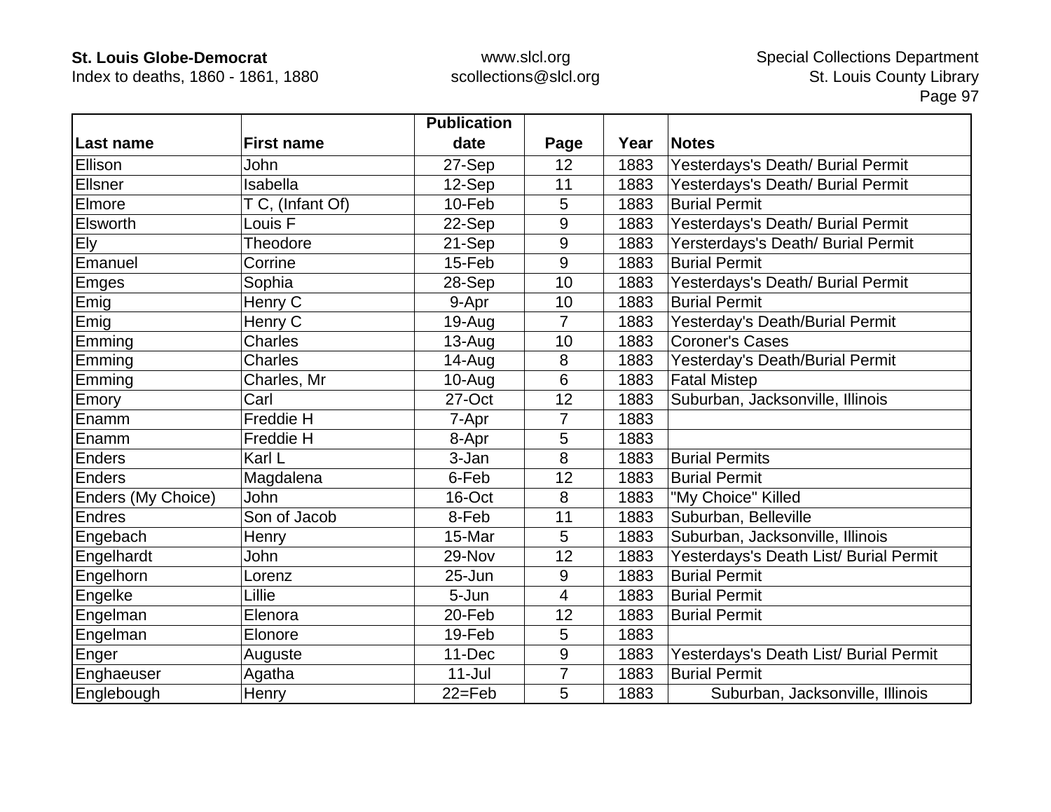| Last name | First name | Publication date | Page | Year | Notes |
|---|---|---|---|---|---|
| Ellison | John | 27-Sep | 12 | 1883 | Yesterdays's Death/ Burial Permit |
| Ellsner | Isabella | 12-Sep | 11 | 1883 | Yesterdays's Death/ Burial Permit |
| Elmore | T C, (Infant Of) | 10-Feb | 5 | 1883 | Burial Permit |
| Elsworth | Louis F | 22-Sep | 9 | 1883 | Yesterdays's Death/ Burial Permit |
| Ely | Theodore | 21-Sep | 9 | 1883 | Yersterdays's Death/ Burial Permit |
| Emanuel | Corrine | 15-Feb | 9 | 1883 | Burial Permit |
| Emges | Sophia | 28-Sep | 10 | 1883 | Yesterdays's Death/ Burial Permit |
| Emig | Henry C | 9-Apr | 10 | 1883 | Burial Permit |
| Emig | Henry C | 19-Aug | 7 | 1883 | Yesterday's Death/Burial Permit |
| Emming | Charles | 13-Aug | 10 | 1883 | Coroner's Cases |
| Emming | Charles | 14-Aug | 8 | 1883 | Yesterday's Death/Burial Permit |
| Emming | Charles, Mr | 10-Aug | 6 | 1883 | Fatal Mistep |
| Emory | Carl | 27-Oct | 12 | 1883 | Suburban, Jacksonville, Illinois |
| Enamm | Freddie H | 7-Apr | 7 | 1883 | |
| Enamm | Freddie H | 8-Apr | 5 | 1883 | |
| Enders | Karl L | 3-Jan | 8 | 1883 | Burial Permits |
| Enders | Magdalena | 6-Feb | 12 | 1883 | Burial Permit |
| Enders (My Choice) | John | 16-Oct | 8 | 1883 | "My Choice" Killed |
| Endres | Son of Jacob | 8-Feb | 11 | 1883 | Suburban, Belleville |
| Engebach | Henry | 15-Mar | 5 | 1883 | Suburban, Jacksonville, Illinois |
| Engelhardt | John | 29-Nov | 12 | 1883 | Yesterdays's Death List/ Burial Permit |
| Engelhorn | Lorenz | 25-Jun | 9 | 1883 | Burial Permit |
| Engelke | Lillie | 5-Jun | 4 | 1883 | Burial Permit |
| Engelman | Elenora | 20-Feb | 12 | 1883 | Burial Permit |
| Engelman | Elonore | 19-Feb | 5 | 1883 | |
| Enger | Auguste | 11-Dec | 9 | 1883 | Yesterdays's Death List/ Burial Permit |
| Enghaeuser | Agatha | 11-Jul | 7 | 1883 | Burial Permit |
| Englebough | Henry | 22=Feb | 5 | 1883 | Suburban, Jacksonville, Illinois |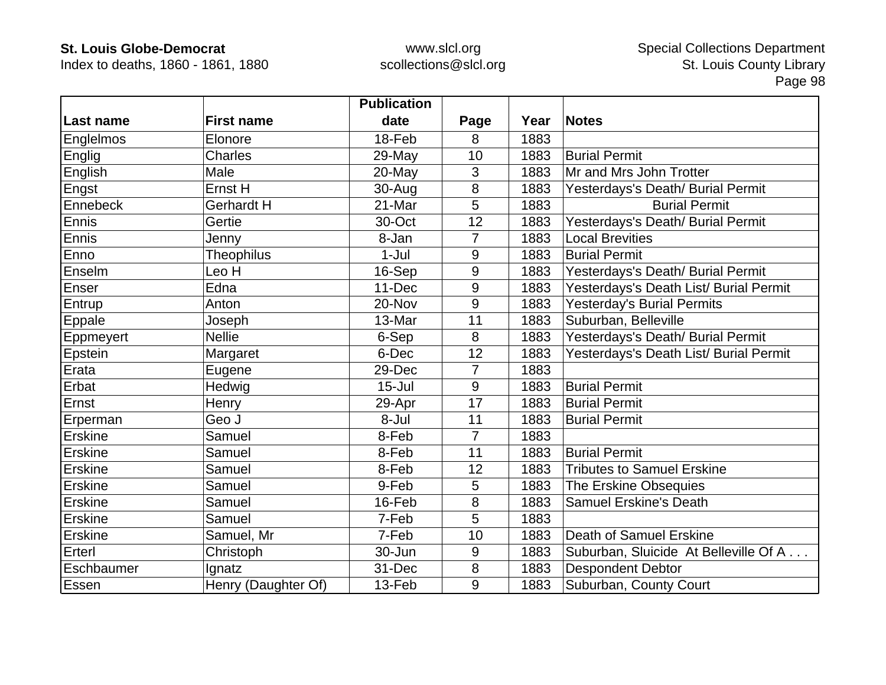| Last name | First name | Publication date | Page | Year | Notes |
|---|---|---|---|---|---|
| Englelmos | Elonore | 18-Feb | 8 | 1883 | |
| Englig | Charles | 29-May | 10 | 1883 | Burial Permit |
| English | Male | 20-May | 3 | 1883 | Mr and Mrs John Trotter |
| Engst | Ernst H | 30-Aug | 8 | 1883 | Yesterdays's Death/ Burial Permit |
| Ennebeck | Gerhardt H | 21-Mar | 5 | 1883 | Burial Permit |
| Ennis | Gertie | 30-Oct | 12 | 1883 | Yesterdays's Death/ Burial Permit |
| Ennis | Jenny | 8-Jan | 7 | 1883 | Local Brevities |
| Enno | Theophilus | 1-Jul | 9 | 1883 | Burial Permit |
| Enselm | Leo H | 16-Sep | 9 | 1883 | Yesterdays's Death/ Burial Permit |
| Enser | Edna | 11-Dec | 9 | 1883 | Yesterdays's Death List/ Burial Permit |
| Entrup | Anton | 20-Nov | 9 | 1883 | Yesterday's Burial Permits |
| Eppale | Joseph | 13-Mar | 11 | 1883 | Suburban, Belleville |
| Eppmeyert | Nellie | 6-Sep | 8 | 1883 | Yesterdays's Death/ Burial Permit |
| Epstein | Margaret | 6-Dec | 12 | 1883 | Yesterdays's Death List/ Burial Permit |
| Erata | Eugene | 29-Dec | 7 | 1883 | |
| Erbat | Hedwig | 15-Jul | 9 | 1883 | Burial Permit |
| Ernst | Henry | 29-Apr | 17 | 1883 | Burial Permit |
| Erperman | Geo J | 8-Jul | 11 | 1883 | Burial Permit |
| Erskine | Samuel | 8-Feb | 7 | 1883 | |
| Erskine | Samuel | 8-Feb | 11 | 1883 | Burial Permit |
| Erskine | Samuel | 8-Feb | 12 | 1883 | Tributes to Samuel Erskine |
| Erskine | Samuel | 9-Feb | 5 | 1883 | The Erskine Obsequies |
| Erskine | Samuel | 16-Feb | 8 | 1883 | Samuel Erskine's Death |
| Erskine | Samuel | 7-Feb | 5 | 1883 | |
| Erskine | Samuel, Mr | 7-Feb | 10 | 1883 | Death of Samuel Erskine |
| Erterl | Christoph | 30-Jun | 9 | 1883 | Suburban, Sluicide At Belleville Of A . . . |
| Eschbaumer | Ignatz | 31-Dec | 8 | 1883 | Despondent Debtor |
| Essen | Henry (Daughter Of) | 13-Feb | 9 | 1883 | Suburban, County Court |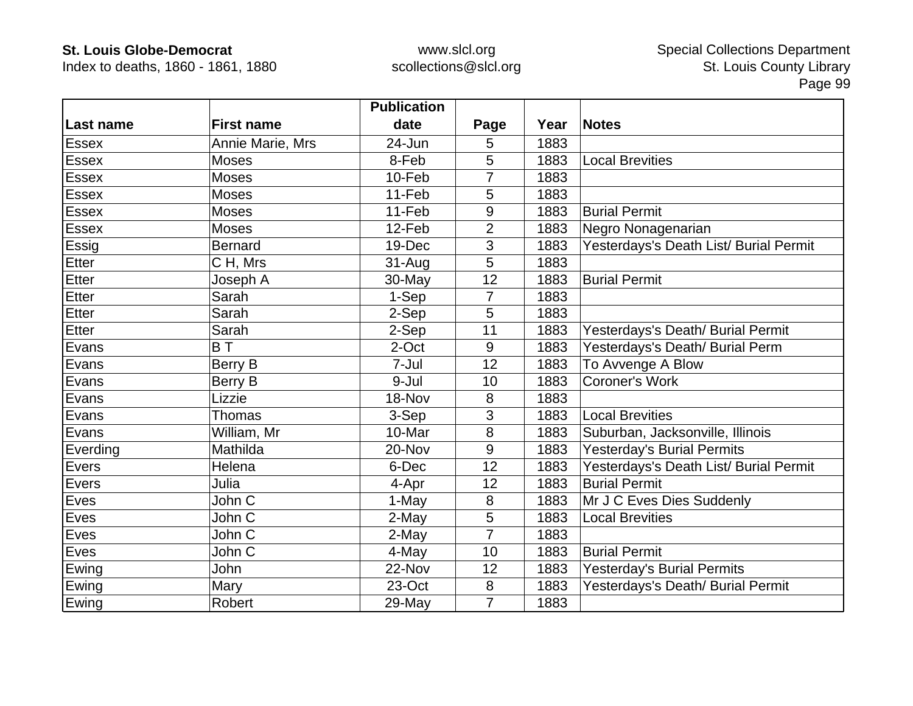| Last name | First name | Publication date | Page | Year | Notes |
|---|---|---|---|---|---|
| Essex | Annie Marie, Mrs | 24-Jun | 5 | 1883 | |
| Essex | Moses | 8-Feb | 5 | 1883 | Local Brevities |
| Essex | Moses | 10-Feb | 7 | 1883 | |
| Essex | Moses | 11-Feb | 5 | 1883 | |
| Essex | Moses | 11-Feb | 9 | 1883 | Burial Permit |
| Essex | Moses | 12-Feb | 2 | 1883 | Negro Nonagenarian |
| Essig | Bernard | 19-Dec | 3 | 1883 | Yesterdays's Death List/ Burial Permit |
| Etter | C H, Mrs | 31-Aug | 5 | 1883 | |
| Etter | Joseph A | 30-May | 12 | 1883 | Burial Permit |
| Etter | Sarah | 1-Sep | 7 | 1883 | |
| Etter | Sarah | 2-Sep | 5 | 1883 | |
| Etter | Sarah | 2-Sep | 11 | 1883 | Yesterdays's Death/ Burial Permit |
| Evans | B T | 2-Oct | 9 | 1883 | Yesterdays's Death/ Burial Perm |
| Evans | Berry B | 7-Jul | 12 | 1883 | To Avvenge A Blow |
| Evans | Berry B | 9-Jul | 10 | 1883 | Coroner's Work |
| Evans | Lizzie | 18-Nov | 8 | 1883 | |
| Evans | Thomas | 3-Sep | 3 | 1883 | Local Brevities |
| Evans | William, Mr | 10-Mar | 8 | 1883 | Suburban, Jacksonville, Illinois |
| Everding | Mathilda | 20-Nov | 9 | 1883 | Yesterday's Burial Permits |
| Evers | Helena | 6-Dec | 12 | 1883 | Yesterdays's Death List/ Burial Permit |
| Evers | Julia | 4-Apr | 12 | 1883 | Burial Permit |
| Eves | John C | 1-May | 8 | 1883 | Mr J C Eves Dies Suddenly |
| Eves | John C | 2-May | 5 | 1883 | Local Brevities |
| Eves | John C | 2-May | 7 | 1883 | |
| Eves | John C | 4-May | 10 | 1883 | Burial Permit |
| Ewing | John | 22-Nov | 12 | 1883 | Yesterday's Burial Permits |
| Ewing | Mary | 23-Oct | 8 | 1883 | Yesterdays's Death/ Burial Permit |
| Ewing | Robert | 29-May | 7 | 1883 | |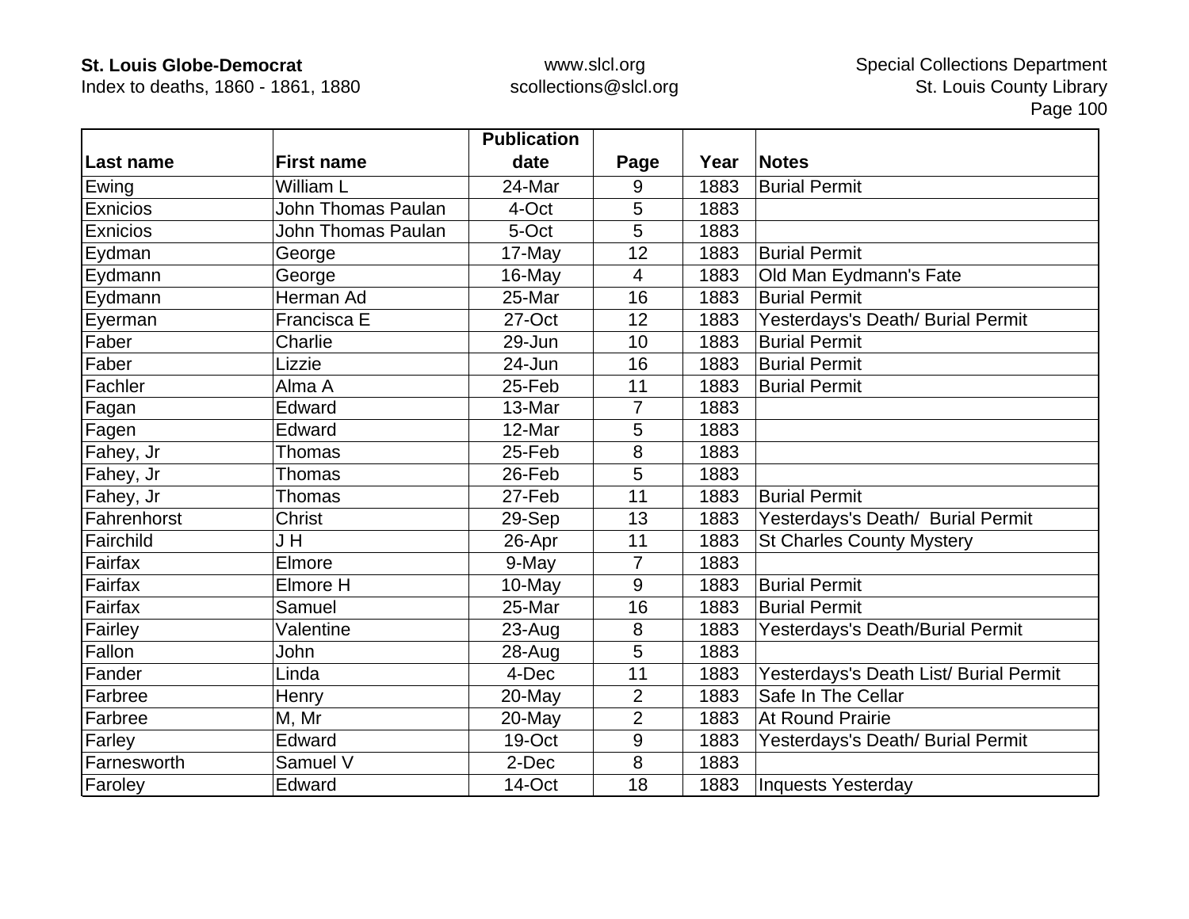| Last name | First name | Publication date | Page | Year | Notes |
|---|---|---|---|---|---|
| Ewing | William L | 24-Mar | 9 | 1883 | Burial Permit |
| Exnicios | John Thomas Paulan | 4-Oct | 5 | 1883 | |
| Exnicios | John Thomas Paulan | 5-Oct | 5 | 1883 | |
| Eydman | George | 17-May | 12 | 1883 | Burial Permit |
| Eydmann | George | 16-May | 4 | 1883 | Old Man Eydmann's Fate |
| Eydmann | Herman Ad | 25-Mar | 16 | 1883 | Burial Permit |
| Eyerman | Francisca E | 27-Oct | 12 | 1883 | Yesterdays's Death/ Burial Permit |
| Faber | Charlie | 29-Jun | 10 | 1883 | Burial Permit |
| Faber | Lizzie | 24-Jun | 16 | 1883 | Burial Permit |
| Fachler | Alma A | 25-Feb | 11 | 1883 | Burial Permit |
| Fagan | Edward | 13-Mar | 7 | 1883 | |
| Fagen | Edward | 12-Mar | 5 | 1883 | |
| Fahey, Jr | Thomas | 25-Feb | 8 | 1883 | |
| Fahey, Jr | Thomas | 26-Feb | 5 | 1883 | |
| Fahey, Jr | Thomas | 27-Feb | 11 | 1883 | Burial Permit |
| Fahrenhorst | Christ | 29-Sep | 13 | 1883 | Yesterdays's Death/ Burial Permit |
| Fairchild | J H | 26-Apr | 11 | 1883 | St Charles County Mystery |
| Fairfax | Elmore | 9-May | 7 | 1883 | |
| Fairfax | Elmore H | 10-May | 9 | 1883 | Burial Permit |
| Fairfax | Samuel | 25-Mar | 16 | 1883 | Burial Permit |
| Fairley | Valentine | 23-Aug | 8 | 1883 | Yesterdays's Death/Burial Permit |
| Fallon | John | 28-Aug | 5 | 1883 | |
| Fander | Linda | 4-Dec | 11 | 1883 | Yesterdays's Death List/ Burial Permit |
| Farbree | Henry | 20-May | 2 | 1883 | Safe In The Cellar |
| Farbree | M, Mr | 20-May | 2 | 1883 | At Round Prairie |
| Farley | Edward | 19-Oct | 9 | 1883 | Yesterdays's Death/ Burial Permit |
| Farnesworth | Samuel V | 2-Dec | 8 | 1883 | |
| Faroley | Edward | 14-Oct | 18 | 1883 | Inquests Yesterday |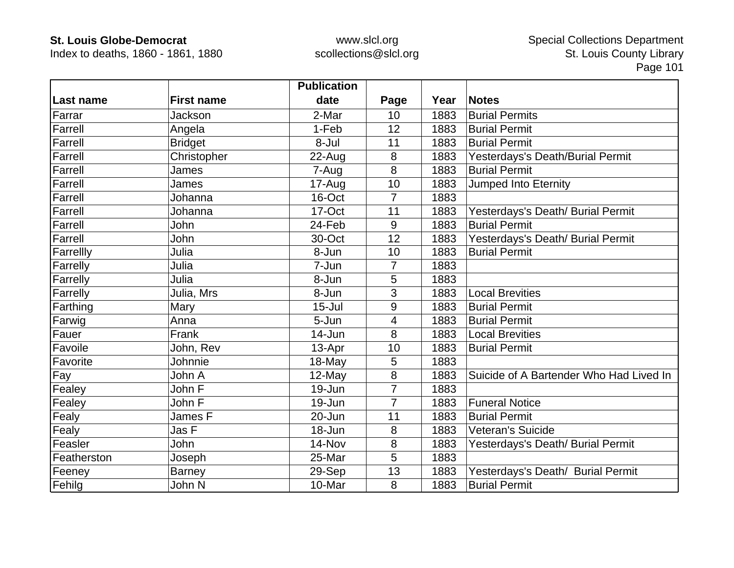| Last name | First name | Publication date | Page | Year | Notes |
|---|---|---|---|---|---|
| Farrar | Jackson | 2-Mar | 10 | 1883 | Burial Permits |
| Farrell | Angela | 1-Feb | 12 | 1883 | Burial Permit |
| Farrell | Bridget | 8-Jul | 11 | 1883 | Burial Permit |
| Farrell | Christopher | 22-Aug | 8 | 1883 | Yesterdays's Death/Burial Permit |
| Farrell | James | 7-Aug | 8 | 1883 | Burial Permit |
| Farrell | James | 17-Aug | 10 | 1883 | Jumped Into Eternity |
| Farrell | Johanna | 16-Oct | 7 | 1883 | |
| Farrell | Johanna | 17-Oct | 11 | 1883 | Yesterdays's Death/ Burial Permit |
| Farrell | John | 24-Feb | 9 | 1883 | Burial Permit |
| Farrell | John | 30-Oct | 12 | 1883 | Yesterdays's Death/ Burial Permit |
| Farrellly | Julia | 8-Jun | 10 | 1883 | Burial Permit |
| Farrelly | Julia | 7-Jun | 7 | 1883 | |
| Farrelly | Julia | 8-Jun | 5 | 1883 | |
| Farrelly | Julia, Mrs | 8-Jun | 3 | 1883 | Local Brevities |
| Farthing | Mary | 15-Jul | 9 | 1883 | Burial Permit |
| Farwig | Anna | 5-Jun | 4 | 1883 | Burial Permit |
| Fauer | Frank | 14-Jun | 8 | 1883 | Local Brevities |
| Favoile | John, Rev | 13-Apr | 10 | 1883 | Burial Permit |
| Favorite | Johnnie | 18-May | 5 | 1883 | |
| Fay | John A | 12-May | 8 | 1883 | Suicide of A Bartender Who Had Lived In |
| Fealey | John F | 19-Jun | 7 | 1883 | |
| Fealey | John F | 19-Jun | 7 | 1883 | Funeral Notice |
| Fealy | James F | 20-Jun | 11 | 1883 | Burial Permit |
| Fealy | Jas F | 18-Jun | 8 | 1883 | Veteran's Suicide |
| Feasler | John | 14-Nov | 8 | 1883 | Yesterdays's Death/ Burial Permit |
| Featherston | Joseph | 25-Mar | 5 | 1883 | |
| Feeney | Barney | 29-Sep | 13 | 1883 | Yesterdays's Death/  Burial Permit |
| Fehilg | John N | 10-Mar | 8 | 1883 | Burial Permit |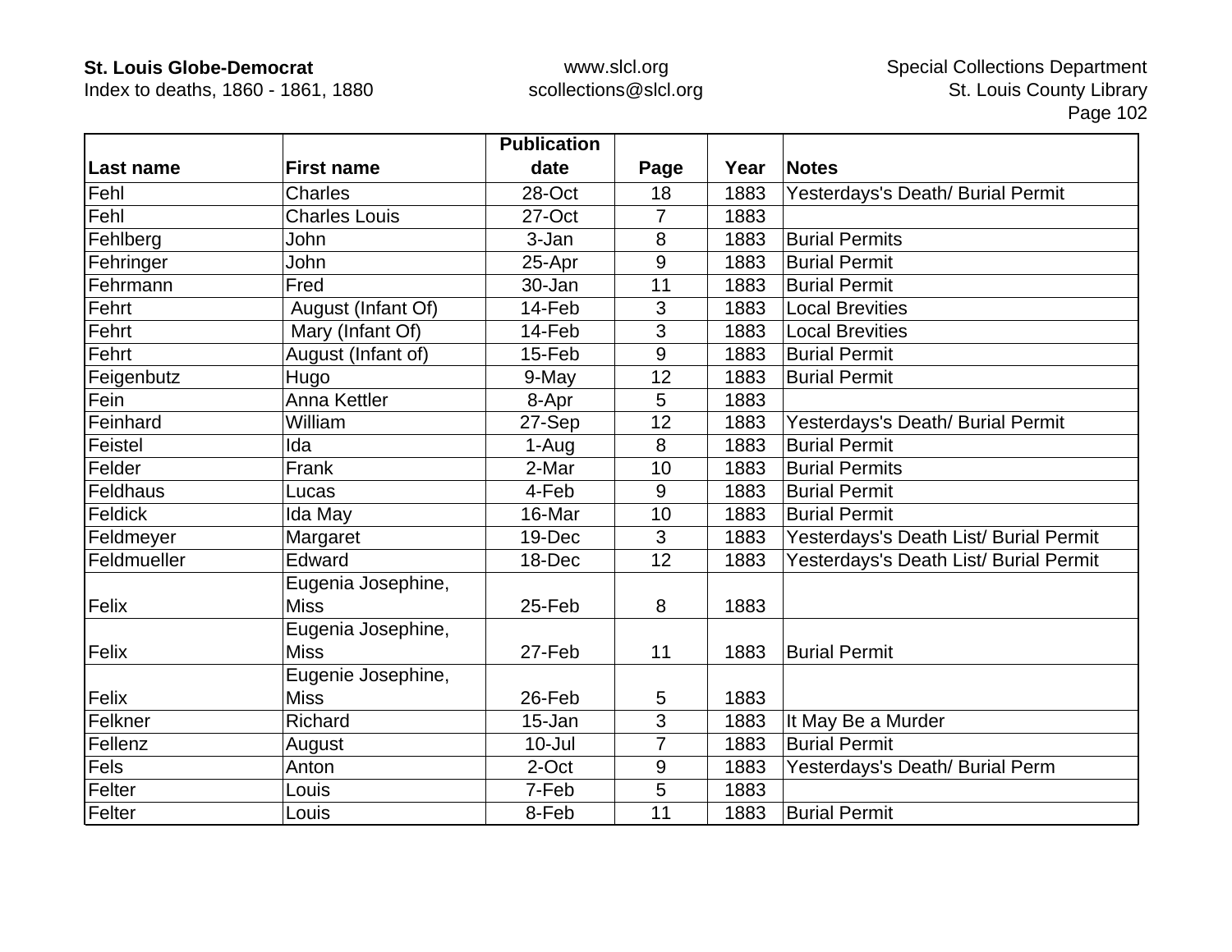| Last name | First name | Publication date | Page | Year | Notes |
|---|---|---|---|---|---|
| Fehl | Charles | 28-Oct | 18 | 1883 | Yesterdays's Death/ Burial Permit |
| Fehl | Charles Louis | 27-Oct | 7 | 1883 | |
| Fehlberg | John | 3-Jan | 8 | 1883 | Burial Permits |
| Fehringer | John | 25-Apr | 9 | 1883 | Burial Permit |
| Fehrmann | Fred | 30-Jan | 11 | 1883 | Burial Permit |
| Fehrt | August (Infant Of) | 14-Feb | 3 | 1883 | Local Brevities |
| Fehrt | Mary (Infant Of) | 14-Feb | 3 | 1883 | Local Brevities |
| Fehrt | August (Infant of) | 15-Feb | 9 | 1883 | Burial Permit |
| Feigenbutz | Hugo | 9-May | 12 | 1883 | Burial Permit |
| Fein | Anna Kettler | 8-Apr | 5 | 1883 | |
| Feinhard | William | 27-Sep | 12 | 1883 | Yesterdays's Death/ Burial Permit |
| Feistel | Ida | 1-Aug | 8 | 1883 | Burial Permit |
| Felder | Frank | 2-Mar | 10 | 1883 | Burial Permits |
| Feldhaus | Lucas | 4-Feb | 9 | 1883 | Burial Permit |
| Feldick | Ida May | 16-Mar | 10 | 1883 | Burial Permit |
| Feldmeyer | Margaret | 19-Dec | 3 | 1883 | Yesterdays's Death List/ Burial Permit |
| Feldmueller | Edward | 18-Dec | 12 | 1883 | Yesterdays's Death List/ Burial Permit |
| Felix | Eugenia Josephine, Miss | 25-Feb | 8 | 1883 | |
| Felix | Eugenia Josephine, Miss | 27-Feb | 11 | 1883 | Burial Permit |
| Felix | Eugenie Josephine, Miss | 26-Feb | 5 | 1883 | |
| Felkner | Richard | 15-Jan | 3 | 1883 | It May Be a Murder |
| Fellenz | August | 10-Jul | 7 | 1883 | Burial Permit |
| Fels | Anton | 2-Oct | 9 | 1883 | Yesterdays's Death/ Burial Perm |
| Felter | Louis | 7-Feb | 5 | 1883 | |
| Felter | Louis | 8-Feb | 11 | 1883 | Burial Permit |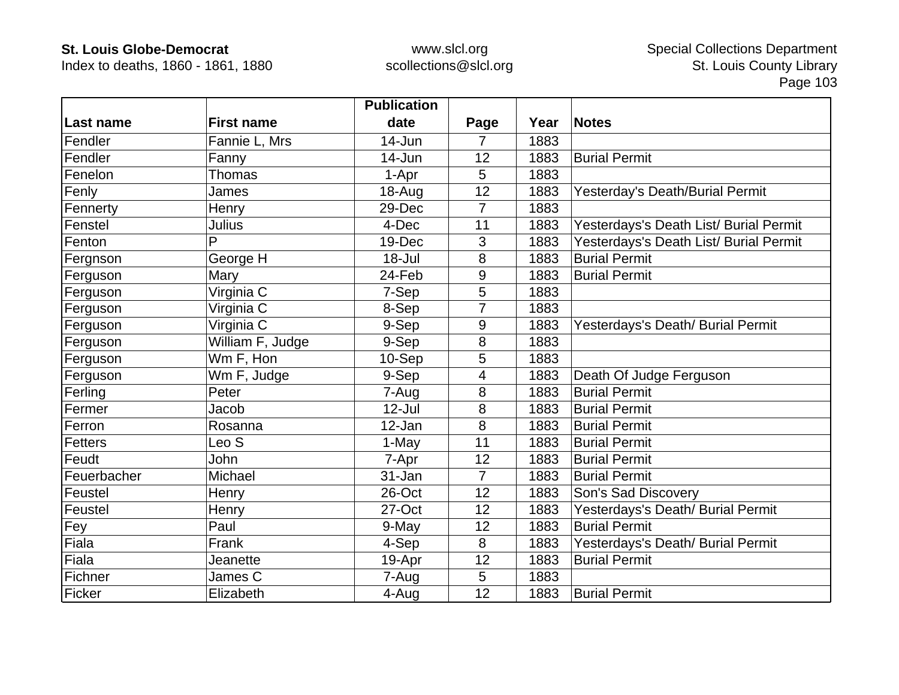| Last name | First name | Publication date | Page | Year | Notes |
|---|---|---|---|---|---|
| Fendler | Fannie L, Mrs | 14-Jun | 7 | 1883 | |
| Fendler | Fanny | 14-Jun | 12 | 1883 | Burial Permit |
| Fenelon | Thomas | 1-Apr | 5 | 1883 | |
| Fenly | James | 18-Aug | 12 | 1883 | Yesterday's Death/Burial Permit |
| Fennerty | Henry | 29-Dec | 7 | 1883 | |
| Fenstel | Julius | 4-Dec | 11 | 1883 | Yesterdays's Death List/ Burial Permit |
| Fenton | P | 19-Dec | 3 | 1883 | Yesterdays's Death List/ Burial Permit |
| Fergnson | George H | 18-Jul | 8 | 1883 | Burial Permit |
| Ferguson | Mary | 24-Feb | 9 | 1883 | Burial Permit |
| Ferguson | Virginia C | 7-Sep | 5 | 1883 | |
| Ferguson | Virginia C | 8-Sep | 7 | 1883 | |
| Ferguson | Virginia C | 9-Sep | 9 | 1883 | Yesterdays's Death/ Burial Permit |
| Ferguson | William F, Judge | 9-Sep | 8 | 1883 | |
| Ferguson | Wm F, Hon | 10-Sep | 5 | 1883 | |
| Ferguson | Wm F, Judge | 9-Sep | 4 | 1883 | Death Of Judge Ferguson |
| Ferling | Peter | 7-Aug | 8 | 1883 | Burial Permit |
| Fermer | Jacob | 12-Jul | 8 | 1883 | Burial Permit |
| Ferron | Rosanna | 12-Jan | 8 | 1883 | Burial Permit |
| Fetters | Leo S | 1-May | 11 | 1883 | Burial Permit |
| Feudt | John | 7-Apr | 12 | 1883 | Burial Permit |
| Feuerbacher | Michael | 31-Jan | 7 | 1883 | Burial Permit |
| Feustel | Henry | 26-Oct | 12 | 1883 | Son's Sad Discovery |
| Feustel | Henry | 27-Oct | 12 | 1883 | Yesterdays's Death/ Burial Permit |
| Fey | Paul | 9-May | 12 | 1883 | Burial Permit |
| Fiala | Frank | 4-Sep | 8 | 1883 | Yesterdays's Death/ Burial Permit |
| Fiala | Jeanette | 19-Apr | 12 | 1883 | Burial Permit |
| Fichner | James C | 7-Aug | 5 | 1883 | |
| Ficker | Elizabeth | 4-Aug | 12 | 1883 | Burial Permit |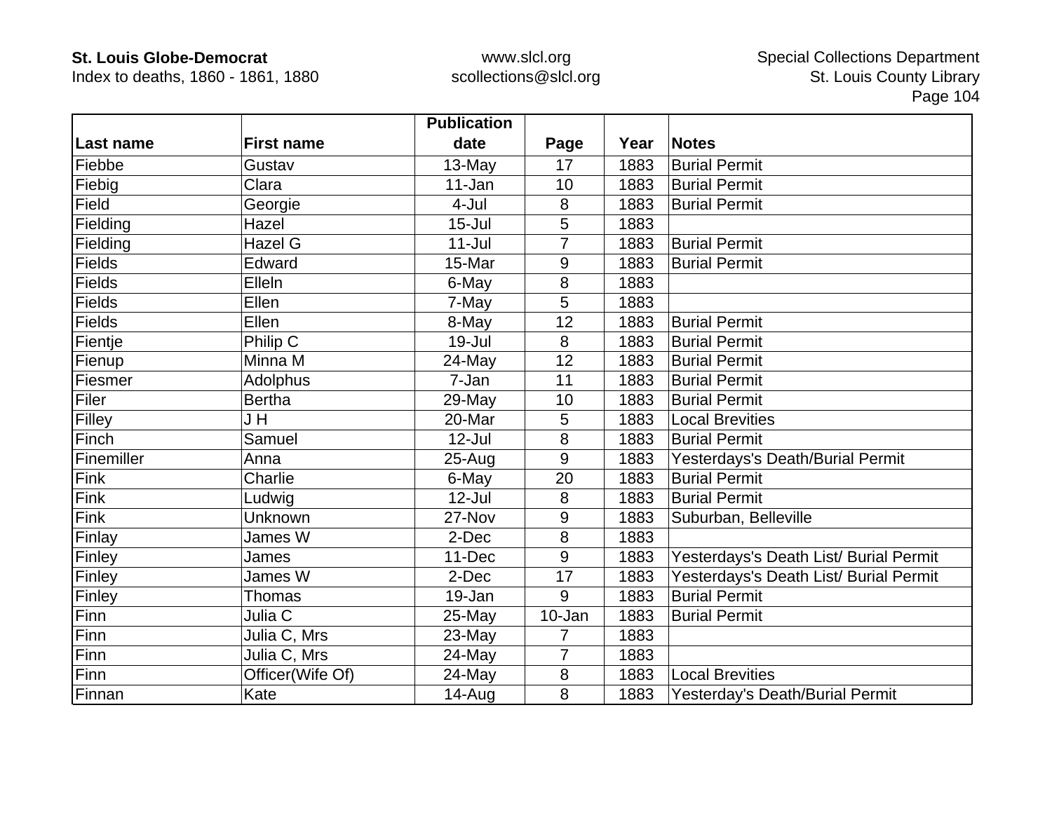| Last name | First name | Publication date | Page | Year | Notes |
|---|---|---|---|---|---|
| Fiebbe | Gustav | 13-May | 17 | 1883 | Burial Permit |
| Fiebig | Clara | 11-Jan | 10 | 1883 | Burial Permit |
| Field | Georgie | 4-Jul | 8 | 1883 | Burial Permit |
| Fielding | Hazel | 15-Jul | 5 | 1883 | |
| Fielding | Hazel G | 11-Jul | 7 | 1883 | Burial Permit |
| Fields | Edward | 15-Mar | 9 | 1883 | Burial Permit |
| Fields | Elleln | 6-May | 8 | 1883 | |
| Fields | Ellen | 7-May | 5 | 1883 | |
| Fields | Ellen | 8-May | 12 | 1883 | Burial Permit |
| Fientje | Philip C | 19-Jul | 8 | 1883 | Burial Permit |
| Fienup | Minna M | 24-May | 12 | 1883 | Burial Permit |
| Fiesmer | Adolphus | 7-Jan | 11 | 1883 | Burial Permit |
| Filer | Bertha | 29-May | 10 | 1883 | Burial Permit |
| Filley | J H | 20-Mar | 5 | 1883 | Local Brevities |
| Finch | Samuel | 12-Jul | 8 | 1883 | Burial Permit |
| Finemiller | Anna | 25-Aug | 9 | 1883 | Yesterdays's Death/Burial Permit |
| Fink | Charlie | 6-May | 20 | 1883 | Burial Permit |
| Fink | Ludwig | 12-Jul | 8 | 1883 | Burial Permit |
| Fink | Unknown | 27-Nov | 9 | 1883 | Suburban, Belleville |
| Finlay | James W | 2-Dec | 8 | 1883 | |
| Finley | James | 11-Dec | 9 | 1883 | Yesterdays's Death List/ Burial Permit |
| Finley | James W | 2-Dec | 17 | 1883 | Yesterdays's Death List/ Burial Permit |
| Finley | Thomas | 19-Jan | 9 | 1883 | Burial Permit |
| Finn | Julia C | 25-May | 10-Jan | 1883 | Burial Permit |
| Finn | Julia C, Mrs | 23-May | 7 | 1883 | |
| Finn | Julia C, Mrs | 24-May | 7 | 1883 | |
| Finn | Officer(Wife Of) | 24-May | 8 | 1883 | Local Brevities |
| Finnan | Kate | 14-Aug | 8 | 1883 | Yesterday's Death/Burial Permit |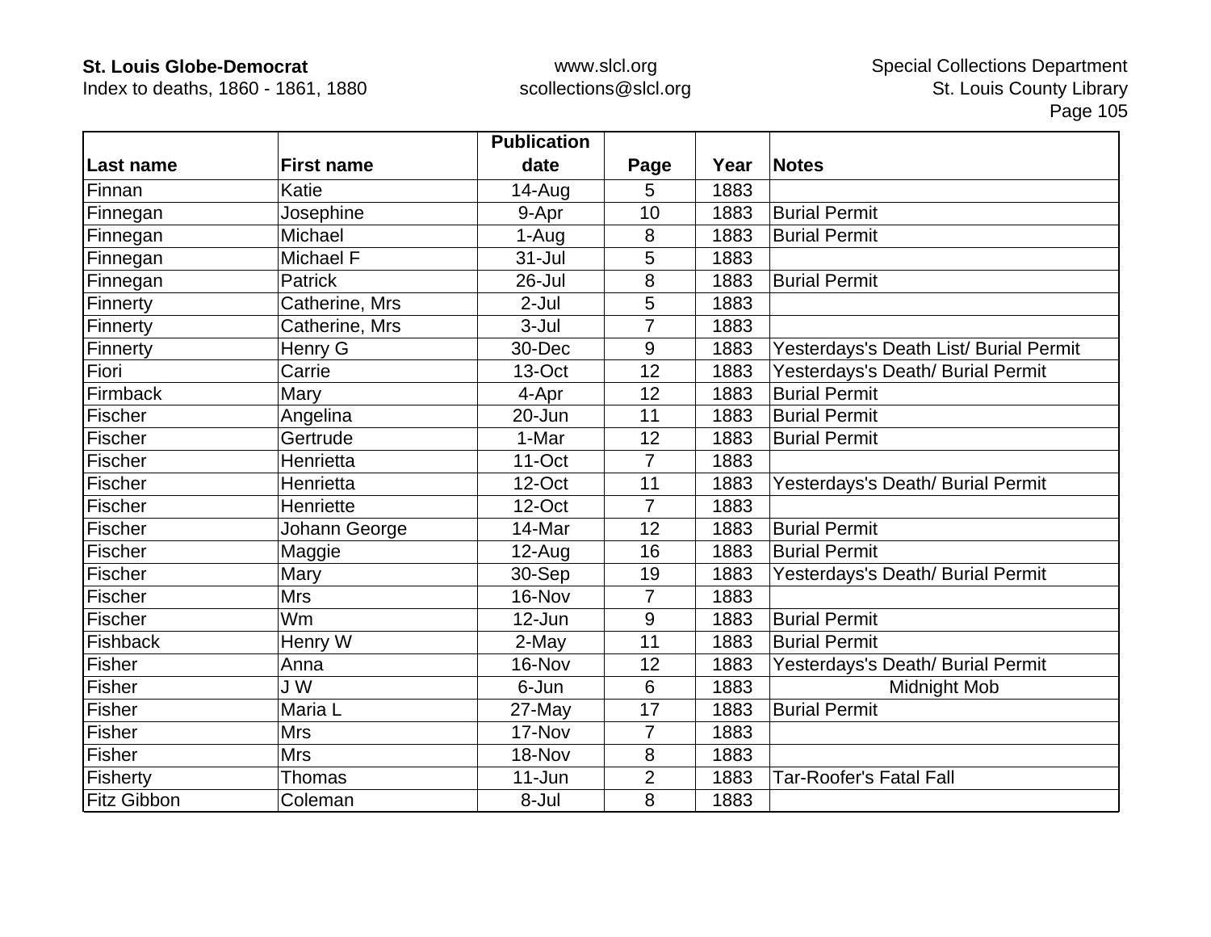| Last name | First name | Publication date | Page | Year | Notes |
|---|---|---|---|---|---|
| Finnan | Katie | 14-Aug | 5 | 1883 | |
| Finnegan | Josephine | 9-Apr | 10 | 1883 | Burial Permit |
| Finnegan | Michael | 1-Aug | 8 | 1883 | Burial Permit |
| Finnegan | Michael F | 31-Jul | 5 | 1883 | |
| Finnegan | Patrick | 26-Jul | 8 | 1883 | Burial Permit |
| Finnerty | Catherine, Mrs | 2-Jul | 5 | 1883 | |
| Finnerty | Catherine, Mrs | 3-Jul | 7 | 1883 | |
| Finnerty | Henry G | 30-Dec | 9 | 1883 | Yesterdays's Death List/ Burial Permit |
| Fiori | Carrie | 13-Oct | 12 | 1883 | Yesterdays's Death/ Burial Permit |
| Firmback | Mary | 4-Apr | 12 | 1883 | Burial Permit |
| Fischer | Angelina | 20-Jun | 11 | 1883 | Burial Permit |
| Fischer | Gertrude | 1-Mar | 12 | 1883 | Burial Permit |
| Fischer | Henrietta | 11-Oct | 7 | 1883 | |
| Fischer | Henrietta | 12-Oct | 11 | 1883 | Yesterdays's Death/ Burial Permit |
| Fischer | Henriette | 12-Oct | 7 | 1883 | |
| Fischer | Johann George | 14-Mar | 12 | 1883 | Burial Permit |
| Fischer | Maggie | 12-Aug | 16 | 1883 | Burial Permit |
| Fischer | Mary | 30-Sep | 19 | 1883 | Yesterdays's Death/ Burial Permit |
| Fischer | Mrs | 16-Nov | 7 | 1883 | |
| Fischer | Wm | 12-Jun | 9 | 1883 | Burial Permit |
| Fishback | Henry W | 2-May | 11 | 1883 | Burial Permit |
| Fisher | Anna | 16-Nov | 12 | 1883 | Yesterdays's Death/ Burial Permit |
| Fisher | J W | 6-Jun | 6 | 1883 | Midnight Mob |
| Fisher | Maria L | 27-May | 17 | 1883 | Burial Permit |
| Fisher | Mrs | 17-Nov | 7 | 1883 | |
| Fisher | Mrs | 18-Nov | 8 | 1883 | |
| Fisherty | Thomas | 11-Jun | 2 | 1883 | Tar-Roofer's Fatal Fall |
| Fitz Gibbon | Coleman | 8-Jul | 8 | 1883 | |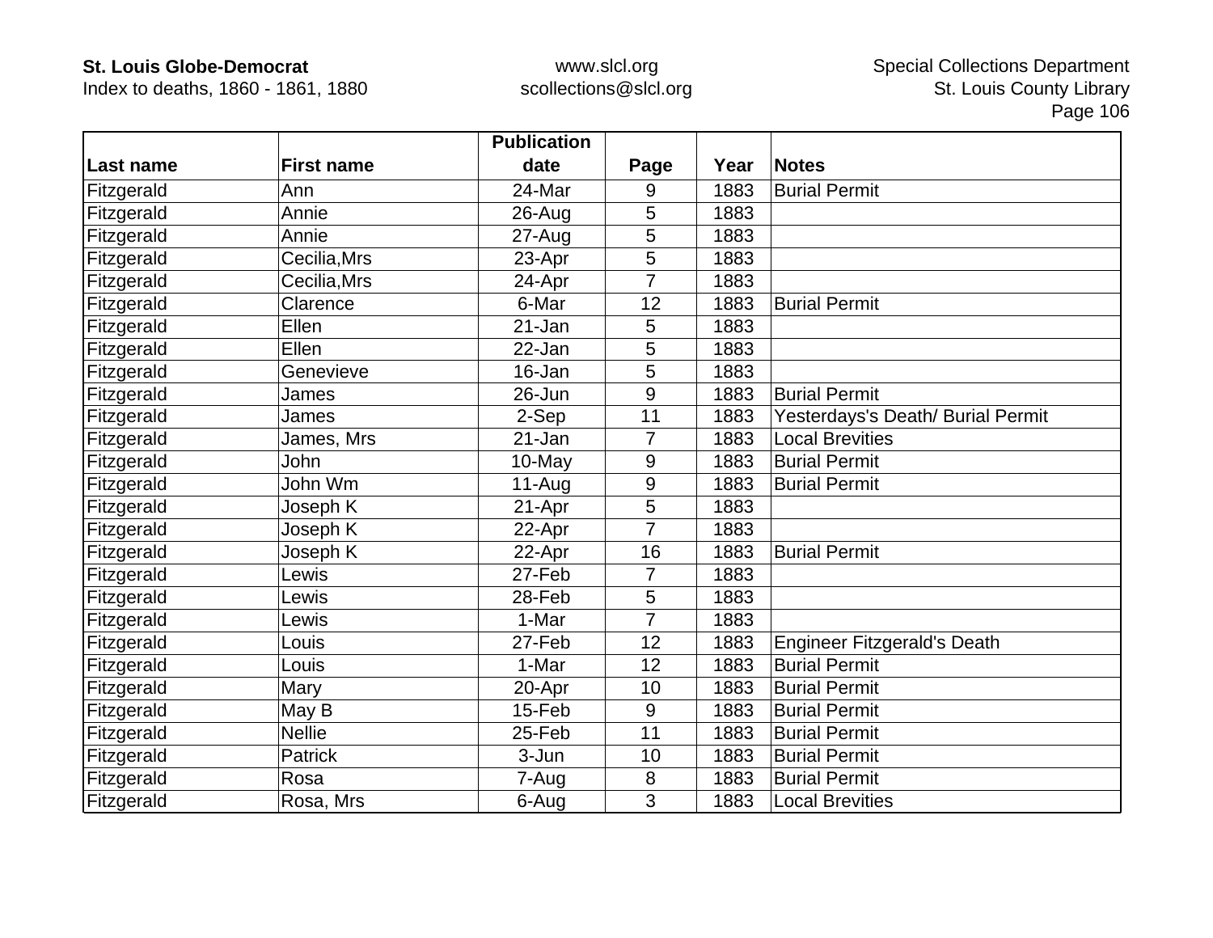| Last name | First name | Publication date | Page | Year | Notes |
|---|---|---|---|---|---|
| Fitzgerald | Ann | 24-Mar | 9 | 1883 | Burial Permit |
| Fitzgerald | Annie | 26-Aug | 5 | 1883 | |
| Fitzgerald | Annie | 27-Aug | 5 | 1883 | |
| Fitzgerald | Cecilia,Mrs | 23-Apr | 5 | 1883 | |
| Fitzgerald | Cecilia,Mrs | 24-Apr | 7 | 1883 | |
| Fitzgerald | Clarence | 6-Mar | 12 | 1883 | Burial Permit |
| Fitzgerald | Ellen | 21-Jan | 5 | 1883 | |
| Fitzgerald | Ellen | 22-Jan | 5 | 1883 | |
| Fitzgerald | Genevieve | 16-Jan | 5 | 1883 | |
| Fitzgerald | James | 26-Jun | 9 | 1883 | Burial Permit |
| Fitzgerald | James | 2-Sep | 11 | 1883 | Yesterdays's Death/ Burial Permit |
| Fitzgerald | James, Mrs | 21-Jan | 7 | 1883 | Local Brevities |
| Fitzgerald | John | 10-May | 9 | 1883 | Burial Permit |
| Fitzgerald | John Wm | 11-Aug | 9 | 1883 | Burial Permit |
| Fitzgerald | Joseph K | 21-Apr | 5 | 1883 | |
| Fitzgerald | Joseph K | 22-Apr | 7 | 1883 | |
| Fitzgerald | Joseph K | 22-Apr | 16 | 1883 | Burial Permit |
| Fitzgerald | Lewis | 27-Feb | 7 | 1883 | |
| Fitzgerald | Lewis | 28-Feb | 5 | 1883 | |
| Fitzgerald | Lewis | 1-Mar | 7 | 1883 | |
| Fitzgerald | Louis | 27-Feb | 12 | 1883 | Engineer Fitzgerald's Death |
| Fitzgerald | Louis | 1-Mar | 12 | 1883 | Burial Permit |
| Fitzgerald | Mary | 20-Apr | 10 | 1883 | Burial Permit |
| Fitzgerald | May B | 15-Feb | 9 | 1883 | Burial Permit |
| Fitzgerald | Nellie | 25-Feb | 11 | 1883 | Burial Permit |
| Fitzgerald | Patrick | 3-Jun | 10 | 1883 | Burial Permit |
| Fitzgerald | Rosa | 7-Aug | 8 | 1883 | Burial Permit |
| Fitzgerald | Rosa, Mrs | 6-Aug | 3 | 1883 | Local Brevities |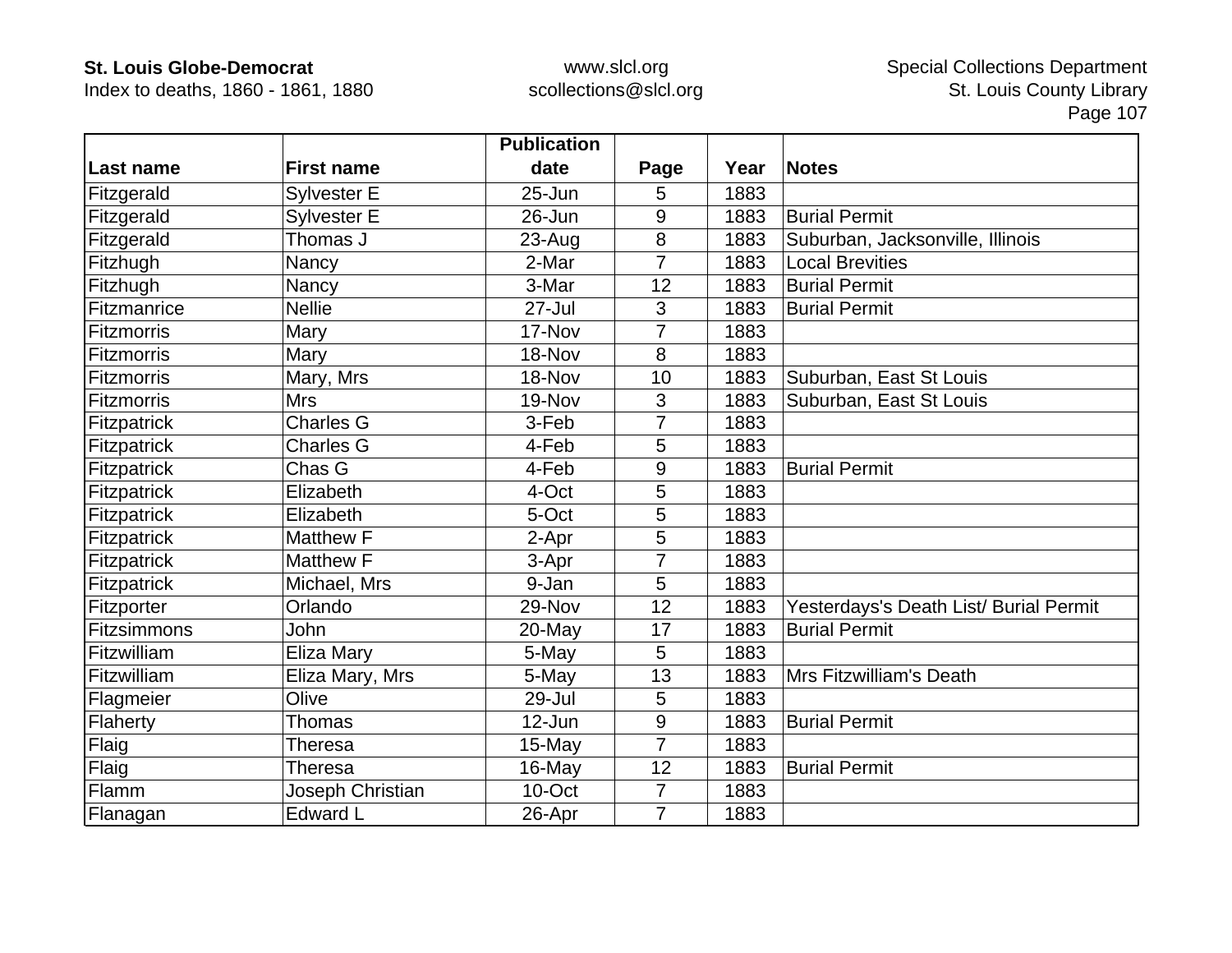| Last name | First name | Publication date | Page | Year | Notes |
|---|---|---|---|---|---|
| Fitzgerald | Sylvester E | 25-Jun | 5 | 1883 | |
| Fitzgerald | Sylvester E | 26-Jun | 9 | 1883 | Burial Permit |
| Fitzgerald | Thomas J | 23-Aug | 8 | 1883 | Suburban, Jacksonville, Illinois |
| Fitzhugh | Nancy | 2-Mar | 7 | 1883 | Local Brevities |
| Fitzhugh | Nancy | 3-Mar | 12 | 1883 | Burial Permit |
| Fitzmanrice | Nellie | 27-Jul | 3 | 1883 | Burial Permit |
| Fitzmorris | Mary | 17-Nov | 7 | 1883 | |
| Fitzmorris | Mary | 18-Nov | 8 | 1883 | |
| Fitzmorris | Mary, Mrs | 18-Nov | 10 | 1883 | Suburban, East St Louis |
| Fitzmorris | Mrs | 19-Nov | 3 | 1883 | Suburban, East St Louis |
| Fitzpatrick | Charles G | 3-Feb | 7 | 1883 | |
| Fitzpatrick | Charles G | 4-Feb | 5 | 1883 | |
| Fitzpatrick | Chas G | 4-Feb | 9 | 1883 | Burial Permit |
| Fitzpatrick | Elizabeth | 4-Oct | 5 | 1883 | |
| Fitzpatrick | Elizabeth | 5-Oct | 5 | 1883 | |
| Fitzpatrick | Matthew F | 2-Apr | 5 | 1883 | |
| Fitzpatrick | Matthew F | 3-Apr | 7 | 1883 | |
| Fitzpatrick | Michael, Mrs | 9-Jan | 5 | 1883 | |
| Fitzporter | Orlando | 29-Nov | 12 | 1883 | Yesterdays's Death List/ Burial Permit |
| Fitzsimmons | John | 20-May | 17 | 1883 | Burial Permit |
| Fitzwilliam | Eliza Mary | 5-May | 5 | 1883 | |
| Fitzwilliam | Eliza Mary, Mrs | 5-May | 13 | 1883 | Mrs Fitzwilliam's Death |
| Flagmeier | Olive | 29-Jul | 5 | 1883 | |
| Flaherty | Thomas | 12-Jun | 9 | 1883 | Burial Permit |
| Flaig | Theresa | 15-May | 7 | 1883 | |
| Flaig | Theresa | 16-May | 12 | 1883 | Burial Permit |
| Flamm | Joseph Christian | 10-Oct | 7 | 1883 | |
| Flanagan | Edward L | 26-Apr | 7 | 1883 | |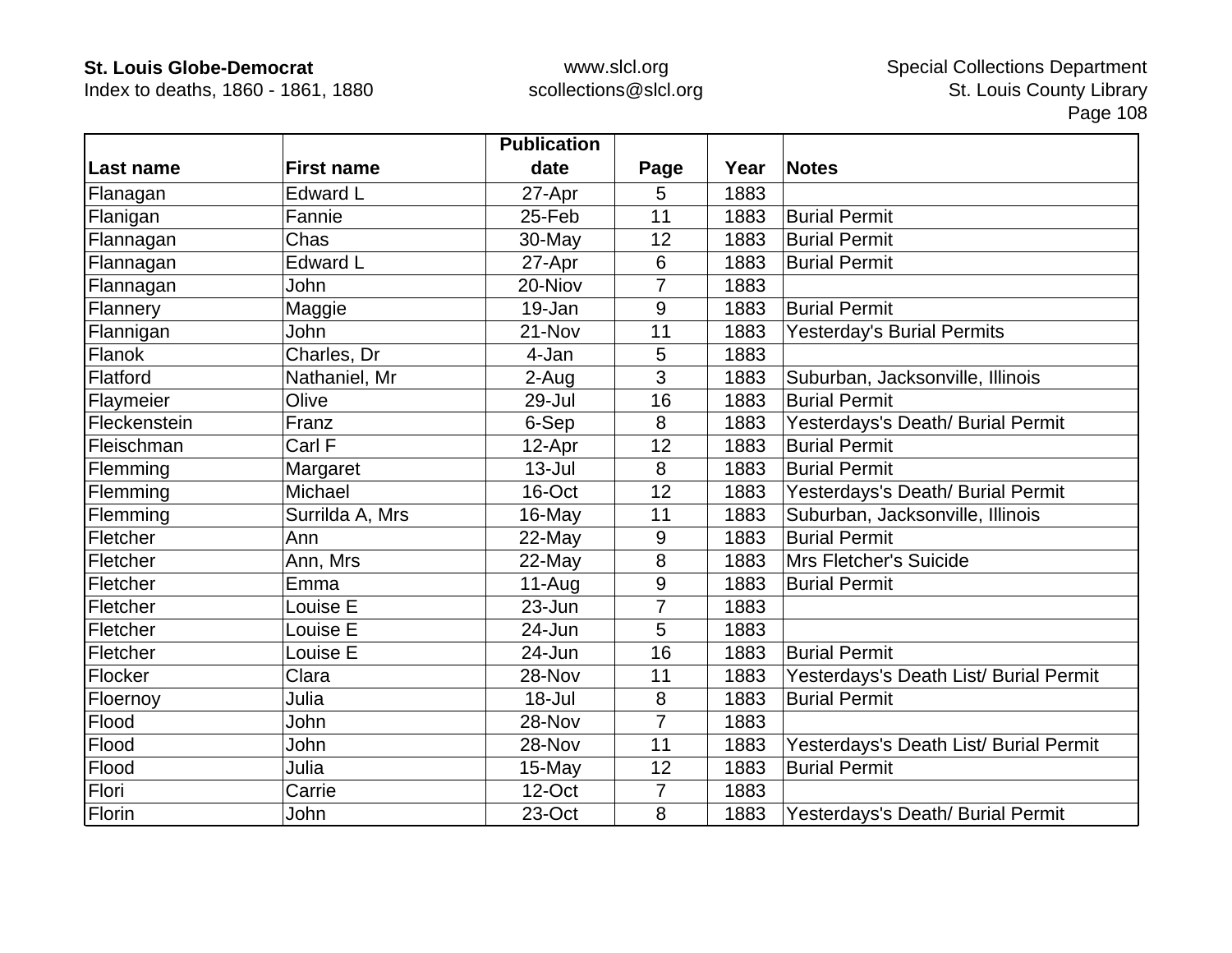| Last name | First name | Publication date | Page | Year | Notes |
|---|---|---|---|---|---|
| Flanagan | Edward L | 27-Apr | 5 | 1883 | |
| Flanigan | Fannie | 25-Feb | 11 | 1883 | Burial Permit |
| Flannagan | Chas | 30-May | 12 | 1883 | Burial Permit |
| Flannagan | Edward L | 27-Apr | 6 | 1883 | Burial Permit |
| Flannagan | John | 20-Niov | 7 | 1883 | |
| Flannery | Maggie | 19-Jan | 9 | 1883 | Burial Permit |
| Flannigan | John | 21-Nov | 11 | 1883 | Yesterday's Burial Permits |
| Flanok | Charles, Dr | 4-Jan | 5 | 1883 | |
| Flatford | Nathaniel, Mr | 2-Aug | 3 | 1883 | Suburban, Jacksonville, Illinois |
| Flaymeier | Olive | 29-Jul | 16 | 1883 | Burial Permit |
| Fleckenstein | Franz | 6-Sep | 8 | 1883 | Yesterdays's Death/ Burial Permit |
| Fleischman | Carl F | 12-Apr | 12 | 1883 | Burial Permit |
| Flemming | Margaret | 13-Jul | 8 | 1883 | Burial Permit |
| Flemming | Michael | 16-Oct | 12 | 1883 | Yesterdays's Death/ Burial Permit |
| Flemming | Surrilda A, Mrs | 16-May | 11 | 1883 | Suburban, Jacksonville, Illinois |
| Fletcher | Ann | 22-May | 9 | 1883 | Burial Permit |
| Fletcher | Ann, Mrs | 22-May | 8 | 1883 | Mrs Fletcher's Suicide |
| Fletcher | Emma | 11-Aug | 9 | 1883 | Burial Permit |
| Fletcher | Louise E | 23-Jun | 7 | 1883 | |
| Fletcher | Louise E | 24-Jun | 5 | 1883 | |
| Fletcher | Louise E | 24-Jun | 16 | 1883 | Burial Permit |
| Flocker | Clara | 28-Nov | 11 | 1883 | Yesterdays's Death List/ Burial Permit |
| Floernoy | Julia | 18-Jul | 8 | 1883 | Burial Permit |
| Flood | John | 28-Nov | 7 | 1883 | |
| Flood | John | 28-Nov | 11 | 1883 | Yesterdays's Death List/ Burial Permit |
| Flood | Julia | 15-May | 12 | 1883 | Burial Permit |
| Flori | Carrie | 12-Oct | 7 | 1883 | |
| Florin | John | 23-Oct | 8 | 1883 | Yesterdays's Death/ Burial Permit |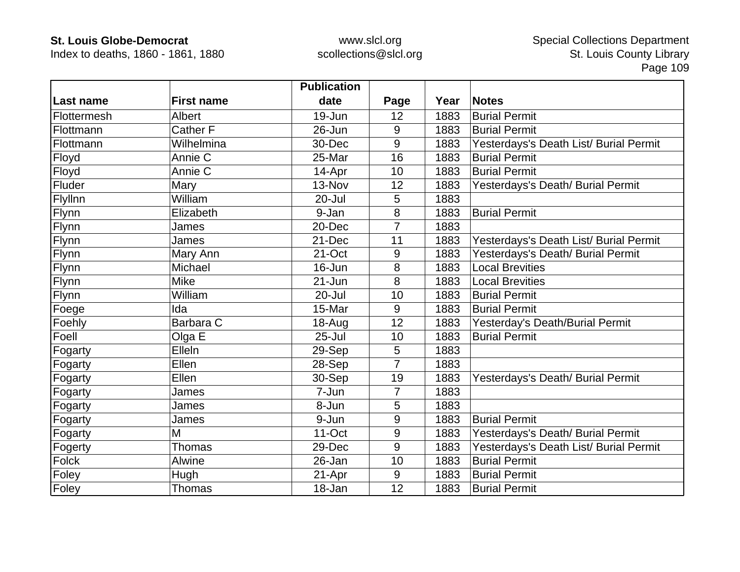| Last name | First name | Publication date | Page | Year | Notes |
|---|---|---|---|---|---|
| Flottermesh | Albert | 19-Jun | 12 | 1883 | Burial Permit |
| Flottmann | Cather F | 26-Jun | 9 | 1883 | Burial Permit |
| Flottmann | Wilhelmina | 30-Dec | 9 | 1883 | Yesterdays's Death List/ Burial Permit |
| Floyd | Annie C | 25-Mar | 16 | 1883 | Burial Permit |
| Floyd | Annie C | 14-Apr | 10 | 1883 | Burial Permit |
| Fluder | Mary | 13-Nov | 12 | 1883 | Yesterdays's Death/ Burial Permit |
| Flyllnn | William | 20-Jul | 5 | 1883 | |
| Flynn | Elizabeth | 9-Jan | 8 | 1883 | Burial Permit |
| Flynn | James | 20-Dec | 7 | 1883 | |
| Flynn | James | 21-Dec | 11 | 1883 | Yesterdays's Death List/ Burial Permit |
| Flynn | Mary Ann | 21-Oct | 9 | 1883 | Yesterdays's Death/ Burial Permit |
| Flynn | Michael | 16-Jun | 8 | 1883 | Local Brevities |
| Flynn | Mike | 21-Jun | 8 | 1883 | Local Brevities |
| Flynn | William | 20-Jul | 10 | 1883 | Burial Permit |
| Foege | Ida | 15-Mar | 9 | 1883 | Burial Permit |
| Foehly | Barbara C | 18-Aug | 12 | 1883 | Yesterday's Death/Burial Permit |
| Foell | Olga E | 25-Jul | 10 | 1883 | Burial Permit |
| Fogarty | Elleln | 29-Sep | 5 | 1883 | |
| Fogarty | Ellen | 28-Sep | 7 | 1883 | |
| Fogarty | Ellen | 30-Sep | 19 | 1883 | Yesterdays's Death/ Burial Permit |
| Fogarty | James | 7-Jun | 7 | 1883 | |
| Fogarty | James | 8-Jun | 5 | 1883 | |
| Fogarty | James | 9-Jun | 9 | 1883 | Burial Permit |
| Fogarty | M | 11-Oct | 9 | 1883 | Yesterdays's Death/ Burial Permit |
| Fogerty | Thomas | 29-Dec | 9 | 1883 | Yesterdays's Death List/ Burial Permit |
| Folck | Alwine | 26-Jan | 10 | 1883 | Burial Permit |
| Foley | Hugh | 21-Apr | 9 | 1883 | Burial Permit |
| Foley | Thomas | 18-Jan | 12 | 1883 | Burial Permit |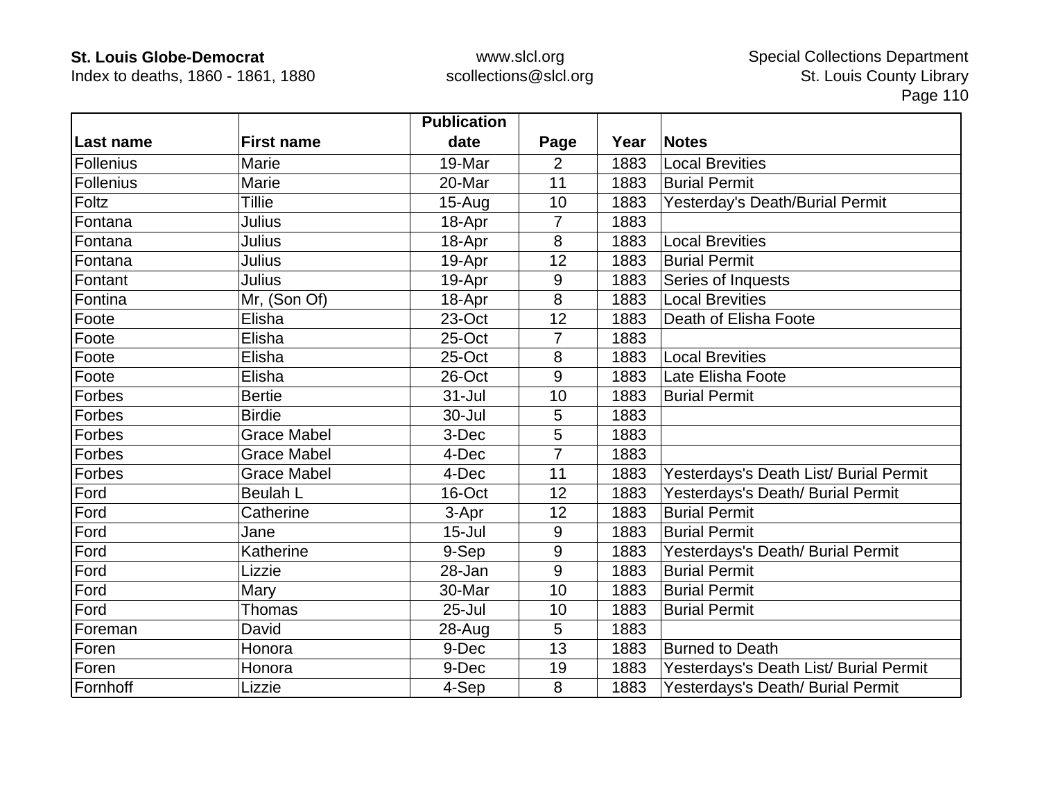| Last name | First name | Publication date | Page | Year | Notes |
|---|---|---|---|---|---|
| Follenius | Marie | 19-Mar | 2 | 1883 | Local Brevities |
| Follenius | Marie | 20-Mar | 11 | 1883 | Burial Permit |
| Foltz | Tillie | 15-Aug | 10 | 1883 | Yesterday's Death/Burial Permit |
| Fontana | Julius | 18-Apr | 7 | 1883 | |
| Fontana | Julius | 18-Apr | 8 | 1883 | Local Brevities |
| Fontana | Julius | 19-Apr | 12 | 1883 | Burial Permit |
| Fontant | Julius | 19-Apr | 9 | 1883 | Series of Inquests |
| Fontina | Mr, (Son Of) | 18-Apr | 8 | 1883 | Local Brevities |
| Foote | Elisha | 23-Oct | 12 | 1883 | Death of Elisha Foote |
| Foote | Elisha | 25-Oct | 7 | 1883 | |
| Foote | Elisha | 25-Oct | 8 | 1883 | Local Brevities |
| Foote | Elisha | 26-Oct | 9 | 1883 | Late Elisha Foote |
| Forbes | Bertie | 31-Jul | 10 | 1883 | Burial Permit |
| Forbes | Birdie | 30-Jul | 5 | 1883 | |
| Forbes | Grace Mabel | 3-Dec | 5 | 1883 | |
| Forbes | Grace Mabel | 4-Dec | 7 | 1883 | |
| Forbes | Grace Mabel | 4-Dec | 11 | 1883 | Yesterdays's Death List/ Burial Permit |
| Ford | Beulah L | 16-Oct | 12 | 1883 | Yesterdays's Death/ Burial Permit |
| Ford | Catherine | 3-Apr | 12 | 1883 | Burial Permit |
| Ford | Jane | 15-Jul | 9 | 1883 | Burial Permit |
| Ford | Katherine | 9-Sep | 9 | 1883 | Yesterdays's Death/ Burial Permit |
| Ford | Lizzie | 28-Jan | 9 | 1883 | Burial Permit |
| Ford | Mary | 30-Mar | 10 | 1883 | Burial Permit |
| Ford | Thomas | 25-Jul | 10 | 1883 | Burial Permit |
| Foreman | David | 28-Aug | 5 | 1883 | |
| Foren | Honora | 9-Dec | 13 | 1883 | Burned to Death |
| Foren | Honora | 9-Dec | 19 | 1883 | Yesterdays's Death List/ Burial Permit |
| Fornhoff | Lizzie | 4-Sep | 8 | 1883 | Yesterdays's Death/ Burial Permit |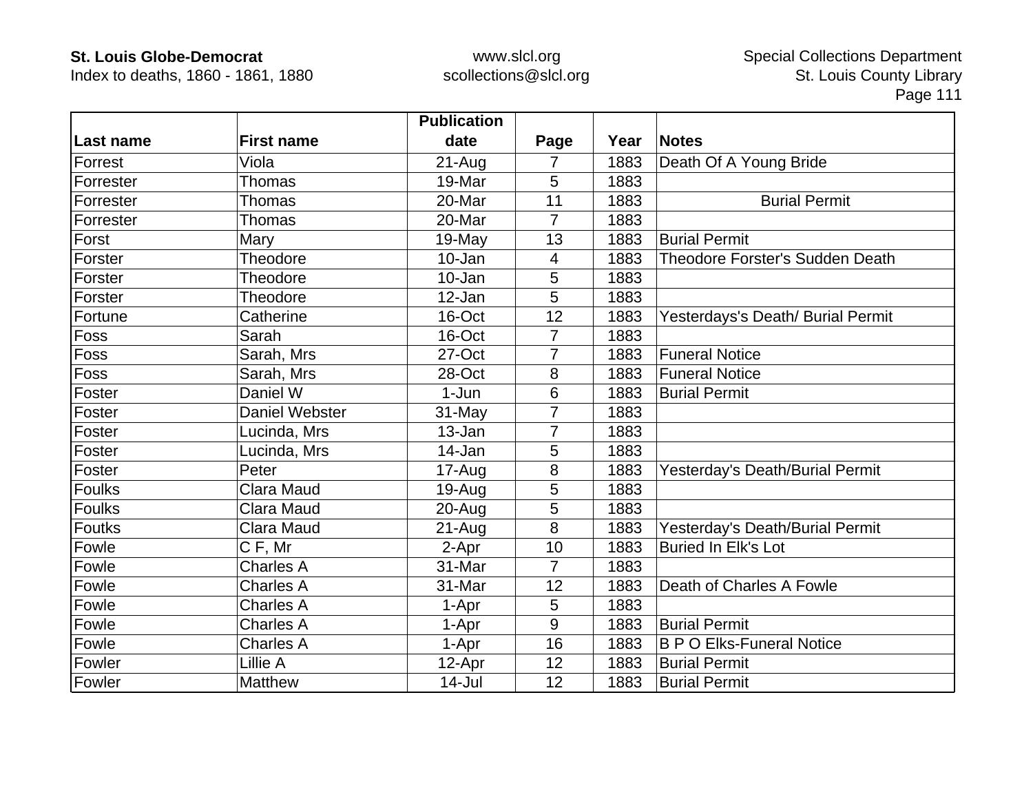| Last name | First name | Publication date | Page | Year | Notes |
|---|---|---|---|---|---|
| Forrest | Viola | 21-Aug | 7 | 1883 | Death Of A Young Bride |
| Forrester | Thomas | 19-Mar | 5 | 1883 | |
| Forrester | Thomas | 20-Mar | 11 | 1883 | Burial Permit |
| Forrester | Thomas | 20-Mar | 7 | 1883 | |
| Forst | Mary | 19-May | 13 | 1883 | Burial Permit |
| Forster | Theodore | 10-Jan | 4 | 1883 | Theodore Forster's Sudden Death |
| Forster | Theodore | 10-Jan | 5 | 1883 | |
| Forster | Theodore | 12-Jan | 5 | 1883 | |
| Fortune | Catherine | 16-Oct | 12 | 1883 | Yesterdays's Death/ Burial Permit |
| Foss | Sarah | 16-Oct | 7 | 1883 | |
| Foss | Sarah, Mrs | 27-Oct | 7 | 1883 | Funeral Notice |
| Foss | Sarah, Mrs | 28-Oct | 8 | 1883 | Funeral Notice |
| Foster | Daniel W | 1-Jun | 6 | 1883 | Burial Permit |
| Foster | Daniel Webster | 31-May | 7 | 1883 | |
| Foster | Lucinda, Mrs | 13-Jan | 7 | 1883 | |
| Foster | Lucinda, Mrs | 14-Jan | 5 | 1883 | |
| Foster | Peter | 17-Aug | 8 | 1883 | Yesterday's Death/Burial Permit |
| Foulks | Clara Maud | 19-Aug | 5 | 1883 | |
| Foulks | Clara Maud | 20-Aug | 5 | 1883 | |
| Foutks | Clara Maud | 21-Aug | 8 | 1883 | Yesterday's Death/Burial Permit |
| Fowle | C F, Mr | 2-Apr | 10 | 1883 | Buried In Elk's Lot |
| Fowle | Charles A | 31-Mar | 7 | 1883 | |
| Fowle | Charles A | 31-Mar | 12 | 1883 | Death of Charles A Fowle |
| Fowle | Charles A | 1-Apr | 5 | 1883 | |
| Fowle | Charles A | 1-Apr | 9 | 1883 | Burial Permit |
| Fowle | Charles A | 1-Apr | 16 | 1883 | B P O Elks-Funeral Notice |
| Fowler | Lillie A | 12-Apr | 12 | 1883 | Burial Permit |
| Fowler | Matthew | 14-Jul | 12 | 1883 | Burial Permit |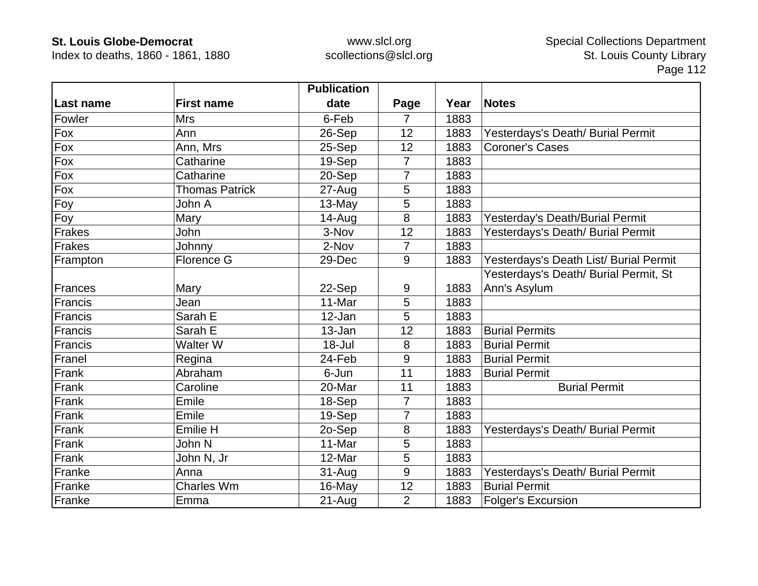| Last name | First name | Publication date | Page | Year | Notes |
|---|---|---|---|---|---|
| Fowler | Mrs | 6-Feb | 7 | 1883 | |
| Fox | Ann | 26-Sep | 12 | 1883 | Yesterdays's Death/ Burial Permit |
| Fox | Ann, Mrs | 25-Sep | 12 | 1883 | Coroner's Cases |
| Fox | Catharine | 19-Sep | 7 | 1883 | |
| Fox | Catharine | 20-Sep | 7 | 1883 | |
| Fox | Thomas Patrick | 27-Aug | 5 | 1883 | |
| Foy | John A | 13-May | 5 | 1883 | |
| Foy | Mary | 14-Aug | 8 | 1883 | Yesterday's Death/Burial Permit |
| Frakes | John | 3-Nov | 12 | 1883 | Yesterdays's Death/ Burial Permit |
| Frakes | Johnny | 2-Nov | 7 | 1883 | |
| Frampton | Florence G | 29-Dec | 9 | 1883 | Yesterdays's Death List/ Burial Permit |
| Frances | Mary | 22-Sep | 9 | 1883 | Yesterdays's Death/ Burial Permit, St Ann's Asylum |
| Francis | Jean | 11-Mar | 5 | 1883 | |
| Francis | Sarah E | 12-Jan | 5 | 1883 | |
| Francis | Sarah E | 13-Jan | 12 | 1883 | Burial Permits |
| Francis | Walter W | 18-Jul | 8 | 1883 | Burial Permit |
| Franel | Regina | 24-Feb | 9 | 1883 | Burial Permit |
| Frank | Abraham | 6-Jun | 11 | 1883 | Burial Permit |
| Frank | Caroline | 20-Mar | 11 | 1883 | Burial Permit |
| Frank | Emile | 18-Sep | 7 | 1883 | |
| Frank | Emile | 19-Sep | 7 | 1883 | |
| Frank | Emilie H | 2o-Sep | 8 | 1883 | Yesterdays's Death/ Burial Permit |
| Frank | John N | 11-Mar | 5 | 1883 | |
| Frank | John N, Jr | 12-Mar | 5 | 1883 | |
| Franke | Anna | 31-Aug | 9 | 1883 | Yesterdays's Death/ Burial Permit |
| Franke | Charles Wm | 16-May | 12 | 1883 | Burial Permit |
| Franke | Emma | 21-Aug | 2 | 1883 | Folger's Excursion |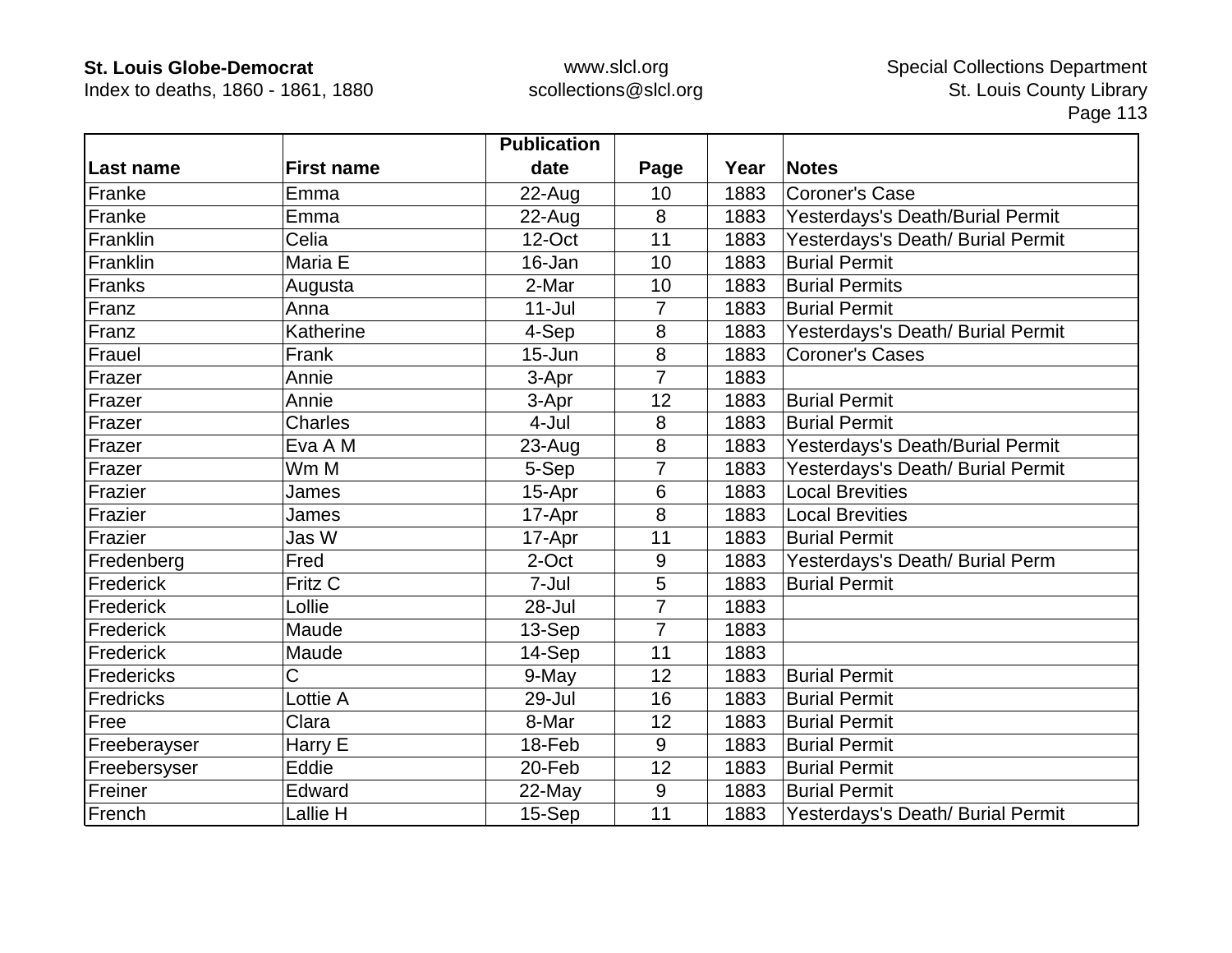| Last name | First name | Publication date | Page | Year | Notes |
|---|---|---|---|---|---|
| Franke | Emma | 22-Aug | 10 | 1883 | Coroner's Case |
| Franke | Emma | 22-Aug | 8 | 1883 | Yesterdays's Death/Burial Permit |
| Franklin | Celia | 12-Oct | 11 | 1883 | Yesterdays's Death/ Burial Permit |
| Franklin | Maria E | 16-Jan | 10 | 1883 | Burial Permit |
| Franks | Augusta | 2-Mar | 10 | 1883 | Burial Permits |
| Franz | Anna | 11-Jul | 7 | 1883 | Burial Permit |
| Franz | Katherine | 4-Sep | 8 | 1883 | Yesterdays's Death/ Burial Permit |
| Frauel | Frank | 15-Jun | 8 | 1883 | Coroner's Cases |
| Frazer | Annie | 3-Apr | 7 | 1883 | |
| Frazer | Annie | 3-Apr | 12 | 1883 | Burial Permit |
| Frazer | Charles | 4-Jul | 8 | 1883 | Burial Permit |
| Frazer | Eva A M | 23-Aug | 8 | 1883 | Yesterdays's Death/Burial Permit |
| Frazer | Wm M | 5-Sep | 7 | 1883 | Yesterdays's Death/ Burial Permit |
| Frazier | James | 15-Apr | 6 | 1883 | Local Brevities |
| Frazier | James | 17-Apr | 8 | 1883 | Local Brevities |
| Frazier | Jas W | 17-Apr | 11 | 1883 | Burial Permit |
| Fredenberg | Fred | 2-Oct | 9 | 1883 | Yesterdays's Death/ Burial Perm |
| Frederick | Fritz C | 7-Jul | 5 | 1883 | Burial Permit |
| Frederick | Lollie | 28-Jul | 7 | 1883 | |
| Frederick | Maude | 13-Sep | 7 | 1883 | |
| Frederick | Maude | 14-Sep | 11 | 1883 | |
| Fredericks | C | 9-May | 12 | 1883 | Burial Permit |
| Fredricks | Lottie A | 29-Jul | 16 | 1883 | Burial Permit |
| Free | Clara | 8-Mar | 12 | 1883 | Burial Permit |
| Freeberayser | Harry E | 18-Feb | 9 | 1883 | Burial Permit |
| Freebersyser | Eddie | 20-Feb | 12 | 1883 | Burial Permit |
| Freiner | Edward | 22-May | 9 | 1883 | Burial Permit |
| French | Lallie H | 15-Sep | 11 | 1883 | Yesterdays's Death/ Burial Permit |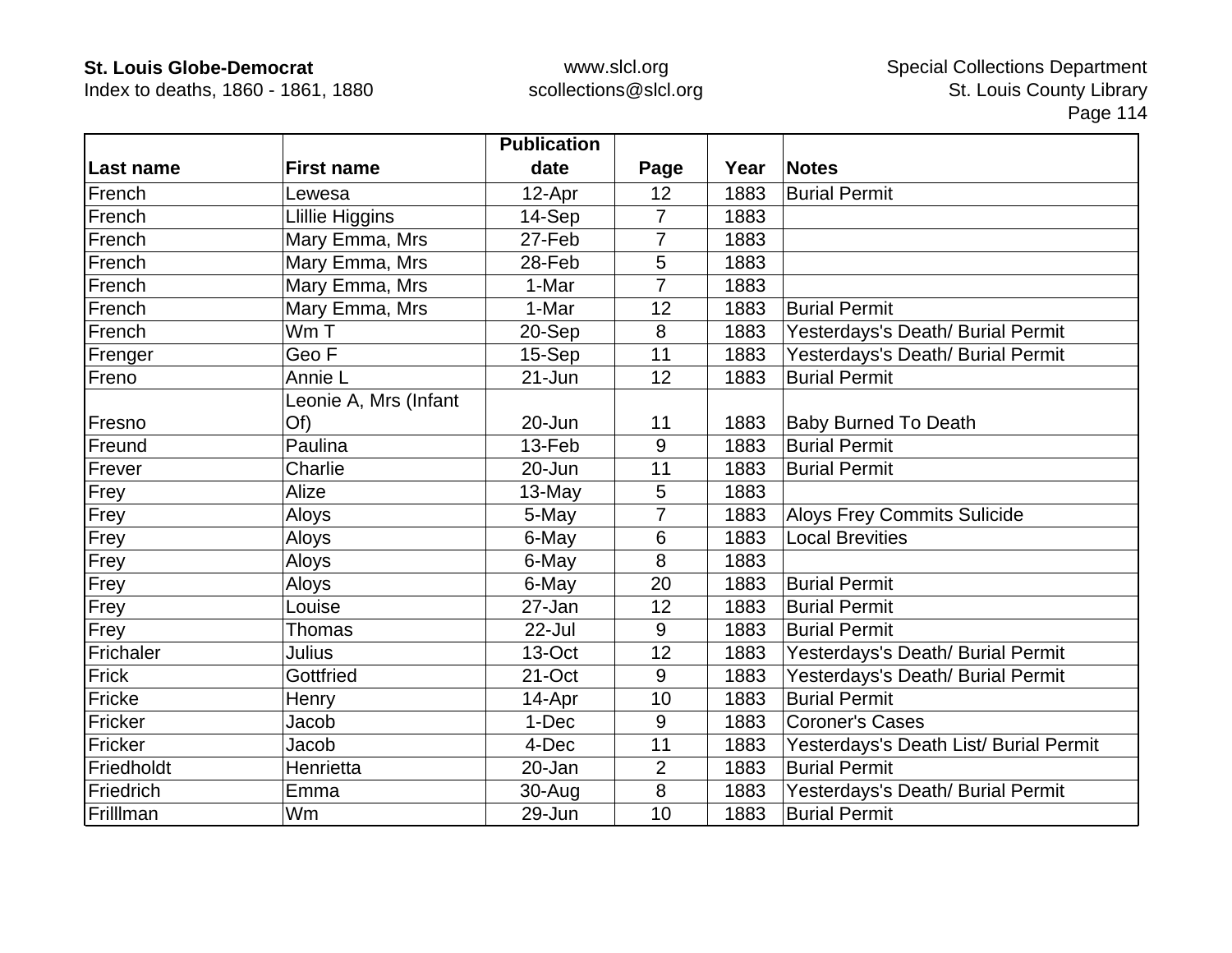| Last name | First name | Publication date | Page | Year | Notes |
|---|---|---|---|---|---|
| French | Lewesa | 12-Apr | 12 | 1883 | Burial Permit |
| French | Llillie Higgins | 14-Sep | 7 | 1883 | |
| French | Mary Emma, Mrs | 27-Feb | 7 | 1883 | |
| French | Mary Emma, Mrs | 28-Feb | 5 | 1883 | |
| French | Mary Emma, Mrs | 1-Mar | 7 | 1883 | |
| French | Mary Emma, Mrs | 1-Mar | 12 | 1883 | Burial Permit |
| French | Wm T | 20-Sep | 8 | 1883 | Yesterdays's Death/ Burial Permit |
| Frenger | Geo F | 15-Sep | 11 | 1883 | Yesterdays's Death/ Burial Permit |
| Freno | Annie L | 21-Jun | 12 | 1883 | Burial Permit |
| Fresno | Leonie A, Mrs (Infant Of) | 20-Jun | 11 | 1883 | Baby Burned To Death |
| Freund | Paulina | 13-Feb | 9 | 1883 | Burial Permit |
| Frever | Charlie | 20-Jun | 11 | 1883 | Burial Permit |
| Frey | Alize | 13-May | 5 | 1883 | |
| Frey | Aloys | 5-May | 7 | 1883 | Aloys Frey Commits Sulicide |
| Frey | Aloys | 6-May | 6 | 1883 | Local Brevities |
| Frey | Aloys | 6-May | 8 | 1883 | |
| Frey | Aloys | 6-May | 20 | 1883 | Burial Permit |
| Frey | Louise | 27-Jan | 12 | 1883 | Burial Permit |
| Frey | Thomas | 22-Jul | 9 | 1883 | Burial Permit |
| Frichaler | Julius | 13-Oct | 12 | 1883 | Yesterdays's Death/ Burial Permit |
| Frick | Gottfried | 21-Oct | 9 | 1883 | Yesterdays's Death/ Burial Permit |
| Fricke | Henry | 14-Apr | 10 | 1883 | Burial Permit |
| Fricker | Jacob | 1-Dec | 9 | 1883 | Coroner's Cases |
| Fricker | Jacob | 4-Dec | 11 | 1883 | Yesterdays's Death List/ Burial Permit |
| Friedholdt | Henrietta | 20-Jan | 2 | 1883 | Burial Permit |
| Friedrich | Emma | 30-Aug | 8 | 1883 | Yesterdays's Death/ Burial Permit |
| Frilllman | Wm | 29-Jun | 10 | 1883 | Burial Permit |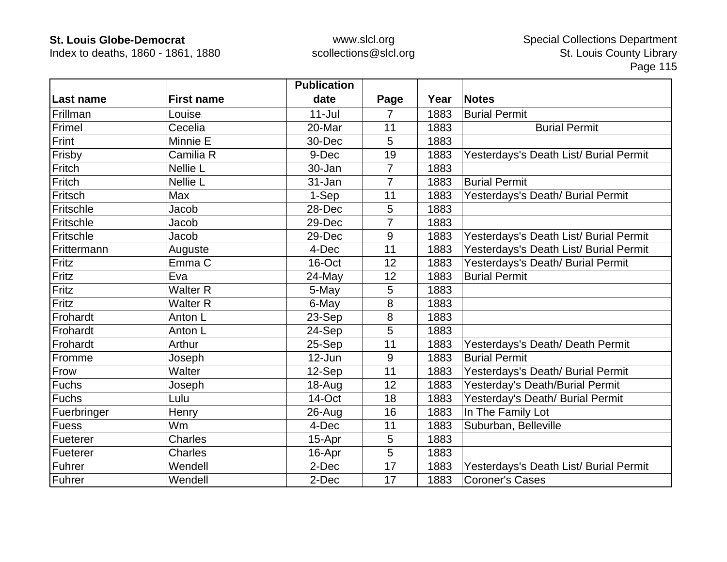| Last name | First name | Publication date | Page | Year | Notes |
|---|---|---|---|---|---|
| Frillman | Louise | 11-Jul | 7 | 1883 | Burial Permit |
| Frimel | Cecelia | 20-Mar | 11 | 1883 | Burial Permit |
| Frint | Minnie E | 30-Dec | 5 | 1883 | |
| Frisby | Camilia R | 9-Dec | 19 | 1883 | Yesterdays's Death List/ Burial Permit |
| Fritch | Nellie L | 30-Jan | 7 | 1883 | |
| Fritch | Nellie L | 31-Jan | 7 | 1883 | Burial Permit |
| Fritsch | Max | 1-Sep | 11 | 1883 | Yesterdays's Death/ Burial Permit |
| Fritschle | Jacob | 28-Dec | 5 | 1883 | |
| Fritschle | Jacob | 29-Dec | 7 | 1883 | |
| Fritschle | Jacob | 29-Dec | 9 | 1883 | Yesterdays's Death List/ Burial Permit |
| Frittermann | Auguste | 4-Dec | 11 | 1883 | Yesterdays's Death List/ Burial Permit |
| Fritz | Emma C | 16-Oct | 12 | 1883 | Yesterdays's Death/ Burial Permit |
| Fritz | Eva | 24-May | 12 | 1883 | Burial Permit |
| Fritz | Walter R | 5-May | 5 | 1883 | |
| Fritz | Walter R | 6-May | 8 | 1883 | |
| Frohardt | Anton L | 23-Sep | 8 | 1883 | |
| Frohardt | Anton L | 24-Sep | 5 | 1883 | |
| Frohardt | Arthur | 25-Sep | 11 | 1883 | Yesterdays's Death/ Death Permit |
| Fromme | Joseph | 12-Jun | 9 | 1883 | Burial Permit |
| Frow | Walter | 12-Sep | 11 | 1883 | Yesterdays's Death/ Burial Permit |
| Fuchs | Joseph | 18-Aug | 12 | 1883 | Yesterday's Death/Burial Permit |
| Fuchs | Lulu | 14-Oct | 18 | 1883 | Yesterday's Death/ Burial Permit |
| Fuerbringer | Henry | 26-Aug | 16 | 1883 | In The Family Lot |
| Fuess | Wm | 4-Dec | 11 | 1883 | Suburban, Belleville |
| Fueterer | Charles | 15-Apr | 5 | 1883 | |
| Fueterer | Charles | 16-Apr | 5 | 1883 | |
| Fuhrer | Wendell | 2-Dec | 17 | 1883 | Yesterdays's Death List/ Burial Permit |
| Fuhrer | Wendell | 2-Dec | 17 | 1883 | Coroner's Cases |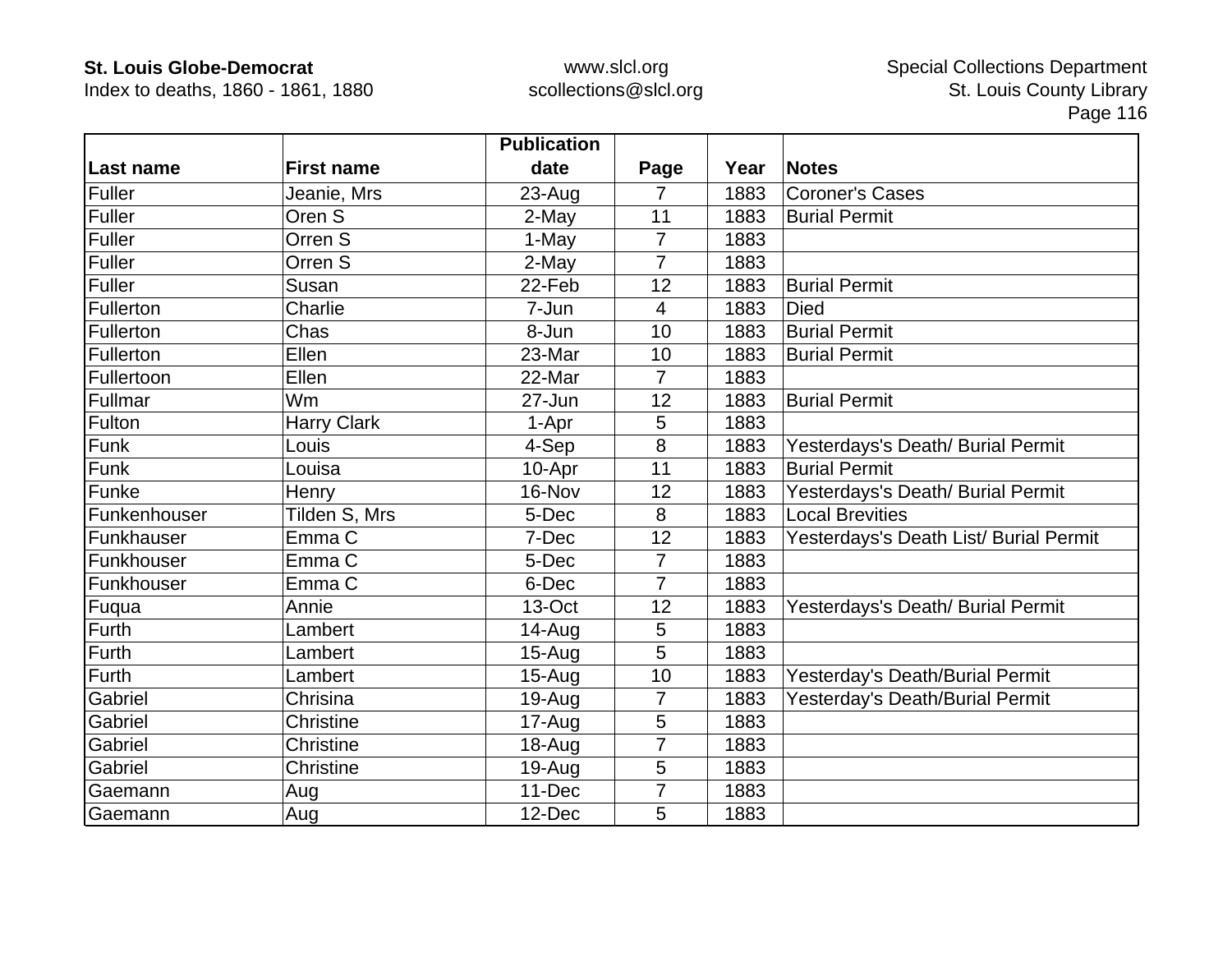| Last name | First name | Publication date | Page | Year | Notes |
|---|---|---|---|---|---|
| Fuller | Jeanie, Mrs | 23-Aug | 7 | 1883 | Coroner's Cases |
| Fuller | Oren S | 2-May | 11 | 1883 | Burial Permit |
| Fuller | Orren S | 1-May | 7 | 1883 | |
| Fuller | Orren S | 2-May | 7 | 1883 | |
| Fuller | Susan | 22-Feb | 12 | 1883 | Burial Permit |
| Fullerton | Charlie | 7-Jun | 4 | 1883 | Died |
| Fullerton | Chas | 8-Jun | 10 | 1883 | Burial Permit |
| Fullerton | Ellen | 23-Mar | 10 | 1883 | Burial Permit |
| Fullertoon | Ellen | 22-Mar | 7 | 1883 | |
| Fullmar | Wm | 27-Jun | 12 | 1883 | Burial Permit |
| Fulton | Harry Clark | 1-Apr | 5 | 1883 | |
| Funk | Louis | 4-Sep | 8 | 1883 | Yesterdays's Death/ Burial Permit |
| Funk | Louisa | 10-Apr | 11 | 1883 | Burial Permit |
| Funke | Henry | 16-Nov | 12 | 1883 | Yesterdays's Death/ Burial Permit |
| Funkenhouser | Tilden S, Mrs | 5-Dec | 8 | 1883 | Local Brevities |
| Funkhauser | Emma C | 7-Dec | 12 | 1883 | Yesterdays's Death List/ Burial Permit |
| Funkhouser | Emma C | 5-Dec | 7 | 1883 | |
| Funkhouser | Emma C | 6-Dec | 7 | 1883 | |
| Fuqua | Annie | 13-Oct | 12 | 1883 | Yesterdays's Death/ Burial Permit |
| Furth | Lambert | 14-Aug | 5 | 1883 | |
| Furth | Lambert | 15-Aug | 5 | 1883 | |
| Furth | Lambert | 15-Aug | 10 | 1883 | Yesterday's Death/Burial Permit |
| Gabriel | Chrisina | 19-Aug | 7 | 1883 | Yesterday's Death/Burial Permit |
| Gabriel | Christine | 17-Aug | 5 | 1883 | |
| Gabriel | Christine | 18-Aug | 7 | 1883 | |
| Gabriel | Christine | 19-Aug | 5 | 1883 | |
| Gaemann | Aug | 11-Dec | 7 | 1883 | |
| Gaemann | Aug | 12-Dec | 5 | 1883 | |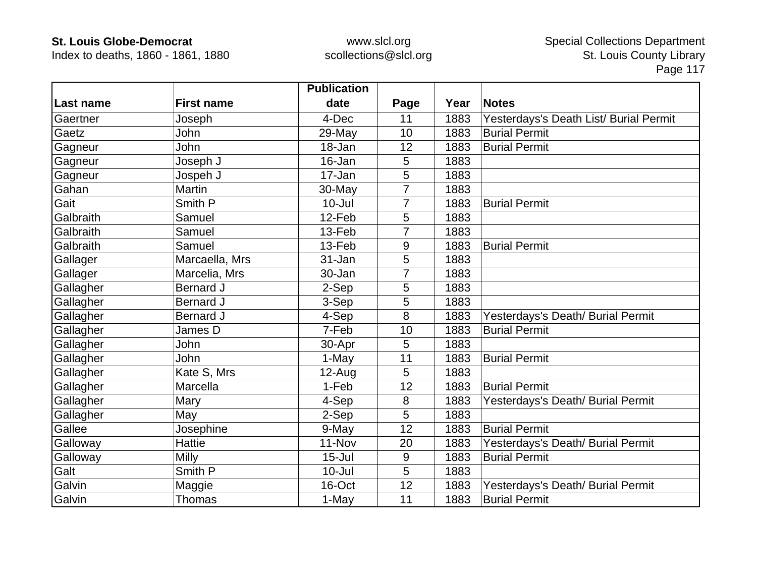| Last name | First name | Publication date | Page | Year | Notes |
|---|---|---|---|---|---|
| Gaertner | Joseph | 4-Dec | 11 | 1883 | Yesterdays's Death List/ Burial Permit |
| Gaetz | John | 29-May | 10 | 1883 | Burial Permit |
| Gagneur | John | 18-Jan | 12 | 1883 | Burial Permit |
| Gagneur | Joseph J | 16-Jan | 5 | 1883 | |
| Gagneur | Jospeh J | 17-Jan | 5 | 1883 | |
| Gahan | Martin | 30-May | 7 | 1883 | |
| Gait | Smith P | 10-Jul | 7 | 1883 | Burial Permit |
| Galbraith | Samuel | 12-Feb | 5 | 1883 | |
| Galbraith | Samuel | 13-Feb | 7 | 1883 | |
| Galbraith | Samuel | 13-Feb | 9 | 1883 | Burial Permit |
| Gallager | Marcaella, Mrs | 31-Jan | 5 | 1883 | |
| Gallager | Marcelia, Mrs | 30-Jan | 7 | 1883 | |
| Gallagher | Bernard J | 2-Sep | 5 | 1883 | |
| Gallagher | Bernard J | 3-Sep | 5 | 1883 | |
| Gallagher | Bernard J | 4-Sep | 8 | 1883 | Yesterdays's Death/ Burial Permit |
| Gallagher | James D | 7-Feb | 10 | 1883 | Burial Permit |
| Gallagher | John | 30-Apr | 5 | 1883 | |
| Gallagher | John | 1-May | 11 | 1883 | Burial Permit |
| Gallagher | Kate S, Mrs | 12-Aug | 5 | 1883 | |
| Gallagher | Marcella | 1-Feb | 12 | 1883 | Burial Permit |
| Gallagher | Mary | 4-Sep | 8 | 1883 | Yesterdays's Death/ Burial Permit |
| Gallagher | May | 2-Sep | 5 | 1883 | |
| Gallee | Josephine | 9-May | 12 | 1883 | Burial Permit |
| Galloway | Hattie | 11-Nov | 20 | 1883 | Yesterdays's Death/ Burial Permit |
| Galloway | Milly | 15-Jul | 9 | 1883 | Burial Permit |
| Galt | Smith P | 10-Jul | 5 | 1883 | |
| Galvin | Maggie | 16-Oct | 12 | 1883 | Yesterdays's Death/ Burial Permit |
| Galvin | Thomas | 1-May | 11 | 1883 | Burial Permit |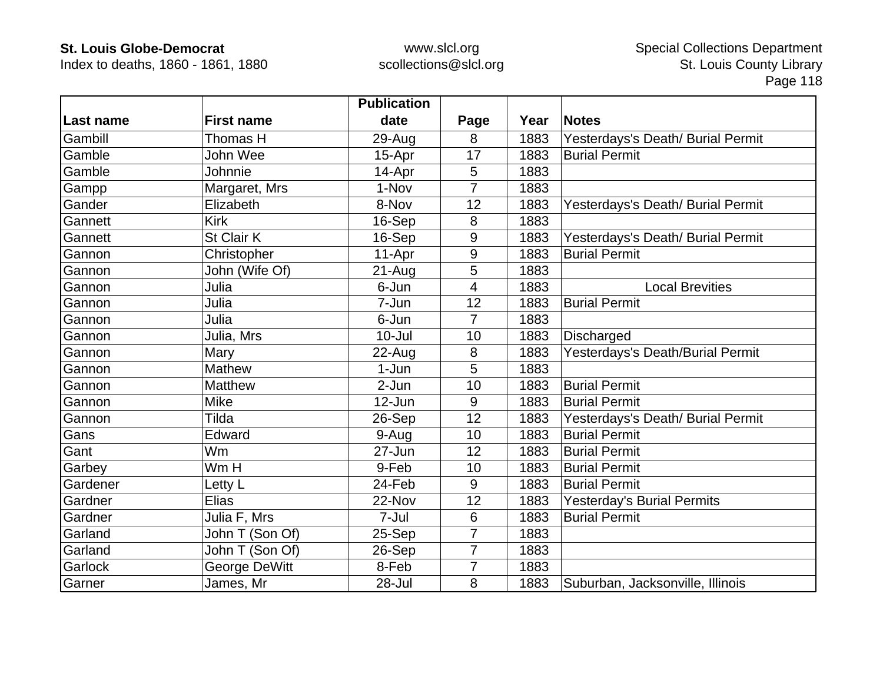| Last name | First name | Publication date | Page | Year | Notes |
|---|---|---|---|---|---|
| Gambill | Thomas H | 29-Aug | 8 | 1883 | Yesterdays's Death/ Burial Permit |
| Gamble | John Wee | 15-Apr | 17 | 1883 | Burial Permit |
| Gamble | Johnnie | 14-Apr | 5 | 1883 | |
| Gampp | Margaret, Mrs | 1-Nov | 7 | 1883 | |
| Gander | Elizabeth | 8-Nov | 12 | 1883 | Yesterdays's Death/ Burial Permit |
| Gannett | Kirk | 16-Sep | 8 | 1883 | |
| Gannett | St Clair K | 16-Sep | 9 | 1883 | Yesterdays's Death/ Burial Permit |
| Gannon | Christopher | 11-Apr | 9 | 1883 | Burial Permit |
| Gannon | John (Wife Of) | 21-Aug | 5 | 1883 | |
| Gannon | Julia | 6-Jun | 4 | 1883 | Local Brevities |
| Gannon | Julia | 7-Jun | 12 | 1883 | Burial Permit |
| Gannon | Julia | 6-Jun | 7 | 1883 | |
| Gannon | Julia, Mrs | 10-Jul | 10 | 1883 | Discharged |
| Gannon | Mary | 22-Aug | 8 | 1883 | Yesterdays's Death/Burial Permit |
| Gannon | Mathew | 1-Jun | 5 | 1883 | |
| Gannon | Matthew | 2-Jun | 10 | 1883 | Burial Permit |
| Gannon | Mike | 12-Jun | 9 | 1883 | Burial Permit |
| Gannon | Tilda | 26-Sep | 12 | 1883 | Yesterdays's Death/ Burial Permit |
| Gans | Edward | 9-Aug | 10 | 1883 | Burial Permit |
| Gant | Wm | 27-Jun | 12 | 1883 | Burial Permit |
| Garbey | Wm H | 9-Feb | 10 | 1883 | Burial Permit |
| Gardener | Letty L | 24-Feb | 9 | 1883 | Burial Permit |
| Gardner | Elias | 22-Nov | 12 | 1883 | Yesterday's Burial Permits |
| Gardner | Julia F, Mrs | 7-Jul | 6 | 1883 | Burial Permit |
| Garland | John T (Son Of) | 25-Sep | 7 | 1883 | |
| Garland | John T (Son Of) | 26-Sep | 7 | 1883 | |
| Garlock | George DeWitt | 8-Feb | 7 | 1883 | |
| Garner | James, Mr | 28-Jul | 8 | 1883 | Suburban, Jacksonville, Illinois |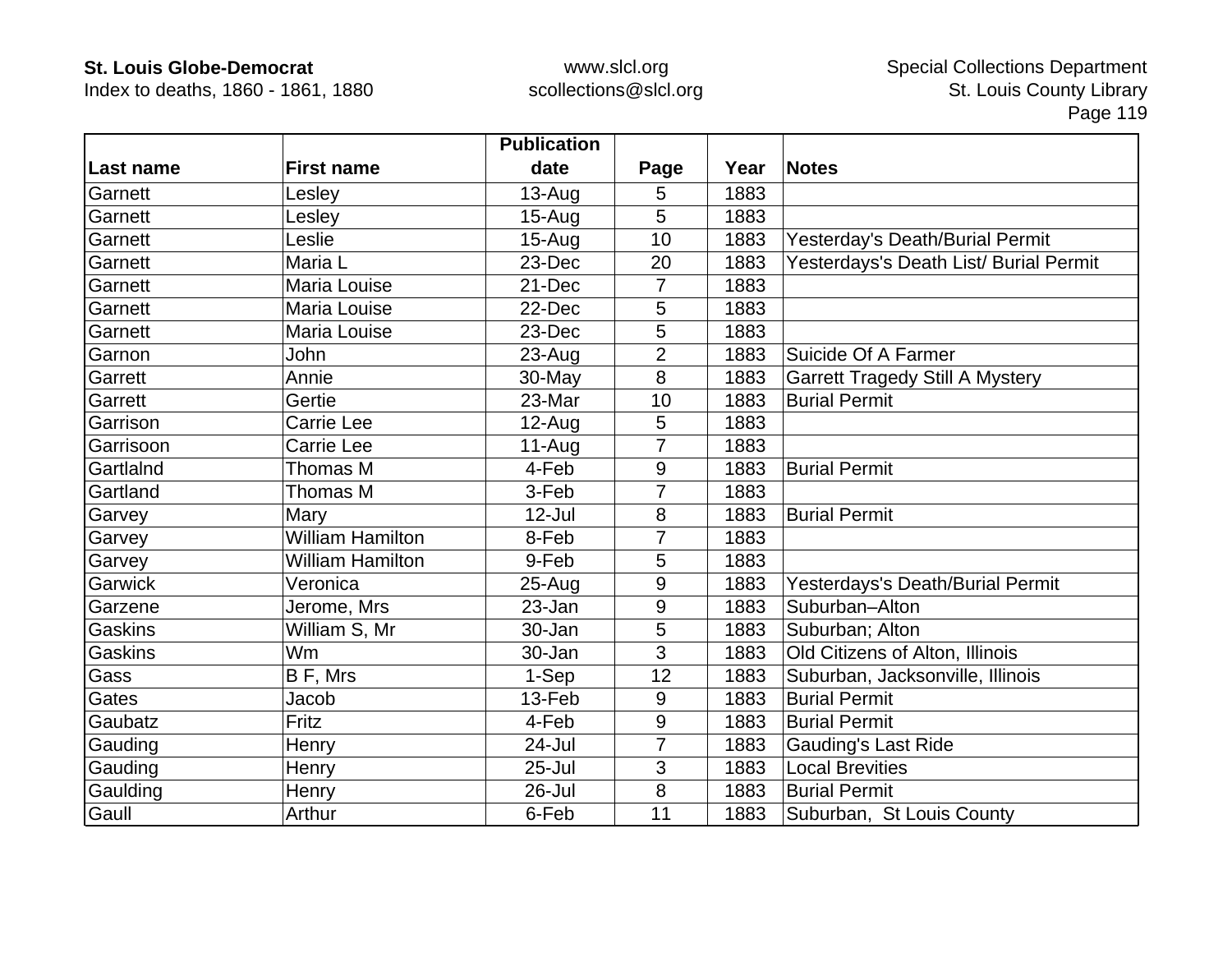| Last name | First name | Publication date | Page | Year | Notes |
|---|---|---|---|---|---|
| Garnett | Lesley | 13-Aug | 5 | 1883 | |
| Garnett | Lesley | 15-Aug | 5 | 1883 | |
| Garnett | Leslie | 15-Aug | 10 | 1883 | Yesterday's Death/Burial Permit |
| Garnett | Maria L | 23-Dec | 20 | 1883 | Yesterdays's Death List/ Burial Permit |
| Garnett | Maria Louise | 21-Dec | 7 | 1883 | |
| Garnett | Maria Louise | 22-Dec | 5 | 1883 | |
| Garnett | Maria Louise | 23-Dec | 5 | 1883 | |
| Garnon | John | 23-Aug | 2 | 1883 | Suicide Of A Farmer |
| Garrett | Annie | 30-May | 8 | 1883 | Garrett Tragedy Still A Mystery |
| Garrett | Gertie | 23-Mar | 10 | 1883 | Burial Permit |
| Garrison | Carrie Lee | 12-Aug | 5 | 1883 | |
| Garrisoon | Carrie Lee | 11-Aug | 7 | 1883 | |
| Gartlalnd | Thomas M | 4-Feb | 9 | 1883 | Burial Permit |
| Gartland | Thomas M | 3-Feb | 7 | 1883 | |
| Garvey | Mary | 12-Jul | 8 | 1883 | Burial Permit |
| Garvey | William Hamilton | 8-Feb | 7 | 1883 | |
| Garvey | William Hamilton | 9-Feb | 5 | 1883 | |
| Garwick | Veronica | 25-Aug | 9 | 1883 | Yesterdays's Death/Burial Permit |
| Garzene | Jerome, Mrs | 23-Jan | 9 | 1883 | Suburban–Alton |
| Gaskins | William S, Mr | 30-Jan | 5 | 1883 | Suburban; Alton |
| Gaskins | Wm | 30-Jan | 3 | 1883 | Old Citizens of Alton, Illinois |
| Gass | B F, Mrs | 1-Sep | 12 | 1883 | Suburban, Jacksonville, Illinois |
| Gates | Jacob | 13-Feb | 9 | 1883 | Burial Permit |
| Gaubatz | Fritz | 4-Feb | 9 | 1883 | Burial Permit |
| Gauding | Henry | 24-Jul | 7 | 1883 | Gauding's Last Ride |
| Gauding | Henry | 25-Jul | 3 | 1883 | Local Brevities |
| Gaulding | Henry | 26-Jul | 8 | 1883 | Burial Permit |
| Gaull | Arthur | 6-Feb | 11 | 1883 | Suburban, St Louis County |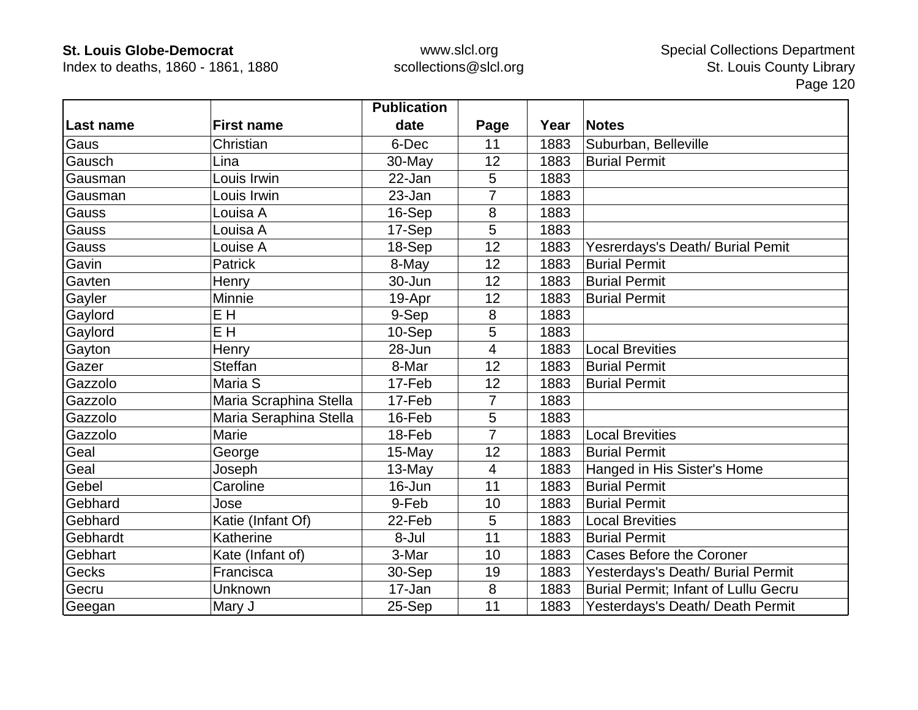| Last name | First name | Publication date | Page | Year | Notes |
|---|---|---|---|---|---|
| Gaus | Christian | 6-Dec | 11 | 1883 | Suburban, Belleville |
| Gausch | Lina | 30-May | 12 | 1883 | Burial Permit |
| Gausman | Louis Irwin | 22-Jan | 5 | 1883 | |
| Gausman | Louis Irwin | 23-Jan | 7 | 1883 | |
| Gauss | Louisa A | 16-Sep | 8 | 1883 | |
| Gauss | Louisa A | 17-Sep | 5 | 1883 | |
| Gauss | Louise A | 18-Sep | 12 | 1883 | Yesrerdays's Death/ Burial Pemit |
| Gavin | Patrick | 8-May | 12 | 1883 | Burial Permit |
| Gavten | Henry | 30-Jun | 12 | 1883 | Burial Permit |
| Gayler | Minnie | 19-Apr | 12 | 1883 | Burial Permit |
| Gaylord | E H | 9-Sep | 8 | 1883 | |
| Gaylord | E H | 10-Sep | 5 | 1883 | |
| Gayton | Henry | 28-Jun | 4 | 1883 | Local Brevities |
| Gazer | Steffan | 8-Mar | 12 | 1883 | Burial Permit |
| Gazzolo | Maria S | 17-Feb | 12 | 1883 | Burial Permit |
| Gazzolo | Maria Scraphina Stella | 17-Feb | 7 | 1883 | |
| Gazzolo | Maria Seraphina Stella | 16-Feb | 5 | 1883 | |
| Gazzolo | Marie | 18-Feb | 7 | 1883 | Local Brevities |
| Geal | George | 15-May | 12 | 1883 | Burial Permit |
| Geal | Joseph | 13-May | 4 | 1883 | Hanged in His Sister's Home |
| Gebel | Caroline | 16-Jun | 11 | 1883 | Burial Permit |
| Gebhard | Jose | 9-Feb | 10 | 1883 | Burial Permit |
| Gebhard | Katie (Infant Of) | 22-Feb | 5 | 1883 | Local Brevities |
| Gebhardt | Katherine | 8-Jul | 11 | 1883 | Burial Permit |
| Gebhart | Kate (Infant of) | 3-Mar | 10 | 1883 | Cases Before the Coroner |
| Gecks | Francisca | 30-Sep | 19 | 1883 | Yesterdays's Death/ Burial Permit |
| Gecru | Unknown | 17-Jan | 8 | 1883 | Burial Permit; Infant of Lullu Gecru |
| Geegan | Mary J | 25-Sep | 11 | 1883 | Yesterdays's Death/ Death Permit |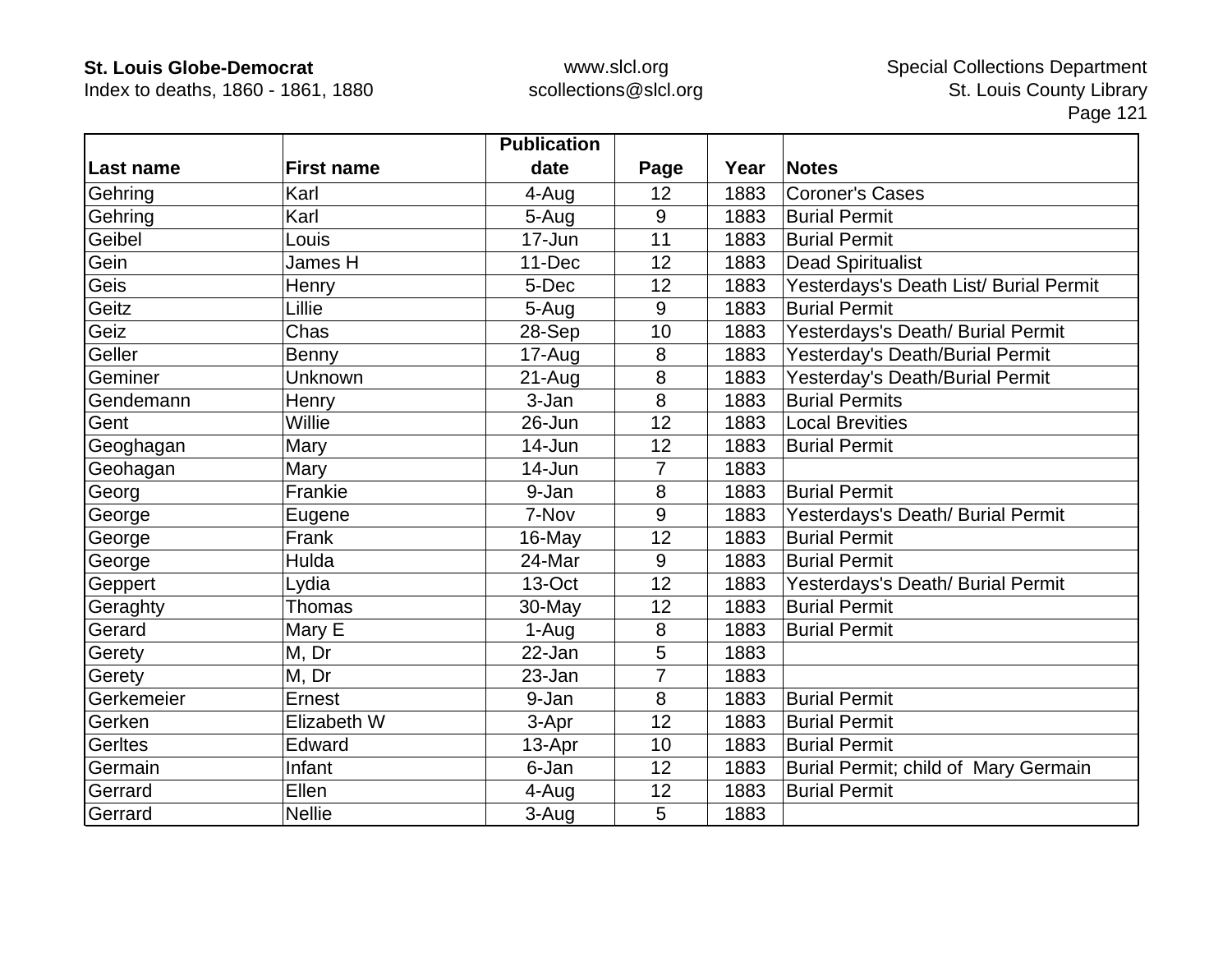| Last name | First name | Publication date | Page | Year | Notes |
|---|---|---|---|---|---|
| Gehring | Karl | 4-Aug | 12 | 1883 | Coroner's Cases |
| Gehring | Karl | 5-Aug | 9 | 1883 | Burial Permit |
| Geibel | Louis | 17-Jun | 11 | 1883 | Burial Permit |
| Gein | James H | 11-Dec | 12 | 1883 | Dead Spiritualist |
| Geis | Henry | 5-Dec | 12 | 1883 | Yesterdays's Death List/ Burial Permit |
| Geitz | Lillie | 5-Aug | 9 | 1883 | Burial Permit |
| Geiz | Chas | 28-Sep | 10 | 1883 | Yesterdays's Death/ Burial Permit |
| Geller | Benny | 17-Aug | 8 | 1883 | Yesterday's Death/Burial Permit |
| Geminer | Unknown | 21-Aug | 8 | 1883 | Yesterday's Death/Burial Permit |
| Gendemann | Henry | 3-Jan | 8 | 1883 | Burial Permits |
| Gent | Willie | 26-Jun | 12 | 1883 | Local Brevities |
| Geoghagan | Mary | 14-Jun | 12 | 1883 | Burial Permit |
| Geohagan | Mary | 14-Jun | 7 | 1883 | |
| Georg | Frankie | 9-Jan | 8 | 1883 | Burial Permit |
| George | Eugene | 7-Nov | 9 | 1883 | Yesterdays's Death/ Burial Permit |
| George | Frank | 16-May | 12 | 1883 | Burial Permit |
| George | Hulda | 24-Mar | 9 | 1883 | Burial Permit |
| Geppert | Lydia | 13-Oct | 12 | 1883 | Yesterdays's Death/ Burial Permit |
| Geraghty | Thomas | 30-May | 12 | 1883 | Burial Permit |
| Gerard | Mary E | 1-Aug | 8 | 1883 | Burial Permit |
| Gerety | M, Dr | 22-Jan | 5 | 1883 | |
| Gerety | M, Dr | 23-Jan | 7 | 1883 | |
| Gerkemeier | Ernest | 9-Jan | 8 | 1883 | Burial Permit |
| Gerken | Elizabeth W | 3-Apr | 12 | 1883 | Burial Permit |
| Gerltes | Edward | 13-Apr | 10 | 1883 | Burial Permit |
| Germain | Infant | 6-Jan | 12 | 1883 | Burial Permit; child of  Mary Germain |
| Gerrard | Ellen | 4-Aug | 12 | 1883 | Burial Permit |
| Gerrard | Nellie | 3-Aug | 5 | 1883 | |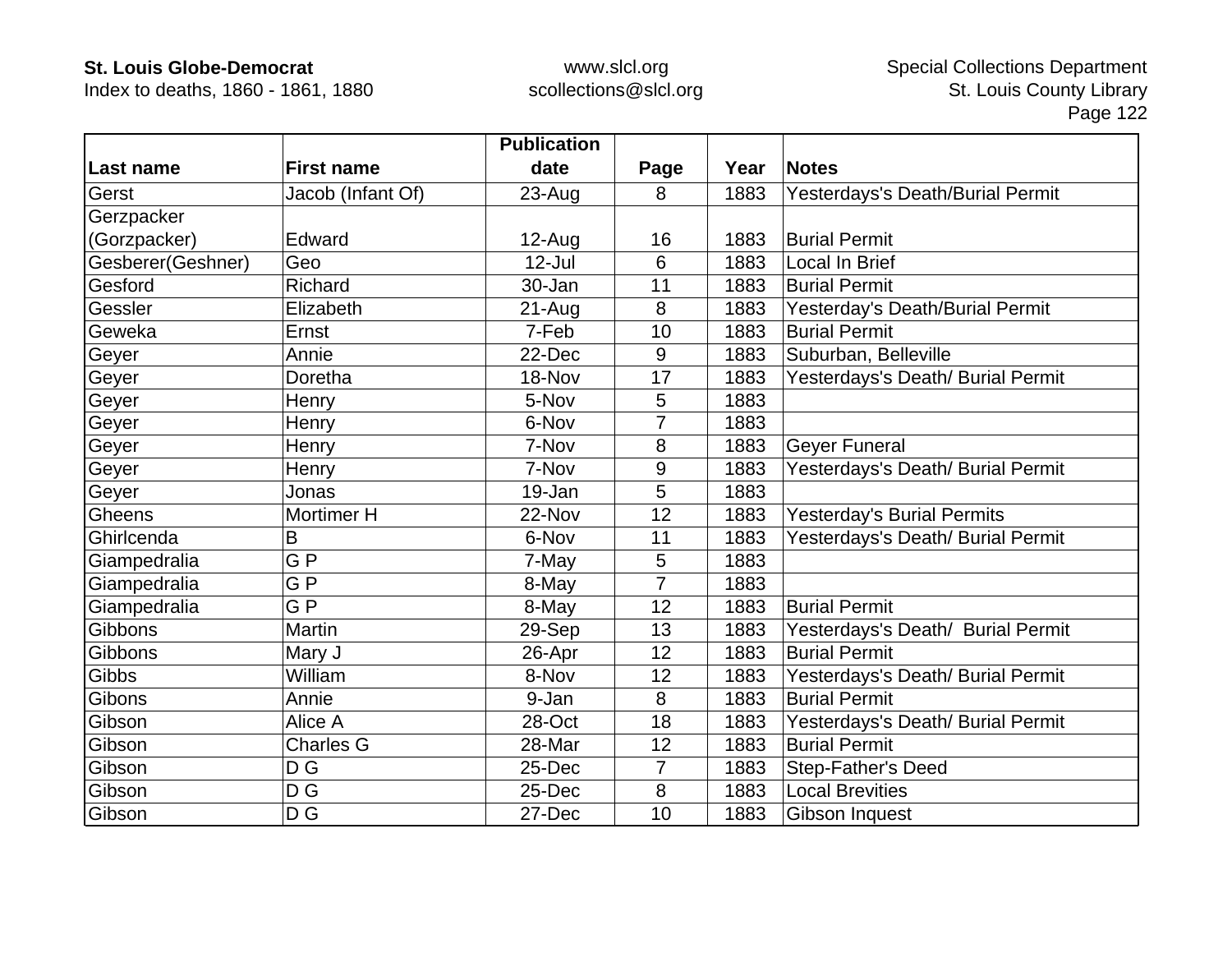| Last name | First name | Publication date | Page | Year | Notes |
|---|---|---|---|---|---|
| Gerst | Jacob (Infant Of) | 23-Aug | 8 | 1883 | Yesterdays's Death/Burial Permit |
| Gerzpacker (Gorzpacker) | Edward | 12-Aug | 16 | 1883 | Burial Permit |
| Gesberer(Geshner) | Geo | 12-Jul | 6 | 1883 | Local In Brief |
| Gesford | Richard | 30-Jan | 11 | 1883 | Burial Permit |
| Gessler | Elizabeth | 21-Aug | 8 | 1883 | Yesterday's Death/Burial Permit |
| Geweka | Ernst | 7-Feb | 10 | 1883 | Burial Permit |
| Geyer | Annie | 22-Dec | 9 | 1883 | Suburban, Belleville |
| Geyer | Doretha | 18-Nov | 17 | 1883 | Yesterdays's Death/ Burial Permit |
| Geyer | Henry | 5-Nov | 5 | 1883 | |
| Geyer | Henry | 6-Nov | 7 | 1883 | |
| Geyer | Henry | 7-Nov | 8 | 1883 | Geyer Funeral |
| Geyer | Henry | 7-Nov | 9 | 1883 | Yesterdays's Death/ Burial Permit |
| Geyer | Jonas | 19-Jan | 5 | 1883 | |
| Gheens | Mortimer H | 22-Nov | 12 | 1883 | Yesterday's Burial Permits |
| Ghirlcenda | B | 6-Nov | 11 | 1883 | Yesterdays's Death/ Burial Permit |
| Giampedralia | G P | 7-May | 5 | 1883 | |
| Giampedralia | G P | 8-May | 7 | 1883 | |
| Giampedralia | G P | 8-May | 12 | 1883 | Burial Permit |
| Gibbons | Martin | 29-Sep | 13 | 1883 | Yesterdays's Death/ Burial Permit |
| Gibbons | Mary J | 26-Apr | 12 | 1883 | Burial Permit |
| Gibbs | William | 8-Nov | 12 | 1883 | Yesterdays's Death/ Burial Permit |
| Gibons | Annie | 9-Jan | 8 | 1883 | Burial Permit |
| Gibson | Alice A | 28-Oct | 18 | 1883 | Yesterdays's Death/ Burial Permit |
| Gibson | Charles G | 28-Mar | 12 | 1883 | Burial Permit |
| Gibson | D G | 25-Dec | 7 | 1883 | Step-Father's Deed |
| Gibson | D G | 25-Dec | 8 | 1883 | Local Brevities |
| Gibson | D G | 27-Dec | 10 | 1883 | Gibson Inquest |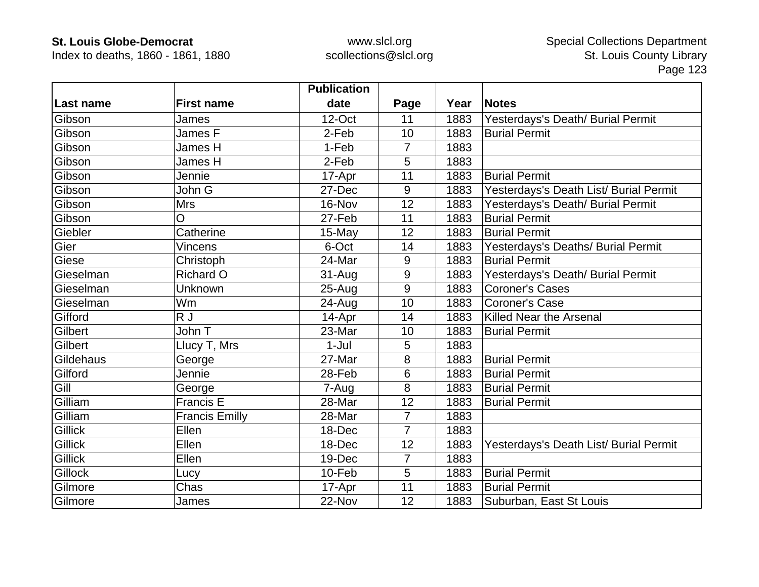| Last name | First name | Publication date | Page | Year | Notes |
|---|---|---|---|---|---|
| Gibson | James | 12-Oct | 11 | 1883 | Yesterdays's Death/ Burial Permit |
| Gibson | James F | 2-Feb | 10 | 1883 | Burial Permit |
| Gibson | James H | 1-Feb | 7 | 1883 | |
| Gibson | James H | 2-Feb | 5 | 1883 | |
| Gibson | Jennie | 17-Apr | 11 | 1883 | Burial Permit |
| Gibson | John G | 27-Dec | 9 | 1883 | Yesterdays's Death List/ Burial Permit |
| Gibson | Mrs | 16-Nov | 12 | 1883 | Yesterdays's Death/ Burial Permit |
| Gibson | O | 27-Feb | 11 | 1883 | Burial Permit |
| Giebler | Catherine | 15-May | 12 | 1883 | Burial Permit |
| Gier | Vincens | 6-Oct | 14 | 1883 | Yesterdays's Deaths/ Burial Permit |
| Giese | Christoph | 24-Mar | 9 | 1883 | Burial Permit |
| Gieselman | Richard O | 31-Aug | 9 | 1883 | Yesterdays's Death/ Burial Permit |
| Gieselman | Unknown | 25-Aug | 9 | 1883 | Coroner's Cases |
| Gieselman | Wm | 24-Aug | 10 | 1883 | Coroner's Case |
| Gifford | R J | 14-Apr | 14 | 1883 | Killed Near the Arsenal |
| Gilbert | John T | 23-Mar | 10 | 1883 | Burial Permit |
| Gilbert | Llucy T, Mrs | 1-Jul | 5 | 1883 | |
| Gildehaus | George | 27-Mar | 8 | 1883 | Burial Permit |
| Gilford | Jennie | 28-Feb | 6 | 1883 | Burial Permit |
| Gill | George | 7-Aug | 8 | 1883 | Burial Permit |
| Gilliam | Francis E | 28-Mar | 12 | 1883 | Burial Permit |
| Gilliam | Francis Emilly | 28-Mar | 7 | 1883 | |
| Gillick | Ellen | 18-Dec | 7 | 1883 | |
| Gillick | Ellen | 18-Dec | 12 | 1883 | Yesterdays's Death List/ Burial Permit |
| Gillick | Ellen | 19-Dec | 7 | 1883 | |
| Gillock | Lucy | 10-Feb | 5 | 1883 | Burial Permit |
| Gilmore | Chas | 17-Apr | 11 | 1883 | Burial Permit |
| Gilmore | James | 22-Nov | 12 | 1883 | Suburban, East St Louis |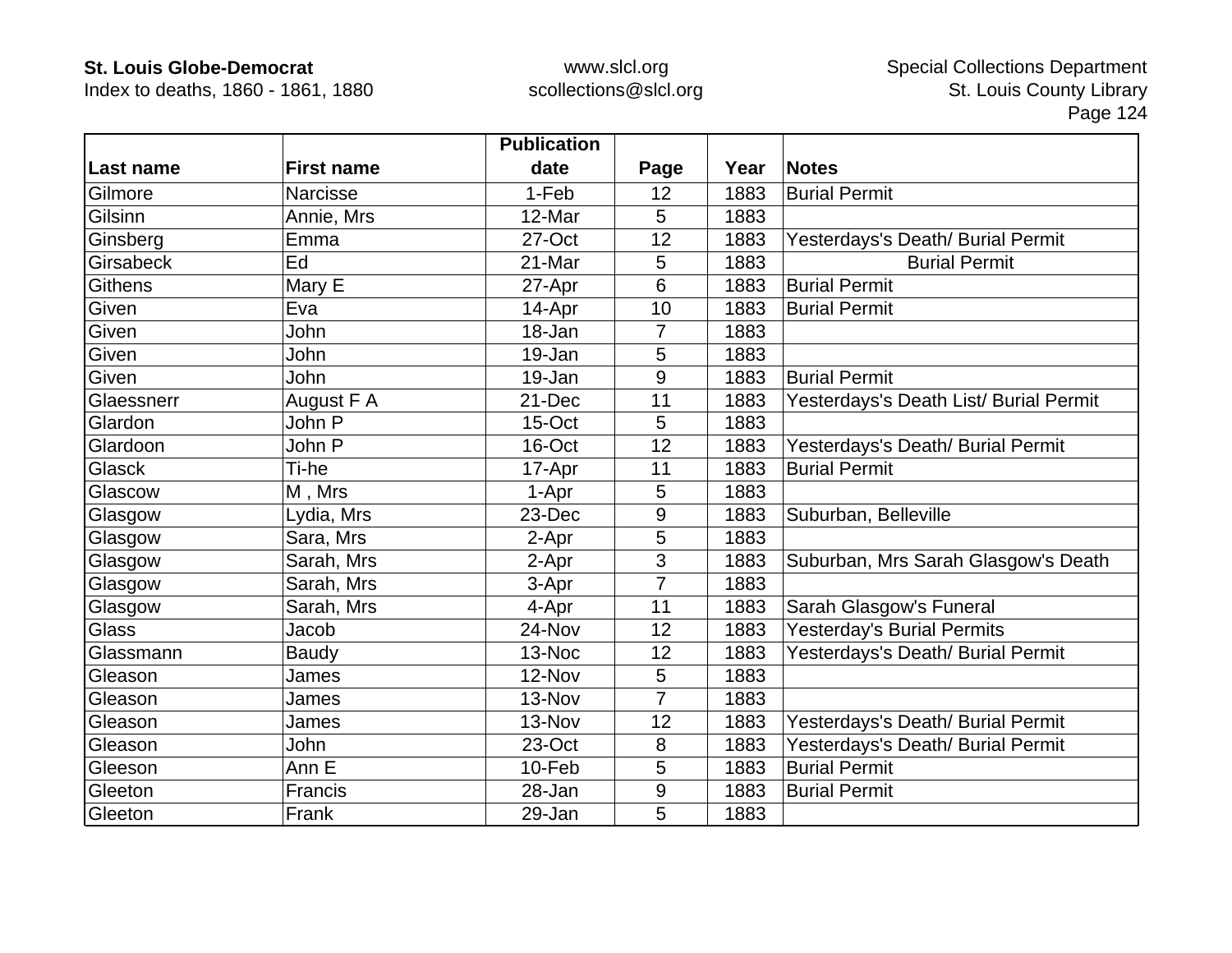| Last name | First name | Publication date | Page | Year | Notes |
|---|---|---|---|---|---|
| Gilmore | Narcisse | 1-Feb | 12 | 1883 | Burial Permit |
| Gilsinn | Annie, Mrs | 12-Mar | 5 | 1883 | |
| Ginsberg | Emma | 27-Oct | 12 | 1883 | Yesterdays's Death/ Burial Permit |
| Girsabeck | Ed | 21-Mar | 5 | 1883 | Burial Permit |
| Githens | Mary E | 27-Apr | 6 | 1883 | Burial Permit |
| Given | Eva | 14-Apr | 10 | 1883 | Burial Permit |
| Given | John | 18-Jan | 7 | 1883 | |
| Given | John | 19-Jan | 5 | 1883 | |
| Given | John | 19-Jan | 9 | 1883 | Burial Permit |
| Glaessnerr | August F A | 21-Dec | 11 | 1883 | Yesterdays's Death List/ Burial Permit |
| Glardon | John P | 15-Oct | 5 | 1883 | |
| Glardoon | John P | 16-Oct | 12 | 1883 | Yesterdays's Death/ Burial Permit |
| Glasck | Ti-he | 17-Apr | 11 | 1883 | Burial Permit |
| Glascow | M , Mrs | 1-Apr | 5 | 1883 | |
| Glasgow | Lydia, Mrs | 23-Dec | 9 | 1883 | Suburban, Belleville |
| Glasgow | Sara, Mrs | 2-Apr | 5 | 1883 | |
| Glasgow | Sarah, Mrs | 2-Apr | 3 | 1883 | Suburban, Mrs Sarah Glasgow's Death |
| Glasgow | Sarah, Mrs | 3-Apr | 7 | 1883 | |
| Glasgow | Sarah, Mrs | 4-Apr | 11 | 1883 | Sarah Glasgow's Funeral |
| Glass | Jacob | 24-Nov | 12 | 1883 | Yesterday's Burial Permits |
| Glassmann | Baudy | 13-Noc | 12 | 1883 | Yesterdays's Death/ Burial Permit |
| Gleason | James | 12-Nov | 5 | 1883 | |
| Gleason | James | 13-Nov | 7 | 1883 | |
| Gleason | James | 13-Nov | 12 | 1883 | Yesterdays's Death/ Burial Permit |
| Gleason | John | 23-Oct | 8 | 1883 | Yesterdays's Death/ Burial Permit |
| Gleeson | Ann E | 10-Feb | 5 | 1883 | Burial Permit |
| Gleeton | Francis | 28-Jan | 9 | 1883 | Burial Permit |
| Gleeton | Frank | 29-Jan | 5 | 1883 | |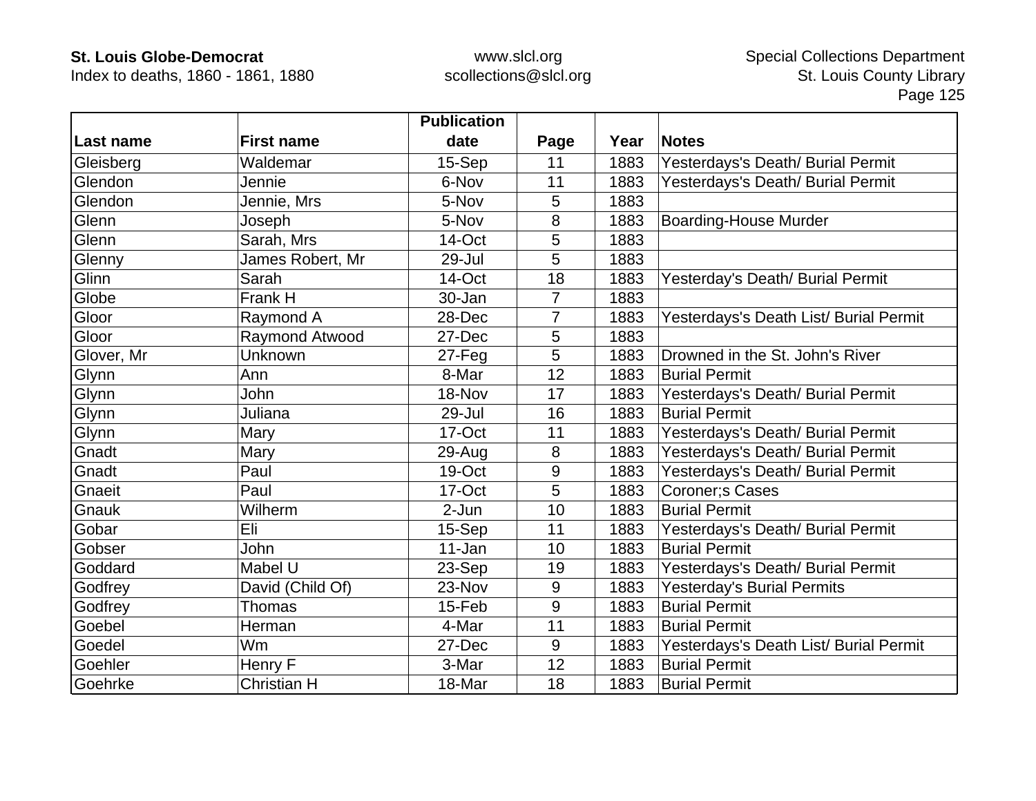| Last name | First name | Publication date | Page | Year | Notes |
|---|---|---|---|---|---|
| Gleisberg | Waldemar | 15-Sep | 11 | 1883 | Yesterdays's Death/ Burial Permit |
| Glendon | Jennie | 6-Nov | 11 | 1883 | Yesterdays's Death/ Burial Permit |
| Glendon | Jennie, Mrs | 5-Nov | 5 | 1883 | |
| Glenn | Joseph | 5-Nov | 8 | 1883 | Boarding-House Murder |
| Glenn | Sarah, Mrs | 14-Oct | 5 | 1883 | |
| Glenny | James Robert, Mr | 29-Jul | 5 | 1883 | |
| Glinn | Sarah | 14-Oct | 18 | 1883 | Yesterday's Death/ Burial Permit |
| Globe | Frank H | 30-Jan | 7 | 1883 | |
| Gloor | Raymond A | 28-Dec | 7 | 1883 | Yesterdays's Death List/ Burial Permit |
| Gloor | Raymond Atwood | 27-Dec | 5 | 1883 | |
| Glover, Mr | Unknown | 27-Feg | 5 | 1883 | Drowned in the St. John's River |
| Glynn | Ann | 8-Mar | 12 | 1883 | Burial Permit |
| Glynn | John | 18-Nov | 17 | 1883 | Yesterdays's Death/ Burial Permit |
| Glynn | Juliana | 29-Jul | 16 | 1883 | Burial Permit |
| Glynn | Mary | 17-Oct | 11 | 1883 | Yesterdays's Death/ Burial Permit |
| Gnadt | Mary | 29-Aug | 8 | 1883 | Yesterdays's Death/ Burial Permit |
| Gnadt | Paul | 19-Oct | 9 | 1883 | Yesterdays's Death/ Burial Permit |
| Gnaeit | Paul | 17-Oct | 5 | 1883 | Coroner;s Cases |
| Gnauk | Wilherm | 2-Jun | 10 | 1883 | Burial Permit |
| Gobar | Eli | 15-Sep | 11 | 1883 | Yesterdays's Death/ Burial Permit |
| Gobser | John | 11-Jan | 10 | 1883 | Burial Permit |
| Goddard | Mabel U | 23-Sep | 19 | 1883 | Yesterdays's Death/ Burial Permit |
| Godfrey | David (Child Of) | 23-Nov | 9 | 1883 | Yesterday's Burial Permits |
| Godfrey | Thomas | 15-Feb | 9 | 1883 | Burial Permit |
| Goebel | Herman | 4-Mar | 11 | 1883 | Burial Permit |
| Goedel | Wm | 27-Dec | 9 | 1883 | Yesterdays's Death List/ Burial Permit |
| Goehler | Henry F | 3-Mar | 12 | 1883 | Burial Permit |
| Goehrke | Christian H | 18-Mar | 18 | 1883 | Burial Permit |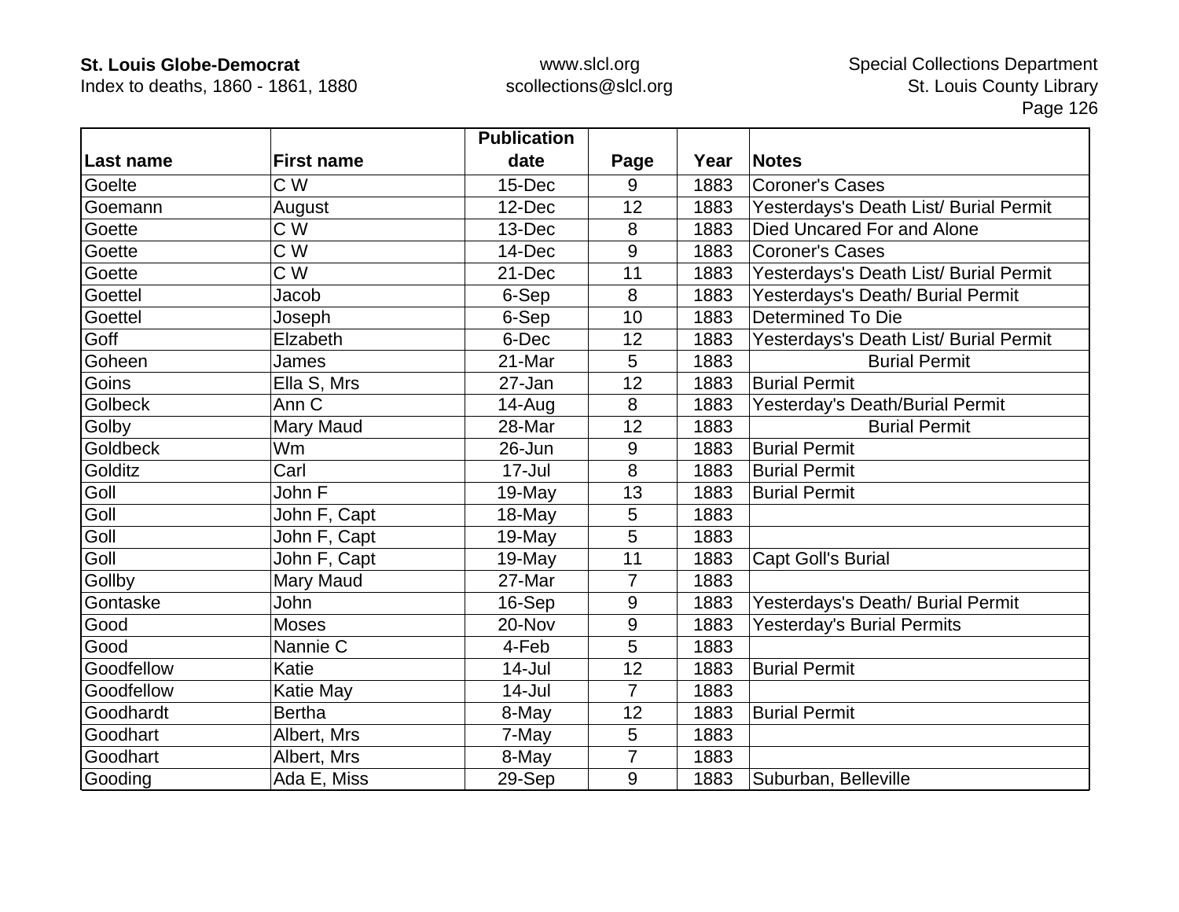| Last name | First name | Publication date | Page | Year | Notes |
|---|---|---|---|---|---|
| Goelte | C W | 15-Dec | 9 | 1883 | Coroner's Cases |
| Goemann | August | 12-Dec | 12 | 1883 | Yesterdays's Death List/ Burial Permit |
| Goette | C W | 13-Dec | 8 | 1883 | Died Uncared For and Alone |
| Goette | C W | 14-Dec | 9 | 1883 | Coroner's Cases |
| Goette | C W | 21-Dec | 11 | 1883 | Yesterdays's Death List/ Burial Permit |
| Goettel | Jacob | 6-Sep | 8 | 1883 | Yesterdays's Death/ Burial Permit |
| Goettel | Joseph | 6-Sep | 10 | 1883 | Determined To Die |
| Goff | Elzabeth | 6-Dec | 12 | 1883 | Yesterdays's Death List/ Burial Permit |
| Goheen | James | 21-Mar | 5 | 1883 | Burial Permit |
| Goins | Ella S, Mrs | 27-Jan | 12 | 1883 | Burial Permit |
| Golbeck | Ann C | 14-Aug | 8 | 1883 | Yesterday's Death/Burial Permit |
| Golby | Mary Maud | 28-Mar | 12 | 1883 | Burial Permit |
| Goldbeck | Wm | 26-Jun | 9 | 1883 | Burial Permit |
| Golditz | Carl | 17-Jul | 8 | 1883 | Burial Permit |
| Goll | John F | 19-May | 13 | 1883 | Burial Permit |
| Goll | John F, Capt | 18-May | 5 | 1883 | |
| Goll | John F, Capt | 19-May | 5 | 1883 | |
| Goll | John F, Capt | 19-May | 11 | 1883 | Capt Goll's Burial |
| Gollby | Mary Maud | 27-Mar | 7 | 1883 | |
| Gontaske | John | 16-Sep | 9 | 1883 | Yesterdays's Death/ Burial Permit |
| Good | Moses | 20-Nov | 9 | 1883 | Yesterday's Burial Permits |
| Good | Nannie C | 4-Feb | 5 | 1883 | |
| Goodfellow | Katie | 14-Jul | 12 | 1883 | Burial Permit |
| Goodfellow | Katie May | 14-Jul | 7 | 1883 | |
| Goodhardt | Bertha | 8-May | 12 | 1883 | Burial Permit |
| Goodhart | Albert, Mrs | 7-May | 5 | 1883 | |
| Goodhart | Albert, Mrs | 8-May | 7 | 1883 | |
| Gooding | Ada E, Miss | 29-Sep | 9 | 1883 | Suburban, Belleville |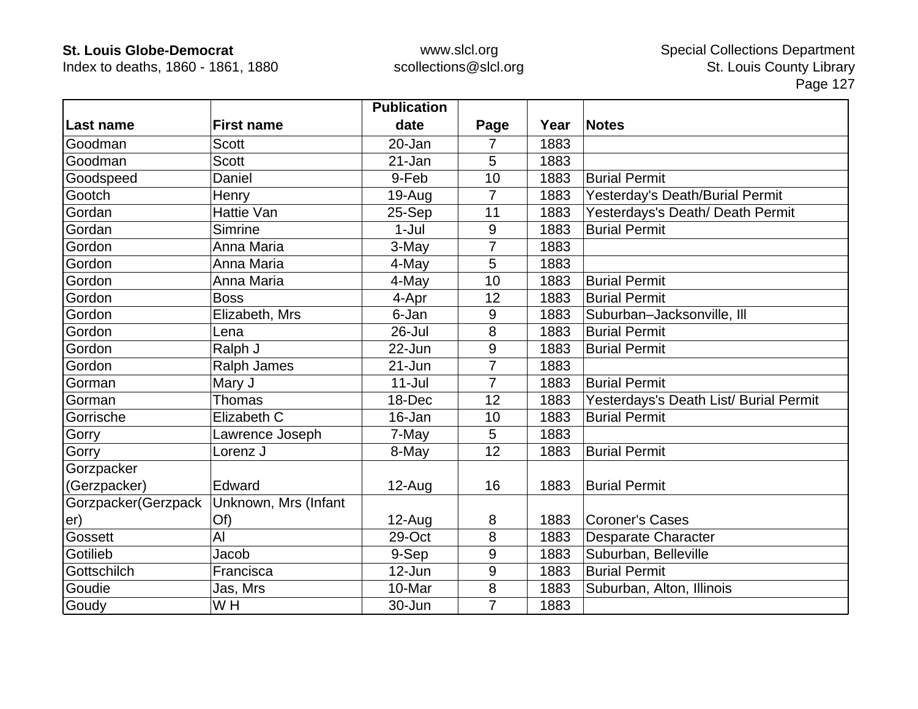| Last name | First name | Publication date | Page | Year | Notes |
|---|---|---|---|---|---|
| Goodman | Scott | 20-Jan | 7 | 1883 | |
| Goodman | Scott | 21-Jan | 5 | 1883 | |
| Goodspeed | Daniel | 9-Feb | 10 | 1883 | Burial Permit |
| Gootch | Henry | 19-Aug | 7 | 1883 | Yesterday's Death/Burial Permit |
| Gordan | Hattie Van | 25-Sep | 11 | 1883 | Yesterdays's Death/ Death Permit |
| Gordan | Simrine | 1-Jul | 9 | 1883 | Burial Permit |
| Gordon | Anna Maria | 3-May | 7 | 1883 | |
| Gordon | Anna Maria | 4-May | 5 | 1883 | |
| Gordon | Anna Maria | 4-May | 10 | 1883 | Burial Permit |
| Gordon | Boss | 4-Apr | 12 | 1883 | Burial Permit |
| Gordon | Elizabeth, Mrs | 6-Jan | 9 | 1883 | Suburban–Jacksonville, Ill |
| Gordon | Lena | 26-Jul | 8 | 1883 | Burial Permit |
| Gordon | Ralph J | 22-Jun | 9 | 1883 | Burial Permit |
| Gordon | Ralph James | 21-Jun | 7 | 1883 | |
| Gorman | Mary J | 11-Jul | 7 | 1883 | Burial Permit |
| Gorman | Thomas | 18-Dec | 12 | 1883 | Yesterdays's Death List/ Burial Permit |
| Gorrische | Elizabeth C | 16-Jan | 10 | 1883 | Burial Permit |
| Gorry | Lawrence Joseph | 7-May | 5 | 1883 | |
| Gorry | Lorenz J | 8-May | 12 | 1883 | Burial Permit |
| Gorzpacker (Gerzpacker) | Edward | 12-Aug | 16 | 1883 | Burial Permit |
| Gorzpacker(Gerzpacker) | Unknown, Mrs (Infant Of) | 12-Aug | 8 | 1883 | Coroner's Cases |
| Gossett | Al | 29-Oct | 8 | 1883 | Desparate Character |
| Gotilieb | Jacob | 9-Sep | 9 | 1883 | Suburban, Belleville |
| Gottschilch | Francisca | 12-Jun | 9 | 1883 | Burial Permit |
| Goudie | Jas, Mrs | 10-Mar | 8 | 1883 | Suburban, Alton, Illinois |
| Goudy | W H | 30-Jun | 7 | 1883 | |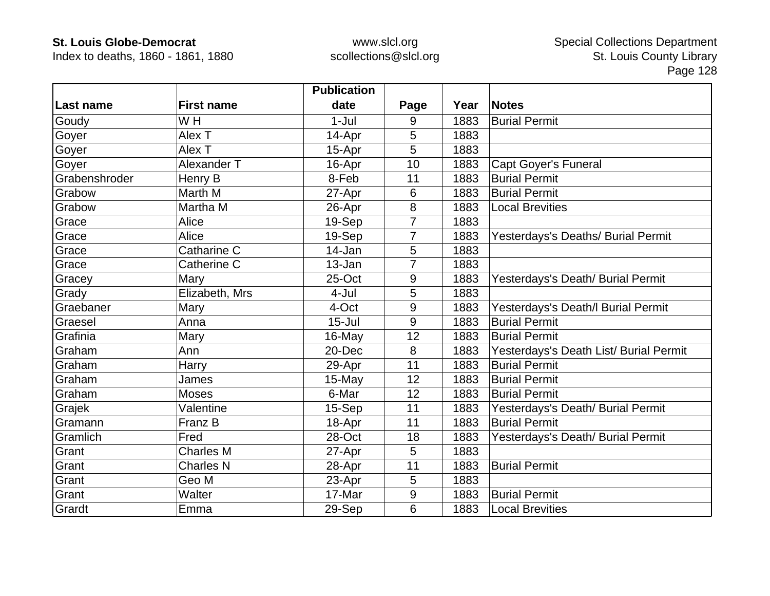| Last name | First name | Publication date | Page | Year | Notes |
|---|---|---|---|---|---|
| Goudy | W H | 1-Jul | 9 | 1883 | Burial Permit |
| Goyer | Alex T | 14-Apr | 5 | 1883 | |
| Goyer | Alex T | 15-Apr | 5 | 1883 | |
| Goyer | Alexander T | 16-Apr | 10 | 1883 | Capt Goyer's Funeral |
| Grabenshroder | Henry B | 8-Feb | 11 | 1883 | Burial Permit |
| Grabow | Marth M | 27-Apr | 6 | 1883 | Burial Permit |
| Grabow | Martha M | 26-Apr | 8 | 1883 | Local Brevities |
| Grace | Alice | 19-Sep | 7 | 1883 | |
| Grace | Alice | 19-Sep | 7 | 1883 | Yesterdays's Deaths/ Burial Permit |
| Grace | Catharine C | 14-Jan | 5 | 1883 | |
| Grace | Catherine C | 13-Jan | 7 | 1883 | |
| Gracey | Mary | 25-Oct | 9 | 1883 | Yesterdays's Death/ Burial Permit |
| Grady | Elizabeth, Mrs | 4-Jul | 5 | 1883 | |
| Graebaner | Mary | 4-Oct | 9 | 1883 | Yesterdays's Death/l Burial Permit |
| Graesel | Anna | 15-Jul | 9 | 1883 | Burial Permit |
| Grafinia | Mary | 16-May | 12 | 1883 | Burial Permit |
| Graham | Ann | 20-Dec | 8 | 1883 | Yesterdays's Death List/ Burial Permit |
| Graham | Harry | 29-Apr | 11 | 1883 | Burial Permit |
| Graham | James | 15-May | 12 | 1883 | Burial Permit |
| Graham | Moses | 6-Mar | 12 | 1883 | Burial Permit |
| Grajek | Valentine | 15-Sep | 11 | 1883 | Yesterdays's Death/ Burial Permit |
| Gramann | Franz B | 18-Apr | 11 | 1883 | Burial Permit |
| Gramlich | Fred | 28-Oct | 18 | 1883 | Yesterdays's Death/ Burial Permit |
| Grant | Charles M | 27-Apr | 5 | 1883 | |
| Grant | Charles N | 28-Apr | 11 | 1883 | Burial Permit |
| Grant | Geo M | 23-Apr | 5 | 1883 | |
| Grant | Walter | 17-Mar | 9 | 1883 | Burial Permit |
| Grardt | Emma | 29-Sep | 6 | 1883 | Local Brevities |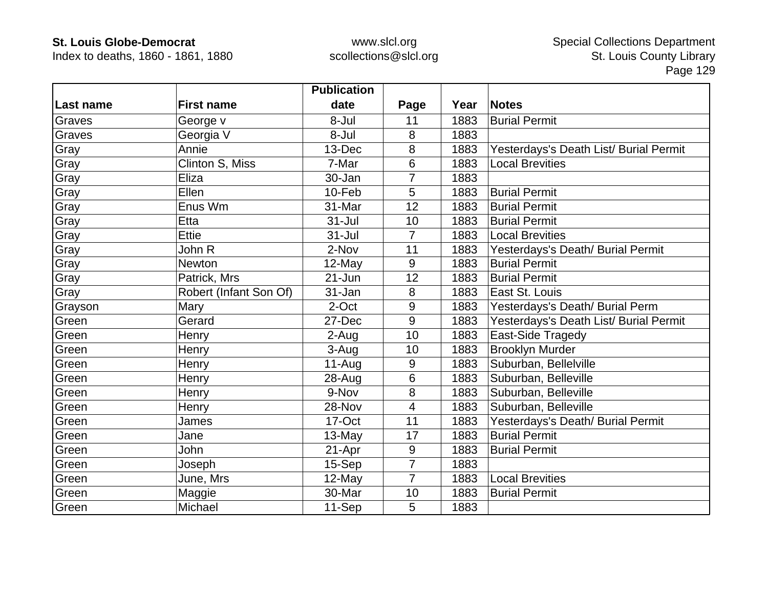| Last name | First name | Publication date | Page | Year | Notes |
|---|---|---|---|---|---|
| Graves | George v | 8-Jul | 11 | 1883 | Burial Permit |
| Graves | Georgia V | 8-Jul | 8 | 1883 | |
| Gray | Annie | 13-Dec | 8 | 1883 | Yesterdays's Death List/ Burial Permit |
| Gray | Clinton S, Miss | 7-Mar | 6 | 1883 | Local Brevities |
| Gray | Eliza | 30-Jan | 7 | 1883 | |
| Gray | Ellen | 10-Feb | 5 | 1883 | Burial Permit |
| Gray | Enus Wm | 31-Mar | 12 | 1883 | Burial Permit |
| Gray | Etta | 31-Jul | 10 | 1883 | Burial Permit |
| Gray | Ettie | 31-Jul | 7 | 1883 | Local Brevities |
| Gray | John R | 2-Nov | 11 | 1883 | Yesterdays's Death/ Burial Permit |
| Gray | Newton | 12-May | 9 | 1883 | Burial Permit |
| Gray | Patrick, Mrs | 21-Jun | 12 | 1883 | Burial Permit |
| Gray | Robert (Infant Son Of) | 31-Jan | 8 | 1883 | East St. Louis |
| Grayson | Mary | 2-Oct | 9 | 1883 | Yesterdays's Death/ Burial Perm |
| Green | Gerard | 27-Dec | 9 | 1883 | Yesterdays's Death List/ Burial Permit |
| Green | Henry | 2-Aug | 10 | 1883 | East-Side Tragedy |
| Green | Henry | 3-Aug | 10 | 1883 | Brooklyn Murder |
| Green | Henry | 11-Aug | 9 | 1883 | Suburban, Bellelville |
| Green | Henry | 28-Aug | 6 | 1883 | Suburban, Belleville |
| Green | Henry | 9-Nov | 8 | 1883 | Suburban, Belleville |
| Green | Henry | 28-Nov | 4 | 1883 | Suburban, Belleville |
| Green | James | 17-Oct | 11 | 1883 | Yesterdays's Death/ Burial Permit |
| Green | Jane | 13-May | 17 | 1883 | Burial Permit |
| Green | John | 21-Apr | 9 | 1883 | Burial Permit |
| Green | Joseph | 15-Sep | 7 | 1883 | |
| Green | June, Mrs | 12-May | 7 | 1883 | Local Brevities |
| Green | Maggie | 30-Mar | 10 | 1883 | Burial Permit |
| Green | Michael | 11-Sep | 5 | 1883 | |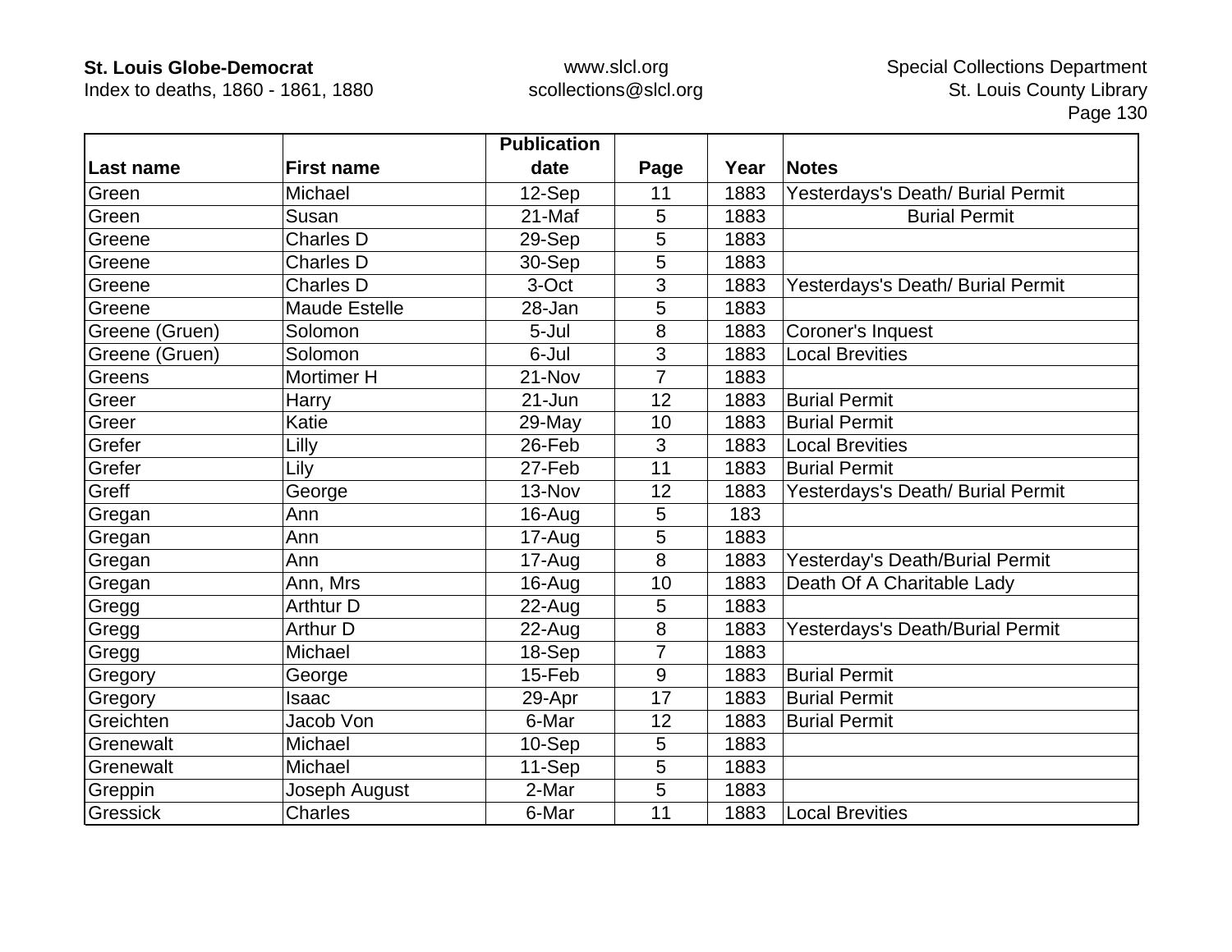| Last name | First name | Publication date | Page | Year | Notes |
|---|---|---|---|---|---|
| Green | Michael | 12-Sep | 11 | 1883 | Yesterdays's Death/ Burial Permit |
| Green | Susan | 21-Maf | 5 | 1883 | Burial Permit |
| Greene | Charles D | 29-Sep | 5 | 1883 | |
| Greene | Charles D | 30-Sep | 5 | 1883 | |
| Greene | Charles D | 3-Oct | 3 | 1883 | Yesterdays's Death/ Burial Permit |
| Greene | Maude Estelle | 28-Jan | 5 | 1883 | |
| Greene (Gruen) | Solomon | 5-Jul | 8 | 1883 | Coroner's Inquest |
| Greene (Gruen) | Solomon | 6-Jul | 3 | 1883 | Local Brevities |
| Greens | Mortimer H | 21-Nov | 7 | 1883 | |
| Greer | Harry | 21-Jun | 12 | 1883 | Burial Permit |
| Greer | Katie | 29-May | 10 | 1883 | Burial Permit |
| Grefer | Lilly | 26-Feb | 3 | 1883 | Local Brevities |
| Grefer | Lily | 27-Feb | 11 | 1883 | Burial Permit |
| Greff | George | 13-Nov | 12 | 1883 | Yesterdays's Death/ Burial Permit |
| Gregan | Ann | 16-Aug | 5 | 183 | |
| Gregan | Ann | 17-Aug | 5 | 1883 | |
| Gregan | Ann | 17-Aug | 8 | 1883 | Yesterday's Death/Burial Permit |
| Gregan | Ann, Mrs | 16-Aug | 10 | 1883 | Death Of A Charitable Lady |
| Gregg | Arthtur D | 22-Aug | 5 | 1883 | |
| Gregg | Arthur D | 22-Aug | 8 | 1883 | Yesterdays's Death/Burial Permit |
| Gregg | Michael | 18-Sep | 7 | 1883 | |
| Gregory | George | 15-Feb | 9 | 1883 | Burial Permit |
| Gregory | Isaac | 29-Apr | 17 | 1883 | Burial Permit |
| Greichten | Jacob Von | 6-Mar | 12 | 1883 | Burial Permit |
| Grenewalt | Michael | 10-Sep | 5 | 1883 | |
| Grenewalt | Michael | 11-Sep | 5 | 1883 | |
| Greppin | Joseph August | 2-Mar | 5 | 1883 | |
| Gressick | Charles | 6-Mar | 11 | 1883 | Local Brevities |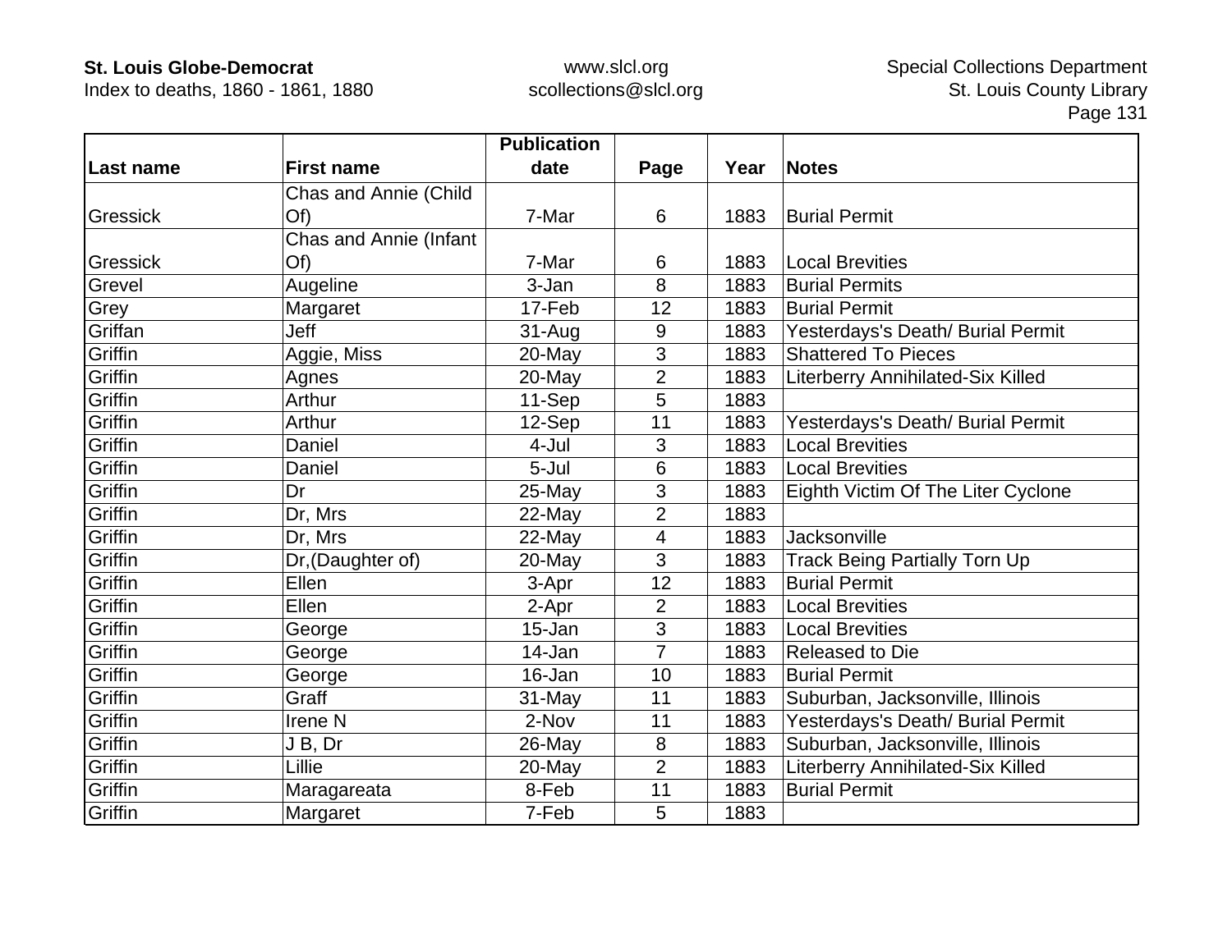| Last name | First name | Publication date | Page | Year | Notes |
|---|---|---|---|---|---|
| Gressick | Chas and Annie (Child Of) | 7-Mar | 6 | 1883 | Burial Permit |
| Gressick | Chas and Annie (Infant Of) | 7-Mar | 6 | 1883 | Local Brevities |
| Grevel | Augeline | 3-Jan | 8 | 1883 | Burial Permits |
| Grey | Margaret | 17-Feb | 12 | 1883 | Burial Permit |
| Griffan | Jeff | 31-Aug | 9 | 1883 | Yesterdays's Death/ Burial Permit |
| Griffin | Aggie, Miss | 20-May | 3 | 1883 | Shattered To Pieces |
| Griffin | Agnes | 20-May | 2 | 1883 | Literberry Annihilated-Six Killed |
| Griffin | Arthur | 11-Sep | 5 | 1883 | |
| Griffin | Arthur | 12-Sep | 11 | 1883 | Yesterdays's Death/ Burial Permit |
| Griffin | Daniel | 4-Jul | 3 | 1883 | Local Brevities |
| Griffin | Daniel | 5-Jul | 6 | 1883 | Local Brevities |
| Griffin | Dr | 25-May | 3 | 1883 | Eighth Victim Of The Liter Cyclone |
| Griffin | Dr, Mrs | 22-May | 2 | 1883 | |
| Griffin | Dr, Mrs | 22-May | 4 | 1883 | Jacksonville |
| Griffin | Dr,(Daughter of) | 20-May | 3 | 1883 | Track Being Partially Torn Up |
| Griffin | Ellen | 3-Apr | 12 | 1883 | Burial Permit |
| Griffin | Ellen | 2-Apr | 2 | 1883 | Local Brevities |
| Griffin | George | 15-Jan | 3 | 1883 | Local Brevities |
| Griffin | George | 14-Jan | 7 | 1883 | Released to Die |
| Griffin | George | 16-Jan | 10 | 1883 | Burial Permit |
| Griffin | Graff | 31-May | 11 | 1883 | Suburban, Jacksonville, Illinois |
| Griffin | Irene N | 2-Nov | 11 | 1883 | Yesterdays's Death/ Burial Permit |
| Griffin | J B, Dr | 26-May | 8 | 1883 | Suburban, Jacksonville, Illinois |
| Griffin | Lillie | 20-May | 2 | 1883 | Literberry Annihilated-Six Killed |
| Griffin | Maragareata | 8-Feb | 11 | 1883 | Burial Permit |
| Griffin | Margaret | 7-Feb | 5 | 1883 | |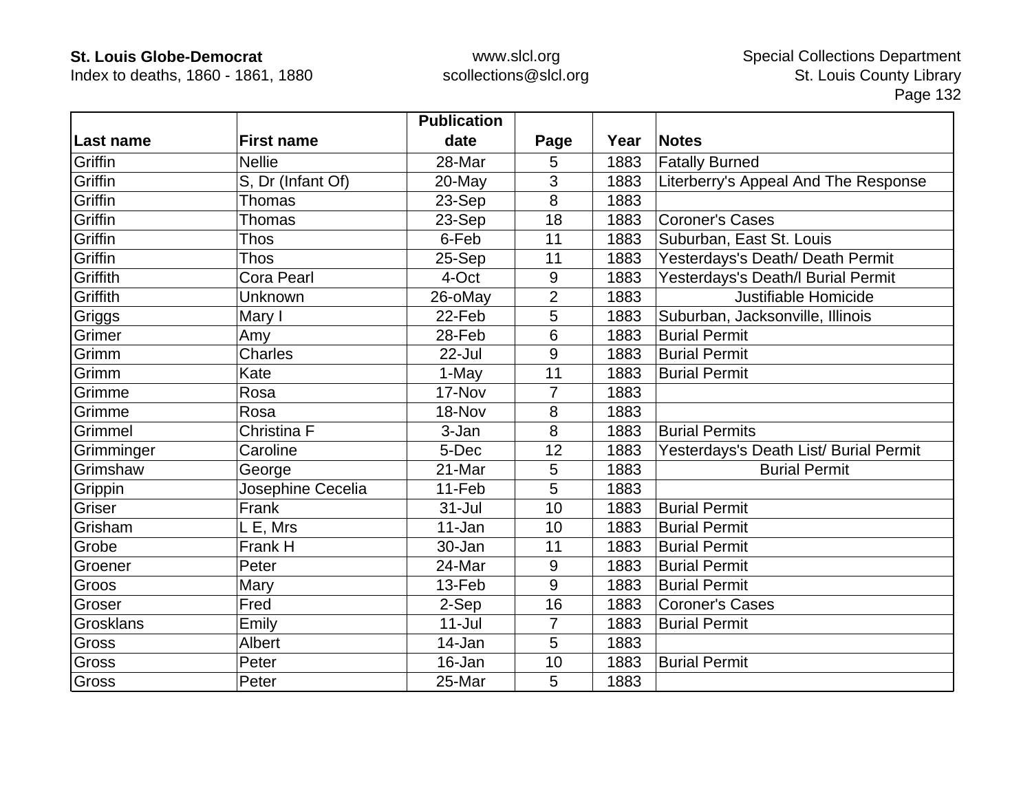| Last name | First name | Publication date | Page | Year | Notes |
|---|---|---|---|---|---|
| Griffin | Nellie | 28-Mar | 5 | 1883 | Fatally Burned |
| Griffin | S, Dr (Infant Of) | 20-May | 3 | 1883 | Literberry's Appeal And The Response |
| Griffin | Thomas | 23-Sep | 8 | 1883 | |
| Griffin | Thomas | 23-Sep | 18 | 1883 | Coroner's Cases |
| Griffin | Thos | 6-Feb | 11 | 1883 | Suburban, East St. Louis |
| Griffin | Thos | 25-Sep | 11 | 1883 | Yesterdays's Death/ Death Permit |
| Griffith | Cora Pearl | 4-Oct | 9 | 1883 | Yesterdays's Death/l Burial Permit |
| Griffith | Unknown | 26-oMay | 2 | 1883 | Justifiable Homicide |
| Griggs | Mary I | 22-Feb | 5 | 1883 | Suburban, Jacksonville, Illinois |
| Grimer | Amy | 28-Feb | 6 | 1883 | Burial Permit |
| Grimm | Charles | 22-Jul | 9 | 1883 | Burial Permit |
| Grimm | Kate | 1-May | 11 | 1883 | Burial Permit |
| Grimme | Rosa | 17-Nov | 7 | 1883 | |
| Grimme | Rosa | 18-Nov | 8 | 1883 | |
| Grimmel | Christina F | 3-Jan | 8 | 1883 | Burial Permits |
| Grimminger | Caroline | 5-Dec | 12 | 1883 | Yesterdays's Death List/ Burial Permit |
| Grimshaw | George | 21-Mar | 5 | 1883 | Burial Permit |
| Grippin | Josephine Cecelia | 11-Feb | 5 | 1883 | |
| Griser | Frank | 31-Jul | 10 | 1883 | Burial Permit |
| Grisham | L E, Mrs | 11-Jan | 10 | 1883 | Burial Permit |
| Grobe | Frank H | 30-Jan | 11 | 1883 | Burial Permit |
| Groener | Peter | 24-Mar | 9 | 1883 | Burial Permit |
| Groos | Mary | 13-Feb | 9 | 1883 | Burial Permit |
| Groser | Fred | 2-Sep | 16 | 1883 | Coroner's Cases |
| Grosklans | Emily | 11-Jul | 7 | 1883 | Burial Permit |
| Gross | Albert | 14-Jan | 5 | 1883 | |
| Gross | Peter | 16-Jan | 10 | 1883 | Burial Permit |
| Gross | Peter | 25-Mar | 5 | 1883 | |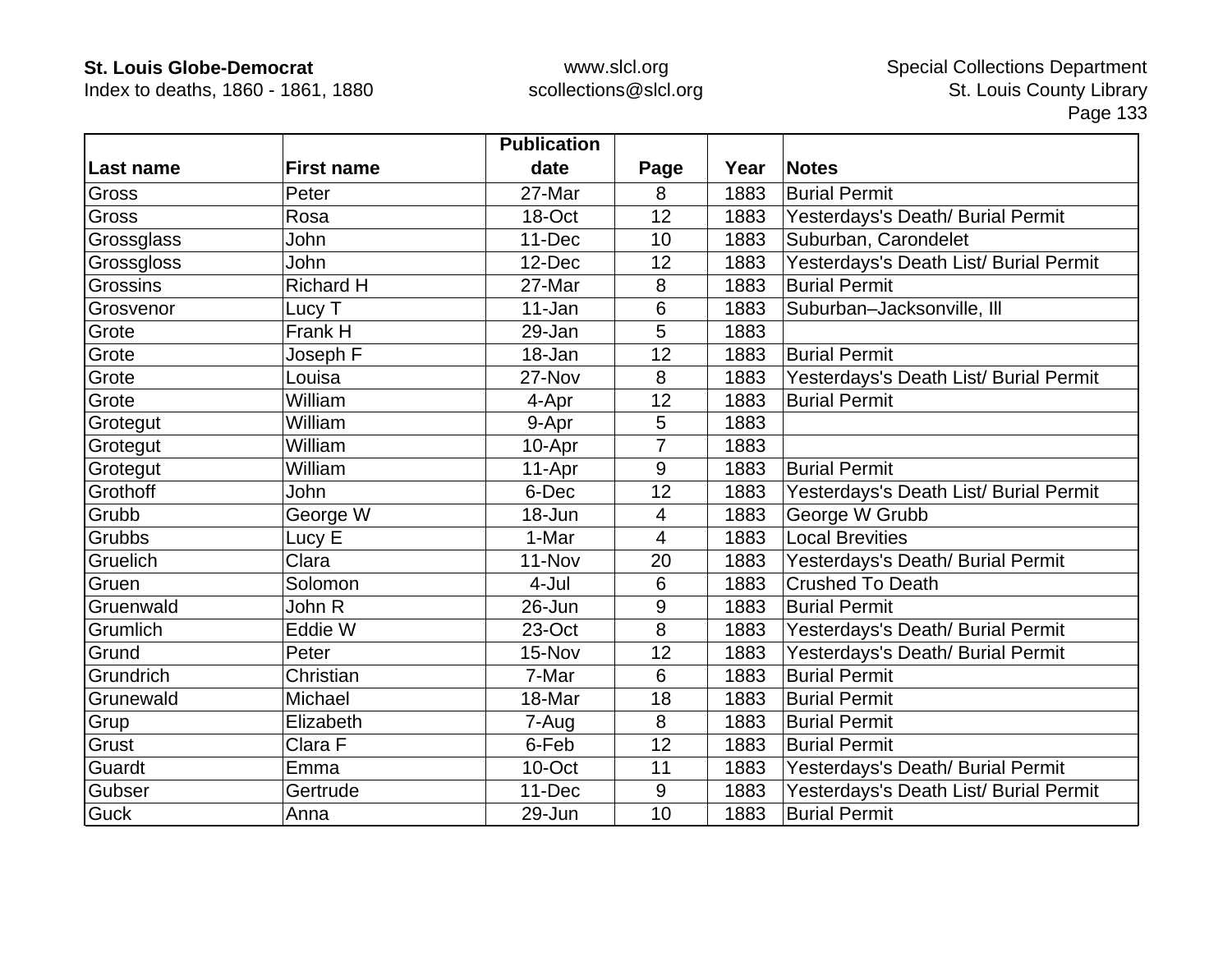| Last name | First name | Publication date | Page | Year | Notes |
|---|---|---|---|---|---|
| Gross | Peter | 27-Mar | 8 | 1883 | Burial Permit |
| Gross | Rosa | 18-Oct | 12 | 1883 | Yesterdays's Death/ Burial Permit |
| Grossglass | John | 11-Dec | 10 | 1883 | Suburban, Carondelet |
| Grossgloss | John | 12-Dec | 12 | 1883 | Yesterdays's Death List/ Burial Permit |
| Grossins | Richard H | 27-Mar | 8 | 1883 | Burial Permit |
| Grosvenor | Lucy T | 11-Jan | 6 | 1883 | Suburban–Jacksonville, Ill |
| Grote | Frank H | 29-Jan | 5 | 1883 | |
| Grote | Joseph F | 18-Jan | 12 | 1883 | Burial Permit |
| Grote | Louisa | 27-Nov | 8 | 1883 | Yesterdays's Death List/ Burial Permit |
| Grote | William | 4-Apr | 12 | 1883 | Burial Permit |
| Grotegut | William | 9-Apr | 5 | 1883 | |
| Grotegut | William | 10-Apr | 7 | 1883 | |
| Grotegut | William | 11-Apr | 9 | 1883 | Burial Permit |
| Grothoff | John | 6-Dec | 12 | 1883 | Yesterdays's Death List/ Burial Permit |
| Grubb | George W | 18-Jun | 4 | 1883 | George W Grubb |
| Grubbs | Lucy E | 1-Mar | 4 | 1883 | Local Brevities |
| Gruelich | Clara | 11-Nov | 20 | 1883 | Yesterdays's Death/ Burial Permit |
| Gruen | Solomon | 4-Jul | 6 | 1883 | Crushed To Death |
| Gruenwald | John R | 26-Jun | 9 | 1883 | Burial Permit |
| Grumlich | Eddie W | 23-Oct | 8 | 1883 | Yesterdays's Death/ Burial Permit |
| Grund | Peter | 15-Nov | 12 | 1883 | Yesterdays's Death/ Burial Permit |
| Grundrich | Christian | 7-Mar | 6 | 1883 | Burial Permit |
| Grunewald | Michael | 18-Mar | 18 | 1883 | Burial Permit |
| Grup | Elizabeth | 7-Aug | 8 | 1883 | Burial Permit |
| Grust | Clara F | 6-Feb | 12 | 1883 | Burial Permit |
| Guardt | Emma | 10-Oct | 11 | 1883 | Yesterdays's Death/ Burial Permit |
| Gubser | Gertrude | 11-Dec | 9 | 1883 | Yesterdays's Death List/ Burial Permit |
| Guck | Anna | 29-Jun | 10 | 1883 | Burial Permit |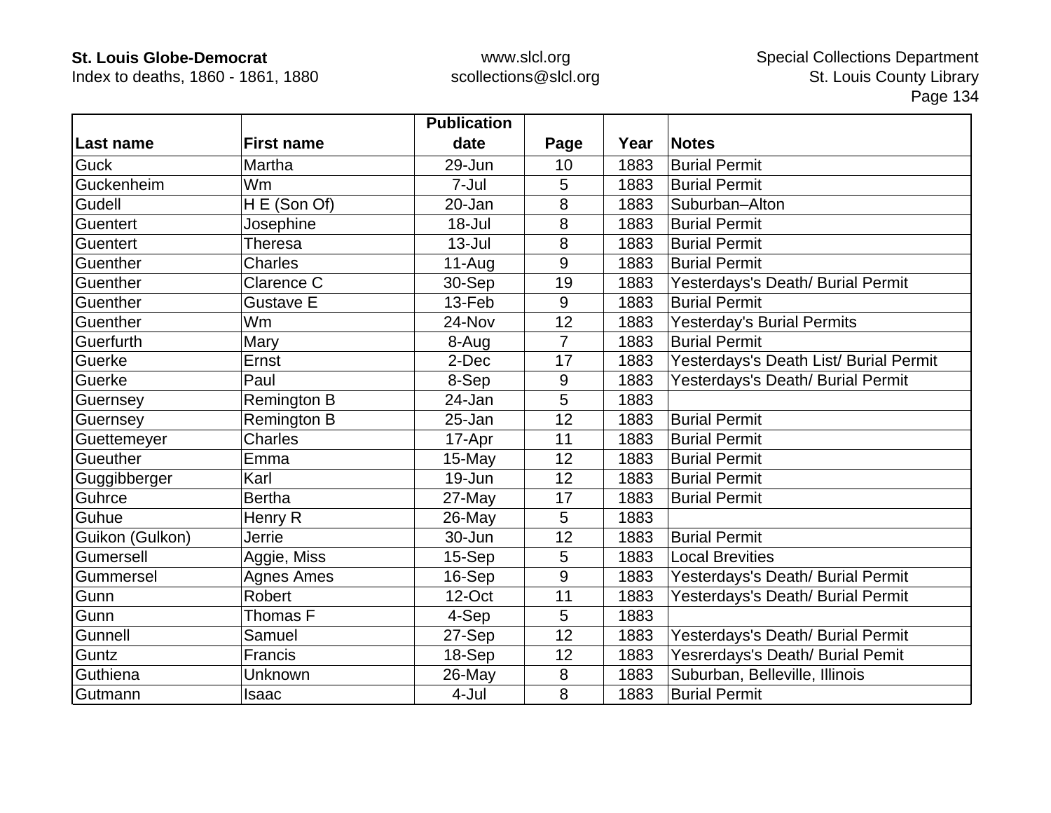| Last name | First name | Publication date | Page | Year | Notes |
|---|---|---|---|---|---|
| Guck | Martha | 29-Jun | 10 | 1883 | Burial Permit |
| Guckenheim | Wm | 7-Jul | 5 | 1883 | Burial Permit |
| Gudell | H E (Son Of) | 20-Jan | 8 | 1883 | Suburban–Alton |
| Guentert | Josephine | 18-Jul | 8 | 1883 | Burial Permit |
| Guentert | Theresa | 13-Jul | 8 | 1883 | Burial Permit |
| Guenther | Charles | 11-Aug | 9 | 1883 | Burial Permit |
| Guenther | Clarence C | 30-Sep | 19 | 1883 | Yesterdays's Death/ Burial Permit |
| Guenther | Gustave E | 13-Feb | 9 | 1883 | Burial Permit |
| Guenther | Wm | 24-Nov | 12 | 1883 | Yesterday's Burial Permits |
| Guerfurth | Mary | 8-Aug | 7 | 1883 | Burial Permit |
| Guerke | Ernst | 2-Dec | 17 | 1883 | Yesterdays's Death List/ Burial Permit |
| Guerke | Paul | 8-Sep | 9 | 1883 | Yesterdays's Death/ Burial Permit |
| Guernsey | Remington B | 24-Jan | 5 | 1883 | |
| Guernsey | Remington B | 25-Jan | 12 | 1883 | Burial Permit |
| Guettemeyer | Charles | 17-Apr | 11 | 1883 | Burial Permit |
| Gueuther | Emma | 15-May | 12 | 1883 | Burial Permit |
| Guggibberger | Karl | 19-Jun | 12 | 1883 | Burial Permit |
| Guhrce | Bertha | 27-May | 17 | 1883 | Burial Permit |
| Guhue | Henry R | 26-May | 5 | 1883 | |
| Guikon (Gulkon) | Jerrie | 30-Jun | 12 | 1883 | Burial Permit |
| Gumersell | Aggie, Miss | 15-Sep | 5 | 1883 | Local Brevities |
| Gummersel | Agnes Ames | 16-Sep | 9 | 1883 | Yesterdays's Death/ Burial Permit |
| Gunn | Robert | 12-Oct | 11 | 1883 | Yesterdays's Death/ Burial Permit |
| Gunn | Thomas F | 4-Sep | 5 | 1883 | |
| Gunnell | Samuel | 27-Sep | 12 | 1883 | Yesterdays's Death/ Burial Permit |
| Guntz | Francis | 18-Sep | 12 | 1883 | Yesrerdays's Death/ Burial Pemit |
| Guthiena | Unknown | 26-May | 8 | 1883 | Suburban, Belleville, Illinois |
| Gutmann | Isaac | 4-Jul | 8 | 1883 | Burial Permit |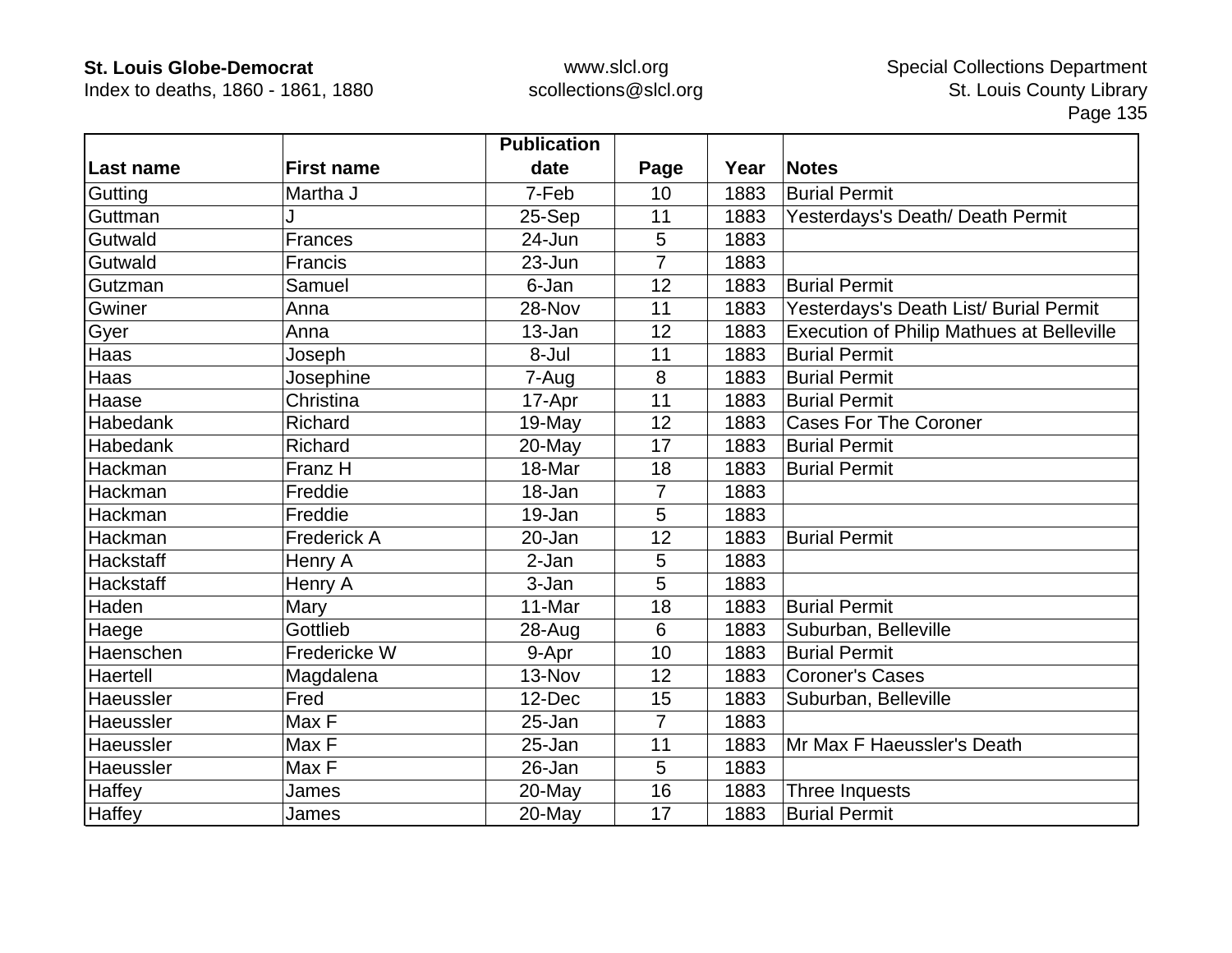| Last name | First name | Publication date | Page | Year | Notes |
|---|---|---|---|---|---|
| Gutting | Martha J | 7-Feb | 10 | 1883 | Burial Permit |
| Guttman | J | 25-Sep | 11 | 1883 | Yesterdays's Death/ Death Permit |
| Gutwald | Frances | 24-Jun | 5 | 1883 | |
| Gutwald | Francis | 23-Jun | 7 | 1883 | |
| Gutzman | Samuel | 6-Jan | 12 | 1883 | Burial Permit |
| Gwiner | Anna | 28-Nov | 11 | 1883 | Yesterdays's Death List/ Burial Permit |
| Gyer | Anna | 13-Jan | 12 | 1883 | Execution of Philip Mathues at Belleville |
| Haas | Joseph | 8-Jul | 11 | 1883 | Burial Permit |
| Haas | Josephine | 7-Aug | 8 | 1883 | Burial Permit |
| Haase | Christina | 17-Apr | 11 | 1883 | Burial Permit |
| Habedank | Richard | 19-May | 12 | 1883 | Cases For The Coroner |
| Habedank | Richard | 20-May | 17 | 1883 | Burial Permit |
| Hackman | Franz H | 18-Mar | 18 | 1883 | Burial Permit |
| Hackman | Freddie | 18-Jan | 7 | 1883 | |
| Hackman | Freddie | 19-Jan | 5 | 1883 | |
| Hackman | Frederick A | 20-Jan | 12 | 1883 | Burial Permit |
| Hackstaff | Henry A | 2-Jan | 5 | 1883 | |
| Hackstaff | Henry A | 3-Jan | 5 | 1883 | |
| Haden | Mary | 11-Mar | 18 | 1883 | Burial Permit |
| Haege | Gottlieb | 28-Aug | 6 | 1883 | Suburban, Belleville |
| Haenschen | Fredericke W | 9-Apr | 10 | 1883 | Burial Permit |
| Haertell | Magdalena | 13-Nov | 12 | 1883 | Coroner's Cases |
| Haeussler | Fred | 12-Dec | 15 | 1883 | Suburban, Belleville |
| Haeussler | Max F | 25-Jan | 7 | 1883 | |
| Haeussler | Max F | 25-Jan | 11 | 1883 | Mr Max F Haeussler's Death |
| Haeussler | Max F | 26-Jan | 5 | 1883 | |
| Haffey | James | 20-May | 16 | 1883 | Three Inquests |
| Haffey | James | 20-May | 17 | 1883 | Burial Permit |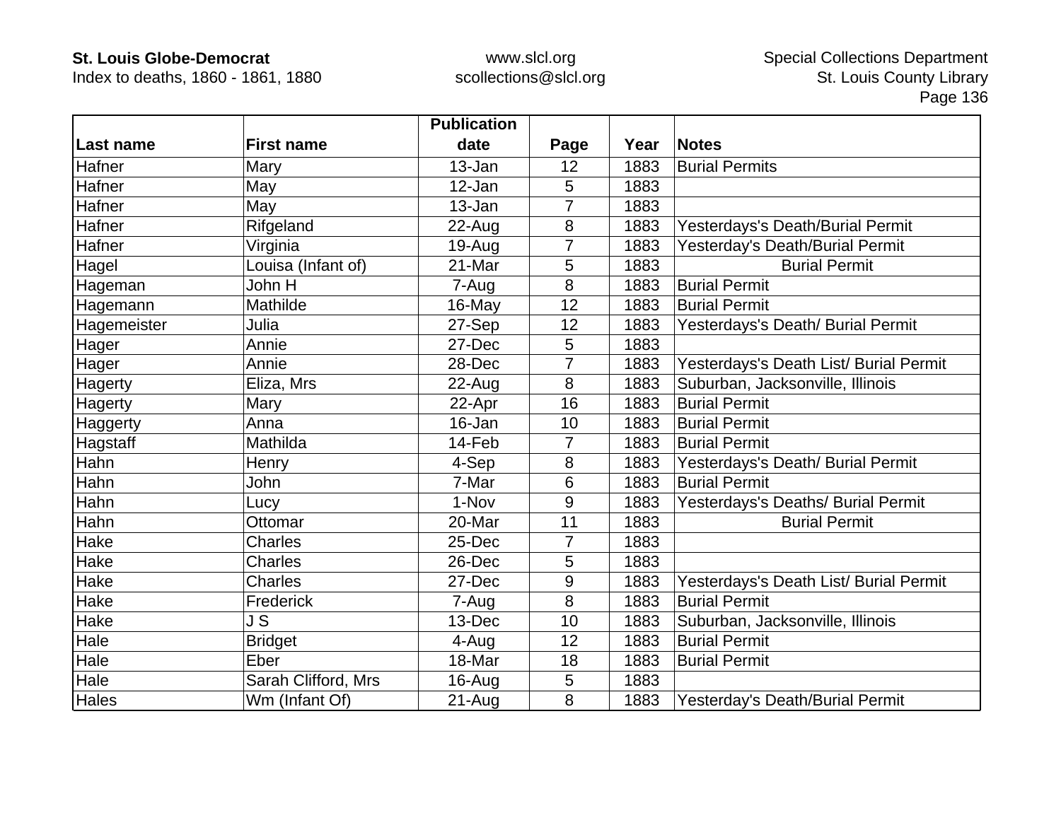| Last name | First name | Publication date | Page | Year | Notes |
|---|---|---|---|---|---|
| Hafner | Mary | 13-Jan | 12 | 1883 | Burial Permits |
| Hafner | May | 12-Jan | 5 | 1883 | |
| Hafner | May | 13-Jan | 7 | 1883 | |
| Hafner | Rifgeland | 22-Aug | 8 | 1883 | Yesterdays's Death/Burial Permit |
| Hafner | Virginia | 19-Aug | 7 | 1883 | Yesterday's Death/Burial Permit |
| Hagel | Louisa (Infant of) | 21-Mar | 5 | 1883 | Burial Permit |
| Hageman | John H | 7-Aug | 8 | 1883 | Burial Permit |
| Hagemann | Mathilde | 16-May | 12 | 1883 | Burial Permit |
| Hagemeister | Julia | 27-Sep | 12 | 1883 | Yesterdays's Death/ Burial Permit |
| Hager | Annie | 27-Dec | 5 | 1883 | |
| Hager | Annie | 28-Dec | 7 | 1883 | Yesterdays's Death List/ Burial Permit |
| Hagerty | Eliza, Mrs | 22-Aug | 8 | 1883 | Suburban, Jacksonville, Illinois |
| Hagerty | Mary | 22-Apr | 16 | 1883 | Burial Permit |
| Haggerty | Anna | 16-Jan | 10 | 1883 | Burial Permit |
| Hagstaff | Mathilda | 14-Feb | 7 | 1883 | Burial Permit |
| Hahn | Henry | 4-Sep | 8 | 1883 | Yesterdays's Death/ Burial Permit |
| Hahn | John | 7-Mar | 6 | 1883 | Burial Permit |
| Hahn | Lucy | 1-Nov | 9 | 1883 | Yesterdays's Deaths/ Burial Permit |
| Hahn | Ottomar | 20-Mar | 11 | 1883 | Burial Permit |
| Hake | Charles | 25-Dec | 7 | 1883 | |
| Hake | Charles | 26-Dec | 5 | 1883 | |
| Hake | Charles | 27-Dec | 9 | 1883 | Yesterdays's Death List/ Burial Permit |
| Hake | Frederick | 7-Aug | 8 | 1883 | Burial Permit |
| Hake | J S | 13-Dec | 10 | 1883 | Suburban, Jacksonville, Illinois |
| Hale | Bridget | 4-Aug | 12 | 1883 | Burial Permit |
| Hale | Eber | 18-Mar | 18 | 1883 | Burial Permit |
| Hale | Sarah Clifford, Mrs | 16-Aug | 5 | 1883 | |
| Hales | Wm (Infant Of) | 21-Aug | 8 | 1883 | Yesterday's Death/Burial Permit |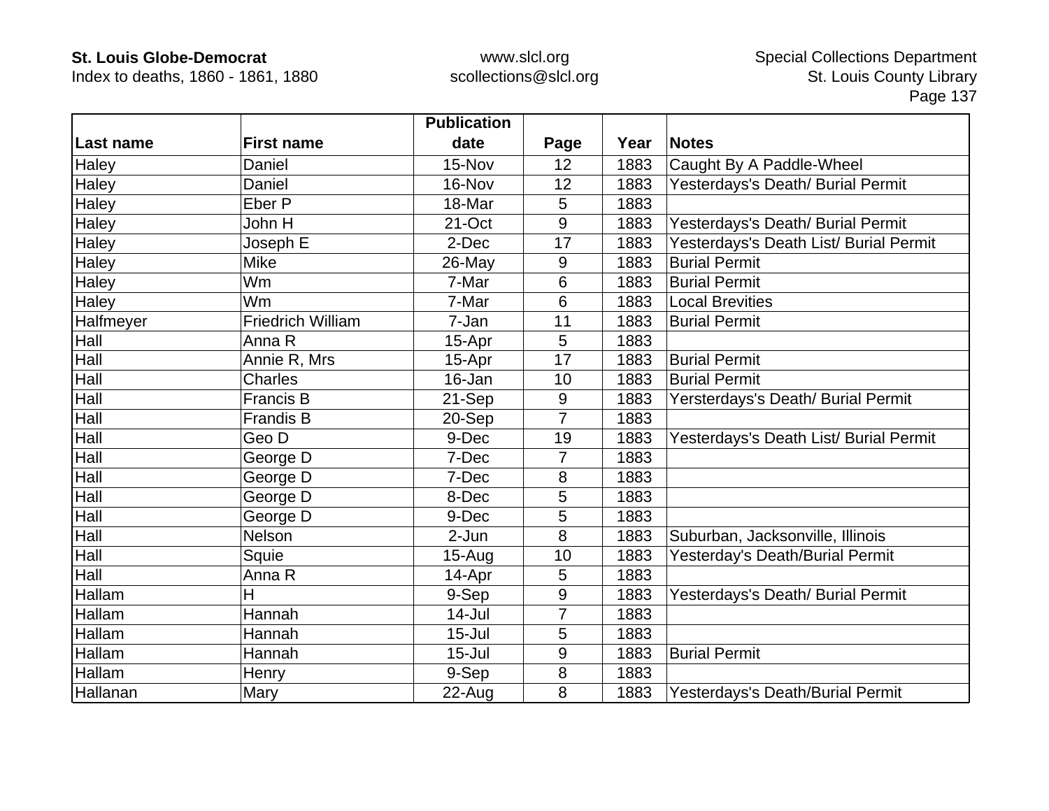| Last name | First name | Publication date | Page | Year | Notes |
|---|---|---|---|---|---|
| Haley | Daniel | 15-Nov | 12 | 1883 | Caught By A Paddle-Wheel |
| Haley | Daniel | 16-Nov | 12 | 1883 | Yesterdays's Death/ Burial Permit |
| Haley | Eber P | 18-Mar | 5 | 1883 | |
| Haley | John H | 21-Oct | 9 | 1883 | Yesterdays's Death/ Burial Permit |
| Haley | Joseph E | 2-Dec | 17 | 1883 | Yesterdays's Death List/ Burial Permit |
| Haley | Mike | 26-May | 9 | 1883 | Burial Permit |
| Haley | Wm | 7-Mar | 6 | 1883 | Burial Permit |
| Haley | Wm | 7-Mar | 6 | 1883 | Local Brevities |
| Halfmeyer | Friedrich William | 7-Jan | 11 | 1883 | Burial Permit |
| Hall | Anna R | 15-Apr | 5 | 1883 | |
| Hall | Annie R, Mrs | 15-Apr | 17 | 1883 | Burial Permit |
| Hall | Charles | 16-Jan | 10 | 1883 | Burial Permit |
| Hall | Francis B | 21-Sep | 9 | 1883 | Yersterdays's Death/ Burial Permit |
| Hall | Frandis B | 20-Sep | 7 | 1883 | |
| Hall | Geo D | 9-Dec | 19 | 1883 | Yesterdays's Death List/ Burial Permit |
| Hall | George D | 7-Dec | 7 | 1883 | |
| Hall | George D | 7-Dec | 8 | 1883 | |
| Hall | George D | 8-Dec | 5 | 1883 | |
| Hall | George D | 9-Dec | 5 | 1883 | |
| Hall | Nelson | 2-Jun | 8 | 1883 | Suburban, Jacksonville, Illinois |
| Hall | Squie | 15-Aug | 10 | 1883 | Yesterday's Death/Burial Permit |
| Hall | Anna R | 14-Apr | 5 | 1883 | |
| Hallam | H | 9-Sep | 9 | 1883 | Yesterdays's Death/ Burial Permit |
| Hallam | Hannah | 14-Jul | 7 | 1883 | |
| Hallam | Hannah | 15-Jul | 5 | 1883 | |
| Hallam | Hannah | 15-Jul | 9 | 1883 | Burial Permit |
| Hallam | Henry | 9-Sep | 8 | 1883 | |
| Hallanan | Mary | 22-Aug | 8 | 1883 | Yesterdays's Death/Burial Permit |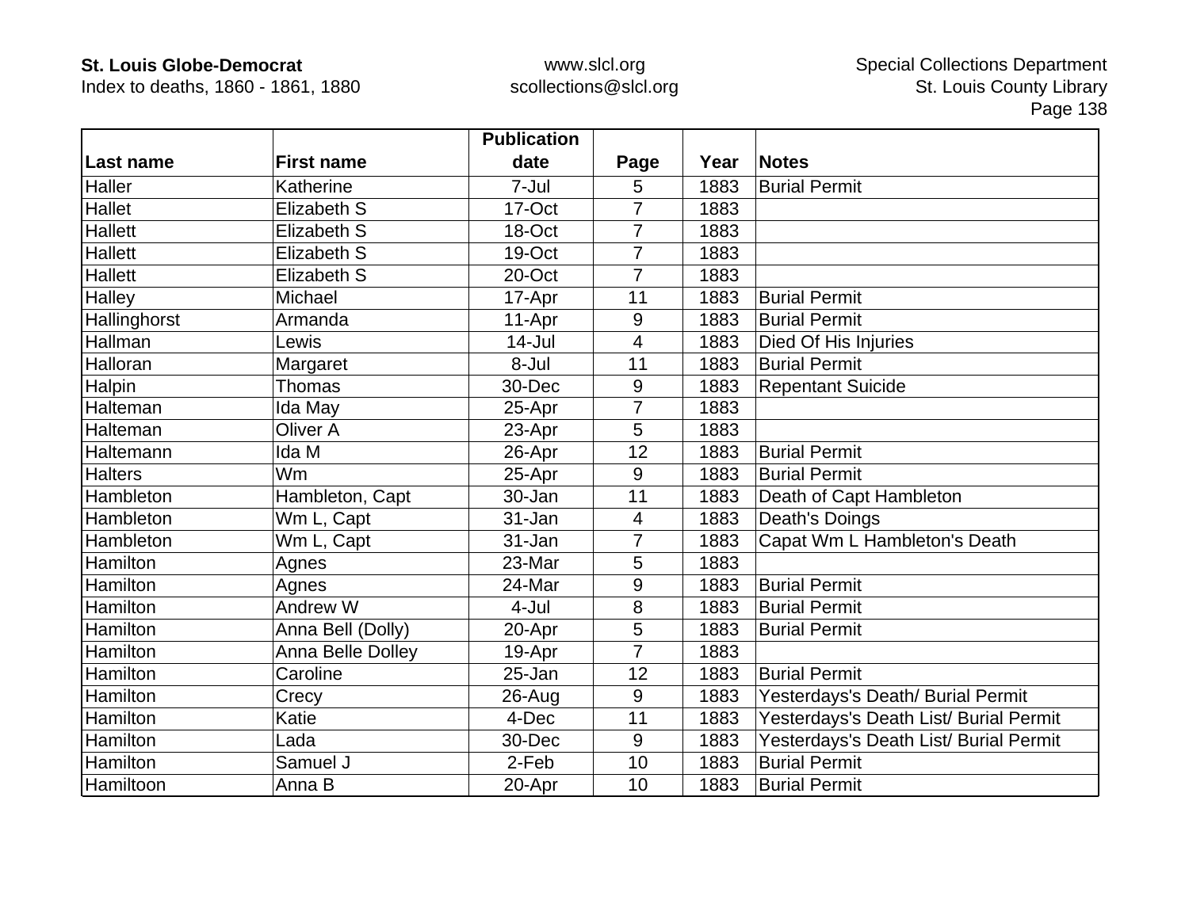| Last name | First name | Publication date | Page | Year | Notes |
|---|---|---|---|---|---|
| Haller | Katherine | 7-Jul | 5 | 1883 | Burial Permit |
| Hallet | Elizabeth S | 17-Oct | 7 | 1883 | |
| Hallett | Elizabeth S | 18-Oct | 7 | 1883 | |
| Hallett | Elizabeth S | 19-Oct | 7 | 1883 | |
| Hallett | Elizabeth S | 20-Oct | 7 | 1883 | |
| Halley | Michael | 17-Apr | 11 | 1883 | Burial Permit |
| Hallinghorst | Armanda | 11-Apr | 9 | 1883 | Burial Permit |
| Hallman | Lewis | 14-Jul | 4 | 1883 | Died Of His Injuries |
| Halloran | Margaret | 8-Jul | 11 | 1883 | Burial Permit |
| Halpin | Thomas | 30-Dec | 9 | 1883 | Repentant Suicide |
| Halteman | Ida May | 25-Apr | 7 | 1883 | |
| Halteman | Oliver A | 23-Apr | 5 | 1883 | |
| Haltemann | Ida M | 26-Apr | 12 | 1883 | Burial Permit |
| Halters | Wm | 25-Apr | 9 | 1883 | Burial Permit |
| Hambleton | Hambleton, Capt | 30-Jan | 11 | 1883 | Death of Capt Hambleton |
| Hambleton | Wm L, Capt | 31-Jan | 4 | 1883 | Death's Doings |
| Hambleton | Wm L, Capt | 31-Jan | 7 | 1883 | Capat Wm L Hambleton's Death |
| Hamilton | Agnes | 23-Mar | 5 | 1883 | |
| Hamilton | Agnes | 24-Mar | 9 | 1883 | Burial Permit |
| Hamilton | Andrew W | 4-Jul | 8 | 1883 | Burial Permit |
| Hamilton | Anna Bell (Dolly) | 20-Apr | 5 | 1883 | Burial Permit |
| Hamilton | Anna Belle Dolley | 19-Apr | 7 | 1883 | |
| Hamilton | Caroline | 25-Jan | 12 | 1883 | Burial Permit |
| Hamilton | Crecy | 26-Aug | 9 | 1883 | Yesterdays's Death/ Burial Permit |
| Hamilton | Katie | 4-Dec | 11 | 1883 | Yesterdays's Death List/ Burial Permit |
| Hamilton | Lada | 30-Dec | 9 | 1883 | Yesterdays's Death List/ Burial Permit |
| Hamilton | Samuel J | 2-Feb | 10 | 1883 | Burial Permit |
| Hamiltoon | Anna B | 20-Apr | 10 | 1883 | Burial Permit |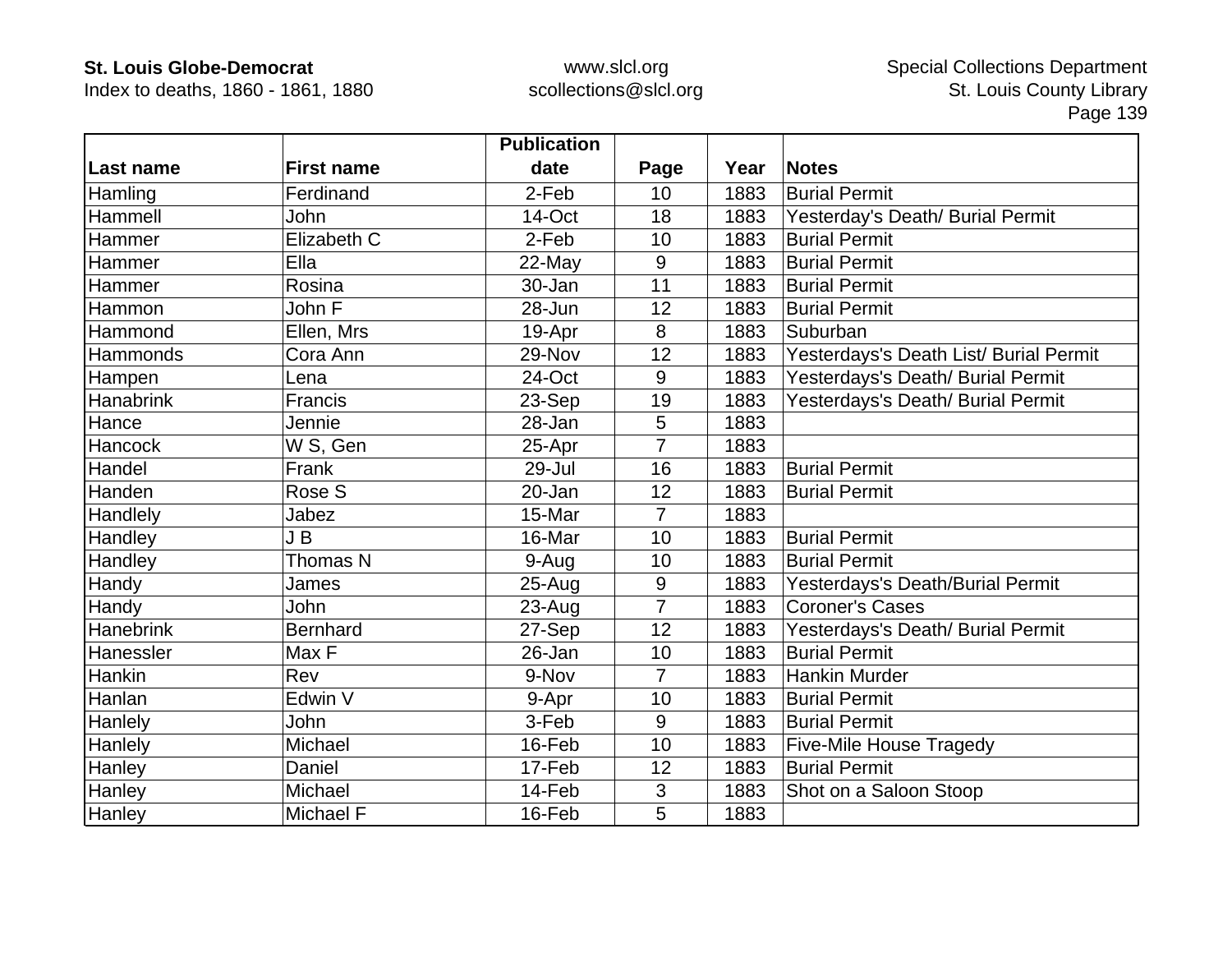| Last name | First name | Publication date | Page | Year | Notes |
|---|---|---|---|---|---|
| Hamling | Ferdinand | 2-Feb | 10 | 1883 | Burial Permit |
| Hammell | John | 14-Oct | 18 | 1883 | Yesterday's Death/ Burial Permit |
| Hammer | Elizabeth C | 2-Feb | 10 | 1883 | Burial Permit |
| Hammer | Ella | 22-May | 9 | 1883 | Burial Permit |
| Hammer | Rosina | 30-Jan | 11 | 1883 | Burial Permit |
| Hammon | John F | 28-Jun | 12 | 1883 | Burial Permit |
| Hammond | Ellen, Mrs | 19-Apr | 8 | 1883 | Suburban |
| Hammonds | Cora Ann | 29-Nov | 12 | 1883 | Yesterdays's Death List/ Burial Permit |
| Hampen | Lena | 24-Oct | 9 | 1883 | Yesterdays's Death/ Burial Permit |
| Hanabrink | Francis | 23-Sep | 19 | 1883 | Yesterdays's Death/ Burial Permit |
| Hance | Jennie | 28-Jan | 5 | 1883 | |
| Hancock | W S, Gen | 25-Apr | 7 | 1883 | |
| Handel | Frank | 29-Jul | 16 | 1883 | Burial Permit |
| Handen | Rose S | 20-Jan | 12 | 1883 | Burial Permit |
| Handlely | Jabez | 15-Mar | 7 | 1883 | |
| Handley | J B | 16-Mar | 10 | 1883 | Burial Permit |
| Handley | Thomas N | 9-Aug | 10 | 1883 | Burial Permit |
| Handy | James | 25-Aug | 9 | 1883 | Yesterdays's Death/Burial Permit |
| Handy | John | 23-Aug | 7 | 1883 | Coroner's Cases |
| Hanebrink | Bernhard | 27-Sep | 12 | 1883 | Yesterdays's Death/ Burial Permit |
| Hanessler | Max F | 26-Jan | 10 | 1883 | Burial Permit |
| Hankin | Rev | 9-Nov | 7 | 1883 | Hankin Murder |
| Hanlan | Edwin V | 9-Apr | 10 | 1883 | Burial Permit |
| Hanlely | John | 3-Feb | 9 | 1883 | Burial Permit |
| Hanlely | Michael | 16-Feb | 10 | 1883 | Five-Mile House Tragedy |
| Hanley | Daniel | 17-Feb | 12 | 1883 | Burial Permit |
| Hanley | Michael | 14-Feb | 3 | 1883 | Shot on a Saloon Stoop |
| Hanley | Michael F | 16-Feb | 5 | 1883 | |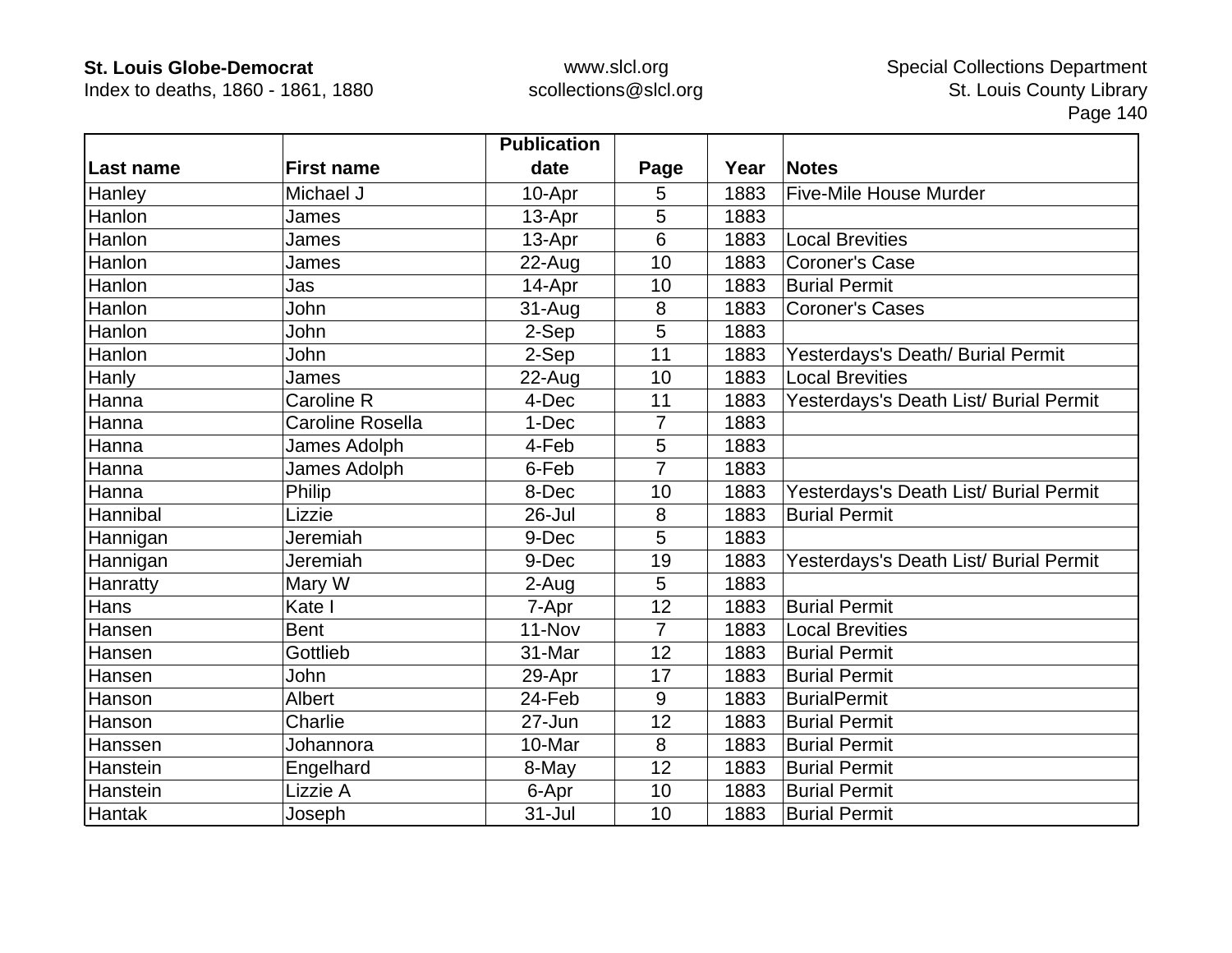| Last name | First name | Publication date | Page | Year | Notes |
|---|---|---|---|---|---|
| Hanley | Michael J | 10-Apr | 5 | 1883 | Five-Mile House Murder |
| Hanlon | James | 13-Apr | 5 | 1883 | |
| Hanlon | James | 13-Apr | 6 | 1883 | Local Brevities |
| Hanlon | James | 22-Aug | 10 | 1883 | Coroner's Case |
| Hanlon | Jas | 14-Apr | 10 | 1883 | Burial Permit |
| Hanlon | John | 31-Aug | 8 | 1883 | Coroner's Cases |
| Hanlon | John | 2-Sep | 5 | 1883 | |
| Hanlon | John | 2-Sep | 11 | 1883 | Yesterdays's Death/ Burial Permit |
| Hanly | James | 22-Aug | 10 | 1883 | Local Brevities |
| Hanna | Caroline R | 4-Dec | 11 | 1883 | Yesterdays's Death List/ Burial Permit |
| Hanna | Caroline Rosella | 1-Dec | 7 | 1883 | |
| Hanna | James Adolph | 4-Feb | 5 | 1883 | |
| Hanna | James Adolph | 6-Feb | 7 | 1883 | |
| Hanna | Philip | 8-Dec | 10 | 1883 | Yesterdays's Death List/ Burial Permit |
| Hannibal | Lizzie | 26-Jul | 8 | 1883 | Burial Permit |
| Hannigan | Jeremiah | 9-Dec | 5 | 1883 | |
| Hannigan | Jeremiah | 9-Dec | 19 | 1883 | Yesterdays's Death List/ Burial Permit |
| Hanratty | Mary W | 2-Aug | 5 | 1883 | |
| Hans | Kate I | 7-Apr | 12 | 1883 | Burial Permit |
| Hansen | Bent | 11-Nov | 7 | 1883 | Local Brevities |
| Hansen | Gottlieb | 31-Mar | 12 | 1883 | Burial Permit |
| Hansen | John | 29-Apr | 17 | 1883 | Burial Permit |
| Hanson | Albert | 24-Feb | 9 | 1883 | BurialPermit |
| Hanson | Charlie | 27-Jun | 12 | 1883 | Burial Permit |
| Hanssen | Johannora | 10-Mar | 8 | 1883 | Burial Permit |
| Hanstein | Engelhard | 8-May | 12 | 1883 | Burial Permit |
| Hanstein | Lizzie A | 6-Apr | 10 | 1883 | Burial Permit |
| Hantak | Joseph | 31-Jul | 10 | 1883 | Burial Permit |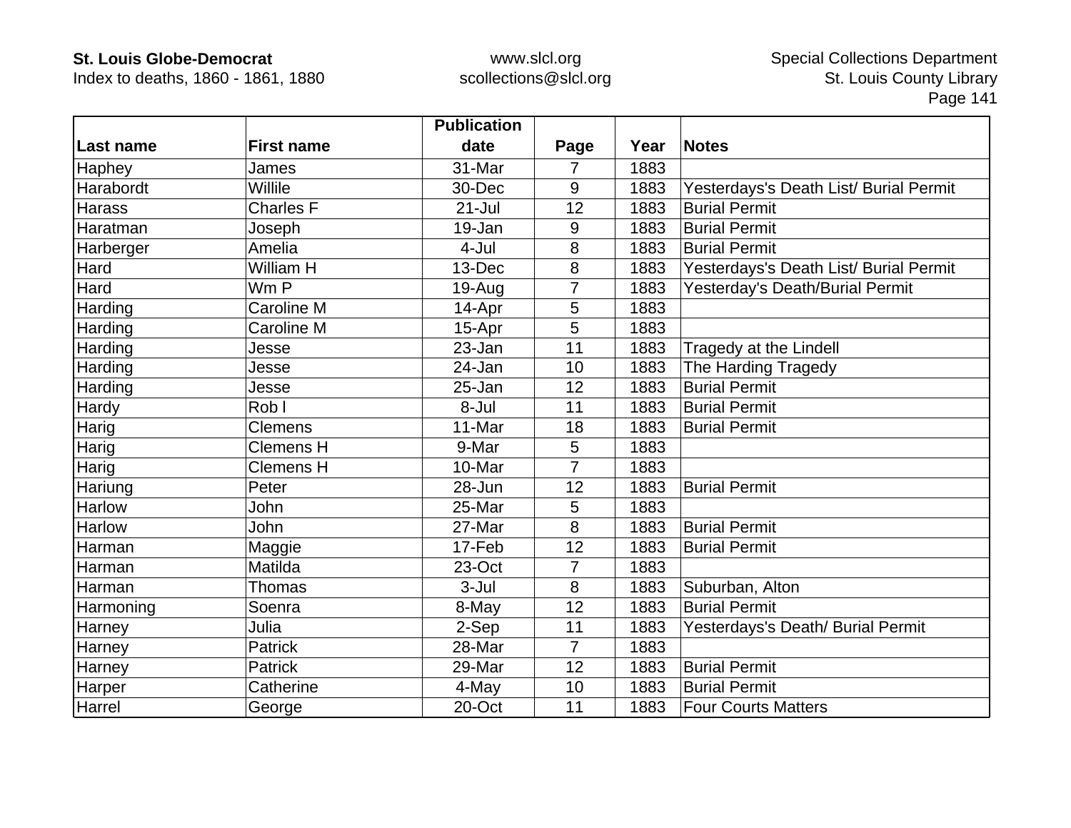| Last name | First name | Publication date | Page | Year | Notes |
|---|---|---|---|---|---|
| Haphey | James | 31-Mar | 7 | 1883 | |
| Harabordt | Willile | 30-Dec | 9 | 1883 | Yesterdays's Death List/ Burial Permit |
| Harass | Charles F | 21-Jul | 12 | 1883 | Burial Permit |
| Haratman | Joseph | 19-Jan | 9 | 1883 | Burial Permit |
| Harberger | Amelia | 4-Jul | 8 | 1883 | Burial Permit |
| Hard | William H | 13-Dec | 8 | 1883 | Yesterdays's Death List/ Burial Permit |
| Hard | Wm P | 19-Aug | 7 | 1883 | Yesterday's Death/Burial Permit |
| Harding | Caroline M | 14-Apr | 5 | 1883 | |
| Harding | Caroline M | 15-Apr | 5 | 1883 | |
| Harding | Jesse | 23-Jan | 11 | 1883 | Tragedy at the Lindell |
| Harding | Jesse | 24-Jan | 10 | 1883 | The Harding Tragedy |
| Harding | Jesse | 25-Jan | 12 | 1883 | Burial Permit |
| Hardy | Rob l | 8-Jul | 11 | 1883 | Burial Permit |
| Harig | Clemens | 11-Mar | 18 | 1883 | Burial Permit |
| Harig | Clemens H | 9-Mar | 5 | 1883 | |
| Harig | Clemens H | 10-Mar | 7 | 1883 | |
| Hariung | Peter | 28-Jun | 12 | 1883 | Burial Permit |
| Harlow | John | 25-Mar | 5 | 1883 | |
| Harlow | John | 27-Mar | 8 | 1883 | Burial Permit |
| Harman | Maggie | 17-Feb | 12 | 1883 | Burial Permit |
| Harman | Matilda | 23-Oct | 7 | 1883 | |
| Harman | Thomas | 3-Jul | 8 | 1883 | Suburban, Alton |
| Harmoning | Soenra | 8-May | 12 | 1883 | Burial Permit |
| Harney | Julia | 2-Sep | 11 | 1883 | Yesterdays's Death/ Burial Permit |
| Harney | Patrick | 28-Mar | 7 | 1883 | |
| Harney | Patrick | 29-Mar | 12 | 1883 | Burial Permit |
| Harper | Catherine | 4-May | 10 | 1883 | Burial Permit |
| Harrel | George | 20-Oct | 11 | 1883 | Four Courts Matters |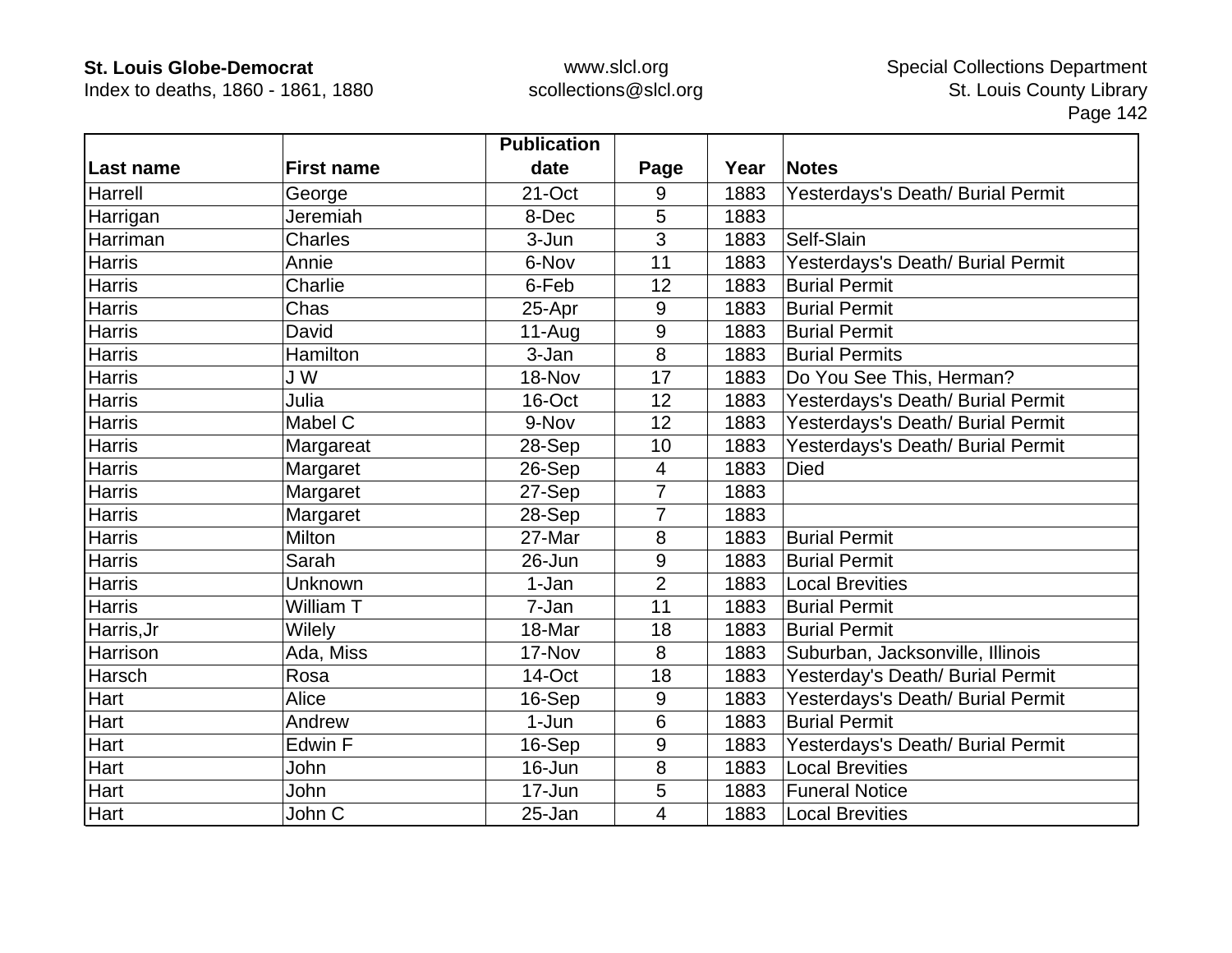| Last name | First name | Publication date | Page | Year | Notes |
|---|---|---|---|---|---|
| Harrell | George | 21-Oct | 9 | 1883 | Yesterdays's Death/ Burial Permit |
| Harrigan | Jeremiah | 8-Dec | 5 | 1883 | |
| Harriman | Charles | 3-Jun | 3 | 1883 | Self-Slain |
| Harris | Annie | 6-Nov | 11 | 1883 | Yesterdays's Death/ Burial Permit |
| Harris | Charlie | 6-Feb | 12 | 1883 | Burial Permit |
| Harris | Chas | 25-Apr | 9 | 1883 | Burial Permit |
| Harris | David | 11-Aug | 9 | 1883 | Burial Permit |
| Harris | Hamilton | 3-Jan | 8 | 1883 | Burial Permits |
| Harris | J W | 18-Nov | 17 | 1883 | Do You See This, Herman? |
| Harris | Julia | 16-Oct | 12 | 1883 | Yesterdays's Death/ Burial Permit |
| Harris | Mabel C | 9-Nov | 12 | 1883 | Yesterdays's Death/ Burial Permit |
| Harris | Margareat | 28-Sep | 10 | 1883 | Yesterdays's Death/ Burial Permit |
| Harris | Margaret | 26-Sep | 4 | 1883 | Died |
| Harris | Margaret | 27-Sep | 7 | 1883 | |
| Harris | Margaret | 28-Sep | 7 | 1883 | |
| Harris | Milton | 27-Mar | 8 | 1883 | Burial Permit |
| Harris | Sarah | 26-Jun | 9 | 1883 | Burial Permit |
| Harris | Unknown | 1-Jan | 2 | 1883 | Local Brevities |
| Harris | William T | 7-Jan | 11 | 1883 | Burial Permit |
| Harris,Jr | Wilely | 18-Mar | 18 | 1883 | Burial Permit |
| Harrison | Ada, Miss | 17-Nov | 8 | 1883 | Suburban, Jacksonville, Illinois |
| Harsch | Rosa | 14-Oct | 18 | 1883 | Yesterday's Death/ Burial Permit |
| Hart | Alice | 16-Sep | 9 | 1883 | Yesterdays's Death/ Burial Permit |
| Hart | Andrew | 1-Jun | 6 | 1883 | Burial Permit |
| Hart | Edwin F | 16-Sep | 9 | 1883 | Yesterdays's Death/ Burial Permit |
| Hart | John | 16-Jun | 8 | 1883 | Local Brevities |
| Hart | John | 17-Jun | 5 | 1883 | Funeral Notice |
| Hart | John C | 25-Jan | 4 | 1883 | Local Brevities |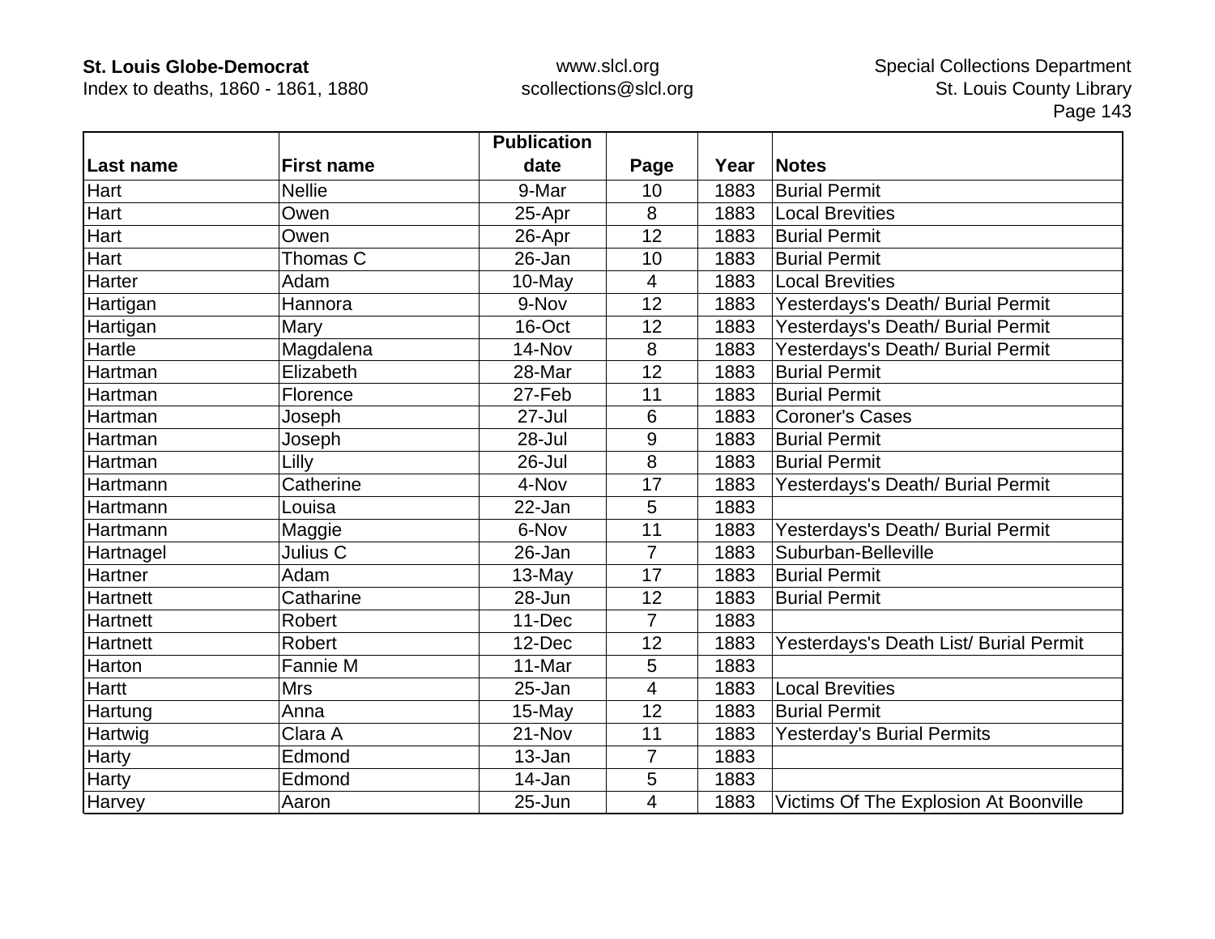| Last name | First name | Publication date | Page | Year | Notes |
|---|---|---|---|---|---|
| Hart | Nellie | 9-Mar | 10 | 1883 | Burial Permit |
| Hart | Owen | 25-Apr | 8 | 1883 | Local Brevities |
| Hart | Owen | 26-Apr | 12 | 1883 | Burial Permit |
| Hart | Thomas C | 26-Jan | 10 | 1883 | Burial Permit |
| Harter | Adam | 10-May | 4 | 1883 | Local Brevities |
| Hartigan | Hannora | 9-Nov | 12 | 1883 | Yesterdays's Death/ Burial Permit |
| Hartigan | Mary | 16-Oct | 12 | 1883 | Yesterdays's Death/ Burial Permit |
| Hartle | Magdalena | 14-Nov | 8 | 1883 | Yesterdays's Death/ Burial Permit |
| Hartman | Elizabeth | 28-Mar | 12 | 1883 | Burial Permit |
| Hartman | Florence | 27-Feb | 11 | 1883 | Burial Permit |
| Hartman | Joseph | 27-Jul | 6 | 1883 | Coroner's Cases |
| Hartman | Joseph | 28-Jul | 9 | 1883 | Burial Permit |
| Hartman | Lilly | 26-Jul | 8 | 1883 | Burial Permit |
| Hartmann | Catherine | 4-Nov | 17 | 1883 | Yesterdays's Death/ Burial Permit |
| Hartmann | Louisa | 22-Jan | 5 | 1883 | |
| Hartmann | Maggie | 6-Nov | 11 | 1883 | Yesterdays's Death/ Burial Permit |
| Hartnagel | Julius C | 26-Jan | 7 | 1883 | Suburban-Belleville |
| Hartner | Adam | 13-May | 17 | 1883 | Burial Permit |
| Hartnett | Catharine | 28-Jun | 12 | 1883 | Burial Permit |
| Hartnett | Robert | 11-Dec | 7 | 1883 | |
| Hartnett | Robert | 12-Dec | 12 | 1883 | Yesterdays's Death List/ Burial Permit |
| Harton | Fannie M | 11-Mar | 5 | 1883 | |
| Hartt | Mrs | 25-Jan | 4 | 1883 | Local Brevities |
| Hartung | Anna | 15-May | 12 | 1883 | Burial Permit |
| Hartwig | Clara A | 21-Nov | 11 | 1883 | Yesterday's Burial Permits |
| Harty | Edmond | 13-Jan | 7 | 1883 | |
| Harty | Edmond | 14-Jan | 5 | 1883 | |
| Harvey | Aaron | 25-Jun | 4 | 1883 | Victims Of The Explosion At Boonville |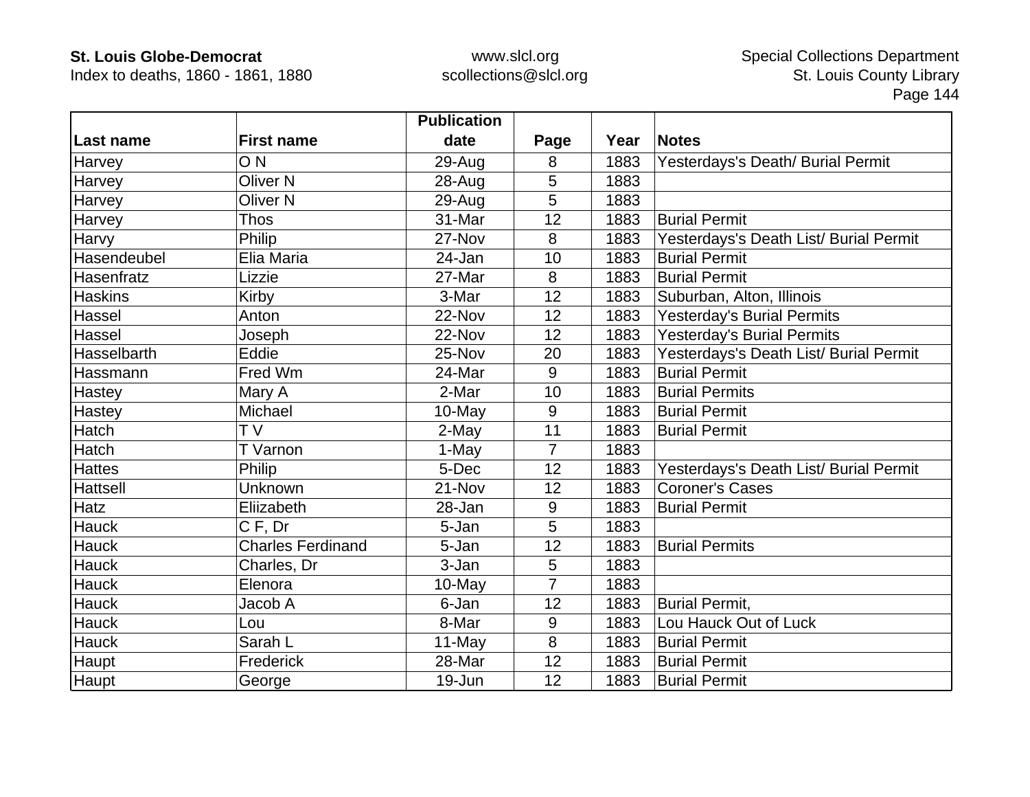| Last name | First name | Publication date | Page | Year | Notes |
|---|---|---|---|---|---|
| Harvey | O N | 29-Aug | 8 | 1883 | Yesterdays's Death/ Burial Permit |
| Harvey | Oliver N | 28-Aug | 5 | 1883 | |
| Harvey | Oliver N | 29-Aug | 5 | 1883 | |
| Harvey | Thos | 31-Mar | 12 | 1883 | Burial Permit |
| Harvy | Philip | 27-Nov | 8 | 1883 | Yesterdays's Death List/ Burial Permit |
| Hasendeubel | Elia Maria | 24-Jan | 10 | 1883 | Burial Permit |
| Hasenfratz | Lizzie | 27-Mar | 8 | 1883 | Burial Permit |
| Haskins | Kirby | 3-Mar | 12 | 1883 | Suburban, Alton, Illinois |
| Hassel | Anton | 22-Nov | 12 | 1883 | Yesterday's Burial Permits |
| Hassel | Joseph | 22-Nov | 12 | 1883 | Yesterday's Burial Permits |
| Hasselbarth | Eddie | 25-Nov | 20 | 1883 | Yesterdays's Death List/ Burial Permit |
| Hassmann | Fred Wm | 24-Mar | 9 | 1883 | Burial Permit |
| Hastey | Mary A | 2-Mar | 10 | 1883 | Burial Permits |
| Hastey | Michael | 10-May | 9 | 1883 | Burial Permit |
| Hatch | T V | 2-May | 11 | 1883 | Burial Permit |
| Hatch | T Varnon | 1-May | 7 | 1883 | |
| Hattes | Philip | 5-Dec | 12 | 1883 | Yesterdays's Death List/ Burial Permit |
| Hattsell | Unknown | 21-Nov | 12 | 1883 | Coroner's Cases |
| Hatz | Eliizabeth | 28-Jan | 9 | 1883 | Burial Permit |
| Hauck | C F, Dr | 5-Jan | 5 | 1883 | |
| Hauck | Charles Ferdinand | 5-Jan | 12 | 1883 | Burial Permits |
| Hauck | Charles, Dr | 3-Jan | 5 | 1883 | |
| Hauck | Elenora | 10-May | 7 | 1883 | |
| Hauck | Jacob A | 6-Jan | 12 | 1883 | Burial Permit, |
| Hauck | Lou | 8-Mar | 9 | 1883 | Lou Hauck Out of Luck |
| Hauck | Sarah L | 11-May | 8 | 1883 | Burial Permit |
| Haupt | Frederick | 28-Mar | 12 | 1883 | Burial Permit |
| Haupt | George | 19-Jun | 12 | 1883 | Burial Permit |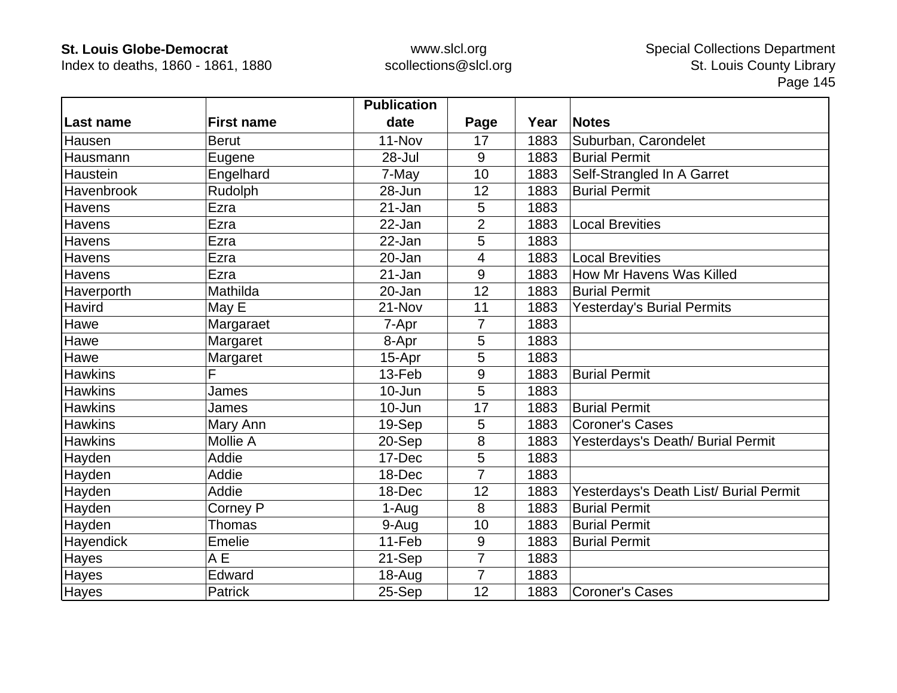| Last name | First name | Publication date | Page | Year | Notes |
|---|---|---|---|---|---|
| Hausen | Berut | 11-Nov | 17 | 1883 | Suburban, Carondelet |
| Hausmann | Eugene | 28-Jul | 9 | 1883 | Burial Permit |
| Haustein | Engelhard | 7-May | 10 | 1883 | Self-Strangled In A Garret |
| Havenbrook | Rudolph | 28-Jun | 12 | 1883 | Burial Permit |
| Havens | Ezra | 21-Jan | 5 | 1883 | |
| Havens | Ezra | 22-Jan | 2 | 1883 | Local Brevities |
| Havens | Ezra | 22-Jan | 5 | 1883 | |
| Havens | Ezra | 20-Jan | 4 | 1883 | Local Brevities |
| Havens | Ezra | 21-Jan | 9 | 1883 | How Mr Havens Was Killed |
| Haverporth | Mathilda | 20-Jan | 12 | 1883 | Burial Permit |
| Havird | May E | 21-Nov | 11 | 1883 | Yesterday's Burial Permits |
| Hawe | Margaraet | 7-Apr | 7 | 1883 | |
| Hawe | Margaret | 8-Apr | 5 | 1883 | |
| Hawe | Margaret | 15-Apr | 5 | 1883 | |
| Hawkins | F | 13-Feb | 9 | 1883 | Burial Permit |
| Hawkins | James | 10-Jun | 5 | 1883 | |
| Hawkins | James | 10-Jun | 17 | 1883 | Burial Permit |
| Hawkins | Mary Ann | 19-Sep | 5 | 1883 | Coroner's Cases |
| Hawkins | Mollie A | 20-Sep | 8 | 1883 | Yesterdays's Death/ Burial Permit |
| Hayden | Addie | 17-Dec | 5 | 1883 | |
| Hayden | Addie | 18-Dec | 7 | 1883 | |
| Hayden | Addie | 18-Dec | 12 | 1883 | Yesterdays's Death List/ Burial Permit |
| Hayden | Corney P | 1-Aug | 8 | 1883 | Burial Permit |
| Hayden | Thomas | 9-Aug | 10 | 1883 | Burial Permit |
| Hayendick | Emelie | 11-Feb | 9 | 1883 | Burial Permit |
| Hayes | A E | 21-Sep | 7 | 1883 | |
| Hayes | Edward | 18-Aug | 7 | 1883 | |
| Hayes | Patrick | 25-Sep | 12 | 1883 | Coroner's Cases |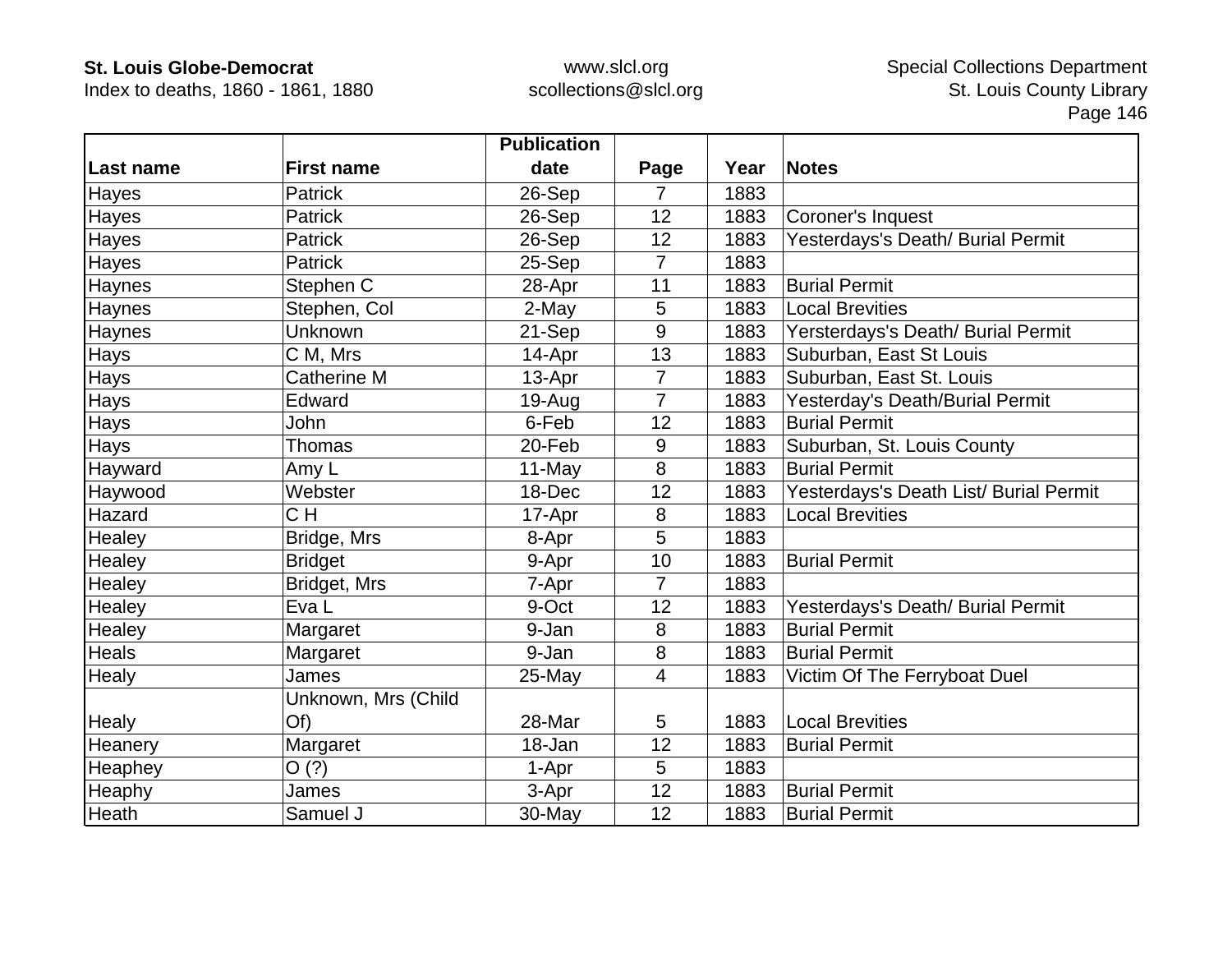| Last name | First name | Publication date | Page | Year | Notes |
|---|---|---|---|---|---|
| Hayes | Patrick | 26-Sep | 7 | 1883 | |
| Hayes | Patrick | 26-Sep | 12 | 1883 | Coroner's Inquest |
| Hayes | Patrick | 26-Sep | 12 | 1883 | Yesterdays's Death/ Burial Permit |
| Hayes | Patrick | 25-Sep | 7 | 1883 | |
| Haynes | Stephen C | 28-Apr | 11 | 1883 | Burial Permit |
| Haynes | Stephen, Col | 2-May | 5 | 1883 | Local Brevities |
| Haynes | Unknown | 21-Sep | 9 | 1883 | Yersterdays's Death/ Burial Permit |
| Hays | C M, Mrs | 14-Apr | 13 | 1883 | Suburban, East St Louis |
| Hays | Catherine M | 13-Apr | 7 | 1883 | Suburban, East St. Louis |
| Hays | Edward | 19-Aug | 7 | 1883 | Yesterday's Death/Burial Permit |
| Hays | John | 6-Feb | 12 | 1883 | Burial Permit |
| Hays | Thomas | 20-Feb | 9 | 1883 | Suburban, St. Louis County |
| Hayward | Amy L | 11-May | 8 | 1883 | Burial Permit |
| Haywood | Webster | 18-Dec | 12 | 1883 | Yesterdays's Death List/ Burial Permit |
| Hazard | C H | 17-Apr | 8 | 1883 | Local Brevities |
| Healey | Bridge, Mrs | 8-Apr | 5 | 1883 | |
| Healey | Bridget | 9-Apr | 10 | 1883 | Burial Permit |
| Healey | Bridget, Mrs | 7-Apr | 7 | 1883 | |
| Healey | Eva L | 9-Oct | 12 | 1883 | Yesterdays's Death/ Burial Permit |
| Healey | Margaret | 9-Jan | 8 | 1883 | Burial Permit |
| Heals | Margaret | 9-Jan | 8 | 1883 | Burial Permit |
| Healy | James | 25-May | 4 | 1883 | Victim Of The Ferryboat Duel |
| Healy | Unknown, Mrs (Child Of) | 28-Mar | 5 | 1883 | Local Brevities |
| Heanery | Margaret | 18-Jan | 12 | 1883 | Burial Permit |
| Heaphey | O (?) | 1-Apr | 5 | 1883 | |
| Heaphy | James | 3-Apr | 12 | 1883 | Burial Permit |
| Heath | Samuel J | 30-May | 12 | 1883 | Burial Permit |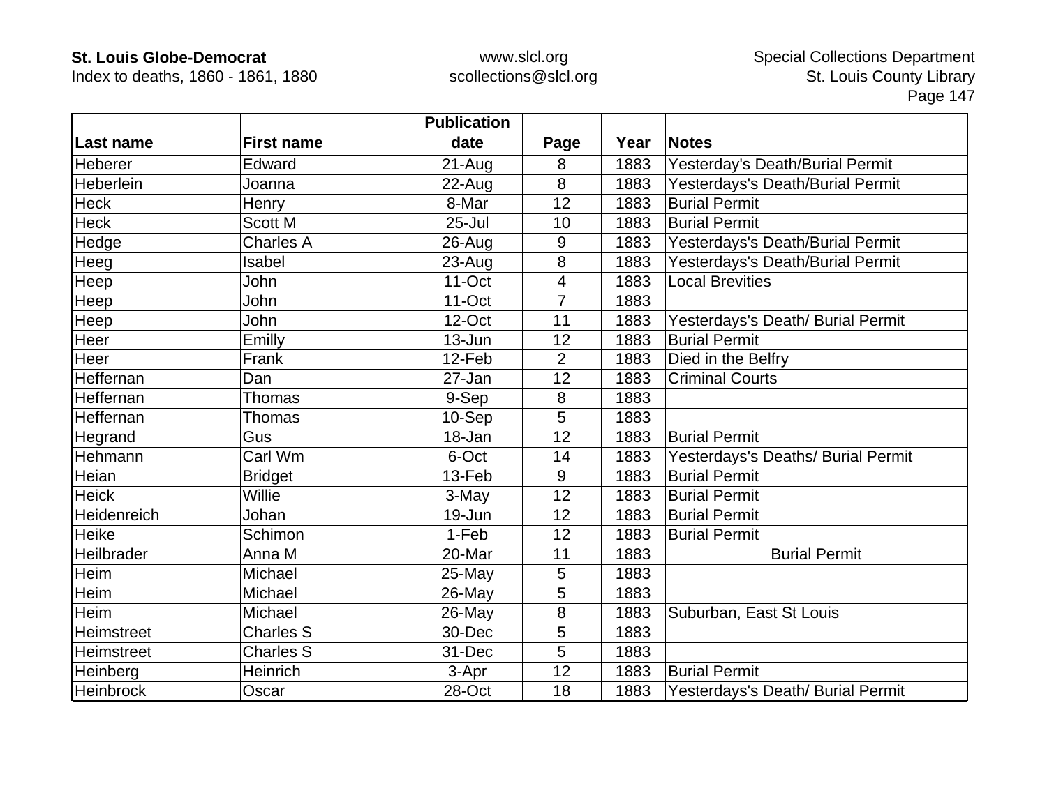| Last name | First name | Publication date | Page | Year | Notes |
|---|---|---|---|---|---|
| Heberer | Edward | 21-Aug | 8 | 1883 | Yesterday's Death/Burial Permit |
| Heberlein | Joanna | 22-Aug | 8 | 1883 | Yesterdays's Death/Burial Permit |
| Heck | Henry | 8-Mar | 12 | 1883 | Burial Permit |
| Heck | Scott M | 25-Jul | 10 | 1883 | Burial Permit |
| Hedge | Charles A | 26-Aug | 9 | 1883 | Yesterdays's Death/Burial Permit |
| Heeg | Isabel | 23-Aug | 8 | 1883 | Yesterdays's Death/Burial Permit |
| Heep | John | 11-Oct | 4 | 1883 | Local Brevities |
| Heep | John | 11-Oct | 7 | 1883 | |
| Heep | John | 12-Oct | 11 | 1883 | Yesterdays's Death/ Burial Permit |
| Heer | Emilly | 13-Jun | 12 | 1883 | Burial Permit |
| Heer | Frank | 12-Feb | 2 | 1883 | Died in the Belfry |
| Heffernan | Dan | 27-Jan | 12 | 1883 | Criminal Courts |
| Heffernan | Thomas | 9-Sep | 8 | 1883 | |
| Heffernan | Thomas | 10-Sep | 5 | 1883 | |
| Hegrand | Gus | 18-Jan | 12 | 1883 | Burial Permit |
| Hehmann | Carl Wm | 6-Oct | 14 | 1883 | Yesterdays's Deaths/ Burial Permit |
| Heian | Bridget | 13-Feb | 9 | 1883 | Burial Permit |
| Heick | Willie | 3-May | 12 | 1883 | Burial Permit |
| Heidenreich | Johan | 19-Jun | 12 | 1883 | Burial Permit |
| Heike | Schimon | 1-Feb | 12 | 1883 | Burial Permit |
| Heilbrader | Anna M | 20-Mar | 11 | 1883 | Burial Permit |
| Heim | Michael | 25-May | 5 | 1883 | |
| Heim | Michael | 26-May | 5 | 1883 | |
| Heim | Michael | 26-May | 8 | 1883 | Suburban, East St Louis |
| Heimstreet | Charles S | 30-Dec | 5 | 1883 | |
| Heimstreet | Charles S | 31-Dec | 5 | 1883 | |
| Heinberg | Heinrich | 3-Apr | 12 | 1883 | Burial Permit |
| Heinbrock | Oscar | 28-Oct | 18 | 1883 | Yesterdays's Death/ Burial Permit |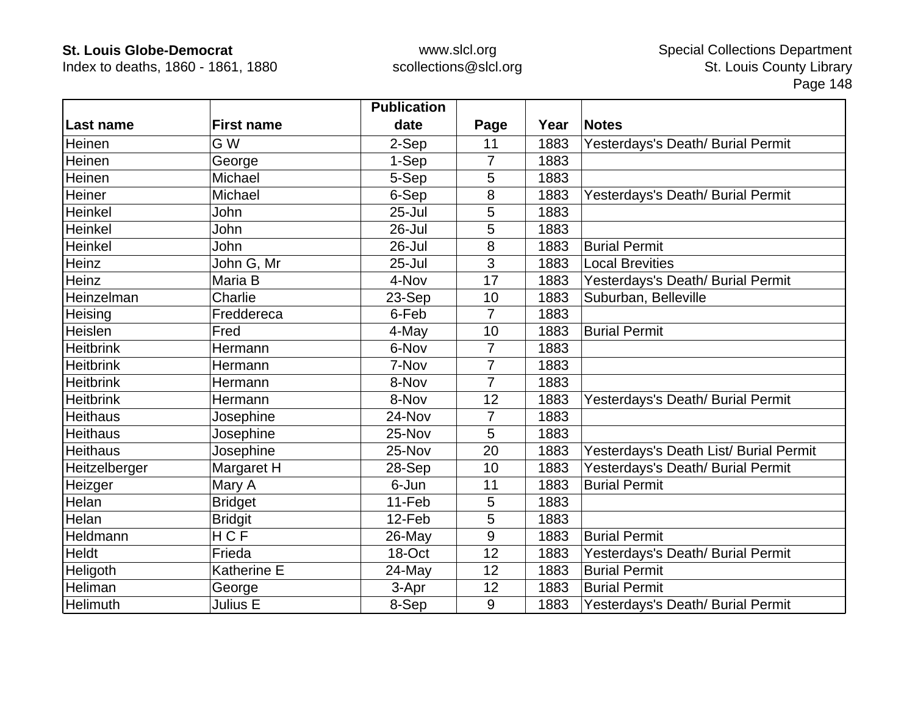| Last name | First name | Publication date | Page | Year | Notes |
|---|---|---|---|---|---|
| Heinen | G W | 2-Sep | 11 | 1883 | Yesterdays's Death/ Burial Permit |
| Heinen | George | 1-Sep | 7 | 1883 | |
| Heinen | Michael | 5-Sep | 5 | 1883 | |
| Heiner | Michael | 6-Sep | 8 | 1883 | Yesterdays's Death/ Burial Permit |
| Heinkel | John | 25-Jul | 5 | 1883 | |
| Heinkel | John | 26-Jul | 5 | 1883 | |
| Heinkel | John | 26-Jul | 8 | 1883 | Burial Permit |
| Heinz | John G, Mr | 25-Jul | 3 | 1883 | Local Brevities |
| Heinz | Maria B | 4-Nov | 17 | 1883 | Yesterdays's Death/ Burial Permit |
| Heinzelman | Charlie | 23-Sep | 10 | 1883 | Suburban, Belleville |
| Heising | Freddereca | 6-Feb | 7 | 1883 | |
| Heislen | Fred | 4-May | 10 | 1883 | Burial Permit |
| Heitbrink | Hermann | 6-Nov | 7 | 1883 | |
| Heitbrink | Hermann | 7-Nov | 7 | 1883 | |
| Heitbrink | Hermann | 8-Nov | 7 | 1883 | |
| Heitbrink | Hermann | 8-Nov | 12 | 1883 | Yesterdays's Death/ Burial Permit |
| Heithaus | Josephine | 24-Nov | 7 | 1883 | |
| Heithaus | Josephine | 25-Nov | 5 | 1883 | |
| Heithaus | Josephine | 25-Nov | 20 | 1883 | Yesterdays's Death List/ Burial Permit |
| Heitzelberger | Margaret H | 28-Sep | 10 | 1883 | Yesterdays's Death/ Burial Permit |
| Heizger | Mary A | 6-Jun | 11 | 1883 | Burial Permit |
| Helan | Bridget | 11-Feb | 5 | 1883 | |
| Helan | Bridgit | 12-Feb | 5 | 1883 | |
| Heldmann | H C F | 26-May | 9 | 1883 | Burial Permit |
| Heldt | Frieda | 18-Oct | 12 | 1883 | Yesterdays's Death/ Burial Permit |
| Heligoth | Katherine E | 24-May | 12 | 1883 | Burial Permit |
| Heliman | George | 3-Apr | 12 | 1883 | Burial Permit |
| Helimuth | Julius E | 8-Sep | 9 | 1883 | Yesterdays's Death/ Burial Permit |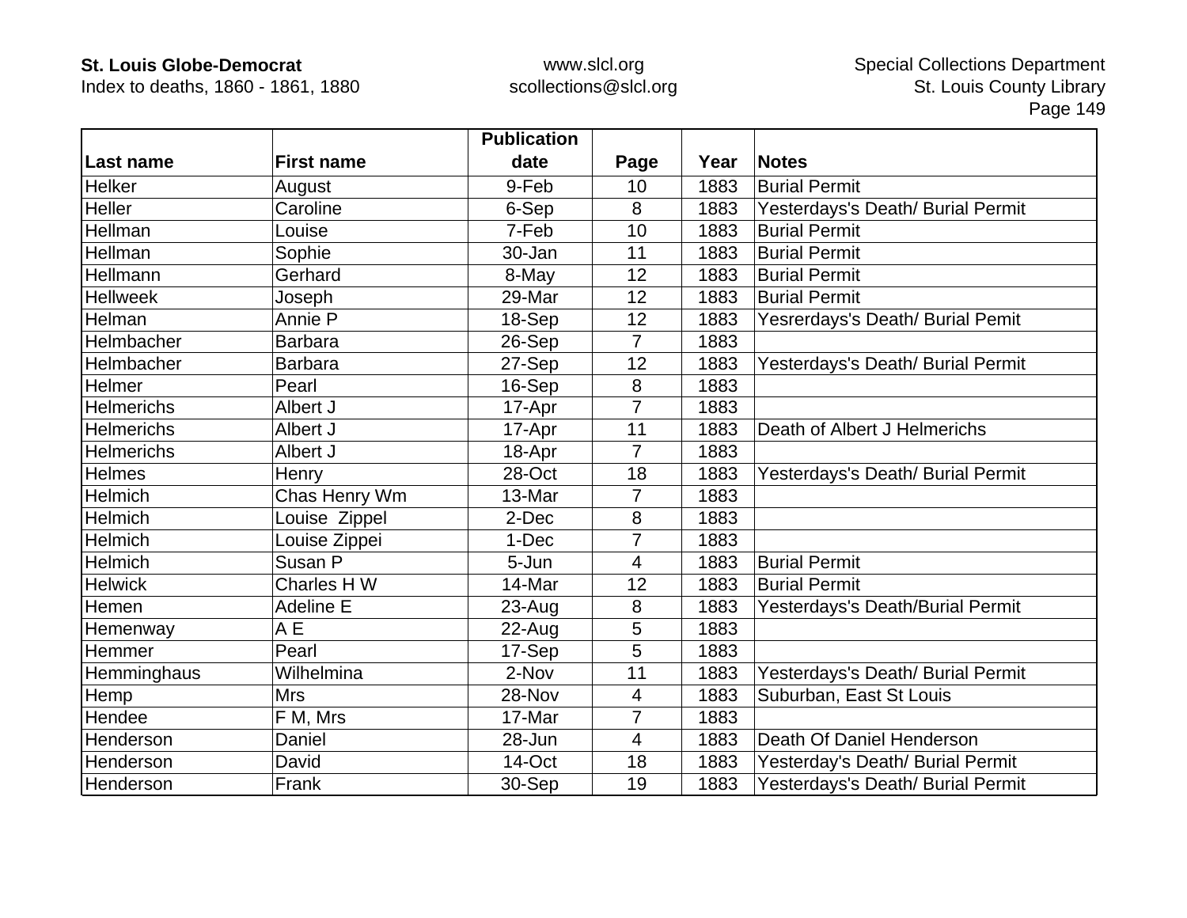| Last name | First name | Publication date | Page | Year | Notes |
|---|---|---|---|---|---|
| Helker | August | 9-Feb | 10 | 1883 | Burial Permit |
| Heller | Caroline | 6-Sep | 8 | 1883 | Yesterdays's Death/ Burial Permit |
| Hellman | Louise | 7-Feb | 10 | 1883 | Burial Permit |
| Hellman | Sophie | 30-Jan | 11 | 1883 | Burial Permit |
| Hellmann | Gerhard | 8-May | 12 | 1883 | Burial Permit |
| Hellweek | Joseph | 29-Mar | 12 | 1883 | Burial Permit |
| Helman | Annie P | 18-Sep | 12 | 1883 | Yesrerdays's Death/ Burial Pemit |
| Helmbacher | Barbara | 26-Sep | 7 | 1883 | |
| Helmbacher | Barbara | 27-Sep | 12 | 1883 | Yesterdays's Death/ Burial Permit |
| Helmer | Pearl | 16-Sep | 8 | 1883 | |
| Helmerichs | Albert J | 17-Apr | 7 | 1883 | |
| Helmerichs | Albert J | 17-Apr | 11 | 1883 | Death of Albert J Helmerichs |
| Helmerichs | Albert J | 18-Apr | 7 | 1883 | |
| Helmes | Henry | 28-Oct | 18 | 1883 | Yesterdays's Death/ Burial Permit |
| Helmich | Chas Henry Wm | 13-Mar | 7 | 1883 | |
| Helmich | Louise  Zippel | 2-Dec | 8 | 1883 | |
| Helmich | Louise Zippei | 1-Dec | 7 | 1883 | |
| Helmich | Susan P | 5-Jun | 4 | 1883 | Burial Permit |
| Helwick | Charles H W | 14-Mar | 12 | 1883 | Burial Permit |
| Hemen | Adeline E | 23-Aug | 8 | 1883 | Yesterdays's Death/Burial Permit |
| Hemenway | A E | 22-Aug | 5 | 1883 | |
| Hemmer | Pearl | 17-Sep | 5 | 1883 | |
| Hemminghaus | Wilhelmina | 2-Nov | 11 | 1883 | Yesterdays's Death/ Burial Permit |
| Hemp | Mrs | 28-Nov | 4 | 1883 | Suburban, East St Louis |
| Hendee | F M, Mrs | 17-Mar | 7 | 1883 | |
| Henderson | Daniel | 28-Jun | 4 | 1883 | Death Of Daniel Henderson |
| Henderson | David | 14-Oct | 18 | 1883 | Yesterday's Death/ Burial Permit |
| Henderson | Frank | 30-Sep | 19 | 1883 | Yesterdays's Death/ Burial Permit |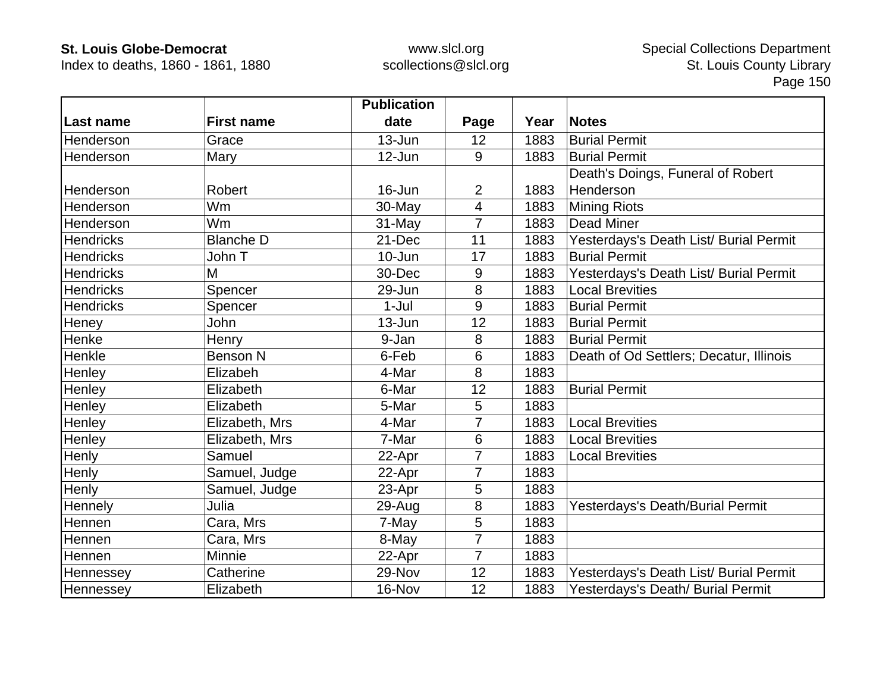| Last name | First name | Publication date | Page | Year | Notes |
|---|---|---|---|---|---|
| Henderson | Grace | 13-Jun | 12 | 1883 | Burial Permit |
| Henderson | Mary | 12-Jun | 9 | 1883 | Burial Permit |
| Henderson | Robert | 16-Jun | 2 | 1883 | Death's Doings, Funeral of Robert Henderson |
| Henderson | Wm | 30-May | 4 | 1883 | Mining Riots |
| Henderson | Wm | 31-May | 7 | 1883 | Dead Miner |
| Hendricks | Blanche D | 21-Dec | 11 | 1883 | Yesterdays's Death List/ Burial Permit |
| Hendricks | John T | 10-Jun | 17 | 1883 | Burial Permit |
| Hendricks | M | 30-Dec | 9 | 1883 | Yesterdays's Death List/ Burial Permit |
| Hendricks | Spencer | 29-Jun | 8 | 1883 | Local Brevities |
| Hendricks | Spencer | 1-Jul | 9 | 1883 | Burial Permit |
| Heney | John | 13-Jun | 12 | 1883 | Burial Permit |
| Henke | Henry | 9-Jan | 8 | 1883 | Burial Permit |
| Henkle | Benson N | 6-Feb | 6 | 1883 | Death of Od Settlers; Decatur, Illinois |
| Henley | Elizabeh | 4-Mar | 8 | 1883 | |
| Henley | Elizabeth | 6-Mar | 12 | 1883 | Burial Permit |
| Henley | Elizabeth | 5-Mar | 5 | 1883 | |
| Henley | Elizabeth, Mrs | 4-Mar | 7 | 1883 | Local Brevities |
| Henley | Elizabeth, Mrs | 7-Mar | 6 | 1883 | Local Brevities |
| Henly | Samuel | 22-Apr | 7 | 1883 | Local Brevities |
| Henly | Samuel, Judge | 22-Apr | 7 | 1883 | |
| Henly | Samuel, Judge | 23-Apr | 5 | 1883 | |
| Hennely | Julia | 29-Aug | 8 | 1883 | Yesterdays's Death/Burial Permit |
| Hennen | Cara, Mrs | 7-May | 5 | 1883 | |
| Hennen | Cara, Mrs | 8-May | 7 | 1883 | |
| Hennen | Minnie | 22-Apr | 7 | 1883 | |
| Hennessey | Catherine | 29-Nov | 12 | 1883 | Yesterdays's Death List/ Burial Permit |
| Hennessey | Elizabeth | 16-Nov | 12 | 1883 | Yesterdays's Death/ Burial Permit |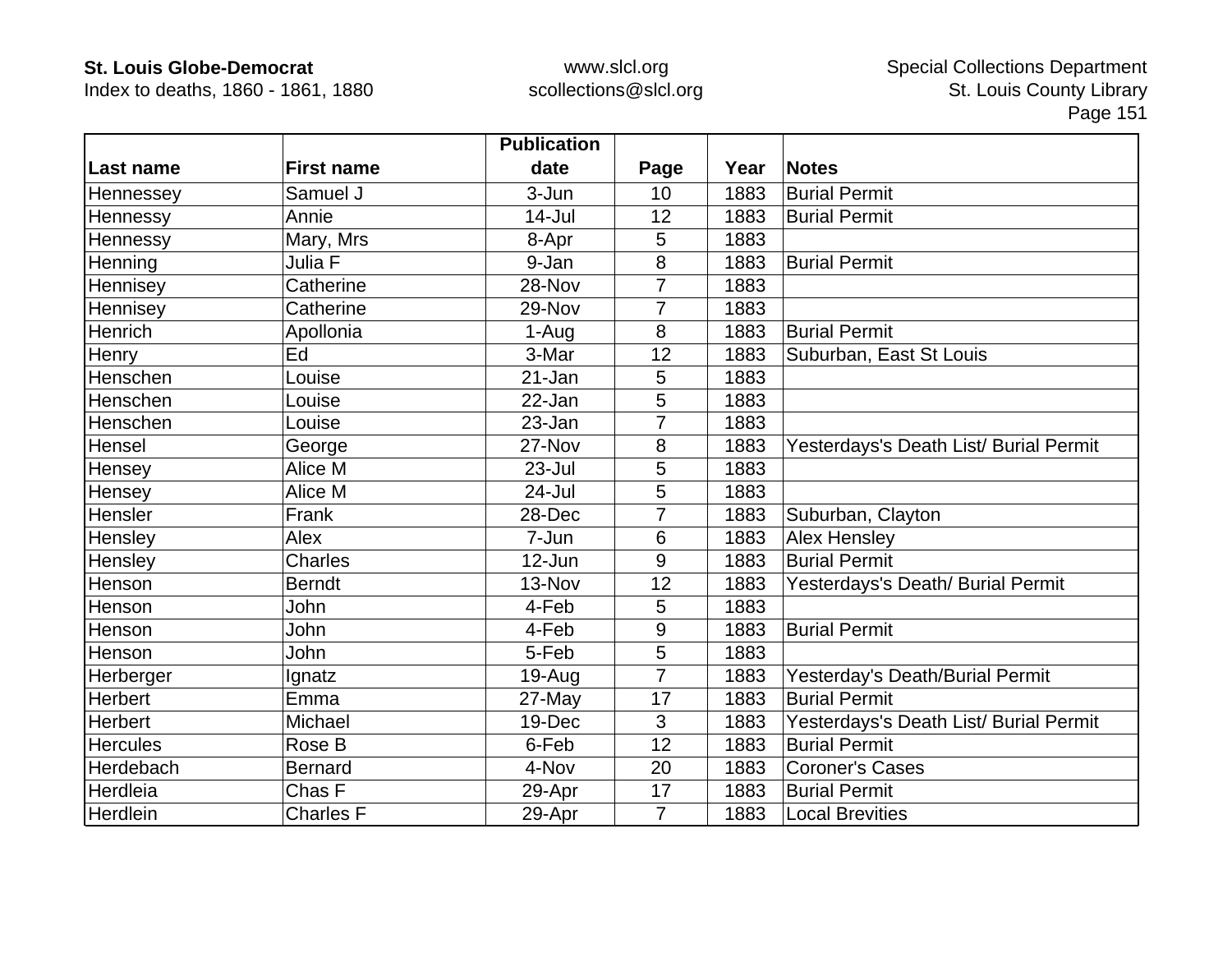| Last name | First name | Publication date | Page | Year | Notes |
|---|---|---|---|---|---|
| Hennessey | Samuel J | 3-Jun | 10 | 1883 | Burial Permit |
| Hennessy | Annie | 14-Jul | 12 | 1883 | Burial Permit |
| Hennessy | Mary, Mrs | 8-Apr | 5 | 1883 | |
| Henning | Julia F | 9-Jan | 8 | 1883 | Burial Permit |
| Hennisey | Catherine | 28-Nov | 7 | 1883 | |
| Hennisey | Catherine | 29-Nov | 7 | 1883 | |
| Henrich | Apollonia | 1-Aug | 8 | 1883 | Burial Permit |
| Henry | Ed | 3-Mar | 12 | 1883 | Suburban, East St Louis |
| Henschen | Louise | 21-Jan | 5 | 1883 | |
| Henschen | Louise | 22-Jan | 5 | 1883 | |
| Henschen | Louise | 23-Jan | 7 | 1883 | |
| Hensel | George | 27-Nov | 8 | 1883 | Yesterdays's Death List/ Burial Permit |
| Hensey | Alice M | 23-Jul | 5 | 1883 | |
| Hensey | Alice M | 24-Jul | 5 | 1883 | |
| Hensler | Frank | 28-Dec | 7 | 1883 | Suburban, Clayton |
| Hensley | Alex | 7-Jun | 6 | 1883 | Alex Hensley |
| Hensley | Charles | 12-Jun | 9 | 1883 | Burial Permit |
| Henson | Berndt | 13-Nov | 12 | 1883 | Yesterdays's Death/ Burial Permit |
| Henson | John | 4-Feb | 5 | 1883 | |
| Henson | John | 4-Feb | 9 | 1883 | Burial Permit |
| Henson | John | 5-Feb | 5 | 1883 | |
| Herberger | Ignatz | 19-Aug | 7 | 1883 | Yesterday's Death/Burial Permit |
| Herbert | Emma | 27-May | 17 | 1883 | Burial Permit |
| Herbert | Michael | 19-Dec | 3 | 1883 | Yesterdays's Death List/ Burial Permit |
| Hercules | Rose B | 6-Feb | 12 | 1883 | Burial Permit |
| Herdebach | Bernard | 4-Nov | 20 | 1883 | Coroner's Cases |
| Herdleia | Chas F | 29-Apr | 17 | 1883 | Burial Permit |
| Herdlein | Charles F | 29-Apr | 7 | 1883 | Local Brevities |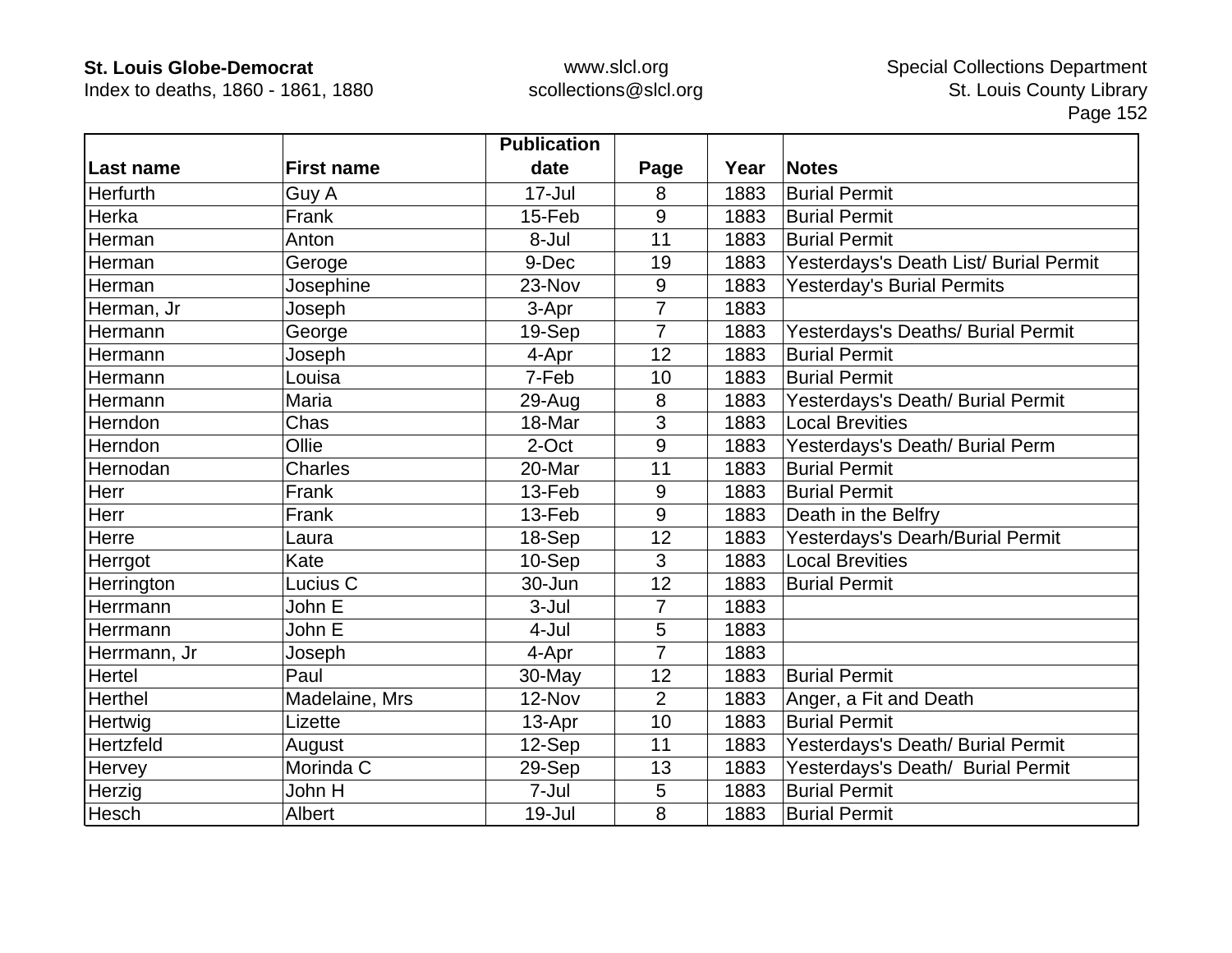| Last name | First name | Publication date | Page | Year | Notes |
|---|---|---|---|---|---|
| Herfurth | Guy A | 17-Jul | 8 | 1883 | Burial Permit |
| Herka | Frank | 15-Feb | 9 | 1883 | Burial Permit |
| Herman | Anton | 8-Jul | 11 | 1883 | Burial Permit |
| Herman | Geroge | 9-Dec | 19 | 1883 | Yesterdays's Death List/ Burial Permit |
| Herman | Josephine | 23-Nov | 9 | 1883 | Yesterday's Burial Permits |
| Herman, Jr | Joseph | 3-Apr | 7 | 1883 | |
| Hermann | George | 19-Sep | 7 | 1883 | Yesterdays's Deaths/ Burial Permit |
| Hermann | Joseph | 4-Apr | 12 | 1883 | Burial Permit |
| Hermann | Louisa | 7-Feb | 10 | 1883 | Burial Permit |
| Hermann | Maria | 29-Aug | 8 | 1883 | Yesterdays's Death/ Burial Permit |
| Herndon | Chas | 18-Mar | 3 | 1883 | Local Brevities |
| Herndon | Ollie | 2-Oct | 9 | 1883 | Yesterdays's Death/ Burial Perm |
| Hernodan | Charles | 20-Mar | 11 | 1883 | Burial Permit |
| Herr | Frank | 13-Feb | 9 | 1883 | Burial Permit |
| Herr | Frank | 13-Feb | 9 | 1883 | Death in the Belfry |
| Herre | Laura | 18-Sep | 12 | 1883 | Yesterdays's Dearh/Burial Permit |
| Herrgot | Kate | 10-Sep | 3 | 1883 | Local Brevities |
| Herrington | Lucius C | 30-Jun | 12 | 1883 | Burial Permit |
| Herrmann | John E | 3-Jul | 7 | 1883 | |
| Herrmann | John E | 4-Jul | 5 | 1883 | |
| Herrmann, Jr | Joseph | 4-Apr | 7 | 1883 | |
| Hertel | Paul | 30-May | 12 | 1883 | Burial Permit |
| Herthel | Madelaine, Mrs | 12-Nov | 2 | 1883 | Anger, a Fit and Death |
| Hertwig | Lizette | 13-Apr | 10 | 1883 | Burial Permit |
| Hertzfeld | August | 12-Sep | 11 | 1883 | Yesterdays's Death/ Burial Permit |
| Hervey | Morinda C | 29-Sep | 13 | 1883 | Yesterdays's Death/  Burial Permit |
| Herzig | John H | 7-Jul | 5 | 1883 | Burial Permit |
| Hesch | Albert | 19-Jul | 8 | 1883 | Burial Permit |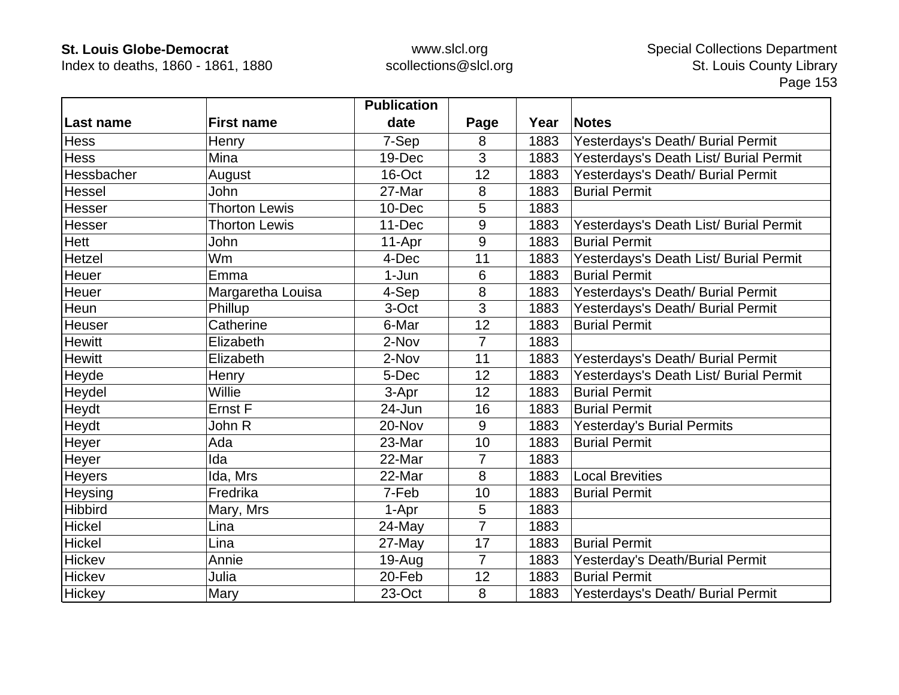| Last name | First name | Publication date | Page | Year | Notes |
|---|---|---|---|---|---|
| Hess | Henry | 7-Sep | 8 | 1883 | Yesterdays's Death/ Burial Permit |
| Hess | Mina | 19-Dec | 3 | 1883 | Yesterdays's Death List/ Burial Permit |
| Hessbacher | August | 16-Oct | 12 | 1883 | Yesterdays's Death/ Burial Permit |
| Hessel | John | 27-Mar | 8 | 1883 | Burial Permit |
| Hesser | Thorton Lewis | 10-Dec | 5 | 1883 | |
| Hesser | Thorton Lewis | 11-Dec | 9 | 1883 | Yesterdays's Death List/ Burial Permit |
| Hett | John | 11-Apr | 9 | 1883 | Burial Permit |
| Hetzel | Wm | 4-Dec | 11 | 1883 | Yesterdays's Death List/ Burial Permit |
| Heuer | Emma | 1-Jun | 6 | 1883 | Burial Permit |
| Heuer | Margaretha Louisa | 4-Sep | 8 | 1883 | Yesterdays's Death/ Burial Permit |
| Heun | Phillup | 3-Oct | 3 | 1883 | Yesterdays's Death/ Burial Permit |
| Heuser | Catherine | 6-Mar | 12 | 1883 | Burial Permit |
| Hewitt | Elizabeth | 2-Nov | 7 | 1883 | |
| Hewitt | Elizabeth | 2-Nov | 11 | 1883 | Yesterdays's Death/ Burial Permit |
| Heyde | Henry | 5-Dec | 12 | 1883 | Yesterdays's Death List/ Burial Permit |
| Heydel | Willie | 3-Apr | 12 | 1883 | Burial Permit |
| Heydt | Ernst F | 24-Jun | 16 | 1883 | Burial Permit |
| Heydt | John R | 20-Nov | 9 | 1883 | Yesterday's Burial Permits |
| Heyer | Ada | 23-Mar | 10 | 1883 | Burial Permit |
| Heyer | Ida | 22-Mar | 7 | 1883 | |
| Heyers | Ida, Mrs | 22-Mar | 8 | 1883 | Local Brevities |
| Heysing | Fredrika | 7-Feb | 10 | 1883 | Burial Permit |
| Hibbird | Mary, Mrs | 1-Apr | 5 | 1883 | |
| Hickel | Lina | 24-May | 7 | 1883 | |
| Hickel | Lina | 27-May | 17 | 1883 | Burial Permit |
| Hickev | Annie | 19-Aug | 7 | 1883 | Yesterday's Death/Burial Permit |
| Hickev | Julia | 20-Feb | 12 | 1883 | Burial Permit |
| Hickey | Mary | 23-Oct | 8 | 1883 | Yesterdays's Death/ Burial Permit |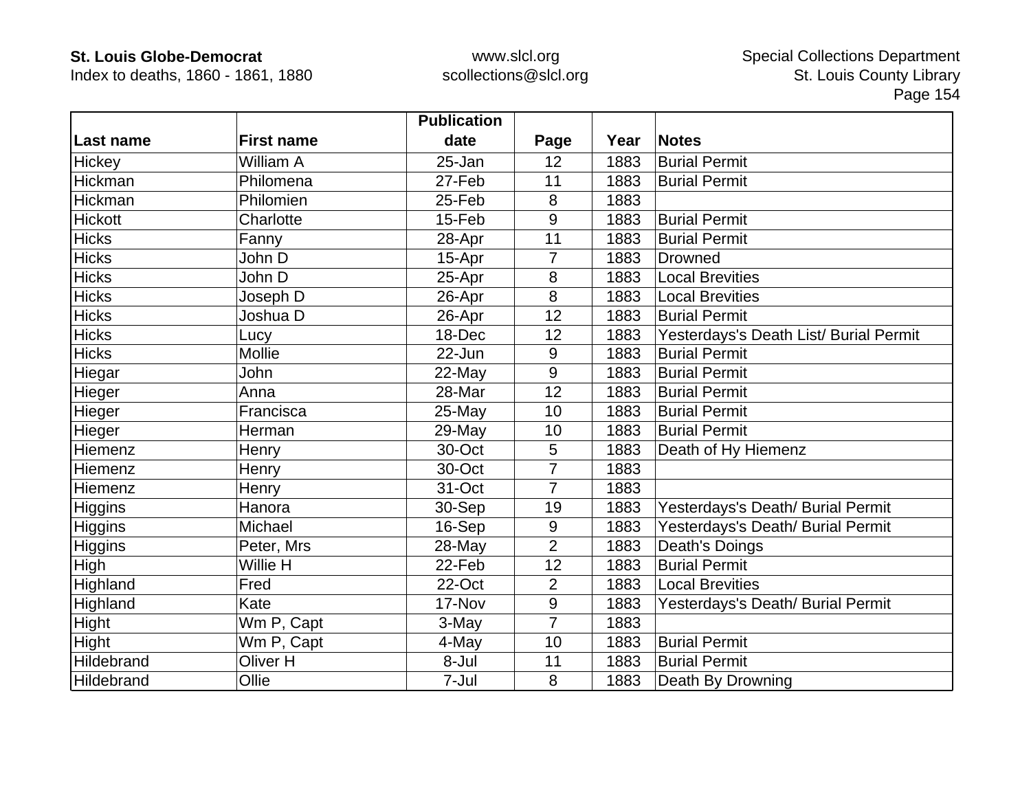| Last name | First name | Publication date | Page | Year | Notes |
|---|---|---|---|---|---|
| Hickey | William A | 25-Jan | 12 | 1883 | Burial Permit |
| Hickman | Philomena | 27-Feb | 11 | 1883 | Burial Permit |
| Hickman | Philomien | 25-Feb | 8 | 1883 | |
| Hickott | Charlotte | 15-Feb | 9 | 1883 | Burial Permit |
| Hicks | Fanny | 28-Apr | 11 | 1883 | Burial Permit |
| Hicks | John D | 15-Apr | 7 | 1883 | Drowned |
| Hicks | John D | 25-Apr | 8 | 1883 | Local Brevities |
| Hicks | Joseph D | 26-Apr | 8 | 1883 | Local Brevities |
| Hicks | Joshua D | 26-Apr | 12 | 1883 | Burial Permit |
| Hicks | Lucy | 18-Dec | 12 | 1883 | Yesterdays's Death List/ Burial Permit |
| Hicks | Mollie | 22-Jun | 9 | 1883 | Burial Permit |
| Hiegar | John | 22-May | 9 | 1883 | Burial Permit |
| Hieger | Anna | 28-Mar | 12 | 1883 | Burial Permit |
| Hieger | Francisca | 25-May | 10 | 1883 | Burial Permit |
| Hieger | Herman | 29-May | 10 | 1883 | Burial Permit |
| Hiemenz | Henry | 30-Oct | 5 | 1883 | Death of Hy Hiemenz |
| Hiemenz | Henry | 30-Oct | 7 | 1883 | |
| Hiemenz | Henry | 31-Oct | 7 | 1883 | |
| Higgins | Hanora | 30-Sep | 19 | 1883 | Yesterdays's Death/ Burial Permit |
| Higgins | Michael | 16-Sep | 9 | 1883 | Yesterdays's Death/ Burial Permit |
| Higgins | Peter, Mrs | 28-May | 2 | 1883 | Death's Doings |
| High | Willie H | 22-Feb | 12 | 1883 | Burial Permit |
| Highland | Fred | 22-Oct | 2 | 1883 | Local Brevities |
| Highland | Kate | 17-Nov | 9 | 1883 | Yesterdays's Death/ Burial Permit |
| Hight | Wm P, Capt | 3-May | 7 | 1883 | |
| Hight | Wm P, Capt | 4-May | 10 | 1883 | Burial Permit |
| Hildebrand | Oliver H | 8-Jul | 11 | 1883 | Burial Permit |
| Hildebrand | Ollie | 7-Jul | 8 | 1883 | Death By Drowning |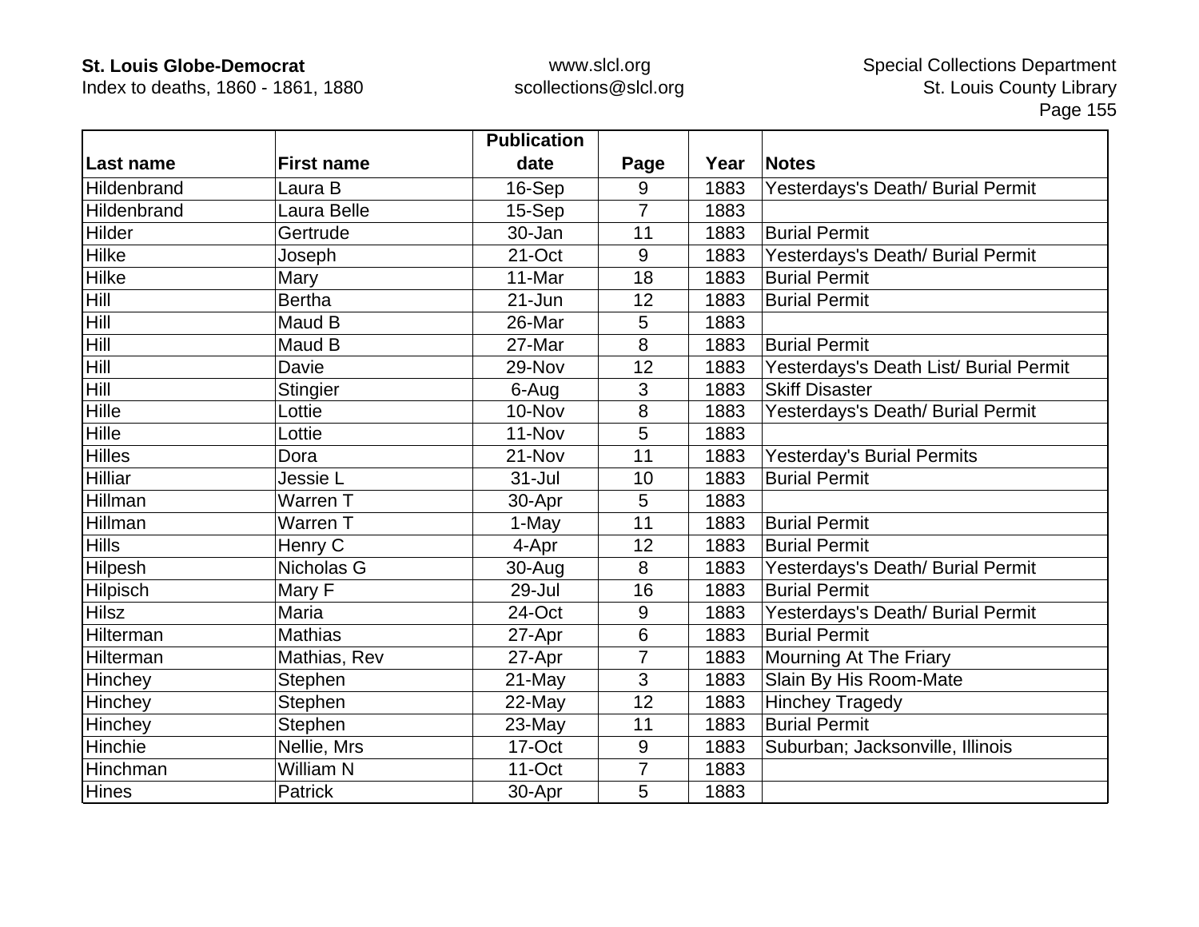| Last name | First name | Publication date | Page | Year | Notes |
|---|---|---|---|---|---|
| Hildenbrand | Laura B | 16-Sep | 9 | 1883 | Yesterdays's Death/ Burial Permit |
| Hildenbrand | Laura Belle | 15-Sep | 7 | 1883 | |
| Hilder | Gertrude | 30-Jan | 11 | 1883 | Burial Permit |
| Hilke | Joseph | 21-Oct | 9 | 1883 | Yesterdays's Death/ Burial Permit |
| Hilke | Mary | 11-Mar | 18 | 1883 | Burial Permit |
| Hill | Bertha | 21-Jun | 12 | 1883 | Burial Permit |
| Hill | Maud B | 26-Mar | 5 | 1883 | |
| Hill | Maud B | 27-Mar | 8 | 1883 | Burial Permit |
| Hill | Davie | 29-Nov | 12 | 1883 | Yesterdays's Death List/ Burial Permit |
| Hill | Stingier | 6-Aug | 3 | 1883 | Skiff Disaster |
| Hille | Lottie | 10-Nov | 8 | 1883 | Yesterdays's Death/ Burial Permit |
| Hille | Lottie | 11-Nov | 5 | 1883 | |
| Hilles | Dora | 21-Nov | 11 | 1883 | Yesterday's Burial Permits |
| Hilliar | Jessie L | 31-Jul | 10 | 1883 | Burial Permit |
| Hillman | Warren T | 30-Apr | 5 | 1883 | |
| Hillman | Warren T | 1-May | 11 | 1883 | Burial Permit |
| Hills | Henry C | 4-Apr | 12 | 1883 | Burial Permit |
| Hilpesh | Nicholas G | 30-Aug | 8 | 1883 | Yesterdays's Death/ Burial Permit |
| Hilpisch | Mary F | 29-Jul | 16 | 1883 | Burial Permit |
| Hilsz | Maria | 24-Oct | 9 | 1883 | Yesterdays's Death/ Burial Permit |
| Hilterman | Mathias | 27-Apr | 6 | 1883 | Burial Permit |
| Hilterman | Mathias, Rev | 27-Apr | 7 | 1883 | Mourning At The Friary |
| Hinchey | Stephen | 21-May | 3 | 1883 | Slain By His Room-Mate |
| Hinchey | Stephen | 22-May | 12 | 1883 | Hinchey Tragedy |
| Hinchey | Stephen | 23-May | 11 | 1883 | Burial Permit |
| Hinchie | Nellie, Mrs | 17-Oct | 9 | 1883 | Suburban; Jacksonville, Illinois |
| Hinchman | William N | 11-Oct | 7 | 1883 | |
| Hines | Patrick | 30-Apr | 5 | 1883 | |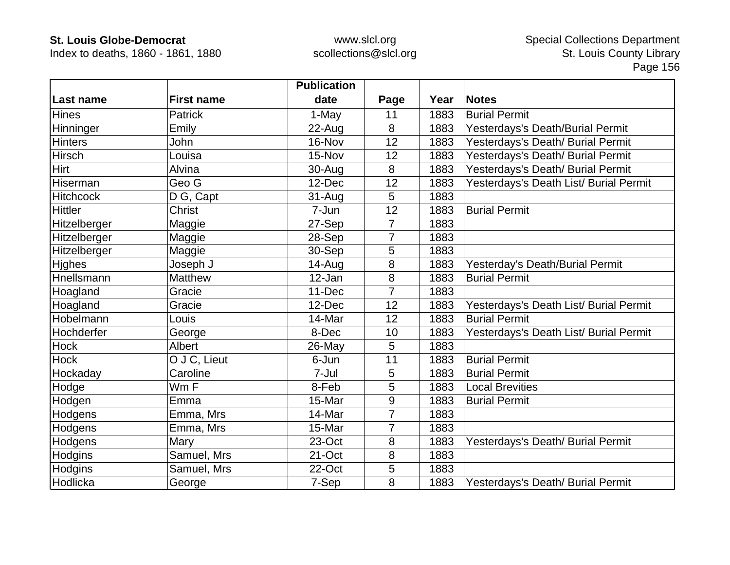| Last name | First name | Publication date | Page | Year | Notes |
|---|---|---|---|---|---|
| Hines | Patrick | 1-May | 11 | 1883 | Burial Permit |
| Hinninger | Emily | 22-Aug | 8 | 1883 | Yesterdays's Death/Burial Permit |
| Hinters | John | 16-Nov | 12 | 1883 | Yesterdays's Death/ Burial Permit |
| Hirsch | Louisa | 15-Nov | 12 | 1883 | Yesterdays's Death/ Burial Permit |
| Hirt | Alvina | 30-Aug | 8 | 1883 | Yesterdays's Death/ Burial Permit |
| Hiserman | Geo G | 12-Dec | 12 | 1883 | Yesterdays's Death List/ Burial Permit |
| Hitchcock | D G, Capt | 31-Aug | 5 | 1883 | |
| Hittler | Christ | 7-Jun | 12 | 1883 | Burial Permit |
| Hitzelberger | Maggie | 27-Sep | 7 | 1883 | |
| Hitzelberger | Maggie | 28-Sep | 7 | 1883 | |
| Hitzelberger | Maggie | 30-Sep | 5 | 1883 | |
| Hjghes | Joseph J | 14-Aug | 8 | 1883 | Yesterday's Death/Burial Permit |
| Hnellsmann | Matthew | 12-Jan | 8 | 1883 | Burial Permit |
| Hoagland | Gracie | 11-Dec | 7 | 1883 | |
| Hoagland | Gracie | 12-Dec | 12 | 1883 | Yesterdays's Death List/ Burial Permit |
| Hobelmann | Louis | 14-Mar | 12 | 1883 | Burial Permit |
| Hochderfer | George | 8-Dec | 10 | 1883 | Yesterdays's Death List/ Burial Permit |
| Hock | Albert | 26-May | 5 | 1883 | |
| Hock | O J C, Lieut | 6-Jun | 11 | 1883 | Burial Permit |
| Hockaday | Caroline | 7-Jul | 5 | 1883 | Burial Permit |
| Hodge | Wm F | 8-Feb | 5 | 1883 | Local Brevities |
| Hodgen | Emma | 15-Mar | 9 | 1883 | Burial Permit |
| Hodgens | Emma, Mrs | 14-Mar | 7 | 1883 | |
| Hodgens | Emma, Mrs | 15-Mar | 7 | 1883 | |
| Hodgens | Mary | 23-Oct | 8 | 1883 | Yesterdays's Death/ Burial Permit |
| Hodgins | Samuel, Mrs | 21-Oct | 8 | 1883 | |
| Hodgins | Samuel, Mrs | 22-Oct | 5 | 1883 | |
| Hodlicka | George | 7-Sep | 8 | 1883 | Yesterdays's Death/ Burial Permit |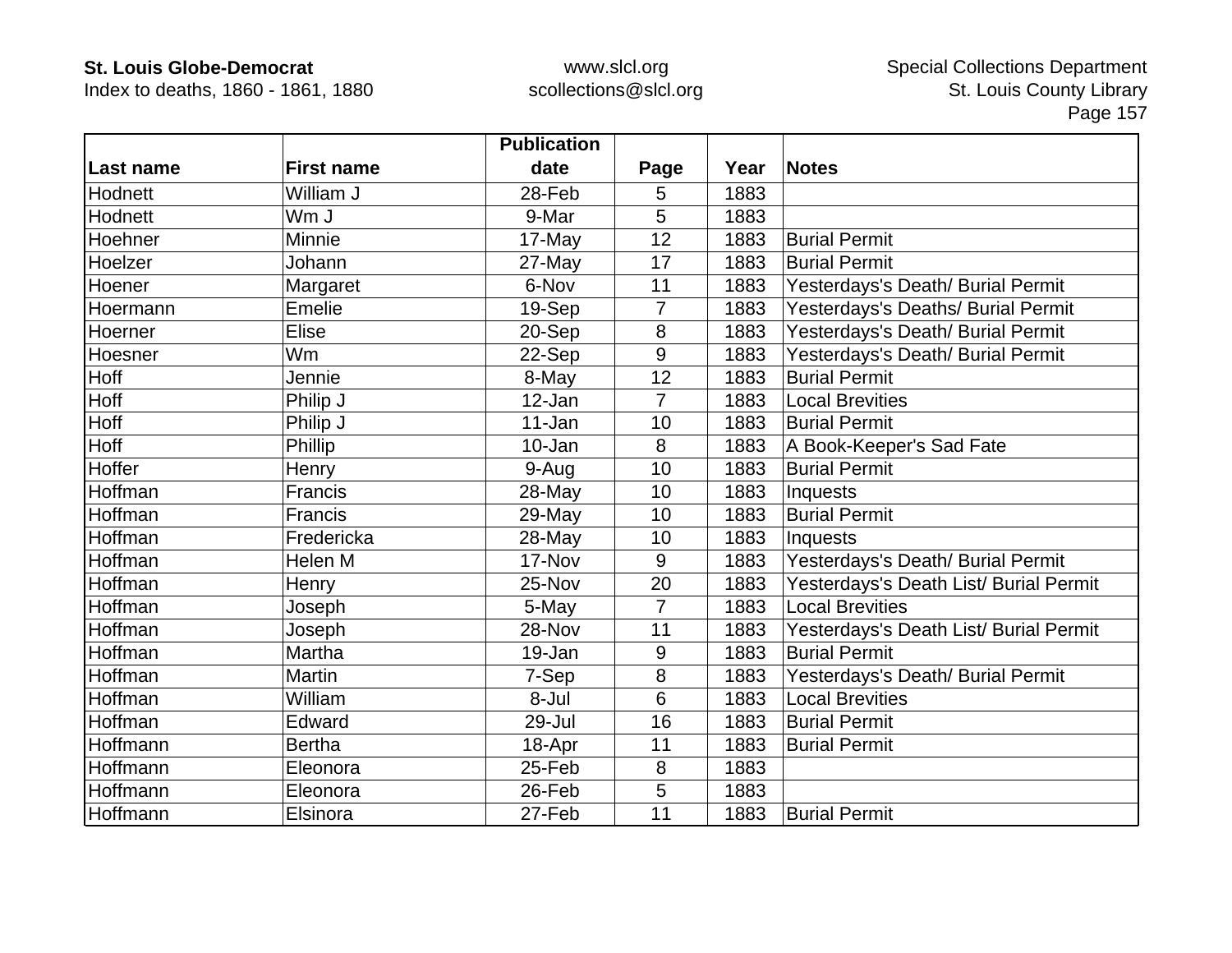| Last name | First name | Publication date | Page | Year | Notes |
|---|---|---|---|---|---|
| Hodnett | William J | 28-Feb | 5 | 1883 | |
| Hodnett | Wm J | 9-Mar | 5 | 1883 | |
| Hoehner | Minnie | 17-May | 12 | 1883 | Burial Permit |
| Hoelzer | Johann | 27-May | 17 | 1883 | Burial Permit |
| Hoener | Margaret | 6-Nov | 11 | 1883 | Yesterdays's Death/ Burial Permit |
| Hoermann | Emelie | 19-Sep | 7 | 1883 | Yesterdays's Deaths/ Burial Permit |
| Hoerner | Elise | 20-Sep | 8 | 1883 | Yesterdays's Death/ Burial Permit |
| Hoesner | Wm | 22-Sep | 9 | 1883 | Yesterdays's Death/ Burial Permit |
| Hoff | Jennie | 8-May | 12 | 1883 | Burial Permit |
| Hoff | Philip J | 12-Jan | 7 | 1883 | Local Brevities |
| Hoff | Philip J | 11-Jan | 10 | 1883 | Burial Permit |
| Hoff | Phillip | 10-Jan | 8 | 1883 | A Book-Keeper's Sad Fate |
| Hoffer | Henry | 9-Aug | 10 | 1883 | Burial Permit |
| Hoffman | Francis | 28-May | 10 | 1883 | Inquests |
| Hoffman | Francis | 29-May | 10 | 1883 | Burial Permit |
| Hoffman | Fredericka | 28-May | 10 | 1883 | Inquests |
| Hoffman | Helen M | 17-Nov | 9 | 1883 | Yesterdays's Death/ Burial Permit |
| Hoffman | Henry | 25-Nov | 20 | 1883 | Yesterdays's Death List/ Burial Permit |
| Hoffman | Joseph | 5-May | 7 | 1883 | Local Brevities |
| Hoffman | Joseph | 28-Nov | 11 | 1883 | Yesterdays's Death List/ Burial Permit |
| Hoffman | Martha | 19-Jan | 9 | 1883 | Burial Permit |
| Hoffman | Martin | 7-Sep | 8 | 1883 | Yesterdays's Death/ Burial Permit |
| Hoffman | William | 8-Jul | 6 | 1883 | Local Brevities |
| Hoffman | Edward | 29-Jul | 16 | 1883 | Burial Permit |
| Hoffmann | Bertha | 18-Apr | 11 | 1883 | Burial Permit |
| Hoffmann | Eleonora | 25-Feb | 8 | 1883 | |
| Hoffmann | Eleonora | 26-Feb | 5 | 1883 | |
| Hoffmann | Elsinora | 27-Feb | 11 | 1883 | Burial Permit |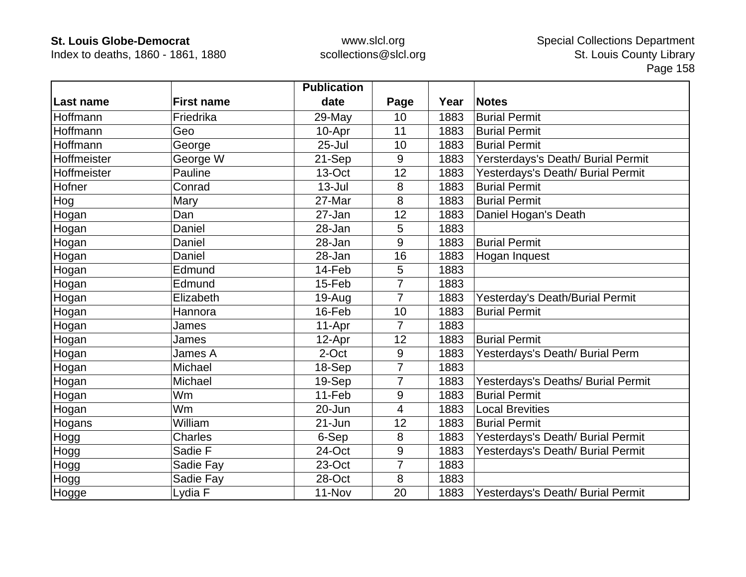| Last name | First name | Publication date | Page | Year | Notes |
|---|---|---|---|---|---|
| Hoffmann | Friedrika | 29-May | 10 | 1883 | Burial Permit |
| Hoffmann | Geo | 10-Apr | 11 | 1883 | Burial Permit |
| Hoffmann | George | 25-Jul | 10 | 1883 | Burial Permit |
| Hoffmeister | George W | 21-Sep | 9 | 1883 | Yersterdays's Death/ Burial Permit |
| Hoffmeister | Pauline | 13-Oct | 12 | 1883 | Yesterdays's Death/ Burial Permit |
| Hofner | Conrad | 13-Jul | 8 | 1883 | Burial Permit |
| Hog | Mary | 27-Mar | 8 | 1883 | Burial Permit |
| Hogan | Dan | 27-Jan | 12 | 1883 | Daniel Hogan's Death |
| Hogan | Daniel | 28-Jan | 5 | 1883 | |
| Hogan | Daniel | 28-Jan | 9 | 1883 | Burial Permit |
| Hogan | Daniel | 28-Jan | 16 | 1883 | Hogan Inquest |
| Hogan | Edmund | 14-Feb | 5 | 1883 | |
| Hogan | Edmund | 15-Feb | 7 | 1883 | |
| Hogan | Elizabeth | 19-Aug | 7 | 1883 | Yesterday's Death/Burial Permit |
| Hogan | Hannora | 16-Feb | 10 | 1883 | Burial Permit |
| Hogan | James | 11-Apr | 7 | 1883 | |
| Hogan | James | 12-Apr | 12 | 1883 | Burial Permit |
| Hogan | James A | 2-Oct | 9 | 1883 | Yesterdays's Death/ Burial Perm |
| Hogan | Michael | 18-Sep | 7 | 1883 | |
| Hogan | Michael | 19-Sep | 7 | 1883 | Yesterdays's Deaths/ Burial Permit |
| Hogan | Wm | 11-Feb | 9 | 1883 | Burial Permit |
| Hogan | Wm | 20-Jun | 4 | 1883 | Local Brevities |
| Hogans | William | 21-Jun | 12 | 1883 | Burial Permit |
| Hogg | Charles | 6-Sep | 8 | 1883 | Yesterdays's Death/ Burial Permit |
| Hogg | Sadie F | 24-Oct | 9 | 1883 | Yesterdays's Death/ Burial Permit |
| Hogg | Sadie Fay | 23-Oct | 7 | 1883 | |
| Hogg | Sadie Fay | 28-Oct | 8 | 1883 | |
| Hogge | Lydia F | 11-Nov | 20 | 1883 | Yesterdays's Death/ Burial Permit |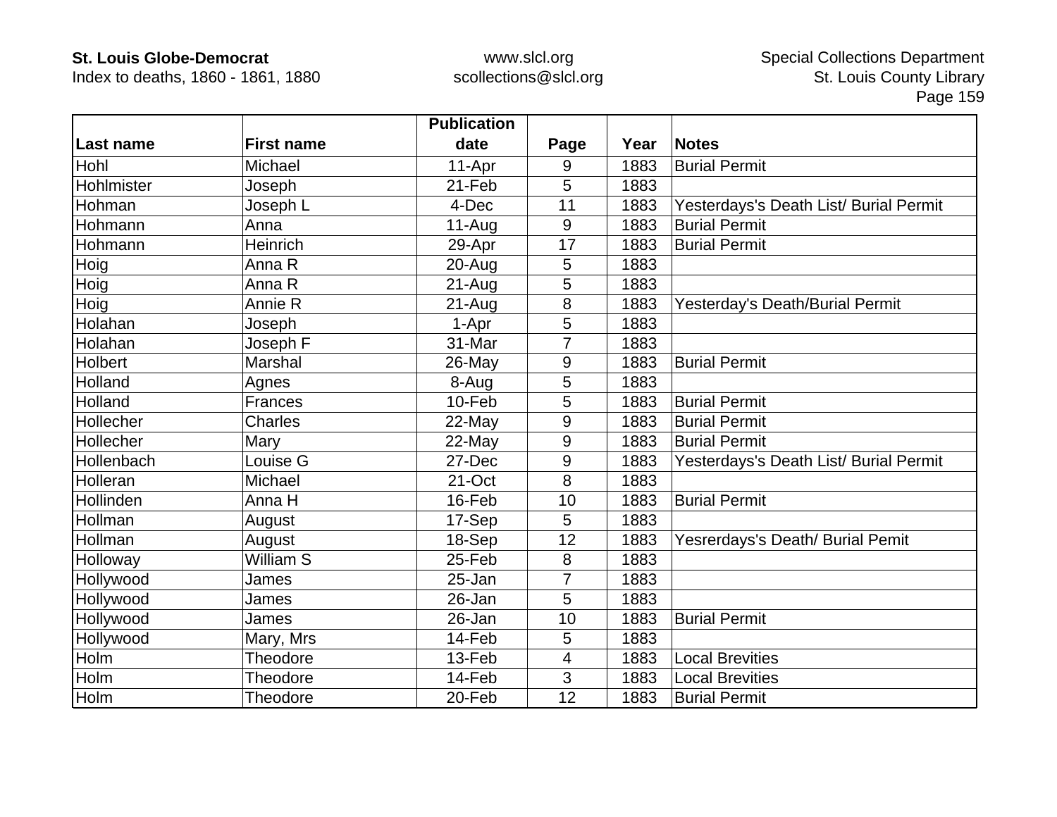| Last name | First name | Publication date | Page | Year | Notes |
|---|---|---|---|---|---|
| Hohl | Michael | 11-Apr | 9 | 1883 | Burial Permit |
| Hohlmister | Joseph | 21-Feb | 5 | 1883 | |
| Hohman | Joseph L | 4-Dec | 11 | 1883 | Yesterdays's Death List/ Burial Permit |
| Hohmann | Anna | 11-Aug | 9 | 1883 | Burial Permit |
| Hohmann | Heinrich | 29-Apr | 17 | 1883 | Burial Permit |
| Hoig | Anna R | 20-Aug | 5 | 1883 | |
| Hoig | Anna R | 21-Aug | 5 | 1883 | |
| Hoig | Annie R | 21-Aug | 8 | 1883 | Yesterday's Death/Burial Permit |
| Holahan | Joseph | 1-Apr | 5 | 1883 | |
| Holahan | Joseph F | 31-Mar | 7 | 1883 | |
| Holbert | Marshal | 26-May | 9 | 1883 | Burial Permit |
| Holland | Agnes | 8-Aug | 5 | 1883 | |
| Holland | Frances | 10-Feb | 5 | 1883 | Burial Permit |
| Hollecher | Charles | 22-May | 9 | 1883 | Burial Permit |
| Hollecher | Mary | 22-May | 9 | 1883 | Burial Permit |
| Hollenbach | Louise G | 27-Dec | 9 | 1883 | Yesterdays's Death List/ Burial Permit |
| Holleran | Michael | 21-Oct | 8 | 1883 | |
| Hollinden | Anna H | 16-Feb | 10 | 1883 | Burial Permit |
| Hollman | August | 17-Sep | 5 | 1883 | |
| Hollman | August | 18-Sep | 12 | 1883 | Yesrerdays's Death/ Burial Pemit |
| Holloway | William S | 25-Feb | 8 | 1883 | |
| Hollywood | James | 25-Jan | 7 | 1883 | |
| Hollywood | James | 26-Jan | 5 | 1883 | |
| Hollywood | James | 26-Jan | 10 | 1883 | Burial Permit |
| Hollywood | Mary, Mrs | 14-Feb | 5 | 1883 | |
| Holm | Theodore | 13-Feb | 4 | 1883 | Local Brevities |
| Holm | Theodore | 14-Feb | 3 | 1883 | Local Brevities |
| Holm | Theodore | 20-Feb | 12 | 1883 | Burial Permit |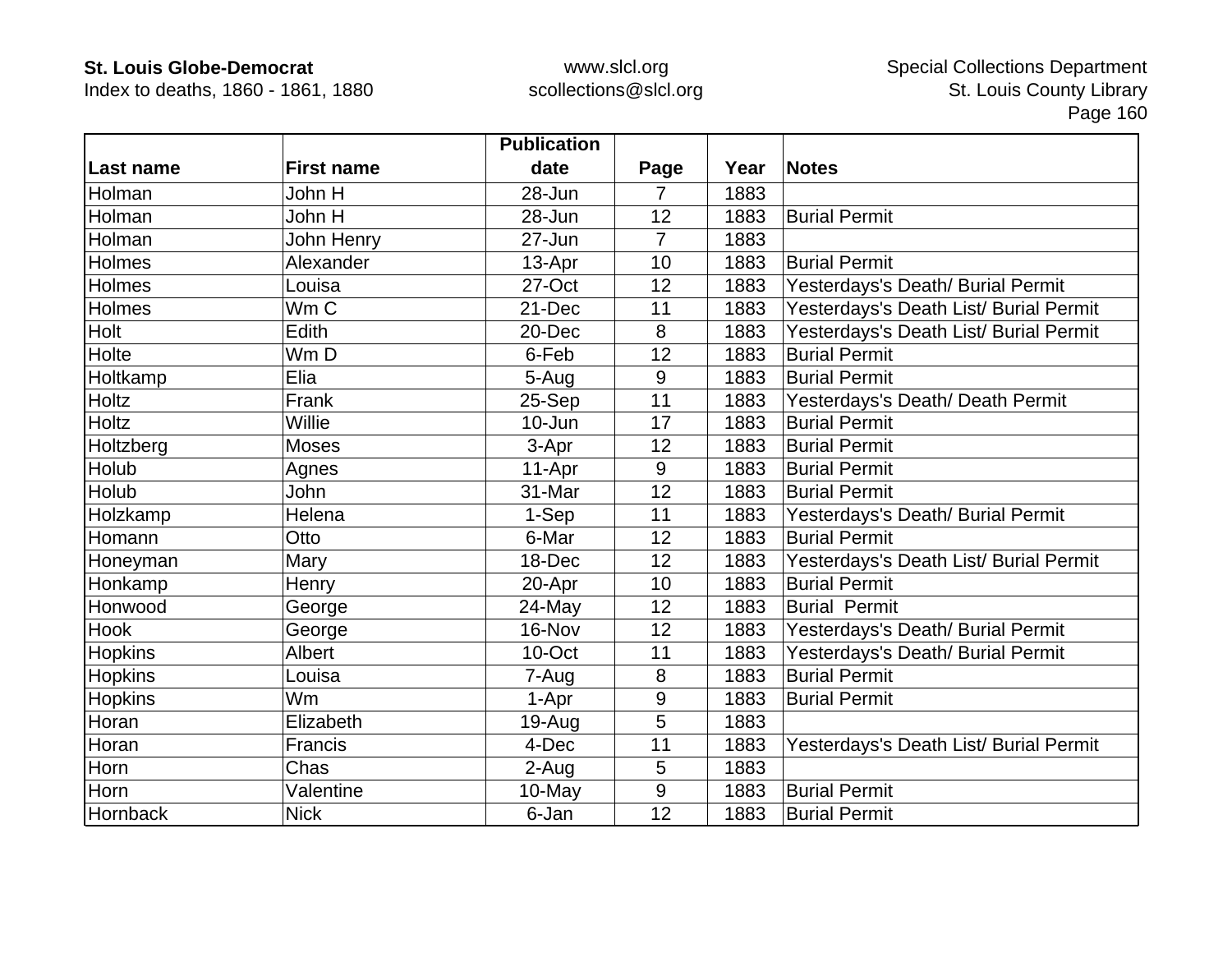| Last name | First name | Publication date | Page | Year | Notes |
|---|---|---|---|---|---|
| Holman | John H | 28-Jun | 7 | 1883 | |
| Holman | John H | 28-Jun | 12 | 1883 | Burial Permit |
| Holman | John Henry | 27-Jun | 7 | 1883 | |
| Holmes | Alexander | 13-Apr | 10 | 1883 | Burial Permit |
| Holmes | Louisa | 27-Oct | 12 | 1883 | Yesterdays's Death/ Burial Permit |
| Holmes | Wm C | 21-Dec | 11 | 1883 | Yesterdays's Death List/ Burial Permit |
| Holt | Edith | 20-Dec | 8 | 1883 | Yesterdays's Death List/ Burial Permit |
| Holte | Wm D | 6-Feb | 12 | 1883 | Burial Permit |
| Holtkamp | Elia | 5-Aug | 9 | 1883 | Burial Permit |
| Holtz | Frank | 25-Sep | 11 | 1883 | Yesterdays's Death/ Death Permit |
| Holtz | Willie | 10-Jun | 17 | 1883 | Burial Permit |
| Holtzberg | Moses | 3-Apr | 12 | 1883 | Burial Permit |
| Holub | Agnes | 11-Apr | 9 | 1883 | Burial Permit |
| Holub | John | 31-Mar | 12 | 1883 | Burial Permit |
| Holzkamp | Helena | 1-Sep | 11 | 1883 | Yesterdays's Death/ Burial Permit |
| Homann | Otto | 6-Mar | 12 | 1883 | Burial Permit |
| Honeyman | Mary | 18-Dec | 12 | 1883 | Yesterdays's Death List/ Burial Permit |
| Honkamp | Henry | 20-Apr | 10 | 1883 | Burial Permit |
| Honwood | George | 24-May | 12 | 1883 | Burial  Permit |
| Hook | George | 16-Nov | 12 | 1883 | Yesterdays's Death/ Burial Permit |
| Hopkins | Albert | 10-Oct | 11 | 1883 | Yesterdays's Death/ Burial Permit |
| Hopkins | Louisa | 7-Aug | 8 | 1883 | Burial Permit |
| Hopkins | Wm | 1-Apr | 9 | 1883 | Burial Permit |
| Horan | Elizabeth | 19-Aug | 5 | 1883 | |
| Horan | Francis | 4-Dec | 11 | 1883 | Yesterdays's Death List/ Burial Permit |
| Horn | Chas | 2-Aug | 5 | 1883 | |
| Horn | Valentine | 10-May | 9 | 1883 | Burial Permit |
| Hornback | Nick | 6-Jan | 12 | 1883 | Burial Permit |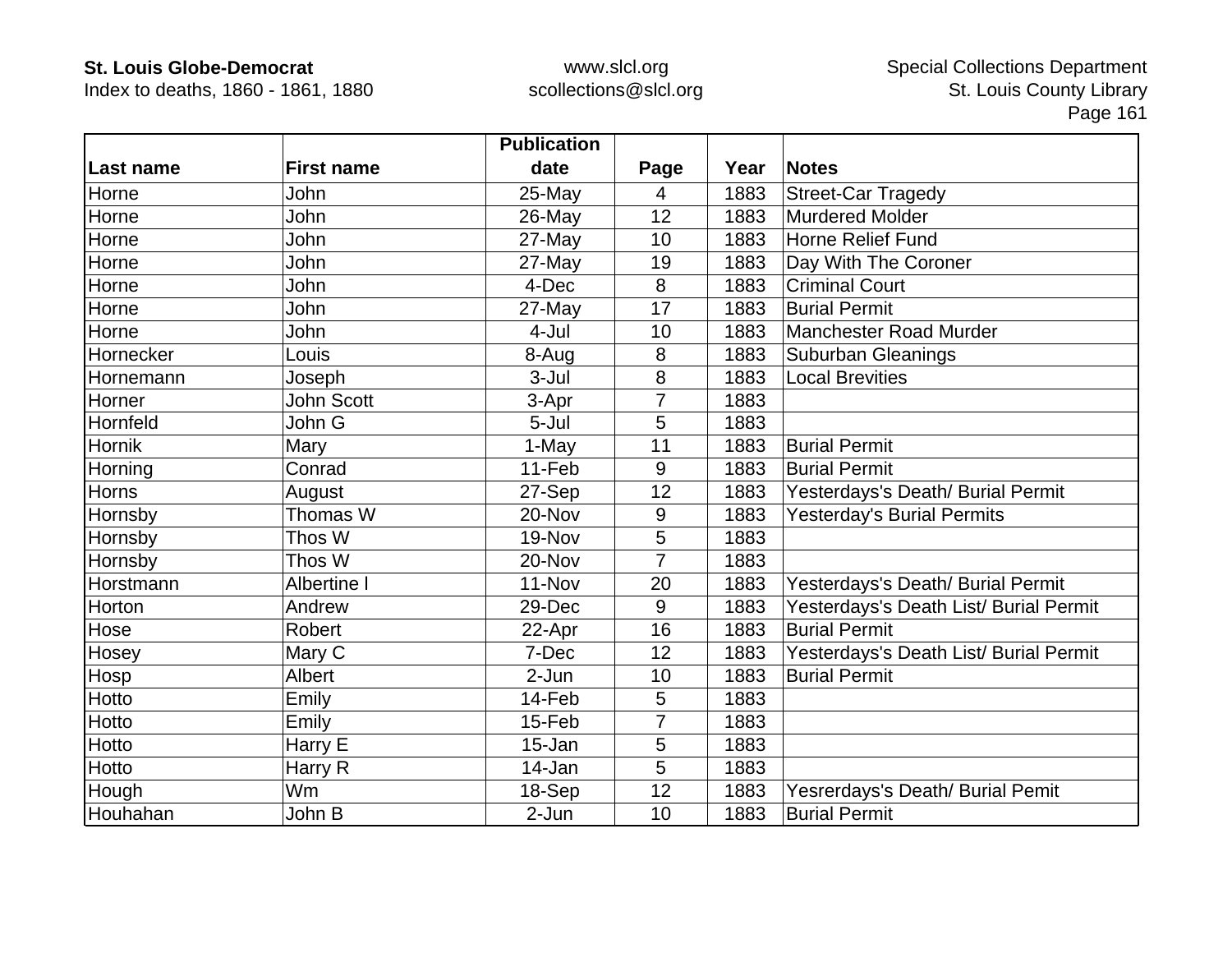| Last name | First name | Publication date | Page | Year | Notes |
|---|---|---|---|---|---|
| Horne | John | 25-May | 4 | 1883 | Street-Car Tragedy |
| Horne | John | 26-May | 12 | 1883 | Murdered Molder |
| Horne | John | 27-May | 10 | 1883 | Horne Relief Fund |
| Horne | John | 27-May | 19 | 1883 | Day With The Coroner |
| Horne | John | 4-Dec | 8 | 1883 | Criminal Court |
| Horne | John | 27-May | 17 | 1883 | Burial Permit |
| Horne | John | 4-Jul | 10 | 1883 | Manchester Road Murder |
| Hornecker | Louis | 8-Aug | 8 | 1883 | Suburban Gleanings |
| Hornemann | Joseph | 3-Jul | 8 | 1883 | Local Brevities |
| Horner | John Scott | 3-Apr | 7 | 1883 | |
| Hornfeld | John G | 5-Jul | 5 | 1883 | |
| Hornik | Mary | 1-May | 11 | 1883 | Burial Permit |
| Horning | Conrad | 11-Feb | 9 | 1883 | Burial Permit |
| Horns | August | 27-Sep | 12 | 1883 | Yesterdays's Death/ Burial Permit |
| Hornsby | Thomas W | 20-Nov | 9 | 1883 | Yesterday's Burial Permits |
| Hornsby | Thos W | 19-Nov | 5 | 1883 | |
| Hornsby | Thos W | 20-Nov | 7 | 1883 | |
| Horstmann | Albertine l | 11-Nov | 20 | 1883 | Yesterdays's Death/ Burial Permit |
| Horton | Andrew | 29-Dec | 9 | 1883 | Yesterdays's Death List/ Burial Permit |
| Hose | Robert | 22-Apr | 16 | 1883 | Burial Permit |
| Hosey | Mary C | 7-Dec | 12 | 1883 | Yesterdays's Death List/ Burial Permit |
| Hosp | Albert | 2-Jun | 10 | 1883 | Burial Permit |
| Hotto | Emily | 14-Feb | 5 | 1883 | |
| Hotto | Emily | 15-Feb | 7 | 1883 | |
| Hotto | Harry E | 15-Jan | 5 | 1883 | |
| Hotto | Harry R | 14-Jan | 5 | 1883 | |
| Hough | Wm | 18-Sep | 12 | 1883 | Yesrerdays's Death/ Burial Pemit |
| Houhahan | John B | 2-Jun | 10 | 1883 | Burial Permit |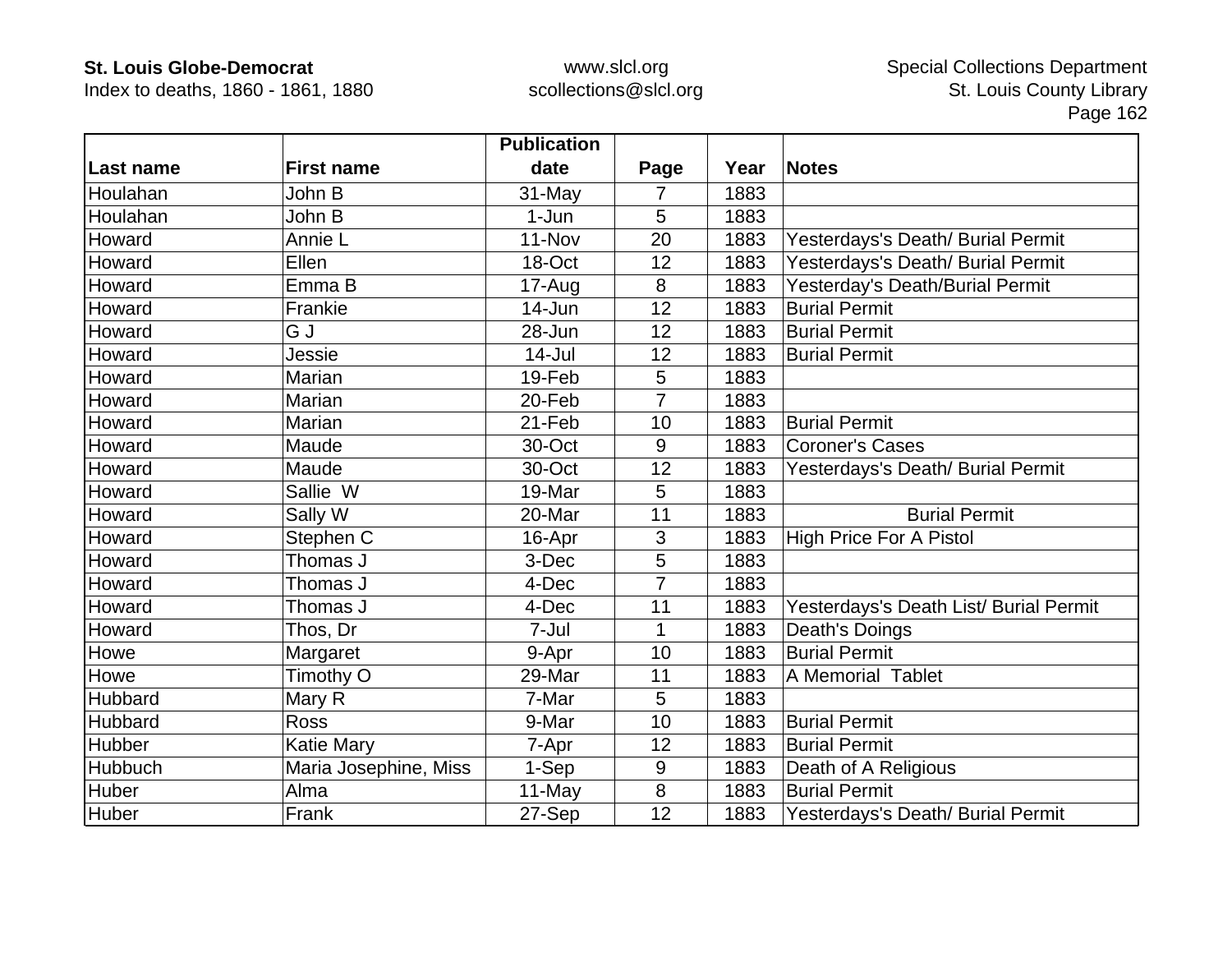| Last name | First name | Publication date | Page | Year | Notes |
|---|---|---|---|---|---|
| Houlahan | John B | 31-May | 7 | 1883 | |
| Houlahan | John B | 1-Jun | 5 | 1883 | |
| Howard | Annie L | 11-Nov | 20 | 1883 | Yesterdays's Death/ Burial Permit |
| Howard | Ellen | 18-Oct | 12 | 1883 | Yesterdays's Death/ Burial Permit |
| Howard | Emma B | 17-Aug | 8 | 1883 | Yesterday's Death/Burial Permit |
| Howard | Frankie | 14-Jun | 12 | 1883 | Burial Permit |
| Howard | G J | 28-Jun | 12 | 1883 | Burial Permit |
| Howard | Jessie | 14-Jul | 12 | 1883 | Burial Permit |
| Howard | Marian | 19-Feb | 5 | 1883 | |
| Howard | Marian | 20-Feb | 7 | 1883 | |
| Howard | Marian | 21-Feb | 10 | 1883 | Burial Permit |
| Howard | Maude | 30-Oct | 9 | 1883 | Coroner's Cases |
| Howard | Maude | 30-Oct | 12 | 1883 | Yesterdays's Death/ Burial Permit |
| Howard | Sallie W | 19-Mar | 5 | 1883 | |
| Howard | Sally W | 20-Mar | 11 | 1883 | Burial Permit |
| Howard | Stephen C | 16-Apr | 3 | 1883 | High Price For A Pistol |
| Howard | Thomas J | 3-Dec | 5 | 1883 | |
| Howard | Thomas J | 4-Dec | 7 | 1883 | |
| Howard | Thomas J | 4-Dec | 11 | 1883 | Yesterdays's Death List/ Burial Permit |
| Howard | Thos, Dr | 7-Jul | 1 | 1883 | Death's Doings |
| Howe | Margaret | 9-Apr | 10 | 1883 | Burial Permit |
| Howe | Timothy O | 29-Mar | 11 | 1883 | A Memorial Tablet |
| Hubbard | Mary R | 7-Mar | 5 | 1883 | |
| Hubbard | Ross | 9-Mar | 10 | 1883 | Burial Permit |
| Hubber | Katie Mary | 7-Apr | 12 | 1883 | Burial Permit |
| Hubbuch | Maria Josephine, Miss | 1-Sep | 9 | 1883 | Death of A Religious |
| Huber | Alma | 11-May | 8 | 1883 | Burial Permit |
| Huber | Frank | 27-Sep | 12 | 1883 | Yesterdays's Death/ Burial Permit |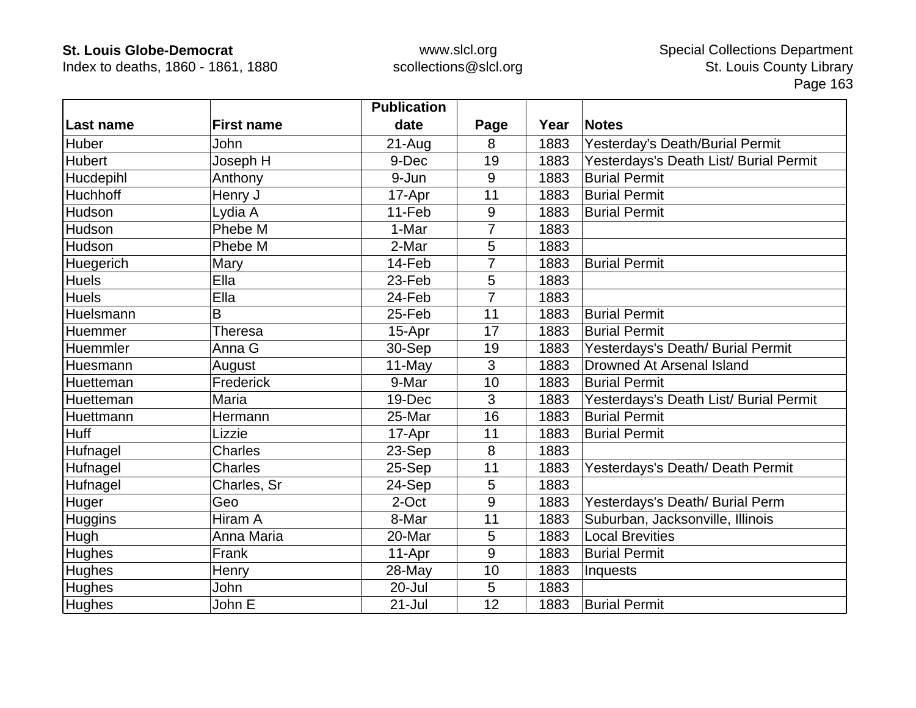| Last name | First name | Publication date | Page | Year | Notes |
|---|---|---|---|---|---|
| Huber | John | 21-Aug | 8 | 1883 | Yesterday's Death/Burial Permit |
| Hubert | Joseph H | 9-Dec | 19 | 1883 | Yesterdays's Death List/ Burial Permit |
| Hucdepihl | Anthony | 9-Jun | 9 | 1883 | Burial Permit |
| Huchhoff | Henry J | 17-Apr | 11 | 1883 | Burial Permit |
| Hudson | Lydia A | 11-Feb | 9 | 1883 | Burial Permit |
| Hudson | Phebe M | 1-Mar | 7 | 1883 | |
| Hudson | Phebe M | 2-Mar | 5 | 1883 | |
| Huegerich | Mary | 14-Feb | 7 | 1883 | Burial Permit |
| Huels | Ella | 23-Feb | 5 | 1883 | |
| Huels | Ella | 24-Feb | 7 | 1883 | |
| Huelsmann | B | 25-Feb | 11 | 1883 | Burial Permit |
| Huemmer | Theresa | 15-Apr | 17 | 1883 | Burial Permit |
| Huemmler | Anna G | 30-Sep | 19 | 1883 | Yesterdays's Death/ Burial Permit |
| Huesmann | August | 11-May | 3 | 1883 | Drowned At Arsenal Island |
| Huetteman | Frederick | 9-Mar | 10 | 1883 | Burial Permit |
| Huetteman | Maria | 19-Dec | 3 | 1883 | Yesterdays's Death List/ Burial Permit |
| Huettmann | Hermann | 25-Mar | 16 | 1883 | Burial Permit |
| Huff | Lizzie | 17-Apr | 11 | 1883 | Burial Permit |
| Hufnagel | Charles | 23-Sep | 8 | 1883 | |
| Hufnagel | Charles | 25-Sep | 11 | 1883 | Yesterdays's Death/ Death Permit |
| Hufnagel | Charles, Sr | 24-Sep | 5 | 1883 | |
| Huger | Geo | 2-Oct | 9 | 1883 | Yesterdays's Death/ Burial Perm |
| Huggins | Hiram A | 8-Mar | 11 | 1883 | Suburban, Jacksonville, Illinois |
| Hugh | Anna Maria | 20-Mar | 5 | 1883 | Local Brevities |
| Hughes | Frank | 11-Apr | 9 | 1883 | Burial Permit |
| Hughes | Henry | 28-May | 10 | 1883 | Inquests |
| Hughes | John | 20-Jul | 5 | 1883 | |
| Hughes | John E | 21-Jul | 12 | 1883 | Burial Permit |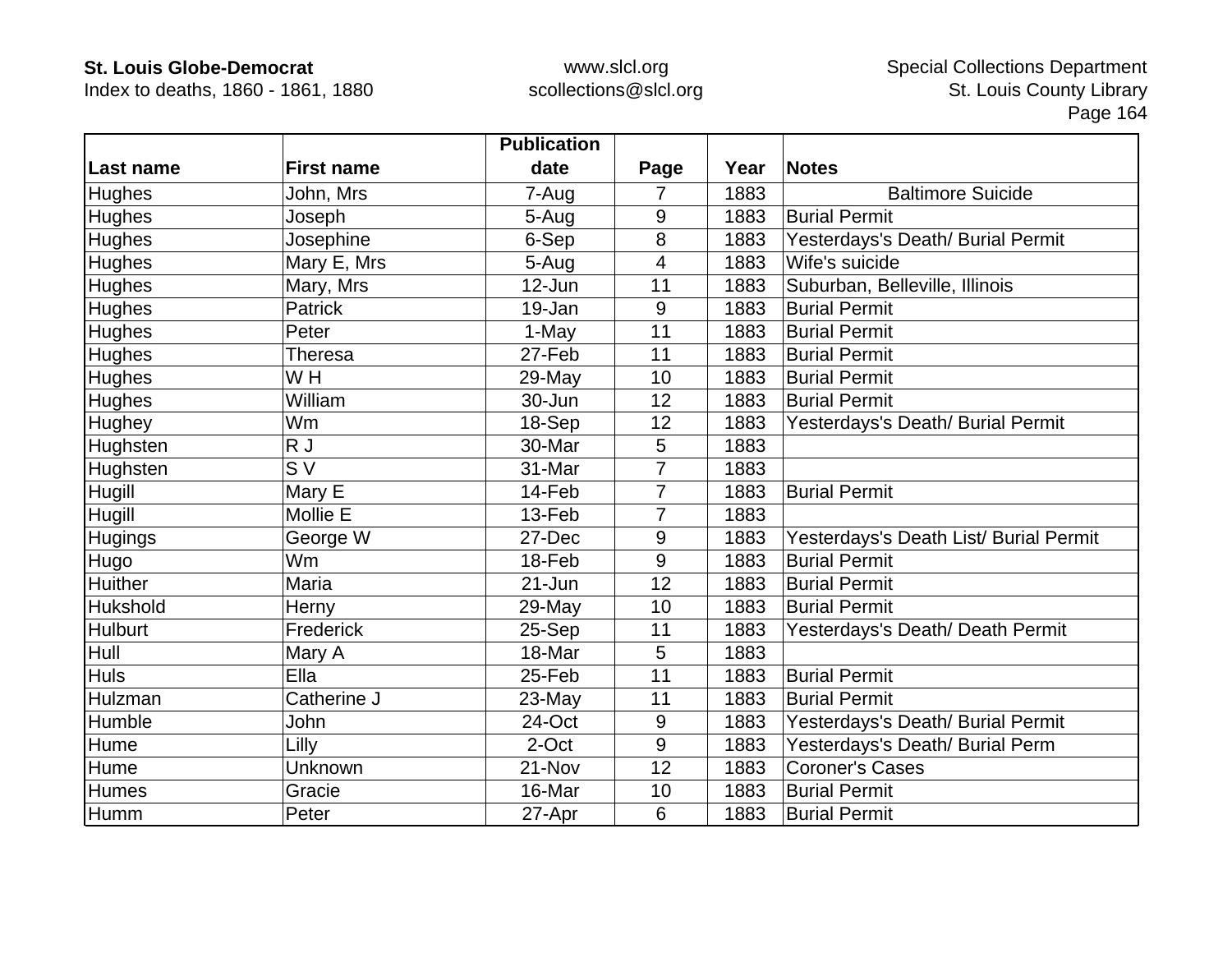| Last name | First name | Publication date | Page | Year | Notes |
|---|---|---|---|---|---|
| Hughes | John, Mrs | 7-Aug | 7 | 1883 | Baltimore Suicide |
| Hughes | Joseph | 5-Aug | 9 | 1883 | Burial Permit |
| Hughes | Josephine | 6-Sep | 8 | 1883 | Yesterdays's Death/ Burial Permit |
| Hughes | Mary E, Mrs | 5-Aug | 4 | 1883 | Wife's suicide |
| Hughes | Mary, Mrs | 12-Jun | 11 | 1883 | Suburban, Belleville, Illinois |
| Hughes | Patrick | 19-Jan | 9 | 1883 | Burial Permit |
| Hughes | Peter | 1-May | 11 | 1883 | Burial Permit |
| Hughes | Theresa | 27-Feb | 11 | 1883 | Burial Permit |
| Hughes | W H | 29-May | 10 | 1883 | Burial Permit |
| Hughes | William | 30-Jun | 12 | 1883 | Burial Permit |
| Hughey | Wm | 18-Sep | 12 | 1883 | Yesterdays's Death/ Burial Permit |
| Hughsten | R J | 30-Mar | 5 | 1883 | |
| Hughsten | S V | 31-Mar | 7 | 1883 | |
| Hugill | Mary E | 14-Feb | 7 | 1883 | Burial Permit |
| Hugill | Mollie E | 13-Feb | 7 | 1883 | |
| Hugings | George W | 27-Dec | 9 | 1883 | Yesterdays's Death List/ Burial Permit |
| Hugo | Wm | 18-Feb | 9 | 1883 | Burial Permit |
| Huither | Maria | 21-Jun | 12 | 1883 | Burial Permit |
| Hukshold | Herny | 29-May | 10 | 1883 | Burial Permit |
| Hulburt | Frederick | 25-Sep | 11 | 1883 | Yesterdays's Death/ Death Permit |
| Hull | Mary A | 18-Mar | 5 | 1883 | |
| Huls | Ella | 25-Feb | 11 | 1883 | Burial Permit |
| Hulzman | Catherine J | 23-May | 11 | 1883 | Burial Permit |
| Humble | John | 24-Oct | 9 | 1883 | Yesterdays's Death/ Burial Permit |
| Hume | Lilly | 2-Oct | 9 | 1883 | Yesterdays's Death/ Burial Perm |
| Hume | Unknown | 21-Nov | 12 | 1883 | Coroner's Cases |
| Humes | Gracie | 16-Mar | 10 | 1883 | Burial Permit |
| Humm | Peter | 27-Apr | 6 | 1883 | Burial Permit |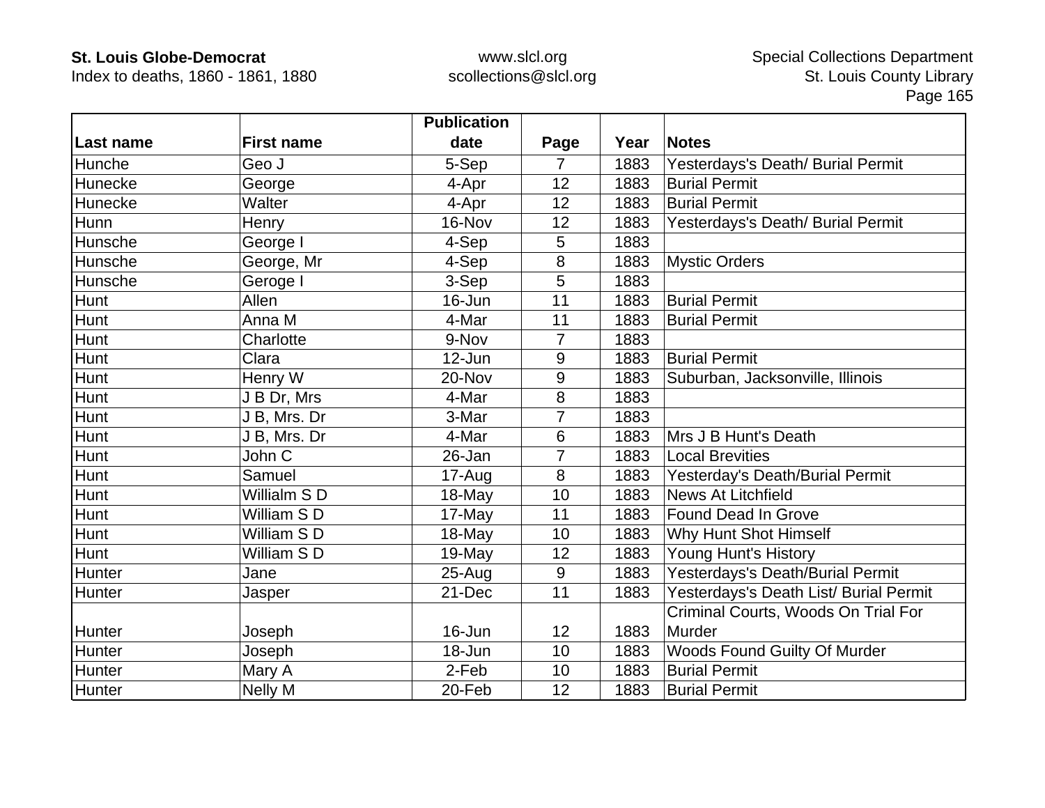| Last name | First name | Publication date | Page | Year | Notes |
|---|---|---|---|---|---|
| Hunche | Geo J | 5-Sep | 7 | 1883 | Yesterdays's Death/ Burial Permit |
| Hunecke | George | 4-Apr | 12 | 1883 | Burial Permit |
| Hunecke | Walter | 4-Apr | 12 | 1883 | Burial Permit |
| Hunn | Henry | 16-Nov | 12 | 1883 | Yesterdays's Death/ Burial Permit |
| Hunsche | George I | 4-Sep | 5 | 1883 | |
| Hunsche | George, Mr | 4-Sep | 8 | 1883 | Mystic Orders |
| Hunsche | Geroge I | 3-Sep | 5 | 1883 | |
| Hunt | Allen | 16-Jun | 11 | 1883 | Burial Permit |
| Hunt | Anna M | 4-Mar | 11 | 1883 | Burial Permit |
| Hunt | Charlotte | 9-Nov | 7 | 1883 | |
| Hunt | Clara | 12-Jun | 9 | 1883 | Burial Permit |
| Hunt | Henry W | 20-Nov | 9 | 1883 | Suburban, Jacksonville, Illinois |
| Hunt | J B Dr, Mrs | 4-Mar | 8 | 1883 | |
| Hunt | J B, Mrs. Dr | 3-Mar | 7 | 1883 | |
| Hunt | J B, Mrs. Dr | 4-Mar | 6 | 1883 | Mrs J B Hunt's Death |
| Hunt | John C | 26-Jan | 7 | 1883 | Local Brevities |
| Hunt | Samuel | 17-Aug | 8 | 1883 | Yesterday's Death/Burial Permit |
| Hunt | Willialm S D | 18-May | 10 | 1883 | News At Litchfield |
| Hunt | William S D | 17-May | 11 | 1883 | Found Dead In Grove |
| Hunt | William S D | 18-May | 10 | 1883 | Why Hunt Shot Himself |
| Hunt | William S D | 19-May | 12 | 1883 | Young Hunt's History |
| Hunter | Jane | 25-Aug | 9 | 1883 | Yesterdays's Death/Burial Permit |
| Hunter | Jasper | 21-Dec | 11 | 1883 | Yesterdays's Death List/ Burial Permit |
| Hunter | Joseph | 16-Jun | 12 | 1883 | Criminal Courts, Woods On Trial For Murder |
| Hunter | Joseph | 18-Jun | 10 | 1883 | Woods Found Guilty Of Murder |
| Hunter | Mary A | 2-Feb | 10 | 1883 | Burial Permit |
| Hunter | Nelly M | 20-Feb | 12 | 1883 | Burial Permit |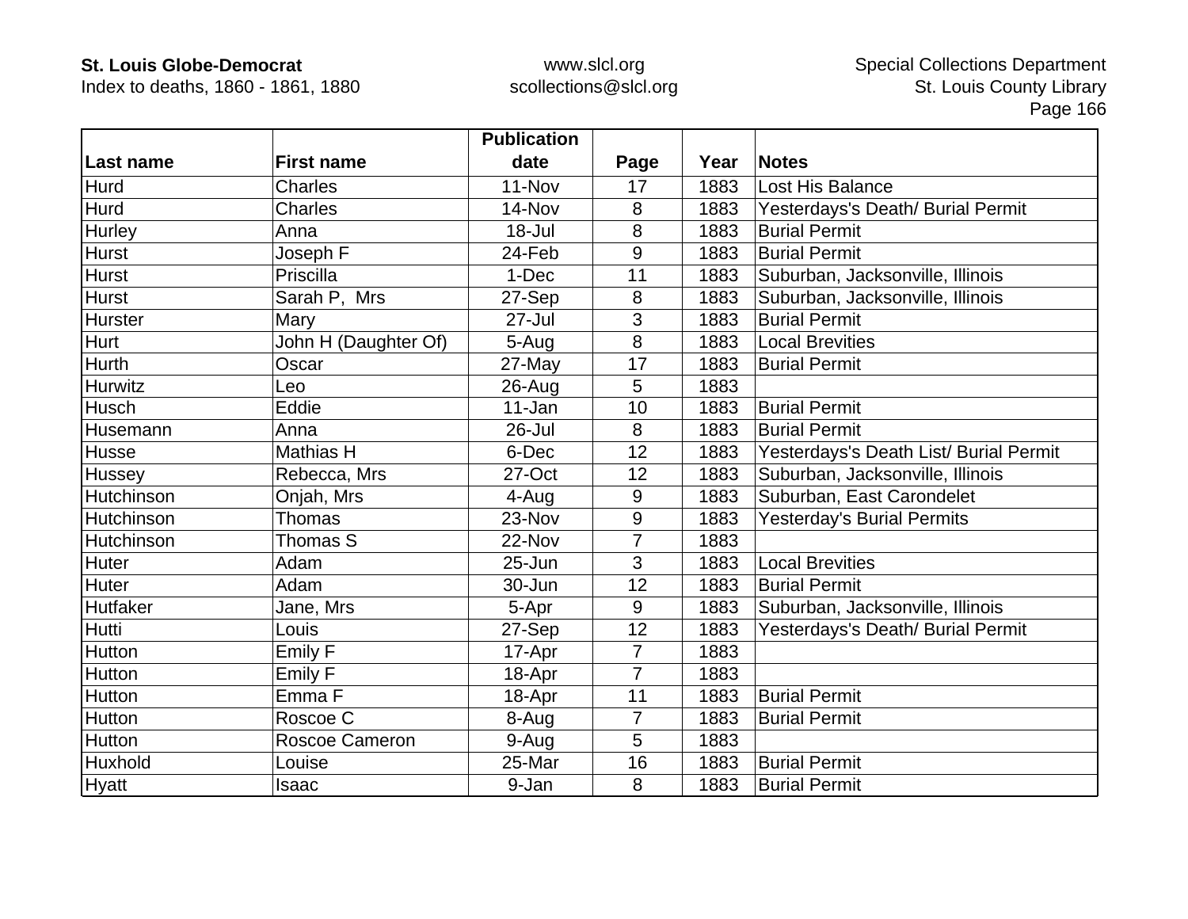| Last name | First name | Publication date | Page | Year | Notes |
|---|---|---|---|---|---|
| Hurd | Charles | 11-Nov | 17 | 1883 | Lost His Balance |
| Hurd | Charles | 14-Nov | 8 | 1883 | Yesterdays's Death/ Burial Permit |
| Hurley | Anna | 18-Jul | 8 | 1883 | Burial Permit |
| Hurst | Joseph F | 24-Feb | 9 | 1883 | Burial Permit |
| Hurst | Priscilla | 1-Dec | 11 | 1883 | Suburban, Jacksonville, Illinois |
| Hurst | Sarah P,  Mrs | 27-Sep | 8 | 1883 | Suburban, Jacksonville, Illinois |
| Hurster | Mary | 27-Jul | 3 | 1883 | Burial Permit |
| Hurt | John H (Daughter Of) | 5-Aug | 8 | 1883 | Local Brevities |
| Hurth | Oscar | 27-May | 17 | 1883 | Burial Permit |
| Hurwitz | Leo | 26-Aug | 5 | 1883 | |
| Husch | Eddie | 11-Jan | 10 | 1883 | Burial Permit |
| Husemann | Anna | 26-Jul | 8 | 1883 | Burial Permit |
| Husse | Mathias H | 6-Dec | 12 | 1883 | Yesterdays's Death List/ Burial Permit |
| Hussey | Rebecca, Mrs | 27-Oct | 12 | 1883 | Suburban, Jacksonville, Illinois |
| Hutchinson | Onjah, Mrs | 4-Aug | 9 | 1883 | Suburban, East Carondelet |
| Hutchinson | Thomas | 23-Nov | 9 | 1883 | Yesterday's Burial Permits |
| Hutchinson | Thomas S | 22-Nov | 7 | 1883 | |
| Huter | Adam | 25-Jun | 3 | 1883 | Local Brevities |
| Huter | Adam | 30-Jun | 12 | 1883 | Burial Permit |
| Hutfaker | Jane, Mrs | 5-Apr | 9 | 1883 | Suburban, Jacksonville, Illinois |
| Hutti | Louis | 27-Sep | 12 | 1883 | Yesterdays's Death/ Burial Permit |
| Hutton | Emily F | 17-Apr | 7 | 1883 | |
| Hutton | Emily F | 18-Apr | 7 | 1883 | |
| Hutton | Emma F | 18-Apr | 11 | 1883 | Burial Permit |
| Hutton | Roscoe C | 8-Aug | 7 | 1883 | Burial Permit |
| Hutton | Roscoe Cameron | 9-Aug | 5 | 1883 | |
| Huxhold | Louise | 25-Mar | 16 | 1883 | Burial Permit |
| Hyatt | Isaac | 9-Jan | 8 | 1883 | Burial Permit |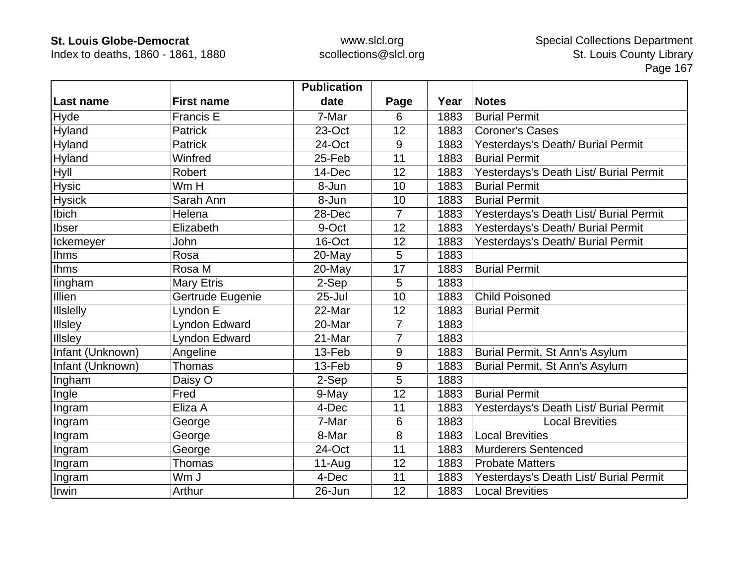| Last name | First name | Publication date | Page | Year | Notes |
|---|---|---|---|---|---|
| Hyde | Francis E | 7-Mar | 6 | 1883 | Burial Permit |
| Hyland | Patrick | 23-Oct | 12 | 1883 | Coroner's Cases |
| Hyland | Patrick | 24-Oct | 9 | 1883 | Yesterdays's Death/ Burial Permit |
| Hyland | Winfred | 25-Feb | 11 | 1883 | Burial Permit |
| Hyll | Robert | 14-Dec | 12 | 1883 | Yesterdays's Death List/ Burial Permit |
| Hysic | Wm H | 8-Jun | 10 | 1883 | Burial Permit |
| Hysick | Sarah Ann | 8-Jun | 10 | 1883 | Burial Permit |
| Ibich | Helena | 28-Dec | 7 | 1883 | Yesterdays's Death List/ Burial Permit |
| Ibser | Elizabeth | 9-Oct | 12 | 1883 | Yesterdays's Death/ Burial Permit |
| Ickemeyer | John | 16-Oct | 12 | 1883 | Yesterdays's Death/ Burial Permit |
| Ihms | Rosa | 20-May | 5 | 1883 | |
| Ihms | Rosa M | 20-May | 17 | 1883 | Burial Permit |
| Iingham | Mary Etris | 2-Sep | 5 | 1883 | |
| Illien | Gertrude Eugenie | 25-Jul | 10 | 1883 | Child Poisoned |
| Illslelly | Lyndon E | 22-Mar | 12 | 1883 | Burial Permit |
| Illsley | Lyndon Edward | 20-Mar | 7 | 1883 | |
| Illsley | Lyndon Edward | 21-Mar | 7 | 1883 | |
| Infant (Unknown) | Angeline | 13-Feb | 9 | 1883 | Burial Permit, St Ann's Asylum |
| Infant (Unknown) | Thomas | 13-Feb | 9 | 1883 | Burial Permit, St Ann's Asylum |
| Ingham | Daisy O | 2-Sep | 5 | 1883 | |
| Ingle | Fred | 9-May | 12 | 1883 | Burial Permit |
| Ingram | Eliza A | 4-Dec | 11 | 1883 | Yesterdays's Death List/ Burial Permit |
| Ingram | George | 7-Mar | 6 | 1883 | Local Brevities |
| Ingram | George | 8-Mar | 8 | 1883 | Local Brevities |
| Ingram | George | 24-Oct | 11 | 1883 | Murderers Sentenced |
| Ingram | Thomas | 11-Aug | 12 | 1883 | Probate Matters |
| Ingram | Wm J | 4-Dec | 11 | 1883 | Yesterdays's Death List/ Burial Permit |
| Irwin | Arthur | 26-Jun | 12 | 1883 | Local Brevities |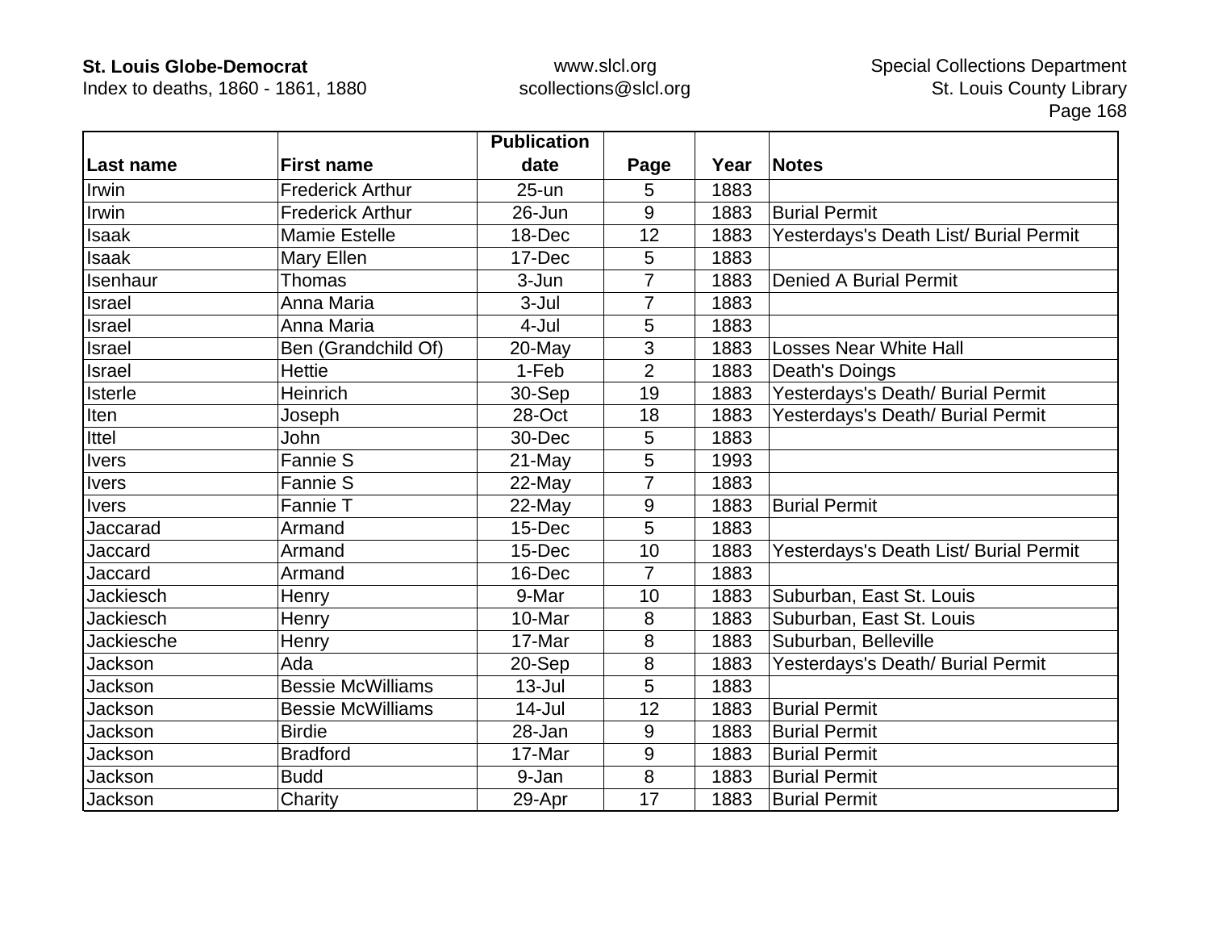| Last name | First name | Publication date | Page | Year | Notes |
|---|---|---|---|---|---|
| Irwin | Frederick Arthur | 25-un | 5 | 1883 | |
| Irwin | Frederick Arthur | 26-Jun | 9 | 1883 | Burial Permit |
| Isaak | Mamie Estelle | 18-Dec | 12 | 1883 | Yesterdays's Death List/ Burial Permit |
| Isaak | Mary Ellen | 17-Dec | 5 | 1883 | |
| Isenhaur | Thomas | 3-Jun | 7 | 1883 | Denied A Burial Permit |
| Israel | Anna Maria | 3-Jul | 7 | 1883 | |
| Israel | Anna Maria | 4-Jul | 5 | 1883 | |
| Israel | Ben (Grandchild Of) | 20-May | 3 | 1883 | Losses Near White Hall |
| Israel | Hettie | 1-Feb | 2 | 1883 | Death's Doings |
| Isterle | Heinrich | 30-Sep | 19 | 1883 | Yesterdays's Death/ Burial Permit |
| Iten | Joseph | 28-Oct | 18 | 1883 | Yesterdays's Death/ Burial Permit |
| Ittel | John | 30-Dec | 5 | 1883 | |
| Ivers | Fannie S | 21-May | 5 | 1993 | |
| Ivers | Fannie S | 22-May | 7 | 1883 | |
| Ivers | Fannie T | 22-May | 9 | 1883 | Burial Permit |
| Jaccarad | Armand | 15-Dec | 5 | 1883 | |
| Jaccard | Armand | 15-Dec | 10 | 1883 | Yesterdays's Death List/ Burial Permit |
| Jaccard | Armand | 16-Dec | 7 | 1883 | |
| Jackiesch | Henry | 9-Mar | 10 | 1883 | Suburban, East St. Louis |
| Jackiesch | Henry | 10-Mar | 8 | 1883 | Suburban, East St. Louis |
| Jackiesche | Henry | 17-Mar | 8 | 1883 | Suburban, Belleville |
| Jackson | Ada | 20-Sep | 8 | 1883 | Yesterdays's Death/ Burial Permit |
| Jackson | Bessie McWilliams | 13-Jul | 5 | 1883 | |
| Jackson | Bessie McWilliams | 14-Jul | 12 | 1883 | Burial Permit |
| Jackson | Birdie | 28-Jan | 9 | 1883 | Burial Permit |
| Jackson | Bradford | 17-Mar | 9 | 1883 | Burial Permit |
| Jackson | Budd | 9-Jan | 8 | 1883 | Burial Permit |
| Jackson | Charity | 29-Apr | 17 | 1883 | Burial Permit |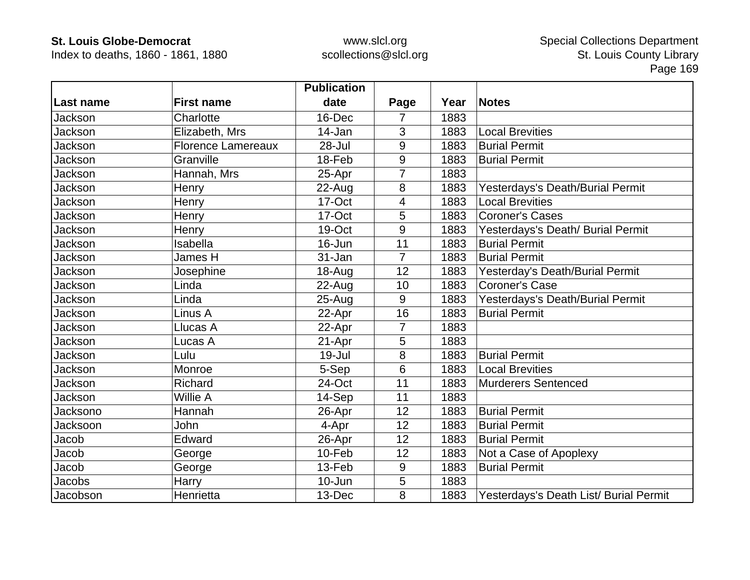| Last name | First name | Publication date | Page | Year | Notes |
|---|---|---|---|---|---|
| Jackson | Charlotte | 16-Dec | 7 | 1883 | |
| Jackson | Elizabeth, Mrs | 14-Jan | 3 | 1883 | Local Brevities |
| Jackson | Florence Lamereaux | 28-Jul | 9 | 1883 | Burial Permit |
| Jackson | Granville | 18-Feb | 9 | 1883 | Burial Permit |
| Jackson | Hannah, Mrs | 25-Apr | 7 | 1883 | |
| Jackson | Henry | 22-Aug | 8 | 1883 | Yesterdays's Death/Burial Permit |
| Jackson | Henry | 17-Oct | 4 | 1883 | Local Brevities |
| Jackson | Henry | 17-Oct | 5 | 1883 | Coroner's Cases |
| Jackson | Henry | 19-Oct | 9 | 1883 | Yesterdays's Death/ Burial Permit |
| Jackson | Isabella | 16-Jun | 11 | 1883 | Burial Permit |
| Jackson | James H | 31-Jan | 7 | 1883 | Burial Permit |
| Jackson | Josephine | 18-Aug | 12 | 1883 | Yesterday's Death/Burial Permit |
| Jackson | Linda | 22-Aug | 10 | 1883 | Coroner's Case |
| Jackson | Linda | 25-Aug | 9 | 1883 | Yesterdays's Death/Burial Permit |
| Jackson | Linus A | 22-Apr | 16 | 1883 | Burial Permit |
| Jackson | Llucas A | 22-Apr | 7 | 1883 | |
| Jackson | Lucas A | 21-Apr | 5 | 1883 | |
| Jackson | Lulu | 19-Jul | 8 | 1883 | Burial Permit |
| Jackson | Monroe | 5-Sep | 6 | 1883 | Local Brevities |
| Jackson | Richard | 24-Oct | 11 | 1883 | Murderers Sentenced |
| Jackson | Willie A | 14-Sep | 11 | 1883 | |
| Jacksono | Hannah | 26-Apr | 12 | 1883 | Burial Permit |
| Jacksoon | John | 4-Apr | 12 | 1883 | Burial Permit |
| Jacob | Edward | 26-Apr | 12 | 1883 | Burial Permit |
| Jacob | George | 10-Feb | 12 | 1883 | Not a Case of Apoplexy |
| Jacob | George | 13-Feb | 9 | 1883 | Burial Permit |
| Jacobs | Harry | 10-Jun | 5 | 1883 | |
| Jacobson | Henrietta | 13-Dec | 8 | 1883 | Yesterdays's Death List/ Burial Permit |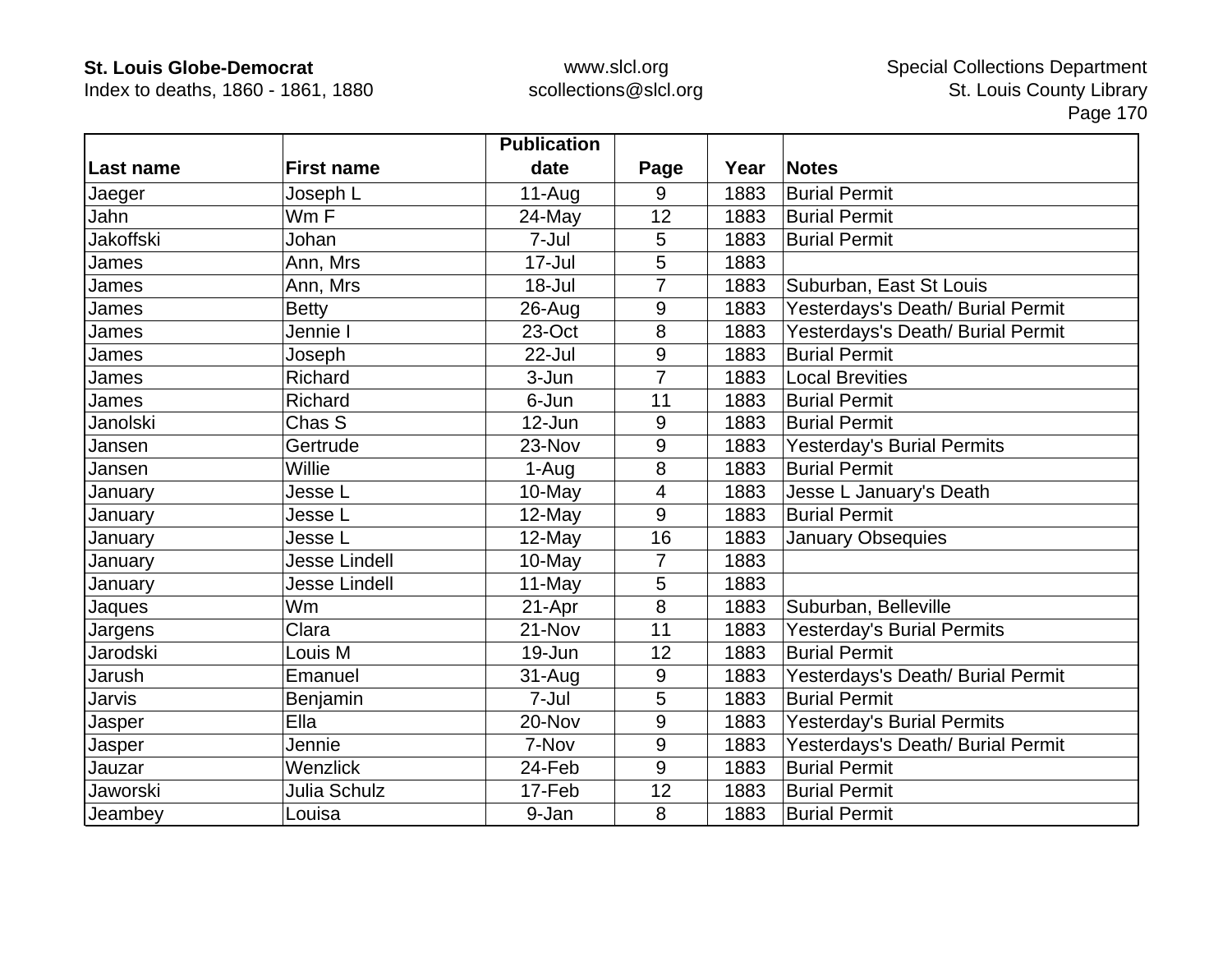| Last name | First name | Publication date | Page | Year | Notes |
|---|---|---|---|---|---|
| Jaeger | Joseph L | 11-Aug | 9 | 1883 | Burial Permit |
| Jahn | Wm F | 24-May | 12 | 1883 | Burial Permit |
| Jakoffski | Johan | 7-Jul | 5 | 1883 | Burial Permit |
| James | Ann, Mrs | 17-Jul | 5 | 1883 | |
| James | Ann, Mrs | 18-Jul | 7 | 1883 | Suburban, East St Louis |
| James | Betty | 26-Aug | 9 | 1883 | Yesterdays's Death/ Burial Permit |
| James | Jennie I | 23-Oct | 8 | 1883 | Yesterdays's Death/ Burial Permit |
| James | Joseph | 22-Jul | 9 | 1883 | Burial Permit |
| James | Richard | 3-Jun | 7 | 1883 | Local Brevities |
| James | Richard | 6-Jun | 11 | 1883 | Burial Permit |
| Janolski | Chas S | 12-Jun | 9 | 1883 | Burial Permit |
| Jansen | Gertrude | 23-Nov | 9 | 1883 | Yesterday's Burial Permits |
| Jansen | Willie | 1-Aug | 8 | 1883 | Burial Permit |
| January | Jesse L | 10-May | 4 | 1883 | Jesse L January's Death |
| January | Jesse L | 12-May | 9 | 1883 | Burial Permit |
| January | Jesse L | 12-May | 16 | 1883 | January Obsequies |
| January | Jesse Lindell | 10-May | 7 | 1883 | |
| January | Jesse Lindell | 11-May | 5 | 1883 | |
| Jaques | Wm | 21-Apr | 8 | 1883 | Suburban, Belleville |
| Jargens | Clara | 21-Nov | 11 | 1883 | Yesterday's Burial Permits |
| Jarodski | Louis M | 19-Jun | 12 | 1883 | Burial Permit |
| Jarush | Emanuel | 31-Aug | 9 | 1883 | Yesterdays's Death/ Burial Permit |
| Jarvis | Benjamin | 7-Jul | 5 | 1883 | Burial Permit |
| Jasper | Ella | 20-Nov | 9 | 1883 | Yesterday's Burial Permits |
| Jasper | Jennie | 7-Nov | 9 | 1883 | Yesterdays's Death/ Burial Permit |
| Jauzar | Wenzlick | 24-Feb | 9 | 1883 | Burial Permit |
| Jaworski | Julia Schulz | 17-Feb | 12 | 1883 | Burial Permit |
| Jeambey | Louisa | 9-Jan | 8 | 1883 | Burial Permit |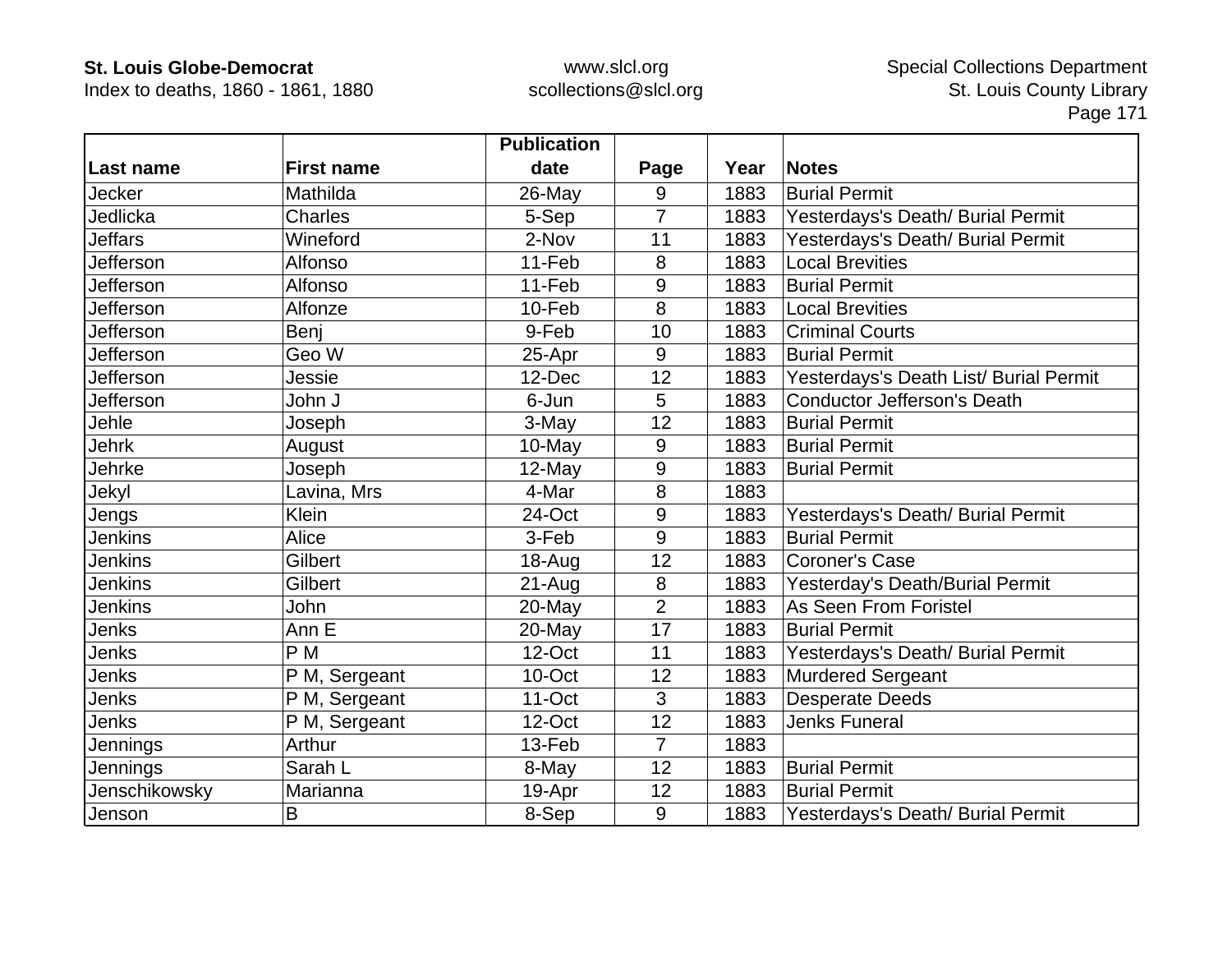| Last name | First name | Publication date | Page | Year | Notes |
|---|---|---|---|---|---|
| Jecker | Mathilda | 26-May | 9 | 1883 | Burial Permit |
| Jedlicka | Charles | 5-Sep | 7 | 1883 | Yesterdays's Death/ Burial Permit |
| Jeffars | Wineford | 2-Nov | 11 | 1883 | Yesterdays's Death/ Burial Permit |
| Jefferson | Alfonso | 11-Feb | 8 | 1883 | Local Brevities |
| Jefferson | Alfonso | 11-Feb | 9 | 1883 | Burial Permit |
| Jefferson | Alfonze | 10-Feb | 8 | 1883 | Local Brevities |
| Jefferson | Benj | 9-Feb | 10 | 1883 | Criminal Courts |
| Jefferson | Geo W | 25-Apr | 9 | 1883 | Burial Permit |
| Jefferson | Jessie | 12-Dec | 12 | 1883 | Yesterdays's Death List/ Burial Permit |
| Jefferson | John J | 6-Jun | 5 | 1883 | Conductor Jefferson's Death |
| Jehle | Joseph | 3-May | 12 | 1883 | Burial Permit |
| Jehrk | August | 10-May | 9 | 1883 | Burial Permit |
| Jehrke | Joseph | 12-May | 9 | 1883 | Burial Permit |
| Jekyl | Lavina, Mrs | 4-Mar | 8 | 1883 | |
| Jengs | Klein | 24-Oct | 9 | 1883 | Yesterdays's Death/ Burial Permit |
| Jenkins | Alice | 3-Feb | 9 | 1883 | Burial Permit |
| Jenkins | Gilbert | 18-Aug | 12 | 1883 | Coroner's Case |
| Jenkins | Gilbert | 21-Aug | 8 | 1883 | Yesterday's Death/Burial Permit |
| Jenkins | John | 20-May | 2 | 1883 | As Seen From Foristel |
| Jenks | Ann E | 20-May | 17 | 1883 | Burial Permit |
| Jenks | P M | 12-Oct | 11 | 1883 | Yesterdays's Death/ Burial Permit |
| Jenks | P M, Sergeant | 10-Oct | 12 | 1883 | Murdered Sergeant |
| Jenks | P M, Sergeant | 11-Oct | 3 | 1883 | Desperate Deeds |
| Jenks | P M, Sergeant | 12-Oct | 12 | 1883 | Jenks Funeral |
| Jennings | Arthur | 13-Feb | 7 | 1883 | |
| Jennings | Sarah L | 8-May | 12 | 1883 | Burial Permit |
| Jenschikowsky | Marianna | 19-Apr | 12 | 1883 | Burial Permit |
| Jenson | B | 8-Sep | 9 | 1883 | Yesterdays's Death/ Burial Permit |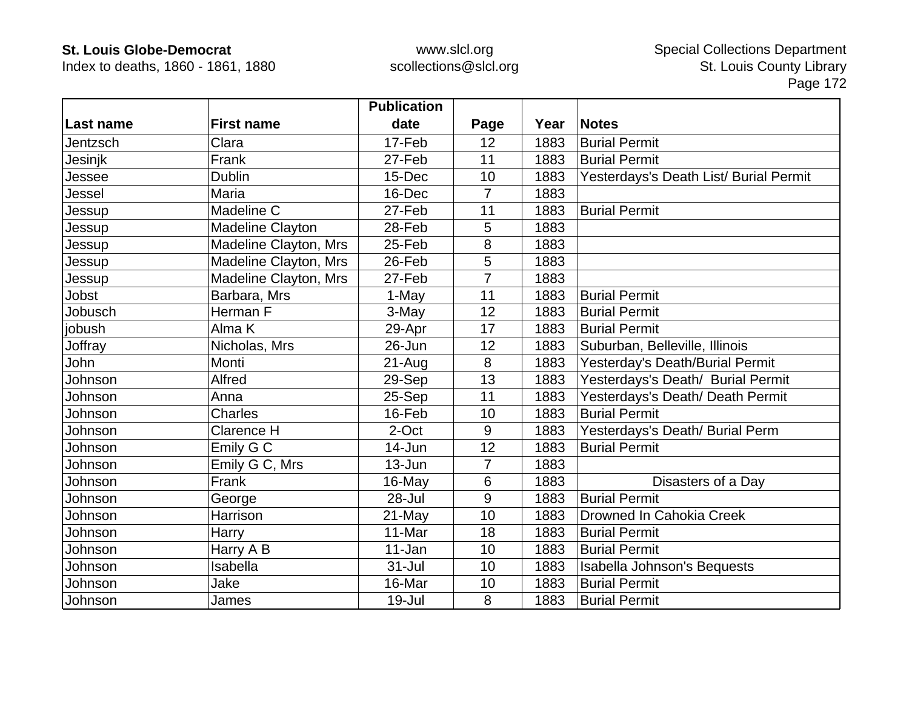| Last name | First name | Publication date | Page | Year | Notes |
|---|---|---|---|---|---|
| Jentzsch | Clara | 17-Feb | 12 | 1883 | Burial Permit |
| Jesinjk | Frank | 27-Feb | 11 | 1883 | Burial Permit |
| Jessee | Dublin | 15-Dec | 10 | 1883 | Yesterdays's Death List/ Burial Permit |
| Jessel | Maria | 16-Dec | 7 | 1883 | |
| Jessup | Madeline C | 27-Feb | 11 | 1883 | Burial Permit |
| Jessup | Madeline Clayton | 28-Feb | 5 | 1883 | |
| Jessup | Madeline Clayton, Mrs | 25-Feb | 8 | 1883 | |
| Jessup | Madeline Clayton, Mrs | 26-Feb | 5 | 1883 | |
| Jessup | Madeline Clayton, Mrs | 27-Feb | 7 | 1883 | |
| Jobst | Barbara, Mrs | 1-May | 11 | 1883 | Burial Permit |
| Jobusch | Herman F | 3-May | 12 | 1883 | Burial Permit |
| jobush | Alma K | 29-Apr | 17 | 1883 | Burial Permit |
| Joffray | Nicholas, Mrs | 26-Jun | 12 | 1883 | Suburban, Belleville, Illinois |
| John | Monti | 21-Aug | 8 | 1883 | Yesterday's Death/Burial Permit |
| Johnson | Alfred | 29-Sep | 13 | 1883 | Yesterdays's Death/ Burial Permit |
| Johnson | Anna | 25-Sep | 11 | 1883 | Yesterdays's Death/ Death Permit |
| Johnson | Charles | 16-Feb | 10 | 1883 | Burial Permit |
| Johnson | Clarence H | 2-Oct | 9 | 1883 | Yesterdays's Death/ Burial Perm |
| Johnson | Emily G C | 14-Jun | 12 | 1883 | Burial Permit |
| Johnson | Emily G C, Mrs | 13-Jun | 7 | 1883 | |
| Johnson | Frank | 16-May | 6 | 1883 | Disasters of a Day |
| Johnson | George | 28-Jul | 9 | 1883 | Burial Permit |
| Johnson | Harrison | 21-May | 10 | 1883 | Drowned In Cahokia Creek |
| Johnson | Harry | 11-Mar | 18 | 1883 | Burial Permit |
| Johnson | Harry A B | 11-Jan | 10 | 1883 | Burial Permit |
| Johnson | Isabella | 31-Jul | 10 | 1883 | Isabella Johnson's Bequests |
| Johnson | Jake | 16-Mar | 10 | 1883 | Burial Permit |
| Johnson | James | 19-Jul | 8 | 1883 | Burial Permit |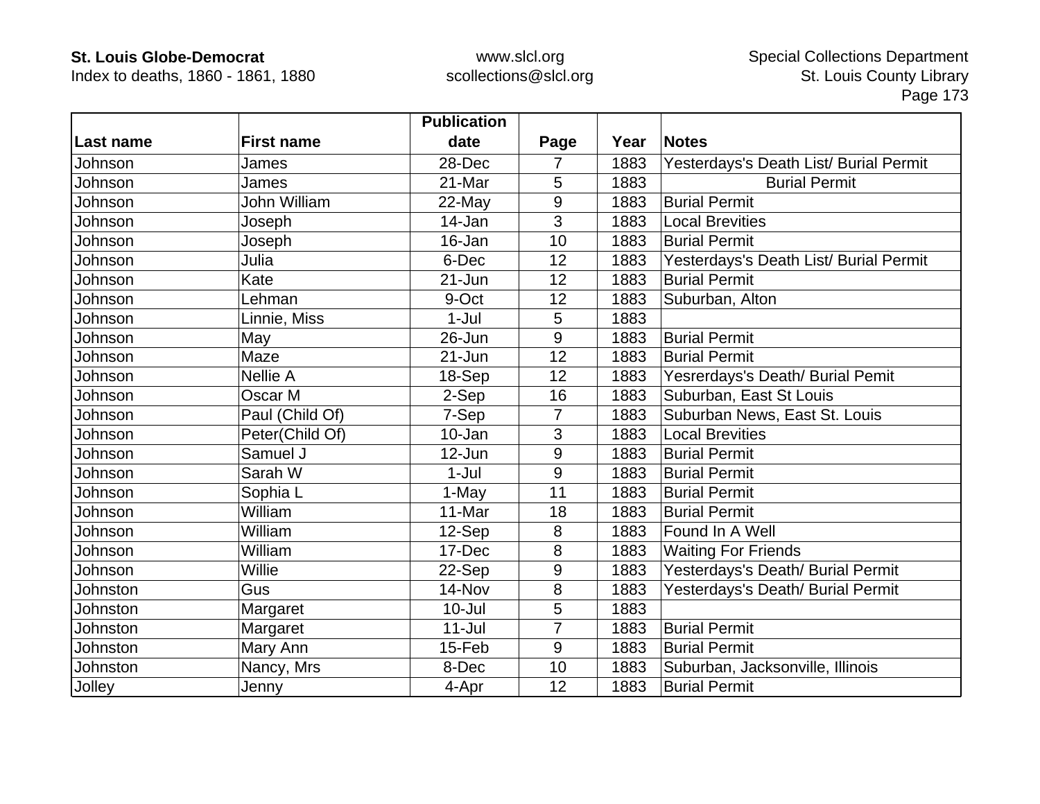| Last name | First name | Publication date | Page | Year | Notes |
|---|---|---|---|---|---|
| Johnson | James | 28-Dec | 7 | 1883 | Yesterdays's Death List/ Burial Permit |
| Johnson | James | 21-Mar | 5 | 1883 | Burial Permit |
| Johnson | John William | 22-May | 9 | 1883 | Burial Permit |
| Johnson | Joseph | 14-Jan | 3 | 1883 | Local Brevities |
| Johnson | Joseph | 16-Jan | 10 | 1883 | Burial Permit |
| Johnson | Julia | 6-Dec | 12 | 1883 | Yesterdays's Death List/ Burial Permit |
| Johnson | Kate | 21-Jun | 12 | 1883 | Burial Permit |
| Johnson | Lehman | 9-Oct | 12 | 1883 | Suburban, Alton |
| Johnson | Linnie, Miss | 1-Jul | 5 | 1883 | |
| Johnson | May | 26-Jun | 9 | 1883 | Burial Permit |
| Johnson | Maze | 21-Jun | 12 | 1883 | Burial Permit |
| Johnson | Nellie A | 18-Sep | 12 | 1883 | Yesrerdays's Death/ Burial Pemit |
| Johnson | Oscar M | 2-Sep | 16 | 1883 | Suburban, East St Louis |
| Johnson | Paul (Child Of) | 7-Sep | 7 | 1883 | Suburban News, East St. Louis |
| Johnson | Peter(Child Of) | 10-Jan | 3 | 1883 | Local Brevities |
| Johnson | Samuel J | 12-Jun | 9 | 1883 | Burial Permit |
| Johnson | Sarah W | 1-Jul | 9 | 1883 | Burial Permit |
| Johnson | Sophia L | 1-May | 11 | 1883 | Burial Permit |
| Johnson | William | 11-Mar | 18 | 1883 | Burial Permit |
| Johnson | William | 12-Sep | 8 | 1883 | Found In A Well |
| Johnson | William | 17-Dec | 8 | 1883 | Waiting For Friends |
| Johnson | Willie | 22-Sep | 9 | 1883 | Yesterdays's Death/ Burial Permit |
| Johnston | Gus | 14-Nov | 8 | 1883 | Yesterdays's Death/ Burial Permit |
| Johnston | Margaret | 10-Jul | 5 | 1883 | |
| Johnston | Margaret | 11-Jul | 7 | 1883 | Burial Permit |
| Johnston | Mary Ann | 15-Feb | 9 | 1883 | Burial Permit |
| Johnston | Nancy, Mrs | 8-Dec | 10 | 1883 | Suburban, Jacksonville, Illinois |
| Jolley | Jenny | 4-Apr | 12 | 1883 | Burial Permit |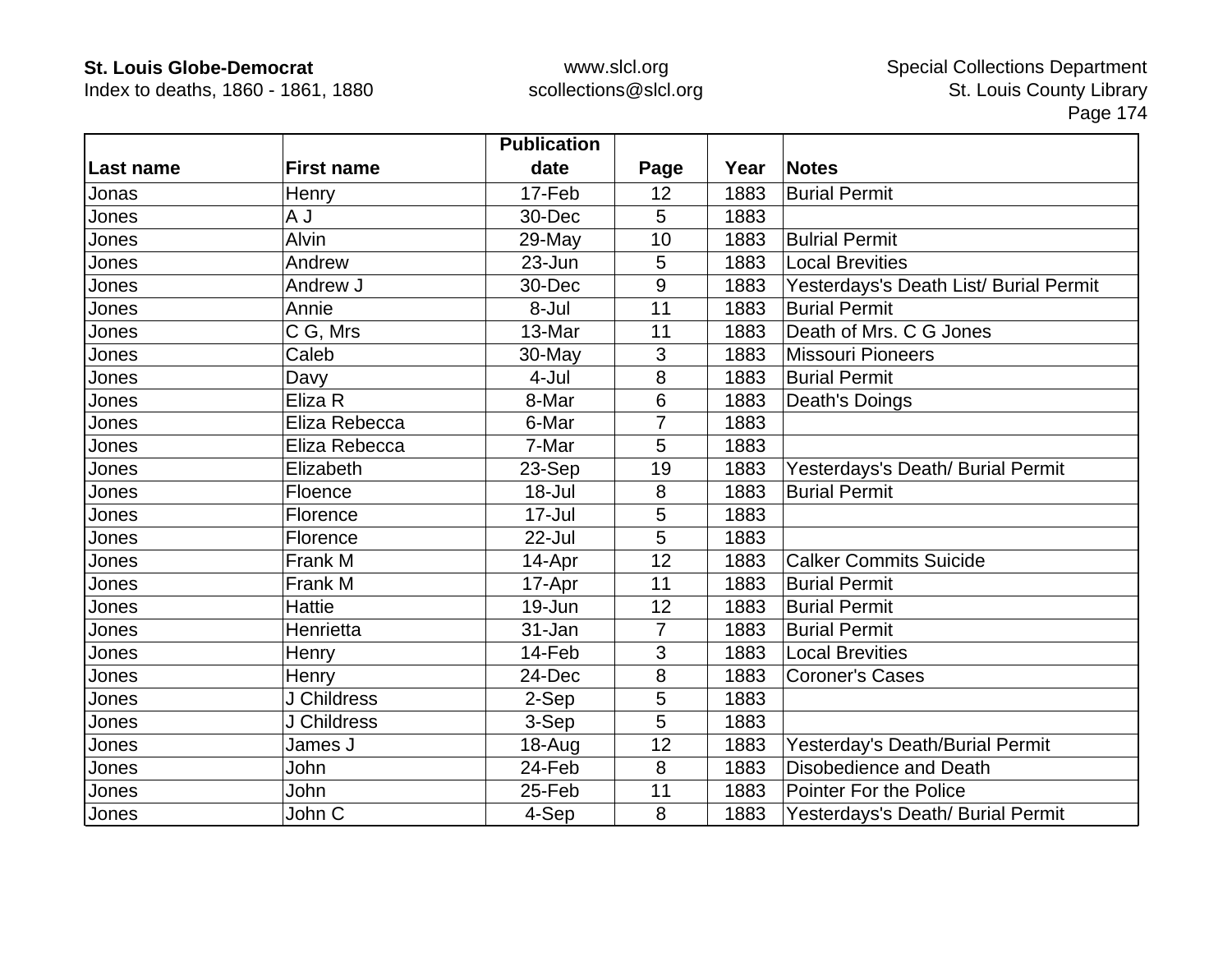| Last name | First name | Publication date | Page | Year | Notes |
|---|---|---|---|---|---|
| Jonas | Henry | 17-Feb | 12 | 1883 | Burial Permit |
| Jones | A J | 30-Dec | 5 | 1883 | |
| Jones | Alvin | 29-May | 10 | 1883 | Bulrial Permit |
| Jones | Andrew | 23-Jun | 5 | 1883 | Local Brevities |
| Jones | Andrew J | 30-Dec | 9 | 1883 | Yesterdays's Death List/ Burial Permit |
| Jones | Annie | 8-Jul | 11 | 1883 | Burial Permit |
| Jones | C G, Mrs | 13-Mar | 11 | 1883 | Death of Mrs. C G Jones |
| Jones | Caleb | 30-May | 3 | 1883 | Missouri Pioneers |
| Jones | Davy | 4-Jul | 8 | 1883 | Burial Permit |
| Jones | Eliza R | 8-Mar | 6 | 1883 | Death's Doings |
| Jones | Eliza Rebecca | 6-Mar | 7 | 1883 | |
| Jones | Eliza Rebecca | 7-Mar | 5 | 1883 | |
| Jones | Elizabeth | 23-Sep | 19 | 1883 | Yesterdays's Death/ Burial Permit |
| Jones | Floence | 18-Jul | 8 | 1883 | Burial Permit |
| Jones | Florence | 17-Jul | 5 | 1883 | |
| Jones | Florence | 22-Jul | 5 | 1883 | |
| Jones | Frank M | 14-Apr | 12 | 1883 | Calker Commits Suicide |
| Jones | Frank M | 17-Apr | 11 | 1883 | Burial Permit |
| Jones | Hattie | 19-Jun | 12 | 1883 | Burial Permit |
| Jones | Henrietta | 31-Jan | 7 | 1883 | Burial Permit |
| Jones | Henry | 14-Feb | 3 | 1883 | Local Brevities |
| Jones | Henry | 24-Dec | 8 | 1883 | Coroner's Cases |
| Jones | J Childress | 2-Sep | 5 | 1883 | |
| Jones | J Childress | 3-Sep | 5 | 1883 | |
| Jones | James J | 18-Aug | 12 | 1883 | Yesterday's Death/Burial Permit |
| Jones | John | 24-Feb | 8 | 1883 | Disobedience and Death |
| Jones | John | 25-Feb | 11 | 1883 | Pointer For the Police |
| Jones | John C | 4-Sep | 8 | 1883 | Yesterdays's Death/ Burial Permit |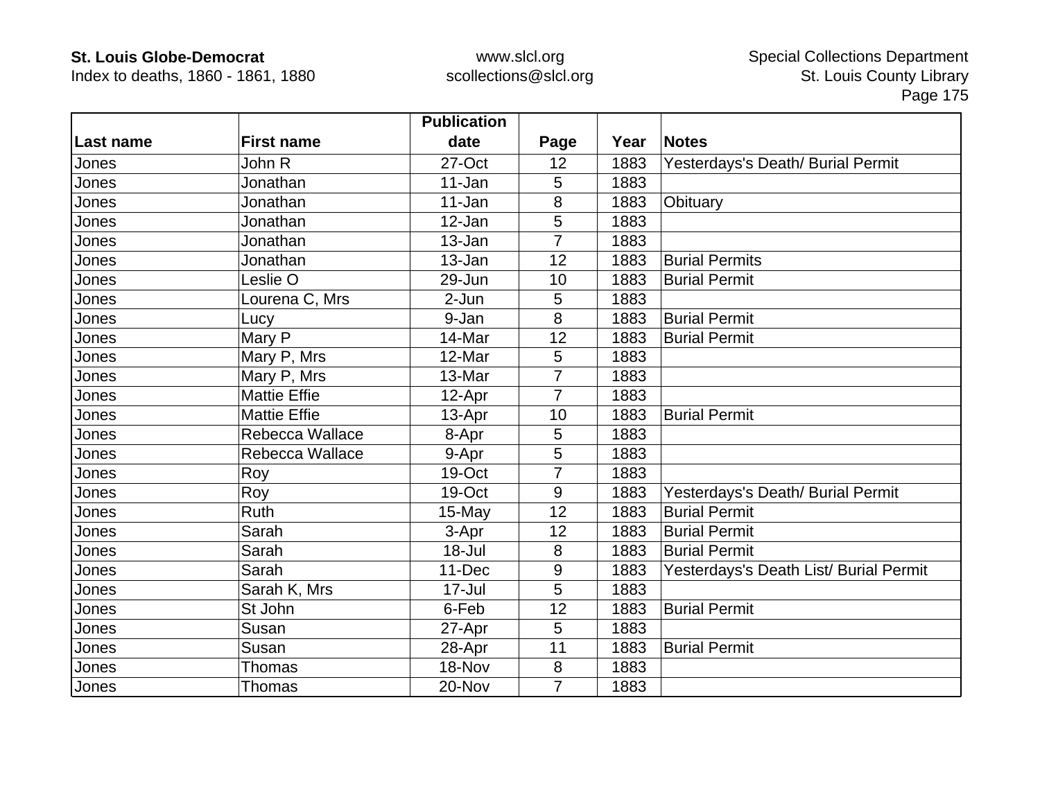| Last name | First name | Publication date | Page | Year | Notes |
|---|---|---|---|---|---|
| Jones | John R | 27-Oct | 12 | 1883 | Yesterdays's Death/ Burial Permit |
| Jones | Jonathan | 11-Jan | 5 | 1883 | |
| Jones | Jonathan | 11-Jan | 8 | 1883 | Obituary |
| Jones | Jonathan | 12-Jan | 5 | 1883 | |
| Jones | Jonathan | 13-Jan | 7 | 1883 | |
| Jones | Jonathan | 13-Jan | 12 | 1883 | Burial Permits |
| Jones | Leslie O | 29-Jun | 10 | 1883 | Burial Permit |
| Jones | Lourena C, Mrs | 2-Jun | 5 | 1883 | |
| Jones | Lucy | 9-Jan | 8 | 1883 | Burial Permit |
| Jones | Mary P | 14-Mar | 12 | 1883 | Burial Permit |
| Jones | Mary P, Mrs | 12-Mar | 5 | 1883 | |
| Jones | Mary P, Mrs | 13-Mar | 7 | 1883 | |
| Jones | Mattie Effie | 12-Apr | 7 | 1883 | |
| Jones | Mattie Effie | 13-Apr | 10 | 1883 | Burial Permit |
| Jones | Rebecca Wallace | 8-Apr | 5 | 1883 | |
| Jones | Rebecca Wallace | 9-Apr | 5 | 1883 | |
| Jones | Roy | 19-Oct | 7 | 1883 | |
| Jones | Roy | 19-Oct | 9 | 1883 | Yesterdays's Death/ Burial Permit |
| Jones | Ruth | 15-May | 12 | 1883 | Burial Permit |
| Jones | Sarah | 3-Apr | 12 | 1883 | Burial Permit |
| Jones | Sarah | 18-Jul | 8 | 1883 | Burial Permit |
| Jones | Sarah | 11-Dec | 9 | 1883 | Yesterdays's Death List/ Burial Permit |
| Jones | Sarah K, Mrs | 17-Jul | 5 | 1883 | |
| Jones | St John | 6-Feb | 12 | 1883 | Burial Permit |
| Jones | Susan | 27-Apr | 5 | 1883 | |
| Jones | Susan | 28-Apr | 11 | 1883 | Burial Permit |
| Jones | Thomas | 18-Nov | 8 | 1883 | |
| Jones | Thomas | 20-Nov | 7 | 1883 | |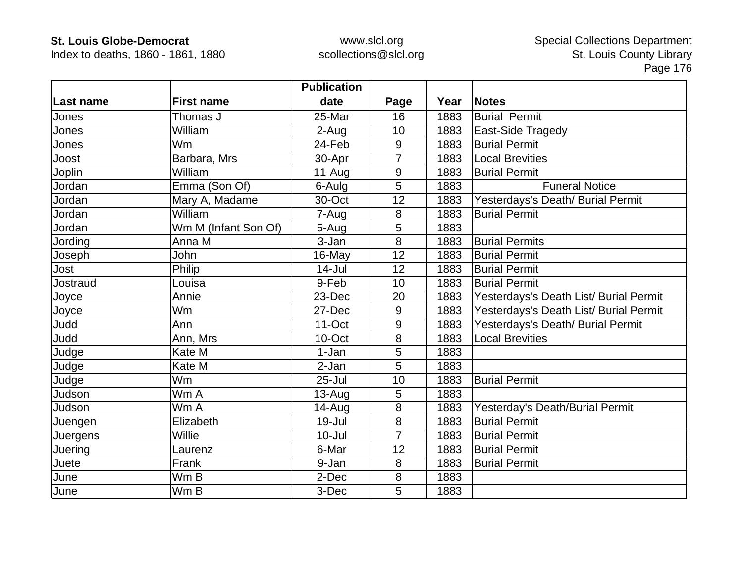| Last name | First name | Publication date | Page | Year | Notes |
|---|---|---|---|---|---|
| Jones | Thomas J | 25-Mar | 16 | 1883 | Burial  Permit |
| Jones | William | 2-Aug | 10 | 1883 | East-Side Tragedy |
| Jones | Wm | 24-Feb | 9 | 1883 | Burial Permit |
| Joost | Barbara, Mrs | 30-Apr | 7 | 1883 | Local Brevities |
| Joplin | William | 11-Aug | 9 | 1883 | Burial Permit |
| Jordan | Emma (Son Of) | 6-Aulg | 5 | 1883 | Funeral Notice |
| Jordan | Mary A, Madame | 30-Oct | 12 | 1883 | Yesterdays's Death/ Burial Permit |
| Jordan | William | 7-Aug | 8 | 1883 | Burial Permit |
| Jordan | Wm M (Infant Son Of) | 5-Aug | 5 | 1883 | |
| Jording | Anna M | 3-Jan | 8 | 1883 | Burial Permits |
| Joseph | John | 16-May | 12 | 1883 | Burial Permit |
| Jost | Philip | 14-Jul | 12 | 1883 | Burial Permit |
| Jostraud | Louisa | 9-Feb | 10 | 1883 | Burial Permit |
| Joyce | Annie | 23-Dec | 20 | 1883 | Yesterdays's Death List/ Burial Permit |
| Joyce | Wm | 27-Dec | 9 | 1883 | Yesterdays's Death List/ Burial Permit |
| Judd | Ann | 11-Oct | 9 | 1883 | Yesterdays's Death/ Burial Permit |
| Judd | Ann, Mrs | 10-Oct | 8 | 1883 | Local Brevities |
| Judge | Kate M | 1-Jan | 5 | 1883 | |
| Judge | Kate M | 2-Jan | 5 | 1883 | |
| Judge | Wm | 25-Jul | 10 | 1883 | Burial Permit |
| Judson | Wm A | 13-Aug | 5 | 1883 | |
| Judson | Wm A | 14-Aug | 8 | 1883 | Yesterday's Death/Burial Permit |
| Juengen | Elizabeth | 19-Jul | 8 | 1883 | Burial Permit |
| Juergens | Willie | 10-Jul | 7 | 1883 | Burial Permit |
| Juering | Laurenz | 6-Mar | 12 | 1883 | Burial Permit |
| Juete | Frank | 9-Jan | 8 | 1883 | Burial Permit |
| June | Wm B | 2-Dec | 8 | 1883 | |
| June | Wm B | 3-Dec | 5 | 1883 | |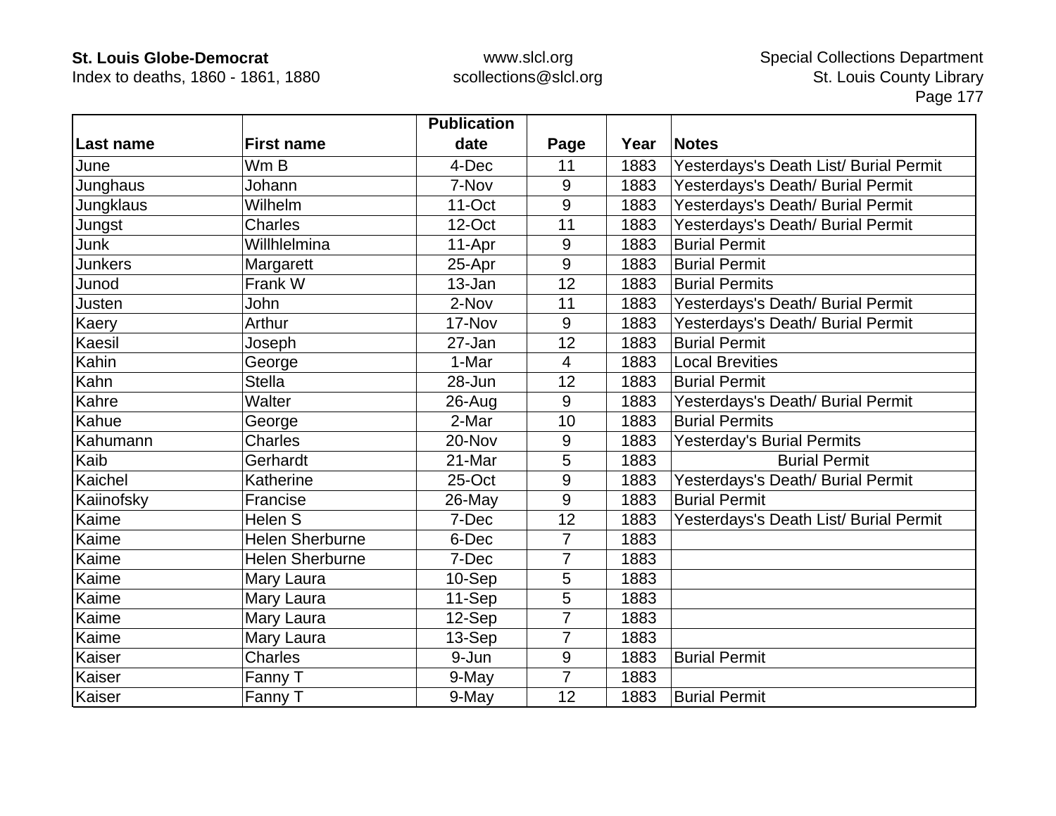| Last name | First name | Publication date | Page | Year | Notes |
|---|---|---|---|---|---|
| June | Wm B | 4-Dec | 11 | 1883 | Yesterdays's Death List/ Burial Permit |
| Junghaus | Johann | 7-Nov | 9 | 1883 | Yesterdays's Death/ Burial Permit |
| Jungklaus | Wilhelm | 11-Oct | 9 | 1883 | Yesterdays's Death/ Burial Permit |
| Jungst | Charles | 12-Oct | 11 | 1883 | Yesterdays's Death/ Burial Permit |
| Junk | Willhlelmina | 11-Apr | 9 | 1883 | Burial Permit |
| Junkers | Margarett | 25-Apr | 9 | 1883 | Burial Permit |
| Junod | Frank W | 13-Jan | 12 | 1883 | Burial Permits |
| Justen | John | 2-Nov | 11 | 1883 | Yesterdays's Death/ Burial Permit |
| Kaery | Arthur | 17-Nov | 9 | 1883 | Yesterdays's Death/ Burial Permit |
| Kaesil | Joseph | 27-Jan | 12 | 1883 | Burial Permit |
| Kahin | George | 1-Mar | 4 | 1883 | Local Brevities |
| Kahn | Stella | 28-Jun | 12 | 1883 | Burial Permit |
| Kahre | Walter | 26-Aug | 9 | 1883 | Yesterdays's Death/ Burial Permit |
| Kahue | George | 2-Mar | 10 | 1883 | Burial Permits |
| Kahumann | Charles | 20-Nov | 9 | 1883 | Yesterday's Burial Permits |
| Kaib | Gerhardt | 21-Mar | 5 | 1883 | Burial Permit |
| Kaichel | Katherine | 25-Oct | 9 | 1883 | Yesterdays's Death/ Burial Permit |
| Kaiinofsky | Francise | 26-May | 9 | 1883 | Burial Permit |
| Kaime | Helen S | 7-Dec | 12 | 1883 | Yesterdays's Death List/ Burial Permit |
| Kaime | Helen Sherburne | 6-Dec | 7 | 1883 | |
| Kaime | Helen Sherburne | 7-Dec | 7 | 1883 | |
| Kaime | Mary Laura | 10-Sep | 5 | 1883 | |
| Kaime | Mary Laura | 11-Sep | 5 | 1883 | |
| Kaime | Mary Laura | 12-Sep | 7 | 1883 | |
| Kaime | Mary Laura | 13-Sep | 7 | 1883 | |
| Kaiser | Charles | 9-Jun | 9 | 1883 | Burial Permit |
| Kaiser | Fanny T | 9-May | 7 | 1883 | |
| Kaiser | Fanny T | 9-May | 12 | 1883 | Burial Permit |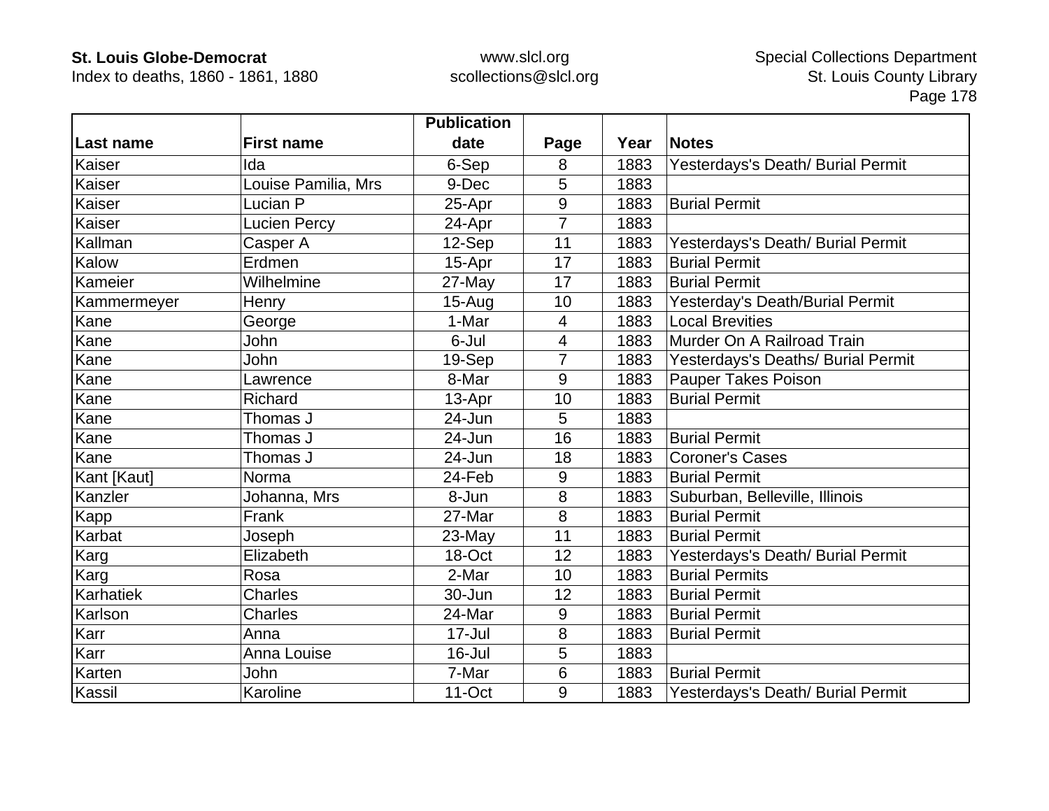| Last name | First name | Publication date | Page | Year | Notes |
|---|---|---|---|---|---|
| Kaiser | Ida | 6-Sep | 8 | 1883 | Yesterdays's Death/ Burial Permit |
| Kaiser | Louise Pamilia, Mrs | 9-Dec | 5 | 1883 | |
| Kaiser | Lucian P | 25-Apr | 9 | 1883 | Burial Permit |
| Kaiser | Lucien Percy | 24-Apr | 7 | 1883 | |
| Kallman | Casper A | 12-Sep | 11 | 1883 | Yesterdays's Death/ Burial Permit |
| Kalow | Erdmen | 15-Apr | 17 | 1883 | Burial Permit |
| Kameier | Wilhelmine | 27-May | 17 | 1883 | Burial Permit |
| Kammermeyer | Henry | 15-Aug | 10 | 1883 | Yesterday's Death/Burial Permit |
| Kane | George | 1-Mar | 4 | 1883 | Local Brevities |
| Kane | John | 6-Jul | 4 | 1883 | Murder On A Railroad Train |
| Kane | John | 19-Sep | 7 | 1883 | Yesterdays's Deaths/ Burial Permit |
| Kane | Lawrence | 8-Mar | 9 | 1883 | Pauper Takes Poison |
| Kane | Richard | 13-Apr | 10 | 1883 | Burial Permit |
| Kane | Thomas J | 24-Jun | 5 | 1883 | |
| Kane | Thomas J | 24-Jun | 16 | 1883 | Burial Permit |
| Kane | Thomas J | 24-Jun | 18 | 1883 | Coroner's Cases |
| Kant [Kaut] | Norma | 24-Feb | 9 | 1883 | Burial Permit |
| Kanzler | Johanna, Mrs | 8-Jun | 8 | 1883 | Suburban, Belleville, Illinois |
| Kapp | Frank | 27-Mar | 8 | 1883 | Burial Permit |
| Karbat | Joseph | 23-May | 11 | 1883 | Burial Permit |
| Karg | Elizabeth | 18-Oct | 12 | 1883 | Yesterdays's Death/ Burial Permit |
| Karg | Rosa | 2-Mar | 10 | 1883 | Burial Permits |
| Karhatiek | Charles | 30-Jun | 12 | 1883 | Burial Permit |
| Karlson | Charles | 24-Mar | 9 | 1883 | Burial Permit |
| Karr | Anna | 17-Jul | 8 | 1883 | Burial Permit |
| Karr | Anna Louise | 16-Jul | 5 | 1883 | |
| Karten | John | 7-Mar | 6 | 1883 | Burial Permit |
| Kassil | Karoline | 11-Oct | 9 | 1883 | Yesterdays's Death/ Burial Permit |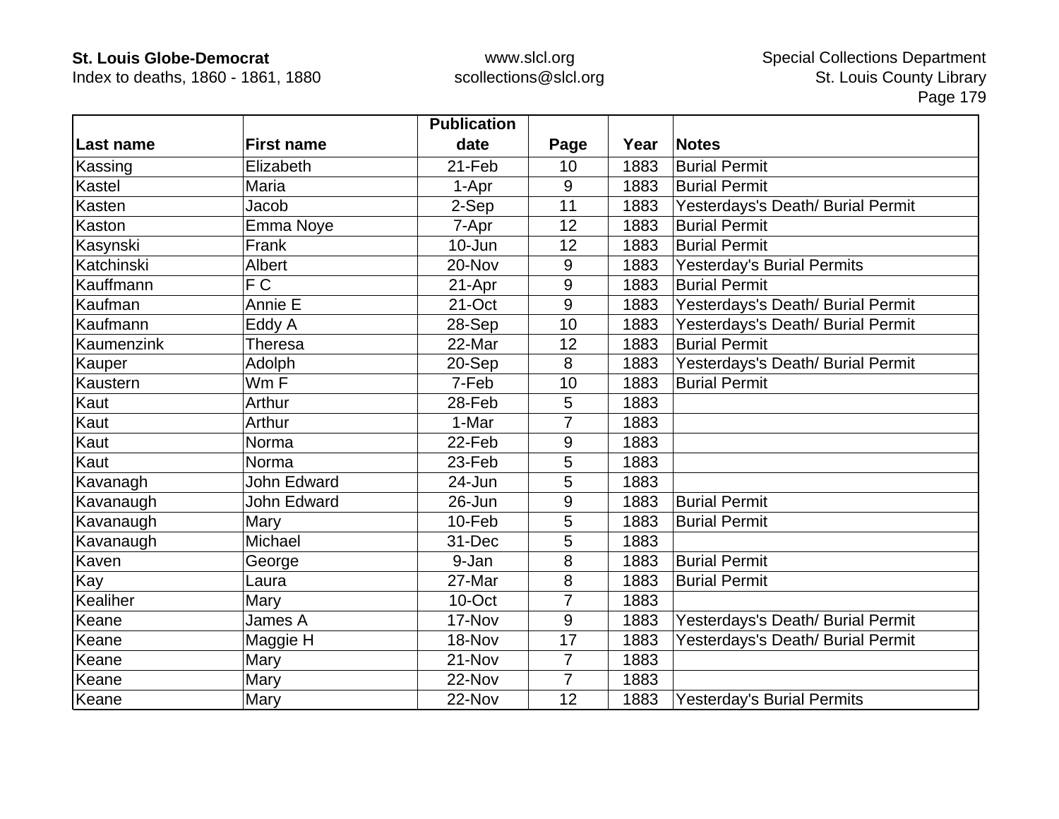| Last name | First name | Publication date | Page | Year | Notes |
|---|---|---|---|---|---|
| Kassing | Elizabeth | 21-Feb | 10 | 1883 | Burial Permit |
| Kastel | Maria | 1-Apr | 9 | 1883 | Burial Permit |
| Kasten | Jacob | 2-Sep | 11 | 1883 | Yesterdays's Death/ Burial Permit |
| Kaston | Emma Noye | 7-Apr | 12 | 1883 | Burial Permit |
| Kasynski | Frank | 10-Jun | 12 | 1883 | Burial Permit |
| Katchinski | Albert | 20-Nov | 9 | 1883 | Yesterday's Burial Permits |
| Kauffmann | F C | 21-Apr | 9 | 1883 | Burial Permit |
| Kaufman | Annie E | 21-Oct | 9 | 1883 | Yesterdays's Death/ Burial Permit |
| Kaufmann | Eddy A | 28-Sep | 10 | 1883 | Yesterdays's Death/ Burial Permit |
| Kaumenzink | Theresa | 22-Mar | 12 | 1883 | Burial Permit |
| Kauper | Adolph | 20-Sep | 8 | 1883 | Yesterdays's Death/ Burial Permit |
| Kaustern | Wm F | 7-Feb | 10 | 1883 | Burial Permit |
| Kaut | Arthur | 28-Feb | 5 | 1883 | |
| Kaut | Arthur | 1-Mar | 7 | 1883 | |
| Kaut | Norma | 22-Feb | 9 | 1883 | |
| Kaut | Norma | 23-Feb | 5 | 1883 | |
| Kavanagh | John Edward | 24-Jun | 5 | 1883 | |
| Kavanaugh | John Edward | 26-Jun | 9 | 1883 | Burial Permit |
| Kavanaugh | Mary | 10-Feb | 5 | 1883 | Burial Permit |
| Kavanaugh | Michael | 31-Dec | 5 | 1883 | |
| Kaven | George | 9-Jan | 8 | 1883 | Burial Permit |
| Kay | Laura | 27-Mar | 8 | 1883 | Burial Permit |
| Kealiher | Mary | 10-Oct | 7 | 1883 | |
| Keane | James A | 17-Nov | 9 | 1883 | Yesterdays's Death/ Burial Permit |
| Keane | Maggie H | 18-Nov | 17 | 1883 | Yesterdays's Death/ Burial Permit |
| Keane | Mary | 21-Nov | 7 | 1883 | |
| Keane | Mary | 22-Nov | 7 | 1883 | |
| Keane | Mary | 22-Nov | 12 | 1883 | Yesterday's Burial Permits |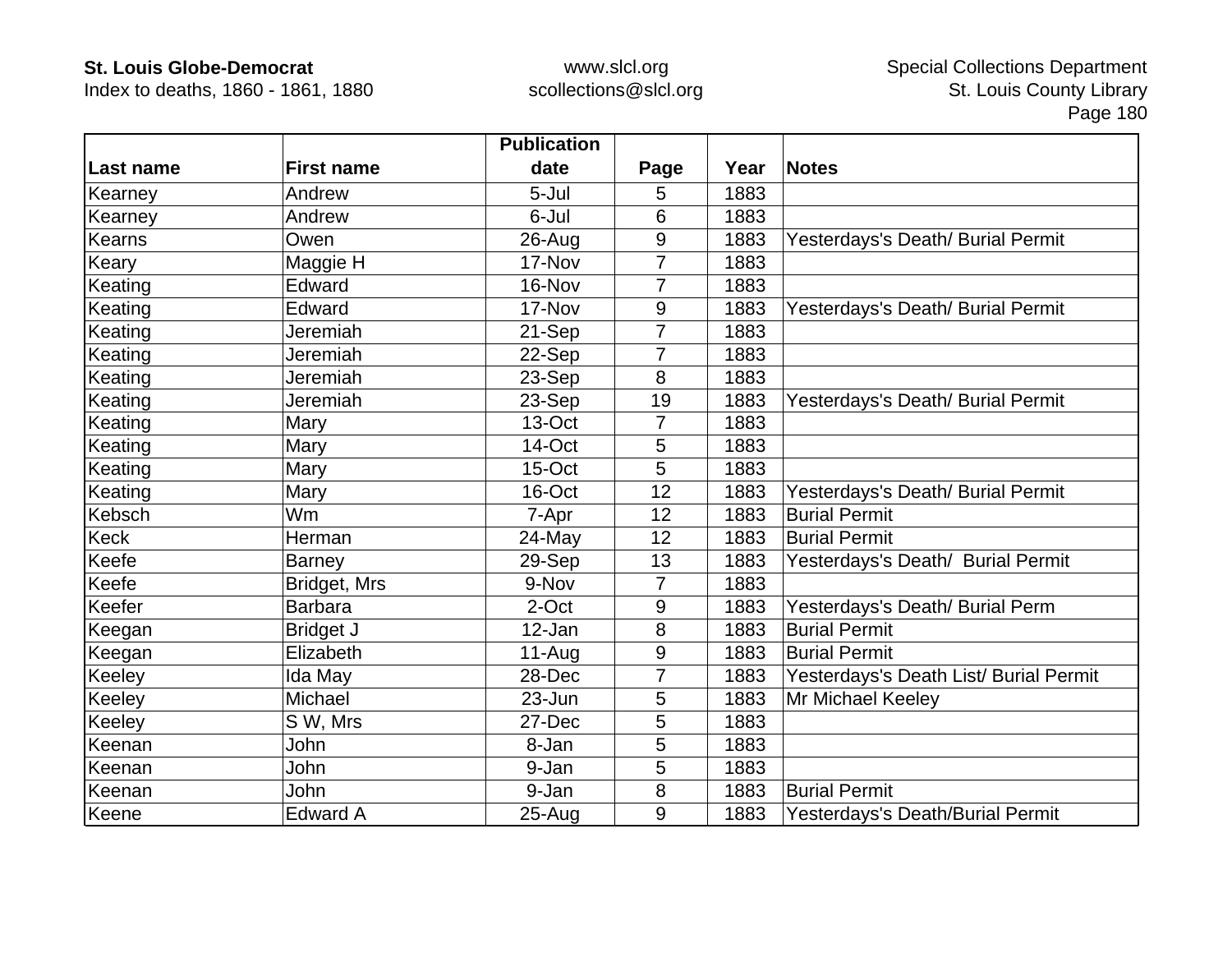| Last name | First name | Publication date | Page | Year | Notes |
|---|---|---|---|---|---|
| Kearney | Andrew | 5-Jul | 5 | 1883 | |
| Kearney | Andrew | 6-Jul | 6 | 1883 | |
| Kearns | Owen | 26-Aug | 9 | 1883 | Yesterdays's Death/ Burial Permit |
| Keary | Maggie H | 17-Nov | 7 | 1883 | |
| Keating | Edward | 16-Nov | 7 | 1883 | |
| Keating | Edward | 17-Nov | 9 | 1883 | Yesterdays's Death/ Burial Permit |
| Keating | Jeremiah | 21-Sep | 7 | 1883 | |
| Keating | Jeremiah | 22-Sep | 7 | 1883 | |
| Keating | Jeremiah | 23-Sep | 8 | 1883 | |
| Keating | Jeremiah | 23-Sep | 19 | 1883 | Yesterdays's Death/ Burial Permit |
| Keating | Mary | 13-Oct | 7 | 1883 | |
| Keating | Mary | 14-Oct | 5 | 1883 | |
| Keating | Mary | 15-Oct | 5 | 1883 | |
| Keating | Mary | 16-Oct | 12 | 1883 | Yesterdays's Death/ Burial Permit |
| Kebsch | Wm | 7-Apr | 12 | 1883 | Burial Permit |
| Keck | Herman | 24-May | 12 | 1883 | Burial Permit |
| Keefe | Barney | 29-Sep | 13 | 1883 | Yesterdays's Death/  Burial Permit |
| Keefe | Bridget, Mrs | 9-Nov | 7 | 1883 | |
| Keefer | Barbara | 2-Oct | 9 | 1883 | Yesterdays's Death/ Burial Perm |
| Keegan | Bridget J | 12-Jan | 8 | 1883 | Burial Permit |
| Keegan | Elizabeth | 11-Aug | 9 | 1883 | Burial Permit |
| Keeley | Ida May | 28-Dec | 7 | 1883 | Yesterdays's Death List/ Burial Permit |
| Keeley | Michael | 23-Jun | 5 | 1883 | Mr Michael Keeley |
| Keeley | S W, Mrs | 27-Dec | 5 | 1883 | |
| Keenan | John | 8-Jan | 5 | 1883 | |
| Keenan | John | 9-Jan | 5 | 1883 | |
| Keenan | John | 9-Jan | 8 | 1883 | Burial Permit |
| Keene | Edward A | 25-Aug | 9 | 1883 | Yesterdays's Death/Burial Permit |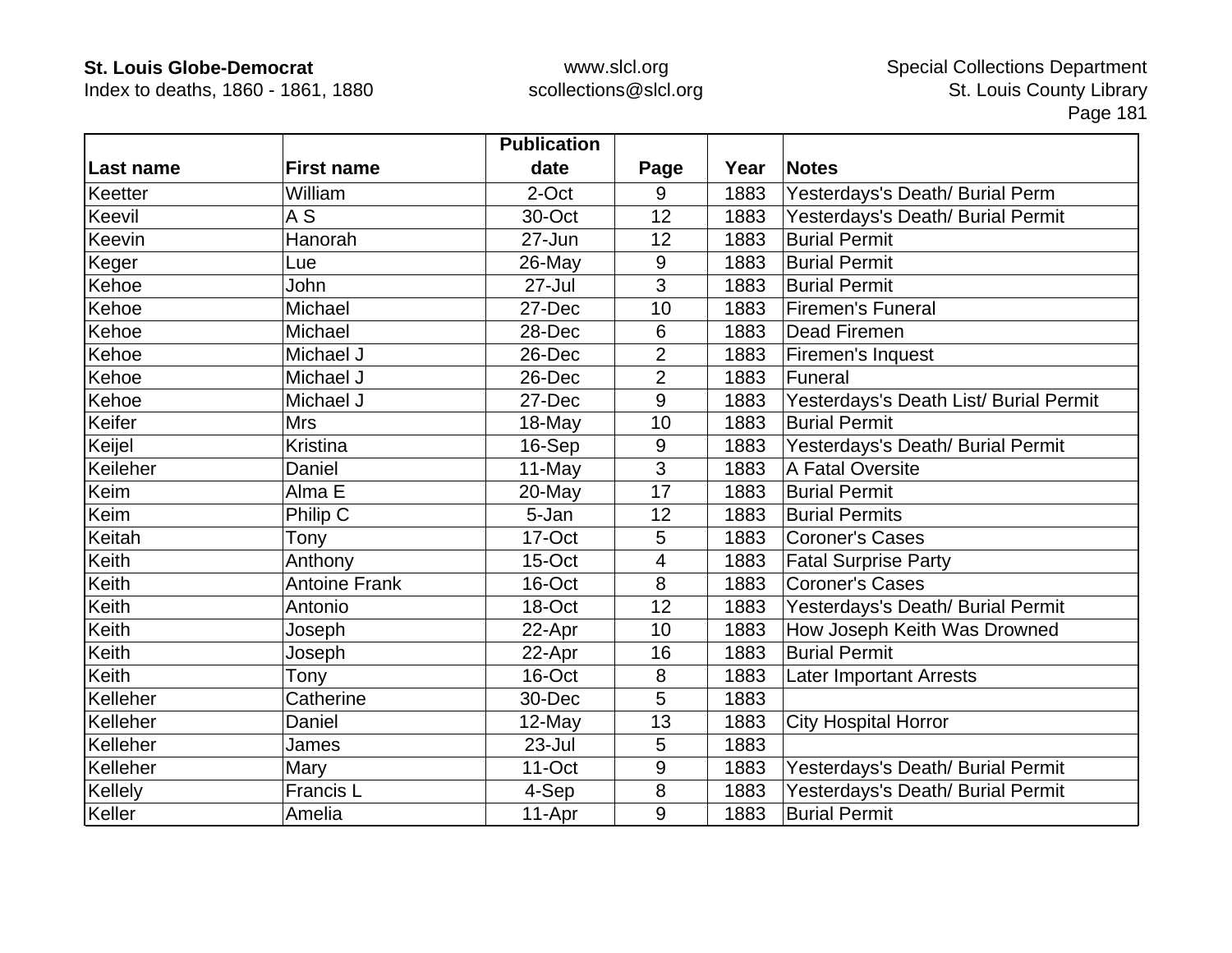| Last name | First name | Publication date | Page | Year | Notes |
|---|---|---|---|---|---|
| Keetter | William | 2-Oct | 9 | 1883 | Yesterdays's Death/ Burial Perm |
| Keevil | A S | 30-Oct | 12 | 1883 | Yesterdays's Death/ Burial Permit |
| Keevin | Hanorah | 27-Jun | 12 | 1883 | Burial Permit |
| Keger | Lue | 26-May | 9 | 1883 | Burial Permit |
| Kehoe | John | 27-Jul | 3 | 1883 | Burial Permit |
| Kehoe | Michael | 27-Dec | 10 | 1883 | Firemen's Funeral |
| Kehoe | Michael | 28-Dec | 6 | 1883 | Dead Firemen |
| Kehoe | Michael J | 26-Dec | 2 | 1883 | Firemen's Inquest |
| Kehoe | Michael J | 26-Dec | 2 | 1883 | Funeral |
| Kehoe | Michael J | 27-Dec | 9 | 1883 | Yesterdays's Death List/ Burial Permit |
| Keifer | Mrs | 18-May | 10 | 1883 | Burial Permit |
| Keijel | Kristina | 16-Sep | 9 | 1883 | Yesterdays's Death/ Burial Permit |
| Keileher | Daniel | 11-May | 3 | 1883 | A Fatal Oversite |
| Keim | Alma E | 20-May | 17 | 1883 | Burial Permit |
| Keim | Philip C | 5-Jan | 12 | 1883 | Burial Permits |
| Keitah | Tony | 17-Oct | 5 | 1883 | Coroner's Cases |
| Keith | Anthony | 15-Oct | 4 | 1883 | Fatal Surprise Party |
| Keith | Antoine Frank | 16-Oct | 8 | 1883 | Coroner's Cases |
| Keith | Antonio | 18-Oct | 12 | 1883 | Yesterdays's Death/ Burial Permit |
| Keith | Joseph | 22-Apr | 10 | 1883 | How Joseph Keith Was Drowned |
| Keith | Joseph | 22-Apr | 16 | 1883 | Burial Permit |
| Keith | Tony | 16-Oct | 8 | 1883 | Later Important Arrests |
| Kelleher | Catherine | 30-Dec | 5 | 1883 | |
| Kelleher | Daniel | 12-May | 13 | 1883 | City Hospital Horror |
| Kelleher | James | 23-Jul | 5 | 1883 | |
| Kelleher | Mary | 11-Oct | 9 | 1883 | Yesterdays's Death/ Burial Permit |
| Kellely | Francis L | 4-Sep | 8 | 1883 | Yesterdays's Death/ Burial Permit |
| Keller | Amelia | 11-Apr | 9 | 1883 | Burial Permit |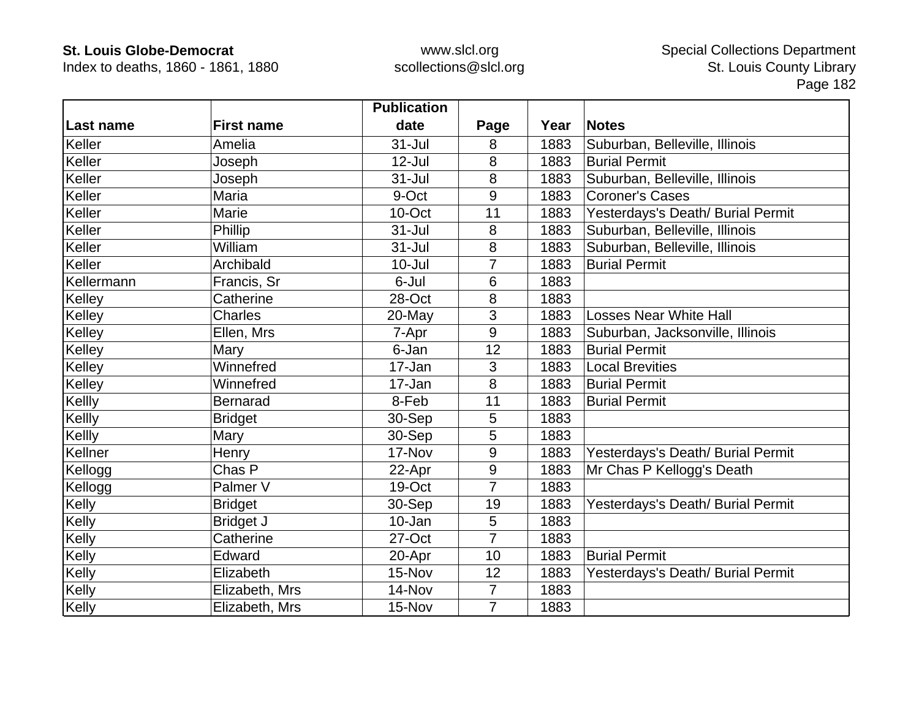| Last name | First name | Publication date | Page | Year | Notes |
|---|---|---|---|---|---|
| Keller | Amelia | 31-Jul | 8 | 1883 | Suburban, Belleville, Illinois |
| Keller | Joseph | 12-Jul | 8 | 1883 | Burial Permit |
| Keller | Joseph | 31-Jul | 8 | 1883 | Suburban, Belleville, Illinois |
| Keller | Maria | 9-Oct | 9 | 1883 | Coroner's Cases |
| Keller | Marie | 10-Oct | 11 | 1883 | Yesterdays's Death/ Burial Permit |
| Keller | Phillip | 31-Jul | 8 | 1883 | Suburban, Belleville, Illinois |
| Keller | William | 31-Jul | 8 | 1883 | Suburban, Belleville, Illinois |
| Keller | Archibald | 10-Jul | 7 | 1883 | Burial Permit |
| Kellermann | Francis, Sr | 6-Jul | 6 | 1883 | |
| Kelley | Catherine | 28-Oct | 8 | 1883 | |
| Kelley | Charles | 20-May | 3 | 1883 | Losses Near White Hall |
| Kelley | Ellen, Mrs | 7-Apr | 9 | 1883 | Suburban, Jacksonville, Illinois |
| Kelley | Mary | 6-Jan | 12 | 1883 | Burial Permit |
| Kelley | Winnefred | 17-Jan | 3 | 1883 | Local Brevities |
| Kelley | Winnefred | 17-Jan | 8 | 1883 | Burial Permit |
| Kellly | Bernarad | 8-Feb | 11 | 1883 | Burial Permit |
| Kellly | Bridget | 30-Sep | 5 | 1883 | |
| Kellly | Mary | 30-Sep | 5 | 1883 | |
| Kellner | Henry | 17-Nov | 9 | 1883 | Yesterdays's Death/ Burial Permit |
| Kellogg | Chas P | 22-Apr | 9 | 1883 | Mr Chas P Kellogg's Death |
| Kellogg | Palmer V | 19-Oct | 7 | 1883 | |
| Kelly | Bridget | 30-Sep | 19 | 1883 | Yesterdays's Death/ Burial Permit |
| Kelly | Bridget J | 10-Jan | 5 | 1883 | |
| Kelly | Catherine | 27-Oct | 7 | 1883 | |
| Kelly | Edward | 20-Apr | 10 | 1883 | Burial Permit |
| Kelly | Elizabeth | 15-Nov | 12 | 1883 | Yesterdays's Death/ Burial Permit |
| Kelly | Elizabeth, Mrs | 14-Nov | 7 | 1883 | |
| Kelly | Elizabeth, Mrs | 15-Nov | 7 | 1883 | |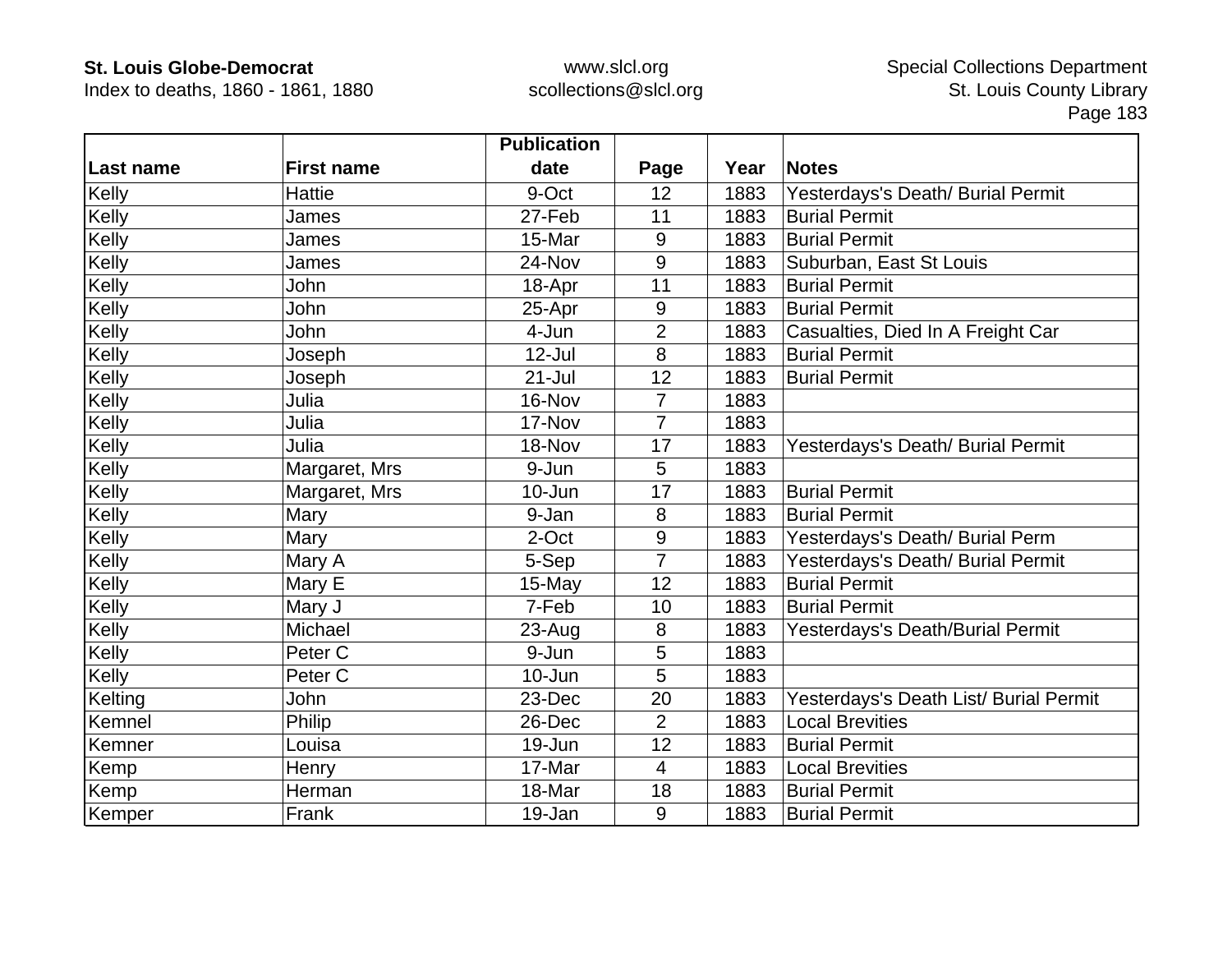| Last name | First name | Publication date | Page | Year | Notes |
|---|---|---|---|---|---|
| Kelly | Hattie | 9-Oct | 12 | 1883 | Yesterdays's Death/ Burial Permit |
| Kelly | James | 27-Feb | 11 | 1883 | Burial Permit |
| Kelly | James | 15-Mar | 9 | 1883 | Burial Permit |
| Kelly | James | 24-Nov | 9 | 1883 | Suburban, East St Louis |
| Kelly | John | 18-Apr | 11 | 1883 | Burial Permit |
| Kelly | John | 25-Apr | 9 | 1883 | Burial Permit |
| Kelly | John | 4-Jun | 2 | 1883 | Casualties, Died In A Freight Car |
| Kelly | Joseph | 12-Jul | 8 | 1883 | Burial Permit |
| Kelly | Joseph | 21-Jul | 12 | 1883 | Burial Permit |
| Kelly | Julia | 16-Nov | 7 | 1883 | |
| Kelly | Julia | 17-Nov | 7 | 1883 | |
| Kelly | Julia | 18-Nov | 17 | 1883 | Yesterdays's Death/ Burial Permit |
| Kelly | Margaret, Mrs | 9-Jun | 5 | 1883 | |
| Kelly | Margaret, Mrs | 10-Jun | 17 | 1883 | Burial Permit |
| Kelly | Mary | 9-Jan | 8 | 1883 | Burial Permit |
| Kelly | Mary | 2-Oct | 9 | 1883 | Yesterdays's Death/ Burial Perm |
| Kelly | Mary A | 5-Sep | 7 | 1883 | Yesterdays's Death/ Burial Permit |
| Kelly | Mary E | 15-May | 12 | 1883 | Burial Permit |
| Kelly | Mary J | 7-Feb | 10 | 1883 | Burial Permit |
| Kelly | Michael | 23-Aug | 8 | 1883 | Yesterdays's Death/Burial Permit |
| Kelly | Peter C | 9-Jun | 5 | 1883 | |
| Kelly | Peter C | 10-Jun | 5 | 1883 | |
| Kelting | John | 23-Dec | 20 | 1883 | Yesterdays's Death List/ Burial Permit |
| Kemnel | Philip | 26-Dec | 2 | 1883 | Local Brevities |
| Kemner | Louisa | 19-Jun | 12 | 1883 | Burial Permit |
| Kemp | Henry | 17-Mar | 4 | 1883 | Local Brevities |
| Kemp | Herman | 18-Mar | 18 | 1883 | Burial Permit |
| Kemper | Frank | 19-Jan | 9 | 1883 | Burial Permit |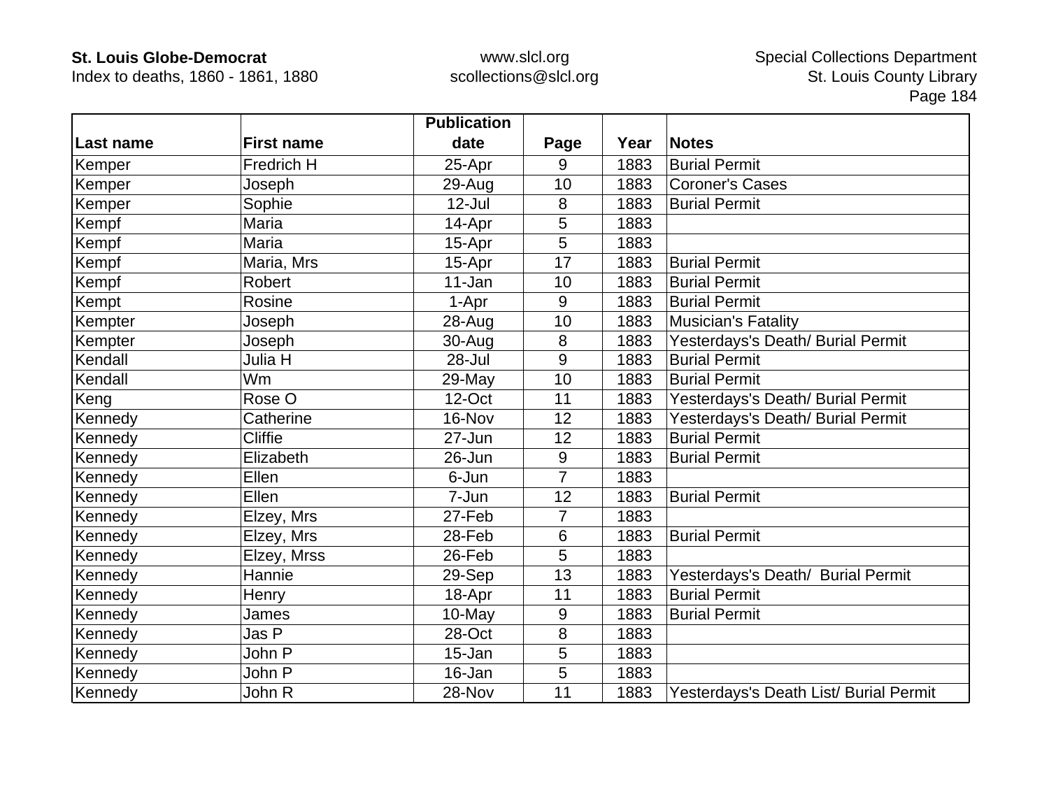| Last name | First name | Publication date | Page | Year | Notes |
|---|---|---|---|---|---|
| Kemper | Fredrich H | 25-Apr | 9 | 1883 | Burial Permit |
| Kemper | Joseph | 29-Aug | 10 | 1883 | Coroner's Cases |
| Kemper | Sophie | 12-Jul | 8 | 1883 | Burial Permit |
| Kempf | Maria | 14-Apr | 5 | 1883 | |
| Kempf | Maria | 15-Apr | 5 | 1883 | |
| Kempf | Maria, Mrs | 15-Apr | 17 | 1883 | Burial Permit |
| Kempf | Robert | 11-Jan | 10 | 1883 | Burial Permit |
| Kempt | Rosine | 1-Apr | 9 | 1883 | Burial Permit |
| Kempter | Joseph | 28-Aug | 10 | 1883 | Musician's Fatality |
| Kempter | Joseph | 30-Aug | 8 | 1883 | Yesterdays's Death/ Burial Permit |
| Kendall | Julia H | 28-Jul | 9 | 1883 | Burial Permit |
| Kendall | Wm | 29-May | 10 | 1883 | Burial Permit |
| Keng | Rose O | 12-Oct | 11 | 1883 | Yesterdays's Death/ Burial Permit |
| Kennedy | Catherine | 16-Nov | 12 | 1883 | Yesterdays's Death/ Burial Permit |
| Kennedy | Cliffie | 27-Jun | 12 | 1883 | Burial Permit |
| Kennedy | Elizabeth | 26-Jun | 9 | 1883 | Burial Permit |
| Kennedy | Ellen | 6-Jun | 7 | 1883 | |
| Kennedy | Ellen | 7-Jun | 12 | 1883 | Burial Permit |
| Kennedy | Elzey, Mrs | 27-Feb | 7 | 1883 | |
| Kennedy | Elzey, Mrs | 28-Feb | 6 | 1883 | Burial Permit |
| Kennedy | Elzey, Mrss | 26-Feb | 5 | 1883 | |
| Kennedy | Hannie | 29-Sep | 13 | 1883 | Yesterdays's Death/ Burial Permit |
| Kennedy | Henry | 18-Apr | 11 | 1883 | Burial Permit |
| Kennedy | James | 10-May | 9 | 1883 | Burial Permit |
| Kennedy | Jas P | 28-Oct | 8 | 1883 | |
| Kennedy | John P | 15-Jan | 5 | 1883 | |
| Kennedy | John P | 16-Jan | 5 | 1883 | |
| Kennedy | John R | 28-Nov | 11 | 1883 | Yesterdays's Death List/ Burial Permit |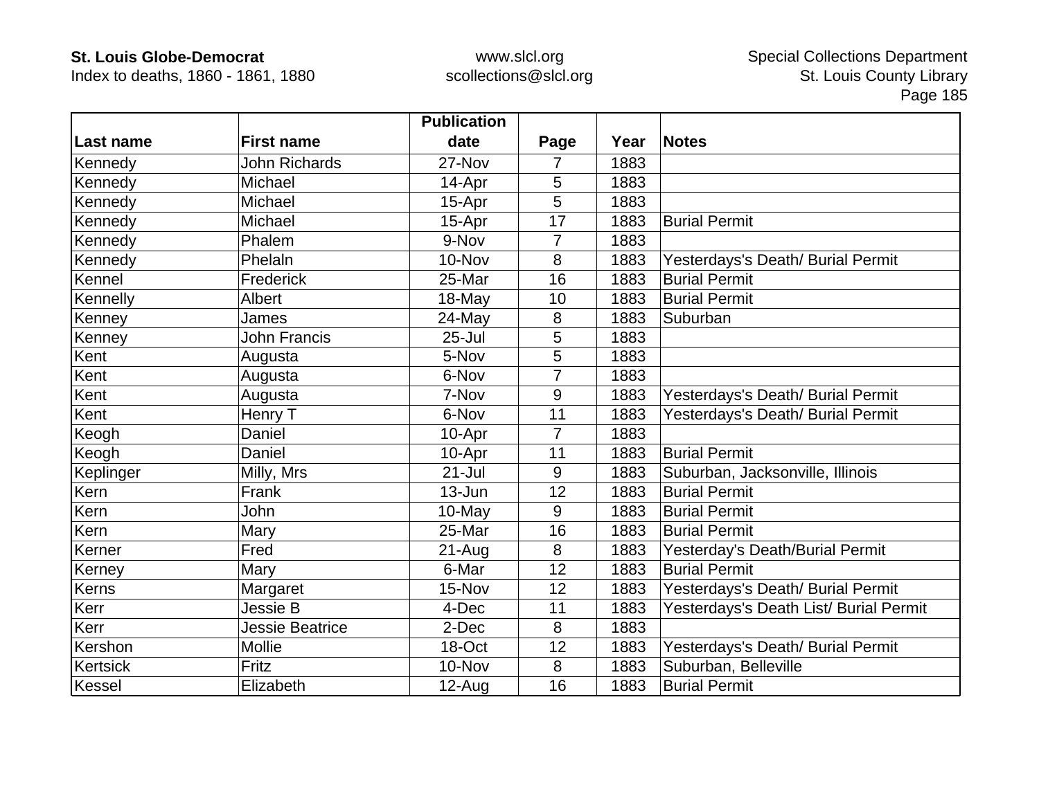| Last name | First name | Publication date | Page | Year | Notes |
|---|---|---|---|---|---|
| Kennedy | John Richards | 27-Nov | 7 | 1883 | |
| Kennedy | Michael | 14-Apr | 5 | 1883 | |
| Kennedy | Michael | 15-Apr | 5 | 1883 | |
| Kennedy | Michael | 15-Apr | 17 | 1883 | Burial Permit |
| Kennedy | Phalem | 9-Nov | 7 | 1883 | |
| Kennedy | Phelaln | 10-Nov | 8 | 1883 | Yesterdays's Death/ Burial Permit |
| Kennel | Frederick | 25-Mar | 16 | 1883 | Burial Permit |
| Kennelly | Albert | 18-May | 10 | 1883 | Burial Permit |
| Kenney | James | 24-May | 8 | 1883 | Suburban |
| Kenney | John Francis | 25-Jul | 5 | 1883 | |
| Kent | Augusta | 5-Nov | 5 | 1883 | |
| Kent | Augusta | 6-Nov | 7 | 1883 | |
| Kent | Augusta | 7-Nov | 9 | 1883 | Yesterdays's Death/ Burial Permit |
| Kent | Henry T | 6-Nov | 11 | 1883 | Yesterdays's Death/ Burial Permit |
| Keogh | Daniel | 10-Apr | 7 | 1883 | |
| Keogh | Daniel | 10-Apr | 11 | 1883 | Burial Permit |
| Keplinger | Milly, Mrs | 21-Jul | 9 | 1883 | Suburban, Jacksonville, Illinois |
| Kern | Frank | 13-Jun | 12 | 1883 | Burial Permit |
| Kern | John | 10-May | 9 | 1883 | Burial Permit |
| Kern | Mary | 25-Mar | 16 | 1883 | Burial Permit |
| Kerner | Fred | 21-Aug | 8 | 1883 | Yesterday's Death/Burial Permit |
| Kerney | Mary | 6-Mar | 12 | 1883 | Burial Permit |
| Kerns | Margaret | 15-Nov | 12 | 1883 | Yesterdays's Death/ Burial Permit |
| Kerr | Jessie B | 4-Dec | 11 | 1883 | Yesterdays's Death List/ Burial Permit |
| Kerr | Jessie Beatrice | 2-Dec | 8 | 1883 | |
| Kershon | Mollie | 18-Oct | 12 | 1883 | Yesterdays's Death/ Burial Permit |
| Kertsick | Fritz | 10-Nov | 8 | 1883 | Suburban, Belleville |
| Kessel | Elizabeth | 12-Aug | 16 | 1883 | Burial Permit |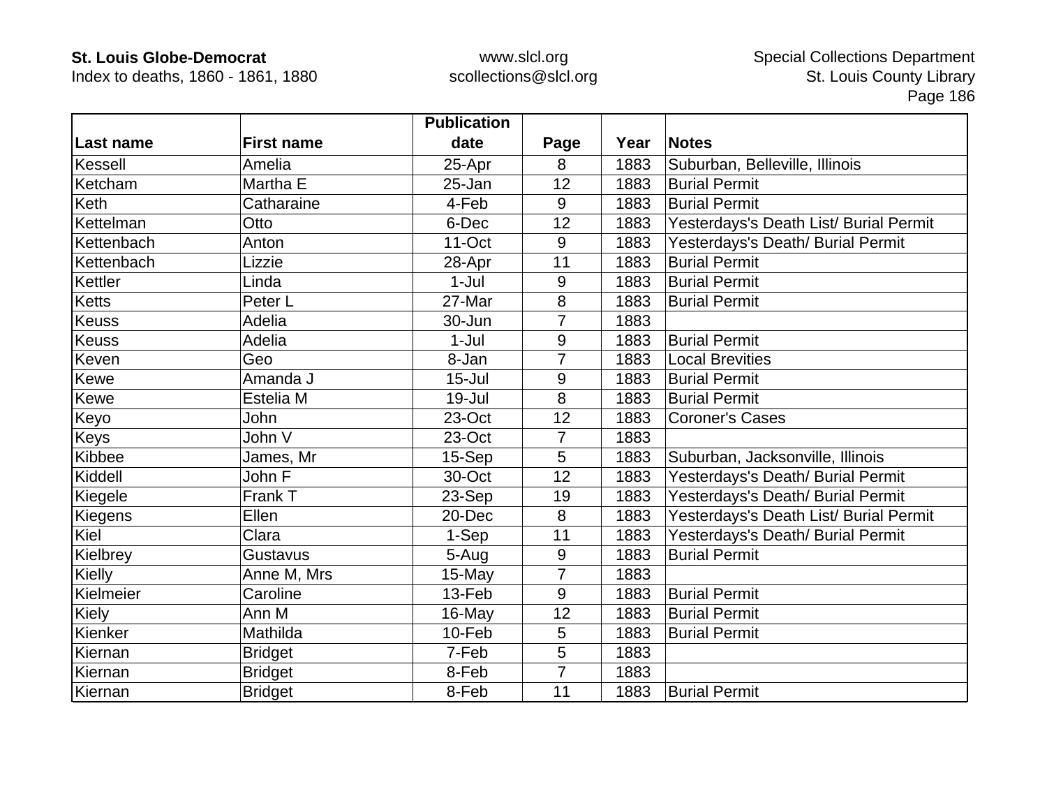| Last name | First name | Publication date | Page | Year | Notes |
|---|---|---|---|---|---|
| Kessell | Amelia | 25-Apr | 8 | 1883 | Suburban, Belleville, Illinois |
| Ketcham | Martha E | 25-Jan | 12 | 1883 | Burial Permit |
| Keth | Catharaine | 4-Feb | 9 | 1883 | Burial Permit |
| Kettelman | Otto | 6-Dec | 12 | 1883 | Yesterdays's Death List/ Burial Permit |
| Kettenbach | Anton | 11-Oct | 9 | 1883 | Yesterdays's Death/ Burial Permit |
| Kettenbach | Lizzie | 28-Apr | 11 | 1883 | Burial Permit |
| Kettler | Linda | 1-Jul | 9 | 1883 | Burial Permit |
| Ketts | Peter L | 27-Mar | 8 | 1883 | Burial Permit |
| Keuss | Adelia | 30-Jun | 7 | 1883 | |
| Keuss | Adelia | 1-Jul | 9 | 1883 | Burial Permit |
| Keven | Geo | 8-Jan | 7 | 1883 | Local Brevities |
| Kewe | Amanda J | 15-Jul | 9 | 1883 | Burial Permit |
| Kewe | Estelia M | 19-Jul | 8 | 1883 | Burial Permit |
| Keyo | John | 23-Oct | 12 | 1883 | Coroner's Cases |
| Keys | John V | 23-Oct | 7 | 1883 | |
| Kibbee | James, Mr | 15-Sep | 5 | 1883 | Suburban, Jacksonville, Illinois |
| Kiddell | John F | 30-Oct | 12 | 1883 | Yesterdays's Death/ Burial Permit |
| Kiegele | Frank T | 23-Sep | 19 | 1883 | Yesterdays's Death/ Burial Permit |
| Kiegens | Ellen | 20-Dec | 8 | 1883 | Yesterdays's Death List/ Burial Permit |
| Kiel | Clara | 1-Sep | 11 | 1883 | Yesterdays's Death/ Burial Permit |
| Kielbrey | Gustavus | 5-Aug | 9 | 1883 | Burial Permit |
| Kielly | Anne M, Mrs | 15-May | 7 | 1883 | |
| Kielmeier | Caroline | 13-Feb | 9 | 1883 | Burial Permit |
| Kiely | Ann M | 16-May | 12 | 1883 | Burial Permit |
| Kienker | Mathilda | 10-Feb | 5 | 1883 | Burial Permit |
| Kiernan | Bridget | 7-Feb | 5 | 1883 | |
| Kiernan | Bridget | 8-Feb | 7 | 1883 | |
| Kiernan | Bridget | 8-Feb | 11 | 1883 | Burial Permit |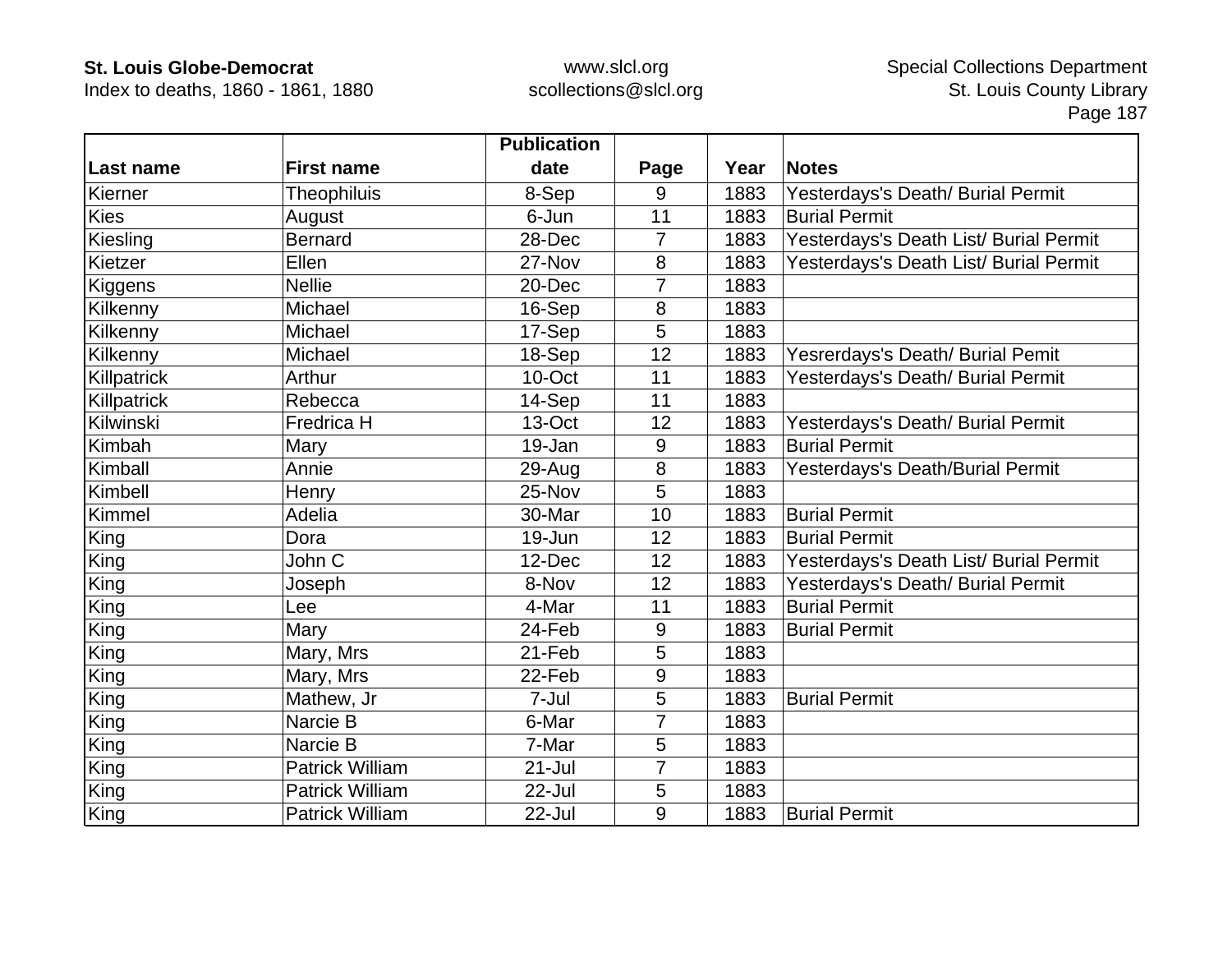| Last name | First name | Publication date | Page | Year | Notes |
|---|---|---|---|---|---|
| Kierner | Theophiluis | 8-Sep | 9 | 1883 | Yesterdays's Death/ Burial Permit |
| Kies | August | 6-Jun | 11 | 1883 | Burial Permit |
| Kiesling | Bernard | 28-Dec | 7 | 1883 | Yesterdays's Death List/ Burial Permit |
| Kietzer | Ellen | 27-Nov | 8 | 1883 | Yesterdays's Death List/ Burial Permit |
| Kiggens | Nellie | 20-Dec | 7 | 1883 | |
| Kilkenny | Michael | 16-Sep | 8 | 1883 | |
| Kilkenny | Michael | 17-Sep | 5 | 1883 | |
| Kilkenny | Michael | 18-Sep | 12 | 1883 | Yesrerdays's Death/ Burial Pemit |
| Killpatrick | Arthur | 10-Oct | 11 | 1883 | Yesterdays's Death/ Burial Permit |
| Killpatrick | Rebecca | 14-Sep | 11 | 1883 | |
| Kilwinski | Fredrica H | 13-Oct | 12 | 1883 | Yesterdays's Death/ Burial Permit |
| Kimbah | Mary | 19-Jan | 9 | 1883 | Burial Permit |
| Kimball | Annie | 29-Aug | 8 | 1883 | Yesterdays's Death/Burial Permit |
| Kimbell | Henry | 25-Nov | 5 | 1883 | |
| Kimmel | Adelia | 30-Mar | 10 | 1883 | Burial Permit |
| King | Dora | 19-Jun | 12 | 1883 | Burial Permit |
| King | John C | 12-Dec | 12 | 1883 | Yesterdays's Death List/ Burial Permit |
| King | Joseph | 8-Nov | 12 | 1883 | Yesterdays's Death/ Burial Permit |
| King | Lee | 4-Mar | 11 | 1883 | Burial Permit |
| King | Mary | 24-Feb | 9 | 1883 | Burial Permit |
| King | Mary, Mrs | 21-Feb | 5 | 1883 | |
| King | Mary, Mrs | 22-Feb | 9 | 1883 | |
| King | Mathew, Jr | 7-Jul | 5 | 1883 | Burial Permit |
| King | Narcie B | 6-Mar | 7 | 1883 | |
| King | Narcie B | 7-Mar | 5 | 1883 | |
| King | Patrick William | 21-Jul | 7 | 1883 | |
| King | Patrick William | 22-Jul | 5 | 1883 | |
| King | Patrick William | 22-Jul | 9 | 1883 | Burial Permit |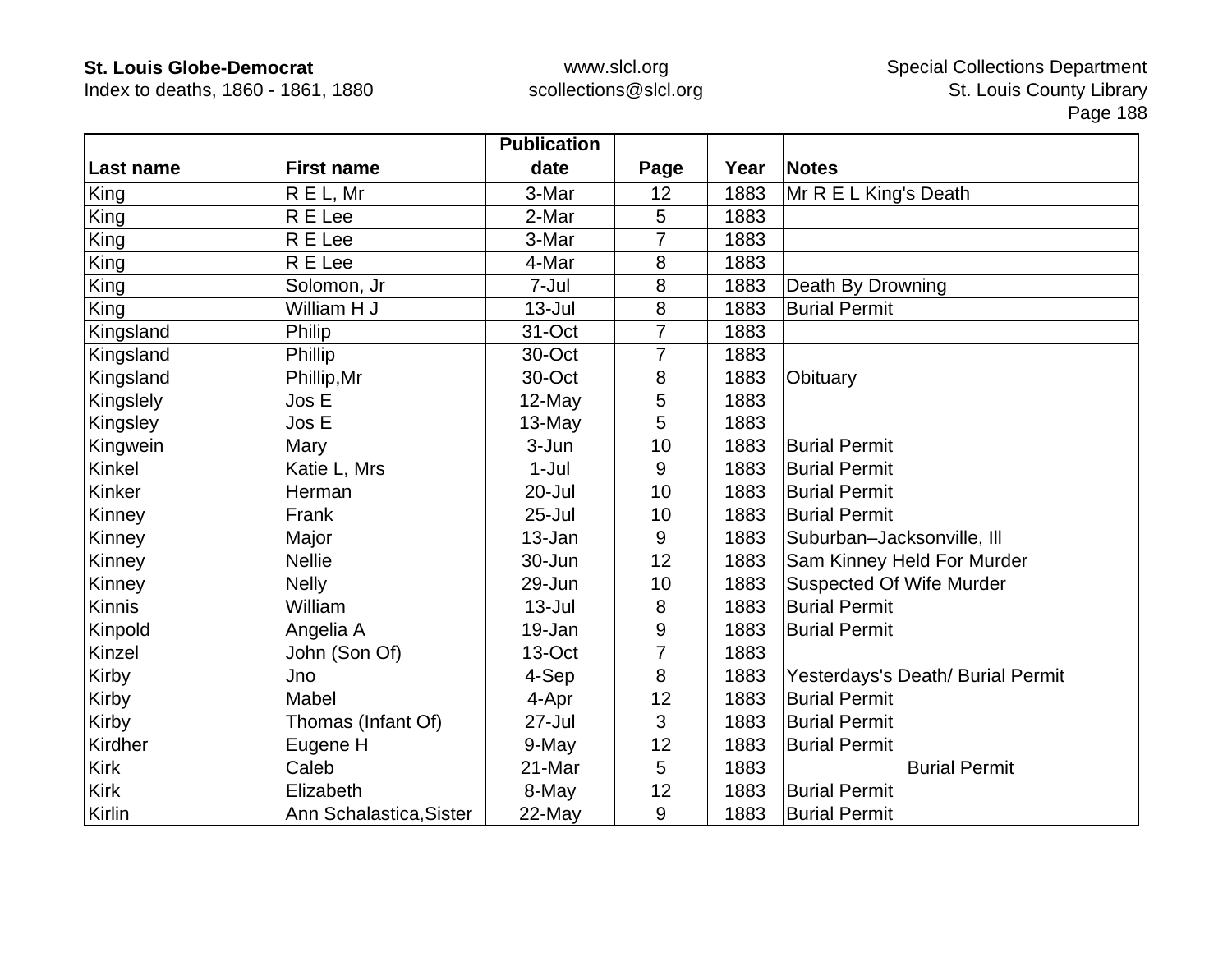| Last name | First name | Publication date | Page | Year | Notes |
|---|---|---|---|---|---|
| King | R E L, Mr | 3-Mar | 12 | 1883 | Mr R E L King's Death |
| King | R E Lee | 2-Mar | 5 | 1883 | |
| King | R E Lee | 3-Mar | 7 | 1883 | |
| King | R E Lee | 4-Mar | 8 | 1883 | |
| King | Solomon, Jr | 7-Jul | 8 | 1883 | Death By Drowning |
| King | William H J | 13-Jul | 8 | 1883 | Burial Permit |
| Kingsland | Philip | 31-Oct | 7 | 1883 | |
| Kingsland | Phillip | 30-Oct | 7 | 1883 | |
| Kingsland | Phillip,Mr | 30-Oct | 8 | 1883 | Obituary |
| Kingslely | Jos E | 12-May | 5 | 1883 | |
| Kingsley | Jos E | 13-May | 5 | 1883 | |
| Kingwein | Mary | 3-Jun | 10 | 1883 | Burial Permit |
| Kinkel | Katie L, Mrs | 1-Jul | 9 | 1883 | Burial Permit |
| Kinker | Herman | 20-Jul | 10 | 1883 | Burial Permit |
| Kinney | Frank | 25-Jul | 10 | 1883 | Burial Permit |
| Kinney | Major | 13-Jan | 9 | 1883 | Suburban–Jacksonville, Ill |
| Kinney | Nellie | 30-Jun | 12 | 1883 | Sam Kinney Held For Murder |
| Kinney | Nelly | 29-Jun | 10 | 1883 | Suspected Of Wife Murder |
| Kinnis | William | 13-Jul | 8 | 1883 | Burial Permit |
| Kinpold | Angelia A | 19-Jan | 9 | 1883 | Burial Permit |
| Kinzel | John (Son Of) | 13-Oct | 7 | 1883 | |
| Kirby | Jno | 4-Sep | 8 | 1883 | Yesterdays's Death/ Burial Permit |
| Kirby | Mabel | 4-Apr | 12 | 1883 | Burial Permit |
| Kirby | Thomas (Infant Of) | 27-Jul | 3 | 1883 | Burial Permit |
| Kirdher | Eugene H | 9-May | 12 | 1883 | Burial Permit |
| Kirk | Caleb | 21-Mar | 5 | 1883 | Burial Permit |
| Kirk | Elizabeth | 8-May | 12 | 1883 | Burial Permit |
| Kirlin | Ann Schalastica,Sister | 22-May | 9 | 1883 | Burial Permit |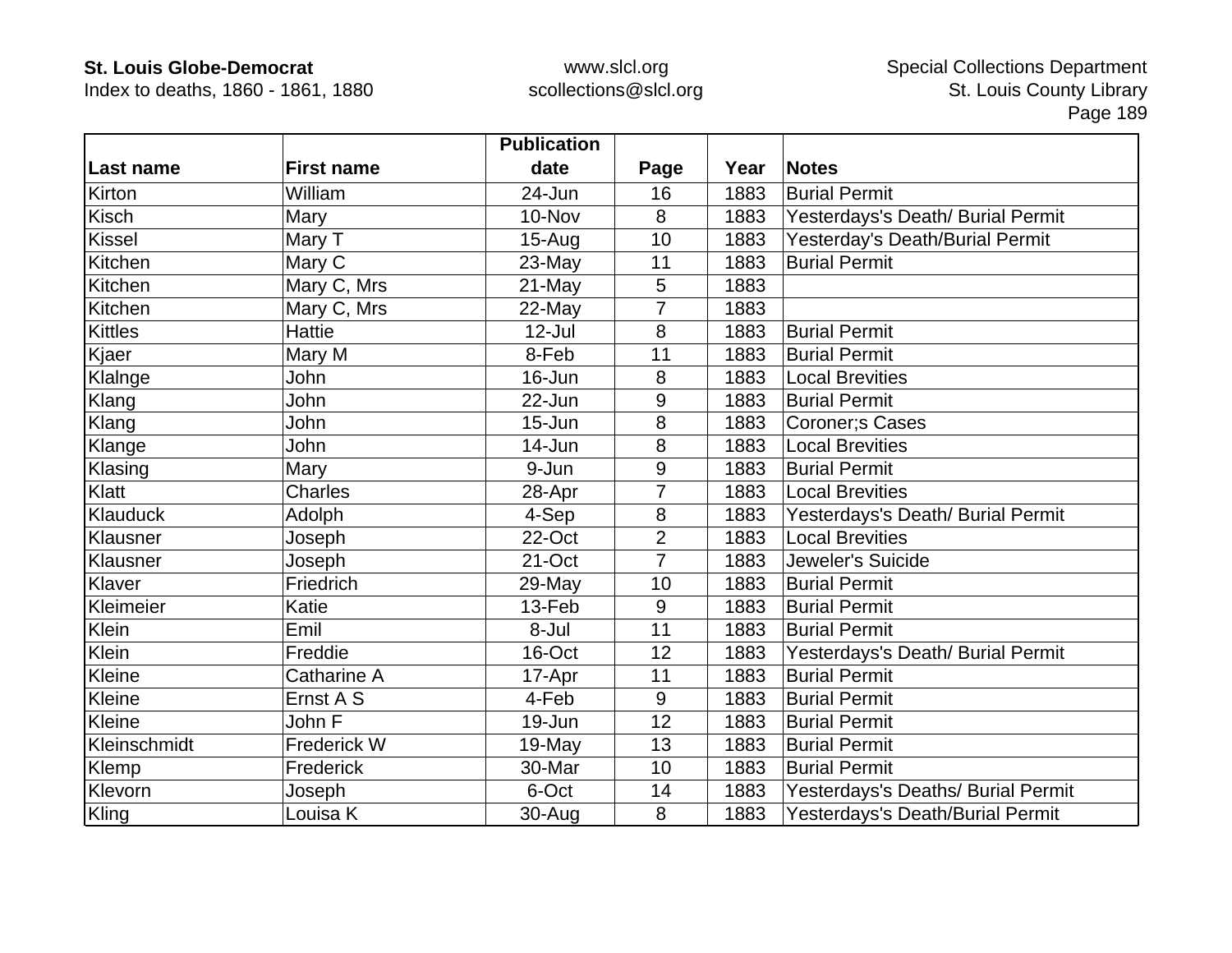| Last name | First name | Publication date | Page | Year | Notes |
|---|---|---|---|---|---|
| Kirton | William | 24-Jun | 16 | 1883 | Burial Permit |
| Kisch | Mary | 10-Nov | 8 | 1883 | Yesterdays's Death/ Burial Permit |
| Kissel | Mary T | 15-Aug | 10 | 1883 | Yesterday's Death/Burial Permit |
| Kitchen | Mary C | 23-May | 11 | 1883 | Burial Permit |
| Kitchen | Mary C, Mrs | 21-May | 5 | 1883 | |
| Kitchen | Mary C, Mrs | 22-May | 7 | 1883 | |
| Kittles | Hattie | 12-Jul | 8 | 1883 | Burial Permit |
| Kjaer | Mary M | 8-Feb | 11 | 1883 | Burial Permit |
| Klalnge | John | 16-Jun | 8 | 1883 | Local Brevities |
| Klang | John | 22-Jun | 9 | 1883 | Burial Permit |
| Klang | John | 15-Jun | 8 | 1883 | Coroner;s Cases |
| Klange | John | 14-Jun | 8 | 1883 | Local Brevities |
| Klasing | Mary | 9-Jun | 9 | 1883 | Burial Permit |
| Klatt | Charles | 28-Apr | 7 | 1883 | Local Brevities |
| Klauduck | Adolph | 4-Sep | 8 | 1883 | Yesterdays's Death/ Burial Permit |
| Klausner | Joseph | 22-Oct | 2 | 1883 | Local Brevities |
| Klausner | Joseph | 21-Oct | 7 | 1883 | Jeweler's Suicide |
| Klaver | Friedrich | 29-May | 10 | 1883 | Burial Permit |
| Kleimeier | Katie | 13-Feb | 9 | 1883 | Burial Permit |
| Klein | Emil | 8-Jul | 11 | 1883 | Burial Permit |
| Klein | Freddie | 16-Oct | 12 | 1883 | Yesterdays's Death/ Burial Permit |
| Kleine | Catharine A | 17-Apr | 11 | 1883 | Burial Permit |
| Kleine | Ernst A S | 4-Feb | 9 | 1883 | Burial Permit |
| Kleine | John F | 19-Jun | 12 | 1883 | Burial Permit |
| Kleinschmidt | Frederick W | 19-May | 13 | 1883 | Burial Permit |
| Klemp | Frederick | 30-Mar | 10 | 1883 | Burial Permit |
| Klevorn | Joseph | 6-Oct | 14 | 1883 | Yesterdays's Deaths/ Burial Permit |
| Kling | Louisa K | 30-Aug | 8 | 1883 | Yesterdays's Death/Burial Permit |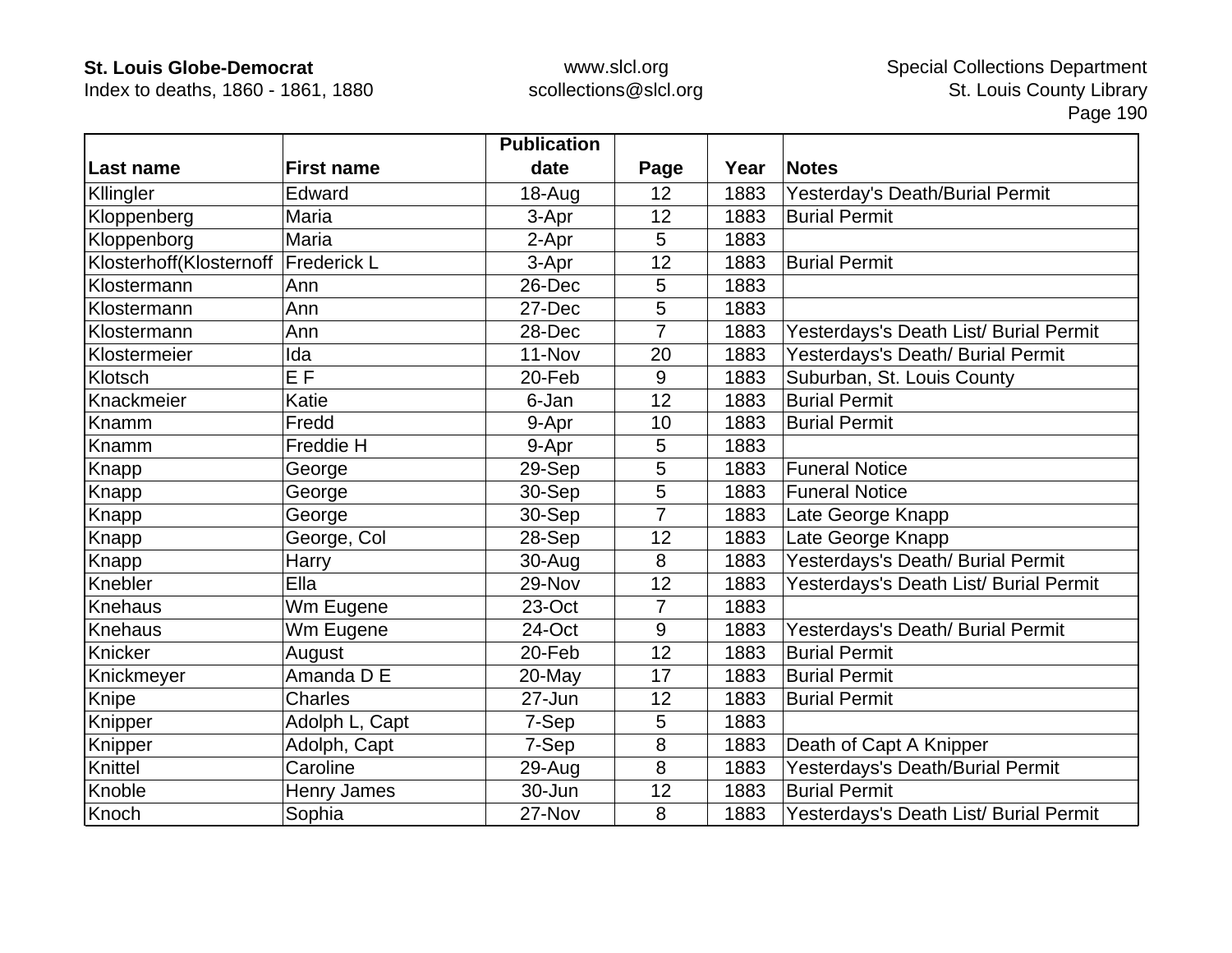| Last name | First name | Publication date | Page | Year | Notes |
|---|---|---|---|---|---|
| Kllingler | Edward | 18-Aug | 12 | 1883 | Yesterday's Death/Burial Permit |
| Kloppenberg | Maria | 3-Apr | 12 | 1883 | Burial Permit |
| Kloppenborg | Maria | 2-Apr | 5 | 1883 | |
| Klosterhoff(Klosternoff | Frederick L | 3-Apr | 12 | 1883 | Burial Permit |
| Klostermann | Ann | 26-Dec | 5 | 1883 | |
| Klostermann | Ann | 27-Dec | 5 | 1883 | |
| Klostermann | Ann | 28-Dec | 7 | 1883 | Yesterdays's Death List/ Burial Permit |
| Klostermeier | Ida | 11-Nov | 20 | 1883 | Yesterdays's Death/ Burial Permit |
| Klotsch | E F | 20-Feb | 9 | 1883 | Suburban, St. Louis County |
| Knackmeier | Katie | 6-Jan | 12 | 1883 | Burial Permit |
| Knamm | Fredd | 9-Apr | 10 | 1883 | Burial Permit |
| Knamm | Freddie H | 9-Apr | 5 | 1883 | |
| Knapp | George | 29-Sep | 5 | 1883 | Funeral Notice |
| Knapp | George | 30-Sep | 5 | 1883 | Funeral Notice |
| Knapp | George | 30-Sep | 7 | 1883 | Late George Knapp |
| Knapp | George, Col | 28-Sep | 12 | 1883 | Late George Knapp |
| Knapp | Harry | 30-Aug | 8 | 1883 | Yesterdays's Death/ Burial Permit |
| Knebler | Ella | 29-Nov | 12 | 1883 | Yesterdays's Death List/ Burial Permit |
| Knehaus | Wm Eugene | 23-Oct | 7 | 1883 | |
| Knehaus | Wm Eugene | 24-Oct | 9 | 1883 | Yesterdays's Death/ Burial Permit |
| Knicker | August | 20-Feb | 12 | 1883 | Burial Permit |
| Knickmeyer | Amanda D E | 20-May | 17 | 1883 | Burial Permit |
| Knipe | Charles | 27-Jun | 12 | 1883 | Burial Permit |
| Knipper | Adolph L, Capt | 7-Sep | 5 | 1883 | |
| Knipper | Adolph, Capt | 7-Sep | 8 | 1883 | Death of Capt A Knipper |
| Knittel | Caroline | 29-Aug | 8 | 1883 | Yesterdays's Death/Burial Permit |
| Knoble | Henry James | 30-Jun | 12 | 1883 | Burial Permit |
| Knoch | Sophia | 27-Nov | 8 | 1883 | Yesterdays's Death List/ Burial Permit |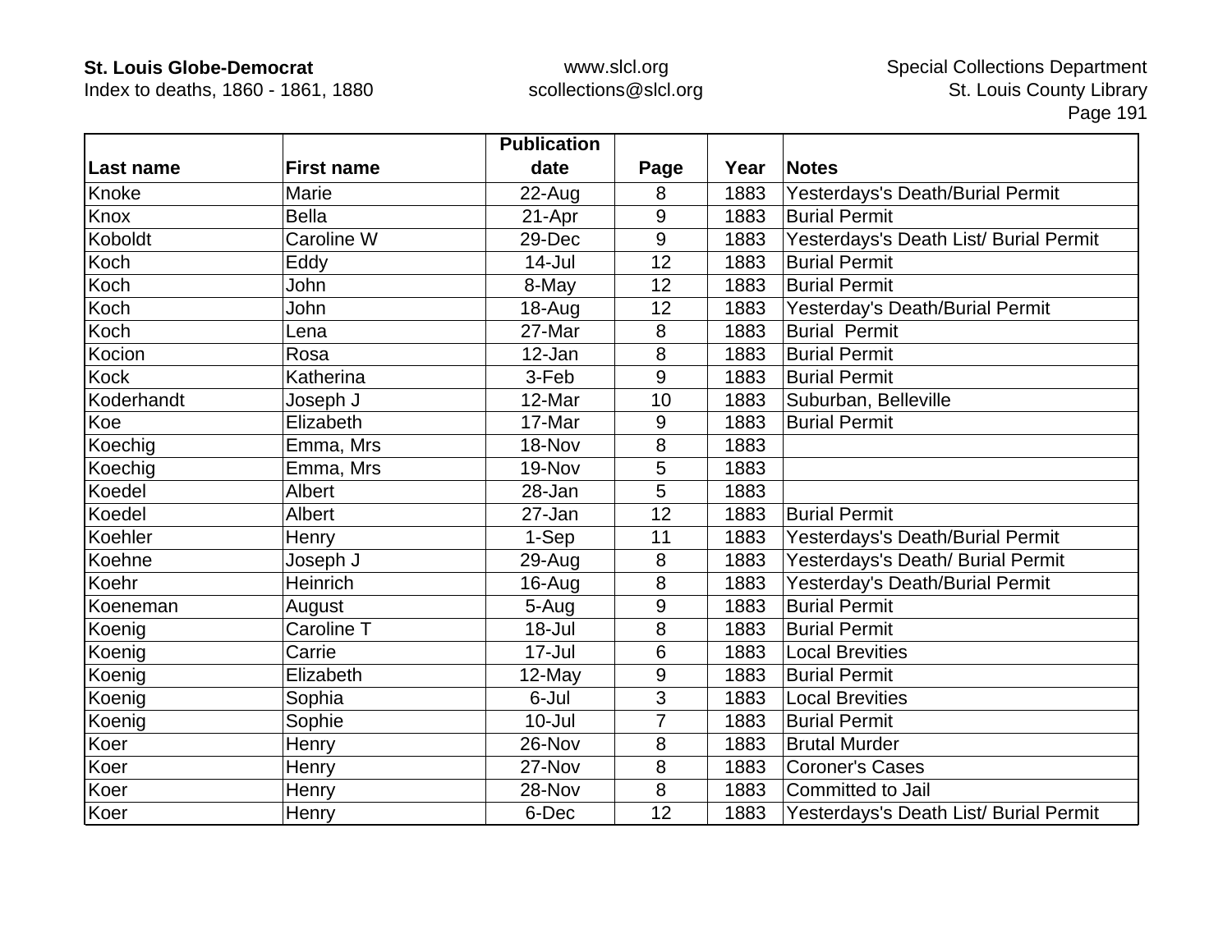| Last name | First name | Publication date | Page | Year | Notes |
|---|---|---|---|---|---|
| Knoke | Marie | 22-Aug | 8 | 1883 | Yesterdays's Death/Burial Permit |
| Knox | Bella | 21-Apr | 9 | 1883 | Burial Permit |
| Koboldt | Caroline W | 29-Dec | 9 | 1883 | Yesterdays's Death List/ Burial Permit |
| Koch | Eddy | 14-Jul | 12 | 1883 | Burial Permit |
| Koch | John | 8-May | 12 | 1883 | Burial Permit |
| Koch | John | 18-Aug | 12 | 1883 | Yesterday's Death/Burial Permit |
| Koch | Lena | 27-Mar | 8 | 1883 | Burial  Permit |
| Kocion | Rosa | 12-Jan | 8 | 1883 | Burial Permit |
| Kock | Katherina | 3-Feb | 9 | 1883 | Burial Permit |
| Koderhandt | Joseph J | 12-Mar | 10 | 1883 | Suburban, Belleville |
| Koe | Elizabeth | 17-Mar | 9 | 1883 | Burial Permit |
| Koechig | Emma, Mrs | 18-Nov | 8 | 1883 | |
| Koechig | Emma, Mrs | 19-Nov | 5 | 1883 | |
| Koedel | Albert | 28-Jan | 5 | 1883 | |
| Koedel | Albert | 27-Jan | 12 | 1883 | Burial Permit |
| Koehler | Henry | 1-Sep | 11 | 1883 | Yesterdays's Death/Burial Permit |
| Koehne | Joseph J | 29-Aug | 8 | 1883 | Yesterdays's Death/ Burial Permit |
| Koehr | Heinrich | 16-Aug | 8 | 1883 | Yesterday's Death/Burial Permit |
| Koeneman | August | 5-Aug | 9 | 1883 | Burial Permit |
| Koenig | Caroline T | 18-Jul | 8 | 1883 | Burial Permit |
| Koenig | Carrie | 17-Jul | 6 | 1883 | Local Brevities |
| Koenig | Elizabeth | 12-May | 9 | 1883 | Burial Permit |
| Koenig | Sophia | 6-Jul | 3 | 1883 | Local Brevities |
| Koenig | Sophie | 10-Jul | 7 | 1883 | Burial Permit |
| Koer | Henry | 26-Nov | 8 | 1883 | Brutal Murder |
| Koer | Henry | 27-Nov | 8 | 1883 | Coroner's Cases |
| Koer | Henry | 28-Nov | 8 | 1883 | Committed to Jail |
| Koer | Henry | 6-Dec | 12 | 1883 | Yesterdays's Death List/ Burial Permit |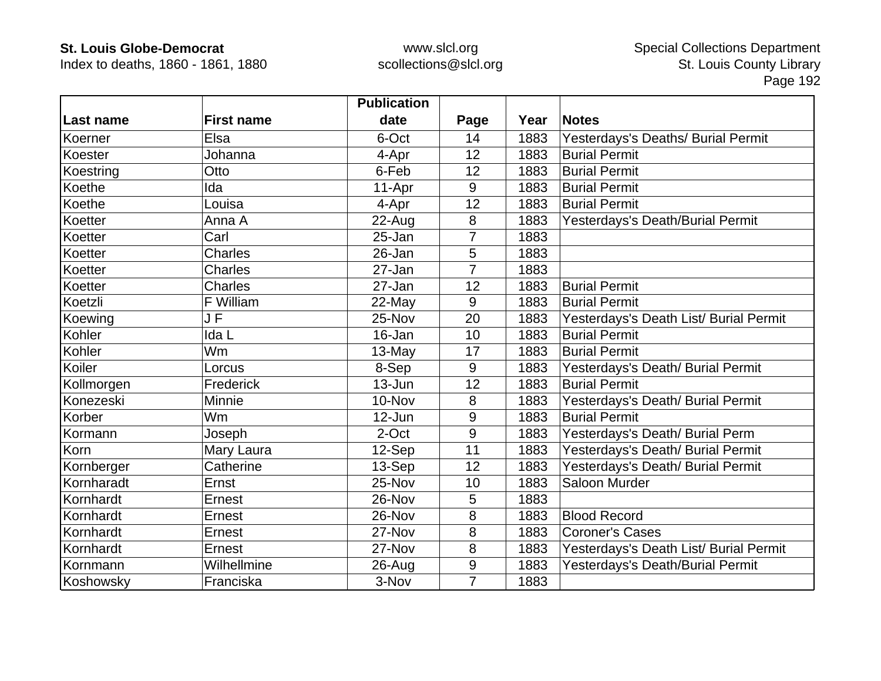| Last name | First name | Publication date | Page | Year | Notes |
|---|---|---|---|---|---|
| Koerner | Elsa | 6-Oct | 14 | 1883 | Yesterdays's Deaths/ Burial Permit |
| Koester | Johanna | 4-Apr | 12 | 1883 | Burial Permit |
| Koestring | Otto | 6-Feb | 12 | 1883 | Burial Permit |
| Koethe | Ida | 11-Apr | 9 | 1883 | Burial Permit |
| Koethe | Louisa | 4-Apr | 12 | 1883 | Burial Permit |
| Koetter | Anna A | 22-Aug | 8 | 1883 | Yesterdays's Death/Burial Permit |
| Koetter | Carl | 25-Jan | 7 | 1883 | |
| Koetter | Charles | 26-Jan | 5 | 1883 | |
| Koetter | Charles | 27-Jan | 7 | 1883 | |
| Koetter | Charles | 27-Jan | 12 | 1883 | Burial Permit |
| Koetzli | F William | 22-May | 9 | 1883 | Burial Permit |
| Koewing | J F | 25-Nov | 20 | 1883 | Yesterdays's Death List/ Burial Permit |
| Kohler | Ida L | 16-Jan | 10 | 1883 | Burial Permit |
| Kohler | Wm | 13-May | 17 | 1883 | Burial Permit |
| Koiler | Lorcus | 8-Sep | 9 | 1883 | Yesterdays's Death/ Burial Permit |
| Kollmorgen | Frederick | 13-Jun | 12 | 1883 | Burial Permit |
| Konezeski | Minnie | 10-Nov | 8 | 1883 | Yesterdays's Death/ Burial Permit |
| Korber | Wm | 12-Jun | 9 | 1883 | Burial Permit |
| Kormann | Joseph | 2-Oct | 9 | 1883 | Yesterdays's Death/ Burial Perm |
| Korn | Mary Laura | 12-Sep | 11 | 1883 | Yesterdays's Death/ Burial Permit |
| Kornberger | Catherine | 13-Sep | 12 | 1883 | Yesterdays's Death/ Burial Permit |
| Kornharadt | Ernst | 25-Nov | 10 | 1883 | Saloon Murder |
| Kornhardt | Ernest | 26-Nov | 5 | 1883 | |
| Kornhardt | Ernest | 26-Nov | 8 | 1883 | Blood Record |
| Kornhardt | Ernest | 27-Nov | 8 | 1883 | Coroner's Cases |
| Kornhardt | Ernest | 27-Nov | 8 | 1883 | Yesterdays's Death List/ Burial Permit |
| Kornmann | Wilhellmine | 26-Aug | 9 | 1883 | Yesterdays's Death/Burial Permit |
| Koshowsky | Franciska | 3-Nov | 7 | 1883 | |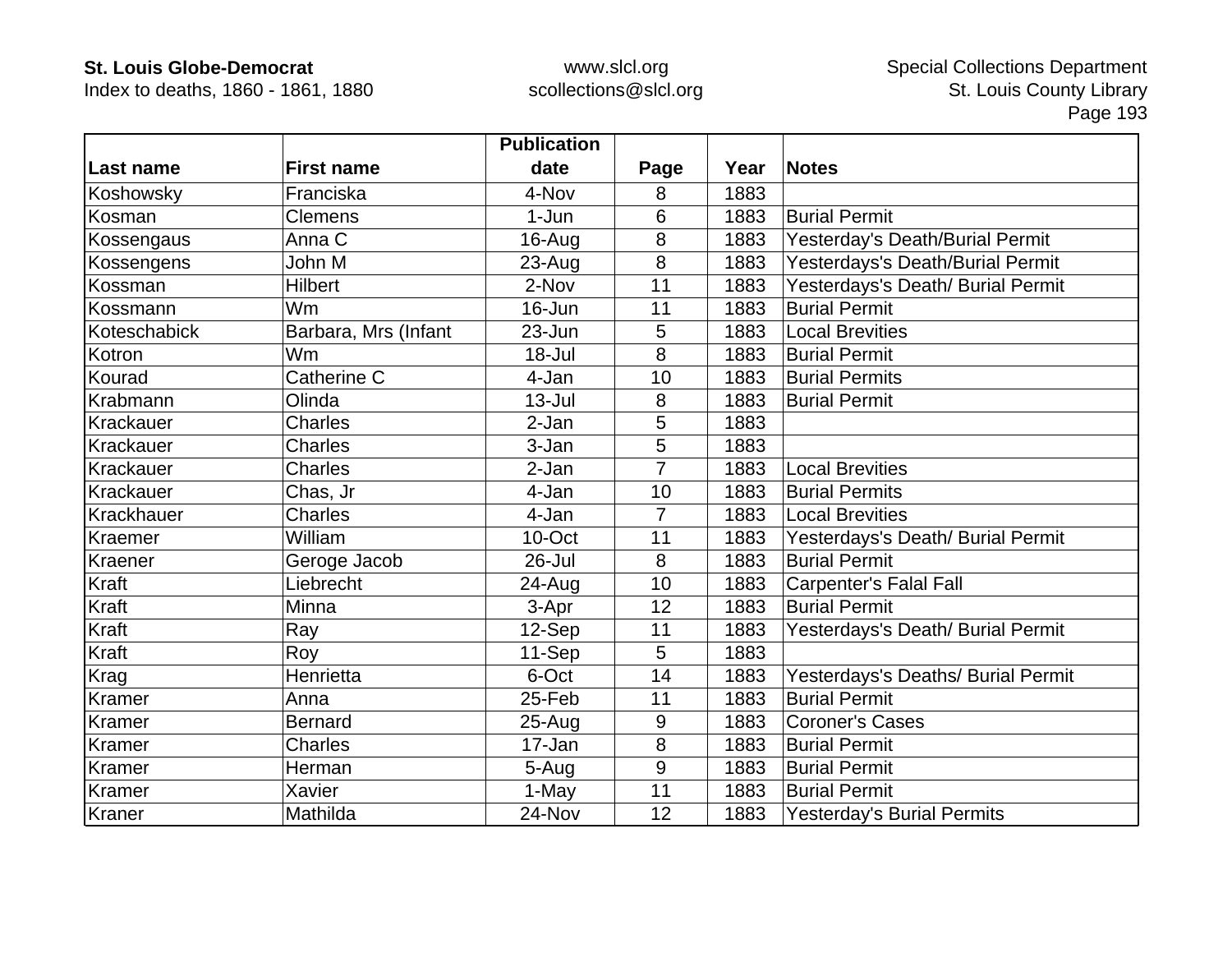| Last name | First name | Publication date | Page | Year | Notes |
|---|---|---|---|---|---|
| Koshowsky | Franciska | 4-Nov | 8 | 1883 | |
| Kosman | Clemens | 1-Jun | 6 | 1883 | Burial Permit |
| Kossengaus | Anna C | 16-Aug | 8 | 1883 | Yesterday's Death/Burial Permit |
| Kossengens | John M | 23-Aug | 8 | 1883 | Yesterdays's Death/Burial Permit |
| Kossman | Hilbert | 2-Nov | 11 | 1883 | Yesterdays's Death/ Burial Permit |
| Kossmann | Wm | 16-Jun | 11 | 1883 | Burial Permit |
| Koteschabick | Barbara, Mrs (Infant | 23-Jun | 5 | 1883 | Local Brevities |
| Kotron | Wm | 18-Jul | 8 | 1883 | Burial Permit |
| Kourad | Catherine C | 4-Jan | 10 | 1883 | Burial Permits |
| Krabmann | Olinda | 13-Jul | 8 | 1883 | Burial Permit |
| Krackauer | Charles | 2-Jan | 5 | 1883 | |
| Krackauer | Charles | 3-Jan | 5 | 1883 | |
| Krackauer | Charles | 2-Jan | 7 | 1883 | Local Brevities |
| Krackauer | Chas, Jr | 4-Jan | 10 | 1883 | Burial Permits |
| Krackhauer | Charles | 4-Jan | 7 | 1883 | Local Brevities |
| Kraemer | William | 10-Oct | 11 | 1883 | Yesterdays's Death/ Burial Permit |
| Kraener | Geroge Jacob | 26-Jul | 8 | 1883 | Burial Permit |
| Kraft | Liebrecht | 24-Aug | 10 | 1883 | Carpenter's Falal Fall |
| Kraft | Minna | 3-Apr | 12 | 1883 | Burial Permit |
| Kraft | Ray | 12-Sep | 11 | 1883 | Yesterdays's Death/ Burial Permit |
| Kraft | Roy | 11-Sep | 5 | 1883 | |
| Krag | Henrietta | 6-Oct | 14 | 1883 | Yesterdays's Deaths/ Burial Permit |
| Kramer | Anna | 25-Feb | 11 | 1883 | Burial Permit |
| Kramer | Bernard | 25-Aug | 9 | 1883 | Coroner's Cases |
| Kramer | Charles | 17-Jan | 8 | 1883 | Burial Permit |
| Kramer | Herman | 5-Aug | 9 | 1883 | Burial Permit |
| Kramer | Xavier | 1-May | 11 | 1883 | Burial Permit |
| Kraner | Mathilda | 24-Nov | 12 | 1883 | Yesterday's Burial Permits |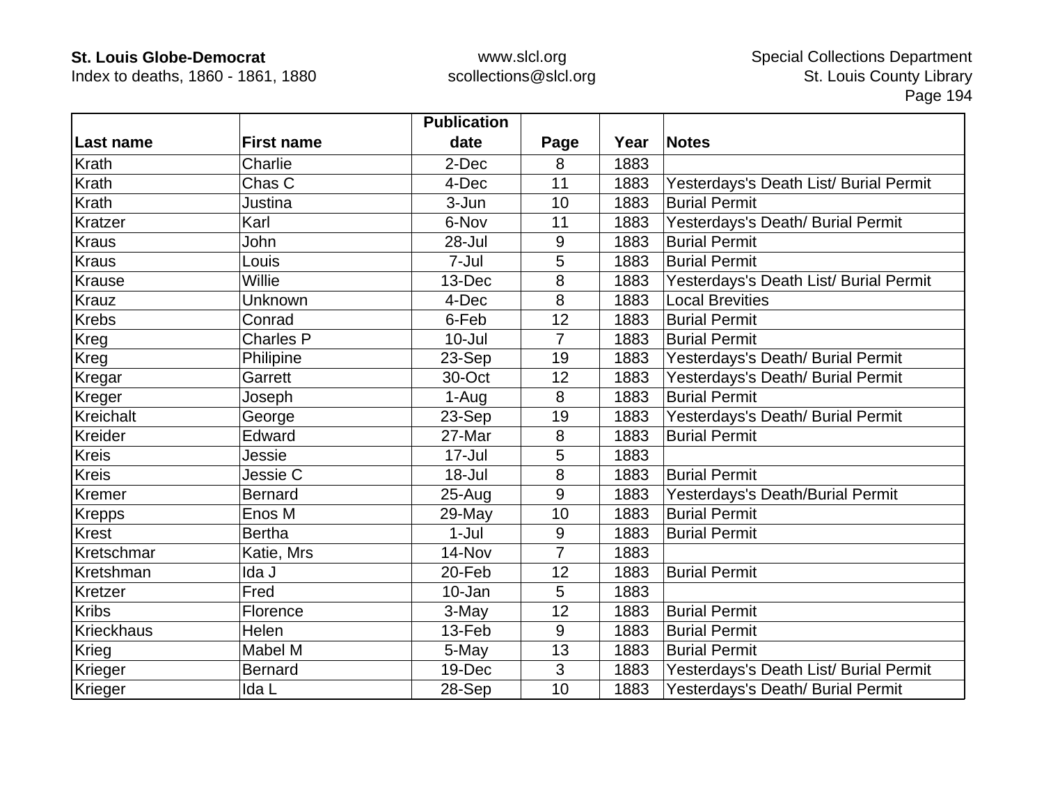| Last name | First name | Publication date | Page | Year | Notes |
|---|---|---|---|---|---|
| Krath | Charlie | 2-Dec | 8 | 1883 | |
| Krath | Chas C | 4-Dec | 11 | 1883 | Yesterdays's Death List/ Burial Permit |
| Krath | Justina | 3-Jun | 10 | 1883 | Burial Permit |
| Kratzer | Karl | 6-Nov | 11 | 1883 | Yesterdays's Death/ Burial Permit |
| Kraus | John | 28-Jul | 9 | 1883 | Burial Permit |
| Kraus | Louis | 7-Jul | 5 | 1883 | Burial Permit |
| Krause | Willie | 13-Dec | 8 | 1883 | Yesterdays's Death List/ Burial Permit |
| Krauz | Unknown | 4-Dec | 8 | 1883 | Local Brevities |
| Krebs | Conrad | 6-Feb | 12 | 1883 | Burial Permit |
| Kreg | Charles P | 10-Jul | 7 | 1883 | Burial Permit |
| Kreg | Philipine | 23-Sep | 19 | 1883 | Yesterdays's Death/ Burial Permit |
| Kregar | Garrett | 30-Oct | 12 | 1883 | Yesterdays's Death/ Burial Permit |
| Kreger | Joseph | 1-Aug | 8 | 1883 | Burial Permit |
| Kreichalt | George | 23-Sep | 19 | 1883 | Yesterdays's Death/ Burial Permit |
| Kreider | Edward | 27-Mar | 8 | 1883 | Burial Permit |
| Kreis | Jessie | 17-Jul | 5 | 1883 | |
| Kreis | Jessie C | 18-Jul | 8 | 1883 | Burial Permit |
| Kremer | Bernard | 25-Aug | 9 | 1883 | Yesterdays's Death/Burial Permit |
| Krepps | Enos M | 29-May | 10 | 1883 | Burial Permit |
| Krest | Bertha | 1-Jul | 9 | 1883 | Burial Permit |
| Kretschmar | Katie, Mrs | 14-Nov | 7 | 1883 | |
| Kretshman | Ida J | 20-Feb | 12 | 1883 | Burial Permit |
| Kretzer | Fred | 10-Jan | 5 | 1883 | |
| Kribs | Florence | 3-May | 12 | 1883 | Burial Permit |
| Krieckhaus | Helen | 13-Feb | 9 | 1883 | Burial Permit |
| Krieg | Mabel M | 5-May | 13 | 1883 | Burial Permit |
| Krieger | Bernard | 19-Dec | 3 | 1883 | Yesterdays's Death List/ Burial Permit |
| Krieger | Ida L | 28-Sep | 10 | 1883 | Yesterdays's Death/ Burial Permit |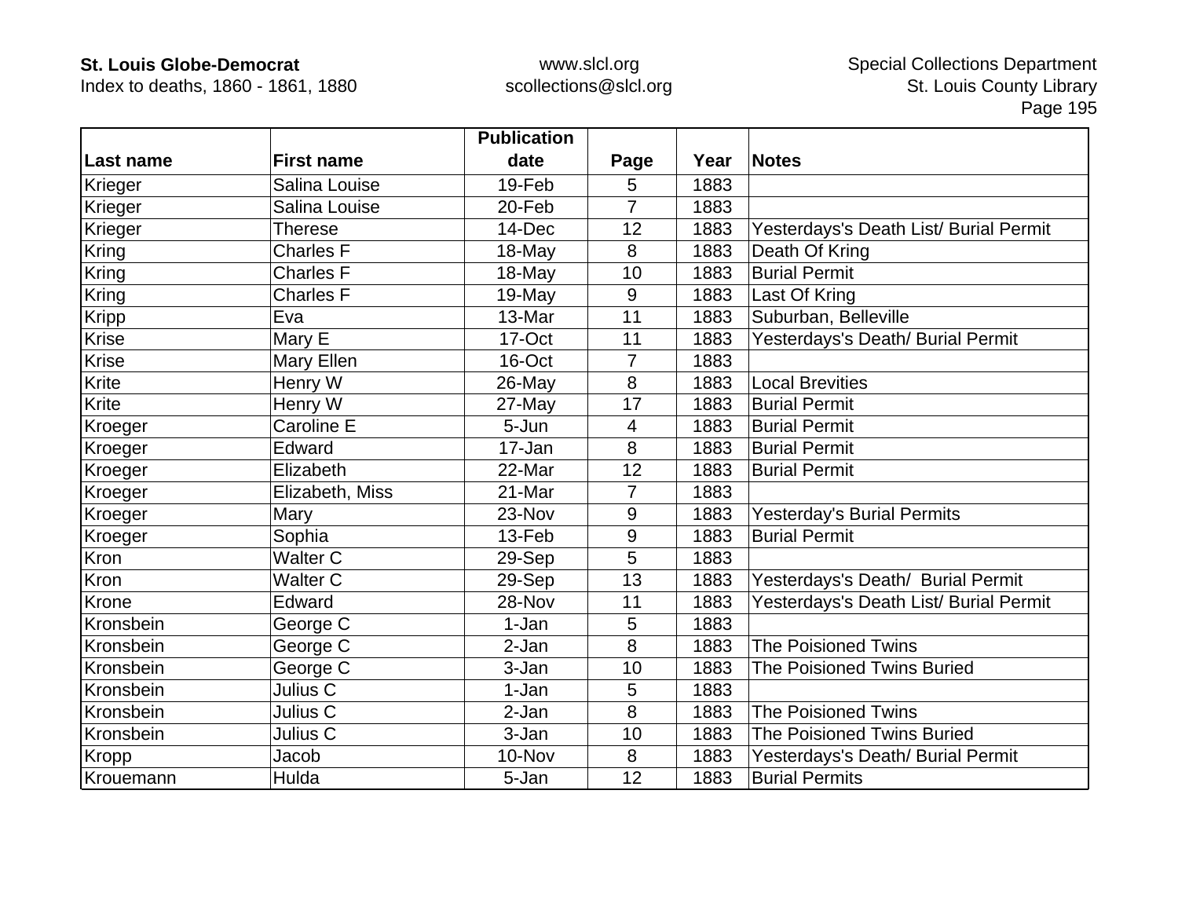| Last name | First name | Publication date | Page | Year | Notes |
|---|---|---|---|---|---|
| Krieger | Salina Louise | 19-Feb | 5 | 1883 | |
| Krieger | Salina Louise | 20-Feb | 7 | 1883 | |
| Krieger | Therese | 14-Dec | 12 | 1883 | Yesterdays's Death List/ Burial Permit |
| Kring | Charles F | 18-May | 8 | 1883 | Death Of Kring |
| Kring | Charles F | 18-May | 10 | 1883 | Burial Permit |
| Kring | Charles F | 19-May | 9 | 1883 | Last Of Kring |
| Kripp | Eva | 13-Mar | 11 | 1883 | Suburban, Belleville |
| Krise | Mary E | 17-Oct | 11 | 1883 | Yesterdays's Death/ Burial Permit |
| Krise | Mary Ellen | 16-Oct | 7 | 1883 | |
| Krite | Henry W | 26-May | 8 | 1883 | Local Brevities |
| Krite | Henry W | 27-May | 17 | 1883 | Burial Permit |
| Kroeger | Caroline E | 5-Jun | 4 | 1883 | Burial Permit |
| Kroeger | Edward | 17-Jan | 8 | 1883 | Burial Permit |
| Kroeger | Elizabeth | 22-Mar | 12 | 1883 | Burial Permit |
| Kroeger | Elizabeth, Miss | 21-Mar | 7 | 1883 | |
| Kroeger | Mary | 23-Nov | 9 | 1883 | Yesterday's Burial Permits |
| Kroeger | Sophia | 13-Feb | 9 | 1883 | Burial Permit |
| Kron | Walter C | 29-Sep | 5 | 1883 | |
| Kron | Walter C | 29-Sep | 13 | 1883 | Yesterdays's Death/ Burial Permit |
| Krone | Edward | 28-Nov | 11 | 1883 | Yesterdays's Death List/ Burial Permit |
| Kronsbein | George C | 1-Jan | 5 | 1883 | |
| Kronsbein | George C | 2-Jan | 8 | 1883 | The Poisioned Twins |
| Kronsbein | George C | 3-Jan | 10 | 1883 | The Poisioned Twins Buried |
| Kronsbein | Julius C | 1-Jan | 5 | 1883 | |
| Kronsbein | Julius C | 2-Jan | 8 | 1883 | The Poisioned Twins |
| Kronsbein | Julius C | 3-Jan | 10 | 1883 | The Poisioned Twins Buried |
| Kropp | Jacob | 10-Nov | 8 | 1883 | Yesterdays's Death/ Burial Permit |
| Krouemann | Hulda | 5-Jan | 12 | 1883 | Burial Permits |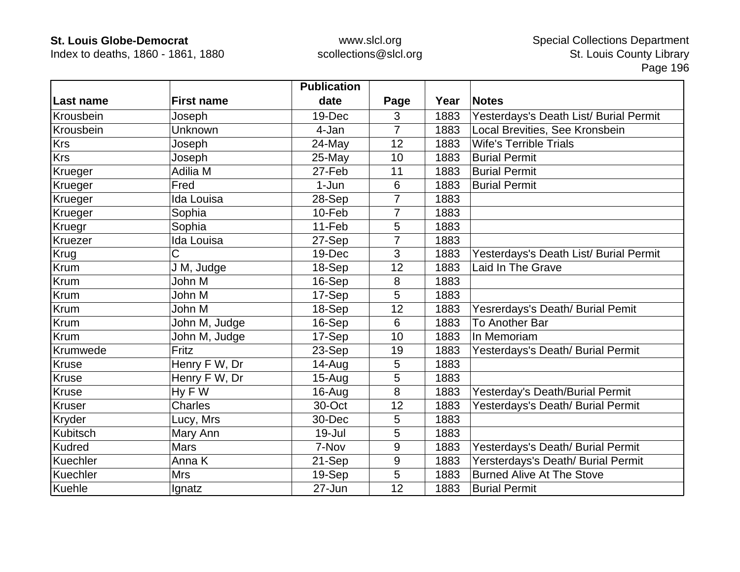| Last name | First name | Publication date | Page | Year | Notes |
|---|---|---|---|---|---|
| Krousbein | Joseph | 19-Dec | 3 | 1883 | Yesterdays's Death List/ Burial Permit |
| Krousbein | Unknown | 4-Jan | 7 | 1883 | Local Brevities, See Kronsbein |
| Krs | Joseph | 24-May | 12 | 1883 | Wife's Terrible Trials |
| Krs | Joseph | 25-May | 10 | 1883 | Burial Permit |
| Krueger | Adilia M | 27-Feb | 11 | 1883 | Burial Permit |
| Krueger | Fred | 1-Jun | 6 | 1883 | Burial Permit |
| Krueger | Ida Louisa | 28-Sep | 7 | 1883 | |
| Krueger | Sophia | 10-Feb | 7 | 1883 | |
| Kruegr | Sophia | 11-Feb | 5 | 1883 | |
| Kruezer | Ida Louisa | 27-Sep | 7 | 1883 | |
| Krug | C | 19-Dec | 3 | 1883 | Yesterdays's Death List/ Burial Permit |
| Krum | J M, Judge | 18-Sep | 12 | 1883 | Laid In The Grave |
| Krum | John M | 16-Sep | 8 | 1883 | |
| Krum | John M | 17-Sep | 5 | 1883 | |
| Krum | John M | 18-Sep | 12 | 1883 | Yesrerdays's Death/ Burial Pemit |
| Krum | John M, Judge | 16-Sep | 6 | 1883 | To Another Bar |
| Krum | John M, Judge | 17-Sep | 10 | 1883 | In Memoriam |
| Krumwede | Fritz | 23-Sep | 19 | 1883 | Yesterdays's Death/ Burial Permit |
| Kruse | Henry F W, Dr | 14-Aug | 5 | 1883 | |
| Kruse | Henry F W, Dr | 15-Aug | 5 | 1883 | |
| Kruse | Hy F W | 16-Aug | 8 | 1883 | Yesterday's Death/Burial Permit |
| Kruser | Charles | 30-Oct | 12 | 1883 | Yesterdays's Death/ Burial Permit |
| Kryder | Lucy, Mrs | 30-Dec | 5 | 1883 | |
| Kubitsch | Mary Ann | 19-Jul | 5 | 1883 | |
| Kudred | Mars | 7-Nov | 9 | 1883 | Yesterdays's Death/ Burial Permit |
| Kuechler | Anna K | 21-Sep | 9 | 1883 | Yersterdays's Death/ Burial Permit |
| Kuechler | Mrs | 19-Sep | 5 | 1883 | Burned Alive At The Stove |
| Kuehle | Ignatz | 27-Jun | 12 | 1883 | Burial Permit |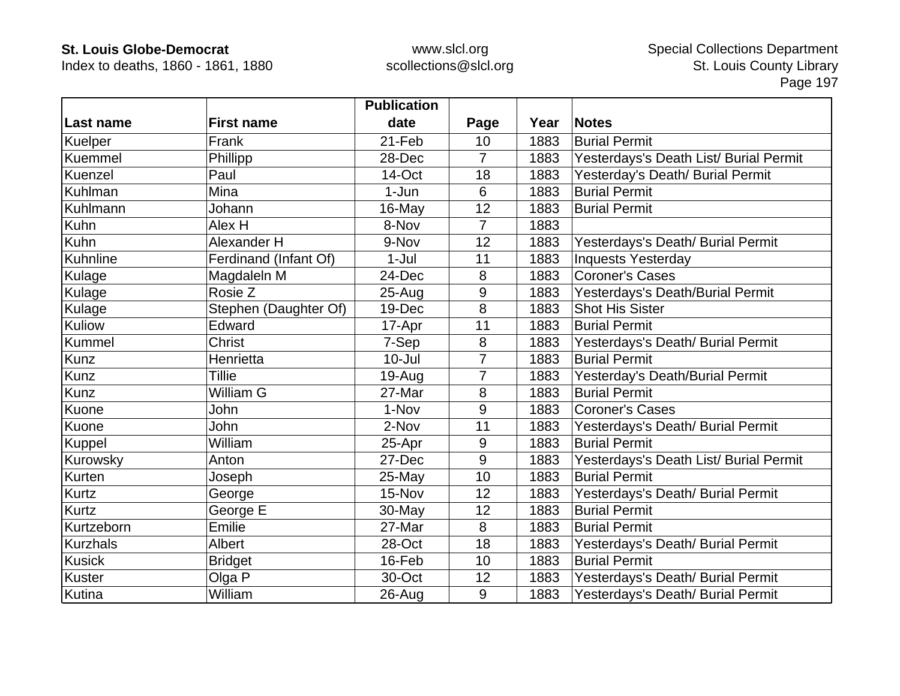| Last name | First name | Publication date | Page | Year | Notes |
|---|---|---|---|---|---|
| Kuelper | Frank | 21-Feb | 10 | 1883 | Burial Permit |
| Kuemmel | Phillipp | 28-Dec | 7 | 1883 | Yesterdays's Death List/ Burial Permit |
| Kuenzel | Paul | 14-Oct | 18 | 1883 | Yesterday's Death/ Burial Permit |
| Kuhlman | Mina | 1-Jun | 6 | 1883 | Burial Permit |
| Kuhlmann | Johann | 16-May | 12 | 1883 | Burial Permit |
| Kuhn | Alex H | 8-Nov | 7 | 1883 | |
| Kuhn | Alexander H | 9-Nov | 12 | 1883 | Yesterdays's Death/ Burial Permit |
| Kuhnline | Ferdinand (Infant Of) | 1-Jul | 11 | 1883 | Inquests Yesterday |
| Kulage | Magdaleln M | 24-Dec | 8 | 1883 | Coroner's Cases |
| Kulage | Rosie Z | 25-Aug | 9 | 1883 | Yesterdays's Death/Burial Permit |
| Kulage | Stephen (Daughter Of) | 19-Dec | 8 | 1883 | Shot His Sister |
| Kuliow | Edward | 17-Apr | 11 | 1883 | Burial Permit |
| Kummel | Christ | 7-Sep | 8 | 1883 | Yesterdays's Death/ Burial Permit |
| Kunz | Henrietta | 10-Jul | 7 | 1883 | Burial Permit |
| Kunz | Tillie | 19-Aug | 7 | 1883 | Yesterday's Death/Burial Permit |
| Kunz | William G | 27-Mar | 8 | 1883 | Burial Permit |
| Kuone | John | 1-Nov | 9 | 1883 | Coroner's Cases |
| Kuone | John | 2-Nov | 11 | 1883 | Yesterdays's Death/ Burial Permit |
| Kuppel | William | 25-Apr | 9 | 1883 | Burial Permit |
| Kurowsky | Anton | 27-Dec | 9 | 1883 | Yesterdays's Death List/ Burial Permit |
| Kurten | Joseph | 25-May | 10 | 1883 | Burial Permit |
| Kurtz | George | 15-Nov | 12 | 1883 | Yesterdays's Death/ Burial Permit |
| Kurtz | George E | 30-May | 12 | 1883 | Burial Permit |
| Kurtzeborn | Emilie | 27-Mar | 8 | 1883 | Burial Permit |
| Kurzhals | Albert | 28-Oct | 18 | 1883 | Yesterdays's Death/ Burial Permit |
| Kusick | Bridget | 16-Feb | 10 | 1883 | Burial Permit |
| Kuster | Olga P | 30-Oct | 12 | 1883 | Yesterdays's Death/ Burial Permit |
| Kutina | William | 26-Aug | 9 | 1883 | Yesterdays's Death/ Burial Permit |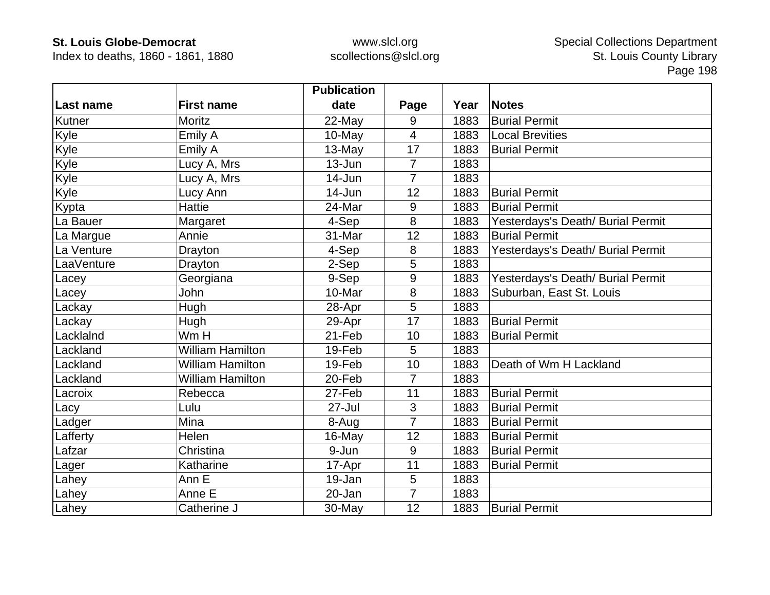| Last name | First name | Publication date | Page | Year | Notes |
|---|---|---|---|---|---|
| Kutner | Moritz | 22-May | 9 | 1883 | Burial Permit |
| Kyle | Emily A | 10-May | 4 | 1883 | Local Brevities |
| Kyle | Emily A | 13-May | 17 | 1883 | Burial Permit |
| Kyle | Lucy A, Mrs | 13-Jun | 7 | 1883 | |
| Kyle | Lucy A, Mrs | 14-Jun | 7 | 1883 | |
| Kyle | Lucy Ann | 14-Jun | 12 | 1883 | Burial Permit |
| Kypta | Hattie | 24-Mar | 9 | 1883 | Burial Permit |
| La Bauer | Margaret | 4-Sep | 8 | 1883 | Yesterdays's Death/ Burial Permit |
| La Margue | Annie | 31-Mar | 12 | 1883 | Burial Permit |
| La Venture | Drayton | 4-Sep | 8 | 1883 | Yesterdays's Death/ Burial Permit |
| LaaVenture | Drayton | 2-Sep | 5 | 1883 | |
| Lacey | Georgiana | 9-Sep | 9 | 1883 | Yesterdays's Death/ Burial Permit |
| Lacey | John | 10-Mar | 8 | 1883 | Suburban, East St. Louis |
| Lackay | Hugh | 28-Apr | 5 | 1883 | |
| Lackay | Hugh | 29-Apr | 17 | 1883 | Burial Permit |
| Lacklalnd | Wm H | 21-Feb | 10 | 1883 | Burial Permit |
| Lackland | William Hamilton | 19-Feb | 5 | 1883 | |
| Lackland | William Hamilton | 19-Feb | 10 | 1883 | Death of Wm H Lackland |
| Lackland | William Hamilton | 20-Feb | 7 | 1883 | |
| Lacroix | Rebecca | 27-Feb | 11 | 1883 | Burial Permit |
| Lacy | Lulu | 27-Jul | 3 | 1883 | Burial Permit |
| Ladger | Mina | 8-Aug | 7 | 1883 | Burial Permit |
| Lafferty | Helen | 16-May | 12 | 1883 | Burial Permit |
| Lafzar | Christina | 9-Jun | 9 | 1883 | Burial Permit |
| Lager | Katharine | 17-Apr | 11 | 1883 | Burial Permit |
| Lahey | Ann E | 19-Jan | 5 | 1883 | |
| Lahey | Anne E | 20-Jan | 7 | 1883 | |
| Lahey | Catherine J | 30-May | 12 | 1883 | Burial Permit |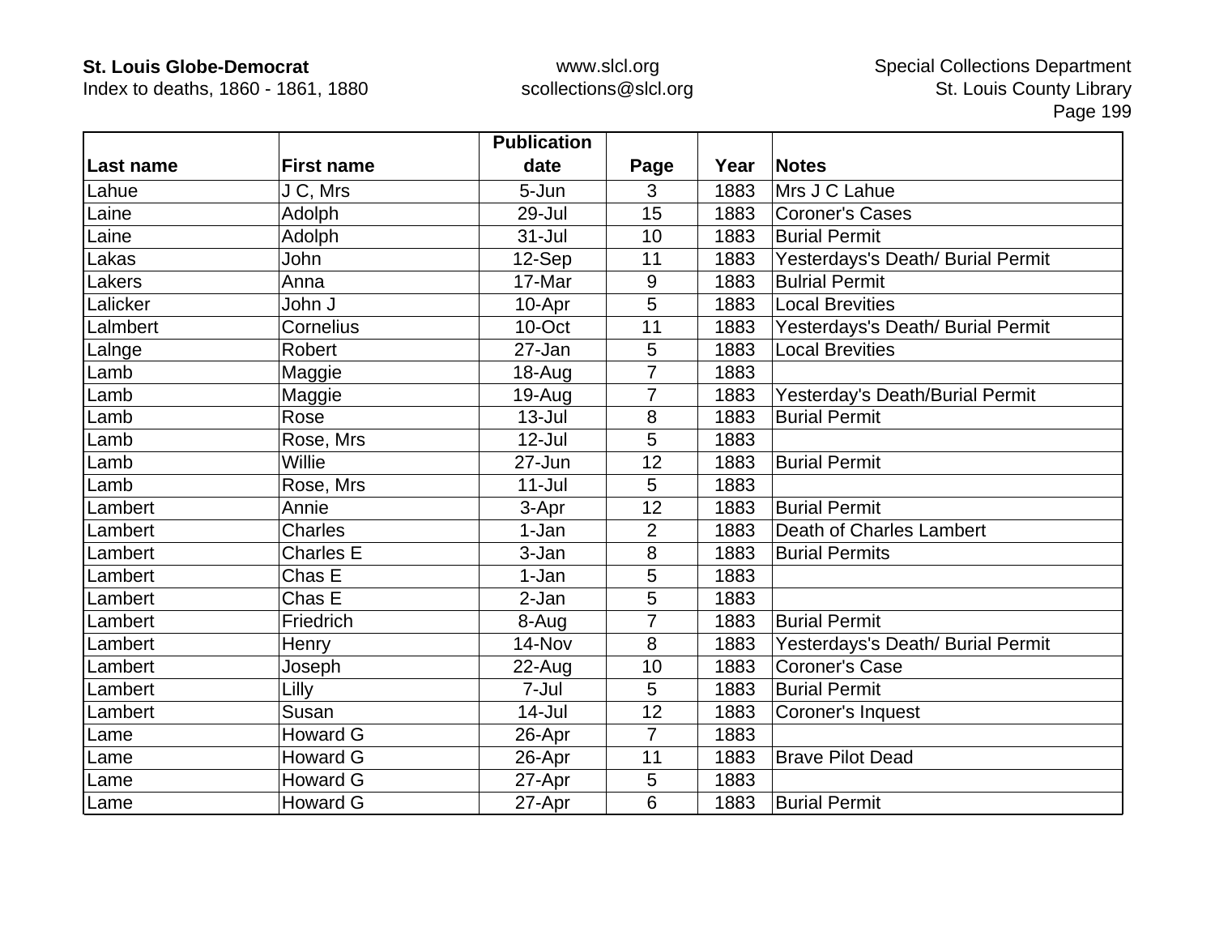| Last name | First name | Publication date | Page | Year | Notes |
|---|---|---|---|---|---|
| Lahue | J C, Mrs | 5-Jun | 3 | 1883 | Mrs J C Lahue |
| Laine | Adolph | 29-Jul | 15 | 1883 | Coroner's Cases |
| Laine | Adolph | 31-Jul | 10 | 1883 | Burial Permit |
| Lakas | John | 12-Sep | 11 | 1883 | Yesterdays's Death/ Burial Permit |
| Lakers | Anna | 17-Mar | 9 | 1883 | Bulrial Permit |
| Lalicker | John J | 10-Apr | 5 | 1883 | Local Brevities |
| Lalmbert | Cornelius | 10-Oct | 11 | 1883 | Yesterdays's Death/ Burial Permit |
| Lalnge | Robert | 27-Jan | 5 | 1883 | Local Brevities |
| Lamb | Maggie | 18-Aug | 7 | 1883 | |
| Lamb | Maggie | 19-Aug | 7 | 1883 | Yesterday's Death/Burial Permit |
| Lamb | Rose | 13-Jul | 8 | 1883 | Burial Permit |
| Lamb | Rose, Mrs | 12-Jul | 5 | 1883 | |
| Lamb | Willie | 27-Jun | 12 | 1883 | Burial Permit |
| Lamb | Rose, Mrs | 11-Jul | 5 | 1883 | |
| Lambert | Annie | 3-Apr | 12 | 1883 | Burial Permit |
| Lambert | Charles | 1-Jan | 2 | 1883 | Death of Charles Lambert |
| Lambert | Charles E | 3-Jan | 8 | 1883 | Burial Permits |
| Lambert | Chas E | 1-Jan | 5 | 1883 | |
| Lambert | Chas E | 2-Jan | 5 | 1883 | |
| Lambert | Friedrich | 8-Aug | 7 | 1883 | Burial Permit |
| Lambert | Henry | 14-Nov | 8 | 1883 | Yesterdays's Death/ Burial Permit |
| Lambert | Joseph | 22-Aug | 10 | 1883 | Coroner's Case |
| Lambert | Lilly | 7-Jul | 5 | 1883 | Burial Permit |
| Lambert | Susan | 14-Jul | 12 | 1883 | Coroner's Inquest |
| Lame | Howard G | 26-Apr | 7 | 1883 | |
| Lame | Howard G | 26-Apr | 11 | 1883 | Brave Pilot Dead |
| Lame | Howard G | 27-Apr | 5 | 1883 | |
| Lame | Howard G | 27-Apr | 6 | 1883 | Burial Permit |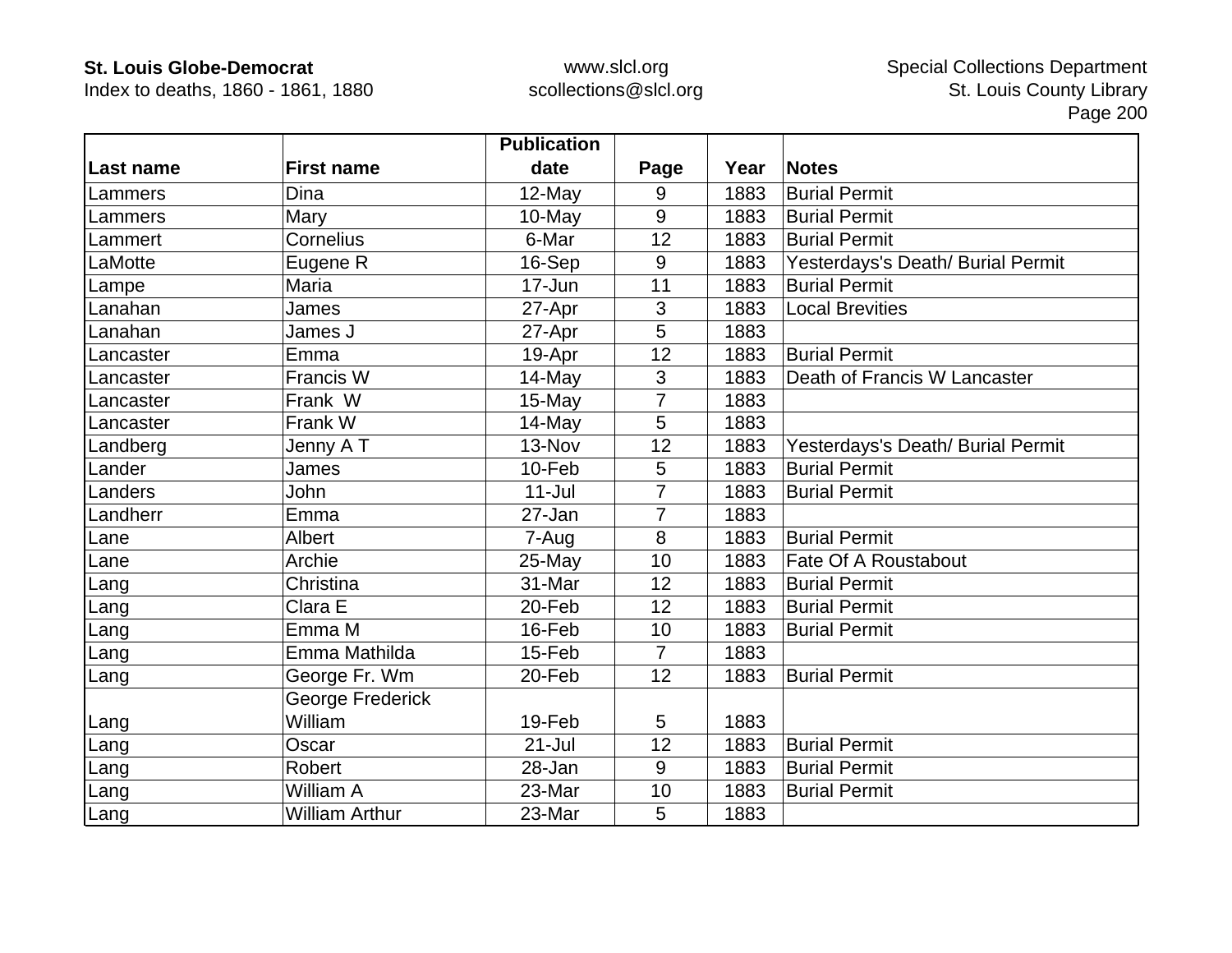| Last name | First name | Publication date | Page | Year | Notes |
|---|---|---|---|---|---|
| Lammers | Dina | 12-May | 9 | 1883 | Burial Permit |
| Lammers | Mary | 10-May | 9 | 1883 | Burial Permit |
| Lammert | Cornelius | 6-Mar | 12 | 1883 | Burial Permit |
| LaMotte | Eugene R | 16-Sep | 9 | 1883 | Yesterdays's Death/ Burial Permit |
| Lampe | Maria | 17-Jun | 11 | 1883 | Burial Permit |
| Lanahan | James | 27-Apr | 3 | 1883 | Local Brevities |
| Lanahan | James J | 27-Apr | 5 | 1883 | |
| Lancaster | Emma | 19-Apr | 12 | 1883 | Burial Permit |
| Lancaster | Francis W | 14-May | 3 | 1883 | Death of Francis W Lancaster |
| Lancaster | Frank  W | 15-May | 7 | 1883 | |
| Lancaster | Frank W | 14-May | 5 | 1883 | |
| Landberg | Jenny A T | 13-Nov | 12 | 1883 | Yesterdays's Death/ Burial Permit |
| Lander | James | 10-Feb | 5 | 1883 | Burial Permit |
| Landers | John | 11-Jul | 7 | 1883 | Burial Permit |
| Landherr | Emma | 27-Jan | 7 | 1883 | |
| Lane | Albert | 7-Aug | 8 | 1883 | Burial Permit |
| Lane | Archie | 25-May | 10 | 1883 | Fate Of A Roustabout |
| Lang | Christina | 31-Mar | 12 | 1883 | Burial Permit |
| Lang | Clara E | 20-Feb | 12 | 1883 | Burial Permit |
| Lang | Emma M | 16-Feb | 10 | 1883 | Burial Permit |
| Lang | Emma Mathilda | 15-Feb | 7 | 1883 | |
| Lang | George Fr. Wm | 20-Feb | 12 | 1883 | Burial Permit |
| Lang | George Frederick William | 19-Feb | 5 | 1883 | |
| Lang | Oscar | 21-Jul | 12 | 1883 | Burial Permit |
| Lang | Robert | 28-Jan | 9 | 1883 | Burial Permit |
| Lang | William A | 23-Mar | 10 | 1883 | Burial Permit |
| Lang | William Arthur | 23-Mar | 5 | 1883 | |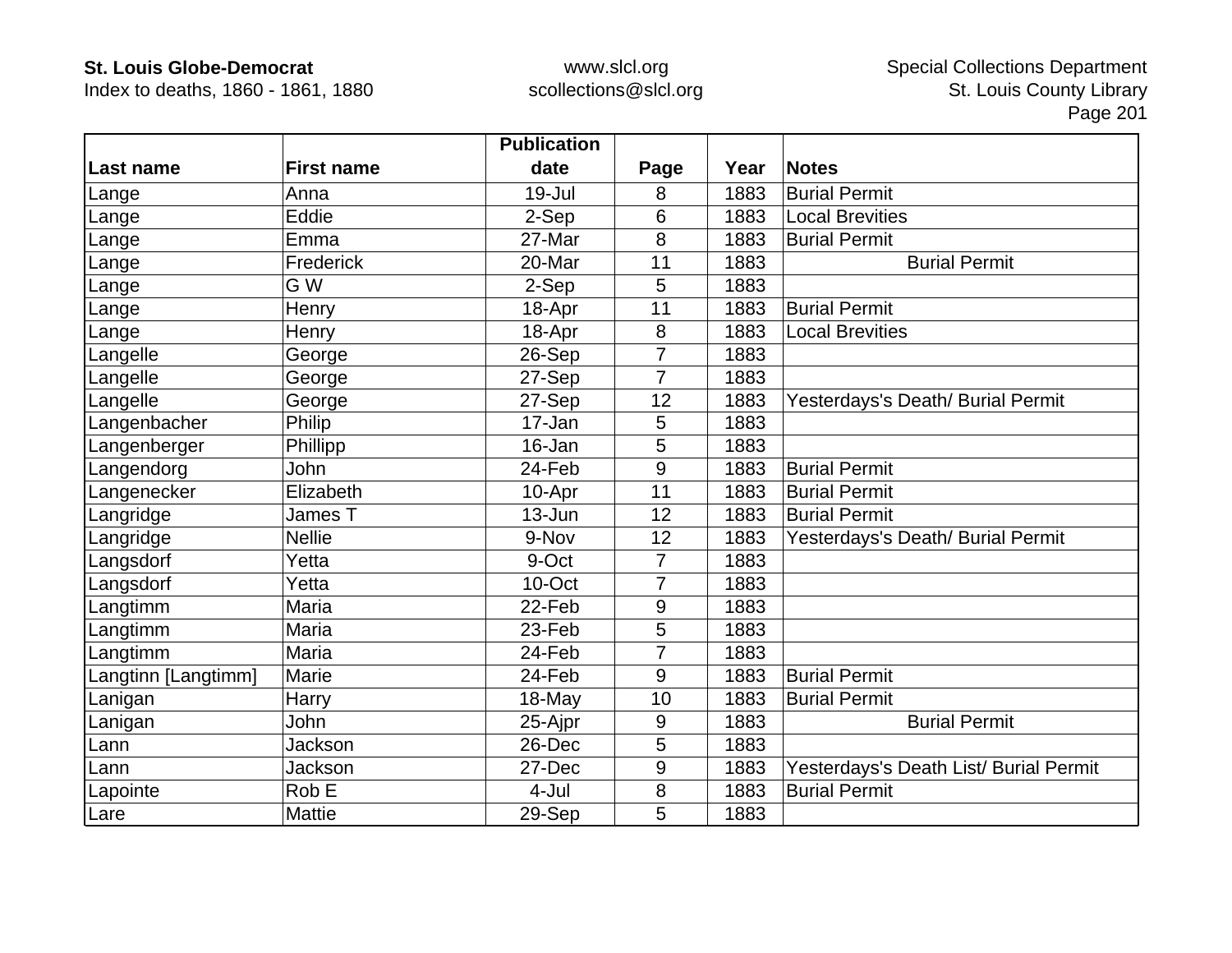| Last name | First name | Publication date | Page | Year | Notes |
|---|---|---|---|---|---|
| Lange | Anna | 19-Jul | 8 | 1883 | Burial Permit |
| Lange | Eddie | 2-Sep | 6 | 1883 | Local Brevities |
| Lange | Emma | 27-Mar | 8 | 1883 | Burial Permit |
| Lange | Frederick | 20-Mar | 11 | 1883 | Burial Permit |
| Lange | G W | 2-Sep | 5 | 1883 | |
| Lange | Henry | 18-Apr | 11 | 1883 | Burial Permit |
| Lange | Henry | 18-Apr | 8 | 1883 | Local Brevities |
| Langelle | George | 26-Sep | 7 | 1883 | |
| Langelle | George | 27-Sep | 7 | 1883 | |
| Langelle | George | 27-Sep | 12 | 1883 | Yesterdays's Death/ Burial Permit |
| Langenbacher | Philip | 17-Jan | 5 | 1883 | |
| Langenberger | Phillipp | 16-Jan | 5 | 1883 | |
| Langendorg | John | 24-Feb | 9 | 1883 | Burial Permit |
| Langenecker | Elizabeth | 10-Apr | 11 | 1883 | Burial Permit |
| Langridge | James T | 13-Jun | 12 | 1883 | Burial Permit |
| Langridge | Nellie | 9-Nov | 12 | 1883 | Yesterdays's Death/ Burial Permit |
| Langsdorf | Yetta | 9-Oct | 7 | 1883 | |
| Langsdorf | Yetta | 10-Oct | 7 | 1883 | |
| Langtimm | Maria | 22-Feb | 9 | 1883 | |
| Langtimm | Maria | 23-Feb | 5 | 1883 | |
| Langtimm | Maria | 24-Feb | 7 | 1883 | |
| Langtinn [Langtimm] | Marie | 24-Feb | 9 | 1883 | Burial Permit |
| Lanigan | Harry | 18-May | 10 | 1883 | Burial Permit |
| Lanigan | John | 25-Ajpr | 9 | 1883 | Burial Permit |
| Lann | Jackson | 26-Dec | 5 | 1883 | |
| Lann | Jackson | 27-Dec | 9 | 1883 | Yesterdays's Death List/ Burial Permit |
| Lapointe | Rob E | 4-Jul | 8 | 1883 | Burial Permit |
| Lare | Mattie | 29-Sep | 5 | 1883 | |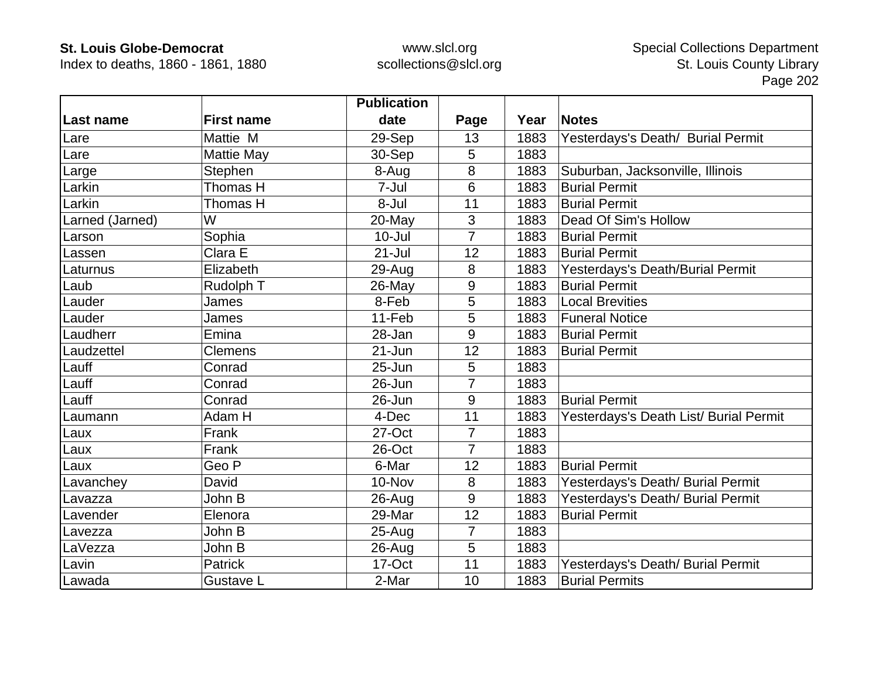| Last name | First name | Publication date | Page | Year | Notes |
|---|---|---|---|---|---|
| Lare | Mattie  M | 29-Sep | 13 | 1883 | Yesterdays's Death/  Burial Permit |
| Lare | Mattie May | 30-Sep | 5 | 1883 | |
| Large | Stephen | 8-Aug | 8 | 1883 | Suburban, Jacksonville, Illinois |
| Larkin | Thomas H | 7-Jul | 6 | 1883 | Burial Permit |
| Larkin | Thomas H | 8-Jul | 11 | 1883 | Burial Permit |
| Larned (Jarned) | W | 20-May | 3 | 1883 | Dead Of Sim's Hollow |
| Larson | Sophia | 10-Jul | 7 | 1883 | Burial Permit |
| Lassen | Clara E | 21-Jul | 12 | 1883 | Burial Permit |
| Laturnus | Elizabeth | 29-Aug | 8 | 1883 | Yesterdays's Death/Burial Permit |
| Laub | Rudolph T | 26-May | 9 | 1883 | Burial Permit |
| Lauder | James | 8-Feb | 5 | 1883 | Local Brevities |
| Lauder | James | 11-Feb | 5 | 1883 | Funeral Notice |
| Laudherr | Emina | 28-Jan | 9 | 1883 | Burial Permit |
| Laudzettel | Clemens | 21-Jun | 12 | 1883 | Burial Permit |
| Lauff | Conrad | 25-Jun | 5 | 1883 | |
| Lauff | Conrad | 26-Jun | 7 | 1883 | |
| Lauff | Conrad | 26-Jun | 9 | 1883 | Burial Permit |
| Laumann | Adam H | 4-Dec | 11 | 1883 | Yesterdays's Death List/ Burial Permit |
| Laux | Frank | 27-Oct | 7 | 1883 | |
| Laux | Frank | 26-Oct | 7 | 1883 | |
| Laux | Geo P | 6-Mar | 12 | 1883 | Burial Permit |
| Lavanchey | David | 10-Nov | 8 | 1883 | Yesterdays's Death/ Burial Permit |
| Lavazza | John B | 26-Aug | 9 | 1883 | Yesterdays's Death/ Burial Permit |
| Lavender | Elenora | 29-Mar | 12 | 1883 | Burial Permit |
| Lavezza | John B | 25-Aug | 7 | 1883 | |
| LaVezza | John B | 26-Aug | 5 | 1883 | |
| Lavin | Patrick | 17-Oct | 11 | 1883 | Yesterdays's Death/ Burial Permit |
| Lawada | Gustave L | 2-Mar | 10 | 1883 | Burial Permits |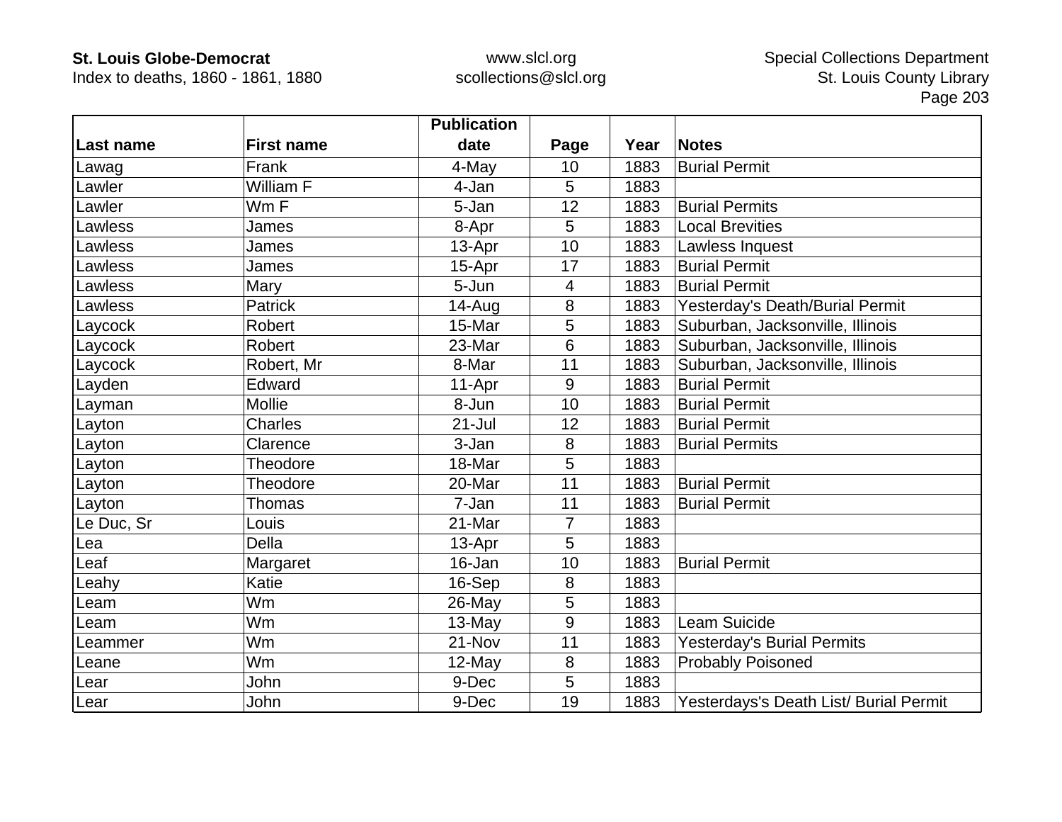| Last name | First name | Publication date | Page | Year | Notes |
|---|---|---|---|---|---|
| Lawag | Frank | 4-May | 10 | 1883 | Burial Permit |
| Lawler | William F | 4-Jan | 5 | 1883 | |
| Lawler | Wm F | 5-Jan | 12 | 1883 | Burial Permits |
| Lawless | James | 8-Apr | 5 | 1883 | Local Brevities |
| Lawless | James | 13-Apr | 10 | 1883 | Lawless Inquest |
| Lawless | James | 15-Apr | 17 | 1883 | Burial Permit |
| Lawless | Mary | 5-Jun | 4 | 1883 | Burial Permit |
| Lawless | Patrick | 14-Aug | 8 | 1883 | Yesterday's Death/Burial Permit |
| Laycock | Robert | 15-Mar | 5 | 1883 | Suburban, Jacksonville, Illinois |
| Laycock | Robert | 23-Mar | 6 | 1883 | Suburban, Jacksonville, Illinois |
| Laycock | Robert, Mr | 8-Mar | 11 | 1883 | Suburban, Jacksonville, Illinois |
| Layden | Edward | 11-Apr | 9 | 1883 | Burial Permit |
| Layman | Mollie | 8-Jun | 10 | 1883 | Burial Permit |
| Layton | Charles | 21-Jul | 12 | 1883 | Burial Permit |
| Layton | Clarence | 3-Jan | 8 | 1883 | Burial Permits |
| Layton | Theodore | 18-Mar | 5 | 1883 | |
| Layton | Theodore | 20-Mar | 11 | 1883 | Burial Permit |
| Layton | Thomas | 7-Jan | 11 | 1883 | Burial Permit |
| Le Duc, Sr | Louis | 21-Mar | 7 | 1883 | |
| Lea | Della | 13-Apr | 5 | 1883 | |
| Leaf | Margaret | 16-Jan | 10 | 1883 | Burial Permit |
| Leahy | Katie | 16-Sep | 8 | 1883 | |
| Leam | Wm | 26-May | 5 | 1883 | |
| Leam | Wm | 13-May | 9 | 1883 | Leam Suicide |
| Leammer | Wm | 21-Nov | 11 | 1883 | Yesterday's Burial Permits |
| Leane | Wm | 12-May | 8 | 1883 | Probably Poisoned |
| Lear | John | 9-Dec | 5 | 1883 | |
| Lear | John | 9-Dec | 19 | 1883 | Yesterdays's Death List/ Burial Permit |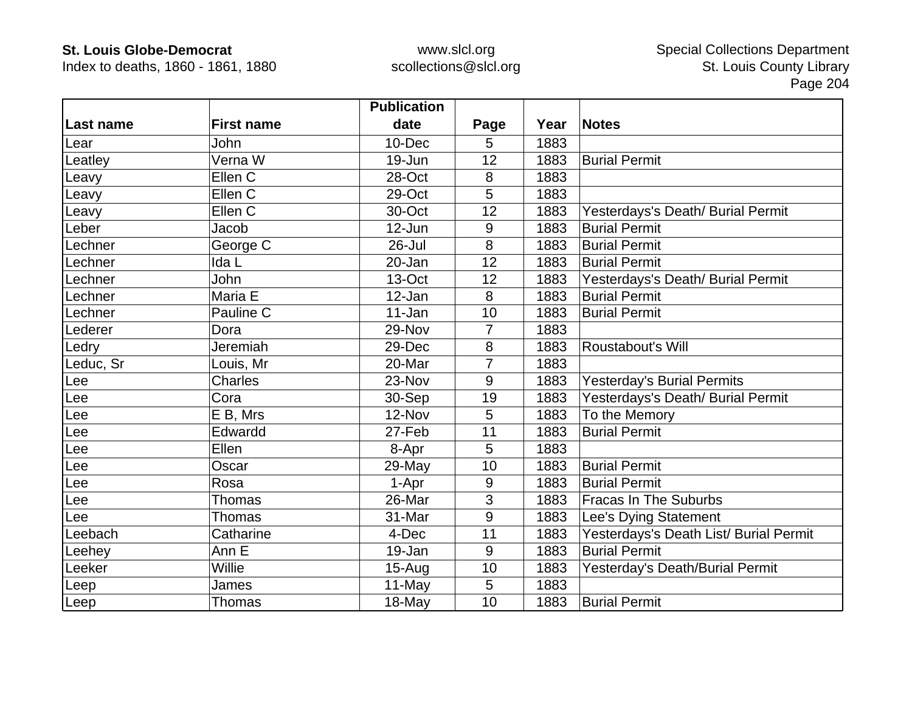| Last name | First name | Publication date | Page | Year | Notes |
|---|---|---|---|---|---|
| Lear | John | 10-Dec | 5 | 1883 | |
| Leatley | Verna W | 19-Jun | 12 | 1883 | Burial Permit |
| Leavy | Ellen C | 28-Oct | 8 | 1883 | |
| Leavy | Ellen C | 29-Oct | 5 | 1883 | |
| Leavy | Ellen C | 30-Oct | 12 | 1883 | Yesterdays's Death/ Burial Permit |
| Leber | Jacob | 12-Jun | 9 | 1883 | Burial Permit |
| Lechner | George C | 26-Jul | 8 | 1883 | Burial Permit |
| Lechner | Ida L | 20-Jan | 12 | 1883 | Burial Permit |
| Lechner | John | 13-Oct | 12 | 1883 | Yesterdays's Death/ Burial Permit |
| Lechner | Maria E | 12-Jan | 8 | 1883 | Burial Permit |
| Lechner | Pauline C | 11-Jan | 10 | 1883 | Burial Permit |
| Lederer | Dora | 29-Nov | 7 | 1883 | |
| Ledry | Jeremiah | 29-Dec | 8 | 1883 | Roustabout's Will |
| Leduc, Sr | Louis, Mr | 20-Mar | 7 | 1883 | |
| Lee | Charles | 23-Nov | 9 | 1883 | Yesterday's Burial Permits |
| Lee | Cora | 30-Sep | 19 | 1883 | Yesterdays's Death/ Burial Permit |
| Lee | E B, Mrs | 12-Nov | 5 | 1883 | To the Memory |
| Lee | Edwardd | 27-Feb | 11 | 1883 | Burial Permit |
| Lee | Ellen | 8-Apr | 5 | 1883 | |
| Lee | Oscar | 29-May | 10 | 1883 | Burial Permit |
| Lee | Rosa | 1-Apr | 9 | 1883 | Burial Permit |
| Lee | Thomas | 26-Mar | 3 | 1883 | Fracas In The Suburbs |
| Lee | Thomas | 31-Mar | 9 | 1883 | Lee's Dying Statement |
| Leebach | Catharine | 4-Dec | 11 | 1883 | Yesterdays's Death List/ Burial Permit |
| Leehey | Ann E | 19-Jan | 9 | 1883 | Burial Permit |
| Leeker | Willie | 15-Aug | 10 | 1883 | Yesterday's Death/Burial Permit |
| Leep | James | 11-May | 5 | 1883 | |
| Leep | Thomas | 18-May | 10 | 1883 | Burial Permit |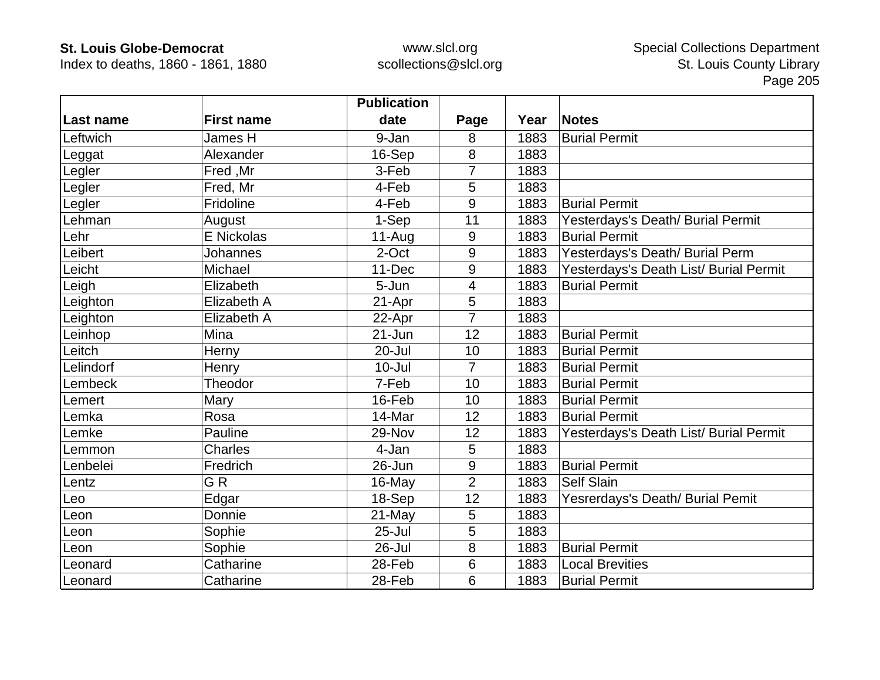| Last name | First name | Publication date | Page | Year | Notes |
|---|---|---|---|---|---|
| Leftwich | James H | 9-Jan | 8 | 1883 | Burial Permit |
| Leggat | Alexander | 16-Sep | 8 | 1883 | |
| Legler | Fred ,Mr | 3-Feb | 7 | 1883 | |
| Legler | Fred, Mr | 4-Feb | 5 | 1883 | |
| Legler | Fridoline | 4-Feb | 9 | 1883 | Burial Permit |
| Lehman | August | 1-Sep | 11 | 1883 | Yesterdays's Death/ Burial Permit |
| Lehr | E Nickolas | 11-Aug | 9 | 1883 | Burial Permit |
| Leibert | Johannes | 2-Oct | 9 | 1883 | Yesterdays's Death/ Burial Perm |
| Leicht | Michael | 11-Dec | 9 | 1883 | Yesterdays's Death List/ Burial Permit |
| Leigh | Elizabeth | 5-Jun | 4 | 1883 | Burial Permit |
| Leighton | Elizabeth A | 21-Apr | 5 | 1883 | |
| Leighton | Elizabeth A | 22-Apr | 7 | 1883 | |
| Leinhop | Mina | 21-Jun | 12 | 1883 | Burial Permit |
| Leitch | Herny | 20-Jul | 10 | 1883 | Burial Permit |
| Lelindorf | Henry | 10-Jul | 7 | 1883 | Burial Permit |
| Lembeck | Theodor | 7-Feb | 10 | 1883 | Burial Permit |
| Lemert | Mary | 16-Feb | 10 | 1883 | Burial Permit |
| Lemka | Rosa | 14-Mar | 12 | 1883 | Burial Permit |
| Lemke | Pauline | 29-Nov | 12 | 1883 | Yesterdays's Death List/ Burial Permit |
| Lemmon | Charles | 4-Jan | 5 | 1883 | |
| Lenbelei | Fredrich | 26-Jun | 9 | 1883 | Burial Permit |
| Lentz | G R | 16-May | 2 | 1883 | Self Slain |
| Leo | Edgar | 18-Sep | 12 | 1883 | Yesrerdays's Death/ Burial Pemit |
| Leon | Donnie | 21-May | 5 | 1883 | |
| Leon | Sophie | 25-Jul | 5 | 1883 | |
| Leon | Sophie | 26-Jul | 8 | 1883 | Burial Permit |
| Leonard | Catharine | 28-Feb | 6 | 1883 | Local Brevities |
| Leonard | Catharine | 28-Feb | 6 | 1883 | Burial Permit |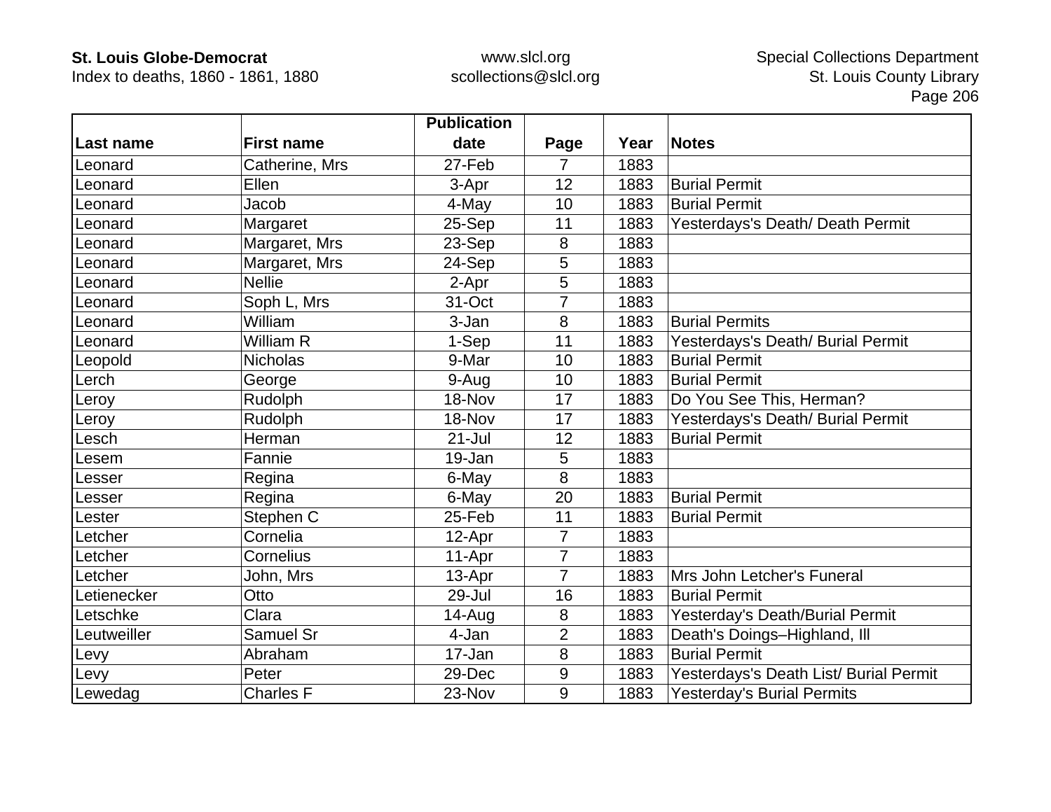| Last name | First name | Publication date | Page | Year | Notes |
|---|---|---|---|---|---|
| Leonard | Catherine, Mrs | 27-Feb | 7 | 1883 | |
| Leonard | Ellen | 3-Apr | 12 | 1883 | Burial Permit |
| Leonard | Jacob | 4-May | 10 | 1883 | Burial Permit |
| Leonard | Margaret | 25-Sep | 11 | 1883 | Yesterdays's Death/ Death Permit |
| Leonard | Margaret, Mrs | 23-Sep | 8 | 1883 | |
| Leonard | Margaret, Mrs | 24-Sep | 5 | 1883 | |
| Leonard | Nellie | 2-Apr | 5 | 1883 | |
| Leonard | Soph L, Mrs | 31-Oct | 7 | 1883 | |
| Leonard | William | 3-Jan | 8 | 1883 | Burial Permits |
| Leonard | William R | 1-Sep | 11 | 1883 | Yesterdays's Death/ Burial Permit |
| Leopold | Nicholas | 9-Mar | 10 | 1883 | Burial Permit |
| Lerch | George | 9-Aug | 10 | 1883 | Burial Permit |
| Leroy | Rudolph | 18-Nov | 17 | 1883 | Do You See This, Herman? |
| Leroy | Rudolph | 18-Nov | 17 | 1883 | Yesterdays's Death/ Burial Permit |
| Lesch | Herman | 21-Jul | 12 | 1883 | Burial Permit |
| Lesem | Fannie | 19-Jan | 5 | 1883 | |
| Lesser | Regina | 6-May | 8 | 1883 | |
| Lesser | Regina | 6-May | 20 | 1883 | Burial Permit |
| Lester | Stephen C | 25-Feb | 11 | 1883 | Burial Permit |
| Letcher | Cornelia | 12-Apr | 7 | 1883 | |
| Letcher | Cornelius | 11-Apr | 7 | 1883 | |
| Letcher | John, Mrs | 13-Apr | 7 | 1883 | Mrs John Letcher's Funeral |
| Letienecker | Otto | 29-Jul | 16 | 1883 | Burial Permit |
| Letschke | Clara | 14-Aug | 8 | 1883 | Yesterday's Death/Burial Permit |
| Leutweiller | Samuel Sr | 4-Jan | 2 | 1883 | Death's Doings–Highland, Ill |
| Levy | Abraham | 17-Jan | 8 | 1883 | Burial Permit |
| Levy | Peter | 29-Dec | 9 | 1883 | Yesterdays's Death List/ Burial Permit |
| Lewedag | Charles F | 23-Nov | 9 | 1883 | Yesterday's Burial Permits |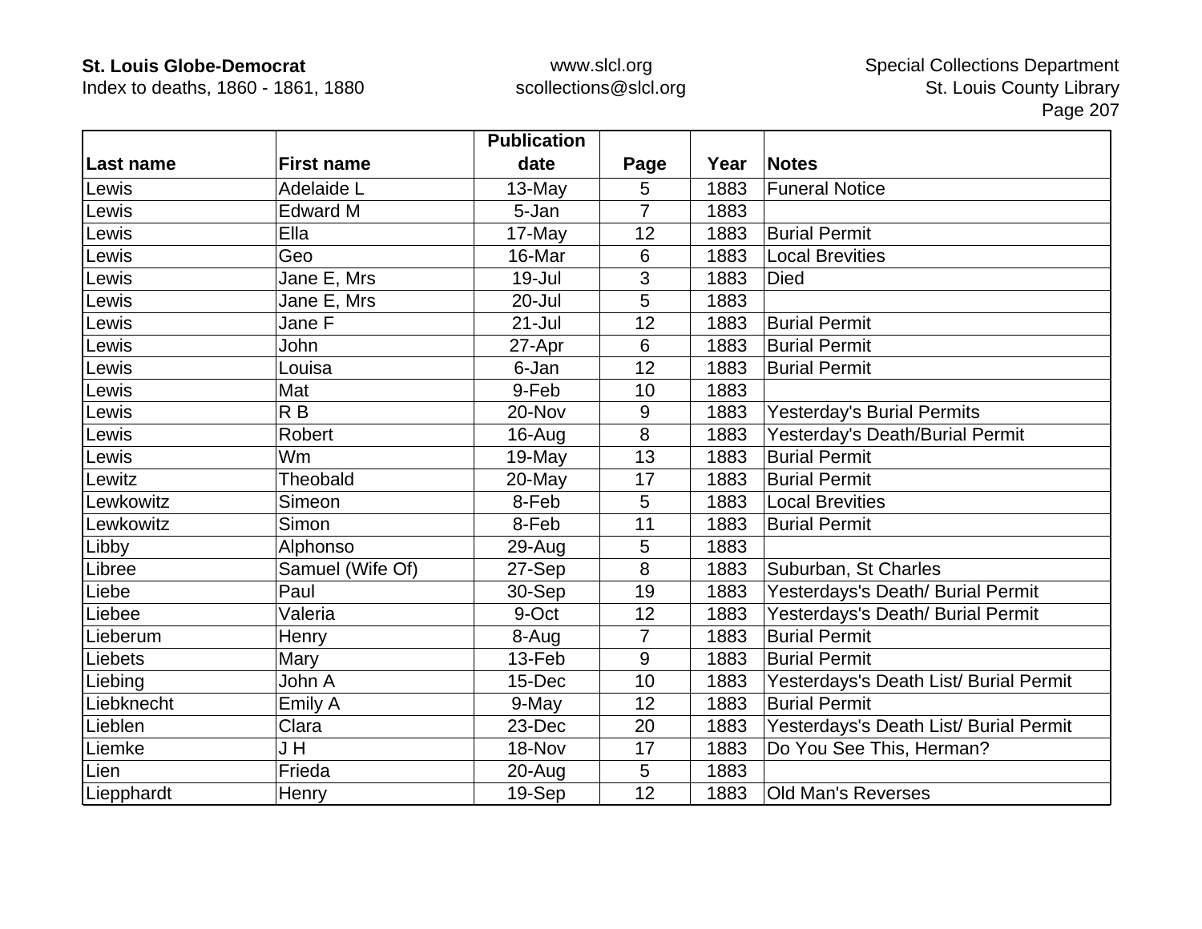| Last name | First name | Publication date | Page | Year | Notes |
|---|---|---|---|---|---|
| Lewis | Adelaide L | 13-May | 5 | 1883 | Funeral Notice |
| Lewis | Edward M | 5-Jan | 7 | 1883 | |
| Lewis | Ella | 17-May | 12 | 1883 | Burial Permit |
| Lewis | Geo | 16-Mar | 6 | 1883 | Local Brevities |
| Lewis | Jane E, Mrs | 19-Jul | 3 | 1883 | Died |
| Lewis | Jane E, Mrs | 20-Jul | 5 | 1883 | |
| Lewis | Jane F | 21-Jul | 12 | 1883 | Burial Permit |
| Lewis | John | 27-Apr | 6 | 1883 | Burial Permit |
| Lewis | Louisa | 6-Jan | 12 | 1883 | Burial Permit |
| Lewis | Mat | 9-Feb | 10 | 1883 | |
| Lewis | R B | 20-Nov | 9 | 1883 | Yesterday's Burial Permits |
| Lewis | Robert | 16-Aug | 8 | 1883 | Yesterday's Death/Burial Permit |
| Lewis | Wm | 19-May | 13 | 1883 | Burial Permit |
| Lewitz | Theobald | 20-May | 17 | 1883 | Burial Permit |
| Lewkowitz | Simeon | 8-Feb | 5 | 1883 | Local Brevities |
| Lewkowitz | Simon | 8-Feb | 11 | 1883 | Burial Permit |
| Libby | Alphonso | 29-Aug | 5 | 1883 | |
| Libree | Samuel (Wife Of) | 27-Sep | 8 | 1883 | Suburban, St Charles |
| Liebe | Paul | 30-Sep | 19 | 1883 | Yesterdays's Death/ Burial Permit |
| Liebee | Valeria | 9-Oct | 12 | 1883 | Yesterdays's Death/ Burial Permit |
| Lieberum | Henry | 8-Aug | 7 | 1883 | Burial Permit |
| Liebets | Mary | 13-Feb | 9 | 1883 | Burial Permit |
| Liebing | John A | 15-Dec | 10 | 1883 | Yesterdays's Death List/ Burial Permit |
| Liebknecht | Emily A | 9-May | 12 | 1883 | Burial Permit |
| Lieblen | Clara | 23-Dec | 20 | 1883 | Yesterdays's Death List/ Burial Permit |
| Liemke | J H | 18-Nov | 17 | 1883 | Do You See This, Herman? |
| Lien | Frieda | 20-Aug | 5 | 1883 | |
| Liepphardt | Henry | 19-Sep | 12 | 1883 | Old Man's Reverses |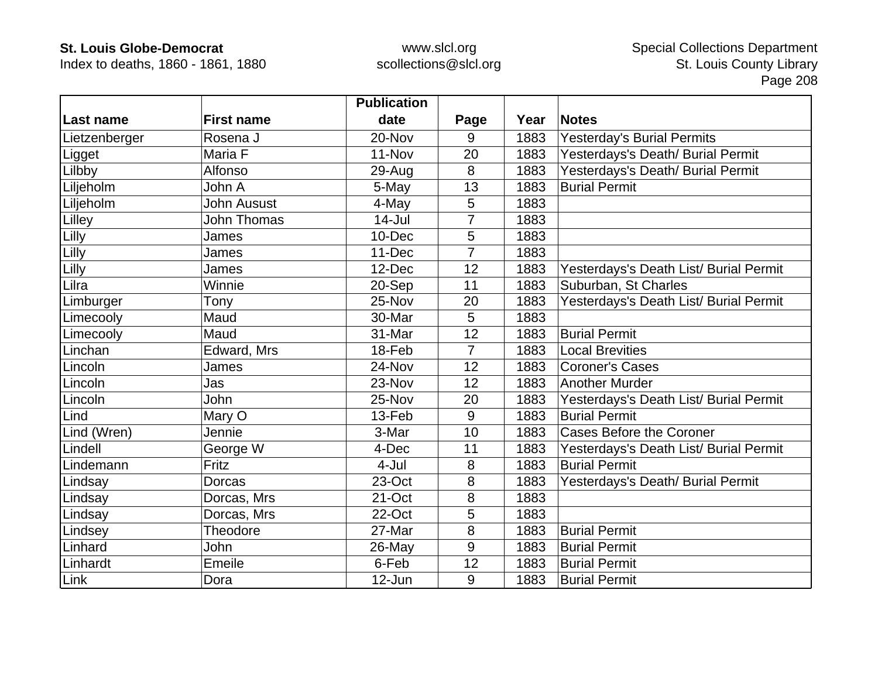| Last name | First name | Publication date | Page | Year | Notes |
|---|---|---|---|---|---|
| Lietzenberger | Rosena J | 20-Nov | 9 | 1883 | Yesterday's Burial Permits |
| Ligget | Maria F | 11-Nov | 20 | 1883 | Yesterdays's Death/ Burial Permit |
| Lilbby | Alfonso | 29-Aug | 8 | 1883 | Yesterdays's Death/ Burial Permit |
| Liljeholm | John A | 5-May | 13 | 1883 | Burial Permit |
| Liljeholm | John Ausust | 4-May | 5 | 1883 | |
| Lilley | John Thomas | 14-Jul | 7 | 1883 | |
| Lilly | James | 10-Dec | 5 | 1883 | |
| Lilly | James | 11-Dec | 7 | 1883 | |
| Lilly | James | 12-Dec | 12 | 1883 | Yesterdays's Death List/ Burial Permit |
| Lilra | Winnie | 20-Sep | 11 | 1883 | Suburban, St Charles |
| Limburger | Tony | 25-Nov | 20 | 1883 | Yesterdays's Death List/ Burial Permit |
| Limecooly | Maud | 30-Mar | 5 | 1883 | |
| Limecooly | Maud | 31-Mar | 12 | 1883 | Burial Permit |
| Linchan | Edward, Mrs | 18-Feb | 7 | 1883 | Local Brevities |
| Lincoln | James | 24-Nov | 12 | 1883 | Coroner's Cases |
| Lincoln | Jas | 23-Nov | 12 | 1883 | Another Murder |
| Lincoln | John | 25-Nov | 20 | 1883 | Yesterdays's Death List/ Burial Permit |
| Lind | Mary O | 13-Feb | 9 | 1883 | Burial Permit |
| Lind (Wren) | Jennie | 3-Mar | 10 | 1883 | Cases Before the Coroner |
| Lindell | George W | 4-Dec | 11 | 1883 | Yesterdays's Death List/ Burial Permit |
| Lindemann | Fritz | 4-Jul | 8 | 1883 | Burial Permit |
| Lindsay | Dorcas | 23-Oct | 8 | 1883 | Yesterdays's Death/ Burial Permit |
| Lindsay | Dorcas, Mrs | 21-Oct | 8 | 1883 | |
| Lindsay | Dorcas, Mrs | 22-Oct | 5 | 1883 | |
| Lindsey | Theodore | 27-Mar | 8 | 1883 | Burial Permit |
| Linhard | John | 26-May | 9 | 1883 | Burial Permit |
| Linhardt | Emeile | 6-Feb | 12 | 1883 | Burial Permit |
| Link | Dora | 12-Jun | 9 | 1883 | Burial Permit |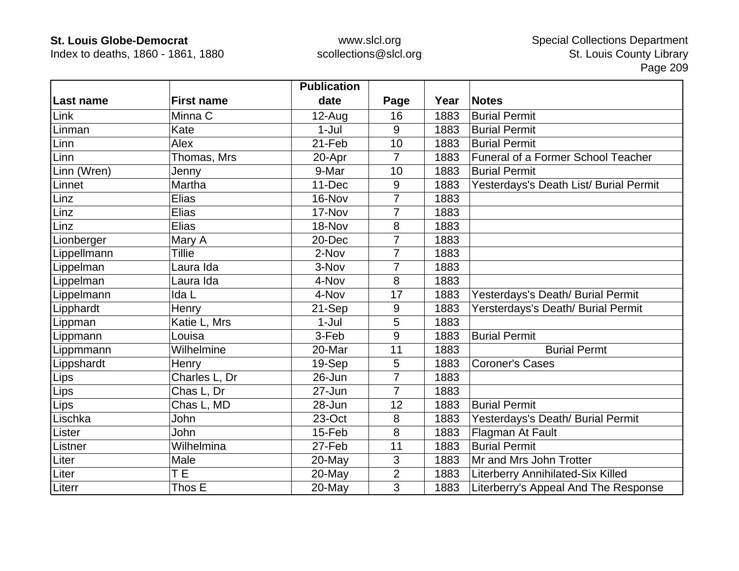| Last name | First name | Publication date | Page | Year | Notes |
|---|---|---|---|---|---|
| Link | Minna C | 12-Aug | 16 | 1883 | Burial Permit |
| Linman | Kate | 1-Jul | 9 | 1883 | Burial Permit |
| Linn | Alex | 21-Feb | 10 | 1883 | Burial Permit |
| Linn | Thomas, Mrs | 20-Apr | 7 | 1883 | Funeral of a Former School Teacher |
| Linn (Wren) | Jenny | 9-Mar | 10 | 1883 | Burial Permit |
| Linnet | Martha | 11-Dec | 9 | 1883 | Yesterdays's Death List/ Burial Permit |
| Linz | Elias | 16-Nov | 7 | 1883 | |
| Linz | Elias | 17-Nov | 7 | 1883 | |
| Linz | Elias | 18-Nov | 8 | 1883 | |
| Lionberger | Mary A | 20-Dec | 7 | 1883 | |
| Lippellmann | Tillie | 2-Nov | 7 | 1883 | |
| Lippelman | Laura Ida | 3-Nov | 7 | 1883 | |
| Lippelman | Laura Ida | 4-Nov | 8 | 1883 | |
| Lippelmann | Ida L | 4-Nov | 17 | 1883 | Yesterdays's Death/ Burial Permit |
| Lipphardt | Henry | 21-Sep | 9 | 1883 | Yersterdays's Death/ Burial Permit |
| Lippman | Katie L, Mrs | 1-Jul | 5 | 1883 | |
| Lippmann | Louisa | 3-Feb | 9 | 1883 | Burial Permit |
| Lippmmann | Wilhelmine | 20-Mar | 11 | 1883 | Burial Permt |
| Lippshardt | Henry | 19-Sep | 5 | 1883 | Coroner's Cases |
| Lips | Charles L, Dr | 26-Jun | 7 | 1883 | |
| Lips | Chas L, Dr | 27-Jun | 7 | 1883 | |
| Lips | Chas L, MD | 28-Jun | 12 | 1883 | Burial Permit |
| Lischka | John | 23-Oct | 8 | 1883 | Yesterdays's Death/ Burial Permit |
| Lister | John | 15-Feb | 8 | 1883 | Flagman At Fault |
| Listner | Wilhelmina | 27-Feb | 11 | 1883 | Burial Permit |
| Liter | Male | 20-May | 3 | 1883 | Mr and Mrs John Trotter |
| Liter | T E | 20-May | 2 | 1883 | Literberry Annihilated-Six Killed |
| Literr | Thos E | 20-May | 3 | 1883 | Literberry's Appeal And The Response |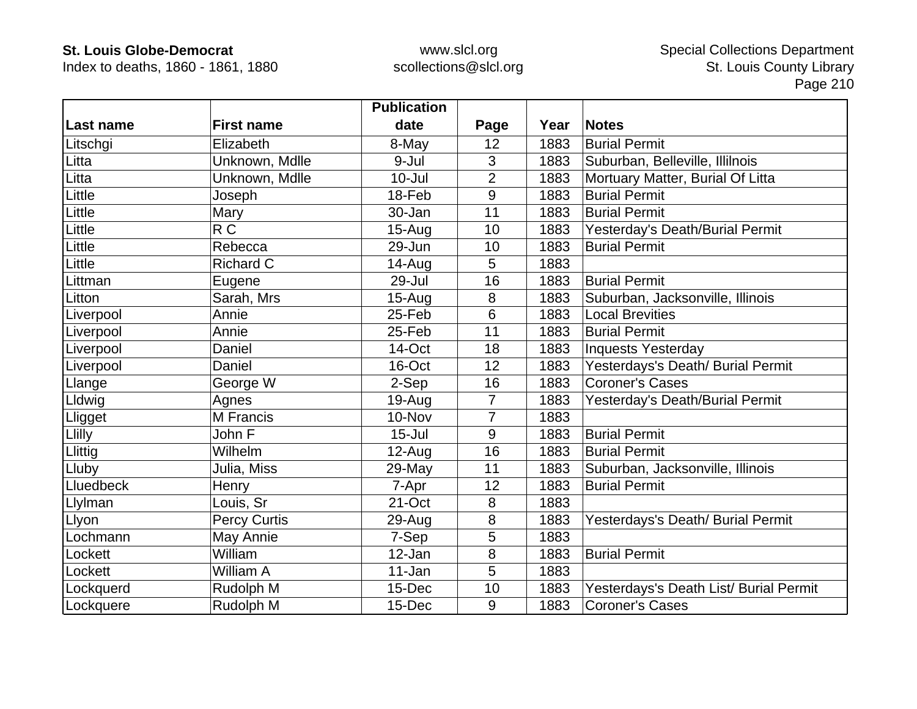| Last name | First name | Publication date | Page | Year | Notes |
|---|---|---|---|---|---|
| Litschgi | Elizabeth | 8-May | 12 | 1883 | Burial Permit |
| Litta | Unknown, Mdlle | 9-Jul | 3 | 1883 | Suburban, Belleville, Illilnois |
| Litta | Unknown, Mdlle | 10-Jul | 2 | 1883 | Mortuary Matter, Burial Of Litta |
| Little | Joseph | 18-Feb | 9 | 1883 | Burial Permit |
| Little | Mary | 30-Jan | 11 | 1883 | Burial Permit |
| Little | R C | 15-Aug | 10 | 1883 | Yesterday's Death/Burial Permit |
| Little | Rebecca | 29-Jun | 10 | 1883 | Burial Permit |
| Little | Richard C | 14-Aug | 5 | 1883 | |
| Littman | Eugene | 29-Jul | 16 | 1883 | Burial Permit |
| Litton | Sarah, Mrs | 15-Aug | 8 | 1883 | Suburban, Jacksonville, Illinois |
| Liverpool | Annie | 25-Feb | 6 | 1883 | Local Brevities |
| Liverpool | Annie | 25-Feb | 11 | 1883 | Burial Permit |
| Liverpool | Daniel | 14-Oct | 18 | 1883 | Inquests Yesterday |
| Liverpool | Daniel | 16-Oct | 12 | 1883 | Yesterdays's Death/ Burial Permit |
| Llange | George W | 2-Sep | 16 | 1883 | Coroner's Cases |
| Lldwig | Agnes | 19-Aug | 7 | 1883 | Yesterday's Death/Burial Permit |
| Lligget | M Francis | 10-Nov | 7 | 1883 | |
| Llilly | John F | 15-Jul | 9 | 1883 | Burial Permit |
| Llittig | Wilhelm | 12-Aug | 16 | 1883 | Burial Permit |
| Lluby | Julia, Miss | 29-May | 11 | 1883 | Suburban, Jacksonville, Illinois |
| Lluedbeck | Henry | 7-Apr | 12 | 1883 | Burial Permit |
| Llylman | Louis, Sr | 21-Oct | 8 | 1883 | |
| Llyon | Percy Curtis | 29-Aug | 8 | 1883 | Yesterdays's Death/ Burial Permit |
| Lochmann | May Annie | 7-Sep | 5 | 1883 | |
| Lockett | William | 12-Jan | 8 | 1883 | Burial Permit |
| Lockett | William A | 11-Jan | 5 | 1883 | |
| Lockquerd | Rudolph M | 15-Dec | 10 | 1883 | Yesterdays's Death List/ Burial Permit |
| Lockquere | Rudolph M | 15-Dec | 9 | 1883 | Coroner's Cases |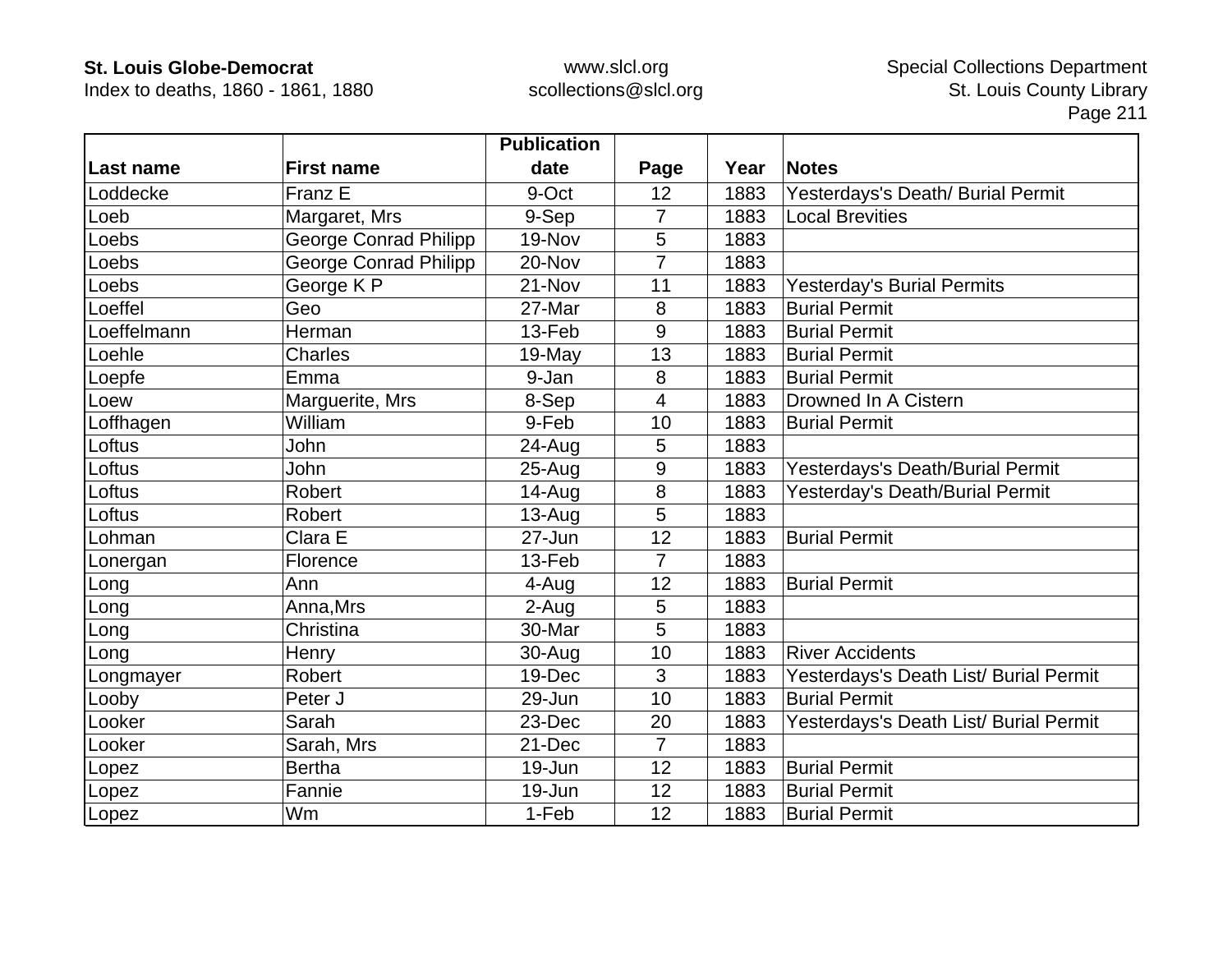| Last name | First name | Publication date | Page | Year | Notes |
|---|---|---|---|---|---|
| Loddecke | Franz E | 9-Oct | 12 | 1883 | Yesterdays's Death/ Burial Permit |
| Loeb | Margaret, Mrs | 9-Sep | 7 | 1883 | Local Brevities |
| Loebs | George Conrad Philipp | 19-Nov | 5 | 1883 | |
| Loebs | George Conrad Philipp | 20-Nov | 7 | 1883 | |
| Loebs | George K P | 21-Nov | 11 | 1883 | Yesterday's Burial Permits |
| Loeffel | Geo | 27-Mar | 8 | 1883 | Burial Permit |
| Loeffelmann | Herman | 13-Feb | 9 | 1883 | Burial Permit |
| Loehle | Charles | 19-May | 13 | 1883 | Burial Permit |
| Loepfe | Emma | 9-Jan | 8 | 1883 | Burial Permit |
| Loew | Marguerite, Mrs | 8-Sep | 4 | 1883 | Drowned In A Cistern |
| Loffhagen | William | 9-Feb | 10 | 1883 | Burial Permit |
| Loftus | John | 24-Aug | 5 | 1883 | |
| Loftus | John | 25-Aug | 9 | 1883 | Yesterdays's Death/Burial Permit |
| Loftus | Robert | 14-Aug | 8 | 1883 | Yesterday's Death/Burial Permit |
| Loftus | Robert | 13-Aug | 5 | 1883 | |
| Lohman | Clara E | 27-Jun | 12 | 1883 | Burial Permit |
| Lonergan | Florence | 13-Feb | 7 | 1883 | |
| Long | Ann | 4-Aug | 12 | 1883 | Burial Permit |
| Long | Anna,Mrs | 2-Aug | 5 | 1883 | |
| Long | Christina | 30-Mar | 5 | 1883 | |
| Long | Henry | 30-Aug | 10 | 1883 | River Accidents |
| Longmayer | Robert | 19-Dec | 3 | 1883 | Yesterdays's Death List/ Burial Permit |
| Looby | Peter J | 29-Jun | 10 | 1883 | Burial Permit |
| Looker | Sarah | 23-Dec | 20 | 1883 | Yesterdays's Death List/ Burial Permit |
| Looker | Sarah, Mrs | 21-Dec | 7 | 1883 | |
| Lopez | Bertha | 19-Jun | 12 | 1883 | Burial Permit |
| Lopez | Fannie | 19-Jun | 12 | 1883 | Burial Permit |
| Lopez | Wm | 1-Feb | 12 | 1883 | Burial Permit |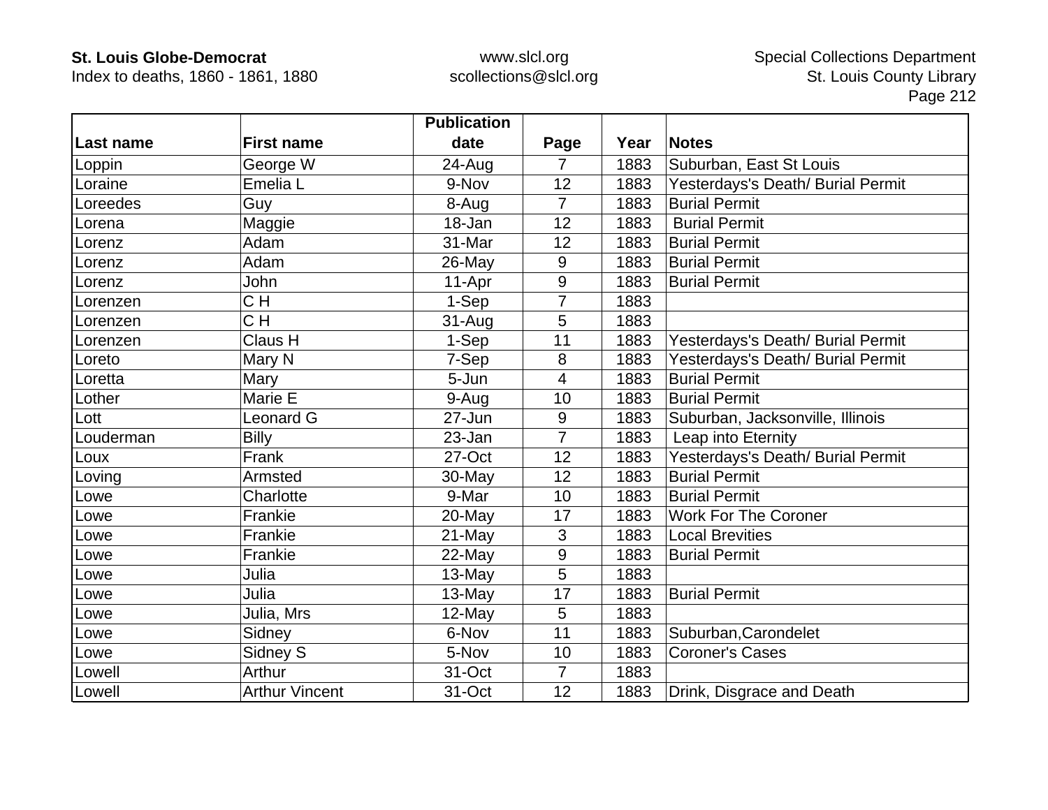| Last name | First name | Publication date | Page | Year | Notes |
|---|---|---|---|---|---|
| Loppin | George W | 24-Aug | 7 | 1883 | Suburban, East St Louis |
| Loraine | Emelia L | 9-Nov | 12 | 1883 | Yesterdays's Death/ Burial Permit |
| Loreedes | Guy | 8-Aug | 7 | 1883 | Burial Permit |
| Lorena | Maggie | 18-Jan | 12 | 1883 | Burial Permit |
| Lorenz | Adam | 31-Mar | 12 | 1883 | Burial Permit |
| Lorenz | Adam | 26-May | 9 | 1883 | Burial Permit |
| Lorenz | John | 11-Apr | 9 | 1883 | Burial Permit |
| Lorenzen | C H | 1-Sep | 7 | 1883 | |
| Lorenzen | C H | 31-Aug | 5 | 1883 | |
| Lorenzen | Claus H | 1-Sep | 11 | 1883 | Yesterdays's Death/ Burial Permit |
| Loreto | Mary N | 7-Sep | 8 | 1883 | Yesterdays's Death/ Burial Permit |
| Loretta | Mary | 5-Jun | 4 | 1883 | Burial Permit |
| Lother | Marie E | 9-Aug | 10 | 1883 | Burial Permit |
| Lott | Leonard G | 27-Jun | 9 | 1883 | Suburban, Jacksonville, Illinois |
| Louderman | Billy | 23-Jan | 7 | 1883 | Leap into Eternity |
| Loux | Frank | 27-Oct | 12 | 1883 | Yesterdays's Death/ Burial Permit |
| Loving | Armsted | 30-May | 12 | 1883 | Burial Permit |
| Lowe | Charlotte | 9-Mar | 10 | 1883 | Burial Permit |
| Lowe | Frankie | 20-May | 17 | 1883 | Work For The Coroner |
| Lowe | Frankie | 21-May | 3 | 1883 | Local Brevities |
| Lowe | Frankie | 22-May | 9 | 1883 | Burial Permit |
| Lowe | Julia | 13-May | 5 | 1883 | |
| Lowe | Julia | 13-May | 17 | 1883 | Burial Permit |
| Lowe | Julia, Mrs | 12-May | 5 | 1883 | |
| Lowe | Sidney | 6-Nov | 11 | 1883 | Suburban,Carondelet |
| Lowe | Sidney S | 5-Nov | 10 | 1883 | Coroner's Cases |
| Lowell | Arthur | 31-Oct | 7 | 1883 | |
| Lowell | Arthur Vincent | 31-Oct | 12 | 1883 | Drink, Disgrace and Death |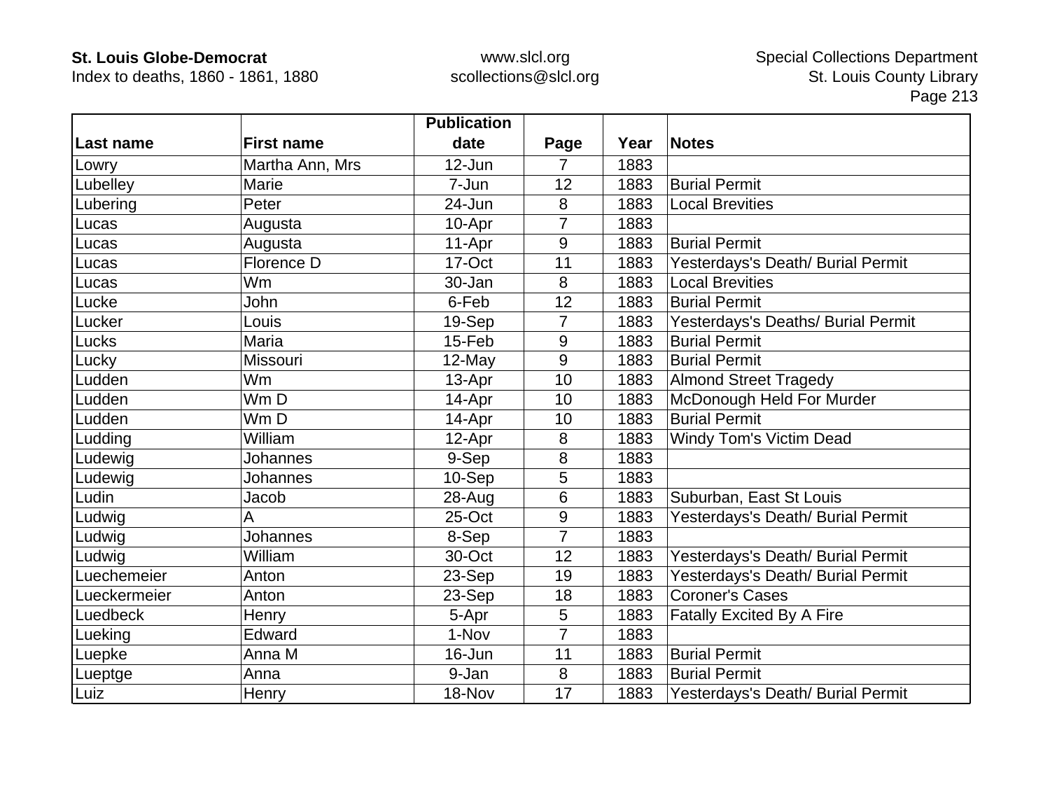| Last name | First name | Publication date | Page | Year | Notes |
|---|---|---|---|---|---|
| Lowry | Martha Ann, Mrs | 12-Jun | 7 | 1883 | |
| Lubelley | Marie | 7-Jun | 12 | 1883 | Burial Permit |
| Lubering | Peter | 24-Jun | 8 | 1883 | Local Brevities |
| Lucas | Augusta | 10-Apr | 7 | 1883 | |
| Lucas | Augusta | 11-Apr | 9 | 1883 | Burial Permit |
| Lucas | Florence D | 17-Oct | 11 | 1883 | Yesterdays's Death/ Burial Permit |
| Lucas | Wm | 30-Jan | 8 | 1883 | Local Brevities |
| Lucke | John | 6-Feb | 12 | 1883 | Burial Permit |
| Lucker | Louis | 19-Sep | 7 | 1883 | Yesterdays's Deaths/ Burial Permit |
| Lucks | Maria | 15-Feb | 9 | 1883 | Burial Permit |
| Lucky | Missouri | 12-May | 9 | 1883 | Burial Permit |
| Ludden | Wm | 13-Apr | 10 | 1883 | Almond Street Tragedy |
| Ludden | Wm D | 14-Apr | 10 | 1883 | McDonough Held For Murder |
| Ludden | Wm D | 14-Apr | 10 | 1883 | Burial Permit |
| Ludding | William | 12-Apr | 8 | 1883 | Windy Tom's Victim Dead |
| Ludewig | Johannes | 9-Sep | 8 | 1883 | |
| Ludewig | Johannes | 10-Sep | 5 | 1883 | |
| Ludin | Jacob | 28-Aug | 6 | 1883 | Suburban, East St Louis |
| Ludwig | A | 25-Oct | 9 | 1883 | Yesterdays's Death/ Burial Permit |
| Ludwig | Johannes | 8-Sep | 7 | 1883 | |
| Ludwig | William | 30-Oct | 12 | 1883 | Yesterdays's Death/ Burial Permit |
| Luechemeier | Anton | 23-Sep | 19 | 1883 | Yesterdays's Death/ Burial Permit |
| Lueckermeier | Anton | 23-Sep | 18 | 1883 | Coroner's Cases |
| Luedbeck | Henry | 5-Apr | 5 | 1883 | Fatally Excited By A Fire |
| Lueking | Edward | 1-Nov | 7 | 1883 | |
| Luepke | Anna M | 16-Jun | 11 | 1883 | Burial Permit |
| Lueptge | Anna | 9-Jan | 8 | 1883 | Burial Permit |
| Luiz | Henry | 18-Nov | 17 | 1883 | Yesterdays's Death/ Burial Permit |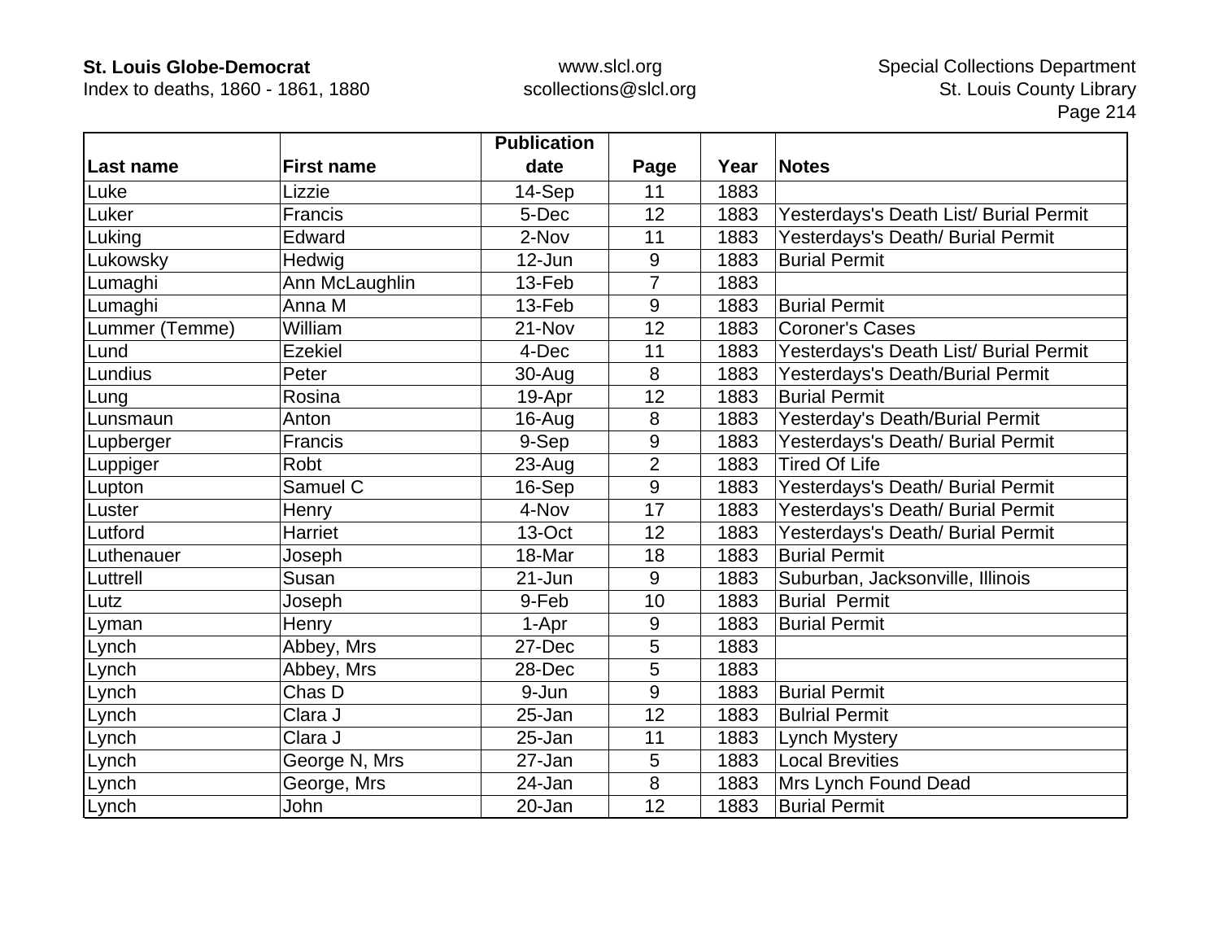| Last name | First name | Publication date | Page | Year | Notes |
|---|---|---|---|---|---|
| Luke | Lizzie | 14-Sep | 11 | 1883 | |
| Luker | Francis | 5-Dec | 12 | 1883 | Yesterdays's Death List/ Burial Permit |
| Luking | Edward | 2-Nov | 11 | 1883 | Yesterdays's Death/ Burial Permit |
| Lukowsky | Hedwig | 12-Jun | 9 | 1883 | Burial Permit |
| Lumaghi | Ann McLaughlin | 13-Feb | 7 | 1883 | |
| Lumaghi | Anna M | 13-Feb | 9 | 1883 | Burial Permit |
| Lummer (Temme) | William | 21-Nov | 12 | 1883 | Coroner's Cases |
| Lund | Ezekiel | 4-Dec | 11 | 1883 | Yesterdays's Death List/ Burial Permit |
| Lundius | Peter | 30-Aug | 8 | 1883 | Yesterdays's Death/Burial Permit |
| Lung | Rosina | 19-Apr | 12 | 1883 | Burial Permit |
| Lunsmaun | Anton | 16-Aug | 8 | 1883 | Yesterday's Death/Burial Permit |
| Lupberger | Francis | 9-Sep | 9 | 1883 | Yesterdays's Death/ Burial Permit |
| Luppiger | Robt | 23-Aug | 2 | 1883 | Tired Of Life |
| Lupton | Samuel C | 16-Sep | 9 | 1883 | Yesterdays's Death/ Burial Permit |
| Luster | Henry | 4-Nov | 17 | 1883 | Yesterdays's Death/ Burial Permit |
| Lutford | Harriet | 13-Oct | 12 | 1883 | Yesterdays's Death/ Burial Permit |
| Luthenauer | Joseph | 18-Mar | 18 | 1883 | Burial Permit |
| Luttrell | Susan | 21-Jun | 9 | 1883 | Suburban, Jacksonville, Illinois |
| Lutz | Joseph | 9-Feb | 10 | 1883 | Burial  Permit |
| Lyman | Henry | 1-Apr | 9 | 1883 | Burial Permit |
| Lynch | Abbey, Mrs | 27-Dec | 5 | 1883 | |
| Lynch | Abbey, Mrs | 28-Dec | 5 | 1883 | |
| Lynch | Chas D | 9-Jun | 9 | 1883 | Burial Permit |
| Lynch | Clara J | 25-Jan | 12 | 1883 | Bulrial Permit |
| Lynch | Clara J | 25-Jan | 11 | 1883 | Lynch Mystery |
| Lynch | George N, Mrs | 27-Jan | 5 | 1883 | Local Brevities |
| Lynch | George, Mrs | 24-Jan | 8 | 1883 | Mrs Lynch Found Dead |
| Lynch | John | 20-Jan | 12 | 1883 | Burial Permit |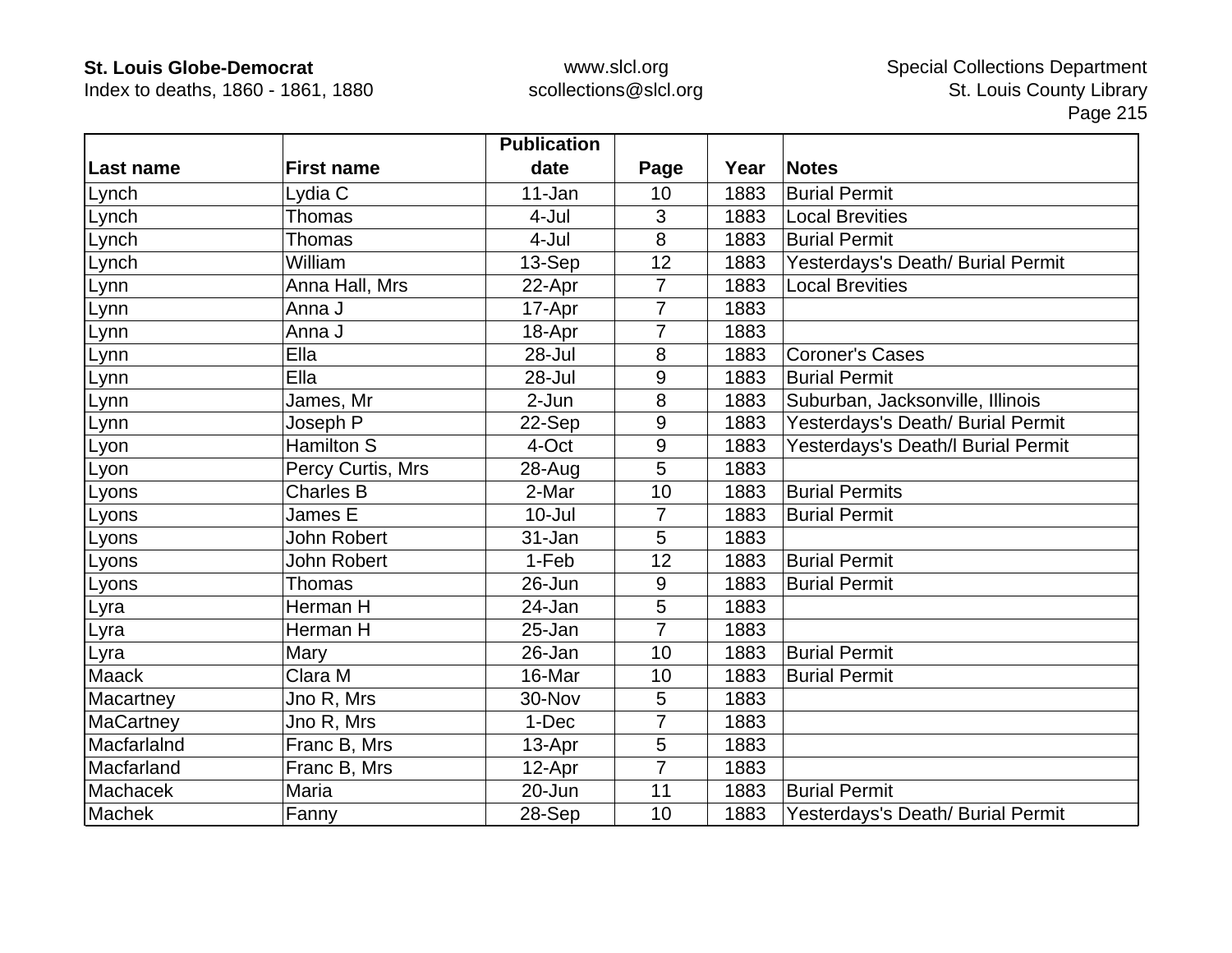| Last name | First name | Publication date | Page | Year | Notes |
|---|---|---|---|---|---|
| Lynch | Lydia C | 11-Jan | 10 | 1883 | Burial Permit |
| Lynch | Thomas | 4-Jul | 3 | 1883 | Local Brevities |
| Lynch | Thomas | 4-Jul | 8 | 1883 | Burial Permit |
| Lynch | William | 13-Sep | 12 | 1883 | Yesterdays's Death/ Burial Permit |
| Lynn | Anna Hall, Mrs | 22-Apr | 7 | 1883 | Local Brevities |
| Lynn | Anna J | 17-Apr | 7 | 1883 | |
| Lynn | Anna J | 18-Apr | 7 | 1883 | |
| Lynn | Ella | 28-Jul | 8 | 1883 | Coroner's Cases |
| Lynn | Ella | 28-Jul | 9 | 1883 | Burial Permit |
| Lynn | James, Mr | 2-Jun | 8 | 1883 | Suburban, Jacksonville, Illinois |
| Lynn | Joseph P | 22-Sep | 9 | 1883 | Yesterdays's Death/ Burial Permit |
| Lyon | Hamilton S | 4-Oct | 9 | 1883 | Yesterdays's Death/l Burial Permit |
| Lyon | Percy Curtis, Mrs | 28-Aug | 5 | 1883 | |
| Lyons | Charles B | 2-Mar | 10 | 1883 | Burial Permits |
| Lyons | James E | 10-Jul | 7 | 1883 | Burial Permit |
| Lyons | John Robert | 31-Jan | 5 | 1883 | |
| Lyons | John Robert | 1-Feb | 12 | 1883 | Burial Permit |
| Lyons | Thomas | 26-Jun | 9 | 1883 | Burial Permit |
| Lyra | Herman H | 24-Jan | 5 | 1883 | |
| Lyra | Herman H | 25-Jan | 7 | 1883 | |
| Lyra | Mary | 26-Jan | 10 | 1883 | Burial Permit |
| Maack | Clara M | 16-Mar | 10 | 1883 | Burial Permit |
| Macartney | Jno R, Mrs | 30-Nov | 5 | 1883 | |
| MaCartney | Jno R, Mrs | 1-Dec | 7 | 1883 | |
| Macfarlalnd | Franc B, Mrs | 13-Apr | 5 | 1883 | |
| Macfarland | Franc B, Mrs | 12-Apr | 7 | 1883 | |
| Machacek | Maria | 20-Jun | 11 | 1883 | Burial Permit |
| Machek | Fanny | 28-Sep | 10 | 1883 | Yesterdays's Death/ Burial Permit |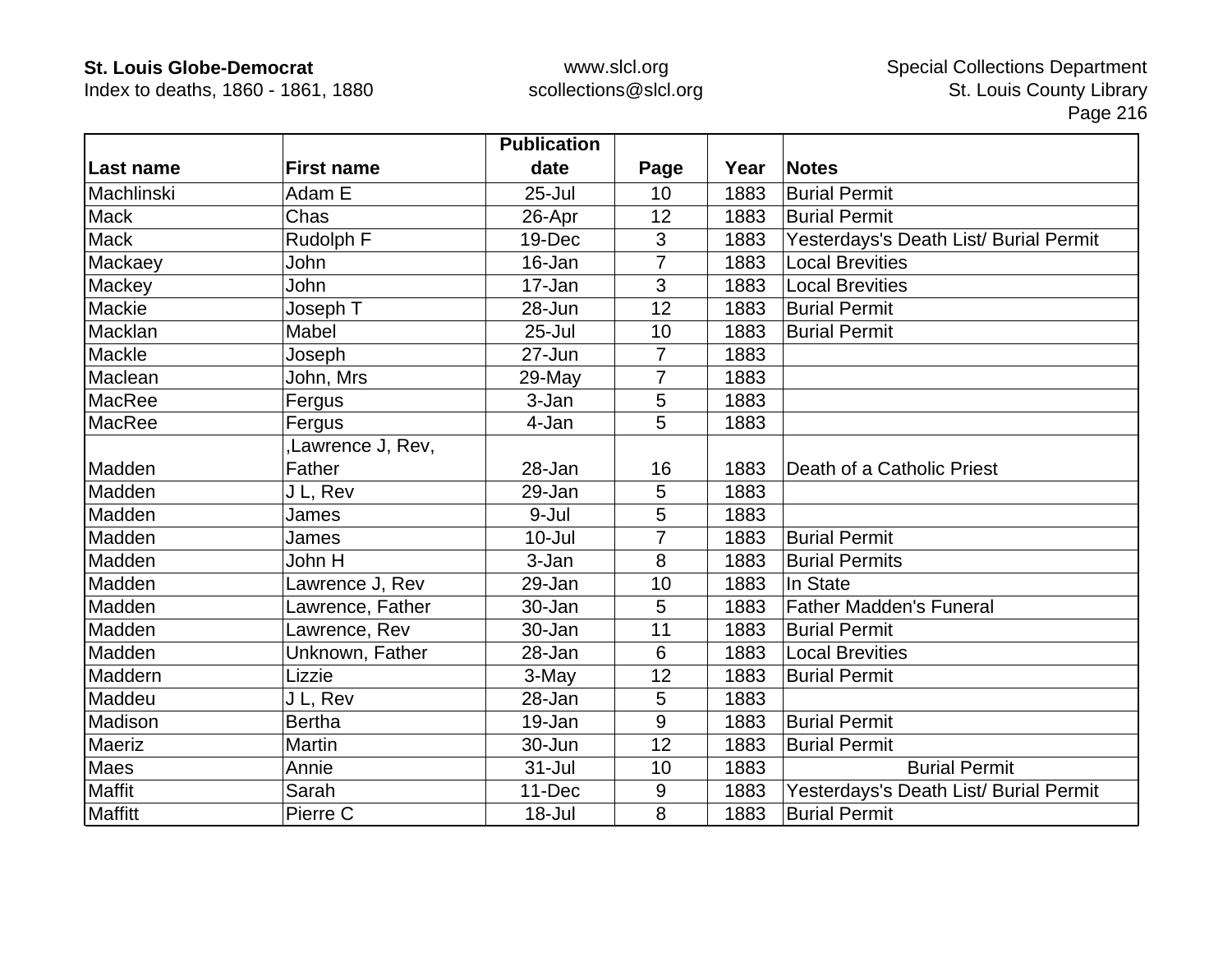| Last name | First name | Publication date | Page | Year | Notes |
|---|---|---|---|---|---|
| Machlinski | Adam E | 25-Jul | 10 | 1883 | Burial Permit |
| Mack | Chas | 26-Apr | 12 | 1883 | Burial Permit |
| Mack | Rudolph F | 19-Dec | 3 | 1883 | Yesterdays's Death List/ Burial Permit |
| Mackaey | John | 16-Jan | 7 | 1883 | Local Brevities |
| Mackey | John | 17-Jan | 3 | 1883 | Local Brevities |
| Mackie | Joseph T | 28-Jun | 12 | 1883 | Burial Permit |
| Macklan | Mabel | 25-Jul | 10 | 1883 | Burial Permit |
| Mackle | Joseph | 27-Jun | 7 | 1883 | |
| Maclean | John, Mrs | 29-May | 7 | 1883 | |
| MacRee | Fergus | 3-Jan | 5 | 1883 | |
| MacRee | Fergus | 4-Jan | 5 | 1883 | |
| Madden | ,Lawrence J, Rev, Father | 28-Jan | 16 | 1883 | Death of a Catholic Priest |
| Madden | J L, Rev | 29-Jan | 5 | 1883 | |
| Madden | James | 9-Jul | 5 | 1883 | |
| Madden | James | 10-Jul | 7 | 1883 | Burial Permit |
| Madden | John H | 3-Jan | 8 | 1883 | Burial Permits |
| Madden | Lawrence J, Rev | 29-Jan | 10 | 1883 | In State |
| Madden | Lawrence, Father | 30-Jan | 5 | 1883 | Father Madden's Funeral |
| Madden | Lawrence, Rev | 30-Jan | 11 | 1883 | Burial Permit |
| Madden | Unknown, Father | 28-Jan | 6 | 1883 | Local Brevities |
| Maddern | Lizzie | 3-May | 12 | 1883 | Burial Permit |
| Maddeu | J L, Rev | 28-Jan | 5 | 1883 | |
| Madison | Bertha | 19-Jan | 9 | 1883 | Burial Permit |
| Maeriz | Martin | 30-Jun | 12 | 1883 | Burial Permit |
| Maes | Annie | 31-Jul | 10 | 1883 | Burial Permit |
| Maffit | Sarah | 11-Dec | 9 | 1883 | Yesterdays's Death List/ Burial Permit |
| Maffitt | Pierre C | 18-Jul | 8 | 1883 | Burial Permit |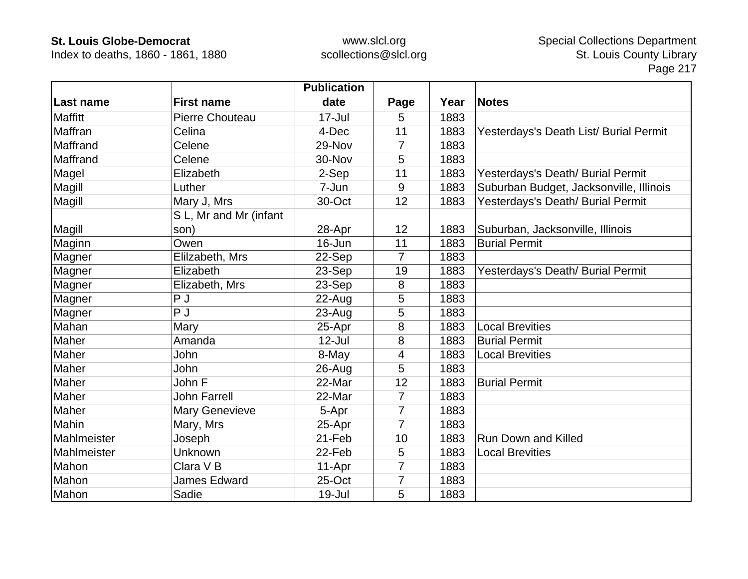| Last name | First name | Publication date | Page | Year | Notes |
|---|---|---|---|---|---|
| Maffitt | Pierre Chouteau | 17-Jul | 5 | 1883 | |
| Maffran | Celina | 4-Dec | 11 | 1883 | Yesterdays's Death List/ Burial Permit |
| Maffrand | Celene | 29-Nov | 7 | 1883 | |
| Maffrand | Celene | 30-Nov | 5 | 1883 | |
| Magel | Elizabeth | 2-Sep | 11 | 1883 | Yesterdays's Death/ Burial Permit |
| Magill | Luther | 7-Jun | 9 | 1883 | Suburban Budget, Jacksonville, Illinois |
| Magill | Mary J, Mrs | 30-Oct | 12 | 1883 | Yesterdays's Death/ Burial Permit |
| Magill | S L, Mr and Mr (infant son) | 28-Apr | 12 | 1883 | Suburban, Jacksonville, Illinois |
| Maginn | Owen | 16-Jun | 11 | 1883 | Burial Permit |
| Magner | Elilzabeth, Mrs | 22-Sep | 7 | 1883 | |
| Magner | Elizabeth | 23-Sep | 19 | 1883 | Yesterdays's Death/ Burial Permit |
| Magner | Elizabeth, Mrs | 23-Sep | 8 | 1883 | |
| Magner | P J | 22-Aug | 5 | 1883 | |
| Magner | P J | 23-Aug | 5 | 1883 | |
| Mahan | Mary | 25-Apr | 8 | 1883 | Local Brevities |
| Maher | Amanda | 12-Jul | 8 | 1883 | Burial Permit |
| Maher | John | 8-May | 4 | 1883 | Local Brevities |
| Maher | John | 26-Aug | 5 | 1883 | |
| Maher | John F | 22-Mar | 12 | 1883 | Burial Permit |
| Maher | John Farrell | 22-Mar | 7 | 1883 | |
| Maher | Mary Genevieve | 5-Apr | 7 | 1883 | |
| Mahin | Mary, Mrs | 25-Apr | 7 | 1883 | |
| Mahlmeister | Joseph | 21-Feb | 10 | 1883 | Run Down and Killed |
| Mahlmeister | Unknown | 22-Feb | 5 | 1883 | Local Brevities |
| Mahon | Clara V B | 11-Apr | 7 | 1883 | |
| Mahon | James Edward | 25-Oct | 7 | 1883 | |
| Mahon | Sadie | 19-Jul | 5 | 1883 | |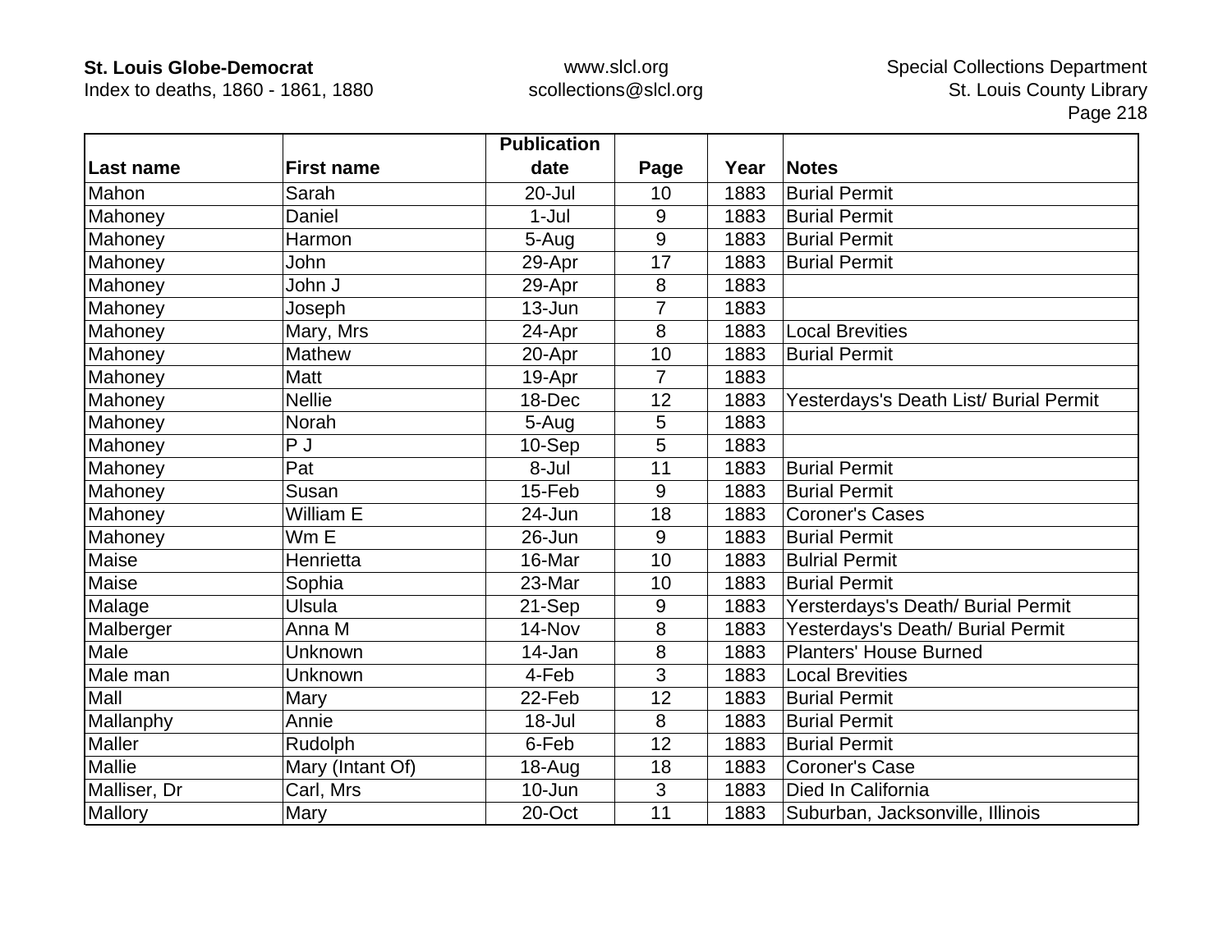| Last name | First name | Publication date | Page | Year | Notes |
|---|---|---|---|---|---|
| Mahon | Sarah | 20-Jul | 10 | 1883 | Burial Permit |
| Mahoney | Daniel | 1-Jul | 9 | 1883 | Burial Permit |
| Mahoney | Harmon | 5-Aug | 9 | 1883 | Burial Permit |
| Mahoney | John | 29-Apr | 17 | 1883 | Burial Permit |
| Mahoney | John J | 29-Apr | 8 | 1883 | |
| Mahoney | Joseph | 13-Jun | 7 | 1883 | |
| Mahoney | Mary, Mrs | 24-Apr | 8 | 1883 | Local Brevities |
| Mahoney | Mathew | 20-Apr | 10 | 1883 | Burial Permit |
| Mahoney | Matt | 19-Apr | 7 | 1883 | |
| Mahoney | Nellie | 18-Dec | 12 | 1883 | Yesterdays's Death List/ Burial Permit |
| Mahoney | Norah | 5-Aug | 5 | 1883 | |
| Mahoney | P J | 10-Sep | 5 | 1883 | |
| Mahoney | Pat | 8-Jul | 11 | 1883 | Burial Permit |
| Mahoney | Susan | 15-Feb | 9 | 1883 | Burial Permit |
| Mahoney | William E | 24-Jun | 18 | 1883 | Coroner's Cases |
| Mahoney | Wm E | 26-Jun | 9 | 1883 | Burial Permit |
| Maise | Henrietta | 16-Mar | 10 | 1883 | Bulrial Permit |
| Maise | Sophia | 23-Mar | 10 | 1883 | Burial Permit |
| Malage | Ulsula | 21-Sep | 9 | 1883 | Yersterdays's Death/ Burial Permit |
| Malberger | Anna M | 14-Nov | 8 | 1883 | Yesterdays's Death/ Burial Permit |
| Male | Unknown | 14-Jan | 8 | 1883 | Planters' House Burned |
| Male man | Unknown | 4-Feb | 3 | 1883 | Local Brevities |
| Mall | Mary | 22-Feb | 12 | 1883 | Burial Permit |
| Mallanphy | Annie | 18-Jul | 8 | 1883 | Burial Permit |
| Maller | Rudolph | 6-Feb | 12 | 1883 | Burial Permit |
| Mallie | Mary (Intant Of) | 18-Aug | 18 | 1883 | Coroner's Case |
| Malliser, Dr | Carl, Mrs | 10-Jun | 3 | 1883 | Died In California |
| Mallory | Mary | 20-Oct | 11 | 1883 | Suburban, Jacksonville, Illinois |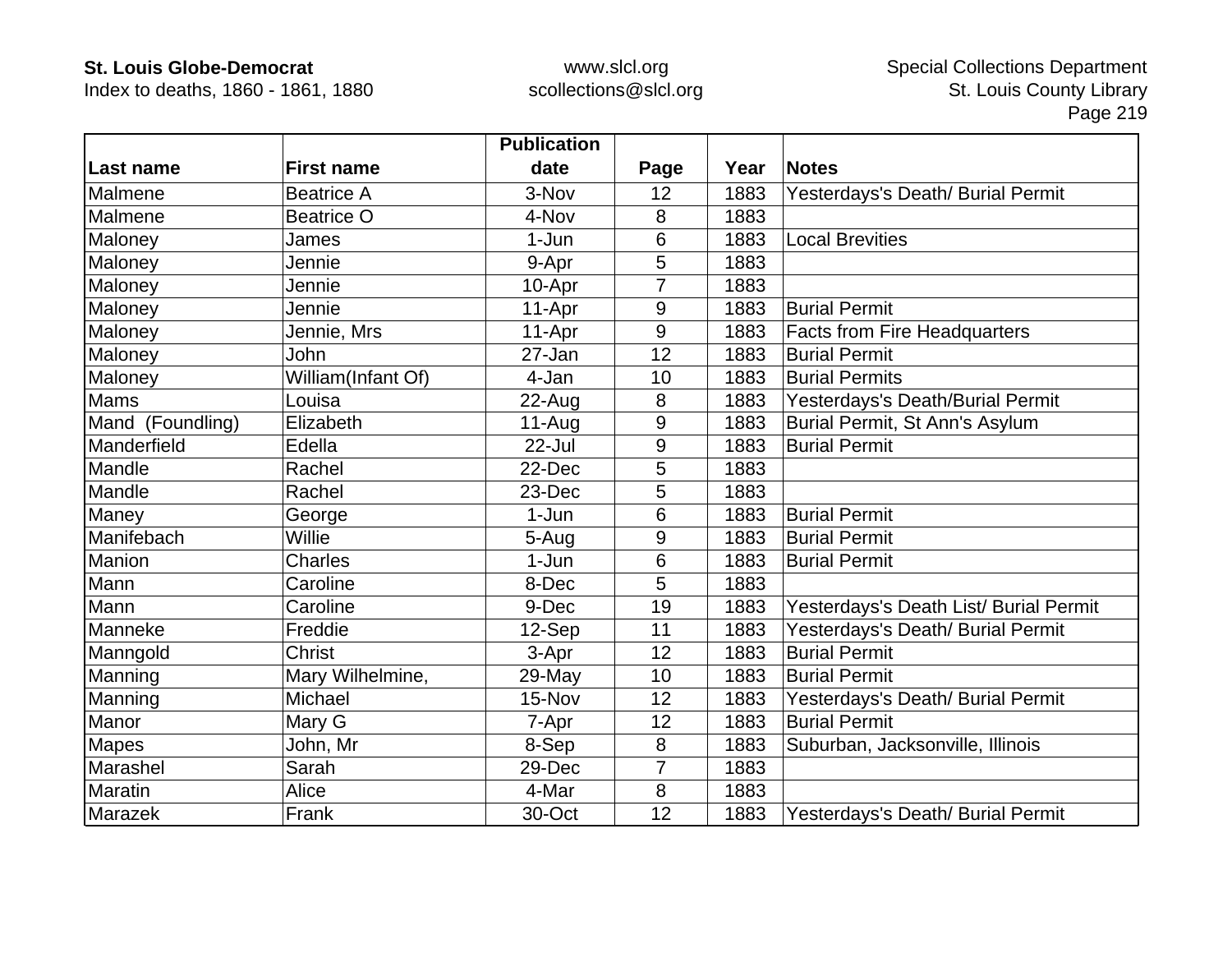| Last name | First name | Publication date | Page | Year | Notes |
|---|---|---|---|---|---|
| Malmene | Beatrice A | 3-Nov | 12 | 1883 | Yesterdays's Death/ Burial Permit |
| Malmene | Beatrice O | 4-Nov | 8 | 1883 | |
| Maloney | James | 1-Jun | 6 | 1883 | Local Brevities |
| Maloney | Jennie | 9-Apr | 5 | 1883 | |
| Maloney | Jennie | 10-Apr | 7 | 1883 | |
| Maloney | Jennie | 11-Apr | 9 | 1883 | Burial Permit |
| Maloney | Jennie, Mrs | 11-Apr | 9 | 1883 | Facts from Fire Headquarters |
| Maloney | John | 27-Jan | 12 | 1883 | Burial Permit |
| Maloney | William(Infant Of) | 4-Jan | 10 | 1883 | Burial Permits |
| Mams | Louisa | 22-Aug | 8 | 1883 | Yesterdays's Death/Burial Permit |
| Mand (Foundling) | Elizabeth | 11-Aug | 9 | 1883 | Burial Permit, St Ann's Asylum |
| Manderfield | Edella | 22-Jul | 9 | 1883 | Burial Permit |
| Mandle | Rachel | 22-Dec | 5 | 1883 | |
| Mandle | Rachel | 23-Dec | 5 | 1883 | |
| Maney | George | 1-Jun | 6 | 1883 | Burial Permit |
| Manifebach | Willie | 5-Aug | 9 | 1883 | Burial Permit |
| Manion | Charles | 1-Jun | 6 | 1883 | Burial Permit |
| Mann | Caroline | 8-Dec | 5 | 1883 | |
| Mann | Caroline | 9-Dec | 19 | 1883 | Yesterdays's Death List/ Burial Permit |
| Manneke | Freddie | 12-Sep | 11 | 1883 | Yesterdays's Death/ Burial Permit |
| Manngold | Christ | 3-Apr | 12 | 1883 | Burial Permit |
| Manning | Mary Wilhelmine, | 29-May | 10 | 1883 | Burial Permit |
| Manning | Michael | 15-Nov | 12 | 1883 | Yesterdays's Death/ Burial Permit |
| Manor | Mary G | 7-Apr | 12 | 1883 | Burial Permit |
| Mapes | John, Mr | 8-Sep | 8 | 1883 | Suburban, Jacksonville, Illinois |
| Marashel | Sarah | 29-Dec | 7 | 1883 | |
| Maratin | Alice | 4-Mar | 8 | 1883 | |
| Marazek | Frank | 30-Oct | 12 | 1883 | Yesterdays's Death/ Burial Permit |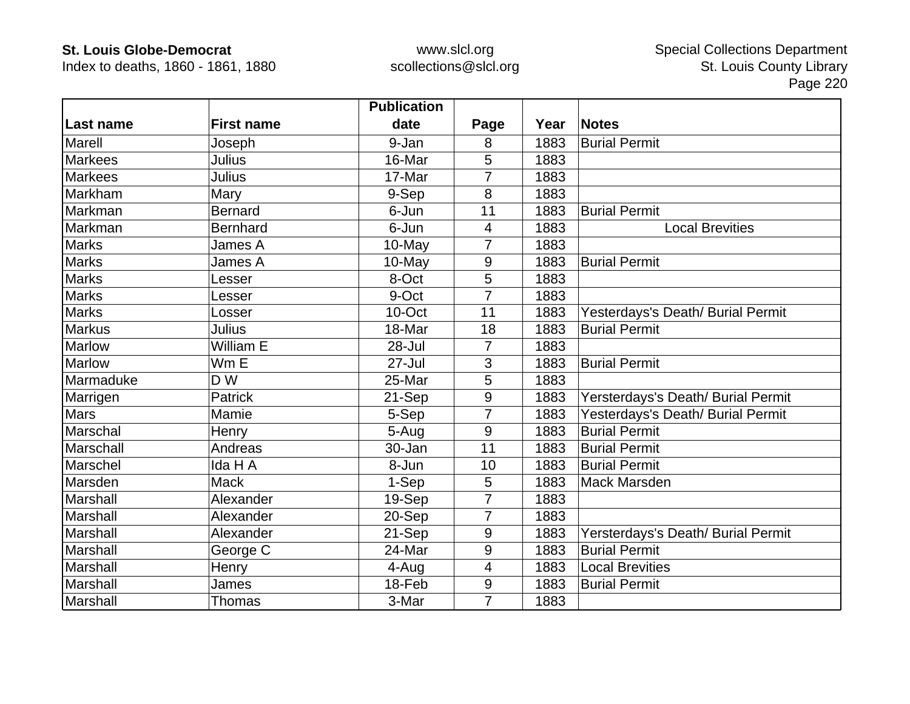| Last name | First name | Publication date | Page | Year | Notes |
|---|---|---|---|---|---|
| Marell | Joseph | 9-Jan | 8 | 1883 | Burial Permit |
| Markees | Julius | 16-Mar | 5 | 1883 | |
| Markees | Julius | 17-Mar | 7 | 1883 | |
| Markham | Mary | 9-Sep | 8 | 1883 | |
| Markman | Bernard | 6-Jun | 11 | 1883 | Burial Permit |
| Markman | Bernhard | 6-Jun | 4 | 1883 | Local Brevities |
| Marks | James A | 10-May | 7 | 1883 | |
| Marks | James A | 10-May | 9 | 1883 | Burial Permit |
| Marks | Lesser | 8-Oct | 5 | 1883 | |
| Marks | Lesser | 9-Oct | 7 | 1883 | |
| Marks | Losser | 10-Oct | 11 | 1883 | Yesterdays's Death/ Burial Permit |
| Markus | Julius | 18-Mar | 18 | 1883 | Burial Permit |
| Marlow | William E | 28-Jul | 7 | 1883 | |
| Marlow | Wm E | 27-Jul | 3 | 1883 | Burial Permit |
| Marmaduke | D W | 25-Mar | 5 | 1883 | |
| Marrigen | Patrick | 21-Sep | 9 | 1883 | Yersterdays's Death/ Burial Permit |
| Mars | Mamie | 5-Sep | 7 | 1883 | Yesterdays's Death/ Burial Permit |
| Marschal | Henry | 5-Aug | 9 | 1883 | Burial Permit |
| Marschall | Andreas | 30-Jan | 11 | 1883 | Burial Permit |
| Marschel | Ida H A | 8-Jun | 10 | 1883 | Burial Permit |
| Marsden | Mack | 1-Sep | 5 | 1883 | Mack Marsden |
| Marshall | Alexander | 19-Sep | 7 | 1883 | |
| Marshall | Alexander | 20-Sep | 7 | 1883 | |
| Marshall | Alexander | 21-Sep | 9 | 1883 | Yersterdays's Death/ Burial Permit |
| Marshall | George C | 24-Mar | 9 | 1883 | Burial Permit |
| Marshall | Henry | 4-Aug | 4 | 1883 | Local Brevities |
| Marshall | James | 18-Feb | 9 | 1883 | Burial Permit |
| Marshall | Thomas | 3-Mar | 7 | 1883 | |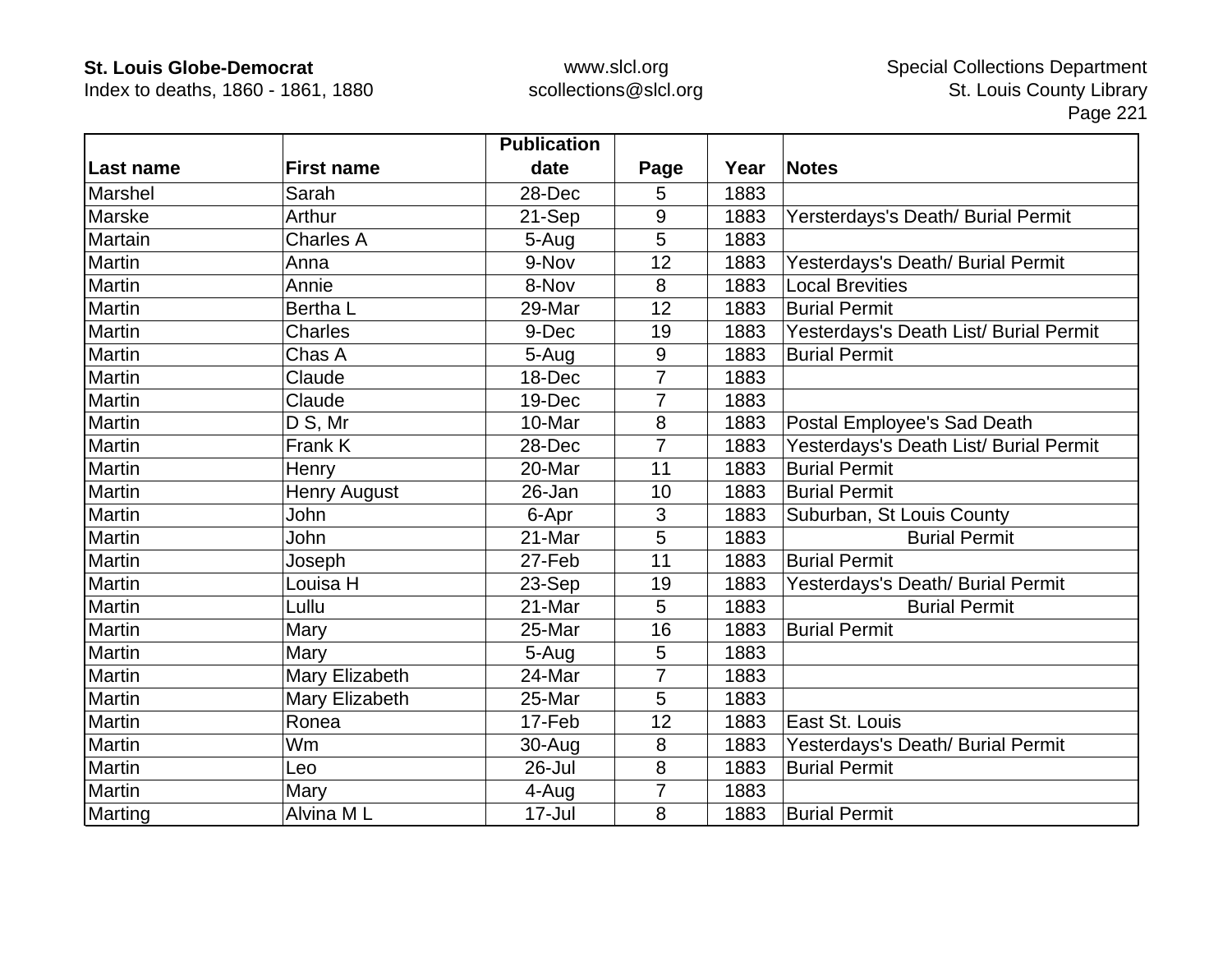| Last name | First name | Publication date | Page | Year | Notes |
|---|---|---|---|---|---|
| Marshel | Sarah | 28-Dec | 5 | 1883 | |
| Marske | Arthur | 21-Sep | 9 | 1883 | Yersterdays's Death/ Burial Permit |
| Martain | Charles A | 5-Aug | 5 | 1883 | |
| Martin | Anna | 9-Nov | 12 | 1883 | Yesterdays's Death/ Burial Permit |
| Martin | Annie | 8-Nov | 8 | 1883 | Local Brevities |
| Martin | Bertha L | 29-Mar | 12 | 1883 | Burial Permit |
| Martin | Charles | 9-Dec | 19 | 1883 | Yesterdays's Death List/ Burial Permit |
| Martin | Chas A | 5-Aug | 9 | 1883 | Burial Permit |
| Martin | Claude | 18-Dec | 7 | 1883 | |
| Martin | Claude | 19-Dec | 7 | 1883 | |
| Martin | D S, Mr | 10-Mar | 8 | 1883 | Postal Employee's Sad Death |
| Martin | Frank K | 28-Dec | 7 | 1883 | Yesterdays's Death List/ Burial Permit |
| Martin | Henry | 20-Mar | 11 | 1883 | Burial Permit |
| Martin | Henry August | 26-Jan | 10 | 1883 | Burial Permit |
| Martin | John | 6-Apr | 3 | 1883 | Suburban, St Louis County |
| Martin | John | 21-Mar | 5 | 1883 | Burial Permit |
| Martin | Joseph | 27-Feb | 11 | 1883 | Burial Permit |
| Martin | Louisa H | 23-Sep | 19 | 1883 | Yesterdays's Death/ Burial Permit |
| Martin | Lullu | 21-Mar | 5 | 1883 | Burial Permit |
| Martin | Mary | 25-Mar | 16 | 1883 | Burial Permit |
| Martin | Mary | 5-Aug | 5 | 1883 | |
| Martin | Mary Elizabeth | 24-Mar | 7 | 1883 | |
| Martin | Mary Elizabeth | 25-Mar | 5 | 1883 | |
| Martin | Ronea | 17-Feb | 12 | 1883 | East St. Louis |
| Martin | Wm | 30-Aug | 8 | 1883 | Yesterdays's Death/ Burial Permit |
| Martin | Leo | 26-Jul | 8 | 1883 | Burial Permit |
| Martin | Mary | 4-Aug | 7 | 1883 | |
| Marting | Alvina M L | 17-Jul | 8 | 1883 | Burial Permit |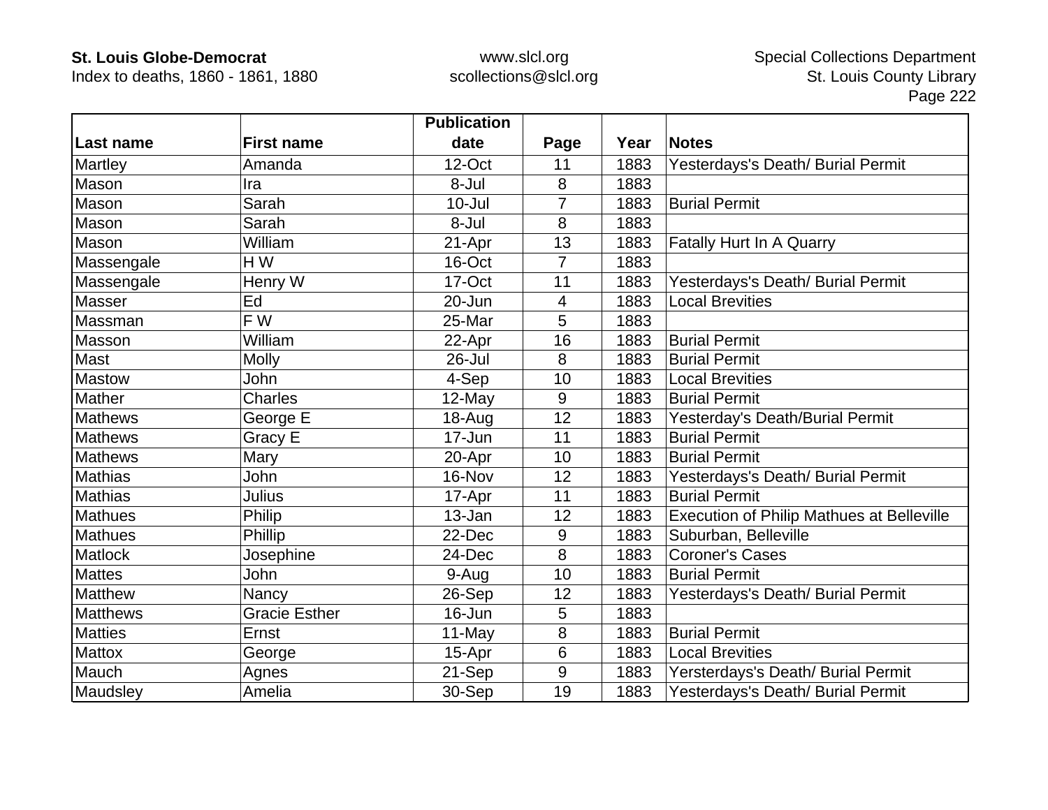| Last name | First name | Publication date | Page | Year | Notes |
|---|---|---|---|---|---|
| Martley | Amanda | 12-Oct | 11 | 1883 | Yesterdays's Death/ Burial Permit |
| Mason | Ira | 8-Jul | 8 | 1883 | |
| Mason | Sarah | 10-Jul | 7 | 1883 | Burial Permit |
| Mason | Sarah | 8-Jul | 8 | 1883 | |
| Mason | William | 21-Apr | 13 | 1883 | Fatally Hurt In A Quarry |
| Massengale | H W | 16-Oct | 7 | 1883 | |
| Massengale | Henry W | 17-Oct | 11 | 1883 | Yesterdays's Death/ Burial Permit |
| Masser | Ed | 20-Jun | 4 | 1883 | Local Brevities |
| Massman | F W | 25-Mar | 5 | 1883 | |
| Masson | William | 22-Apr | 16 | 1883 | Burial Permit |
| Mast | Molly | 26-Jul | 8 | 1883 | Burial Permit |
| Mastow | John | 4-Sep | 10 | 1883 | Local Brevities |
| Mather | Charles | 12-May | 9 | 1883 | Burial Permit |
| Mathews | George E | 18-Aug | 12 | 1883 | Yesterday's Death/Burial Permit |
| Mathews | Gracy E | 17-Jun | 11 | 1883 | Burial Permit |
| Mathews | Mary | 20-Apr | 10 | 1883 | Burial Permit |
| Mathias | John | 16-Nov | 12 | 1883 | Yesterdays's Death/ Burial Permit |
| Mathias | Julius | 17-Apr | 11 | 1883 | Burial Permit |
| Mathues | Philip | 13-Jan | 12 | 1883 | Execution of Philip Mathues at Belleville |
| Mathues | Phillip | 22-Dec | 9 | 1883 | Suburban, Belleville |
| Matlock | Josephine | 24-Dec | 8 | 1883 | Coroner's Cases |
| Mattes | John | 9-Aug | 10 | 1883 | Burial Permit |
| Matthew | Nancy | 26-Sep | 12 | 1883 | Yesterdays's Death/ Burial Permit |
| Matthews | Gracie Esther | 16-Jun | 5 | 1883 | |
| Matties | Ernst | 11-May | 8 | 1883 | Burial Permit |
| Mattox | George | 15-Apr | 6 | 1883 | Local Brevities |
| Mauch | Agnes | 21-Sep | 9 | 1883 | Yersterdays's Death/ Burial Permit |
| Maudsley | Amelia | 30-Sep | 19 | 1883 | Yesterdays's Death/ Burial Permit |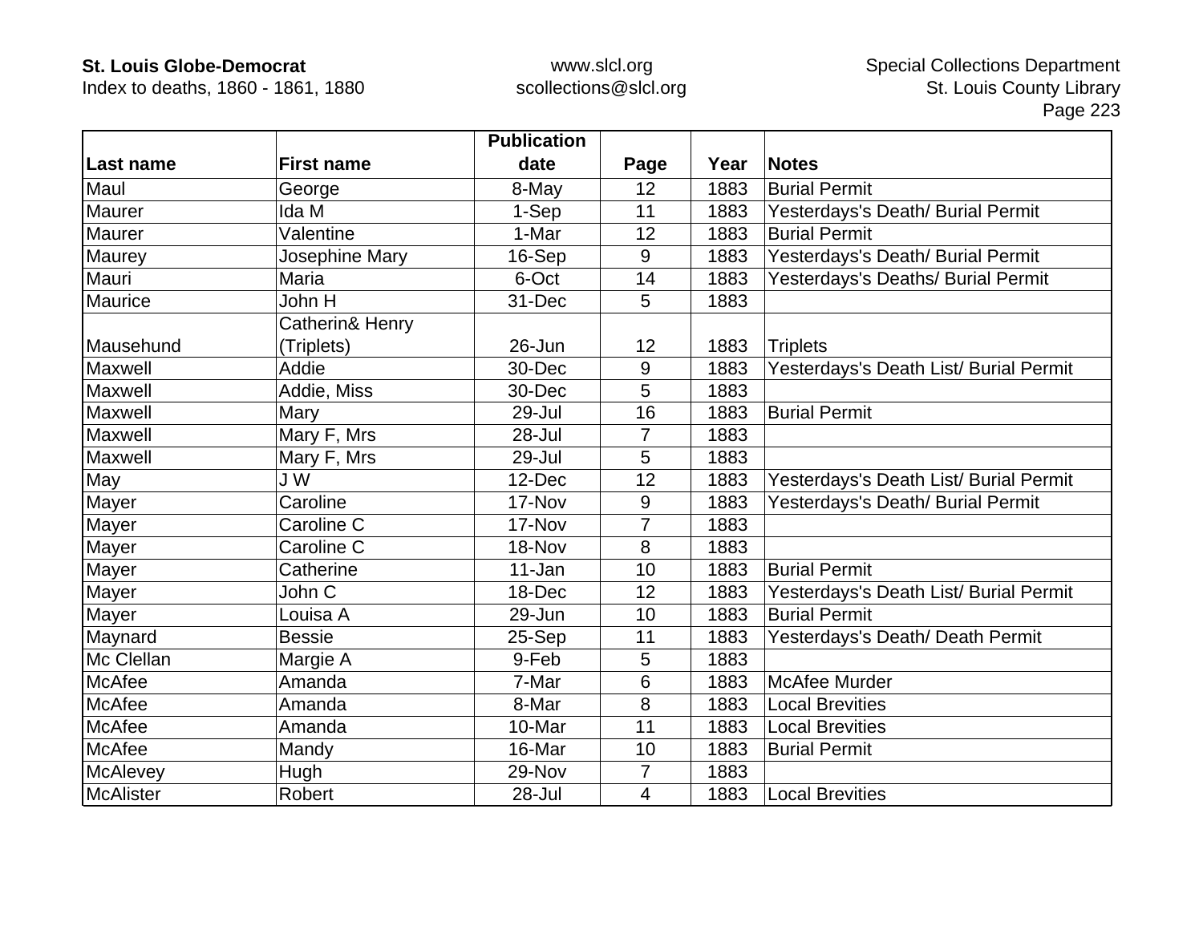| Last name | First name | Publication date | Page | Year | Notes |
|---|---|---|---|---|---|
| Maul | George | 8-May | 12 | 1883 | Burial Permit |
| Maurer | Ida M | 1-Sep | 11 | 1883 | Yesterdays's Death/ Burial Permit |
| Maurer | Valentine | 1-Mar | 12 | 1883 | Burial Permit |
| Maurey | Josephine Mary | 16-Sep | 9 | 1883 | Yesterdays's Death/ Burial Permit |
| Mauri | Maria | 6-Oct | 14 | 1883 | Yesterdays's Deaths/ Burial Permit |
| Maurice | John H | 31-Dec | 5 | 1883 | |
| Mausehund | Catherin& Henry (Triplets) | 26-Jun | 12 | 1883 | Triplets |
| Maxwell | Addie | 30-Dec | 9 | 1883 | Yesterdays's Death List/ Burial Permit |
| Maxwell | Addie, Miss | 30-Dec | 5 | 1883 | |
| Maxwell | Mary | 29-Jul | 16 | 1883 | Burial Permit |
| Maxwell | Mary F, Mrs | 28-Jul | 7 | 1883 | |
| Maxwell | Mary F, Mrs | 29-Jul | 5 | 1883 | |
| May | J W | 12-Dec | 12 | 1883 | Yesterdays's Death List/ Burial Permit |
| Mayer | Caroline | 17-Nov | 9 | 1883 | Yesterdays's Death/ Burial Permit |
| Mayer | Caroline C | 17-Nov | 7 | 1883 | |
| Mayer | Caroline C | 18-Nov | 8 | 1883 | |
| Mayer | Catherine | 11-Jan | 10 | 1883 | Burial Permit |
| Mayer | John C | 18-Dec | 12 | 1883 | Yesterdays's Death List/ Burial Permit |
| Mayer | Louisa A | 29-Jun | 10 | 1883 | Burial Permit |
| Maynard | Bessie | 25-Sep | 11 | 1883 | Yesterdays's Death/ Death Permit |
| Mc Clellan | Margie A | 9-Feb | 5 | 1883 | |
| McAfee | Amanda | 7-Mar | 6 | 1883 | McAfee Murder |
| McAfee | Amanda | 8-Mar | 8 | 1883 | Local Brevities |
| McAfee | Amanda | 10-Mar | 11 | 1883 | Local Brevities |
| McAfee | Mandy | 16-Mar | 10 | 1883 | Burial Permit |
| McAlevey | Hugh | 29-Nov | 7 | 1883 | |
| McAlister | Robert | 28-Jul | 4 | 1883 | Local Brevities |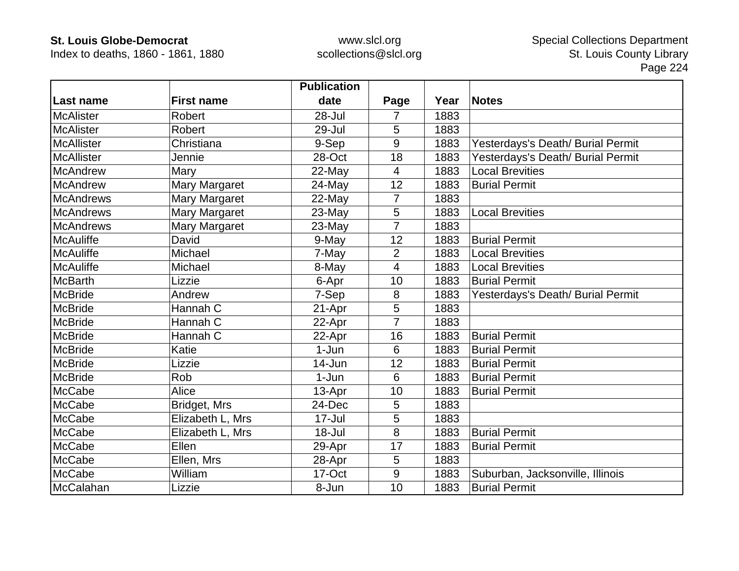| Last name | First name | Publication date | Page | Year | Notes |
|---|---|---|---|---|---|
| McAlister | Robert | 28-Jul | 7 | 1883 | |
| McAlister | Robert | 29-Jul | 5 | 1883 | |
| McAllister | Christiana | 9-Sep | 9 | 1883 | Yesterdays's Death/ Burial Permit |
| McAllister | Jennie | 28-Oct | 18 | 1883 | Yesterdays's Death/ Burial Permit |
| McAndrew | Mary | 22-May | 4 | 1883 | Local Brevities |
| McAndrew | Mary Margaret | 24-May | 12 | 1883 | Burial Permit |
| McAndrews | Mary Margaret | 22-May | 7 | 1883 | |
| McAndrews | Mary Margaret | 23-May | 5 | 1883 | Local Brevities |
| McAndrews | Mary Margaret | 23-May | 7 | 1883 | |
| McAuliffe | David | 9-May | 12 | 1883 | Burial Permit |
| McAuliffe | Michael | 7-May | 2 | 1883 | Local Brevities |
| McAuliffe | Michael | 8-May | 4 | 1883 | Local Brevities |
| McBarth | Lizzie | 6-Apr | 10 | 1883 | Burial Permit |
| McBride | Andrew | 7-Sep | 8 | 1883 | Yesterdays's Death/ Burial Permit |
| McBride | Hannah C | 21-Apr | 5 | 1883 | |
| McBride | Hannah C | 22-Apr | 7 | 1883 | |
| McBride | Hannah C | 22-Apr | 16 | 1883 | Burial Permit |
| McBride | Katie | 1-Jun | 6 | 1883 | Burial Permit |
| McBride | Lizzie | 14-Jun | 12 | 1883 | Burial Permit |
| McBride | Rob | 1-Jun | 6 | 1883 | Burial Permit |
| McCabe | Alice | 13-Apr | 10 | 1883 | Burial Permit |
| McCabe | Bridget, Mrs | 24-Dec | 5 | 1883 | |
| McCabe | Elizabeth L, Mrs | 17-Jul | 5 | 1883 | |
| McCabe | Elizabeth L, Mrs | 18-Jul | 8 | 1883 | Burial Permit |
| McCabe | Ellen | 29-Apr | 17 | 1883 | Burial Permit |
| McCabe | Ellen, Mrs | 28-Apr | 5 | 1883 | |
| McCabe | William | 17-Oct | 9 | 1883 | Suburban, Jacksonville, Illinois |
| McCalahan | Lizzie | 8-Jun | 10 | 1883 | Burial Permit |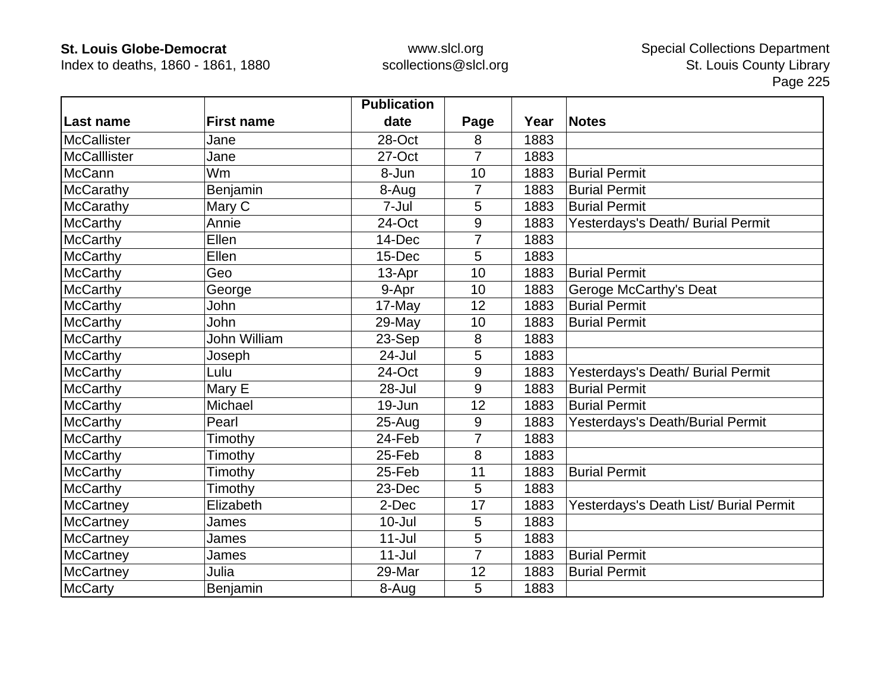| Last name | First name | Publication date | Page | Year | Notes |
|---|---|---|---|---|---|
| McCallister | Jane | 28-Oct | 8 | 1883 | |
| McCalllister | Jane | 27-Oct | 7 | 1883 | |
| McCann | Wm | 8-Jun | 10 | 1883 | Burial Permit |
| McCarathy | Benjamin | 8-Aug | 7 | 1883 | Burial Permit |
| McCarathy | Mary C | 7-Jul | 5 | 1883 | Burial Permit |
| McCarthy | Annie | 24-Oct | 9 | 1883 | Yesterdays's Death/ Burial Permit |
| McCarthy | Ellen | 14-Dec | 7 | 1883 | |
| McCarthy | Ellen | 15-Dec | 5 | 1883 | |
| McCarthy | Geo | 13-Apr | 10 | 1883 | Burial Permit |
| McCarthy | George | 9-Apr | 10 | 1883 | Geroge McCarthy's Deat |
| McCarthy | John | 17-May | 12 | 1883 | Burial Permit |
| McCarthy | John | 29-May | 10 | 1883 | Burial Permit |
| McCarthy | John William | 23-Sep | 8 | 1883 | |
| McCarthy | Joseph | 24-Jul | 5 | 1883 | |
| McCarthy | Lulu | 24-Oct | 9 | 1883 | Yesterdays's Death/ Burial Permit |
| McCarthy | Mary E | 28-Jul | 9 | 1883 | Burial Permit |
| McCarthy | Michael | 19-Jun | 12 | 1883 | Burial Permit |
| McCarthy | Pearl | 25-Aug | 9 | 1883 | Yesterdays's Death/Burial Permit |
| McCarthy | Timothy | 24-Feb | 7 | 1883 | |
| McCarthy | Timothy | 25-Feb | 8 | 1883 | |
| McCarthy | Timothy | 25-Feb | 11 | 1883 | Burial Permit |
| McCarthy | Timothy | 23-Dec | 5 | 1883 | |
| McCartney | Elizabeth | 2-Dec | 17 | 1883 | Yesterdays's Death List/ Burial Permit |
| McCartney | James | 10-Jul | 5 | 1883 | |
| McCartney | James | 11-Jul | 5 | 1883 | |
| McCartney | James | 11-Jul | 7 | 1883 | Burial Permit |
| McCartney | Julia | 29-Mar | 12 | 1883 | Burial Permit |
| McCarty | Benjamin | 8-Aug | 5 | 1883 | |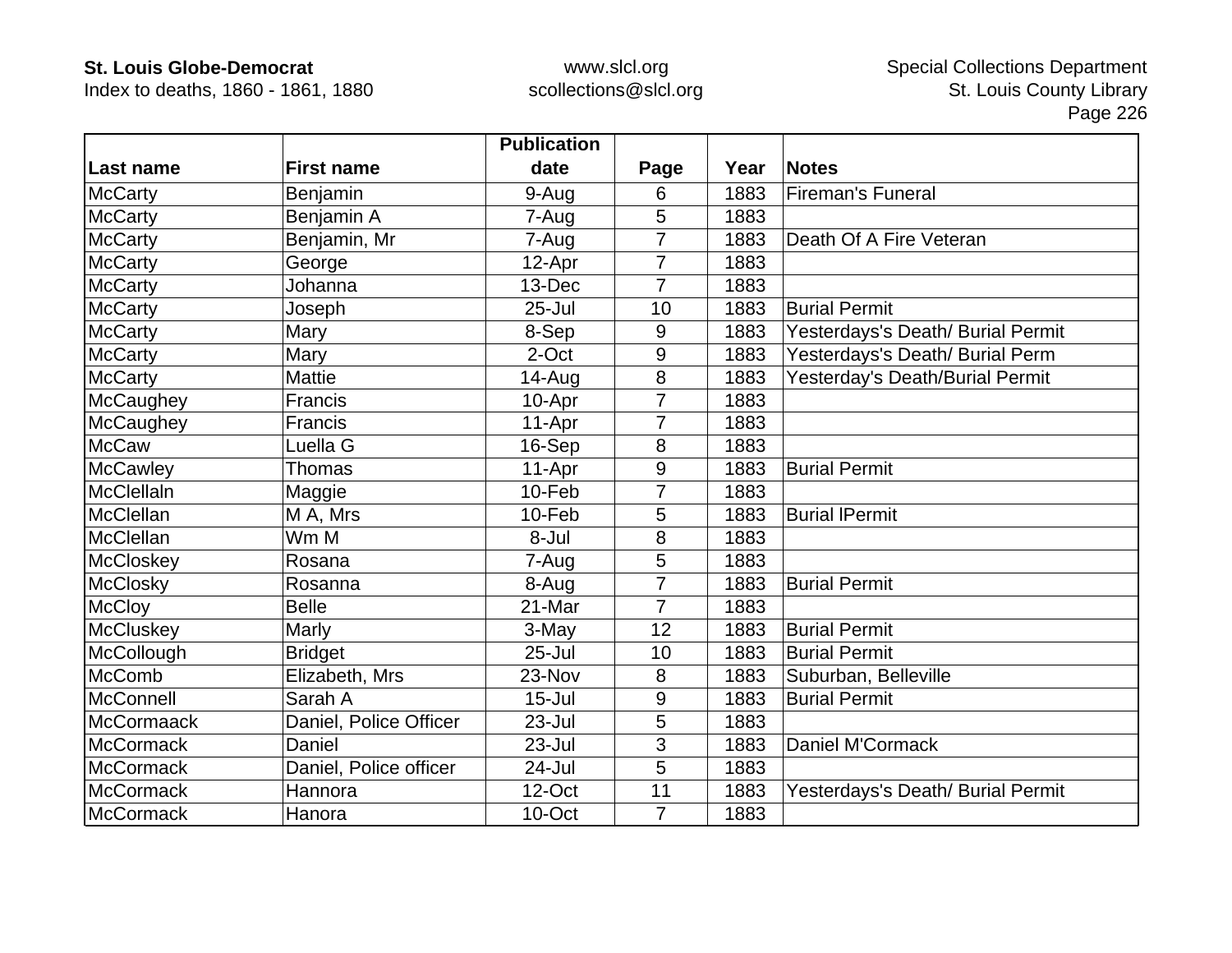| Last name | First name | Publication date | Page | Year | Notes |
|---|---|---|---|---|---|
| McCarty | Benjamin | 9-Aug | 6 | 1883 | Fireman's Funeral |
| McCarty | Benjamin A | 7-Aug | 5 | 1883 | |
| McCarty | Benjamin, Mr | 7-Aug | 7 | 1883 | Death Of A Fire Veteran |
| McCarty | George | 12-Apr | 7 | 1883 | |
| McCarty | Johanna | 13-Dec | 7 | 1883 | |
| McCarty | Joseph | 25-Jul | 10 | 1883 | Burial Permit |
| McCarty | Mary | 8-Sep | 9 | 1883 | Yesterdays's Death/ Burial Permit |
| McCarty | Mary | 2-Oct | 9 | 1883 | Yesterdays's Death/ Burial Perm |
| McCarty | Mattie | 14-Aug | 8 | 1883 | Yesterday's Death/Burial Permit |
| McCaughey | Francis | 10-Apr | 7 | 1883 | |
| McCaughey | Francis | 11-Apr | 7 | 1883 | |
| McCaw | Luella G | 16-Sep | 8 | 1883 | |
| McCawley | Thomas | 11-Apr | 9 | 1883 | Burial Permit |
| McClellaln | Maggie | 10-Feb | 7 | 1883 | |
| McClellan | M A, Mrs | 10-Feb | 5 | 1883 | Burial lPermit |
| McClellan | Wm M | 8-Jul | 8 | 1883 | |
| McCloskey | Rosana | 7-Aug | 5 | 1883 | |
| McClosky | Rosanna | 8-Aug | 7 | 1883 | Burial Permit |
| McCloy | Belle | 21-Mar | 7 | 1883 | |
| McCluskey | Marly | 3-May | 12 | 1883 | Burial Permit |
| McCollough | Bridget | 25-Jul | 10 | 1883 | Burial Permit |
| McComb | Elizabeth, Mrs | 23-Nov | 8 | 1883 | Suburban, Belleville |
| McConnell | Sarah A | 15-Jul | 9 | 1883 | Burial Permit |
| McCormaack | Daniel, Police Officer | 23-Jul | 5 | 1883 | |
| McCormack | Daniel | 23-Jul | 3 | 1883 | Daniel M'Cormack |
| McCormack | Daniel, Police officer | 24-Jul | 5 | 1883 | |
| McCormack | Hannora | 12-Oct | 11 | 1883 | Yesterdays's Death/ Burial Permit |
| McCormack | Hanora | 10-Oct | 7 | 1883 | |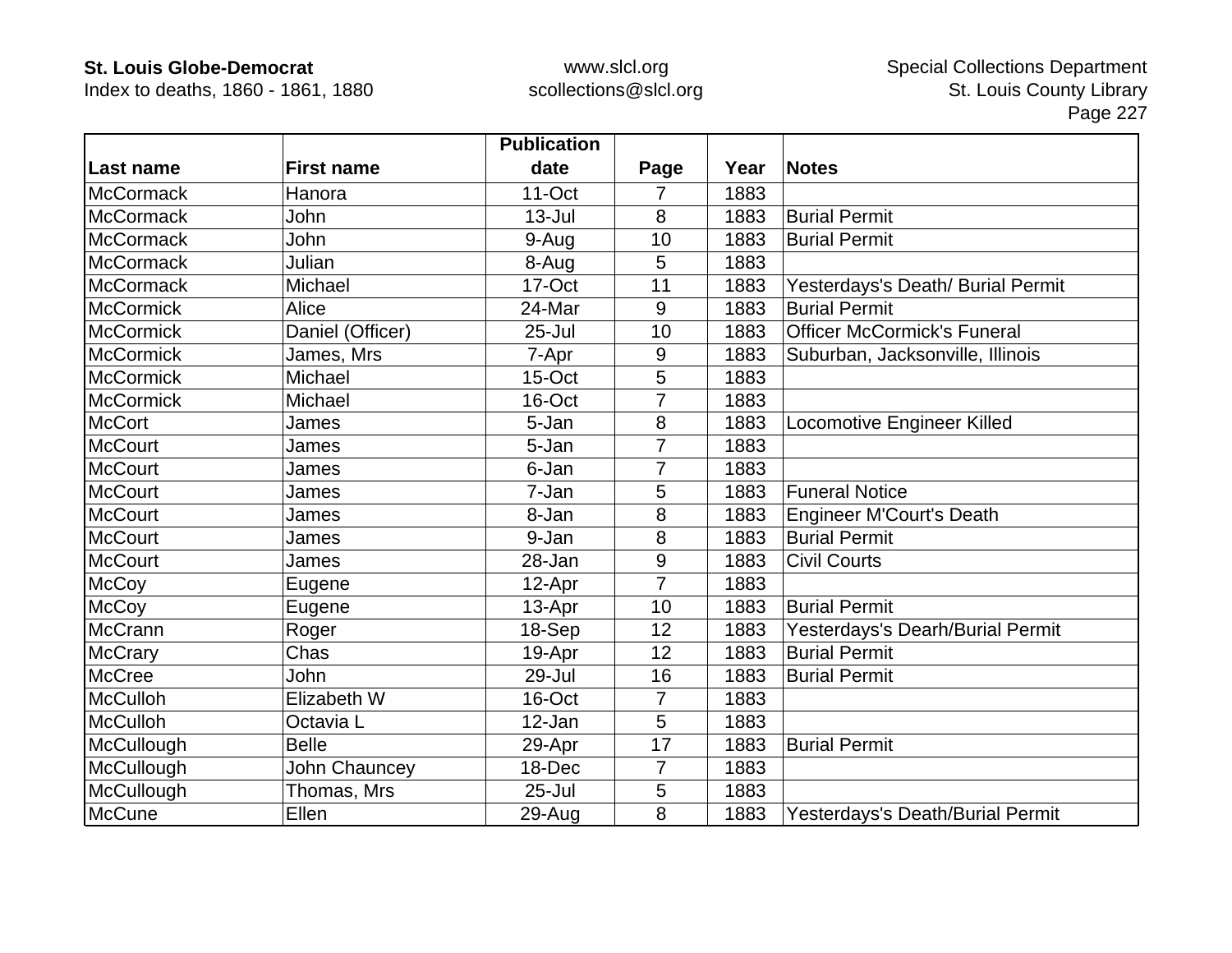| Last name | First name | Publication date | Page | Year | Notes |
|---|---|---|---|---|---|
| McCormack | Hanora | 11-Oct | 7 | 1883 | |
| McCormack | John | 13-Jul | 8 | 1883 | Burial Permit |
| McCormack | John | 9-Aug | 10 | 1883 | Burial Permit |
| McCormack | Julian | 8-Aug | 5 | 1883 | |
| McCormack | Michael | 17-Oct | 11 | 1883 | Yesterdays's Death/ Burial Permit |
| McCormick | Alice | 24-Mar | 9 | 1883 | Burial Permit |
| McCormick | Daniel (Officer) | 25-Jul | 10 | 1883 | Officer McCormick's Funeral |
| McCormick | James, Mrs | 7-Apr | 9 | 1883 | Suburban, Jacksonville, Illinois |
| McCormick | Michael | 15-Oct | 5 | 1883 | |
| McCormick | Michael | 16-Oct | 7 | 1883 | |
| McCort | James | 5-Jan | 8 | 1883 | Locomotive Engineer Killed |
| McCourt | James | 5-Jan | 7 | 1883 | |
| McCourt | James | 6-Jan | 7 | 1883 | |
| McCourt | James | 7-Jan | 5 | 1883 | Funeral Notice |
| McCourt | James | 8-Jan | 8 | 1883 | Engineer M'Court's Death |
| McCourt | James | 9-Jan | 8 | 1883 | Burial Permit |
| McCourt | James | 28-Jan | 9 | 1883 | Civil Courts |
| McCoy | Eugene | 12-Apr | 7 | 1883 | |
| McCoy | Eugene | 13-Apr | 10 | 1883 | Burial Permit |
| McCrann | Roger | 18-Sep | 12 | 1883 | Yesterdays's Dearh/Burial Permit |
| McCrary | Chas | 19-Apr | 12 | 1883 | Burial Permit |
| McCree | John | 29-Jul | 16 | 1883 | Burial Permit |
| McCulloh | Elizabeth W | 16-Oct | 7 | 1883 | |
| McCulloh | Octavia L | 12-Jan | 5 | 1883 | |
| McCullough | Belle | 29-Apr | 17 | 1883 | Burial Permit |
| McCullough | John Chauncey | 18-Dec | 7 | 1883 | |
| McCullough | Thomas, Mrs | 25-Jul | 5 | 1883 | |
| McCune | Ellen | 29-Aug | 8 | 1883 | Yesterdays's Death/Burial Permit |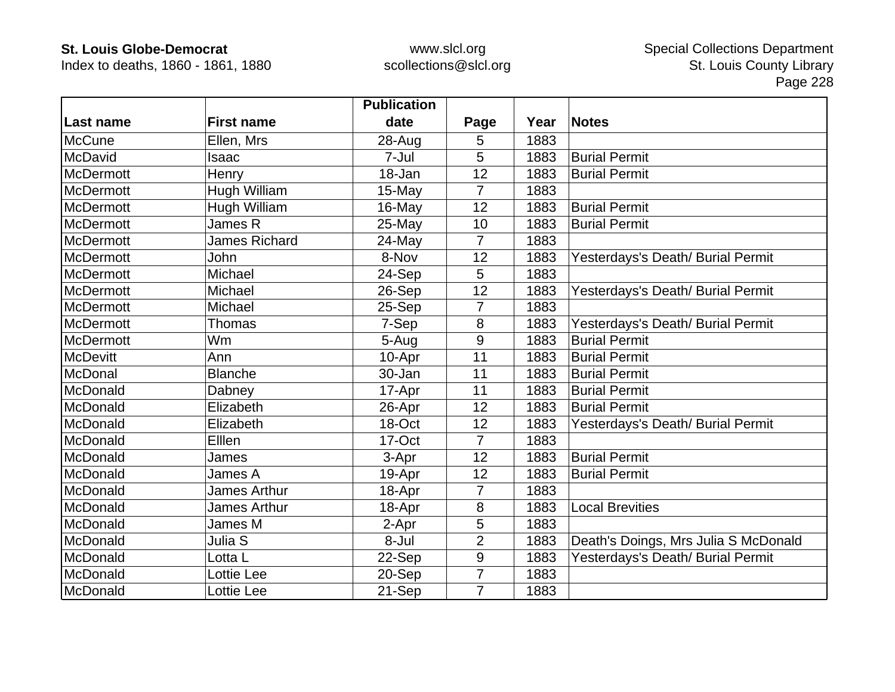| Last name | First name | Publication date | Page | Year | Notes |
|---|---|---|---|---|---|
| McCune | Ellen, Mrs | 28-Aug | 5 | 1883 | |
| McDavid | Isaac | 7-Jul | 5 | 1883 | Burial Permit |
| McDermott | Henry | 18-Jan | 12 | 1883 | Burial Permit |
| McDermott | Hugh William | 15-May | 7 | 1883 | |
| McDermott | Hugh William | 16-May | 12 | 1883 | Burial Permit |
| McDermott | James R | 25-May | 10 | 1883 | Burial Permit |
| McDermott | James Richard | 24-May | 7 | 1883 | |
| McDermott | John | 8-Nov | 12 | 1883 | Yesterdays's Death/ Burial Permit |
| McDermott | Michael | 24-Sep | 5 | 1883 | |
| McDermott | Michael | 26-Sep | 12 | 1883 | Yesterdays's Death/ Burial Permit |
| McDermott | Michael | 25-Sep | 7 | 1883 | |
| McDermott | Thomas | 7-Sep | 8 | 1883 | Yesterdays's Death/ Burial Permit |
| McDermott | Wm | 5-Aug | 9 | 1883 | Burial Permit |
| McDevitt | Ann | 10-Apr | 11 | 1883 | Burial Permit |
| McDonal | Blanche | 30-Jan | 11 | 1883 | Burial Permit |
| McDonald | Dabney | 17-Apr | 11 | 1883 | Burial Permit |
| McDonald | Elizabeth | 26-Apr | 12 | 1883 | Burial Permit |
| McDonald | Elizabeth | 18-Oct | 12 | 1883 | Yesterdays's Death/ Burial Permit |
| McDonald | Elllen | 17-Oct | 7 | 1883 | |
| McDonald | James | 3-Apr | 12 | 1883 | Burial Permit |
| McDonald | James A | 19-Apr | 12 | 1883 | Burial Permit |
| McDonald | James Arthur | 18-Apr | 7 | 1883 | |
| McDonald | James Arthur | 18-Apr | 8 | 1883 | Local Brevities |
| McDonald | James M | 2-Apr | 5 | 1883 | |
| McDonald | Julia S | 8-Jul | 2 | 1883 | Death's Doings, Mrs Julia S McDonald |
| McDonald | Lotta L | 22-Sep | 9 | 1883 | Yesterdays's Death/ Burial Permit |
| McDonald | Lottie Lee | 20-Sep | 7 | 1883 | |
| McDonald | Lottie Lee | 21-Sep | 7 | 1883 | |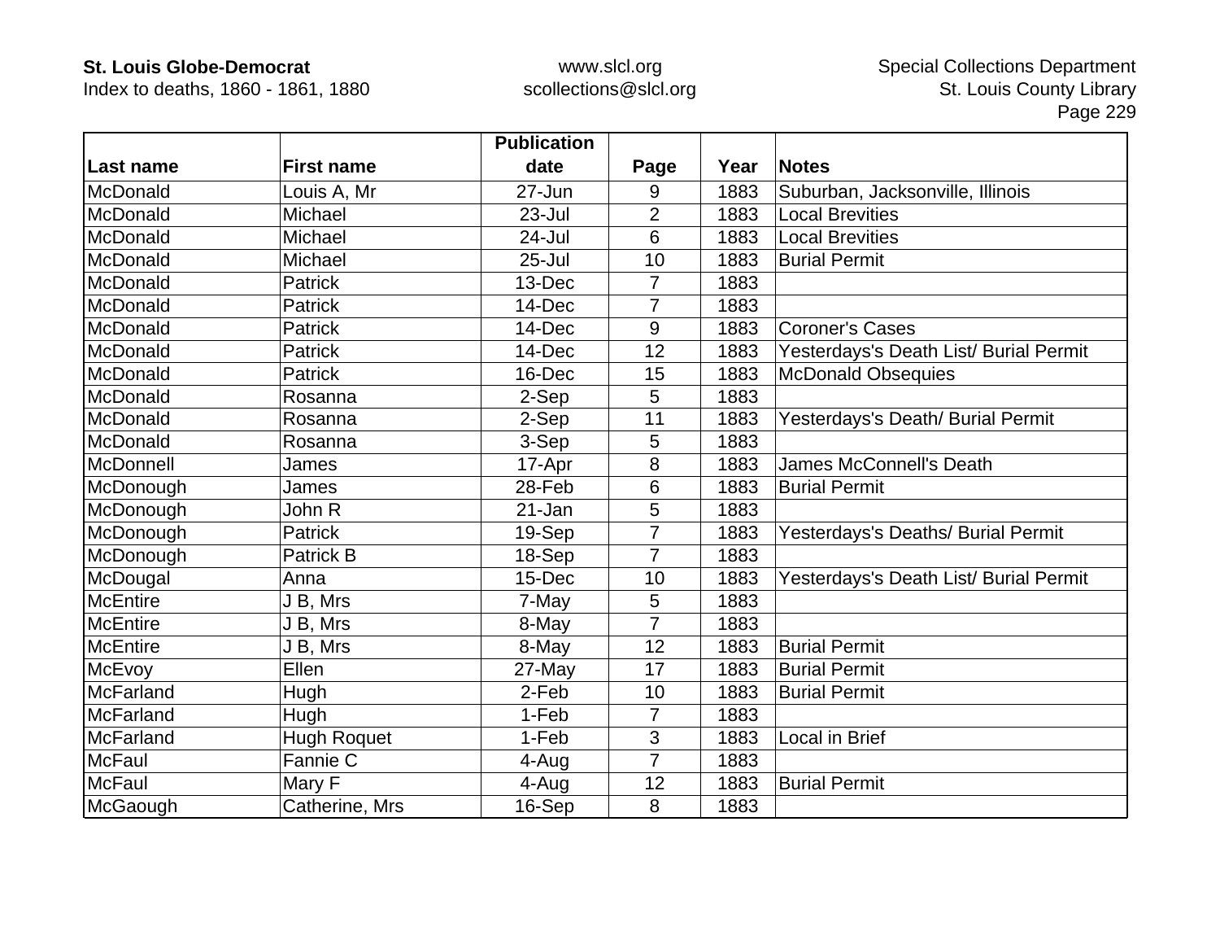| Last name | First name | Publication date | Page | Year | Notes |
|---|---|---|---|---|---|
| McDonald | Louis A, Mr | 27-Jun | 9 | 1883 | Suburban, Jacksonville, Illinois |
| McDonald | Michael | 23-Jul | 2 | 1883 | Local Brevities |
| McDonald | Michael | 24-Jul | 6 | 1883 | Local Brevities |
| McDonald | Michael | 25-Jul | 10 | 1883 | Burial Permit |
| McDonald | Patrick | 13-Dec | 7 | 1883 | |
| McDonald | Patrick | 14-Dec | 7 | 1883 | |
| McDonald | Patrick | 14-Dec | 9 | 1883 | Coroner's Cases |
| McDonald | Patrick | 14-Dec | 12 | 1883 | Yesterdays's Death List/ Burial Permit |
| McDonald | Patrick | 16-Dec | 15 | 1883 | McDonald Obsequies |
| McDonald | Rosanna | 2-Sep | 5 | 1883 | |
| McDonald | Rosanna | 2-Sep | 11 | 1883 | Yesterdays's Death/ Burial Permit |
| McDonald | Rosanna | 3-Sep | 5 | 1883 | |
| McDonnell | James | 17-Apr | 8 | 1883 | James McConnell's Death |
| McDonough | James | 28-Feb | 6 | 1883 | Burial Permit |
| McDonough | John R | 21-Jan | 5 | 1883 | |
| McDonough | Patrick | 19-Sep | 7 | 1883 | Yesterdays's Deaths/ Burial Permit |
| McDonough | Patrick B | 18-Sep | 7 | 1883 | |
| McDougal | Anna | 15-Dec | 10 | 1883 | Yesterdays's Death List/ Burial Permit |
| McEntire | J B, Mrs | 7-May | 5 | 1883 | |
| McEntire | J B, Mrs | 8-May | 7 | 1883 | |
| McEntire | J B, Mrs | 8-May | 12 | 1883 | Burial Permit |
| McEvoy | Ellen | 27-May | 17 | 1883 | Burial Permit |
| McFarland | Hugh | 2-Feb | 10 | 1883 | Burial Permit |
| McFarland | Hugh | 1-Feb | 7 | 1883 | |
| McFarland | Hugh Roquet | 1-Feb | 3 | 1883 | Local in Brief |
| McFaul | Fannie C | 4-Aug | 7 | 1883 | |
| McFaul | Mary F | 4-Aug | 12 | 1883 | Burial Permit |
| McGaough | Catherine, Mrs | 16-Sep | 8 | 1883 | |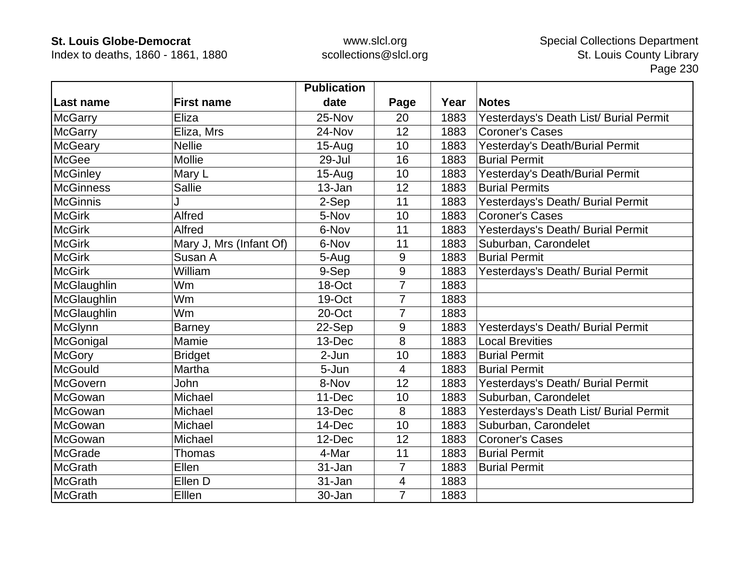| Last name | First name | Publication date | Page | Year | Notes |
|---|---|---|---|---|---|
| McGarry | Eliza | 25-Nov | 20 | 1883 | Yesterdays's Death List/ Burial Permit |
| McGarry | Eliza, Mrs | 24-Nov | 12 | 1883 | Coroner's Cases |
| McGeary | Nellie | 15-Aug | 10 | 1883 | Yesterday's Death/Burial Permit |
| McGee | Mollie | 29-Jul | 16 | 1883 | Burial Permit |
| McGinley | Mary L | 15-Aug | 10 | 1883 | Yesterday's Death/Burial Permit |
| McGinness | Sallie | 13-Jan | 12 | 1883 | Burial Permits |
| McGinnis | J | 2-Sep | 11 | 1883 | Yesterdays's Death/ Burial Permit |
| McGirk | Alfred | 5-Nov | 10 | 1883 | Coroner's Cases |
| McGirk | Alfred | 6-Nov | 11 | 1883 | Yesterdays's Death/ Burial Permit |
| McGirk | Mary J, Mrs (Infant Of) | 6-Nov | 11 | 1883 | Suburban, Carondelet |
| McGirk | Susan A | 5-Aug | 9 | 1883 | Burial Permit |
| McGirk | William | 9-Sep | 9 | 1883 | Yesterdays's Death/ Burial Permit |
| McGlaughlin | Wm | 18-Oct | 7 | 1883 | |
| McGlaughlin | Wm | 19-Oct | 7 | 1883 | |
| McGlaughlin | Wm | 20-Oct | 7 | 1883 | |
| McGlynn | Barney | 22-Sep | 9 | 1883 | Yesterdays's Death/ Burial Permit |
| McGonigal | Mamie | 13-Dec | 8 | 1883 | Local Brevities |
| McGory | Bridget | 2-Jun | 10 | 1883 | Burial Permit |
| McGould | Martha | 5-Jun | 4 | 1883 | Burial Permit |
| McGovern | John | 8-Nov | 12 | 1883 | Yesterdays's Death/ Burial Permit |
| McGowan | Michael | 11-Dec | 10 | 1883 | Suburban, Carondelet |
| McGowan | Michael | 13-Dec | 8 | 1883 | Yesterdays's Death List/ Burial Permit |
| McGowan | Michael | 14-Dec | 10 | 1883 | Suburban, Carondelet |
| McGowan | Michael | 12-Dec | 12 | 1883 | Coroner's Cases |
| McGrade | Thomas | 4-Mar | 11 | 1883 | Burial Permit |
| McGrath | Ellen | 31-Jan | 7 | 1883 | Burial Permit |
| McGrath | Ellen D | 31-Jan | 4 | 1883 | |
| McGrath | Elllen | 30-Jan | 7 | 1883 | |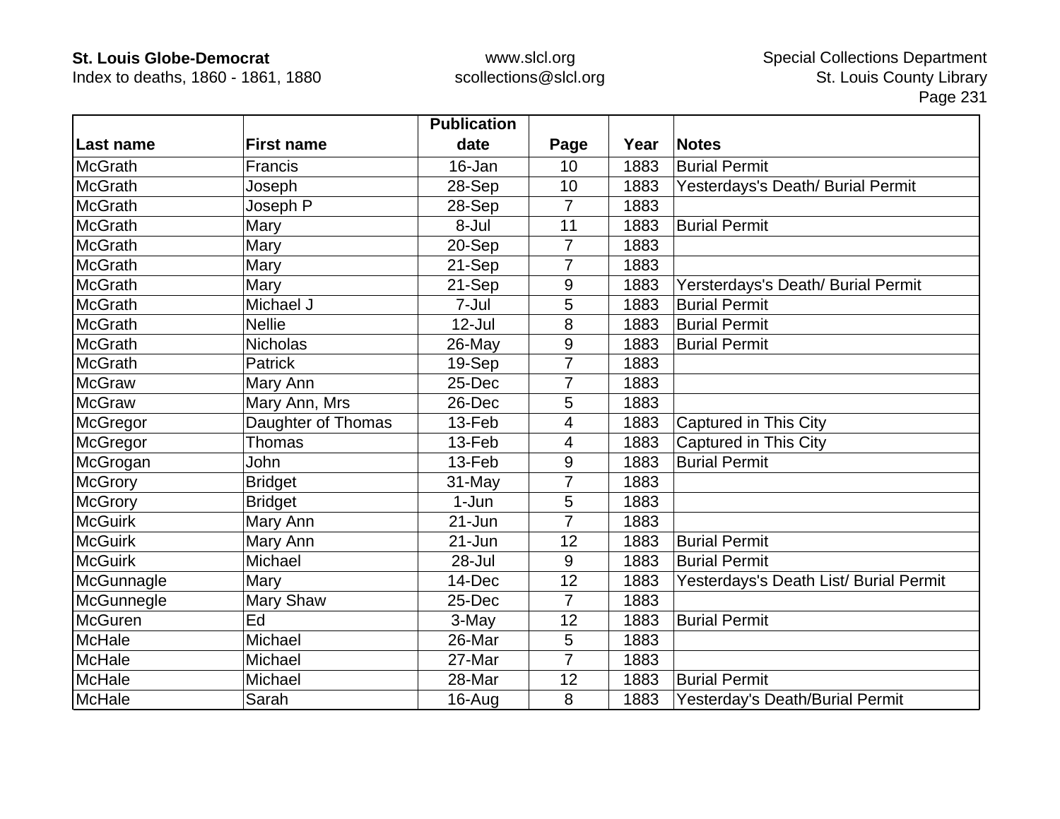| Last name | First name | Publication date | Page | Year | Notes |
|---|---|---|---|---|---|
| McGrath | Francis | 16-Jan | 10 | 1883 | Burial Permit |
| McGrath | Joseph | 28-Sep | 10 | 1883 | Yesterdays's Death/ Burial Permit |
| McGrath | Joseph P | 28-Sep | 7 | 1883 | |
| McGrath | Mary | 8-Jul | 11 | 1883 | Burial Permit |
| McGrath | Mary | 20-Sep | 7 | 1883 | |
| McGrath | Mary | 21-Sep | 7 | 1883 | |
| McGrath | Mary | 21-Sep | 9 | 1883 | Yersterdays's Death/ Burial Permit |
| McGrath | Michael J | 7-Jul | 5 | 1883 | Burial Permit |
| McGrath | Nellie | 12-Jul | 8 | 1883 | Burial Permit |
| McGrath | Nicholas | 26-May | 9 | 1883 | Burial Permit |
| McGrath | Patrick | 19-Sep | 7 | 1883 | |
| McGraw | Mary Ann | 25-Dec | 7 | 1883 | |
| McGraw | Mary Ann, Mrs | 26-Dec | 5 | 1883 | |
| McGregor | Daughter of Thomas | 13-Feb | 4 | 1883 | Captured in This City |
| McGregor | Thomas | 13-Feb | 4 | 1883 | Captured in This City |
| McGrogan | John | 13-Feb | 9 | 1883 | Burial Permit |
| McGrory | Bridget | 31-May | 7 | 1883 | |
| McGrory | Bridget | 1-Jun | 5 | 1883 | |
| McGuirk | Mary Ann | 21-Jun | 7 | 1883 | |
| McGuirk | Mary Ann | 21-Jun | 12 | 1883 | Burial Permit |
| McGuirk | Michael | 28-Jul | 9 | 1883 | Burial Permit |
| McGunnagle | Mary | 14-Dec | 12 | 1883 | Yesterdays's Death List/ Burial Permit |
| McGunnegle | Mary Shaw | 25-Dec | 7 | 1883 | |
| McGuren | Ed | 3-May | 12 | 1883 | Burial Permit |
| McHale | Michael | 26-Mar | 5 | 1883 | |
| McHale | Michael | 27-Mar | 7 | 1883 | |
| McHale | Michael | 28-Mar | 12 | 1883 | Burial Permit |
| McHale | Sarah | 16-Aug | 8 | 1883 | Yesterday's Death/Burial Permit |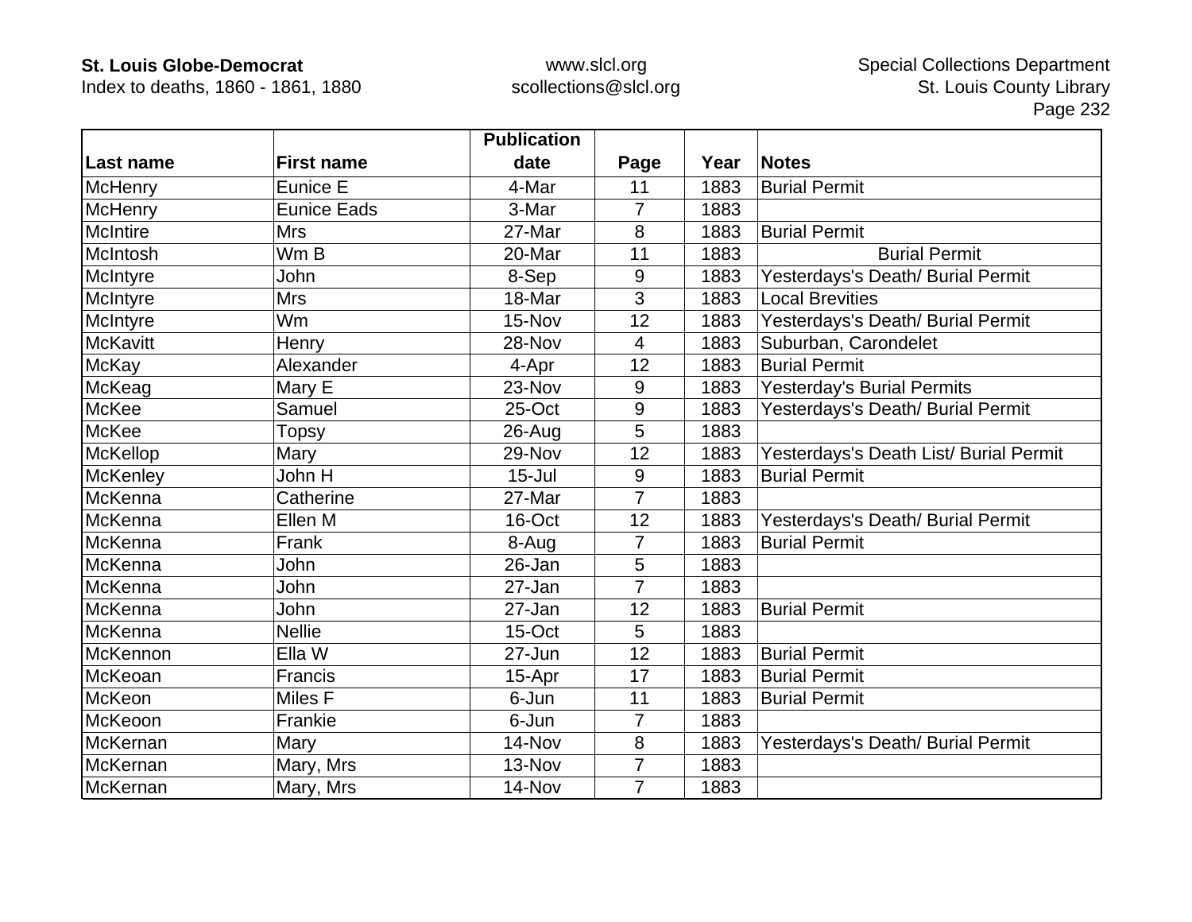| Last name | First name | Publication date | Page | Year | Notes |
|---|---|---|---|---|---|
| McHenry | Eunice E | 4-Mar | 11 | 1883 | Burial Permit |
| McHenry | Eunice Eads | 3-Mar | 7 | 1883 | |
| McIntire | Mrs | 27-Mar | 8 | 1883 | Burial Permit |
| McIntosh | Wm B | 20-Mar | 11 | 1883 | Burial Permit |
| McIntyre | John | 8-Sep | 9 | 1883 | Yesterdays's Death/ Burial Permit |
| McIntyre | Mrs | 18-Mar | 3 | 1883 | Local Brevities |
| McIntyre | Wm | 15-Nov | 12 | 1883 | Yesterdays's Death/ Burial Permit |
| McKavitt | Henry | 28-Nov | 4 | 1883 | Suburban, Carondelet |
| McKay | Alexander | 4-Apr | 12 | 1883 | Burial Permit |
| McKeag | Mary E | 23-Nov | 9 | 1883 | Yesterday's Burial Permits |
| McKee | Samuel | 25-Oct | 9 | 1883 | Yesterdays's Death/ Burial Permit |
| McKee | Topsy | 26-Aug | 5 | 1883 | |
| McKellop | Mary | 29-Nov | 12 | 1883 | Yesterdays's Death List/ Burial Permit |
| McKenley | John H | 15-Jul | 9 | 1883 | Burial Permit |
| McKenna | Catherine | 27-Mar | 7 | 1883 | |
| McKenna | Ellen M | 16-Oct | 12 | 1883 | Yesterdays's Death/ Burial Permit |
| McKenna | Frank | 8-Aug | 7 | 1883 | Burial Permit |
| McKenna | John | 26-Jan | 5 | 1883 | |
| McKenna | John | 27-Jan | 7 | 1883 | |
| McKenna | John | 27-Jan | 12 | 1883 | Burial Permit |
| McKenna | Nellie | 15-Oct | 5 | 1883 | |
| McKennon | Ella W | 27-Jun | 12 | 1883 | Burial Permit |
| McKeoan | Francis | 15-Apr | 17 | 1883 | Burial Permit |
| McKeon | Miles F | 6-Jun | 11 | 1883 | Burial Permit |
| McKeoon | Frankie | 6-Jun | 7 | 1883 | |
| McKernan | Mary | 14-Nov | 8 | 1883 | Yesterdays's Death/ Burial Permit |
| McKernan | Mary, Mrs | 13-Nov | 7 | 1883 | |
| McKernan | Mary, Mrs | 14-Nov | 7 | 1883 | |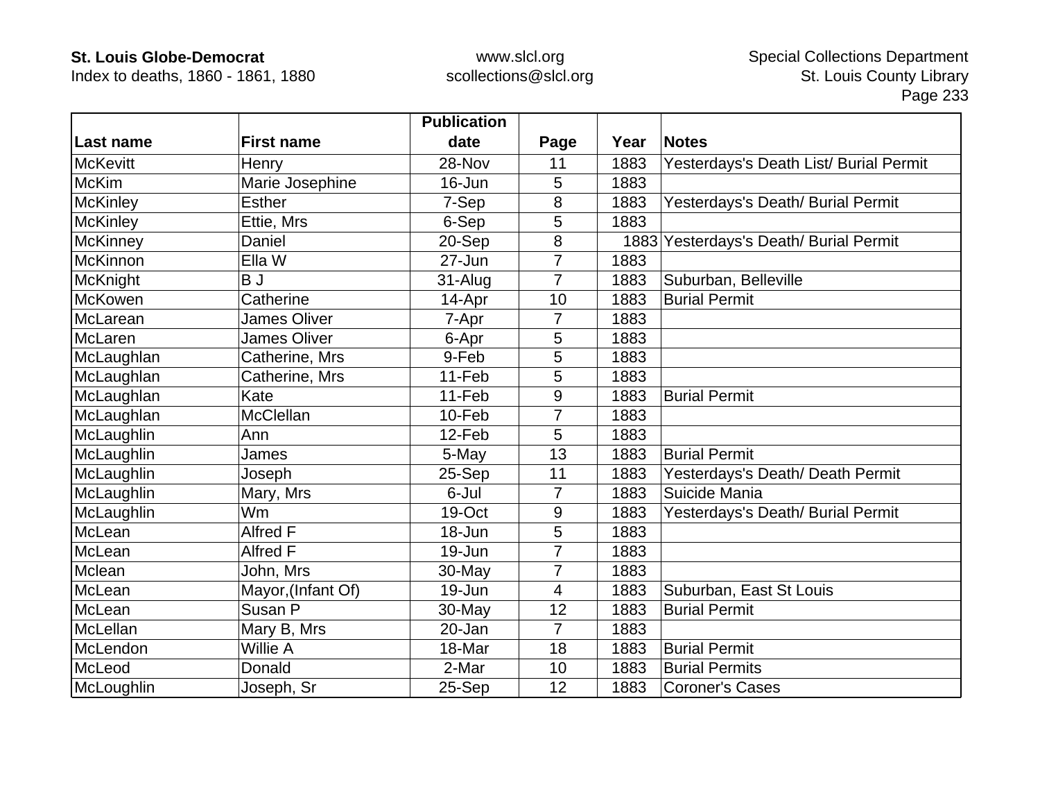| Last name | First name | Publication date | Page | Year | Notes |
|---|---|---|---|---|---|
| McKevitt | Henry | 28-Nov | 11 | 1883 | Yesterdays's Death List/ Burial Permit |
| McKim | Marie Josephine | 16-Jun | 5 | 1883 | |
| McKinley | Esther | 7-Sep | 8 | 1883 | Yesterdays's Death/ Burial Permit |
| McKinley | Ettie, Mrs | 6-Sep | 5 | 1883 | |
| McKinney | Daniel | 20-Sep | 8 | 1883 | Yesterdays's Death/ Burial Permit |
| McKinnon | Ella W | 27-Jun | 7 | 1883 | |
| McKnight | B J | 31-Alug | 7 | 1883 | Suburban, Belleville |
| McKowen | Catherine | 14-Apr | 10 | 1883 | Burial Permit |
| McLarean | James Oliver | 7-Apr | 7 | 1883 | |
| McLaren | James Oliver | 6-Apr | 5 | 1883 | |
| McLaughlan | Catherine, Mrs | 9-Feb | 5 | 1883 | |
| McLaughlan | Catherine, Mrs | 11-Feb | 5 | 1883 | |
| McLaughlan | Kate | 11-Feb | 9 | 1883 | Burial Permit |
| McLaughlan | McClellan | 10-Feb | 7 | 1883 | |
| McLaughlin | Ann | 12-Feb | 5 | 1883 | |
| McLaughlin | James | 5-May | 13 | 1883 | Burial Permit |
| McLaughlin | Joseph | 25-Sep | 11 | 1883 | Yesterdays's Death/ Death Permit |
| McLaughlin | Mary, Mrs | 6-Jul | 7 | 1883 | Suicide Mania |
| McLaughlin | Wm | 19-Oct | 9 | 1883 | Yesterdays's Death/ Burial Permit |
| McLean | Alfred F | 18-Jun | 5 | 1883 | |
| McLean | Alfred F | 19-Jun | 7 | 1883 | |
| Mclean | John, Mrs | 30-May | 7 | 1883 | |
| McLean | Mayor,(Infant Of) | 19-Jun | 4 | 1883 | Suburban, East St Louis |
| McLean | Susan P | 30-May | 12 | 1883 | Burial Permit |
| McLellan | Mary B, Mrs | 20-Jan | 7 | 1883 | |
| McLendon | Willie A | 18-Mar | 18 | 1883 | Burial Permit |
| McLeod | Donald | 2-Mar | 10 | 1883 | Burial Permits |
| McLoughlin | Joseph, Sr | 25-Sep | 12 | 1883 | Coroner's Cases |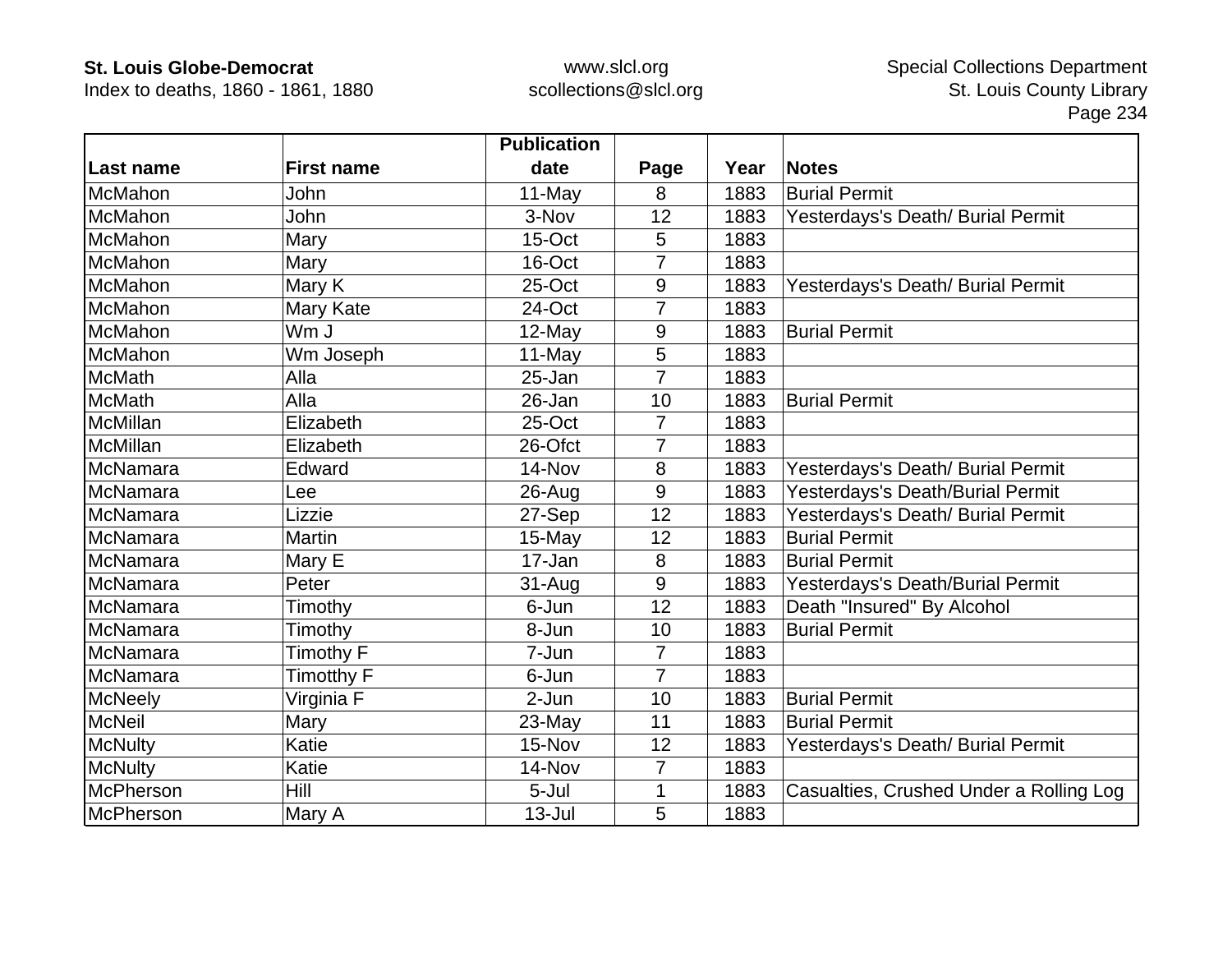| Last name | First name | Publication date | Page | Year | Notes |
|---|---|---|---|---|---|
| McMahon | John | 11-May | 8 | 1883 | Burial Permit |
| McMahon | John | 3-Nov | 12 | 1883 | Yesterdays's Death/ Burial Permit |
| McMahon | Mary | 15-Oct | 5 | 1883 | |
| McMahon | Mary | 16-Oct | 7 | 1883 | |
| McMahon | Mary K | 25-Oct | 9 | 1883 | Yesterdays's Death/ Burial Permit |
| McMahon | Mary Kate | 24-Oct | 7 | 1883 | |
| McMahon | Wm J | 12-May | 9 | 1883 | Burial Permit |
| McMahon | Wm Joseph | 11-May | 5 | 1883 | |
| McMath | Alla | 25-Jan | 7 | 1883 | |
| McMath | Alla | 26-Jan | 10 | 1883 | Burial Permit |
| McMillan | Elizabeth | 25-Oct | 7 | 1883 | |
| McMillan | Elizabeth | 26-Ofct | 7 | 1883 | |
| McNamara | Edward | 14-Nov | 8 | 1883 | Yesterdays's Death/ Burial Permit |
| McNamara | Lee | 26-Aug | 9 | 1883 | Yesterdays's Death/Burial Permit |
| McNamara | Lizzie | 27-Sep | 12 | 1883 | Yesterdays's Death/ Burial Permit |
| McNamara | Martin | 15-May | 12 | 1883 | Burial Permit |
| McNamara | Mary E | 17-Jan | 8 | 1883 | Burial Permit |
| McNamara | Peter | 31-Aug | 9 | 1883 | Yesterdays's Death/Burial Permit |
| McNamara | Timothy | 6-Jun | 12 | 1883 | Death "Insured" By Alcohol |
| McNamara | Timothy | 8-Jun | 10 | 1883 | Burial Permit |
| McNamara | Timothy F | 7-Jun | 7 | 1883 | |
| McNamara | Timotthy F | 6-Jun | 7 | 1883 | |
| McNeely | Virginia F | 2-Jun | 10 | 1883 | Burial Permit |
| McNeil | Mary | 23-May | 11 | 1883 | Burial Permit |
| McNulty | Katie | 15-Nov | 12 | 1883 | Yesterdays's Death/ Burial Permit |
| McNulty | Katie | 14-Nov | 7 | 1883 | |
| McPherson | Hill | 5-Jul | 1 | 1883 | Casualties, Crushed Under a Rolling Log |
| McPherson | Mary A | 13-Jul | 5 | 1883 | |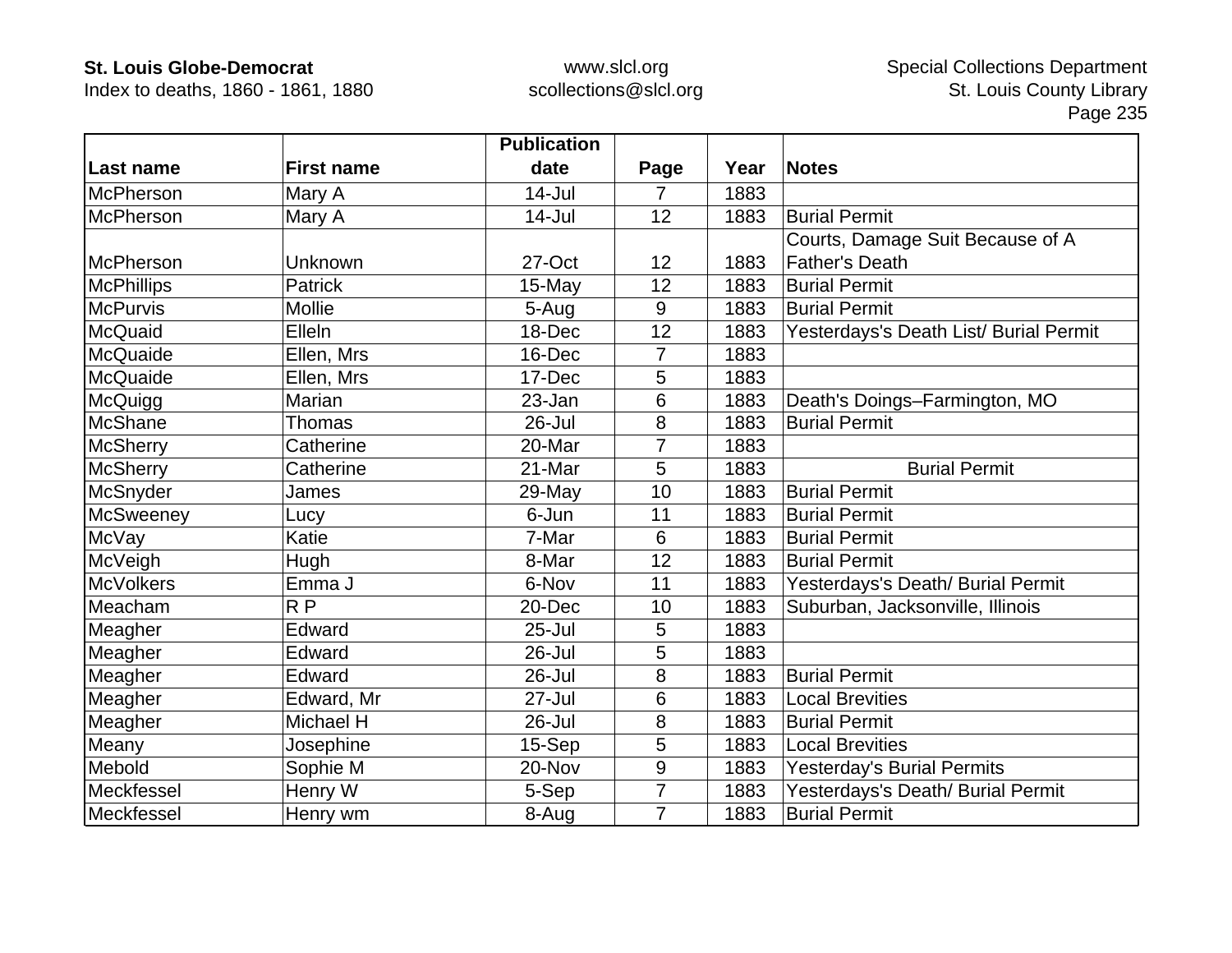| Last name | First name | Publication date | Page | Year | Notes |
|---|---|---|---|---|---|
| McPherson | Mary A | 14-Jul | 7 | 1883 | |
| McPherson | Mary A | 14-Jul | 12 | 1883 | Burial Permit |
| McPherson | Unknown | 27-Oct | 12 | 1883 | Courts, Damage Suit Because of A Father's Death |
| McPhillips | Patrick | 15-May | 12 | 1883 | Burial Permit |
| McPurvis | Mollie | 5-Aug | 9 | 1883 | Burial Permit |
| McQuaid | Elleln | 18-Dec | 12 | 1883 | Yesterdays's Death List/ Burial Permit |
| McQuaide | Ellen, Mrs | 16-Dec | 7 | 1883 | |
| McQuaide | Ellen, Mrs | 17-Dec | 5 | 1883 | |
| McQuigg | Marian | 23-Jan | 6 | 1883 | Death's Doings–Farmington, MO |
| McShane | Thomas | 26-Jul | 8 | 1883 | Burial Permit |
| McSherry | Catherine | 20-Mar | 7 | 1883 | |
| McSherry | Catherine | 21-Mar | 5 | 1883 | Burial Permit |
| McSnyder | James | 29-May | 10 | 1883 | Burial Permit |
| McSweeney | Lucy | 6-Jun | 11 | 1883 | Burial Permit |
| McVay | Katie | 7-Mar | 6 | 1883 | Burial Permit |
| McVeigh | Hugh | 8-Mar | 12 | 1883 | Burial Permit |
| McVolkers | Emma J | 6-Nov | 11 | 1883 | Yesterdays's Death/ Burial Permit |
| Meacham | R P | 20-Dec | 10 | 1883 | Suburban, Jacksonville, Illinois |
| Meagher | Edward | 25-Jul | 5 | 1883 | |
| Meagher | Edward | 26-Jul | 5 | 1883 | |
| Meagher | Edward | 26-Jul | 8 | 1883 | Burial Permit |
| Meagher | Edward, Mr | 27-Jul | 6 | 1883 | Local Brevities |
| Meagher | Michael H | 26-Jul | 8 | 1883 | Burial Permit |
| Meany | Josephine | 15-Sep | 5 | 1883 | Local Brevities |
| Mebold | Sophie M | 20-Nov | 9 | 1883 | Yesterday's Burial Permits |
| Meckfessel | Henry W | 5-Sep | 7 | 1883 | Yesterdays's Death/ Burial Permit |
| Meckfessel | Henry wm | 8-Aug | 7 | 1883 | Burial Permit |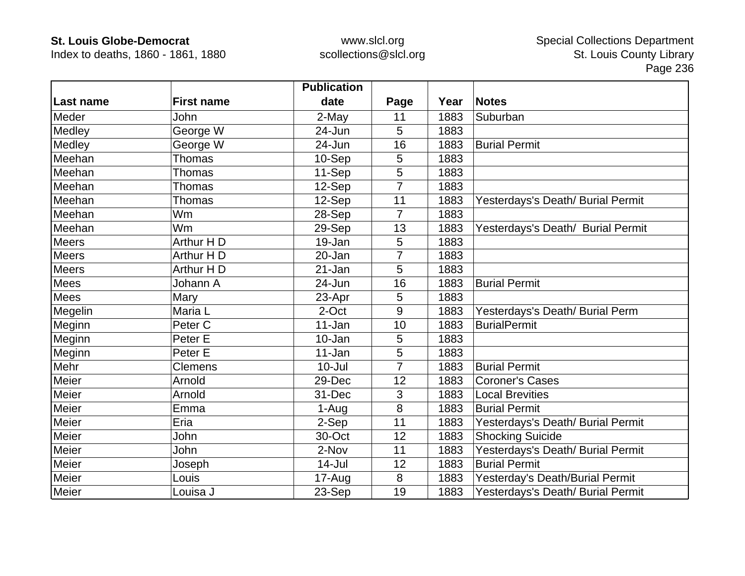| Last name | First name | Publication date | Page | Year | Notes |
|---|---|---|---|---|---|
| Meder | John | 2-May | 11 | 1883 | Suburban |
| Medley | George W | 24-Jun | 5 | 1883 | |
| Medley | George W | 24-Jun | 16 | 1883 | Burial Permit |
| Meehan | Thomas | 10-Sep | 5 | 1883 | |
| Meehan | Thomas | 11-Sep | 5 | 1883 | |
| Meehan | Thomas | 12-Sep | 7 | 1883 | |
| Meehan | Thomas | 12-Sep | 11 | 1883 | Yesterdays's Death/ Burial Permit |
| Meehan | Wm | 28-Sep | 7 | 1883 | |
| Meehan | Wm | 29-Sep | 13 | 1883 | Yesterdays's Death/  Burial Permit |
| Meers | Arthur H D | 19-Jan | 5 | 1883 | |
| Meers | Arthur H D | 20-Jan | 7 | 1883 | |
| Meers | Arthur H D | 21-Jan | 5 | 1883 | |
| Mees | Johann A | 24-Jun | 16 | 1883 | Burial Permit |
| Mees | Mary | 23-Apr | 5 | 1883 | |
| Megelin | Maria L | 2-Oct | 9 | 1883 | Yesterdays's Death/ Burial Perm |
| Meginn | Peter C | 11-Jan | 10 | 1883 | BurialPermit |
| Meginn | Peter E | 10-Jan | 5 | 1883 | |
| Meginn | Peter E | 11-Jan | 5 | 1883 | |
| Mehr | Clemens | 10-Jul | 7 | 1883 | Burial Permit |
| Meier | Arnold | 29-Dec | 12 | 1883 | Coroner's Cases |
| Meier | Arnold | 31-Dec | 3 | 1883 | Local Brevities |
| Meier | Emma | 1-Aug | 8 | 1883 | Burial Permit |
| Meier | Eria | 2-Sep | 11 | 1883 | Yesterdays's Death/ Burial Permit |
| Meier | John | 30-Oct | 12 | 1883 | Shocking Suicide |
| Meier | John | 2-Nov | 11 | 1883 | Yesterdays's Death/ Burial Permit |
| Meier | Joseph | 14-Jul | 12 | 1883 | Burial Permit |
| Meier | Louis | 17-Aug | 8 | 1883 | Yesterday's Death/Burial Permit |
| Meier | Louisa J | 23-Sep | 19 | 1883 | Yesterdays's Death/ Burial Permit |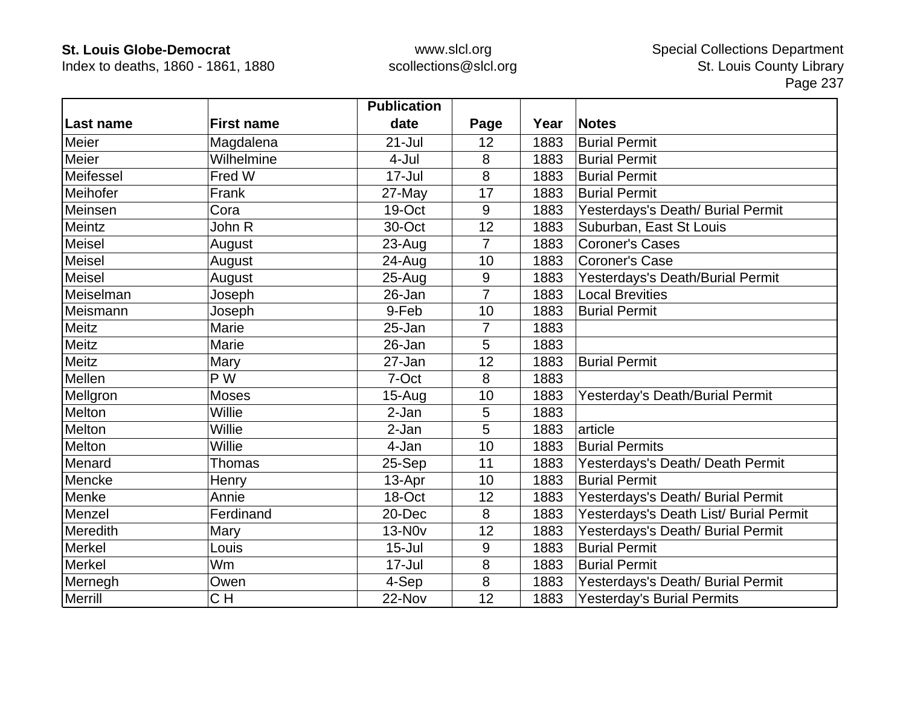| Last name | First name | Publication date | Page | Year | Notes |
|---|---|---|---|---|---|
| Meier | Magdalena | 21-Jul | 12 | 1883 | Burial Permit |
| Meier | Wilhelmine | 4-Jul | 8 | 1883 | Burial Permit |
| Meifessel | Fred W | 17-Jul | 8 | 1883 | Burial Permit |
| Meihofer | Frank | 27-May | 17 | 1883 | Burial Permit |
| Meinsen | Cora | 19-Oct | 9 | 1883 | Yesterdays's Death/ Burial Permit |
| Meintz | John R | 30-Oct | 12 | 1883 | Suburban, East St Louis |
| Meisel | August | 23-Aug | 7 | 1883 | Coroner's Cases |
| Meisel | August | 24-Aug | 10 | 1883 | Coroner's Case |
| Meisel | August | 25-Aug | 9 | 1883 | Yesterdays's Death/Burial Permit |
| Meiselman | Joseph | 26-Jan | 7 | 1883 | Local Brevities |
| Meismann | Joseph | 9-Feb | 10 | 1883 | Burial Permit |
| Meitz | Marie | 25-Jan | 7 | 1883 | |
| Meitz | Marie | 26-Jan | 5 | 1883 | |
| Meitz | Mary | 27-Jan | 12 | 1883 | Burial Permit |
| Mellen | P W | 7-Oct | 8 | 1883 | |
| Mellgron | Moses | 15-Aug | 10 | 1883 | Yesterday's Death/Burial Permit |
| Melton | Willie | 2-Jan | 5 | 1883 | |
| Melton | Willie | 2-Jan | 5 | 1883 | article |
| Melton | Willie | 4-Jan | 10 | 1883 | Burial Permits |
| Menard | Thomas | 25-Sep | 11 | 1883 | Yesterdays's Death/ Death Permit |
| Mencke | Henry | 13-Apr | 10 | 1883 | Burial Permit |
| Menke | Annie | 18-Oct | 12 | 1883 | Yesterdays's Death/ Burial Permit |
| Menzel | Ferdinand | 20-Dec | 8 | 1883 | Yesterdays's Death List/ Burial Permit |
| Meredith | Mary | 13-N0v | 12 | 1883 | Yesterdays's Death/ Burial Permit |
| Merkel | Louis | 15-Jul | 9 | 1883 | Burial Permit |
| Merkel | Wm | 17-Jul | 8 | 1883 | Burial Permit |
| Mernegh | Owen | 4-Sep | 8 | 1883 | Yesterdays's Death/ Burial Permit |
| Merrill | C H | 22-Nov | 12 | 1883 | Yesterday's Burial Permits |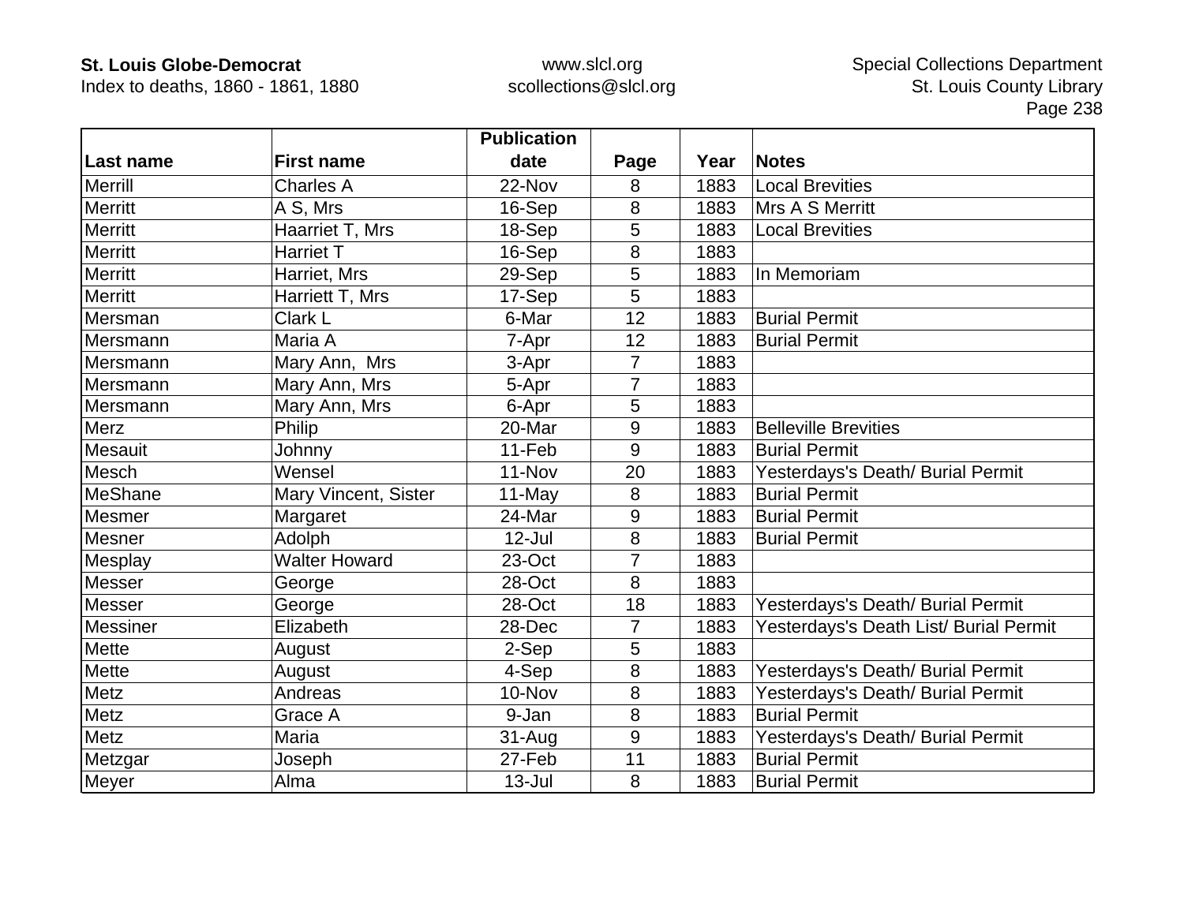| Last name | First name | Publication date | Page | Year | Notes |
|---|---|---|---|---|---|
| Merrill | Charles A | 22-Nov | 8 | 1883 | Local Brevities |
| Merritt | A S, Mrs | 16-Sep | 8 | 1883 | Mrs A S Merritt |
| Merritt | Haarriet T, Mrs | 18-Sep | 5 | 1883 | Local Brevities |
| Merritt | Harriet T | 16-Sep | 8 | 1883 | |
| Merritt | Harriet, Mrs | 29-Sep | 5 | 1883 | In Memoriam |
| Merritt | Harriett T, Mrs | 17-Sep | 5 | 1883 | |
| Mersman | Clark L | 6-Mar | 12 | 1883 | Burial Permit |
| Mersmann | Maria A | 7-Apr | 12 | 1883 | Burial Permit |
| Mersmann | Mary Ann,  Mrs | 3-Apr | 7 | 1883 | |
| Mersmann | Mary Ann, Mrs | 5-Apr | 7 | 1883 | |
| Mersmann | Mary Ann, Mrs | 6-Apr | 5 | 1883 | |
| Merz | Philip | 20-Mar | 9 | 1883 | Belleville Brevities |
| Mesauit | Johnny | 11-Feb | 9 | 1883 | Burial Permit |
| Mesch | Wensel | 11-Nov | 20 | 1883 | Yesterdays's Death/ Burial Permit |
| MeShane | Mary Vincent, Sister | 11-May | 8 | 1883 | Burial Permit |
| Mesmer | Margaret | 24-Mar | 9 | 1883 | Burial Permit |
| Mesner | Adolph | 12-Jul | 8 | 1883 | Burial Permit |
| Mesplay | Walter Howard | 23-Oct | 7 | 1883 | |
| Messer | George | 28-Oct | 8 | 1883 | |
| Messer | George | 28-Oct | 18 | 1883 | Yesterdays's Death/ Burial Permit |
| Messiner | Elizabeth | 28-Dec | 7 | 1883 | Yesterdays's Death List/ Burial Permit |
| Mette | August | 2-Sep | 5 | 1883 | |
| Mette | August | 4-Sep | 8 | 1883 | Yesterdays's Death/ Burial Permit |
| Metz | Andreas | 10-Nov | 8 | 1883 | Yesterdays's Death/ Burial Permit |
| Metz | Grace A | 9-Jan | 8 | 1883 | Burial Permit |
| Metz | Maria | 31-Aug | 9 | 1883 | Yesterdays's Death/ Burial Permit |
| Metzgar | Joseph | 27-Feb | 11 | 1883 | Burial Permit |
| Meyer | Alma | 13-Jul | 8 | 1883 | Burial Permit |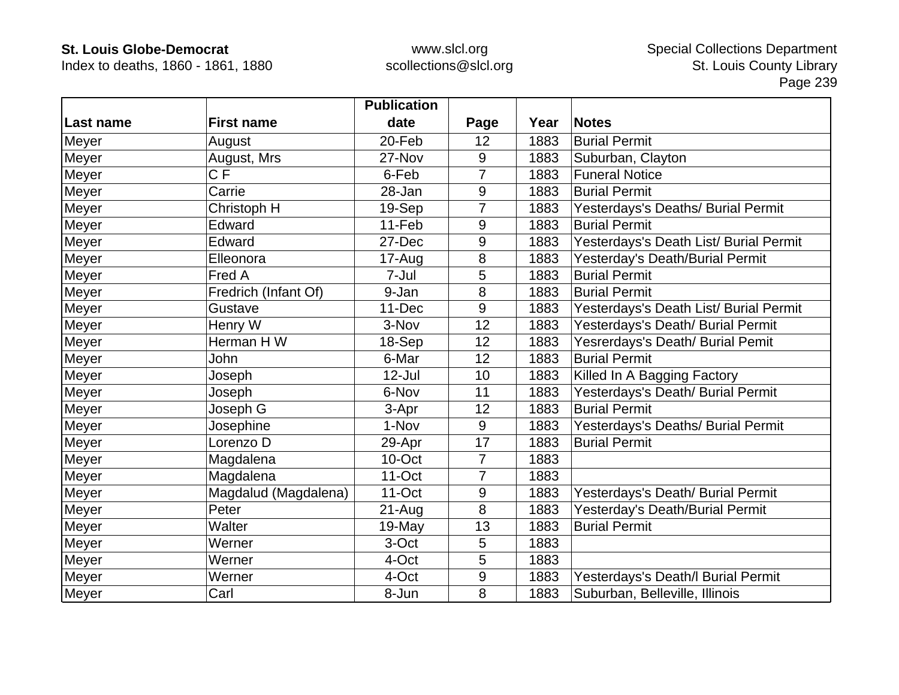| Last name | First name | Publication date | Page | Year | Notes |
|---|---|---|---|---|---|
| Meyer | August | 20-Feb | 12 | 1883 | Burial Permit |
| Meyer | August, Mrs | 27-Nov | 9 | 1883 | Suburban, Clayton |
| Meyer | C F | 6-Feb | 7 | 1883 | Funeral Notice |
| Meyer | Carrie | 28-Jan | 9 | 1883 | Burial Permit |
| Meyer | Christoph H | 19-Sep | 7 | 1883 | Yesterdays's Deaths/ Burial Permit |
| Meyer | Edward | 11-Feb | 9 | 1883 | Burial Permit |
| Meyer | Edward | 27-Dec | 9 | 1883 | Yesterdays's Death List/ Burial Permit |
| Meyer | Elleonora | 17-Aug | 8 | 1883 | Yesterday's Death/Burial Permit |
| Meyer | Fred A | 7-Jul | 5 | 1883 | Burial Permit |
| Meyer | Fredrich (Infant Of) | 9-Jan | 8 | 1883 | Burial Permit |
| Meyer | Gustave | 11-Dec | 9 | 1883 | Yesterdays's Death List/ Burial Permit |
| Meyer | Henry W | 3-Nov | 12 | 1883 | Yesterdays's Death/ Burial Permit |
| Meyer | Herman H W | 18-Sep | 12 | 1883 | Yesrerdays's Death/ Burial Pemit |
| Meyer | John | 6-Mar | 12 | 1883 | Burial Permit |
| Meyer | Joseph | 12-Jul | 10 | 1883 | Killed In A Bagging Factory |
| Meyer | Joseph | 6-Nov | 11 | 1883 | Yesterdays's Death/ Burial Permit |
| Meyer | Joseph G | 3-Apr | 12 | 1883 | Burial Permit |
| Meyer | Josephine | 1-Nov | 9 | 1883 | Yesterdays's Deaths/ Burial Permit |
| Meyer | Lorenzo D | 29-Apr | 17 | 1883 | Burial Permit |
| Meyer | Magdalena | 10-Oct | 7 | 1883 | |
| Meyer | Magdalena | 11-Oct | 7 | 1883 | |
| Meyer | Magdalud (Magdalena) | 11-Oct | 9 | 1883 | Yesterdays's Death/ Burial Permit |
| Meyer | Peter | 21-Aug | 8 | 1883 | Yesterday's Death/Burial Permit |
| Meyer | Walter | 19-May | 13 | 1883 | Burial Permit |
| Meyer | Werner | 3-Oct | 5 | 1883 | |
| Meyer | Werner | 4-Oct | 5 | 1883 | |
| Meyer | Werner | 4-Oct | 9 | 1883 | Yesterdays's Death/l Burial Permit |
| Meyer | Carl | 8-Jun | 8 | 1883 | Suburban, Belleville, Illinois |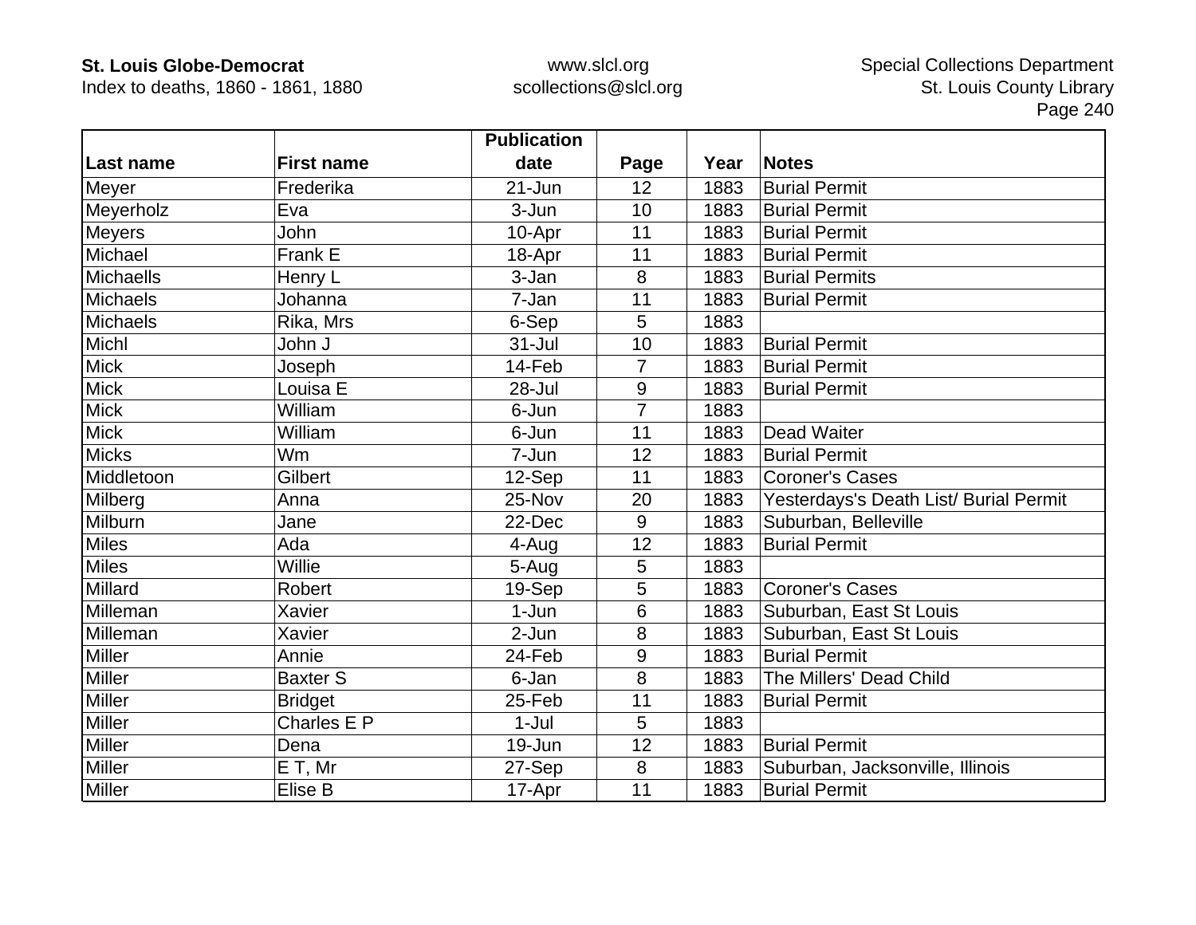| Last name | First name | Publication date | Page | Year | Notes |
|---|---|---|---|---|---|
| Meyer | Frederika | 21-Jun | 12 | 1883 | Burial Permit |
| Meyerholz | Eva | 3-Jun | 10 | 1883 | Burial Permit |
| Meyers | John | 10-Apr | 11 | 1883 | Burial Permit |
| Michael | Frank E | 18-Apr | 11 | 1883 | Burial Permit |
| Michaells | Henry L | 3-Jan | 8 | 1883 | Burial Permits |
| Michaels | Johanna | 7-Jan | 11 | 1883 | Burial Permit |
| Michaels | Rika, Mrs | 6-Sep | 5 | 1883 | |
| Michl | John J | 31-Jul | 10 | 1883 | Burial Permit |
| Mick | Joseph | 14-Feb | 7 | 1883 | Burial Permit |
| Mick | Louisa E | 28-Jul | 9 | 1883 | Burial Permit |
| Mick | William | 6-Jun | 7 | 1883 | |
| Mick | William | 6-Jun | 11 | 1883 | Dead Waiter |
| Micks | Wm | 7-Jun | 12 | 1883 | Burial Permit |
| Middletoon | Gilbert | 12-Sep | 11 | 1883 | Coroner's Cases |
| Milberg | Anna | 25-Nov | 20 | 1883 | Yesterdays's Death List/ Burial Permit |
| Milburn | Jane | 22-Dec | 9 | 1883 | Suburban, Belleville |
| Miles | Ada | 4-Aug | 12 | 1883 | Burial Permit |
| Miles | Willie | 5-Aug | 5 | 1883 | |
| Millard | Robert | 19-Sep | 5 | 1883 | Coroner's Cases |
| Milleman | Xavier | 1-Jun | 6 | 1883 | Suburban, East St Louis |
| Milleman | Xavier | 2-Jun | 8 | 1883 | Suburban, East St Louis |
| Miller | Annie | 24-Feb | 9 | 1883 | Burial Permit |
| Miller | Baxter S | 6-Jan | 8 | 1883 | The Millers' Dead Child |
| Miller | Bridget | 25-Feb | 11 | 1883 | Burial Permit |
| Miller | Charles E P | 1-Jul | 5 | 1883 | |
| Miller | Dena | 19-Jun | 12 | 1883 | Burial Permit |
| Miller | E T, Mr | 27-Sep | 8 | 1883 | Suburban, Jacksonville, Illinois |
| Miller | Elise B | 17-Apr | 11 | 1883 | Burial Permit |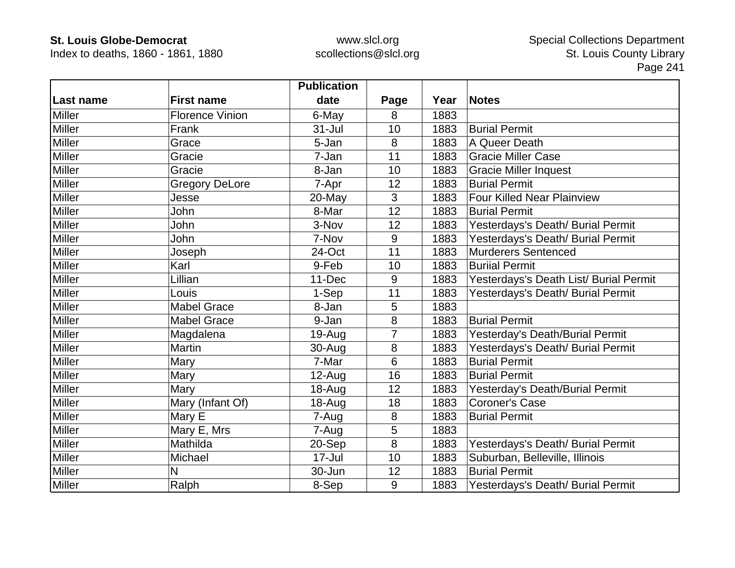| Last name | First name | Publication date | Page | Year | Notes |
|---|---|---|---|---|---|
| Miller | Florence Vinion | 6-May | 8 | 1883 | |
| Miller | Frank | 31-Jul | 10 | 1883 | Burial Permit |
| Miller | Grace | 5-Jan | 8 | 1883 | A Queer Death |
| Miller | Gracie | 7-Jan | 11 | 1883 | Gracie Miller Case |
| Miller | Gracie | 8-Jan | 10 | 1883 | Gracie Miller Inquest |
| Miller | Gregory DeLore | 7-Apr | 12 | 1883 | Burial Permit |
| Miller | Jesse | 20-May | 3 | 1883 | Four Killed Near Plainview |
| Miller | John | 8-Mar | 12 | 1883 | Burial Permit |
| Miller | John | 3-Nov | 12 | 1883 | Yesterdays's Death/ Burial Permit |
| Miller | John | 7-Nov | 9 | 1883 | Yesterdays's Death/ Burial Permit |
| Miller | Joseph | 24-Oct | 11 | 1883 | Murderers Sentenced |
| Miller | Karl | 9-Feb | 10 | 1883 | Buriial Permit |
| Miller | Lillian | 11-Dec | 9 | 1883 | Yesterdays's Death List/ Burial Permit |
| Miller | Louis | 1-Sep | 11 | 1883 | Yesterdays's Death/ Burial Permit |
| Miller | Mabel Grace | 8-Jan | 5 | 1883 | |
| Miller | Mabel Grace | 9-Jan | 8 | 1883 | Burial Permit |
| Miller | Magdalena | 19-Aug | 7 | 1883 | Yesterday's Death/Burial Permit |
| Miller | Martin | 30-Aug | 8 | 1883 | Yesterdays's Death/ Burial Permit |
| Miller | Mary | 7-Mar | 6 | 1883 | Burial Permit |
| Miller | Mary | 12-Aug | 16 | 1883 | Burial Permit |
| Miller | Mary | 18-Aug | 12 | 1883 | Yesterday's Death/Burial Permit |
| Miller | Mary (Infant Of) | 18-Aug | 18 | 1883 | Coroner's Case |
| Miller | Mary E | 7-Aug | 8 | 1883 | Burial Permit |
| Miller | Mary E, Mrs | 7-Aug | 5 | 1883 | |
| Miller | Mathilda | 20-Sep | 8 | 1883 | Yesterdays's Death/ Burial Permit |
| Miller | Michael | 17-Jul | 10 | 1883 | Suburban, Belleville, Illinois |
| Miller | N | 30-Jun | 12 | 1883 | Burial Permit |
| Miller | Ralph | 8-Sep | 9 | 1883 | Yesterdays's Death/ Burial Permit |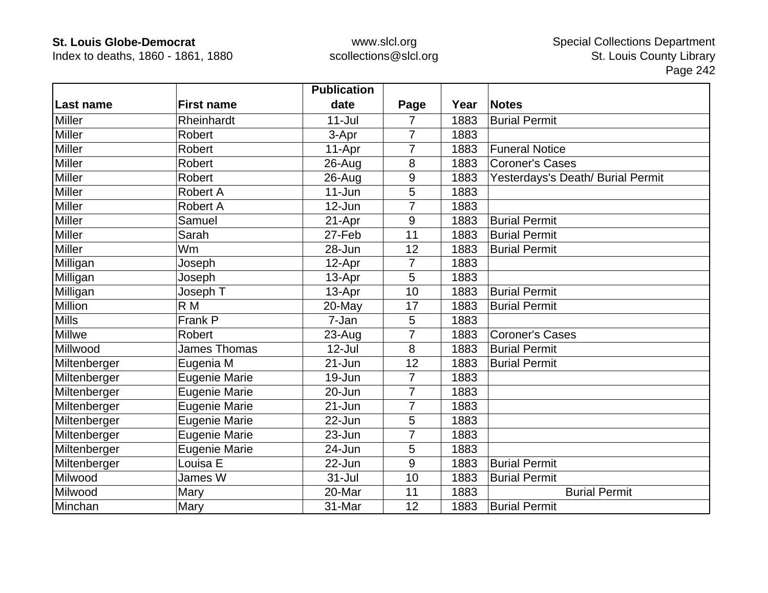| Last name | First name | Publication date | Page | Year | Notes |
|---|---|---|---|---|---|
| Miller | Rheinhardt | 11-Jul | 7 | 1883 | Burial Permit |
| Miller | Robert | 3-Apr | 7 | 1883 | |
| Miller | Robert | 11-Apr | 7 | 1883 | Funeral Notice |
| Miller | Robert | 26-Aug | 8 | 1883 | Coroner's Cases |
| Miller | Robert | 26-Aug | 9 | 1883 | Yesterdays's Death/ Burial Permit |
| Miller | Robert A | 11-Jun | 5 | 1883 | |
| Miller | Robert A | 12-Jun | 7 | 1883 | |
| Miller | Samuel | 21-Apr | 9 | 1883 | Burial Permit |
| Miller | Sarah | 27-Feb | 11 | 1883 | Burial Permit |
| Miller | Wm | 28-Jun | 12 | 1883 | Burial Permit |
| Milligan | Joseph | 12-Apr | 7 | 1883 | |
| Milligan | Joseph | 13-Apr | 5 | 1883 | |
| Milligan | Joseph T | 13-Apr | 10 | 1883 | Burial Permit |
| Million | R M | 20-May | 17 | 1883 | Burial Permit |
| Mills | Frank P | 7-Jan | 5 | 1883 | |
| Millwe | Robert | 23-Aug | 7 | 1883 | Coroner's Cases |
| Millwood | James Thomas | 12-Jul | 8 | 1883 | Burial Permit |
| Miltenberger | Eugenia M | 21-Jun | 12 | 1883 | Burial Permit |
| Miltenberger | Eugenie Marie | 19-Jun | 7 | 1883 | |
| Miltenberger | Eugenie Marie | 20-Jun | 7 | 1883 | |
| Miltenberger | Eugenie Marie | 21-Jun | 7 | 1883 | |
| Miltenberger | Eugenie Marie | 22-Jun | 5 | 1883 | |
| Miltenberger | Eugenie Marie | 23-Jun | 7 | 1883 | |
| Miltenberger | Eugenie Marie | 24-Jun | 5 | 1883 | |
| Miltenberger | Louisa E | 22-Jun | 9 | 1883 | Burial Permit |
| Milwood | James W | 31-Jul | 10 | 1883 | Burial Permit |
| Milwood | Mary | 20-Mar | 11 | 1883 | Burial Permit |
| Minchan | Mary | 31-Mar | 12 | 1883 | Burial Permit |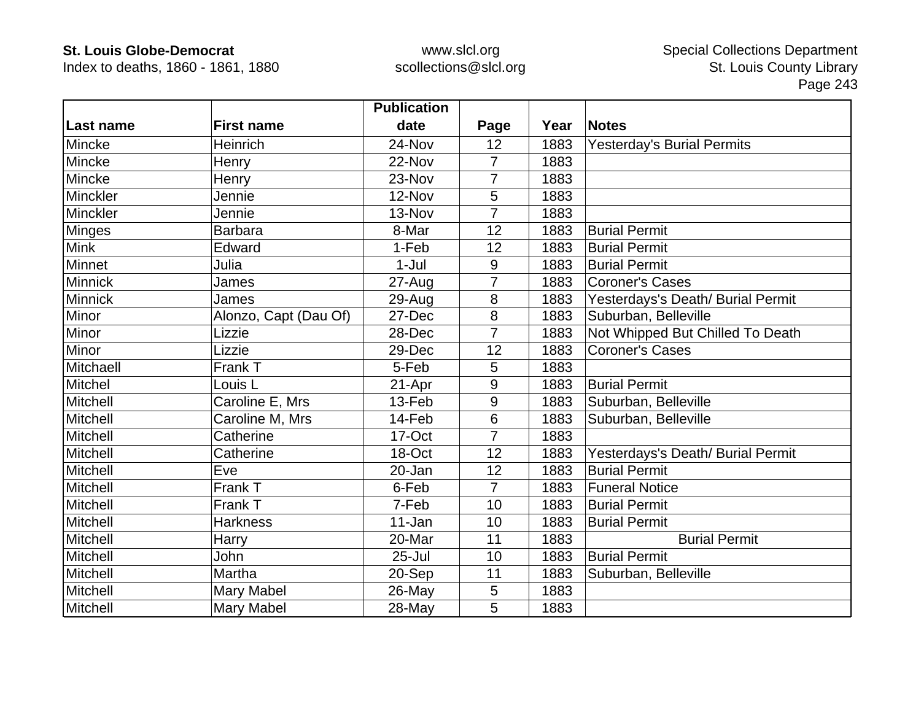| Last name | First name | Publication date | Page | Year | Notes |
|---|---|---|---|---|---|
| Mincke | Heinrich | 24-Nov | 12 | 1883 | Yesterday's Burial Permits |
| Mincke | Henry | 22-Nov | 7 | 1883 | |
| Mincke | Henry | 23-Nov | 7 | 1883 | |
| Minckler | Jennie | 12-Nov | 5 | 1883 | |
| Minckler | Jennie | 13-Nov | 7 | 1883 | |
| Minges | Barbara | 8-Mar | 12 | 1883 | Burial Permit |
| Mink | Edward | 1-Feb | 12 | 1883 | Burial Permit |
| Minnet | Julia | 1-Jul | 9 | 1883 | Burial Permit |
| Minnick | James | 27-Aug | 7 | 1883 | Coroner's Cases |
| Minnick | James | 29-Aug | 8 | 1883 | Yesterdays's Death/ Burial Permit |
| Minor | Alonzo, Capt (Dau Of) | 27-Dec | 8 | 1883 | Suburban, Belleville |
| Minor | Lizzie | 28-Dec | 7 | 1883 | Not Whipped But Chilled To Death |
| Minor | Lizzie | 29-Dec | 12 | 1883 | Coroner's Cases |
| Mitchaell | Frank T | 5-Feb | 5 | 1883 | |
| Mitchel | Louis L | 21-Apr | 9 | 1883 | Burial Permit |
| Mitchell | Caroline E, Mrs | 13-Feb | 9 | 1883 | Suburban, Belleville |
| Mitchell | Caroline M, Mrs | 14-Feb | 6 | 1883 | Suburban, Belleville |
| Mitchell | Catherine | 17-Oct | 7 | 1883 | |
| Mitchell | Catherine | 18-Oct | 12 | 1883 | Yesterdays's Death/ Burial Permit |
| Mitchell | Eve | 20-Jan | 12 | 1883 | Burial Permit |
| Mitchell | Frank T | 6-Feb | 7 | 1883 | Funeral Notice |
| Mitchell | Frank T | 7-Feb | 10 | 1883 | Burial Permit |
| Mitchell | Harkness | 11-Jan | 10 | 1883 | Burial Permit |
| Mitchell | Harry | 20-Mar | 11 | 1883 | Burial Permit |
| Mitchell | John | 25-Jul | 10 | 1883 | Burial Permit |
| Mitchell | Martha | 20-Sep | 11 | 1883 | Suburban, Belleville |
| Mitchell | Mary Mabel | 26-May | 5 | 1883 | |
| Mitchell | Mary Mabel | 28-May | 5 | 1883 | |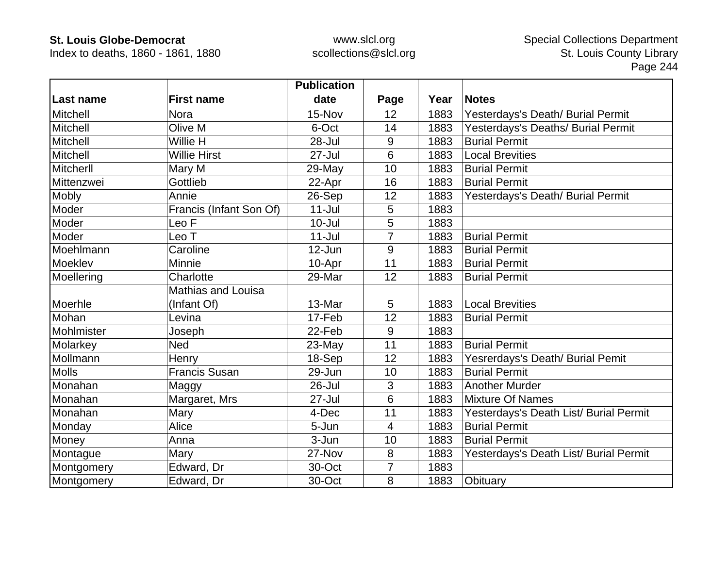| Last name | First name | Publication date | Page | Year | Notes |
|---|---|---|---|---|---|
| Mitchell | Nora | 15-Nov | 12 | 1883 | Yesterdays's Death/ Burial Permit |
| Mitchell | Olive M | 6-Oct | 14 | 1883 | Yesterdays's Deaths/ Burial Permit |
| Mitchell | Willie H | 28-Jul | 9 | 1883 | Burial Permit |
| Mitchell | Willie Hirst | 27-Jul | 6 | 1883 | Local Brevities |
| Mitcherll | Mary M | 29-May | 10 | 1883 | Burial Permit |
| Mittenzwei | Gottlieb | 22-Apr | 16 | 1883 | Burial Permit |
| Mobly | Annie | 26-Sep | 12 | 1883 | Yesterdays's Death/ Burial Permit |
| Moder | Francis (Infant Son Of) | 11-Jul | 5 | 1883 | |
| Moder | Leo F | 10-Jul | 5 | 1883 | |
| Moder | Leo T | 11-Jul | 7 | 1883 | Burial Permit |
| Moehlmann | Caroline | 12-Jun | 9 | 1883 | Burial Permit |
| Moeklev | Minnie | 10-Apr | 11 | 1883 | Burial Permit |
| Moellering | Charlotte | 29-Mar | 12 | 1883 | Burial Permit |
| Moerhle | Mathias and Louisa (Infant Of) | 13-Mar | 5 | 1883 | Local Brevities |
| Mohan | Levina | 17-Feb | 12 | 1883 | Burial Permit |
| Mohlmister | Joseph | 22-Feb | 9 | 1883 | |
| Molarkey | Ned | 23-May | 11 | 1883 | Burial Permit |
| Mollmann | Henry | 18-Sep | 12 | 1883 | Yesrerdays's Death/ Burial Pemit |
| Molls | Francis Susan | 29-Jun | 10 | 1883 | Burial Permit |
| Monahan | Maggy | 26-Jul | 3 | 1883 | Another Murder |
| Monahan | Margaret, Mrs | 27-Jul | 6 | 1883 | Mixture Of Names |
| Monahan | Mary | 4-Dec | 11 | 1883 | Yesterdays's Death List/ Burial Permit |
| Monday | Alice | 5-Jun | 4 | 1883 | Burial Permit |
| Money | Anna | 3-Jun | 10 | 1883 | Burial Permit |
| Montague | Mary | 27-Nov | 8 | 1883 | Yesterdays's Death List/ Burial Permit |
| Montgomery | Edward, Dr | 30-Oct | 7 | 1883 | |
| Montgomery | Edward, Dr | 30-Oct | 8 | 1883 | Obituary |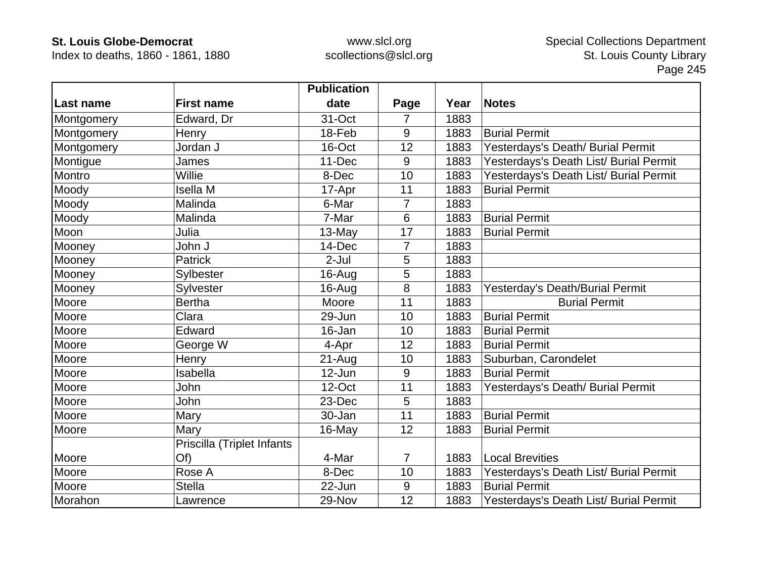| Last name | First name | Publication date | Page | Year | Notes |
|---|---|---|---|---|---|
| Montgomery | Edward, Dr | 31-Oct | 7 | 1883 | |
| Montgomery | Henry | 18-Feb | 9 | 1883 | Burial Permit |
| Montgomery | Jordan J | 16-Oct | 12 | 1883 | Yesterdays's Death/ Burial Permit |
| Montigue | James | 11-Dec | 9 | 1883 | Yesterdays's Death List/ Burial Permit |
| Montro | Willie | 8-Dec | 10 | 1883 | Yesterdays's Death List/ Burial Permit |
| Moody | Isella M | 17-Apr | 11 | 1883 | Burial Permit |
| Moody | Malinda | 6-Mar | 7 | 1883 | |
| Moody | Malinda | 7-Mar | 6 | 1883 | Burial Permit |
| Moon | Julia | 13-May | 17 | 1883 | Burial Permit |
| Mooney | John J | 14-Dec | 7 | 1883 | |
| Mooney | Patrick | 2-Jul | 5 | 1883 | |
| Mooney | Sylbester | 16-Aug | 5 | 1883 | |
| Mooney | Sylvester | 16-Aug | 8 | 1883 | Yesterday's Death/Burial Permit |
| Moore | Bertha | Moore | 11 | 1883 | Burial Permit |
| Moore | Clara | 29-Jun | 10 | 1883 | Burial Permit |
| Moore | Edward | 16-Jan | 10 | 1883 | Burial Permit |
| Moore | George W | 4-Apr | 12 | 1883 | Burial Permit |
| Moore | Henry | 21-Aug | 10 | 1883 | Suburban, Carondelet |
| Moore | Isabella | 12-Jun | 9 | 1883 | Burial Permit |
| Moore | John | 12-Oct | 11 | 1883 | Yesterdays's Death/ Burial Permit |
| Moore | John | 23-Dec | 5 | 1883 | |
| Moore | Mary | 30-Jan | 11 | 1883 | Burial Permit |
| Moore | Mary | 16-May | 12 | 1883 | Burial Permit |
| Moore | Priscilla (Triplet Infants Of) | 4-Mar | 7 | 1883 | Local Brevities |
| Moore | Rose A | 8-Dec | 10 | 1883 | Yesterdays's Death List/ Burial Permit |
| Moore | Stella | 22-Jun | 9 | 1883 | Burial Permit |
| Morahon | Lawrence | 29-Nov | 12 | 1883 | Yesterdays's Death List/ Burial Permit |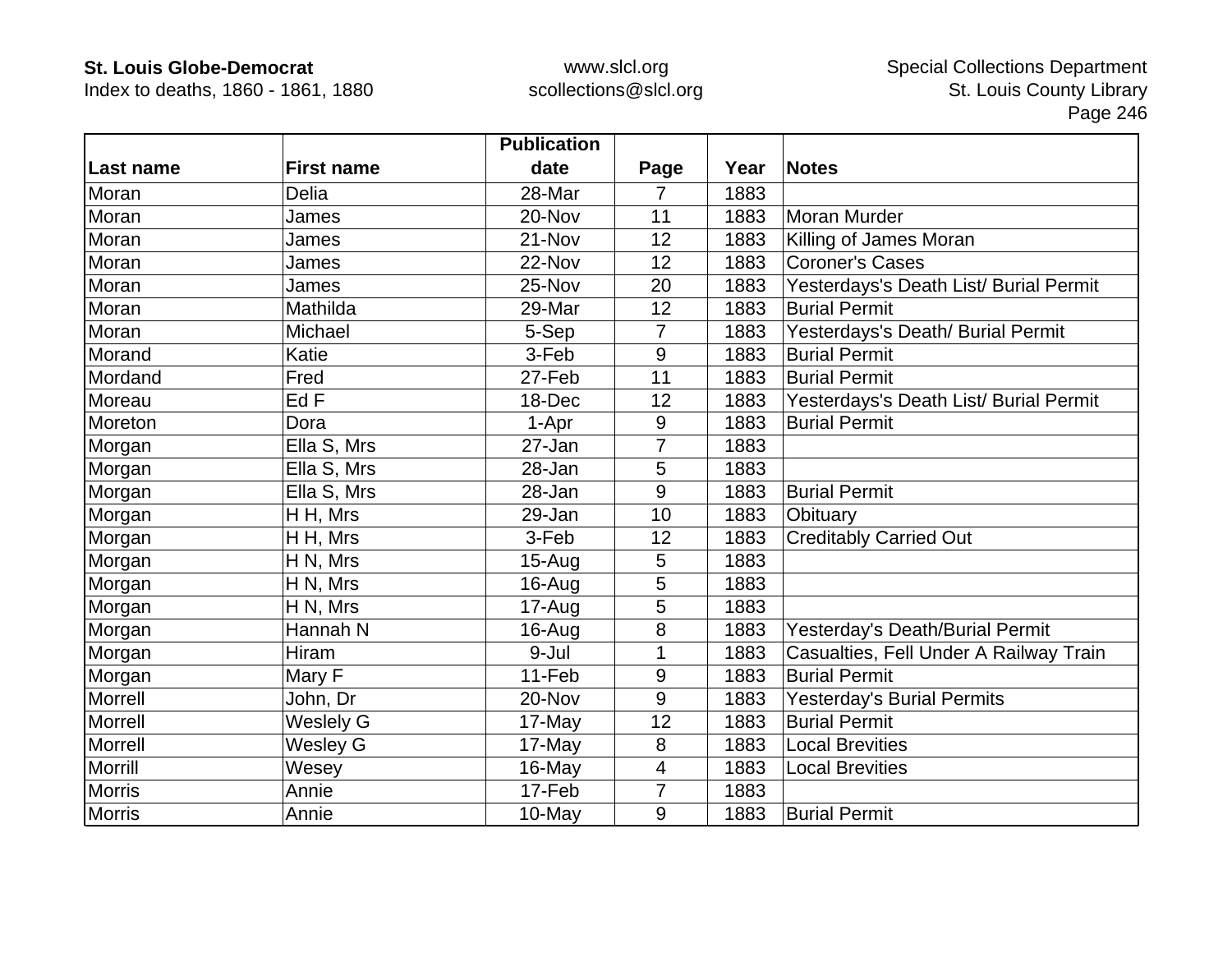| Last name | First name | Publication date | Page | Year | Notes |
|---|---|---|---|---|---|
| Moran | Delia | 28-Mar | 7 | 1883 | |
| Moran | James | 20-Nov | 11 | 1883 | Moran Murder |
| Moran | James | 21-Nov | 12 | 1883 | Killing of James Moran |
| Moran | James | 22-Nov | 12 | 1883 | Coroner's Cases |
| Moran | James | 25-Nov | 20 | 1883 | Yesterdays's Death List/ Burial Permit |
| Moran | Mathilda | 29-Mar | 12 | 1883 | Burial Permit |
| Moran | Michael | 5-Sep | 7 | 1883 | Yesterdays's Death/ Burial Permit |
| Morand | Katie | 3-Feb | 9 | 1883 | Burial Permit |
| Mordand | Fred | 27-Feb | 11 | 1883 | Burial Permit |
| Moreau | Ed F | 18-Dec | 12 | 1883 | Yesterdays's Death List/ Burial Permit |
| Moreton | Dora | 1-Apr | 9 | 1883 | Burial Permit |
| Morgan | Ella S, Mrs | 27-Jan | 7 | 1883 | |
| Morgan | Ella S, Mrs | 28-Jan | 5 | 1883 | |
| Morgan | Ella S, Mrs | 28-Jan | 9 | 1883 | Burial Permit |
| Morgan | H H, Mrs | 29-Jan | 10 | 1883 | Obituary |
| Morgan | H H, Mrs | 3-Feb | 12 | 1883 | Creditably Carried Out |
| Morgan | H N, Mrs | 15-Aug | 5 | 1883 | |
| Morgan | H N, Mrs | 16-Aug | 5 | 1883 | |
| Morgan | H N, Mrs | 17-Aug | 5 | 1883 | |
| Morgan | Hannah N | 16-Aug | 8 | 1883 | Yesterday's Death/Burial Permit |
| Morgan | Hiram | 9-Jul | 1 | 1883 | Casualties, Fell Under A Railway Train |
| Morgan | Mary F | 11-Feb | 9 | 1883 | Burial Permit |
| Morrell | John, Dr | 20-Nov | 9 | 1883 | Yesterday's Burial Permits |
| Morrell | Weslely G | 17-May | 12 | 1883 | Burial Permit |
| Morrell | Wesley G | 17-May | 8 | 1883 | Local Brevities |
| Morrill | Wesey | 16-May | 4 | 1883 | Local Brevities |
| Morris | Annie | 17-Feb | 7 | 1883 | |
| Morris | Annie | 10-May | 9 | 1883 | Burial Permit |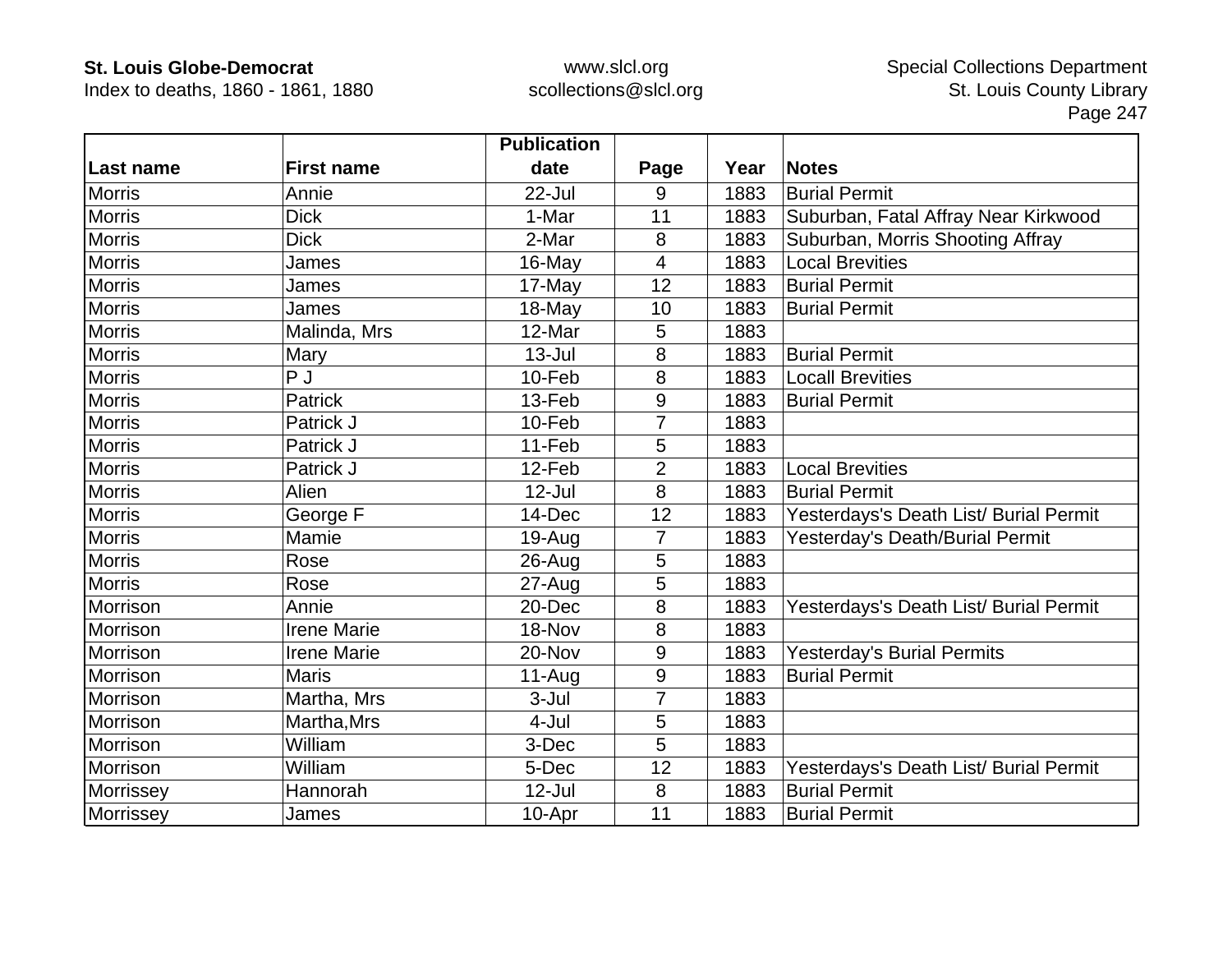| Last name | First name | Publication date | Page | Year | Notes |
|---|---|---|---|---|---|
| Morris | Annie | 22-Jul | 9 | 1883 | Burial Permit |
| Morris | Dick | 1-Mar | 11 | 1883 | Suburban, Fatal Affray Near Kirkwood |
| Morris | Dick | 2-Mar | 8 | 1883 | Suburban, Morris Shooting Affray |
| Morris | James | 16-May | 4 | 1883 | Local Brevities |
| Morris | James | 17-May | 12 | 1883 | Burial Permit |
| Morris | James | 18-May | 10 | 1883 | Burial Permit |
| Morris | Malinda, Mrs | 12-Mar | 5 | 1883 | |
| Morris | Mary | 13-Jul | 8 | 1883 | Burial Permit |
| Morris | P J | 10-Feb | 8 | 1883 | Locall Brevities |
| Morris | Patrick | 13-Feb | 9 | 1883 | Burial Permit |
| Morris | Patrick J | 10-Feb | 7 | 1883 | |
| Morris | Patrick J | 11-Feb | 5 | 1883 | |
| Morris | Patrick J | 12-Feb | 2 | 1883 | Local Brevities |
| Morris | Alien | 12-Jul | 8 | 1883 | Burial Permit |
| Morris | George F | 14-Dec | 12 | 1883 | Yesterdays's Death List/ Burial Permit |
| Morris | Mamie | 19-Aug | 7 | 1883 | Yesterday's Death/Burial Permit |
| Morris | Rose | 26-Aug | 5 | 1883 | |
| Morris | Rose | 27-Aug | 5 | 1883 | |
| Morrison | Annie | 20-Dec | 8 | 1883 | Yesterdays's Death List/ Burial Permit |
| Morrison | Irene Marie | 18-Nov | 8 | 1883 | |
| Morrison | Irene Marie | 20-Nov | 9 | 1883 | Yesterday's Burial Permits |
| Morrison | Maris | 11-Aug | 9 | 1883 | Burial Permit |
| Morrison | Martha, Mrs | 3-Jul | 7 | 1883 | |
| Morrison | Martha,Mrs | 4-Jul | 5 | 1883 | |
| Morrison | William | 3-Dec | 5 | 1883 | |
| Morrison | William | 5-Dec | 12 | 1883 | Yesterdays's Death List/ Burial Permit |
| Morrissey | Hannorah | 12-Jul | 8 | 1883 | Burial Permit |
| Morrissey | James | 10-Apr | 11 | 1883 | Burial Permit |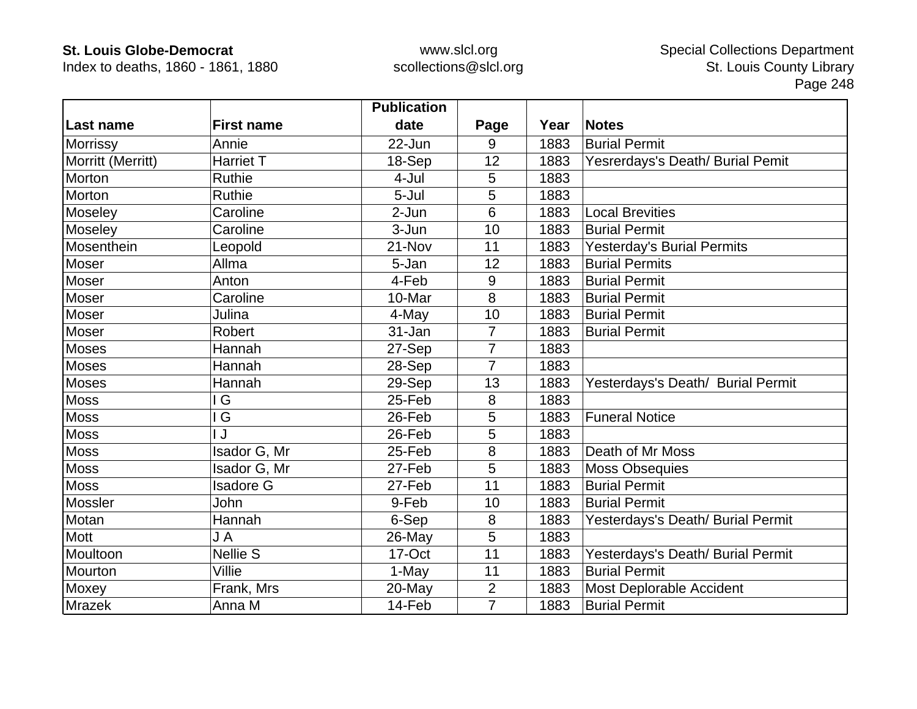| Last name | First name | Publication date | Page | Year | Notes |
|---|---|---|---|---|---|
| Morrissy | Annie | 22-Jun | 9 | 1883 | Burial Permit |
| Morritt (Merritt) | Harriet T | 18-Sep | 12 | 1883 | Yesrerdays's Death/ Burial Pemit |
| Morton | Ruthie | 4-Jul | 5 | 1883 | |
| Morton | Ruthie | 5-Jul | 5 | 1883 | |
| Moseley | Caroline | 2-Jun | 6 | 1883 | Local Brevities |
| Moseley | Caroline | 3-Jun | 10 | 1883 | Burial Permit |
| Mosenthein | Leopold | 21-Nov | 11 | 1883 | Yesterday's Burial Permits |
| Moser | Allma | 5-Jan | 12 | 1883 | Burial Permits |
| Moser | Anton | 4-Feb | 9 | 1883 | Burial Permit |
| Moser | Caroline | 10-Mar | 8 | 1883 | Burial Permit |
| Moser | Julina | 4-May | 10 | 1883 | Burial Permit |
| Moser | Robert | 31-Jan | 7 | 1883 | Burial Permit |
| Moses | Hannah | 27-Sep | 7 | 1883 | |
| Moses | Hannah | 28-Sep | 7 | 1883 | |
| Moses | Hannah | 29-Sep | 13 | 1883 | Yesterdays's Death/ Burial Permit |
| Moss | I G | 25-Feb | 8 | 1883 | |
| Moss | I G | 26-Feb | 5 | 1883 | Funeral Notice |
| Moss | I J | 26-Feb | 5 | 1883 | |
| Moss | Isador G, Mr | 25-Feb | 8 | 1883 | Death of Mr Moss |
| Moss | Isador G, Mr | 27-Feb | 5 | 1883 | Moss Obsequies |
| Moss | Isadore G | 27-Feb | 11 | 1883 | Burial Permit |
| Mossler | John | 9-Feb | 10 | 1883 | Burial Permit |
| Motan | Hannah | 6-Sep | 8 | 1883 | Yesterdays's Death/ Burial Permit |
| Mott | J A | 26-May | 5 | 1883 | |
| Moultoon | Nellie S | 17-Oct | 11 | 1883 | Yesterdays's Death/ Burial Permit |
| Mourton | Villie | 1-May | 11 | 1883 | Burial Permit |
| Moxey | Frank, Mrs | 20-May | 2 | 1883 | Most Deplorable Accident |
| Mrazek | Anna M | 14-Feb | 7 | 1883 | Burial Permit |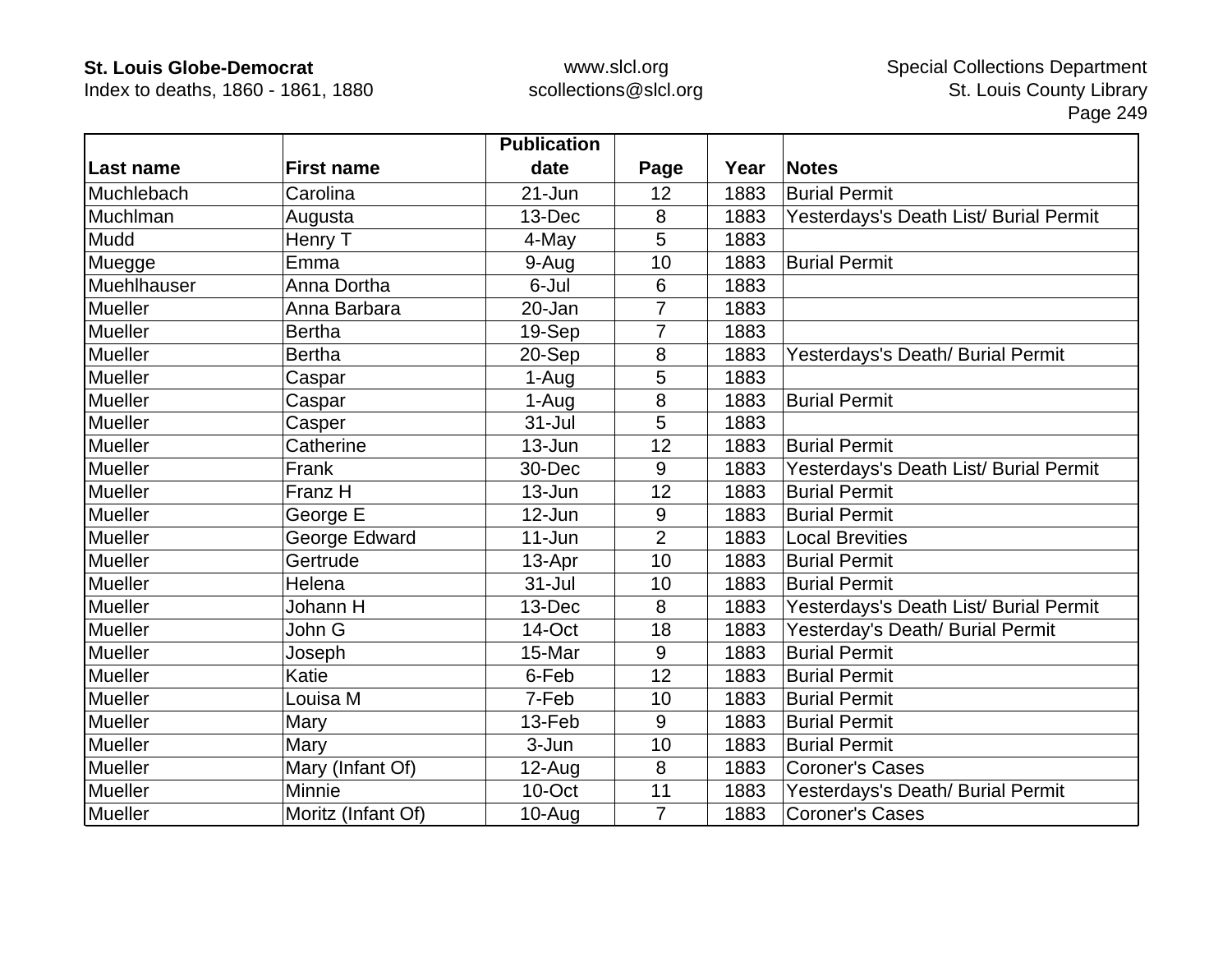| Last name | First name | Publication date | Page | Year | Notes |
|---|---|---|---|---|---|
| Muchlebach | Carolina | 21-Jun | 12 | 1883 | Burial Permit |
| Muchlman | Augusta | 13-Dec | 8 | 1883 | Yesterdays's Death List/ Burial Permit |
| Mudd | Henry T | 4-May | 5 | 1883 | |
| Muegge | Emma | 9-Aug | 10 | 1883 | Burial Permit |
| Muehlhauser | Anna Dortha | 6-Jul | 6 | 1883 | |
| Mueller | Anna Barbara | 20-Jan | 7 | 1883 | |
| Mueller | Bertha | 19-Sep | 7 | 1883 | |
| Mueller | Bertha | 20-Sep | 8 | 1883 | Yesterdays's Death/ Burial Permit |
| Mueller | Caspar | 1-Aug | 5 | 1883 | |
| Mueller | Caspar | 1-Aug | 8 | 1883 | Burial Permit |
| Mueller | Casper | 31-Jul | 5 | 1883 | |
| Mueller | Catherine | 13-Jun | 12 | 1883 | Burial Permit |
| Mueller | Frank | 30-Dec | 9 | 1883 | Yesterdays's Death List/ Burial Permit |
| Mueller | Franz H | 13-Jun | 12 | 1883 | Burial Permit |
| Mueller | George E | 12-Jun | 9 | 1883 | Burial Permit |
| Mueller | George Edward | 11-Jun | 2 | 1883 | Local Brevities |
| Mueller | Gertrude | 13-Apr | 10 | 1883 | Burial Permit |
| Mueller | Helena | 31-Jul | 10 | 1883 | Burial Permit |
| Mueller | Johann H | 13-Dec | 8 | 1883 | Yesterdays's Death List/ Burial Permit |
| Mueller | John G | 14-Oct | 18 | 1883 | Yesterday's Death/ Burial Permit |
| Mueller | Joseph | 15-Mar | 9 | 1883 | Burial Permit |
| Mueller | Katie | 6-Feb | 12 | 1883 | Burial Permit |
| Mueller | Louisa M | 7-Feb | 10 | 1883 | Burial Permit |
| Mueller | Mary | 13-Feb | 9 | 1883 | Burial Permit |
| Mueller | Mary | 3-Jun | 10 | 1883 | Burial Permit |
| Mueller | Mary (Infant Of) | 12-Aug | 8 | 1883 | Coroner's Cases |
| Mueller | Minnie | 10-Oct | 11 | 1883 | Yesterdays's Death/ Burial Permit |
| Mueller | Moritz (Infant Of) | 10-Aug | 7 | 1883 | Coroner's Cases |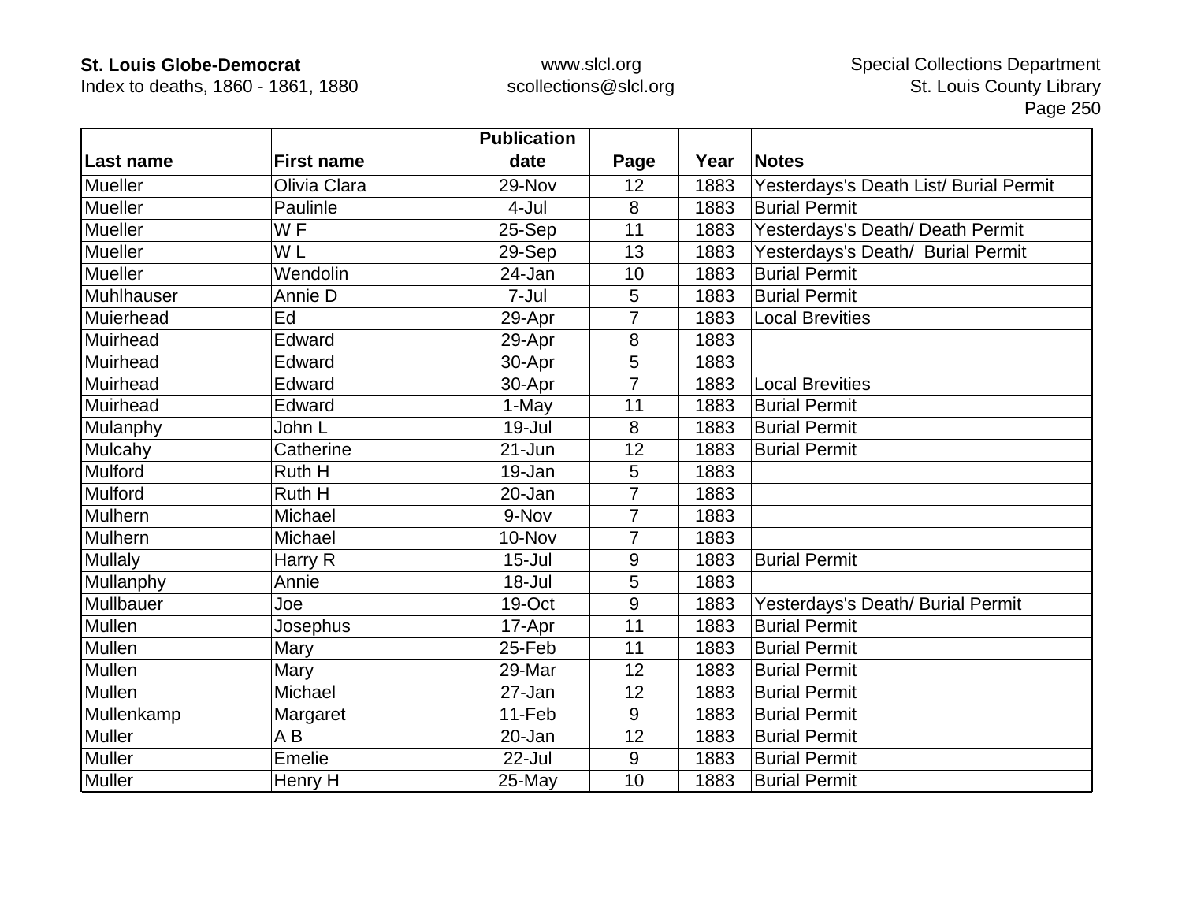| Last name | First name | Publication date | Page | Year | Notes |
|---|---|---|---|---|---|
| Mueller | Olivia Clara | 29-Nov | 12 | 1883 | Yesterdays's Death List/ Burial Permit |
| Mueller | Paulinle | 4-Jul | 8 | 1883 | Burial Permit |
| Mueller | W F | 25-Sep | 11 | 1883 | Yesterdays's Death/ Death Permit |
| Mueller | W L | 29-Sep | 13 | 1883 | Yesterdays's Death/ Burial Permit |
| Mueller | Wendolin | 24-Jan | 10 | 1883 | Burial Permit |
| Muhlhauser | Annie D | 7-Jul | 5 | 1883 | Burial Permit |
| Muierhead | Ed | 29-Apr | 7 | 1883 | Local Brevities |
| Muirhead | Edward | 29-Apr | 8 | 1883 | |
| Muirhead | Edward | 30-Apr | 5 | 1883 | |
| Muirhead | Edward | 30-Apr | 7 | 1883 | Local Brevities |
| Muirhead | Edward | 1-May | 11 | 1883 | Burial Permit |
| Mulanphy | John L | 19-Jul | 8 | 1883 | Burial Permit |
| Mulcahy | Catherine | 21-Jun | 12 | 1883 | Burial Permit |
| Mulford | Ruth H | 19-Jan | 5 | 1883 | |
| Mulford | Ruth H | 20-Jan | 7 | 1883 | |
| Mulhern | Michael | 9-Nov | 7 | 1883 | |
| Mulhern | Michael | 10-Nov | 7 | 1883 | |
| Mullaly | Harry R | 15-Jul | 9 | 1883 | Burial Permit |
| Mullanphy | Annie | 18-Jul | 5 | 1883 | |
| Mullbauer | Joe | 19-Oct | 9 | 1883 | Yesterdays's Death/ Burial Permit |
| Mullen | Josephus | 17-Apr | 11 | 1883 | Burial Permit |
| Mullen | Mary | 25-Feb | 11 | 1883 | Burial Permit |
| Mullen | Mary | 29-Mar | 12 | 1883 | Burial Permit |
| Mullen | Michael | 27-Jan | 12 | 1883 | Burial Permit |
| Mullenkamp | Margaret | 11-Feb | 9 | 1883 | Burial Permit |
| Muller | A B | 20-Jan | 12 | 1883 | Burial Permit |
| Muller | Emelie | 22-Jul | 9 | 1883 | Burial Permit |
| Muller | Henry H | 25-May | 10 | 1883 | Burial Permit |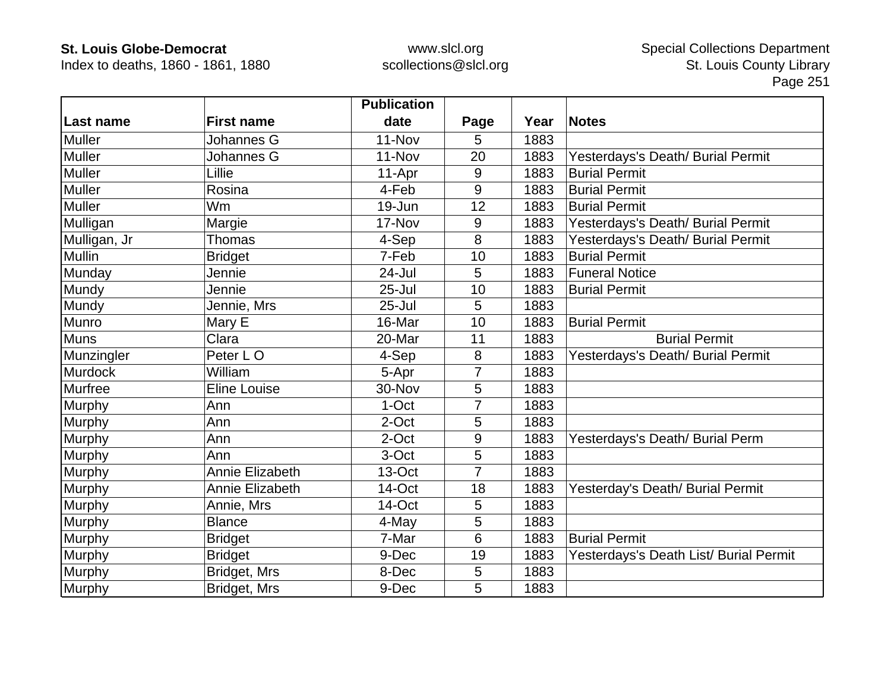| Last name | First name | Publication date | Page | Year | Notes |
|---|---|---|---|---|---|
| Muller | Johannes G | 11-Nov | 5 | 1883 | |
| Muller | Johannes G | 11-Nov | 20 | 1883 | Yesterdays's Death/ Burial Permit |
| Muller | Lillie | 11-Apr | 9 | 1883 | Burial Permit |
| Muller | Rosina | 4-Feb | 9 | 1883 | Burial Permit |
| Muller | Wm | 19-Jun | 12 | 1883 | Burial Permit |
| Mulligan | Margie | 17-Nov | 9 | 1883 | Yesterdays's Death/ Burial Permit |
| Mulligan, Jr | Thomas | 4-Sep | 8 | 1883 | Yesterdays's Death/ Burial Permit |
| Mullin | Bridget | 7-Feb | 10 | 1883 | Burial Permit |
| Munday | Jennie | 24-Jul | 5 | 1883 | Funeral Notice |
| Mundy | Jennie | 25-Jul | 10 | 1883 | Burial Permit |
| Mundy | Jennie, Mrs | 25-Jul | 5 | 1883 | |
| Munro | Mary E | 16-Mar | 10 | 1883 | Burial Permit |
| Muns | Clara | 20-Mar | 11 | 1883 | Burial Permit |
| Munzingler | Peter L O | 4-Sep | 8 | 1883 | Yesterdays's Death/ Burial Permit |
| Murdock | William | 5-Apr | 7 | 1883 | |
| Murfree | Eline Louise | 30-Nov | 5 | 1883 | |
| Murphy | Ann | 1-Oct | 7 | 1883 | |
| Murphy | Ann | 2-Oct | 5 | 1883 | |
| Murphy | Ann | 2-Oct | 9 | 1883 | Yesterdays's Death/ Burial Perm |
| Murphy | Ann | 3-Oct | 5 | 1883 | |
| Murphy | Annie Elizabeth | 13-Oct | 7 | 1883 | |
| Murphy | Annie Elizabeth | 14-Oct | 18 | 1883 | Yesterday's Death/ Burial Permit |
| Murphy | Annie, Mrs | 14-Oct | 5 | 1883 | |
| Murphy | Blance | 4-May | 5 | 1883 | |
| Murphy | Bridget | 7-Mar | 6 | 1883 | Burial Permit |
| Murphy | Bridget | 9-Dec | 19 | 1883 | Yesterdays's Death List/ Burial Permit |
| Murphy | Bridget, Mrs | 8-Dec | 5 | 1883 | |
| Murphy | Bridget, Mrs | 9-Dec | 5 | 1883 | |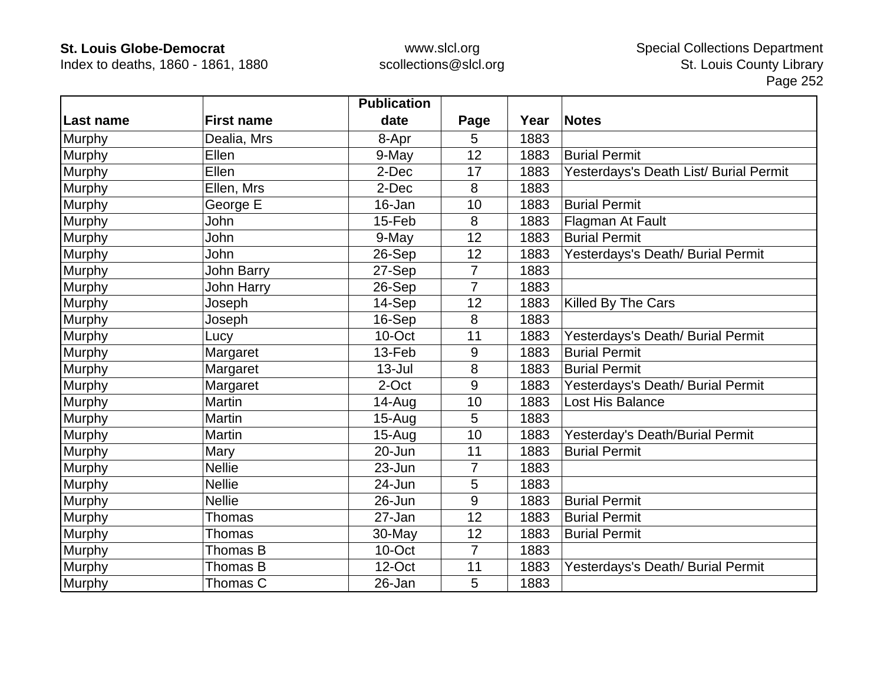| Last name | First name | Publication date | Page | Year | Notes |
|---|---|---|---|---|---|
| Murphy | Dealia, Mrs | 8-Apr | 5 | 1883 | |
| Murphy | Ellen | 9-May | 12 | 1883 | Burial Permit |
| Murphy | Ellen | 2-Dec | 17 | 1883 | Yesterdays's Death List/ Burial Permit |
| Murphy | Ellen, Mrs | 2-Dec | 8 | 1883 | |
| Murphy | George E | 16-Jan | 10 | 1883 | Burial Permit |
| Murphy | John | 15-Feb | 8 | 1883 | Flagman At Fault |
| Murphy | John | 9-May | 12 | 1883 | Burial Permit |
| Murphy | John | 26-Sep | 12 | 1883 | Yesterdays's Death/ Burial Permit |
| Murphy | John Barry | 27-Sep | 7 | 1883 | |
| Murphy | John Harry | 26-Sep | 7 | 1883 | |
| Murphy | Joseph | 14-Sep | 12 | 1883 | Killed By The Cars |
| Murphy | Joseph | 16-Sep | 8 | 1883 | |
| Murphy | Lucy | 10-Oct | 11 | 1883 | Yesterdays's Death/ Burial Permit |
| Murphy | Margaret | 13-Feb | 9 | 1883 | Burial Permit |
| Murphy | Margaret | 13-Jul | 8 | 1883 | Burial Permit |
| Murphy | Margaret | 2-Oct | 9 | 1883 | Yesterdays's Death/ Burial Permit |
| Murphy | Martin | 14-Aug | 10 | 1883 | Lost His Balance |
| Murphy | Martin | 15-Aug | 5 | 1883 | |
| Murphy | Martin | 15-Aug | 10 | 1883 | Yesterday's Death/Burial Permit |
| Murphy | Mary | 20-Jun | 11 | 1883 | Burial Permit |
| Murphy | Nellie | 23-Jun | 7 | 1883 | |
| Murphy | Nellie | 24-Jun | 5 | 1883 | |
| Murphy | Nellie | 26-Jun | 9 | 1883 | Burial Permit |
| Murphy | Thomas | 27-Jan | 12 | 1883 | Burial Permit |
| Murphy | Thomas | 30-May | 12 | 1883 | Burial Permit |
| Murphy | Thomas B | 10-Oct | 7 | 1883 | |
| Murphy | Thomas B | 12-Oct | 11 | 1883 | Yesterdays's Death/ Burial Permit |
| Murphy | Thomas C | 26-Jan | 5 | 1883 | |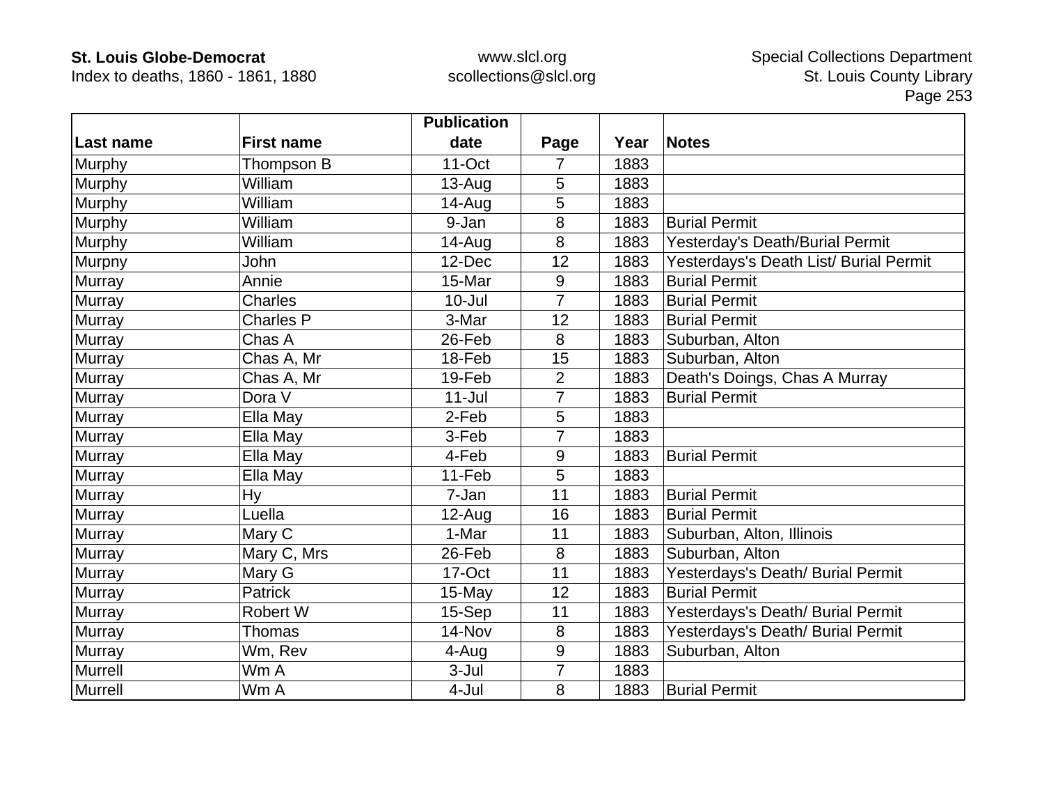| Last name | First name | Publication date | Page | Year | Notes |
|---|---|---|---|---|---|
| Murphy | Thompson B | 11-Oct | 7 | 1883 | |
| Murphy | William | 13-Aug | 5 | 1883 | |
| Murphy | William | 14-Aug | 5 | 1883 | |
| Murphy | William | 9-Jan | 8 | 1883 | Burial Permit |
| Murphy | William | 14-Aug | 8 | 1883 | Yesterday's Death/Burial Permit |
| Murpny | John | 12-Dec | 12 | 1883 | Yesterdays's Death List/ Burial Permit |
| Murray | Annie | 15-Mar | 9 | 1883 | Burial Permit |
| Murray | Charles | 10-Jul | 7 | 1883 | Burial Permit |
| Murray | Charles P | 3-Mar | 12 | 1883 | Burial Permit |
| Murray | Chas A | 26-Feb | 8 | 1883 | Suburban, Alton |
| Murray | Chas A, Mr | 18-Feb | 15 | 1883 | Suburban, Alton |
| Murray | Chas A, Mr | 19-Feb | 2 | 1883 | Death's Doings, Chas A Murray |
| Murray | Dora V | 11-Jul | 7 | 1883 | Burial Permit |
| Murray | Ella May | 2-Feb | 5 | 1883 | |
| Murray | Ella May | 3-Feb | 7 | 1883 | |
| Murray | Ella May | 4-Feb | 9 | 1883 | Burial Permit |
| Murray | Ella May | 11-Feb | 5 | 1883 | |
| Murray | Hy | 7-Jan | 11 | 1883 | Burial Permit |
| Murray | Luella | 12-Aug | 16 | 1883 | Burial Permit |
| Murray | Mary C | 1-Mar | 11 | 1883 | Suburban, Alton, Illinois |
| Murray | Mary C, Mrs | 26-Feb | 8 | 1883 | Suburban, Alton |
| Murray | Mary G | 17-Oct | 11 | 1883 | Yesterdays's Death/ Burial Permit |
| Murray | Patrick | 15-May | 12 | 1883 | Burial Permit |
| Murray | Robert W | 15-Sep | 11 | 1883 | Yesterdays's Death/ Burial Permit |
| Murray | Thomas | 14-Nov | 8 | 1883 | Yesterdays's Death/ Burial Permit |
| Murray | Wm, Rev | 4-Aug | 9 | 1883 | Suburban, Alton |
| Murrell | Wm A | 3-Jul | 7 | 1883 | |
| Murrell | Wm A | 4-Jul | 8 | 1883 | Burial Permit |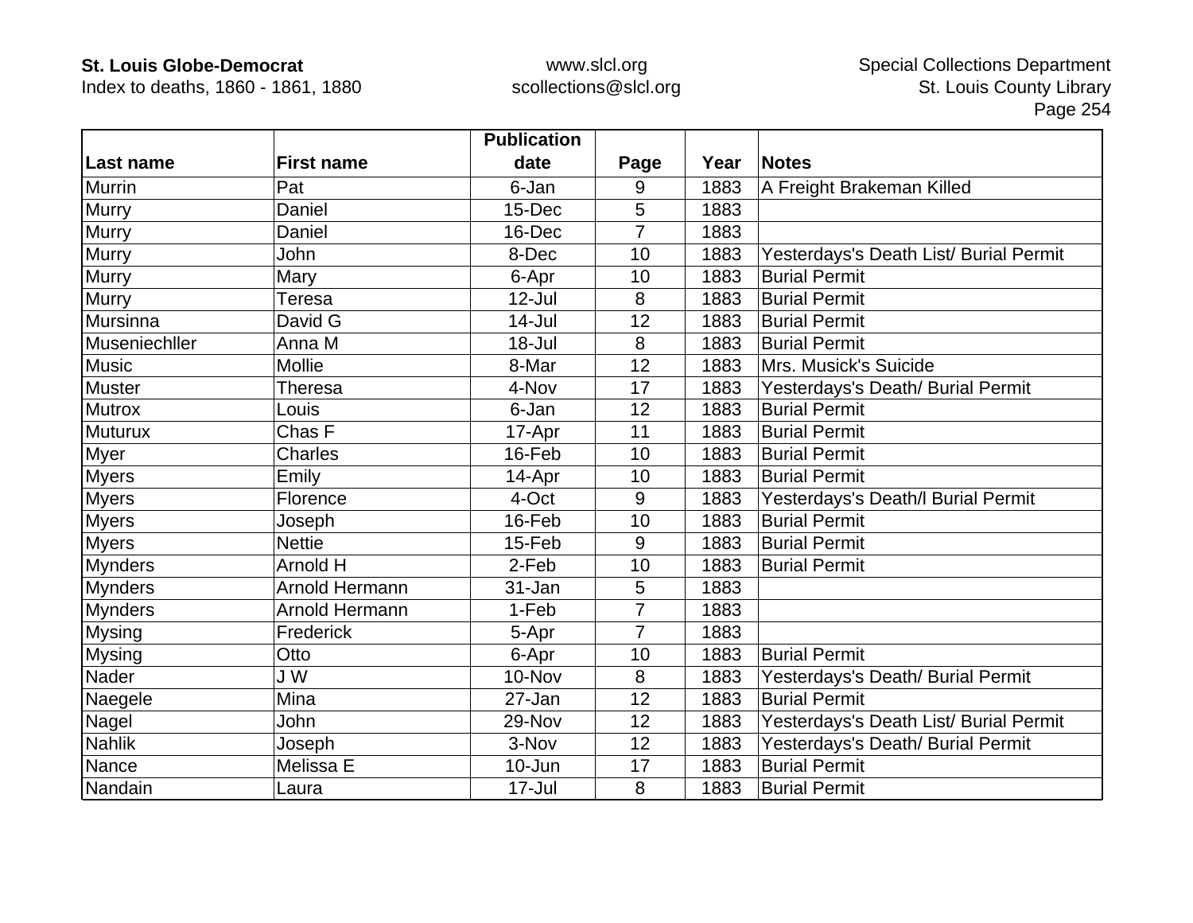| Last name | First name | Publication date | Page | Year | Notes |
|---|---|---|---|---|---|
| Murrin | Pat | 6-Jan | 9 | 1883 | A Freight Brakeman Killed |
| Murry | Daniel | 15-Dec | 5 | 1883 | |
| Murry | Daniel | 16-Dec | 7 | 1883 | |
| Murry | John | 8-Dec | 10 | 1883 | Yesterdays's Death List/ Burial Permit |
| Murry | Mary | 6-Apr | 10 | 1883 | Burial Permit |
| Murry | Teresa | 12-Jul | 8 | 1883 | Burial Permit |
| Mursinna | David G | 14-Jul | 12 | 1883 | Burial Permit |
| Museniechller | Anna M | 18-Jul | 8 | 1883 | Burial Permit |
| Music | Mollie | 8-Mar | 12 | 1883 | Mrs. Musick's Suicide |
| Muster | Theresa | 4-Nov | 17 | 1883 | Yesterdays's Death/ Burial Permit |
| Mutrox | Louis | 6-Jan | 12 | 1883 | Burial Permit |
| Muturux | Chas F | 17-Apr | 11 | 1883 | Burial Permit |
| Myer | Charles | 16-Feb | 10 | 1883 | Burial Permit |
| Myers | Emily | 14-Apr | 10 | 1883 | Burial Permit |
| Myers | Florence | 4-Oct | 9 | 1883 | Yesterdays's Death/l Burial Permit |
| Myers | Joseph | 16-Feb | 10 | 1883 | Burial Permit |
| Myers | Nettie | 15-Feb | 9 | 1883 | Burial Permit |
| Mynders | Arnold H | 2-Feb | 10 | 1883 | Burial Permit |
| Mynders | Arnold Hermann | 31-Jan | 5 | 1883 | |
| Mynders | Arnold Hermann | 1-Feb | 7 | 1883 | |
| Mysing | Frederick | 5-Apr | 7 | 1883 | |
| Mysing | Otto | 6-Apr | 10 | 1883 | Burial Permit |
| Nader | J W | 10-Nov | 8 | 1883 | Yesterdays's Death/ Burial Permit |
| Naegele | Mina | 27-Jan | 12 | 1883 | Burial Permit |
| Nagel | John | 29-Nov | 12 | 1883 | Yesterdays's Death List/ Burial Permit |
| Nahlik | Joseph | 3-Nov | 12 | 1883 | Yesterdays's Death/ Burial Permit |
| Nance | Melissa E | 10-Jun | 17 | 1883 | Burial Permit |
| Nandain | Laura | 17-Jul | 8 | 1883 | Burial Permit |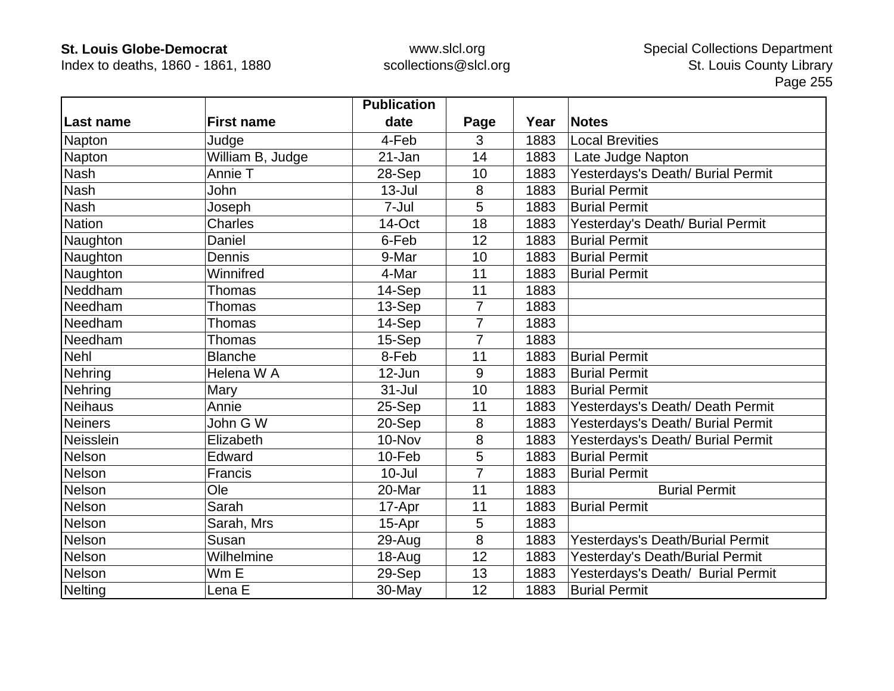| Last name | First name | Publication date | Page | Year | Notes |
|---|---|---|---|---|---|
| Napton | Judge | 4-Feb | 3 | 1883 | Local Brevities |
| Napton | William B, Judge | 21-Jan | 14 | 1883 | Late Judge Napton |
| Nash | Annie T | 28-Sep | 10 | 1883 | Yesterdays's Death/ Burial Permit |
| Nash | John | 13-Jul | 8 | 1883 | Burial Permit |
| Nash | Joseph | 7-Jul | 5 | 1883 | Burial Permit |
| Nation | Charles | 14-Oct | 18 | 1883 | Yesterday's Death/ Burial Permit |
| Naughton | Daniel | 6-Feb | 12 | 1883 | Burial Permit |
| Naughton | Dennis | 9-Mar | 10 | 1883 | Burial Permit |
| Naughton | Winnifred | 4-Mar | 11 | 1883 | Burial Permit |
| Neddham | Thomas | 14-Sep | 11 | 1883 | |
| Needham | Thomas | 13-Sep | 7 | 1883 | |
| Needham | Thomas | 14-Sep | 7 | 1883 | |
| Needham | Thomas | 15-Sep | 7 | 1883 | |
| Nehl | Blanche | 8-Feb | 11 | 1883 | Burial Permit |
| Nehring | Helena W A | 12-Jun | 9 | 1883 | Burial Permit |
| Nehring | Mary | 31-Jul | 10 | 1883 | Burial Permit |
| Neihaus | Annie | 25-Sep | 11 | 1883 | Yesterdays's Death/ Death Permit |
| Neiners | John G W | 20-Sep | 8 | 1883 | Yesterdays's Death/ Burial Permit |
| Neisslein | Elizabeth | 10-Nov | 8 | 1883 | Yesterdays's Death/ Burial Permit |
| Nelson | Edward | 10-Feb | 5 | 1883 | Burial Permit |
| Nelson | Francis | 10-Jul | 7 | 1883 | Burial Permit |
| Nelson | Ole | 20-Mar | 11 | 1883 | Burial Permit |
| Nelson | Sarah | 17-Apr | 11 | 1883 | Burial Permit |
| Nelson | Sarah, Mrs | 15-Apr | 5 | 1883 | |
| Nelson | Susan | 29-Aug | 8 | 1883 | Yesterdays's Death/Burial Permit |
| Nelson | Wilhelmine | 18-Aug | 12 | 1883 | Yesterday's Death/Burial Permit |
| Nelson | Wm E | 29-Sep | 13 | 1883 | Yesterdays's Death/ Burial Permit |
| Nelting | Lena E | 30-May | 12 | 1883 | Burial Permit |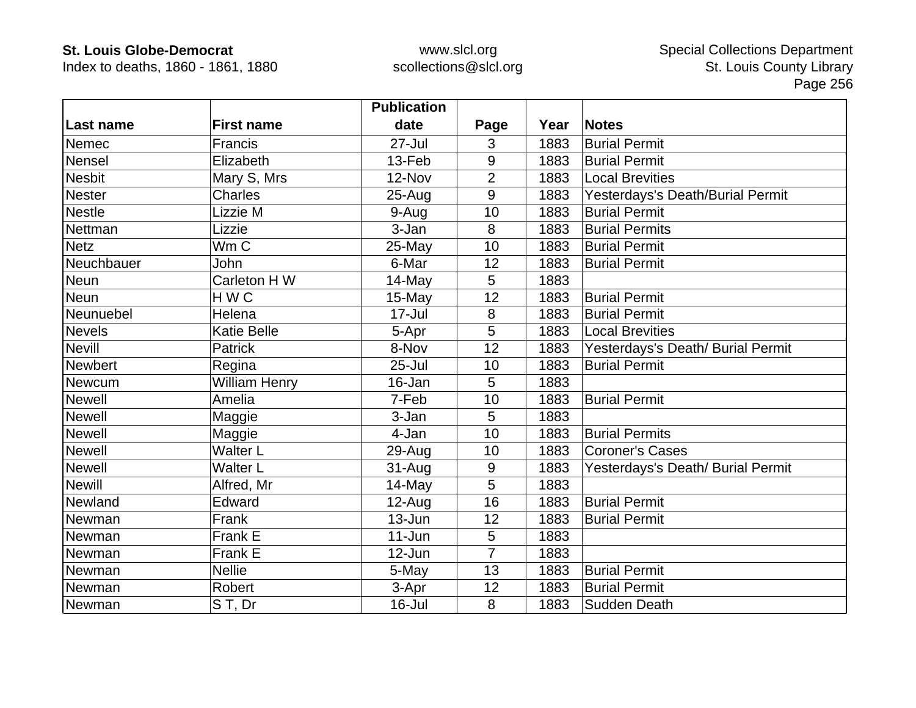| Last name | First name | Publication date | Page | Year | Notes |
|---|---|---|---|---|---|
| Nemec | Francis | 27-Jul | 3 | 1883 | Burial Permit |
| Nensel | Elizabeth | 13-Feb | 9 | 1883 | Burial Permit |
| Nesbit | Mary S, Mrs | 12-Nov | 2 | 1883 | Local Brevities |
| Nester | Charles | 25-Aug | 9 | 1883 | Yesterdays's Death/Burial Permit |
| Nestle | Lizzie M | 9-Aug | 10 | 1883 | Burial Permit |
| Nettman | Lizzie | 3-Jan | 8 | 1883 | Burial Permits |
| Netz | Wm C | 25-May | 10 | 1883 | Burial Permit |
| Neuchbauer | John | 6-Mar | 12 | 1883 | Burial Permit |
| Neun | Carleton H W | 14-May | 5 | 1883 | |
| Neun | H W C | 15-May | 12 | 1883 | Burial Permit |
| Neunuebel | Helena | 17-Jul | 8 | 1883 | Burial Permit |
| Nevels | Katie Belle | 5-Apr | 5 | 1883 | Local Brevities |
| Nevill | Patrick | 8-Nov | 12 | 1883 | Yesterdays's Death/ Burial Permit |
| Newbert | Regina | 25-Jul | 10 | 1883 | Burial Permit |
| Newcum | William Henry | 16-Jan | 5 | 1883 | |
| Newell | Amelia | 7-Feb | 10 | 1883 | Burial Permit |
| Newell | Maggie | 3-Jan | 5 | 1883 | |
| Newell | Maggie | 4-Jan | 10 | 1883 | Burial Permits |
| Newell | Walter L | 29-Aug | 10 | 1883 | Coroner's Cases |
| Newell | Walter L | 31-Aug | 9 | 1883 | Yesterdays's Death/ Burial Permit |
| Newill | Alfred, Mr | 14-May | 5 | 1883 | |
| Newland | Edward | 12-Aug | 16 | 1883 | Burial Permit |
| Newman | Frank | 13-Jun | 12 | 1883 | Burial Permit |
| Newman | Frank E | 11-Jun | 5 | 1883 | |
| Newman | Frank E | 12-Jun | 7 | 1883 | |
| Newman | Nellie | 5-May | 13 | 1883 | Burial Permit |
| Newman | Robert | 3-Apr | 12 | 1883 | Burial Permit |
| Newman | S T, Dr | 16-Jul | 8 | 1883 | Sudden Death |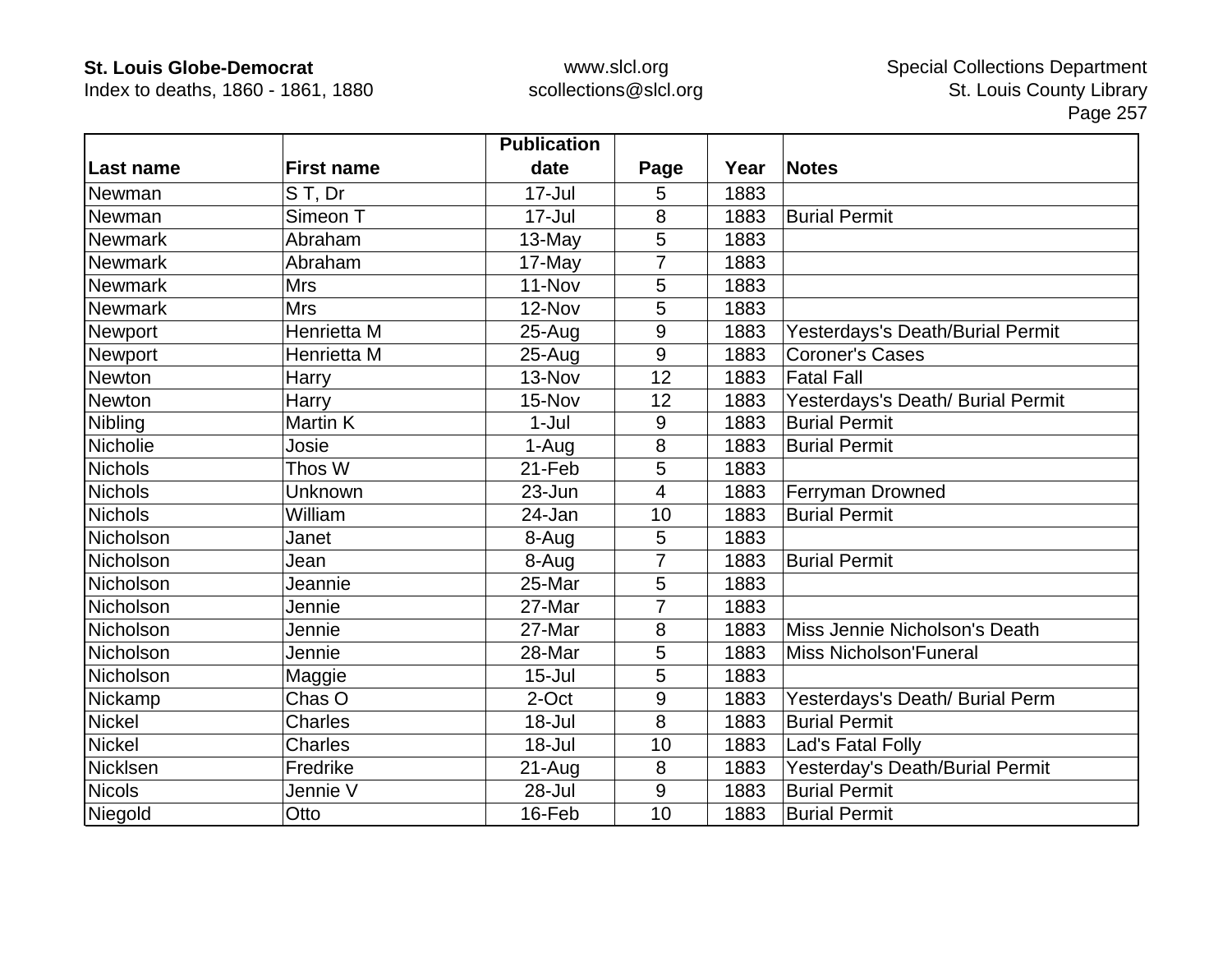| Last name | First name | Publication date | Page | Year | Notes |
|---|---|---|---|---|---|
| Newman | S T, Dr | 17-Jul | 5 | 1883 | |
| Newman | Simeon T | 17-Jul | 8 | 1883 | Burial Permit |
| Newmark | Abraham | 13-May | 5 | 1883 | |
| Newmark | Abraham | 17-May | 7 | 1883 | |
| Newmark | Mrs | 11-Nov | 5 | 1883 | |
| Newmark | Mrs | 12-Nov | 5 | 1883 | |
| Newport | Henrietta M | 25-Aug | 9 | 1883 | Yesterdays's Death/Burial Permit |
| Newport | Henrietta M | 25-Aug | 9 | 1883 | Coroner's Cases |
| Newton | Harry | 13-Nov | 12 | 1883 | Fatal Fall |
| Newton | Harry | 15-Nov | 12 | 1883 | Yesterdays's Death/ Burial Permit |
| Nibling | Martin K | 1-Jul | 9 | 1883 | Burial Permit |
| Nicholie | Josie | 1-Aug | 8 | 1883 | Burial Permit |
| Nichols | Thos W | 21-Feb | 5 | 1883 | |
| Nichols | Unknown | 23-Jun | 4 | 1883 | Ferryman Drowned |
| Nichols | William | 24-Jan | 10 | 1883 | Burial Permit |
| Nicholson | Janet | 8-Aug | 5 | 1883 | |
| Nicholson | Jean | 8-Aug | 7 | 1883 | Burial Permit |
| Nicholson | Jeannie | 25-Mar | 5 | 1883 | |
| Nicholson | Jennie | 27-Mar | 7 | 1883 | |
| Nicholson | Jennie | 27-Mar | 8 | 1883 | Miss Jennie Nicholson's Death |
| Nicholson | Jennie | 28-Mar | 5 | 1883 | Miss Nicholson'Funeral |
| Nicholson | Maggie | 15-Jul | 5 | 1883 | |
| Nickamp | Chas O | 2-Oct | 9 | 1883 | Yesterdays's Death/ Burial Perm |
| Nickel | Charles | 18-Jul | 8 | 1883 | Burial Permit |
| Nickel | Charles | 18-Jul | 10 | 1883 | Lad's Fatal Folly |
| Nicklsen | Fredrike | 21-Aug | 8 | 1883 | Yesterday's Death/Burial Permit |
| Nicols | Jennie V | 28-Jul | 9 | 1883 | Burial Permit |
| Niegold | Otto | 16-Feb | 10 | 1883 | Burial Permit |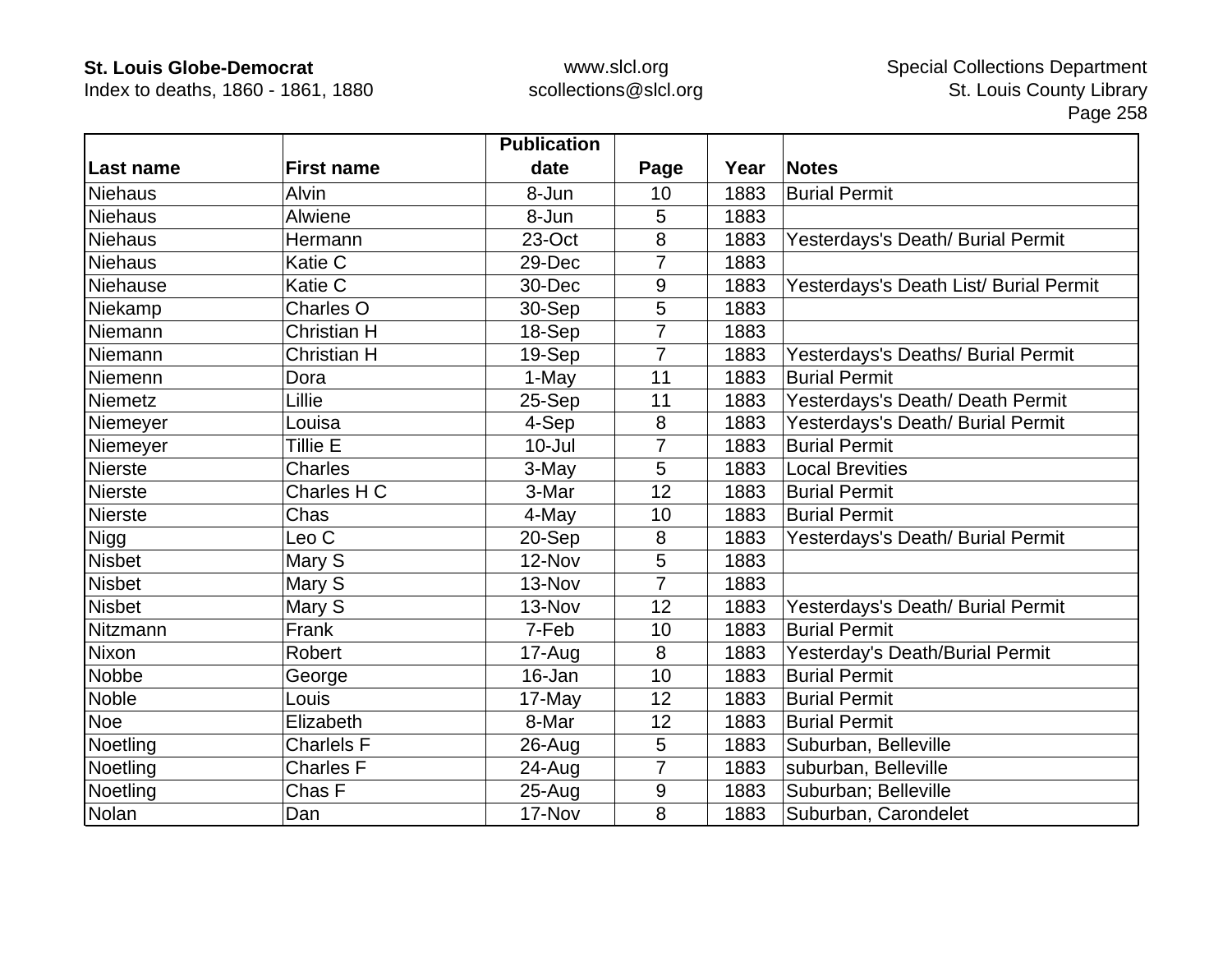| Last name | First name | Publication date | Page | Year | Notes |
|---|---|---|---|---|---|
| Niehaus | Alvin | 8-Jun | 10 | 1883 | Burial Permit |
| Niehaus | Alwiene | 8-Jun | 5 | 1883 | |
| Niehaus | Hermann | 23-Oct | 8 | 1883 | Yesterdays's Death/ Burial Permit |
| Niehaus | Katie C | 29-Dec | 7 | 1883 | |
| Niehause | Katie C | 30-Dec | 9 | 1883 | Yesterdays's Death List/ Burial Permit |
| Niekamp | Charles O | 30-Sep | 5 | 1883 | |
| Niemann | Christian H | 18-Sep | 7 | 1883 | |
| Niemann | Christian H | 19-Sep | 7 | 1883 | Yesterdays's Deaths/ Burial Permit |
| Niemenn | Dora | 1-May | 11 | 1883 | Burial Permit |
| Niemetz | Lillie | 25-Sep | 11 | 1883 | Yesterdays's Death/ Death Permit |
| Niemeyer | Louisa | 4-Sep | 8 | 1883 | Yesterdays's Death/ Burial Permit |
| Niemeyer | Tillie E | 10-Jul | 7 | 1883 | Burial Permit |
| Nierste | Charles | 3-May | 5 | 1883 | Local Brevities |
| Nierste | Charles H C | 3-Mar | 12 | 1883 | Burial Permit |
| Nierste | Chas | 4-May | 10 | 1883 | Burial Permit |
| Nigg | Leo C | 20-Sep | 8 | 1883 | Yesterdays's Death/ Burial Permit |
| Nisbet | Mary S | 12-Nov | 5 | 1883 | |
| Nisbet | Mary S | 13-Nov | 7 | 1883 | |
| Nisbet | Mary S | 13-Nov | 12 | 1883 | Yesterdays's Death/ Burial Permit |
| Nitzmann | Frank | 7-Feb | 10 | 1883 | Burial Permit |
| Nixon | Robert | 17-Aug | 8 | 1883 | Yesterday's Death/Burial Permit |
| Nobbe | George | 16-Jan | 10 | 1883 | Burial Permit |
| Noble | Louis | 17-May | 12 | 1883 | Burial Permit |
| Noe | Elizabeth | 8-Mar | 12 | 1883 | Burial Permit |
| Noetling | Charlels F | 26-Aug | 5 | 1883 | Suburban, Belleville |
| Noetling | Charles F | 24-Aug | 7 | 1883 | suburban, Belleville |
| Noetling | Chas F | 25-Aug | 9 | 1883 | Suburban; Belleville |
| Nolan | Dan | 17-Nov | 8 | 1883 | Suburban, Carondelet |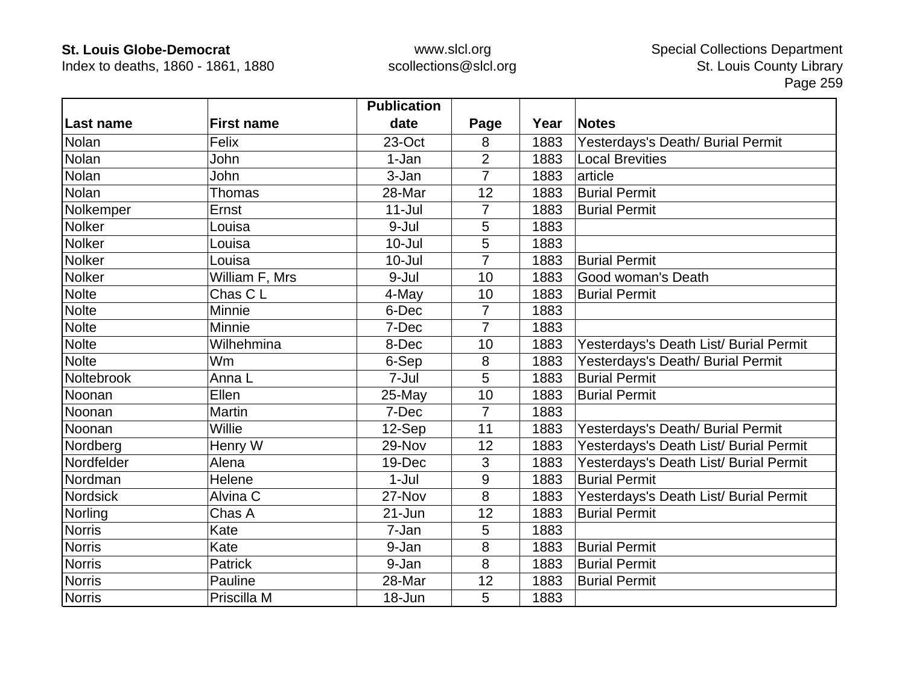| Last name | First name | Publication date | Page | Year | Notes |
|---|---|---|---|---|---|
| Nolan | Felix | 23-Oct | 8 | 1883 | Yesterdays's Death/ Burial Permit |
| Nolan | John | 1-Jan | 2 | 1883 | Local Brevities |
| Nolan | John | 3-Jan | 7 | 1883 | article |
| Nolan | Thomas | 28-Mar | 12 | 1883 | Burial Permit |
| Nolkemper | Ernst | 11-Jul | 7 | 1883 | Burial Permit |
| Nolker | Louisa | 9-Jul | 5 | 1883 | |
| Nolker | Louisa | 10-Jul | 5 | 1883 | |
| Nolker | Louisa | 10-Jul | 7 | 1883 | Burial Permit |
| Nolker | William F, Mrs | 9-Jul | 10 | 1883 | Good woman's Death |
| Nolte | Chas C L | 4-May | 10 | 1883 | Burial Permit |
| Nolte | Minnie | 6-Dec | 7 | 1883 | |
| Nolte | Minnie | 7-Dec | 7 | 1883 | |
| Nolte | Wilhehmina | 8-Dec | 10 | 1883 | Yesterdays's Death List/ Burial Permit |
| Nolte | Wm | 6-Sep | 8 | 1883 | Yesterdays's Death/ Burial Permit |
| Noltebrook | Anna L | 7-Jul | 5 | 1883 | Burial Permit |
| Noonan | Ellen | 25-May | 10 | 1883 | Burial Permit |
| Noonan | Martin | 7-Dec | 7 | 1883 | |
| Noonan | Willie | 12-Sep | 11 | 1883 | Yesterdays's Death/ Burial Permit |
| Nordberg | Henry W | 29-Nov | 12 | 1883 | Yesterdays's Death List/ Burial Permit |
| Nordfelder | Alena | 19-Dec | 3 | 1883 | Yesterdays's Death List/ Burial Permit |
| Nordman | Helene | 1-Jul | 9 | 1883 | Burial Permit |
| Nordsick | Alvina C | 27-Nov | 8 | 1883 | Yesterdays's Death List/ Burial Permit |
| Norling | Chas A | 21-Jun | 12 | 1883 | Burial Permit |
| Norris | Kate | 7-Jan | 5 | 1883 | |
| Norris | Kate | 9-Jan | 8 | 1883 | Burial Permit |
| Norris | Patrick | 9-Jan | 8 | 1883 | Burial Permit |
| Norris | Pauline | 28-Mar | 12 | 1883 | Burial Permit |
| Norris | Priscilla M | 18-Jun | 5 | 1883 | |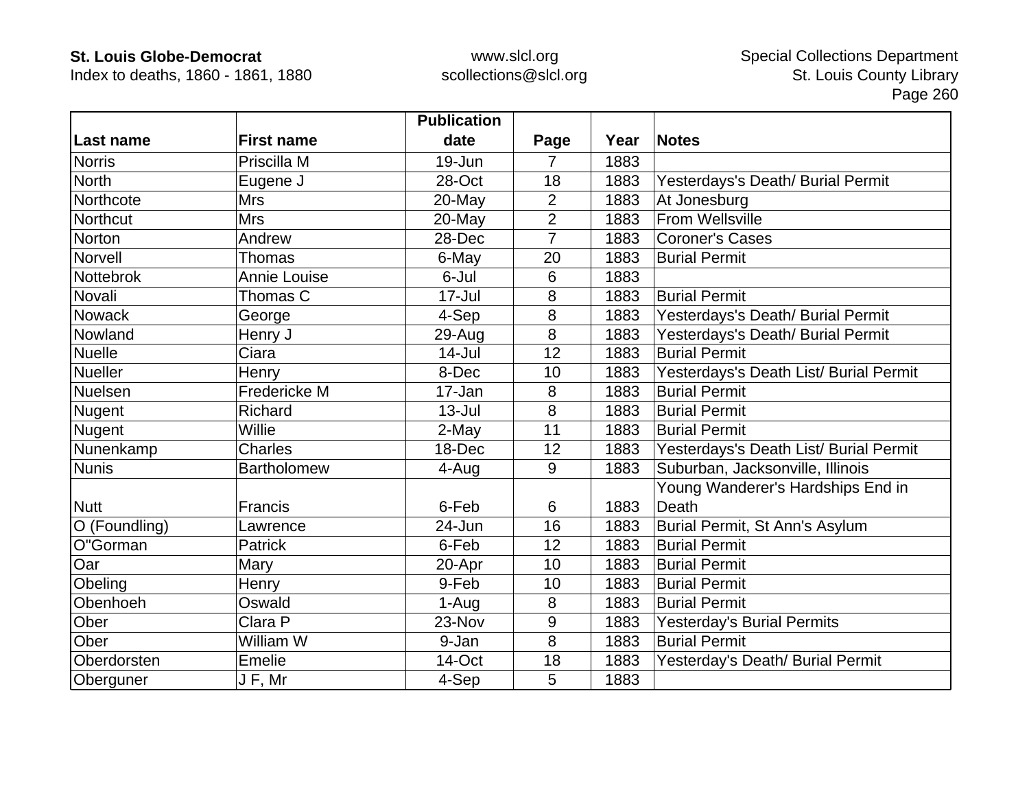| Last name | First name | Publication date | Page | Year | Notes |
|---|---|---|---|---|---|
| Norris | Priscilla M | 19-Jun | 7 | 1883 | |
| North | Eugene J | 28-Oct | 18 | 1883 | Yesterdays's Death/ Burial Permit |
| Northcote | Mrs | 20-May | 2 | 1883 | At Jonesburg |
| Northcut | Mrs | 20-May | 2 | 1883 | From Wellsville |
| Norton | Andrew | 28-Dec | 7 | 1883 | Coroner's Cases |
| Norvell | Thomas | 6-May | 20 | 1883 | Burial Permit |
| Nottebrok | Annie Louise | 6-Jul | 6 | 1883 | |
| Novali | Thomas C | 17-Jul | 8 | 1883 | Burial Permit |
| Nowack | George | 4-Sep | 8 | 1883 | Yesterdays's Death/ Burial Permit |
| Nowland | Henry J | 29-Aug | 8 | 1883 | Yesterdays's Death/ Burial Permit |
| Nuelle | Ciara | 14-Jul | 12 | 1883 | Burial Permit |
| Nueller | Henry | 8-Dec | 10 | 1883 | Yesterdays's Death List/ Burial Permit |
| Nuelsen | Fredericke M | 17-Jan | 8 | 1883 | Burial Permit |
| Nugent | Richard | 13-Jul | 8 | 1883 | Burial Permit |
| Nugent | Willie | 2-May | 11 | 1883 | Burial Permit |
| Nunenkamp | Charles | 18-Dec | 12 | 1883 | Yesterdays's Death List/ Burial Permit |
| Nunis | Bartholomew | 4-Aug | 9 | 1883 | Suburban, Jacksonville, Illinois |
| Nutt | Francis | 6-Feb | 6 | 1883 | Young Wanderer's Hardships End in Death |
| O (Foundling) | Lawrence | 24-Jun | 16 | 1883 | Burial Permit, St Ann's Asylum |
| O"Gorman | Patrick | 6-Feb | 12 | 1883 | Burial Permit |
| Oar | Mary | 20-Apr | 10 | 1883 | Burial Permit |
| Obeling | Henry | 9-Feb | 10 | 1883 | Burial Permit |
| Obenhoeh | Oswald | 1-Aug | 8 | 1883 | Burial Permit |
| Ober | Clara P | 23-Nov | 9 | 1883 | Yesterday's Burial Permits |
| Ober | William W | 9-Jan | 8 | 1883 | Burial Permit |
| Oberdorsten | Emelie | 14-Oct | 18 | 1883 | Yesterday's Death/ Burial Permit |
| Oberguner | J F, Mr | 4-Sep | 5 | 1883 | |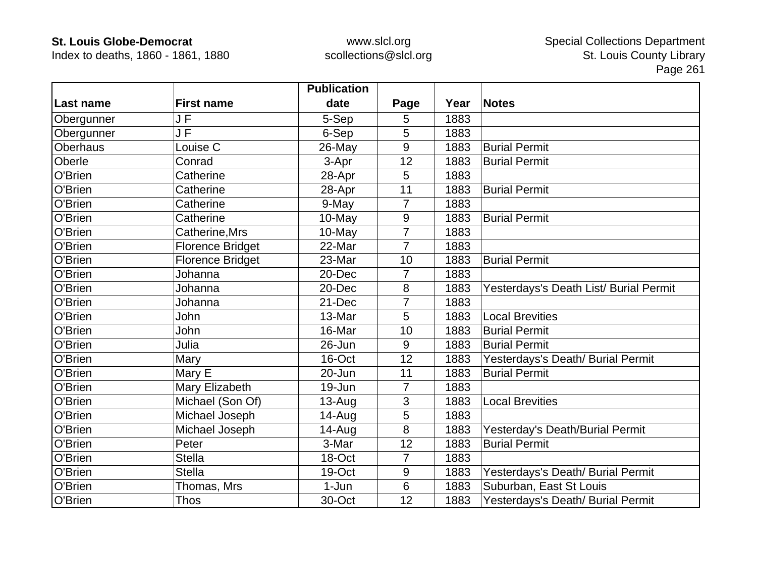| Last name | First name | Publication date | Page | Year | Notes |
|---|---|---|---|---|---|
| Obergunner | J F | 5-Sep | 5 | 1883 | |
| Obergunner | J F | 6-Sep | 5 | 1883 | |
| Oberhaus | Louise C | 26-May | 9 | 1883 | Burial Permit |
| Oberle | Conrad | 3-Apr | 12 | 1883 | Burial Permit |
| O'Brien | Catherine | 28-Apr | 5 | 1883 | |
| O'Brien | Catherine | 28-Apr | 11 | 1883 | Burial Permit |
| O'Brien | Catherine | 9-May | 7 | 1883 | |
| O'Brien | Catherine | 10-May | 9 | 1883 | Burial Permit |
| O'Brien | Catherine,Mrs | 10-May | 7 | 1883 | |
| O'Brien | Florence Bridget | 22-Mar | 7 | 1883 | |
| O'Brien | Florence Bridget | 23-Mar | 10 | 1883 | Burial Permit |
| O'Brien | Johanna | 20-Dec | 7 | 1883 | |
| O'Brien | Johanna | 20-Dec | 8 | 1883 | Yesterdays's Death List/ Burial Permit |
| O'Brien | Johanna | 21-Dec | 7 | 1883 | |
| O'Brien | John | 13-Mar | 5 | 1883 | Local Brevities |
| O'Brien | John | 16-Mar | 10 | 1883 | Burial Permit |
| O'Brien | Julia | 26-Jun | 9 | 1883 | Burial Permit |
| O'Brien | Mary | 16-Oct | 12 | 1883 | Yesterdays's Death/ Burial Permit |
| O'Brien | Mary E | 20-Jun | 11 | 1883 | Burial Permit |
| O'Brien | Mary Elizabeth | 19-Jun | 7 | 1883 | |
| O'Brien | Michael (Son Of) | 13-Aug | 3 | 1883 | Local Brevities |
| O'Brien | Michael Joseph | 14-Aug | 5 | 1883 | |
| O'Brien | Michael Joseph | 14-Aug | 8 | 1883 | Yesterday's Death/Burial Permit |
| O'Brien | Peter | 3-Mar | 12 | 1883 | Burial Permit |
| O'Brien | Stella | 18-Oct | 7 | 1883 | |
| O'Brien | Stella | 19-Oct | 9 | 1883 | Yesterdays's Death/ Burial Permit |
| O'Brien | Thomas, Mrs | 1-Jun | 6 | 1883 | Suburban, East St Louis |
| O'Brien | Thos | 30-Oct | 12 | 1883 | Yesterdays's Death/ Burial Permit |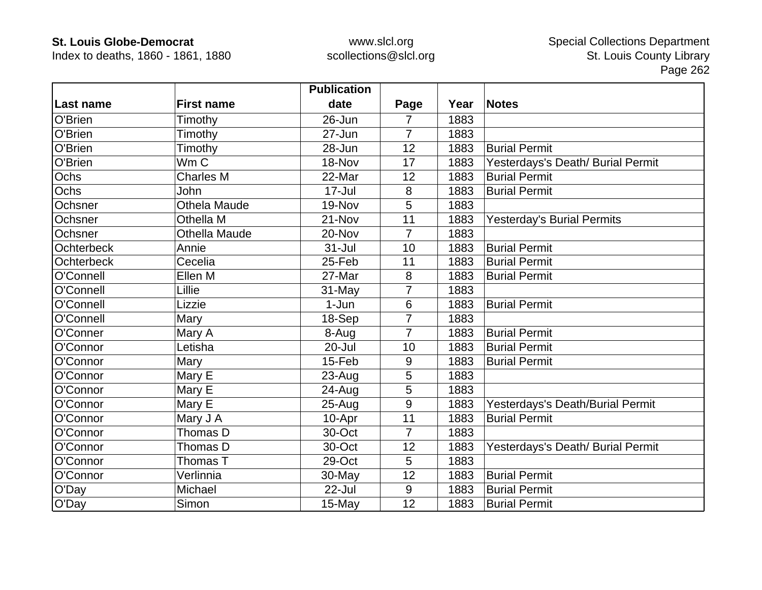| Last name | First name | Publication date | Page | Year | Notes |
|---|---|---|---|---|---|
| O'Brien | Timothy | 26-Jun | 7 | 1883 | |
| O'Brien | Timothy | 27-Jun | 7 | 1883 | |
| O'Brien | Timothy | 28-Jun | 12 | 1883 | Burial Permit |
| O'Brien | Wm C | 18-Nov | 17 | 1883 | Yesterdays's Death/ Burial Permit |
| Ochs | Charles M | 22-Mar | 12 | 1883 | Burial Permit |
| Ochs | John | 17-Jul | 8 | 1883 | Burial Permit |
| Ochsner | Othela Maude | 19-Nov | 5 | 1883 | |
| Ochsner | Othella M | 21-Nov | 11 | 1883 | Yesterday's Burial Permits |
| Ochsner | Othella Maude | 20-Nov | 7 | 1883 | |
| Ochterbeck | Annie | 31-Jul | 10 | 1883 | Burial Permit |
| Ochterbeck | Cecelia | 25-Feb | 11 | 1883 | Burial Permit |
| O'Connell | Ellen M | 27-Mar | 8 | 1883 | Burial Permit |
| O'Connell | Lillie | 31-May | 7 | 1883 | |
| O'Connell | Lizzie | 1-Jun | 6 | 1883 | Burial Permit |
| O'Connell | Mary | 18-Sep | 7 | 1883 | |
| O'Conner | Mary A | 8-Aug | 7 | 1883 | Burial Permit |
| O'Connor | Letisha | 20-Jul | 10 | 1883 | Burial Permit |
| O'Connor | Mary | 15-Feb | 9 | 1883 | Burial Permit |
| O'Connor | Mary E | 23-Aug | 5 | 1883 | |
| O'Connor | Mary E | 24-Aug | 5 | 1883 | |
| O'Connor | Mary E | 25-Aug | 9 | 1883 | Yesterdays's Death/Burial Permit |
| O'Connor | Mary J A | 10-Apr | 11 | 1883 | Burial Permit |
| O'Connor | Thomas D | 30-Oct | 7 | 1883 | |
| O'Connor | Thomas D | 30-Oct | 12 | 1883 | Yesterdays's Death/ Burial Permit |
| O'Connor | Thomas T | 29-Oct | 5 | 1883 | |
| O'Connor | Verlinnia | 30-May | 12 | 1883 | Burial Permit |
| O'Day | Michael | 22-Jul | 9 | 1883 | Burial Permit |
| O'Day | Simon | 15-May | 12 | 1883 | Burial Permit |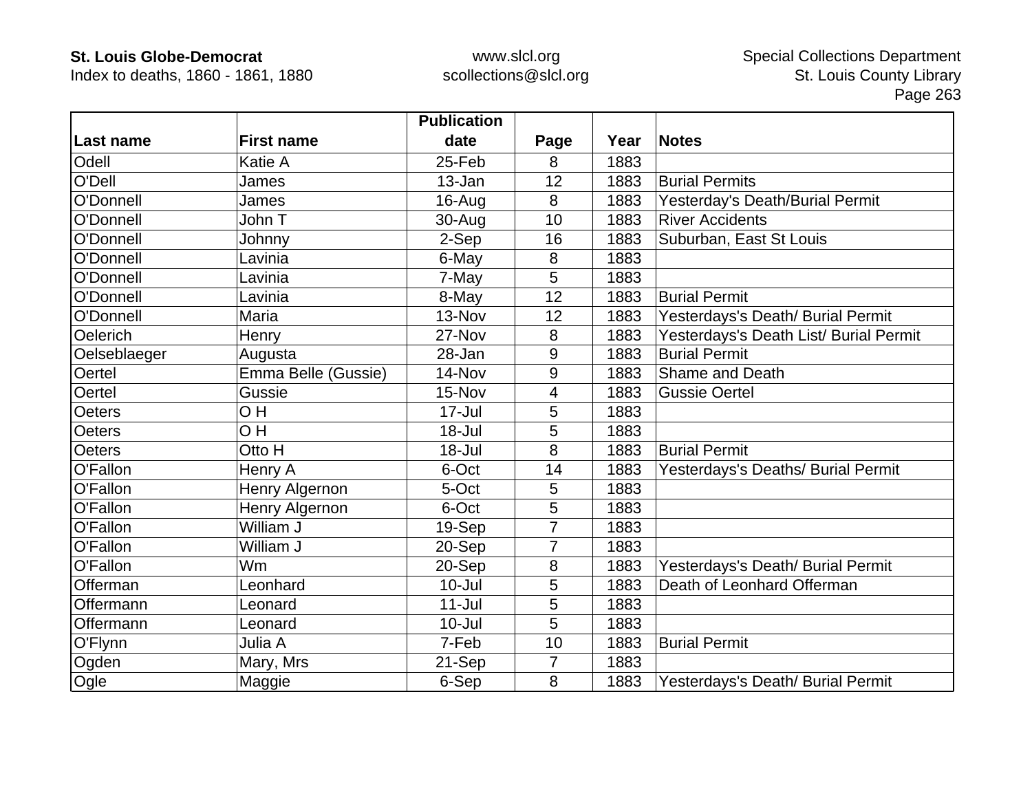| Last name | First name | Publication date | Page | Year | Notes |
|---|---|---|---|---|---|
| Odell | Katie A | 25-Feb | 8 | 1883 | |
| O'Dell | James | 13-Jan | 12 | 1883 | Burial Permits |
| O'Donnell | James | 16-Aug | 8 | 1883 | Yesterday's Death/Burial Permit |
| O'Donnell | John T | 30-Aug | 10 | 1883 | River Accidents |
| O'Donnell | Johnny | 2-Sep | 16 | 1883 | Suburban, East St Louis |
| O'Donnell | Lavinia | 6-May | 8 | 1883 | |
| O'Donnell | Lavinia | 7-May | 5 | 1883 | |
| O'Donnell | Lavinia | 8-May | 12 | 1883 | Burial Permit |
| O'Donnell | Maria | 13-Nov | 12 | 1883 | Yesterdays's Death/ Burial Permit |
| Oelerich | Henry | 27-Nov | 8 | 1883 | Yesterdays's Death List/ Burial Permit |
| Oelseblaeger | Augusta | 28-Jan | 9 | 1883 | Burial Permit |
| Oertel | Emma Belle (Gussie) | 14-Nov | 9 | 1883 | Shame and Death |
| Oertel | Gussie | 15-Nov | 4 | 1883 | Gussie Oertel |
| Oeters | O H | 17-Jul | 5 | 1883 | |
| Oeters | O H | 18-Jul | 5 | 1883 | |
| Oeters | Otto H | 18-Jul | 8 | 1883 | Burial Permit |
| O'Fallon | Henry A | 6-Oct | 14 | 1883 | Yesterdays's Deaths/ Burial Permit |
| O'Fallon | Henry Algernon | 5-Oct | 5 | 1883 | |
| O'Fallon | Henry Algernon | 6-Oct | 5 | 1883 | |
| O'Fallon | William J | 19-Sep | 7 | 1883 | |
| O'Fallon | William J | 20-Sep | 7 | 1883 | |
| O'Fallon | Wm | 20-Sep | 8 | 1883 | Yesterdays's Death/ Burial Permit |
| Offerman | Leonhard | 10-Jul | 5 | 1883 | Death of Leonhard Offerman |
| Offermann | Leonard | 11-Jul | 5 | 1883 | |
| Offermann | Leonard | 10-Jul | 5 | 1883 | |
| O'Flynn | Julia A | 7-Feb | 10 | 1883 | Burial Permit |
| Ogden | Mary, Mrs | 21-Sep | 7 | 1883 | |
| Ogle | Maggie | 6-Sep | 8 | 1883 | Yesterdays's Death/ Burial Permit |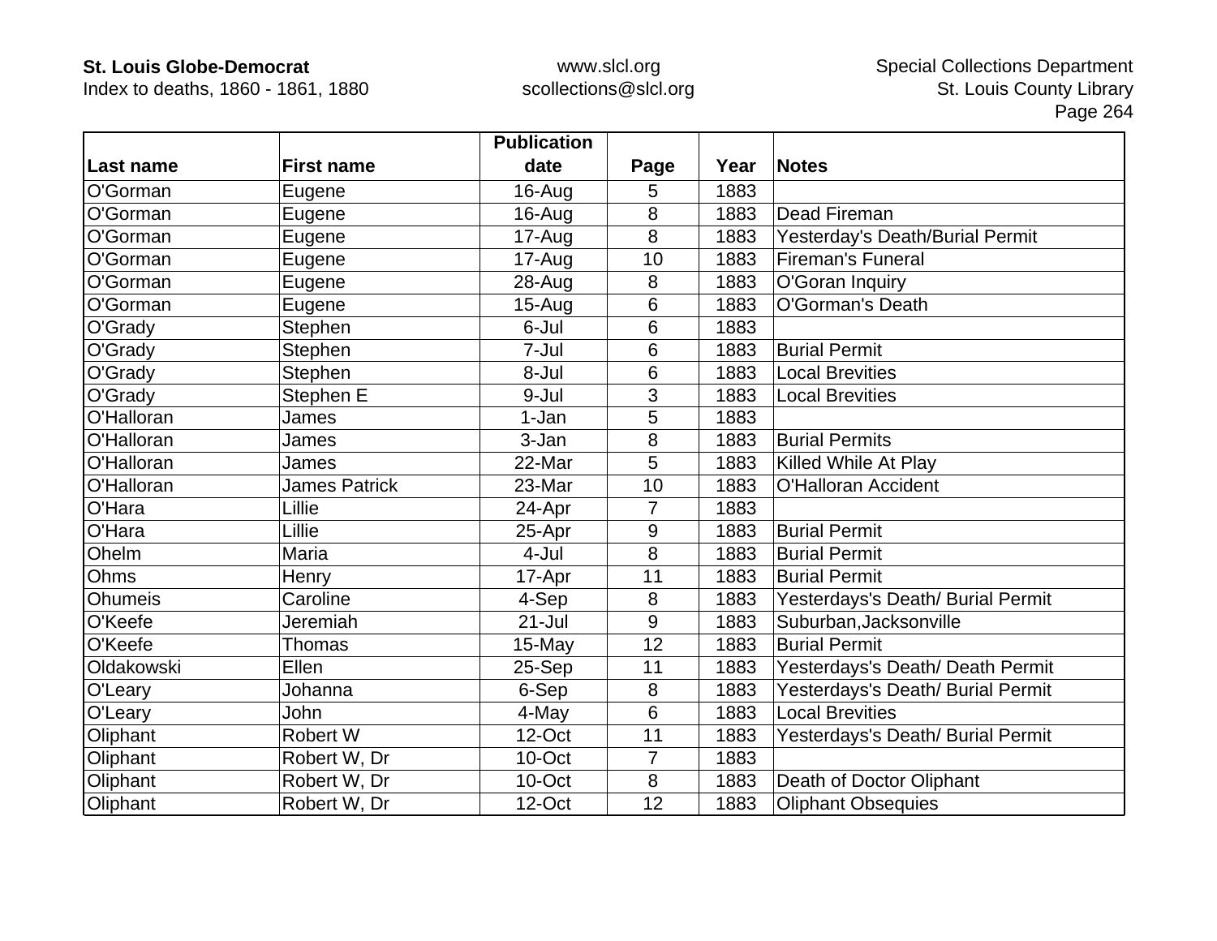| Last name | First name | Publication date | Page | Year | Notes |
|---|---|---|---|---|---|
| O'Gorman | Eugene | 16-Aug | 5 | 1883 | |
| O'Gorman | Eugene | 16-Aug | 8 | 1883 | Dead Fireman |
| O'Gorman | Eugene | 17-Aug | 8 | 1883 | Yesterday's Death/Burial Permit |
| O'Gorman | Eugene | 17-Aug | 10 | 1883 | Fireman's Funeral |
| O'Gorman | Eugene | 28-Aug | 8 | 1883 | O'Goran Inquiry |
| O'Gorman | Eugene | 15-Aug | 6 | 1883 | O'Gorman's Death |
| O'Grady | Stephen | 6-Jul | 6 | 1883 | |
| O'Grady | Stephen | 7-Jul | 6 | 1883 | Burial Permit |
| O'Grady | Stephen | 8-Jul | 6 | 1883 | Local Brevities |
| O'Grady | Stephen E | 9-Jul | 3 | 1883 | Local Brevities |
| O'Halloran | James | 1-Jan | 5 | 1883 | |
| O'Halloran | James | 3-Jan | 8 | 1883 | Burial Permits |
| O'Halloran | James | 22-Mar | 5 | 1883 | Killed While At Play |
| O'Halloran | James Patrick | 23-Mar | 10 | 1883 | O'Halloran Accident |
| O'Hara | Lillie | 24-Apr | 7 | 1883 | |
| O'Hara | Lillie | 25-Apr | 9 | 1883 | Burial Permit |
| Ohelm | Maria | 4-Jul | 8 | 1883 | Burial Permit |
| Ohms | Henry | 17-Apr | 11 | 1883 | Burial Permit |
| Ohumeis | Caroline | 4-Sep | 8 | 1883 | Yesterdays's Death/ Burial Permit |
| O'Keefe | Jeremiah | 21-Jul | 9 | 1883 | Suburban,Jacksonville |
| O'Keefe | Thomas | 15-May | 12 | 1883 | Burial Permit |
| Oldakowski | Ellen | 25-Sep | 11 | 1883 | Yesterdays's Death/ Death Permit |
| O'Leary | Johanna | 6-Sep | 8 | 1883 | Yesterdays's Death/ Burial Permit |
| O'Leary | John | 4-May | 6 | 1883 | Local Brevities |
| Oliphant | Robert W | 12-Oct | 11 | 1883 | Yesterdays's Death/ Burial Permit |
| Oliphant | Robert W, Dr | 10-Oct | 7 | 1883 | |
| Oliphant | Robert W, Dr | 10-Oct | 8 | 1883 | Death of Doctor Oliphant |
| Oliphant | Robert W, Dr | 12-Oct | 12 | 1883 | Oliphant Obsequies |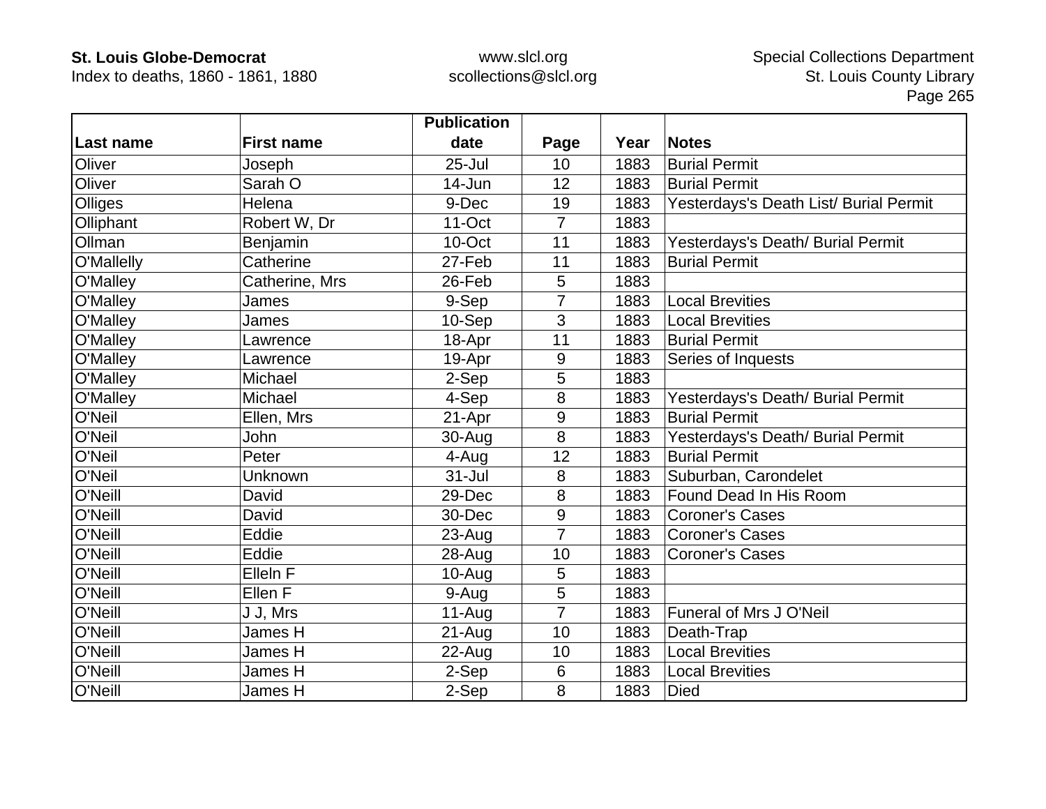| Last name | First name | Publication date | Page | Year | Notes |
|---|---|---|---|---|---|
| Oliver | Joseph | 25-Jul | 10 | 1883 | Burial Permit |
| Oliver | Sarah O | 14-Jun | 12 | 1883 | Burial Permit |
| Olliges | Helena | 9-Dec | 19 | 1883 | Yesterdays's Death List/ Burial Permit |
| Olliphant | Robert W, Dr | 11-Oct | 7 | 1883 | |
| Ollman | Benjamin | 10-Oct | 11 | 1883 | Yesterdays's Death/ Burial Permit |
| O'Mallelly | Catherine | 27-Feb | 11 | 1883 | Burial Permit |
| O'Malley | Catherine, Mrs | 26-Feb | 5 | 1883 | |
| O'Malley | James | 9-Sep | 7 | 1883 | Local Brevities |
| O'Malley | James | 10-Sep | 3 | 1883 | Local Brevities |
| O'Malley | Lawrence | 18-Apr | 11 | 1883 | Burial Permit |
| O'Malley | Lawrence | 19-Apr | 9 | 1883 | Series of Inquests |
| O'Malley | Michael | 2-Sep | 5 | 1883 | |
| O'Malley | Michael | 4-Sep | 8 | 1883 | Yesterdays's Death/ Burial Permit |
| O'Neil | Ellen, Mrs | 21-Apr | 9 | 1883 | Burial Permit |
| O'Neil | John | 30-Aug | 8 | 1883 | Yesterdays's Death/ Burial Permit |
| O'Neil | Peter | 4-Aug | 12 | 1883 | Burial Permit |
| O'Neil | Unknown | 31-Jul | 8 | 1883 | Suburban, Carondelet |
| O'Neill | David | 29-Dec | 8 | 1883 | Found Dead In His Room |
| O'Neill | David | 30-Dec | 9 | 1883 | Coroner's Cases |
| O'Neill | Eddie | 23-Aug | 7 | 1883 | Coroner's Cases |
| O'Neill | Eddie | 28-Aug | 10 | 1883 | Coroner's Cases |
| O'Neill | Elleln F | 10-Aug | 5 | 1883 | |
| O'Neill | Ellen F | 9-Aug | 5 | 1883 | |
| O'Neill | J J, Mrs | 11-Aug | 7 | 1883 | Funeral of Mrs J O'Neil |
| O'Neill | James H | 21-Aug | 10 | 1883 | Death-Trap |
| O'Neill | James H | 22-Aug | 10 | 1883 | Local Brevities |
| O'Neill | James H | 2-Sep | 6 | 1883 | Local Brevities |
| O'Neill | James H | 2-Sep | 8 | 1883 | Died |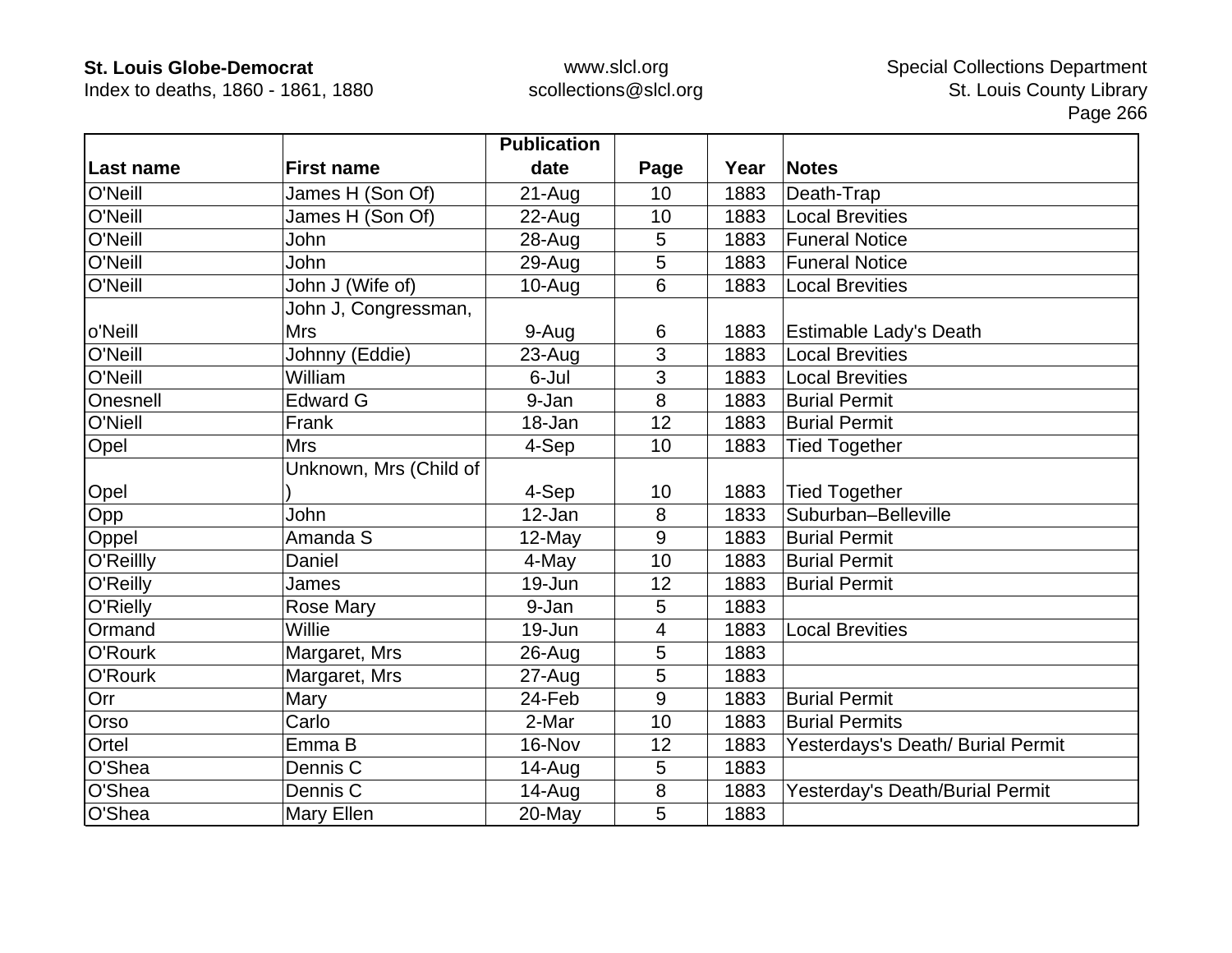| Last name | First name | Publication date | Page | Year | Notes |
|---|---|---|---|---|---|
| O'Neill | James H (Son Of) | 21-Aug | 10 | 1883 | Death-Trap |
| O'Neill | James H (Son Of) | 22-Aug | 10 | 1883 | Local Brevities |
| O'Neill | John | 28-Aug | 5 | 1883 | Funeral Notice |
| O'Neill | John | 29-Aug | 5 | 1883 | Funeral Notice |
| O'Neill | John J (Wife of) | 10-Aug | 6 | 1883 | Local Brevities |
| o'Neill | John J, Congressman, Mrs | 9-Aug | 6 | 1883 | Estimable Lady's Death |
| O'Neill | Johnny (Eddie) | 23-Aug | 3 | 1883 | Local Brevities |
| O'Neill | William | 6-Jul | 3 | 1883 | Local Brevities |
| Onesnell | Edward G | 9-Jan | 8 | 1883 | Burial Permit |
| O'Niell | Frank | 18-Jan | 12 | 1883 | Burial Permit |
| Opel | Mrs | 4-Sep | 10 | 1883 | Tied Together |
| Opel | Unknown, Mrs (Child of ) | 4-Sep | 10 | 1883 | Tied Together |
| Opp | John | 12-Jan | 8 | 1833 | Suburban–Belleville |
| Oppel | Amanda S | 12-May | 9 | 1883 | Burial Permit |
| O'Reillly | Daniel | 4-May | 10 | 1883 | Burial Permit |
| O'Reilly | James | 19-Jun | 12 | 1883 | Burial Permit |
| O'Rielly | Rose Mary | 9-Jan | 5 | 1883 | |
| Ormand | Willie | 19-Jun | 4 | 1883 | Local Brevities |
| O'Rourk | Margaret, Mrs | 26-Aug | 5 | 1883 | |
| O'Rourk | Margaret, Mrs | 27-Aug | 5 | 1883 | |
| Orr | Mary | 24-Feb | 9 | 1883 | Burial Permit |
| Orso | Carlo | 2-Mar | 10 | 1883 | Burial Permits |
| Ortel | Emma B | 16-Nov | 12 | 1883 | Yesterdays's Death/ Burial Permit |
| O'Shea | Dennis C | 14-Aug | 5 | 1883 | |
| O'Shea | Dennis C | 14-Aug | 8 | 1883 | Yesterday's Death/Burial Permit |
| O'Shea | Mary Ellen | 20-May | 5 | 1883 | |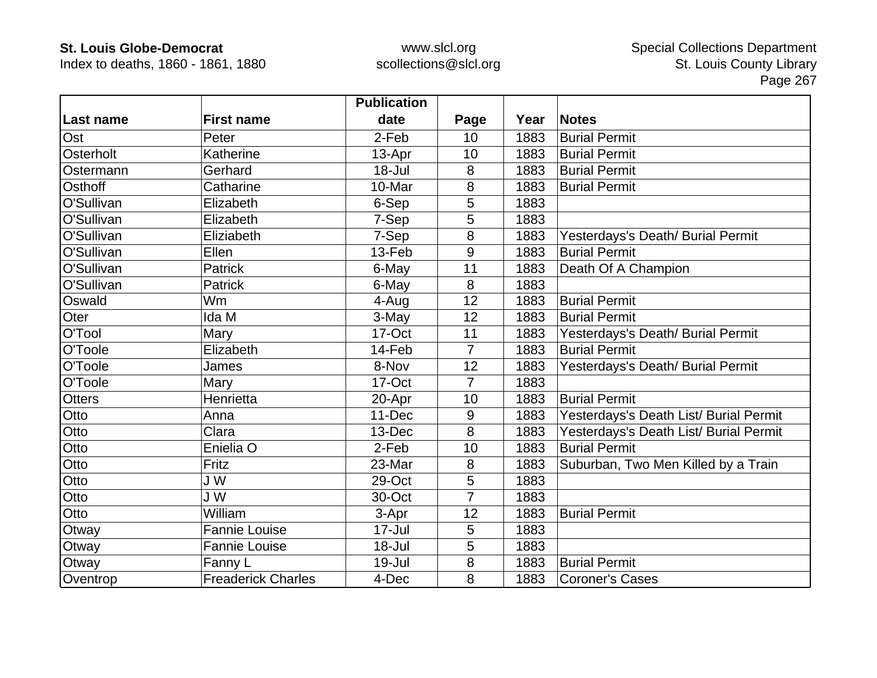| Last name | First name | Publication date | Page | Year | Notes |
|---|---|---|---|---|---|
| Ost | Peter | 2-Feb | 10 | 1883 | Burial Permit |
| Osterholt | Katherine | 13-Apr | 10 | 1883 | Burial Permit |
| Ostermann | Gerhard | 18-Jul | 8 | 1883 | Burial Permit |
| Osthoff | Catharine | 10-Mar | 8 | 1883 | Burial Permit |
| O'Sullivan | Elizabeth | 6-Sep | 5 | 1883 | |
| O'Sullivan | Elizabeth | 7-Sep | 5 | 1883 | |
| O'Sullivan | Eliziabeth | 7-Sep | 8 | 1883 | Yesterdays's Death/ Burial Permit |
| O'Sullivan | Ellen | 13-Feb | 9 | 1883 | Burial Permit |
| O'Sullivan | Patrick | 6-May | 11 | 1883 | Death Of A Champion |
| O'Sullivan | Patrick | 6-May | 8 | 1883 | |
| Oswald | Wm | 4-Aug | 12 | 1883 | Burial Permit |
| Oter | Ida M | 3-May | 12 | 1883 | Burial Permit |
| O'Tool | Mary | 17-Oct | 11 | 1883 | Yesterdays's Death/ Burial Permit |
| O'Toole | Elizabeth | 14-Feb | 7 | 1883 | Burial Permit |
| O'Toole | James | 8-Nov | 12 | 1883 | Yesterdays's Death/ Burial Permit |
| O'Toole | Mary | 17-Oct | 7 | 1883 | |
| Otters | Henrietta | 20-Apr | 10 | 1883 | Burial Permit |
| Otto | Anna | 11-Dec | 9 | 1883 | Yesterdays's Death List/ Burial Permit |
| Otto | Clara | 13-Dec | 8 | 1883 | Yesterdays's Death List/ Burial Permit |
| Otto | Enielia O | 2-Feb | 10 | 1883 | Burial Permit |
| Otto | Fritz | 23-Mar | 8 | 1883 | Suburban, Two Men Killed by a Train |
| Otto | J W | 29-Oct | 5 | 1883 | |
| Otto | J W | 30-Oct | 7 | 1883 | |
| Otto | William | 3-Apr | 12 | 1883 | Burial Permit |
| Otway | Fannie Louise | 17-Jul | 5 | 1883 | |
| Otway | Fannie Louise | 18-Jul | 5 | 1883 | |
| Otway | Fanny L | 19-Jul | 8 | 1883 | Burial Permit |
| Oventrop | Freaderick Charles | 4-Dec | 8 | 1883 | Coroner's Cases |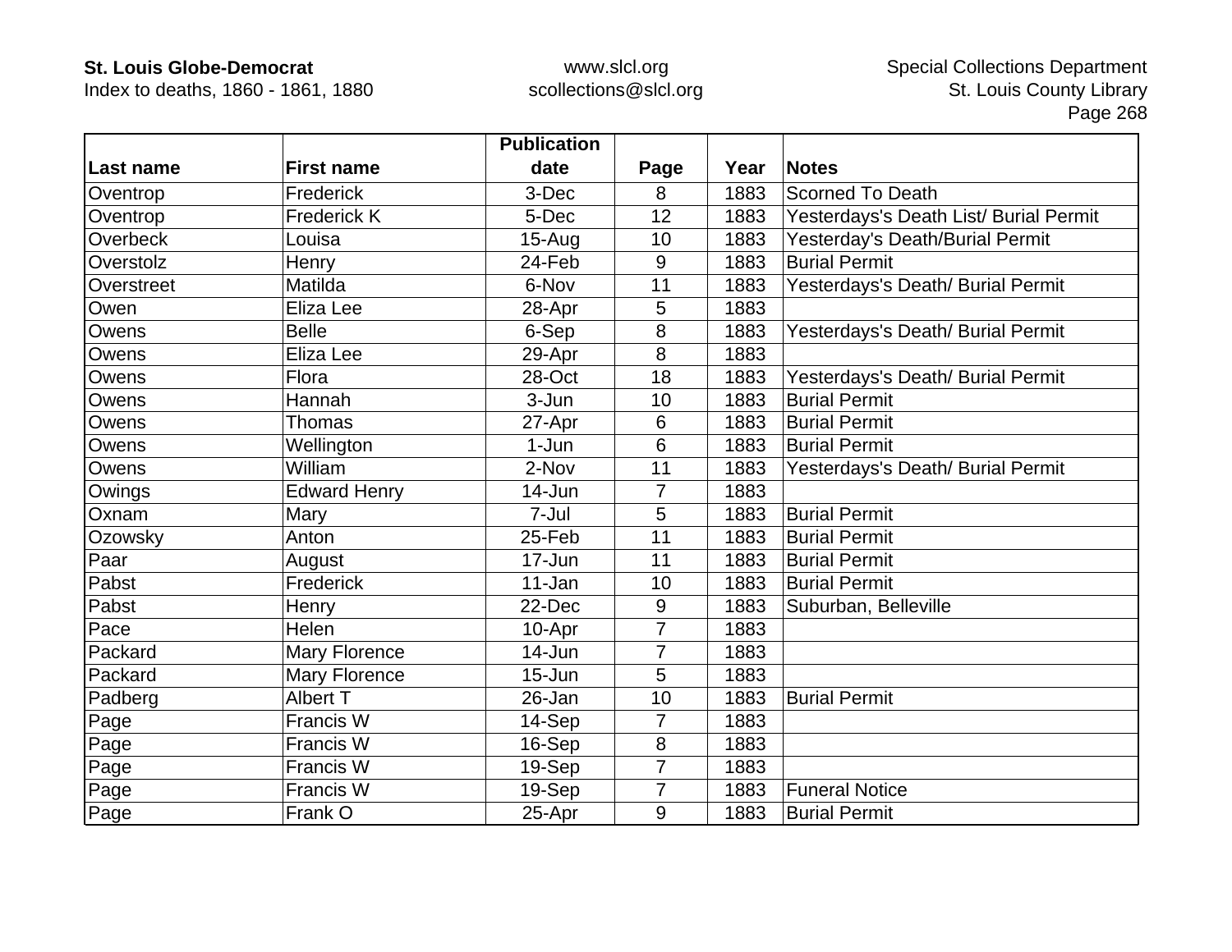| Last name | First name | Publication date | Page | Year | Notes |
|---|---|---|---|---|---|
| Oventrop | Frederick | 3-Dec | 8 | 1883 | Scorned To Death |
| Oventrop | Frederick K | 5-Dec | 12 | 1883 | Yesterdays's Death List/ Burial Permit |
| Overbeck | Louisa | 15-Aug | 10 | 1883 | Yesterday's Death/Burial Permit |
| Overstolz | Henry | 24-Feb | 9 | 1883 | Burial Permit |
| Overstreet | Matilda | 6-Nov | 11 | 1883 | Yesterdays's Death/ Burial Permit |
| Owen | Eliza Lee | 28-Apr | 5 | 1883 | |
| Owens | Belle | 6-Sep | 8 | 1883 | Yesterdays's Death/ Burial Permit |
| Owens | Eliza Lee | 29-Apr | 8 | 1883 | |
| Owens | Flora | 28-Oct | 18 | 1883 | Yesterdays's Death/ Burial Permit |
| Owens | Hannah | 3-Jun | 10 | 1883 | Burial Permit |
| Owens | Thomas | 27-Apr | 6 | 1883 | Burial Permit |
| Owens | Wellington | 1-Jun | 6 | 1883 | Burial Permit |
| Owens | William | 2-Nov | 11 | 1883 | Yesterdays's Death/ Burial Permit |
| Owings | Edward Henry | 14-Jun | 7 | 1883 | |
| Oxnam | Mary | 7-Jul | 5 | 1883 | Burial Permit |
| Ozowsky | Anton | 25-Feb | 11 | 1883 | Burial Permit |
| Paar | August | 17-Jun | 11 | 1883 | Burial Permit |
| Pabst | Frederick | 11-Jan | 10 | 1883 | Burial Permit |
| Pabst | Henry | 22-Dec | 9 | 1883 | Suburban, Belleville |
| Pace | Helen | 10-Apr | 7 | 1883 | |
| Packard | Mary Florence | 14-Jun | 7 | 1883 | |
| Packard | Mary Florence | 15-Jun | 5 | 1883 | |
| Padberg | Albert T | 26-Jan | 10 | 1883 | Burial Permit |
| Page | Francis W | 14-Sep | 7 | 1883 | |
| Page | Francis W | 16-Sep | 8 | 1883 | |
| Page | Francis W | 19-Sep | 7 | 1883 | |
| Page | Francis W | 19-Sep | 7 | 1883 | Funeral Notice |
| Page | Frank O | 25-Apr | 9 | 1883 | Burial Permit |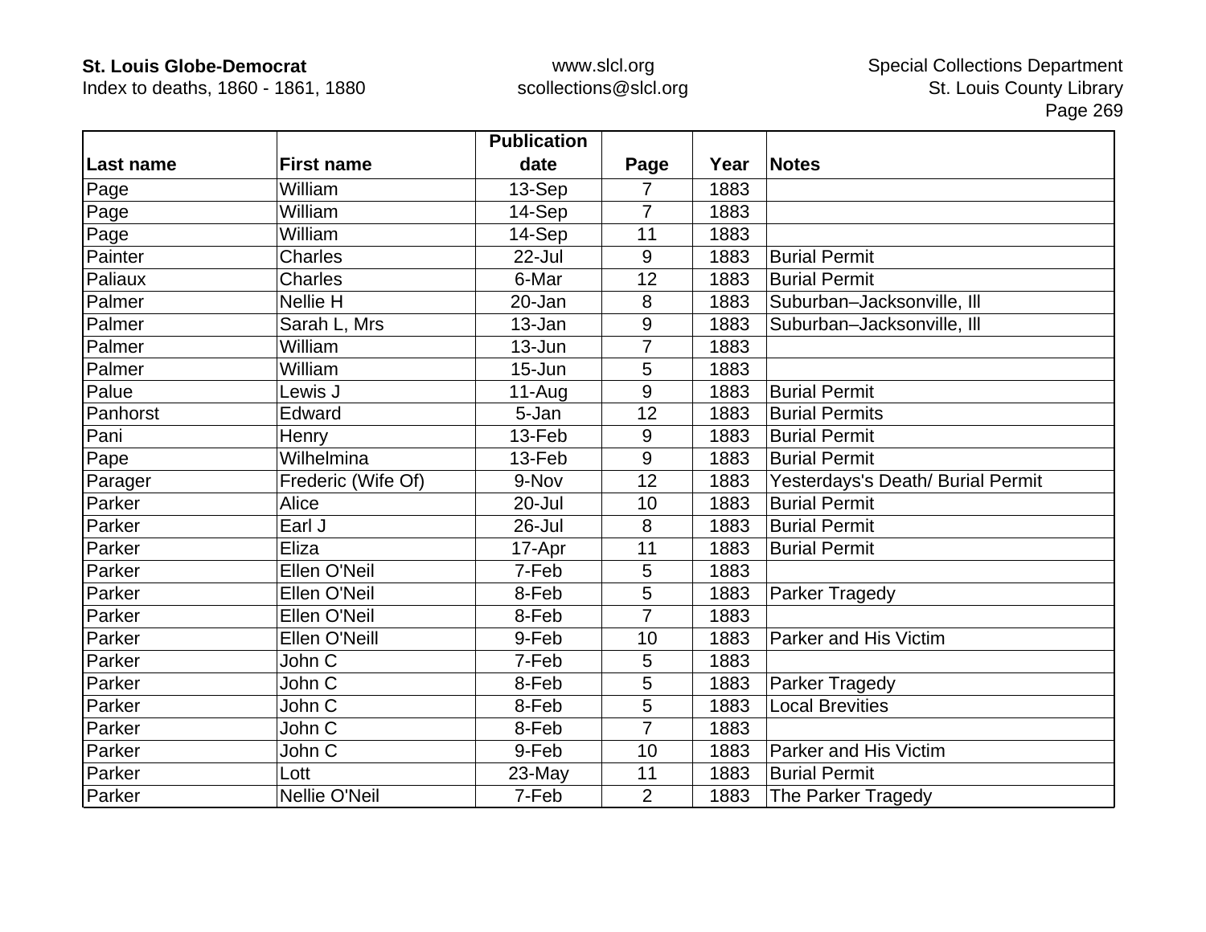| Last name | First name | Publication date | Page | Year | Notes |
|---|---|---|---|---|---|
| Page | William | 13-Sep | 7 | 1883 | |
| Page | William | 14-Sep | 7 | 1883 | |
| Page | William | 14-Sep | 11 | 1883 | |
| Painter | Charles | 22-Jul | 9 | 1883 | Burial Permit |
| Paliaux | Charles | 6-Mar | 12 | 1883 | Burial Permit |
| Palmer | Nellie H | 20-Jan | 8 | 1883 | Suburban–Jacksonville, Ill |
| Palmer | Sarah L, Mrs | 13-Jan | 9 | 1883 | Suburban–Jacksonville, Ill |
| Palmer | William | 13-Jun | 7 | 1883 | |
| Palmer | William | 15-Jun | 5 | 1883 | |
| Palue | Lewis J | 11-Aug | 9 | 1883 | Burial Permit |
| Panhorst | Edward | 5-Jan | 12 | 1883 | Burial Permits |
| Pani | Henry | 13-Feb | 9 | 1883 | Burial Permit |
| Pape | Wilhelmina | 13-Feb | 9 | 1883 | Burial Permit |
| Parager | Frederic (Wife Of) | 9-Nov | 12 | 1883 | Yesterdays's Death/ Burial Permit |
| Parker | Alice | 20-Jul | 10 | 1883 | Burial Permit |
| Parker | Earl J | 26-Jul | 8 | 1883 | Burial Permit |
| Parker | Eliza | 17-Apr | 11 | 1883 | Burial Permit |
| Parker | Ellen O'Neil | 7-Feb | 5 | 1883 | |
| Parker | Ellen O'Neil | 8-Feb | 5 | 1883 | Parker Tragedy |
| Parker | Ellen O'Neil | 8-Feb | 7 | 1883 | |
| Parker | Ellen O'Neill | 9-Feb | 10 | 1883 | Parker and His Victim |
| Parker | John C | 7-Feb | 5 | 1883 | |
| Parker | John C | 8-Feb | 5 | 1883 | Parker Tragedy |
| Parker | John C | 8-Feb | 5 | 1883 | Local Brevities |
| Parker | John C | 8-Feb | 7 | 1883 | |
| Parker | John C | 9-Feb | 10 | 1883 | Parker and His Victim |
| Parker | Lott | 23-May | 11 | 1883 | Burial Permit |
| Parker | Nellie O'Neil | 7-Feb | 2 | 1883 | The Parker Tragedy |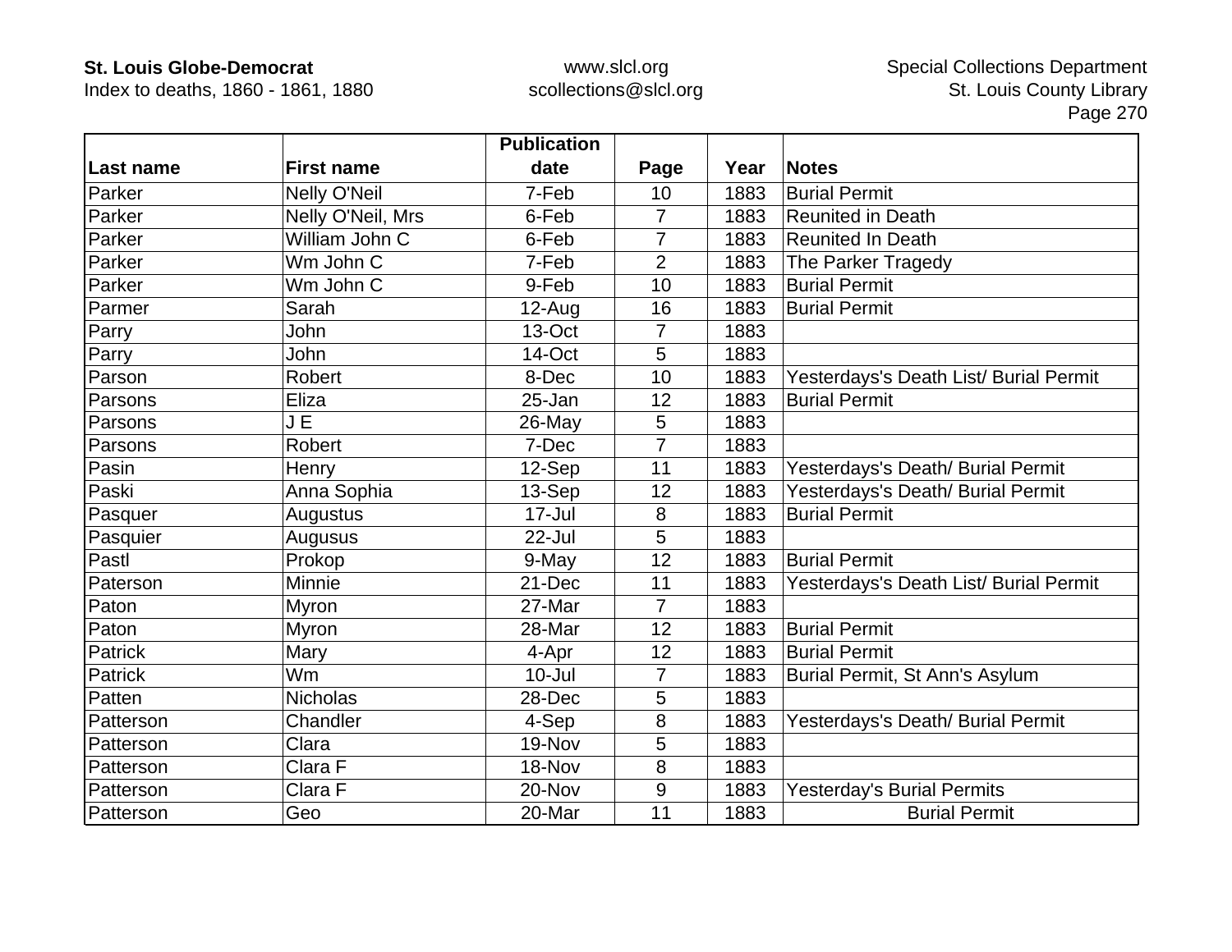| Last name | First name | Publication date | Page | Year | Notes |
|---|---|---|---|---|---|
| Parker | Nelly O'Neil | 7-Feb | 10 | 1883 | Burial Permit |
| Parker | Nelly O'Neil, Mrs | 6-Feb | 7 | 1883 | Reunited in Death |
| Parker | William John C | 6-Feb | 7 | 1883 | Reunited In Death |
| Parker | Wm John C | 7-Feb | 2 | 1883 | The Parker Tragedy |
| Parker | Wm John C | 9-Feb | 10 | 1883 | Burial Permit |
| Parmer | Sarah | 12-Aug | 16 | 1883 | Burial Permit |
| Parry | John | 13-Oct | 7 | 1883 | |
| Parry | John | 14-Oct | 5 | 1883 | |
| Parson | Robert | 8-Dec | 10 | 1883 | Yesterdays's Death List/ Burial Permit |
| Parsons | Eliza | 25-Jan | 12 | 1883 | Burial Permit |
| Parsons | J E | 26-May | 5 | 1883 | |
| Parsons | Robert | 7-Dec | 7 | 1883 | |
| Pasin | Henry | 12-Sep | 11 | 1883 | Yesterdays's Death/ Burial Permit |
| Paski | Anna Sophia | 13-Sep | 12 | 1883 | Yesterdays's Death/ Burial Permit |
| Pasquer | Augustus | 17-Jul | 8 | 1883 | Burial Permit |
| Pasquier | Augusus | 22-Jul | 5 | 1883 | |
| Pastl | Prokop | 9-May | 12 | 1883 | Burial Permit |
| Paterson | Minnie | 21-Dec | 11 | 1883 | Yesterdays's Death List/ Burial Permit |
| Paton | Myron | 27-Mar | 7 | 1883 | |
| Paton | Myron | 28-Mar | 12 | 1883 | Burial Permit |
| Patrick | Mary | 4-Apr | 12 | 1883 | Burial Permit |
| Patrick | Wm | 10-Jul | 7 | 1883 | Burial Permit, St Ann's Asylum |
| Patten | Nicholas | 28-Dec | 5 | 1883 | |
| Patterson | Chandler | 4-Sep | 8 | 1883 | Yesterdays's Death/ Burial Permit |
| Patterson | Clara | 19-Nov | 5 | 1883 | |
| Patterson | Clara F | 18-Nov | 8 | 1883 | |
| Patterson | Clara F | 20-Nov | 9 | 1883 | Yesterday's Burial Permits |
| Patterson | Geo | 20-Mar | 11 | 1883 | Burial Permit |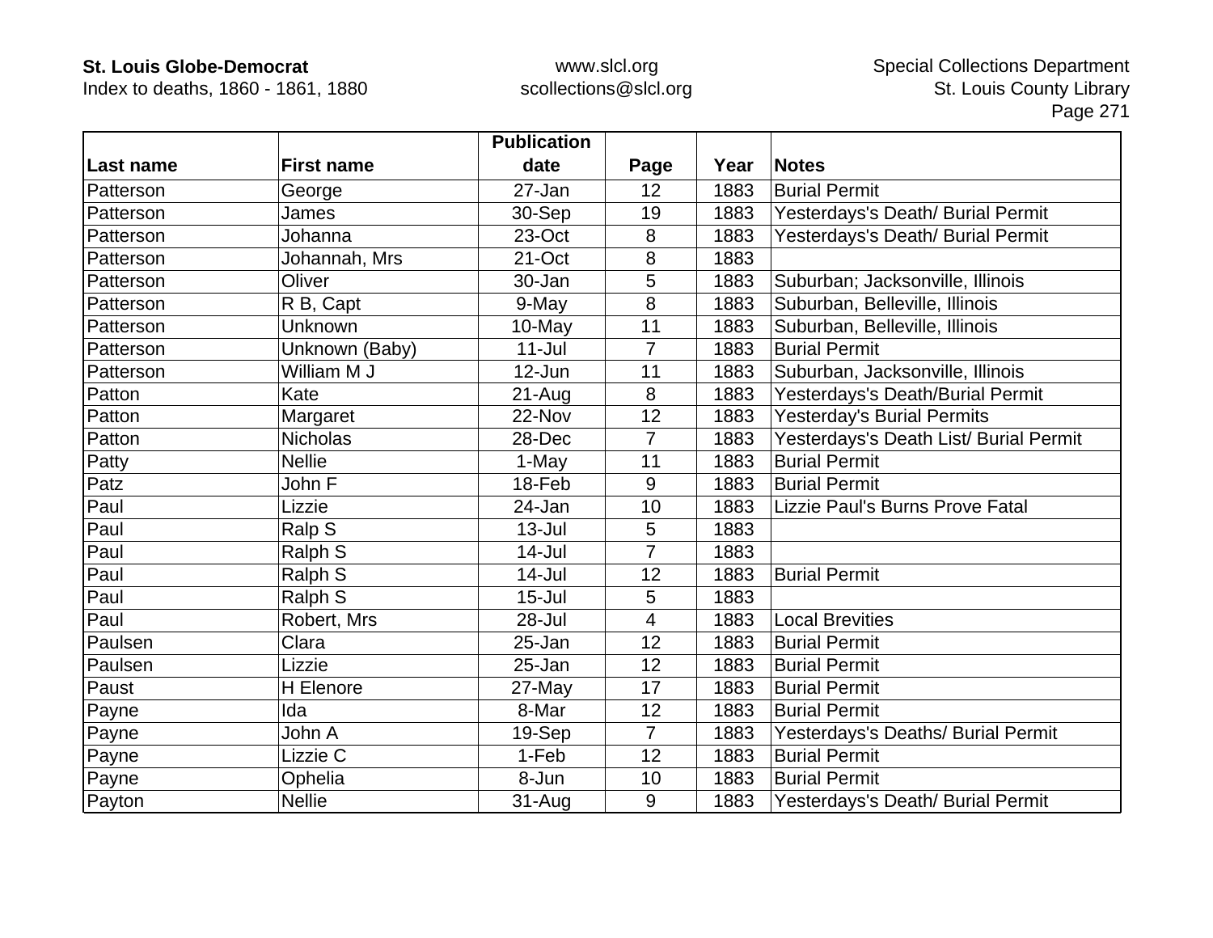| Last name | First name | Publication date | Page | Year | Notes |
|---|---|---|---|---|---|
| Patterson | George | 27-Jan | 12 | 1883 | Burial Permit |
| Patterson | James | 30-Sep | 19 | 1883 | Yesterdays's Death/ Burial Permit |
| Patterson | Johanna | 23-Oct | 8 | 1883 | Yesterdays's Death/ Burial Permit |
| Patterson | Johannah, Mrs | 21-Oct | 8 | 1883 | |
| Patterson | Oliver | 30-Jan | 5 | 1883 | Suburban; Jacksonville, Illinois |
| Patterson | R B, Capt | 9-May | 8 | 1883 | Suburban, Belleville, Illinois |
| Patterson | Unknown | 10-May | 11 | 1883 | Suburban, Belleville, Illinois |
| Patterson | Unknown (Baby) | 11-Jul | 7 | 1883 | Burial Permit |
| Patterson | William M J | 12-Jun | 11 | 1883 | Suburban, Jacksonville, Illinois |
| Patton | Kate | 21-Aug | 8 | 1883 | Yesterdays's Death/Burial Permit |
| Patton | Margaret | 22-Nov | 12 | 1883 | Yesterday's Burial Permits |
| Patton | Nicholas | 28-Dec | 7 | 1883 | Yesterdays's Death List/ Burial Permit |
| Patty | Nellie | 1-May | 11 | 1883 | Burial Permit |
| Patz | John F | 18-Feb | 9 | 1883 | Burial Permit |
| Paul | Lizzie | 24-Jan | 10 | 1883 | Lizzie Paul's Burns Prove Fatal |
| Paul | Ralp S | 13-Jul | 5 | 1883 | |
| Paul | Ralph S | 14-Jul | 7 | 1883 | |
| Paul | Ralph S | 14-Jul | 12 | 1883 | Burial Permit |
| Paul | Ralph S | 15-Jul | 5 | 1883 | |
| Paul | Robert, Mrs | 28-Jul | 4 | 1883 | Local Brevities |
| Paulsen | Clara | 25-Jan | 12 | 1883 | Burial Permit |
| Paulsen | Lizzie | 25-Jan | 12 | 1883 | Burial Permit |
| Paust | H Elenore | 27-May | 17 | 1883 | Burial Permit |
| Payne | Ida | 8-Mar | 12 | 1883 | Burial Permit |
| Payne | John A | 19-Sep | 7 | 1883 | Yesterdays's Deaths/ Burial Permit |
| Payne | Lizzie C | 1-Feb | 12 | 1883 | Burial Permit |
| Payne | Ophelia | 8-Jun | 10 | 1883 | Burial Permit |
| Payton | Nellie | 31-Aug | 9 | 1883 | Yesterdays's Death/ Burial Permit |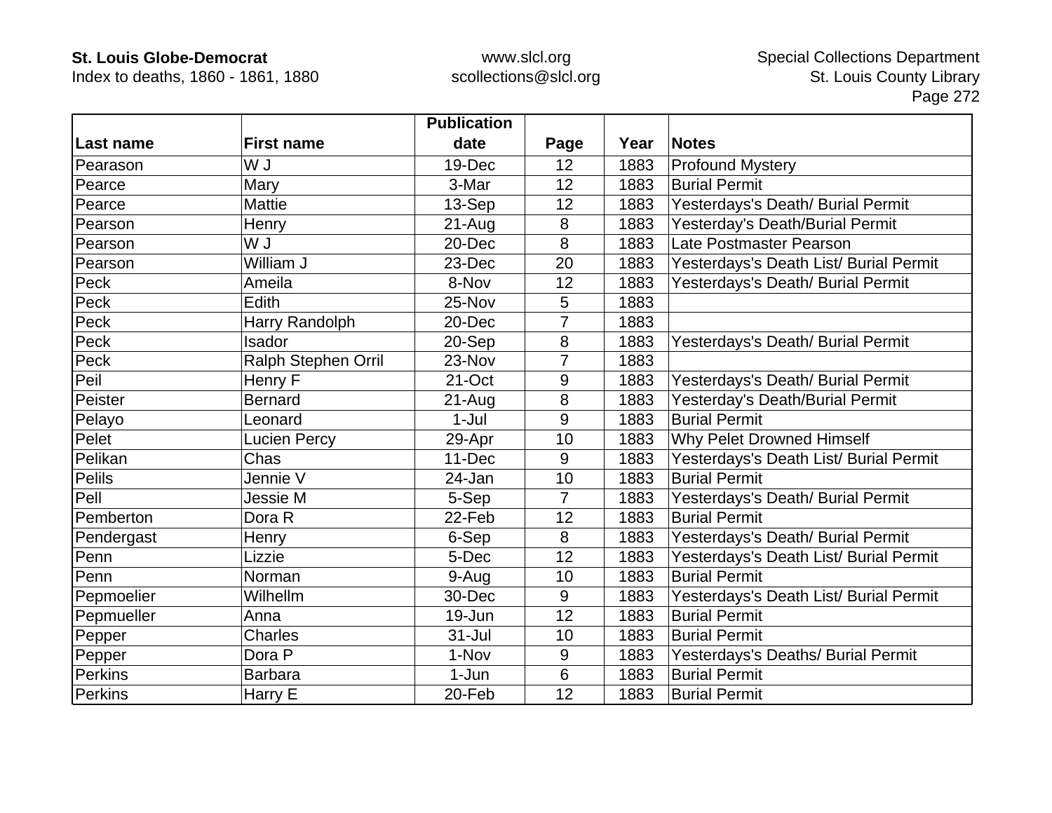| Last name | First name | Publication date | Page | Year | Notes |
|---|---|---|---|---|---|
| Pearason | W J | 19-Dec | 12 | 1883 | Profound Mystery |
| Pearce | Mary | 3-Mar | 12 | 1883 | Burial Permit |
| Pearce | Mattie | 13-Sep | 12 | 1883 | Yesterdays's Death/ Burial Permit |
| Pearson | Henry | 21-Aug | 8 | 1883 | Yesterday's Death/Burial Permit |
| Pearson | W J | 20-Dec | 8 | 1883 | Late Postmaster Pearson |
| Pearson | William J | 23-Dec | 20 | 1883 | Yesterdays's Death List/ Burial Permit |
| Peck | Ameila | 8-Nov | 12 | 1883 | Yesterdays's Death/ Burial Permit |
| Peck | Edith | 25-Nov | 5 | 1883 | |
| Peck | Harry Randolph | 20-Dec | 7 | 1883 | |
| Peck | Isador | 20-Sep | 8 | 1883 | Yesterdays's Death/ Burial Permit |
| Peck | Ralph Stephen Orril | 23-Nov | 7 | 1883 | |
| Peil | Henry F | 21-Oct | 9 | 1883 | Yesterdays's Death/ Burial Permit |
| Peister | Bernard | 21-Aug | 8 | 1883 | Yesterday's Death/Burial Permit |
| Pelayo | Leonard | 1-Jul | 9 | 1883 | Burial Permit |
| Pelet | Lucien Percy | 29-Apr | 10 | 1883 | Why Pelet Drowned Himself |
| Pelikan | Chas | 11-Dec | 9 | 1883 | Yesterdays's Death List/ Burial Permit |
| Pelils | Jennie V | 24-Jan | 10 | 1883 | Burial Permit |
| Pell | Jessie M | 5-Sep | 7 | 1883 | Yesterdays's Death/ Burial Permit |
| Pemberton | Dora R | 22-Feb | 12 | 1883 | Burial Permit |
| Pendergast | Henry | 6-Sep | 8 | 1883 | Yesterdays's Death/ Burial Permit |
| Penn | Lizzie | 5-Dec | 12 | 1883 | Yesterdays's Death List/ Burial Permit |
| Penn | Norman | 9-Aug | 10 | 1883 | Burial Permit |
| Pepmoelier | Wilhellm | 30-Dec | 9 | 1883 | Yesterdays's Death List/ Burial Permit |
| Pepmueller | Anna | 19-Jun | 12 | 1883 | Burial Permit |
| Pepper | Charles | 31-Jul | 10 | 1883 | Burial Permit |
| Pepper | Dora P | 1-Nov | 9 | 1883 | Yesterdays's Deaths/ Burial Permit |
| Perkins | Barbara | 1-Jun | 6 | 1883 | Burial Permit |
| Perkins | Harry E | 20-Feb | 12 | 1883 | Burial Permit |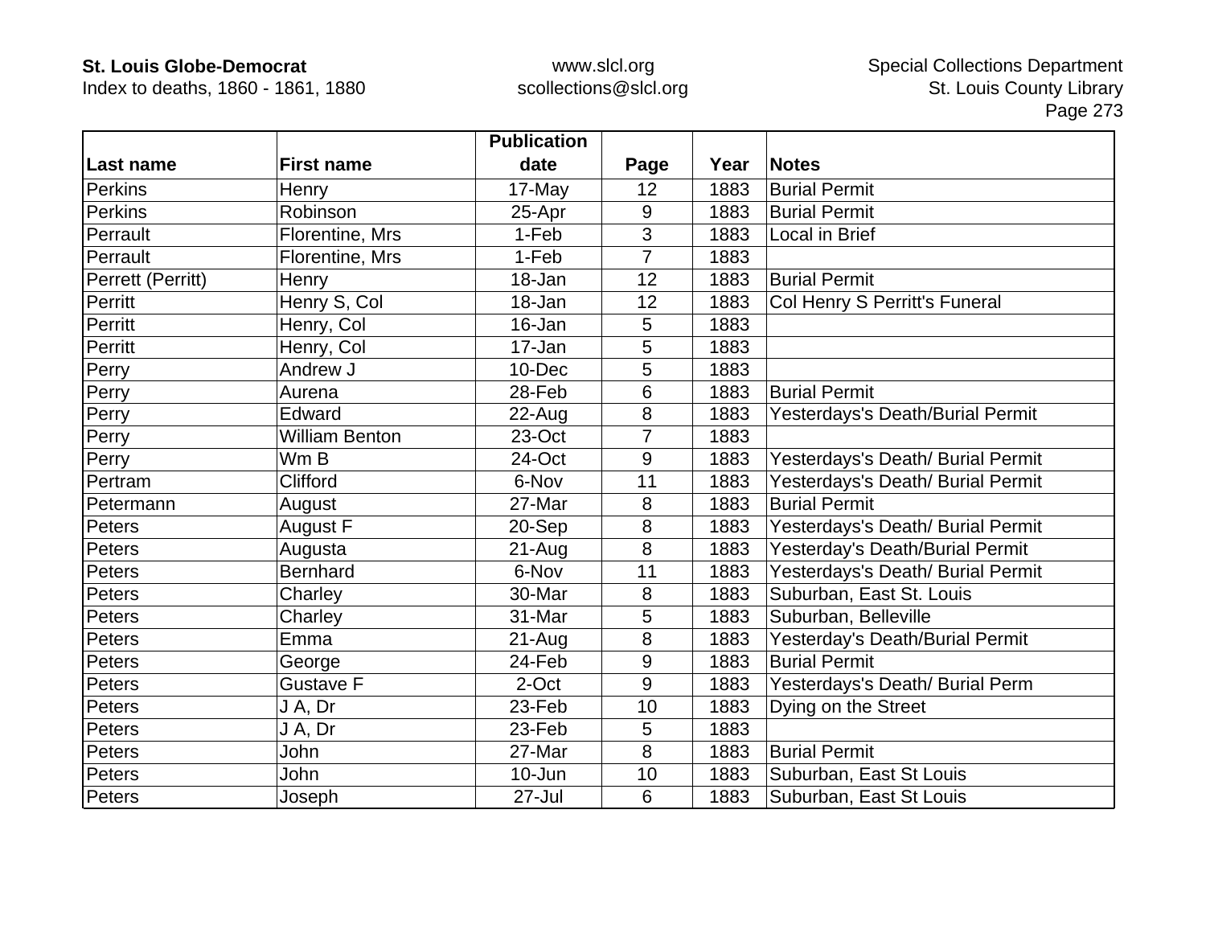| Last name | First name | Publication date | Page | Year | Notes |
|---|---|---|---|---|---|
| Perkins | Henry | 17-May | 12 | 1883 | Burial Permit |
| Perkins | Robinson | 25-Apr | 9 | 1883 | Burial Permit |
| Perrault | Florentine, Mrs | 1-Feb | 3 | 1883 | Local in Brief |
| Perrault | Florentine, Mrs | 1-Feb | 7 | 1883 | |
| Perrett (Perritt) | Henry | 18-Jan | 12 | 1883 | Burial Permit |
| Perritt | Henry S, Col | 18-Jan | 12 | 1883 | Col Henry S Perritt's Funeral |
| Perritt | Henry, Col | 16-Jan | 5 | 1883 | |
| Perritt | Henry, Col | 17-Jan | 5 | 1883 | |
| Perry | Andrew J | 10-Dec | 5 | 1883 | |
| Perry | Aurena | 28-Feb | 6 | 1883 | Burial Permit |
| Perry | Edward | 22-Aug | 8 | 1883 | Yesterdays's Death/Burial Permit |
| Perry | William Benton | 23-Oct | 7 | 1883 | |
| Perry | Wm B | 24-Oct | 9 | 1883 | Yesterdays's Death/ Burial Permit |
| Pertram | Clifford | 6-Nov | 11 | 1883 | Yesterdays's Death/ Burial Permit |
| Petermann | August | 27-Mar | 8 | 1883 | Burial Permit |
| Peters | August F | 20-Sep | 8 | 1883 | Yesterdays's Death/ Burial Permit |
| Peters | Augusta | 21-Aug | 8 | 1883 | Yesterday's Death/Burial Permit |
| Peters | Bernhard | 6-Nov | 11 | 1883 | Yesterdays's Death/ Burial Permit |
| Peters | Charley | 30-Mar | 8 | 1883 | Suburban, East St. Louis |
| Peters | Charley | 31-Mar | 5 | 1883 | Suburban, Belleville |
| Peters | Emma | 21-Aug | 8 | 1883 | Yesterday's Death/Burial Permit |
| Peters | George | 24-Feb | 9 | 1883 | Burial Permit |
| Peters | Gustave F | 2-Oct | 9 | 1883 | Yesterdays's Death/ Burial Perm |
| Peters | J A, Dr | 23-Feb | 10 | 1883 | Dying on the Street |
| Peters | J A, Dr | 23-Feb | 5 | 1883 | |
| Peters | John | 27-Mar | 8 | 1883 | Burial Permit |
| Peters | John | 10-Jun | 10 | 1883 | Suburban, East St Louis |
| Peters | Joseph | 27-Jul | 6 | 1883 | Suburban, East St Louis |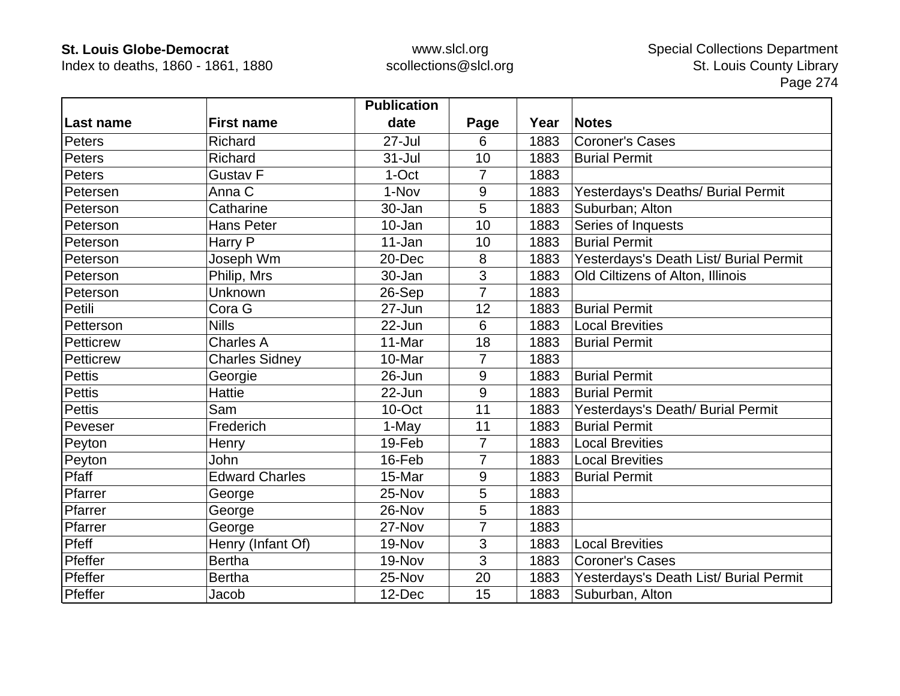| Last name | First name | Publication date | Page | Year | Notes |
|---|---|---|---|---|---|
| Peters | Richard | 27-Jul | 6 | 1883 | Coroner's Cases |
| Peters | Richard | 31-Jul | 10 | 1883 | Burial Permit |
| Peters | Gustav F | 1-Oct | 7 | 1883 | |
| Petersen | Anna C | 1-Nov | 9 | 1883 | Yesterdays's Deaths/ Burial Permit |
| Peterson | Catharine | 30-Jan | 5 | 1883 | Suburban; Alton |
| Peterson | Hans Peter | 10-Jan | 10 | 1883 | Series of Inquests |
| Peterson | Harry P | 11-Jan | 10 | 1883 | Burial Permit |
| Peterson | Joseph Wm | 20-Dec | 8 | 1883 | Yesterdays's Death List/ Burial Permit |
| Peterson | Philip, Mrs | 30-Jan | 3 | 1883 | Old Ciltizens of Alton, Illinois |
| Peterson | Unknown | 26-Sep | 7 | 1883 | |
| Petili | Cora G | 27-Jun | 12 | 1883 | Burial Permit |
| Petterson | Nills | 22-Jun | 6 | 1883 | Local Brevities |
| Petticrew | Charles A | 11-Mar | 18 | 1883 | Burial Permit |
| Petticrew | Charles Sidney | 10-Mar | 7 | 1883 | |
| Pettis | Georgie | 26-Jun | 9 | 1883 | Burial Permit |
| Pettis | Hattie | 22-Jun | 9 | 1883 | Burial Permit |
| Pettis | Sam | 10-Oct | 11 | 1883 | Yesterdays's Death/ Burial Permit |
| Peveser | Frederich | 1-May | 11 | 1883 | Burial Permit |
| Peyton | Henry | 19-Feb | 7 | 1883 | Local Brevities |
| Peyton | John | 16-Feb | 7 | 1883 | Local Brevities |
| Pfaff | Edward Charles | 15-Mar | 9 | 1883 | Burial Permit |
| Pfarrer | George | 25-Nov | 5 | 1883 | |
| Pfarrer | George | 26-Nov | 5 | 1883 | |
| Pfarrer | George | 27-Nov | 7 | 1883 | |
| Pfeff | Henry (Infant Of) | 19-Nov | 3 | 1883 | Local Brevities |
| Pfeffer | Bertha | 19-Nov | 3 | 1883 | Coroner's Cases |
| Pfeffer | Bertha | 25-Nov | 20 | 1883 | Yesterdays's Death List/ Burial Permit |
| Pfeffer | Jacob | 12-Dec | 15 | 1883 | Suburban, Alton |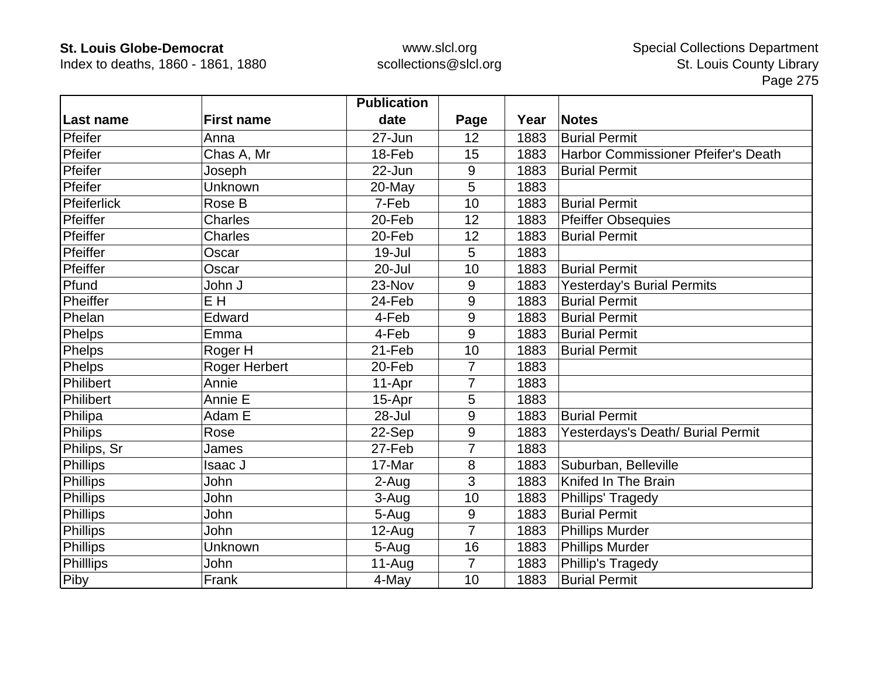| Last name | First name | Publication date | Page | Year | Notes |
|---|---|---|---|---|---|
| Pfeifer | Anna | 27-Jun | 12 | 1883 | Burial Permit |
| Pfeifer | Chas A, Mr | 18-Feb | 15 | 1883 | Harbor Commissioner Pfeifer's Death |
| Pfeifer | Joseph | 22-Jun | 9 | 1883 | Burial Permit |
| Pfeifer | Unknown | 20-May | 5 | 1883 | |
| Pfeiferlick | Rose B | 7-Feb | 10 | 1883 | Burial Permit |
| Pfeiffer | Charles | 20-Feb | 12 | 1883 | Pfeiffer Obsequies |
| Pfeiffer | Charles | 20-Feb | 12 | 1883 | Burial Permit |
| Pfeiffer | Oscar | 19-Jul | 5 | 1883 | |
| Pfeiffer | Oscar | 20-Jul | 10 | 1883 | Burial Permit |
| Pfund | John J | 23-Nov | 9 | 1883 | Yesterday's Burial Permits |
| Pheiffer | E H | 24-Feb | 9 | 1883 | Burial Permit |
| Phelan | Edward | 4-Feb | 9 | 1883 | Burial Permit |
| Phelps | Emma | 4-Feb | 9 | 1883 | Burial Permit |
| Phelps | Roger H | 21-Feb | 10 | 1883 | Burial Permit |
| Phelps | Roger Herbert | 20-Feb | 7 | 1883 | |
| Philibert | Annie | 11-Apr | 7 | 1883 | |
| Philibert | Annie E | 15-Apr | 5 | 1883 | |
| Philipa | Adam E | 28-Jul | 9 | 1883 | Burial Permit |
| Philips | Rose | 22-Sep | 9 | 1883 | Yesterdays's Death/ Burial Permit |
| Philips, Sr | James | 27-Feb | 7 | 1883 | |
| Phillips | Isaac J | 17-Mar | 8 | 1883 | Suburban, Belleville |
| Phillips | John | 2-Aug | 3 | 1883 | Knifed In The Brain |
| Phillips | John | 3-Aug | 10 | 1883 | Phillips' Tragedy |
| Phillips | John | 5-Aug | 9 | 1883 | Burial Permit |
| Phillips | John | 12-Aug | 7 | 1883 | Phillips Murder |
| Phillips | Unknown | 5-Aug | 16 | 1883 | Phillips Murder |
| Philllips | John | 11-Aug | 7 | 1883 | Phillip's Tragedy |
| Piby | Frank | 4-May | 10 | 1883 | Burial Permit |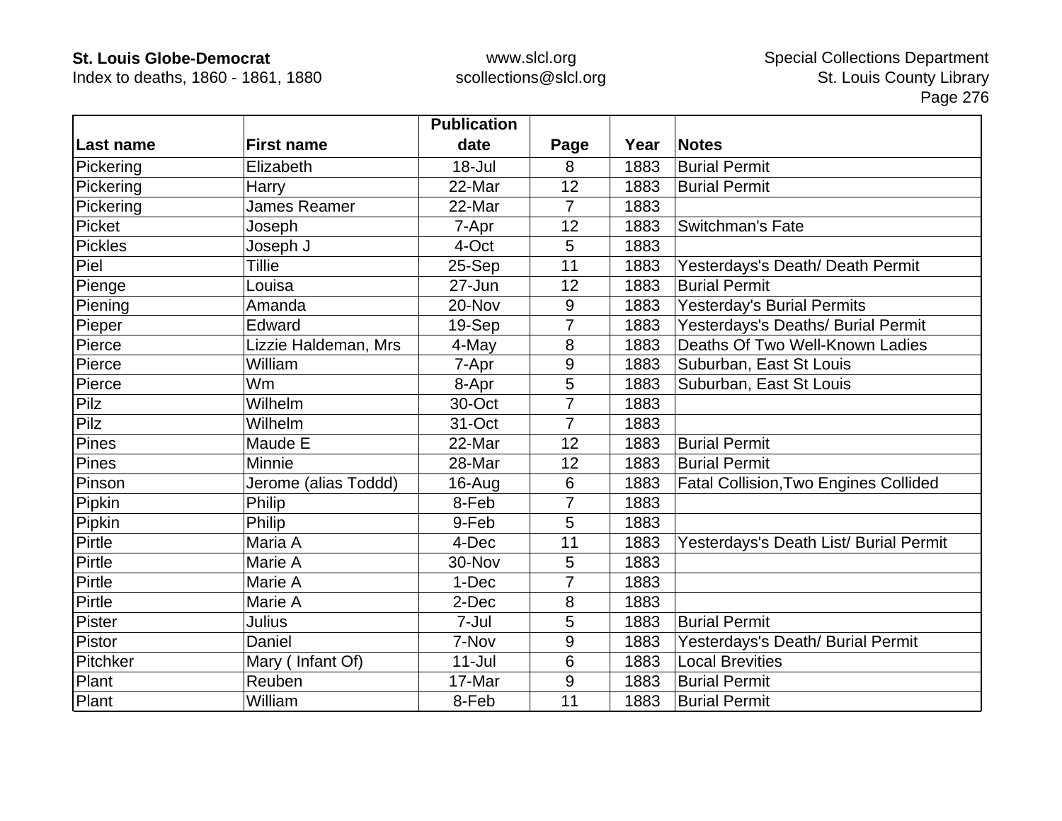| Last name | First name | Publication date | Page | Year | Notes |
|---|---|---|---|---|---|
| Pickering | Elizabeth | 18-Jul | 8 | 1883 | Burial Permit |
| Pickering | Harry | 22-Mar | 12 | 1883 | Burial Permit |
| Pickering | James Reamer | 22-Mar | 7 | 1883 | |
| Picket | Joseph | 7-Apr | 12 | 1883 | Switchman's Fate |
| Pickles | Joseph J | 4-Oct | 5 | 1883 | |
| Piel | Tillie | 25-Sep | 11 | 1883 | Yesterdays's Death/ Death Permit |
| Pienge | Louisa | 27-Jun | 12 | 1883 | Burial Permit |
| Piening | Amanda | 20-Nov | 9 | 1883 | Yesterday's Burial Permits |
| Pieper | Edward | 19-Sep | 7 | 1883 | Yesterdays's Deaths/ Burial Permit |
| Pierce | Lizzie Haldeman, Mrs | 4-May | 8 | 1883 | Deaths Of Two Well-Known Ladies |
| Pierce | William | 7-Apr | 9 | 1883 | Suburban, East St Louis |
| Pierce | Wm | 8-Apr | 5 | 1883 | Suburban, East St Louis |
| Pilz | Wilhelm | 30-Oct | 7 | 1883 | |
| Pilz | Wilhelm | 31-Oct | 7 | 1883 | |
| Pines | Maude E | 22-Mar | 12 | 1883 | Burial Permit |
| Pines | Minnie | 28-Mar | 12 | 1883 | Burial Permit |
| Pinson | Jerome (alias Toddd) | 16-Aug | 6 | 1883 | Fatal Collision,Two Engines Collided |
| Pipkin | Philip | 8-Feb | 7 | 1883 | |
| Pipkin | Philip | 9-Feb | 5 | 1883 | |
| Pirtle | Maria A | 4-Dec | 11 | 1883 | Yesterdays's Death List/ Burial Permit |
| Pirtle | Marie A | 30-Nov | 5 | 1883 | |
| Pirtle | Marie A | 1-Dec | 7 | 1883 | |
| Pirtle | Marie A | 2-Dec | 8 | 1883 | |
| Pister | Julius | 7-Jul | 5 | 1883 | Burial Permit |
| Pistor | Daniel | 7-Nov | 9 | 1883 | Yesterdays's Death/ Burial Permit |
| Pitchker | Mary ( Infant Of) | 11-Jul | 6 | 1883 | Local Brevities |
| Plant | Reuben | 17-Mar | 9 | 1883 | Burial Permit |
| Plant | William | 8-Feb | 11 | 1883 | Burial Permit |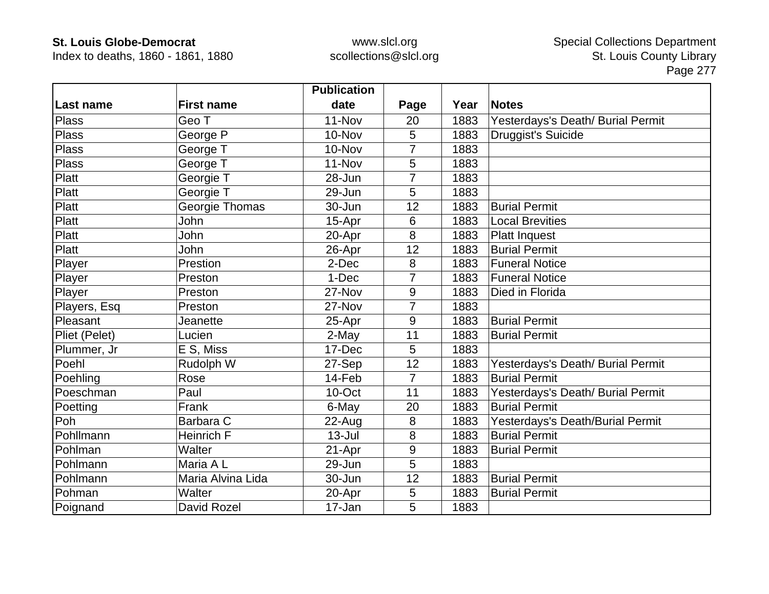| Last name | First name | Publication date | Page | Year | Notes |
|---|---|---|---|---|---|
| Plass | Geo T | 11-Nov | 20 | 1883 | Yesterdays's Death/ Burial Permit |
| Plass | George P | 10-Nov | 5 | 1883 | Druggist's Suicide |
| Plass | George T | 10-Nov | 7 | 1883 | |
| Plass | George T | 11-Nov | 5 | 1883 | |
| Platt | Georgie T | 28-Jun | 7 | 1883 | |
| Platt | Georgie T | 29-Jun | 5 | 1883 | |
| Platt | Georgie Thomas | 30-Jun | 12 | 1883 | Burial Permit |
| Platt | John | 15-Apr | 6 | 1883 | Local Brevities |
| Platt | John | 20-Apr | 8 | 1883 | Platt Inquest |
| Platt | John | 26-Apr | 12 | 1883 | Burial Permit |
| Player | Prestion | 2-Dec | 8 | 1883 | Funeral Notice |
| Player | Preston | 1-Dec | 7 | 1883 | Funeral Notice |
| Player | Preston | 27-Nov | 9 | 1883 | Died in Florida |
| Players, Esq | Preston | 27-Nov | 7 | 1883 | |
| Pleasant | Jeanette | 25-Apr | 9 | 1883 | Burial Permit |
| Pliet (Pelet) | Lucien | 2-May | 11 | 1883 | Burial Permit |
| Plummer, Jr | E S, Miss | 17-Dec | 5 | 1883 | |
| Poehl | Rudolph W | 27-Sep | 12 | 1883 | Yesterdays's Death/ Burial Permit |
| Poehling | Rose | 14-Feb | 7 | 1883 | Burial Permit |
| Poeschman | Paul | 10-Oct | 11 | 1883 | Yesterdays's Death/ Burial Permit |
| Poetting | Frank | 6-May | 20 | 1883 | Burial Permit |
| Poh | Barbara C | 22-Aug | 8 | 1883 | Yesterdays's Death/Burial Permit |
| Pohllmann | Heinrich F | 13-Jul | 8 | 1883 | Burial Permit |
| Pohlman | Walter | 21-Apr | 9 | 1883 | Burial Permit |
| Pohlmann | Maria A L | 29-Jun | 5 | 1883 | |
| Pohlmann | Maria Alvina Lida | 30-Jun | 12 | 1883 | Burial Permit |
| Pohman | Walter | 20-Apr | 5 | 1883 | Burial Permit |
| Poignand | David Rozel | 17-Jan | 5 | 1883 | |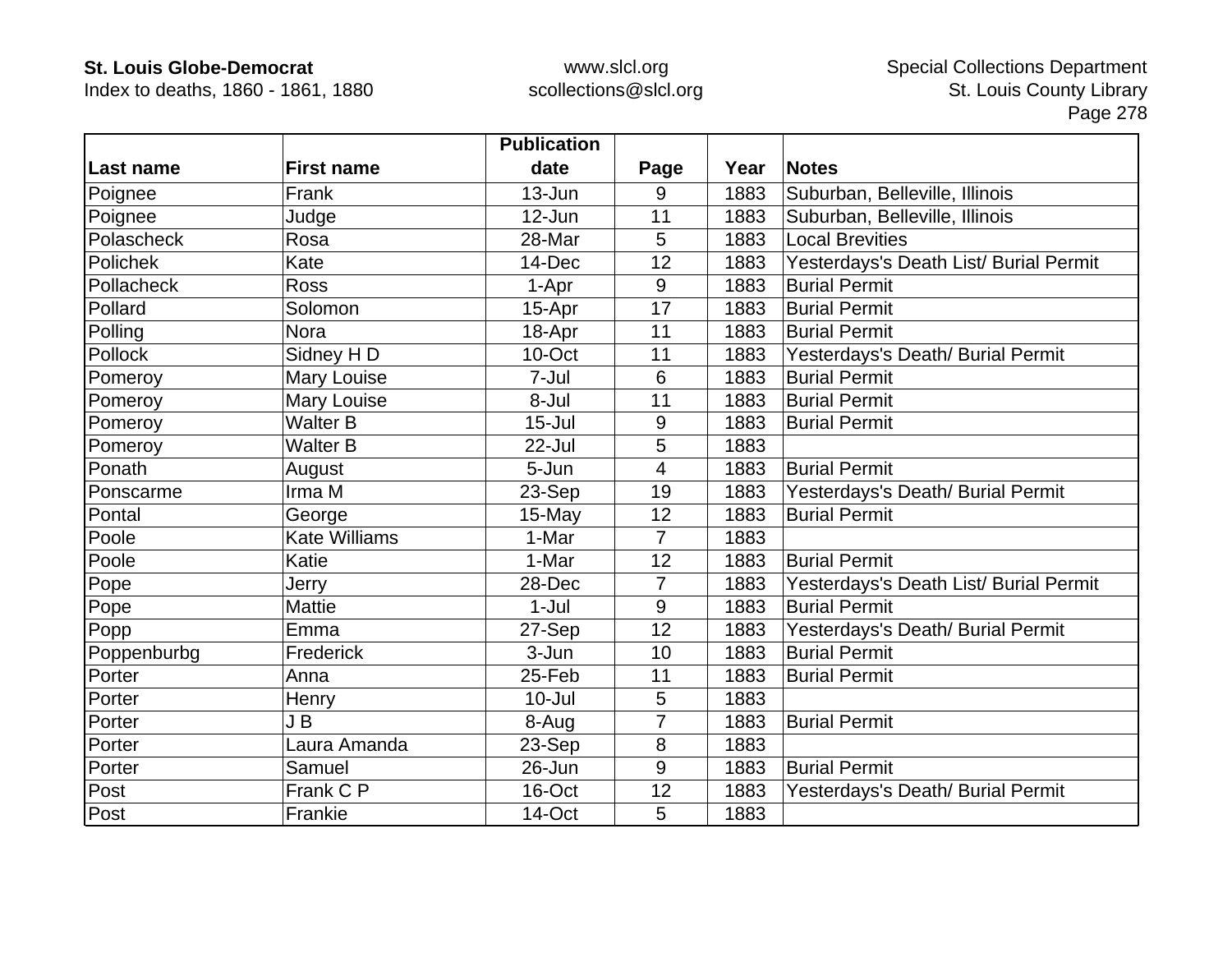| Last name | First name | Publication date | Page | Year | Notes |
|---|---|---|---|---|---|
| Poignee | Frank | 13-Jun | 9 | 1883 | Suburban, Belleville, Illinois |
| Poignee | Judge | 12-Jun | 11 | 1883 | Suburban, Belleville, Illinois |
| Polascheck | Rosa | 28-Mar | 5 | 1883 | Local Brevities |
| Polichek | Kate | 14-Dec | 12 | 1883 | Yesterdays's Death List/ Burial Permit |
| Pollacheck | Ross | 1-Apr | 9 | 1883 | Burial Permit |
| Pollard | Solomon | 15-Apr | 17 | 1883 | Burial Permit |
| Polling | Nora | 18-Apr | 11 | 1883 | Burial Permit |
| Pollock | Sidney H D | 10-Oct | 11 | 1883 | Yesterdays's Death/ Burial Permit |
| Pomeroy | Mary Louise | 7-Jul | 6 | 1883 | Burial Permit |
| Pomeroy | Mary Louise | 8-Jul | 11 | 1883 | Burial Permit |
| Pomeroy | Walter B | 15-Jul | 9 | 1883 | Burial Permit |
| Pomeroy | Walter B | 22-Jul | 5 | 1883 | |
| Ponath | August | 5-Jun | 4 | 1883 | Burial Permit |
| Ponscarme | Irma M | 23-Sep | 19 | 1883 | Yesterdays's Death/ Burial Permit |
| Pontal | George | 15-May | 12 | 1883 | Burial Permit |
| Poole | Kate Williams | 1-Mar | 7 | 1883 | |
| Poole | Katie | 1-Mar | 12 | 1883 | Burial Permit |
| Pope | Jerry | 28-Dec | 7 | 1883 | Yesterdays's Death List/ Burial Permit |
| Pope | Mattie | 1-Jul | 9 | 1883 | Burial Permit |
| Popp | Emma | 27-Sep | 12 | 1883 | Yesterdays's Death/ Burial Permit |
| Poppenburbg | Frederick | 3-Jun | 10 | 1883 | Burial Permit |
| Porter | Anna | 25-Feb | 11 | 1883 | Burial Permit |
| Porter | Henry | 10-Jul | 5 | 1883 | |
| Porter | J B | 8-Aug | 7 | 1883 | Burial Permit |
| Porter | Laura Amanda | 23-Sep | 8 | 1883 | |
| Porter | Samuel | 26-Jun | 9 | 1883 | Burial Permit |
| Post | Frank C P | 16-Oct | 12 | 1883 | Yesterdays's Death/ Burial Permit |
| Post | Frankie | 14-Oct | 5 | 1883 | |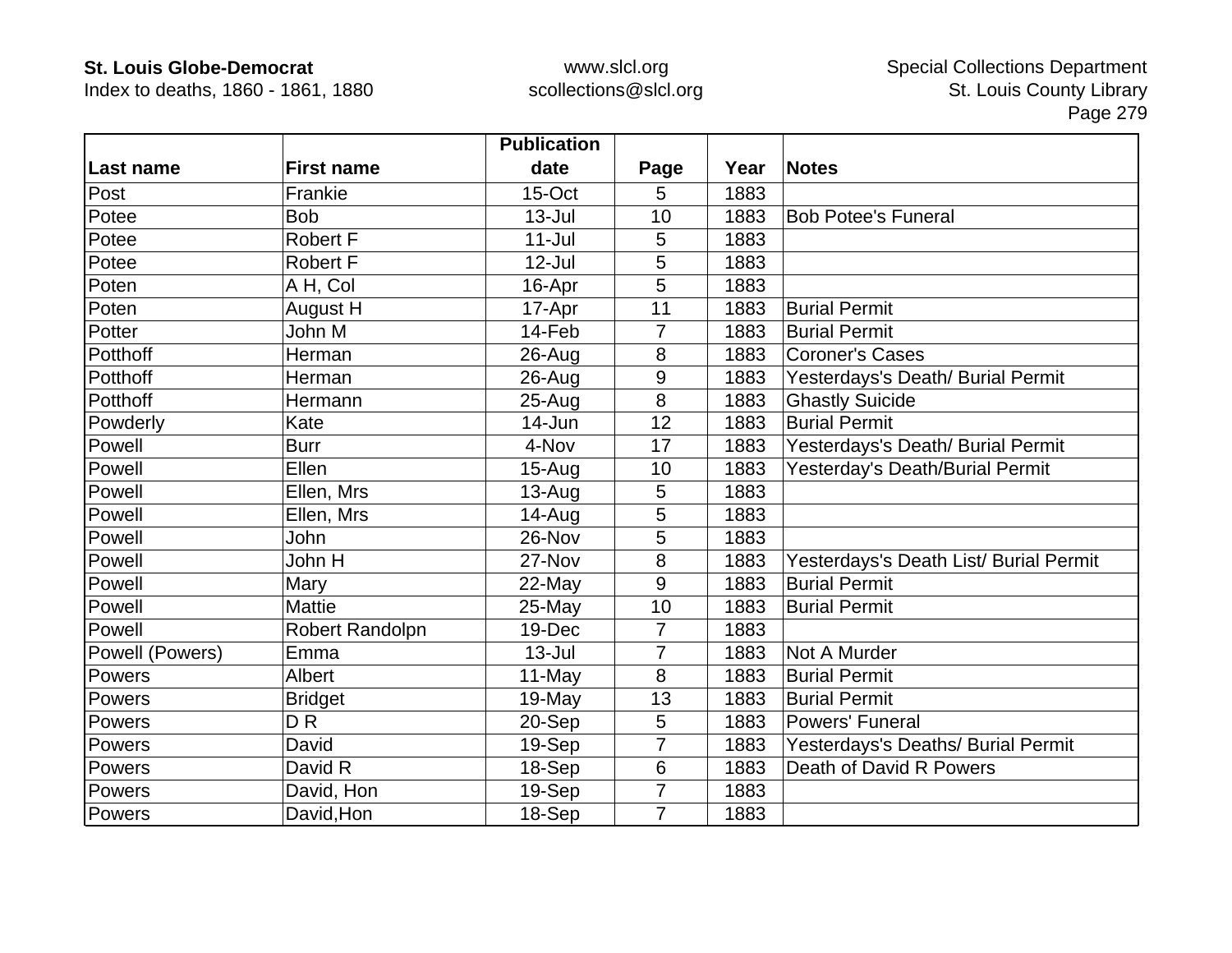| Last name | First name | Publication date | Page | Year | Notes |
|---|---|---|---|---|---|
| Post | Frankie | 15-Oct | 5 | 1883 | |
| Potee | Bob | 13-Jul | 10 | 1883 | Bob Potee's Funeral |
| Potee | Robert F | 11-Jul | 5 | 1883 | |
| Potee | Robert F | 12-Jul | 5 | 1883 | |
| Poten | A H, Col | 16-Apr | 5 | 1883 | |
| Poten | August H | 17-Apr | 11 | 1883 | Burial Permit |
| Potter | John M | 14-Feb | 7 | 1883 | Burial Permit |
| Potthoff | Herman | 26-Aug | 8 | 1883 | Coroner's Cases |
| Potthoff | Herman | 26-Aug | 9 | 1883 | Yesterdays's Death/ Burial Permit |
| Potthoff | Hermann | 25-Aug | 8 | 1883 | Ghastly Suicide |
| Powderly | Kate | 14-Jun | 12 | 1883 | Burial Permit |
| Powell | Burr | 4-Nov | 17 | 1883 | Yesterdays's Death/ Burial Permit |
| Powell | Ellen | 15-Aug | 10 | 1883 | Yesterday's Death/Burial Permit |
| Powell | Ellen, Mrs | 13-Aug | 5 | 1883 | |
| Powell | Ellen, Mrs | 14-Aug | 5 | 1883 | |
| Powell | John | 26-Nov | 5 | 1883 | |
| Powell | John H | 27-Nov | 8 | 1883 | Yesterdays's Death List/ Burial Permit |
| Powell | Mary | 22-May | 9 | 1883 | Burial Permit |
| Powell | Mattie | 25-May | 10 | 1883 | Burial Permit |
| Powell | Robert Randolpn | 19-Dec | 7 | 1883 | |
| Powell (Powers) | Emma | 13-Jul | 7 | 1883 | Not A Murder |
| Powers | Albert | 11-May | 8 | 1883 | Burial Permit |
| Powers | Bridget | 19-May | 13 | 1883 | Burial Permit |
| Powers | D R | 20-Sep | 5 | 1883 | Powers' Funeral |
| Powers | David | 19-Sep | 7 | 1883 | Yesterdays's Deaths/ Burial Permit |
| Powers | David R | 18-Sep | 6 | 1883 | Death of David R Powers |
| Powers | David, Hon | 19-Sep | 7 | 1883 | |
| Powers | David,Hon | 18-Sep | 7 | 1883 | |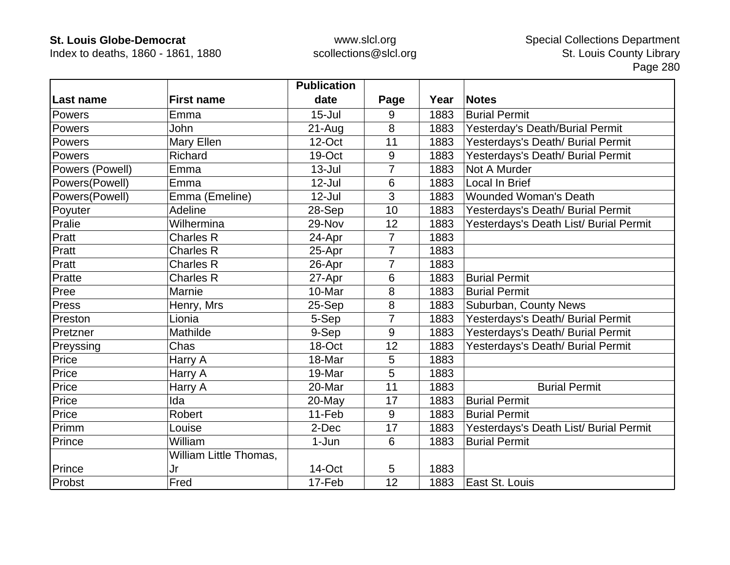| Last name | First name | Publication date | Page | Year | Notes |
|---|---|---|---|---|---|
| Powers | Emma | 15-Jul | 9 | 1883 | Burial Permit |
| Powers | John | 21-Aug | 8 | 1883 | Yesterday's Death/Burial Permit |
| Powers | Mary Ellen | 12-Oct | 11 | 1883 | Yesterdays's Death/ Burial Permit |
| Powers | Richard | 19-Oct | 9 | 1883 | Yesterdays's Death/ Burial Permit |
| Powers (Powell) | Emma | 13-Jul | 7 | 1883 | Not A Murder |
| Powers(Powell) | Emma | 12-Jul | 6 | 1883 | Local In Brief |
| Powers(Powell) | Emma (Emeline) | 12-Jul | 3 | 1883 | Wounded Woman's Death |
| Poyuter | Adeline | 28-Sep | 10 | 1883 | Yesterdays's Death/ Burial Permit |
| Pralie | Wilhermina | 29-Nov | 12 | 1883 | Yesterdays's Death List/ Burial Permit |
| Pratt | Charles R | 24-Apr | 7 | 1883 | |
| Pratt | Charles R | 25-Apr | 7 | 1883 | |
| Pratt | Charles R | 26-Apr | 7 | 1883 | |
| Pratte | Charles R | 27-Apr | 6 | 1883 | Burial Permit |
| Pree | Marnie | 10-Mar | 8 | 1883 | Burial Permit |
| Press | Henry, Mrs | 25-Sep | 8 | 1883 | Suburban, County News |
| Preston | Lionia | 5-Sep | 7 | 1883 | Yesterdays's Death/ Burial Permit |
| Pretzner | Mathilde | 9-Sep | 9 | 1883 | Yesterdays's Death/ Burial Permit |
| Preyssing | Chas | 18-Oct | 12 | 1883 | Yesterdays's Death/ Burial Permit |
| Price | Harry A | 18-Mar | 5 | 1883 | |
| Price | Harry A | 19-Mar | 5 | 1883 | |
| Price | Harry A | 20-Mar | 11 | 1883 | Burial Permit |
| Price | Ida | 20-May | 17 | 1883 | Burial Permit |
| Price | Robert | 11-Feb | 9 | 1883 | Burial Permit |
| Primm | Louise | 2-Dec | 17 | 1883 | Yesterdays's Death List/ Burial Permit |
| Prince | William | 1-Jun | 6 | 1883 | Burial Permit |
| Prince | William Little Thomas, Jr | 14-Oct | 5 | 1883 | |
| Probst | Fred | 17-Feb | 12 | 1883 | East St. Louis |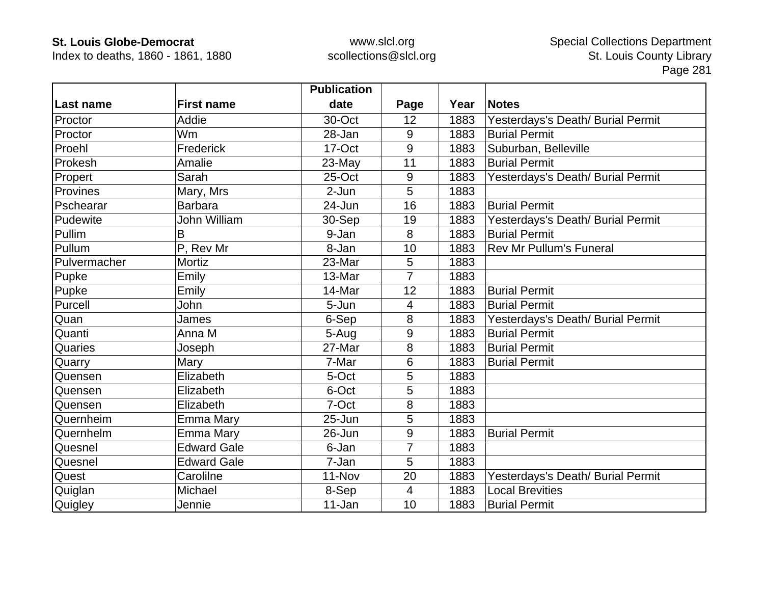| Last name | First name | Publication date | Page | Year | Notes |
|---|---|---|---|---|---|
| Proctor | Addie | 30-Oct | 12 | 1883 | Yesterdays's Death/ Burial Permit |
| Proctor | Wm | 28-Jan | 9 | 1883 | Burial Permit |
| Proehl | Frederick | 17-Oct | 9 | 1883 | Suburban, Belleville |
| Prokesh | Amalie | 23-May | 11 | 1883 | Burial Permit |
| Propert | Sarah | 25-Oct | 9 | 1883 | Yesterdays's Death/ Burial Permit |
| Provines | Mary, Mrs | 2-Jun | 5 | 1883 | |
| Pschearar | Barbara | 24-Jun | 16 | 1883 | Burial Permit |
| Pudewite | John William | 30-Sep | 19 | 1883 | Yesterdays's Death/ Burial Permit |
| Pullim | B | 9-Jan | 8 | 1883 | Burial Permit |
| Pullum | P, Rev Mr | 8-Jan | 10 | 1883 | Rev Mr Pullum's Funeral |
| Pulvermacher | Mortiz | 23-Mar | 5 | 1883 | |
| Pupke | Emily | 13-Mar | 7 | 1883 | |
| Pupke | Emily | 14-Mar | 12 | 1883 | Burial Permit |
| Purcell | John | 5-Jun | 4 | 1883 | Burial Permit |
| Quan | James | 6-Sep | 8 | 1883 | Yesterdays's Death/ Burial Permit |
| Quanti | Anna M | 5-Aug | 9 | 1883 | Burial Permit |
| Quaries | Joseph | 27-Mar | 8 | 1883 | Burial Permit |
| Quarry | Mary | 7-Mar | 6 | 1883 | Burial Permit |
| Quensen | Elizabeth | 5-Oct | 5 | 1883 | |
| Quensen | Elizabeth | 6-Oct | 5 | 1883 | |
| Quensen | Elizabeth | 7-Oct | 8 | 1883 | |
| Quernheim | Emma Mary | 25-Jun | 5 | 1883 | |
| Quernhelm | Emma Mary | 26-Jun | 9 | 1883 | Burial Permit |
| Quesnel | Edward Gale | 6-Jan | 7 | 1883 | |
| Quesnel | Edward Gale | 7-Jan | 5 | 1883 | |
| Quest | Carolilne | 11-Nov | 20 | 1883 | Yesterdays's Death/ Burial Permit |
| Quiglan | Michael | 8-Sep | 4 | 1883 | Local Brevities |
| Quigley | Jennie | 11-Jan | 10 | 1883 | Burial Permit |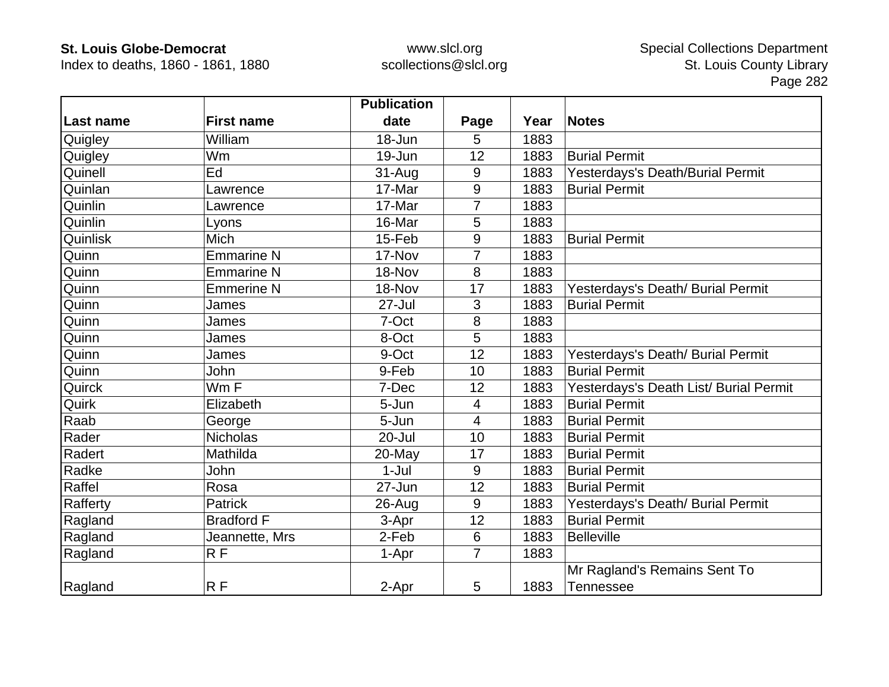| Last name | First name | Publication date | Page | Year | Notes |
|---|---|---|---|---|---|
| Quigley | William | 18-Jun | 5 | 1883 | |
| Quigley | Wm | 19-Jun | 12 | 1883 | Burial Permit |
| Quinell | Ed | 31-Aug | 9 | 1883 | Yesterdays's Death/Burial Permit |
| Quinlan | Lawrence | 17-Mar | 9 | 1883 | Burial Permit |
| Quinlin | Lawrence | 17-Mar | 7 | 1883 | |
| Quinlin | Lyons | 16-Mar | 5 | 1883 | |
| Quinlisk | Mich | 15-Feb | 9 | 1883 | Burial Permit |
| Quinn | Emmarine N | 17-Nov | 7 | 1883 | |
| Quinn | Emmarine N | 18-Nov | 8 | 1883 | |
| Quinn | Emmerine N | 18-Nov | 17 | 1883 | Yesterdays's Death/ Burial Permit |
| Quinn | James | 27-Jul | 3 | 1883 | Burial Permit |
| Quinn | James | 7-Oct | 8 | 1883 | |
| Quinn | James | 8-Oct | 5 | 1883 | |
| Quinn | James | 9-Oct | 12 | 1883 | Yesterdays's Death/ Burial Permit |
| Quinn | John | 9-Feb | 10 | 1883 | Burial Permit |
| Quirck | Wm F | 7-Dec | 12 | 1883 | Yesterdays's Death List/ Burial Permit |
| Quirk | Elizabeth | 5-Jun | 4 | 1883 | Burial Permit |
| Raab | George | 5-Jun | 4 | 1883 | Burial Permit |
| Rader | Nicholas | 20-Jul | 10 | 1883 | Burial Permit |
| Radert | Mathilda | 20-May | 17 | 1883 | Burial Permit |
| Radke | John | 1-Jul | 9 | 1883 | Burial Permit |
| Raffel | Rosa | 27-Jun | 12 | 1883 | Burial Permit |
| Rafferty | Patrick | 26-Aug | 9 | 1883 | Yesterdays's Death/ Burial Permit |
| Ragland | Bradford F | 3-Apr | 12 | 1883 | Burial Permit |
| Ragland | Jeannette, Mrs | 2-Feb | 6 | 1883 | Belleville |
| Ragland | R F | 1-Apr | 7 | 1883 | |
| Ragland | R F | 2-Apr | 5 | 1883 | Mr Ragland's Remains Sent To Tennessee |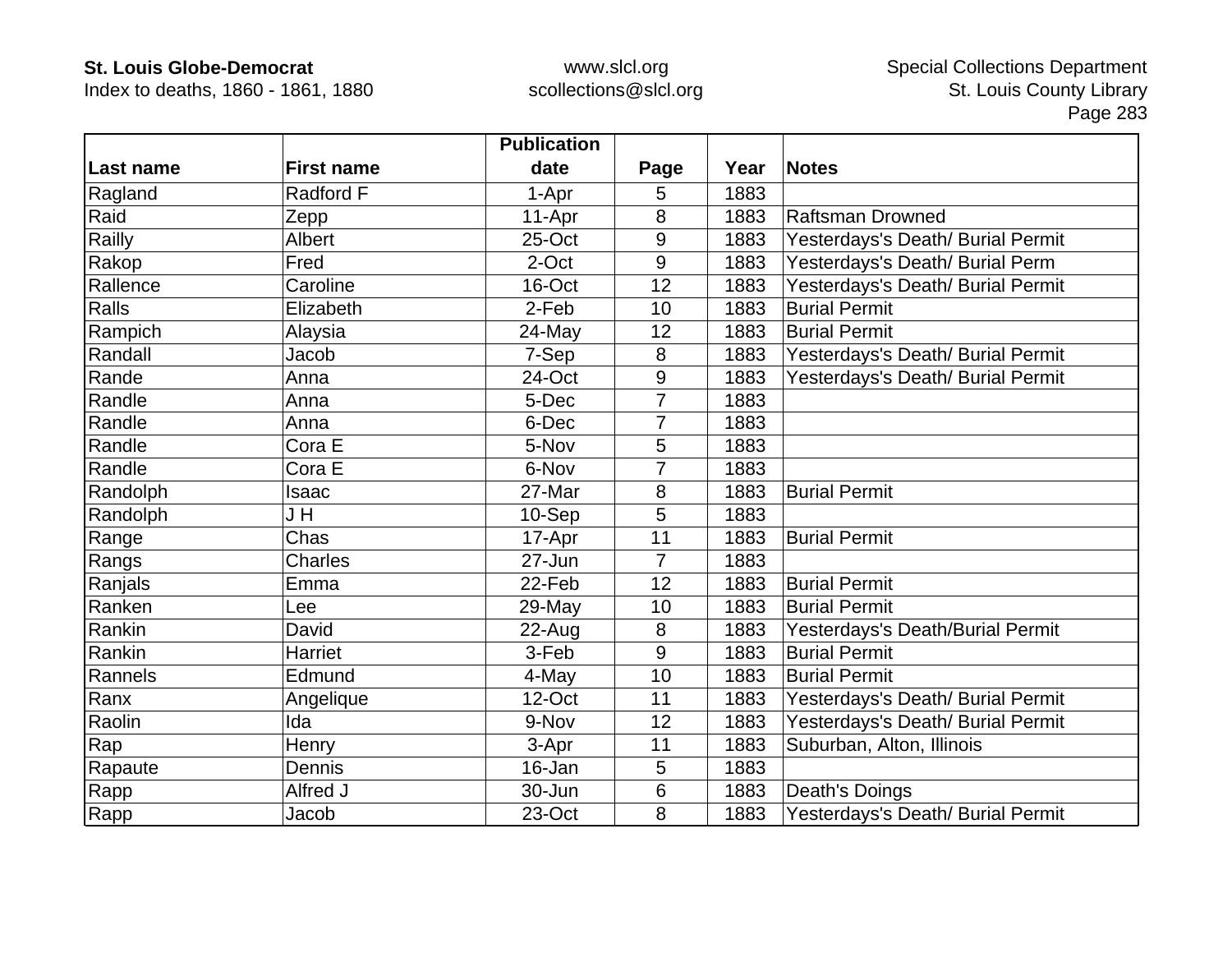| Last name | First name | Publication date | Page | Year | Notes |
|---|---|---|---|---|---|
| Ragland | Radford F | 1-Apr | 5 | 1883 | |
| Raid | Zepp | 11-Apr | 8 | 1883 | Raftsman Drowned |
| Railly | Albert | 25-Oct | 9 | 1883 | Yesterdays's Death/ Burial Permit |
| Rakop | Fred | 2-Oct | 9 | 1883 | Yesterdays's Death/ Burial Perm |
| Rallence | Caroline | 16-Oct | 12 | 1883 | Yesterdays's Death/ Burial Permit |
| Ralls | Elizabeth | 2-Feb | 10 | 1883 | Burial Permit |
| Rampich | Alaysia | 24-May | 12 | 1883 | Burial Permit |
| Randall | Jacob | 7-Sep | 8 | 1883 | Yesterdays's Death/ Burial Permit |
| Rande | Anna | 24-Oct | 9 | 1883 | Yesterdays's Death/ Burial Permit |
| Randle | Anna | 5-Dec | 7 | 1883 | |
| Randle | Anna | 6-Dec | 7 | 1883 | |
| Randle | Cora E | 5-Nov | 5 | 1883 | |
| Randle | Cora E | 6-Nov | 7 | 1883 | |
| Randolph | Isaac | 27-Mar | 8 | 1883 | Burial Permit |
| Randolph | J H | 10-Sep | 5 | 1883 | |
| Range | Chas | 17-Apr | 11 | 1883 | Burial Permit |
| Rangs | Charles | 27-Jun | 7 | 1883 | |
| Ranjals | Emma | 22-Feb | 12 | 1883 | Burial Permit |
| Ranken | Lee | 29-May | 10 | 1883 | Burial Permit |
| Rankin | David | 22-Aug | 8 | 1883 | Yesterdays's Death/Burial Permit |
| Rankin | Harriet | 3-Feb | 9 | 1883 | Burial Permit |
| Rannels | Edmund | 4-May | 10 | 1883 | Burial Permit |
| Ranx | Angelique | 12-Oct | 11 | 1883 | Yesterdays's Death/ Burial Permit |
| Raolin | Ida | 9-Nov | 12 | 1883 | Yesterdays's Death/ Burial Permit |
| Rap | Henry | 3-Apr | 11 | 1883 | Suburban, Alton, Illinois |
| Rapaute | Dennis | 16-Jan | 5 | 1883 | |
| Rapp | Alfred J | 30-Jun | 6 | 1883 | Death's Doings |
| Rapp | Jacob | 23-Oct | 8 | 1883 | Yesterdays's Death/ Burial Permit |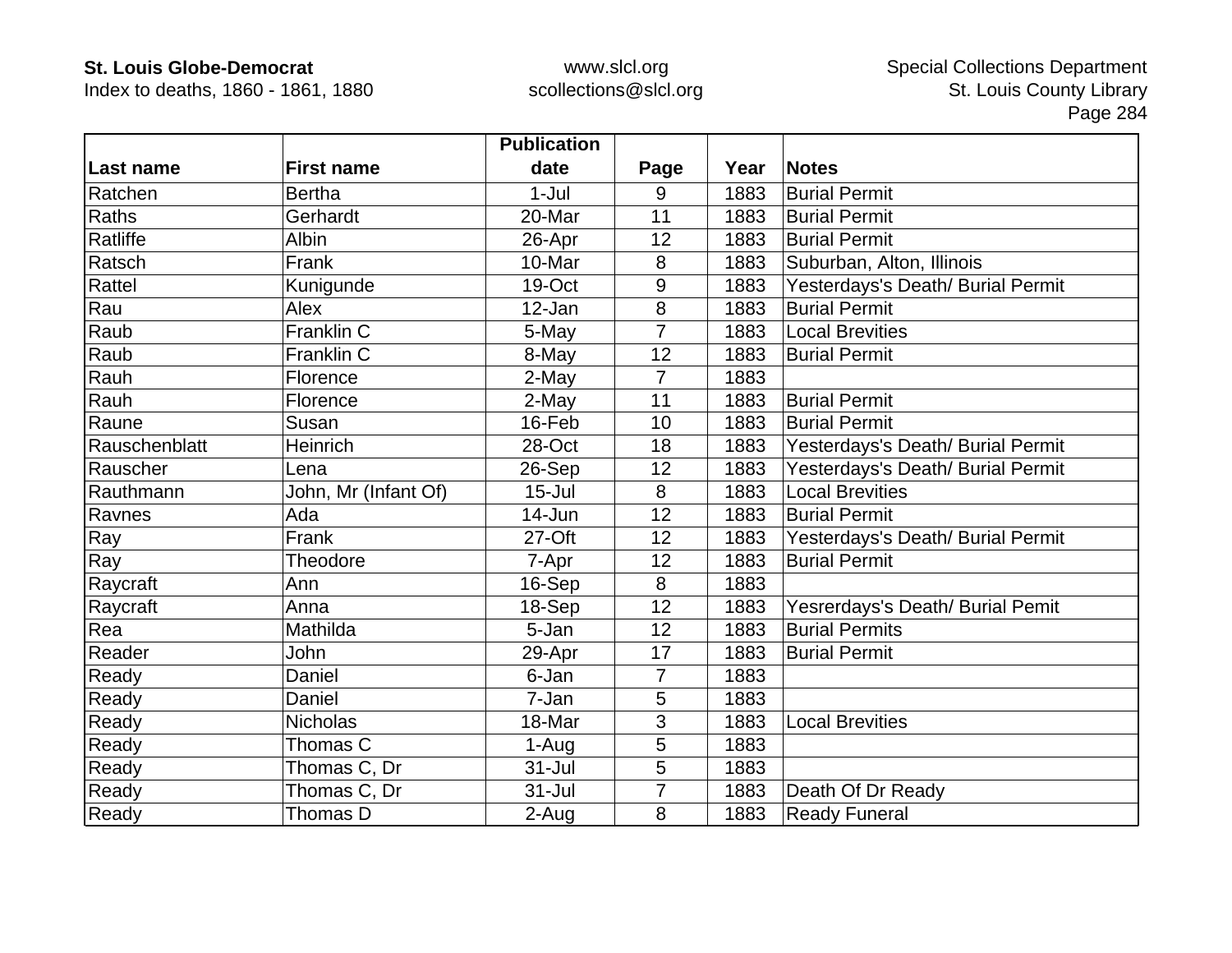| Last name | First name | Publication date | Page | Year | Notes |
|---|---|---|---|---|---|
| Ratchen | Bertha | 1-Jul | 9 | 1883 | Burial Permit |
| Raths | Gerhardt | 20-Mar | 11 | 1883 | Burial Permit |
| Ratliffe | Albin | 26-Apr | 12 | 1883 | Burial Permit |
| Ratsch | Frank | 10-Mar | 8 | 1883 | Suburban, Alton, Illinois |
| Rattel | Kunigunde | 19-Oct | 9 | 1883 | Yesterdays's Death/ Burial Permit |
| Rau | Alex | 12-Jan | 8 | 1883 | Burial Permit |
| Raub | Franklin C | 5-May | 7 | 1883 | Local Brevities |
| Raub | Franklin C | 8-May | 12 | 1883 | Burial Permit |
| Rauh | Florence | 2-May | 7 | 1883 | |
| Rauh | Florence | 2-May | 11 | 1883 | Burial Permit |
| Raune | Susan | 16-Feb | 10 | 1883 | Burial Permit |
| Rauschenblatt | Heinrich | 28-Oct | 18 | 1883 | Yesterdays's Death/ Burial Permit |
| Rauscher | Lena | 26-Sep | 12 | 1883 | Yesterdays's Death/ Burial Permit |
| Rauthmann | John, Mr (Infant Of) | 15-Jul | 8 | 1883 | Local Brevities |
| Ravnes | Ada | 14-Jun | 12 | 1883 | Burial Permit |
| Ray | Frank | 27-Oft | 12 | 1883 | Yesterdays's Death/ Burial Permit |
| Ray | Theodore | 7-Apr | 12 | 1883 | Burial Permit |
| Raycraft | Ann | 16-Sep | 8 | 1883 | |
| Raycraft | Anna | 18-Sep | 12 | 1883 | Yesrerdays's Death/ Burial Pemit |
| Rea | Mathilda | 5-Jan | 12 | 1883 | Burial Permits |
| Reader | John | 29-Apr | 17 | 1883 | Burial Permit |
| Ready | Daniel | 6-Jan | 7 | 1883 | |
| Ready | Daniel | 7-Jan | 5 | 1883 | |
| Ready | Nicholas | 18-Mar | 3 | 1883 | Local Brevities |
| Ready | Thomas C | 1-Aug | 5 | 1883 | |
| Ready | Thomas C, Dr | 31-Jul | 5 | 1883 | |
| Ready | Thomas C, Dr | 31-Jul | 7 | 1883 | Death Of Dr Ready |
| Ready | Thomas D | 2-Aug | 8 | 1883 | Ready Funeral |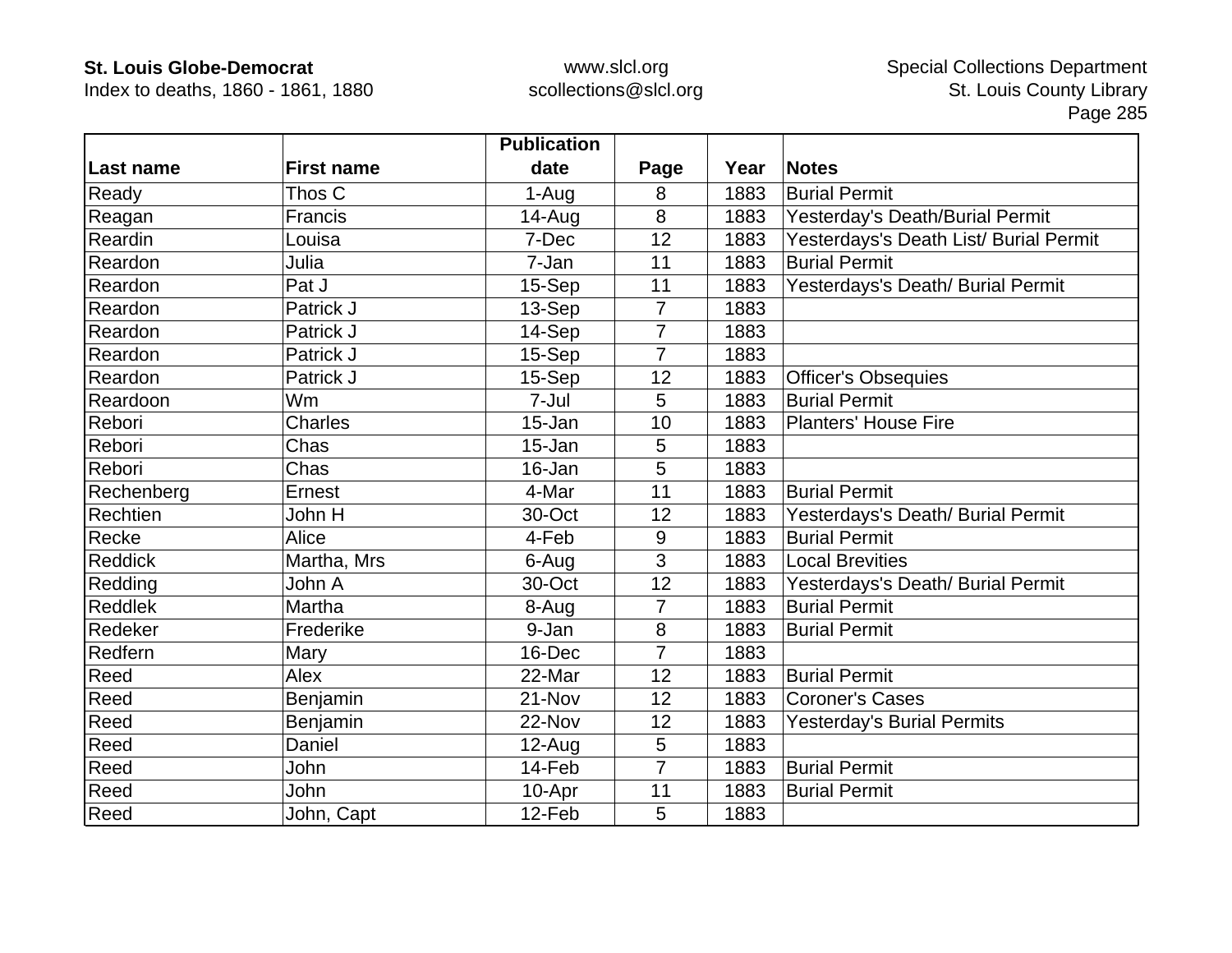| Last name | First name | Publication date | Page | Year | Notes |
|---|---|---|---|---|---|
| Ready | Thos C | 1-Aug | 8 | 1883 | Burial Permit |
| Reagan | Francis | 14-Aug | 8 | 1883 | Yesterday's Death/Burial Permit |
| Reardin | Louisa | 7-Dec | 12 | 1883 | Yesterdays's Death List/ Burial Permit |
| Reardon | Julia | 7-Jan | 11 | 1883 | Burial Permit |
| Reardon | Pat J | 15-Sep | 11 | 1883 | Yesterdays's Death/ Burial Permit |
| Reardon | Patrick J | 13-Sep | 7 | 1883 | |
| Reardon | Patrick J | 14-Sep | 7 | 1883 | |
| Reardon | Patrick J | 15-Sep | 7 | 1883 | |
| Reardon | Patrick J | 15-Sep | 12 | 1883 | Officer's Obsequies |
| Reardoon | Wm | 7-Jul | 5 | 1883 | Burial Permit |
| Rebori | Charles | 15-Jan | 10 | 1883 | Planters' House Fire |
| Rebori | Chas | 15-Jan | 5 | 1883 | |
| Rebori | Chas | 16-Jan | 5 | 1883 | |
| Rechenberg | Ernest | 4-Mar | 11 | 1883 | Burial Permit |
| Rechtien | John H | 30-Oct | 12 | 1883 | Yesterdays's Death/ Burial Permit |
| Recke | Alice | 4-Feb | 9 | 1883 | Burial Permit |
| Reddick | Martha, Mrs | 6-Aug | 3 | 1883 | Local Brevities |
| Redding | John A | 30-Oct | 12 | 1883 | Yesterdays's Death/ Burial Permit |
| Reddlek | Martha | 8-Aug | 7 | 1883 | Burial Permit |
| Redeker | Frederike | 9-Jan | 8 | 1883 | Burial Permit |
| Redfern | Mary | 16-Dec | 7 | 1883 | |
| Reed | Alex | 22-Mar | 12 | 1883 | Burial Permit |
| Reed | Benjamin | 21-Nov | 12 | 1883 | Coroner's Cases |
| Reed | Benjamin | 22-Nov | 12 | 1883 | Yesterday's Burial Permits |
| Reed | Daniel | 12-Aug | 5 | 1883 | |
| Reed | John | 14-Feb | 7 | 1883 | Burial Permit |
| Reed | John | 10-Apr | 11 | 1883 | Burial Permit |
| Reed | John, Capt | 12-Feb | 5 | 1883 | |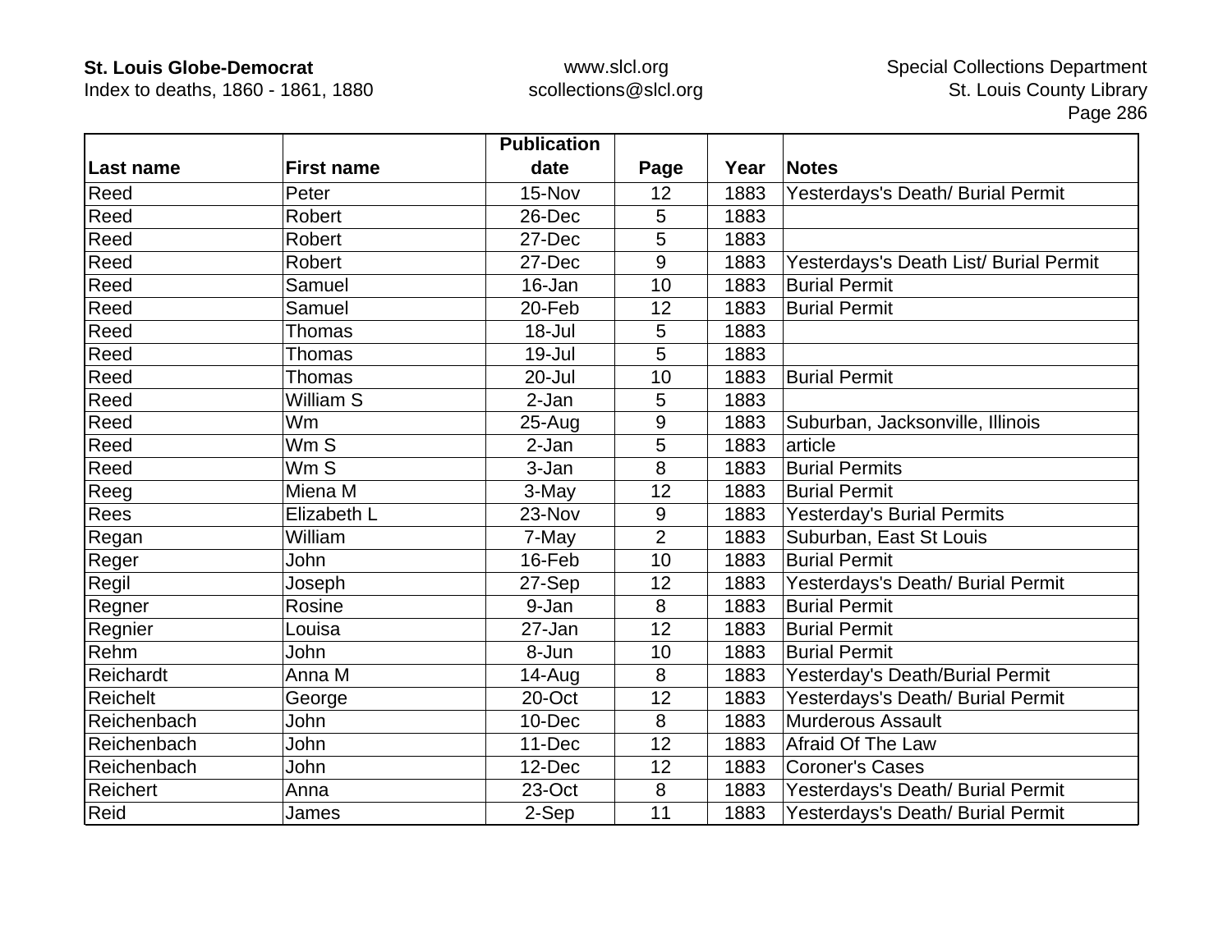| Last name | First name | Publication date | Page | Year | Notes |
|---|---|---|---|---|---|
| Reed | Peter | 15-Nov | 12 | 1883 | Yesterdays's Death/ Burial Permit |
| Reed | Robert | 26-Dec | 5 | 1883 | |
| Reed | Robert | 27-Dec | 5 | 1883 | |
| Reed | Robert | 27-Dec | 9 | 1883 | Yesterdays's Death List/ Burial Permit |
| Reed | Samuel | 16-Jan | 10 | 1883 | Burial Permit |
| Reed | Samuel | 20-Feb | 12 | 1883 | Burial Permit |
| Reed | Thomas | 18-Jul | 5 | 1883 | |
| Reed | Thomas | 19-Jul | 5 | 1883 | |
| Reed | Thomas | 20-Jul | 10 | 1883 | Burial Permit |
| Reed | William S | 2-Jan | 5 | 1883 | |
| Reed | Wm | 25-Aug | 9 | 1883 | Suburban, Jacksonville, Illinois |
| Reed | Wm S | 2-Jan | 5 | 1883 | article |
| Reed | Wm S | 3-Jan | 8 | 1883 | Burial Permits |
| Reeg | Miena M | 3-May | 12 | 1883 | Burial Permit |
| Rees | Elizabeth L | 23-Nov | 9 | 1883 | Yesterday's Burial Permits |
| Regan | William | 7-May | 2 | 1883 | Suburban, East St Louis |
| Reger | John | 16-Feb | 10 | 1883 | Burial Permit |
| Regil | Joseph | 27-Sep | 12 | 1883 | Yesterdays's Death/ Burial Permit |
| Regner | Rosine | 9-Jan | 8 | 1883 | Burial Permit |
| Regnier | Louisa | 27-Jan | 12 | 1883 | Burial Permit |
| Rehm | John | 8-Jun | 10 | 1883 | Burial Permit |
| Reichardt | Anna M | 14-Aug | 8 | 1883 | Yesterday's Death/Burial Permit |
| Reichelt | George | 20-Oct | 12 | 1883 | Yesterdays's Death/ Burial Permit |
| Reichenbach | John | 10-Dec | 8 | 1883 | Murderous Assault |
| Reichenbach | John | 11-Dec | 12 | 1883 | Afraid Of The Law |
| Reichenbach | John | 12-Dec | 12 | 1883 | Coroner's Cases |
| Reichert | Anna | 23-Oct | 8 | 1883 | Yesterdays's Death/ Burial Permit |
| Reid | James | 2-Sep | 11 | 1883 | Yesterdays's Death/ Burial Permit |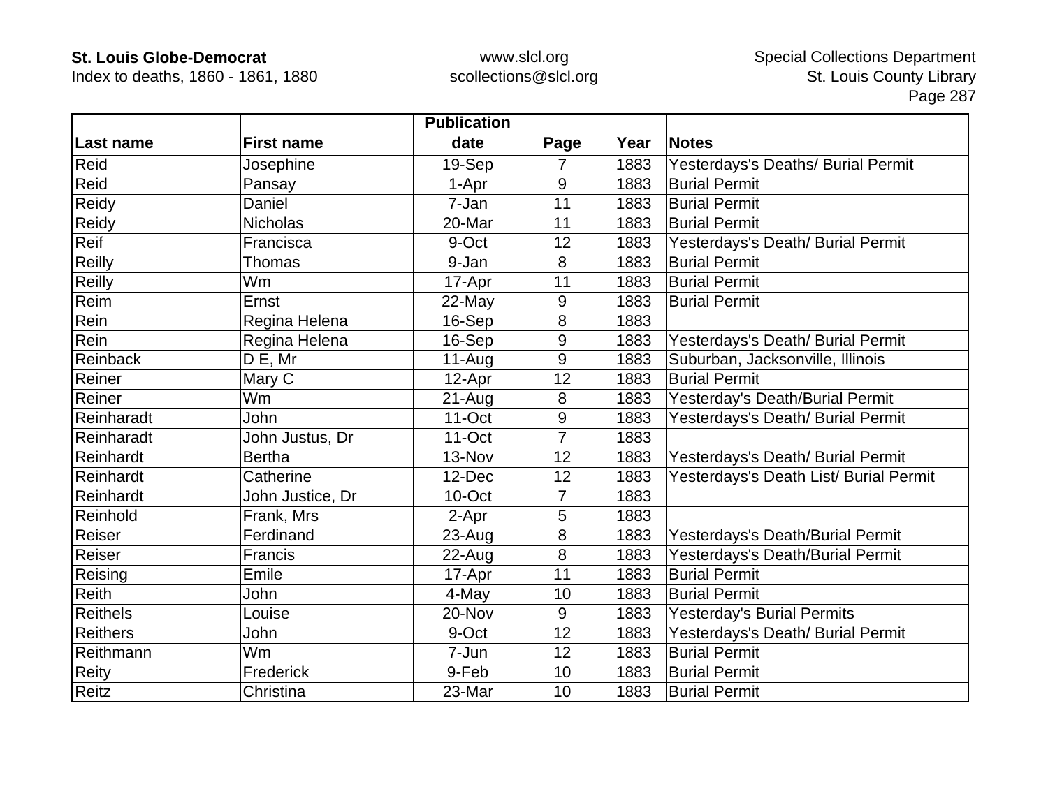| Last name | First name | Publication date | Page | Year | Notes |
|---|---|---|---|---|---|
| Reid | Josephine | 19-Sep | 7 | 1883 | Yesterdays's Deaths/ Burial Permit |
| Reid | Pansay | 1-Apr | 9 | 1883 | Burial Permit |
| Reidy | Daniel | 7-Jan | 11 | 1883 | Burial Permit |
| Reidy | Nicholas | 20-Mar | 11 | 1883 | Burial Permit |
| Reif | Francisca | 9-Oct | 12 | 1883 | Yesterdays's Death/ Burial Permit |
| Reilly | Thomas | 9-Jan | 8 | 1883 | Burial Permit |
| Reilly | Wm | 17-Apr | 11 | 1883 | Burial Permit |
| Reim | Ernst | 22-May | 9 | 1883 | Burial Permit |
| Rein | Regina Helena | 16-Sep | 8 | 1883 | |
| Rein | Regina Helena | 16-Sep | 9 | 1883 | Yesterdays's Death/ Burial Permit |
| Reinback | D E, Mr | 11-Aug | 9 | 1883 | Suburban, Jacksonville, Illinois |
| Reiner | Mary C | 12-Apr | 12 | 1883 | Burial Permit |
| Reiner | Wm | 21-Aug | 8 | 1883 | Yesterday's Death/Burial Permit |
| Reinharadt | John | 11-Oct | 9 | 1883 | Yesterdays's Death/ Burial Permit |
| Reinharadt | John Justus, Dr | 11-Oct | 7 | 1883 | |
| Reinhardt | Bertha | 13-Nov | 12 | 1883 | Yesterdays's Death/ Burial Permit |
| Reinhardt | Catherine | 12-Dec | 12 | 1883 | Yesterdays's Death List/ Burial Permit |
| Reinhardt | John Justice, Dr | 10-Oct | 7 | 1883 | |
| Reinhold | Frank, Mrs | 2-Apr | 5 | 1883 | |
| Reiser | Ferdinand | 23-Aug | 8 | 1883 | Yesterdays's Death/Burial Permit |
| Reiser | Francis | 22-Aug | 8 | 1883 | Yesterdays's Death/Burial Permit |
| Reising | Emile | 17-Apr | 11 | 1883 | Burial Permit |
| Reith | John | 4-May | 10 | 1883 | Burial Permit |
| Reithels | Louise | 20-Nov | 9 | 1883 | Yesterday's Burial Permits |
| Reithers | John | 9-Oct | 12 | 1883 | Yesterdays's Death/ Burial Permit |
| Reithmann | Wm | 7-Jun | 12 | 1883 | Burial Permit |
| Reity | Frederick | 9-Feb | 10 | 1883 | Burial Permit |
| Reitz | Christina | 23-Mar | 10 | 1883 | Burial Permit |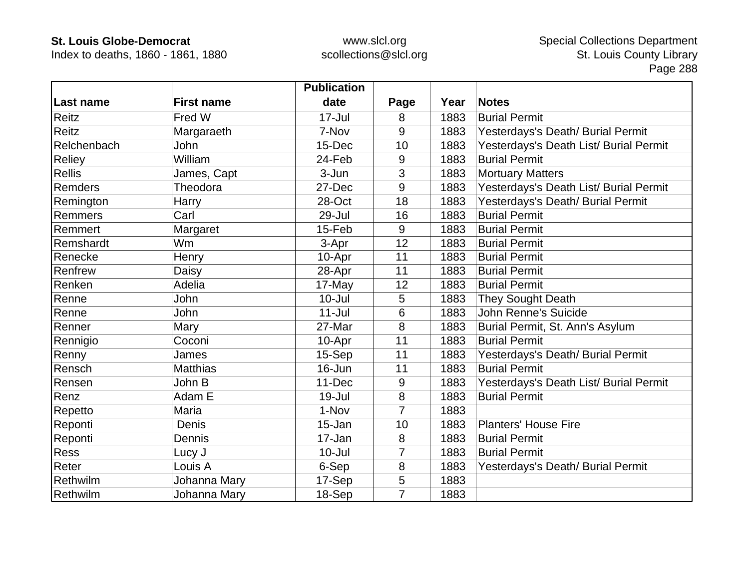| Last name | First name | Publication date | Page | Year | Notes |
|---|---|---|---|---|---|
| Reitz | Fred W | 17-Jul | 8 | 1883 | Burial Permit |
| Reitz | Margaraeth | 7-Nov | 9 | 1883 | Yesterdays's Death/ Burial Permit |
| Relchenbach | John | 15-Dec | 10 | 1883 | Yesterdays's Death List/ Burial Permit |
| Reliey | William | 24-Feb | 9 | 1883 | Burial Permit |
| Rellis | James, Capt | 3-Jun | 3 | 1883 | Mortuary Matters |
| Remders | Theodora | 27-Dec | 9 | 1883 | Yesterdays's Death List/ Burial Permit |
| Remington | Harry | 28-Oct | 18 | 1883 | Yesterdays's Death/ Burial Permit |
| Remmers | Carl | 29-Jul | 16 | 1883 | Burial Permit |
| Remmert | Margaret | 15-Feb | 9 | 1883 | Burial Permit |
| Remshardt | Wm | 3-Apr | 12 | 1883 | Burial Permit |
| Renecke | Henry | 10-Apr | 11 | 1883 | Burial Permit |
| Renfrew | Daisy | 28-Apr | 11 | 1883 | Burial Permit |
| Renken | Adelia | 17-May | 12 | 1883 | Burial Permit |
| Renne | John | 10-Jul | 5 | 1883 | They Sought Death |
| Renne | John | 11-Jul | 6 | 1883 | John Renne's Suicide |
| Renner | Mary | 27-Mar | 8 | 1883 | Burial Permit, St. Ann's Asylum |
| Rennigio | Coconi | 10-Apr | 11 | 1883 | Burial Permit |
| Renny | James | 15-Sep | 11 | 1883 | Yesterdays's Death/ Burial Permit |
| Rensch | Matthias | 16-Jun | 11 | 1883 | Burial Permit |
| Rensen | John B | 11-Dec | 9 | 1883 | Yesterdays's Death List/ Burial Permit |
| Renz | Adam E | 19-Jul | 8 | 1883 | Burial Permit |
| Repetto | Maria | 1-Nov | 7 | 1883 | |
| Reponti | Denis | 15-Jan | 10 | 1883 | Planters' House Fire |
| Reponti | Dennis | 17-Jan | 8 | 1883 | Burial Permit |
| Ress | Lucy J | 10-Jul | 7 | 1883 | Burial Permit |
| Reter | Louis A | 6-Sep | 8 | 1883 | Yesterdays's Death/ Burial Permit |
| Rethwilm | Johanna Mary | 17-Sep | 5 | 1883 | |
| Rethwilm | Johanna Mary | 18-Sep | 7 | 1883 | |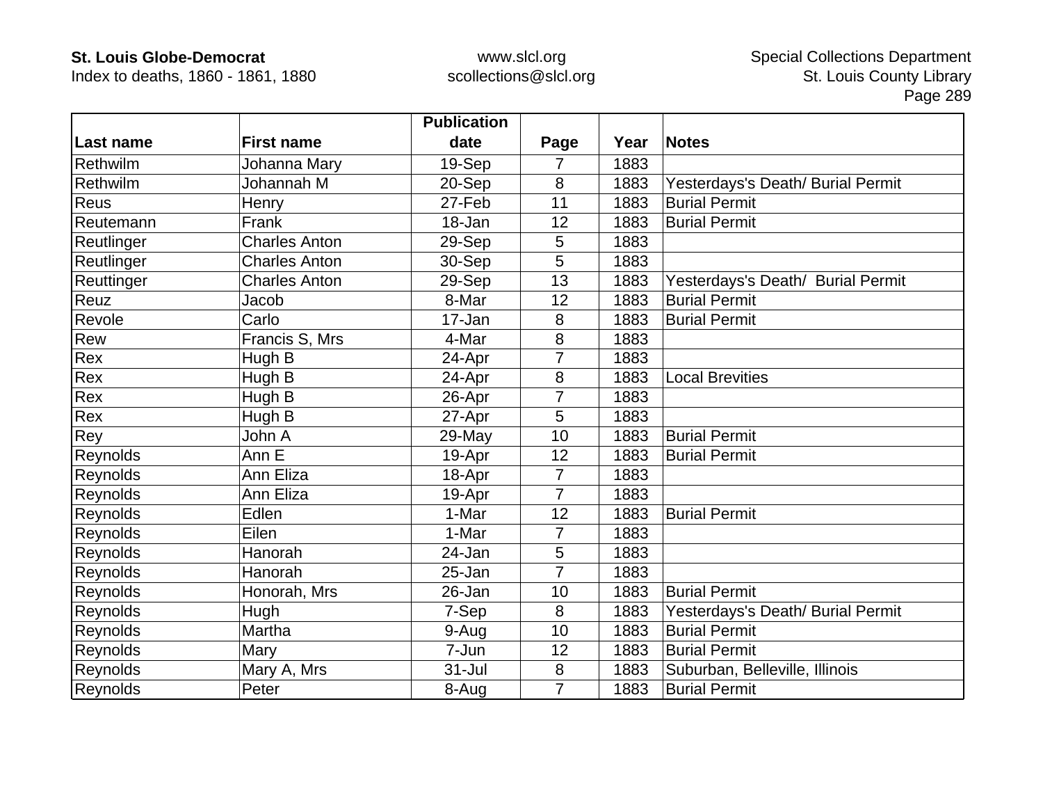| Last name | First name | Publication date | Page | Year | Notes |
|---|---|---|---|---|---|
| Rethwilm | Johanna Mary | 19-Sep | 7 | 1883 | |
| Rethwilm | Johannah M | 20-Sep | 8 | 1883 | Yesterdays's Death/ Burial Permit |
| Reus | Henry | 27-Feb | 11 | 1883 | Burial Permit |
| Reutemann | Frank | 18-Jan | 12 | 1883 | Burial Permit |
| Reutlinger | Charles Anton | 29-Sep | 5 | 1883 | |
| Reutlinger | Charles Anton | 30-Sep | 5 | 1883 | |
| Reuttinger | Charles Anton | 29-Sep | 13 | 1883 | Yesterdays's Death/  Burial Permit |
| Reuz | Jacob | 8-Mar | 12 | 1883 | Burial Permit |
| Revole | Carlo | 17-Jan | 8 | 1883 | Burial Permit |
| Rew | Francis S, Mrs | 4-Mar | 8 | 1883 | |
| Rex | Hugh B | 24-Apr | 7 | 1883 | |
| Rex | Hugh B | 24-Apr | 8 | 1883 | Local Brevities |
| Rex | Hugh B | 26-Apr | 7 | 1883 | |
| Rex | Hugh B | 27-Apr | 5 | 1883 | |
| Rey | John A | 29-May | 10 | 1883 | Burial Permit |
| Reynolds | Ann E | 19-Apr | 12 | 1883 | Burial Permit |
| Reynolds | Ann Eliza | 18-Apr | 7 | 1883 | |
| Reynolds | Ann Eliza | 19-Apr | 7 | 1883 | |
| Reynolds | Edlen | 1-Mar | 12 | 1883 | Burial Permit |
| Reynolds | Eilen | 1-Mar | 7 | 1883 | |
| Reynolds | Hanorah | 24-Jan | 5 | 1883 | |
| Reynolds | Hanorah | 25-Jan | 7 | 1883 | |
| Reynolds | Honorah, Mrs | 26-Jan | 10 | 1883 | Burial Permit |
| Reynolds | Hugh | 7-Sep | 8 | 1883 | Yesterdays's Death/ Burial Permit |
| Reynolds | Martha | 9-Aug | 10 | 1883 | Burial Permit |
| Reynolds | Mary | 7-Jun | 12 | 1883 | Burial Permit |
| Reynolds | Mary A, Mrs | 31-Jul | 8 | 1883 | Suburban, Belleville, Illinois |
| Reynolds | Peter | 8-Aug | 7 | 1883 | Burial Permit |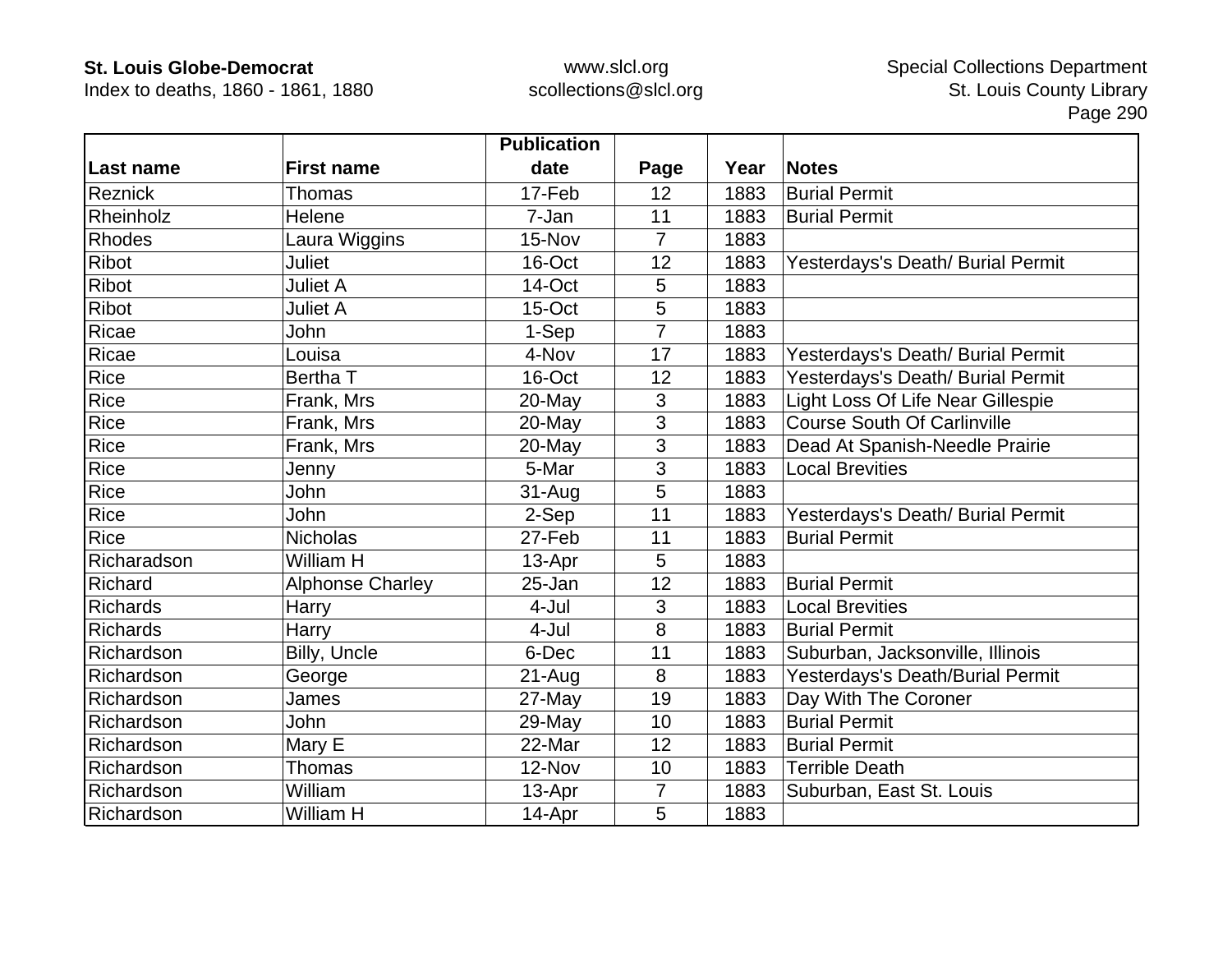| Last name | First name | Publication date | Page | Year | Notes |
|---|---|---|---|---|---|
| Reznick | Thomas | 17-Feb | 12 | 1883 | Burial Permit |
| Rheinholz | Helene | 7-Jan | 11 | 1883 | Burial Permit |
| Rhodes | Laura Wiggins | 15-Nov | 7 | 1883 | |
| Ribot | Juliet | 16-Oct | 12 | 1883 | Yesterdays's Death/ Burial Permit |
| Ribot | Juliet A | 14-Oct | 5 | 1883 | |
| Ribot | Juliet A | 15-Oct | 5 | 1883 | |
| Ricae | John | 1-Sep | 7 | 1883 | |
| Ricae | Louisa | 4-Nov | 17 | 1883 | Yesterdays's Death/ Burial Permit |
| Rice | Bertha T | 16-Oct | 12 | 1883 | Yesterdays's Death/ Burial Permit |
| Rice | Frank, Mrs | 20-May | 3 | 1883 | Light Loss Of Life Near Gillespie |
| Rice | Frank, Mrs | 20-May | 3 | 1883 | Course South Of Carlinville |
| Rice | Frank, Mrs | 20-May | 3 | 1883 | Dead At Spanish-Needle Prairie |
| Rice | Jenny | 5-Mar | 3 | 1883 | Local Brevities |
| Rice | John | 31-Aug | 5 | 1883 | |
| Rice | John | 2-Sep | 11 | 1883 | Yesterdays's Death/ Burial Permit |
| Rice | Nicholas | 27-Feb | 11 | 1883 | Burial Permit |
| Richaradson | William H | 13-Apr | 5 | 1883 | |
| Richard | Alphonse Charley | 25-Jan | 12 | 1883 | Burial Permit |
| Richards | Harry | 4-Jul | 3 | 1883 | Local Brevities |
| Richards | Harry | 4-Jul | 8 | 1883 | Burial Permit |
| Richardson | Billy, Uncle | 6-Dec | 11 | 1883 | Suburban, Jacksonville, Illinois |
| Richardson | George | 21-Aug | 8 | 1883 | Yesterdays's Death/Burial Permit |
| Richardson | James | 27-May | 19 | 1883 | Day With The Coroner |
| Richardson | John | 29-May | 10 | 1883 | Burial Permit |
| Richardson | Mary E | 22-Mar | 12 | 1883 | Burial Permit |
| Richardson | Thomas | 12-Nov | 10 | 1883 | Terrible Death |
| Richardson | William | 13-Apr | 7 | 1883 | Suburban, East St. Louis |
| Richardson | William H | 14-Apr | 5 | 1883 | |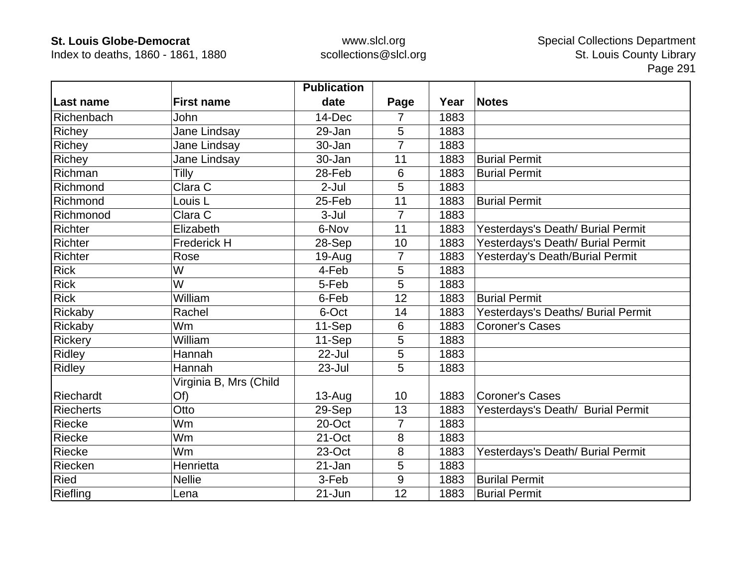| Last name | First name | Publication date | Page | Year | Notes |
|---|---|---|---|---|---|
| Richenbach | John | 14-Dec | 7 | 1883 | |
| Richey | Jane Lindsay | 29-Jan | 5 | 1883 | |
| Richey | Jane Lindsay | 30-Jan | 7 | 1883 | |
| Richey | Jane Lindsay | 30-Jan | 11 | 1883 | Burial Permit |
| Richman | Tilly | 28-Feb | 6 | 1883 | Burial Permit |
| Richmond | Clara C | 2-Jul | 5 | 1883 | |
| Richmond | Louis L | 25-Feb | 11 | 1883 | Burial Permit |
| Richmonod | Clara C | 3-Jul | 7 | 1883 | |
| Richter | Elizabeth | 6-Nov | 11 | 1883 | Yesterdays's Death/ Burial Permit |
| Richter | Frederick H | 28-Sep | 10 | 1883 | Yesterdays's Death/ Burial Permit |
| Richter | Rose | 19-Aug | 7 | 1883 | Yesterday's Death/Burial Permit |
| Rick | W | 4-Feb | 5 | 1883 | |
| Rick | W | 5-Feb | 5 | 1883 | |
| Rick | William | 6-Feb | 12 | 1883 | Burial Permit |
| Rickaby | Rachel | 6-Oct | 14 | 1883 | Yesterdays's Deaths/ Burial Permit |
| Rickaby | Wm | 11-Sep | 6 | 1883 | Coroner's Cases |
| Rickery | William | 11-Sep | 5 | 1883 | |
| Ridley | Hannah | 22-Jul | 5 | 1883 | |
| Ridley | Hannah | 23-Jul | 5 | 1883 | |
| Riechardt | Virginia B, Mrs (Child Of) | 13-Aug | 10 | 1883 | Coroner's Cases |
| Riecherts | Otto | 29-Sep | 13 | 1883 | Yesterdays's Death/ Burial Permit |
| Riecke | Wm | 20-Oct | 7 | 1883 | |
| Riecke | Wm | 21-Oct | 8 | 1883 | |
| Riecke | Wm | 23-Oct | 8 | 1883 | Yesterdays's Death/ Burial Permit |
| Riecken | Henrietta | 21-Jan | 5 | 1883 | |
| Ried | Nellie | 3-Feb | 9 | 1883 | Burilal Permit |
| Riefling | Lena | 21-Jun | 12 | 1883 | Burial Permit |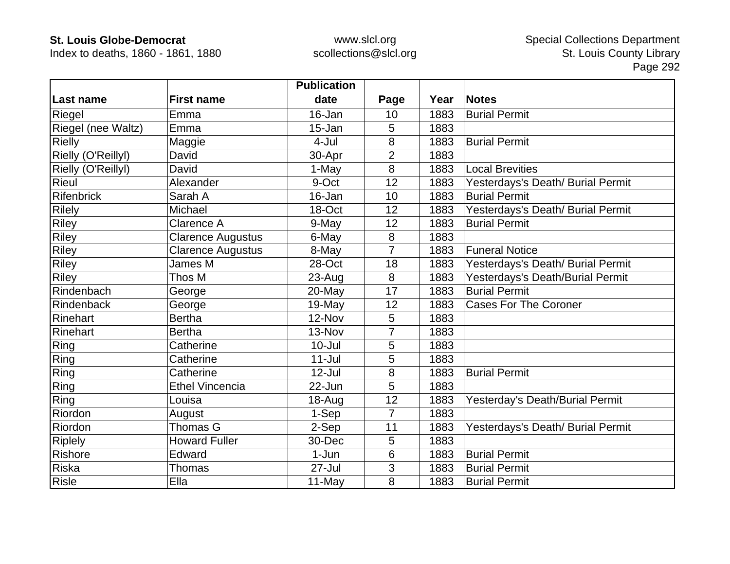| Last name | First name | Publication date | Page | Year | Notes |
|---|---|---|---|---|---|
| Riegel | Emma | 16-Jan | 10 | 1883 | Burial Permit |
| Riegel (nee Waltz) | Emma | 15-Jan | 5 | 1883 | |
| Rielly | Maggie | 4-Jul | 8 | 1883 | Burial Permit |
| Rielly (O'Reillyl) | David | 30-Apr | 2 | 1883 | |
| Rielly (O'Reillyl) | David | 1-May | 8 | 1883 | Local Brevities |
| Rieul | Alexander | 9-Oct | 12 | 1883 | Yesterdays's Death/ Burial Permit |
| Rifenbrick | Sarah A | 16-Jan | 10 | 1883 | Burial Permit |
| Rilely | Michael | 18-Oct | 12 | 1883 | Yesterdays's Death/ Burial Permit |
| Riley | Clarence A | 9-May | 12 | 1883 | Burial Permit |
| Riley | Clarence Augustus | 6-May | 8 | 1883 | |
| Riley | Clarence Augustus | 8-May | 7 | 1883 | Funeral Notice |
| Riley | James M | 28-Oct | 18 | 1883 | Yesterdays's Death/ Burial Permit |
| Riley | Thos M | 23-Aug | 8 | 1883 | Yesterdays's Death/Burial Permit |
| Rindenbach | George | 20-May | 17 | 1883 | Burial Permit |
| Rindenback | George | 19-May | 12 | 1883 | Cases For The Coroner |
| Rinehart | Bertha | 12-Nov | 5 | 1883 | |
| Rinehart | Bertha | 13-Nov | 7 | 1883 | |
| Ring | Catherine | 10-Jul | 5 | 1883 | |
| Ring | Catherine | 11-Jul | 5 | 1883 | |
| Ring | Catherine | 12-Jul | 8 | 1883 | Burial Permit |
| Ring | Ethel Vincencia | 22-Jun | 5 | 1883 | |
| Ring | Louisa | 18-Aug | 12 | 1883 | Yesterday's Death/Burial Permit |
| Riordon | August | 1-Sep | 7 | 1883 | |
| Riordon | Thomas G | 2-Sep | 11 | 1883 | Yesterdays's Death/ Burial Permit |
| Riplely | Howard Fuller | 30-Dec | 5 | 1883 | |
| Rishore | Edward | 1-Jun | 6 | 1883 | Burial Permit |
| Riska | Thomas | 27-Jul | 3 | 1883 | Burial Permit |
| Risle | Ella | 11-May | 8 | 1883 | Burial Permit |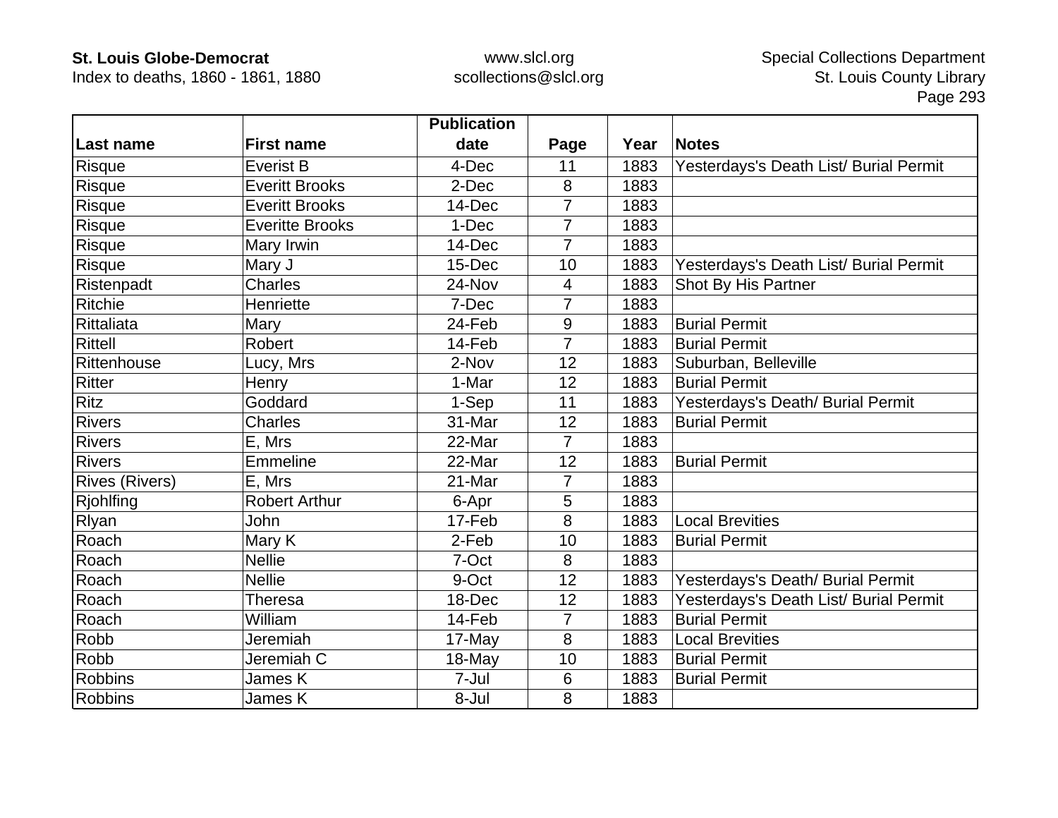| Last name | First name | Publication date | Page | Year | Notes |
|---|---|---|---|---|---|
| Risque | Everist B | 4-Dec | 11 | 1883 | Yesterdays's Death List/ Burial Permit |
| Risque | Everitt Brooks | 2-Dec | 8 | 1883 | |
| Risque | Everitt Brooks | 14-Dec | 7 | 1883 | |
| Risque | Everitte Brooks | 1-Dec | 7 | 1883 | |
| Risque | Mary Irwin | 14-Dec | 7 | 1883 | |
| Risque | Mary J | 15-Dec | 10 | 1883 | Yesterdays's Death List/ Burial Permit |
| Ristenpadt | Charles | 24-Nov | 4 | 1883 | Shot By His Partner |
| Ritchie | Henriette | 7-Dec | 7 | 1883 | |
| Rittaliata | Mary | 24-Feb | 9 | 1883 | Burial Permit |
| Rittell | Robert | 14-Feb | 7 | 1883 | Burial Permit |
| Rittenhouse | Lucy, Mrs | 2-Nov | 12 | 1883 | Suburban, Belleville |
| Ritter | Henry | 1-Mar | 12 | 1883 | Burial Permit |
| Ritz | Goddard | 1-Sep | 11 | 1883 | Yesterdays's Death/ Burial Permit |
| Rivers | Charles | 31-Mar | 12 | 1883 | Burial Permit |
| Rivers | E, Mrs | 22-Mar | 7 | 1883 | |
| Rivers | Emmeline | 22-Mar | 12 | 1883 | Burial Permit |
| Rives (Rivers) | E, Mrs | 21-Mar | 7 | 1883 | |
| Rjohlfing | Robert Arthur | 6-Apr | 5 | 1883 | |
| Rlyan | John | 17-Feb | 8 | 1883 | Local Brevities |
| Roach | Mary K | 2-Feb | 10 | 1883 | Burial Permit |
| Roach | Nellie | 7-Oct | 8 | 1883 | |
| Roach | Nellie | 9-Oct | 12 | 1883 | Yesterdays's Death/ Burial Permit |
| Roach | Theresa | 18-Dec | 12 | 1883 | Yesterdays's Death List/ Burial Permit |
| Roach | William | 14-Feb | 7 | 1883 | Burial Permit |
| Robb | Jeremiah | 17-May | 8 | 1883 | Local Brevities |
| Robb | Jeremiah C | 18-May | 10 | 1883 | Burial Permit |
| Robbins | James K | 7-Jul | 6 | 1883 | Burial Permit |
| Robbins | James K | 8-Jul | 8 | 1883 | |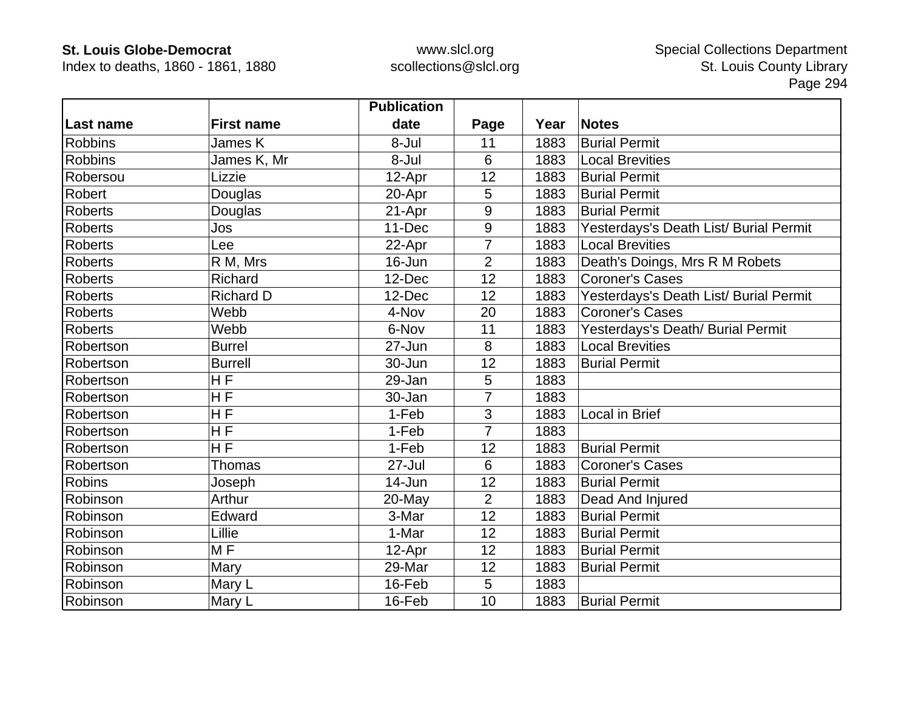| Last name | First name | Publication date | Page | Year | Notes |
|---|---|---|---|---|---|
| Robbins | James K | 8-Jul | 11 | 1883 | Burial Permit |
| Robbins | James K, Mr | 8-Jul | 6 | 1883 | Local Brevities |
| Robersou | Lizzie | 12-Apr | 12 | 1883 | Burial Permit |
| Robert | Douglas | 20-Apr | 5 | 1883 | Burial Permit |
| Roberts | Douglas | 21-Apr | 9 | 1883 | Burial Permit |
| Roberts | Jos | 11-Dec | 9 | 1883 | Yesterdays's Death List/ Burial Permit |
| Roberts | Lee | 22-Apr | 7 | 1883 | Local Brevities |
| Roberts | R M, Mrs | 16-Jun | 2 | 1883 | Death's Doings, Mrs R M Robets |
| Roberts | Richard | 12-Dec | 12 | 1883 | Coroner's Cases |
| Roberts | Richard D | 12-Dec | 12 | 1883 | Yesterdays's Death List/ Burial Permit |
| Roberts | Webb | 4-Nov | 20 | 1883 | Coroner's Cases |
| Roberts | Webb | 6-Nov | 11 | 1883 | Yesterdays's Death/ Burial Permit |
| Robertson | Burrel | 27-Jun | 8 | 1883 | Local Brevities |
| Robertson | Burrell | 30-Jun | 12 | 1883 | Burial Permit |
| Robertson | H F | 29-Jan | 5 | 1883 | |
| Robertson | H F | 30-Jan | 7 | 1883 | |
| Robertson | H F | 1-Feb | 3 | 1883 | Local in Brief |
| Robertson | H F | 1-Feb | 7 | 1883 | |
| Robertson | H F | 1-Feb | 12 | 1883 | Burial Permit |
| Robertson | Thomas | 27-Jul | 6 | 1883 | Coroner's Cases |
| Robins | Joseph | 14-Jun | 12 | 1883 | Burial Permit |
| Robinson | Arthur | 20-May | 2 | 1883 | Dead And Injured |
| Robinson | Edward | 3-Mar | 12 | 1883 | Burial Permit |
| Robinson | Lillie | 1-Mar | 12 | 1883 | Burial Permit |
| Robinson | M F | 12-Apr | 12 | 1883 | Burial Permit |
| Robinson | Mary | 29-Mar | 12 | 1883 | Burial Permit |
| Robinson | Mary L | 16-Feb | 5 | 1883 | |
| Robinson | Mary L | 16-Feb | 10 | 1883 | Burial Permit |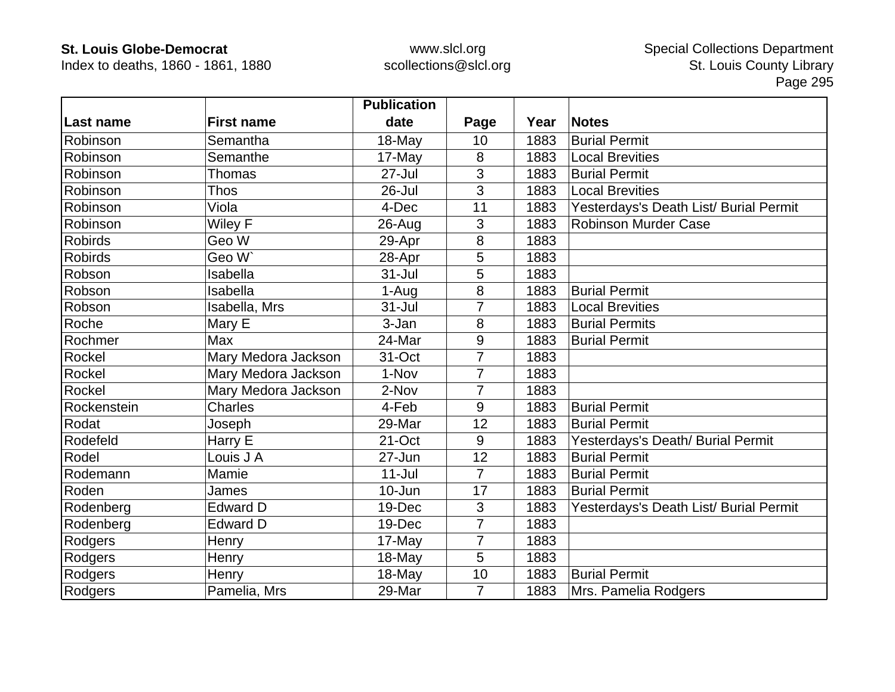| Last name | First name | Publication date | Page | Year | Notes |
|---|---|---|---|---|---|
| Robinson | Semantha | 18-May | 10 | 1883 | Burial Permit |
| Robinson | Semanthe | 17-May | 8 | 1883 | Local Brevities |
| Robinson | Thomas | 27-Jul | 3 | 1883 | Burial Permit |
| Robinson | Thos | 26-Jul | 3 | 1883 | Local Brevities |
| Robinson | Viola | 4-Dec | 11 | 1883 | Yesterdays's Death List/ Burial Permit |
| Robinson | Wiley F | 26-Aug | 3 | 1883 | Robinson Murder Case |
| Robirds | Geo W | 29-Apr | 8 | 1883 | |
| Robirds | Geo W` | 28-Apr | 5 | 1883 | |
| Robson | Isabella | 31-Jul | 5 | 1883 | |
| Robson | Isabella | 1-Aug | 8 | 1883 | Burial Permit |
| Robson | Isabella, Mrs | 31-Jul | 7 | 1883 | Local Brevities |
| Roche | Mary E | 3-Jan | 8 | 1883 | Burial Permits |
| Rochmer | Max | 24-Mar | 9 | 1883 | Burial Permit |
| Rockel | Mary Medora Jackson | 31-Oct | 7 | 1883 | |
| Rockel | Mary Medora Jackson | 1-Nov | 7 | 1883 | |
| Rockel | Mary Medora Jackson | 2-Nov | 7 | 1883 | |
| Rockenstein | Charles | 4-Feb | 9 | 1883 | Burial Permit |
| Rodat | Joseph | 29-Mar | 12 | 1883 | Burial Permit |
| Rodefeld | Harry E | 21-Oct | 9 | 1883 | Yesterdays's Death/ Burial Permit |
| Rodel | Louis J A | 27-Jun | 12 | 1883 | Burial Permit |
| Rodemann | Mamie | 11-Jul | 7 | 1883 | Burial Permit |
| Roden | James | 10-Jun | 17 | 1883 | Burial Permit |
| Rodenberg | Edward D | 19-Dec | 3 | 1883 | Yesterdays's Death List/ Burial Permit |
| Rodenberg | Edward D | 19-Dec | 7 | 1883 | |
| Rodgers | Henry | 17-May | 7 | 1883 | |
| Rodgers | Henry | 18-May | 5 | 1883 | |
| Rodgers | Henry | 18-May | 10 | 1883 | Burial Permit |
| Rodgers | Pamelia, Mrs | 29-Mar | 7 | 1883 | Mrs. Pamelia Rodgers |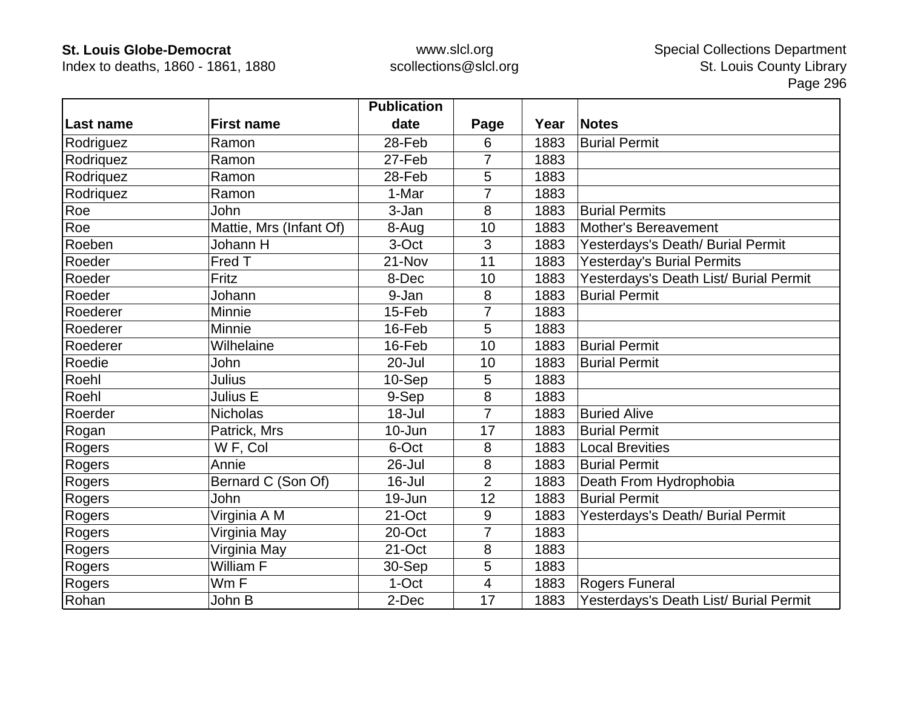| Last name | First name | Publication date | Page | Year | Notes |
|---|---|---|---|---|---|
| Rodriguez | Ramon | 28-Feb | 6 | 1883 | Burial Permit |
| Rodriquez | Ramon | 27-Feb | 7 | 1883 | |
| Rodriquez | Ramon | 28-Feb | 5 | 1883 | |
| Rodriquez | Ramon | 1-Mar | 7 | 1883 | |
| Roe | John | 3-Jan | 8 | 1883 | Burial Permits |
| Roe | Mattie, Mrs (Infant Of) | 8-Aug | 10 | 1883 | Mother's Bereavement |
| Roeben | Johann H | 3-Oct | 3 | 1883 | Yesterdays's Death/ Burial Permit |
| Roeder | Fred T | 21-Nov | 11 | 1883 | Yesterday's Burial Permits |
| Roeder | Fritz | 8-Dec | 10 | 1883 | Yesterdays's Death List/ Burial Permit |
| Roeder | Johann | 9-Jan | 8 | 1883 | Burial Permit |
| Roederer | Minnie | 15-Feb | 7 | 1883 | |
| Roederer | Minnie | 16-Feb | 5 | 1883 | |
| Roederer | Wilhelaine | 16-Feb | 10 | 1883 | Burial Permit |
| Roedie | John | 20-Jul | 10 | 1883 | Burial Permit |
| Roehl | Julius | 10-Sep | 5 | 1883 | |
| Roehl | Julius E | 9-Sep | 8 | 1883 | |
| Roerder | Nicholas | 18-Jul | 7 | 1883 | Buried Alive |
| Rogan | Patrick, Mrs | 10-Jun | 17 | 1883 | Burial Permit |
| Rogers | W F, Col | 6-Oct | 8 | 1883 | Local Brevities |
| Rogers | Annie | 26-Jul | 8 | 1883 | Burial Permit |
| Rogers | Bernard C (Son Of) | 16-Jul | 2 | 1883 | Death From Hydrophobia |
| Rogers | John | 19-Jun | 12 | 1883 | Burial Permit |
| Rogers | Virginia A M | 21-Oct | 9 | 1883 | Yesterdays's Death/ Burial Permit |
| Rogers | Virginia May | 20-Oct | 7 | 1883 | |
| Rogers | Virginia May | 21-Oct | 8 | 1883 | |
| Rogers | William F | 30-Sep | 5 | 1883 | |
| Rogers | Wm F | 1-Oct | 4 | 1883 | Rogers Funeral |
| Rohan | John B | 2-Dec | 17 | 1883 | Yesterdays's Death List/ Burial Permit |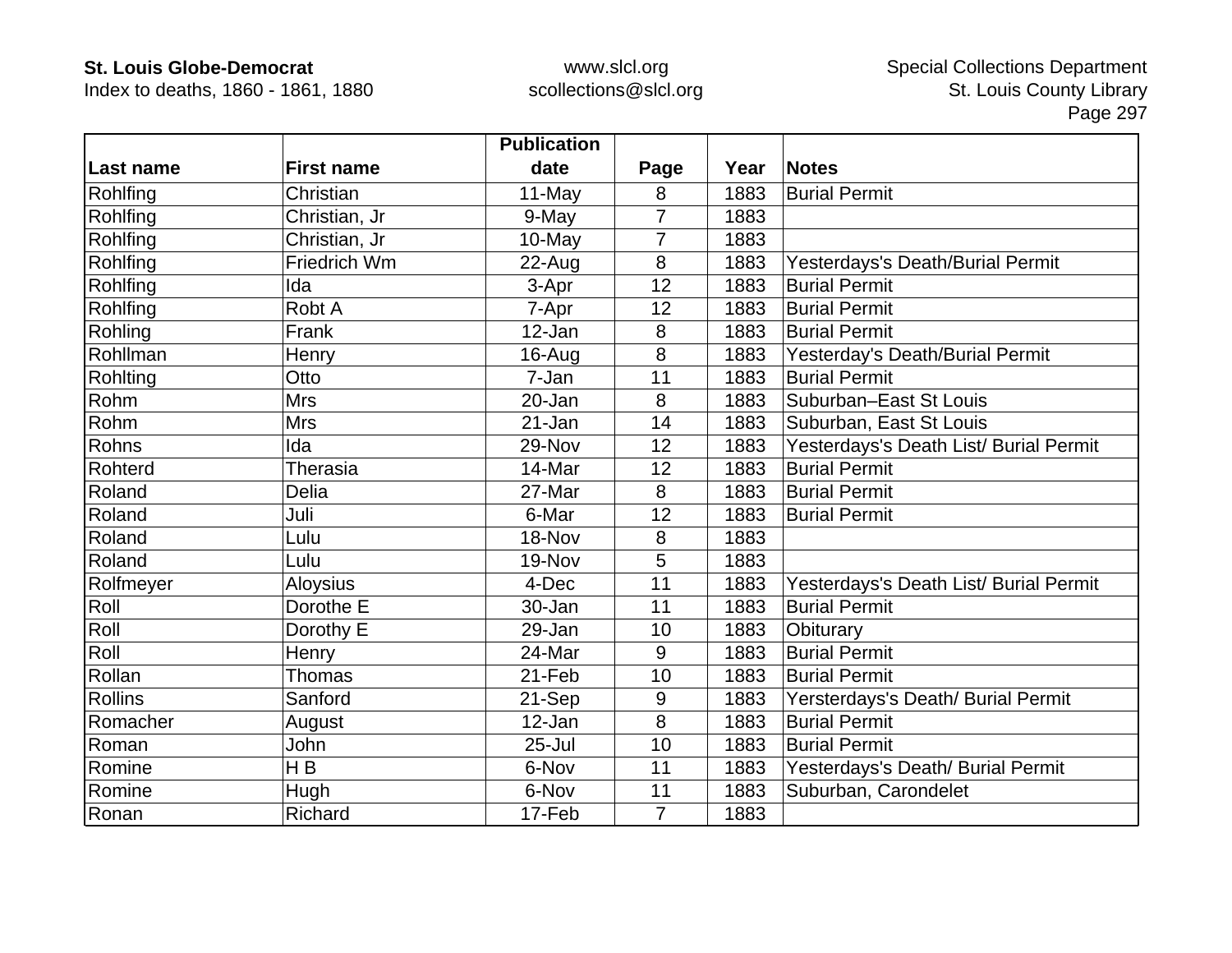| Last name | First name | Publication date | Page | Year | Notes |
|---|---|---|---|---|---|
| Rohlfing | Christian | 11-May | 8 | 1883 | Burial Permit |
| Rohlfing | Christian, Jr | 9-May | 7 | 1883 | |
| Rohlfing | Christian, Jr | 10-May | 7 | 1883 | |
| Rohlfing | Friedrich Wm | 22-Aug | 8 | 1883 | Yesterdays's Death/Burial Permit |
| Rohlfing | Ida | 3-Apr | 12 | 1883 | Burial Permit |
| Rohlfing | Robt A | 7-Apr | 12 | 1883 | Burial Permit |
| Rohling | Frank | 12-Jan | 8 | 1883 | Burial Permit |
| Rohllman | Henry | 16-Aug | 8 | 1883 | Yesterday's Death/Burial Permit |
| Rohlting | Otto | 7-Jan | 11 | 1883 | Burial Permit |
| Rohm | Mrs | 20-Jan | 8 | 1883 | Suburban–East St Louis |
| Rohm | Mrs | 21-Jan | 14 | 1883 | Suburban, East St Louis |
| Rohns | Ida | 29-Nov | 12 | 1883 | Yesterdays's Death List/ Burial Permit |
| Rohterd | Therasia | 14-Mar | 12 | 1883 | Burial Permit |
| Roland | Delia | 27-Mar | 8 | 1883 | Burial Permit |
| Roland | Juli | 6-Mar | 12 | 1883 | Burial Permit |
| Roland | Lulu | 18-Nov | 8 | 1883 | |
| Roland | Lulu | 19-Nov | 5 | 1883 | |
| Rolfmeyer | Aloysius | 4-Dec | 11 | 1883 | Yesterdays's Death List/ Burial Permit |
| Roll | Dorothe E | 30-Jan | 11 | 1883 | Burial Permit |
| Roll | Dorothy E | 29-Jan | 10 | 1883 | Obiturary |
| Roll | Henry | 24-Mar | 9 | 1883 | Burial Permit |
| Rollan | Thomas | 21-Feb | 10 | 1883 | Burial Permit |
| Rollins | Sanford | 21-Sep | 9 | 1883 | Yersterdays's Death/ Burial Permit |
| Romacher | August | 12-Jan | 8 | 1883 | Burial Permit |
| Roman | John | 25-Jul | 10 | 1883 | Burial Permit |
| Romine | H B | 6-Nov | 11 | 1883 | Yesterdays's Death/ Burial Permit |
| Romine | Hugh | 6-Nov | 11 | 1883 | Suburban, Carondelet |
| Ronan | Richard | 17-Feb | 7 | 1883 | |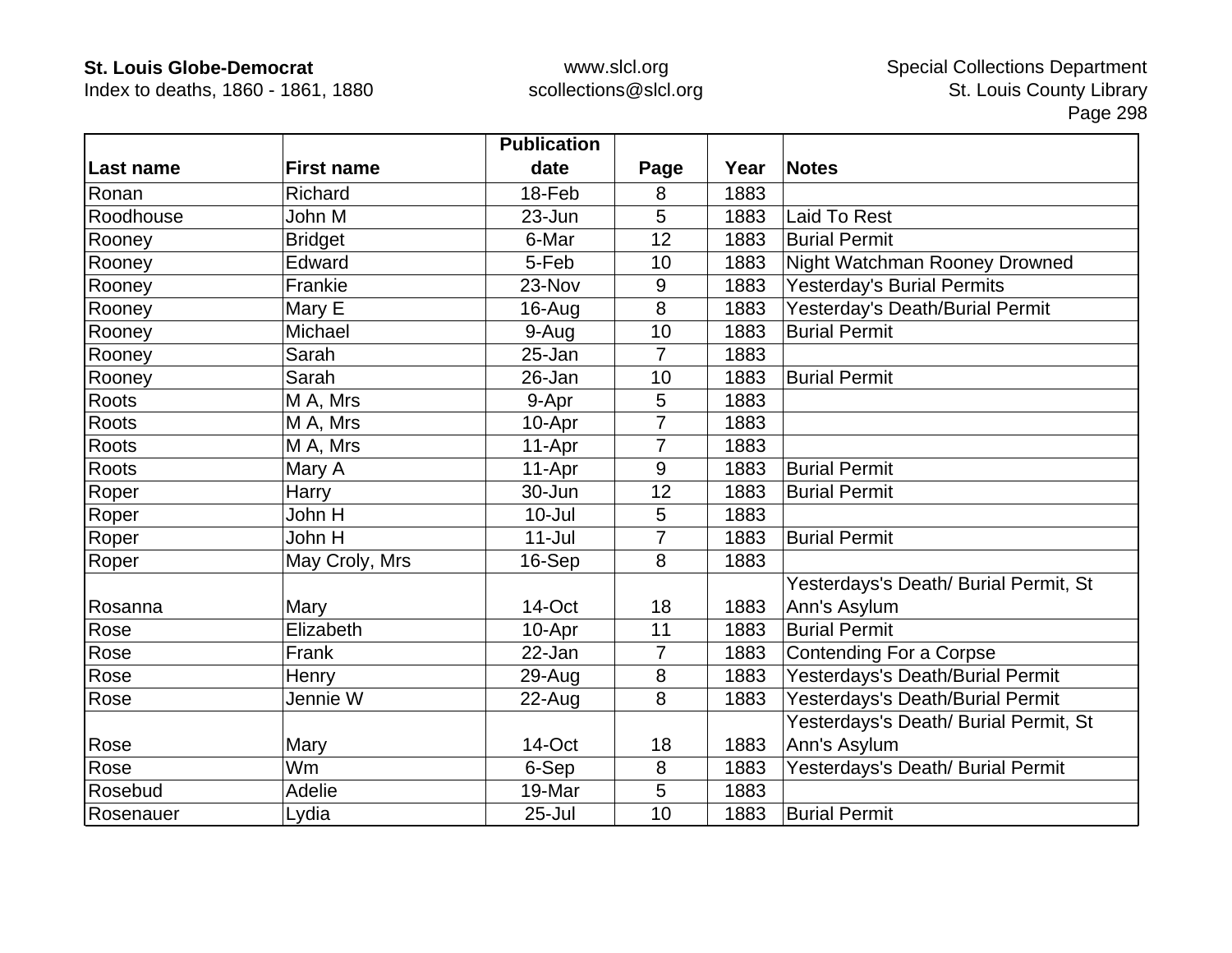| Last name | First name | Publication date | Page | Year | Notes |
|---|---|---|---|---|---|
| Ronan | Richard | 18-Feb | 8 | 1883 | |
| Roodhouse | John M | 23-Jun | 5 | 1883 | Laid To Rest |
| Rooney | Bridget | 6-Mar | 12 | 1883 | Burial Permit |
| Rooney | Edward | 5-Feb | 10 | 1883 | Night Watchman Rooney Drowned |
| Rooney | Frankie | 23-Nov | 9 | 1883 | Yesterday's Burial Permits |
| Rooney | Mary E | 16-Aug | 8 | 1883 | Yesterday's Death/Burial Permit |
| Rooney | Michael | 9-Aug | 10 | 1883 | Burial Permit |
| Rooney | Sarah | 25-Jan | 7 | 1883 | |
| Rooney | Sarah | 26-Jan | 10 | 1883 | Burial Permit |
| Roots | M A, Mrs | 9-Apr | 5 | 1883 | |
| Roots | M A, Mrs | 10-Apr | 7 | 1883 | |
| Roots | M A, Mrs | 11-Apr | 7 | 1883 | |
| Roots | Mary A | 11-Apr | 9 | 1883 | Burial Permit |
| Roper | Harry | 30-Jun | 12 | 1883 | Burial Permit |
| Roper | John H | 10-Jul | 5 | 1883 | |
| Roper | John H | 11-Jul | 7 | 1883 | Burial Permit |
| Roper | May Croly, Mrs | 16-Sep | 8 | 1883 | |
| Rosanna | Mary | 14-Oct | 18 | 1883 | Yesterdays's Death/ Burial Permit, St Ann's Asylum |
| Rose | Elizabeth | 10-Apr | 11 | 1883 | Burial Permit |
| Rose | Frank | 22-Jan | 7 | 1883 | Contending For a Corpse |
| Rose | Henry | 29-Aug | 8 | 1883 | Yesterdays's Death/Burial Permit |
| Rose | Jennie W | 22-Aug | 8 | 1883 | Yesterdays's Death/Burial Permit |
| Rose | Mary | 14-Oct | 18 | 1883 | Yesterdays's Death/ Burial Permit, St Ann's Asylum |
| Rose | Wm | 6-Sep | 8 | 1883 | Yesterdays's Death/ Burial Permit |
| Rosebud | Adelie | 19-Mar | 5 | 1883 | |
| Rosenauer | Lydia | 25-Jul | 10 | 1883 | Burial Permit |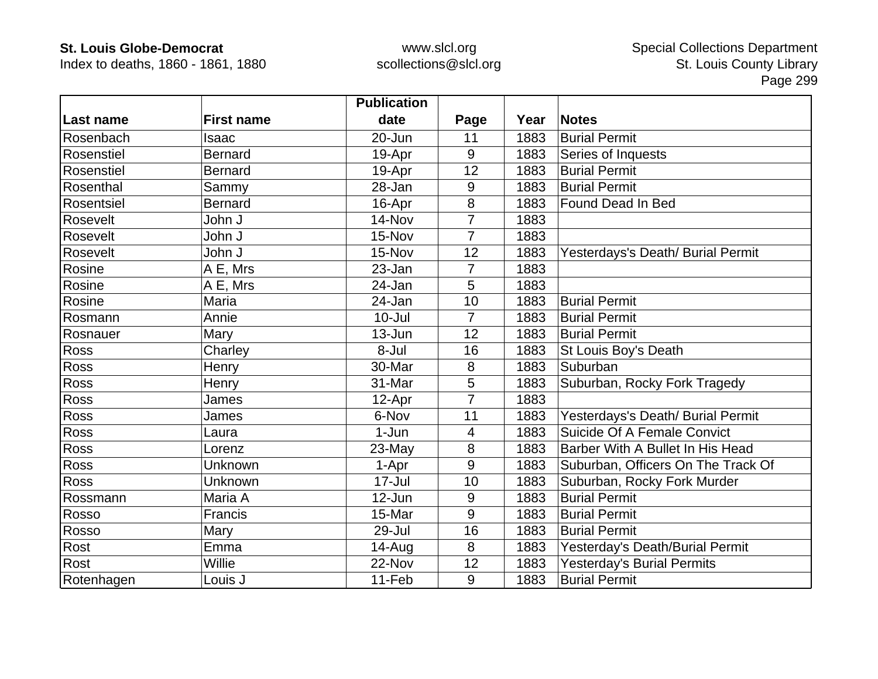| Last name | First name | Publication date | Page | Year | Notes |
|---|---|---|---|---|---|
| Rosenbach | Isaac | 20-Jun | 11 | 1883 | Burial Permit |
| Rosenstiel | Bernard | 19-Apr | 9 | 1883 | Series of Inquests |
| Rosenstiel | Bernard | 19-Apr | 12 | 1883 | Burial Permit |
| Rosenthal | Sammy | 28-Jan | 9 | 1883 | Burial Permit |
| Rosentsiel | Bernard | 16-Apr | 8 | 1883 | Found Dead In Bed |
| Rosevelt | John J | 14-Nov | 7 | 1883 | |
| Rosevelt | John J | 15-Nov | 7 | 1883 | |
| Rosevelt | John J | 15-Nov | 12 | 1883 | Yesterdays's Death/ Burial Permit |
| Rosine | A E, Mrs | 23-Jan | 7 | 1883 | |
| Rosine | A E, Mrs | 24-Jan | 5 | 1883 | |
| Rosine | Maria | 24-Jan | 10 | 1883 | Burial Permit |
| Rosmann | Annie | 10-Jul | 7 | 1883 | Burial Permit |
| Rosnauer | Mary | 13-Jun | 12 | 1883 | Burial Permit |
| Ross | Charley | 8-Jul | 16 | 1883 | St Louis Boy's Death |
| Ross | Henry | 30-Mar | 8 | 1883 | Suburban |
| Ross | Henry | 31-Mar | 5 | 1883 | Suburban, Rocky Fork Tragedy |
| Ross | James | 12-Apr | 7 | 1883 | |
| Ross | James | 6-Nov | 11 | 1883 | Yesterdays's Death/ Burial Permit |
| Ross | Laura | 1-Jun | 4 | 1883 | Suicide Of A Female Convict |
| Ross | Lorenz | 23-May | 8 | 1883 | Barber With A Bullet In His Head |
| Ross | Unknown | 1-Apr | 9 | 1883 | Suburban, Officers On The Track Of |
| Ross | Unknown | 17-Jul | 10 | 1883 | Suburban, Rocky Fork Murder |
| Rossmann | Maria A | 12-Jun | 9 | 1883 | Burial Permit |
| Rosso | Francis | 15-Mar | 9 | 1883 | Burial Permit |
| Rosso | Mary | 29-Jul | 16 | 1883 | Burial Permit |
| Rost | Emma | 14-Aug | 8 | 1883 | Yesterday's Death/Burial Permit |
| Rost | Willie | 22-Nov | 12 | 1883 | Yesterday's Burial Permits |
| Rotenhagen | Louis J | 11-Feb | 9 | 1883 | Burial Permit |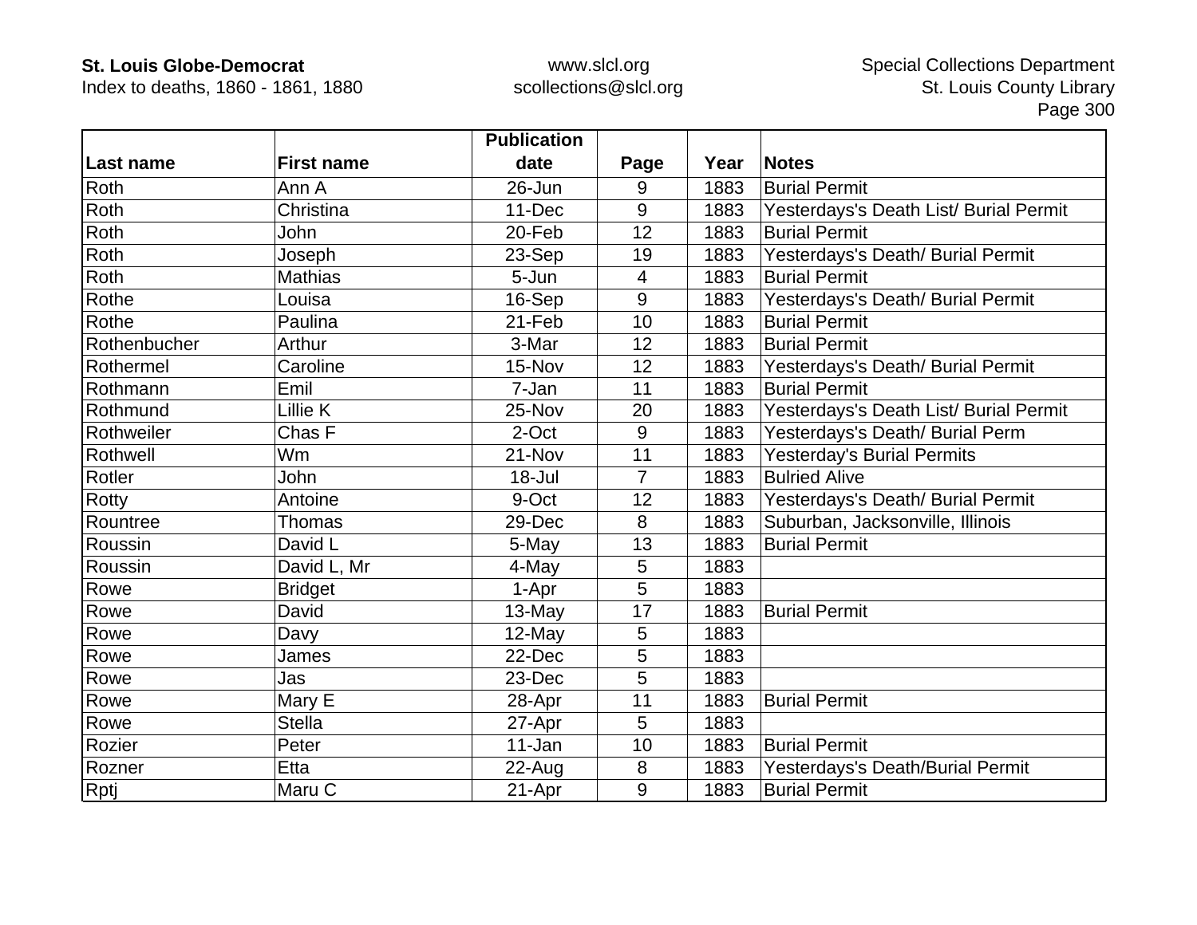| Last name | First name | Publication date | Page | Year | Notes |
|---|---|---|---|---|---|
| Roth | Ann A | 26-Jun | 9 | 1883 | Burial Permit |
| Roth | Christina | 11-Dec | 9 | 1883 | Yesterdays's Death List/ Burial Permit |
| Roth | John | 20-Feb | 12 | 1883 | Burial Permit |
| Roth | Joseph | 23-Sep | 19 | 1883 | Yesterdays's Death/ Burial Permit |
| Roth | Mathias | 5-Jun | 4 | 1883 | Burial Permit |
| Rothe | Louisa | 16-Sep | 9 | 1883 | Yesterdays's Death/ Burial Permit |
| Rothe | Paulina | 21-Feb | 10 | 1883 | Burial Permit |
| Rothenbucher | Arthur | 3-Mar | 12 | 1883 | Burial Permit |
| Rothermel | Caroline | 15-Nov | 12 | 1883 | Yesterdays's Death/ Burial Permit |
| Rothmann | Emil | 7-Jan | 11 | 1883 | Burial Permit |
| Rothmund | Lillie K | 25-Nov | 20 | 1883 | Yesterdays's Death List/ Burial Permit |
| Rothweiler | Chas F | 2-Oct | 9 | 1883 | Yesterdays's Death/ Burial Perm |
| Rothwell | Wm | 21-Nov | 11 | 1883 | Yesterday's Burial Permits |
| Rotler | John | 18-Jul | 7 | 1883 | Bulried Alive |
| Rotty | Antoine | 9-Oct | 12 | 1883 | Yesterdays's Death/ Burial Permit |
| Rountree | Thomas | 29-Dec | 8 | 1883 | Suburban, Jacksonville, Illinois |
| Roussin | David L | 5-May | 13 | 1883 | Burial Permit |
| Roussin | David L, Mr | 4-May | 5 | 1883 | |
| Rowe | Bridget | 1-Apr | 5 | 1883 | |
| Rowe | David | 13-May | 17 | 1883 | Burial Permit |
| Rowe | Davy | 12-May | 5 | 1883 | |
| Rowe | James | 22-Dec | 5 | 1883 | |
| Rowe | Jas | 23-Dec | 5 | 1883 | |
| Rowe | Mary E | 28-Apr | 11 | 1883 | Burial Permit |
| Rowe | Stella | 27-Apr | 5 | 1883 | |
| Rozier | Peter | 11-Jan | 10 | 1883 | Burial Permit |
| Rozner | Etta | 22-Aug | 8 | 1883 | Yesterdays's Death/Burial Permit |
| Rptj | Maru C | 21-Apr | 9 | 1883 | Burial Permit |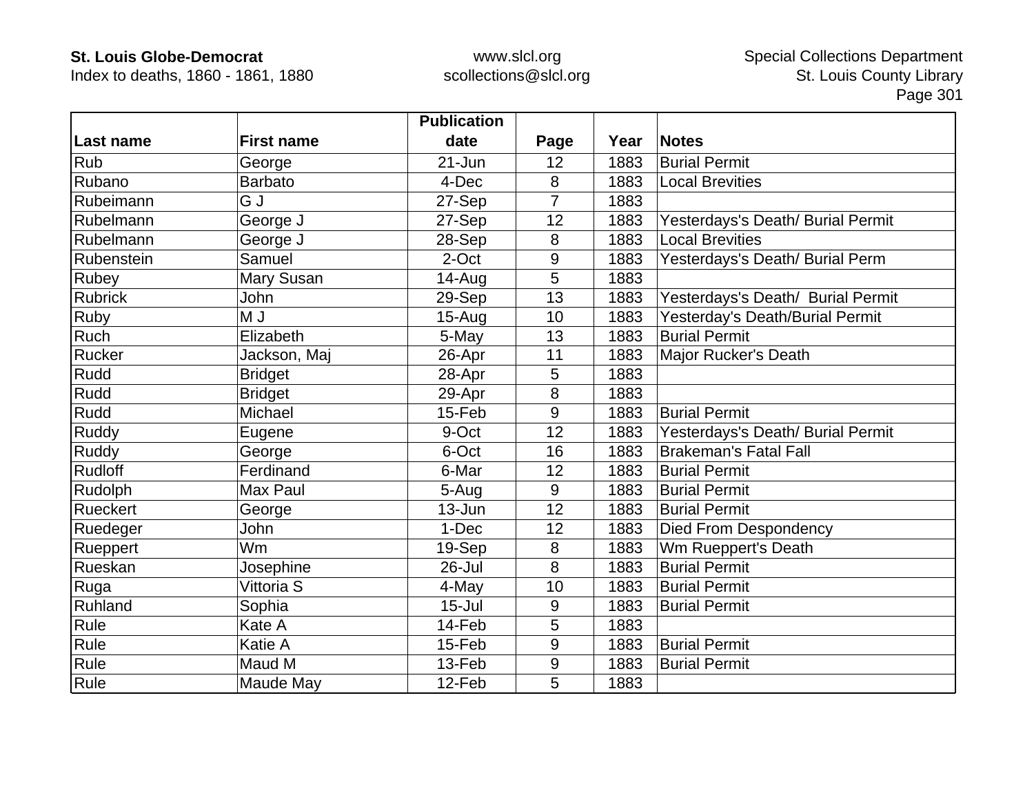| Last name | First name | Publication date | Page | Year | Notes |
|---|---|---|---|---|---|
| Rub | George | 21-Jun | 12 | 1883 | Burial Permit |
| Rubano | Barbato | 4-Dec | 8 | 1883 | Local Brevities |
| Rubeimann | G J | 27-Sep | 7 | 1883 | |
| Rubelmann | George J | 27-Sep | 12 | 1883 | Yesterdays's Death/ Burial Permit |
| Rubelmann | George J | 28-Sep | 8 | 1883 | Local Brevities |
| Rubenstein | Samuel | 2-Oct | 9 | 1883 | Yesterdays's Death/ Burial Perm |
| Rubey | Mary Susan | 14-Aug | 5 | 1883 | |
| Rubrick | John | 29-Sep | 13 | 1883 | Yesterdays's Death/  Burial Permit |
| Ruby | M J | 15-Aug | 10 | 1883 | Yesterday's Death/Burial Permit |
| Ruch | Elizabeth | 5-May | 13 | 1883 | Burial Permit |
| Rucker | Jackson, Maj | 26-Apr | 11 | 1883 | Major Rucker's Death |
| Rudd | Bridget | 28-Apr | 5 | 1883 | |
| Rudd | Bridget | 29-Apr | 8 | 1883 | |
| Rudd | Michael | 15-Feb | 9 | 1883 | Burial Permit |
| Ruddy | Eugene | 9-Oct | 12 | 1883 | Yesterdays's Death/ Burial Permit |
| Ruddy | George | 6-Oct | 16 | 1883 | Brakeman's Fatal Fall |
| Rudloff | Ferdinand | 6-Mar | 12 | 1883 | Burial Permit |
| Rudolph | Max Paul | 5-Aug | 9 | 1883 | Burial Permit |
| Rueckert | George | 13-Jun | 12 | 1883 | Burial Permit |
| Ruedeger | John | 1-Dec | 12 | 1883 | Died From Despondency |
| Rueppert | Wm | 19-Sep | 8 | 1883 | Wm Rueppert's Death |
| Rueskan | Josephine | 26-Jul | 8 | 1883 | Burial Permit |
| Ruga | Vittoria S | 4-May | 10 | 1883 | Burial Permit |
| Ruhland | Sophia | 15-Jul | 9 | 1883 | Burial Permit |
| Rule | Kate A | 14-Feb | 5 | 1883 | |
| Rule | Katie A | 15-Feb | 9 | 1883 | Burial Permit |
| Rule | Maud M | 13-Feb | 9 | 1883 | Burial Permit |
| Rule | Maude May | 12-Feb | 5 | 1883 | |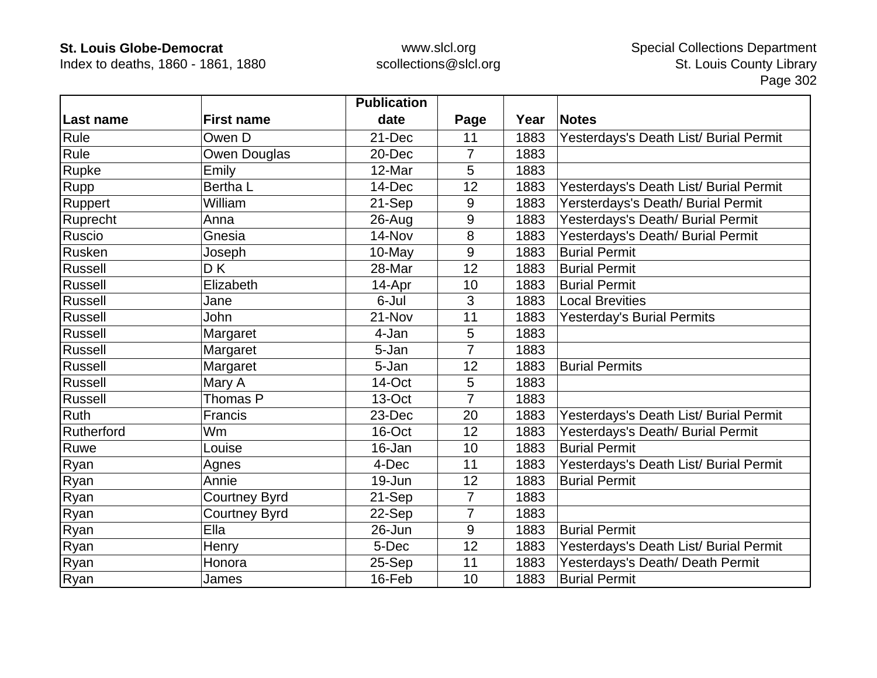| Last name | First name | Publication date | Page | Year | Notes |
|---|---|---|---|---|---|
| Rule | Owen D | 21-Dec | 11 | 1883 | Yesterdays's Death List/ Burial Permit |
| Rule | Owen Douglas | 20-Dec | 7 | 1883 | |
| Rupke | Emily | 12-Mar | 5 | 1883 | |
| Rupp | Bertha L | 14-Dec | 12 | 1883 | Yesterdays's Death List/ Burial Permit |
| Ruppert | William | 21-Sep | 9 | 1883 | Yersterdays's Death/ Burial Permit |
| Ruprecht | Anna | 26-Aug | 9 | 1883 | Yesterdays's Death/ Burial Permit |
| Ruscio | Gnesia | 14-Nov | 8 | 1883 | Yesterdays's Death/ Burial Permit |
| Rusken | Joseph | 10-May | 9 | 1883 | Burial Permit |
| Russell | D K | 28-Mar | 12 | 1883 | Burial Permit |
| Russell | Elizabeth | 14-Apr | 10 | 1883 | Burial Permit |
| Russell | Jane | 6-Jul | 3 | 1883 | Local Brevities |
| Russell | John | 21-Nov | 11 | 1883 | Yesterday's Burial Permits |
| Russell | Margaret | 4-Jan | 5 | 1883 | |
| Russell | Margaret | 5-Jan | 7 | 1883 | |
| Russell | Margaret | 5-Jan | 12 | 1883 | Burial Permits |
| Russell | Mary A | 14-Oct | 5 | 1883 | |
| Russell | Thomas P | 13-Oct | 7 | 1883 | |
| Ruth | Francis | 23-Dec | 20 | 1883 | Yesterdays's Death List/ Burial Permit |
| Rutherford | Wm | 16-Oct | 12 | 1883 | Yesterdays's Death/ Burial Permit |
| Ruwe | Louise | 16-Jan | 10 | 1883 | Burial Permit |
| Ryan | Agnes | 4-Dec | 11 | 1883 | Yesterdays's Death List/ Burial Permit |
| Ryan | Annie | 19-Jun | 12 | 1883 | Burial Permit |
| Ryan | Courtney Byrd | 21-Sep | 7 | 1883 | |
| Ryan | Courtney Byrd | 22-Sep | 7 | 1883 | |
| Ryan | Ella | 26-Jun | 9 | 1883 | Burial Permit |
| Ryan | Henry | 5-Dec | 12 | 1883 | Yesterdays's Death List/ Burial Permit |
| Ryan | Honora | 25-Sep | 11 | 1883 | Yesterdays's Death/ Death Permit |
| Ryan | James | 16-Feb | 10 | 1883 | Burial Permit |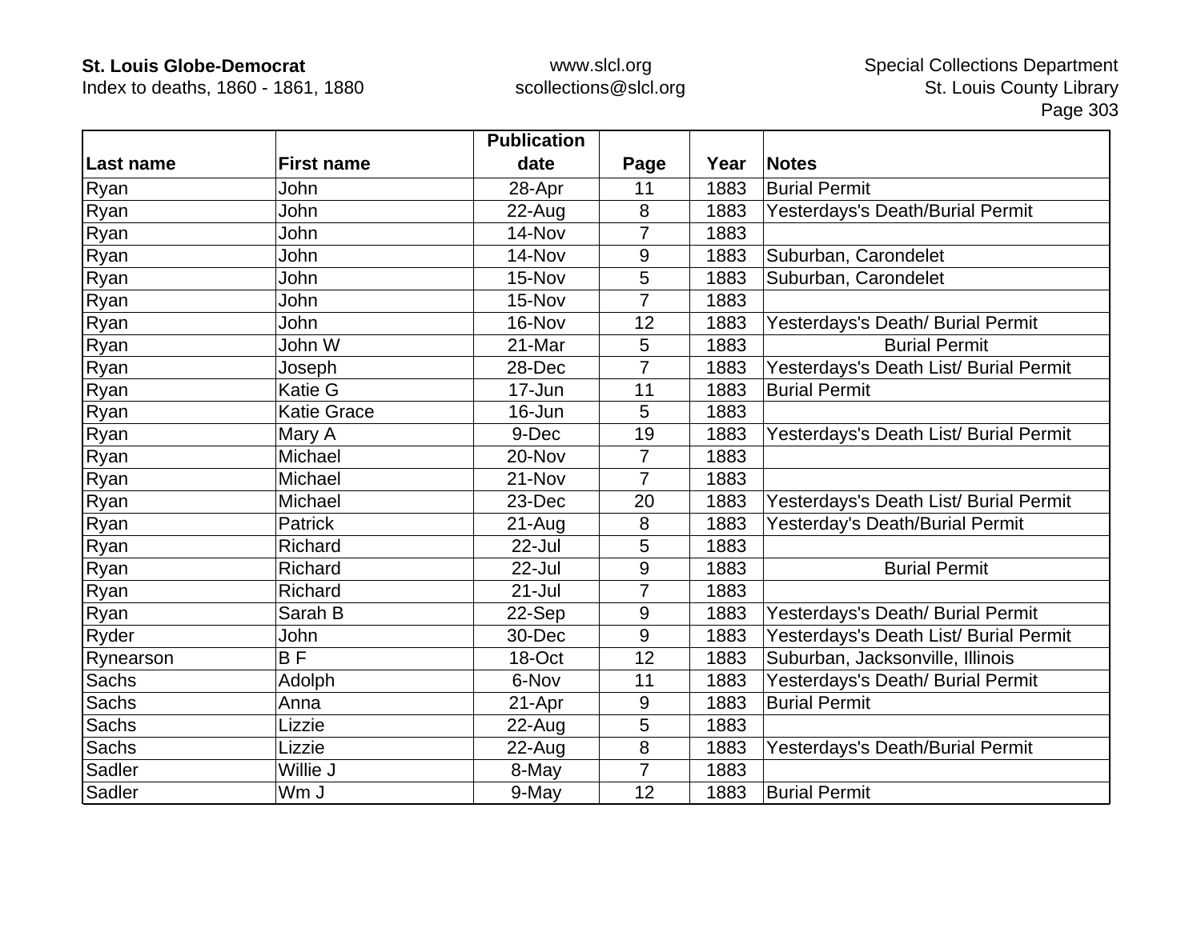| Last name | First name | Publication date | Page | Year | Notes |
|---|---|---|---|---|---|
| Ryan | John | 28-Apr | 11 | 1883 | Burial Permit |
| Ryan | John | 22-Aug | 8 | 1883 | Yesterdays's Death/Burial Permit |
| Ryan | John | 14-Nov | 7 | 1883 | |
| Ryan | John | 14-Nov | 9 | 1883 | Suburban, Carondelet |
| Ryan | John | 15-Nov | 5 | 1883 | Suburban, Carondelet |
| Ryan | John | 15-Nov | 7 | 1883 | |
| Ryan | John | 16-Nov | 12 | 1883 | Yesterdays's Death/ Burial Permit |
| Ryan | John W | 21-Mar | 5 | 1883 | Burial Permit |
| Ryan | Joseph | 28-Dec | 7 | 1883 | Yesterdays's Death List/ Burial Permit |
| Ryan | Katie G | 17-Jun | 11 | 1883 | Burial Permit |
| Ryan | Katie Grace | 16-Jun | 5 | 1883 | |
| Ryan | Mary A | 9-Dec | 19 | 1883 | Yesterdays's Death List/ Burial Permit |
| Ryan | Michael | 20-Nov | 7 | 1883 | |
| Ryan | Michael | 21-Nov | 7 | 1883 | |
| Ryan | Michael | 23-Dec | 20 | 1883 | Yesterdays's Death List/ Burial Permit |
| Ryan | Patrick | 21-Aug | 8 | 1883 | Yesterday's Death/Burial Permit |
| Ryan | Richard | 22-Jul | 5 | 1883 | |
| Ryan | Richard | 22-Jul | 9 | 1883 | Burial Permit |
| Ryan | Richard | 21-Jul | 7 | 1883 | |
| Ryan | Sarah B | 22-Sep | 9 | 1883 | Yesterdays's Death/ Burial Permit |
| Ryder | John | 30-Dec | 9 | 1883 | Yesterdays's Death List/ Burial Permit |
| Rynearson | B F | 18-Oct | 12 | 1883 | Suburban, Jacksonville, Illinois |
| Sachs | Adolph | 6-Nov | 11 | 1883 | Yesterdays's Death/ Burial Permit |
| Sachs | Anna | 21-Apr | 9 | 1883 | Burial Permit |
| Sachs | Lizzie | 22-Aug | 5 | 1883 | |
| Sachs | Lizzie | 22-Aug | 8 | 1883 | Yesterdays's Death/Burial Permit |
| Sadler | Willie J | 8-May | 7 | 1883 | |
| Sadler | Wm J | 9-May | 12 | 1883 | Burial Permit |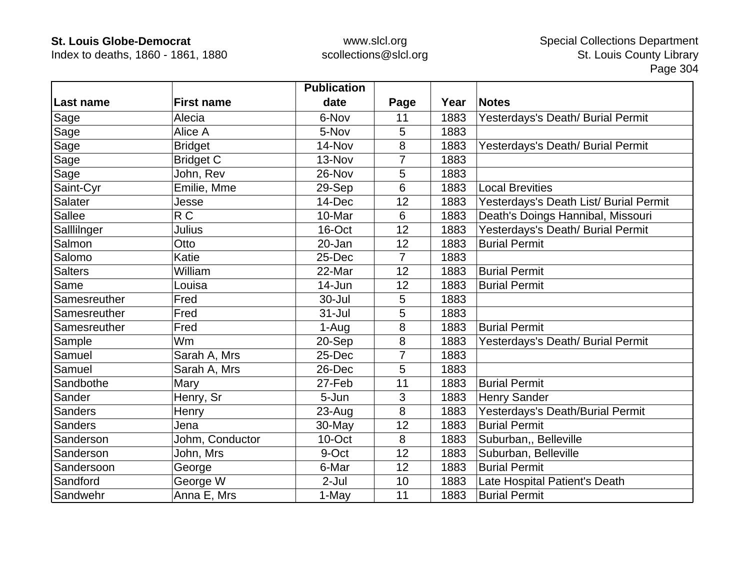| Last name | First name | Publication date | Page | Year | Notes |
|---|---|---|---|---|---|
| Sage | Alecia | 6-Nov | 11 | 1883 | Yesterdays's Death/ Burial Permit |
| Sage | Alice A | 5-Nov | 5 | 1883 | |
| Sage | Bridget | 14-Nov | 8 | 1883 | Yesterdays's Death/ Burial Permit |
| Sage | Bridget C | 13-Nov | 7 | 1883 | |
| Sage | John, Rev | 26-Nov | 5 | 1883 | |
| Saint-Cyr | Emilie, Mme | 29-Sep | 6 | 1883 | Local Brevities |
| Salater | Jesse | 14-Dec | 12 | 1883 | Yesterdays's Death List/ Burial Permit |
| Sallee | R C | 10-Mar | 6 | 1883 | Death's Doings Hannibal, Missouri |
| Sallilnger | Julius | 16-Oct | 12 | 1883 | Yesterdays's Death/ Burial Permit |
| Salmon | Otto | 20-Jan | 12 | 1883 | Burial Permit |
| Salomo | Katie | 25-Dec | 7 | 1883 | |
| Salters | William | 22-Mar | 12 | 1883 | Burial Permit |
| Same | Louisa | 14-Jun | 12 | 1883 | Burial Permit |
| Samesreuther | Fred | 30-Jul | 5 | 1883 | |
| Samesreuther | Fred | 31-Jul | 5 | 1883 | |
| Samesreuther | Fred | 1-Aug | 8 | 1883 | Burial Permit |
| Sample | Wm | 20-Sep | 8 | 1883 | Yesterdays's Death/ Burial Permit |
| Samuel | Sarah A, Mrs | 25-Dec | 7 | 1883 | |
| Samuel | Sarah A, Mrs | 26-Dec | 5 | 1883 | |
| Sandbothe | Mary | 27-Feb | 11 | 1883 | Burial Permit |
| Sander | Henry, Sr | 5-Jun | 3 | 1883 | Henry Sander |
| Sanders | Henry | 23-Aug | 8 | 1883 | Yesterdays's Death/Burial Permit |
| Sanders | Jena | 30-May | 12 | 1883 | Burial Permit |
| Sanderson | Johm, Conductor | 10-Oct | 8 | 1883 | Suburban,, Belleville |
| Sanderson | John, Mrs | 9-Oct | 12 | 1883 | Suburban, Belleville |
| Sandersoon | George | 6-Mar | 12 | 1883 | Burial Permit |
| Sandford | George W | 2-Jul | 10 | 1883 | Late Hospital Patient's Death |
| Sandwehr | Anna E, Mrs | 1-May | 11 | 1883 | Burial Permit |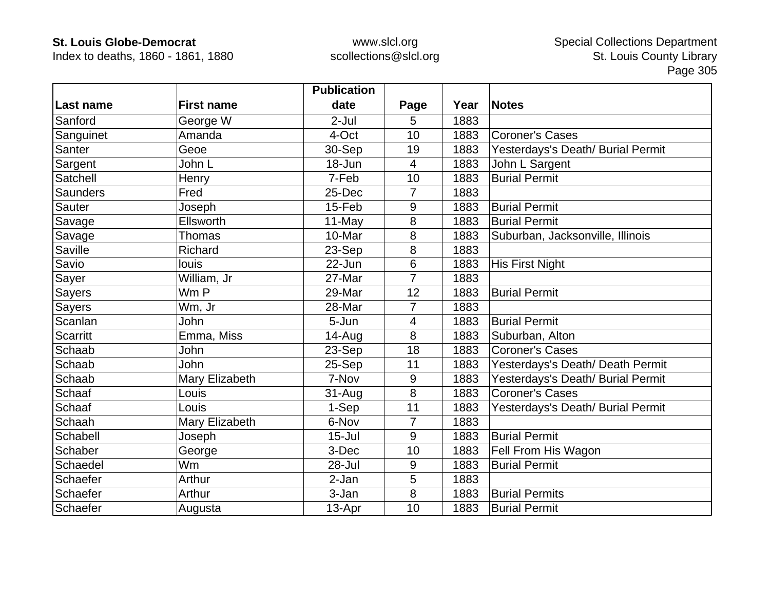| Last name | First name | Publication date | Page | Year | Notes |
|---|---|---|---|---|---|
| Sanford | George W | 2-Jul | 5 | 1883 | |
| Sanguinet | Amanda | 4-Oct | 10 | 1883 | Coroner's Cases |
| Santer | Geoe | 30-Sep | 19 | 1883 | Yesterdays's Death/ Burial Permit |
| Sargent | John L | 18-Jun | 4 | 1883 | John L Sargent |
| Satchell | Henry | 7-Feb | 10 | 1883 | Burial Permit |
| Saunders | Fred | 25-Dec | 7 | 1883 | |
| Sauter | Joseph | 15-Feb | 9 | 1883 | Burial Permit |
| Savage | Ellsworth | 11-May | 8 | 1883 | Burial Permit |
| Savage | Thomas | 10-Mar | 8 | 1883 | Suburban, Jacksonville, Illinois |
| Saville | Richard | 23-Sep | 8 | 1883 | |
| Savio | louis | 22-Jun | 6 | 1883 | His First Night |
| Sayer | William, Jr | 27-Mar | 7 | 1883 | |
| Sayers | Wm P | 29-Mar | 12 | 1883 | Burial Permit |
| Sayers | Wm, Jr | 28-Mar | 7 | 1883 | |
| Scanlan | John | 5-Jun | 4 | 1883 | Burial Permit |
| Scarritt | Emma, Miss | 14-Aug | 8 | 1883 | Suburban, Alton |
| Schaab | John | 23-Sep | 18 | 1883 | Coroner's Cases |
| Schaab | John | 25-Sep | 11 | 1883 | Yesterdays's Death/ Death Permit |
| Schaab | Mary Elizabeth | 7-Nov | 9 | 1883 | Yesterdays's Death/ Burial Permit |
| Schaaf | Louis | 31-Aug | 8 | 1883 | Coroner's Cases |
| Schaaf | Louis | 1-Sep | 11 | 1883 | Yesterdays's Death/ Burial Permit |
| Schaah | Mary Elizabeth | 6-Nov | 7 | 1883 | |
| Schabell | Joseph | 15-Jul | 9 | 1883 | Burial Permit |
| Schaber | George | 3-Dec | 10 | 1883 | Fell From His Wagon |
| Schaedel | Wm | 28-Jul | 9 | 1883 | Burial Permit |
| Schaefer | Arthur | 2-Jan | 5 | 1883 | |
| Schaefer | Arthur | 3-Jan | 8 | 1883 | Burial Permits |
| Schaefer | Augusta | 13-Apr | 10 | 1883 | Burial Permit |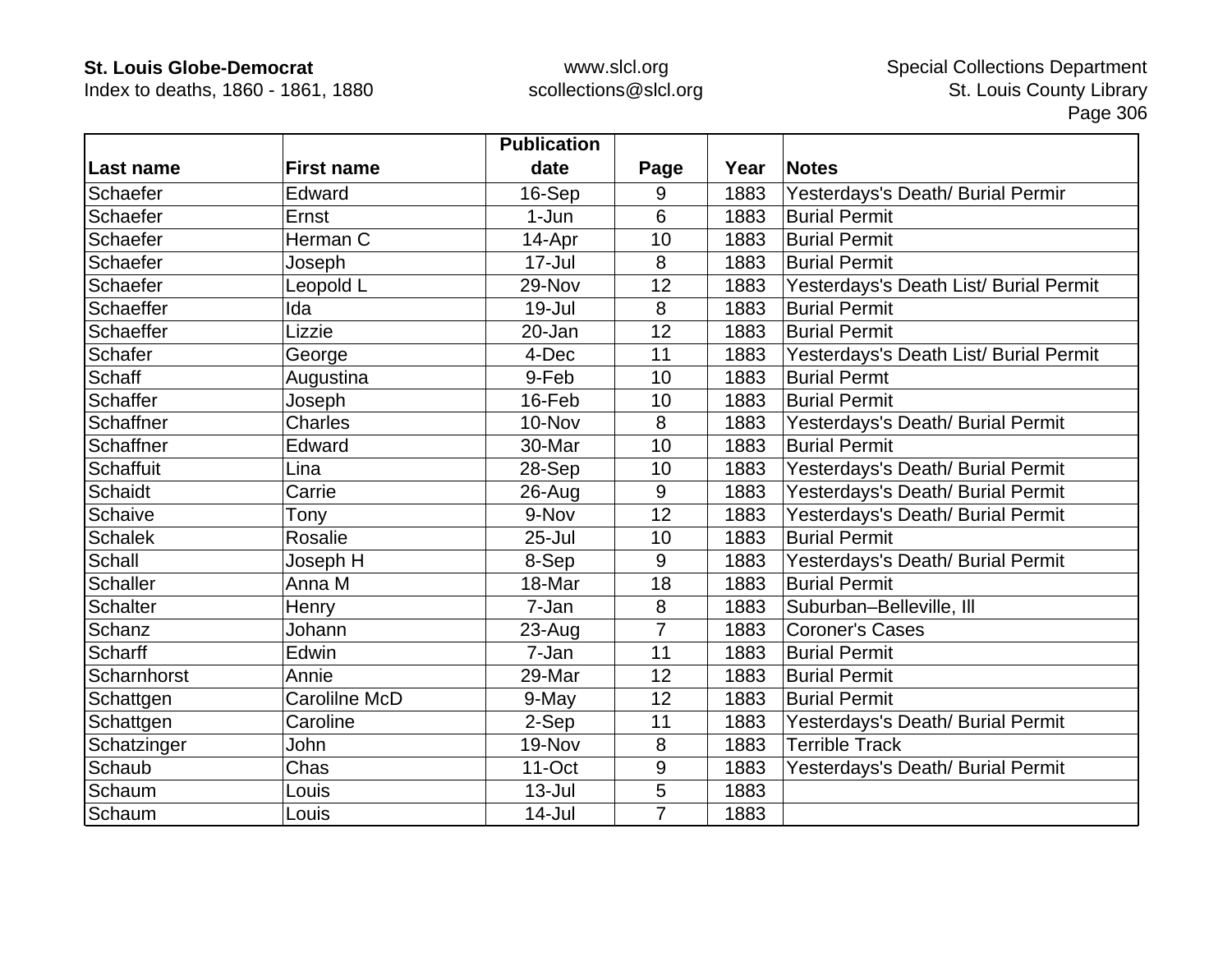| Last name | First name | Publication date | Page | Year | Notes |
|---|---|---|---|---|---|
| Schaefer | Edward | 16-Sep | 9 | 1883 | Yesterdays's Death/ Burial Permir |
| Schaefer | Ernst | 1-Jun | 6 | 1883 | Burial Permit |
| Schaefer | Herman C | 14-Apr | 10 | 1883 | Burial Permit |
| Schaefer | Joseph | 17-Jul | 8 | 1883 | Burial Permit |
| Schaefer | Leopold L | 29-Nov | 12 | 1883 | Yesterdays's Death List/ Burial Permit |
| Schaeffer | Ida | 19-Jul | 8 | 1883 | Burial Permit |
| Schaeffer | Lizzie | 20-Jan | 12 | 1883 | Burial Permit |
| Schafer | George | 4-Dec | 11 | 1883 | Yesterdays's Death List/ Burial Permit |
| Schaff | Augustina | 9-Feb | 10 | 1883 | Burial Permt |
| Schaffer | Joseph | 16-Feb | 10 | 1883 | Burial Permit |
| Schaffner | Charles | 10-Nov | 8 | 1883 | Yesterdays's Death/ Burial Permit |
| Schaffner | Edward | 30-Mar | 10 | 1883 | Burial Permit |
| Schaffuit | Lina | 28-Sep | 10 | 1883 | Yesterdays's Death/ Burial Permit |
| Schaidt | Carrie | 26-Aug | 9 | 1883 | Yesterdays's Death/ Burial Permit |
| Schaive | Tony | 9-Nov | 12 | 1883 | Yesterdays's Death/ Burial Permit |
| Schalek | Rosalie | 25-Jul | 10 | 1883 | Burial Permit |
| Schall | Joseph H | 8-Sep | 9 | 1883 | Yesterdays's Death/ Burial Permit |
| Schaller | Anna M | 18-Mar | 18 | 1883 | Burial Permit |
| Schalter | Henry | 7-Jan | 8 | 1883 | Suburban–Belleville, Ill |
| Schanz | Johann | 23-Aug | 7 | 1883 | Coroner's Cases |
| Scharff | Edwin | 7-Jan | 11 | 1883 | Burial Permit |
| Scharnhorst | Annie | 29-Mar | 12 | 1883 | Burial Permit |
| Schattgen | Carolilne McD | 9-May | 12 | 1883 | Burial Permit |
| Schattgen | Caroline | 2-Sep | 11 | 1883 | Yesterdays's Death/ Burial Permit |
| Schatzinger | John | 19-Nov | 8 | 1883 | Terrible Track |
| Schaub | Chas | 11-Oct | 9 | 1883 | Yesterdays's Death/ Burial Permit |
| Schaum | Louis | 13-Jul | 5 | 1883 | |
| Schaum | Louis | 14-Jul | 7 | 1883 | |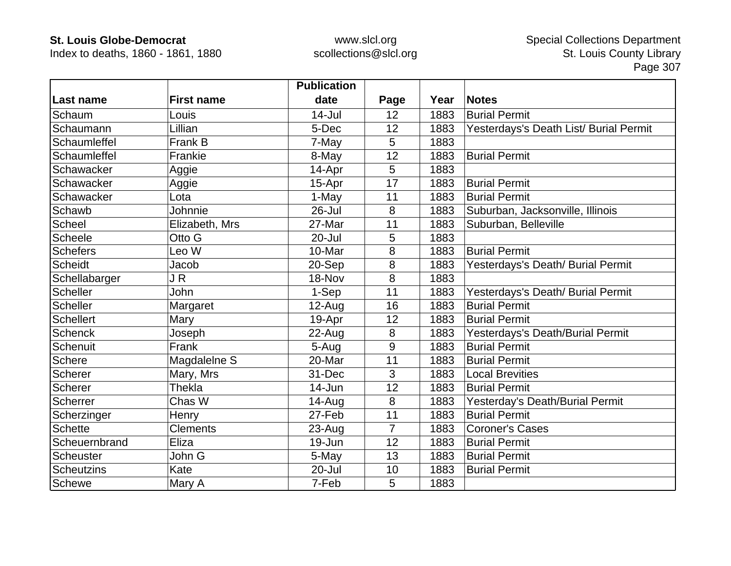| Last name | First name | Publication date | Page | Year | Notes |
|---|---|---|---|---|---|
| Schaum | Louis | 14-Jul | 12 | 1883 | Burial Permit |
| Schaumann | Lillian | 5-Dec | 12 | 1883 | Yesterdays's Death List/ Burial Permit |
| Schaumleffel | Frank B | 7-May | 5 | 1883 | |
| Schaumleffel | Frankie | 8-May | 12 | 1883 | Burial Permit |
| Schawacker | Aggie | 14-Apr | 5 | 1883 | |
| Schawacker | Aggie | 15-Apr | 17 | 1883 | Burial Permit |
| Schawacker | Lota | 1-May | 11 | 1883 | Burial Permit |
| Schawb | Johnnie | 26-Jul | 8 | 1883 | Suburban, Jacksonville, Illinois |
| Scheel | Elizabeth, Mrs | 27-Mar | 11 | 1883 | Suburban, Belleville |
| Scheele | Otto G | 20-Jul | 5 | 1883 | |
| Schefers | Leo W | 10-Mar | 8 | 1883 | Burial Permit |
| Scheidt | Jacob | 20-Sep | 8 | 1883 | Yesterdays's Death/ Burial Permit |
| Schellabarger | J R | 18-Nov | 8 | 1883 | |
| Scheller | John | 1-Sep | 11 | 1883 | Yesterdays's Death/ Burial Permit |
| Scheller | Margaret | 12-Aug | 16 | 1883 | Burial Permit |
| Schellert | Mary | 19-Apr | 12 | 1883 | Burial Permit |
| Schenck | Joseph | 22-Aug | 8 | 1883 | Yesterdays's Death/Burial Permit |
| Schenuit | Frank | 5-Aug | 9 | 1883 | Burial Permit |
| Schere | Magdalelne S | 20-Mar | 11 | 1883 | Burial Permit |
| Scherer | Mary, Mrs | 31-Dec | 3 | 1883 | Local Brevities |
| Scherer | Thekla | 14-Jun | 12 | 1883 | Burial Permit |
| Scherrer | Chas W | 14-Aug | 8 | 1883 | Yesterday's Death/Burial Permit |
| Scherzinger | Henry | 27-Feb | 11 | 1883 | Burial Permit |
| Schette | Clements | 23-Aug | 7 | 1883 | Coroner's Cases |
| Scheuernbrand | Eliza | 19-Jun | 12 | 1883 | Burial Permit |
| Scheuster | John G | 5-May | 13 | 1883 | Burial Permit |
| Scheutzins | Kate | 20-Jul | 10 | 1883 | Burial Permit |
| Schewe | Mary A | 7-Feb | 5 | 1883 | |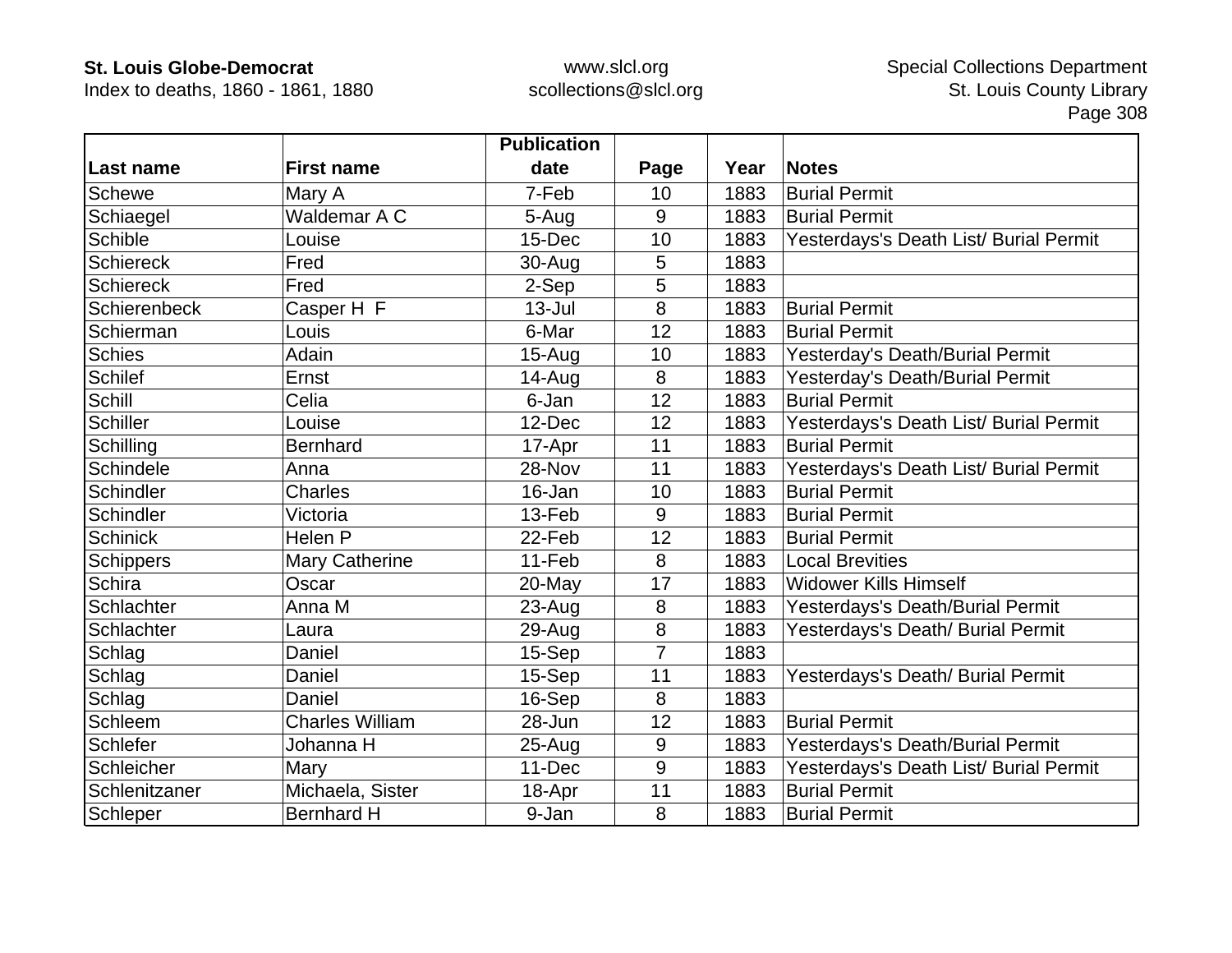| Last name | First name | Publication date | Page | Year | Notes |
|---|---|---|---|---|---|
| Schewe | Mary A | 7-Feb | 10 | 1883 | Burial Permit |
| Schiaegel | Waldemar A C | 5-Aug | 9 | 1883 | Burial Permit |
| Schible | Louise | 15-Dec | 10 | 1883 | Yesterdays's Death List/ Burial Permit |
| Schiereck | Fred | 30-Aug | 5 | 1883 | |
| Schiereck | Fred | 2-Sep | 5 | 1883 | |
| Schierenbeck | Casper H  F | 13-Jul | 8 | 1883 | Burial Permit |
| Schierman | Louis | 6-Mar | 12 | 1883 | Burial Permit |
| Schies | Adain | 15-Aug | 10 | 1883 | Yesterday's Death/Burial Permit |
| Schilef | Ernst | 14-Aug | 8 | 1883 | Yesterday's Death/Burial Permit |
| Schill | Celia | 6-Jan | 12 | 1883 | Burial Permit |
| Schiller | Louise | 12-Dec | 12 | 1883 | Yesterdays's Death List/ Burial Permit |
| Schilling | Bernhard | 17-Apr | 11 | 1883 | Burial Permit |
| Schindele | Anna | 28-Nov | 11 | 1883 | Yesterdays's Death List/ Burial Permit |
| Schindler | Charles | 16-Jan | 10 | 1883 | Burial Permit |
| Schindler | Victoria | 13-Feb | 9 | 1883 | Burial Permit |
| Schinick | Helen P | 22-Feb | 12 | 1883 | Burial Permit |
| Schippers | Mary Catherine | 11-Feb | 8 | 1883 | Local Brevities |
| Schira | Oscar | 20-May | 17 | 1883 | Widower Kills Himself |
| Schlachter | Anna M | 23-Aug | 8 | 1883 | Yesterdays's Death/Burial Permit |
| Schlachter | Laura | 29-Aug | 8 | 1883 | Yesterdays's Death/ Burial Permit |
| Schlag | Daniel | 15-Sep | 7 | 1883 | |
| Schlag | Daniel | 15-Sep | 11 | 1883 | Yesterdays's Death/ Burial Permit |
| Schlag | Daniel | 16-Sep | 8 | 1883 | |
| Schleem | Charles William | 28-Jun | 12 | 1883 | Burial Permit |
| Schlefer | Johanna H | 25-Aug | 9 | 1883 | Yesterdays's Death/Burial Permit |
| Schleicher | Mary | 11-Dec | 9 | 1883 | Yesterdays's Death List/ Burial Permit |
| Schlenitzaner | Michaela, Sister | 18-Apr | 11 | 1883 | Burial Permit |
| Schleper | Bernhard H | 9-Jan | 8 | 1883 | Burial Permit |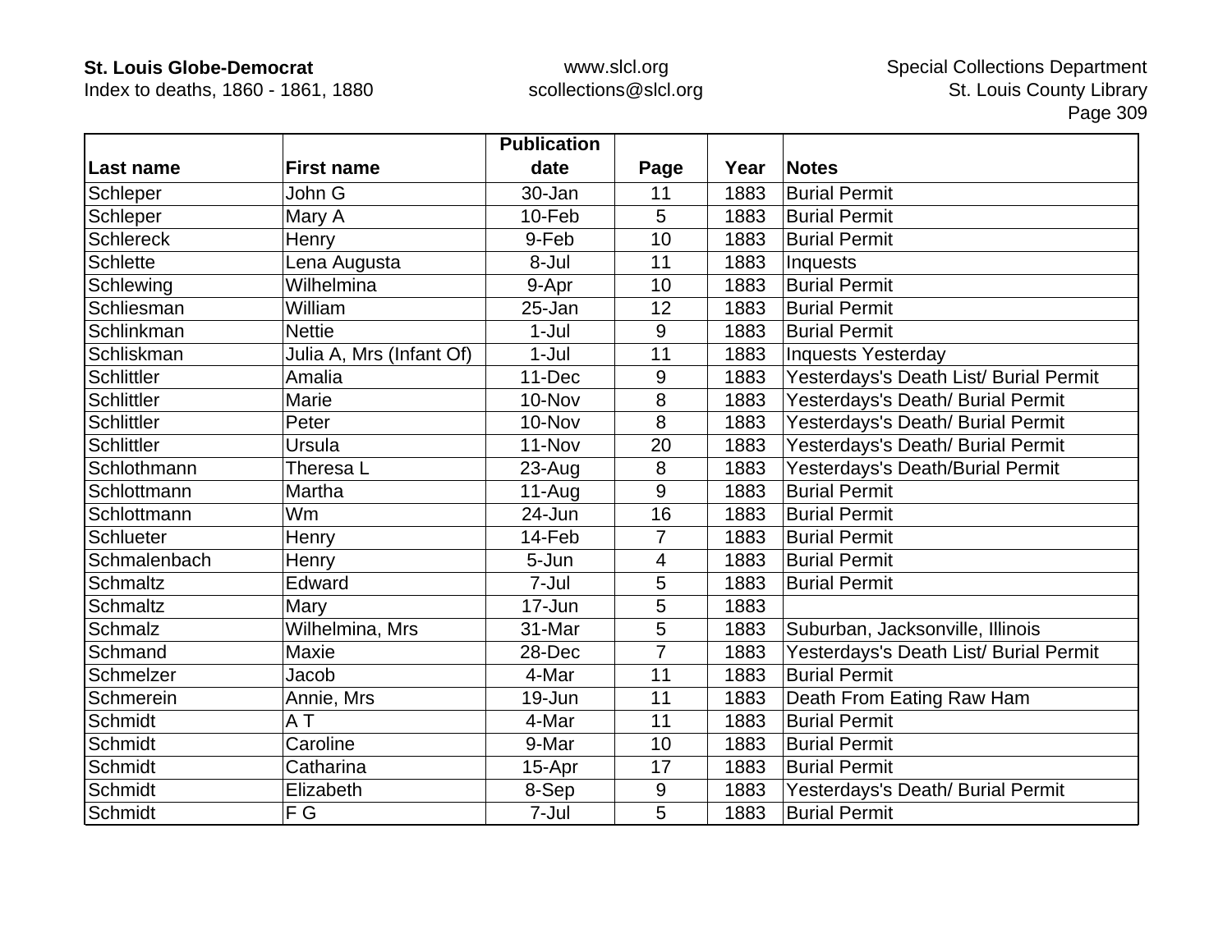| Last name | First name | Publication date | Page | Year | Notes |
| --- | --- | --- | --- | --- | --- |
| Schleper | John G | 30-Jan | 11 | 1883 | Burial Permit |
| Schleper | Mary A | 10-Feb | 5 | 1883 | Burial Permit |
| Schlereck | Henry | 9-Feb | 10 | 1883 | Burial Permit |
| Schlette | Lena Augusta | 8-Jul | 11 | 1883 | Inquests |
| Schlewing | Wilhelmina | 9-Apr | 10 | 1883 | Burial Permit |
| Schliesman | William | 25-Jan | 12 | 1883 | Burial Permit |
| Schlinkman | Nettie | 1-Jul | 9 | 1883 | Burial Permit |
| Schliskman | Julia A, Mrs (Infant Of) | 1-Jul | 11 | 1883 | Inquests Yesterday |
| Schlittler | Amalia | 11-Dec | 9 | 1883 | Yesterdays's Death List/ Burial Permit |
| Schlittler | Marie | 10-Nov | 8 | 1883 | Yesterdays's Death/ Burial Permit |
| Schlittler | Peter | 10-Nov | 8 | 1883 | Yesterdays's Death/ Burial Permit |
| Schlittler | Ursula | 11-Nov | 20 | 1883 | Yesterdays's Death/ Burial Permit |
| Schlothmann | Theresa L | 23-Aug | 8 | 1883 | Yesterdays's Death/Burial Permit |
| Schlottmann | Martha | 11-Aug | 9 | 1883 | Burial Permit |
| Schlottmann | Wm | 24-Jun | 16 | 1883 | Burial Permit |
| Schlueter | Henry | 14-Feb | 7 | 1883 | Burial Permit |
| Schmalenbach | Henry | 5-Jun | 4 | 1883 | Burial Permit |
| Schmaltz | Edward | 7-Jul | 5 | 1883 | Burial Permit |
| Schmaltz | Mary | 17-Jun | 5 | 1883 | |
| Schmalz | Wilhelmina, Mrs | 31-Mar | 5 | 1883 | Suburban, Jacksonville, Illinois |
| Schmand | Maxie | 28-Dec | 7 | 1883 | Yesterdays's Death List/ Burial Permit |
| Schmelzer | Jacob | 4-Mar | 11 | 1883 | Burial Permit |
| Schmerein | Annie, Mrs | 19-Jun | 11 | 1883 | Death From Eating Raw Ham |
| Schmidt | A T | 4-Mar | 11 | 1883 | Burial Permit |
| Schmidt | Caroline | 9-Mar | 10 | 1883 | Burial Permit |
| Schmidt | Catharina | 15-Apr | 17 | 1883 | Burial Permit |
| Schmidt | Elizabeth | 8-Sep | 9 | 1883 | Yesterdays's Death/ Burial Permit |
| Schmidt | F G | 7-Jul | 5 | 1883 | Burial Permit |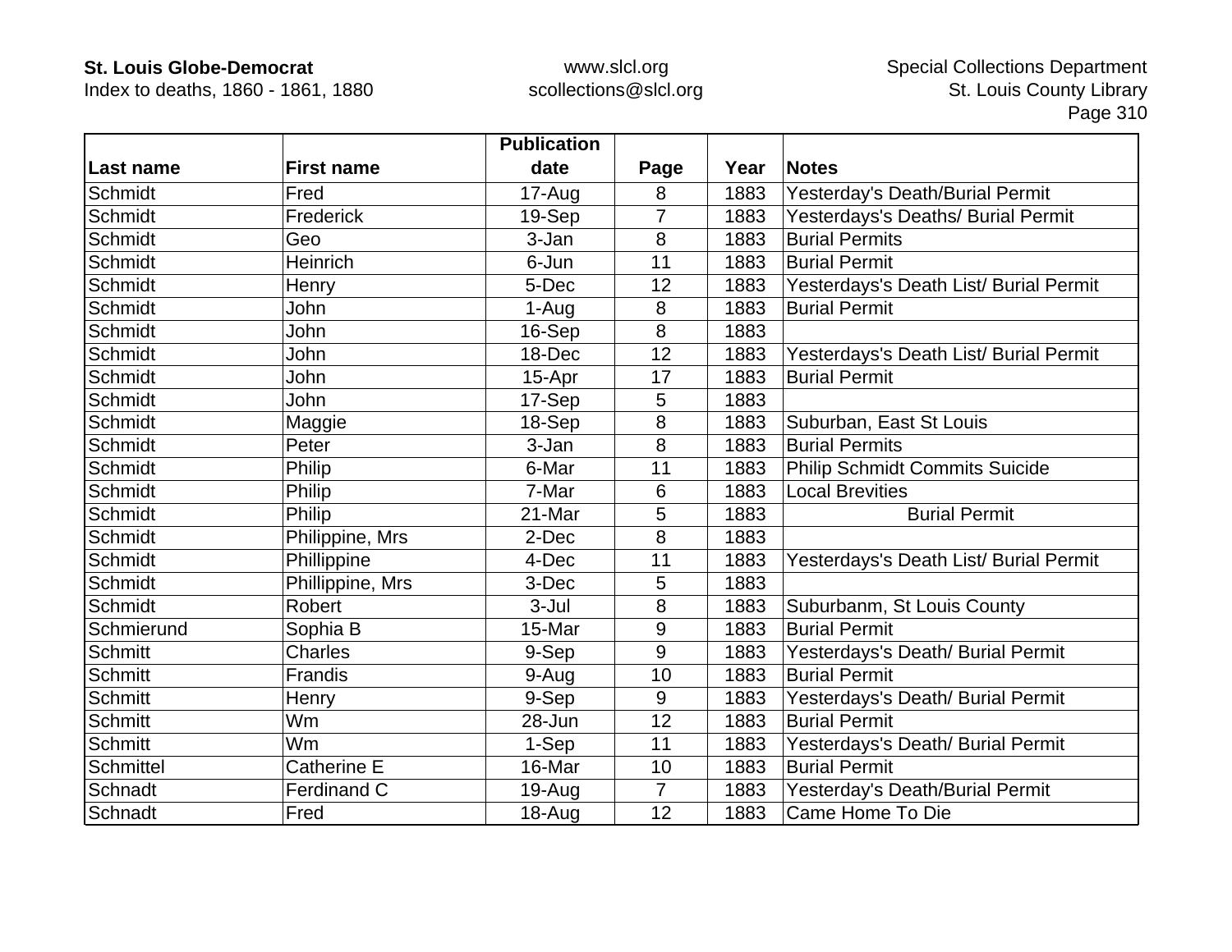| Last name | First name | Publication date | Page | Year | Notes |
|---|---|---|---|---|---|
| Schmidt | Fred | 17-Aug | 8 | 1883 | Yesterday's Death/Burial Permit |
| Schmidt | Frederick | 19-Sep | 7 | 1883 | Yesterdays's Deaths/ Burial Permit |
| Schmidt | Geo | 3-Jan | 8 | 1883 | Burial Permits |
| Schmidt | Heinrich | 6-Jun | 11 | 1883 | Burial Permit |
| Schmidt | Henry | 5-Dec | 12 | 1883 | Yesterdays's Death List/ Burial Permit |
| Schmidt | John | 1-Aug | 8 | 1883 | Burial Permit |
| Schmidt | John | 16-Sep | 8 | 1883 | |
| Schmidt | John | 18-Dec | 12 | 1883 | Yesterdays's Death List/ Burial Permit |
| Schmidt | John | 15-Apr | 17 | 1883 | Burial Permit |
| Schmidt | John | 17-Sep | 5 | 1883 | |
| Schmidt | Maggie | 18-Sep | 8 | 1883 | Suburban, East St Louis |
| Schmidt | Peter | 3-Jan | 8 | 1883 | Burial Permits |
| Schmidt | Philip | 6-Mar | 11 | 1883 | Philip Schmidt Commits Suicide |
| Schmidt | Philip | 7-Mar | 6 | 1883 | Local Brevities |
| Schmidt | Philip | 21-Mar | 5 | 1883 | Burial Permit |
| Schmidt | Philippine, Mrs | 2-Dec | 8 | 1883 | |
| Schmidt | Phillippine | 4-Dec | 11 | 1883 | Yesterdays's Death List/ Burial Permit |
| Schmidt | Phillippine, Mrs | 3-Dec | 5 | 1883 | |
| Schmidt | Robert | 3-Jul | 8 | 1883 | Suburbanm, St Louis County |
| Schmierund | Sophia B | 15-Mar | 9 | 1883 | Burial Permit |
| Schmitt | Charles | 9-Sep | 9 | 1883 | Yesterdays's Death/ Burial Permit |
| Schmitt | Frandis | 9-Aug | 10 | 1883 | Burial Permit |
| Schmitt | Henry | 9-Sep | 9 | 1883 | Yesterdays's Death/ Burial Permit |
| Schmitt | Wm | 28-Jun | 12 | 1883 | Burial Permit |
| Schmitt | Wm | 1-Sep | 11 | 1883 | Yesterdays's Death/ Burial Permit |
| Schmittel | Catherine E | 16-Mar | 10 | 1883 | Burial Permit |
| Schnadt | Ferdinand C | 19-Aug | 7 | 1883 | Yesterday's Death/Burial Permit |
| Schnadt | Fred | 18-Aug | 12 | 1883 | Came Home To Die |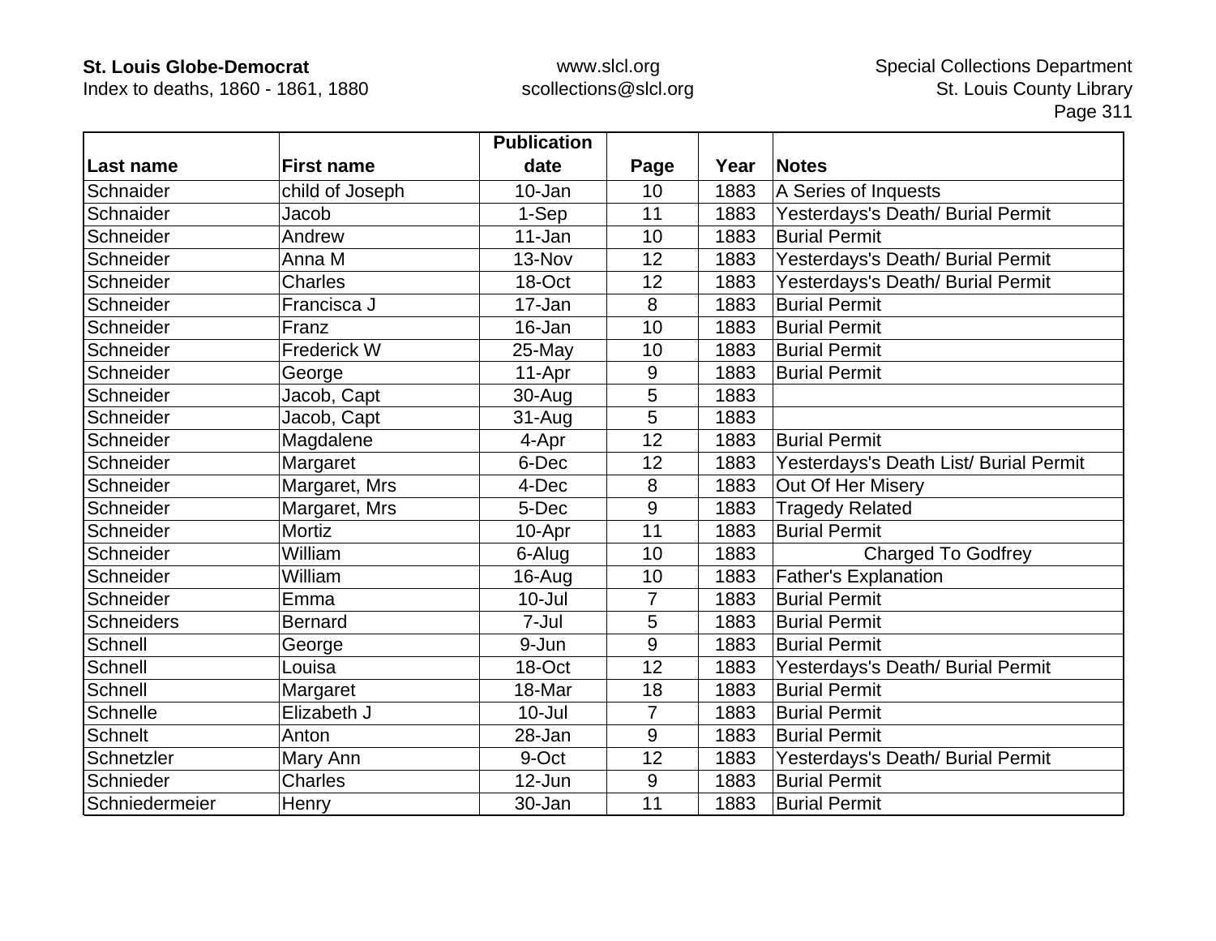| Last name | First name | Publication date | Page | Year | Notes |
|---|---|---|---|---|---|
| Schnaider | child of Joseph | 10-Jan | 10 | 1883 | A Series of Inquests |
| Schnaider | Jacob | 1-Sep | 11 | 1883 | Yesterdays's Death/ Burial Permit |
| Schneider | Andrew | 11-Jan | 10 | 1883 | Burial Permit |
| Schneider | Anna M | 13-Nov | 12 | 1883 | Yesterdays's Death/ Burial Permit |
| Schneider | Charles | 18-Oct | 12 | 1883 | Yesterdays's Death/ Burial Permit |
| Schneider | Francisca J | 17-Jan | 8 | 1883 | Burial Permit |
| Schneider | Franz | 16-Jan | 10 | 1883 | Burial Permit |
| Schneider | Frederick W | 25-May | 10 | 1883 | Burial Permit |
| Schneider | George | 11-Apr | 9 | 1883 | Burial Permit |
| Schneider | Jacob, Capt | 30-Aug | 5 | 1883 | |
| Schneider | Jacob, Capt | 31-Aug | 5 | 1883 | |
| Schneider | Magdalene | 4-Apr | 12 | 1883 | Burial Permit |
| Schneider | Margaret | 6-Dec | 12 | 1883 | Yesterdays's Death List/ Burial Permit |
| Schneider | Margaret, Mrs | 4-Dec | 8 | 1883 | Out Of Her Misery |
| Schneider | Margaret, Mrs | 5-Dec | 9 | 1883 | Tragedy Related |
| Schneider | Mortiz | 10-Apr | 11 | 1883 | Burial Permit |
| Schneider | William | 6-Alug | 10 | 1883 | Charged To Godfrey |
| Schneider | William | 16-Aug | 10 | 1883 | Father's Explanation |
| Schneider | Emma | 10-Jul | 7 | 1883 | Burial Permit |
| Schneiders | Bernard | 7-Jul | 5 | 1883 | Burial Permit |
| Schnell | George | 9-Jun | 9 | 1883 | Burial Permit |
| Schnell | Louisa | 18-Oct | 12 | 1883 | Yesterdays's Death/ Burial Permit |
| Schnell | Margaret | 18-Mar | 18 | 1883 | Burial Permit |
| Schnelle | Elizabeth J | 10-Jul | 7 | 1883 | Burial Permit |
| Schnelt | Anton | 28-Jan | 9 | 1883 | Burial Permit |
| Schnetzler | Mary Ann | 9-Oct | 12 | 1883 | Yesterdays's Death/ Burial Permit |
| Schnieder | Charles | 12-Jun | 9 | 1883 | Burial Permit |
| Schniedermeier | Henry | 30-Jan | 11 | 1883 | Burial Permit |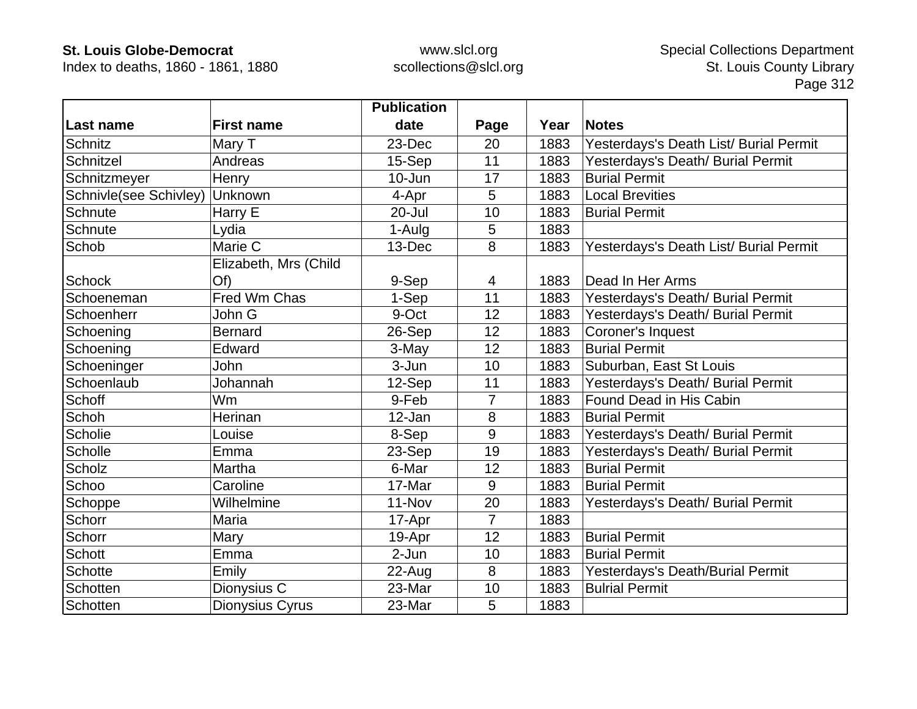| Last name | First name | Publication date | Page | Year | Notes |
|---|---|---|---|---|---|
| Schnitz | Mary T | 23-Dec | 20 | 1883 | Yesterdays's Death List/ Burial Permit |
| Schnitzel | Andreas | 15-Sep | 11 | 1883 | Yesterdays's Death/ Burial Permit |
| Schnitzmeyer | Henry | 10-Jun | 17 | 1883 | Burial Permit |
| Schnivle(see Schivley) | Unknown | 4-Apr | 5 | 1883 | Local Brevities |
| Schnute | Harry E | 20-Jul | 10 | 1883 | Burial Permit |
| Schnute | Lydia | 1-Aulg | 5 | 1883 | |
| Schob | Marie C | 13-Dec | 8 | 1883 | Yesterdays's Death List/ Burial Permit |
| Schock | Elizabeth, Mrs (Child Of) | 9-Sep | 4 | 1883 | Dead In Her Arms |
| Schoeneman | Fred Wm Chas | 1-Sep | 11 | 1883 | Yesterdays's Death/ Burial Permit |
| Schoenherr | John G | 9-Oct | 12 | 1883 | Yesterdays's Death/ Burial Permit |
| Schoening | Bernard | 26-Sep | 12 | 1883 | Coroner's Inquest |
| Schoening | Edward | 3-May | 12 | 1883 | Burial Permit |
| Schoeninger | John | 3-Jun | 10 | 1883 | Suburban, East St Louis |
| Schoenlaub | Johannah | 12-Sep | 11 | 1883 | Yesterdays's Death/ Burial Permit |
| Schoff | Wm | 9-Feb | 7 | 1883 | Found Dead in His Cabin |
| Schoh | Herinan | 12-Jan | 8 | 1883 | Burial Permit |
| Scholie | Louise | 8-Sep | 9 | 1883 | Yesterdays's Death/ Burial Permit |
| Scholle | Emma | 23-Sep | 19 | 1883 | Yesterdays's Death/ Burial Permit |
| Scholz | Martha | 6-Mar | 12 | 1883 | Burial Permit |
| Schoo | Caroline | 17-Mar | 9 | 1883 | Burial Permit |
| Schoppe | Wilhelmine | 11-Nov | 20 | 1883 | Yesterdays's Death/ Burial Permit |
| Schorr | Maria | 17-Apr | 7 | 1883 | |
| Schorr | Mary | 19-Apr | 12 | 1883 | Burial Permit |
| Schott | Emma | 2-Jun | 10 | 1883 | Burial Permit |
| Schotte | Emily | 22-Aug | 8 | 1883 | Yesterdays's Death/Burial Permit |
| Schotten | Dionysius C | 23-Mar | 10 | 1883 | Bulrial Permit |
| Schotten | Dionysius Cyrus | 23-Mar | 5 | 1883 | |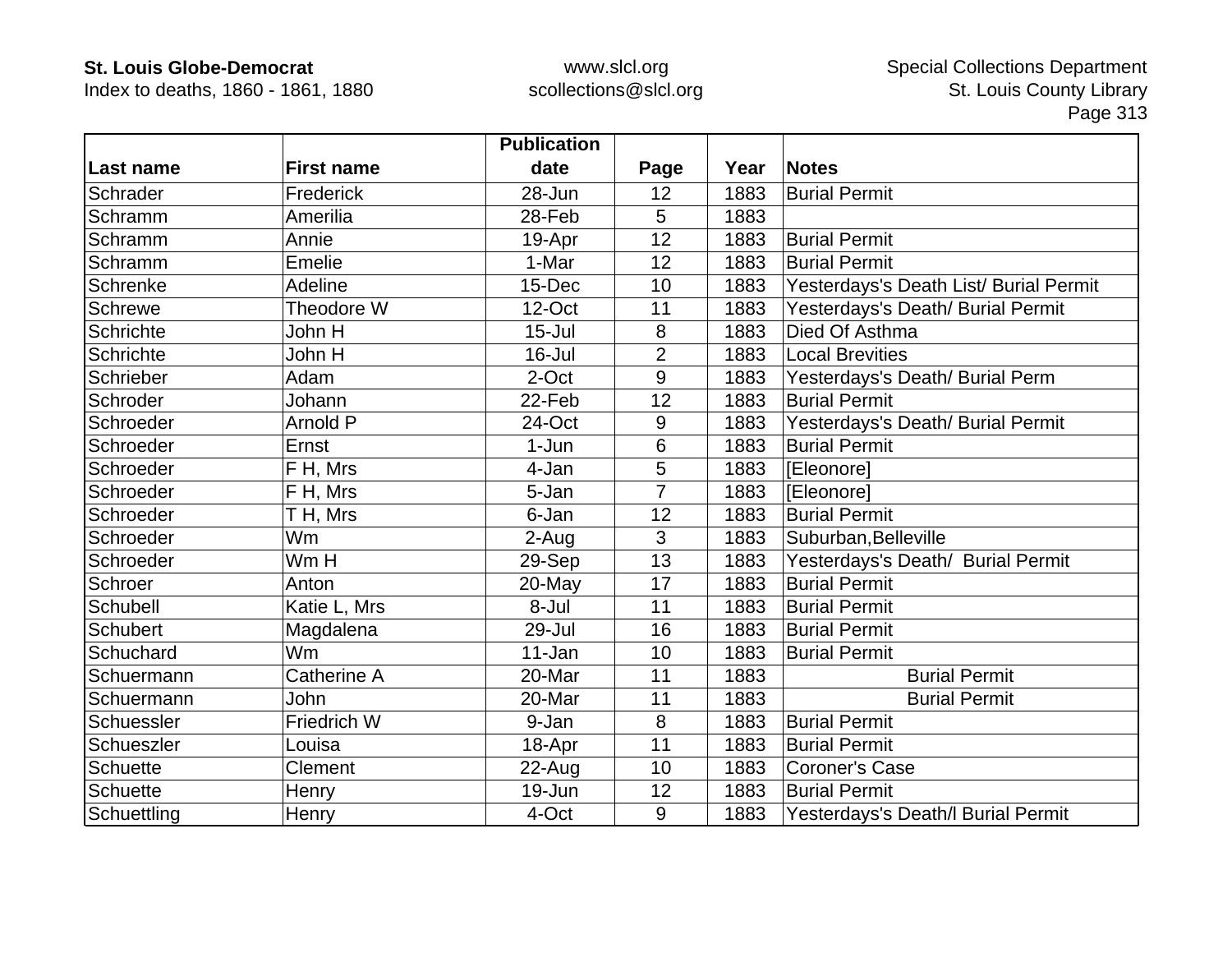| Last name | First name | Publication date | Page | Year | Notes |
|---|---|---|---|---|---|
| Schrader | Frederick | 28-Jun | 12 | 1883 | Burial Permit |
| Schramm | Amerilia | 28-Feb | 5 | 1883 | |
| Schramm | Annie | 19-Apr | 12 | 1883 | Burial Permit |
| Schramm | Emelie | 1-Mar | 12 | 1883 | Burial Permit |
| Schrenke | Adeline | 15-Dec | 10 | 1883 | Yesterdays's Death List/ Burial Permit |
| Schrewe | Theodore W | 12-Oct | 11 | 1883 | Yesterdays's Death/ Burial Permit |
| Schrichte | John H | 15-Jul | 8 | 1883 | Died Of Asthma |
| Schrichte | John H | 16-Jul | 2 | 1883 | Local Brevities |
| Schrieber | Adam | 2-Oct | 9 | 1883 | Yesterdays's Death/ Burial Perm |
| Schroder | Johann | 22-Feb | 12 | 1883 | Burial Permit |
| Schroeder | Arnold P | 24-Oct | 9 | 1883 | Yesterdays's Death/ Burial Permit |
| Schroeder | Ernst | 1-Jun | 6 | 1883 | Burial Permit |
| Schroeder | F H, Mrs | 4-Jan | 5 | 1883 | [Eleonore] |
| Schroeder | F H, Mrs | 5-Jan | 7 | 1883 | [Eleonore] |
| Schroeder | T H, Mrs | 6-Jan | 12 | 1883 | Burial Permit |
| Schroeder | Wm | 2-Aug | 3 | 1883 | Suburban,Belleville |
| Schroeder | Wm H | 29-Sep | 13 | 1883 | Yesterdays's Death/ Burial Permit |
| Schroer | Anton | 20-May | 17 | 1883 | Burial Permit |
| Schubell | Katie L, Mrs | 8-Jul | 11 | 1883 | Burial Permit |
| Schubert | Magdalena | 29-Jul | 16 | 1883 | Burial Permit |
| Schuchard | Wm | 11-Jan | 10 | 1883 | Burial Permit |
| Schuermann | Catherine A | 20-Mar | 11 | 1883 | Burial Permit |
| Schuermann | John | 20-Mar | 11 | 1883 | Burial Permit |
| Schuessler | Friedrich W | 9-Jan | 8 | 1883 | Burial Permit |
| Schueszler | Louisa | 18-Apr | 11 | 1883 | Burial Permit |
| Schuette | Clement | 22-Aug | 10 | 1883 | Coroner's Case |
| Schuette | Henry | 19-Jun | 12 | 1883 | Burial Permit |
| Schuettling | Henry | 4-Oct | 9 | 1883 | Yesterdays's Death/l Burial Permit |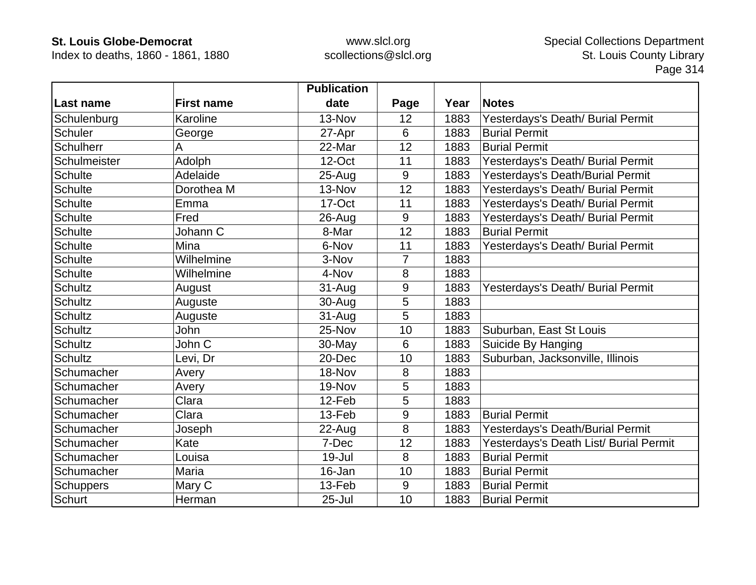| Last name | First name | Publication date | Page | Year | Notes |
|---|---|---|---|---|---|
| Schulenburg | Karoline | 13-Nov | 12 | 1883 | Yesterdays's Death/ Burial Permit |
| Schuler | George | 27-Apr | 6 | 1883 | Burial Permit |
| Schulherr | A | 22-Mar | 12 | 1883 | Burial Permit |
| Schulmeister | Adolph | 12-Oct | 11 | 1883 | Yesterdays's Death/ Burial Permit |
| Schulte | Adelaide | 25-Aug | 9 | 1883 | Yesterdays's Death/Burial Permit |
| Schulte | Dorothea M | 13-Nov | 12 | 1883 | Yesterdays's Death/ Burial Permit |
| Schulte | Emma | 17-Oct | 11 | 1883 | Yesterdays's Death/ Burial Permit |
| Schulte | Fred | 26-Aug | 9 | 1883 | Yesterdays's Death/ Burial Permit |
| Schulte | Johann C | 8-Mar | 12 | 1883 | Burial Permit |
| Schulte | Mina | 6-Nov | 11 | 1883 | Yesterdays's Death/ Burial Permit |
| Schulte | Wilhelmine | 3-Nov | 7 | 1883 | |
| Schulte | Wilhelmine | 4-Nov | 8 | 1883 | |
| Schultz | August | 31-Aug | 9 | 1883 | Yesterdays's Death/ Burial Permit |
| Schultz | Auguste | 30-Aug | 5 | 1883 | |
| Schultz | Auguste | 31-Aug | 5 | 1883 | |
| Schultz | John | 25-Nov | 10 | 1883 | Suburban, East St Louis |
| Schultz | John C | 30-May | 6 | 1883 | Suicide By Hanging |
| Schultz | Levi, Dr | 20-Dec | 10 | 1883 | Suburban, Jacksonville, Illinois |
| Schumacher | Avery | 18-Nov | 8 | 1883 | |
| Schumacher | Avery | 19-Nov | 5 | 1883 | |
| Schumacher | Clara | 12-Feb | 5 | 1883 | |
| Schumacher | Clara | 13-Feb | 9 | 1883 | Burial Permit |
| Schumacher | Joseph | 22-Aug | 8 | 1883 | Yesterdays's Death/Burial Permit |
| Schumacher | Kate | 7-Dec | 12 | 1883 | Yesterdays's Death List/ Burial Permit |
| Schumacher | Louisa | 19-Jul | 8 | 1883 | Burial Permit |
| Schumacher | Maria | 16-Jan | 10 | 1883 | Burial Permit |
| Schuppers | Mary C | 13-Feb | 9 | 1883 | Burial Permit |
| Schurt | Herman | 25-Jul | 10 | 1883 | Burial Permit |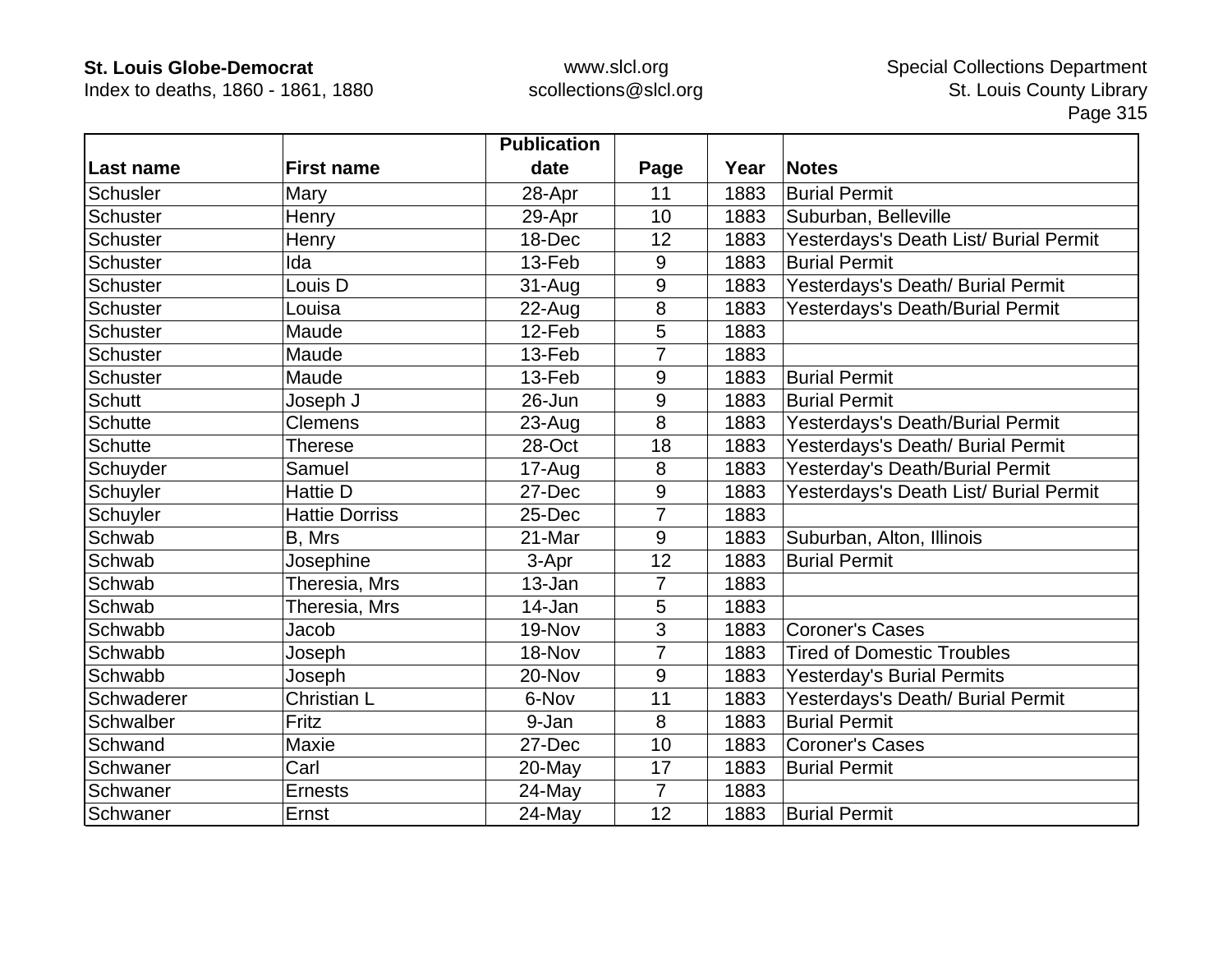| Last name | First name | Publication date | Page | Year | Notes |
|---|---|---|---|---|---|
| Schusler | Mary | 28-Apr | 11 | 1883 | Burial Permit |
| Schuster | Henry | 29-Apr | 10 | 1883 | Suburban, Belleville |
| Schuster | Henry | 18-Dec | 12 | 1883 | Yesterdays's Death List/ Burial Permit |
| Schuster | Ida | 13-Feb | 9 | 1883 | Burial Permit |
| Schuster | Louis D | 31-Aug | 9 | 1883 | Yesterdays's Death/ Burial Permit |
| Schuster | Louisa | 22-Aug | 8 | 1883 | Yesterdays's Death/Burial Permit |
| Schuster | Maude | 12-Feb | 5 | 1883 | |
| Schuster | Maude | 13-Feb | 7 | 1883 | |
| Schuster | Maude | 13-Feb | 9 | 1883 | Burial Permit |
| Schutt | Joseph J | 26-Jun | 9 | 1883 | Burial Permit |
| Schutte | Clemens | 23-Aug | 8 | 1883 | Yesterdays's Death/Burial Permit |
| Schutte | Therese | 28-Oct | 18 | 1883 | Yesterdays's Death/ Burial Permit |
| Schuyder | Samuel | 17-Aug | 8 | 1883 | Yesterday's Death/Burial Permit |
| Schuyler | Hattie D | 27-Dec | 9 | 1883 | Yesterdays's Death List/ Burial Permit |
| Schuyler | Hattie Dorriss | 25-Dec | 7 | 1883 | |
| Schwab | B, Mrs | 21-Mar | 9 | 1883 | Suburban, Alton, Illinois |
| Schwab | Josephine | 3-Apr | 12 | 1883 | Burial Permit |
| Schwab | Theresia, Mrs | 13-Jan | 7 | 1883 | |
| Schwab | Theresia, Mrs | 14-Jan | 5 | 1883 | |
| Schwabb | Jacob | 19-Nov | 3 | 1883 | Coroner's Cases |
| Schwabb | Joseph | 18-Nov | 7 | 1883 | Tired of Domestic Troubles |
| Schwabb | Joseph | 20-Nov | 9 | 1883 | Yesterday's Burial Permits |
| Schwaderer | Christian L | 6-Nov | 11 | 1883 | Yesterdays's Death/ Burial Permit |
| Schwalber | Fritz | 9-Jan | 8 | 1883 | Burial Permit |
| Schwand | Maxie | 27-Dec | 10 | 1883 | Coroner's Cases |
| Schwaner | Carl | 20-May | 17 | 1883 | Burial Permit |
| Schwaner | Ernests | 24-May | 7 | 1883 | |
| Schwaner | Ernst | 24-May | 12 | 1883 | Burial Permit |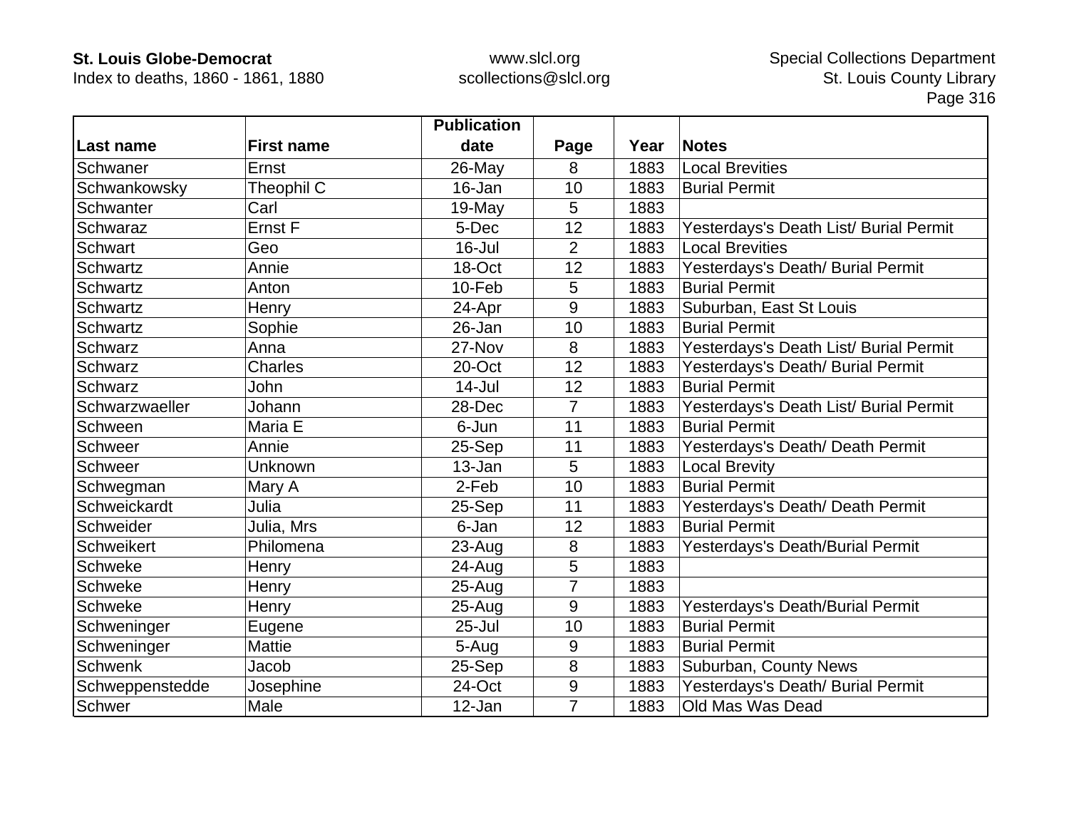| Last name | First name | Publication date | Page | Year | Notes |
|---|---|---|---|---|---|
| Schwaner | Ernst | 26-May | 8 | 1883 | Local Brevities |
| Schwankowsky | Theophil C | 16-Jan | 10 | 1883 | Burial Permit |
| Schwanter | Carl | 19-May | 5 | 1883 | |
| Schwaraz | Ernst F | 5-Dec | 12 | 1883 | Yesterdays's Death List/ Burial Permit |
| Schwart | Geo | 16-Jul | 2 | 1883 | Local Brevities |
| Schwartz | Annie | 18-Oct | 12 | 1883 | Yesterdays's Death/ Burial Permit |
| Schwartz | Anton | 10-Feb | 5 | 1883 | Burial Permit |
| Schwartz | Henry | 24-Apr | 9 | 1883 | Suburban, East St Louis |
| Schwartz | Sophie | 26-Jan | 10 | 1883 | Burial Permit |
| Schwarz | Anna | 27-Nov | 8 | 1883 | Yesterdays's Death List/ Burial Permit |
| Schwarz | Charles | 20-Oct | 12 | 1883 | Yesterdays's Death/ Burial Permit |
| Schwarz | John | 14-Jul | 12 | 1883 | Burial Permit |
| Schwarzwaeller | Johann | 28-Dec | 7 | 1883 | Yesterdays's Death List/ Burial Permit |
| Schween | Maria E | 6-Jun | 11 | 1883 | Burial Permit |
| Schweer | Annie | 25-Sep | 11 | 1883 | Yesterdays's Death/ Death Permit |
| Schweer | Unknown | 13-Jan | 5 | 1883 | Local Brevity |
| Schwegman | Mary A | 2-Feb | 10 | 1883 | Burial Permit |
| Schweickardt | Julia | 25-Sep | 11 | 1883 | Yesterdays's Death/ Death Permit |
| Schweider | Julia, Mrs | 6-Jan | 12 | 1883 | Burial Permit |
| Schweikert | Philomena | 23-Aug | 8 | 1883 | Yesterdays's Death/Burial Permit |
| Schweke | Henry | 24-Aug | 5 | 1883 | |
| Schweke | Henry | 25-Aug | 7 | 1883 | |
| Schweke | Henry | 25-Aug | 9 | 1883 | Yesterdays's Death/Burial Permit |
| Schweninger | Eugene | 25-Jul | 10 | 1883 | Burial Permit |
| Schweninger | Mattie | 5-Aug | 9 | 1883 | Burial Permit |
| Schwenk | Jacob | 25-Sep | 8 | 1883 | Suburban, County News |
| Schweppenstedde | Josephine | 24-Oct | 9 | 1883 | Yesterdays's Death/ Burial Permit |
| Schwer | Male | 12-Jan | 7 | 1883 | Old Mas Was Dead |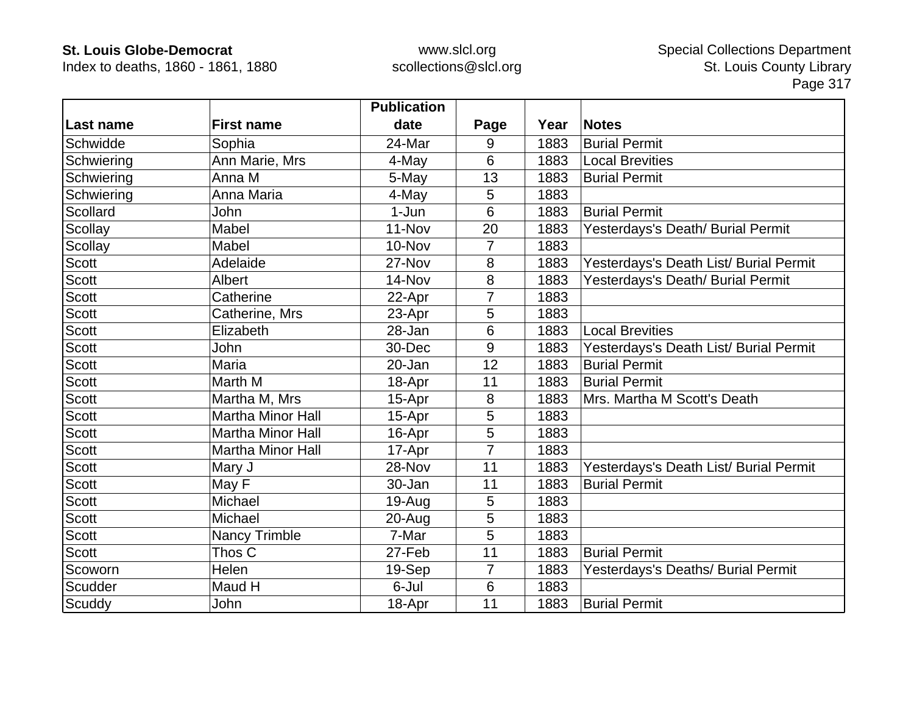| Last name | First name | Publication date | Page | Year | Notes |
|---|---|---|---|---|---|
| Schwidde | Sophia | 24-Mar | 9 | 1883 | Burial Permit |
| Schwiering | Ann Marie, Mrs | 4-May | 6 | 1883 | Local Brevities |
| Schwiering | Anna M | 5-May | 13 | 1883 | Burial Permit |
| Schwiering | Anna Maria | 4-May | 5 | 1883 | |
| Scollard | John | 1-Jun | 6 | 1883 | Burial Permit |
| Scollay | Mabel | 11-Nov | 20 | 1883 | Yesterdays's Death/ Burial Permit |
| Scollay | Mabel | 10-Nov | 7 | 1883 | |
| Scott | Adelaide | 27-Nov | 8 | 1883 | Yesterdays's Death List/ Burial Permit |
| Scott | Albert | 14-Nov | 8 | 1883 | Yesterdays's Death/ Burial Permit |
| Scott | Catherine | 22-Apr | 7 | 1883 | |
| Scott | Catherine, Mrs | 23-Apr | 5 | 1883 | |
| Scott | Elizabeth | 28-Jan | 6 | 1883 | Local Brevities |
| Scott | John | 30-Dec | 9 | 1883 | Yesterdays's Death List/ Burial Permit |
| Scott | Maria | 20-Jan | 12 | 1883 | Burial Permit |
| Scott | Marth M | 18-Apr | 11 | 1883 | Burial Permit |
| Scott | Martha M, Mrs | 15-Apr | 8 | 1883 | Mrs. Martha M Scott's Death |
| Scott | Martha Minor Hall | 15-Apr | 5 | 1883 | |
| Scott | Martha Minor Hall | 16-Apr | 5 | 1883 | |
| Scott | Martha Minor Hall | 17-Apr | 7 | 1883 | |
| Scott | Mary J | 28-Nov | 11 | 1883 | Yesterdays's Death List/ Burial Permit |
| Scott | May F | 30-Jan | 11 | 1883 | Burial Permit |
| Scott | Michael | 19-Aug | 5 | 1883 | |
| Scott | Michael | 20-Aug | 5 | 1883 | |
| Scott | Nancy Trimble | 7-Mar | 5 | 1883 | |
| Scott | Thos C | 27-Feb | 11 | 1883 | Burial Permit |
| Scoworn | Helen | 19-Sep | 7 | 1883 | Yesterdays's Deaths/ Burial Permit |
| Scudder | Maud H | 6-Jul | 6 | 1883 | |
| Scuddy | John | 18-Apr | 11 | 1883 | Burial Permit |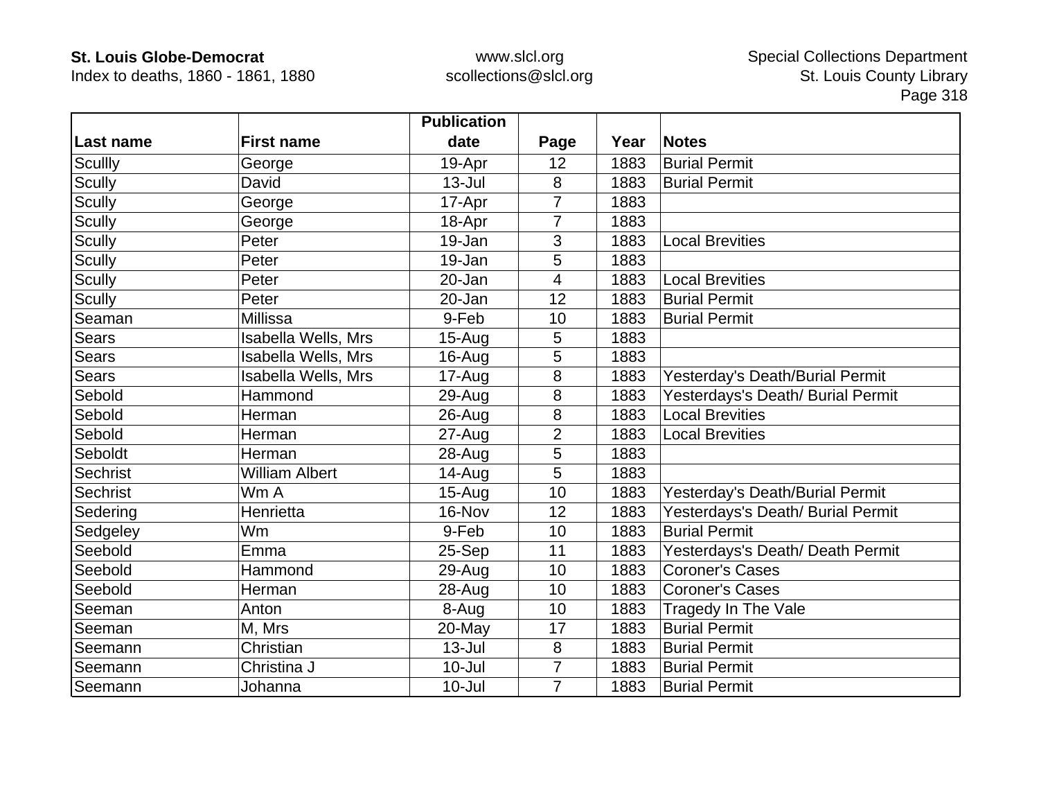| Last name | First name | Publication date | Page | Year | Notes |
|---|---|---|---|---|---|
| Scullly | George | 19-Apr | 12 | 1883 | Burial Permit |
| Scully | David | 13-Jul | 8 | 1883 | Burial Permit |
| Scully | George | 17-Apr | 7 | 1883 | |
| Scully | George | 18-Apr | 7 | 1883 | |
| Scully | Peter | 19-Jan | 3 | 1883 | Local Brevities |
| Scully | Peter | 19-Jan | 5 | 1883 | |
| Scully | Peter | 20-Jan | 4 | 1883 | Local Brevities |
| Scully | Peter | 20-Jan | 12 | 1883 | Burial Permit |
| Seaman | Millissa | 9-Feb | 10 | 1883 | Burial Permit |
| Sears | Isabella Wells, Mrs | 15-Aug | 5 | 1883 | |
| Sears | Isabella Wells, Mrs | 16-Aug | 5 | 1883 | |
| Sears | Isabella Wells, Mrs | 17-Aug | 8 | 1883 | Yesterday's Death/Burial Permit |
| Sebold | Hammond | 29-Aug | 8 | 1883 | Yesterdays's Death/ Burial Permit |
| Sebold | Herman | 26-Aug | 8 | 1883 | Local Brevities |
| Sebold | Herman | 27-Aug | 2 | 1883 | Local Brevities |
| Seboldt | Herman | 28-Aug | 5 | 1883 | |
| Sechrist | William Albert | 14-Aug | 5 | 1883 | |
| Sechrist | Wm A | 15-Aug | 10 | 1883 | Yesterday's Death/Burial Permit |
| Sedering | Henrietta | 16-Nov | 12 | 1883 | Yesterdays's Death/ Burial Permit |
| Sedgeley | Wm | 9-Feb | 10 | 1883 | Burial Permit |
| Seebold | Emma | 25-Sep | 11 | 1883 | Yesterdays's Death/ Death Permit |
| Seebold | Hammond | 29-Aug | 10 | 1883 | Coroner's Cases |
| Seebold | Herman | 28-Aug | 10 | 1883 | Coroner's Cases |
| Seeman | Anton | 8-Aug | 10 | 1883 | Tragedy In The Vale |
| Seeman | M, Mrs | 20-May | 17 | 1883 | Burial Permit |
| Seemann | Christian | 13-Jul | 8 | 1883 | Burial Permit |
| Seemann | Christina J | 10-Jul | 7 | 1883 | Burial Permit |
| Seemann | Johanna | 10-Jul | 7 | 1883 | Burial Permit |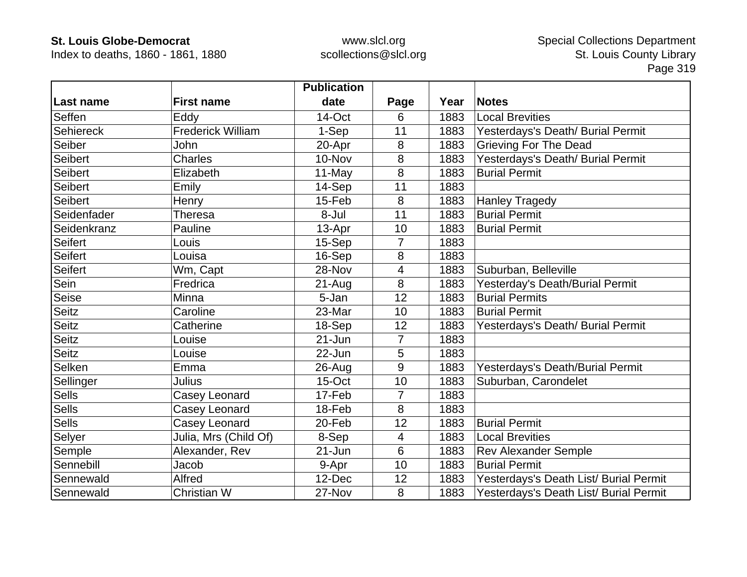| Last name | First name | Publication date | Page | Year | Notes |
|---|---|---|---|---|---|
| Seffen | Eddy | 14-Oct | 6 | 1883 | Local Brevities |
| Sehiereck | Frederick William | 1-Sep | 11 | 1883 | Yesterdays's Death/ Burial Permit |
| Seiber | John | 20-Apr | 8 | 1883 | Grieving For The Dead |
| Seibert | Charles | 10-Nov | 8 | 1883 | Yesterdays's Death/ Burial Permit |
| Seibert | Elizabeth | 11-May | 8 | 1883 | Burial Permit |
| Seibert | Emily | 14-Sep | 11 | 1883 | |
| Seibert | Henry | 15-Feb | 8 | 1883 | Hanley Tragedy |
| Seidenfader | Theresa | 8-Jul | 11 | 1883 | Burial Permit |
| Seidenkranz | Pauline | 13-Apr | 10 | 1883 | Burial Permit |
| Seifert | Louis | 15-Sep | 7 | 1883 | |
| Seifert | Louisa | 16-Sep | 8 | 1883 | |
| Seifert | Wm, Capt | 28-Nov | 4 | 1883 | Suburban, Belleville |
| Sein | Fredrica | 21-Aug | 8 | 1883 | Yesterday's Death/Burial Permit |
| Seise | Minna | 5-Jan | 12 | 1883 | Burial Permits |
| Seitz | Caroline | 23-Mar | 10 | 1883 | Burial Permit |
| Seitz | Catherine | 18-Sep | 12 | 1883 | Yesterdays's Death/ Burial Permit |
| Seitz | Louise | 21-Jun | 7 | 1883 | |
| Seitz | Louise | 22-Jun | 5 | 1883 | |
| Selken | Emma | 26-Aug | 9 | 1883 | Yesterdays's Death/Burial Permit |
| Sellinger | Julius | 15-Oct | 10 | 1883 | Suburban, Carondelet |
| Sells | Casey Leonard | 17-Feb | 7 | 1883 | |
| Sells | Casey Leonard | 18-Feb | 8 | 1883 | |
| Sells | Casey Leonard | 20-Feb | 12 | 1883 | Burial Permit |
| Selyer | Julia, Mrs (Child Of) | 8-Sep | 4 | 1883 | Local Brevities |
| Semple | Alexander, Rev | 21-Jun | 6 | 1883 | Rev Alexander Semple |
| Sennebill | Jacob | 9-Apr | 10 | 1883 | Burial Permit |
| Sennewald | Alfred | 12-Dec | 12 | 1883 | Yesterdays's Death List/ Burial Permit |
| Sennewald | Christian W | 27-Nov | 8 | 1883 | Yesterdays's Death List/ Burial Permit |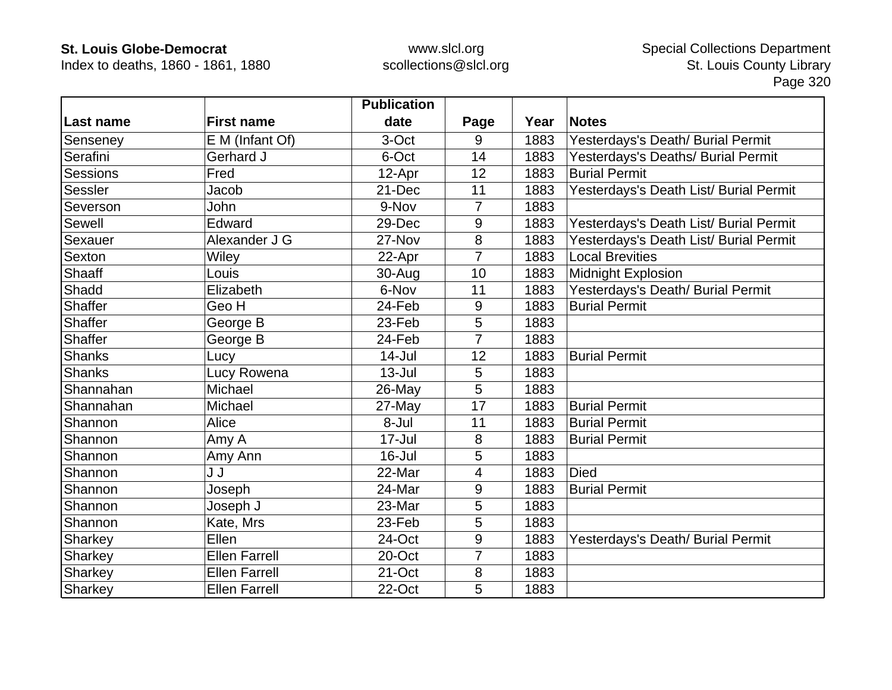| Last name | First name | Publication date | Page | Year | Notes |
|---|---|---|---|---|---|
| Senseney | E M (Infant Of) | 3-Oct | 9 | 1883 | Yesterdays's Death/ Burial Permit |
| Serafini | Gerhard J | 6-Oct | 14 | 1883 | Yesterdays's Deaths/ Burial Permit |
| Sessions | Fred | 12-Apr | 12 | 1883 | Burial Permit |
| Sessler | Jacob | 21-Dec | 11 | 1883 | Yesterdays's Death List/ Burial Permit |
| Severson | John | 9-Nov | 7 | 1883 | |
| Sewell | Edward | 29-Dec | 9 | 1883 | Yesterdays's Death List/ Burial Permit |
| Sexauer | Alexander J G | 27-Nov | 8 | 1883 | Yesterdays's Death List/ Burial Permit |
| Sexton | Wiley | 22-Apr | 7 | 1883 | Local Brevities |
| Shaaff | Louis | 30-Aug | 10 | 1883 | Midnight Explosion |
| Shadd | Elizabeth | 6-Nov | 11 | 1883 | Yesterdays's Death/ Burial Permit |
| Shaffer | Geo H | 24-Feb | 9 | 1883 | Burial Permit |
| Shaffer | George B | 23-Feb | 5 | 1883 | |
| Shaffer | George B | 24-Feb | 7 | 1883 | |
| Shanks | Lucy | 14-Jul | 12 | 1883 | Burial Permit |
| Shanks | Lucy Rowena | 13-Jul | 5 | 1883 | |
| Shannahan | Michael | 26-May | 5 | 1883 | |
| Shannahan | Michael | 27-May | 17 | 1883 | Burial Permit |
| Shannon | Alice | 8-Jul | 11 | 1883 | Burial Permit |
| Shannon | Amy A | 17-Jul | 8 | 1883 | Burial Permit |
| Shannon | Amy Ann | 16-Jul | 5 | 1883 | |
| Shannon | J J | 22-Mar | 4 | 1883 | Died |
| Shannon | Joseph | 24-Mar | 9 | 1883 | Burial Permit |
| Shannon | Joseph J | 23-Mar | 5 | 1883 | |
| Shannon | Kate, Mrs | 23-Feb | 5 | 1883 | |
| Sharkey | Ellen | 24-Oct | 9 | 1883 | Yesterdays's Death/ Burial Permit |
| Sharkey | Ellen Farrell | 20-Oct | 7 | 1883 | |
| Sharkey | Ellen Farrell | 21-Oct | 8 | 1883 | |
| Sharkey | Ellen Farrell | 22-Oct | 5 | 1883 | |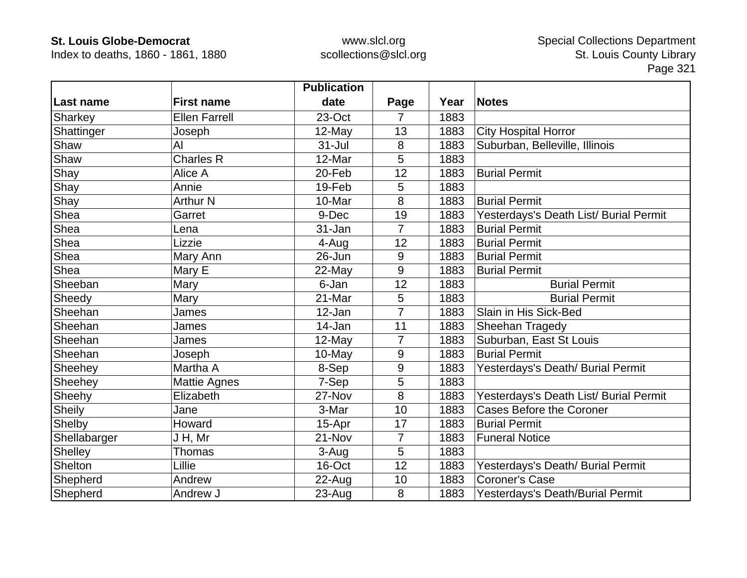| Last name | First name | Publication date | Page | Year | Notes |
|---|---|---|---|---|---|
| Sharkey | Ellen Farrell | 23-Oct | 7 | 1883 | |
| Shattinger | Joseph | 12-May | 13 | 1883 | City Hospital Horror |
| Shaw | Al | 31-Jul | 8 | 1883 | Suburban, Belleville, Illinois |
| Shaw | Charles R | 12-Mar | 5 | 1883 | |
| Shay | Alice A | 20-Feb | 12 | 1883 | Burial Permit |
| Shay | Annie | 19-Feb | 5 | 1883 | |
| Shay | Arthur N | 10-Mar | 8 | 1883 | Burial Permit |
| Shea | Garret | 9-Dec | 19 | 1883 | Yesterdays's Death List/ Burial Permit |
| Shea | Lena | 31-Jan | 7 | 1883 | Burial Permit |
| Shea | Lizzie | 4-Aug | 12 | 1883 | Burial Permit |
| Shea | Mary Ann | 26-Jun | 9 | 1883 | Burial Permit |
| Shea | Mary E | 22-May | 9 | 1883 | Burial Permit |
| Sheeban | Mary | 6-Jan | 12 | 1883 | Burial Permit |
| Sheedy | Mary | 21-Mar | 5 | 1883 | Burial Permit |
| Sheehan | James | 12-Jan | 7 | 1883 | Slain in His Sick-Bed |
| Sheehan | James | 14-Jan | 11 | 1883 | Sheehan Tragedy |
| Sheehan | James | 12-May | 7 | 1883 | Suburban, East St Louis |
| Sheehan | Joseph | 10-May | 9 | 1883 | Burial Permit |
| Sheehey | Martha A | 8-Sep | 9 | 1883 | Yesterdays's Death/ Burial Permit |
| Sheehey | Mattie Agnes | 7-Sep | 5 | 1883 | |
| Sheehy | Elizabeth | 27-Nov | 8 | 1883 | Yesterdays's Death List/ Burial Permit |
| Sheily | Jane | 3-Mar | 10 | 1883 | Cases Before the Coroner |
| Shelby | Howard | 15-Apr | 17 | 1883 | Burial Permit |
| Shellabarger | J H, Mr | 21-Nov | 7 | 1883 | Funeral Notice |
| Shelley | Thomas | 3-Aug | 5 | 1883 | |
| Shelton | Lillie | 16-Oct | 12 | 1883 | Yesterdays's Death/ Burial Permit |
| Shepherd | Andrew | 22-Aug | 10 | 1883 | Coroner's Case |
| Shepherd | Andrew J | 23-Aug | 8 | 1883 | Yesterdays's Death/Burial Permit |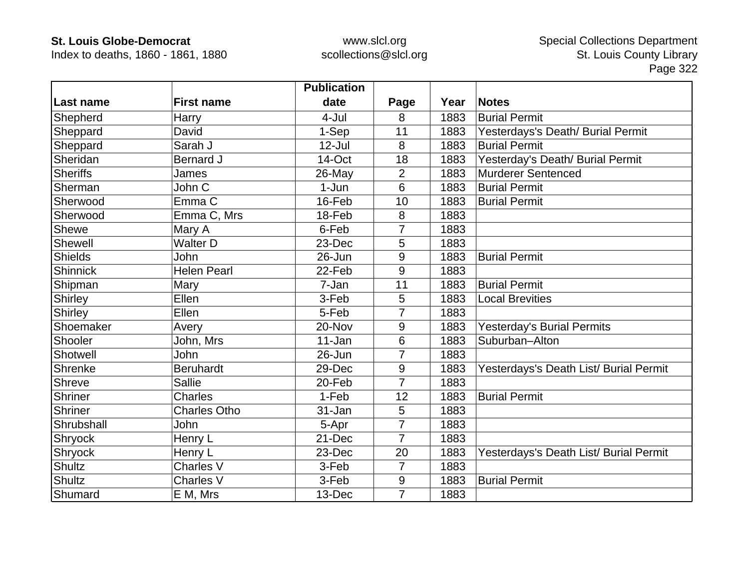| Last name | First name | Publication date | Page | Year | Notes |
|---|---|---|---|---|---|
| Shepherd | Harry | 4-Jul | 8 | 1883 | Burial Permit |
| Sheppard | David | 1-Sep | 11 | 1883 | Yesterdays's Death/ Burial Permit |
| Sheppard | Sarah J | 12-Jul | 8 | 1883 | Burial Permit |
| Sheridan | Bernard J | 14-Oct | 18 | 1883 | Yesterday's Death/ Burial Permit |
| Sheriffs | James | 26-May | 2 | 1883 | Murderer Sentenced |
| Sherman | John C | 1-Jun | 6 | 1883 | Burial Permit |
| Sherwood | Emma C | 16-Feb | 10 | 1883 | Burial Permit |
| Sherwood | Emma C, Mrs | 18-Feb | 8 | 1883 | |
| Shewe | Mary A | 6-Feb | 7 | 1883 | |
| Shewell | Walter D | 23-Dec | 5 | 1883 | |
| Shields | John | 26-Jun | 9 | 1883 | Burial Permit |
| Shinnick | Helen Pearl | 22-Feb | 9 | 1883 | |
| Shipman | Mary | 7-Jan | 11 | 1883 | Burial Permit |
| Shirley | Ellen | 3-Feb | 5 | 1883 | Local Brevities |
| Shirley | Ellen | 5-Feb | 7 | 1883 | |
| Shoemaker | Avery | 20-Nov | 9 | 1883 | Yesterday's Burial Permits |
| Shooler | John, Mrs | 11-Jan | 6 | 1883 | Suburban–Alton |
| Shotwell | John | 26-Jun | 7 | 1883 | |
| Shrenke | Beruhardt | 29-Dec | 9 | 1883 | Yesterdays's Death List/ Burial Permit |
| Shreve | Sallie | 20-Feb | 7 | 1883 | |
| Shriner | Charles | 1-Feb | 12 | 1883 | Burial Permit |
| Shriner | Charles Otho | 31-Jan | 5 | 1883 | |
| Shrubshall | John | 5-Apr | 7 | 1883 | |
| Shryock | Henry L | 21-Dec | 7 | 1883 | |
| Shryock | Henry L | 23-Dec | 20 | 1883 | Yesterdays's Death List/ Burial Permit |
| Shultz | Charles V | 3-Feb | 7 | 1883 | |
| Shultz | Charles V | 3-Feb | 9 | 1883 | Burial Permit |
| Shumard | E M, Mrs | 13-Dec | 7 | 1883 | |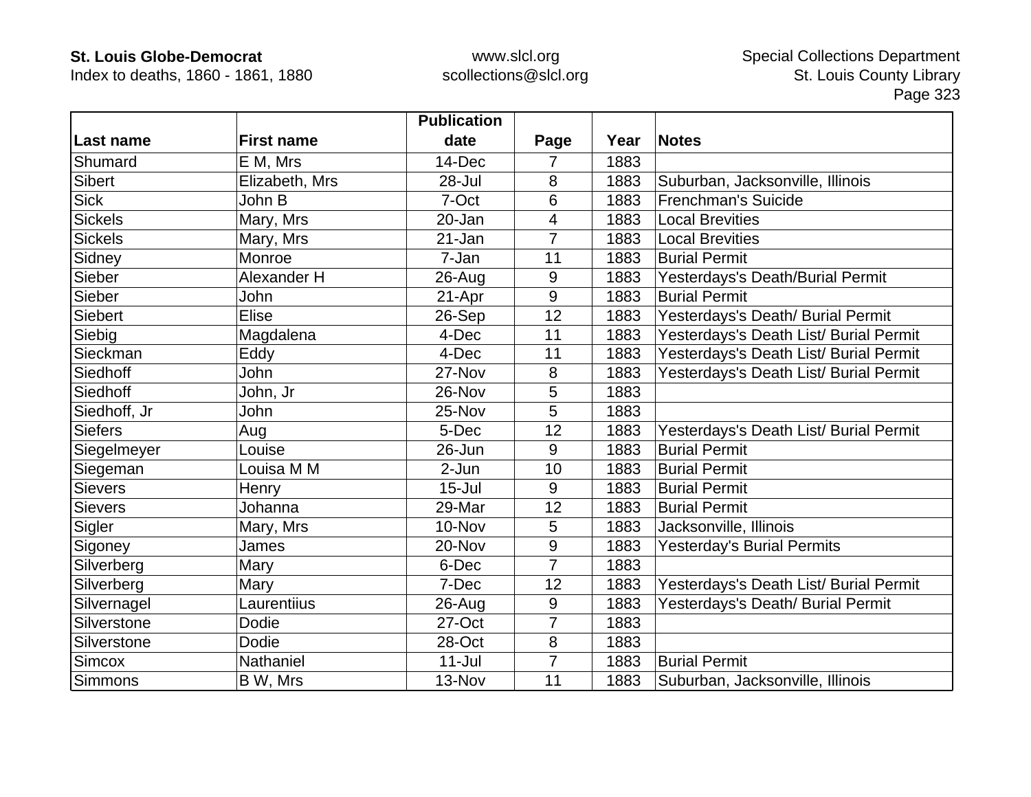| Last name | First name | Publication date | Page | Year | Notes |
|---|---|---|---|---|---|
| Shumard | E M, Mrs | 14-Dec | 7 | 1883 | |
| Sibert | Elizabeth, Mrs | 28-Jul | 8 | 1883 | Suburban, Jacksonville, Illinois |
| Sick | John B | 7-Oct | 6 | 1883 | Frenchman's Suicide |
| Sickels | Mary, Mrs | 20-Jan | 4 | 1883 | Local Brevities |
| Sickels | Mary, Mrs | 21-Jan | 7 | 1883 | Local Brevities |
| Sidney | Monroe | 7-Jan | 11 | 1883 | Burial Permit |
| Sieber | Alexander H | 26-Aug | 9 | 1883 | Yesterdays's Death/Burial Permit |
| Sieber | John | 21-Apr | 9 | 1883 | Burial Permit |
| Siebert | Elise | 26-Sep | 12 | 1883 | Yesterdays's Death/ Burial Permit |
| Siebig | Magdalena | 4-Dec | 11 | 1883 | Yesterdays's Death List/ Burial Permit |
| Sieckman | Eddy | 4-Dec | 11 | 1883 | Yesterdays's Death List/ Burial Permit |
| Siedhoff | John | 27-Nov | 8 | 1883 | Yesterdays's Death List/ Burial Permit |
| Siedhoff | John, Jr | 26-Nov | 5 | 1883 | |
| Siedhoff, Jr | John | 25-Nov | 5 | 1883 | |
| Siefers | Aug | 5-Dec | 12 | 1883 | Yesterdays's Death List/ Burial Permit |
| Siegelmeyer | Louise | 26-Jun | 9 | 1883 | Burial Permit |
| Siegeman | Louisa M M | 2-Jun | 10 | 1883 | Burial Permit |
| Sievers | Henry | 15-Jul | 9 | 1883 | Burial Permit |
| Sievers | Johanna | 29-Mar | 12 | 1883 | Burial Permit |
| Sigler | Mary, Mrs | 10-Nov | 5 | 1883 | Jacksonville, Illinois |
| Sigoney | James | 20-Nov | 9 | 1883 | Yesterday's Burial Permits |
| Silverberg | Mary | 6-Dec | 7 | 1883 | |
| Silverberg | Mary | 7-Dec | 12 | 1883 | Yesterdays's Death List/ Burial Permit |
| Silvernagel | Laurentiius | 26-Aug | 9 | 1883 | Yesterdays's Death/ Burial Permit |
| Silverstone | Dodie | 27-Oct | 7 | 1883 | |
| Silverstone | Dodie | 28-Oct | 8 | 1883 | |
| Simcox | Nathaniel | 11-Jul | 7 | 1883 | Burial Permit |
| Simmons | B W, Mrs | 13-Nov | 11 | 1883 | Suburban, Jacksonville, Illinois |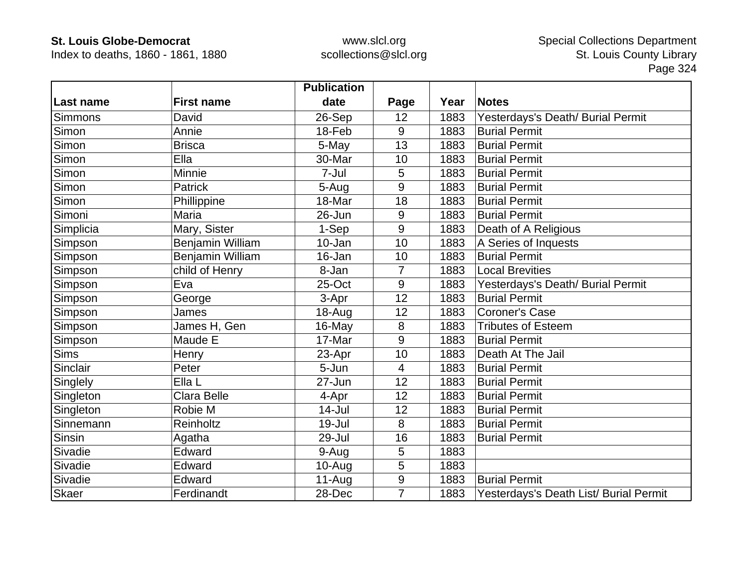| Last name | First name | Publication date | Page | Year | Notes |
|---|---|---|---|---|---|
| Simmons | David | 26-Sep | 12 | 1883 | Yesterdays's Death/ Burial Permit |
| Simon | Annie | 18-Feb | 9 | 1883 | Burial Permit |
| Simon | Brisca | 5-May | 13 | 1883 | Burial Permit |
| Simon | Ella | 30-Mar | 10 | 1883 | Burial Permit |
| Simon | Minnie | 7-Jul | 5 | 1883 | Burial Permit |
| Simon | Patrick | 5-Aug | 9 | 1883 | Burial Permit |
| Simon | Phillippine | 18-Mar | 18 | 1883 | Burial Permit |
| Simoni | Maria | 26-Jun | 9 | 1883 | Burial Permit |
| Simplicia | Mary, Sister | 1-Sep | 9 | 1883 | Death of A Religious |
| Simpson | Benjamin William | 10-Jan | 10 | 1883 | A Series of Inquests |
| Simpson | Benjamin William | 16-Jan | 10 | 1883 | Burial Permit |
| Simpson | child of Henry | 8-Jan | 7 | 1883 | Local Brevities |
| Simpson | Eva | 25-Oct | 9 | 1883 | Yesterdays's Death/ Burial Permit |
| Simpson | George | 3-Apr | 12 | 1883 | Burial Permit |
| Simpson | James | 18-Aug | 12 | 1883 | Coroner's Case |
| Simpson | James H, Gen | 16-May | 8 | 1883 | Tributes of Esteem |
| Simpson | Maude E | 17-Mar | 9 | 1883 | Burial Permit |
| Sims | Henry | 23-Apr | 10 | 1883 | Death At The Jail |
| Sinclair | Peter | 5-Jun | 4 | 1883 | Burial Permit |
| Singlely | Ella L | 27-Jun | 12 | 1883 | Burial Permit |
| Singleton | Clara Belle | 4-Apr | 12 | 1883 | Burial Permit |
| Singleton | Robie M | 14-Jul | 12 | 1883 | Burial Permit |
| Sinnemann | Reinholtz | 19-Jul | 8 | 1883 | Burial Permit |
| Sinsin | Agatha | 29-Jul | 16 | 1883 | Burial Permit |
| Sivadie | Edward | 9-Aug | 5 | 1883 | |
| Sivadie | Edward | 10-Aug | 5 | 1883 | |
| Sivadie | Edward | 11-Aug | 9 | 1883 | Burial Permit |
| Skaer | Ferdinandt | 28-Dec | 7 | 1883 | Yesterdays's Death List/ Burial Permit |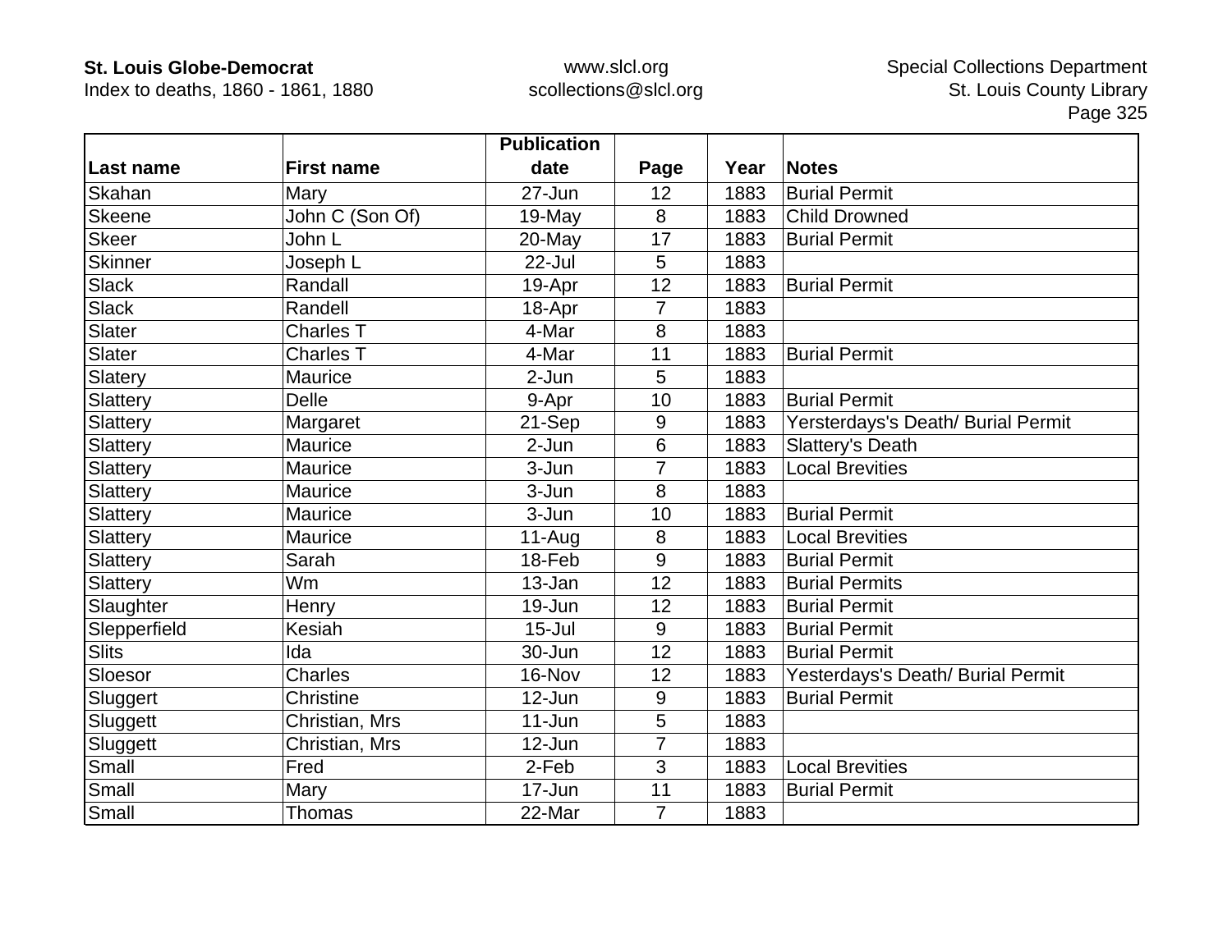| Last name | First name | Publication date | Page | Year | Notes |
|---|---|---|---|---|---|
| Skahan | Mary | 27-Jun | 12 | 1883 | Burial Permit |
| Skeene | John C (Son Of) | 19-May | 8 | 1883 | Child Drowned |
| Skeer | John L | 20-May | 17 | 1883 | Burial Permit |
| Skinner | Joseph L | 22-Jul | 5 | 1883 | |
| Slack | Randall | 19-Apr | 12 | 1883 | Burial Permit |
| Slack | Randell | 18-Apr | 7 | 1883 | |
| Slater | Charles T | 4-Mar | 8 | 1883 | |
| Slater | Charles T | 4-Mar | 11 | 1883 | Burial Permit |
| Slatery | Maurice | 2-Jun | 5 | 1883 | |
| Slattery | Delle | 9-Apr | 10 | 1883 | Burial Permit |
| Slattery | Margaret | 21-Sep | 9 | 1883 | Yersterdays's Death/ Burial Permit |
| Slattery | Maurice | 2-Jun | 6 | 1883 | Slattery's Death |
| Slattery | Maurice | 3-Jun | 7 | 1883 | Local Brevities |
| Slattery | Maurice | 3-Jun | 8 | 1883 | |
| Slattery | Maurice | 3-Jun | 10 | 1883 | Burial Permit |
| Slattery | Maurice | 11-Aug | 8 | 1883 | Local Brevities |
| Slattery | Sarah | 18-Feb | 9 | 1883 | Burial Permit |
| Slattery | Wm | 13-Jan | 12 | 1883 | Burial Permits |
| Slaughter | Henry | 19-Jun | 12 | 1883 | Burial Permit |
| Slepperfield | Kesiah | 15-Jul | 9 | 1883 | Burial Permit |
| Slits | Ida | 30-Jun | 12 | 1883 | Burial Permit |
| Sloesor | Charles | 16-Nov | 12 | 1883 | Yesterdays's Death/ Burial Permit |
| Sluggert | Christine | 12-Jun | 9 | 1883 | Burial Permit |
| Sluggett | Christian, Mrs | 11-Jun | 5 | 1883 | |
| Sluggett | Christian, Mrs | 12-Jun | 7 | 1883 | |
| Small | Fred | 2-Feb | 3 | 1883 | Local Brevities |
| Small | Mary | 17-Jun | 11 | 1883 | Burial Permit |
| Small | Thomas | 22-Mar | 7 | 1883 | |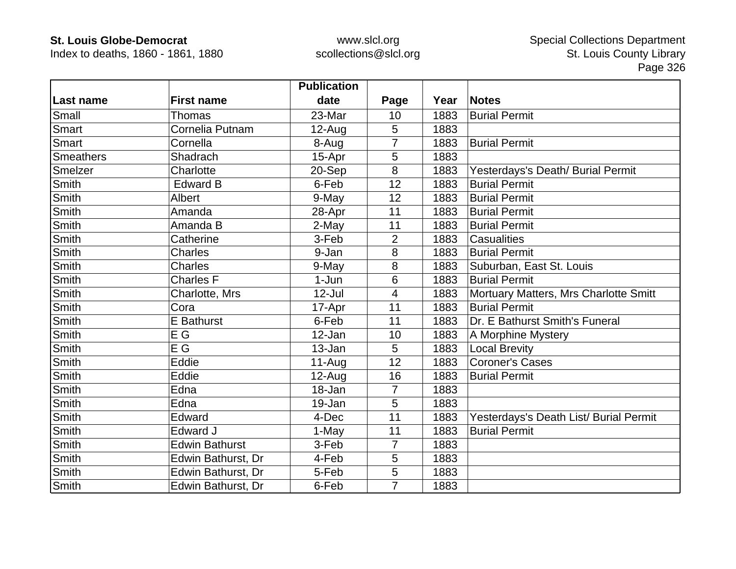| Last name | First name | Publication date | Page | Year | Notes |
|---|---|---|---|---|---|
| Small | Thomas | 23-Mar | 10 | 1883 | Burial Permit |
| Smart | Cornelia Putnam | 12-Aug | 5 | 1883 | |
| Smart | Cornella | 8-Aug | 7 | 1883 | Burial Permit |
| Smeathers | Shadrach | 15-Apr | 5 | 1883 | |
| Smelzer | Charlotte | 20-Sep | 8 | 1883 | Yesterdays's Death/ Burial Permit |
| Smith | Edward B | 6-Feb | 12 | 1883 | Burial Permit |
| Smith | Albert | 9-May | 12 | 1883 | Burial Permit |
| Smith | Amanda | 28-Apr | 11 | 1883 | Burial Permit |
| Smith | Amanda B | 2-May | 11 | 1883 | Burial Permit |
| Smith | Catherine | 3-Feb | 2 | 1883 | Casualities |
| Smith | Charles | 9-Jan | 8 | 1883 | Burial Permit |
| Smith | Charles | 9-May | 8 | 1883 | Suburban, East St. Louis |
| Smith | Charles F | 1-Jun | 6 | 1883 | Burial Permit |
| Smith | Charlotte, Mrs | 12-Jul | 4 | 1883 | Mortuary Matters, Mrs Charlotte Smitt |
| Smith | Cora | 17-Apr | 11 | 1883 | Burial Permit |
| Smith | E Bathurst | 6-Feb | 11 | 1883 | Dr. E Bathurst Smith's Funeral |
| Smith | E G | 12-Jan | 10 | 1883 | A Morphine Mystery |
| Smith | E G | 13-Jan | 5 | 1883 | Local Brevity |
| Smith | Eddie | 11-Aug | 12 | 1883 | Coroner's Cases |
| Smith | Eddie | 12-Aug | 16 | 1883 | Burial Permit |
| Smith | Edna | 18-Jan | 7 | 1883 | |
| Smith | Edna | 19-Jan | 5 | 1883 | |
| Smith | Edward | 4-Dec | 11 | 1883 | Yesterdays's Death List/ Burial Permit |
| Smith | Edward J | 1-May | 11 | 1883 | Burial Permit |
| Smith | Edwin Bathurst | 3-Feb | 7 | 1883 | |
| Smith | Edwin Bathurst, Dr | 4-Feb | 5 | 1883 | |
| Smith | Edwin Bathurst, Dr | 5-Feb | 5 | 1883 | |
| Smith | Edwin Bathurst, Dr | 6-Feb | 7 | 1883 | |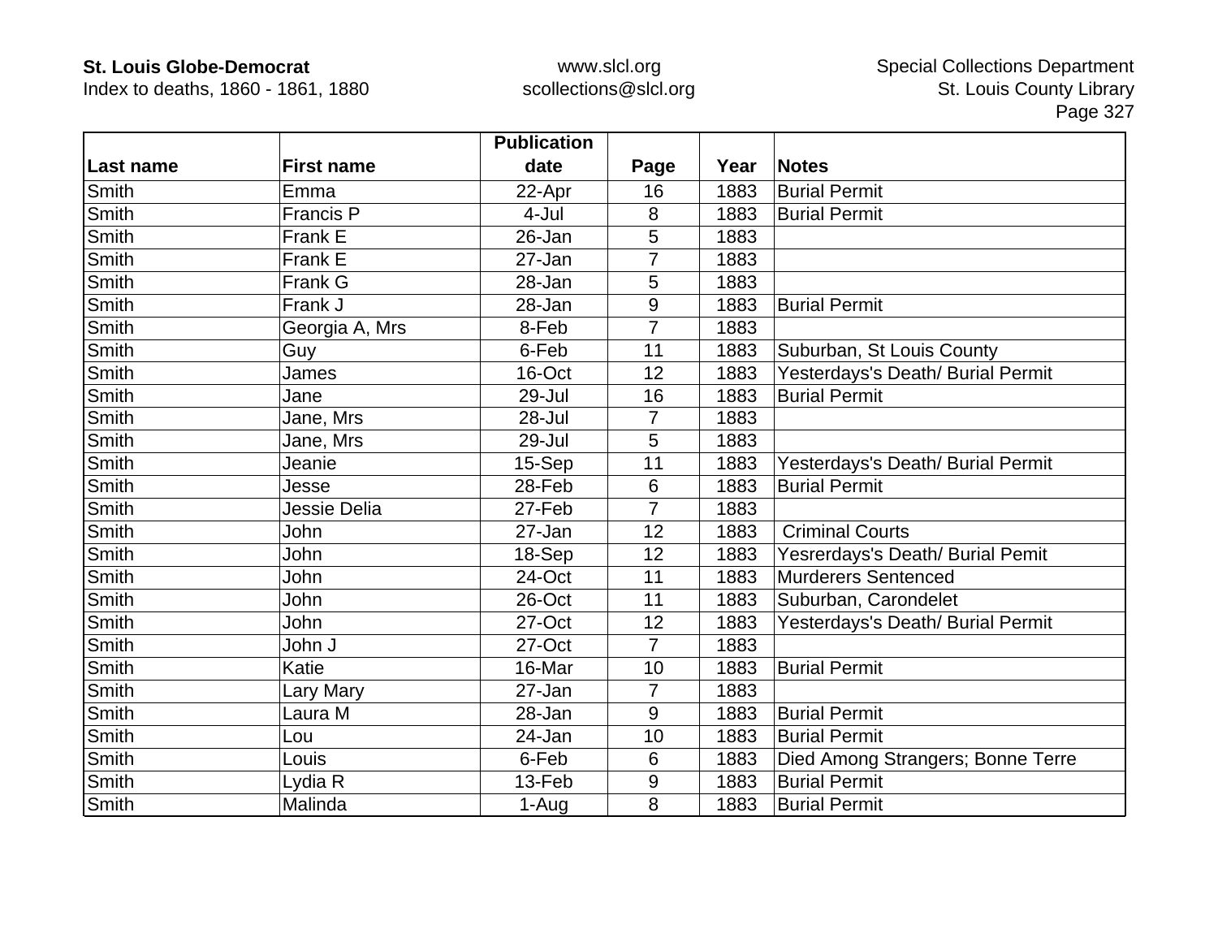| Last name | First name | Publication date | Page | Year | Notes |
|---|---|---|---|---|---|
| Smith | Emma | 22-Apr | 16 | 1883 | Burial Permit |
| Smith | Francis P | 4-Jul | 8 | 1883 | Burial Permit |
| Smith | Frank E | 26-Jan | 5 | 1883 | |
| Smith | Frank E | 27-Jan | 7 | 1883 | |
| Smith | Frank G | 28-Jan | 5 | 1883 | |
| Smith | Frank J | 28-Jan | 9 | 1883 | Burial Permit |
| Smith | Georgia A, Mrs | 8-Feb | 7 | 1883 | |
| Smith | Guy | 6-Feb | 11 | 1883 | Suburban, St Louis County |
| Smith | James | 16-Oct | 12 | 1883 | Yesterdays's Death/ Burial Permit |
| Smith | Jane | 29-Jul | 16 | 1883 | Burial Permit |
| Smith | Jane, Mrs | 28-Jul | 7 | 1883 | |
| Smith | Jane, Mrs | 29-Jul | 5 | 1883 | |
| Smith | Jeanie | 15-Sep | 11 | 1883 | Yesterdays's Death/ Burial Permit |
| Smith | Jesse | 28-Feb | 6 | 1883 | Burial Permit |
| Smith | Jessie Delia | 27-Feb | 7 | 1883 | |
| Smith | John | 27-Jan | 12 | 1883 | Criminal Courts |
| Smith | John | 18-Sep | 12 | 1883 | Yesrerdays's Death/ Burial Pemit |
| Smith | John | 24-Oct | 11 | 1883 | Murderers Sentenced |
| Smith | John | 26-Oct | 11 | 1883 | Suburban, Carondelet |
| Smith | John | 27-Oct | 12 | 1883 | Yesterdays's Death/ Burial Permit |
| Smith | John J | 27-Oct | 7 | 1883 | |
| Smith | Katie | 16-Mar | 10 | 1883 | Burial Permit |
| Smith | Lary Mary | 27-Jan | 7 | 1883 | |
| Smith | Laura M | 28-Jan | 9 | 1883 | Burial Permit |
| Smith | Lou | 24-Jan | 10 | 1883 | Burial Permit |
| Smith | Louis | 6-Feb | 6 | 1883 | Died Among Strangers; Bonne Terre |
| Smith | Lydia R | 13-Feb | 9 | 1883 | Burial Permit |
| Smith | Malinda | 1-Aug | 8 | 1883 | Burial Permit |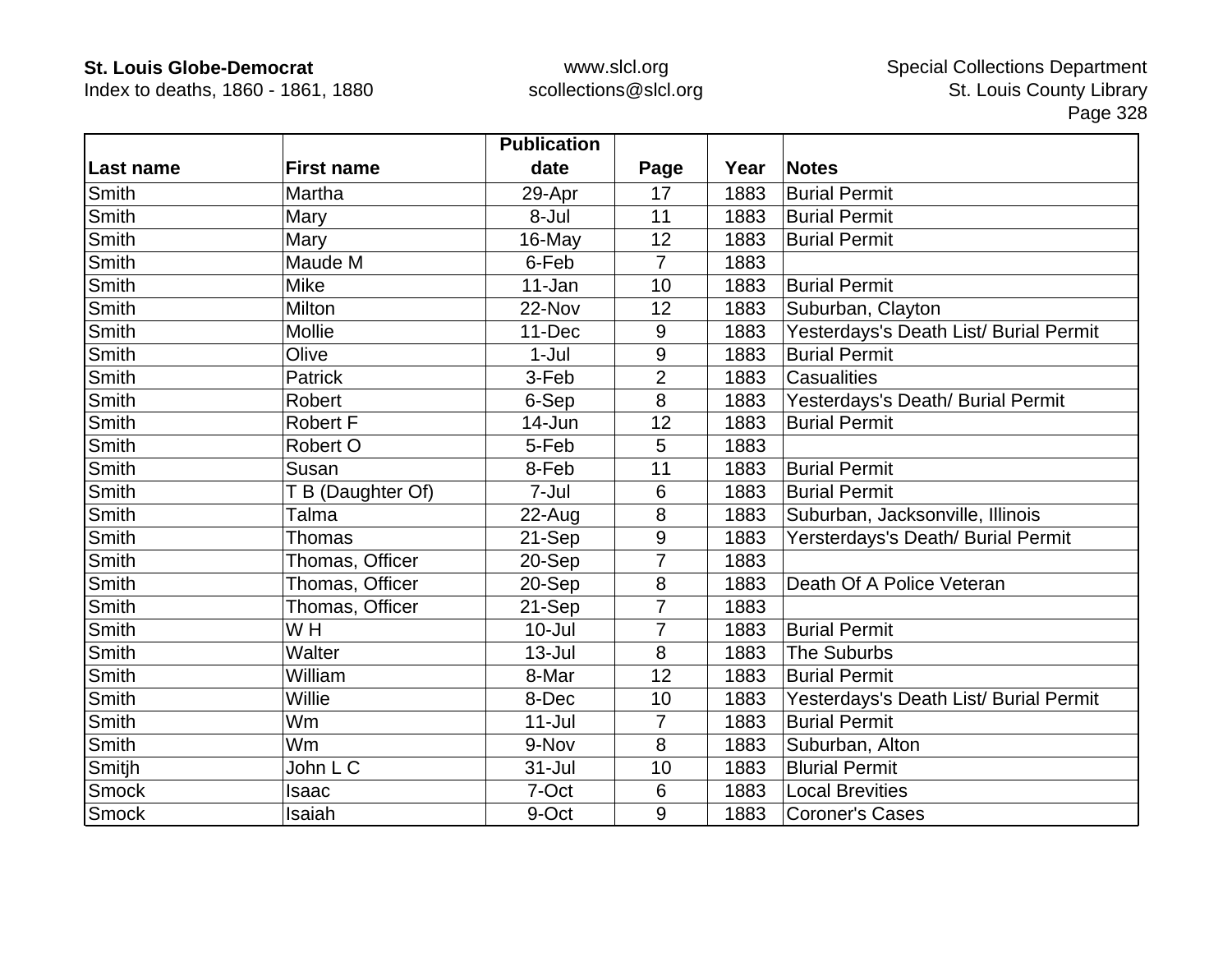| Last name | First name | Publication date | Page | Year | Notes |
|---|---|---|---|---|---|
| Smith | Martha | 29-Apr | 17 | 1883 | Burial Permit |
| Smith | Mary | 8-Jul | 11 | 1883 | Burial Permit |
| Smith | Mary | 16-May | 12 | 1883 | Burial Permit |
| Smith | Maude M | 6-Feb | 7 | 1883 | |
| Smith | Mike | 11-Jan | 10 | 1883 | Burial Permit |
| Smith | Milton | 22-Nov | 12 | 1883 | Suburban, Clayton |
| Smith | Mollie | 11-Dec | 9 | 1883 | Yesterdays's Death List/ Burial Permit |
| Smith | Olive | 1-Jul | 9 | 1883 | Burial Permit |
| Smith | Patrick | 3-Feb | 2 | 1883 | Casualities |
| Smith | Robert | 6-Sep | 8 | 1883 | Yesterdays's Death/ Burial Permit |
| Smith | Robert F | 14-Jun | 12 | 1883 | Burial Permit |
| Smith | Robert O | 5-Feb | 5 | 1883 | |
| Smith | Susan | 8-Feb | 11 | 1883 | Burial Permit |
| Smith | T B (Daughter Of) | 7-Jul | 6 | 1883 | Burial Permit |
| Smith | Talma | 22-Aug | 8 | 1883 | Suburban, Jacksonville, Illinois |
| Smith | Thomas | 21-Sep | 9 | 1883 | Yersterdays's Death/ Burial Permit |
| Smith | Thomas, Officer | 20-Sep | 7 | 1883 | |
| Smith | Thomas, Officer | 20-Sep | 8 | 1883 | Death Of A Police Veteran |
| Smith | Thomas, Officer | 21-Sep | 7 | 1883 | |
| Smith | W H | 10-Jul | 7 | 1883 | Burial Permit |
| Smith | Walter | 13-Jul | 8 | 1883 | The Suburbs |
| Smith | William | 8-Mar | 12 | 1883 | Burial Permit |
| Smith | Willie | 8-Dec | 10 | 1883 | Yesterdays's Death List/ Burial Permit |
| Smith | Wm | 11-Jul | 7 | 1883 | Burial Permit |
| Smith | Wm | 9-Nov | 8 | 1883 | Suburban, Alton |
| Smitjh | John L C | 31-Jul | 10 | 1883 | Blurial Permit |
| Smock | Isaac | 7-Oct | 6 | 1883 | Local Brevities |
| Smock | Isaiah | 9-Oct | 9 | 1883 | Coroner's Cases |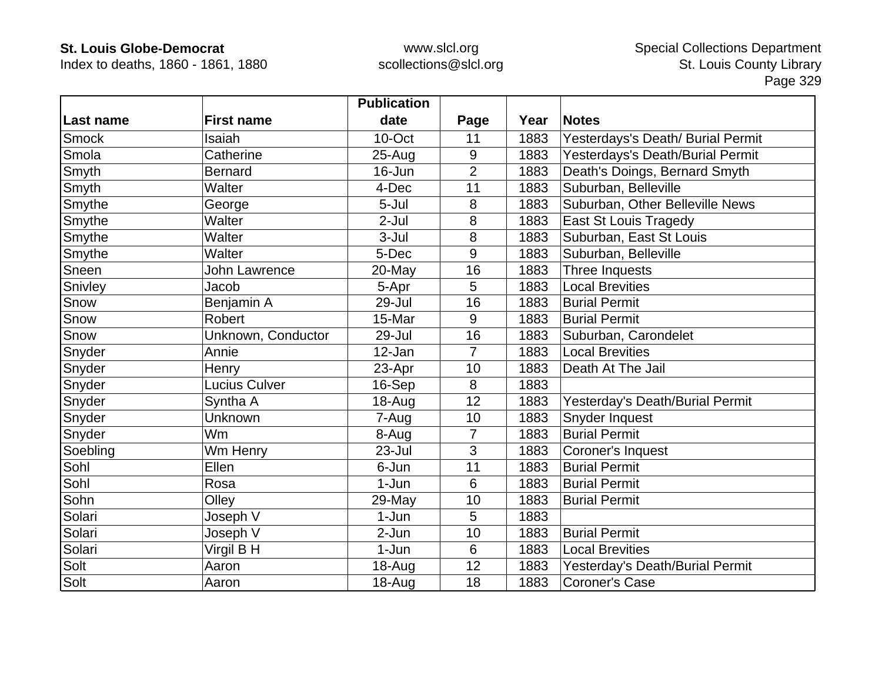| Last name | First name | Publication date | Page | Year | Notes |
|---|---|---|---|---|---|
| Smock | Isaiah | 10-Oct | 11 | 1883 | Yesterdays's Death/ Burial Permit |
| Smola | Catherine | 25-Aug | 9 | 1883 | Yesterdays's Death/Burial Permit |
| Smyth | Bernard | 16-Jun | 2 | 1883 | Death's Doings, Bernard Smyth |
| Smyth | Walter | 4-Dec | 11 | 1883 | Suburban, Belleville |
| Smythe | George | 5-Jul | 8 | 1883 | Suburban, Other Belleville News |
| Smythe | Walter | 2-Jul | 8 | 1883 | East St Louis Tragedy |
| Smythe | Walter | 3-Jul | 8 | 1883 | Suburban, East St Louis |
| Smythe | Walter | 5-Dec | 9 | 1883 | Suburban, Belleville |
| Sneen | John Lawrence | 20-May | 16 | 1883 | Three Inquests |
| Snivley | Jacob | 5-Apr | 5 | 1883 | Local Brevities |
| Snow | Benjamin A | 29-Jul | 16 | 1883 | Burial Permit |
| Snow | Robert | 15-Mar | 9 | 1883 | Burial Permit |
| Snow | Unknown, Conductor | 29-Jul | 16 | 1883 | Suburban, Carondelet |
| Snyder | Annie | 12-Jan | 7 | 1883 | Local Brevities |
| Snyder | Henry | 23-Apr | 10 | 1883 | Death At The Jail |
| Snyder | Lucius Culver | 16-Sep | 8 | 1883 | |
| Snyder | Syntha A | 18-Aug | 12 | 1883 | Yesterday's Death/Burial Permit |
| Snyder | Unknown | 7-Aug | 10 | 1883 | Snyder Inquest |
| Snyder | Wm | 8-Aug | 7 | 1883 | Burial Permit |
| Soebling | Wm Henry | 23-Jul | 3 | 1883 | Coroner's Inquest |
| Sohl | Ellen | 6-Jun | 11 | 1883 | Burial Permit |
| Sohl | Rosa | 1-Jun | 6 | 1883 | Burial Permit |
| Sohn | Olley | 29-May | 10 | 1883 | Burial Permit |
| Solari | Joseph V | 1-Jun | 5 | 1883 | |
| Solari | Joseph V | 2-Jun | 10 | 1883 | Burial Permit |
| Solari | Virgil B H | 1-Jun | 6 | 1883 | Local Brevities |
| Solt | Aaron | 18-Aug | 12 | 1883 | Yesterday's Death/Burial Permit |
| Solt | Aaron | 18-Aug | 18 | 1883 | Coroner's Case |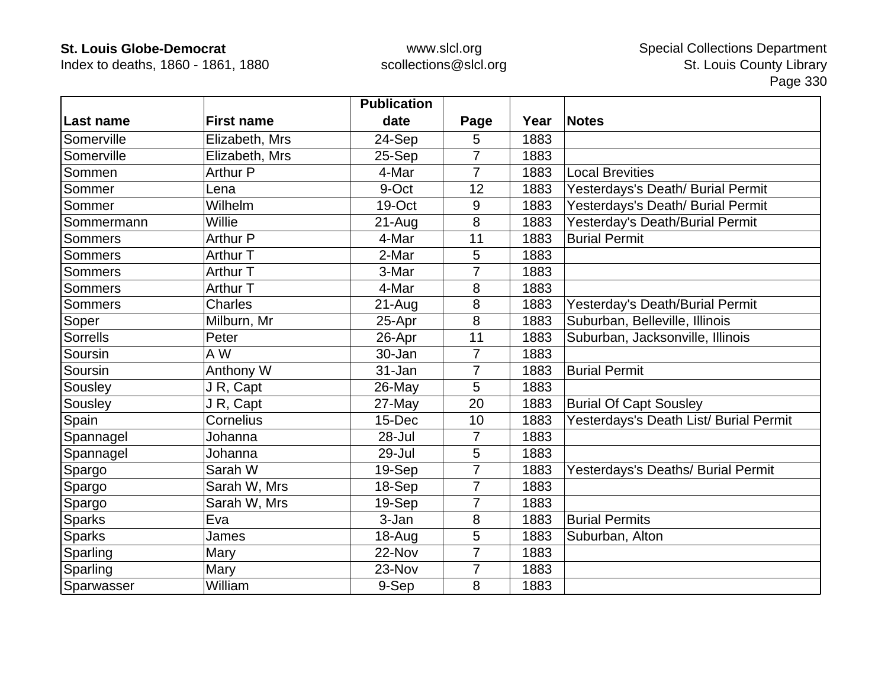| Last name | First name | Publication date | Page | Year | Notes |
|---|---|---|---|---|---|
| Somerville | Elizabeth, Mrs | 24-Sep | 5 | 1883 | |
| Somerville | Elizabeth, Mrs | 25-Sep | 7 | 1883 | |
| Sommen | Arthur P | 4-Mar | 7 | 1883 | Local Brevities |
| Sommer | Lena | 9-Oct | 12 | 1883 | Yesterdays's Death/ Burial Permit |
| Sommer | Wilhelm | 19-Oct | 9 | 1883 | Yesterdays's Death/ Burial Permit |
| Sommermann | Willie | 21-Aug | 8 | 1883 | Yesterday's Death/Burial Permit |
| Sommers | Arthur P | 4-Mar | 11 | 1883 | Burial Permit |
| Sommers | Arthur T | 2-Mar | 5 | 1883 | |
| Sommers | Arthur T | 3-Mar | 7 | 1883 | |
| Sommers | Arthur T | 4-Mar | 8 | 1883 | |
| Sommers | Charles | 21-Aug | 8 | 1883 | Yesterday's Death/Burial Permit |
| Soper | Milburn, Mr | 25-Apr | 8 | 1883 | Suburban, Belleville, Illinois |
| Sorrells | Peter | 26-Apr | 11 | 1883 | Suburban, Jacksonville, Illinois |
| Soursin | A W | 30-Jan | 7 | 1883 | |
| Soursin | Anthony W | 31-Jan | 7 | 1883 | Burial Permit |
| Sousley | J R, Capt | 26-May | 5 | 1883 | |
| Sousley | J R, Capt | 27-May | 20 | 1883 | Burial Of Capt Sousley |
| Spain | Cornelius | 15-Dec | 10 | 1883 | Yesterdays's Death List/ Burial Permit |
| Spannagel | Johanna | 28-Jul | 7 | 1883 | |
| Spannagel | Johanna | 29-Jul | 5 | 1883 | |
| Spargo | Sarah W | 19-Sep | 7 | 1883 | Yesterdays's Deaths/ Burial Permit |
| Spargo | Sarah W, Mrs | 18-Sep | 7 | 1883 | |
| Spargo | Sarah W, Mrs | 19-Sep | 7 | 1883 | |
| Sparks | Eva | 3-Jan | 8 | 1883 | Burial Permits |
| Sparks | James | 18-Aug | 5 | 1883 | Suburban, Alton |
| Sparling | Mary | 22-Nov | 7 | 1883 | |
| Sparling | Mary | 23-Nov | 7 | 1883 | |
| Sparwasser | William | 9-Sep | 8 | 1883 | |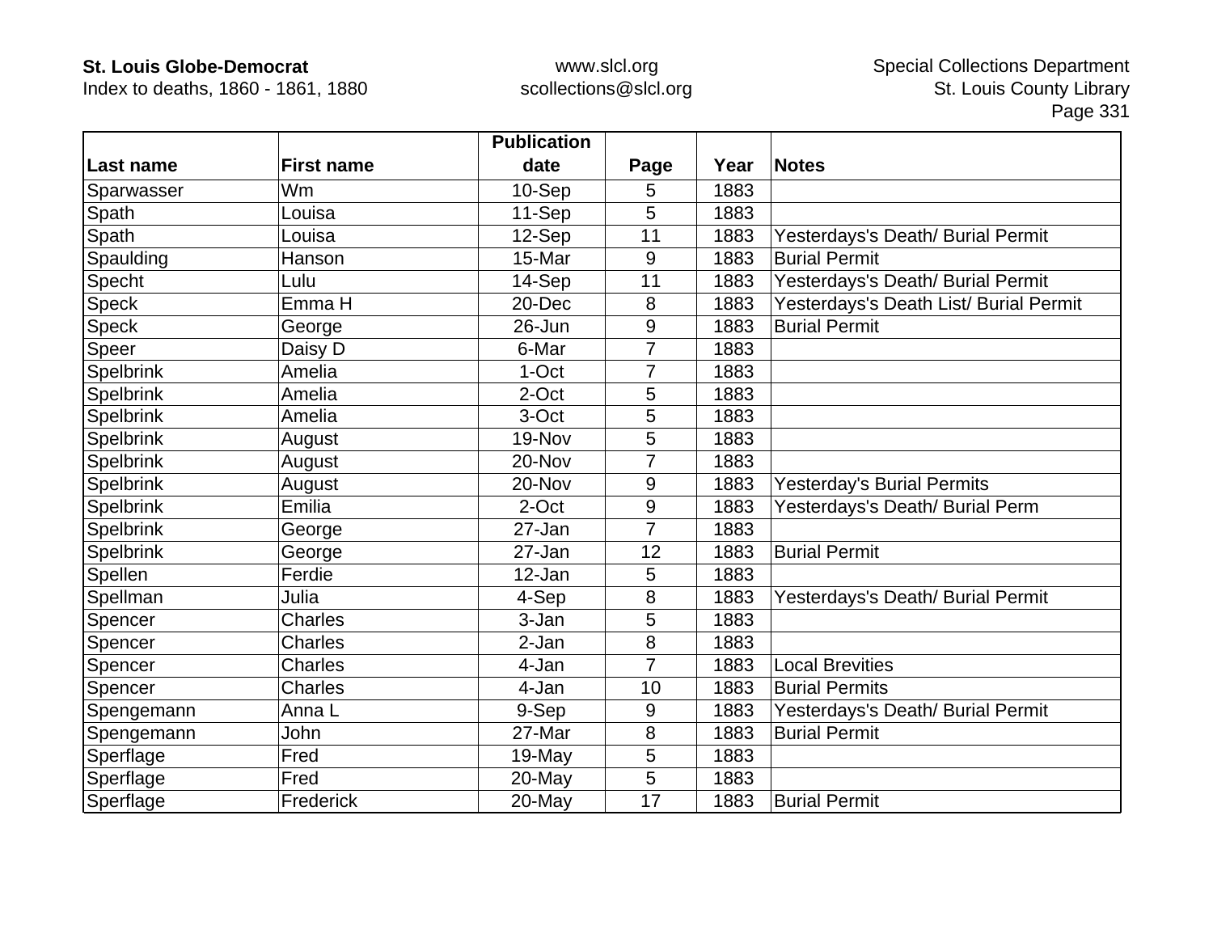| Last name | First name | Publication date | Page | Year | Notes |
|---|---|---|---|---|---|
| Sparwasser | Wm | 10-Sep | 5 | 1883 | |
| Spath | Louisa | 11-Sep | 5 | 1883 | |
| Spath | Louisa | 12-Sep | 11 | 1883 | Yesterdays's Death/ Burial Permit |
| Spaulding | Hanson | 15-Mar | 9 | 1883 | Burial Permit |
| Specht | Lulu | 14-Sep | 11 | 1883 | Yesterdays's Death/ Burial Permit |
| Speck | Emma H | 20-Dec | 8 | 1883 | Yesterdays's Death List/ Burial Permit |
| Speck | George | 26-Jun | 9 | 1883 | Burial Permit |
| Speer | Daisy D | 6-Mar | 7 | 1883 | |
| Spelbrink | Amelia | 1-Oct | 7 | 1883 | |
| Spelbrink | Amelia | 2-Oct | 5 | 1883 | |
| Spelbrink | Amelia | 3-Oct | 5 | 1883 | |
| Spelbrink | August | 19-Nov | 5 | 1883 | |
| Spelbrink | August | 20-Nov | 7 | 1883 | |
| Spelbrink | August | 20-Nov | 9 | 1883 | Yesterday's Burial Permits |
| Spelbrink | Emilia | 2-Oct | 9 | 1883 | Yesterdays's Death/ Burial Perm |
| Spelbrink | George | 27-Jan | 7 | 1883 | |
| Spelbrink | George | 27-Jan | 12 | 1883 | Burial Permit |
| Spellen | Ferdie | 12-Jan | 5 | 1883 | |
| Spellman | Julia | 4-Sep | 8 | 1883 | Yesterdays's Death/ Burial Permit |
| Spencer | Charles | 3-Jan | 5 | 1883 | |
| Spencer | Charles | 2-Jan | 8 | 1883 | |
| Spencer | Charles | 4-Jan | 7 | 1883 | Local Brevities |
| Spencer | Charles | 4-Jan | 10 | 1883 | Burial Permits |
| Spengemann | Anna L | 9-Sep | 9 | 1883 | Yesterdays's Death/ Burial Permit |
| Spengemann | John | 27-Mar | 8 | 1883 | Burial Permit |
| Sperflage | Fred | 19-May | 5 | 1883 | |
| Sperflage | Fred | 20-May | 5 | 1883 | |
| Sperflage | Frederick | 20-May | 17 | 1883 | Burial Permit |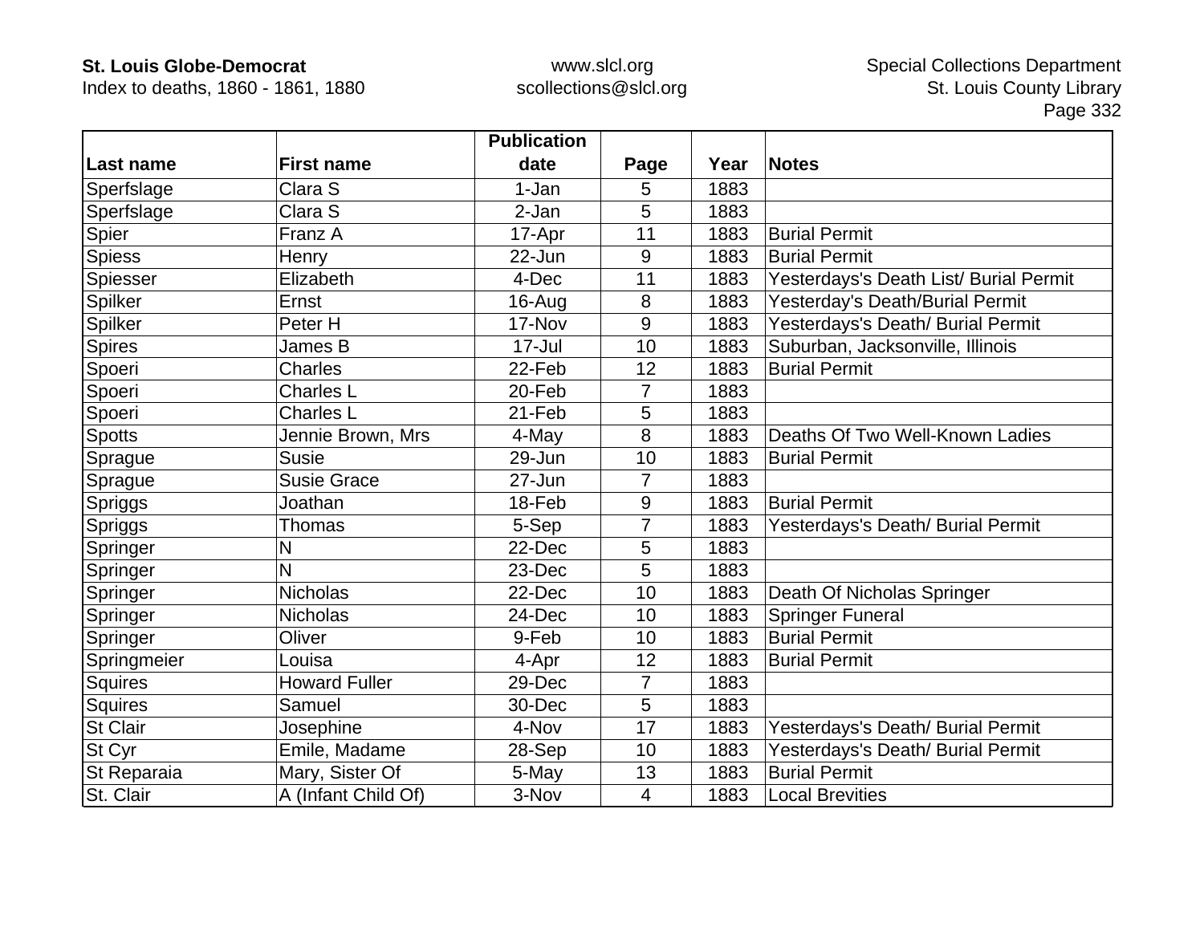| Last name | First name | Publication date | Page | Year | Notes |
|---|---|---|---|---|---|
| Sperfslage | Clara S | 1-Jan | 5 | 1883 | |
| Sperfslage | Clara S | 2-Jan | 5 | 1883 | |
| Spier | Franz A | 17-Apr | 11 | 1883 | Burial Permit |
| Spiess | Henry | 22-Jun | 9 | 1883 | Burial Permit |
| Spiesser | Elizabeth | 4-Dec | 11 | 1883 | Yesterdays's Death List/ Burial Permit |
| Spilker | Ernst | 16-Aug | 8 | 1883 | Yesterday's Death/Burial Permit |
| Spilker | Peter H | 17-Nov | 9 | 1883 | Yesterdays's Death/ Burial Permit |
| Spires | James B | 17-Jul | 10 | 1883 | Suburban, Jacksonville, Illinois |
| Spoeri | Charles | 22-Feb | 12 | 1883 | Burial Permit |
| Spoeri | Charles L | 20-Feb | 7 | 1883 | |
| Spoeri | Charles L | 21-Feb | 5 | 1883 | |
| Spotts | Jennie Brown, Mrs | 4-May | 8 | 1883 | Deaths Of Two Well-Known Ladies |
| Sprague | Susie | 29-Jun | 10 | 1883 | Burial Permit |
| Sprague | Susie Grace | 27-Jun | 7 | 1883 | |
| Spriggs | Joathan | 18-Feb | 9 | 1883 | Burial Permit |
| Spriggs | Thomas | 5-Sep | 7 | 1883 | Yesterdays's Death/ Burial Permit |
| Springer | N | 22-Dec | 5 | 1883 | |
| Springer | N | 23-Dec | 5 | 1883 | |
| Springer | Nicholas | 22-Dec | 10 | 1883 | Death Of Nicholas Springer |
| Springer | Nicholas | 24-Dec | 10 | 1883 | Springer Funeral |
| Springer | Oliver | 9-Feb | 10 | 1883 | Burial Permit |
| Springmeier | Louisa | 4-Apr | 12 | 1883 | Burial Permit |
| Squires | Howard Fuller | 29-Dec | 7 | 1883 | |
| Squires | Samuel | 30-Dec | 5 | 1883 | |
| St Clair | Josephine | 4-Nov | 17 | 1883 | Yesterdays's Death/ Burial Permit |
| St Cyr | Emile, Madame | 28-Sep | 10 | 1883 | Yesterdays's Death/ Burial Permit |
| St Reparaia | Mary, Sister Of | 5-May | 13 | 1883 | Burial Permit |
| St. Clair | A (Infant Child Of) | 3-Nov | 4 | 1883 | Local Brevities |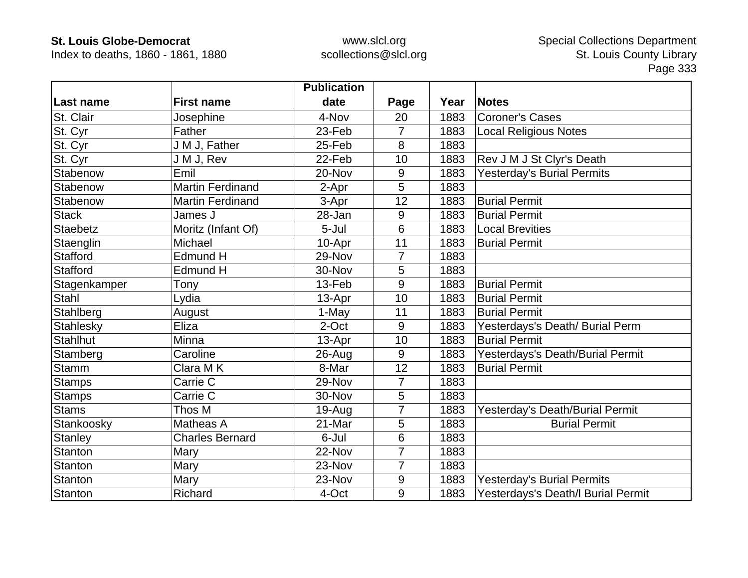| Last name | First name | Publication date | Page | Year | Notes |
|---|---|---|---|---|---|
| St. Clair | Josephine | 4-Nov | 20 | 1883 | Coroner's Cases |
| St. Cyr | Father | 23-Feb | 7 | 1883 | Local Religious Notes |
| St. Cyr | J M J, Father | 25-Feb | 8 | 1883 | |
| St. Cyr | J M J, Rev | 22-Feb | 10 | 1883 | Rev J M J St Clyr's Death |
| Stabenow | Emil | 20-Nov | 9 | 1883 | Yesterday's Burial Permits |
| Stabenow | Martin Ferdinand | 2-Apr | 5 | 1883 | |
| Stabenow | Martin Ferdinand | 3-Apr | 12 | 1883 | Burial Permit |
| Stack | James J | 28-Jan | 9 | 1883 | Burial Permit |
| Staebetz | Moritz (Infant Of) | 5-Jul | 6 | 1883 | Local Brevities |
| Staenglin | Michael | 10-Apr | 11 | 1883 | Burial Permit |
| Stafford | Edmund H | 29-Nov | 7 | 1883 | |
| Stafford | Edmund H | 30-Nov | 5 | 1883 | |
| Stagenkamper | Tony | 13-Feb | 9 | 1883 | Burial Permit |
| Stahl | Lydia | 13-Apr | 10 | 1883 | Burial Permit |
| Stahlberg | August | 1-May | 11 | 1883 | Burial Permit |
| Stahlesky | Eliza | 2-Oct | 9 | 1883 | Yesterdays's Death/ Burial Perm |
| Stahlhut | Minna | 13-Apr | 10 | 1883 | Burial Permit |
| Stamberg | Caroline | 26-Aug | 9 | 1883 | Yesterdays's Death/Burial Permit |
| Stamm | Clara M K | 8-Mar | 12 | 1883 | Burial Permit |
| Stamps | Carrie C | 29-Nov | 7 | 1883 | |
| Stamps | Carrie C | 30-Nov | 5 | 1883 | |
| Stams | Thos M | 19-Aug | 7 | 1883 | Yesterday's Death/Burial Permit |
| Stankoosky | Matheas A | 21-Mar | 5 | 1883 | Burial Permit |
| Stanley | Charles Bernard | 6-Jul | 6 | 1883 | |
| Stanton | Mary | 22-Nov | 7 | 1883 | |
| Stanton | Mary | 23-Nov | 7 | 1883 | |
| Stanton | Mary | 23-Nov | 9 | 1883 | Yesterday's Burial Permits |
| Stanton | Richard | 4-Oct | 9 | 1883 | Yesterdays's Death/l Burial Permit |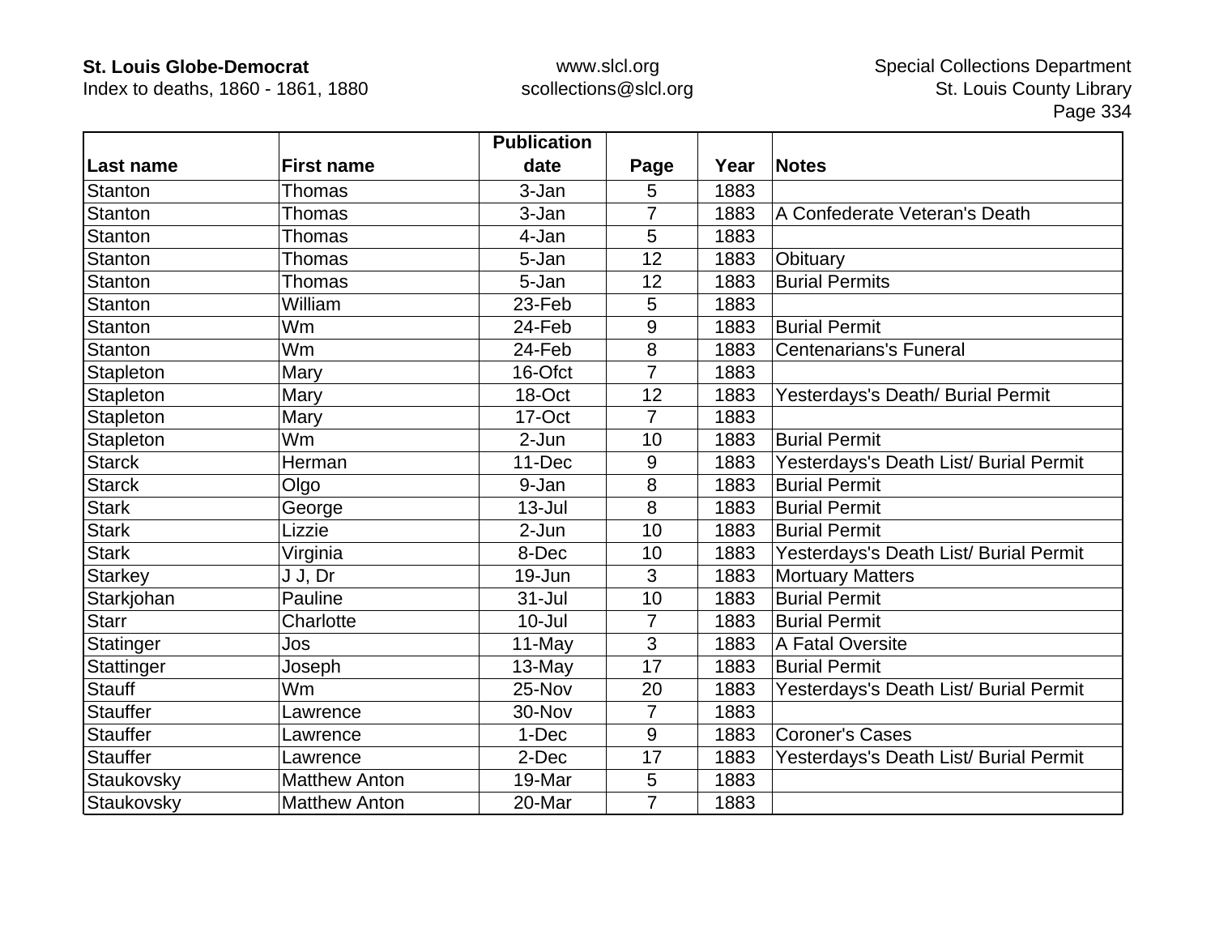| Last name | First name | Publication date | Page | Year | Notes |
|---|---|---|---|---|---|
| Stanton | Thomas | 3-Jan | 5 | 1883 | |
| Stanton | Thomas | 3-Jan | 7 | 1883 | A Confederate Veteran's Death |
| Stanton | Thomas | 4-Jan | 5 | 1883 | |
| Stanton | Thomas | 5-Jan | 12 | 1883 | Obituary |
| Stanton | Thomas | 5-Jan | 12 | 1883 | Burial Permits |
| Stanton | William | 23-Feb | 5 | 1883 | |
| Stanton | Wm | 24-Feb | 9 | 1883 | Burial Permit |
| Stanton | Wm | 24-Feb | 8 | 1883 | Centenarians's Funeral |
| Stapleton | Mary | 16-Ofct | 7 | 1883 | |
| Stapleton | Mary | 18-Oct | 12 | 1883 | Yesterdays's Death/ Burial Permit |
| Stapleton | Mary | 17-Oct | 7 | 1883 | |
| Stapleton | Wm | 2-Jun | 10 | 1883 | Burial Permit |
| Starck | Herman | 11-Dec | 9 | 1883 | Yesterdays's Death List/ Burial Permit |
| Starck | Olgo | 9-Jan | 8 | 1883 | Burial Permit |
| Stark | George | 13-Jul | 8 | 1883 | Burial Permit |
| Stark | Lizzie | 2-Jun | 10 | 1883 | Burial Permit |
| Stark | Virginia | 8-Dec | 10 | 1883 | Yesterdays's Death List/ Burial Permit |
| Starkey | J J, Dr | 19-Jun | 3 | 1883 | Mortuary Matters |
| Starkjohan | Pauline | 31-Jul | 10 | 1883 | Burial Permit |
| Starr | Charlotte | 10-Jul | 7 | 1883 | Burial Permit |
| Statinger | Jos | 11-May | 3 | 1883 | A Fatal Oversite |
| Stattinger | Joseph | 13-May | 17 | 1883 | Burial Permit |
| Stauff | Wm | 25-Nov | 20 | 1883 | Yesterdays's Death List/ Burial Permit |
| Stauffer | Lawrence | 30-Nov | 7 | 1883 | |
| Stauffer | Lawrence | 1-Dec | 9 | 1883 | Coroner's Cases |
| Stauffer | Lawrence | 2-Dec | 17 | 1883 | Yesterdays's Death List/ Burial Permit |
| Staukovsky | Matthew Anton | 19-Mar | 5 | 1883 | |
| Staukovsky | Matthew Anton | 20-Mar | 7 | 1883 | |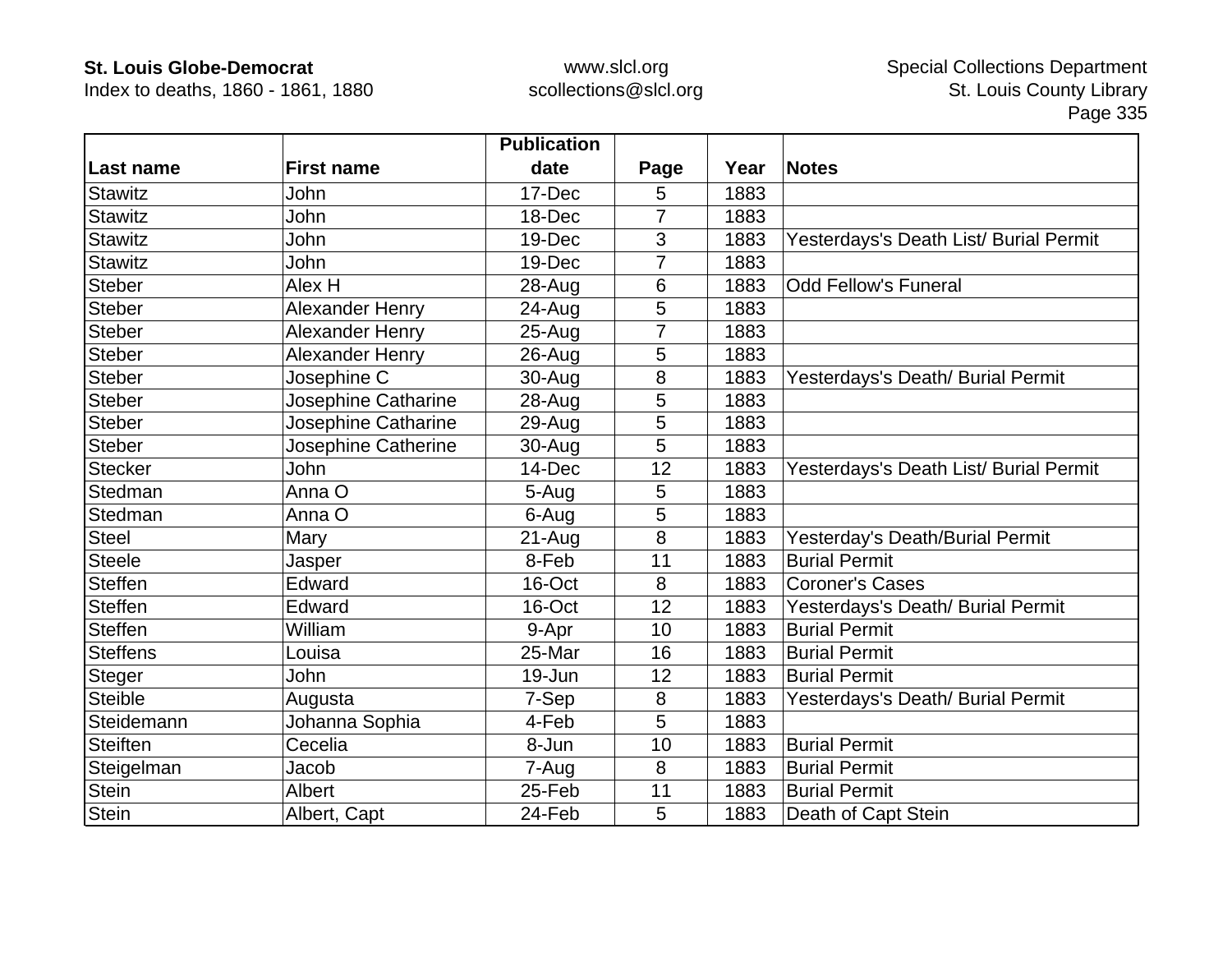| Last name | First name | Publication date | Page | Year | Notes |
|---|---|---|---|---|---|
| Stawitz | John | 17-Dec | 5 | 1883 | |
| Stawitz | John | 18-Dec | 7 | 1883 | |
| Stawitz | John | 19-Dec | 3 | 1883 | Yesterdays's Death List/ Burial Permit |
| Stawitz | John | 19-Dec | 7 | 1883 | |
| Steber | Alex H | 28-Aug | 6 | 1883 | Odd Fellow's Funeral |
| Steber | Alexander Henry | 24-Aug | 5 | 1883 | |
| Steber | Alexander Henry | 25-Aug | 7 | 1883 | |
| Steber | Alexander Henry | 26-Aug | 5 | 1883 | |
| Steber | Josephine C | 30-Aug | 8 | 1883 | Yesterdays's Death/ Burial Permit |
| Steber | Josephine Catharine | 28-Aug | 5 | 1883 | |
| Steber | Josephine Catharine | 29-Aug | 5 | 1883 | |
| Steber | Josephine Catherine | 30-Aug | 5 | 1883 | |
| Stecker | John | 14-Dec | 12 | 1883 | Yesterdays's Death List/ Burial Permit |
| Stedman | Anna O | 5-Aug | 5 | 1883 | |
| Stedman | Anna O | 6-Aug | 5 | 1883 | |
| Steel | Mary | 21-Aug | 8 | 1883 | Yesterday's Death/Burial Permit |
| Steele | Jasper | 8-Feb | 11 | 1883 | Burial Permit |
| Steffen | Edward | 16-Oct | 8 | 1883 | Coroner's Cases |
| Steffen | Edward | 16-Oct | 12 | 1883 | Yesterdays's Death/ Burial Permit |
| Steffen | William | 9-Apr | 10 | 1883 | Burial Permit |
| Steffens | Louisa | 25-Mar | 16 | 1883 | Burial Permit |
| Steger | John | 19-Jun | 12 | 1883 | Burial Permit |
| Steible | Augusta | 7-Sep | 8 | 1883 | Yesterdays's Death/ Burial Permit |
| Steidemann | Johanna Sophia | 4-Feb | 5 | 1883 | |
| Steiften | Cecelia | 8-Jun | 10 | 1883 | Burial Permit |
| Steigelman | Jacob | 7-Aug | 8 | 1883 | Burial Permit |
| Stein | Albert | 25-Feb | 11 | 1883 | Burial Permit |
| Stein | Albert, Capt | 24-Feb | 5 | 1883 | Death of Capt Stein |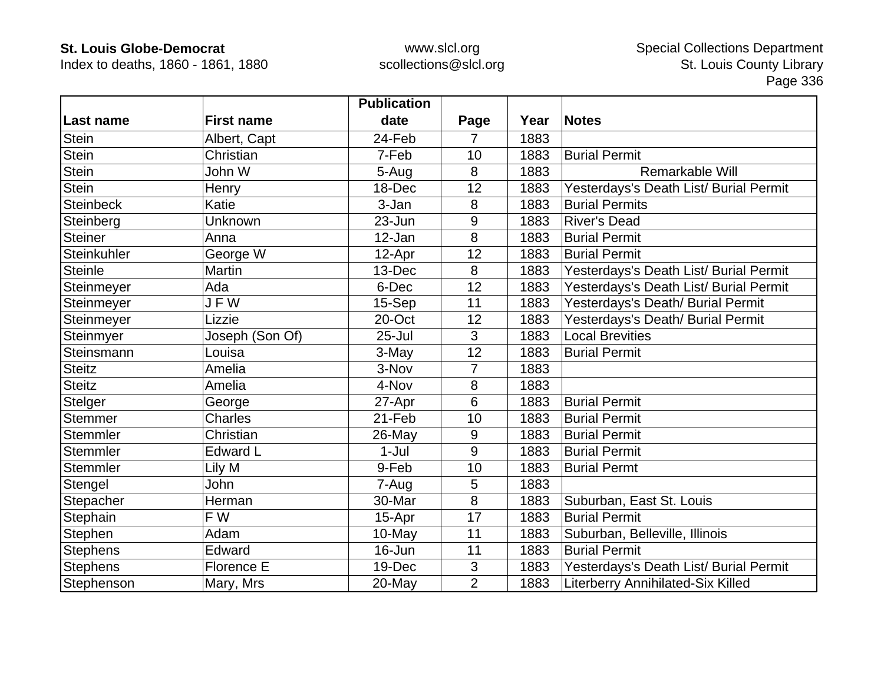| Last name | First name | Publication date | Page | Year | Notes |
|---|---|---|---|---|---|
| Stein | Albert, Capt | 24-Feb | 7 | 1883 | |
| Stein | Christian | 7-Feb | 10 | 1883 | Burial Permit |
| Stein | John W | 5-Aug | 8 | 1883 | Remarkable Will |
| Stein | Henry | 18-Dec | 12 | 1883 | Yesterdays's Death List/ Burial Permit |
| Steinbeck | Katie | 3-Jan | 8 | 1883 | Burial Permits |
| Steinberg | Unknown | 23-Jun | 9 | 1883 | River's Dead |
| Steiner | Anna | 12-Jan | 8 | 1883 | Burial Permit |
| Steinkuhler | George W | 12-Apr | 12 | 1883 | Burial Permit |
| Steinle | Martin | 13-Dec | 8 | 1883 | Yesterdays's Death List/ Burial Permit |
| Steinmeyer | Ada | 6-Dec | 12 | 1883 | Yesterdays's Death List/ Burial Permit |
| Steinmeyer | J F W | 15-Sep | 11 | 1883 | Yesterdays's Death/ Burial Permit |
| Steinmeyer | Lizzie | 20-Oct | 12 | 1883 | Yesterdays's Death/ Burial Permit |
| Steinmyer | Joseph (Son Of) | 25-Jul | 3 | 1883 | Local Brevities |
| Steinsmann | Louisa | 3-May | 12 | 1883 | Burial Permit |
| Steitz | Amelia | 3-Nov | 7 | 1883 | |
| Steitz | Amelia | 4-Nov | 8 | 1883 | |
| Stelger | George | 27-Apr | 6 | 1883 | Burial Permit |
| Stemmer | Charles | 21-Feb | 10 | 1883 | Burial Permit |
| Stemmler | Christian | 26-May | 9 | 1883 | Burial Permit |
| Stemmler | Edward L | 1-Jul | 9 | 1883 | Burial Permit |
| Stemmler | Lily M | 9-Feb | 10 | 1883 | Burial Permt |
| Stengel | John | 7-Aug | 5 | 1883 | |
| Stepacher | Herman | 30-Mar | 8 | 1883 | Suburban, East St. Louis |
| Stephain | F W | 15-Apr | 17 | 1883 | Burial Permit |
| Stephen | Adam | 10-May | 11 | 1883 | Suburban, Belleville, Illinois |
| Stephens | Edward | 16-Jun | 11 | 1883 | Burial Permit |
| Stephens | Florence E | 19-Dec | 3 | 1883 | Yesterdays's Death List/ Burial Permit |
| Stephenson | Mary, Mrs | 20-May | 2 | 1883 | Literberry Annihilated-Six Killed |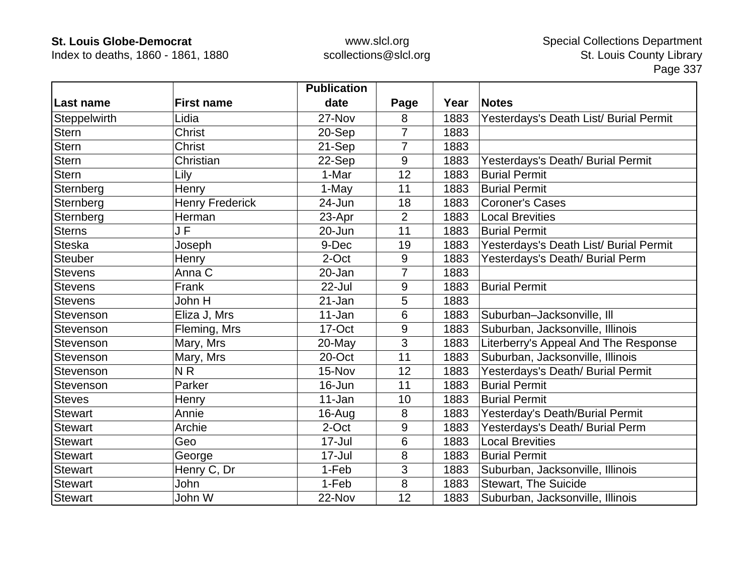| Last name | First name | Publication date | Page | Year | Notes |
|---|---|---|---|---|---|
| Steppelwirth | Lidia | 27-Nov | 8 | 1883 | Yesterdays's Death List/ Burial Permit |
| Stern | Christ | 20-Sep | 7 | 1883 | |
| Stern | Christ | 21-Sep | 7 | 1883 | |
| Stern | Christian | 22-Sep | 9 | 1883 | Yesterdays's Death/ Burial Permit |
| Stern | Lily | 1-Mar | 12 | 1883 | Burial Permit |
| Sternberg | Henry | 1-May | 11 | 1883 | Burial Permit |
| Sternberg | Henry Frederick | 24-Jun | 18 | 1883 | Coroner's Cases |
| Sternberg | Herman | 23-Apr | 2 | 1883 | Local Brevities |
| Sterns | J F | 20-Jun | 11 | 1883 | Burial Permit |
| Steska | Joseph | 9-Dec | 19 | 1883 | Yesterdays's Death List/ Burial Permit |
| Steuber | Henry | 2-Oct | 9 | 1883 | Yesterdays's Death/ Burial Perm |
| Stevens | Anna C | 20-Jan | 7 | 1883 | |
| Stevens | Frank | 22-Jul | 9 | 1883 | Burial Permit |
| Stevens | John H | 21-Jan | 5 | 1883 | |
| Stevenson | Eliza J, Mrs | 11-Jan | 6 | 1883 | Suburban–Jacksonville, Ill |
| Stevenson | Fleming, Mrs | 17-Oct | 9 | 1883 | Suburban, Jacksonville, Illinois |
| Stevenson | Mary, Mrs | 20-May | 3 | 1883 | Literberry's Appeal And The Response |
| Stevenson | Mary, Mrs | 20-Oct | 11 | 1883 | Suburban, Jacksonville, Illinois |
| Stevenson | N R | 15-Nov | 12 | 1883 | Yesterdays's Death/ Burial Permit |
| Stevenson | Parker | 16-Jun | 11 | 1883 | Burial Permit |
| Steves | Henry | 11-Jan | 10 | 1883 | Burial Permit |
| Stewart | Annie | 16-Aug | 8 | 1883 | Yesterday's Death/Burial Permit |
| Stewart | Archie | 2-Oct | 9 | 1883 | Yesterdays's Death/ Burial Perm |
| Stewart | Geo | 17-Jul | 6 | 1883 | Local Brevities |
| Stewart | George | 17-Jul | 8 | 1883 | Burial Permit |
| Stewart | Henry C, Dr | 1-Feb | 3 | 1883 | Suburban, Jacksonville, Illinois |
| Stewart | John | 1-Feb | 8 | 1883 | Stewart, The Suicide |
| Stewart | John W | 22-Nov | 12 | 1883 | Suburban, Jacksonville, Illinois |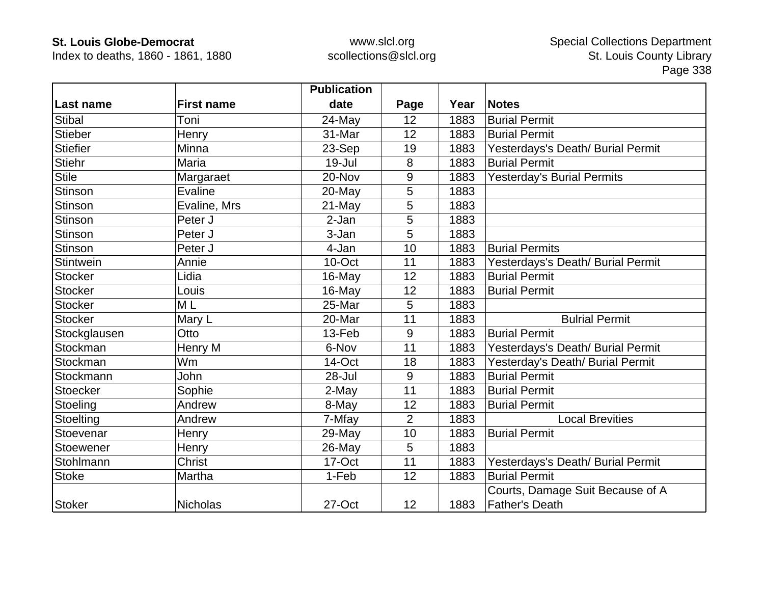| Last name | First name | Publication date | Page | Year | Notes |
|---|---|---|---|---|---|
| Stibal | Toni | 24-May | 12 | 1883 | Burial Permit |
| Stieber | Henry | 31-Mar | 12 | 1883 | Burial Permit |
| Stiefier | Minna | 23-Sep | 19 | 1883 | Yesterdays's Death/ Burial Permit |
| Stiehr | Maria | 19-Jul | 8 | 1883 | Burial Permit |
| Stile | Margaraet | 20-Nov | 9 | 1883 | Yesterday's Burial Permits |
| Stinson | Evaline | 20-May | 5 | 1883 | |
| Stinson | Evaline, Mrs | 21-May | 5 | 1883 | |
| Stinson | Peter J | 2-Jan | 5 | 1883 | |
| Stinson | Peter J | 3-Jan | 5 | 1883 | |
| Stinson | Peter J | 4-Jan | 10 | 1883 | Burial Permits |
| Stintwein | Annie | 10-Oct | 11 | 1883 | Yesterdays's Death/ Burial Permit |
| Stocker | Lidia | 16-May | 12 | 1883 | Burial Permit |
| Stocker | Louis | 16-May | 12 | 1883 | Burial Permit |
| Stocker | M L | 25-Mar | 5 | 1883 | |
| Stocker | Mary L | 20-Mar | 11 | 1883 | Bulrial Permit |
| Stockglausen | Otto | 13-Feb | 9 | 1883 | Burial Permit |
| Stockman | Henry M | 6-Nov | 11 | 1883 | Yesterdays's Death/ Burial Permit |
| Stockman | Wm | 14-Oct | 18 | 1883 | Yesterday's Death/ Burial Permit |
| Stockmann | John | 28-Jul | 9 | 1883 | Burial Permit |
| Stoecker | Sophie | 2-May | 11 | 1883 | Burial Permit |
| Stoeling | Andrew | 8-May | 12 | 1883 | Burial Permit |
| Stoelting | Andrew | 7-Mfay | 2 | 1883 | Local Brevities |
| Stoevenar | Henry | 29-May | 10 | 1883 | Burial Permit |
| Stoewener | Henry | 26-May | 5 | 1883 | |
| Stohlmann | Christ | 17-Oct | 11 | 1883 | Yesterdays's Death/ Burial Permit |
| Stoke | Martha | 1-Feb | 12 | 1883 | Burial Permit |
| Stoker | Nicholas | 27-Oct | 12 | 1883 | Courts, Damage Suit Because of A Father's Death |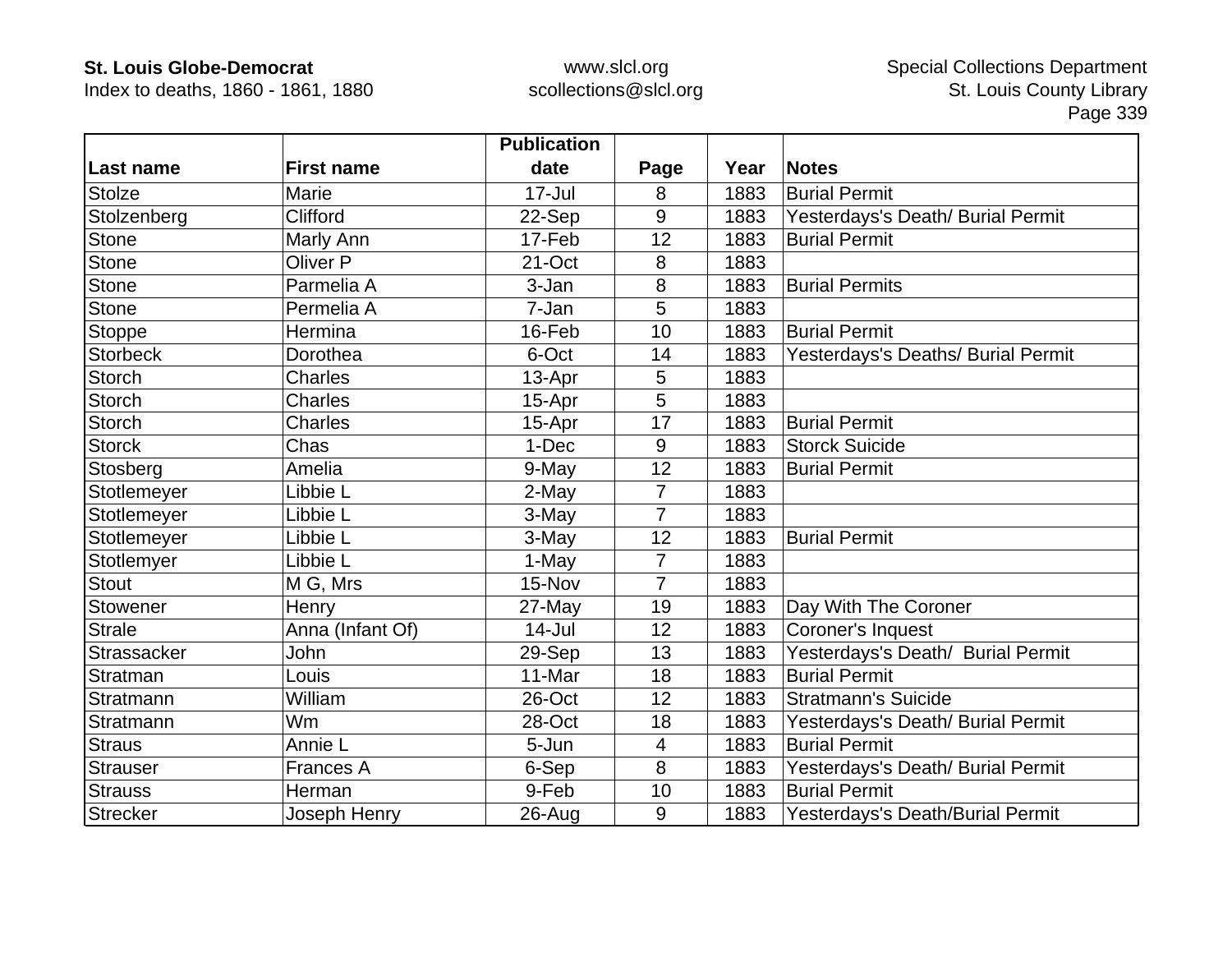| Last name | First name | Publication date | Page | Year | Notes |
|---|---|---|---|---|---|
| Stolze | Marie | 17-Jul | 8 | 1883 | Burial Permit |
| Stolzenberg | Clifford | 22-Sep | 9 | 1883 | Yesterdays's Death/ Burial Permit |
| Stone | Marly Ann | 17-Feb | 12 | 1883 | Burial Permit |
| Stone | Oliver P | 21-Oct | 8 | 1883 | |
| Stone | Parmelia A | 3-Jan | 8 | 1883 | Burial Permits |
| Stone | Permelia A | 7-Jan | 5 | 1883 | |
| Stoppe | Hermina | 16-Feb | 10 | 1883 | Burial Permit |
| Storbeck | Dorothea | 6-Oct | 14 | 1883 | Yesterdays's Deaths/ Burial Permit |
| Storch | Charles | 13-Apr | 5 | 1883 | |
| Storch | Charles | 15-Apr | 5 | 1883 | |
| Storch | Charles | 15-Apr | 17 | 1883 | Burial Permit |
| Storck | Chas | 1-Dec | 9 | 1883 | Storck Suicide |
| Stosberg | Amelia | 9-May | 12 | 1883 | Burial Permit |
| Stotlemeyer | Libbie L | 2-May | 7 | 1883 | |
| Stotlemeyer | Libbie L | 3-May | 7 | 1883 | |
| Stotlemeyer | Libbie L | 3-May | 12 | 1883 | Burial Permit |
| Stotlemyer | Libbie L | 1-May | 7 | 1883 | |
| Stout | M G, Mrs | 15-Nov | 7 | 1883 | |
| Stowener | Henry | 27-May | 19 | 1883 | Day With The Coroner |
| Strale | Anna (Infant Of) | 14-Jul | 12 | 1883 | Coroner's Inquest |
| Strassacker | John | 29-Sep | 13 | 1883 | Yesterdays's Death/ Burial Permit |
| Stratman | Louis | 11-Mar | 18 | 1883 | Burial Permit |
| Stratmann | William | 26-Oct | 12 | 1883 | Stratmann's Suicide |
| Stratmann | Wm | 28-Oct | 18 | 1883 | Yesterdays's Death/ Burial Permit |
| Straus | Annie L | 5-Jun | 4 | 1883 | Burial Permit |
| Strauser | Frances A | 6-Sep | 8 | 1883 | Yesterdays's Death/ Burial Permit |
| Strauss | Herman | 9-Feb | 10 | 1883 | Burial Permit |
| Strecker | Joseph Henry | 26-Aug | 9 | 1883 | Yesterdays's Death/Burial Permit |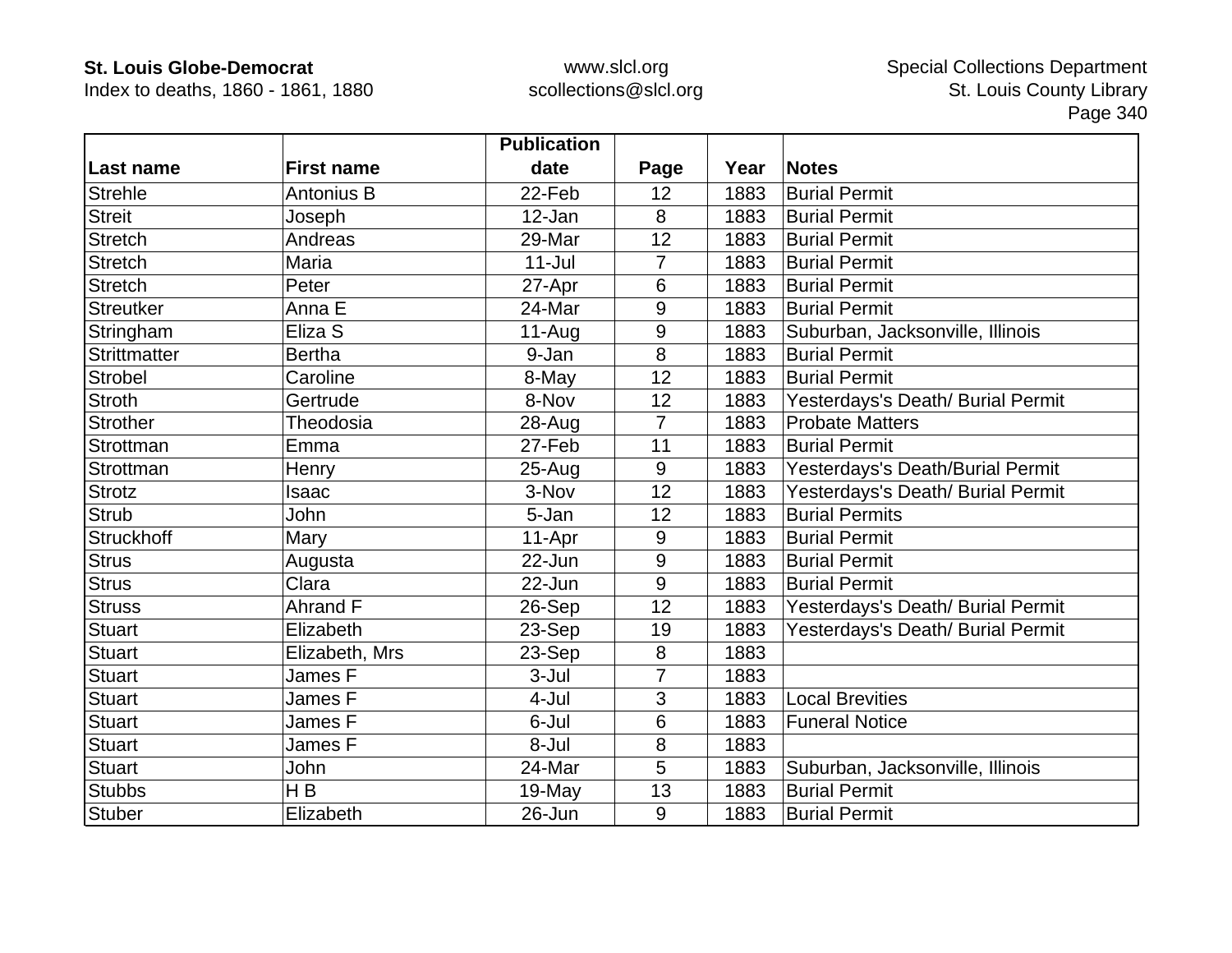| Last name | First name | Publication date | Page | Year | Notes |
|---|---|---|---|---|---|
| Strehle | Antonius B | 22-Feb | 12 | 1883 | Burial Permit |
| Streit | Joseph | 12-Jan | 8 | 1883 | Burial Permit |
| Stretch | Andreas | 29-Mar | 12 | 1883 | Burial Permit |
| Stretch | Maria | 11-Jul | 7 | 1883 | Burial Permit |
| Stretch | Peter | 27-Apr | 6 | 1883 | Burial Permit |
| Streutker | Anna E | 24-Mar | 9 | 1883 | Burial Permit |
| Stringham | Eliza S | 11-Aug | 9 | 1883 | Suburban, Jacksonville, Illinois |
| Strittmatter | Bertha | 9-Jan | 8 | 1883 | Burial Permit |
| Strobel | Caroline | 8-May | 12 | 1883 | Burial Permit |
| Stroth | Gertrude | 8-Nov | 12 | 1883 | Yesterdays's Death/ Burial Permit |
| Strother | Theodosia | 28-Aug | 7 | 1883 | Probate Matters |
| Strottman | Emma | 27-Feb | 11 | 1883 | Burial Permit |
| Strottman | Henry | 25-Aug | 9 | 1883 | Yesterdays's Death/Burial Permit |
| Strotz | Isaac | 3-Nov | 12 | 1883 | Yesterdays's Death/ Burial Permit |
| Strub | John | 5-Jan | 12 | 1883 | Burial Permits |
| Struckhoff | Mary | 11-Apr | 9 | 1883 | Burial Permit |
| Strus | Augusta | 22-Jun | 9 | 1883 | Burial Permit |
| Strus | Clara | 22-Jun | 9 | 1883 | Burial Permit |
| Struss | Ahrand F | 26-Sep | 12 | 1883 | Yesterdays's Death/ Burial Permit |
| Stuart | Elizabeth | 23-Sep | 19 | 1883 | Yesterdays's Death/ Burial Permit |
| Stuart | Elizabeth, Mrs | 23-Sep | 8 | 1883 | |
| Stuart | James F | 3-Jul | 7 | 1883 | |
| Stuart | James F | 4-Jul | 3 | 1883 | Local Brevities |
| Stuart | James F | 6-Jul | 6 | 1883 | Funeral Notice |
| Stuart | James F | 8-Jul | 8 | 1883 | |
| Stuart | John | 24-Mar | 5 | 1883 | Suburban, Jacksonville, Illinois |
| Stubbs | H B | 19-May | 13 | 1883 | Burial Permit |
| Stuber | Elizabeth | 26-Jun | 9 | 1883 | Burial Permit |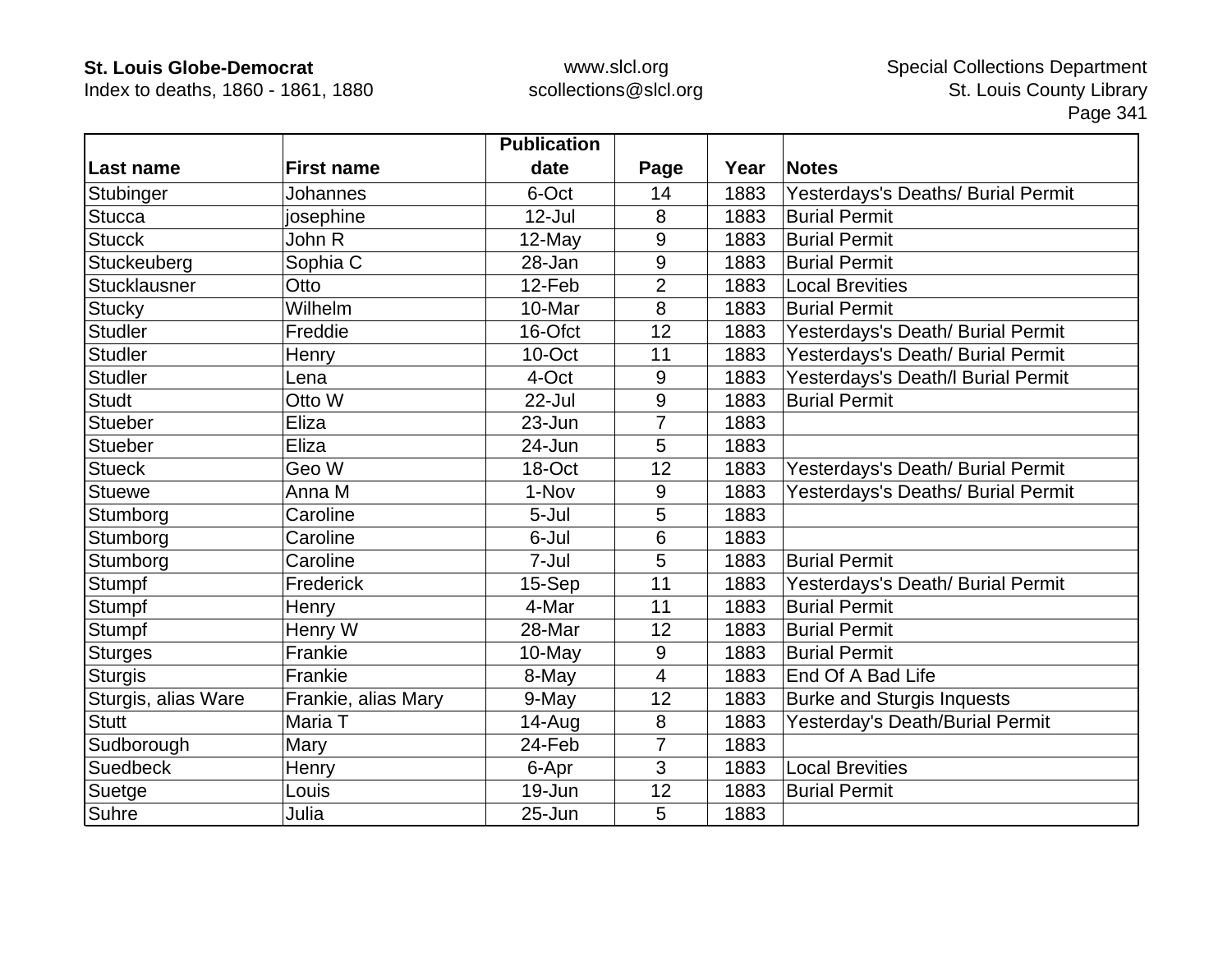| Last name | First name | Publication date | Page | Year | Notes |
|---|---|---|---|---|---|
| Stubinger | Johannes | 6-Oct | 14 | 1883 | Yesterdays's Deaths/ Burial Permit |
| Stucca | josephine | 12-Jul | 8 | 1883 | Burial Permit |
| Stucck | John R | 12-May | 9 | 1883 | Burial Permit |
| Stuckeuberg | Sophia C | 28-Jan | 9 | 1883 | Burial Permit |
| Stucklausner | Otto | 12-Feb | 2 | 1883 | Local Brevities |
| Stucky | Wilhelm | 10-Mar | 8 | 1883 | Burial Permit |
| Studler | Freddie | 16-Ofct | 12 | 1883 | Yesterdays's Death/ Burial Permit |
| Studler | Henry | 10-Oct | 11 | 1883 | Yesterdays's Death/ Burial Permit |
| Studler | Lena | 4-Oct | 9 | 1883 | Yesterdays's Death/l Burial Permit |
| Studt | Otto W | 22-Jul | 9 | 1883 | Burial Permit |
| Stueber | Eliza | 23-Jun | 7 | 1883 | |
| Stueber | Eliza | 24-Jun | 5 | 1883 | |
| Stueck | Geo W | 18-Oct | 12 | 1883 | Yesterdays's Death/ Burial Permit |
| Stuewe | Anna M | 1-Nov | 9 | 1883 | Yesterdays's Deaths/ Burial Permit |
| Stumborg | Caroline | 5-Jul | 5 | 1883 | |
| Stumborg | Caroline | 6-Jul | 6 | 1883 | |
| Stumborg | Caroline | 7-Jul | 5 | 1883 | Burial Permit |
| Stumpf | Frederick | 15-Sep | 11 | 1883 | Yesterdays's Death/ Burial Permit |
| Stumpf | Henry | 4-Mar | 11 | 1883 | Burial Permit |
| Stumpf | Henry W | 28-Mar | 12 | 1883 | Burial Permit |
| Sturges | Frankie | 10-May | 9 | 1883 | Burial Permit |
| Sturgis | Frankie | 8-May | 4 | 1883 | End Of A Bad Life |
| Sturgis, alias Ware | Frankie, alias Mary | 9-May | 12 | 1883 | Burke and Sturgis Inquests |
| Stutt | Maria T | 14-Aug | 8 | 1883 | Yesterday's Death/Burial Permit |
| Sudborough | Mary | 24-Feb | 7 | 1883 | |
| Suedbeck | Henry | 6-Apr | 3 | 1883 | Local Brevities |
| Suetge | Louis | 19-Jun | 12 | 1883 | Burial Permit |
| Suhre | Julia | 25-Jun | 5 | 1883 | |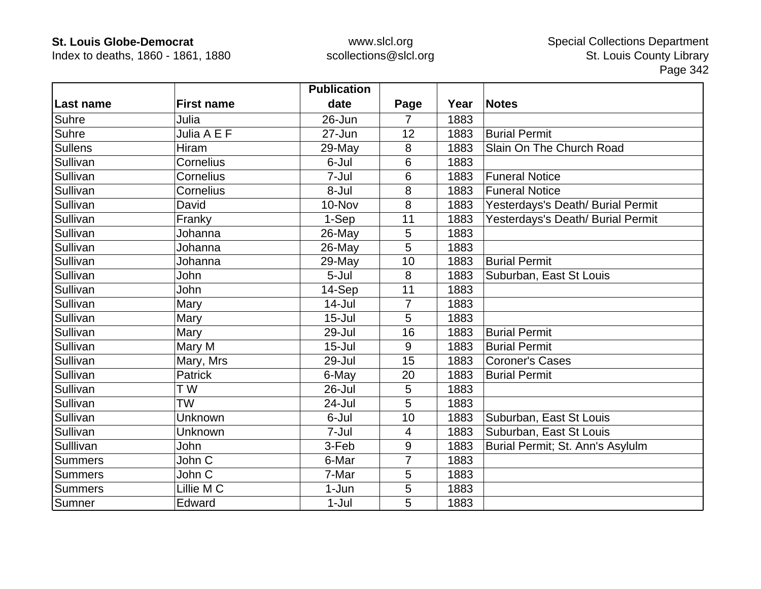| Last name | First name | Publication date | Page | Year | Notes |
|---|---|---|---|---|---|
| Suhre | Julia | 26-Jun | 7 | 1883 | |
| Suhre | Julia A E F | 27-Jun | 12 | 1883 | Burial Permit |
| Sullens | Hiram | 29-May | 8 | 1883 | Slain On The Church Road |
| Sullivan | Cornelius | 6-Jul | 6 | 1883 | |
| Sullivan | Cornelius | 7-Jul | 6 | 1883 | Funeral Notice |
| Sullivan | Cornelius | 8-Jul | 8 | 1883 | Funeral Notice |
| Sullivan | David | 10-Nov | 8 | 1883 | Yesterdays's Death/ Burial Permit |
| Sullivan | Franky | 1-Sep | 11 | 1883 | Yesterdays's Death/ Burial Permit |
| Sullivan | Johanna | 26-May | 5 | 1883 | |
| Sullivan | Johanna | 26-May | 5 | 1883 | |
| Sullivan | Johanna | 29-May | 10 | 1883 | Burial Permit |
| Sullivan | John | 5-Jul | 8 | 1883 | Suburban, East St Louis |
| Sullivan | John | 14-Sep | 11 | 1883 | |
| Sullivan | Mary | 14-Jul | 7 | 1883 | |
| Sullivan | Mary | 15-Jul | 5 | 1883 | |
| Sullivan | Mary | 29-Jul | 16 | 1883 | Burial Permit |
| Sullivan | Mary M | 15-Jul | 9 | 1883 | Burial Permit |
| Sullivan | Mary, Mrs | 29-Jul | 15 | 1883 | Coroner's Cases |
| Sullivan | Patrick | 6-May | 20 | 1883 | Burial Permit |
| Sullivan | T W | 26-Jul | 5 | 1883 | |
| Sullivan | TW | 24-Jul | 5 | 1883 | |
| Sullivan | Unknown | 6-Jul | 10 | 1883 | Suburban, East St Louis |
| Sullivan | Unknown | 7-Jul | 4 | 1883 | Suburban, East St Louis |
| Sulllivan | John | 3-Feb | 9 | 1883 | Burial Permit; St. Ann's Asylulm |
| Summers | John C | 6-Mar | 7 | 1883 | |
| Summers | John C | 7-Mar | 5 | 1883 | |
| Summers | Lillie M C | 1-Jun | 5 | 1883 | |
| Sumner | Edward | 1-Jul | 5 | 1883 | |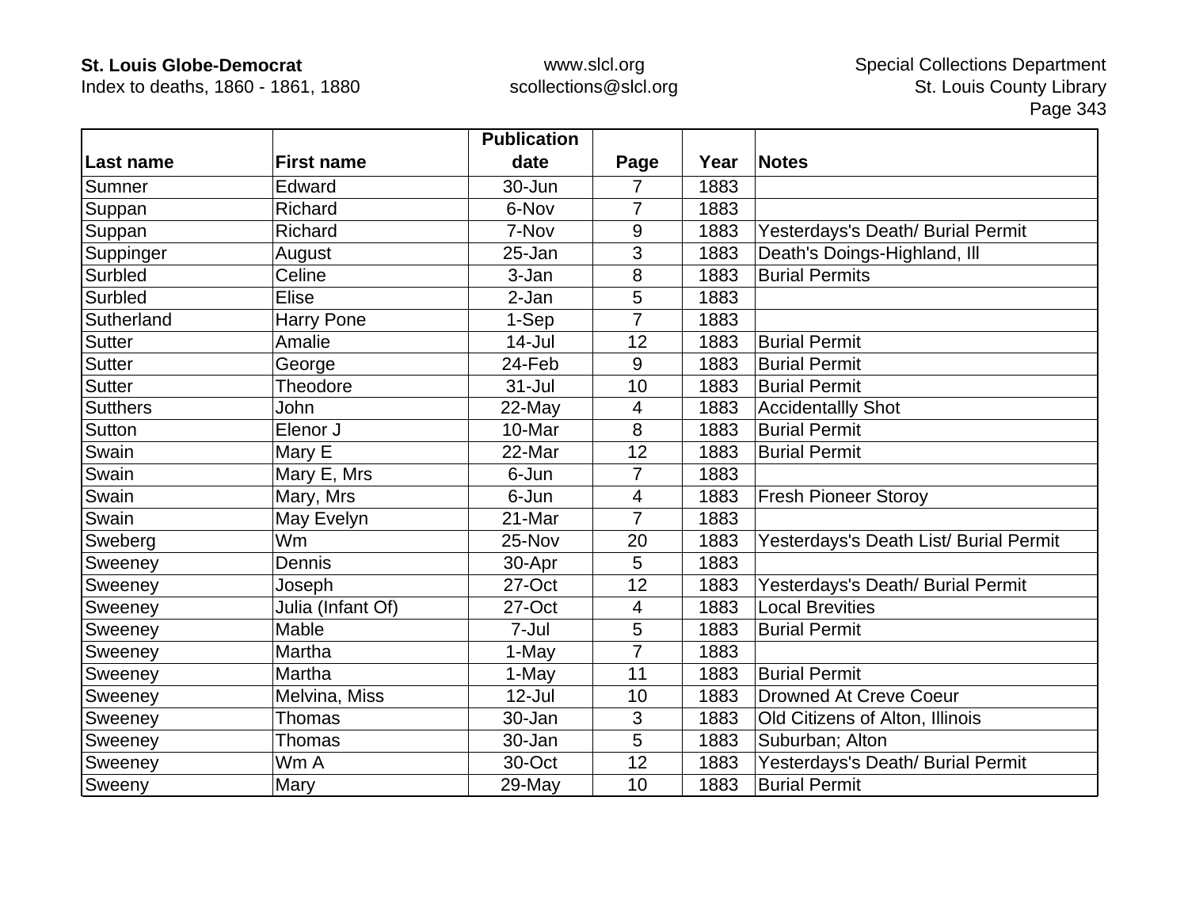| Last name | First name | Publication date | Page | Year | Notes |
|---|---|---|---|---|---|
| Sumner | Edward | 30-Jun | 7 | 1883 | |
| Suppan | Richard | 6-Nov | 7 | 1883 | |
| Suppan | Richard | 7-Nov | 9 | 1883 | Yesterdays's Death/ Burial Permit |
| Suppinger | August | 25-Jan | 3 | 1883 | Death's Doings-Highland, Ill |
| Surbled | Celine | 3-Jan | 8 | 1883 | Burial Permits |
| Surbled | Elise | 2-Jan | 5 | 1883 | |
| Sutherland | Harry Pone | 1-Sep | 7 | 1883 | |
| Sutter | Amalie | 14-Jul | 12 | 1883 | Burial Permit |
| Sutter | George | 24-Feb | 9 | 1883 | Burial Permit |
| Sutter | Theodore | 31-Jul | 10 | 1883 | Burial Permit |
| Sutthers | John | 22-May | 4 | 1883 | Accidentallly Shot |
| Sutton | Elenor J | 10-Mar | 8 | 1883 | Burial Permit |
| Swain | Mary E | 22-Mar | 12 | 1883 | Burial Permit |
| Swain | Mary E, Mrs | 6-Jun | 7 | 1883 | |
| Swain | Mary, Mrs | 6-Jun | 4 | 1883 | Fresh Pioneer Storoy |
| Swain | May Evelyn | 21-Mar | 7 | 1883 | |
| Sweberg | Wm | 25-Nov | 20 | 1883 | Yesterdays's Death List/ Burial Permit |
| Sweeney | Dennis | 30-Apr | 5 | 1883 | |
| Sweeney | Joseph | 27-Oct | 12 | 1883 | Yesterdays's Death/ Burial Permit |
| Sweeney | Julia (Infant Of) | 27-Oct | 4 | 1883 | Local Brevities |
| Sweeney | Mable | 7-Jul | 5 | 1883 | Burial Permit |
| Sweeney | Martha | 1-May | 7 | 1883 | |
| Sweeney | Martha | 1-May | 11 | 1883 | Burial Permit |
| Sweeney | Melvina, Miss | 12-Jul | 10 | 1883 | Drowned At Creve Coeur |
| Sweeney | Thomas | 30-Jan | 3 | 1883 | Old Citizens of Alton, Illinois |
| Sweeney | Thomas | 30-Jan | 5 | 1883 | Suburban; Alton |
| Sweeney | Wm A | 30-Oct | 12 | 1883 | Yesterdays's Death/ Burial Permit |
| Sweeny | Mary | 29-May | 10 | 1883 | Burial Permit |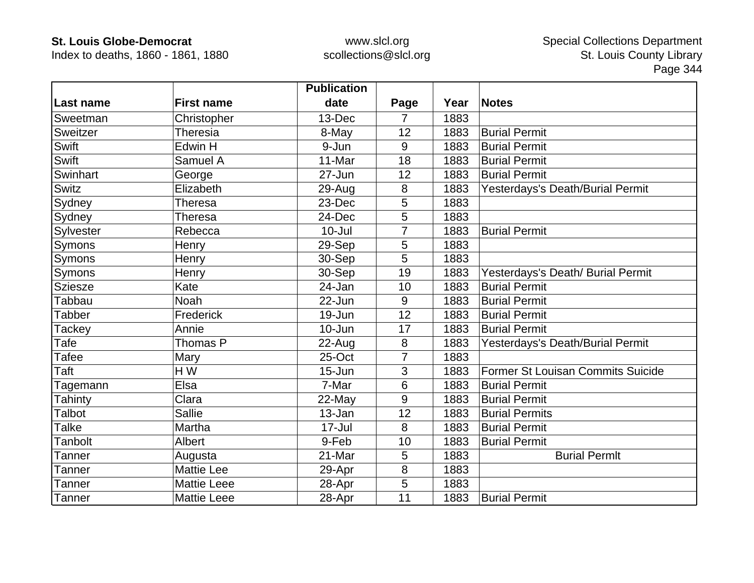| Last name | First name | Publication date | Page | Year | Notes |
|---|---|---|---|---|---|
| Sweetman | Christopher | 13-Dec | 7 | 1883 | |
| Sweitzer | Theresia | 8-May | 12 | 1883 | Burial Permit |
| Swift | Edwin H | 9-Jun | 9 | 1883 | Burial Permit |
| Swift | Samuel A | 11-Mar | 18 | 1883 | Burial Permit |
| Swinhart | George | 27-Jun | 12 | 1883 | Burial Permit |
| Switz | Elizabeth | 29-Aug | 8 | 1883 | Yesterdays's Death/Burial Permit |
| Sydney | Theresa | 23-Dec | 5 | 1883 | |
| Sydney | Theresa | 24-Dec | 5 | 1883 | |
| Sylvester | Rebecca | 10-Jul | 7 | 1883 | Burial Permit |
| Symons | Henry | 29-Sep | 5 | 1883 | |
| Symons | Henry | 30-Sep | 5 | 1883 | |
| Symons | Henry | 30-Sep | 19 | 1883 | Yesterdays's Death/ Burial Permit |
| Sziesze | Kate | 24-Jan | 10 | 1883 | Burial Permit |
| Tabbau | Noah | 22-Jun | 9 | 1883 | Burial Permit |
| Tabber | Frederick | 19-Jun | 12 | 1883 | Burial Permit |
| Tackey | Annie | 10-Jun | 17 | 1883 | Burial Permit |
| Tafe | Thomas P | 22-Aug | 8 | 1883 | Yesterdays's Death/Burial Permit |
| Tafee | Mary | 25-Oct | 7 | 1883 | |
| Taft | H W | 15-Jun | 3 | 1883 | Former St Louisan Commits Suicide |
| Tagemann | Elsa | 7-Mar | 6 | 1883 | Burial Permit |
| Tahinty | Clara | 22-May | 9 | 1883 | Burial Permit |
| Talbot | Sallie | 13-Jan | 12 | 1883 | Burial Permits |
| Talke | Martha | 17-Jul | 8 | 1883 | Burial Permit |
| Tanbolt | Albert | 9-Feb | 10 | 1883 | Burial Permit |
| Tanner | Augusta | 21-Mar | 5 | 1883 | Burial Permlt |
| Tanner | Mattie Lee | 29-Apr | 8 | 1883 | |
| Tanner | Mattie Leee | 28-Apr | 5 | 1883 | |
| Tanner | Mattie Leee | 28-Apr | 11 | 1883 | Burial Permit |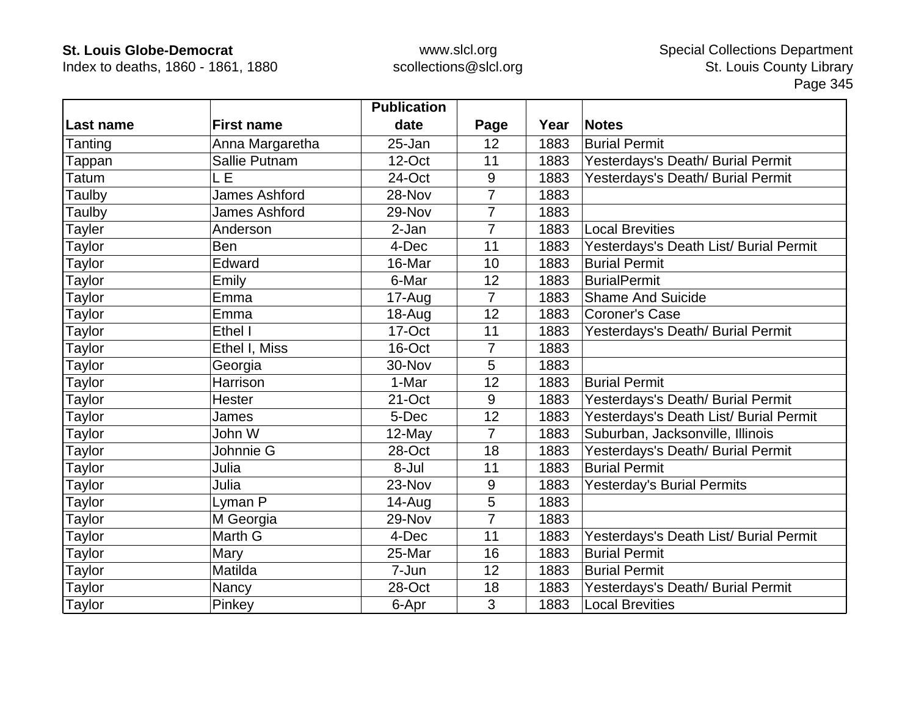| Last name | First name | Publication date | Page | Year | Notes |
|---|---|---|---|---|---|
| Tanting | Anna Margaretha | 25-Jan | 12 | 1883 | Burial Permit |
| Tappan | Sallie Putnam | 12-Oct | 11 | 1883 | Yesterdays's Death/ Burial Permit |
| Tatum | L E | 24-Oct | 9 | 1883 | Yesterdays's Death/ Burial Permit |
| Taulby | James Ashford | 28-Nov | 7 | 1883 | |
| Taulby | James Ashford | 29-Nov | 7 | 1883 | |
| Tayler | Anderson | 2-Jan | 7 | 1883 | Local Brevities |
| Taylor | Ben | 4-Dec | 11 | 1883 | Yesterdays's Death List/ Burial Permit |
| Taylor | Edward | 16-Mar | 10 | 1883 | Burial Permit |
| Taylor | Emily | 6-Mar | 12 | 1883 | BurialPermit |
| Taylor | Emma | 17-Aug | 7 | 1883 | Shame And Suicide |
| Taylor | Emma | 18-Aug | 12 | 1883 | Coroner's Case |
| Taylor | Ethel I | 17-Oct | 11 | 1883 | Yesterdays's Death/ Burial Permit |
| Taylor | Ethel I, Miss | 16-Oct | 7 | 1883 | |
| Taylor | Georgia | 30-Nov | 5 | 1883 | |
| Taylor | Harrison | 1-Mar | 12 | 1883 | Burial Permit |
| Taylor | Hester | 21-Oct | 9 | 1883 | Yesterdays's Death/ Burial Permit |
| Taylor | James | 5-Dec | 12 | 1883 | Yesterdays's Death List/ Burial Permit |
| Taylor | John W | 12-May | 7 | 1883 | Suburban, Jacksonville, Illinois |
| Taylor | Johnnie G | 28-Oct | 18 | 1883 | Yesterdays's Death/ Burial Permit |
| Taylor | Julia | 8-Jul | 11 | 1883 | Burial Permit |
| Taylor | Julia | 23-Nov | 9 | 1883 | Yesterday's Burial Permits |
| Taylor | Lyman P | 14-Aug | 5 | 1883 | |
| Taylor | M Georgia | 29-Nov | 7 | 1883 | |
| Taylor | Marth G | 4-Dec | 11 | 1883 | Yesterdays's Death List/ Burial Permit |
| Taylor | Mary | 25-Mar | 16 | 1883 | Burial Permit |
| Taylor | Matilda | 7-Jun | 12 | 1883 | Burial Permit |
| Taylor | Nancy | 28-Oct | 18 | 1883 | Yesterdays's Death/ Burial Permit |
| Taylor | Pinkey | 6-Apr | 3 | 1883 | Local Brevities |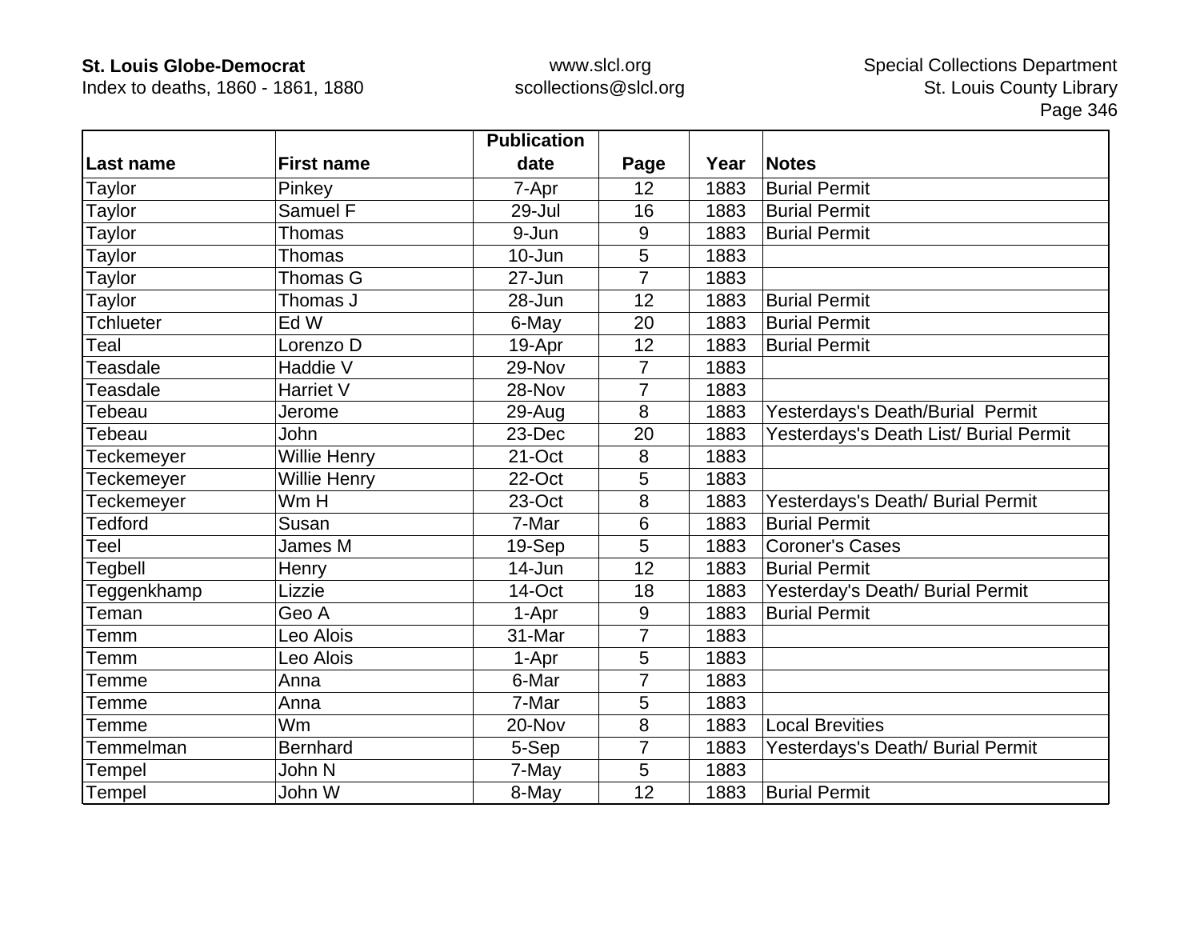| Last name | First name | Publication date | Page | Year | Notes |
|---|---|---|---|---|---|
| Taylor | Pinkey | 7-Apr | 12 | 1883 | Burial Permit |
| Taylor | Samuel F | 29-Jul | 16 | 1883 | Burial Permit |
| Taylor | Thomas | 9-Jun | 9 | 1883 | Burial Permit |
| Taylor | Thomas | 10-Jun | 5 | 1883 | |
| Taylor | Thomas G | 27-Jun | 7 | 1883 | |
| Taylor | Thomas J | 28-Jun | 12 | 1883 | Burial Permit |
| Tchlueter | Ed W | 6-May | 20 | 1883 | Burial Permit |
| Teal | Lorenzo D | 19-Apr | 12 | 1883 | Burial Permit |
| Teasdale | Haddie V | 29-Nov | 7 | 1883 | |
| Teasdale | Harriet V | 28-Nov | 7 | 1883 | |
| Tebeau | Jerome | 29-Aug | 8 | 1883 | Yesterdays's Death/Burial  Permit |
| Tebeau | John | 23-Dec | 20 | 1883 | Yesterdays's Death List/ Burial Permit |
| Teckemeyer | Willie Henry | 21-Oct | 8 | 1883 | |
| Teckemeyer | Willie Henry | 22-Oct | 5 | 1883 | |
| Teckemeyer | Wm H | 23-Oct | 8 | 1883 | Yesterdays's Death/ Burial Permit |
| Tedford | Susan | 7-Mar | 6 | 1883 | Burial Permit |
| Teel | James M | 19-Sep | 5 | 1883 | Coroner's Cases |
| Tegbell | Henry | 14-Jun | 12 | 1883 | Burial Permit |
| Teggenkhamp | Lizzie | 14-Oct | 18 | 1883 | Yesterday's Death/ Burial Permit |
| Teman | Geo A | 1-Apr | 9 | 1883 | Burial Permit |
| Temm | Leo Alois | 31-Mar | 7 | 1883 | |
| Temm | Leo Alois | 1-Apr | 5 | 1883 | |
| Temme | Anna | 6-Mar | 7 | 1883 | |
| Temme | Anna | 7-Mar | 5 | 1883 | |
| Temme | Wm | 20-Nov | 8 | 1883 | Local Brevities |
| Temmelman | Bernhard | 5-Sep | 7 | 1883 | Yesterdays's Death/ Burial Permit |
| Tempel | John N | 7-May | 5 | 1883 | |
| Tempel | John W | 8-May | 12 | 1883 | Burial Permit |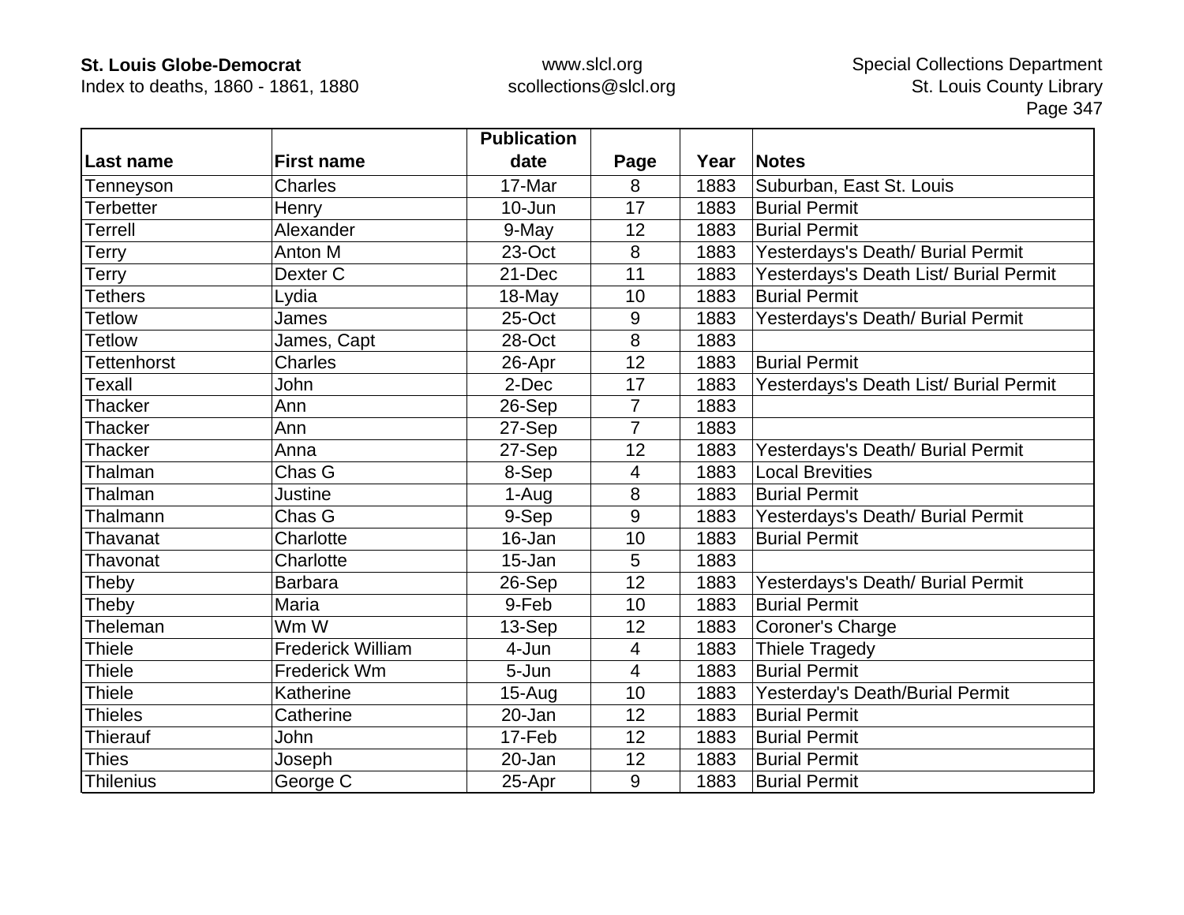| Last name | First name | Publication date | Page | Year | Notes |
|---|---|---|---|---|---|
| Tenneyson | Charles | 17-Mar | 8 | 1883 | Suburban, East St. Louis |
| Terbetter | Henry | 10-Jun | 17 | 1883 | Burial Permit |
| Terrell | Alexander | 9-May | 12 | 1883 | Burial Permit |
| Terry | Anton M | 23-Oct | 8 | 1883 | Yesterdays's Death/ Burial Permit |
| Terry | Dexter C | 21-Dec | 11 | 1883 | Yesterdays's Death List/ Burial Permit |
| Tethers | Lydia | 18-May | 10 | 1883 | Burial Permit |
| Tetlow | James | 25-Oct | 9 | 1883 | Yesterdays's Death/ Burial Permit |
| Tetlow | James, Capt | 28-Oct | 8 | 1883 | |
| Tettenhorst | Charles | 26-Apr | 12 | 1883 | Burial Permit |
| Texall | John | 2-Dec | 17 | 1883 | Yesterdays's Death List/ Burial Permit |
| Thacker | Ann | 26-Sep | 7 | 1883 | |
| Thacker | Ann | 27-Sep | 7 | 1883 | |
| Thacker | Anna | 27-Sep | 12 | 1883 | Yesterdays's Death/ Burial Permit |
| Thalman | Chas G | 8-Sep | 4 | 1883 | Local Brevities |
| Thalman | Justine | 1-Aug | 8 | 1883 | Burial Permit |
| Thalmann | Chas G | 9-Sep | 9 | 1883 | Yesterdays's Death/ Burial Permit |
| Thavanat | Charlotte | 16-Jan | 10 | 1883 | Burial Permit |
| Thavonat | Charlotte | 15-Jan | 5 | 1883 | |
| Theby | Barbara | 26-Sep | 12 | 1883 | Yesterdays's Death/ Burial Permit |
| Theby | Maria | 9-Feb | 10 | 1883 | Burial Permit |
| Theleman | Wm W | 13-Sep | 12 | 1883 | Coroner's Charge |
| Thiele | Frederick William | 4-Jun | 4 | 1883 | Thiele Tragedy |
| Thiele | Frederick Wm | 5-Jun | 4 | 1883 | Burial Permit |
| Thiele | Katherine | 15-Aug | 10 | 1883 | Yesterday's Death/Burial Permit |
| Thieles | Catherine | 20-Jan | 12 | 1883 | Burial Permit |
| Thierauf | John | 17-Feb | 12 | 1883 | Burial Permit |
| Thies | Joseph | 20-Jan | 12 | 1883 | Burial Permit |
| Thilenius | George C | 25-Apr | 9 | 1883 | Burial Permit |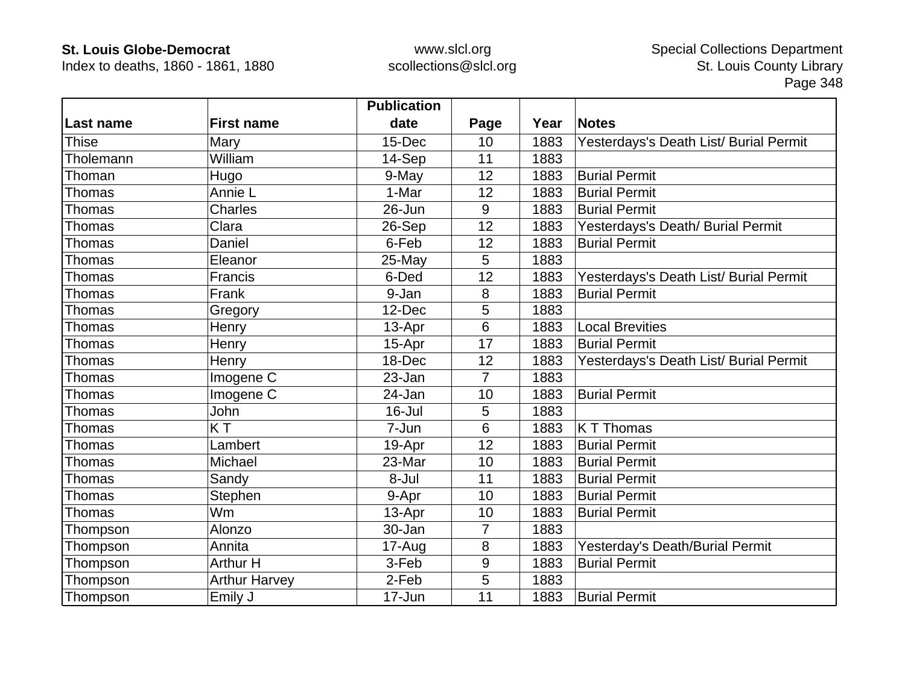| Last name | First name | Publication date | Page | Year | Notes |
|---|---|---|---|---|---|
| Thise | Mary | 15-Dec | 10 | 1883 | Yesterdays's Death List/ Burial Permit |
| Tholemann | William | 14-Sep | 11 | 1883 | |
| Thoman | Hugo | 9-May | 12 | 1883 | Burial Permit |
| Thomas | Annie L | 1-Mar | 12 | 1883 | Burial Permit |
| Thomas | Charles | 26-Jun | 9 | 1883 | Burial Permit |
| Thomas | Clara | 26-Sep | 12 | 1883 | Yesterdays's Death/ Burial Permit |
| Thomas | Daniel | 6-Feb | 12 | 1883 | Burial Permit |
| Thomas | Eleanor | 25-May | 5 | 1883 | |
| Thomas | Francis | 6-Ded | 12 | 1883 | Yesterdays's Death List/ Burial Permit |
| Thomas | Frank | 9-Jan | 8 | 1883 | Burial Permit |
| Thomas | Gregory | 12-Dec | 5 | 1883 | |
| Thomas | Henry | 13-Apr | 6 | 1883 | Local Brevities |
| Thomas | Henry | 15-Apr | 17 | 1883 | Burial Permit |
| Thomas | Henry | 18-Dec | 12 | 1883 | Yesterdays's Death List/ Burial Permit |
| Thomas | Imogene C | 23-Jan | 7 | 1883 | |
| Thomas | Imogene C | 24-Jan | 10 | 1883 | Burial Permit |
| Thomas | John | 16-Jul | 5 | 1883 | |
| Thomas | K T | 7-Jun | 6 | 1883 | K T Thomas |
| Thomas | Lambert | 19-Apr | 12 | 1883 | Burial Permit |
| Thomas | Michael | 23-Mar | 10 | 1883 | Burial Permit |
| Thomas | Sandy | 8-Jul | 11 | 1883 | Burial Permit |
| Thomas | Stephen | 9-Apr | 10 | 1883 | Burial Permit |
| Thomas | Wm | 13-Apr | 10 | 1883 | Burial Permit |
| Thompson | Alonzo | 30-Jan | 7 | 1883 | |
| Thompson | Annita | 17-Aug | 8 | 1883 | Yesterday's Death/Burial Permit |
| Thompson | Arthur H | 3-Feb | 9 | 1883 | Burial Permit |
| Thompson | Arthur Harvey | 2-Feb | 5 | 1883 | |
| Thompson | Emily J | 17-Jun | 11 | 1883 | Burial Permit |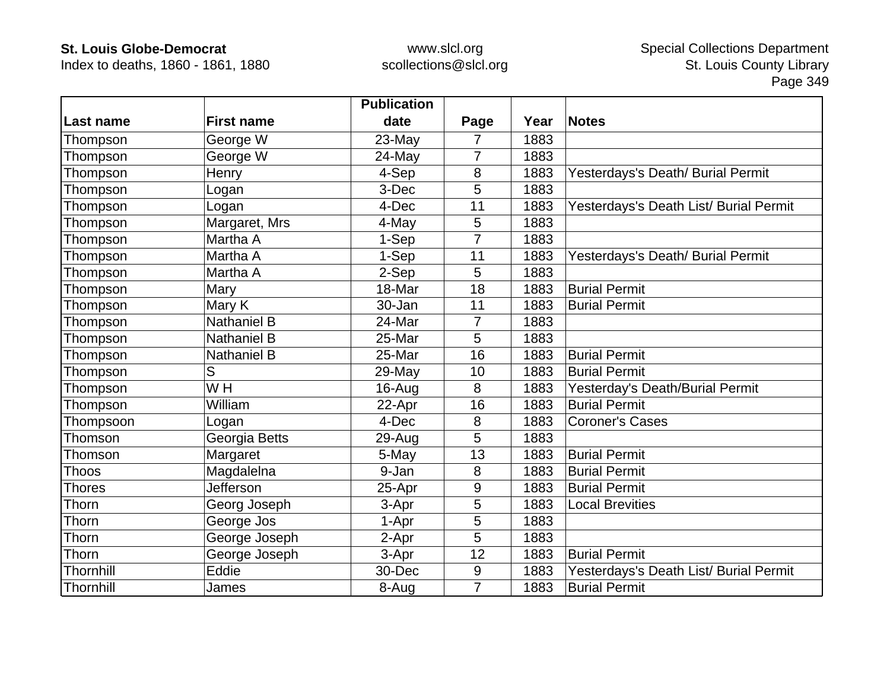| Last name | First name | Publication date | Page | Year | Notes |
|---|---|---|---|---|---|
| Thompson | George W | 23-May | 7 | 1883 | |
| Thompson | George W | 24-May | 7 | 1883 | |
| Thompson | Henry | 4-Sep | 8 | 1883 | Yesterdays's Death/ Burial Permit |
| Thompson | Logan | 3-Dec | 5 | 1883 | |
| Thompson | Logan | 4-Dec | 11 | 1883 | Yesterdays's Death List/ Burial Permit |
| Thompson | Margaret, Mrs | 4-May | 5 | 1883 | |
| Thompson | Martha A | 1-Sep | 7 | 1883 | |
| Thompson | Martha A | 1-Sep | 11 | 1883 | Yesterdays's Death/ Burial Permit |
| Thompson | Martha A | 2-Sep | 5 | 1883 | |
| Thompson | Mary | 18-Mar | 18 | 1883 | Burial Permit |
| Thompson | Mary K | 30-Jan | 11 | 1883 | Burial Permit |
| Thompson | Nathaniel B | 24-Mar | 7 | 1883 | |
| Thompson | Nathaniel B | 25-Mar | 5 | 1883 | |
| Thompson | Nathaniel B | 25-Mar | 16 | 1883 | Burial Permit |
| Thompson | S | 29-May | 10 | 1883 | Burial Permit |
| Thompson | W H | 16-Aug | 8 | 1883 | Yesterday's Death/Burial Permit |
| Thompson | William | 22-Apr | 16 | 1883 | Burial Permit |
| Thompsoon | Logan | 4-Dec | 8 | 1883 | Coroner's Cases |
| Thomson | Georgia Betts | 29-Aug | 5 | 1883 | |
| Thomson | Margaret | 5-May | 13 | 1883 | Burial Permit |
| Thoos | Magdalelna | 9-Jan | 8 | 1883 | Burial Permit |
| Thores | Jefferson | 25-Apr | 9 | 1883 | Burial Permit |
| Thorn | Georg Joseph | 3-Apr | 5 | 1883 | Local Brevities |
| Thorn | George Jos | 1-Apr | 5 | 1883 | |
| Thorn | George Joseph | 2-Apr | 5 | 1883 | |
| Thorn | George Joseph | 3-Apr | 12 | 1883 | Burial Permit |
| Thornhill | Eddie | 30-Dec | 9 | 1883 | Yesterdays's Death List/ Burial Permit |
| Thornhill | James | 8-Aug | 7 | 1883 | Burial Permit |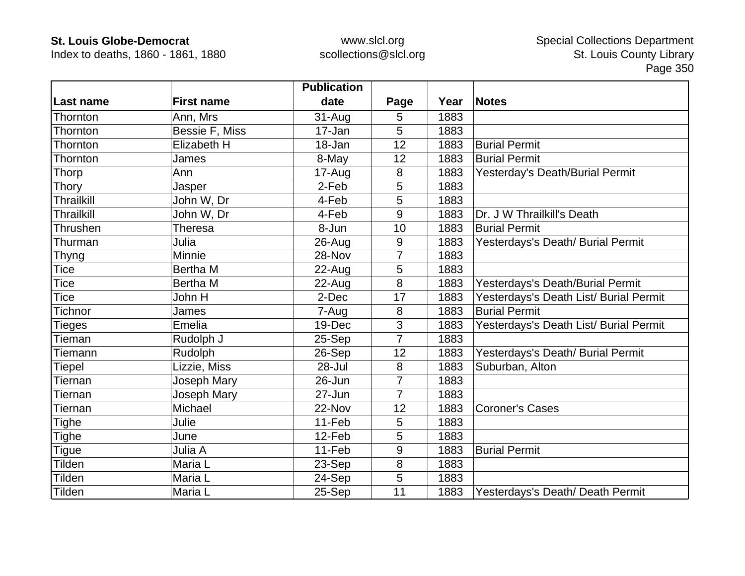| Last name | First name | Publication date | Page | Year | Notes |
|---|---|---|---|---|---|
| Thornton | Ann, Mrs | 31-Aug | 5 | 1883 | |
| Thornton | Bessie F, Miss | 17-Jan | 5 | 1883 | |
| Thornton | Elizabeth H | 18-Jan | 12 | 1883 | Burial Permit |
| Thornton | James | 8-May | 12 | 1883 | Burial Permit |
| Thorp | Ann | 17-Aug | 8 | 1883 | Yesterday's Death/Burial Permit |
| Thory | Jasper | 2-Feb | 5 | 1883 | |
| Thrailkill | John W, Dr | 4-Feb | 5 | 1883 | |
| Thrailkill | John W, Dr | 4-Feb | 9 | 1883 | Dr. J W Thrailkill's Death |
| Thrushen | Theresa | 8-Jun | 10 | 1883 | Burial Permit |
| Thurman | Julia | 26-Aug | 9 | 1883 | Yesterdays's Death/ Burial Permit |
| Thyng | Minnie | 28-Nov | 7 | 1883 | |
| Tice | Bertha M | 22-Aug | 5 | 1883 | |
| Tice | Bertha M | 22-Aug | 8 | 1883 | Yesterdays's Death/Burial Permit |
| Tice | John H | 2-Dec | 17 | 1883 | Yesterdays's Death List/ Burial Permit |
| Tichnor | James | 7-Aug | 8 | 1883 | Burial Permit |
| Tieges | Emelia | 19-Dec | 3 | 1883 | Yesterdays's Death List/ Burial Permit |
| Tieman | Rudolph J | 25-Sep | 7 | 1883 | |
| Tiemann | Rudolph | 26-Sep | 12 | 1883 | Yesterdays's Death/ Burial Permit |
| Tiepel | Lizzie, Miss | 28-Jul | 8 | 1883 | Suburban, Alton |
| Tiernan | Joseph Mary | 26-Jun | 7 | 1883 | |
| Tiernan | Joseph Mary | 27-Jun | 7 | 1883 | |
| Tiernan | Michael | 22-Nov | 12 | 1883 | Coroner's Cases |
| Tighe | Julie | 11-Feb | 5 | 1883 | |
| Tighe | June | 12-Feb | 5 | 1883 | |
| Tigue | Julia A | 11-Feb | 9 | 1883 | Burial Permit |
| Tilden | Maria L | 23-Sep | 8 | 1883 | |
| Tilden | Maria L | 24-Sep | 5 | 1883 | |
| Tilden | Maria L | 25-Sep | 11 | 1883 | Yesterdays's Death/ Death Permit |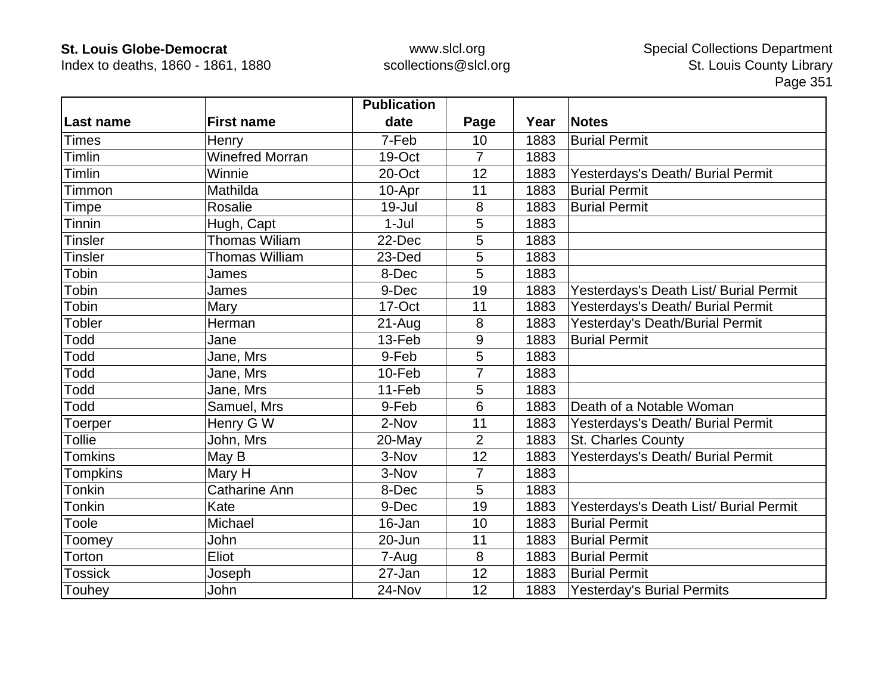| Last name | First name | Publication date | Page | Year | Notes |
|---|---|---|---|---|---|
| Times | Henry | 7-Feb | 10 | 1883 | Burial Permit |
| Timlin | Winefred Morran | 19-Oct | 7 | 1883 | |
| Timlin | Winnie | 20-Oct | 12 | 1883 | Yesterdays's Death/ Burial Permit |
| Timmon | Mathilda | 10-Apr | 11 | 1883 | Burial Permit |
| Timpe | Rosalie | 19-Jul | 8 | 1883 | Burial Permit |
| Tinnin | Hugh, Capt | 1-Jul | 5 | 1883 | |
| Tinsler | Thomas Wiliam | 22-Dec | 5 | 1883 | |
| Tinsler | Thomas William | 23-Ded | 5 | 1883 | |
| Tobin | James | 8-Dec | 5 | 1883 | |
| Tobin | James | 9-Dec | 19 | 1883 | Yesterdays's Death List/ Burial Permit |
| Tobin | Mary | 17-Oct | 11 | 1883 | Yesterdays's Death/ Burial Permit |
| Tobler | Herman | 21-Aug | 8 | 1883 | Yesterday's Death/Burial Permit |
| Todd | Jane | 13-Feb | 9 | 1883 | Burial Permit |
| Todd | Jane, Mrs | 9-Feb | 5 | 1883 | |
| Todd | Jane, Mrs | 10-Feb | 7 | 1883 | |
| Todd | Jane, Mrs | 11-Feb | 5 | 1883 | |
| Todd | Samuel, Mrs | 9-Feb | 6 | 1883 | Death of a Notable Woman |
| Toerper | Henry G W | 2-Nov | 11 | 1883 | Yesterdays's Death/ Burial Permit |
| Tollie | John, Mrs | 20-May | 2 | 1883 | St. Charles County |
| Tomkins | May B | 3-Nov | 12 | 1883 | Yesterdays's Death/ Burial Permit |
| Tompkins | Mary H | 3-Nov | 7 | 1883 | |
| Tonkin | Catharine Ann | 8-Dec | 5 | 1883 | |
| Tonkin | Kate | 9-Dec | 19 | 1883 | Yesterdays's Death List/ Burial Permit |
| Toole | Michael | 16-Jan | 10 | 1883 | Burial Permit |
| Toomey | John | 20-Jun | 11 | 1883 | Burial Permit |
| Torton | Eliot | 7-Aug | 8 | 1883 | Burial Permit |
| Tossick | Joseph | 27-Jan | 12 | 1883 | Burial Permit |
| Touhey | John | 24-Nov | 12 | 1883 | Yesterday's Burial Permits |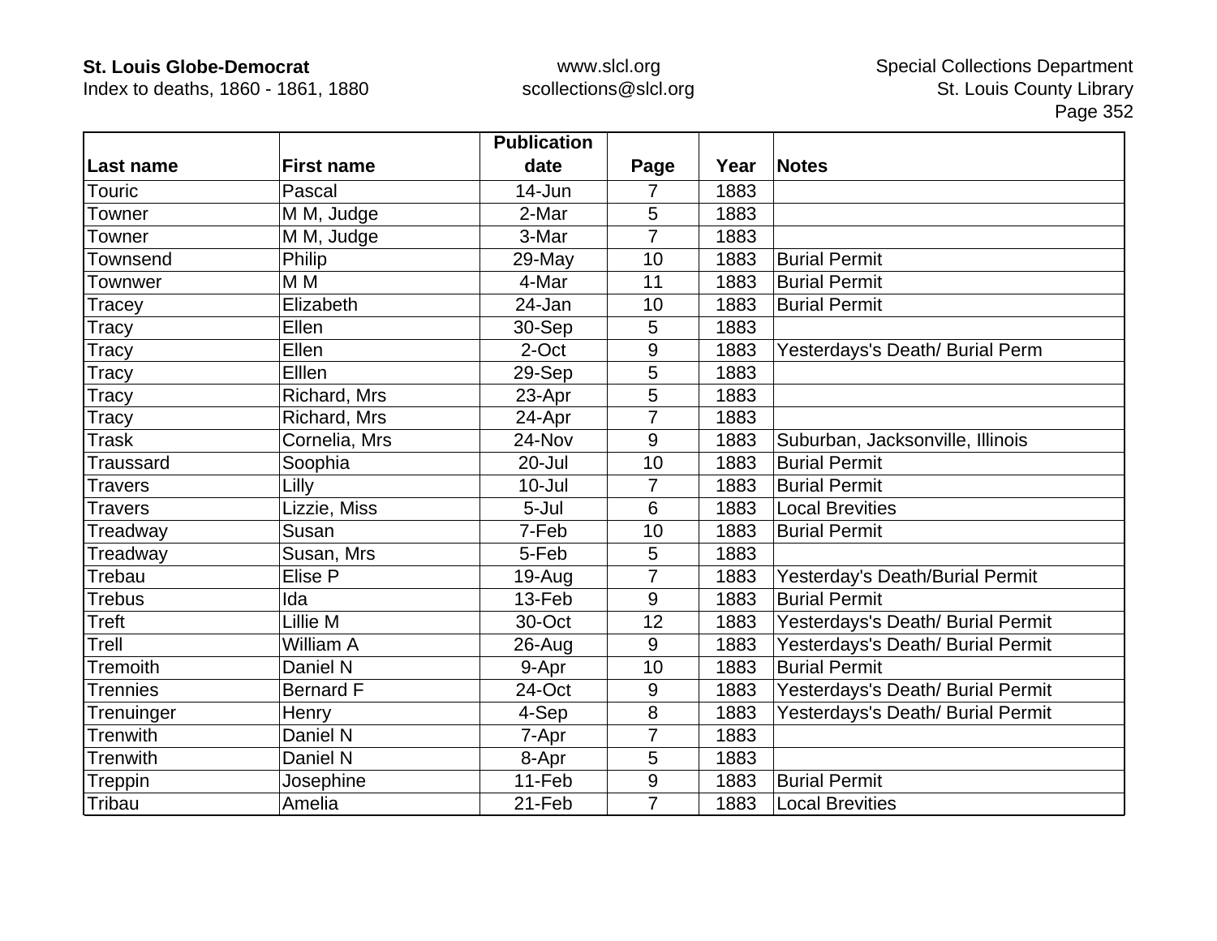| Last name | First name | Publication date | Page | Year | Notes |
|---|---|---|---|---|---|
| Touric | Pascal | 14-Jun | 7 | 1883 | |
| Towner | M M, Judge | 2-Mar | 5 | 1883 | |
| Towner | M M, Judge | 3-Mar | 7 | 1883 | |
| Townsend | Philip | 29-May | 10 | 1883 | Burial Permit |
| Townwer | M M | 4-Mar | 11 | 1883 | Burial Permit |
| Tracey | Elizabeth | 24-Jan | 10 | 1883 | Burial Permit |
| Tracy | Ellen | 30-Sep | 5 | 1883 | |
| Tracy | Ellen | 2-Oct | 9 | 1883 | Yesterdays's Death/ Burial Perm |
| Tracy | Elllen | 29-Sep | 5 | 1883 | |
| Tracy | Richard, Mrs | 23-Apr | 5 | 1883 | |
| Tracy | Richard, Mrs | 24-Apr | 7 | 1883 | |
| Trask | Cornelia, Mrs | 24-Nov | 9 | 1883 | Suburban, Jacksonville, Illinois |
| Traussard | Soophia | 20-Jul | 10 | 1883 | Burial Permit |
| Travers | Lilly | 10-Jul | 7 | 1883 | Burial Permit |
| Travers | Lizzie, Miss | 5-Jul | 6 | 1883 | Local Brevities |
| Treadway | Susan | 7-Feb | 10 | 1883 | Burial Permit |
| Treadway | Susan, Mrs | 5-Feb | 5 | 1883 | |
| Trebau | Elise P | 19-Aug | 7 | 1883 | Yesterday's Death/Burial Permit |
| Trebus | Ida | 13-Feb | 9 | 1883 | Burial Permit |
| Treft | Lillie M | 30-Oct | 12 | 1883 | Yesterdays's Death/ Burial Permit |
| Trell | William A | 26-Aug | 9 | 1883 | Yesterdays's Death/ Burial Permit |
| Tremoith | Daniel N | 9-Apr | 10 | 1883 | Burial Permit |
| Trennies | Bernard F | 24-Oct | 9 | 1883 | Yesterdays's Death/ Burial Permit |
| Trenuinger | Henry | 4-Sep | 8 | 1883 | Yesterdays's Death/ Burial Permit |
| Trenwith | Daniel N | 7-Apr | 7 | 1883 | |
| Trenwith | Daniel N | 8-Apr | 5 | 1883 | |
| Treppin | Josephine | 11-Feb | 9 | 1883 | Burial Permit |
| Tribau | Amelia | 21-Feb | 7 | 1883 | Local Brevities |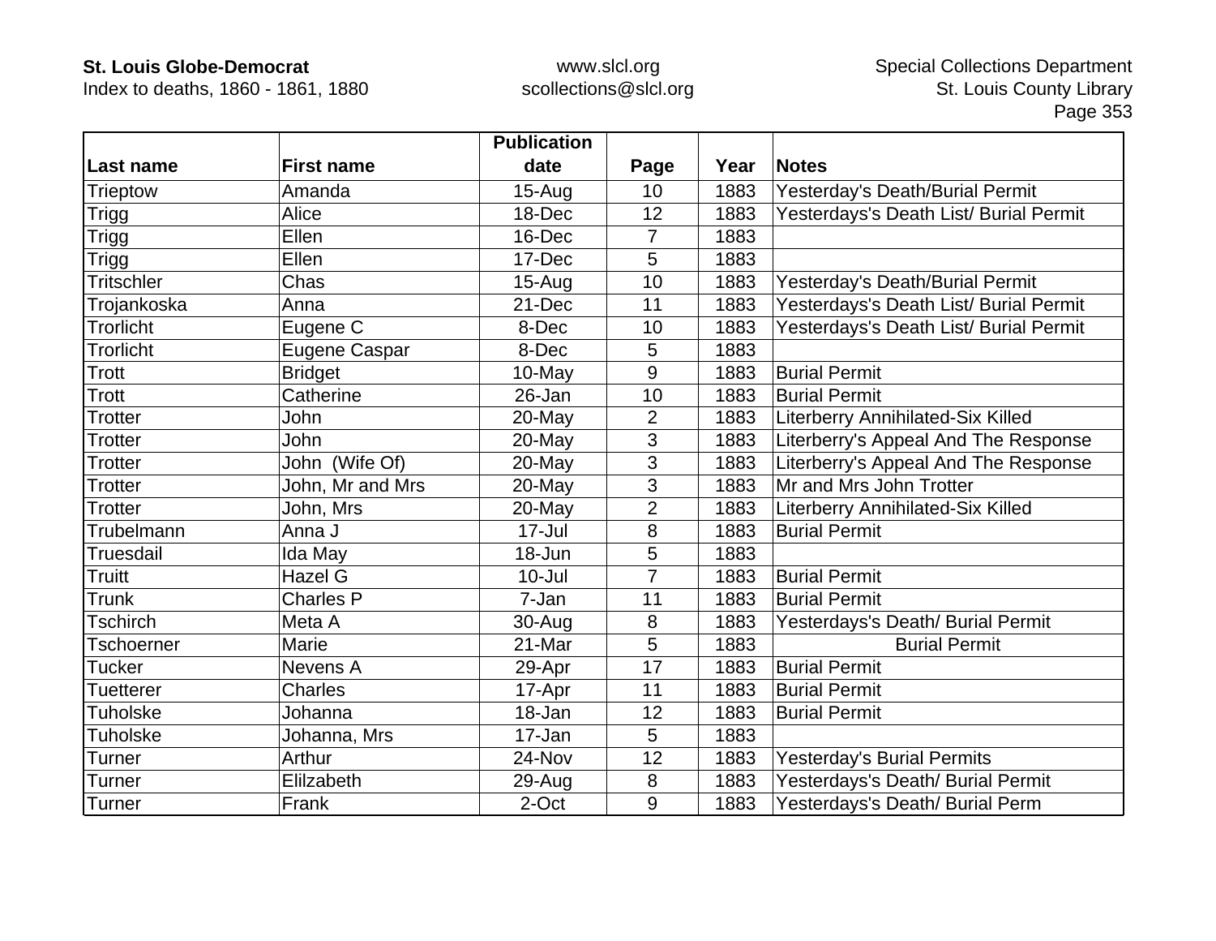| Last name | First name | Publication date | Page | Year | Notes |
|---|---|---|---|---|---|
| Trieptow | Amanda | 15-Aug | 10 | 1883 | Yesterday's Death/Burial Permit |
| Trigg | Alice | 18-Dec | 12 | 1883 | Yesterdays's Death List/ Burial Permit |
| Trigg | Ellen | 16-Dec | 7 | 1883 | |
| Trigg | Ellen | 17-Dec | 5 | 1883 | |
| Tritschler | Chas | 15-Aug | 10 | 1883 | Yesterday's Death/Burial Permit |
| Trojankoska | Anna | 21-Dec | 11 | 1883 | Yesterdays's Death List/ Burial Permit |
| Trorlicht | Eugene C | 8-Dec | 10 | 1883 | Yesterdays's Death List/ Burial Permit |
| Trorlicht | Eugene Caspar | 8-Dec | 5 | 1883 | |
| Trott | Bridget | 10-May | 9 | 1883 | Burial Permit |
| Trott | Catherine | 26-Jan | 10 | 1883 | Burial Permit |
| Trotter | John | 20-May | 2 | 1883 | Literberry Annihilated-Six Killed |
| Trotter | John | 20-May | 3 | 1883 | Literberry's Appeal And The Response |
| Trotter | John (Wife Of) | 20-May | 3 | 1883 | Literberry's Appeal And The Response |
| Trotter | John, Mr and Mrs | 20-May | 3 | 1883 | Mr and Mrs John Trotter |
| Trotter | John, Mrs | 20-May | 2 | 1883 | Literberry Annihilated-Six Killed |
| Trubelmann | Anna J | 17-Jul | 8 | 1883 | Burial Permit |
| Truesdail | Ida May | 18-Jun | 5 | 1883 | |
| Truitt | Hazel G | 10-Jul | 7 | 1883 | Burial Permit |
| Trunk | Charles P | 7-Jan | 11 | 1883 | Burial Permit |
| Tschirch | Meta A | 30-Aug | 8 | 1883 | Yesterdays's Death/ Burial Permit |
| Tschoerner | Marie | 21-Mar | 5 | 1883 | Burial Permit |
| Tucker | Nevens A | 29-Apr | 17 | 1883 | Burial Permit |
| Tuetterer | Charles | 17-Apr | 11 | 1883 | Burial Permit |
| Tuholske | Johanna | 18-Jan | 12 | 1883 | Burial Permit |
| Tuholske | Johanna, Mrs | 17-Jan | 5 | 1883 | |
| Turner | Arthur | 24-Nov | 12 | 1883 | Yesterday's Burial Permits |
| Turner | Elilzabeth | 29-Aug | 8 | 1883 | Yesterdays's Death/ Burial Permit |
| Turner | Frank | 2-Oct | 9 | 1883 | Yesterdays's Death/ Burial Perm |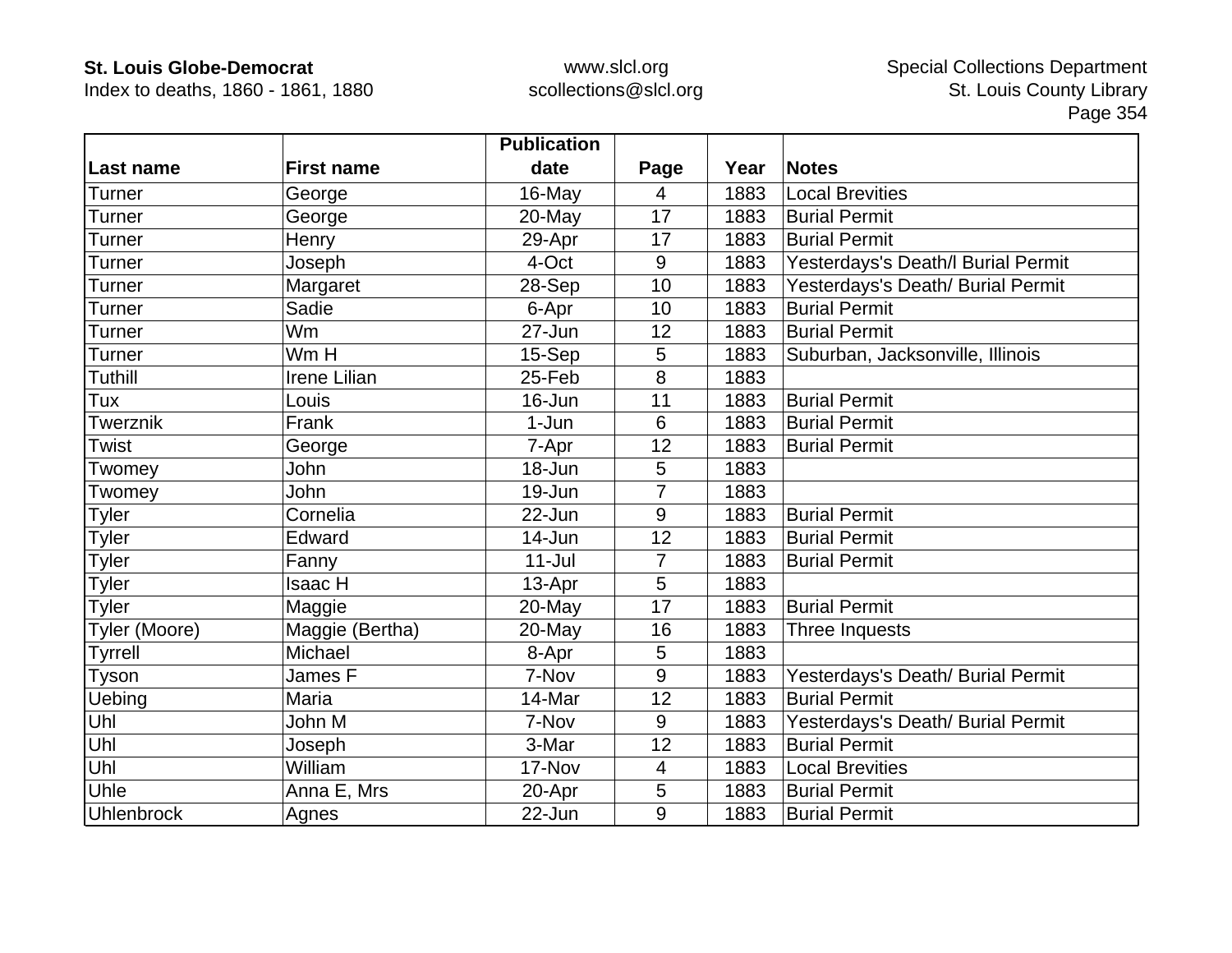| Last name | First name | Publication date | Page | Year | Notes |
|---|---|---|---|---|---|
| Turner | George | 16-May | 4 | 1883 | Local Brevities |
| Turner | George | 20-May | 17 | 1883 | Burial Permit |
| Turner | Henry | 29-Apr | 17 | 1883 | Burial Permit |
| Turner | Joseph | 4-Oct | 9 | 1883 | Yesterdays's Death/l Burial Permit |
| Turner | Margaret | 28-Sep | 10 | 1883 | Yesterdays's Death/ Burial Permit |
| Turner | Sadie | 6-Apr | 10 | 1883 | Burial Permit |
| Turner | Wm | 27-Jun | 12 | 1883 | Burial Permit |
| Turner | Wm H | 15-Sep | 5 | 1883 | Suburban, Jacksonville, Illinois |
| Tuthill | Irene Lilian | 25-Feb | 8 | 1883 | |
| Tux | Louis | 16-Jun | 11 | 1883 | Burial Permit |
| Twerznik | Frank | 1-Jun | 6 | 1883 | Burial Permit |
| Twist | George | 7-Apr | 12 | 1883 | Burial Permit |
| Twomey | John | 18-Jun | 5 | 1883 | |
| Twomey | John | 19-Jun | 7 | 1883 | |
| Tyler | Cornelia | 22-Jun | 9 | 1883 | Burial Permit |
| Tyler | Edward | 14-Jun | 12 | 1883 | Burial Permit |
| Tyler | Fanny | 11-Jul | 7 | 1883 | Burial Permit |
| Tyler | Isaac H | 13-Apr | 5 | 1883 | |
| Tyler | Maggie | 20-May | 17 | 1883 | Burial Permit |
| Tyler (Moore) | Maggie (Bertha) | 20-May | 16 | 1883 | Three Inquests |
| Tyrrell | Michael | 8-Apr | 5 | 1883 | |
| Tyson | James F | 7-Nov | 9 | 1883 | Yesterdays's Death/ Burial Permit |
| Uebing | Maria | 14-Mar | 12 | 1883 | Burial Permit |
| Uhl | John M | 7-Nov | 9 | 1883 | Yesterdays's Death/ Burial Permit |
| Uhl | Joseph | 3-Mar | 12 | 1883 | Burial Permit |
| Uhl | William | 17-Nov | 4 | 1883 | Local Brevities |
| Uhle | Anna E, Mrs | 20-Apr | 5 | 1883 | Burial Permit |
| Uhlenbrock | Agnes | 22-Jun | 9 | 1883 | Burial Permit |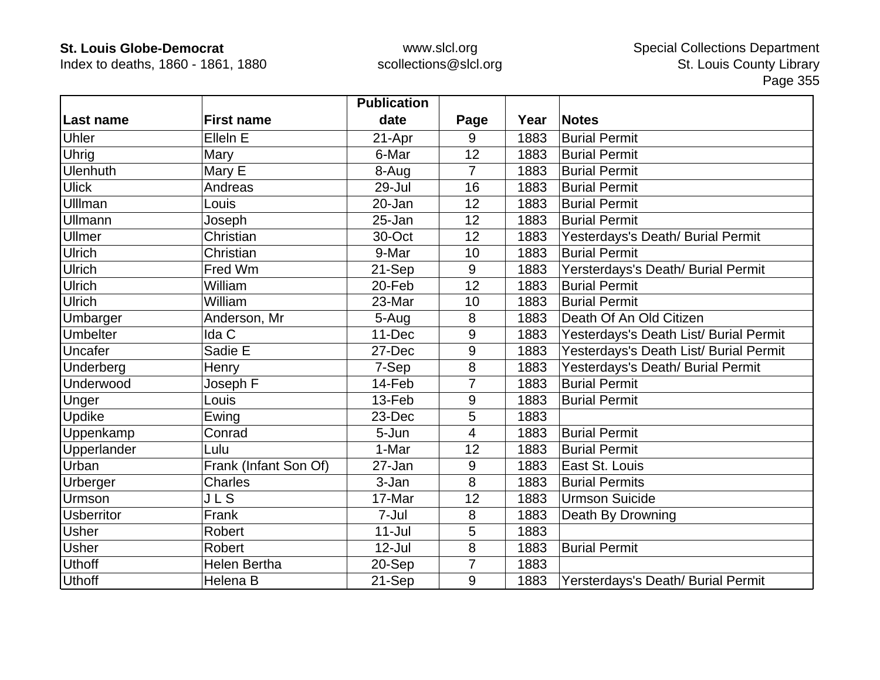| Last name | First name | Publication date | Page | Year | Notes |
|---|---|---|---|---|---|
| Uhler | Elleln E | 21-Apr | 9 | 1883 | Burial Permit |
| Uhrig | Mary | 6-Mar | 12 | 1883 | Burial Permit |
| Ulenhuth | Mary E | 8-Aug | 7 | 1883 | Burial Permit |
| Ulick | Andreas | 29-Jul | 16 | 1883 | Burial Permit |
| Ulllman | Louis | 20-Jan | 12 | 1883 | Burial Permit |
| Ullmann | Joseph | 25-Jan | 12 | 1883 | Burial Permit |
| Ullmer | Christian | 30-Oct | 12 | 1883 | Yesterdays's Death/ Burial Permit |
| Ulrich | Christian | 9-Mar | 10 | 1883 | Burial Permit |
| Ulrich | Fred Wm | 21-Sep | 9 | 1883 | Yersterdays's Death/ Burial Permit |
| Ulrich | William | 20-Feb | 12 | 1883 | Burial Permit |
| Ulrich | William | 23-Mar | 10 | 1883 | Burial Permit |
| Umbarger | Anderson, Mr | 5-Aug | 8 | 1883 | Death Of An Old Citizen |
| Umbelter | Ida C | 11-Dec | 9 | 1883 | Yesterdays's Death List/ Burial Permit |
| Uncafer | Sadie E | 27-Dec | 9 | 1883 | Yesterdays's Death List/ Burial Permit |
| Underberg | Henry | 7-Sep | 8 | 1883 | Yesterdays's Death/ Burial Permit |
| Underwood | Joseph F | 14-Feb | 7 | 1883 | Burial Permit |
| Unger | Louis | 13-Feb | 9 | 1883 | Burial Permit |
| Updike | Ewing | 23-Dec | 5 | 1883 | |
| Uppenkamp | Conrad | 5-Jun | 4 | 1883 | Burial Permit |
| Upperlander | Lulu | 1-Mar | 12 | 1883 | Burial Permit |
| Urban | Frank (Infant Son Of) | 27-Jan | 9 | 1883 | East St. Louis |
| Urberger | Charles | 3-Jan | 8 | 1883 | Burial Permits |
| Urmson | J L S | 17-Mar | 12 | 1883 | Urmson Suicide |
| Usberritor | Frank | 7-Jul | 8 | 1883 | Death By Drowning |
| Usher | Robert | 11-Jul | 5 | 1883 | |
| Usher | Robert | 12-Jul | 8 | 1883 | Burial Permit |
| Uthoff | Helen Bertha | 20-Sep | 7 | 1883 | |
| Uthoff | Helena B | 21-Sep | 9 | 1883 | Yersterdays's Death/ Burial Permit |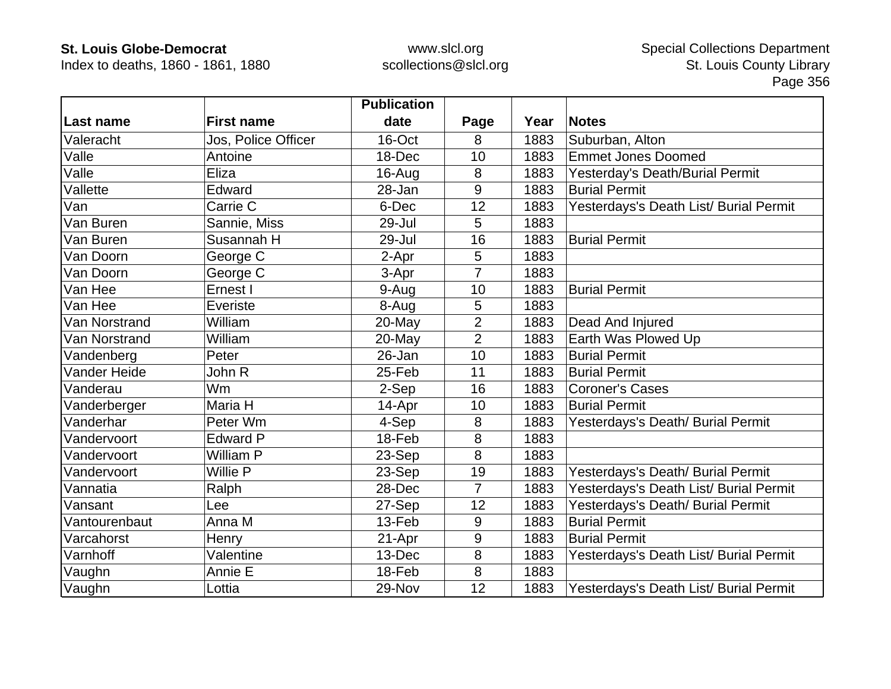| Last name | First name | Publication date | Page | Year | Notes |
|---|---|---|---|---|---|
| Valeracht | Jos, Police Officer | 16-Oct | 8 | 1883 | Suburban, Alton |
| Valle | Antoine | 18-Dec | 10 | 1883 | Emmet Jones Doomed |
| Valle | Eliza | 16-Aug | 8 | 1883 | Yesterday's Death/Burial Permit |
| Vallette | Edward | 28-Jan | 9 | 1883 | Burial Permit |
| Van | Carrie C | 6-Dec | 12 | 1883 | Yesterdays's Death List/ Burial Permit |
| Van Buren | Sannie, Miss | 29-Jul | 5 | 1883 | |
| Van Buren | Susannah H | 29-Jul | 16 | 1883 | Burial Permit |
| Van Doorn | George C | 2-Apr | 5 | 1883 | |
| Van Doorn | George C | 3-Apr | 7 | 1883 | |
| Van Hee | Ernest I | 9-Aug | 10 | 1883 | Burial Permit |
| Van Hee | Everiste | 8-Aug | 5 | 1883 | |
| Van Norstrand | William | 20-May | 2 | 1883 | Dead And Injured |
| Van Norstrand | William | 20-May | 2 | 1883 | Earth Was Plowed Up |
| Vandenberg | Peter | 26-Jan | 10 | 1883 | Burial Permit |
| Vander Heide | John R | 25-Feb | 11 | 1883 | Burial Permit |
| Vanderau | Wm | 2-Sep | 16 | 1883 | Coroner's Cases |
| Vanderberger | Maria H | 14-Apr | 10 | 1883 | Burial Permit |
| Vanderhar | Peter Wm | 4-Sep | 8 | 1883 | Yesterdays's Death/ Burial Permit |
| Vandervoort | Edward P | 18-Feb | 8 | 1883 | |
| Vandervoort | William P | 23-Sep | 8 | 1883 | |
| Vandervoort | Willie P | 23-Sep | 19 | 1883 | Yesterdays's Death/ Burial Permit |
| Vannatia | Ralph | 28-Dec | 7 | 1883 | Yesterdays's Death List/ Burial Permit |
| Vansant | Lee | 27-Sep | 12 | 1883 | Yesterdays's Death/ Burial Permit |
| Vantourenbaut | Anna M | 13-Feb | 9 | 1883 | Burial Permit |
| Varcahorst | Henry | 21-Apr | 9 | 1883 | Burial Permit |
| Varnhoff | Valentine | 13-Dec | 8 | 1883 | Yesterdays's Death List/ Burial Permit |
| Vaughn | Annie E | 18-Feb | 8 | 1883 | |
| Vaughn | Lottia | 29-Nov | 12 | 1883 | Yesterdays's Death List/ Burial Permit |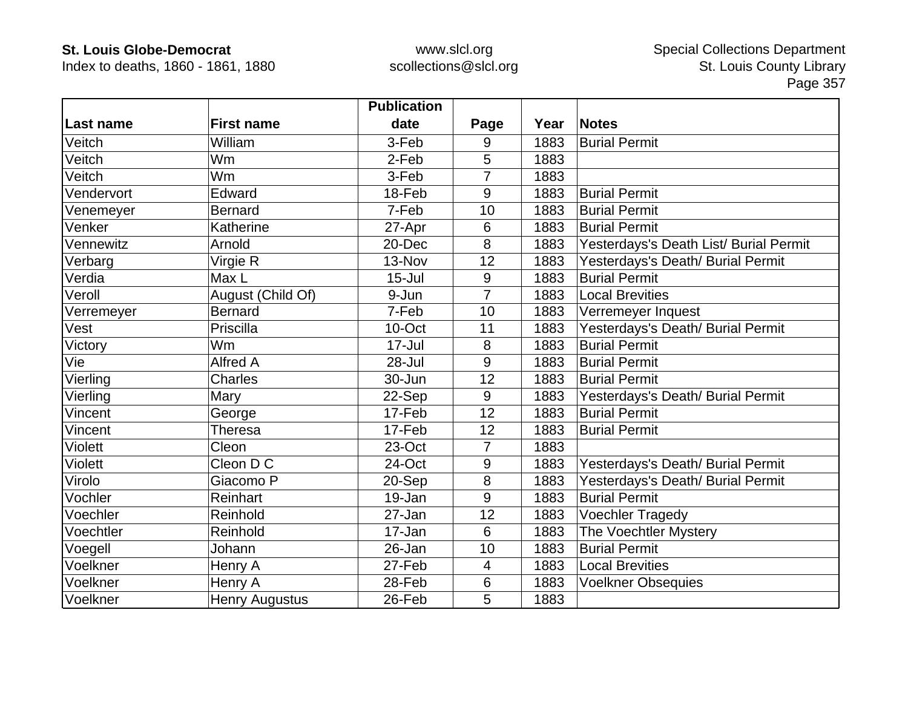| Last name | First name | Publication date | Page | Year | Notes |
|---|---|---|---|---|---|
| Veitch | William | 3-Feb | 9 | 1883 | Burial Permit |
| Veitch | Wm | 2-Feb | 5 | 1883 | |
| Veitch | Wm | 3-Feb | 7 | 1883 | |
| Vendervort | Edward | 18-Feb | 9 | 1883 | Burial Permit |
| Venemeyer | Bernard | 7-Feb | 10 | 1883 | Burial Permit |
| Venker | Katherine | 27-Apr | 6 | 1883 | Burial Permit |
| Vennewitz | Arnold | 20-Dec | 8 | 1883 | Yesterdays's Death List/ Burial Permit |
| Verbarg | Virgie R | 13-Nov | 12 | 1883 | Yesterdays's Death/ Burial Permit |
| Verdia | Max L | 15-Jul | 9 | 1883 | Burial Permit |
| Veroll | August (Child Of) | 9-Jun | 7 | 1883 | Local Brevities |
| Verremeyer | Bernard | 7-Feb | 10 | 1883 | Verremeyer Inquest |
| Vest | Priscilla | 10-Oct | 11 | 1883 | Yesterdays's Death/ Burial Permit |
| Victory | Wm | 17-Jul | 8 | 1883 | Burial Permit |
| Vie | Alfred A | 28-Jul | 9 | 1883 | Burial Permit |
| Vierling | Charles | 30-Jun | 12 | 1883 | Burial Permit |
| Vierling | Mary | 22-Sep | 9 | 1883 | Yesterdays's Death/ Burial Permit |
| Vincent | George | 17-Feb | 12 | 1883 | Burial Permit |
| Vincent | Theresa | 17-Feb | 12 | 1883 | Burial Permit |
| Violett | Cleon | 23-Oct | 7 | 1883 | |
| Violett | Cleon D C | 24-Oct | 9 | 1883 | Yesterdays's Death/ Burial Permit |
| Virolo | Giacomo P | 20-Sep | 8 | 1883 | Yesterdays's Death/ Burial Permit |
| Vochler | Reinhart | 19-Jan | 9 | 1883 | Burial Permit |
| Voechler | Reinhold | 27-Jan | 12 | 1883 | Voechler Tragedy |
| Voechtler | Reinhold | 17-Jan | 6 | 1883 | The Voechtler Mystery |
| Voegell | Johann | 26-Jan | 10 | 1883 | Burial Permit |
| Voelkner | Henry A | 27-Feb | 4 | 1883 | Local Brevities |
| Voelkner | Henry A | 28-Feb | 6 | 1883 | Voelkner Obsequies |
| Voelkner | Henry Augustus | 26-Feb | 5 | 1883 | |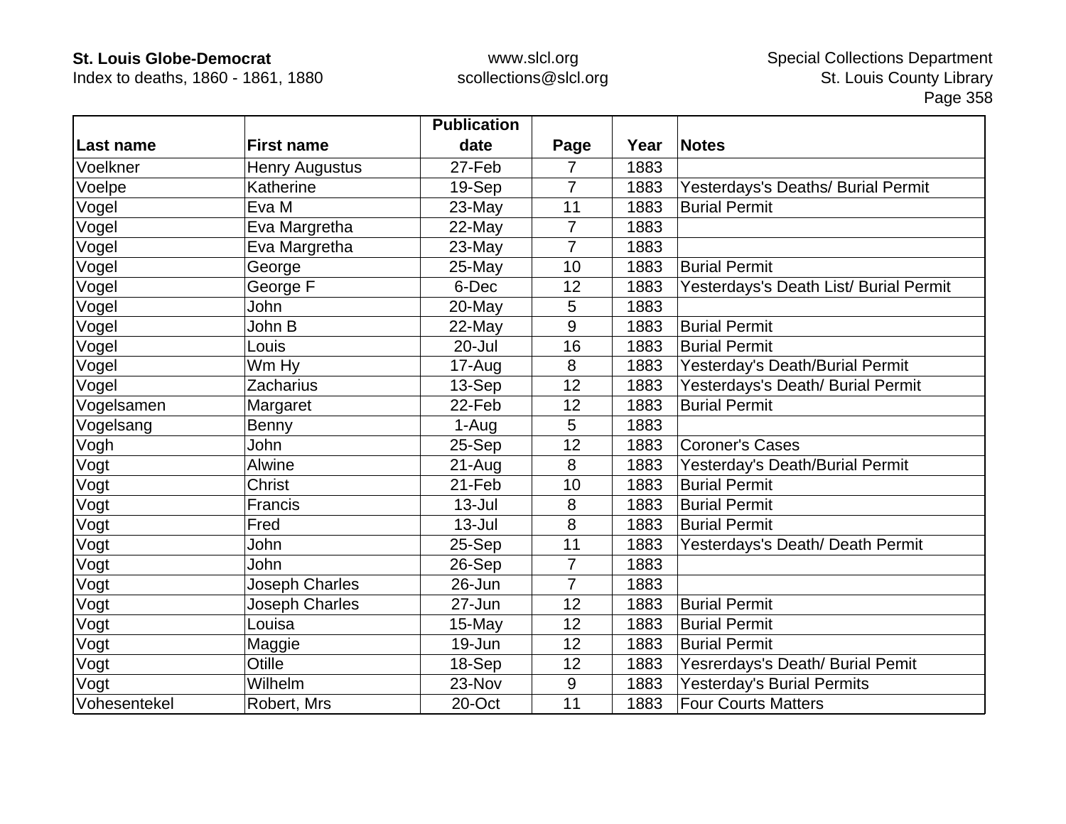| Last name | First name | Publication date | Page | Year | Notes |
|---|---|---|---|---|---|
| Voelkner | Henry Augustus | 27-Feb | 7 | 1883 | |
| Voelpe | Katherine | 19-Sep | 7 | 1883 | Yesterdays's Deaths/ Burial Permit |
| Vogel | Eva M | 23-May | 11 | 1883 | Burial Permit |
| Vogel | Eva Margretha | 22-May | 7 | 1883 | |
| Vogel | Eva Margretha | 23-May | 7 | 1883 | |
| Vogel | George | 25-May | 10 | 1883 | Burial Permit |
| Vogel | George F | 6-Dec | 12 | 1883 | Yesterdays's Death List/ Burial Permit |
| Vogel | John | 20-May | 5 | 1883 | |
| Vogel | John B | 22-May | 9 | 1883 | Burial Permit |
| Vogel | Louis | 20-Jul | 16 | 1883 | Burial Permit |
| Vogel | Wm Hy | 17-Aug | 8 | 1883 | Yesterday's Death/Burial Permit |
| Vogel | Zacharius | 13-Sep | 12 | 1883 | Yesterdays's Death/ Burial Permit |
| Vogelsamen | Margaret | 22-Feb | 12 | 1883 | Burial Permit |
| Vogelsang | Benny | 1-Aug | 5 | 1883 | |
| Vogh | John | 25-Sep | 12 | 1883 | Coroner's Cases |
| Vogt | Alwine | 21-Aug | 8 | 1883 | Yesterday's Death/Burial Permit |
| Vogt | Christ | 21-Feb | 10 | 1883 | Burial Permit |
| Vogt | Francis | 13-Jul | 8 | 1883 | Burial Permit |
| Vogt | Fred | 13-Jul | 8 | 1883 | Burial Permit |
| Vogt | John | 25-Sep | 11 | 1883 | Yesterdays's Death/ Death Permit |
| Vogt | John | 26-Sep | 7 | 1883 | |
| Vogt | Joseph Charles | 26-Jun | 7 | 1883 | |
| Vogt | Joseph Charles | 27-Jun | 12 | 1883 | Burial Permit |
| Vogt | Louisa | 15-May | 12 | 1883 | Burial Permit |
| Vogt | Maggie | 19-Jun | 12 | 1883 | Burial Permit |
| Vogt | Otille | 18-Sep | 12 | 1883 | Yesrerdays's Death/ Burial Pemit |
| Vogt | Wilhelm | 23-Nov | 9 | 1883 | Yesterday's Burial Permits |
| Vohesentekel | Robert, Mrs | 20-Oct | 11 | 1883 | Four Courts Matters |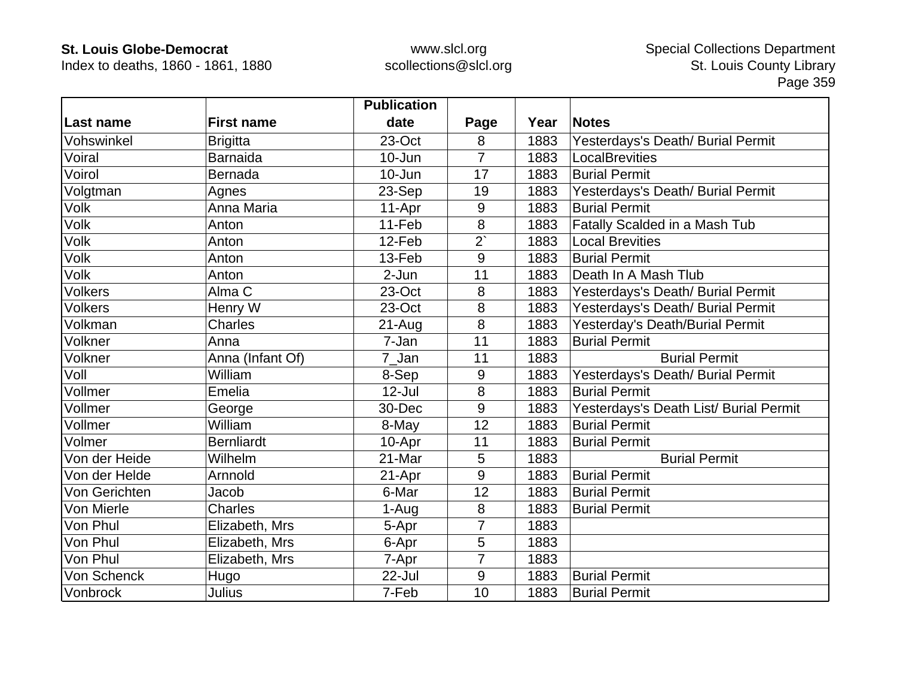| Last name | First name | Publication date | Page | Year | Notes |
|---|---|---|---|---|---|
| Vohswinkel | Brigitta | 23-Oct | 8 | 1883 | Yesterdays's Death/ Burial Permit |
| Voiral | Barnaida | 10-Jun | 7 | 1883 | LocalBrevities |
| Voirol | Bernada | 10-Jun | 17 | 1883 | Burial Permit |
| Volgtman | Agnes | 23-Sep | 19 | 1883 | Yesterdays's Death/ Burial Permit |
| Volk | Anna Maria | 11-Apr | 9 | 1883 | Burial Permit |
| Volk | Anton | 11-Feb | 8 | 1883 | Fatally Scalded in a Mash Tub |
| Volk | Anton | 12-Feb | 2` | 1883 | Local Brevities |
| Volk | Anton | 13-Feb | 9 | 1883 | Burial Permit |
| Volk | Anton | 2-Jun | 11 | 1883 | Death In A Mash Tlub |
| Volkers | Alma C | 23-Oct | 8 | 1883 | Yesterdays's Death/ Burial Permit |
| Volkers | Henry W | 23-Oct | 8 | 1883 | Yesterdays's Death/ Burial Permit |
| Volkman | Charles | 21-Aug | 8 | 1883 | Yesterday's Death/Burial Permit |
| Volkner | Anna | 7-Jan | 11 | 1883 | Burial Permit |
| Volkner | Anna (Infant Of) | 7_Jan | 11 | 1883 | Burial Permit |
| Voll | William | 8-Sep | 9 | 1883 | Yesterdays's Death/ Burial Permit |
| Vollmer | Emelia | 12-Jul | 8 | 1883 | Burial Permit |
| Vollmer | George | 30-Dec | 9 | 1883 | Yesterdays's Death List/ Burial Permit |
| Vollmer | William | 8-May | 12 | 1883 | Burial Permit |
| Volmer | Bernliardt | 10-Apr | 11 | 1883 | Burial Permit |
| Von der Heide | Wilhelm | 21-Mar | 5 | 1883 | Burial Permit |
| Von der Helde | Arnnold | 21-Apr | 9 | 1883 | Burial Permit |
| Von Gerichten | Jacob | 6-Mar | 12 | 1883 | Burial Permit |
| Von Mierle | Charles | 1-Aug | 8 | 1883 | Burial Permit |
| Von Phul | Elizabeth, Mrs | 5-Apr | 7 | 1883 | |
| Von Phul | Elizabeth, Mrs | 6-Apr | 5 | 1883 | |
| Von Phul | Elizabeth, Mrs | 7-Apr | 7 | 1883 | |
| Von Schenck | Hugo | 22-Jul | 9 | 1883 | Burial Permit |
| Vonbrock | Julius | 7-Feb | 10 | 1883 | Burial Permit |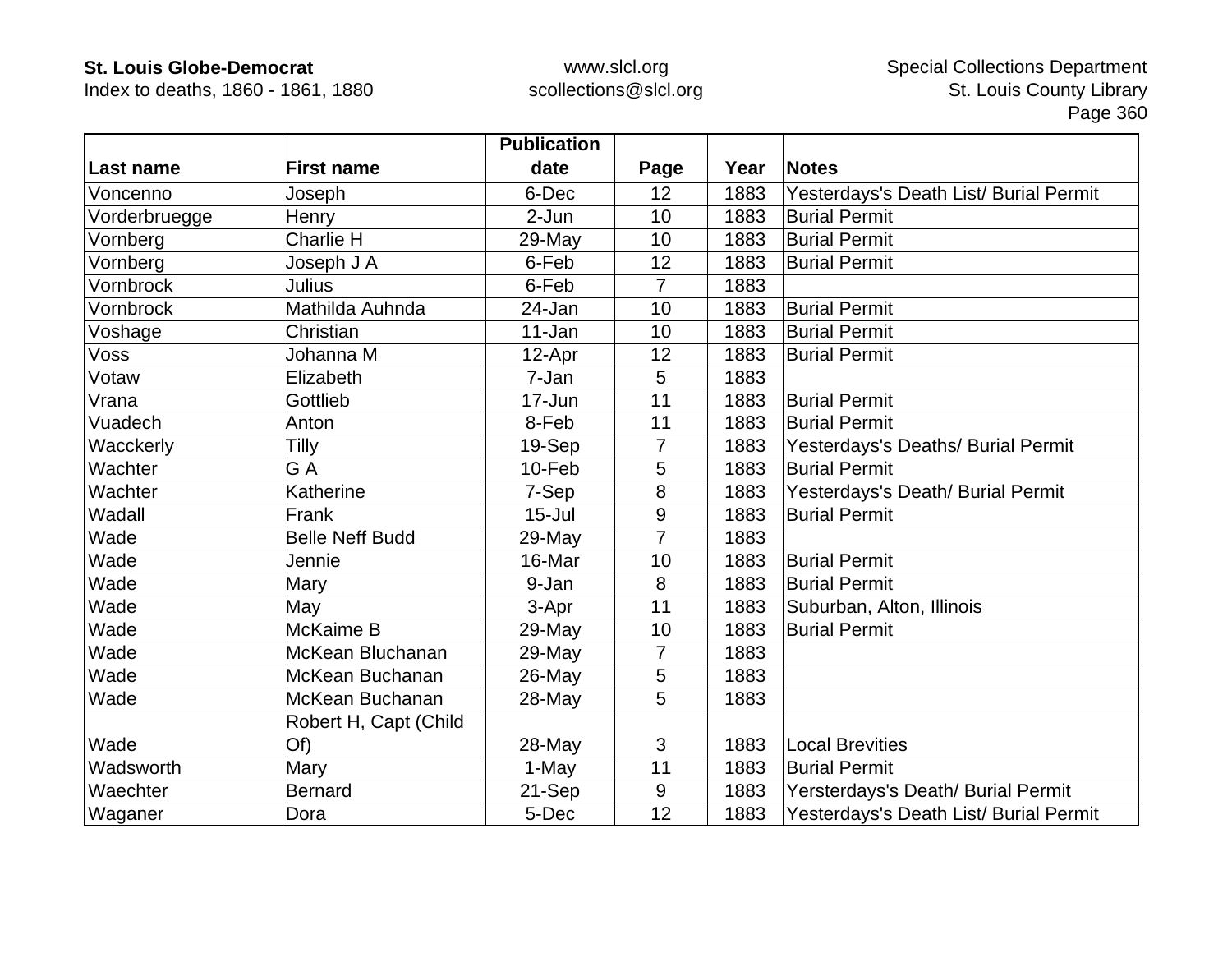| Last name | First name | Publication date | Page | Year | Notes |
|---|---|---|---|---|---|
| Voncenno | Joseph | 6-Dec | 12 | 1883 | Yesterdays's Death List/ Burial Permit |
| Vorderbruegge | Henry | 2-Jun | 10 | 1883 | Burial Permit |
| Vornberg | Charlie H | 29-May | 10 | 1883 | Burial Permit |
| Vornberg | Joseph J A | 6-Feb | 12 | 1883 | Burial Permit |
| Vornbrock | Julius | 6-Feb | 7 | 1883 | |
| Vornbrock | Mathilda Auhnda | 24-Jan | 10 | 1883 | Burial Permit |
| Voshage | Christian | 11-Jan | 10 | 1883 | Burial Permit |
| Voss | Johanna M | 12-Apr | 12 | 1883 | Burial Permit |
| Votaw | Elizabeth | 7-Jan | 5 | 1883 | |
| Vrana | Gottlieb | 17-Jun | 11 | 1883 | Burial Permit |
| Vuadech | Anton | 8-Feb | 11 | 1883 | Burial Permit |
| Wacckerly | Tilly | 19-Sep | 7 | 1883 | Yesterdays's Deaths/ Burial Permit |
| Wachter | G A | 10-Feb | 5 | 1883 | Burial Permit |
| Wachter | Katherine | 7-Sep | 8 | 1883 | Yesterdays's Death/ Burial Permit |
| Wadall | Frank | 15-Jul | 9 | 1883 | Burial Permit |
| Wade | Belle Neff Budd | 29-May | 7 | 1883 | |
| Wade | Jennie | 16-Mar | 10 | 1883 | Burial Permit |
| Wade | Mary | 9-Jan | 8 | 1883 | Burial Permit |
| Wade | May | 3-Apr | 11 | 1883 | Suburban, Alton, Illinois |
| Wade | McKaime B | 29-May | 10 | 1883 | Burial Permit |
| Wade | McKean Bluchanan | 29-May | 7 | 1883 | |
| Wade | McKean Buchanan | 26-May | 5 | 1883 | |
| Wade | McKean Buchanan | 28-May | 5 | 1883 | |
| Wade | Robert H, Capt (Child Of) | 28-May | 3 | 1883 | Local Brevities |
| Wadsworth | Mary | 1-May | 11 | 1883 | Burial Permit |
| Waechter | Bernard | 21-Sep | 9 | 1883 | Yersterdays's Death/ Burial Permit |
| Waganer | Dora | 5-Dec | 12 | 1883 | Yesterdays's Death List/ Burial Permit |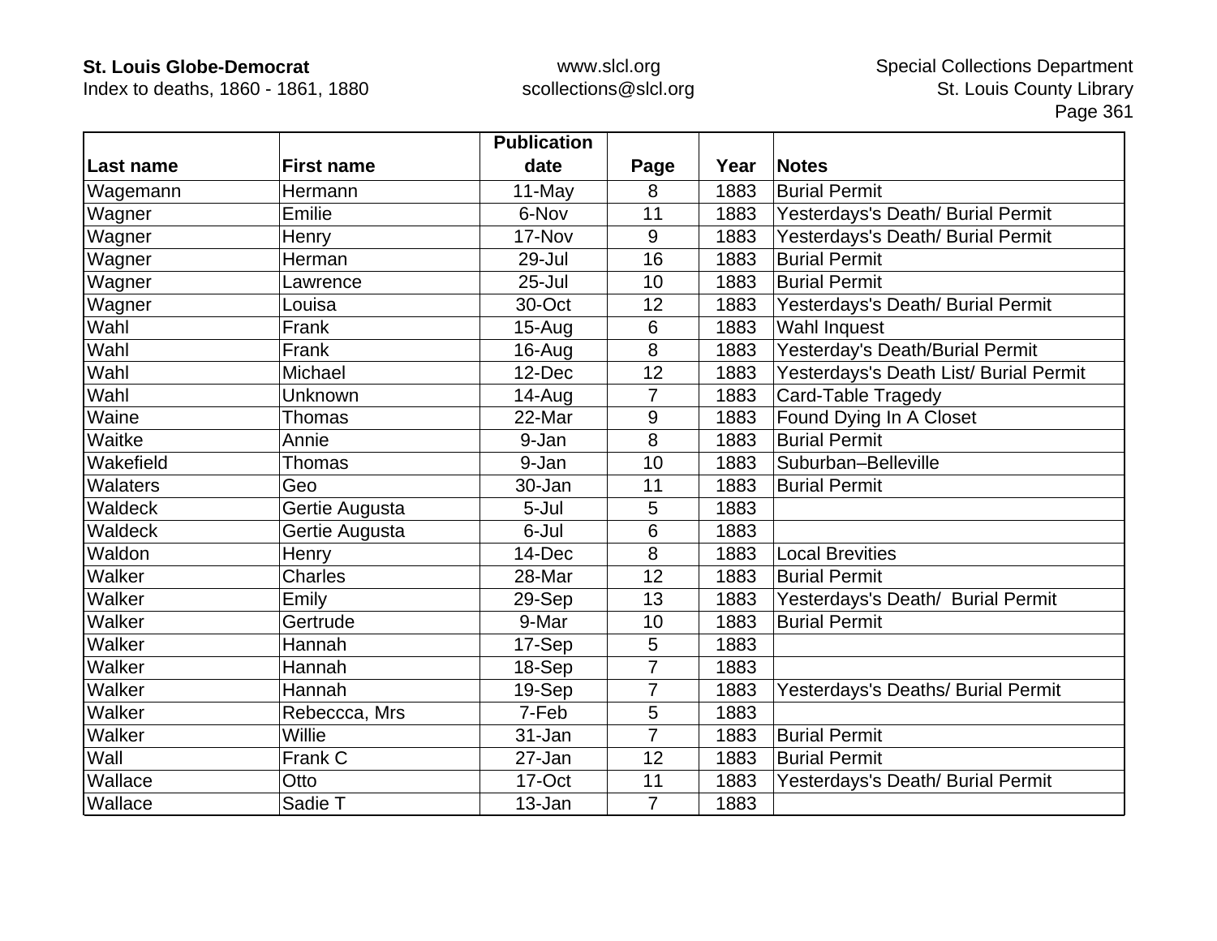| Last name | First name | Publication date | Page | Year | Notes |
|---|---|---|---|---|---|
| Wagemann | Hermann | 11-May | 8 | 1883 | Burial Permit |
| Wagner | Emilie | 6-Nov | 11 | 1883 | Yesterdays's Death/ Burial Permit |
| Wagner | Henry | 17-Nov | 9 | 1883 | Yesterdays's Death/ Burial Permit |
| Wagner | Herman | 29-Jul | 16 | 1883 | Burial Permit |
| Wagner | Lawrence | 25-Jul | 10 | 1883 | Burial Permit |
| Wagner | Louisa | 30-Oct | 12 | 1883 | Yesterdays's Death/ Burial Permit |
| Wahl | Frank | 15-Aug | 6 | 1883 | Wahl Inquest |
| Wahl | Frank | 16-Aug | 8 | 1883 | Yesterday's Death/Burial Permit |
| Wahl | Michael | 12-Dec | 12 | 1883 | Yesterdays's Death List/ Burial Permit |
| Wahl | Unknown | 14-Aug | 7 | 1883 | Card-Table Tragedy |
| Waine | Thomas | 22-Mar | 9 | 1883 | Found Dying In A Closet |
| Waitke | Annie | 9-Jan | 8 | 1883 | Burial Permit |
| Wakefield | Thomas | 9-Jan | 10 | 1883 | Suburban–Belleville |
| Walaters | Geo | 30-Jan | 11 | 1883 | Burial Permit |
| Waldeck | Gertie Augusta | 5-Jul | 5 | 1883 | |
| Waldeck | Gertie Augusta | 6-Jul | 6 | 1883 | |
| Waldon | Henry | 14-Dec | 8 | 1883 | Local Brevities |
| Walker | Charles | 28-Mar | 12 | 1883 | Burial Permit |
| Walker | Emily | 29-Sep | 13 | 1883 | Yesterdays's Death/ Burial Permit |
| Walker | Gertrude | 9-Mar | 10 | 1883 | Burial Permit |
| Walker | Hannah | 17-Sep | 5 | 1883 | |
| Walker | Hannah | 18-Sep | 7 | 1883 | |
| Walker | Hannah | 19-Sep | 7 | 1883 | Yesterdays's Deaths/ Burial Permit |
| Walker | Rebeccca, Mrs | 7-Feb | 5 | 1883 | |
| Walker | Willie | 31-Jan | 7 | 1883 | Burial Permit |
| Wall | Frank C | 27-Jan | 12 | 1883 | Burial Permit |
| Wallace | Otto | 17-Oct | 11 | 1883 | Yesterdays's Death/ Burial Permit |
| Wallace | Sadie T | 13-Jan | 7 | 1883 | |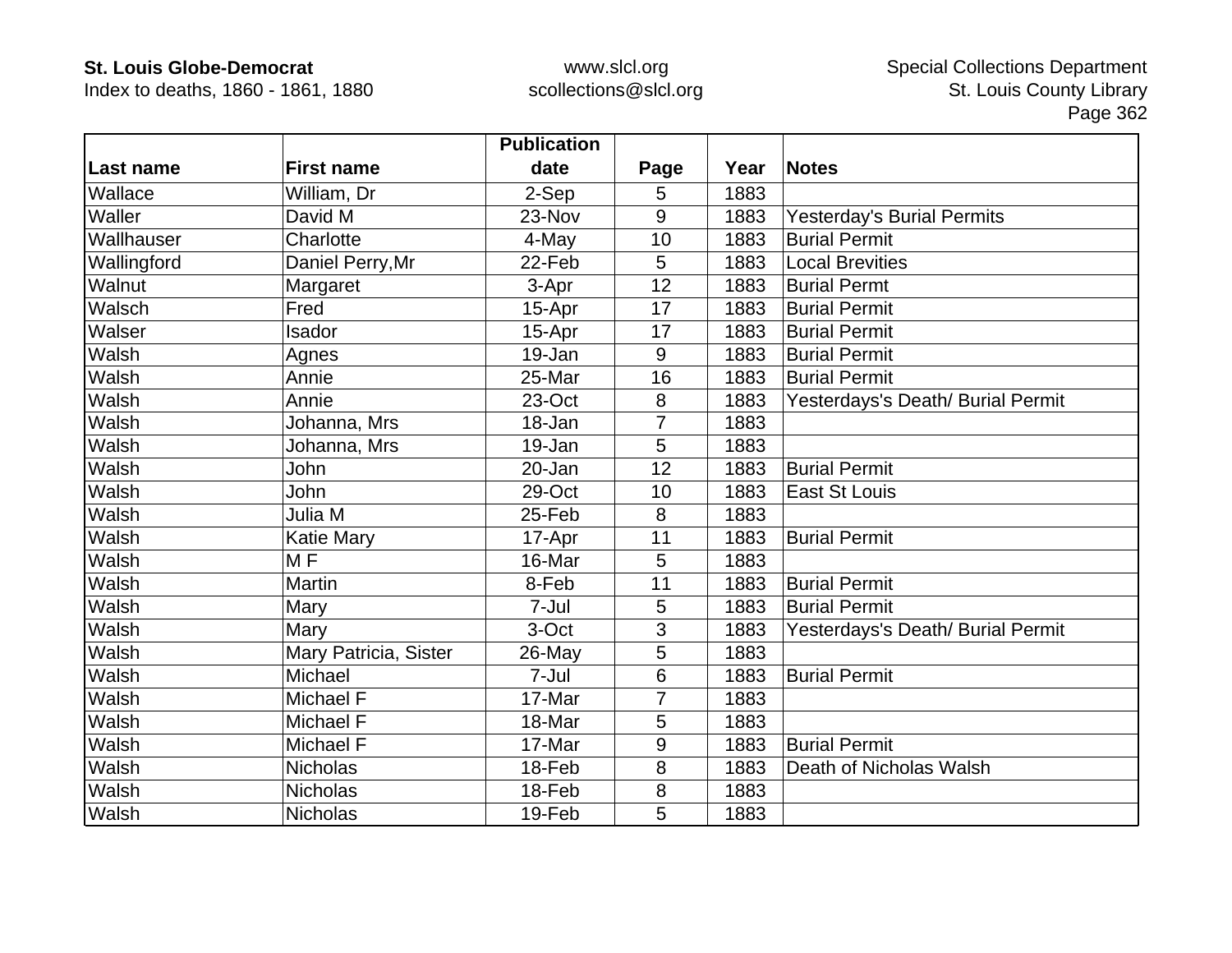| Last name | First name | Publication date | Page | Year | Notes |
|---|---|---|---|---|---|
| Wallace | William, Dr | 2-Sep | 5 | 1883 | |
| Waller | David M | 23-Nov | 9 | 1883 | Yesterday's Burial Permits |
| Wallhauser | Charlotte | 4-May | 10 | 1883 | Burial Permit |
| Wallingford | Daniel Perry,Mr | 22-Feb | 5 | 1883 | Local Brevities |
| Walnut | Margaret | 3-Apr | 12 | 1883 | Burial Permt |
| Walsch | Fred | 15-Apr | 17 | 1883 | Burial Permit |
| Walser | Isador | 15-Apr | 17 | 1883 | Burial Permit |
| Walsh | Agnes | 19-Jan | 9 | 1883 | Burial Permit |
| Walsh | Annie | 25-Mar | 16 | 1883 | Burial Permit |
| Walsh | Annie | 23-Oct | 8 | 1883 | Yesterdays's Death/ Burial Permit |
| Walsh | Johanna, Mrs | 18-Jan | 7 | 1883 | |
| Walsh | Johanna, Mrs | 19-Jan | 5 | 1883 | |
| Walsh | John | 20-Jan | 12 | 1883 | Burial Permit |
| Walsh | John | 29-Oct | 10 | 1883 | East St Louis |
| Walsh | Julia M | 25-Feb | 8 | 1883 | |
| Walsh | Katie Mary | 17-Apr | 11 | 1883 | Burial Permit |
| Walsh | M F | 16-Mar | 5 | 1883 | |
| Walsh | Martin | 8-Feb | 11 | 1883 | Burial Permit |
| Walsh | Mary | 7-Jul | 5 | 1883 | Burial Permit |
| Walsh | Mary | 3-Oct | 3 | 1883 | Yesterdays's Death/ Burial Permit |
| Walsh | Mary Patricia, Sister | 26-May | 5 | 1883 | |
| Walsh | Michael | 7-Jul | 6 | 1883 | Burial Permit |
| Walsh | Michael F | 17-Mar | 7 | 1883 | |
| Walsh | Michael F | 18-Mar | 5 | 1883 | |
| Walsh | Michael F | 17-Mar | 9 | 1883 | Burial Permit |
| Walsh | Nicholas | 18-Feb | 8 | 1883 | Death of Nicholas Walsh |
| Walsh | Nicholas | 18-Feb | 8 | 1883 | |
| Walsh | Nicholas | 19-Feb | 5 | 1883 | |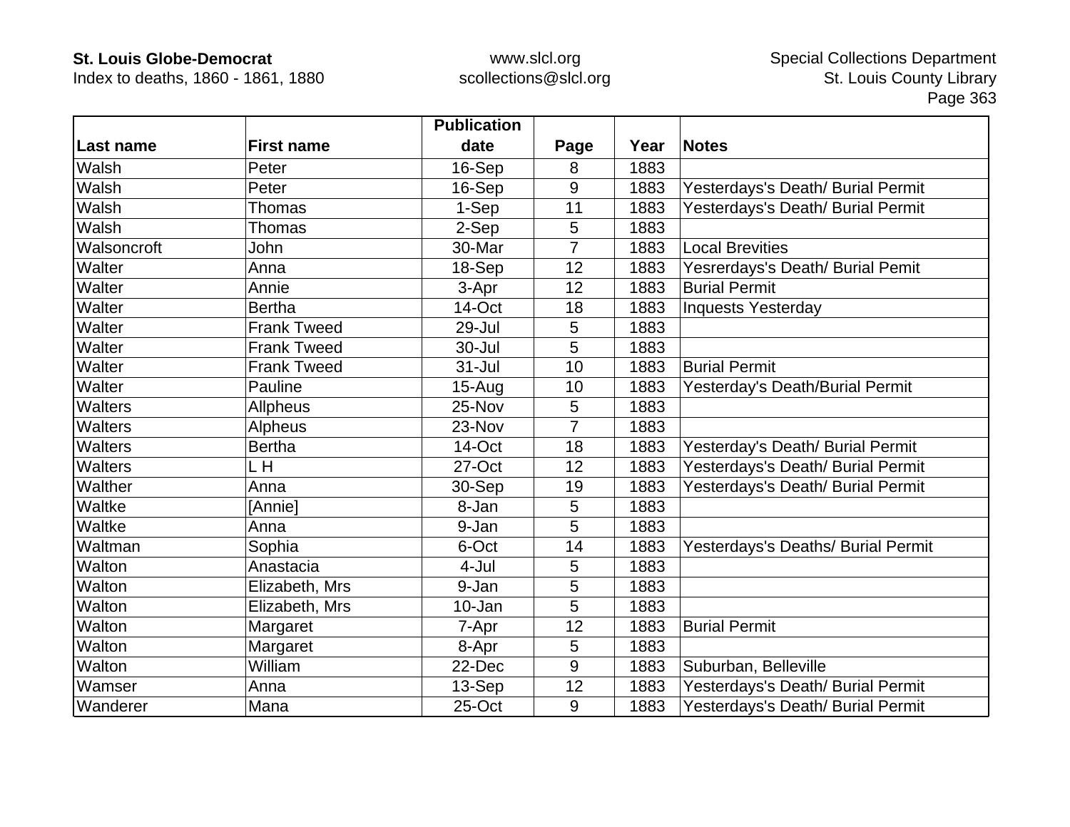| Last name | First name | Publication date | Page | Year | Notes |
|---|---|---|---|---|---|
| Walsh | Peter | 16-Sep | 8 | 1883 | |
| Walsh | Peter | 16-Sep | 9 | 1883 | Yesterdays's Death/ Burial Permit |
| Walsh | Thomas | 1-Sep | 11 | 1883 | Yesterdays's Death/ Burial Permit |
| Walsh | Thomas | 2-Sep | 5 | 1883 | |
| Walsoncroft | John | 30-Mar | 7 | 1883 | Local Brevities |
| Walter | Anna | 18-Sep | 12 | 1883 | Yesrerdays's Death/ Burial Pemit |
| Walter | Annie | 3-Apr | 12 | 1883 | Burial Permit |
| Walter | Bertha | 14-Oct | 18 | 1883 | Inquests Yesterday |
| Walter | Frank Tweed | 29-Jul | 5 | 1883 | |
| Walter | Frank Tweed | 30-Jul | 5 | 1883 | |
| Walter | Frank Tweed | 31-Jul | 10 | 1883 | Burial Permit |
| Walter | Pauline | 15-Aug | 10 | 1883 | Yesterday's Death/Burial Permit |
| Walters | Allpheus | 25-Nov | 5 | 1883 | |
| Walters | Alpheus | 23-Nov | 7 | 1883 | |
| Walters | Bertha | 14-Oct | 18 | 1883 | Yesterday's Death/ Burial Permit |
| Walters | L H | 27-Oct | 12 | 1883 | Yesterdays's Death/ Burial Permit |
| Walther | Anna | 30-Sep | 19 | 1883 | Yesterdays's Death/ Burial Permit |
| Waltke | [Annie] | 8-Jan | 5 | 1883 | |
| Waltke | Anna | 9-Jan | 5 | 1883 | |
| Waltman | Sophia | 6-Oct | 14 | 1883 | Yesterdays's Deaths/ Burial Permit |
| Walton | Anastacia | 4-Jul | 5 | 1883 | |
| Walton | Elizabeth, Mrs | 9-Jan | 5 | 1883 | |
| Walton | Elizabeth, Mrs | 10-Jan | 5 | 1883 | |
| Walton | Margaret | 7-Apr | 12 | 1883 | Burial Permit |
| Walton | Margaret | 8-Apr | 5 | 1883 | |
| Walton | William | 22-Dec | 9 | 1883 | Suburban, Belleville |
| Wamser | Anna | 13-Sep | 12 | 1883 | Yesterdays's Death/ Burial Permit |
| Wanderer | Mana | 25-Oct | 9 | 1883 | Yesterdays's Death/ Burial Permit |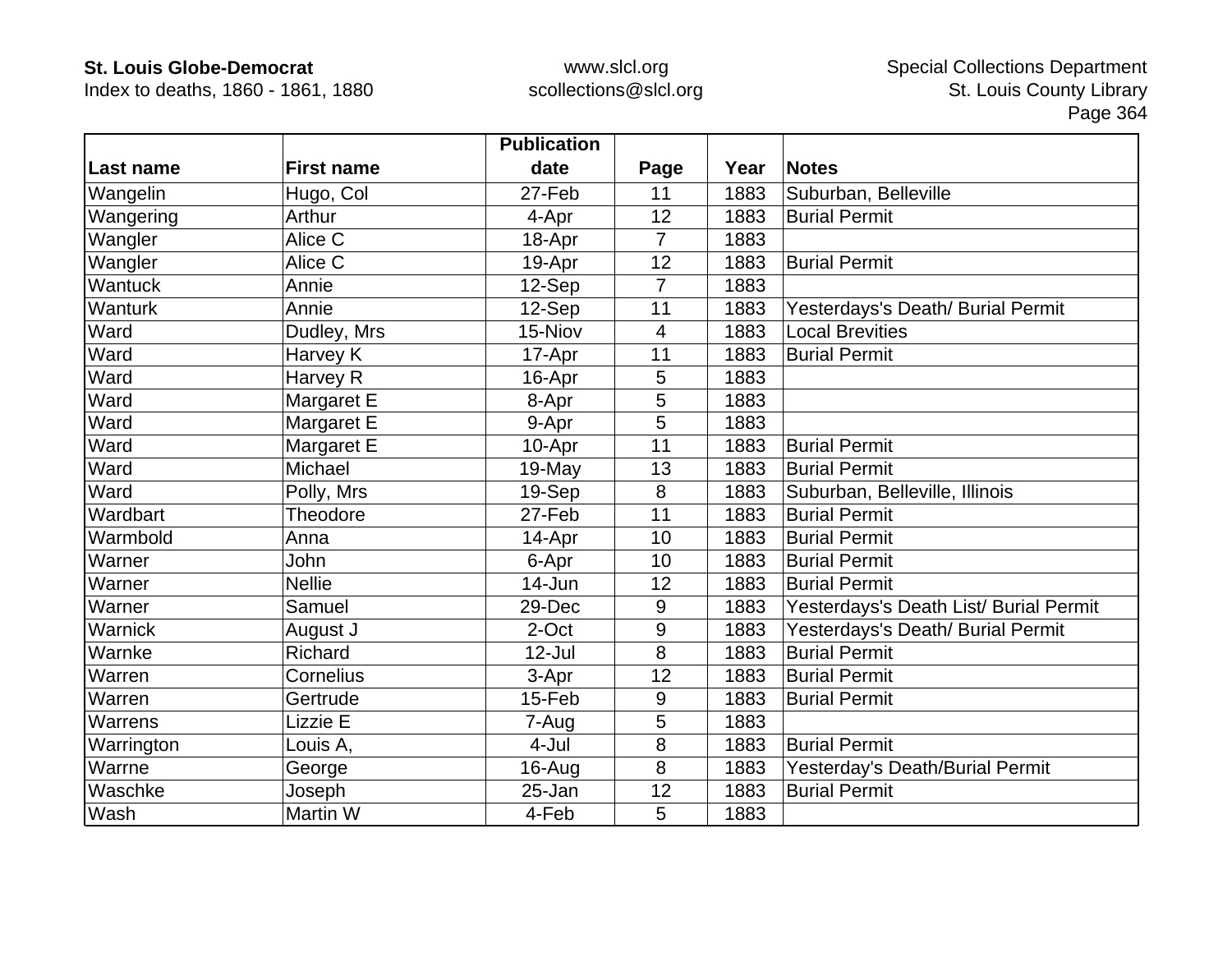| Last name | First name | Publication date | Page | Year | Notes |
|---|---|---|---|---|---|
| Wangelin | Hugo, Col | 27-Feb | 11 | 1883 | Suburban, Belleville |
| Wangering | Arthur | 4-Apr | 12 | 1883 | Burial Permit |
| Wangler | Alice C | 18-Apr | 7 | 1883 | |
| Wangler | Alice C | 19-Apr | 12 | 1883 | Burial Permit |
| Wantuck | Annie | 12-Sep | 7 | 1883 | |
| Wanturk | Annie | 12-Sep | 11 | 1883 | Yesterdays's Death/ Burial Permit |
| Ward | Dudley, Mrs | 15-Niov | 4 | 1883 | Local Brevities |
| Ward | Harvey K | 17-Apr | 11 | 1883 | Burial Permit |
| Ward | Harvey R | 16-Apr | 5 | 1883 | |
| Ward | Margaret E | 8-Apr | 5 | 1883 | |
| Ward | Margaret E | 9-Apr | 5 | 1883 | |
| Ward | Margaret E | 10-Apr | 11 | 1883 | Burial Permit |
| Ward | Michael | 19-May | 13 | 1883 | Burial Permit |
| Ward | Polly, Mrs | 19-Sep | 8 | 1883 | Suburban, Belleville, Illinois |
| Wardbart | Theodore | 27-Feb | 11 | 1883 | Burial Permit |
| Warmbold | Anna | 14-Apr | 10 | 1883 | Burial Permit |
| Warner | John | 6-Apr | 10 | 1883 | Burial Permit |
| Warner | Nellie | 14-Jun | 12 | 1883 | Burial Permit |
| Warner | Samuel | 29-Dec | 9 | 1883 | Yesterdays's Death List/ Burial Permit |
| Warnick | August J | 2-Oct | 9 | 1883 | Yesterdays's Death/ Burial Permit |
| Warnke | Richard | 12-Jul | 8 | 1883 | Burial Permit |
| Warren | Cornelius | 3-Apr | 12 | 1883 | Burial Permit |
| Warren | Gertrude | 15-Feb | 9 | 1883 | Burial Permit |
| Warrens | Lizzie E | 7-Aug | 5 | 1883 | |
| Warrington | Louis A, | 4-Jul | 8 | 1883 | Burial Permit |
| Warrne | George | 16-Aug | 8 | 1883 | Yesterday's Death/Burial Permit |
| Waschke | Joseph | 25-Jan | 12 | 1883 | Burial Permit |
| Wash | Martin W | 4-Feb | 5 | 1883 | |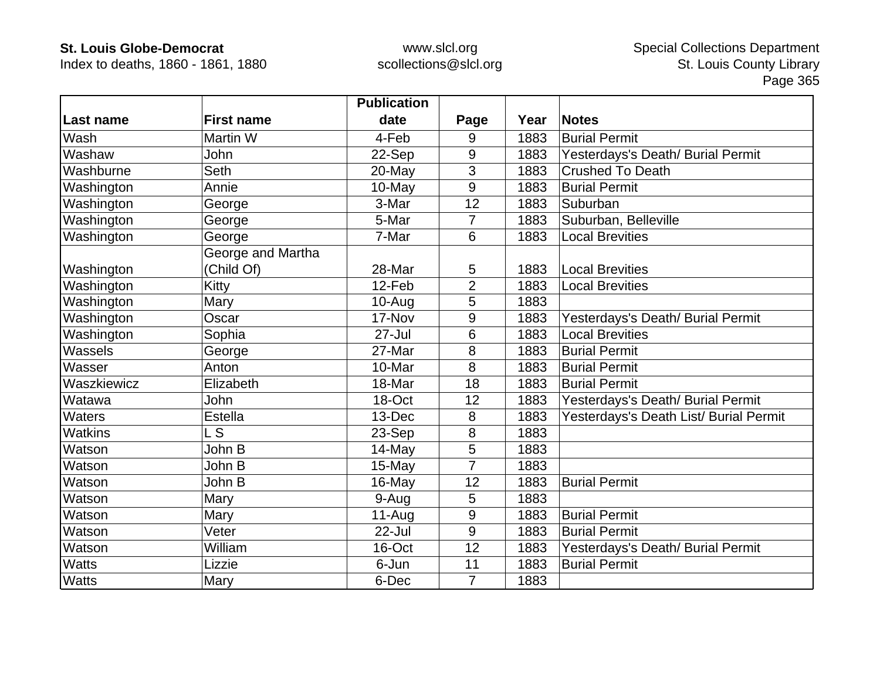| Last name | First name | Publication date | Page | Year | Notes |
|---|---|---|---|---|---|
| Wash | Martin W | 4-Feb | 9 | 1883 | Burial Permit |
| Washaw | John | 22-Sep | 9 | 1883 | Yesterdays's Death/ Burial Permit |
| Washburne | Seth | 20-May | 3 | 1883 | Crushed To Death |
| Washington | Annie | 10-May | 9 | 1883 | Burial Permit |
| Washington | George | 3-Mar | 12 | 1883 | Suburban |
| Washington | George | 5-Mar | 7 | 1883 | Suburban, Belleville |
| Washington | George | 7-Mar | 6 | 1883 | Local Brevities |
| Washington | George and Martha (Child Of) | 28-Mar | 5 | 1883 | Local Brevities |
| Washington | Kitty | 12-Feb | 2 | 1883 | Local Brevities |
| Washington | Mary | 10-Aug | 5 | 1883 | |
| Washington | Oscar | 17-Nov | 9 | 1883 | Yesterdays's Death/ Burial Permit |
| Washington | Sophia | 27-Jul | 6 | 1883 | Local Brevities |
| Wassels | George | 27-Mar | 8 | 1883 | Burial Permit |
| Wasser | Anton | 10-Mar | 8 | 1883 | Burial Permit |
| Waszkiewicz | Elizabeth | 18-Mar | 18 | 1883 | Burial Permit |
| Watawa | John | 18-Oct | 12 | 1883 | Yesterdays's Death/ Burial Permit |
| Waters | Estella | 13-Dec | 8 | 1883 | Yesterdays's Death List/ Burial Permit |
| Watkins | L S | 23-Sep | 8 | 1883 | |
| Watson | John B | 14-May | 5 | 1883 | |
| Watson | John B | 15-May | 7 | 1883 | |
| Watson | John B | 16-May | 12 | 1883 | Burial Permit |
| Watson | Mary | 9-Aug | 5 | 1883 | |
| Watson | Mary | 11-Aug | 9 | 1883 | Burial Permit |
| Watson | Veter | 22-Jul | 9 | 1883 | Burial Permit |
| Watson | William | 16-Oct | 12 | 1883 | Yesterdays's Death/ Burial Permit |
| Watts | Lizzie | 6-Jun | 11 | 1883 | Burial Permit |
| Watts | Mary | 6-Dec | 7 | 1883 | |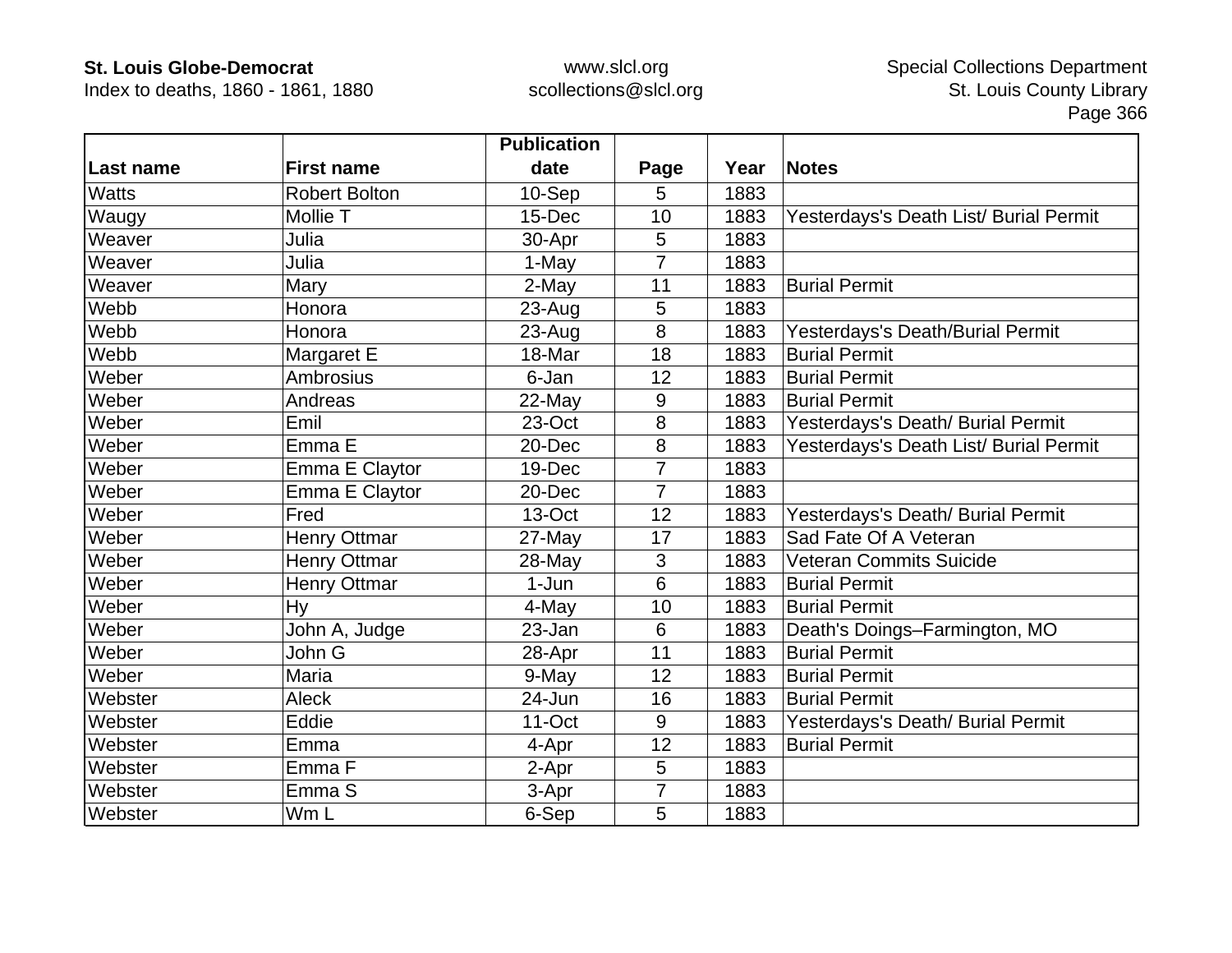| Last name | First name | Publication date | Page | Year | Notes |
|---|---|---|---|---|---|
| Watts | Robert Bolton | 10-Sep | 5 | 1883 | |
| Waugy | Mollie T | 15-Dec | 10 | 1883 | Yesterdays's Death List/ Burial Permit |
| Weaver | Julia | 30-Apr | 5 | 1883 | |
| Weaver | Julia | 1-May | 7 | 1883 | |
| Weaver | Mary | 2-May | 11 | 1883 | Burial Permit |
| Webb | Honora | 23-Aug | 5 | 1883 | |
| Webb | Honora | 23-Aug | 8 | 1883 | Yesterdays's Death/Burial Permit |
| Webb | Margaret E | 18-Mar | 18 | 1883 | Burial Permit |
| Weber | Ambrosius | 6-Jan | 12 | 1883 | Burial Permit |
| Weber | Andreas | 22-May | 9 | 1883 | Burial Permit |
| Weber | Emil | 23-Oct | 8 | 1883 | Yesterdays's Death/ Burial Permit |
| Weber | Emma E | 20-Dec | 8 | 1883 | Yesterdays's Death List/ Burial Permit |
| Weber | Emma E Claytor | 19-Dec | 7 | 1883 | |
| Weber | Emma E Claytor | 20-Dec | 7 | 1883 | |
| Weber | Fred | 13-Oct | 12 | 1883 | Yesterdays's Death/ Burial Permit |
| Weber | Henry Ottmar | 27-May | 17 | 1883 | Sad Fate Of A Veteran |
| Weber | Henry Ottmar | 28-May | 3 | 1883 | Veteran Commits Suicide |
| Weber | Henry Ottmar | 1-Jun | 6 | 1883 | Burial Permit |
| Weber | Hy | 4-May | 10 | 1883 | Burial Permit |
| Weber | John A, Judge | 23-Jan | 6 | 1883 | Death's Doings–Farmington, MO |
| Weber | John G | 28-Apr | 11 | 1883 | Burial Permit |
| Weber | Maria | 9-May | 12 | 1883 | Burial Permit |
| Webster | Aleck | 24-Jun | 16 | 1883 | Burial Permit |
| Webster | Eddie | 11-Oct | 9 | 1883 | Yesterdays's Death/ Burial Permit |
| Webster | Emma | 4-Apr | 12 | 1883 | Burial Permit |
| Webster | Emma F | 2-Apr | 5 | 1883 | |
| Webster | Emma S | 3-Apr | 7 | 1883 | |
| Webster | Wm L | 6-Sep | 5 | 1883 | |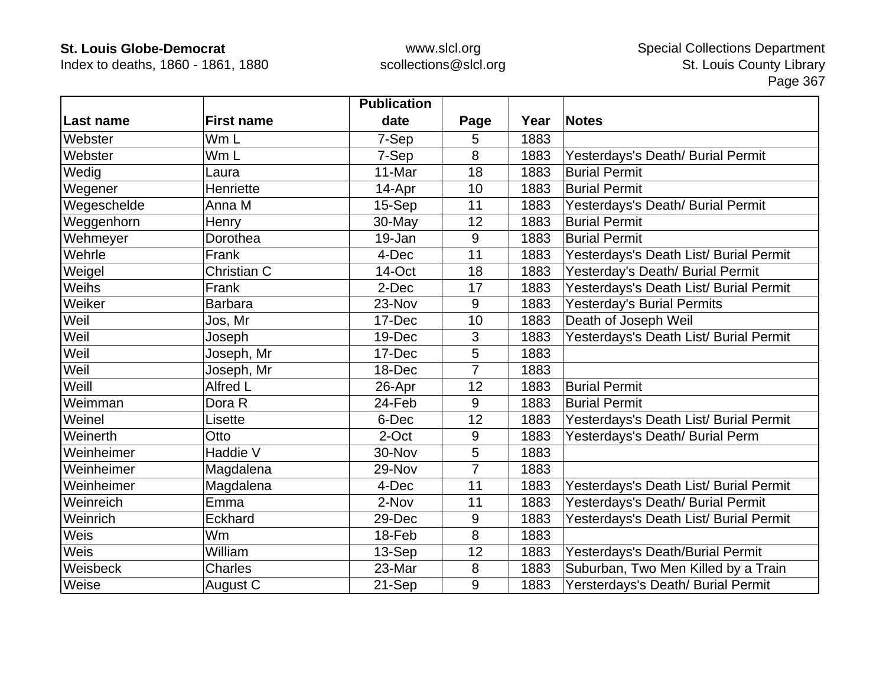| Last name | First name | Publication date | Page | Year | Notes |
|---|---|---|---|---|---|
| Webster | Wm L | 7-Sep | 5 | 1883 | |
| Webster | Wm L | 7-Sep | 8 | 1883 | Yesterdays's Death/ Burial Permit |
| Wedig | Laura | 11-Mar | 18 | 1883 | Burial Permit |
| Wegener | Henriette | 14-Apr | 10 | 1883 | Burial Permit |
| Wegeschelde | Anna M | 15-Sep | 11 | 1883 | Yesterdays's Death/ Burial Permit |
| Weggenhorn | Henry | 30-May | 12 | 1883 | Burial Permit |
| Wehmeyer | Dorothea | 19-Jan | 9 | 1883 | Burial Permit |
| Wehrle | Frank | 4-Dec | 11 | 1883 | Yesterdays's Death List/ Burial Permit |
| Weigel | Christian C | 14-Oct | 18 | 1883 | Yesterday's Death/ Burial Permit |
| Weihs | Frank | 2-Dec | 17 | 1883 | Yesterdays's Death List/ Burial Permit |
| Weiker | Barbara | 23-Nov | 9 | 1883 | Yesterday's Burial Permits |
| Weil | Jos, Mr | 17-Dec | 10 | 1883 | Death of Joseph Weil |
| Weil | Joseph | 19-Dec | 3 | 1883 | Yesterdays's Death List/ Burial Permit |
| Weil | Joseph, Mr | 17-Dec | 5 | 1883 | |
| Weil | Joseph, Mr | 18-Dec | 7 | 1883 | |
| Weill | Alfred L | 26-Apr | 12 | 1883 | Burial Permit |
| Weimman | Dora R | 24-Feb | 9 | 1883 | Burial Permit |
| Weinel | Lisette | 6-Dec | 12 | 1883 | Yesterdays's Death List/ Burial Permit |
| Weinerth | Otto | 2-Oct | 9 | 1883 | Yesterdays's Death/ Burial Perm |
| Weinheimer | Haddie V | 30-Nov | 5 | 1883 | |
| Weinheimer | Magdalena | 29-Nov | 7 | 1883 | |
| Weinheimer | Magdalena | 4-Dec | 11 | 1883 | Yesterdays's Death List/ Burial Permit |
| Weinreich | Emma | 2-Nov | 11 | 1883 | Yesterdays's Death/ Burial Permit |
| Weinrich | Eckhard | 29-Dec | 9 | 1883 | Yesterdays's Death List/ Burial Permit |
| Weis | Wm | 18-Feb | 8 | 1883 | |
| Weis | William | 13-Sep | 12 | 1883 | Yesterdays's Death/Burial Permit |
| Weisbeck | Charles | 23-Mar | 8 | 1883 | Suburban, Two Men Killed by a Train |
| Weise | August C | 21-Sep | 9 | 1883 | Yersterdays's Death/ Burial Permit |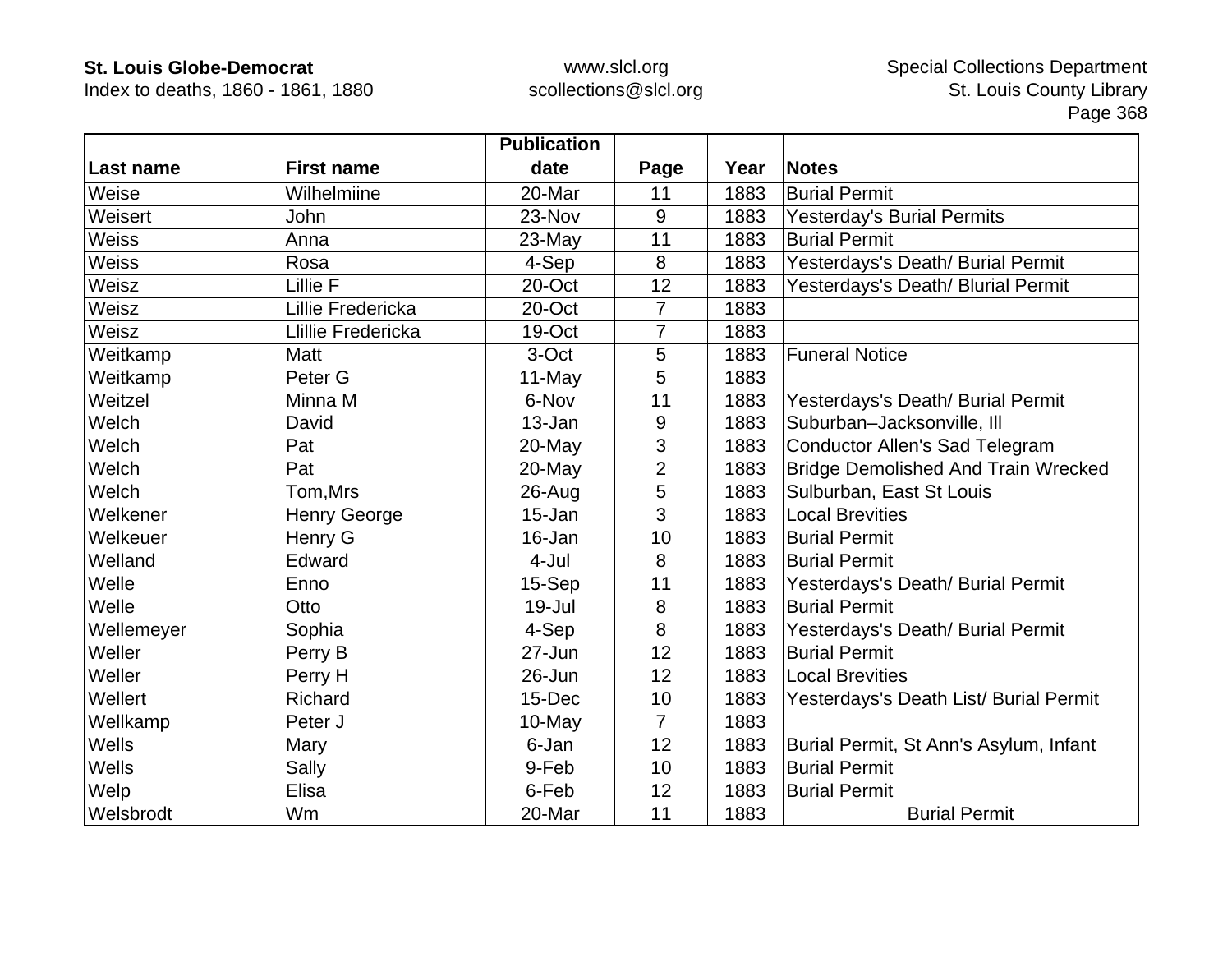| Last name | First name | Publication date | Page | Year | Notes |
|---|---|---|---|---|---|
| Weise | Wilhelmiine | 20-Mar | 11 | 1883 | Burial Permit |
| Weisert | John | 23-Nov | 9 | 1883 | Yesterday's Burial Permits |
| Weiss | Anna | 23-May | 11 | 1883 | Burial Permit |
| Weiss | Rosa | 4-Sep | 8 | 1883 | Yesterdays's Death/ Burial Permit |
| Weisz | Lillie F | 20-Oct | 12 | 1883 | Yesterdays's Death/ Blurial Permit |
| Weisz | Lillie Fredericka | 20-Oct | 7 | 1883 | |
| Weisz | Llillie Fredericka | 19-Oct | 7 | 1883 | |
| Weitkamp | Matt | 3-Oct | 5 | 1883 | Funeral Notice |
| Weitkamp | Peter G | 11-May | 5 | 1883 | |
| Weitzel | Minna M | 6-Nov | 11 | 1883 | Yesterdays's Death/ Burial Permit |
| Welch | David | 13-Jan | 9 | 1883 | Suburban–Jacksonville, Ill |
| Welch | Pat | 20-May | 3 | 1883 | Conductor Allen's Sad Telegram |
| Welch | Pat | 20-May | 2 | 1883 | Bridge Demolished And Train Wrecked |
| Welch | Tom,Mrs | 26-Aug | 5 | 1883 | Sulburban, East St Louis |
| Welkener | Henry George | 15-Jan | 3 | 1883 | Local Brevities |
| Welkeuer | Henry G | 16-Jan | 10 | 1883 | Burial Permit |
| Welland | Edward | 4-Jul | 8 | 1883 | Burial Permit |
| Welle | Enno | 15-Sep | 11 | 1883 | Yesterdays's Death/ Burial Permit |
| Welle | Otto | 19-Jul | 8 | 1883 | Burial Permit |
| Wellemeyer | Sophia | 4-Sep | 8 | 1883 | Yesterdays's Death/ Burial Permit |
| Weller | Perry B | 27-Jun | 12 | 1883 | Burial Permit |
| Weller | Perry H | 26-Jun | 12 | 1883 | Local Brevities |
| Wellert | Richard | 15-Dec | 10 | 1883 | Yesterdays's Death List/ Burial Permit |
| Wellkamp | Peter J | 10-May | 7 | 1883 | |
| Wells | Mary | 6-Jan | 12 | 1883 | Burial Permit, St Ann's Asylum, Infant |
| Wells | Sally | 9-Feb | 10 | 1883 | Burial Permit |
| Welp | Elisa | 6-Feb | 12 | 1883 | Burial Permit |
| Welsbrodt | Wm | 20-Mar | 11 | 1883 | Burial Permit |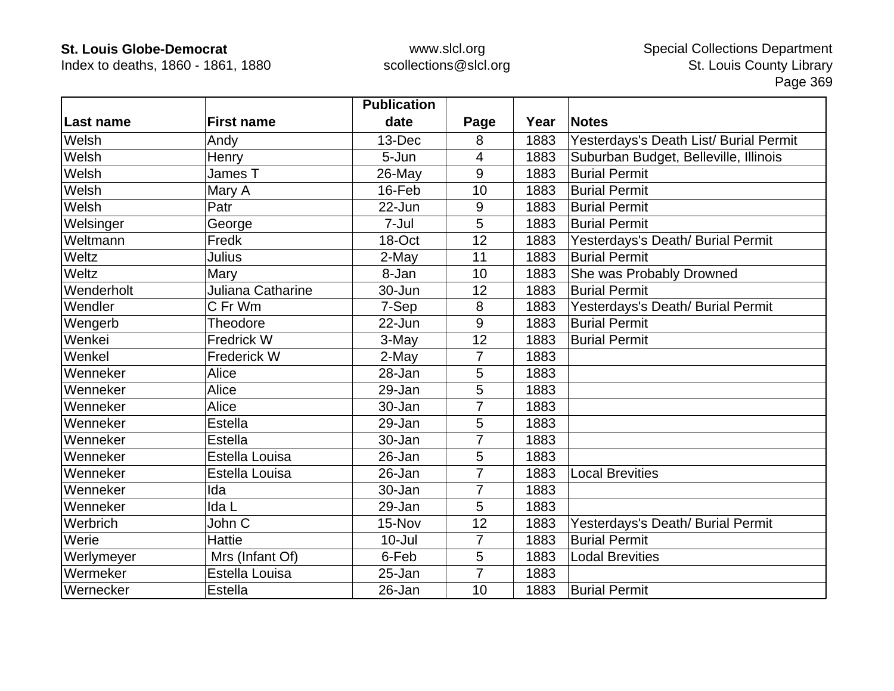| Last name | First name | Publication date | Page | Year | Notes |
|---|---|---|---|---|---|
| Welsh | Andy | 13-Dec | 8 | 1883 | Yesterdays's Death List/ Burial Permit |
| Welsh | Henry | 5-Jun | 4 | 1883 | Suburban Budget, Belleville, Illinois |
| Welsh | James T | 26-May | 9 | 1883 | Burial Permit |
| Welsh | Mary A | 16-Feb | 10 | 1883 | Burial Permit |
| Welsh | Patr | 22-Jun | 9 | 1883 | Burial Permit |
| Welsinger | George | 7-Jul | 5 | 1883 | Burial Permit |
| Weltmann | Fredk | 18-Oct | 12 | 1883 | Yesterdays's Death/ Burial Permit |
| Weltz | Julius | 2-May | 11 | 1883 | Burial Permit |
| Weltz | Mary | 8-Jan | 10 | 1883 | She was Probably Drowned |
| Wenderholt | Juliana Catharine | 30-Jun | 12 | 1883 | Burial Permit |
| Wendler | C Fr Wm | 7-Sep | 8 | 1883 | Yesterdays's Death/ Burial Permit |
| Wengerb | Theodore | 22-Jun | 9 | 1883 | Burial Permit |
| Wenkei | Fredrick W | 3-May | 12 | 1883 | Burial Permit |
| Wenkel | Frederick W | 2-May | 7 | 1883 | |
| Wenneker | Alice | 28-Jan | 5 | 1883 | |
| Wenneker | Alice | 29-Jan | 5 | 1883 | |
| Wenneker | Alice | 30-Jan | 7 | 1883 | |
| Wenneker | Estella | 29-Jan | 5 | 1883 | |
| Wenneker | Estella | 30-Jan | 7 | 1883 | |
| Wenneker | Estella Louisa | 26-Jan | 5 | 1883 | |
| Wenneker | Estella Louisa | 26-Jan | 7 | 1883 | Local Brevities |
| Wenneker | Ida | 30-Jan | 7 | 1883 | |
| Wenneker | Ida L | 29-Jan | 5 | 1883 | |
| Werbrich | John C | 15-Nov | 12 | 1883 | Yesterdays's Death/ Burial Permit |
| Werie | Hattie | 10-Jul | 7 | 1883 | Burial Permit |
| Werlymeyer | Mrs (Infant Of) | 6-Feb | 5 | 1883 | Lodal Brevities |
| Wermeker | Estella Louisa | 25-Jan | 7 | 1883 | |
| Wernecker | Estella | 26-Jan | 10 | 1883 | Burial Permit |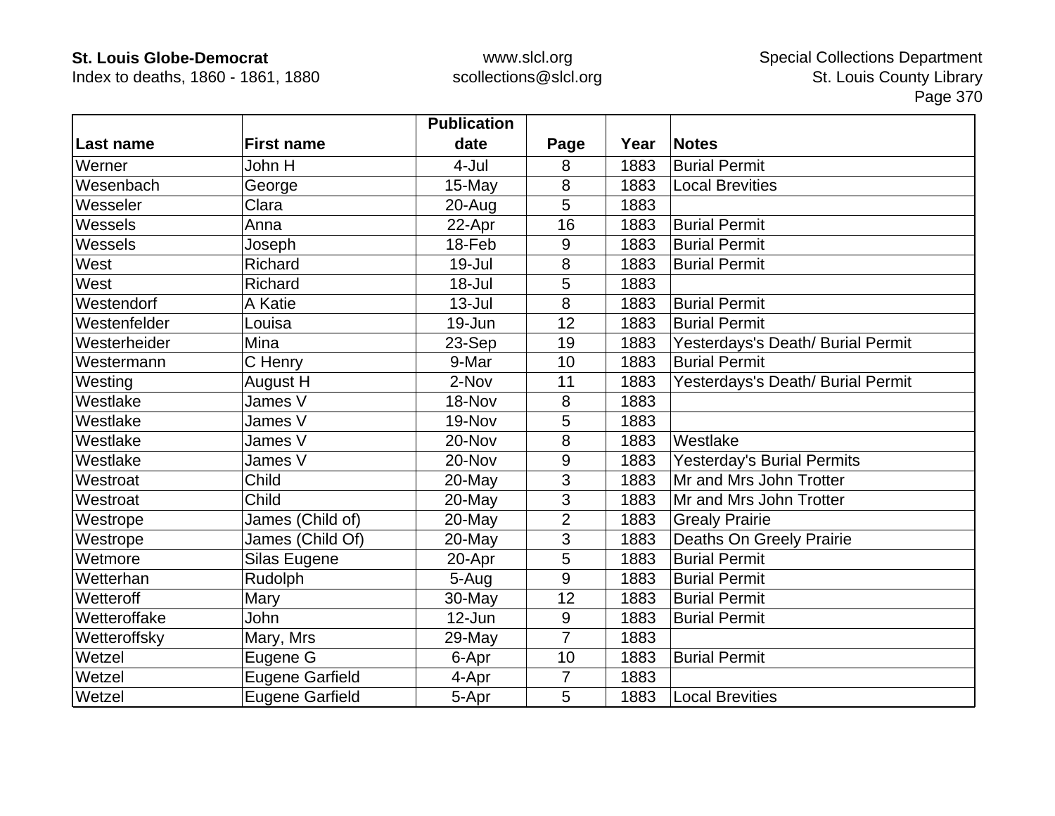| Last name | First name | Publication date | Page | Year | Notes |
|---|---|---|---|---|---|
| Werner | John H | 4-Jul | 8 | 1883 | Burial Permit |
| Wesenbach | George | 15-May | 8 | 1883 | Local Brevities |
| Wesseler | Clara | 20-Aug | 5 | 1883 | |
| Wessels | Anna | 22-Apr | 16 | 1883 | Burial Permit |
| Wessels | Joseph | 18-Feb | 9 | 1883 | Burial Permit |
| West | Richard | 19-Jul | 8 | 1883 | Burial Permit |
| West | Richard | 18-Jul | 5 | 1883 | |
| Westendorf | A Katie | 13-Jul | 8 | 1883 | Burial Permit |
| Westenfelder | Louisa | 19-Jun | 12 | 1883 | Burial Permit |
| Westerheider | Mina | 23-Sep | 19 | 1883 | Yesterdays's Death/ Burial Permit |
| Westermann | C Henry | 9-Mar | 10 | 1883 | Burial Permit |
| Westing | August H | 2-Nov | 11 | 1883 | Yesterdays's Death/ Burial Permit |
| Westlake | James V | 18-Nov | 8 | 1883 | |
| Westlake | James V | 19-Nov | 5 | 1883 | |
| Westlake | James V | 20-Nov | 8 | 1883 | Westlake |
| Westlake | James V | 20-Nov | 9 | 1883 | Yesterday's Burial Permits |
| Westroat | Child | 20-May | 3 | 1883 | Mr and Mrs John Trotter |
| Westroat | Child | 20-May | 3 | 1883 | Mr and Mrs John Trotter |
| Westrope | James (Child of) | 20-May | 2 | 1883 | Grealy Prairie |
| Westrope | James (Child Of) | 20-May | 3 | 1883 | Deaths On Greely Prairie |
| Wetmore | Silas Eugene | 20-Apr | 5 | 1883 | Burial Permit |
| Wetterhan | Rudolph | 5-Aug | 9 | 1883 | Burial Permit |
| Wetteroff | Mary | 30-May | 12 | 1883 | Burial Permit |
| Wetteroffake | John | 12-Jun | 9 | 1883 | Burial Permit |
| Wetteroffsky | Mary, Mrs | 29-May | 7 | 1883 | |
| Wetzel | Eugene G | 6-Apr | 10 | 1883 | Burial Permit |
| Wetzel | Eugene Garfield | 4-Apr | 7 | 1883 | |
| Wetzel | Eugene Garfield | 5-Apr | 5 | 1883 | Local Brevities |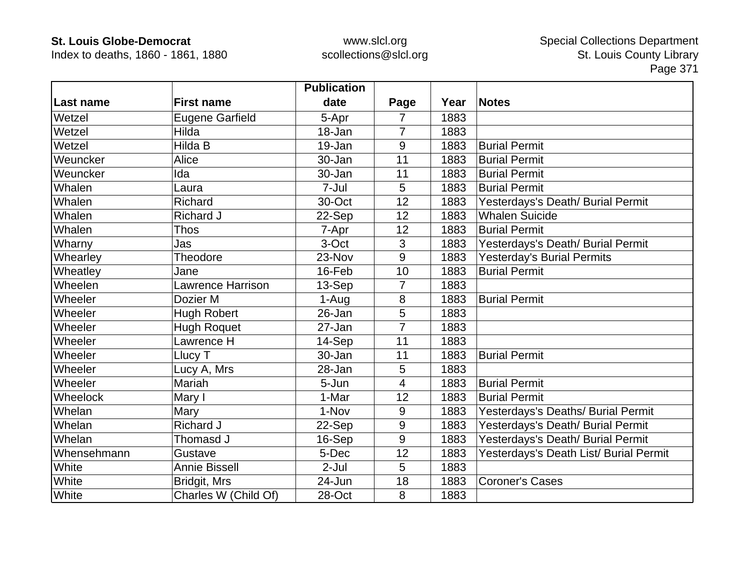| Last name | First name | Publication date | Page | Year | Notes |
|---|---|---|---|---|---|
| Wetzel | Eugene Garfield | 5-Apr | 7 | 1883 | |
| Wetzel | Hilda | 18-Jan | 7 | 1883 | |
| Wetzel | Hilda B | 19-Jan | 9 | 1883 | Burial Permit |
| Weuncker | Alice | 30-Jan | 11 | 1883 | Burial Permit |
| Weuncker | Ida | 30-Jan | 11 | 1883 | Burial Permit |
| Whalen | Laura | 7-Jul | 5 | 1883 | Burial Permit |
| Whalen | Richard | 30-Oct | 12 | 1883 | Yesterdays's Death/ Burial Permit |
| Whalen | Richard J | 22-Sep | 12 | 1883 | Whalen Suicide |
| Whalen | Thos | 7-Apr | 12 | 1883 | Burial Permit |
| Wharny | Jas | 3-Oct | 3 | 1883 | Yesterdays's Death/ Burial Permit |
| Whearley | Theodore | 23-Nov | 9 | 1883 | Yesterday's Burial Permits |
| Wheatley | Jane | 16-Feb | 10 | 1883 | Burial Permit |
| Wheelen | Lawrence Harrison | 13-Sep | 7 | 1883 | |
| Wheeler | Dozier M | 1-Aug | 8 | 1883 | Burial Permit |
| Wheeler | Hugh Robert | 26-Jan | 5 | 1883 | |
| Wheeler | Hugh Roquet | 27-Jan | 7 | 1883 | |
| Wheeler | Lawrence H | 14-Sep | 11 | 1883 | |
| Wheeler | Llucy T | 30-Jan | 11 | 1883 | Burial Permit |
| Wheeler | Lucy A, Mrs | 28-Jan | 5 | 1883 | |
| Wheeler | Mariah | 5-Jun | 4 | 1883 | Burial Permit |
| Wheelock | Mary I | 1-Mar | 12 | 1883 | Burial Permit |
| Whelan | Mary | 1-Nov | 9 | 1883 | Yesterdays's Deaths/ Burial Permit |
| Whelan | Richard J | 22-Sep | 9 | 1883 | Yesterdays's Death/ Burial Permit |
| Whelan | Thomasd J | 16-Sep | 9 | 1883 | Yesterdays's Death/ Burial Permit |
| Whensehmann | Gustave | 5-Dec | 12 | 1883 | Yesterdays's Death List/ Burial Permit |
| White | Annie Bissell | 2-Jul | 5 | 1883 | |
| White | Bridgit, Mrs | 24-Jun | 18 | 1883 | Coroner's Cases |
| White | Charles W (Child Of) | 28-Oct | 8 | 1883 | |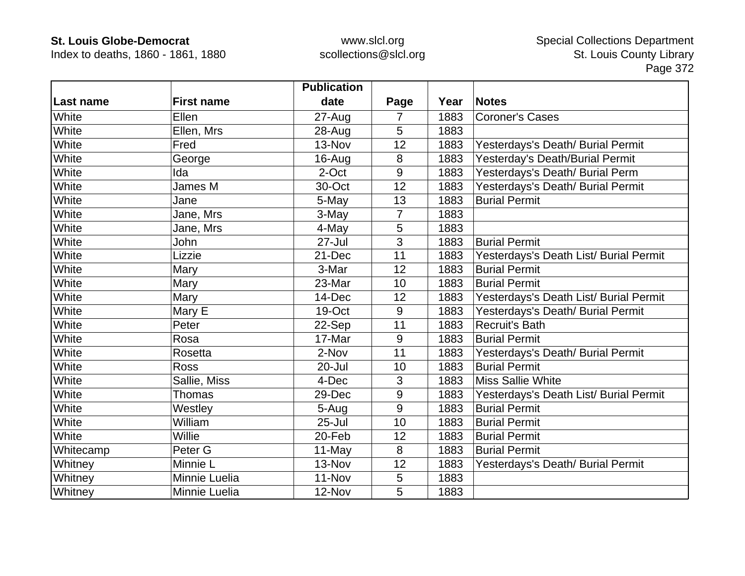| Last name | First name | Publication date | Page | Year | Notes |
|---|---|---|---|---|---|
| White | Ellen | 27-Aug | 7 | 1883 | Coroner's Cases |
| White | Ellen, Mrs | 28-Aug | 5 | 1883 | |
| White | Fred | 13-Nov | 12 | 1883 | Yesterdays's Death/ Burial Permit |
| White | George | 16-Aug | 8 | 1883 | Yesterday's Death/Burial Permit |
| White | Ida | 2-Oct | 9 | 1883 | Yesterdays's Death/ Burial Perm |
| White | James M | 30-Oct | 12 | 1883 | Yesterdays's Death/ Burial Permit |
| White | Jane | 5-May | 13 | 1883 | Burial Permit |
| White | Jane, Mrs | 3-May | 7 | 1883 | |
| White | Jane, Mrs | 4-May | 5 | 1883 | |
| White | John | 27-Jul | 3 | 1883 | Burial Permit |
| White | Lizzie | 21-Dec | 11 | 1883 | Yesterdays's Death List/ Burial Permit |
| White | Mary | 3-Mar | 12 | 1883 | Burial Permit |
| White | Mary | 23-Mar | 10 | 1883 | Burial Permit |
| White | Mary | 14-Dec | 12 | 1883 | Yesterdays's Death List/ Burial Permit |
| White | Mary E | 19-Oct | 9 | 1883 | Yesterdays's Death/ Burial Permit |
| White | Peter | 22-Sep | 11 | 1883 | Recruit's Bath |
| White | Rosa | 17-Mar | 9 | 1883 | Burial Permit |
| White | Rosetta | 2-Nov | 11 | 1883 | Yesterdays's Death/ Burial Permit |
| White | Ross | 20-Jul | 10 | 1883 | Burial Permit |
| White | Sallie, Miss | 4-Dec | 3 | 1883 | Miss Sallie White |
| White | Thomas | 29-Dec | 9 | 1883 | Yesterdays's Death List/ Burial Permit |
| White | Westley | 5-Aug | 9 | 1883 | Burial Permit |
| White | William | 25-Jul | 10 | 1883 | Burial Permit |
| White | Willie | 20-Feb | 12 | 1883 | Burial Permit |
| Whitecamp | Peter G | 11-May | 8 | 1883 | Burial Permit |
| Whitney | Minnie L | 13-Nov | 12 | 1883 | Yesterdays's Death/ Burial Permit |
| Whitney | Minnie Luelia | 11-Nov | 5 | 1883 | |
| Whitney | Minnie Luelia | 12-Nov | 5 | 1883 | |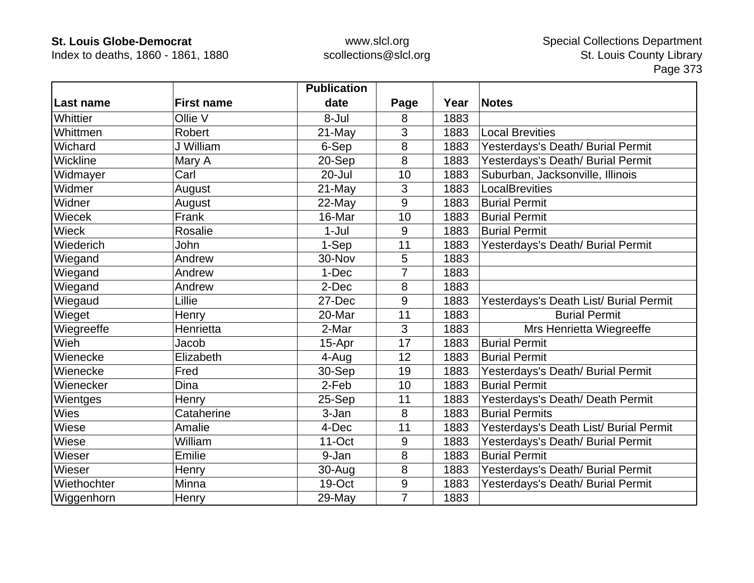| Last name | First name | Publication date | Page | Year | Notes |
|---|---|---|---|---|---|
| Whittier | Ollie V | 8-Jul | 8 | 1883 | |
| Whittmen | Robert | 21-May | 3 | 1883 | Local Brevities |
| Wichard | J William | 6-Sep | 8 | 1883 | Yesterdays's Death/ Burial Permit |
| Wickline | Mary A | 20-Sep | 8 | 1883 | Yesterdays's Death/ Burial Permit |
| Widmayer | Carl | 20-Jul | 10 | 1883 | Suburban, Jacksonville, Illinois |
| Widmer | August | 21-May | 3 | 1883 | LocalBrevities |
| Widner | August | 22-May | 9 | 1883 | Burial Permit |
| Wiecek | Frank | 16-Mar | 10 | 1883 | Burial Permit |
| Wieck | Rosalie | 1-Jul | 9 | 1883 | Burial Permit |
| Wiederich | John | 1-Sep | 11 | 1883 | Yesterdays's Death/ Burial Permit |
| Wiegand | Andrew | 30-Nov | 5 | 1883 | |
| Wiegand | Andrew | 1-Dec | 7 | 1883 | |
| Wiegand | Andrew | 2-Dec | 8 | 1883 | |
| Wiegaud | Lillie | 27-Dec | 9 | 1883 | Yesterdays's Death List/ Burial Permit |
| Wieget | Henry | 20-Mar | 11 | 1883 | Burial Permit |
| Wiegreeffe | Henrietta | 2-Mar | 3 | 1883 | Mrs Henrietta Wiegreeffe |
| Wieh | Jacob | 15-Apr | 17 | 1883 | Burial Permit |
| Wienecke | Elizabeth | 4-Aug | 12 | 1883 | Burial Permit |
| Wienecke | Fred | 30-Sep | 19 | 1883 | Yesterdays's Death/ Burial Permit |
| Wienecker | Dina | 2-Feb | 10 | 1883 | Burial Permit |
| Wientges | Henry | 25-Sep | 11 | 1883 | Yesterdays's Death/ Death Permit |
| Wies | Cataherine | 3-Jan | 8 | 1883 | Burial Permits |
| Wiese | Amalie | 4-Dec | 11 | 1883 | Yesterdays's Death List/ Burial Permit |
| Wiese | William | 11-Oct | 9 | 1883 | Yesterdays's Death/ Burial Permit |
| Wieser | Emilie | 9-Jan | 8 | 1883 | Burial Permit |
| Wieser | Henry | 30-Aug | 8 | 1883 | Yesterdays's Death/ Burial Permit |
| Wiethochter | Minna | 19-Oct | 9 | 1883 | Yesterdays's Death/ Burial Permit |
| Wiggenhorn | Henry | 29-May | 7 | 1883 | |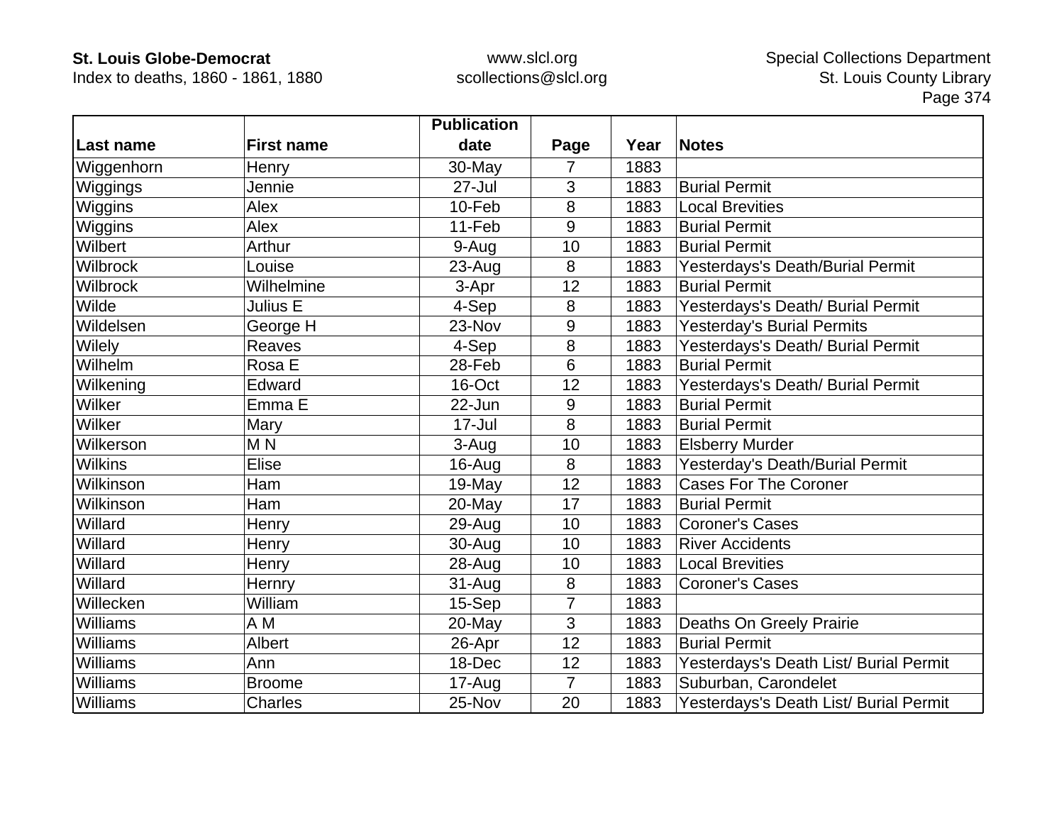| Last name | First name | Publication date | Page | Year | Notes |
|---|---|---|---|---|---|
| Wiggenhorn | Henry | 30-May | 7 | 1883 | |
| Wiggings | Jennie | 27-Jul | 3 | 1883 | Burial Permit |
| Wiggins | Alex | 10-Feb | 8 | 1883 | Local Brevities |
| Wiggins | Alex | 11-Feb | 9 | 1883 | Burial Permit |
| Wilbert | Arthur | 9-Aug | 10 | 1883 | Burial Permit |
| Wilbrock | Louise | 23-Aug | 8 | 1883 | Yesterdays's Death/Burial Permit |
| Wilbrock | Wilhelmine | 3-Apr | 12 | 1883 | Burial Permit |
| Wilde | Julius E | 4-Sep | 8 | 1883 | Yesterdays's Death/ Burial Permit |
| Wildelsen | George H | 23-Nov | 9 | 1883 | Yesterday's Burial Permits |
| Wilely | Reaves | 4-Sep | 8 | 1883 | Yesterdays's Death/ Burial Permit |
| Wilhelm | Rosa E | 28-Feb | 6 | 1883 | Burial Permit |
| Wilkening | Edward | 16-Oct | 12 | 1883 | Yesterdays's Death/ Burial Permit |
| Wilker | Emma E | 22-Jun | 9 | 1883 | Burial Permit |
| Wilker | Mary | 17-Jul | 8 | 1883 | Burial Permit |
| Wilkerson | M N | 3-Aug | 10 | 1883 | Elsberry Murder |
| Wilkins | Elise | 16-Aug | 8 | 1883 | Yesterday's Death/Burial Permit |
| Wilkinson | Ham | 19-May | 12 | 1883 | Cases For The Coroner |
| Wilkinson | Ham | 20-May | 17 | 1883 | Burial Permit |
| Willard | Henry | 29-Aug | 10 | 1883 | Coroner's Cases |
| Willard | Henry | 30-Aug | 10 | 1883 | River Accidents |
| Willard | Henry | 28-Aug | 10 | 1883 | Local Brevities |
| Willard | Hernry | 31-Aug | 8 | 1883 | Coroner's Cases |
| Willecken | William | 15-Sep | 7 | 1883 | |
| Williams | A M | 20-May | 3 | 1883 | Deaths On Greely Prairie |
| Williams | Albert | 26-Apr | 12 | 1883 | Burial Permit |
| Williams | Ann | 18-Dec | 12 | 1883 | Yesterdays's Death List/ Burial Permit |
| Williams | Broome | 17-Aug | 7 | 1883 | Suburban, Carondelet |
| Williams | Charles | 25-Nov | 20 | 1883 | Yesterdays's Death List/ Burial Permit |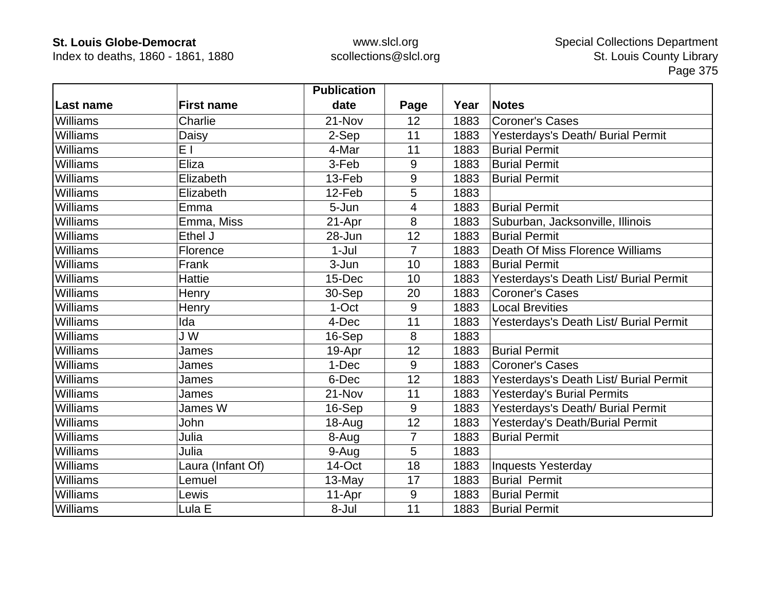| Last name | First name | Publication date | Page | Year | Notes |
|---|---|---|---|---|---|
| Williams | Charlie | 21-Nov | 12 | 1883 | Coroner's Cases |
| Williams | Daisy | 2-Sep | 11 | 1883 | Yesterdays's Death/ Burial Permit |
| Williams | E I | 4-Mar | 11 | 1883 | Burial Permit |
| Williams | Eliza | 3-Feb | 9 | 1883 | Burial Permit |
| Williams | Elizabeth | 13-Feb | 9 | 1883 | Burial Permit |
| Williams | Elizabeth | 12-Feb | 5 | 1883 | |
| Williams | Emma | 5-Jun | 4 | 1883 | Burial Permit |
| Williams | Emma, Miss | 21-Apr | 8 | 1883 | Suburban, Jacksonville, Illinois |
| Williams | Ethel J | 28-Jun | 12 | 1883 | Burial Permit |
| Williams | Florence | 1-Jul | 7 | 1883 | Death Of Miss Florence Williams |
| Williams | Frank | 3-Jun | 10 | 1883 | Burial Permit |
| Williams | Hattie | 15-Dec | 10 | 1883 | Yesterdays's Death List/ Burial Permit |
| Williams | Henry | 30-Sep | 20 | 1883 | Coroner's Cases |
| Williams | Henry | 1-Oct | 9 | 1883 | Local Brevities |
| Williams | Ida | 4-Dec | 11 | 1883 | Yesterdays's Death List/ Burial Permit |
| Williams | J W | 16-Sep | 8 | 1883 | |
| Williams | James | 19-Apr | 12 | 1883 | Burial Permit |
| Williams | James | 1-Dec | 9 | 1883 | Coroner's Cases |
| Williams | James | 6-Dec | 12 | 1883 | Yesterdays's Death List/ Burial Permit |
| Williams | James | 21-Nov | 11 | 1883 | Yesterday's Burial Permits |
| Williams | James W | 16-Sep | 9 | 1883 | Yesterdays's Death/ Burial Permit |
| Williams | John | 18-Aug | 12 | 1883 | Yesterday's Death/Burial Permit |
| Williams | Julia | 8-Aug | 7 | 1883 | Burial Permit |
| Williams | Julia | 9-Aug | 5 | 1883 | |
| Williams | Laura (Infant Of) | 14-Oct | 18 | 1883 | Inquests Yesterday |
| Williams | Lemuel | 13-May | 17 | 1883 | Burial  Permit |
| Williams | Lewis | 11-Apr | 9 | 1883 | Burial Permit |
| Williams | Lula E | 8-Jul | 11 | 1883 | Burial Permit |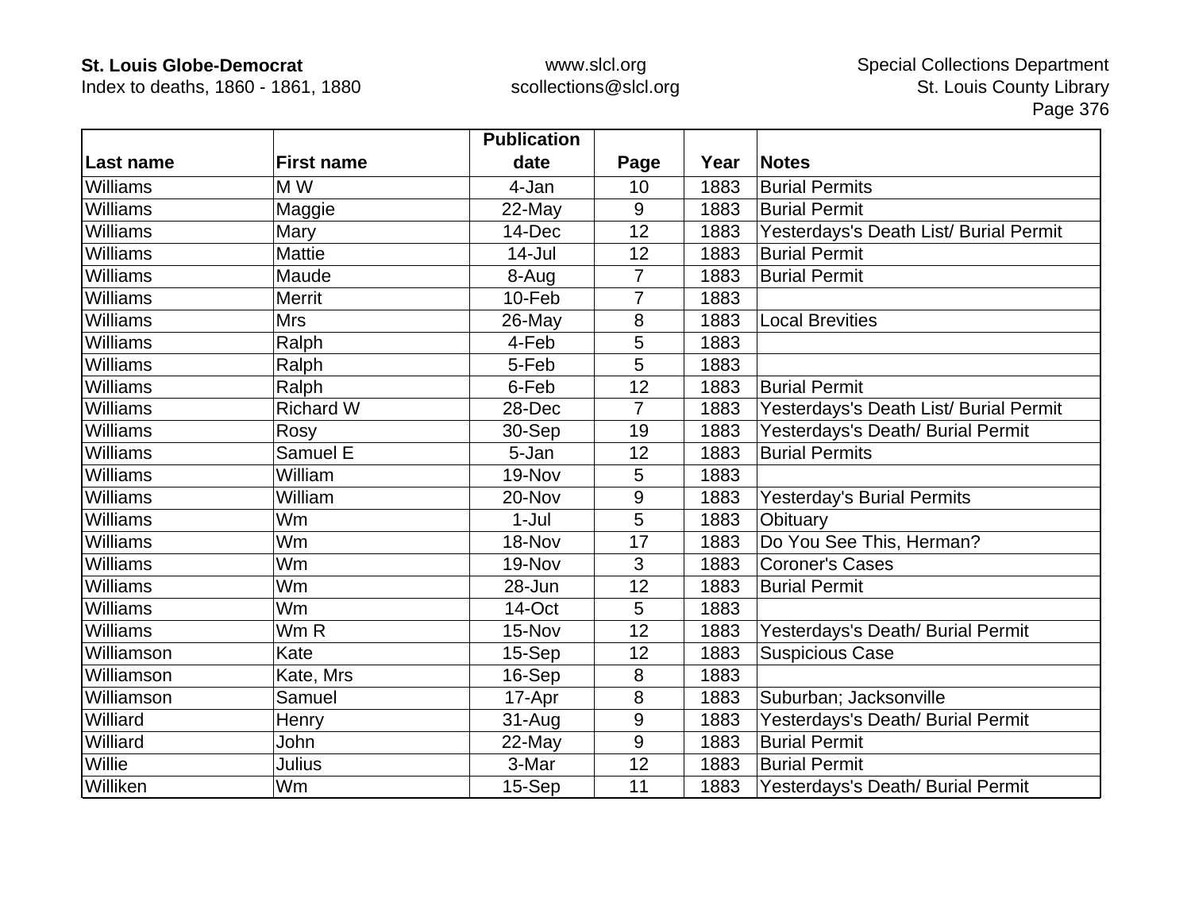| Last name | First name | Publication date | Page | Year | Notes |
|---|---|---|---|---|---|
| Williams | M W | 4-Jan | 10 | 1883 | Burial Permits |
| Williams | Maggie | 22-May | 9 | 1883 | Burial Permit |
| Williams | Mary | 14-Dec | 12 | 1883 | Yesterdays's Death List/ Burial Permit |
| Williams | Mattie | 14-Jul | 12 | 1883 | Burial Permit |
| Williams | Maude | 8-Aug | 7 | 1883 | Burial Permit |
| Williams | Merrit | 10-Feb | 7 | 1883 | |
| Williams | Mrs | 26-May | 8 | 1883 | Local Brevities |
| Williams | Ralph | 4-Feb | 5 | 1883 | |
| Williams | Ralph | 5-Feb | 5 | 1883 | |
| Williams | Ralph | 6-Feb | 12 | 1883 | Burial Permit |
| Williams | Richard W | 28-Dec | 7 | 1883 | Yesterdays's Death List/ Burial Permit |
| Williams | Rosy | 30-Sep | 19 | 1883 | Yesterdays's Death/ Burial Permit |
| Williams | Samuel E | 5-Jan | 12 | 1883 | Burial Permits |
| Williams | William | 19-Nov | 5 | 1883 | |
| Williams | William | 20-Nov | 9 | 1883 | Yesterday's Burial Permits |
| Williams | Wm | 1-Jul | 5 | 1883 | Obituary |
| Williams | Wm | 18-Nov | 17 | 1883 | Do You See This, Herman? |
| Williams | Wm | 19-Nov | 3 | 1883 | Coroner's Cases |
| Williams | Wm | 28-Jun | 12 | 1883 | Burial Permit |
| Williams | Wm | 14-Oct | 5 | 1883 | |
| Williams | Wm R | 15-Nov | 12 | 1883 | Yesterdays's Death/ Burial Permit |
| Williamson | Kate | 15-Sep | 12 | 1883 | Suspicious Case |
| Williamson | Kate, Mrs | 16-Sep | 8 | 1883 | |
| Williamson | Samuel | 17-Apr | 8 | 1883 | Suburban; Jacksonville |
| Williard | Henry | 31-Aug | 9 | 1883 | Yesterdays's Death/ Burial Permit |
| Williard | John | 22-May | 9 | 1883 | Burial Permit |
| Willie | Julius | 3-Mar | 12 | 1883 | Burial Permit |
| Williken | Wm | 15-Sep | 11 | 1883 | Yesterdays's Death/ Burial Permit |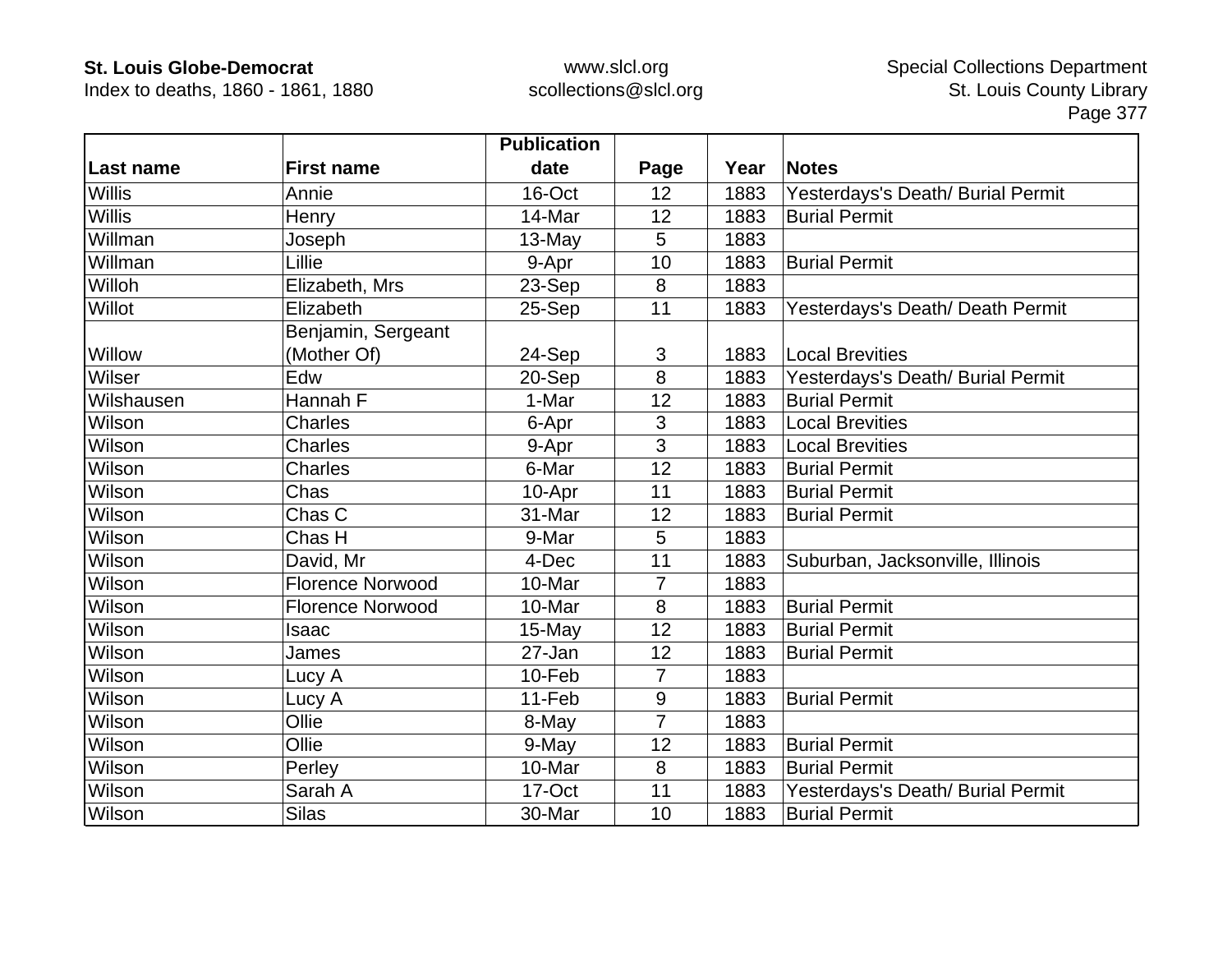| Last name | First name | Publication date | Page | Year | Notes |
|---|---|---|---|---|---|
| Willis | Annie | 16-Oct | 12 | 1883 | Yesterdays's Death/ Burial Permit |
| Willis | Henry | 14-Mar | 12 | 1883 | Burial Permit |
| Willman | Joseph | 13-May | 5 | 1883 | |
| Willman | Lillie | 9-Apr | 10 | 1883 | Burial Permit |
| Willoh | Elizabeth, Mrs | 23-Sep | 8 | 1883 | |
| Willot | Elizabeth | 25-Sep | 11 | 1883 | Yesterdays's Death/ Death Permit |
| Willow | Benjamin, Sergeant (Mother Of) | 24-Sep | 3 | 1883 | Local Brevities |
| Wilser | Edw | 20-Sep | 8 | 1883 | Yesterdays's Death/ Burial Permit |
| Wilshausen | Hannah F | 1-Mar | 12 | 1883 | Burial Permit |
| Wilson | Charles | 6-Apr | 3 | 1883 | Local Brevities |
| Wilson | Charles | 9-Apr | 3 | 1883 | Local Brevities |
| Wilson | Charles | 6-Mar | 12 | 1883 | Burial Permit |
| Wilson | Chas | 10-Apr | 11 | 1883 | Burial Permit |
| Wilson | Chas C | 31-Mar | 12 | 1883 | Burial Permit |
| Wilson | Chas H | 9-Mar | 5 | 1883 | |
| Wilson | David, Mr | 4-Dec | 11 | 1883 | Suburban, Jacksonville, Illinois |
| Wilson | Florence Norwood | 10-Mar | 7 | 1883 | |
| Wilson | Florence Norwood | 10-Mar | 8 | 1883 | Burial Permit |
| Wilson | Isaac | 15-May | 12 | 1883 | Burial Permit |
| Wilson | James | 27-Jan | 12 | 1883 | Burial Permit |
| Wilson | Lucy A | 10-Feb | 7 | 1883 | |
| Wilson | Lucy A | 11-Feb | 9 | 1883 | Burial Permit |
| Wilson | Ollie | 8-May | 7 | 1883 | |
| Wilson | Ollie | 9-May | 12 | 1883 | Burial Permit |
| Wilson | Perley | 10-Mar | 8 | 1883 | Burial Permit |
| Wilson | Sarah A | 17-Oct | 11 | 1883 | Yesterdays's Death/ Burial Permit |
| Wilson | Silas | 30-Mar | 10 | 1883 | Burial Permit |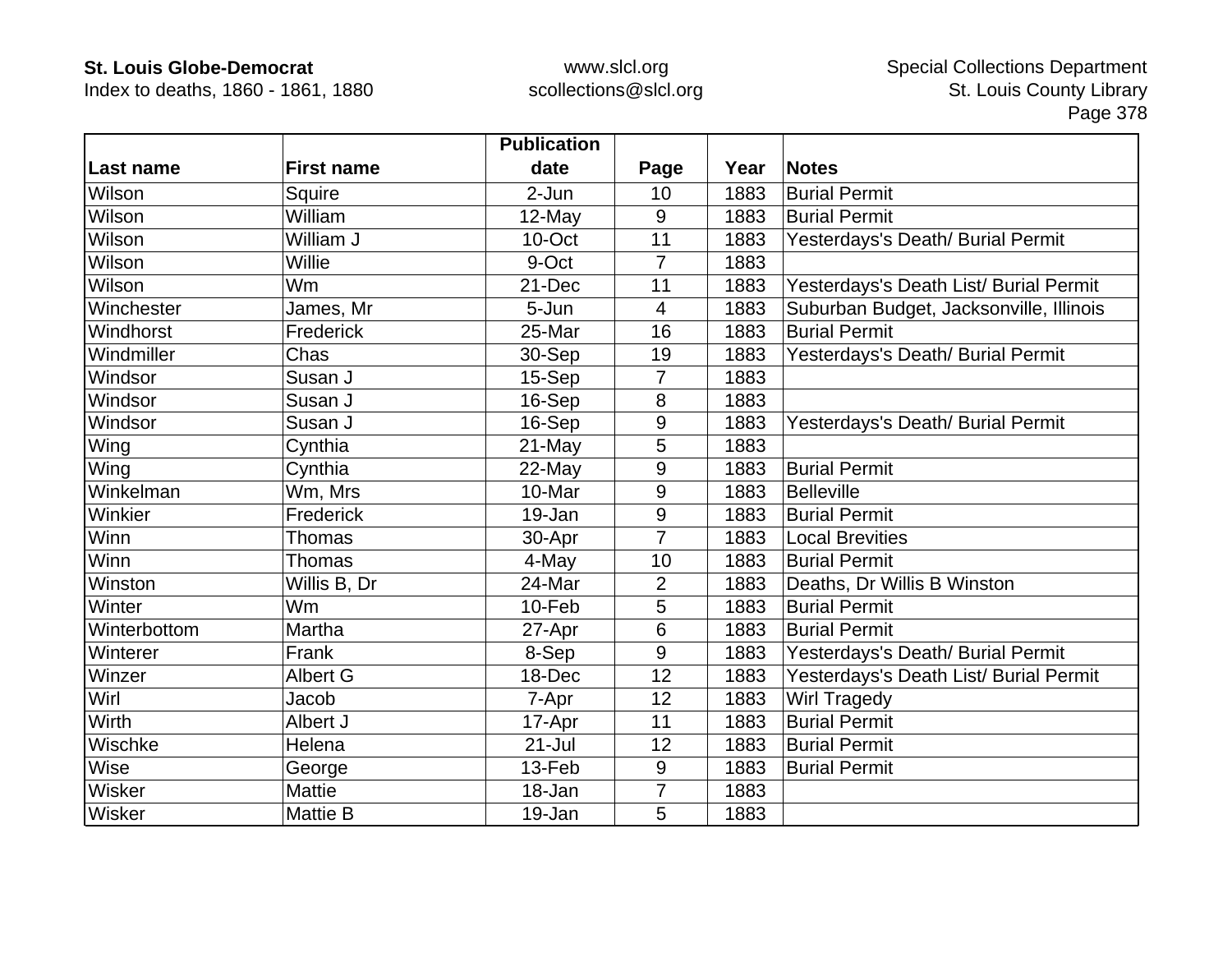| Last name | First name | Publication date | Page | Year | Notes |
|---|---|---|---|---|---|
| Wilson | Squire | 2-Jun | 10 | 1883 | Burial Permit |
| Wilson | William | 12-May | 9 | 1883 | Burial Permit |
| Wilson | William J | 10-Oct | 11 | 1883 | Yesterdays's Death/ Burial Permit |
| Wilson | Willie | 9-Oct | 7 | 1883 | |
| Wilson | Wm | 21-Dec | 11 | 1883 | Yesterdays's Death List/ Burial Permit |
| Winchester | James, Mr | 5-Jun | 4 | 1883 | Suburban Budget, Jacksonville, Illinois |
| Windhorst | Frederick | 25-Mar | 16 | 1883 | Burial Permit |
| Windmiller | Chas | 30-Sep | 19 | 1883 | Yesterdays's Death/ Burial Permit |
| Windsor | Susan J | 15-Sep | 7 | 1883 | |
| Windsor | Susan J | 16-Sep | 8 | 1883 | |
| Windsor | Susan J | 16-Sep | 9 | 1883 | Yesterdays's Death/ Burial Permit |
| Wing | Cynthia | 21-May | 5 | 1883 | |
| Wing | Cynthia | 22-May | 9 | 1883 | Burial Permit |
| Winkelman | Wm, Mrs | 10-Mar | 9 | 1883 | Belleville |
| Winkier | Frederick | 19-Jan | 9 | 1883 | Burial Permit |
| Winn | Thomas | 30-Apr | 7 | 1883 | Local Brevities |
| Winn | Thomas | 4-May | 10 | 1883 | Burial Permit |
| Winston | Willis B, Dr | 24-Mar | 2 | 1883 | Deaths, Dr Willis B Winston |
| Winter | Wm | 10-Feb | 5 | 1883 | Burial Permit |
| Winterbottom | Martha | 27-Apr | 6 | 1883 | Burial Permit |
| Winterer | Frank | 8-Sep | 9 | 1883 | Yesterdays's Death/ Burial Permit |
| Winzer | Albert G | 18-Dec | 12 | 1883 | Yesterdays's Death List/ Burial Permit |
| Wirl | Jacob | 7-Apr | 12 | 1883 | Wirl Tragedy |
| Wirth | Albert J | 17-Apr | 11 | 1883 | Burial Permit |
| Wischke | Helena | 21-Jul | 12 | 1883 | Burial Permit |
| Wise | George | 13-Feb | 9 | 1883 | Burial Permit |
| Wisker | Mattie | 18-Jan | 7 | 1883 | |
| Wisker | Mattie B | 19-Jan | 5 | 1883 | |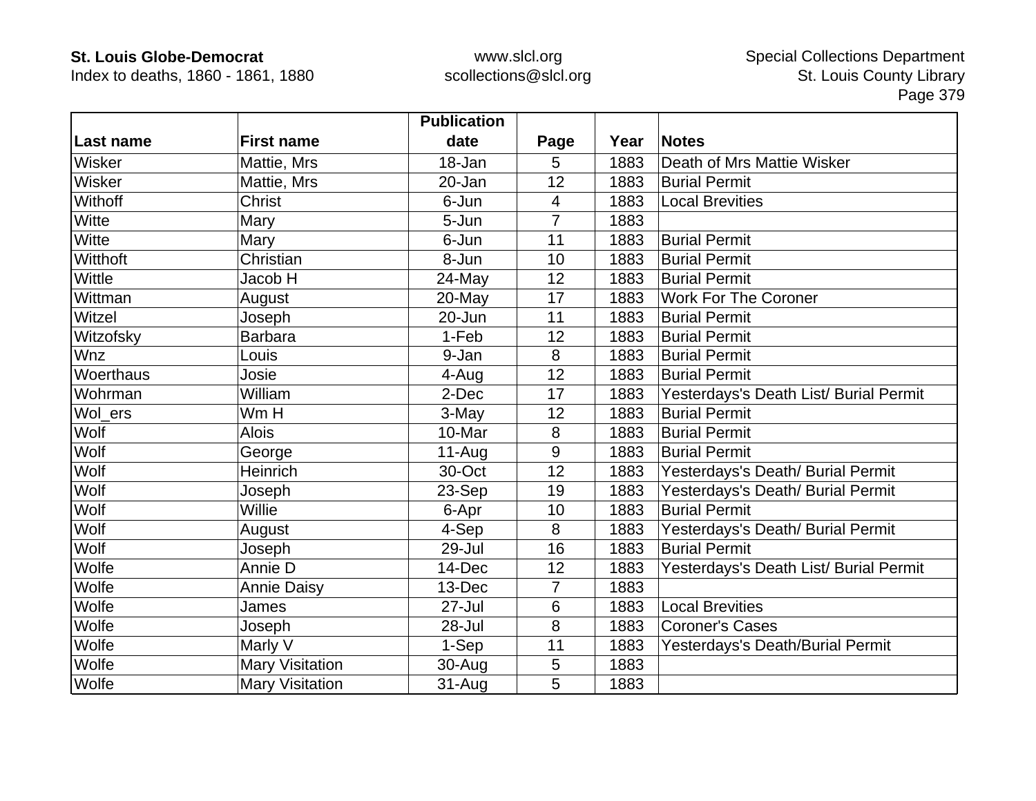| Last name | First name | Publication date | Page | Year | Notes |
|---|---|---|---|---|---|
| Wisker | Mattie, Mrs | 18-Jan | 5 | 1883 | Death of Mrs Mattie Wisker |
| Wisker | Mattie, Mrs | 20-Jan | 12 | 1883 | Burial Permit |
| Withoff | Christ | 6-Jun | 4 | 1883 | Local Brevities |
| Witte | Mary | 5-Jun | 7 | 1883 | |
| Witte | Mary | 6-Jun | 11 | 1883 | Burial Permit |
| Witthoft | Christian | 8-Jun | 10 | 1883 | Burial Permit |
| Wittle | Jacob H | 24-May | 12 | 1883 | Burial Permit |
| Wittman | August | 20-May | 17 | 1883 | Work For The Coroner |
| Witzel | Joseph | 20-Jun | 11 | 1883 | Burial Permit |
| Witzofsky | Barbara | 1-Feb | 12 | 1883 | Burial Permit |
| Wnz | Louis | 9-Jan | 8 | 1883 | Burial Permit |
| Woerthaus | Josie | 4-Aug | 12 | 1883 | Burial Permit |
| Wohrman | William | 2-Dec | 17 | 1883 | Yesterdays's Death List/ Burial Permit |
| Wol_ers | Wm H | 3-May | 12 | 1883 | Burial Permit |
| Wolf | Alois | 10-Mar | 8 | 1883 | Burial Permit |
| Wolf | George | 11-Aug | 9 | 1883 | Burial Permit |
| Wolf | Heinrich | 30-Oct | 12 | 1883 | Yesterdays's Death/ Burial Permit |
| Wolf | Joseph | 23-Sep | 19 | 1883 | Yesterdays's Death/ Burial Permit |
| Wolf | Willie | 6-Apr | 10 | 1883 | Burial Permit |
| Wolf | August | 4-Sep | 8 | 1883 | Yesterdays's Death/ Burial Permit |
| Wolf | Joseph | 29-Jul | 16 | 1883 | Burial Permit |
| Wolfe | Annie D | 14-Dec | 12 | 1883 | Yesterdays's Death List/ Burial Permit |
| Wolfe | Annie Daisy | 13-Dec | 7 | 1883 | |
| Wolfe | James | 27-Jul | 6 | 1883 | Local Brevities |
| Wolfe | Joseph | 28-Jul | 8 | 1883 | Coroner's Cases |
| Wolfe | Marly V | 1-Sep | 11 | 1883 | Yesterdays's Death/Burial Permit |
| Wolfe | Mary Visitation | 30-Aug | 5 | 1883 | |
| Wolfe | Mary Visitation | 31-Aug | 5 | 1883 | |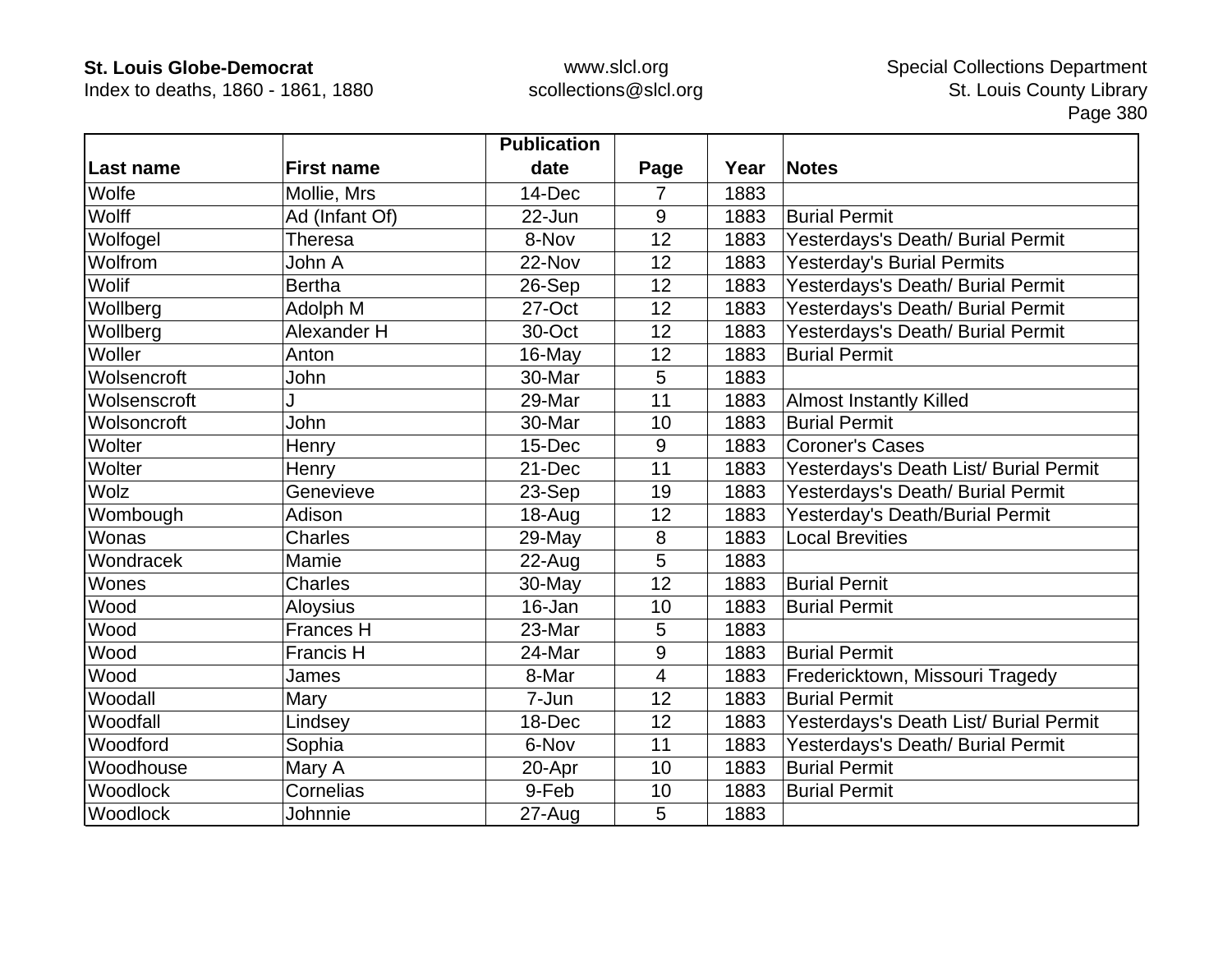| Last name | First name | Publication date | Page | Year | Notes |
|---|---|---|---|---|---|
| Wolfe | Mollie, Mrs | 14-Dec | 7 | 1883 | |
| Wolff | Ad (Infant Of) | 22-Jun | 9 | 1883 | Burial Permit |
| Wolfogel | Theresa | 8-Nov | 12 | 1883 | Yesterdays's Death/ Burial Permit |
| Wolfrom | John A | 22-Nov | 12 | 1883 | Yesterday's Burial Permits |
| Wolif | Bertha | 26-Sep | 12 | 1883 | Yesterdays's Death/ Burial Permit |
| Wollberg | Adolph M | 27-Oct | 12 | 1883 | Yesterdays's Death/ Burial Permit |
| Wollberg | Alexander H | 30-Oct | 12 | 1883 | Yesterdays's Death/ Burial Permit |
| Woller | Anton | 16-May | 12 | 1883 | Burial Permit |
| Wolsencroft | John | 30-Mar | 5 | 1883 | |
| Wolsenscroft | J | 29-Mar | 11 | 1883 | Almost Instantly Killed |
| Wolsoncroft | John | 30-Mar | 10 | 1883 | Burial Permit |
| Wolter | Henry | 15-Dec | 9 | 1883 | Coroner's Cases |
| Wolter | Henry | 21-Dec | 11 | 1883 | Yesterdays's Death List/ Burial Permit |
| Wolz | Genevieve | 23-Sep | 19 | 1883 | Yesterdays's Death/ Burial Permit |
| Wombough | Adison | 18-Aug | 12 | 1883 | Yesterday's Death/Burial Permit |
| Wonas | Charles | 29-May | 8 | 1883 | Local Brevities |
| Wondracek | Mamie | 22-Aug | 5 | 1883 | |
| Wones | Charles | 30-May | 12 | 1883 | Burial Pernit |
| Wood | Aloysius | 16-Jan | 10 | 1883 | Burial Permit |
| Wood | Frances H | 23-Mar | 5 | 1883 | |
| Wood | Francis H | 24-Mar | 9 | 1883 | Burial Permit |
| Wood | James | 8-Mar | 4 | 1883 | Fredericktown, Missouri Tragedy |
| Woodall | Mary | 7-Jun | 12 | 1883 | Burial Permit |
| Woodfall | Lindsey | 18-Dec | 12 | 1883 | Yesterdays's Death List/ Burial Permit |
| Woodford | Sophia | 6-Nov | 11 | 1883 | Yesterdays's Death/ Burial Permit |
| Woodhouse | Mary A | 20-Apr | 10 | 1883 | Burial Permit |
| Woodlock | Cornelias | 9-Feb | 10 | 1883 | Burial Permit |
| Woodlock | Johnnie | 27-Aug | 5 | 1883 | |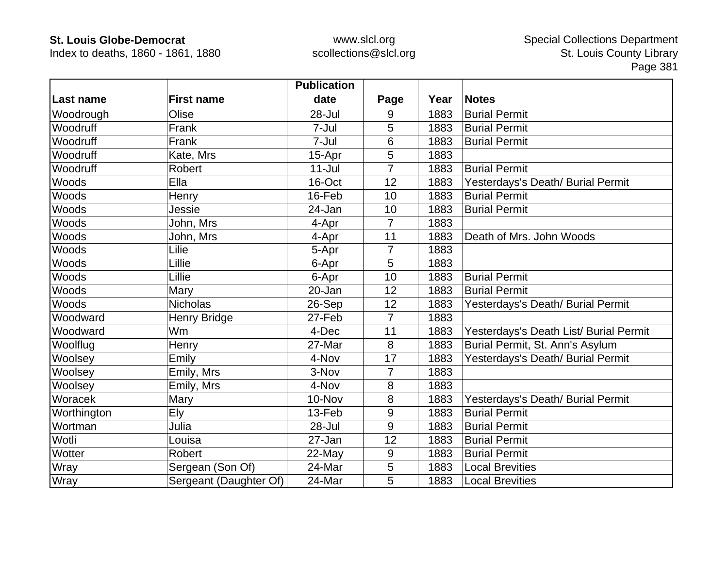| Last name | First name | Publication date | Page | Year | Notes |
|---|---|---|---|---|---|
| Woodrough | Olise | 28-Jul | 9 | 1883 | Burial Permit |
| Woodruff | Frank | 7-Jul | 5 | 1883 | Burial Permit |
| Woodruff | Frank | 7-Jul | 6 | 1883 | Burial Permit |
| Woodruff | Kate, Mrs | 15-Apr | 5 | 1883 | |
| Woodruff | Robert | 11-Jul | 7 | 1883 | Burial Permit |
| Woods | Ella | 16-Oct | 12 | 1883 | Yesterdays's Death/ Burial Permit |
| Woods | Henry | 16-Feb | 10 | 1883 | Burial Permit |
| Woods | Jessie | 24-Jan | 10 | 1883 | Burial Permit |
| Woods | John, Mrs | 4-Apr | 7 | 1883 | |
| Woods | John, Mrs | 4-Apr | 11 | 1883 | Death of Mrs. John Woods |
| Woods | Lilie | 5-Apr | 7 | 1883 | |
| Woods | Lillie | 6-Apr | 5 | 1883 | |
| Woods | Lillie | 6-Apr | 10 | 1883 | Burial Permit |
| Woods | Mary | 20-Jan | 12 | 1883 | Burial Permit |
| Woods | Nicholas | 26-Sep | 12 | 1883 | Yesterdays's Death/ Burial Permit |
| Woodward | Henry Bridge | 27-Feb | 7 | 1883 | |
| Woodward | Wm | 4-Dec | 11 | 1883 | Yesterdays's Death List/ Burial Permit |
| Woolflug | Henry | 27-Mar | 8 | 1883 | Burial Permit, St. Ann's Asylum |
| Woolsey | Emily | 4-Nov | 17 | 1883 | Yesterdays's Death/ Burial Permit |
| Woolsey | Emily, Mrs | 3-Nov | 7 | 1883 | |
| Woolsey | Emily, Mrs | 4-Nov | 8 | 1883 | |
| Woracek | Mary | 10-Nov | 8 | 1883 | Yesterdays's Death/ Burial Permit |
| Worthington | Ely | 13-Feb | 9 | 1883 | Burial Permit |
| Wortman | Julia | 28-Jul | 9 | 1883 | Burial Permit |
| Wotli | Louisa | 27-Jan | 12 | 1883 | Burial Permit |
| Wotter | Robert | 22-May | 9 | 1883 | Burial Permit |
| Wray | Sergean (Son Of) | 24-Mar | 5 | 1883 | Local Brevities |
| Wray | Sergeant (Daughter Of) | 24-Mar | 5 | 1883 | Local Brevities |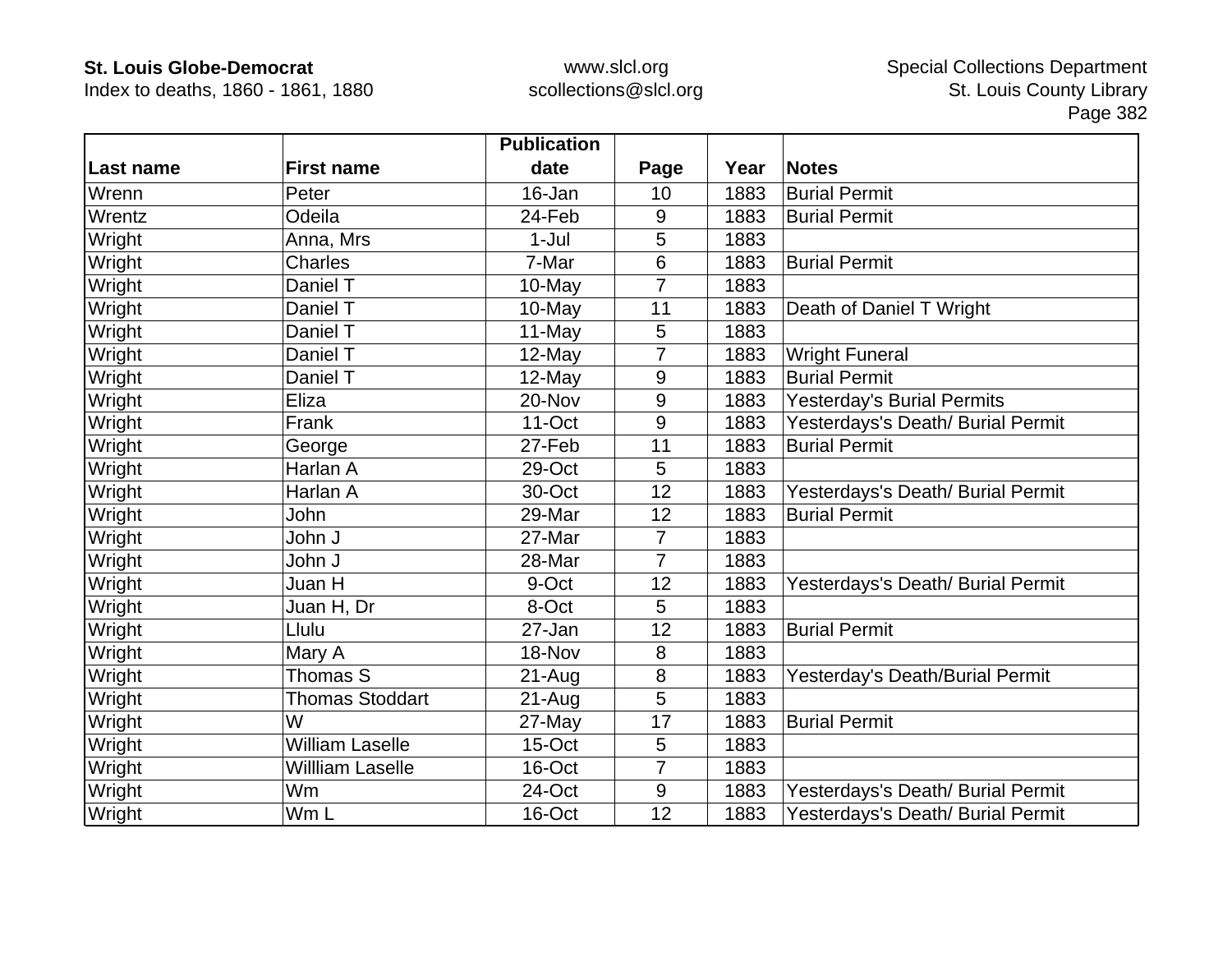| Last name | First name | Publication date | Page | Year | Notes |
|---|---|---|---|---|---|
| Wrenn | Peter | 16-Jan | 10 | 1883 | Burial Permit |
| Wrentz | Odeila | 24-Feb | 9 | 1883 | Burial Permit |
| Wright | Anna, Mrs | 1-Jul | 5 | 1883 | |
| Wright | Charles | 7-Mar | 6 | 1883 | Burial Permit |
| Wright | Daniel T | 10-May | 7 | 1883 | |
| Wright | Daniel T | 10-May | 11 | 1883 | Death of Daniel T Wright |
| Wright | Daniel T | 11-May | 5 | 1883 | |
| Wright | Daniel T | 12-May | 7 | 1883 | Wright Funeral |
| Wright | Daniel T | 12-May | 9 | 1883 | Burial Permit |
| Wright | Eliza | 20-Nov | 9 | 1883 | Yesterday's Burial Permits |
| Wright | Frank | 11-Oct | 9 | 1883 | Yesterdays's Death/ Burial Permit |
| Wright | George | 27-Feb | 11 | 1883 | Burial Permit |
| Wright | Harlan A | 29-Oct | 5 | 1883 | |
| Wright | Harlan A | 30-Oct | 12 | 1883 | Yesterdays's Death/ Burial Permit |
| Wright | John | 29-Mar | 12 | 1883 | Burial Permit |
| Wright | John J | 27-Mar | 7 | 1883 | |
| Wright | John J | 28-Mar | 7 | 1883 | |
| Wright | Juan H | 9-Oct | 12 | 1883 | Yesterdays's Death/ Burial Permit |
| Wright | Juan H, Dr | 8-Oct | 5 | 1883 | |
| Wright | Llulu | 27-Jan | 12 | 1883 | Burial Permit |
| Wright | Mary A | 18-Nov | 8 | 1883 | |
| Wright | Thomas S | 21-Aug | 8 | 1883 | Yesterday's Death/Burial Permit |
| Wright | Thomas Stoddart | 21-Aug | 5 | 1883 | |
| Wright | W | 27-May | 17 | 1883 | Burial Permit |
| Wright | William Laselle | 15-Oct | 5 | 1883 | |
| Wright | Willliam Laselle | 16-Oct | 7 | 1883 | |
| Wright | Wm | 24-Oct | 9 | 1883 | Yesterdays's Death/ Burial Permit |
| Wright | Wm L | 16-Oct | 12 | 1883 | Yesterdays's Death/ Burial Permit |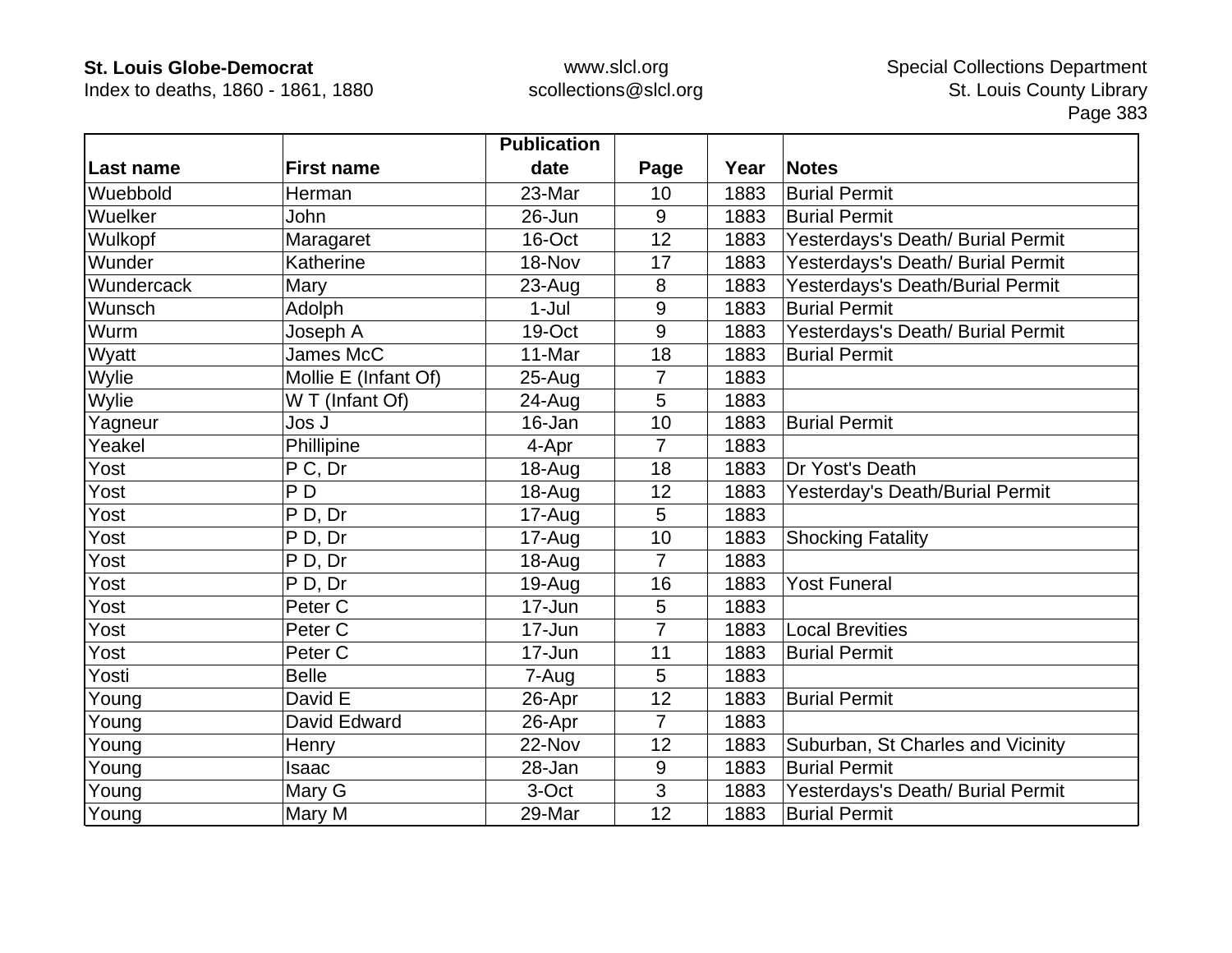| Last name | First name | Publication date | Page | Year | Notes |
|---|---|---|---|---|---|
| Wuebbold | Herman | 23-Mar | 10 | 1883 | Burial Permit |
| Wuelker | John | 26-Jun | 9 | 1883 | Burial Permit |
| Wulkopf | Maragaret | 16-Oct | 12 | 1883 | Yesterdays's Death/ Burial Permit |
| Wunder | Katherine | 18-Nov | 17 | 1883 | Yesterdays's Death/ Burial Permit |
| Wundercack | Mary | 23-Aug | 8 | 1883 | Yesterdays's Death/Burial Permit |
| Wunsch | Adolph | 1-Jul | 9 | 1883 | Burial Permit |
| Wurm | Joseph A | 19-Oct | 9 | 1883 | Yesterdays's Death/ Burial Permit |
| Wyatt | James McC | 11-Mar | 18 | 1883 | Burial Permit |
| Wylie | Mollie E (Infant Of) | 25-Aug | 7 | 1883 | |
| Wylie | W T (Infant Of) | 24-Aug | 5 | 1883 | |
| Yagneur | Jos J | 16-Jan | 10 | 1883 | Burial Permit |
| Yeakel | Phillipine | 4-Apr | 7 | 1883 | |
| Yost | P C, Dr | 18-Aug | 18 | 1883 | Dr Yost's Death |
| Yost | P D | 18-Aug | 12 | 1883 | Yesterday's Death/Burial Permit |
| Yost | P D, Dr | 17-Aug | 5 | 1883 | |
| Yost | P D, Dr | 17-Aug | 10 | 1883 | Shocking Fatality |
| Yost | P D, Dr | 18-Aug | 7 | 1883 | |
| Yost | P D, Dr | 19-Aug | 16 | 1883 | Yost Funeral |
| Yost | Peter C | 17-Jun | 5 | 1883 | |
| Yost | Peter C | 17-Jun | 7 | 1883 | Local Brevities |
| Yost | Peter C | 17-Jun | 11 | 1883 | Burial Permit |
| Yosti | Belle | 7-Aug | 5 | 1883 | |
| Young | David E | 26-Apr | 12 | 1883 | Burial Permit |
| Young | David Edward | 26-Apr | 7 | 1883 | |
| Young | Henry | 22-Nov | 12 | 1883 | Suburban, St Charles and Vicinity |
| Young | Isaac | 28-Jan | 9 | 1883 | Burial Permit |
| Young | Mary G | 3-Oct | 3 | 1883 | Yesterdays's Death/ Burial Permit |
| Young | Mary M | 29-Mar | 12 | 1883 | Burial Permit |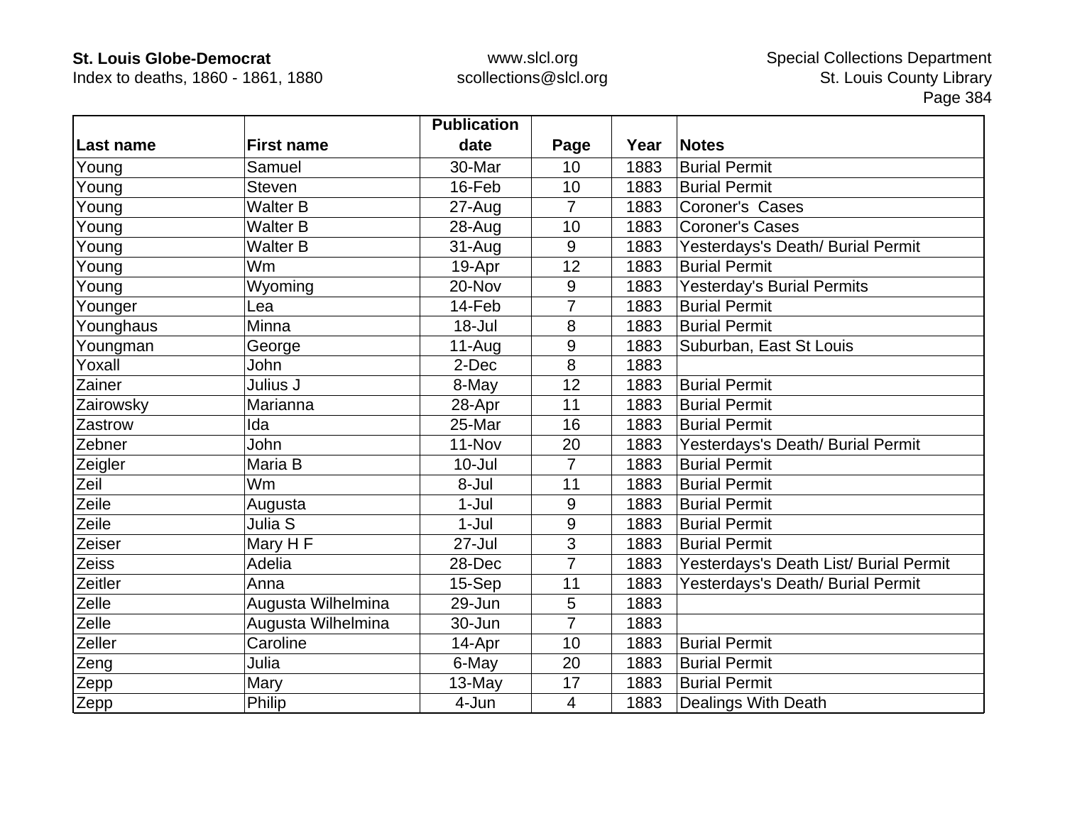| Last name | First name | Publication date | Page | Year | Notes |
| --- | --- | --- | --- | --- | --- |
| Young | Samuel | 30-Mar | 10 | 1883 | Burial Permit |
| Young | Steven | 16-Feb | 10 | 1883 | Burial Permit |
| Young | Walter B | 27-Aug | 7 | 1883 | Coroner's  Cases |
| Young | Walter B | 28-Aug | 10 | 1883 | Coroner's Cases |
| Young | Walter B | 31-Aug | 9 | 1883 | Yesterdays's Death/ Burial Permit |
| Young | Wm | 19-Apr | 12 | 1883 | Burial Permit |
| Young | Wyoming | 20-Nov | 9 | 1883 | Yesterday's Burial Permits |
| Younger | Lea | 14-Feb | 7 | 1883 | Burial Permit |
| Younghaus | Minna | 18-Jul | 8 | 1883 | Burial Permit |
| Youngman | George | 11-Aug | 9 | 1883 | Suburban, East St Louis |
| Yoxall | John | 2-Dec | 8 | 1883 | |
| Zainer | Julius J | 8-May | 12 | 1883 | Burial Permit |
| Zairowsky | Marianna | 28-Apr | 11 | 1883 | Burial Permit |
| Zastrow | Ida | 25-Mar | 16 | 1883 | Burial Permit |
| Zebner | John | 11-Nov | 20 | 1883 | Yesterdays's Death/ Burial Permit |
| Zeigler | Maria B | 10-Jul | 7 | 1883 | Burial Permit |
| Zeil | Wm | 8-Jul | 11 | 1883 | Burial Permit |
| Zeile | Augusta | 1-Jul | 9 | 1883 | Burial Permit |
| Zeile | Julia S | 1-Jul | 9 | 1883 | Burial Permit |
| Zeiser | Mary H F | 27-Jul | 3 | 1883 | Burial Permit |
| Zeiss | Adelia | 28-Dec | 7 | 1883 | Yesterdays's Death List/ Burial Permit |
| Zeitler | Anna | 15-Sep | 11 | 1883 | Yesterdays's Death/ Burial Permit |
| Zelle | Augusta Wilhelmina | 29-Jun | 5 | 1883 | |
| Zelle | Augusta Wilhelmina | 30-Jun | 7 | 1883 | |
| Zeller | Caroline | 14-Apr | 10 | 1883 | Burial Permit |
| Zeng | Julia | 6-May | 20 | 1883 | Burial Permit |
| Zepp | Mary | 13-May | 17 | 1883 | Burial Permit |
| Zepp | Philip | 4-Jun | 4 | 1883 | Dealings With Death |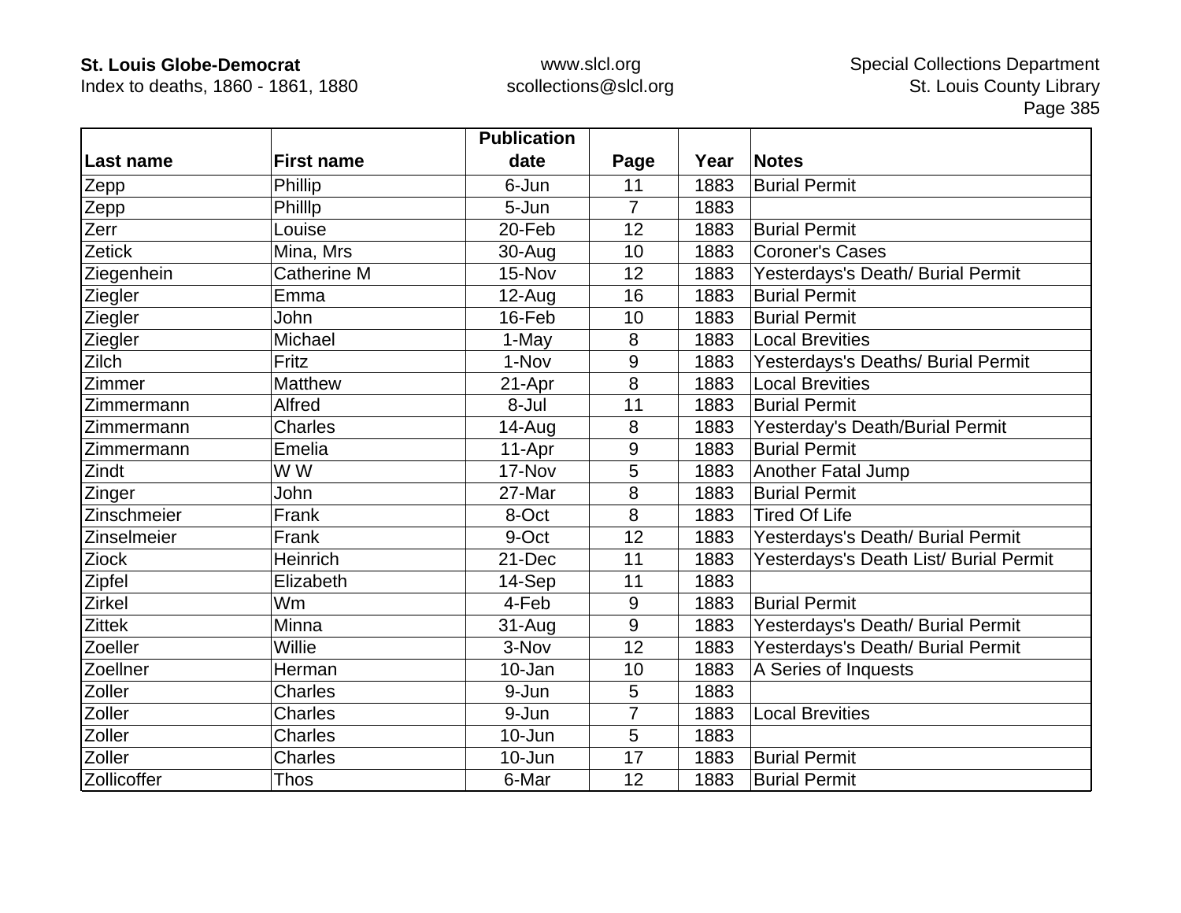| Last name | First name | Publication date | Page | Year | Notes |
|---|---|---|---|---|---|
| Zepp | Phillip | 6-Jun | 11 | 1883 | Burial Permit |
| Zepp | Philllp | 5-Jun | 7 | 1883 | |
| Zerr | Louise | 20-Feb | 12 | 1883 | Burial Permit |
| Zetick | Mina, Mrs | 30-Aug | 10 | 1883 | Coroner's Cases |
| Ziegenhein | Catherine M | 15-Nov | 12 | 1883 | Yesterdays's Death/ Burial Permit |
| Ziegler | Emma | 12-Aug | 16 | 1883 | Burial Permit |
| Ziegler | John | 16-Feb | 10 | 1883 | Burial Permit |
| Ziegler | Michael | 1-May | 8 | 1883 | Local Brevities |
| Zilch | Fritz | 1-Nov | 9 | 1883 | Yesterdays's Deaths/ Burial Permit |
| Zimmer | Matthew | 21-Apr | 8 | 1883 | Local Brevities |
| Zimmermann | Alfred | 8-Jul | 11 | 1883 | Burial Permit |
| Zimmermann | Charles | 14-Aug | 8 | 1883 | Yesterday's Death/Burial Permit |
| Zimmermann | Emelia | 11-Apr | 9 | 1883 | Burial Permit |
| Zindt | W W | 17-Nov | 5 | 1883 | Another Fatal Jump |
| Zinger | John | 27-Mar | 8 | 1883 | Burial Permit |
| Zinschmeier | Frank | 8-Oct | 8 | 1883 | Tired Of Life |
| Zinselmeier | Frank | 9-Oct | 12 | 1883 | Yesterdays's Death/ Burial Permit |
| Ziock | Heinrich | 21-Dec | 11 | 1883 | Yesterdays's Death List/ Burial Permit |
| Zipfel | Elizabeth | 14-Sep | 11 | 1883 | |
| Zirkel | Wm | 4-Feb | 9 | 1883 | Burial Permit |
| Zittek | Minna | 31-Aug | 9 | 1883 | Yesterdays's Death/ Burial Permit |
| Zoeller | Willie | 3-Nov | 12 | 1883 | Yesterdays's Death/ Burial Permit |
| Zoellner | Herman | 10-Jan | 10 | 1883 | A Series of Inquests |
| Zoller | Charles | 9-Jun | 5 | 1883 | |
| Zoller | Charles | 9-Jun | 7 | 1883 | Local Brevities |
| Zoller | Charles | 10-Jun | 5 | 1883 | |
| Zoller | Charles | 10-Jun | 17 | 1883 | Burial Permit |
| Zollicoffer | Thos | 6-Mar | 12 | 1883 | Burial Permit |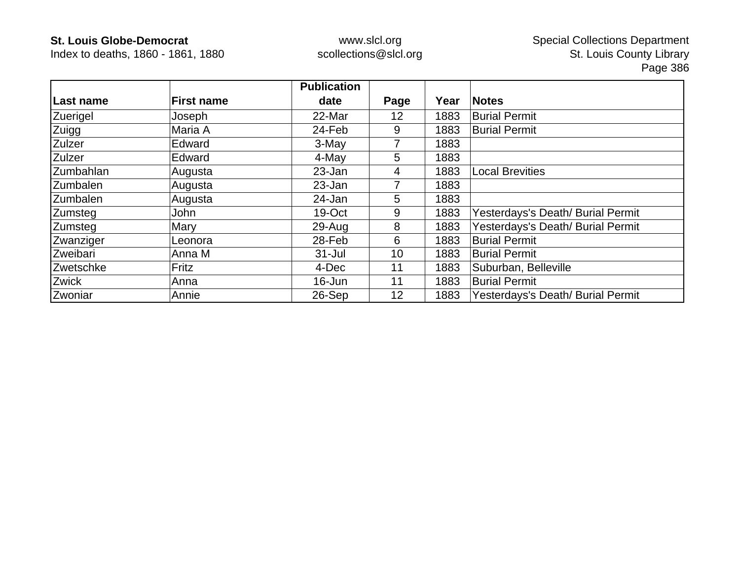| Last name | First name | Publication date | Page | Year | Notes |
|---|---|---|---|---|---|
| Zuerigel | Joseph | 22-Mar | 12 | 1883 | Burial Permit |
| Zuigg | Maria A | 24-Feb | 9 | 1883 | Burial Permit |
| Zulzer | Edward | 3-May | 7 | 1883 | |
| Zulzer | Edward | 4-May | 5 | 1883 | |
| Zumbahlan | Augusta | 23-Jan | 4 | 1883 | Local Brevities |
| Zumbalen | Augusta | 23-Jan | 7 | 1883 | |
| Zumbalen | Augusta | 24-Jan | 5 | 1883 | |
| Zumsteg | John | 19-Oct | 9 | 1883 | Yesterdays's Death/ Burial Permit |
| Zumsteg | Mary | 29-Aug | 8 | 1883 | Yesterdays's Death/ Burial Permit |
| Zwanziger | Leonora | 28-Feb | 6 | 1883 | Burial Permit |
| Zweibari | Anna M | 31-Jul | 10 | 1883 | Burial Permit |
| Zwetschke | Fritz | 4-Dec | 11 | 1883 | Suburban, Belleville |
| Zwick | Anna | 16-Jun | 11 | 1883 | Burial Permit |
| Zwoniar | Annie | 26-Sep | 12 | 1883 | Yesterdays's Death/ Burial Permit |